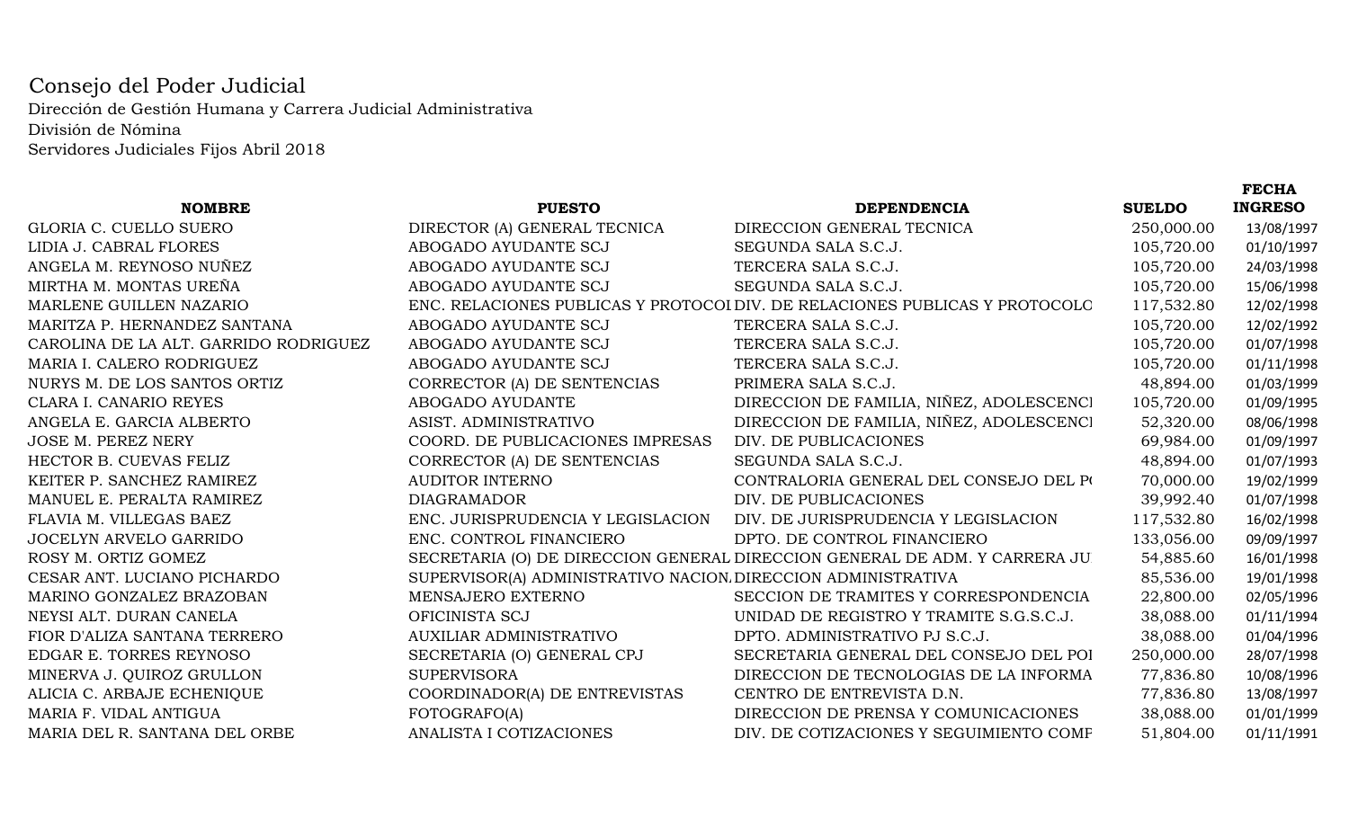Consejo del Poder Judicial
Dirección de Gestión Humana y Carrera Judicial Administrativa
División de Nómina
Servidores Judiciales Fijos Abril 2018

| NOMBRE | PUESTO | DEPENDENCIA | SUELDO | FECHA INGRESO |
|---|---|---|---|---|
| GLORIA C. CUELLO SUERO | DIRECTOR (A) GENERAL TECNICA | DIRECCION GENERAL TECNICA | 250,000.00 | 13/08/1997 |
| LIDIA J. CABRAL FLORES | ABOGADO AYUDANTE SCJ | SEGUNDA SALA S.C.J. | 105,720.00 | 01/10/1997 |
| ANGELA M. REYNOSO NUÑEZ | ABOGADO AYUDANTE SCJ | TERCERA SALA S.C.J. | 105,720.00 | 24/03/1998 |
| MIRTHA M. MONTAS UREÑA | ABOGADO AYUDANTE SCJ | SEGUNDA SALA S.C.J. | 105,720.00 | 15/06/1998 |
| MARLENE GUILLEN NAZARIO | ENC. RELACIONES PUBLICAS Y PROTOCOL | DIV. DE RELACIONES PUBLICAS Y PROTOCOLO | 117,532.80 | 12/02/1998 |
| MARITZA P. HERNANDEZ SANTANA | ABOGADO AYUDANTE SCJ | TERCERA SALA S.C.J. | 105,720.00 | 12/02/1992 |
| CAROLINA DE LA ALT. GARRIDO RODRIGUEZ | ABOGADO AYUDANTE SCJ | TERCERA SALA S.C.J. | 105,720.00 | 01/07/1998 |
| MARIA I. CALERO RODRIGUEZ | ABOGADO AYUDANTE SCJ | TERCERA SALA S.C.J. | 105,720.00 | 01/11/1998 |
| NURYS M. DE LOS SANTOS ORTIZ | CORRECTOR (A) DE SENTENCIAS | PRIMERA SALA S.C.J. | 48,894.00 | 01/03/1999 |
| CLARA I. CANARIO REYES | ABOGADO AYUDANTE | DIRECCION DE FAMILIA, NIÑEZ, ADOLESCENCI | 105,720.00 | 01/09/1995 |
| ANGELA E. GARCIA ALBERTO | ASIST. ADMINISTRATIVO | DIRECCION DE FAMILIA, NIÑEZ, ADOLESCENCI | 52,320.00 | 08/06/1998 |
| JOSE M. PEREZ NERY | COORD. DE PUBLICACIONES IMPRESAS | DIV. DE PUBLICACIONES | 69,984.00 | 01/09/1997 |
| HECTOR B. CUEVAS FELIZ | CORRECTOR (A) DE SENTENCIAS | SEGUNDA SALA S.C.J. | 48,894.00 | 01/07/1993 |
| KEITER P. SANCHEZ RAMIREZ | AUDITOR INTERNO | CONTRALORIA GENERAL DEL CONSEJO DEL P( | 70,000.00 | 19/02/1999 |
| MANUEL E. PERALTA RAMIREZ | DIAGRAMADOR | DIV. DE PUBLICACIONES | 39,992.40 | 01/07/1998 |
| FLAVIA M. VILLEGAS BAEZ | ENC. JURISPRUDENCIA Y LEGISLACION | DIV. DE JURISPRUDENCIA Y LEGISLACION | 117,532.80 | 16/02/1998 |
| JOCELYN ARVELO GARRIDO | ENC. CONTROL FINANCIERO | DPTO. DE CONTROL FINANCIERO | 133,056.00 | 09/09/1997 |
| ROSY M. ORTIZ GOMEZ | SECRETARIA (O) DE DIRECCION GENERAL | DIRECCION GENERAL DE ADM. Y CARRERA JU | 54,885.60 | 16/01/1998 |
| CESAR ANT. LUCIANO PICHARDO | SUPERVISOR(A) ADMINISTRATIVO NACION. | DIRECCION ADMINISTRATIVA | 85,536.00 | 19/01/1998 |
| MARINO GONZALEZ BRAZOBAN | MENSAJERO EXTERNO | SECCION DE TRAMITES Y CORRESPONDENCIA | 22,800.00 | 02/05/1996 |
| NEYSI ALT. DURAN CANELA | OFICINISTA SCJ | UNIDAD DE REGISTRO Y TRAMITE S.G.S.C.J. | 38,088.00 | 01/11/1994 |
| FIOR D'ALIZA SANTANA TERRERO | AUXILIAR ADMINISTRATIVO | DPTO. ADMINISTRATIVO PJ S.C.J. | 38,088.00 | 01/04/1996 |
| EDGAR E. TORRES REYNOSO | SECRETARIA (O) GENERAL CPJ | SECRETARIA GENERAL DEL CONSEJO DEL POI | 250,000.00 | 28/07/1998 |
| MINERVA J. QUIROZ GRULLON | SUPERVISORA | DIRECCION DE TECNOLOGIAS DE LA INFORMA | 77,836.80 | 10/08/1996 |
| ALICIA C. ARBAJE ECHENIQUE | COORDINADOR(A) DE ENTREVISTAS | CENTRO DE ENTREVISTA D.N. | 77,836.80 | 13/08/1997 |
| MARIA F. VIDAL ANTIGUA | FOTOGRAFO(A) | DIRECCION DE PRENSA Y COMUNICACIONES | 38,088.00 | 01/01/1999 |
| MARIA DEL R. SANTANA DEL ORBE | ANALISTA I COTIZACIONES | DIV. DE COTIZACIONES Y SEGUIMIENTO COMF | 51,804.00 | 01/11/1991 |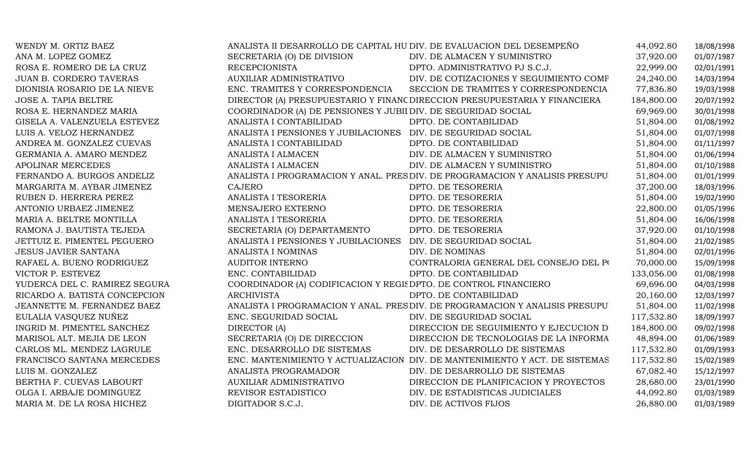| | | | | |
|---|---|---|---|---|
| WENDY M. ORTIZ BAEZ | ANALISTA II DESARROLLO DE CAPITAL HU | DIV. DE EVALUACION DEL DESEMPEÑO | 44,092.80 | 18/08/1998 |
| ANA M. LOPEZ GOMEZ | SECRETARIA (O) DE DIVISION | DIV. DE ALMACEN Y SUMINISTRO | 37,920.00 | 01/07/1987 |
| ROSA E. ROMERO DE LA CRUZ | RECEPCIONISTA | DPTO. ADMINISTRATIVO PJ S.C.J. | 22,999.00 | 02/01/1991 |
| JUAN B. CORDERO TAVERAS | AUXILIAR ADMINISTRATIVO | DIV. DE COTIZACIONES Y SEGUIMIENTO COMF | 24,240.00 | 14/03/1994 |
| DIONISIA ROSARIO DE LA NIEVE | ENC. TRAMITES Y CORRESPONDENCIA | SECCION DE TRAMITES Y CORRESPONDENCIA | 77,836.80 | 19/03/1998 |
| JOSE A. TAPIA BELTRE | DIRECTOR (A) PRESUPUESTARIO Y FINANC | DIRECCION PRESUPUESTARIA Y FINANCIERA | 184,800.00 | 20/07/1992 |
| ROSA E. HERNANDEZ MARIA | COORDINADOR (A) DE PENSIONES Y JUBII | DIV. DE SEGURIDAD SOCIAL | 69,969.00 | 30/01/1998 |
| GISELA A. VALENZUELA ESTEVEZ | ANALISTA I CONTABILIDAD | DPTO. DE CONTABILIDAD | 51,804.00 | 01/08/1992 |
| LUIS A. VELOZ HERNANDEZ | ANALISTA I PENSIONES Y JUBILACIONES | DIV. DE SEGURIDAD SOCIAL | 51,804.00 | 01/07/1998 |
| ANDREA M. GONZALEZ CUEVAS | ANALISTA I CONTABILIDAD | DPTO. DE CONTABILIDAD | 51,804.00 | 01/11/1997 |
| GERMANIA A. AMARO MENDEZ | ANALISTA I ALMACEN | DIV. DE ALMACEN Y SUMINISTRO | 51,804.00 | 01/06/1994 |
| APOLINAR MERCEDES | ANALISTA I ALMACEN | DIV. DE ALMACEN Y SUMINISTRO | 51,804.00 | 01/10/1988 |
| FERNANDO A. BURGOS ANDELIZ | ANALISTA I PROGRAMACION Y ANAL. PRES | DIV. DE PROGRAMACION Y ANALISIS PRESUPU | 51,804.00 | 01/01/1999 |
| MARGARITA M. AYBAR JIMENEZ | CAJERO | DPTO. DE TESORERIA | 37,200.00 | 18/03/1996 |
| RUBEN D. HERRERA PEREZ | ANALISTA I TESORERIA | DPTO. DE TESORERIA | 51,804.00 | 19/02/1990 |
| ANTONIO URBAEZ JIMENEZ | MENSAJERO EXTERNO | DPTO. DE TESORERIA | 22,800.00 | 01/05/1996 |
| MARIA A. BELTRE MONTILLA | ANALISTA I TESORERIA | DPTO. DE TESORERIA | 51,804.00 | 16/06/1998 |
| RAMONA J. BAUTISTA TEJEDA | SECRETARIA (O) DEPARTAMENTO | DPTO. DE TESORERIA | 37,920.00 | 01/10/1998 |
| JETTUIZ E. PIMENTEL PEGUERO | ANALISTA I PENSIONES Y JUBILACIONES | DIV. DE SEGURIDAD SOCIAL | 51,804.00 | 21/02/1985 |
| JESUS JAVIER SANTANA | ANALISTA I NOMINAS | DIV. DE NOMINAS | 51,804.00 | 02/01/1996 |
| RAFAEL A. BUENO RODRIGUEZ | AUDITOR INTERNO | CONTRALORIA GENERAL DEL CONSEJO DEL P( | 70,000.00 | 15/09/1998 |
| VICTOR P. ESTEVEZ | ENC. CONTABILIDAD | DPTO. DE CONTABILIDAD | 133,056.00 | 01/08/1998 |
| YUDERCA DEL C. RAMIREZ SEGURA | COORDINADOR (A) CODIFICACION Y REGIS | DPTO. DE CONTROL FINANCIERO | 69,696.00 | 04/03/1998 |
| RICARDO A. BATISTA CONCEPCION | ARCHIVISTA | DPTO. DE CONTABILIDAD | 20,160.00 | 12/03/1997 |
| JEANNETTE M. FERNANDEZ BAEZ | ANALISTA I PROGRAMACION Y ANAL. PRES | DIV. DE PROGRAMACION Y ANALISIS PRESUPU | 51,804.00 | 11/02/1998 |
| EULALIA VASQUEZ NUÑEZ | ENC. SEGURIDAD SOCIAL | DIV. DE SEGURIDAD SOCIAL | 117,532.80 | 18/09/1997 |
| INGRID M. PIMENTEL SANCHEZ | DIRECTOR (A) | DIRECCION DE SEGUIMIENTO Y EJECUCION D | 184,800.00 | 09/02/1998 |
| MARISOL ALT. MEJIA DE LEON | SECRETARIA (O) DE DIRECCION | DIRECCION DE TECNOLOGIAS DE LA INFORMA | 48,894.00 | 01/06/1989 |
| CARLOS ML. MENDEZ LAGRULE | ENC. DESARROLLO DE SISTEMAS | DIV. DE DESARROLLO DE SISTEMAS | 117,532.80 | 01/09/1993 |
| FRANCISCO SANTANA MERCEDES | ENC. MANTENIMIENTO Y ACTUALIZACION | DIV. DE MANTENIMIENTO Y ACT. DE SISTEMAS | 117,532.80 | 15/02/1989 |
| LUIS M. GONZALEZ | ANALISTA PROGRAMADOR | DIV. DE DESARROLLO DE SISTEMAS | 67,082.40 | 15/12/1997 |
| BERTHA F. CUEVAS LABOURT | AUXILIAR ADMINISTRATIVO | DIRECCION DE PLANIFICACION Y PROYECTOS | 28,680.00 | 23/01/1990 |
| OLGA I. ARBAJE DOMINGUEZ | REVISOR ESTADISTICO | DIV. DE ESTADISTICAS JUDICIALES | 44,092.80 | 01/03/1989 |
| MARIA M. DE LA ROSA HICHEZ | DIGITADOR S.C.J. | DIV. DE ACTIVOS FIJOS | 26,880.00 | 01/03/1989 |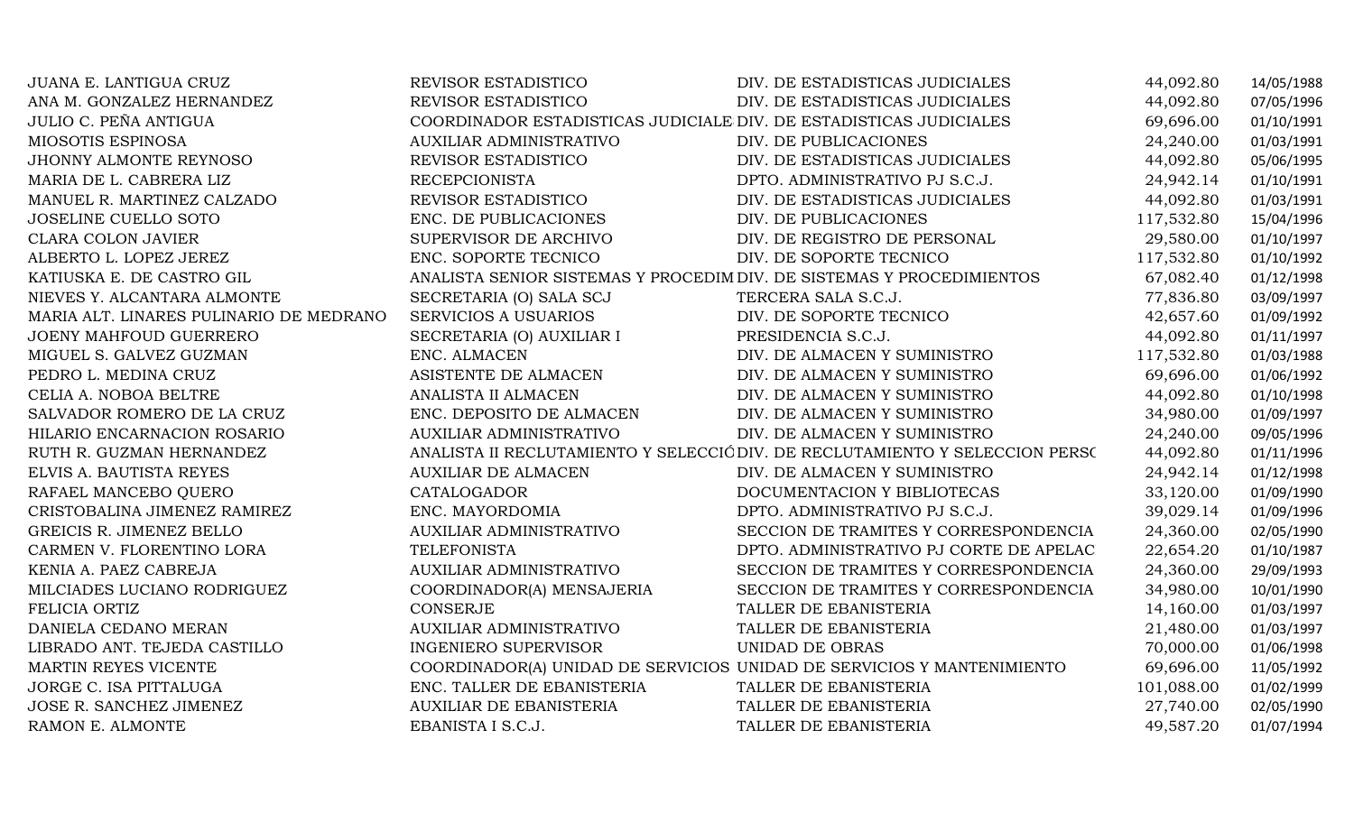| | | | | |
|---|---|---|---|---|
| JUANA E. LANTIGUA CRUZ | REVISOR ESTADISTICO | DIV. DE ESTADISTICAS JUDICIALES | 44,092.80 | 14/05/1988 |
| ANA M. GONZALEZ HERNANDEZ | REVISOR ESTADISTICO | DIV. DE ESTADISTICAS JUDICIALES | 44,092.80 | 07/05/1996 |
| JULIO C. PEÑA ANTIGUA | COORDINADOR ESTADISTICAS JUDICIALE | DIV. DE ESTADISTICAS JUDICIALES | 69,696.00 | 01/10/1991 |
| MIOSOTIS ESPINOSA | AUXILIAR ADMINISTRATIVO | DIV. DE PUBLICACIONES | 24,240.00 | 01/03/1991 |
| JHONNY ALMONTE REYNOSO | REVISOR ESTADISTICO | DIV. DE ESTADISTICAS JUDICIALES | 44,092.80 | 05/06/1995 |
| MARIA DE L. CABRERA LIZ | RECEPCIONISTA | DPTO. ADMINISTRATIVO PJ S.C.J. | 24,942.14 | 01/10/1991 |
| MANUEL R. MARTINEZ CALZADO | REVISOR ESTADISTICO | DIV. DE ESTADISTICAS JUDICIALES | 44,092.80 | 01/03/1991 |
| JOSELINE CUELLO SOTO | ENC. DE PUBLICACIONES | DIV. DE PUBLICACIONES | 117,532.80 | 15/04/1996 |
| CLARA COLON JAVIER | SUPERVISOR DE ARCHIVO | DIV. DE REGISTRO DE PERSONAL | 29,580.00 | 01/10/1997 |
| ALBERTO L. LOPEZ JEREZ | ENC. SOPORTE TECNICO | DIV. DE SOPORTE TECNICO | 117,532.80 | 01/10/1992 |
| KATIUSKA E. DE CASTRO GIL | ANALISTA SENIOR SISTEMAS Y PROCEDIM | DIV. DE SISTEMAS Y PROCEDIMIENTOS | 67,082.40 | 01/12/1998 |
| NIEVES Y. ALCANTARA ALMONTE | SECRETARIA (O) SALA SCJ | TERCERA SALA S.C.J. | 77,836.80 | 03/09/1997 |
| MARIA ALT. LINARES PULINARIO DE MEDRANO | SERVICIOS A USUARIOS | DIV. DE SOPORTE TECNICO | 42,657.60 | 01/09/1992 |
| JOENY MAHFOUD GUERRERO | SECRETARIA (O) AUXILIAR I | PRESIDENCIA S.C.J. | 44,092.80 | 01/11/1997 |
| MIGUEL S. GALVEZ GUZMAN | ENC. ALMACEN | DIV. DE ALMACEN Y SUMINISTRO | 117,532.80 | 01/03/1988 |
| PEDRO L. MEDINA CRUZ | ASISTENTE DE ALMACEN | DIV. DE ALMACEN Y SUMINISTRO | 69,696.00 | 01/06/1992 |
| CELIA A. NOBOA BELTRE | ANALISTA II ALMACEN | DIV. DE ALMACEN Y SUMINISTRO | 44,092.80 | 01/10/1998 |
| SALVADOR ROMERO DE LA CRUZ | ENC. DEPOSITO DE ALMACEN | DIV. DE ALMACEN Y SUMINISTRO | 34,980.00 | 01/09/1997 |
| HILARIO ENCARNACION ROSARIO | AUXILIAR ADMINISTRATIVO | DIV. DE ALMACEN Y SUMINISTRO | 24,240.00 | 09/05/1996 |
| RUTH R. GUZMAN HERNANDEZ | ANALISTA II RECLUTAMIENTO Y SELECCIÓ | DIV. DE RECLUTAMIENTO Y SELECCION PERSO | 44,092.80 | 01/11/1996 |
| ELVIS A. BAUTISTA REYES | AUXILIAR DE ALMACEN | DIV. DE ALMACEN Y SUMINISTRO | 24,942.14 | 01/12/1998 |
| RAFAEL MANCEBO QUERO | CATALOGADOR | DOCUMENTACION Y BIBLIOTECAS | 33,120.00 | 01/09/1990 |
| CRISTOBALINA JIMENEZ RAMIREZ | ENC. MAYORDOMIA | DPTO. ADMINISTRATIVO PJ S.C.J. | 39,029.14 | 01/09/1996 |
| GREICIS R. JIMENEZ BELLO | AUXILIAR ADMINISTRATIVO | SECCION DE TRAMITES Y CORRESPONDENCIA | 24,360.00 | 02/05/1990 |
| CARMEN V. FLORENTINO LORA | TELEFONISTA | DPTO. ADMINISTRATIVO PJ CORTE DE APELAC | 22,654.20 | 01/10/1987 |
| KENIA A. PAEZ CABREJA | AUXILIAR ADMINISTRATIVO | SECCION DE TRAMITES Y CORRESPONDENCIA | 24,360.00 | 29/09/1993 |
| MILCIADES LUCIANO RODRIGUEZ | COORDINADOR(A) MENSAJERIA | SECCION DE TRAMITES Y CORRESPONDENCIA | 34,980.00 | 10/01/1990 |
| FELICIA ORTIZ | CONSERJE | TALLER DE EBANISTERIA | 14,160.00 | 01/03/1997 |
| DANIELA CEDANO MERAN | AUXILIAR ADMINISTRATIVO | TALLER DE EBANISTERIA | 21,480.00 | 01/03/1997 |
| LIBRADO ANT. TEJEDA CASTILLO | INGENIERO SUPERVISOR | UNIDAD DE OBRAS | 70,000.00 | 01/06/1998 |
| MARTIN REYES VICENTE | COORDINADOR(A) UNIDAD DE SERVICIOS | UNIDAD DE SERVICIOS Y MANTENIMIENTO | 69,696.00 | 11/05/1992 |
| JORGE C. ISA PITTALUGA | ENC. TALLER DE EBANISTERIA | TALLER DE EBANISTERIA | 101,088.00 | 01/02/1999 |
| JOSE R. SANCHEZ JIMENEZ | AUXILIAR DE EBANISTERIA | TALLER DE EBANISTERIA | 27,740.00 | 02/05/1990 |
| RAMON E. ALMONTE | EBANISTA I S.C.J. | TALLER DE EBANISTERIA | 49,587.20 | 01/07/1994 |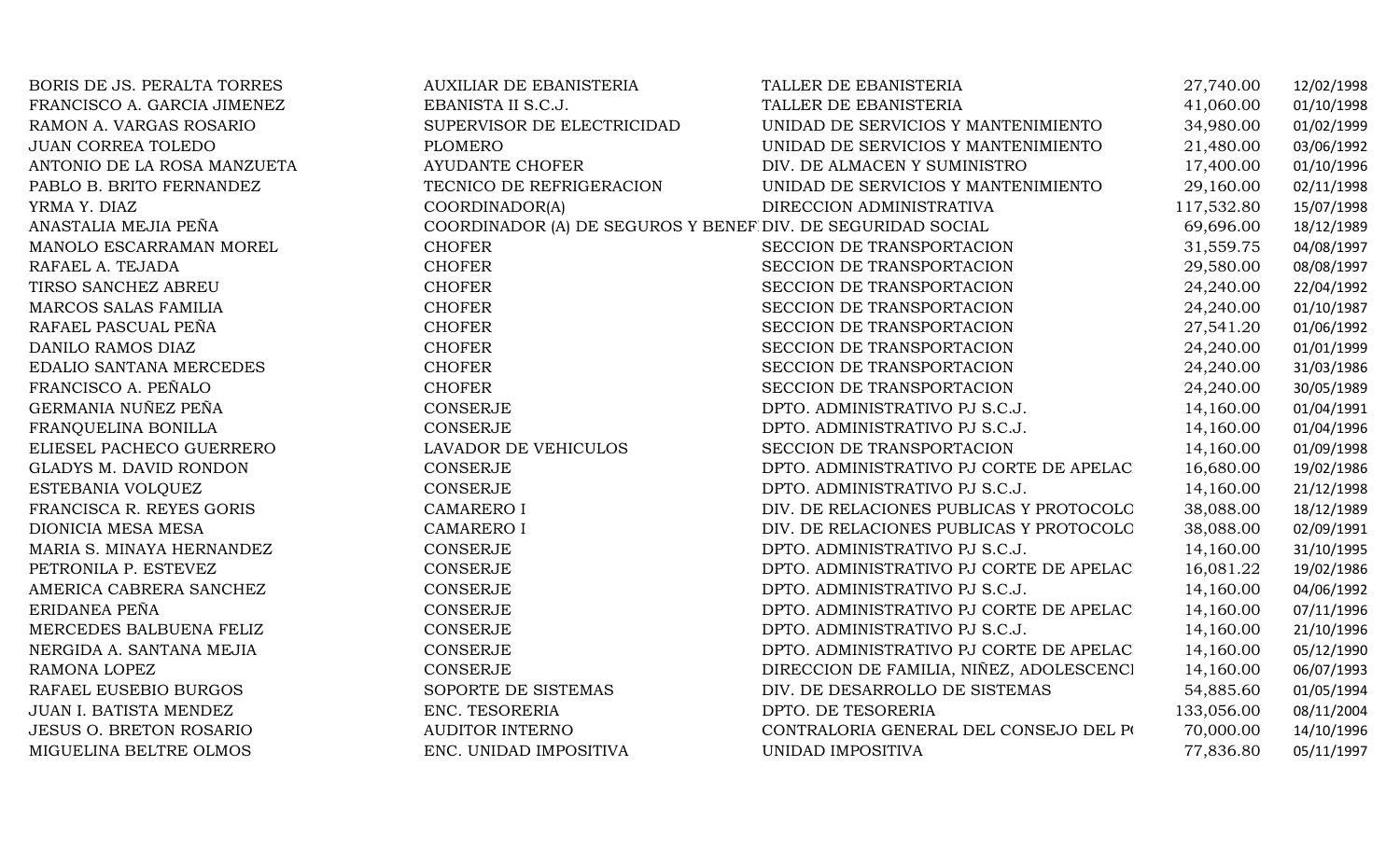| | | | | |
|---|---|---|---|---|
| BORIS DE JS. PERALTA TORRES | AUXILIAR DE EBANISTERIA | TALLER DE EBANISTERIA | 27,740.00 | 12/02/1998 |
| FRANCISCO A. GARCIA JIMENEZ | EBANISTA II S.C.J. | TALLER DE EBANISTERIA | 41,060.00 | 01/10/1998 |
| RAMON A. VARGAS ROSARIO | SUPERVISOR DE ELECTRICIDAD | UNIDAD DE SERVICIOS Y MANTENIMIENTO | 34,980.00 | 01/02/1999 |
| JUAN CORREA TOLEDO | PLOMERO | UNIDAD DE SERVICIOS Y MANTENIMIENTO | 21,480.00 | 03/06/1992 |
| ANTONIO DE LA ROSA MANZUETA | AYUDANTE CHOFER | DIV. DE ALMACEN Y SUMINISTRO | 17,400.00 | 01/10/1996 |
| PABLO B. BRITO FERNANDEZ | TECNICO DE REFRIGERACION | UNIDAD DE SERVICIOS Y MANTENIMIENTO | 29,160.00 | 02/11/1998 |
| YRMA Y. DIAZ | COORDINADOR(A) | DIRECCION ADMINISTRATIVA | 117,532.80 | 15/07/1998 |
| ANASTALIA MEJIA PEÑA | COORDINADOR (A) DE SEGUROS Y BENEF | DIV. DE SEGURIDAD SOCIAL | 69,696.00 | 18/12/1989 |
| MANOLO ESCARRAMAN MOREL | CHOFER | SECCION DE TRANSPORTACION | 31,559.75 | 04/08/1997 |
| RAFAEL A. TEJADA | CHOFER | SECCION DE TRANSPORTACION | 29,580.00 | 08/08/1997 |
| TIRSO SANCHEZ ABREU | CHOFER | SECCION DE TRANSPORTACION | 24,240.00 | 22/04/1992 |
| MARCOS SALAS FAMILIA | CHOFER | SECCION DE TRANSPORTACION | 24,240.00 | 01/10/1987 |
| RAFAEL PASCUAL PEÑA | CHOFER | SECCION DE TRANSPORTACION | 27,541.20 | 01/06/1992 |
| DANILO RAMOS DIAZ | CHOFER | SECCION DE TRANSPORTACION | 24,240.00 | 01/01/1999 |
| EDALIO SANTANA MERCEDES | CHOFER | SECCION DE TRANSPORTACION | 24,240.00 | 31/03/1986 |
| FRANCISCO A. PEÑALO | CHOFER | SECCION DE TRANSPORTACION | 24,240.00 | 30/05/1989 |
| GERMANIA NUÑEZ PEÑA | CONSERJE | DPTO. ADMINISTRATIVO PJ S.C.J. | 14,160.00 | 01/04/1991 |
| FRANQUELINA BONILLA | CONSERJE | DPTO. ADMINISTRATIVO PJ S.C.J. | 14,160.00 | 01/04/1996 |
| ELIESEL PACHECO GUERRERO | LAVADOR DE VEHICULOS | SECCION DE TRANSPORTACION | 14,160.00 | 01/09/1998 |
| GLADYS M. DAVID RONDON | CONSERJE | DPTO. ADMINISTRATIVO PJ CORTE DE APELAC | 16,680.00 | 19/02/1986 |
| ESTEBANIA VOLQUEZ | CONSERJE | DPTO. ADMINISTRATIVO PJ S.C.J. | 14,160.00 | 21/12/1998 |
| FRANCISCA R. REYES GORIS | CAMARERO I | DIV. DE RELACIONES PUBLICAS Y PROTOCOLO | 38,088.00 | 18/12/1989 |
| DIONICIA MESA MESA | CAMARERO I | DIV. DE RELACIONES PUBLICAS Y PROTOCOLO | 38,088.00 | 02/09/1991 |
| MARIA S. MINAYA HERNANDEZ | CONSERJE | DPTO. ADMINISTRATIVO PJ S.C.J. | 14,160.00 | 31/10/1995 |
| PETRONILA P. ESTEVEZ | CONSERJE | DPTO. ADMINISTRATIVO PJ CORTE DE APELAC | 16,081.22 | 19/02/1986 |
| AMERICA CABRERA SANCHEZ | CONSERJE | DPTO. ADMINISTRATIVO PJ S.C.J. | 14,160.00 | 04/06/1992 |
| ERIDANEA PEÑA | CONSERJE | DPTO. ADMINISTRATIVO PJ CORTE DE APELAC | 14,160.00 | 07/11/1996 |
| MERCEDES BALBUENA FELIZ | CONSERJE | DPTO. ADMINISTRATIVO PJ S.C.J. | 14,160.00 | 21/10/1996 |
| NERGIDA A. SANTANA MEJIA | CONSERJE | DPTO. ADMINISTRATIVO PJ CORTE DE APELAC | 14,160.00 | 05/12/1990 |
| RAMONA LOPEZ | CONSERJE | DIRECCION DE FAMILIA, NIÑEZ, ADOLESCENCI | 14,160.00 | 06/07/1993 |
| RAFAEL EUSEBIO BURGOS | SOPORTE DE SISTEMAS | DIV. DE DESARROLLO DE SISTEMAS | 54,885.60 | 01/05/1994 |
| JUAN I. BATISTA MENDEZ | ENC. TESORERIA | DPTO. DE TESORERIA | 133,056.00 | 08/11/2004 |
| JESUS O. BRETON ROSARIO | AUDITOR INTERNO | CONTRALORIA GENERAL DEL CONSEJO DEL P( | 70,000.00 | 14/10/1996 |
| MIGUELINA BELTRE OLMOS | ENC. UNIDAD IMPOSITIVA | UNIDAD IMPOSITIVA | 77,836.80 | 05/11/1997 |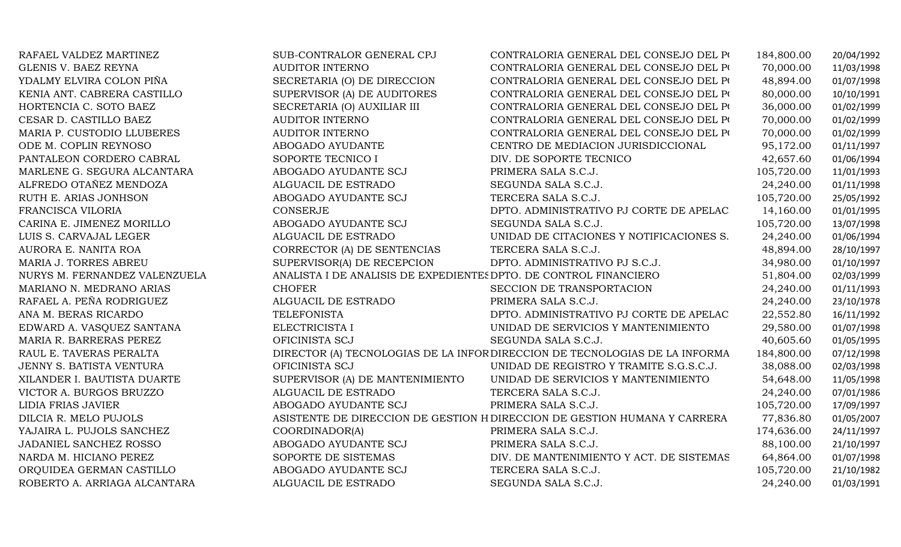| | | | | |
|---|---|---|---|---|
| RAFAEL VALDEZ MARTINEZ | SUB-CONTRALOR GENERAL CPJ | CONTRALORIA GENERAL DEL CONSEJO DEL P( | 184,800.00 | 20/04/1992 |
| GLENIS V. BAEZ REYNA | AUDITOR INTERNO | CONTRALORIA GENERAL DEL CONSEJO DEL P( | 70,000.00 | 11/03/1998 |
| YDALMY ELVIRA COLON PIÑA | SECRETARIA (O) DE DIRECCION | CONTRALORIA GENERAL DEL CONSEJO DEL P( | 48,894.00 | 01/07/1998 |
| KENIA ANT. CABRERA CASTILLO | SUPERVISOR (A) DE AUDITORES | CONTRALORIA GENERAL DEL CONSEJO DEL P( | 80,000.00 | 10/10/1991 |
| HORTENCIA C. SOTO BAEZ | SECRETARIA (O) AUXILIAR III | CONTRALORIA GENERAL DEL CONSEJO DEL P( | 36,000.00 | 01/02/1999 |
| CESAR D. CASTILLO BAEZ | AUDITOR INTERNO | CONTRALORIA GENERAL DEL CONSEJO DEL P( | 70,000.00 | 01/02/1999 |
| MARIA P. CUSTODIO LLUBERES | AUDITOR INTERNO | CONTRALORIA GENERAL DEL CONSEJO DEL P( | 70,000.00 | 01/02/1999 |
| ODE M. COPLIN REYNOSO | ABOGADO AYUDANTE | CENTRO DE MEDIACION JURISDICCIONAL | 95,172.00 | 01/11/1997 |
| PANTALEON CORDERO CABRAL | SOPORTE TECNICO I | DIV. DE SOPORTE TECNICO | 42,657.60 | 01/06/1994 |
| MARLENE G. SEGURA ALCANTARA | ABOGADO AYUDANTE SCJ | PRIMERA SALA S.C.J. | 105,720.00 | 11/01/1993 |
| ALFREDO OTAÑEZ MENDOZA | ALGUACIL DE ESTRADO | SEGUNDA SALA S.C.J. | 24,240.00 | 01/11/1998 |
| RUTH E. ARIAS JONHSON | ABOGADO AYUDANTE SCJ | TERCERA SALA S.C.J. | 105,720.00 | 25/05/1992 |
| FRANCISCA VILORIA | CONSERJE | DPTO. ADMINISTRATIVO PJ CORTE DE APELAC | 14,160.00 | 01/01/1995 |
| CARINA E. JIMENEZ MORILLO | ABOGADO AYUDANTE SCJ | SEGUNDA SALA S.C.J. | 105,720.00 | 13/07/1998 |
| LUIS S. CARVAJAL LEGER | ALGUACIL DE ESTRADO | UNIDAD DE CITACIONES Y NOTIFICACIONES S. | 24,240.00 | 01/06/1994 |
| AURORA E. NANITA ROA | CORRECTOR (A) DE SENTENCIAS | TERCERA SALA S.C.J. | 48,894.00 | 28/10/1997 |
| MARIA J. TORRES ABREU | SUPERVISOR(A) DE RECEPCION | DPTO. ADMINISTRATIVO PJ S.C.J. | 34,980.00 | 01/10/1997 |
| NURYS M. FERNANDEZ VALENZUELA | ANALISTA I DE ANALISIS DE EXPEDIENTES | DPTO. DE CONTROL FINANCIERO | 51,804.00 | 02/03/1999 |
| MARIANO N. MEDRANO ARIAS | CHOFER | SECCION DE TRANSPORTACION | 24,240.00 | 01/11/1993 |
| RAFAEL A. PEÑA RODRIGUEZ | ALGUACIL DE ESTRADO | PRIMERA SALA S.C.J. | 24,240.00 | 23/10/1978 |
| ANA M. BERAS RICARDO | TELEFONISTA | DPTO. ADMINISTRATIVO PJ CORTE DE APELAC | 22,552.80 | 16/11/1992 |
| EDWARD A. VASQUEZ SANTANA | ELECTRICISTA I | UNIDAD DE SERVICIOS Y MANTENIMIENTO | 29,580.00 | 01/07/1998 |
| MARIA R. BARRERAS PEREZ | OFICINISTA SCJ | SEGUNDA SALA S.C.J. | 40,605.60 | 01/05/1995 |
| RAUL E. TAVERAS PERALTA | DIRECTOR (A) TECNOLOGIAS DE LA INFOR | DIRECCION DE TECNOLOGIAS DE LA INFORMA | 184,800.00 | 07/12/1998 |
| JENNY S. BATISTA VENTURA | OFICINISTA SCJ | UNIDAD DE REGISTRO Y TRAMITE S.G.S.C.J. | 38,088.00 | 02/03/1998 |
| XILANDER I. BAUTISTA DUARTE | SUPERVISOR (A) DE MANTENIMIENTO | UNIDAD DE SERVICIOS Y MANTENIMIENTO | 54,648.00 | 11/05/1998 |
| VICTOR A. BURGOS BRUZZO | ALGUACIL DE ESTRADO | TERCERA SALA S.C.J. | 24,240.00 | 07/01/1986 |
| LIDIA FRIAS JAVIER | ABOGADO AYUDANTE SCJ | PRIMERA SALA S.C.J. | 105,720.00 | 17/09/1997 |
| DILCIA R. MELO PUJOLS | ASISTENTE DE DIRECCION DE GESTION H | DIRECCION DE GESTION HUMANA Y CARRERA | 77,836.80 | 01/05/2007 |
| YAJAIRA L. PUJOLS SANCHEZ | COORDINADOR(A) | PRIMERA SALA S.C.J. | 174,636.00 | 24/11/1997 |
| JADANIEL SANCHEZ ROSSO | ABOGADO AYUDANTE SCJ | PRIMERA SALA S.C.J. | 88,100.00 | 21/10/1997 |
| NARDA M. HICIANO PEREZ | SOPORTE DE SISTEMAS | DIV. DE MANTENIMIENTO Y ACT. DE SISTEMAS | 64,864.00 | 01/07/1998 |
| ORQUIDEA GERMAN CASTILLO | ABOGADO AYUDANTE SCJ | TERCERA SALA S.C.J. | 105,720.00 | 21/10/1982 |
| ROBERTO A. ARRIAGA ALCANTARA | ALGUACIL DE ESTRADO | SEGUNDA SALA S.C.J. | 24,240.00 | 01/03/1991 |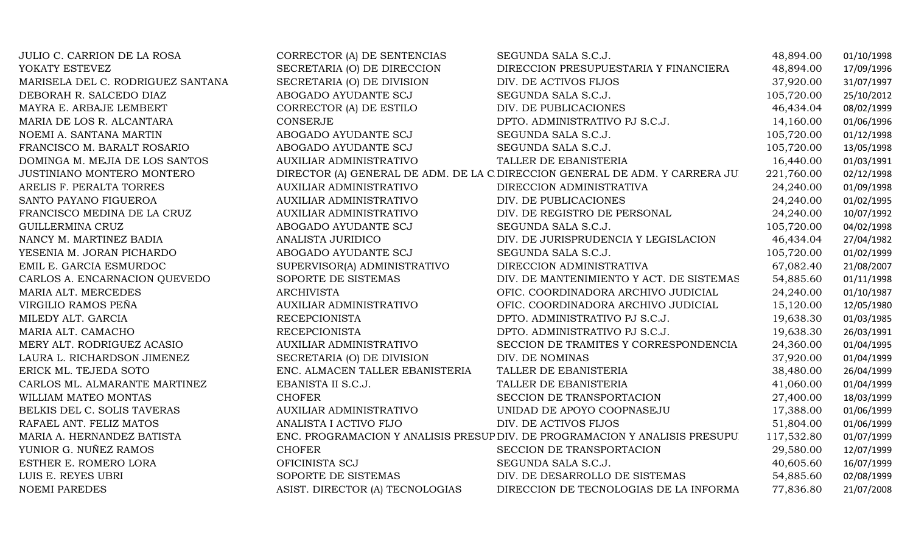| | | | | |
|---|---|---|---|---|
| JULIO C. CARRION DE LA ROSA | CORRECTOR (A) DE SENTENCIAS | SEGUNDA SALA S.C.J. | 48,894.00 | 01/10/1998 |
| YOKATY ESTEVEZ | SECRETARIA (O) DE DIRECCION | DIRECCION PRESUPUESTARIA Y FINANCIERA | 48,894.00 | 17/09/1996 |
| MARISELA DEL C. RODRIGUEZ SANTANA | SECRETARIA (O) DE DIVISION | DIV. DE ACTIVOS FIJOS | 37,920.00 | 31/07/1997 |
| DEBORAH R. SALCEDO DIAZ | ABOGADO AYUDANTE SCJ | SEGUNDA SALA S.C.J. | 105,720.00 | 25/10/2012 |
| MAYRA E. ARBAJE LEMBERT | CORRECTOR (A) DE ESTILO | DIV. DE PUBLICACIONES | 46,434.04 | 08/02/1999 |
| MARIA DE LOS R. ALCANTARA | CONSERJE | DPTO. ADMINISTRATIVO PJ S.C.J. | 14,160.00 | 01/06/1996 |
| NOEMI A. SANTANA MARTIN | ABOGADO AYUDANTE SCJ | SEGUNDA SALA S.C.J. | 105,720.00 | 01/12/1998 |
| FRANCISCO M. BARALT ROSARIO | ABOGADO AYUDANTE SCJ | SEGUNDA SALA S.C.J. | 105,720.00 | 13/05/1998 |
| DOMINGA M. MEJIA DE LOS SANTOS | AUXILIAR ADMINISTRATIVO | TALLER DE EBANISTERIA | 16,440.00 | 01/03/1991 |
| JUSTINIANO MONTERO MONTERO | DIRECTOR (A) GENERAL DE ADM. DE LA C | DIRECCION GENERAL DE ADM. Y CARRERA JU | 221,760.00 | 02/12/1998 |
| ARELIS F. PERALTA TORRES | AUXILIAR ADMINISTRATIVO | DIRECCION ADMINISTRATIVA | 24,240.00 | 01/09/1998 |
| SANTO PAYANO FIGUEROA | AUXILIAR ADMINISTRATIVO | DIV. DE PUBLICACIONES | 24,240.00 | 01/02/1995 |
| FRANCISCO MEDINA DE LA CRUZ | AUXILIAR ADMINISTRATIVO | DIV. DE REGISTRO DE PERSONAL | 24,240.00 | 10/07/1992 |
| GUILLERMINA CRUZ | ABOGADO AYUDANTE SCJ | SEGUNDA SALA S.C.J. | 105,720.00 | 04/02/1998 |
| NANCY M. MARTINEZ BADIA | ANALISTA JURIDICO | DIV. DE JURISPRUDENCIA Y LEGISLACION | 46,434.04 | 27/04/1982 |
| YESENIA M. JORAN PICHARDO | ABOGADO AYUDANTE SCJ | SEGUNDA SALA S.C.J. | 105,720.00 | 01/02/1999 |
| EMIL E. GARCIA ESMURDOC | SUPERVISOR(A) ADMINISTRATIVO | DIRECCION ADMINISTRATIVA | 67,082.40 | 21/08/2007 |
| CARLOS A. ENCARNACION QUEVEDO | SOPORTE DE SISTEMAS | DIV. DE MANTENIMIENTO Y ACT. DE SISTEMAS | 54,885.60 | 01/11/1998 |
| MARIA ALT. MERCEDES | ARCHIVISTA | OFIC. COORDINADORA ARCHIVO JUDICIAL | 24,240.00 | 01/10/1987 |
| VIRGILIO RAMOS PEÑA | AUXILIAR ADMINISTRATIVO | OFIC. COORDINADORA ARCHIVO JUDICIAL | 15,120.00 | 12/05/1980 |
| MILEDY ALT. GARCIA | RECEPCIONISTA | DPTO. ADMINISTRATIVO PJ S.C.J. | 19,638.30 | 01/03/1985 |
| MARIA ALT. CAMACHO | RECEPCIONISTA | DPTO. ADMINISTRATIVO PJ S.C.J. | 19,638.30 | 26/03/1991 |
| MERY ALT. RODRIGUEZ ACASIO | AUXILIAR ADMINISTRATIVO | SECCION DE TRAMITES Y CORRESPONDENCIA | 24,360.00 | 01/04/1995 |
| LAURA L. RICHARDSON JIMENEZ | SECRETARIA (O) DE DIVISION | DIV. DE NOMINAS | 37,920.00 | 01/04/1999 |
| ERICK ML. TEJEDA SOTO | ENC. ALMACEN TALLER EBANISTERIA | TALLER DE EBANISTERIA | 38,480.00 | 26/04/1999 |
| CARLOS ML. ALMARANTE MARTINEZ | EBANISTA II S.C.J. | TALLER DE EBANISTERIA | 41,060.00 | 01/04/1999 |
| WILLIAM MATEO MONTAS | CHOFER | SECCION DE TRANSPORTACION | 27,400.00 | 18/03/1999 |
| BELKIS DEL C. SOLIS TAVERAS | AUXILIAR ADMINISTRATIVO | UNIDAD DE APOYO COOPNASEJU | 17,388.00 | 01/06/1999 |
| RAFAEL ANT. FELIZ MATOS | ANALISTA I ACTIVO FIJO | DIV. DE ACTIVOS FIJOS | 51,804.00 | 01/06/1999 |
| MARIA A. HERNANDEZ BATISTA | ENC. PROGRAMACION Y ANALISIS PRESUP | DIV. DE PROGRAMACION Y ANALISIS PRESUPU | 117,532.80 | 01/07/1999 |
| YUNIOR G. NUÑEZ RAMOS | CHOFER | SECCION DE TRANSPORTACION | 29,580.00 | 12/07/1999 |
| ESTHER E. ROMERO LORA | OFICINISTA SCJ | SEGUNDA SALA S.C.J. | 40,605.60 | 16/07/1999 |
| LUIS E. REYES UBRI | SOPORTE DE SISTEMAS | DIV. DE DESARROLLO DE SISTEMAS | 54,885.60 | 02/08/1999 |
| NOEMI PAREDES | ASIST. DIRECTOR (A) TECNOLOGIAS | DIRECCION DE TECNOLOGIAS DE LA INFORMA | 77,836.80 | 21/07/2008 |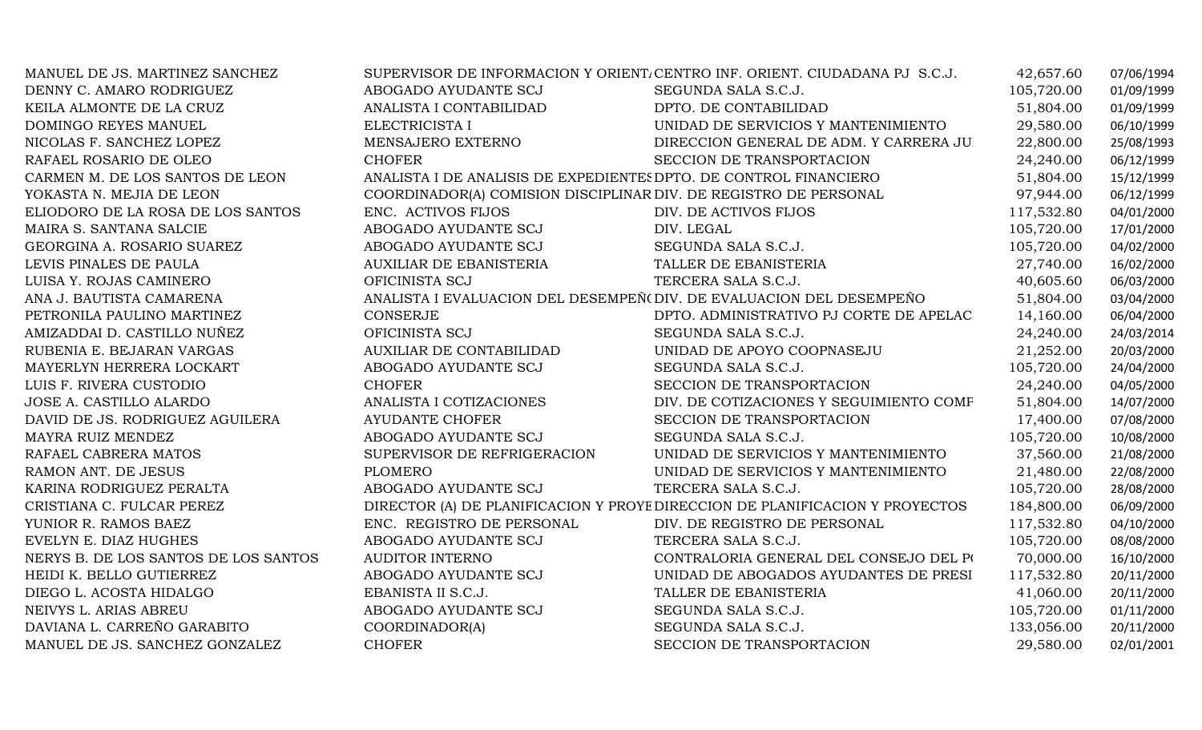| | | | | |
|---|---|---|---|---|
| MANUEL DE JS. MARTINEZ SANCHEZ | SUPERVISOR DE INFORMACION Y ORIENT. | CENTRO INF. ORIENT. CIUDADANA PJ S.C.J. | 42,657.60 | 07/06/1994 |
| DENNY C. AMARO RODRIGUEZ | ABOGADO AYUDANTE SCJ | SEGUNDA SALA S.C.J. | 105,720.00 | 01/09/1999 |
| KEILA ALMONTE DE LA CRUZ | ANALISTA I CONTABILIDAD | DPTO. DE CONTABILIDAD | 51,804.00 | 01/09/1999 |
| DOMINGO REYES MANUEL | ELECTRICISTA I | UNIDAD DE SERVICIOS Y MANTENIMIENTO | 29,580.00 | 06/10/1999 |
| NICOLAS F. SANCHEZ LOPEZ | MENSAJERO EXTERNO | DIRECCION GENERAL DE ADM. Y CARRERA JU | 22,800.00 | 25/08/1993 |
| RAFAEL ROSARIO DE OLEO | CHOFER | SECCION DE TRANSPORTACION | 24,240.00 | 06/12/1999 |
| CARMEN M. DE LOS SANTOS DE LEON | ANALISTA I DE ANALISIS DE EXPEDIENTES | DPTO. DE CONTROL FINANCIERO | 51,804.00 | 15/12/1999 |
| YOKASTA N. MEJIA DE LEON | COORDINADOR(A) COMISION DISCIPLINAR | DIV. DE REGISTRO DE PERSONAL | 97,944.00 | 06/12/1999 |
| ELIODORO DE LA ROSA DE LOS SANTOS | ENC. ACTIVOS FIJOS | DIV. DE ACTIVOS FIJOS | 117,532.80 | 04/01/2000 |
| MAIRA S. SANTANA SALCIE | ABOGADO AYUDANTE SCJ | DIV. LEGAL | 105,720.00 | 17/01/2000 |
| GEORGINA A. ROSARIO SUAREZ | ABOGADO AYUDANTE SCJ | SEGUNDA SALA S.C.J. | 105,720.00 | 04/02/2000 |
| LEVIS PINALES DE PAULA | AUXILIAR DE EBANISTERIA | TALLER DE EBANISTERIA | 27,740.00 | 16/02/2000 |
| LUISA Y. ROJAS CAMINERO | OFICINISTA SCJ | TERCERA SALA S.C.J. | 40,605.60 | 06/03/2000 |
| ANA J. BAUTISTA CAMARENA | ANALISTA I EVALUACION DEL DESEMPEÑ( | DIV. DE EVALUACION DEL DESEMPEÑO | 51,804.00 | 03/04/2000 |
| PETRONILA PAULINO MARTINEZ | CONSERJE | DPTO. ADMINISTRATIVO PJ CORTE DE APELAC | 14,160.00 | 06/04/2000 |
| AMIZADDAI D. CASTILLO NUÑEZ | OFICINISTA SCJ | SEGUNDA SALA S.C.J. | 24,240.00 | 24/03/2014 |
| RUBENIA E. BEJARAN VARGAS | AUXILIAR DE CONTABILIDAD | UNIDAD DE APOYO COOPNASEJU | 21,252.00 | 20/03/2000 |
| MAYERLYN HERRERA LOCKART | ABOGADO AYUDANTE SCJ | SEGUNDA SALA S.C.J. | 105,720.00 | 24/04/2000 |
| LUIS F. RIVERA CUSTODIO | CHOFER | SECCION DE TRANSPORTACION | 24,240.00 | 04/05/2000 |
| JOSE A. CASTILLO ALARDO | ANALISTA I COTIZACIONES | DIV. DE COTIZACIONES Y SEGUIMIENTO COMF | 51,804.00 | 14/07/2000 |
| DAVID DE JS. RODRIGUEZ AGUILERA | AYUDANTE CHOFER | SECCION DE TRANSPORTACION | 17,400.00 | 07/08/2000 |
| MAYRA RUIZ MENDEZ | ABOGADO AYUDANTE SCJ | SEGUNDA SALA S.C.J. | 105,720.00 | 10/08/2000 |
| RAFAEL CABRERA MATOS | SUPERVISOR DE REFRIGERACION | UNIDAD DE SERVICIOS Y MANTENIMIENTO | 37,560.00 | 21/08/2000 |
| RAMON ANT. DE JESUS | PLOMERO | UNIDAD DE SERVICIOS Y MANTENIMIENTO | 21,480.00 | 22/08/2000 |
| KARINA RODRIGUEZ PERALTA | ABOGADO AYUDANTE SCJ | TERCERA SALA S.C.J. | 105,720.00 | 28/08/2000 |
| CRISTIANA C. FULCAR PEREZ | DIRECTOR (A) DE PLANIFICACION Y PROYE | DIRECCION DE PLANIFICACION Y PROYECTOS | 184,800.00 | 06/09/2000 |
| YUNIOR R. RAMOS BAEZ | ENC. REGISTRO DE PERSONAL | DIV. DE REGISTRO DE PERSONAL | 117,532.80 | 04/10/2000 |
| EVELYN E. DIAZ HUGHES | ABOGADO AYUDANTE SCJ | TERCERA SALA S.C.J. | 105,720.00 | 08/08/2000 |
| NERYS B. DE LOS SANTOS DE LOS SANTOS | AUDITOR INTERNO | CONTRALORIA GENERAL DEL CONSEJO DEL P( | 70,000.00 | 16/10/2000 |
| HEIDI K. BELLO GUTIERREZ | ABOGADO AYUDANTE SCJ | UNIDAD DE ABOGADOS AYUDANTES DE PRESI | 117,532.80 | 20/11/2000 |
| DIEGO L. ACOSTA HIDALGO | EBANISTA II S.C.J. | TALLER DE EBANISTERIA | 41,060.00 | 20/11/2000 |
| NEIVYS L. ARIAS ABREU | ABOGADO AYUDANTE SCJ | SEGUNDA SALA S.C.J. | 105,720.00 | 01/11/2000 |
| DAVIANA L. CARREÑO GARABITO | COORDINADOR(A) | SEGUNDA SALA S.C.J. | 133,056.00 | 20/11/2000 |
| MANUEL DE JS. SANCHEZ GONZALEZ | CHOFER | SECCION DE TRANSPORTACION | 29,580.00 | 02/01/2001 |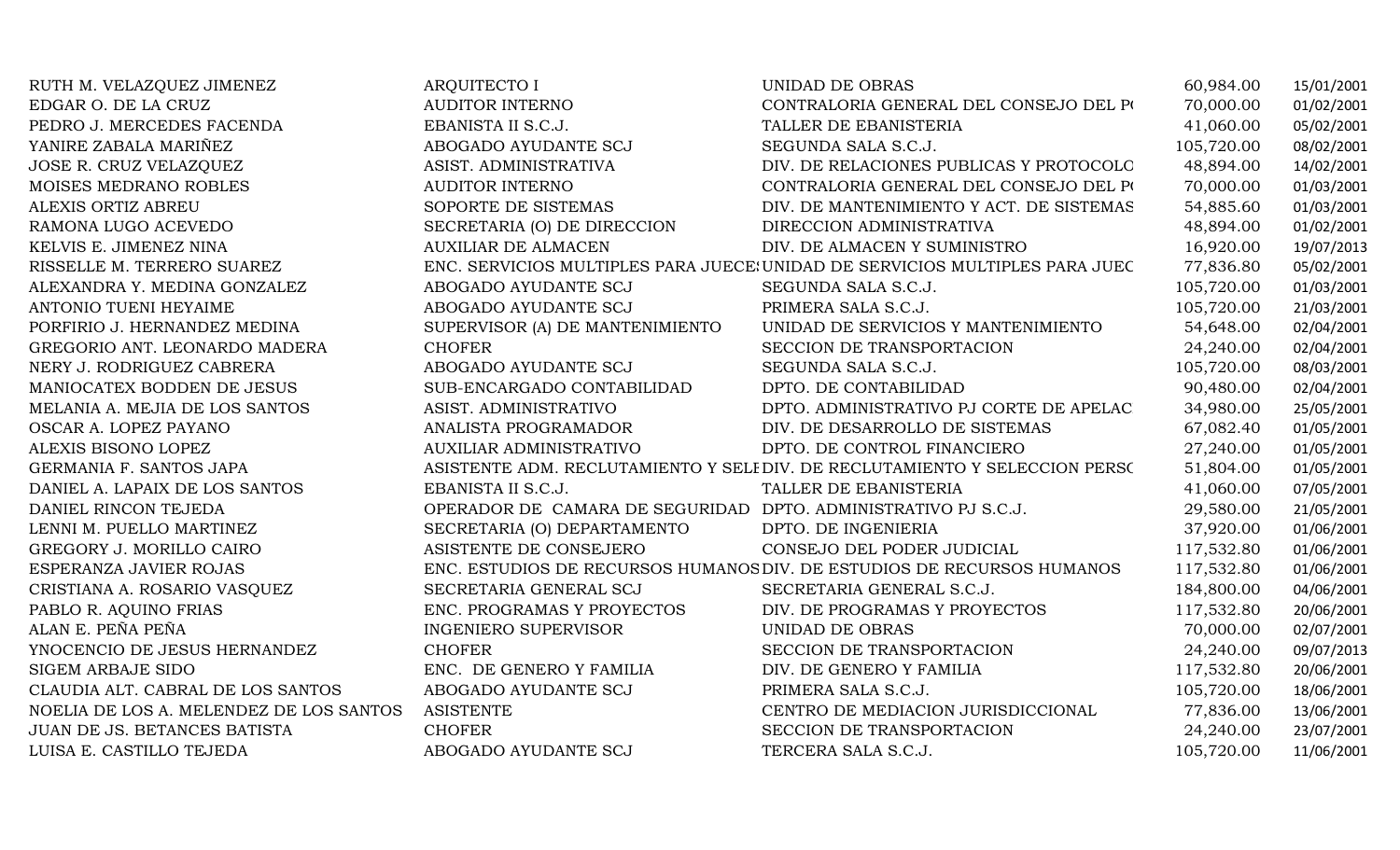| | | | | |
|---|---|---|---|---|
| RUTH M. VELAZQUEZ JIMENEZ | ARQUITECTO I | UNIDAD DE OBRAS | 60,984.00 | 15/01/2001 |
| EDGAR O. DE LA CRUZ | AUDITOR INTERNO | CONTRALORIA GENERAL DEL CONSEJO DEL P( | 70,000.00 | 01/02/2001 |
| PEDRO J. MERCEDES FACENDA | EBANISTA II S.C.J. | TALLER DE EBANISTERIA | 41,060.00 | 05/02/2001 |
| YANIRE ZABALA MARIÑEZ | ABOGADO AYUDANTE SCJ | SEGUNDA SALA S.C.J. | 105,720.00 | 08/02/2001 |
| JOSE R. CRUZ VELAZQUEZ | ASIST. ADMINISTRATIVA | DIV. DE RELACIONES PUBLICAS Y PROTOCOLO | 48,894.00 | 14/02/2001 |
| MOISES MEDRANO ROBLES | AUDITOR INTERNO | CONTRALORIA GENERAL DEL CONSEJO DEL P( | 70,000.00 | 01/03/2001 |
| ALEXIS ORTIZ ABREU | SOPORTE DE SISTEMAS | DIV. DE MANTENIMIENTO Y ACT. DE SISTEMAS | 54,885.60 | 01/03/2001 |
| RAMONA LUGO ACEVEDO | SECRETARIA (O) DE DIRECCION | DIRECCION ADMINISTRATIVA | 48,894.00 | 01/02/2001 |
| KELVIS E. JIMENEZ NINA | AUXILIAR DE ALMACEN | DIV. DE ALMACEN Y SUMINISTRO | 16,920.00 | 19/07/2013 |
| RISSELLE M. TERRERO SUAREZ | ENC. SERVICIOS MULTIPLES PARA JUECE: | UNIDAD DE SERVICIOS MULTIPLES PARA JUEC | 77,836.80 | 05/02/2001 |
| ALEXANDRA Y. MEDINA GONZALEZ | ABOGADO AYUDANTE SCJ | SEGUNDA SALA S.C.J. | 105,720.00 | 01/03/2001 |
| ANTONIO TUENI HEYAIME | ABOGADO AYUDANTE SCJ | PRIMERA SALA S.C.J. | 105,720.00 | 21/03/2001 |
| PORFIRIO J. HERNANDEZ MEDINA | SUPERVISOR (A) DE MANTENIMIENTO | UNIDAD DE SERVICIOS Y MANTENIMIENTO | 54,648.00 | 02/04/2001 |
| GREGORIO ANT. LEONARDO MADERA | CHOFER | SECCION DE TRANSPORTACION | 24,240.00 | 02/04/2001 |
| NERY J. RODRIGUEZ CABRERA | ABOGADO AYUDANTE SCJ | SEGUNDA SALA S.C.J. | 105,720.00 | 08/03/2001 |
| MANIOCATEX BODDEN DE JESUS | SUB-ENCARGADO CONTABILIDAD | DPTO. DE CONTABILIDAD | 90,480.00 | 02/04/2001 |
| MELANIA A. MEJIA DE LOS SANTOS | ASIST. ADMINISTRATIVO | DPTO. ADMINISTRATIVO PJ CORTE DE APELAC | 34,980.00 | 25/05/2001 |
| OSCAR A. LOPEZ PAYANO | ANALISTA PROGRAMADOR | DIV. DE DESARROLLO DE SISTEMAS | 67,082.40 | 01/05/2001 |
| ALEXIS BISONO LOPEZ | AUXILIAR ADMINISTRATIVO | DPTO. DE CONTROL FINANCIERO | 27,240.00 | 01/05/2001 |
| GERMANIA F. SANTOS JAPA | ASISTENTE ADM. RECLUTAMIENTO Y SELI | DIV. DE RECLUTAMIENTO Y SELECCION PERSC | 51,804.00 | 01/05/2001 |
| DANIEL A. LAPAIX DE LOS SANTOS | EBANISTA II S.C.J. | TALLER DE EBANISTERIA | 41,060.00 | 07/05/2001 |
| DANIEL RINCON TEJEDA | OPERADOR DE CAMARA DE SEGURIDAD | DPTO. ADMINISTRATIVO PJ S.C.J. | 29,580.00 | 21/05/2001 |
| LENNI M. PUELLO MARTINEZ | SECRETARIA (O) DEPARTAMENTO | DPTO. DE INGENIERIA | 37,920.00 | 01/06/2001 |
| GREGORY J. MORILLO CAIRO | ASISTENTE DE CONSEJERO | CONSEJO DEL PODER JUDICIAL | 117,532.80 | 01/06/2001 |
| ESPERANZA JAVIER ROJAS | ENC. ESTUDIOS DE RECURSOS HUMANOS | DIV. DE ESTUDIOS DE RECURSOS HUMANOS | 117,532.80 | 01/06/2001 |
| CRISTIANA A. ROSARIO VASQUEZ | SECRETARIA GENERAL SCJ | SECRETARIA GENERAL S.C.J. | 184,800.00 | 04/06/2001 |
| PABLO R. AQUINO FRIAS | ENC. PROGRAMAS Y PROYECTOS | DIV. DE PROGRAMAS Y PROYECTOS | 117,532.80 | 20/06/2001 |
| ALAN E. PEÑA PEÑA | INGENIERO SUPERVISOR | UNIDAD DE OBRAS | 70,000.00 | 02/07/2001 |
| YNOCENCIO DE JESUS HERNANDEZ | CHOFER | SECCION DE TRANSPORTACION | 24,240.00 | 09/07/2013 |
| SIGEM ARBAJE SIDO | ENC. DE GENERO Y FAMILIA | DIV. DE GENERO Y FAMILIA | 117,532.80 | 20/06/2001 |
| CLAUDIA ALT. CABRAL DE LOS SANTOS | ABOGADO AYUDANTE SCJ | PRIMERA SALA S.C.J. | 105,720.00 | 18/06/2001 |
| NOELIA DE LOS A. MELENDEZ DE LOS SANTOS | ASISTENTE | CENTRO DE MEDIACION JURISDICCIONAL | 77,836.00 | 13/06/2001 |
| JUAN DE JS. BETANCES BATISTA | CHOFER | SECCION DE TRANSPORTACION | 24,240.00 | 23/07/2001 |
| LUISA E. CASTILLO TEJEDA | ABOGADO AYUDANTE SCJ | TERCERA SALA S.C.J. | 105,720.00 | 11/06/2001 |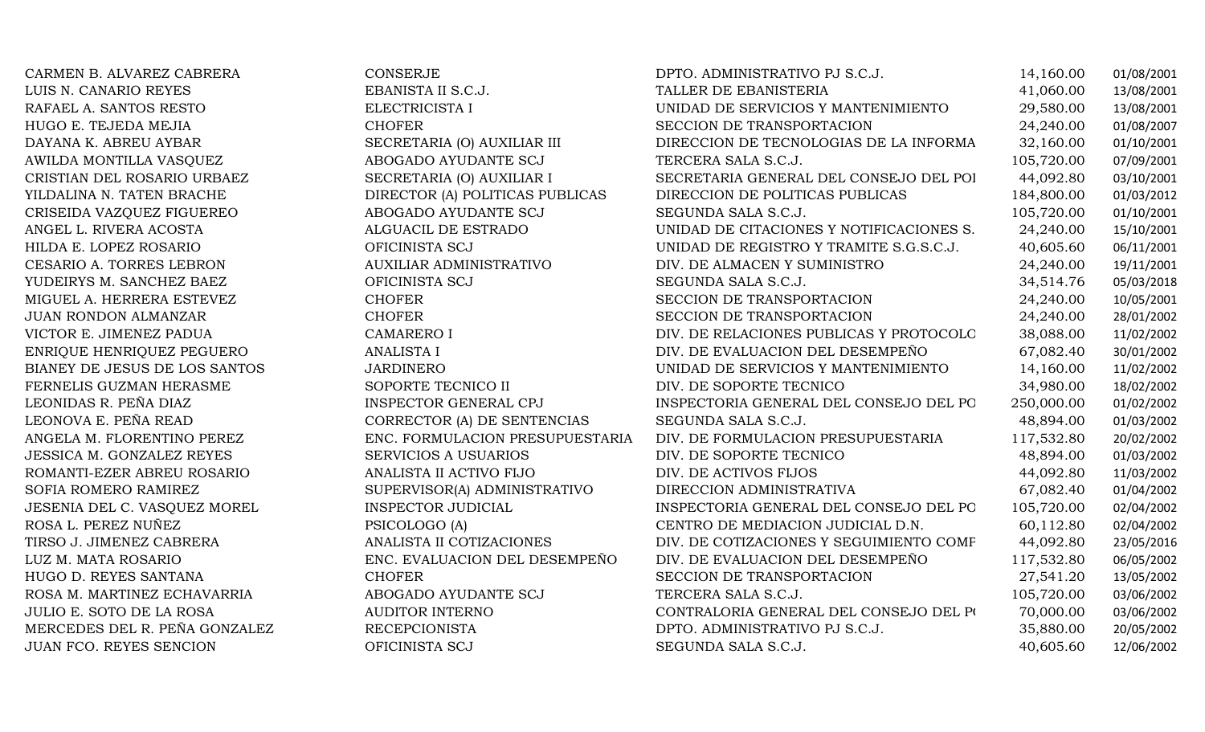| | | | | |
|---|---|---|---|---|
| CARMEN B. ALVAREZ CABRERA | CONSERJE | DPTO. ADMINISTRATIVO PJ S.C.J. | 14,160.00 | 01/08/2001 |
| LUIS N. CANARIO REYES | EBANISTA II S.C.J. | TALLER DE EBANISTERIA | 41,060.00 | 13/08/2001 |
| RAFAEL A. SANTOS RESTO | ELECTRICISTA I | UNIDAD DE SERVICIOS Y MANTENIMIENTO | 29,580.00 | 13/08/2001 |
| HUGO E. TEJEDA MEJIA | CHOFER | SECCION DE TRANSPORTACION | 24,240.00 | 01/08/2007 |
| DAYANA K. ABREU AYBAR | SECRETARIA (O) AUXILIAR III | DIRECCION DE TECNOLOGIAS DE LA INFORMA | 32,160.00 | 01/10/2001 |
| AWILDA MONTILLA VASQUEZ | ABOGADO AYUDANTE SCJ | TERCERA SALA S.C.J. | 105,720.00 | 07/09/2001 |
| CRISTIAN DEL ROSARIO URBAEZ | SECRETARIA (O) AUXILIAR I | SECRETARIA GENERAL DEL CONSEJO DEL POI | 44,092.80 | 03/10/2001 |
| YILDALINA N. TATEN BRACHE | DIRECTOR (A) POLITICAS PUBLICAS | DIRECCION DE POLITICAS PUBLICAS | 184,800.00 | 01/03/2012 |
| CRISEIDA VAZQUEZ FIGUEREO | ABOGADO AYUDANTE SCJ | SEGUNDA SALA S.C.J. | 105,720.00 | 01/10/2001 |
| ANGEL L. RIVERA ACOSTA | ALGUACIL DE ESTRADO | UNIDAD DE CITACIONES Y NOTIFICACIONES S. | 24,240.00 | 15/10/2001 |
| HILDA E. LOPEZ ROSARIO | OFICINISTA SCJ | UNIDAD DE REGISTRO Y TRAMITE S.G.S.C.J. | 40,605.60 | 06/11/2001 |
| CESARIO A. TORRES LEBRON | AUXILIAR ADMINISTRATIVO | DIV. DE ALMACEN Y SUMINISTRO | 24,240.00 | 19/11/2001 |
| YUDEIRYS M. SANCHEZ BAEZ | OFICINISTA SCJ | SEGUNDA SALA S.C.J. | 34,514.76 | 05/03/2018 |
| MIGUEL A. HERRERA ESTEVEZ | CHOFER | SECCION DE TRANSPORTACION | 24,240.00 | 10/05/2001 |
| JUAN RONDON ALMANZAR | CHOFER | SECCION DE TRANSPORTACION | 24,240.00 | 28/01/2002 |
| VICTOR E. JIMENEZ PADUA | CAMARERO I | DIV. DE RELACIONES PUBLICAS Y PROTOCOLC | 38,088.00 | 11/02/2002 |
| ENRIQUE HENRIQUEZ PEGUERO | ANALISTA I | DIV. DE EVALUACION DEL DESEMPEÑO | 67,082.40 | 30/01/2002 |
| BIANEY DE JESUS DE LOS SANTOS | JARDINERO | UNIDAD DE SERVICIOS Y MANTENIMIENTO | 14,160.00 | 11/02/2002 |
| FERNELIS GUZMAN HERASME | SOPORTE TECNICO II | DIV. DE SOPORTE TECNICO | 34,980.00 | 18/02/2002 |
| LEONIDAS R. PEÑA DIAZ | INSPECTOR GENERAL CPJ | INSPECTORIA GENERAL DEL CONSEJO DEL PC | 250,000.00 | 01/02/2002 |
| LEONOVA E. PEÑA READ | CORRECTOR (A) DE SENTENCIAS | SEGUNDA SALA S.C.J. | 48,894.00 | 01/03/2002 |
| ANGELA M. FLORENTINO PEREZ | ENC. FORMULACION PRESUPUESTARIA | DIV. DE FORMULACION PRESUPUESTARIA | 117,532.80 | 20/02/2002 |
| JESSICA M. GONZALEZ REYES | SERVICIOS A USUARIOS | DIV. DE SOPORTE TECNICO | 48,894.00 | 01/03/2002 |
| ROMANTI-EZER ABREU ROSARIO | ANALISTA II ACTIVO FIJO | DIV. DE ACTIVOS FIJOS | 44,092.80 | 11/03/2002 |
| SOFIA ROMERO RAMIREZ | SUPERVISOR(A) ADMINISTRATIVO | DIRECCION ADMINISTRATIVA | 67,082.40 | 01/04/2002 |
| JESENIA DEL C. VASQUEZ MOREL | INSPECTOR JUDICIAL | INSPECTORIA GENERAL DEL CONSEJO DEL PC | 105,720.00 | 02/04/2002 |
| ROSA L. PEREZ NUÑEZ | PSICOLOGO (A) | CENTRO DE MEDIACION JUDICIAL D.N. | 60,112.80 | 02/04/2002 |
| TIRSO J. JIMENEZ CABRERA | ANALISTA II COTIZACIONES | DIV. DE COTIZACIONES Y SEGUIMIENTO COMF | 44,092.80 | 23/05/2016 |
| LUZ M. MATA ROSARIO | ENC. EVALUACION DEL DESEMPEÑO | DIV. DE EVALUACION DEL DESEMPEÑO | 117,532.80 | 06/05/2002 |
| HUGO D. REYES SANTANA | CHOFER | SECCION DE TRANSPORTACION | 27,541.20 | 13/05/2002 |
| ROSA M. MARTINEZ ECHAVARRIA | ABOGADO AYUDANTE SCJ | TERCERA SALA S.C.J. | 105,720.00 | 03/06/2002 |
| JULIO E. SOTO DE LA ROSA | AUDITOR INTERNO | CONTRALORIA GENERAL DEL CONSEJO DEL P( | 70,000.00 | 03/06/2002 |
| MERCEDES DEL R. PEÑA GONZALEZ | RECEPCIONISTA | DPTO. ADMINISTRATIVO PJ S.C.J. | 35,880.00 | 20/05/2002 |
| JUAN FCO. REYES SENCION | OFICINISTA SCJ | SEGUNDA SALA S.C.J. | 40,605.60 | 12/06/2002 |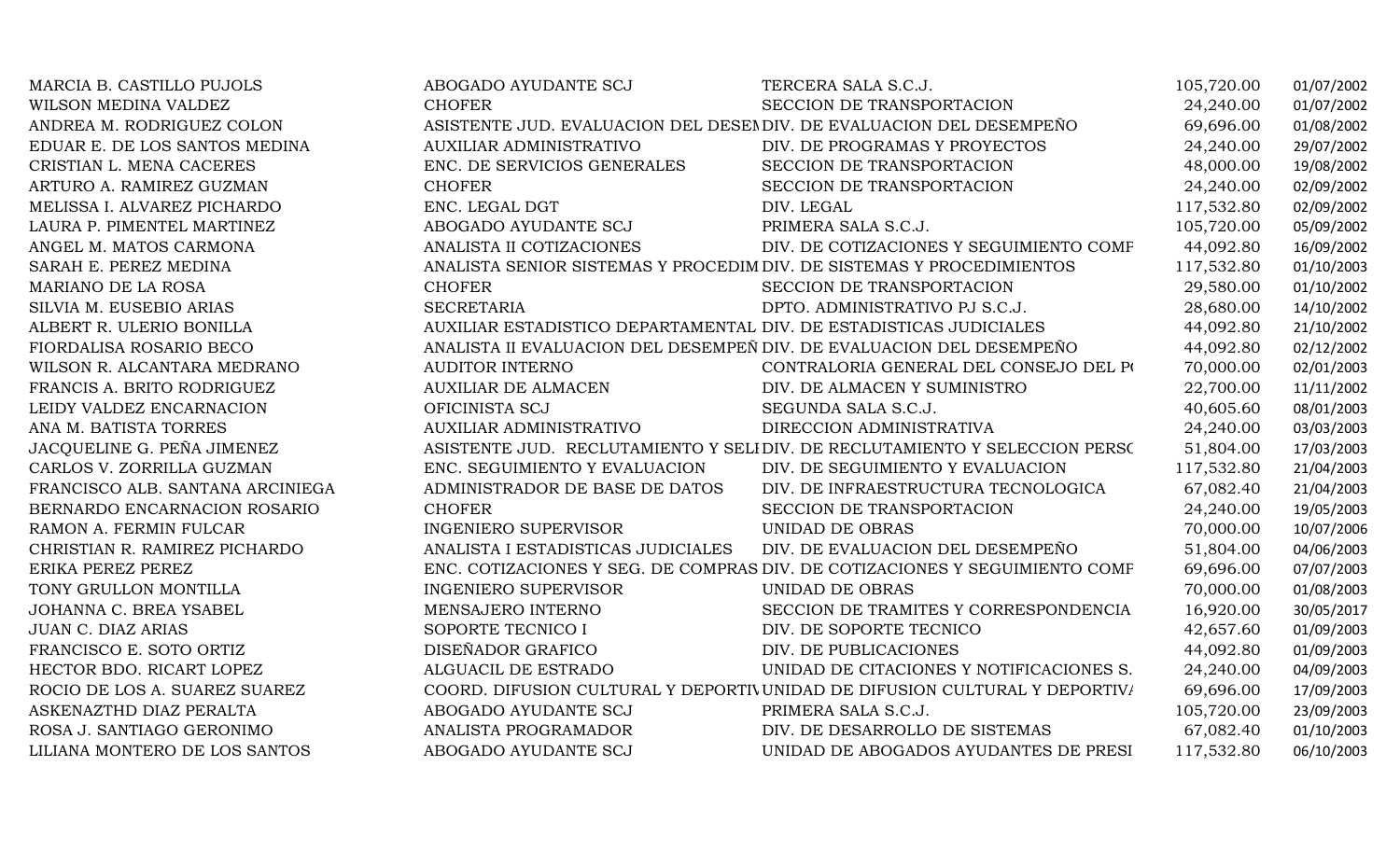| | | | | |
|---|---|---|---|---|
| MARCIA B. CASTILLO PUJOLS | ABOGADO AYUDANTE SCJ | TERCERA SALA S.C.J. | 105,720.00 | 01/07/2002 |
| WILSON MEDINA VALDEZ | CHOFER | SECCION DE TRANSPORTACION | 24,240.00 | 01/07/2002 |
| ANDREA M. RODRIGUEZ COLON | ASISTENTE JUD. EVALUACION DEL DESEM | DIV. DE EVALUACION DEL DESEMPEÑO | 69,696.00 | 01/08/2002 |
| EDUAR E. DE LOS SANTOS MEDINA | AUXILIAR ADMINISTRATIVO | DIV. DE PROGRAMAS Y PROYECTOS | 24,240.00 | 29/07/2002 |
| CRISTIAN L. MENA CACERES | ENC. DE SERVICIOS GENERALES | SECCION DE TRANSPORTACION | 48,000.00 | 19/08/2002 |
| ARTURO A. RAMIREZ GUZMAN | CHOFER | SECCION DE TRANSPORTACION | 24,240.00 | 02/09/2002 |
| MELISSA I. ALVAREZ PICHARDO | ENC. LEGAL DGT | DIV. LEGAL | 117,532.80 | 02/09/2002 |
| LAURA P. PIMENTEL MARTINEZ | ABOGADO AYUDANTE SCJ | PRIMERA SALA S.C.J. | 105,720.00 | 05/09/2002 |
| ANGEL M. MATOS CARMONA | ANALISTA II COTIZACIONES | DIV. DE COTIZACIONES Y SEGUIMIENTO COMF | 44,092.80 | 16/09/2002 |
| SARAH E. PEREZ MEDINA | ANALISTA SENIOR SISTEMAS Y PROCEDIM | DIV. DE SISTEMAS Y PROCEDIMIENTOS | 117,532.80 | 01/10/2003 |
| MARIANO DE LA ROSA | CHOFER | SECCION DE TRANSPORTACION | 29,580.00 | 01/10/2002 |
| SILVIA M. EUSEBIO ARIAS | SECRETARIA | DPTO. ADMINISTRATIVO PJ S.C.J. | 28,680.00 | 14/10/2002 |
| ALBERT R. ULERIO BONILLA | AUXILIAR ESTADISTICO DEPARTAMENTAL | DIV. DE ESTADISTICAS JUDICIALES | 44,092.80 | 21/10/2002 |
| FIORDALISA ROSARIO BECO | ANALISTA II EVALUACION DEL DESEMPEÑ | DIV. DE EVALUACION DEL DESEMPEÑO | 44,092.80 | 02/12/2002 |
| WILSON R. ALCANTARA MEDRANO | AUDITOR INTERNO | CONTRALORIA GENERAL DEL CONSEJO DEL P( | 70,000.00 | 02/01/2003 |
| FRANCIS A. BRITO RODRIGUEZ | AUXILIAR DE ALMACEN | DIV. DE ALMACEN Y SUMINISTRO | 22,700.00 | 11/11/2002 |
| LEIDY VALDEZ ENCARNACION | OFICINISTA SCJ | SEGUNDA SALA S.C.J. | 40,605.60 | 08/01/2003 |
| ANA M. BATISTA TORRES | AUXILIAR ADMINISTRATIVO | DIRECCION ADMINISTRATIVA | 24,240.00 | 03/03/2003 |
| JACQUELINE G. PEÑA JIMENEZ | ASISTENTE JUD. RECLUTAMIENTO Y SELI | DIV. DE RECLUTAMIENTO Y SELECCION PERSC | 51,804.00 | 17/03/2003 |
| CARLOS V. ZORRILLA GUZMAN | ENC. SEGUIMIENTO Y EVALUACION | DIV. DE SEGUIMIENTO Y EVALUACION | 117,532.80 | 21/04/2003 |
| FRANCISCO ALB. SANTANA ARCINIEGA | ADMINISTRADOR DE BASE DE DATOS | DIV. DE INFRAESTRUCTURA TECNOLOGICA | 67,082.40 | 21/04/2003 |
| BERNARDO ENCARNACION ROSARIO | CHOFER | SECCION DE TRANSPORTACION | 24,240.00 | 19/05/2003 |
| RAMON A. FERMIN FULCAR | INGENIERO SUPERVISOR | UNIDAD DE OBRAS | 70,000.00 | 10/07/2006 |
| CHRISTIAN R. RAMIREZ PICHARDO | ANALISTA I ESTADISTICAS JUDICIALES | DIV. DE EVALUACION DEL DESEMPEÑO | 51,804.00 | 04/06/2003 |
| ERIKA PEREZ PEREZ | ENC. COTIZACIONES Y SEG. DE COMPRAS | DIV. DE COTIZACIONES Y SEGUIMIENTO COMF | 69,696.00 | 07/07/2003 |
| TONY GRULLON MONTILLA | INGENIERO SUPERVISOR | UNIDAD DE OBRAS | 70,000.00 | 01/08/2003 |
| JOHANNA C. BREA YSABEL | MENSAJERO INTERNO | SECCION DE TRAMITES Y CORRESPONDENCIA | 16,920.00 | 30/05/2017 |
| JUAN C. DIAZ ARIAS | SOPORTE TECNICO I | DIV. DE SOPORTE TECNICO | 42,657.60 | 01/09/2003 |
| FRANCISCO E. SOTO ORTIZ | DISEÑADOR GRAFICO | DIV. DE PUBLICACIONES | 44,092.80 | 01/09/2003 |
| HECTOR BDO. RICART LOPEZ | ALGUACIL DE ESTRADO | UNIDAD DE CITACIONES Y NOTIFICACIONES S. | 24,240.00 | 04/09/2003 |
| ROCIO DE LOS A. SUAREZ SUAREZ | COORD. DIFUSION CULTURAL Y DEPORTIV | UNIDAD DE DIFUSION CULTURAL Y DEPORTIV/ | 69,696.00 | 17/09/2003 |
| ASKENAZTHD DIAZ PERALTA | ABOGADO AYUDANTE SCJ | PRIMERA SALA S.C.J. | 105,720.00 | 23/09/2003 |
| ROSA J. SANTIAGO GERONIMO | ANALISTA PROGRAMADOR | DIV. DE DESARROLLO DE SISTEMAS | 67,082.40 | 01/10/2003 |
| LILIANA MONTERO DE LOS SANTOS | ABOGADO AYUDANTE SCJ | UNIDAD DE ABOGADOS AYUDANTES DE PRESI | 117,532.80 | 06/10/2003 |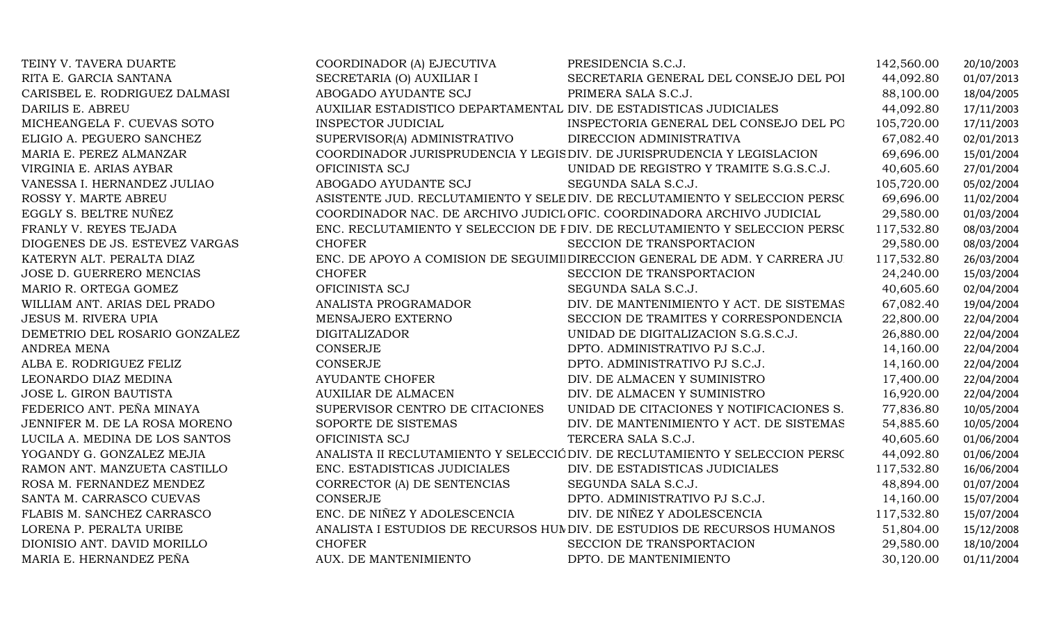| | | | | |
|---|---|---|---|---|
| TEINY V. TAVERA DUARTE | COORDINADOR (A) EJECUTIVA | PRESIDENCIA S.C.J. | 142,560.00 | 20/10/2003 |
| RITA E. GARCIA SANTANA | SECRETARIA (O) AUXILIAR I | SECRETARIA GENERAL DEL CONSEJO DEL POI | 44,092.80 | 01/07/2013 |
| CARISBEL E. RODRIGUEZ DALMASI | ABOGADO AYUDANTE SCJ | PRIMERA SALA S.C.J. | 88,100.00 | 18/04/2005 |
| DARILIS E. ABREU | AUXILIAR ESTADISTICO DEPARTAMENTAL | DIV. DE ESTADISTICAS JUDICIALES | 44,092.80 | 17/11/2003 |
| MICHEANGELA F. CUEVAS SOTO | INSPECTOR JUDICIAL | INSPECTORIA GENERAL DEL CONSEJO DEL PO | 105,720.00 | 17/11/2003 |
| ELIGIO A. PEGUERO SANCHEZ | SUPERVISOR(A) ADMINISTRATIVO | DIRECCION ADMINISTRATIVA | 67,082.40 | 02/01/2013 |
| MARIA E. PEREZ ALMANZAR | COORDINADOR JURISPRUDENCIA Y LEGIS | DIV. DE JURISPRUDENCIA Y LEGISLACION | 69,696.00 | 15/01/2004 |
| VIRGINIA E. ARIAS AYBAR | OFICINISTA SCJ | UNIDAD DE REGISTRO Y TRAMITE S.G.S.C.J. | 40,605.60 | 27/01/2004 |
| VANESSA I. HERNANDEZ JULIAO | ABOGADO AYUDANTE SCJ | SEGUNDA SALA S.C.J. | 105,720.00 | 05/02/2004 |
| ROSSY Y. MARTE ABREU | ASISTENTE JUD. RECLUTAMIENTO Y SELE | DIV. DE RECLUTAMIENTO Y SELECCION PERSC | 69,696.00 | 11/02/2004 |
| EGGLY S. BELTRE NUÑEZ | COORDINADOR NAC. DE ARCHIVO JUDICL | OFIC. COORDINADORA ARCHIVO JUDICIAL | 29,580.00 | 01/03/2004 |
| FRANLY V. REYES TEJADA | ENC. RECLUTAMIENTO Y SELECCION DE F | DIV. DE RECLUTAMIENTO Y SELECCION PERSC | 117,532.80 | 08/03/2004 |
| DIOGENES DE JS. ESTEVEZ VARGAS | CHOFER | SECCION DE TRANSPORTACION | 29,580.00 | 08/03/2004 |
| KATERYN ALT. PERALTA DIAZ | ENC. DE APOYO A COMISION DE SEGUIMI | DIRECCION GENERAL DE ADM. Y CARRERA JU | 117,532.80 | 26/03/2004 |
| JOSE D. GUERRERO MENCIAS | CHOFER | SECCION DE TRANSPORTACION | 24,240.00 | 15/03/2004 |
| MARIO R. ORTEGA GOMEZ | OFICINISTA SCJ | SEGUNDA SALA S.C.J. | 40,605.60 | 02/04/2004 |
| WILLIAM ANT. ARIAS DEL PRADO | ANALISTA PROGRAMADOR | DIV. DE MANTENIMIENTO Y ACT. DE SISTEMAS | 67,082.40 | 19/04/2004 |
| JESUS M. RIVERA UPIA | MENSAJERO EXTERNO | SECCION DE TRAMITES Y CORRESPONDENCIA | 22,800.00 | 22/04/2004 |
| DEMETRIO DEL ROSARIO GONZALEZ | DIGITALIZADOR | UNIDAD DE DIGITALIZACION S.G.S.C.J. | 26,880.00 | 22/04/2004 |
| ANDREA MENA | CONSERJE | DPTO. ADMINISTRATIVO PJ S.C.J. | 14,160.00 | 22/04/2004 |
| ALBA E. RODRIGUEZ FELIZ | CONSERJE | DPTO. ADMINISTRATIVO PJ S.C.J. | 14,160.00 | 22/04/2004 |
| LEONARDO DIAZ MEDINA | AYUDANTE CHOFER | DIV. DE ALMACEN Y SUMINISTRO | 17,400.00 | 22/04/2004 |
| JOSE L. GIRON BAUTISTA | AUXILIAR DE ALMACEN | DIV. DE ALMACEN Y SUMINISTRO | 16,920.00 | 22/04/2004 |
| FEDERICO ANT. PEÑA MINAYA | SUPERVISOR CENTRO DE CITACIONES | UNIDAD DE CITACIONES Y NOTIFICACIONES S. | 77,836.80 | 10/05/2004 |
| JENNIFER M. DE LA ROSA MORENO | SOPORTE DE SISTEMAS | DIV. DE MANTENIMIENTO Y ACT. DE SISTEMAS | 54,885.60 | 10/05/2004 |
| LUCILA A. MEDINA DE LOS SANTOS | OFICINISTA SCJ | TERCERA SALA S.C.J. | 40,605.60 | 01/06/2004 |
| YOGANDY G. GONZALEZ MEJIA | ANALISTA II RECLUTAMIENTO Y SELECCIÓ | DIV. DE RECLUTAMIENTO Y SELECCION PERSC | 44,092.80 | 01/06/2004 |
| RAMON ANT. MANZUETA CASTILLO | ENC. ESTADISTICAS JUDICIALES | DIV. DE ESTADISTICAS JUDICIALES | 117,532.80 | 16/06/2004 |
| ROSA M. FERNANDEZ MENDEZ | CORRECTOR (A) DE SENTENCIAS | SEGUNDA SALA S.C.J. | 48,894.00 | 01/07/2004 |
| SANTA M. CARRASCO CUEVAS | CONSERJE | DPTO. ADMINISTRATIVO PJ S.C.J. | 14,160.00 | 15/07/2004 |
| FLABIS M. SANCHEZ CARRASCO | ENC. DE NIÑEZ Y ADOLESCENCIA | DIV. DE NIÑEZ Y ADOLESCENCIA | 117,532.80 | 15/07/2004 |
| LORENA P. PERALTA URIBE | ANALISTA I ESTUDIOS DE RECURSOS HUM | DIV. DE ESTUDIOS DE RECURSOS HUMANOS | 51,804.00 | 15/12/2008 |
| DIONISIO ANT. DAVID MORILLO | CHOFER | SECCION DE TRANSPORTACION | 29,580.00 | 18/10/2004 |
| MARIA E. HERNANDEZ PEÑA | AUX. DE MANTENIMIENTO | DPTO. DE MANTENIMIENTO | 30,120.00 | 01/11/2004 |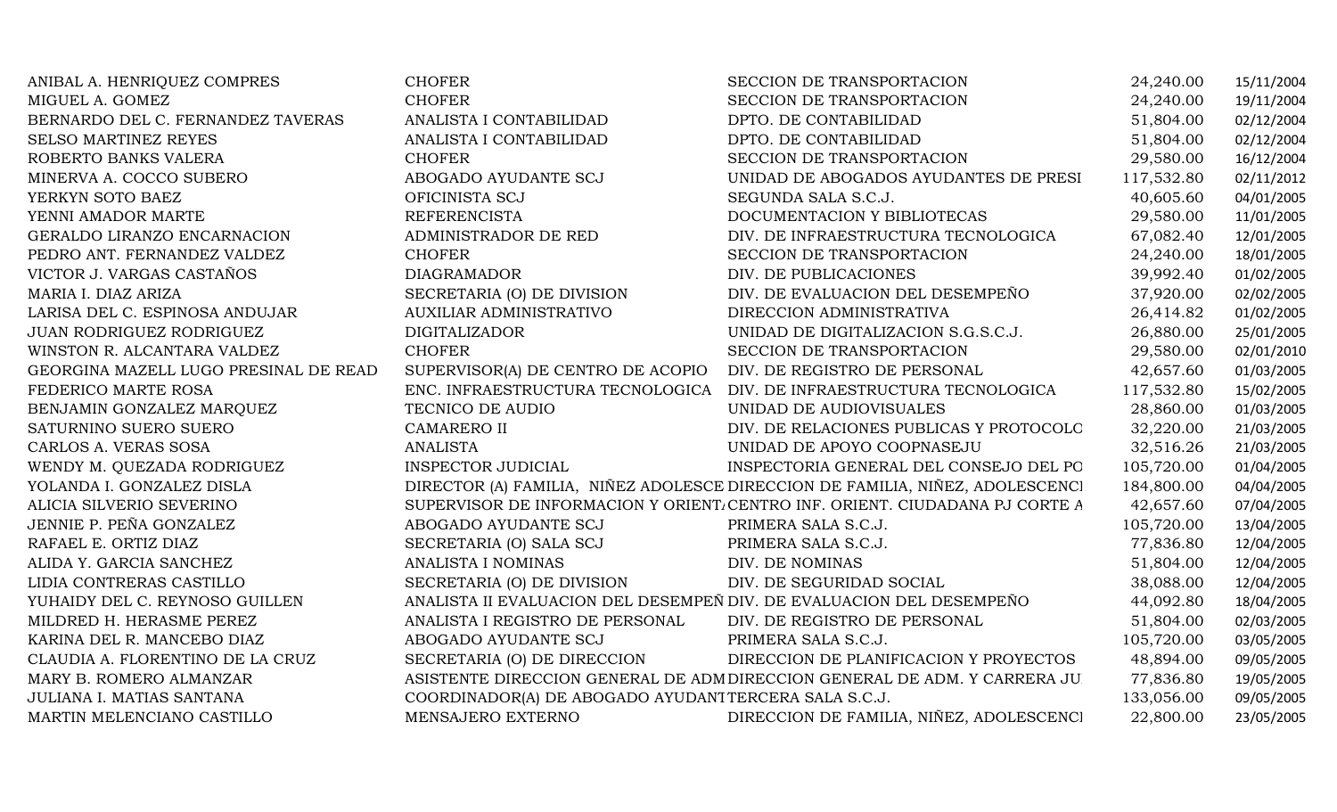| | | | | |
|---|---|---|---|---|
| ANIBAL A. HENRIQUEZ COMPRES | CHOFER | SECCION DE TRANSPORTACION | 24,240.00 | 15/11/2004 |
| MIGUEL A. GOMEZ | CHOFER | SECCION DE TRANSPORTACION | 24,240.00 | 19/11/2004 |
| BERNARDO DEL C. FERNANDEZ TAVERAS | ANALISTA I CONTABILIDAD | DPTO. DE CONTABILIDAD | 51,804.00 | 02/12/2004 |
| SELSO MARTINEZ REYES | ANALISTA I CONTABILIDAD | DPTO. DE CONTABILIDAD | 51,804.00 | 02/12/2004 |
| ROBERTO BANKS VALERA | CHOFER | SECCION DE TRANSPORTACION | 29,580.00 | 16/12/2004 |
| MINERVA A. COCCO SUBERO | ABOGADO AYUDANTE SCJ | UNIDAD DE ABOGADOS AYUDANTES DE PRESI | 117,532.80 | 02/11/2012 |
| YERKYN SOTO BAEZ | OFICINISTA SCJ | SEGUNDA SALA S.C.J. | 40,605.60 | 04/01/2005 |
| YENNI AMADOR MARTE | REFERENCISTA | DOCUMENTACION Y BIBLIOTECAS | 29,580.00 | 11/01/2005 |
| GERALDO LIRANZO ENCARNACION | ADMINISTRADOR DE RED | DIV. DE INFRAESTRUCTURA TECNOLOGICA | 67,082.40 | 12/01/2005 |
| PEDRO ANT. FERNANDEZ VALDEZ | CHOFER | SECCION DE TRANSPORTACION | 24,240.00 | 18/01/2005 |
| VICTOR J. VARGAS CASTAÑOS | DIAGRAMADOR | DIV. DE PUBLICACIONES | 39,992.40 | 01/02/2005 |
| MARIA I. DIAZ ARIZA | SECRETARIA (O) DE DIVISION | DIV. DE EVALUACION DEL DESEMPEÑO | 37,920.00 | 02/02/2005 |
| LARISA DEL C. ESPINOSA ANDUJAR | AUXILIAR ADMINISTRATIVO | DIRECCION ADMINISTRATIVA | 26,414.82 | 01/02/2005 |
| JUAN RODRIGUEZ RODRIGUEZ | DIGITALIZADOR | UNIDAD DE DIGITALIZACION S.G.S.C.J. | 26,880.00 | 25/01/2005 |
| WINSTON R. ALCANTARA VALDEZ | CHOFER | SECCION DE TRANSPORTACION | 29,580.00 | 02/01/2010 |
| GEORGINA MAZELL LUGO PRESINAL DE READ | SUPERVISOR(A) DE CENTRO DE ACOPIO | DIV. DE REGISTRO DE PERSONAL | 42,657.60 | 01/03/2005 |
| FEDERICO MARTE ROSA | ENC. INFRAESTRUCTURA TECNOLOGICA | DIV. DE INFRAESTRUCTURA TECNOLOGICA | 117,532.80 | 15/02/2005 |
| BENJAMIN GONZALEZ MARQUEZ | TECNICO DE AUDIO | UNIDAD DE AUDIOVISUALES | 28,860.00 | 01/03/2005 |
| SATURNINO SUERO SUERO | CAMARERO II | DIV. DE RELACIONES PUBLICAS Y PROTOCOLO | 32,220.00 | 21/03/2005 |
| CARLOS A. VERAS SOSA | ANALISTA | UNIDAD DE APOYO COOPNASEJU | 32,516.26 | 21/03/2005 |
| WENDY M. QUEZADA RODRIGUEZ | INSPECTOR JUDICIAL | INSPECTORIA GENERAL DEL CONSEJO DEL PO | 105,720.00 | 01/04/2005 |
| YOLANDA I. GONZALEZ DISLA | DIRECTOR (A) FAMILIA, NIÑEZ ADOLESCE | DIRECCION DE FAMILIA, NIÑEZ, ADOLESCENCI | 184,800.00 | 04/04/2005 |
| ALICIA SILVERIO SEVERINO | SUPERVISOR DE INFORMACION Y ORIENTA | CENTRO INF. ORIENT. CIUDADANA PJ CORTE A | 42,657.60 | 07/04/2005 |
| JENNIE P. PEÑA GONZALEZ | ABOGADO AYUDANTE SCJ | PRIMERA SALA S.C.J. | 105,720.00 | 13/04/2005 |
| RAFAEL E. ORTIZ DIAZ | SECRETARIA (O) SALA SCJ | PRIMERA SALA S.C.J. | 77,836.80 | 12/04/2005 |
| ALIDA Y. GARCIA SANCHEZ | ANALISTA I NOMINAS | DIV. DE NOMINAS | 51,804.00 | 12/04/2005 |
| LIDIA CONTRERAS CASTILLO | SECRETARIA (O) DE DIVISION | DIV. DE SEGURIDAD SOCIAL | 38,088.00 | 12/04/2005 |
| YUHAIDY DEL C. REYNOSO GUILLEN | ANALISTA II EVALUACION DEL DESEMPEÑ | DIV. DE EVALUACION DEL DESEMPEÑO | 44,092.80 | 18/04/2005 |
| MILDRED H. HERASME PEREZ | ANALISTA I REGISTRO DE PERSONAL | DIV. DE REGISTRO DE PERSONAL | 51,804.00 | 02/03/2005 |
| KARINA DEL R. MANCEBO DIAZ | ABOGADO AYUDANTE SCJ | PRIMERA SALA S.C.J. | 105,720.00 | 03/05/2005 |
| CLAUDIA A. FLORENTINO DE LA CRUZ | SECRETARIA (O) DE DIRECCION | DIRECCION DE PLANIFICACION Y PROYECTOS | 48,894.00 | 09/05/2005 |
| MARY B. ROMERO ALMANZAR | ASISTENTE DIRECCION GENERAL DE ADM | DIRECCION GENERAL DE ADM. Y CARRERA JU | 77,836.80 | 19/05/2005 |
| JULIANA I. MATIAS SANTANA | COORDINADOR(A) DE ABOGADO AYUDANT | TERCERA SALA S.C.J. | 133,056.00 | 09/05/2005 |
| MARTIN MELENCIANO CASTILLO | MENSAJERO EXTERNO | DIRECCION DE FAMILIA, NIÑEZ, ADOLESCENCI | 22,800.00 | 23/05/2005 |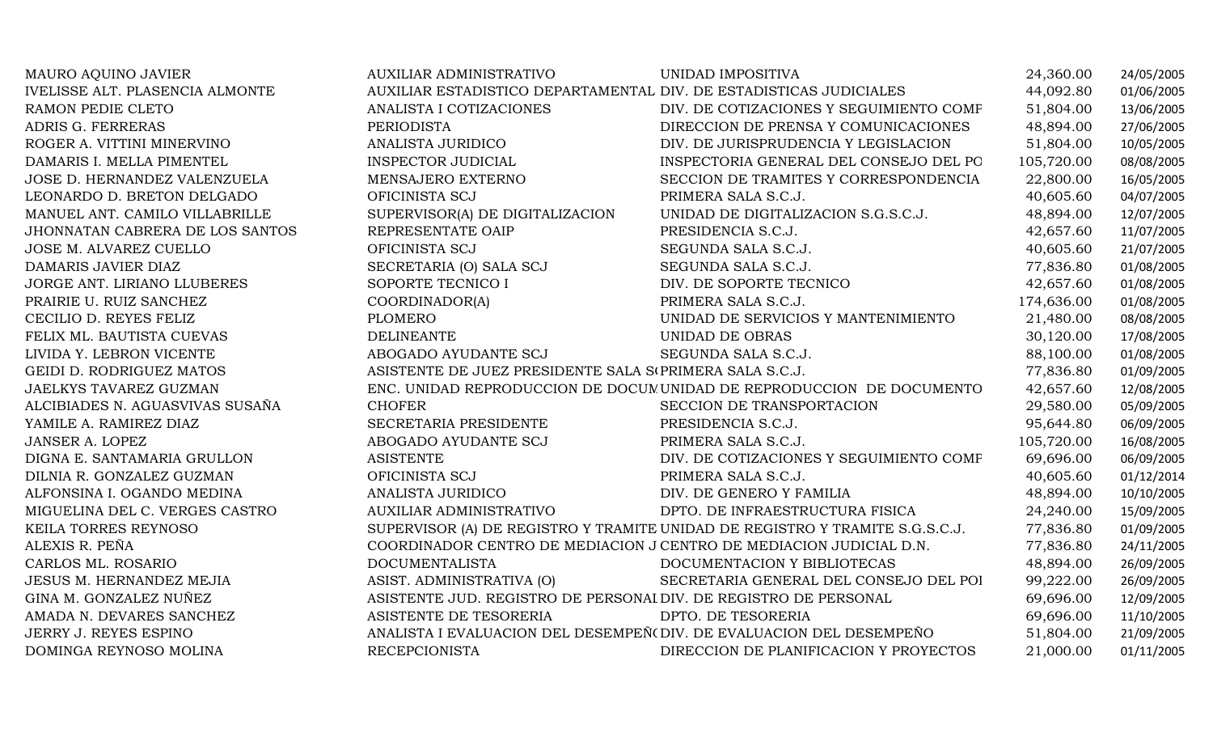| | | | | |
|---|---|---|---|---|
| MAURO AQUINO JAVIER | AUXILIAR ADMINISTRATIVO | UNIDAD IMPOSITIVA | 24,360.00 | 24/05/2005 |
| IVELISSE ALT. PLASENCIA ALMONTE | AUXILIAR ESTADISTICO DEPARTAMENTAL | DIV. DE ESTADISTICAS JUDICIALES | 44,092.80 | 01/06/2005 |
| RAMON PEDIE CLETO | ANALISTA I COTIZACIONES | DIV. DE COTIZACIONES Y SEGUIMIENTO COMF | 51,804.00 | 13/06/2005 |
| ADRIS G. FERRERAS | PERIODISTA | DIRECCION DE PRENSA Y COMUNICACIONES | 48,894.00 | 27/06/2005 |
| ROGER A. VITTINI MINERVINO | ANALISTA JURIDICO | DIV. DE JURISPRUDENCIA Y LEGISLACION | 51,804.00 | 10/05/2005 |
| DAMARIS I. MELLA PIMENTEL | INSPECTOR JUDICIAL | INSPECTORIA GENERAL DEL CONSEJO DEL PO | 105,720.00 | 08/08/2005 |
| JOSE D. HERNANDEZ VALENZUELA | MENSAJERO EXTERNO | SECCION DE TRAMITES Y CORRESPONDENCIA | 22,800.00 | 16/05/2005 |
| LEONARDO D. BRETON DELGADO | OFICINISTA SCJ | PRIMERA SALA S.C.J. | 40,605.60 | 04/07/2005 |
| MANUEL ANT. CAMILO VILLABRILLE | SUPERVISOR(A) DE DIGITALIZACION | UNIDAD DE DIGITALIZACION S.G.S.C.J. | 48,894.00 | 12/07/2005 |
| JHONNATAN CABRERA DE LOS SANTOS | REPRESENTATE OAIP | PRESIDENCIA S.C.J. | 42,657.60 | 11/07/2005 |
| JOSE M. ALVAREZ CUELLO | OFICINISTA SCJ | SEGUNDA SALA S.C.J. | 40,605.60 | 21/07/2005 |
| DAMARIS JAVIER DIAZ | SECRETARIA (O) SALA SCJ | SEGUNDA SALA S.C.J. | 77,836.80 | 01/08/2005 |
| JORGE ANT. LIRIANO LLUBERES | SOPORTE TECNICO I | DIV. DE SOPORTE TECNICO | 42,657.60 | 01/08/2005 |
| PRAIRIE U. RUIZ SANCHEZ | COORDINADOR(A) | PRIMERA SALA S.C.J. | 174,636.00 | 01/08/2005 |
| CECILIO D. REYES FELIZ | PLOMERO | UNIDAD DE SERVICIOS Y MANTENIMIENTO | 21,480.00 | 08/08/2005 |
| FELIX ML. BAUTISTA CUEVAS | DELINEANTE | UNIDAD DE OBRAS | 30,120.00 | 17/08/2005 |
| LIVIDA Y. LEBRON VICENTE | ABOGADO AYUDANTE SCJ | SEGUNDA SALA S.C.J. | 88,100.00 | 01/08/2005 |
| GEIDI D. RODRIGUEZ MATOS | ASISTENTE DE JUEZ PRESIDENTE SALA S( | PRIMERA SALA S.C.J. | 77,836.80 | 01/09/2005 |
| JAELKYS TAVAREZ GUZMAN | ENC. UNIDAD REPRODUCCION DE DOCUM | UNIDAD DE REPRODUCCION DE DOCUMENTO | 42,657.60 | 12/08/2005 |
| ALCIBIADES N. AGUASVIVAS SUSAÑA | CHOFER | SECCION DE TRANSPORTACION | 29,580.00 | 05/09/2005 |
| YAMILE A. RAMIREZ DIAZ | SECRETARIA PRESIDENTE | PRESIDENCIA S.C.J. | 95,644.80 | 06/09/2005 |
| JANSER A. LOPEZ | ABOGADO AYUDANTE SCJ | PRIMERA SALA S.C.J. | 105,720.00 | 16/08/2005 |
| DIGNA E. SANTAMARIA GRULLON | ASISTENTE | DIV. DE COTIZACIONES Y SEGUIMIENTO COMF | 69,696.00 | 06/09/2005 |
| DILNIA R. GONZALEZ GUZMAN | OFICINISTA SCJ | PRIMERA SALA S.C.J. | 40,605.60 | 01/12/2014 |
| ALFONSINA I. OGANDO MEDINA | ANALISTA JURIDICO | DIV. DE GENERO Y FAMILIA | 48,894.00 | 10/10/2005 |
| MIGUELINA DEL C. VERGES CASTRO | AUXILIAR ADMINISTRATIVO | DPTO. DE INFRAESTRUCTURA FISICA | 24,240.00 | 15/09/2005 |
| KEILA TORRES REYNOSO | SUPERVISOR (A) DE REGISTRO Y TRAMITE | UNIDAD DE REGISTRO Y TRAMITE S.G.S.C.J. | 77,836.80 | 01/09/2005 |
| ALEXIS R. PEÑA | COORDINADOR CENTRO DE MEDIACION J | CENTRO DE MEDIACION JUDICIAL D.N. | 77,836.80 | 24/11/2005 |
| CARLOS ML. ROSARIO | DOCUMENTALISTA | DOCUMENTACION Y BIBLIOTECAS | 48,894.00 | 26/09/2005 |
| JESUS M. HERNANDEZ MEJIA | ASIST. ADMINISTRATIVA (O) | SECRETARIA GENERAL DEL CONSEJO DEL POI | 99,222.00 | 26/09/2005 |
| GINA M. GONZALEZ NUÑEZ | ASISTENTE JUD. REGISTRO DE PERSONAL | DIV. DE REGISTRO DE PERSONAL | 69,696.00 | 12/09/2005 |
| AMADA N. DEVARES SANCHEZ | ASISTENTE DE TESORERIA | DPTO. DE TESORERIA | 69,696.00 | 11/10/2005 |
| JERRY J. REYES ESPINO | ANALISTA I EVALUACION DEL DESEMPEÑ( | DIV. DE EVALUACION DEL DESEMPEÑO | 51,804.00 | 21/09/2005 |
| DOMINGA REYNOSO MOLINA | RECEPCIONISTA | DIRECCION DE PLANIFICACION Y PROYECTOS | 21,000.00 | 01/11/2005 |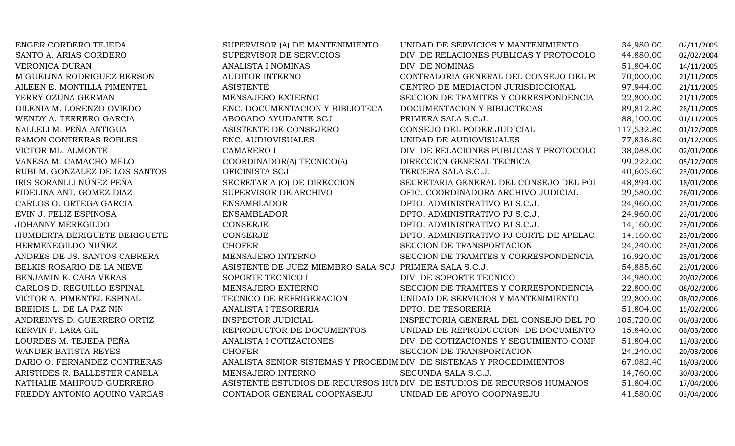| | | | | |
|---|---|---|---|---|
| ENGER CORDERO TEJEDA | SUPERVISOR (A) DE MANTENIMIENTO | UNIDAD DE SERVICIOS Y MANTENIMIENTO | 34,980.00 | 02/11/2005 |
| SANTO A. ARIAS CORDERO | SUPERVISOR DE SERVICIOS | DIV. DE RELACIONES PUBLICAS Y PROTOCOLC | 44,880.00 | 02/02/2004 |
| VERONICA DURAN | ANALISTA I NOMINAS | DIV. DE NOMINAS | 51,804.00 | 14/11/2005 |
| MIGUELINA RODRIGUEZ BERSON | AUDITOR INTERNO | CONTRALORIA GENERAL DEL CONSEJO DEL PO | 70,000.00 | 21/11/2005 |
| AILEEN E. MONTILLA PIMENTEL | ASISTENTE | CENTRO DE MEDIACION JURISDICCIONAL | 97,944.00 | 21/11/2005 |
| YERRY OZUNA GERMAN | MENSAJERO EXTERNO | SECCION DE TRAMITES Y CORRESPONDENCIA | 22,800.00 | 21/11/2005 |
| DILENIA M. LORENZO OVIEDO | ENC. DOCUMENTACION Y BIBLIOTECA | DOCUMENTACION Y BIBLIOTECAS | 89,812.80 | 28/11/2005 |
| WENDY A. TERRERO GARCIA | ABOGADO AYUDANTE SCJ | PRIMERA SALA S.C.J. | 88,100.00 | 01/11/2005 |
| NALLELI M. PEÑA ANTIGUA | ASISTENTE DE CONSEJERO | CONSEJO DEL PODER JUDICIAL | 117,532.80 | 01/12/2005 |
| RAMON CONTRERAS ROBLES | ENC. AUDIOVISUALES | UNIDAD DE AUDIOVISUALES | 77,836.80 | 01/12/2005 |
| VICTOR ML. ALMONTE | CAMARERO I | DIV. DE RELACIONES PUBLICAS Y PROTOCOLC | 38,088.00 | 02/01/2006 |
| VANESA M. CAMACHO MELO | COORDINADOR(A) TECNICO(A) | DIRECCION GENERAL TECNICA | 99,222.00 | 05/12/2005 |
| RUBI M. GONZALEZ DE LOS SANTOS | OFICINISTA SCJ | TERCERA SALA S.C.J. | 40,605.60 | 23/01/2006 |
| IRIS SORANLLI NÚÑEZ PEÑA | SECRETARIA (O) DE DIRECCION | SECRETARIA GENERAL DEL CONSEJO DEL POI | 48,894.00 | 18/01/2006 |
| FIDELINA ANT. GOMEZ DIAZ | SUPERVISOR DE ARCHIVO | OFIC. COORDINADORA ARCHIVO JUDICIAL | 29,580.00 | 26/01/2006 |
| CARLOS O. ORTEGA GARCIA | ENSAMBLADOR | DPTO. ADMINISTRATIVO PJ S.C.J. | 24,960.00 | 23/01/2006 |
| EVIN J. FELIZ ESPINOSA | ENSAMBLADOR | DPTO. ADMINISTRATIVO PJ S.C.J. | 24,960.00 | 23/01/2006 |
| JOHANNY MEREGILDO | CONSERJE | DPTO. ADMINISTRATIVO PJ S.C.J. | 14,160.00 | 23/01/2006 |
| HUMBERTA BERIGUETE BERIGUETE | CONSERJE | DPTO. ADMINISTRATIVO PJ CORTE DE APELAC | 14,160.00 | 23/01/2006 |
| HERMENEGILDO NUÑEZ | CHOFER | SECCION DE TRANSPORTACION | 24,240.00 | 23/01/2006 |
| ANDRES DE JS. SANTOS CABRERA | MENSAJERO INTERNO | SECCION DE TRAMITES Y CORRESPONDENCIA | 16,920.00 | 23/01/2006 |
| BELKIS ROSARIO DE LA NIEVE | ASISTENTE DE JUEZ MIEMBRO SALA SCJ | PRIMERA SALA S.C.J. | 54,885.60 | 23/01/2006 |
| BENJAMIN E. CABA VERAS | SOPORTE TECNICO I | DIV. DE SOPORTE TECNICO | 34,980.00 | 20/02/2006 |
| CARLOS D. REGUILLO ESPINAL | MENSAJERO EXTERNO | SECCION DE TRAMITES Y CORRESPONDENCIA | 22,800.00 | 08/02/2006 |
| VICTOR A. PIMENTEL ESPINAL | TECNICO DE REFRIGERACION | UNIDAD DE SERVICIOS Y MANTENIMIENTO | 22,800.00 | 08/02/2006 |
| BREIDIS L. DE LA PAZ NIN | ANALISTA I TESORERIA | DPTO. DE TESORERIA | 51,804.00 | 15/02/2006 |
| ANDREINYS D. GUERRERO ORTIZ | INSPECTOR JUDICIAL | INSPECTORIA GENERAL DEL CONSEJO DEL PO | 105,720.00 | 06/03/2006 |
| KERVIN F. LARA GIL | REPRODUCTOR DE DOCUMENTOS | UNIDAD DE REPRODUCCION DE DOCUMENTO | 15,840.00 | 06/03/2006 |
| LOURDES M. TEJEDA PEÑA | ANALISTA I COTIZACIONES | DIV. DE COTIZACIONES Y SEGUIMIENTO COMF | 51,804.00 | 13/03/2006 |
| WANDER BATISTA REYES | CHOFER | SECCION DE TRANSPORTACION | 24,240.00 | 20/03/2006 |
| DARIO O. FERNANDEZ CONTRERAS | ANALISTA SENIOR SISTEMAS Y PROCEDIM | DIV. DE SISTEMAS Y PROCEDIMIENTOS | 67,082.40 | 16/03/2006 |
| ARISTIDES R. BALLESTER CANELA | MENSAJERO INTERNO | SEGUNDA SALA S.C.J. | 14,760.00 | 30/03/2006 |
| NATHALIE MAHFOUD GUERRERO | ASISTENTE ESTUDIOS DE RECURSOS HUM | DIV. DE ESTUDIOS DE RECURSOS HUMANOS | 51,804.00 | 17/04/2006 |
| FREDDY ANTONIO AQUINO VARGAS | CONTADOR GENERAL COOPNASEJU | UNIDAD DE APOYO COOPNASEJU | 41,580.00 | 03/04/2006 |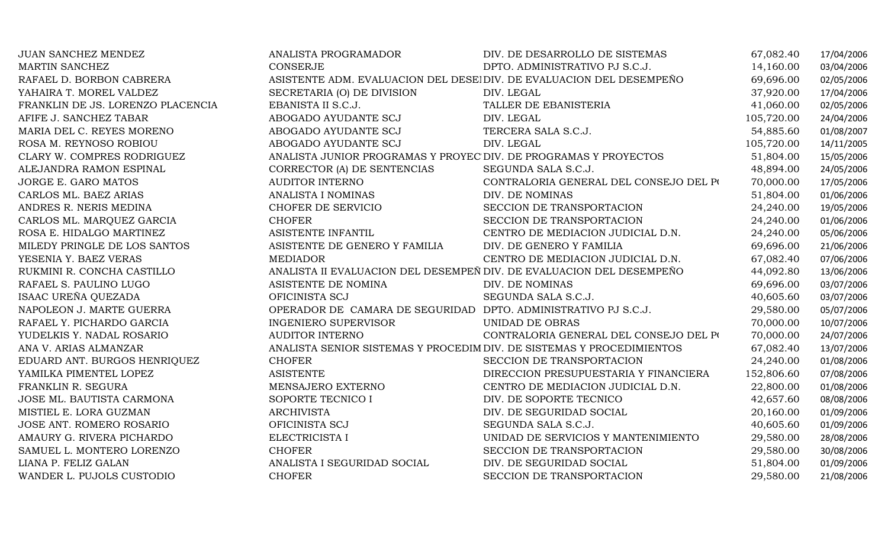| | | | | |
|---|---|---|---|---|
| JUAN SANCHEZ MENDEZ | ANALISTA PROGRAMADOR | DIV. DE DESARROLLO DE SISTEMAS | 67,082.40 | 17/04/2006 |
| MARTIN SANCHEZ | CONSERJE | DPTO. ADMINISTRATIVO PJ S.C.J. | 14,160.00 | 03/04/2006 |
| RAFAEL D. BORBON CABRERA | ASISTENTE ADM. EVALUACION DEL DESEI | DIV. DE EVALUACION DEL DESEMPEÑO | 69,696.00 | 02/05/2006 |
| YAHAIRA T. MOREL VALDEZ | SECRETARIA (O) DE DIVISION | DIV. LEGAL | 37,920.00 | 17/04/2006 |
| FRANKLIN DE JS. LORENZO PLACENCIA | EBANISTA II S.C.J. | TALLER DE EBANISTERIA | 41,060.00 | 02/05/2006 |
| AFIFE J. SANCHEZ TABAR | ABOGADO AYUDANTE SCJ | DIV. LEGAL | 105,720.00 | 24/04/2006 |
| MARIA DEL C. REYES MORENO | ABOGADO AYUDANTE SCJ | TERCERA SALA S.C.J. | 54,885.60 | 01/08/2007 |
| ROSA M. REYNOSO ROBIOU | ABOGADO AYUDANTE SCJ | DIV. LEGAL | 105,720.00 | 14/11/2005 |
| CLARY W. COMPRES RODRIGUEZ | ANALISTA JUNIOR PROGRAMAS Y PROYEC | DIV. DE PROGRAMAS Y PROYECTOS | 51,804.00 | 15/05/2006 |
| ALEJANDRA RAMON ESPINAL | CORRECTOR (A) DE SENTENCIAS | SEGUNDA SALA S.C.J. | 48,894.00 | 24/05/2006 |
| JORGE E. GARO MATOS | AUDITOR INTERNO | CONTRALORIA GENERAL DEL CONSEJO DEL P( | 70,000.00 | 17/05/2006 |
| CARLOS ML. BAEZ ARIAS | ANALISTA I NOMINAS | DIV. DE NOMINAS | 51,804.00 | 01/06/2006 |
| ANDRES R. NERIS MEDINA | CHOFER DE SERVICIO | SECCION DE TRANSPORTACION | 24,240.00 | 19/05/2006 |
| CARLOS ML. MARQUEZ GARCIA | CHOFER | SECCION DE TRANSPORTACION | 24,240.00 | 01/06/2006 |
| ROSA E. HIDALGO MARTINEZ | ASISTENTE INFANTIL | CENTRO DE MEDIACION JUDICIAL D.N. | 24,240.00 | 05/06/2006 |
| MILEDY PRINGLE DE LOS SANTOS | ASISTENTE DE GENERO Y FAMILIA | DIV. DE GENERO Y FAMILIA | 69,696.00 | 21/06/2006 |
| YESENIA Y. BAEZ VERAS | MEDIADOR | CENTRO DE MEDIACION JUDICIAL D.N. | 67,082.40 | 07/06/2006 |
| RUKMINI R. CONCHA CASTILLO | ANALISTA II EVALUACION DEL DESEMPEÑ | DIV. DE EVALUACION DEL DESEMPEÑO | 44,092.80 | 13/06/2006 |
| RAFAEL S. PAULINO LUGO | ASISTENTE DE NOMINA | DIV. DE NOMINAS | 69,696.00 | 03/07/2006 |
| ISAAC UREÑA QUEZADA | OFICINISTA SCJ | SEGUNDA SALA S.C.J. | 40,605.60 | 03/07/2006 |
| NAPOLEON J. MARTE GUERRA | OPERADOR DE CAMARA DE SEGURIDAD | DPTO. ADMINISTRATIVO PJ S.C.J. | 29,580.00 | 05/07/2006 |
| RAFAEL Y. PICHARDO GARCIA | INGENIERO SUPERVISOR | UNIDAD DE OBRAS | 70,000.00 | 10/07/2006 |
| YUDELKIS Y. NADAL ROSARIO | AUDITOR INTERNO | CONTRALORIA GENERAL DEL CONSEJO DEL P( | 70,000.00 | 24/07/2006 |
| ANA V. ARIAS ALMANZAR | ANALISTA SENIOR SISTEMAS Y PROCEDIM | DIV. DE SISTEMAS Y PROCEDIMIENTOS | 67,082.40 | 13/07/2006 |
| EDUARD ANT. BURGOS HENRIQUEZ | CHOFER | SECCION DE TRANSPORTACION | 24,240.00 | 01/08/2006 |
| YAMILKA PIMENTEL LOPEZ | ASISTENTE | DIRECCION PRESUPUESTARIA Y FINANCIERA | 152,806.60 | 07/08/2006 |
| FRANKLIN R. SEGURA | MENSAJERO EXTERNO | CENTRO DE MEDIACION JUDICIAL D.N. | 22,800.00 | 01/08/2006 |
| JOSE ML. BAUTISTA CARMONA | SOPORTE TECNICO I | DIV. DE SOPORTE TECNICO | 42,657.60 | 08/08/2006 |
| MISTIEL E. LORA GUZMAN | ARCHIVISTA | DIV. DE SEGURIDAD SOCIAL | 20,160.00 | 01/09/2006 |
| JOSE ANT. ROMERO ROSARIO | OFICINISTA SCJ | SEGUNDA SALA S.C.J. | 40,605.60 | 01/09/2006 |
| AMAURY G. RIVERA PICHARDO | ELECTRICISTA I | UNIDAD DE SERVICIOS Y MANTENIMIENTO | 29,580.00 | 28/08/2006 |
| SAMUEL L. MONTERO LORENZO | CHOFER | SECCION DE TRANSPORTACION | 29,580.00 | 30/08/2006 |
| LIANA P. FELIZ GALAN | ANALISTA I SEGURIDAD SOCIAL | DIV. DE SEGURIDAD SOCIAL | 51,804.00 | 01/09/2006 |
| WANDER L. PUJOLS CUSTODIO | CHOFER | SECCION DE TRANSPORTACION | 29,580.00 | 21/08/2006 |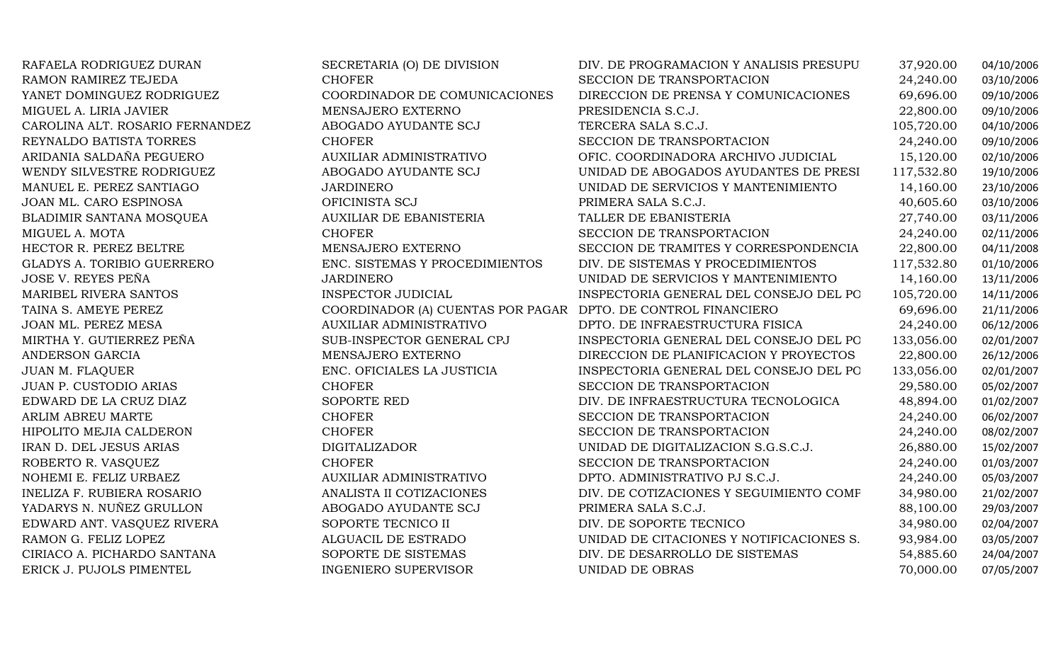| | | | | |
|---|---|---|---|---|
| RAFAELA RODRIGUEZ DURAN | SECRETARIA (O) DE DIVISION | DIV. DE PROGRAMACION Y ANALISIS PRESUPU | 37,920.00 | 04/10/2006 |
| RAMON RAMIREZ TEJEDA | CHOFER | SECCION DE TRANSPORTACION | 24,240.00 | 03/10/2006 |
| YANET DOMINGUEZ RODRIGUEZ | COORDINADOR DE COMUNICACIONES | DIRECCION DE PRENSA Y COMUNICACIONES | 69,696.00 | 09/10/2006 |
| MIGUEL A. LIRIA JAVIER | MENSAJERO EXTERNO | PRESIDENCIA S.C.J. | 22,800.00 | 09/10/2006 |
| CAROLINA ALT. ROSARIO FERNANDEZ | ABOGADO AYUDANTE SCJ | TERCERA SALA S.C.J. | 105,720.00 | 04/10/2006 |
| REYNALDO BATISTA TORRES | CHOFER | SECCION DE TRANSPORTACION | 24,240.00 | 09/10/2006 |
| ARIDANIA SALDAÑA PEGUERO | AUXILIAR ADMINISTRATIVO | OFIC. COORDINADORA ARCHIVO JUDICIAL | 15,120.00 | 02/10/2006 |
| WENDY SILVESTRE RODRIGUEZ | ABOGADO AYUDANTE SCJ | UNIDAD DE ABOGADOS AYUDANTES DE PRESI | 117,532.80 | 19/10/2006 |
| MANUEL E. PEREZ SANTIAGO | JARDINERO | UNIDAD DE SERVICIOS Y MANTENIMIENTO | 14,160.00 | 23/10/2006 |
| JOAN ML. CARO ESPINOSA | OFICINISTA SCJ | PRIMERA SALA S.C.J. | 40,605.60 | 03/10/2006 |
| BLADIMIR SANTANA MOSQUEA | AUXILIAR DE EBANISTERIA | TALLER DE EBANISTERIA | 27,740.00 | 03/11/2006 |
| MIGUEL A. MOTA | CHOFER | SECCION DE TRANSPORTACION | 24,240.00 | 02/11/2006 |
| HECTOR R. PEREZ BELTRE | MENSAJERO EXTERNO | SECCION DE TRAMITES Y CORRESPONDENCIA | 22,800.00 | 04/11/2008 |
| GLADYS A. TORIBIO GUERRERO | ENC. SISTEMAS Y PROCEDIMIENTOS | DIV. DE SISTEMAS Y PROCEDIMIENTOS | 117,532.80 | 01/10/2006 |
| JOSE V. REYES PEÑA | JARDINERO | UNIDAD DE SERVICIOS Y MANTENIMIENTO | 14,160.00 | 13/11/2006 |
| MARIBEL RIVERA SANTOS | INSPECTOR JUDICIAL | INSPECTORIA GENERAL DEL CONSEJO DEL PO | 105,720.00 | 14/11/2006 |
| TAINA S. AMEYE PEREZ | COORDINADOR (A) CUENTAS POR PAGAR | DPTO. DE CONTROL FINANCIERO | 69,696.00 | 21/11/2006 |
| JOAN ML. PEREZ MESA | AUXILIAR ADMINISTRATIVO | DPTO. DE INFRAESTRUCTURA FISICA | 24,240.00 | 06/12/2006 |
| MIRTHA Y. GUTIERREZ PEÑA | SUB-INSPECTOR GENERAL CPJ | INSPECTORIA GENERAL DEL CONSEJO DEL PO | 133,056.00 | 02/01/2007 |
| ANDERSON GARCIA | MENSAJERO EXTERNO | DIRECCION DE PLANIFICACION Y PROYECTOS | 22,800.00 | 26/12/2006 |
| JUAN M. FLAQUER | ENC. OFICIALES LA JUSTICIA | INSPECTORIA GENERAL DEL CONSEJO DEL PO | 133,056.00 | 02/01/2007 |
| JUAN P. CUSTODIO ARIAS | CHOFER | SECCION DE TRANSPORTACION | 29,580.00 | 05/02/2007 |
| EDWARD DE LA CRUZ DIAZ | SOPORTE RED | DIV. DE INFRAESTRUCTURA TECNOLOGICA | 48,894.00 | 01/02/2007 |
| ARLIM ABREU MARTE | CHOFER | SECCION DE TRANSPORTACION | 24,240.00 | 06/02/2007 |
| HIPOLITO MEJIA CALDERON | CHOFER | SECCION DE TRANSPORTACION | 24,240.00 | 08/02/2007 |
| IRAN D. DEL JESUS ARIAS | DIGITALIZADOR | UNIDAD DE DIGITALIZACION S.G.S.C.J. | 26,880.00 | 15/02/2007 |
| ROBERTO R. VASQUEZ | CHOFER | SECCION DE TRANSPORTACION | 24,240.00 | 01/03/2007 |
| NOHEMI E. FELIZ URBAEZ | AUXILIAR ADMINISTRATIVO | DPTO. ADMINISTRATIVO PJ S.C.J. | 24,240.00 | 05/03/2007 |
| INELIZA F. RUBIERA ROSARIO | ANALISTA II COTIZACIONES | DIV. DE COTIZACIONES Y SEGUIMIENTO COMF | 34,980.00 | 21/02/2007 |
| YADARYS N. NUÑEZ GRULLON | ABOGADO AYUDANTE SCJ | PRIMERA SALA S.C.J. | 88,100.00 | 29/03/2007 |
| EDWARD ANT. VASQUEZ RIVERA | SOPORTE TECNICO II | DIV. DE SOPORTE TECNICO | 34,980.00 | 02/04/2007 |
| RAMON G. FELIZ LOPEZ | ALGUACIL DE ESTRADO | UNIDAD DE CITACIONES Y NOTIFICACIONES S. | 93,984.00 | 03/05/2007 |
| CIRIACO A. PICHARDO SANTANA | SOPORTE DE SISTEMAS | DIV. DE DESARROLLO DE SISTEMAS | 54,885.60 | 24/04/2007 |
| ERICK J. PUJOLS PIMENTEL | INGENIERO SUPERVISOR | UNIDAD DE OBRAS | 70,000.00 | 07/05/2007 |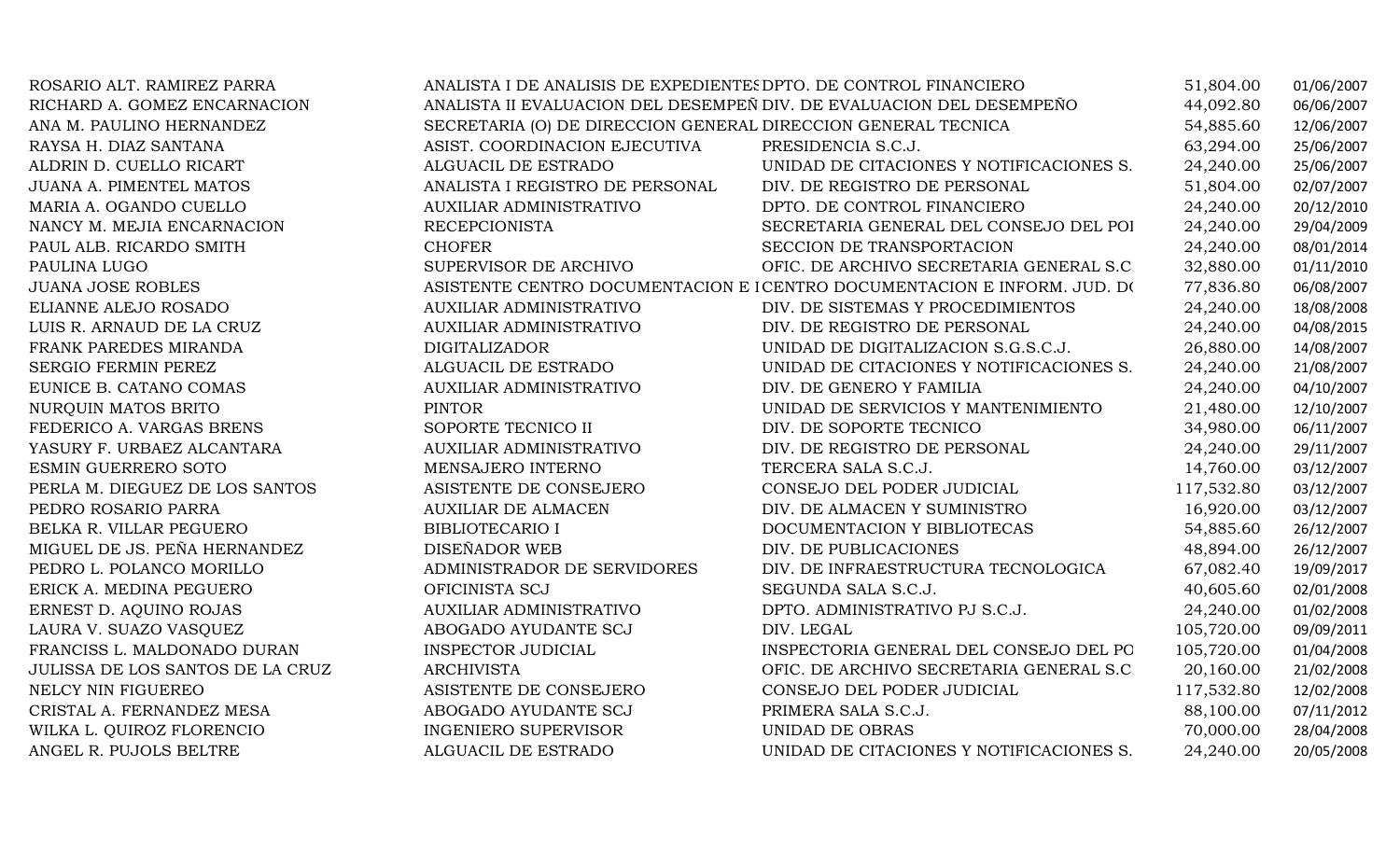| | | | | |
|---|---|---|---|---|
| ROSARIO ALT. RAMIREZ PARRA | ANALISTA I DE ANALISIS DE EXPEDIENTES | DPTO. DE CONTROL FINANCIERO | 51,804.00 | 01/06/2007 |
| RICHARD A. GOMEZ ENCARNACION | ANALISTA II EVALUACION DEL DESEMPEÑ | DIV. DE EVALUACION DEL DESEMPEÑO | 44,092.80 | 06/06/2007 |
| ANA M. PAULINO HERNANDEZ | SECRETARIA (O) DE DIRECCION GENERAL | DIRECCION GENERAL TECNICA | 54,885.60 | 12/06/2007 |
| RAYSA H. DIAZ SANTANA | ASIST. COORDINACION EJECUTIVA | PRESIDENCIA S.C.J. | 63,294.00 | 25/06/2007 |
| ALDRIN D. CUELLO RICART | ALGUACIL DE ESTRADO | UNIDAD DE CITACIONES Y NOTIFICACIONES S. | 24,240.00 | 25/06/2007 |
| JUANA A. PIMENTEL MATOS | ANALISTA I REGISTRO DE PERSONAL | DIV. DE REGISTRO DE PERSONAL | 51,804.00 | 02/07/2007 |
| MARIA A. OGANDO CUELLO | AUXILIAR ADMINISTRATIVO | DPTO. DE CONTROL FINANCIERO | 24,240.00 | 20/12/2010 |
| NANCY M. MEJIA ENCARNACION | RECEPCIONISTA | SECRETARIA GENERAL DEL CONSEJO DEL POI | 24,240.00 | 29/04/2009 |
| PAUL ALB. RICARDO SMITH | CHOFER | SECCION DE TRANSPORTACION | 24,240.00 | 08/01/2014 |
| PAULINA LUGO | SUPERVISOR DE ARCHIVO | OFIC. DE ARCHIVO SECRETARIA GENERAL S.C | 32,880.00 | 01/11/2010 |
| JUANA JOSE ROBLES | ASISTENTE CENTRO DOCUMENTACION E I | CENTRO DOCUMENTACION E INFORM. JUD. D( | 77,836.80 | 06/08/2007 |
| ELIANNE ALEJO ROSADO | AUXILIAR ADMINISTRATIVO | DIV. DE SISTEMAS Y PROCEDIMIENTOS | 24,240.00 | 18/08/2008 |
| LUIS R. ARNAUD DE LA CRUZ | AUXILIAR ADMINISTRATIVO | DIV. DE REGISTRO DE PERSONAL | 24,240.00 | 04/08/2015 |
| FRANK PAREDES MIRANDA | DIGITALIZADOR | UNIDAD DE DIGITALIZACION S.G.S.C.J. | 26,880.00 | 14/08/2007 |
| SERGIO FERMIN PEREZ | ALGUACIL DE ESTRADO | UNIDAD DE CITACIONES Y NOTIFICACIONES S. | 24,240.00 | 21/08/2007 |
| EUNICE B. CATANO COMAS | AUXILIAR ADMINISTRATIVO | DIV. DE GENERO Y FAMILIA | 24,240.00 | 04/10/2007 |
| NURQUIN MATOS BRITO | PINTOR | UNIDAD DE SERVICIOS Y MANTENIMIENTO | 21,480.00 | 12/10/2007 |
| FEDERICO A. VARGAS BRENS | SOPORTE TECNICO II | DIV. DE SOPORTE TECNICO | 34,980.00 | 06/11/2007 |
| YASURY F. URBAEZ ALCANTARA | AUXILIAR ADMINISTRATIVO | DIV. DE REGISTRO DE PERSONAL | 24,240.00 | 29/11/2007 |
| ESMIN GUERRERO SOTO | MENSAJERO INTERNO | TERCERA SALA S.C.J. | 14,760.00 | 03/12/2007 |
| PERLA M. DIEGUEZ DE LOS SANTOS | ASISTENTE DE CONSEJERO | CONSEJO DEL PODER JUDICIAL | 117,532.80 | 03/12/2007 |
| PEDRO ROSARIO PARRA | AUXILIAR DE ALMACEN | DIV. DE ALMACEN Y SUMINISTRO | 16,920.00 | 03/12/2007 |
| BELKA R. VILLAR PEGUERO | BIBLIOTECARIO I | DOCUMENTACION Y BIBLIOTECAS | 54,885.60 | 26/12/2007 |
| MIGUEL DE JS. PEÑA HERNANDEZ | DISEÑADOR WEB | DIV. DE PUBLICACIONES | 48,894.00 | 26/12/2007 |
| PEDRO L. POLANCO MORILLO | ADMINISTRADOR DE SERVIDORES | DIV. DE INFRAESTRUCTURA TECNOLOGICA | 67,082.40 | 19/09/2017 |
| ERICK A. MEDINA PEGUERO | OFICINISTA SCJ | SEGUNDA SALA S.C.J. | 40,605.60 | 02/01/2008 |
| ERNEST D. AQUINO ROJAS | AUXILIAR ADMINISTRATIVO | DPTO. ADMINISTRATIVO PJ S.C.J. | 24,240.00 | 01/02/2008 |
| LAURA V. SUAZO VASQUEZ | ABOGADO AYUDANTE SCJ | DIV. LEGAL | 105,720.00 | 09/09/2011 |
| FRANCISS L. MALDONADO DURAN | INSPECTOR JUDICIAL | INSPECTORIA GENERAL DEL CONSEJO DEL PO | 105,720.00 | 01/04/2008 |
| JULISSA DE LOS SANTOS DE LA CRUZ | ARCHIVISTA | OFIC. DE ARCHIVO SECRETARIA GENERAL S.C | 20,160.00 | 21/02/2008 |
| NELCY NIN FIGUEREO | ASISTENTE DE CONSEJERO | CONSEJO DEL PODER JUDICIAL | 117,532.80 | 12/02/2008 |
| CRISTAL A. FERNANDEZ MESA | ABOGADO AYUDANTE SCJ | PRIMERA SALA S.C.J. | 88,100.00 | 07/11/2012 |
| WILKA L. QUIROZ FLORENCIO | INGENIERO SUPERVISOR | UNIDAD DE OBRAS | 70,000.00 | 28/04/2008 |
| ANGEL R. PUJOLS BELTRE | ALGUACIL DE ESTRADO | UNIDAD DE CITACIONES Y NOTIFICACIONES S. | 24,240.00 | 20/05/2008 |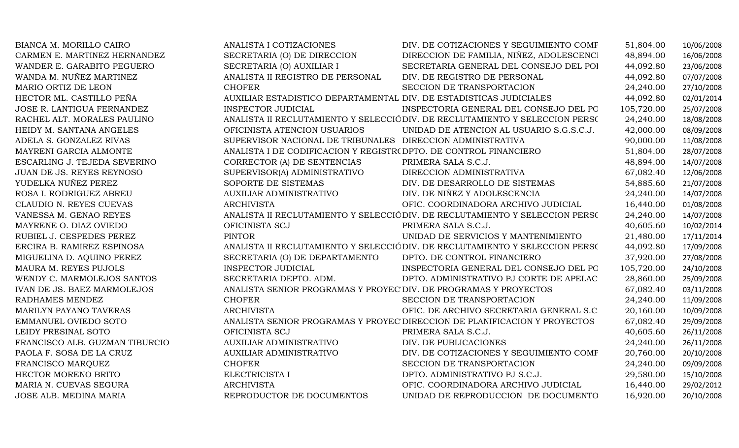| | | | | |
|---|---|---|---|---|
| BIANCA M. MORILLO CAIRO | ANALISTA I COTIZACIONES | DIV. DE COTIZACIONES Y SEGUIMIENTO COMF | 51,804.00 | 10/06/2008 |
| CARMEN E. MARTINEZ HERNANDEZ | SECRETARIA (O) DE DIRECCION | DIRECCION DE FAMILIA, NIÑEZ, ADOLESCENCI | 48,894.00 | 16/06/2008 |
| WANDER E. GARABITO PEGUERO | SECRETARIA (O) AUXILIAR I | SECRETARIA GENERAL DEL CONSEJO DEL POI | 44,092.80 | 23/06/2008 |
| WANDA M. NUÑEZ MARTINEZ | ANALISTA II REGISTRO DE PERSONAL | DIV. DE REGISTRO DE PERSONAL | 44,092.80 | 07/07/2008 |
| MARIO ORTIZ DE LEON | CHOFER | SECCION DE TRANSPORTACION | 24,240.00 | 27/10/2008 |
| HECTOR ML. CASTILLO PEÑA | AUXILIAR ESTADISTICO DEPARTAMENTAL | DIV. DE ESTADISTICAS JUDICIALES | 44,092.80 | 02/01/2014 |
| JOSE R. LANTIGUA FERNANDEZ | INSPECTOR JUDICIAL | INSPECTORIA GENERAL DEL CONSEJO DEL PO | 105,720.00 | 25/07/2008 |
| RACHEL ALT. MORALES PAULINO | ANALISTA II RECLUTAMIENTO Y SELECCIÓ | DIV. DE RECLUTAMIENTO Y SELECCION PERSC | 24,240.00 | 18/08/2008 |
| HEIDY M. SANTANA ANGELES | OFICINISTA ATENCION USUARIOS | UNIDAD DE ATENCION AL USUARIO S.G.S.C.J. | 42,000.00 | 08/09/2008 |
| ADELA S. GONZALEZ RIVAS | SUPERVISOR NACIONAL DE TRIBUNALES | DIRECCION ADMINISTRATIVA | 90,000.00 | 11/08/2008 |
| MAYRENI GARCIA ALMONTE | ANALISTA I DE CODIFICACION Y REGISTR( | DPTO. DE CONTROL FINANCIERO | 51,804.00 | 28/07/2008 |
| ESCARLING J. TEJEDA SEVERINO | CORRECTOR (A) DE SENTENCIAS | PRIMERA SALA S.C.J. | 48,894.00 | 14/07/2008 |
| JUAN DE JS. REYES REYNOSO | SUPERVISOR(A) ADMINISTRATIVO | DIRECCION ADMINISTRATIVA | 67,082.40 | 12/06/2008 |
| YUDELKA NUÑEZ PEREZ | SOPORTE DE SISTEMAS | DIV. DE DESARROLLO DE SISTEMAS | 54,885.60 | 21/07/2008 |
| ROSA I. RODRIGUEZ ABREU | AUXILIAR ADMINISTRATIVO | DIV. DE NIÑEZ Y ADOLESCENCIA | 24,240.00 | 14/07/2008 |
| CLAUDIO N. REYES CUEVAS | ARCHIVISTA | OFIC. COORDINADORA ARCHIVO JUDICIAL | 16,440.00 | 01/08/2008 |
| VANESSA M. GENAO REYES | ANALISTA II RECLUTAMIENTO Y SELECCIÓ | DIV. DE RECLUTAMIENTO Y SELECCION PERSC | 24,240.00 | 14/07/2008 |
| MAYRENE O. DIAZ OVIEDO | OFICINISTA SCJ | PRIMERA SALA S.C.J. | 40,605.60 | 10/02/2014 |
| RUBIEL J. CESPEDES PEREZ | PINTOR | UNIDAD DE SERVICIOS Y MANTENIMIENTO | 21,480.00 | 17/11/2014 |
| ERCIRA B. RAMIREZ ESPINOSA | ANALISTA II RECLUTAMIENTO Y SELECCIÓ | DIV. DE RECLUTAMIENTO Y SELECCION PERSC | 44,092.80 | 17/09/2008 |
| MIGUELINA D. AQUINO PEREZ | SECRETARIA (O) DE DEPARTAMENTO | DPTO. DE CONTROL FINANCIERO | 37,920.00 | 27/08/2008 |
| MAURA M. REYES PUJOLS | INSPECTOR JUDICIAL | INSPECTORIA GENERAL DEL CONSEJO DEL PO | 105,720.00 | 24/10/2008 |
| WENDY C. MARMOLEJOS SANTOS | SECRETARIA DEPTO. ADM. | DPTO. ADMINISTRATIVO PJ CORTE DE APELAC | 28,860.00 | 25/09/2008 |
| IVAN DE JS. BAEZ MARMOLEJOS | ANALISTA SENIOR PROGRAMAS Y PROYEC | DIV. DE PROGRAMAS Y PROYECTOS | 67,082.40 | 03/11/2008 |
| RADHAMES MENDEZ | CHOFER | SECCION DE TRANSPORTACION | 24,240.00 | 11/09/2008 |
| MARILYN PAYANO TAVERAS | ARCHIVISTA | OFIC. DE ARCHIVO SECRETARIA GENERAL S.C | 20,160.00 | 10/09/2008 |
| EMMANUEL OVIEDO SOTO | ANALISTA SENIOR PROGRAMAS Y PROYEC | DIRECCION DE PLANIFICACION Y PROYECTOS | 67,082.40 | 29/09/2008 |
| LEIDY PRESINAL SOTO | OFICINISTA SCJ | PRIMERA SALA S.C.J. | 40,605.60 | 26/11/2008 |
| FRANCISCO ALB. GUZMAN TIBURCIO | AUXILIAR ADMINISTRATIVO | DIV. DE PUBLICACIONES | 24,240.00 | 26/11/2008 |
| PAOLA F. SOSA DE LA CRUZ | AUXILIAR ADMINISTRATIVO | DIV. DE COTIZACIONES Y SEGUIMIENTO COMF | 20,760.00 | 20/10/2008 |
| FRANCISCO MARQUEZ | CHOFER | SECCION DE TRANSPORTACION | 24,240.00 | 09/09/2008 |
| HECTOR MORENO BRITO | ELECTRICISTA I | DPTO. ADMINISTRATIVO PJ S.C.J. | 29,580.00 | 15/10/2008 |
| MARIA N. CUEVAS SEGURA | ARCHIVISTA | OFIC. COORDINADORA ARCHIVO JUDICIAL | 16,440.00 | 29/02/2012 |
| JOSE ALB. MEDINA MARIA | REPRODUCTOR DE DOCUMENTOS | UNIDAD DE REPRODUCCION DE DOCUMENTO | 16,920.00 | 20/10/2008 |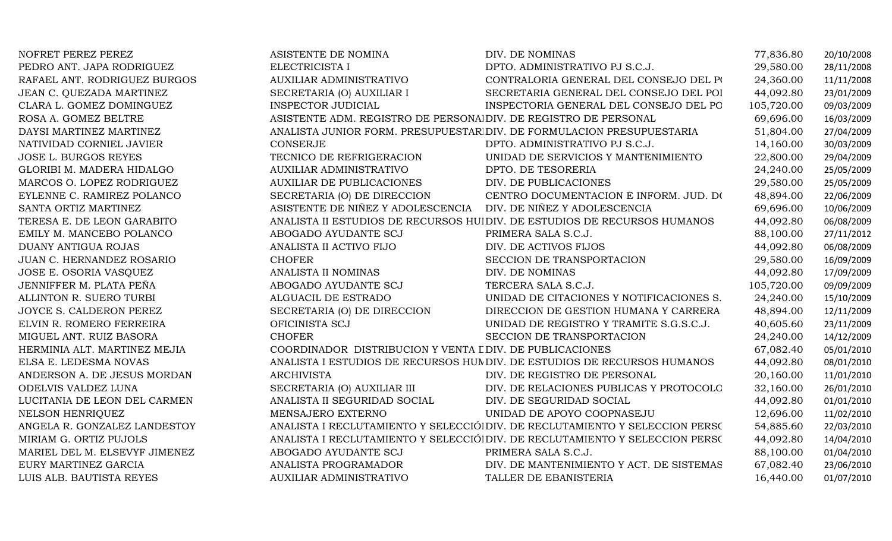| | | | | |
|---|---|---|---|---|
| NOFRET PEREZ PEREZ | ASISTENTE DE NOMINA | DIV. DE NOMINAS | 77,836.80 | 20/10/2008 |
| PEDRO ANT. JAPA RODRIGUEZ | ELECTRICISTA I | DPTO. ADMINISTRATIVO PJ S.C.J. | 29,580.00 | 28/11/2008 |
| RAFAEL ANT. RODRIGUEZ BURGOS | AUXILIAR ADMINISTRATIVO | CONTRALORIA GENERAL DEL CONSEJO DEL P( | 24,360.00 | 11/11/2008 |
| JEAN C. QUEZADA MARTINEZ | SECRETARIA (O) AUXILIAR I | SECRETARIA GENERAL DEL CONSEJO DEL POI | 44,092.80 | 23/01/2009 |
| CLARA L. GOMEZ DOMINGUEZ | INSPECTOR JUDICIAL | INSPECTORIA GENERAL DEL CONSEJO DEL PO | 105,720.00 | 09/03/2009 |
| ROSA A. GOMEZ BELTRE | ASISTENTE ADM. REGISTRO DE PERSONAI | DIV. DE REGISTRO DE PERSONAL | 69,696.00 | 16/03/2009 |
| DAYSI MARTINEZ MARTINEZ | ANALISTA JUNIOR FORM. PRESUPUESTARI | DIV. DE FORMULACION PRESUPUESTARIA | 51,804.00 | 27/04/2009 |
| NATIVIDAD CORNIEL JAVIER | CONSERJE | DPTO. ADMINISTRATIVO PJ S.C.J. | 14,160.00 | 30/03/2009 |
| JOSE L. BURGOS REYES | TECNICO DE REFRIGERACION | UNIDAD DE SERVICIOS Y MANTENIMIENTO | 22,800.00 | 29/04/2009 |
| GLORIBI M. MADERA HIDALGO | AUXILIAR ADMINISTRATIVO | DPTO. DE TESORERIA | 24,240.00 | 25/05/2009 |
| MARCOS O. LOPEZ RODRIGUEZ | AUXILIAR DE PUBLICACIONES | DIV. DE PUBLICACIONES | 29,580.00 | 25/05/2009 |
| EYLENNE C. RAMIREZ POLANCO | SECRETARIA (O) DE DIRECCION | CENTRO DOCUMENTACION E INFORM. JUD. D( | 48,894.00 | 22/06/2009 |
| SANTA ORTIZ MARTINEZ | ASISTENTE DE NIÑEZ Y ADOLESCENCIA | DIV. DE NIÑEZ Y ADOLESCENCIA | 69,696.00 | 10/06/2009 |
| TERESA E. DE LEON GARABITO | ANALISTA II ESTUDIOS DE RECURSOS HUI | DIV. DE ESTUDIOS DE RECURSOS HUMANOS | 44,092.80 | 06/08/2009 |
| EMILY M. MANCEBO POLANCO | ABOGADO AYUDANTE SCJ | PRIMERA SALA S.C.J. | 88,100.00 | 27/11/2012 |
| DUANY ANTIGUA ROJAS | ANALISTA II ACTIVO FIJO | DIV. DE ACTIVOS FIJOS | 44,092.80 | 06/08/2009 |
| JUAN C. HERNANDEZ ROSARIO | CHOFER | SECCION DE TRANSPORTACION | 29,580.00 | 16/09/2009 |
| JOSE E. OSORIA VASQUEZ | ANALISTA II NOMINAS | DIV. DE NOMINAS | 44,092.80 | 17/09/2009 |
| JENNIFFER M. PLATA PEÑA | ABOGADO AYUDANTE SCJ | TERCERA SALA S.C.J. | 105,720.00 | 09/09/2009 |
| ALLINTON R. SUERO TURBI | ALGUACIL DE ESTRADO | UNIDAD DE CITACIONES Y NOTIFICACIONES S. | 24,240.00 | 15/10/2009 |
| JOYCE S. CALDERON PEREZ | SECRETARIA (O) DE DIRECCION | DIRECCION DE GESTION HUMANA Y CARRERA | 48,894.00 | 12/11/2009 |
| ELVIN R. ROMERO FERREIRA | OFICINISTA SCJ | UNIDAD DE REGISTRO Y TRAMITE S.G.S.C.J. | 40,605.60 | 23/11/2009 |
| MIGUEL ANT. RUIZ BASORA | CHOFER | SECCION DE TRANSPORTACION | 24,240.00 | 14/12/2009 |
| HERMINIA ALT. MARTINEZ MEJIA | COORDINADOR DISTRIBUCION Y VENTA I | DIV. DE PUBLICACIONES | 67,082.40 | 05/01/2010 |
| ELSA E. LEDESMA NOVAS | ANALISTA I ESTUDIOS DE RECURSOS HUM | DIV. DE ESTUDIOS DE RECURSOS HUMANOS | 44,092.80 | 08/01/2010 |
| ANDERSON A. DE JESUS MORDAN | ARCHIVISTA | DIV. DE REGISTRO DE PERSONAL | 20,160.00 | 11/01/2010 |
| ODELVIS VALDEZ LUNA | SECRETARIA (O) AUXILIAR III | DIV. DE RELACIONES PUBLICAS Y PROTOCOLO | 32,160.00 | 26/01/2010 |
| LUCITANIA DE LEON DEL CARMEN | ANALISTA II SEGURIDAD SOCIAL | DIV. DE SEGURIDAD SOCIAL | 44,092.80 | 01/01/2010 |
| NELSON HENRIQUEZ | MENSAJERO EXTERNO | UNIDAD DE APOYO COOPNASEJU | 12,696.00 | 11/02/2010 |
| ANGELA R. GONZALEZ LANDESTOY | ANALISTA I RECLUTAMIENTO Y SELECCIÓI | DIV. DE RECLUTAMIENTO Y SELECCION PERS( | 54,885.60 | 22/03/2010 |
| MIRIAM G. ORTIZ PUJOLS | ANALISTA I RECLUTAMIENTO Y SELECCIÓI | DIV. DE RECLUTAMIENTO Y SELECCION PERS( | 44,092.80 | 14/04/2010 |
| MARIEL DEL M. ELSEVYF JIMENEZ | ABOGADO AYUDANTE SCJ | PRIMERA SALA S.C.J. | 88,100.00 | 01/04/2010 |
| EURY MARTINEZ GARCIA | ANALISTA PROGRAMADOR | DIV. DE MANTENIMIENTO Y ACT. DE SISTEMAS | 67,082.40 | 23/06/2010 |
| LUIS ALB. BAUTISTA REYES | AUXILIAR ADMINISTRATIVO | TALLER DE EBANISTERIA | 16,440.00 | 01/07/2010 |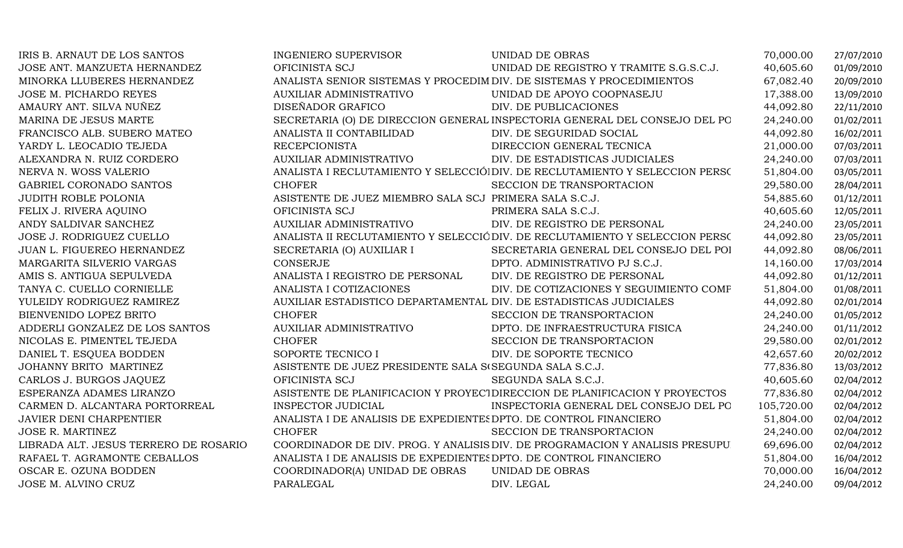| | | | | |
|---|---|---|---|---|
| IRIS B. ARNAUT DE LOS SANTOS | INGENIERO SUPERVISOR | UNIDAD DE OBRAS | 70,000.00 | 27/07/2010 |
| JOSE ANT. MANZUETA HERNANDEZ | OFICINISTA SCJ | UNIDAD DE REGISTRO Y TRAMITE S.G.S.C.J. | 40,605.60 | 01/09/2010 |
| MINORKA LLUBERES HERNANDEZ | ANALISTA SENIOR SISTEMAS Y PROCEDIM | DIV. DE SISTEMAS Y PROCEDIMIENTOS | 67,082.40 | 20/09/2010 |
| JOSE M. PICHARDO REYES | AUXILIAR ADMINISTRATIVO | UNIDAD DE APOYO COOPNASEJU | 17,388.00 | 13/09/2010 |
| AMAURY ANT. SILVA NUÑEZ | DISEÑADOR GRAFICO | DIV. DE PUBLICACIONES | 44,092.80 | 22/11/2010 |
| MARINA DE JESUS MARTE | SECRETARIA (O) DE DIRECCION GENERAL | INSPECTORIA GENERAL DEL CONSEJO DEL PO | 24,240.00 | 01/02/2011 |
| FRANCISCO ALB. SUBERO MATEO | ANALISTA II CONTABILIDAD | DIV. DE SEGURIDAD SOCIAL | 44,092.80 | 16/02/2011 |
| YARDY L. LEOCADIO TEJEDA | RECEPCIONISTA | DIRECCION GENERAL TECNICA | 21,000.00 | 07/03/2011 |
| ALEXANDRA N. RUIZ CORDERO | AUXILIAR ADMINISTRATIVO | DIV. DE ESTADISTICAS JUDICIALES | 24,240.00 | 07/03/2011 |
| NERVA N. WOSS VALERIO | ANALISTA I RECLUTAMIENTO Y SELECCIÓI | DIV. DE RECLUTAMIENTO Y SELECCION PERSC | 51,804.00 | 03/05/2011 |
| GABRIEL CORONADO SANTOS | CHOFER | SECCION DE TRANSPORTACION | 29,580.00 | 28/04/2011 |
| JUDITH ROBLE POLONIA | ASISTENTE DE JUEZ MIEMBRO SALA SCJ | PRIMERA SALA S.C.J. | 54,885.60 | 01/12/2011 |
| FELIX J. RIVERA AQUINO | OFICINISTA SCJ | PRIMERA SALA S.C.J. | 40,605.60 | 12/05/2011 |
| ANDY SALDIVAR SANCHEZ | AUXILIAR ADMINISTRATIVO | DIV. DE REGISTRO DE PERSONAL | 24,240.00 | 23/05/2011 |
| JOSE J. RODRIGUEZ CUELLO | ANALISTA II RECLUTAMIENTO Y SELECCIÓ | DIV. DE RECLUTAMIENTO Y SELECCION PERSC | 44,092.80 | 23/05/2011 |
| JUAN L. FIGUEREO HERNANDEZ | SECRETARIA (O) AUXILIAR I | SECRETARIA GENERAL DEL CONSEJO DEL POI | 44,092.80 | 08/06/2011 |
| MARGARITA SILVERIO VARGAS | CONSERJE | DPTO. ADMINISTRATIVO PJ S.C.J. | 14,160.00 | 17/03/2014 |
| AMIS S. ANTIGUA SEPULVEDA | ANALISTA I REGISTRO DE PERSONAL | DIV. DE REGISTRO DE PERSONAL | 44,092.80 | 01/12/2011 |
| TANYA C. CUELLO CORNIELLE | ANALISTA I COTIZACIONES | DIV. DE COTIZACIONES Y SEGUIMIENTO COMF | 51,804.00 | 01/08/2011 |
| YULEIDY RODRIGUEZ RAMIREZ | AUXILIAR ESTADISTICO DEPARTAMENTAL | DIV. DE ESTADISTICAS JUDICIALES | 44,092.80 | 02/01/2014 |
| BIENVENIDO LOPEZ BRITO | CHOFER | SECCION DE TRANSPORTACION | 24,240.00 | 01/05/2012 |
| ADDERLI GONZALEZ DE LOS SANTOS | AUXILIAR ADMINISTRATIVO | DPTO. DE INFRAESTRUCTURA FISICA | 24,240.00 | 01/11/2012 |
| NICOLAS E. PIMENTEL TEJEDA | CHOFER | SECCION DE TRANSPORTACION | 29,580.00 | 02/01/2012 |
| DANIEL T. ESQUEA BODDEN | SOPORTE TECNICO I | DIV. DE SOPORTE TECNICO | 42,657.60 | 20/02/2012 |
| JOHANNY BRITO MARTINEZ | ASISTENTE DE JUEZ PRESIDENTE SALA S( | SEGUNDA SALA S.C.J. | 77,836.80 | 13/03/2012 |
| CARLOS J. BURGOS JAQUEZ | OFICINISTA SCJ | SEGUNDA SALA S.C.J. | 40,605.60 | 02/04/2012 |
| ESPERANZA ADAMES LIRANZO | ASISTENTE DE PLANIFICACION Y PROYECT | DIRECCION DE PLANIFICACION Y PROYECTOS | 77,836.80 | 02/04/2012 |
| CARMEN D. ALCANTARA PORTORREAL | INSPECTOR JUDICIAL | INSPECTORIA GENERAL DEL CONSEJO DEL PO | 105,720.00 | 02/04/2012 |
| JAVIER DENI CHARPENTIER | ANALISTA I DE ANALISIS DE EXPEDIENTES | DPTO. DE CONTROL FINANCIERO | 51,804.00 | 02/04/2012 |
| JOSE R. MARTINEZ | CHOFER | SECCION DE TRANSPORTACION | 24,240.00 | 02/04/2012 |
| LIBRADA ALT. JESUS TERRERO DE ROSARIO | COORDINADOR DE DIV. PROG. Y ANALISIS | DIV. DE PROGRAMACION Y ANALISIS PRESUPU | 69,696.00 | 02/04/2012 |
| RAFAEL T. AGRAMONTE CEBALLOS | ANALISTA I DE ANALISIS DE EXPEDIENTES | DPTO. DE CONTROL FINANCIERO | 51,804.00 | 16/04/2012 |
| OSCAR E. OZUNA BODDEN | COORDINADOR(A) UNIDAD DE OBRAS | UNIDAD DE OBRAS | 70,000.00 | 16/04/2012 |
| JOSE M. ALVINO CRUZ | PARALEGAL | DIV. LEGAL | 24,240.00 | 09/04/2012 |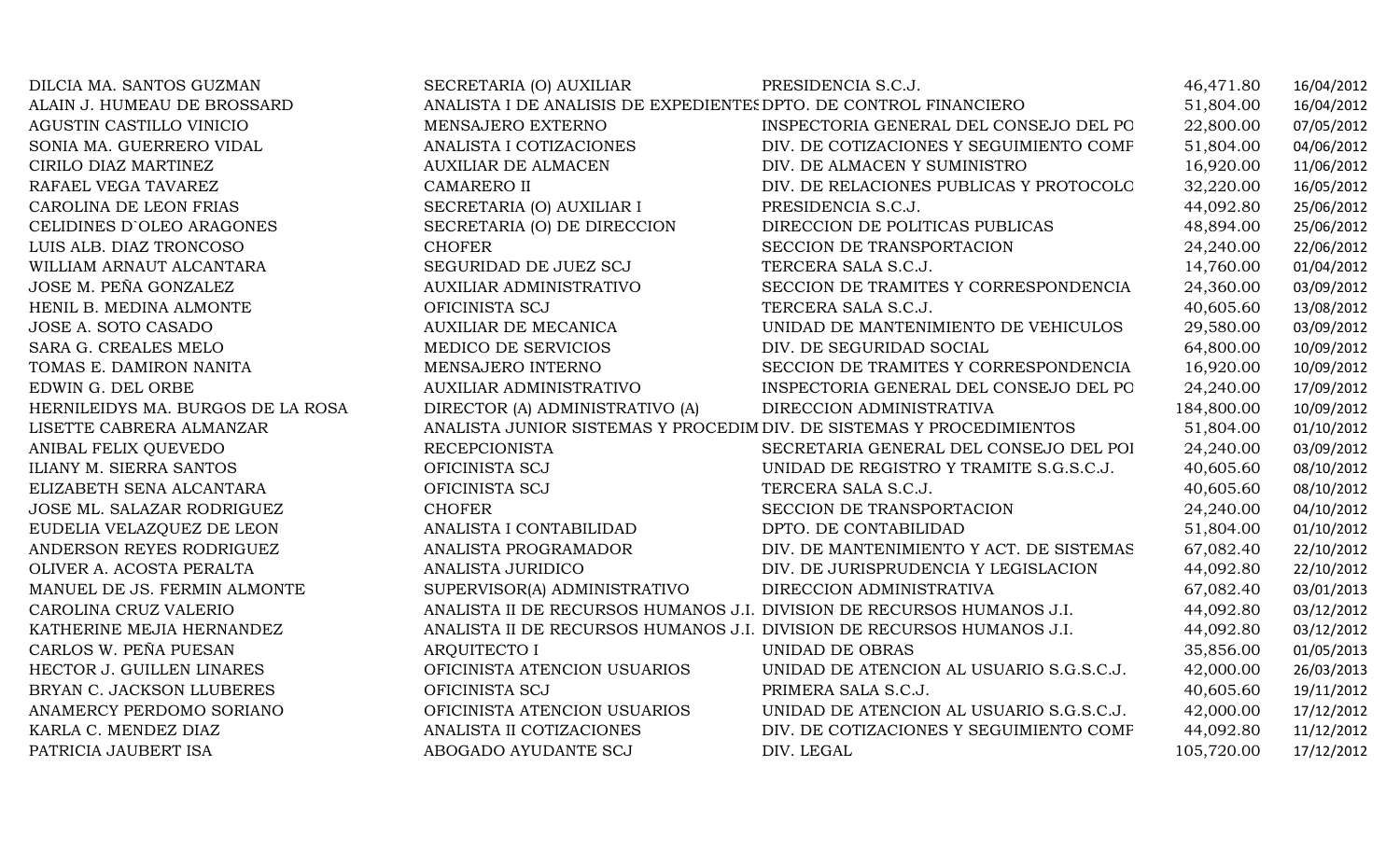| | | | | |
|---|---|---|---|---|
| DILCIA MA. SANTOS GUZMAN | SECRETARIA (O) AUXILIAR | PRESIDENCIA S.C.J. | 46,471.80 | 16/04/2012 |
| ALAIN J. HUMEAU DE BROSSARD | ANALISTA I DE ANALISIS DE EXPEDIENTES | DPTO. DE CONTROL FINANCIERO | 51,804.00 | 16/04/2012 |
| AGUSTIN CASTILLO VINICIO | MENSAJERO EXTERNO | INSPECTORIA GENERAL DEL CONSEJO DEL PO | 22,800.00 | 07/05/2012 |
| SONIA MA. GUERRERO VIDAL | ANALISTA I COTIZACIONES | DIV. DE COTIZACIONES Y SEGUIMIENTO COMF | 51,804.00 | 04/06/2012 |
| CIRILO DIAZ MARTINEZ | AUXILIAR DE ALMACEN | DIV. DE ALMACEN Y SUMINISTRO | 16,920.00 | 11/06/2012 |
| RAFAEL VEGA TAVAREZ | CAMARERO II | DIV. DE RELACIONES PUBLICAS Y PROTOCOLO | 32,220.00 | 16/05/2012 |
| CAROLINA DE LEON FRIAS | SECRETARIA (O) AUXILIAR I | PRESIDENCIA S.C.J. | 44,092.80 | 25/06/2012 |
| CELIDINES D`OLEO ARAGONES | SECRETARIA (O) DE DIRECCION | DIRECCION DE POLITICAS PUBLICAS | 48,894.00 | 25/06/2012 |
| LUIS ALB. DIAZ TRONCOSO | CHOFER | SECCION DE TRANSPORTACION | 24,240.00 | 22/06/2012 |
| WILLIAM ARNAUT ALCANTARA | SEGURIDAD DE JUEZ SCJ | TERCERA SALA S.C.J. | 14,760.00 | 01/04/2012 |
| JOSE M. PEÑA GONZALEZ | AUXILIAR ADMINISTRATIVO | SECCION DE TRAMITES Y CORRESPONDENCIA | 24,360.00 | 03/09/2012 |
| HENIL B. MEDINA ALMONTE | OFICINISTA SCJ | TERCERA SALA S.C.J. | 40,605.60 | 13/08/2012 |
| JOSE A. SOTO CASADO | AUXILIAR DE MECANICA | UNIDAD DE MANTENIMIENTO DE VEHICULOS | 29,580.00 | 03/09/2012 |
| SARA G. CREALES MELO | MEDICO DE SERVICIOS | DIV. DE SEGURIDAD SOCIAL | 64,800.00 | 10/09/2012 |
| TOMAS E. DAMIRON NANITA | MENSAJERO INTERNO | SECCION DE TRAMITES Y CORRESPONDENCIA | 16,920.00 | 10/09/2012 |
| EDWIN G. DEL ORBE | AUXILIAR ADMINISTRATIVO | INSPECTORIA GENERAL DEL CONSEJO DEL PO | 24,240.00 | 17/09/2012 |
| HERNILEIDYS MA. BURGOS DE LA ROSA | DIRECTOR (A) ADMINISTRATIVO (A) | DIRECCION ADMINISTRATIVA | 184,800.00 | 10/09/2012 |
| LISETTE CABRERA ALMANZAR | ANALISTA JUNIOR SISTEMAS Y PROCEDIM | DIV. DE SISTEMAS Y PROCEDIMIENTOS | 51,804.00 | 01/10/2012 |
| ANIBAL FELIX QUEVEDO | RECEPCIONISTA | SECRETARIA GENERAL DEL CONSEJO DEL POI | 24,240.00 | 03/09/2012 |
| ILIANY M. SIERRA SANTOS | OFICINISTA SCJ | UNIDAD DE REGISTRO Y TRAMITE S.G.S.C.J. | 40,605.60 | 08/10/2012 |
| ELIZABETH SENA ALCANTARA | OFICINISTA SCJ | TERCERA SALA S.C.J. | 40,605.60 | 08/10/2012 |
| JOSE ML. SALAZAR RODRIGUEZ | CHOFER | SECCION DE TRANSPORTACION | 24,240.00 | 04/10/2012 |
| EUDELIA VELAZQUEZ DE LEON | ANALISTA I CONTABILIDAD | DPTO. DE CONTABILIDAD | 51,804.00 | 01/10/2012 |
| ANDERSON REYES RODRIGUEZ | ANALISTA PROGRAMADOR | DIV. DE MANTENIMIENTO Y ACT. DE SISTEMAS | 67,082.40 | 22/10/2012 |
| OLIVER A. ACOSTA PERALTA | ANALISTA JURIDICO | DIV. DE JURISPRUDENCIA Y LEGISLACION | 44,092.80 | 22/10/2012 |
| MANUEL DE JS. FERMIN ALMONTE | SUPERVISOR(A) ADMINISTRATIVO | DIRECCION ADMINISTRATIVA | 67,082.40 | 03/01/2013 |
| CAROLINA CRUZ VALERIO | ANALISTA II DE RECURSOS HUMANOS J.I. | DIVISION DE RECURSOS HUMANOS J.I. | 44,092.80 | 03/12/2012 |
| KATHERINE MEJIA HERNANDEZ | ANALISTA II DE RECURSOS HUMANOS J.I. | DIVISION DE RECURSOS HUMANOS J.I. | 44,092.80 | 03/12/2012 |
| CARLOS W. PEÑA PUESAN | ARQUITECTO I | UNIDAD DE OBRAS | 35,856.00 | 01/05/2013 |
| HECTOR J. GUILLEN LINARES | OFICINISTA ATENCION USUARIOS | UNIDAD DE ATENCION AL USUARIO S.G.S.C.J. | 42,000.00 | 26/03/2013 |
| BRYAN C. JACKSON LLUBERES | OFICINISTA SCJ | PRIMERA SALA S.C.J. | 40,605.60 | 19/11/2012 |
| ANAMERCY PERDOMO SORIANO | OFICINISTA ATENCION USUARIOS | UNIDAD DE ATENCION AL USUARIO S.G.S.C.J. | 42,000.00 | 17/12/2012 |
| KARLA C. MENDEZ DIAZ | ANALISTA II COTIZACIONES | DIV. DE COTIZACIONES Y SEGUIMIENTO COMF | 44,092.80 | 11/12/2012 |
| PATRICIA JAUBERT ISA | ABOGADO AYUDANTE SCJ | DIV. LEGAL | 105,720.00 | 17/12/2012 |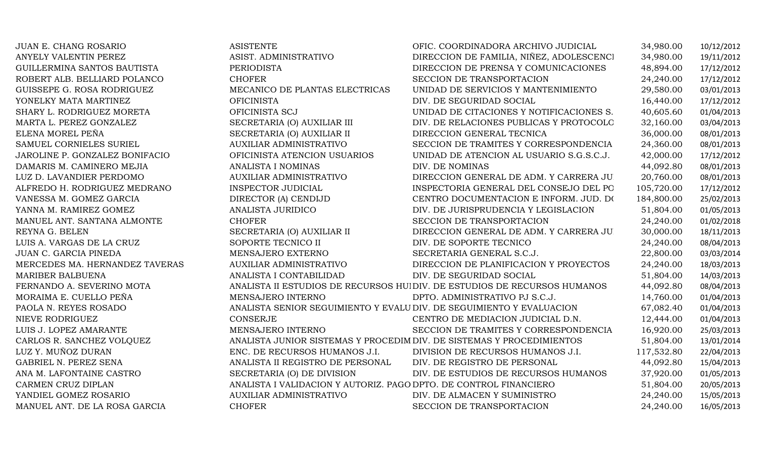| | | | | |
|---|---|---|---|---|
| JUAN E. CHANG ROSARIO | ASISTENTE | OFIC. COORDINADORA ARCHIVO JUDICIAL | 34,980.00 | 10/12/2012 |
| ANYELY VALENTIN PEREZ | ASIST. ADMINISTRATIVO | DIRECCION DE FAMILIA, NIÑEZ, ADOLESCENCI | 34,980.00 | 19/11/2012 |
| GUILLERMINA SANTOS BAUTISTA | PERIODISTA | DIRECCION DE PRENSA Y COMUNICACIONES | 48,894.00 | 17/12/2012 |
| ROBERT ALB. BELLIARD POLANCO | CHOFER | SECCION DE TRANSPORTACION | 24,240.00 | 17/12/2012 |
| GUISSEPE G. ROSA RODRIGUEZ | MECANICO DE PLANTAS ELECTRICAS | UNIDAD DE SERVICIOS Y MANTENIMIENTO | 29,580.00 | 03/01/2013 |
| YONELKY MATA MARTINEZ | OFICINISTA | DIV. DE SEGURIDAD SOCIAL | 16,440.00 | 17/12/2012 |
| SHARY L. RODRIGUEZ MORETA | OFICINISTA SCJ | UNIDAD DE CITACIONES Y NOTIFICACIONES S. | 40,605.60 | 01/04/2013 |
| MARTA L. PEREZ GONZALEZ | SECRETARIA (O) AUXILIAR III | DIV. DE RELACIONES PUBLICAS Y PROTOCOLO | 32,160.00 | 03/04/2013 |
| ELENA MOREL PEÑA | SECRETARIA (O) AUXILIAR II | DIRECCION GENERAL TECNICA | 36,000.00 | 08/01/2013 |
| SAMUEL CORNIELES SURIEL | AUXILIAR ADMINISTRATIVO | SECCION DE TRAMITES Y CORRESPONDENCIA | 24,360.00 | 08/01/2013 |
| JAROLINE P. GONZALEZ BONIFACIO | OFICINISTA ATENCION USUARIOS | UNIDAD DE ATENCION AL USUARIO S.G.S.C.J. | 42,000.00 | 17/12/2012 |
| DAMARIS M. CAMINERO MEJIA | ANALISTA I NOMINAS | DIV. DE NOMINAS | 44,092.80 | 08/01/2013 |
| LUZ D. LAVANDIER PERDOMO | AUXILIAR ADMINISTRATIVO | DIRECCION GENERAL DE ADM. Y CARRERA JU | 20,760.00 | 08/01/2013 |
| ALFREDO H. RODRIGUEZ MEDRANO | INSPECTOR JUDICIAL | INSPECTORIA GENERAL DEL CONSEJO DEL PO | 105,720.00 | 17/12/2012 |
| VANESSA M. GOMEZ GARCIA | DIRECTOR (A) CENDIJD | CENTRO DOCUMENTACION E INFORM. JUD. D( | 184,800.00 | 25/02/2013 |
| YANNA M. RAMIREZ GOMEZ | ANALISTA JURIDICO | DIV. DE JURISPRUDENCIA Y LEGISLACION | 51,804.00 | 01/05/2013 |
| MANUEL ANT. SANTANA ALMONTE | CHOFER | SECCION DE TRANSPORTACION | 24,240.00 | 01/02/2018 |
| REYNA G. BELEN | SECRETARIA (O) AUXILIAR II | DIRECCION GENERAL DE ADM. Y CARRERA JU | 30,000.00 | 18/11/2013 |
| LUIS A. VARGAS DE LA CRUZ | SOPORTE TECNICO II | DIV. DE SOPORTE TECNICO | 24,240.00 | 08/04/2013 |
| JUAN C. GARCIA PINEDA | MENSAJERO EXTERNO | SECRETARIA GENERAL S.C.J. | 22,800.00 | 03/03/2014 |
| MERCEDES MA. HERNANDEZ TAVERAS | AUXILIAR ADMINISTRATIVO | DIRECCION DE PLANIFICACION Y PROYECTOS | 24,240.00 | 18/03/2013 |
| MARIBER BALBUENA | ANALISTA I CONTABILIDAD | DIV. DE SEGURIDAD SOCIAL | 51,804.00 | 14/03/2013 |
| FERNANDO A. SEVERINO MOTA | ANALISTA II ESTUDIOS DE RECURSOS HU | DIV. DE ESTUDIOS DE RECURSOS HUMANOS | 44,092.80 | 08/04/2013 |
| MORAIMA E. CUELLO PEÑA | MENSAJERO INTERNO | DPTO. ADMINISTRATIVO PJ S.C.J. | 14,760.00 | 01/04/2013 |
| PAOLA N. REYES ROSADO | ANALISTA SENIOR SEGUIMIENTO Y EVALU | DIV. DE SEGUIMIENTO Y EVALUACION | 67,082.40 | 01/04/2013 |
| NIEVE RODRIGUEZ | CONSERJE | CENTRO DE MEDIACION JUDICIAL D.N. | 12,444.00 | 01/04/2013 |
| LUIS J. LOPEZ AMARANTE | MENSAJERO INTERNO | SECCION DE TRAMITES Y CORRESPONDENCIA | 16,920.00 | 25/03/2013 |
| CARLOS R. SANCHEZ VOLQUEZ | ANALISTA JUNIOR SISTEMAS Y PROCEDIM | DIV. DE SISTEMAS Y PROCEDIMIENTOS | 51,804.00 | 13/01/2014 |
| LUZ Y. MUÑOZ DURAN | ENC. DE RECURSOS HUMANOS J.I. | DIVISION DE RECURSOS HUMANOS J.I. | 117,532.80 | 22/04/2013 |
| GABRIEL N. PEREZ SENA | ANALISTA II REGISTRO DE PERSONAL | DIV. DE REGISTRO DE PERSONAL | 44,092.80 | 15/04/2013 |
| ANA M. LAFONTAINE CASTRO | SECRETARIA (O) DE DIVISION | DIV. DE ESTUDIOS DE RECURSOS HUMANOS | 37,920.00 | 01/05/2013 |
| CARMEN CRUZ DIPLAN | ANALISTA I VALIDACION Y AUTORIZ. PAGO | DPTO. DE CONTROL FINANCIERO | 51,804.00 | 20/05/2013 |
| YANDIEL GOMEZ ROSARIO | AUXILIAR ADMINISTRATIVO | DIV. DE ALMACEN Y SUMINISTRO | 24,240.00 | 15/05/2013 |
| MANUEL ANT. DE LA ROSA GARCIA | CHOFER | SECCION DE TRANSPORTACION | 24,240.00 | 16/05/2013 |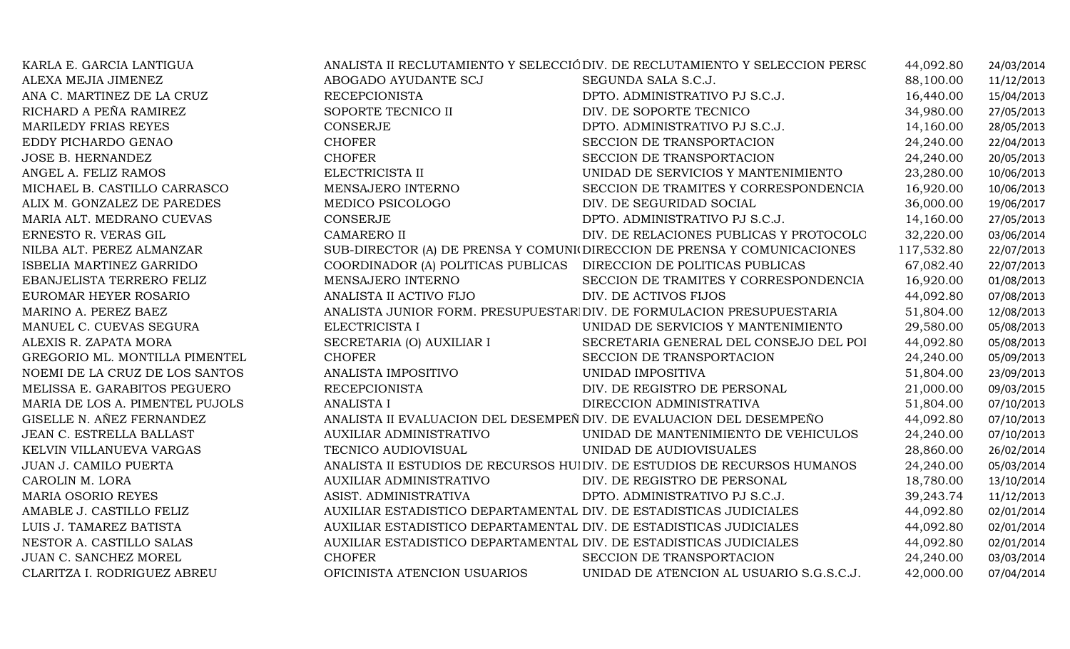| | | | | |
|---|---|---|---|---|
| KARLA E. GARCIA LANTIGUA | ANALISTA II RECLUTAMIENTO Y SELECCIÓ | DIV. DE RECLUTAMIENTO Y SELECCION PERSO | 44,092.80 | 24/03/2014 |
| ALEXA MEJIA JIMENEZ | ABOGADO AYUDANTE SCJ | SEGUNDA SALA S.C.J. | 88,100.00 | 11/12/2013 |
| ANA C. MARTINEZ DE LA CRUZ | RECEPCIONISTA | DPTO. ADMINISTRATIVO PJ S.C.J. | 16,440.00 | 15/04/2013 |
| RICHARD A PEÑA RAMIREZ | SOPORTE TECNICO II | DIV. DE SOPORTE TECNICO | 34,980.00 | 27/05/2013 |
| MARILEDY FRIAS REYES | CONSERJE | DPTO. ADMINISTRATIVO PJ S.C.J. | 14,160.00 | 28/05/2013 |
| EDDY PICHARDO GENAO | CHOFER | SECCION DE TRANSPORTACION | 24,240.00 | 22/04/2013 |
| JOSE B. HERNANDEZ | CHOFER | SECCION DE TRANSPORTACION | 24,240.00 | 20/05/2013 |
| ANGEL A. FELIZ RAMOS | ELECTRICISTA II | UNIDAD DE SERVICIOS Y MANTENIMIENTO | 23,280.00 | 10/06/2013 |
| MICHAEL B. CASTILLO CARRASCO | MENSAJERO INTERNO | SECCION DE TRAMITES Y CORRESPONDENCIA | 16,920.00 | 10/06/2013 |
| ALIX M. GONZALEZ DE PAREDES | MEDICO PSICOLOGO | DIV. DE SEGURIDAD SOCIAL | 36,000.00 | 19/06/2017 |
| MARIA ALT. MEDRANO CUEVAS | CONSERJE | DPTO. ADMINISTRATIVO PJ S.C.J. | 14,160.00 | 27/05/2013 |
| ERNESTO R. VERAS GIL | CAMARERO II | DIV. DE RELACIONES PUBLICAS Y PROTOCOLO | 32,220.00 | 03/06/2014 |
| NILBA ALT. PEREZ ALMANZAR | SUB-DIRECTOR (A) DE PRENSA Y COMUNI | DIRECCION DE PRENSA Y COMUNICACIONES | 117,532.80 | 22/07/2013 |
| ISBELIA MARTINEZ GARRIDO | COORDINADOR (A) POLITICAS PUBLICAS | DIRECCION DE POLITICAS PUBLICAS | 67,082.40 | 22/07/2013 |
| EBANJELISTA TERRERO FELIZ | MENSAJERO INTERNO | SECCION DE TRAMITES Y CORRESPONDENCIA | 16,920.00 | 01/08/2013 |
| EUROMAR HEYER ROSARIO | ANALISTA II ACTIVO FIJO | DIV. DE ACTIVOS FIJOS | 44,092.80 | 07/08/2013 |
| MARINO A. PEREZ BAEZ | ANALISTA JUNIOR FORM. PRESUPUESTARI | DIV. DE FORMULACION PRESUPUESTARIA | 51,804.00 | 12/08/2013 |
| MANUEL C. CUEVAS SEGURA | ELECTRICISTA I | UNIDAD DE SERVICIOS Y MANTENIMIENTO | 29,580.00 | 05/08/2013 |
| ALEXIS R. ZAPATA MORA | SECRETARIA (O) AUXILIAR I | SECRETARIA GENERAL DEL CONSEJO DEL POI | 44,092.80 | 05/08/2013 |
| GREGORIO ML. MONTILLA PIMENTEL | CHOFER | SECCION DE TRANSPORTACION | 24,240.00 | 05/09/2013 |
| NOEMI DE LA CRUZ DE LOS SANTOS | ANALISTA IMPOSITIVO | UNIDAD IMPOSITIVA | 51,804.00 | 23/09/2013 |
| MELISSA E. GARABITOS PEGUERO | RECEPCIONISTA | DIV. DE REGISTRO DE PERSONAL | 21,000.00 | 09/03/2015 |
| MARIA DE LOS A. PIMENTEL PUJOLS | ANALISTA I | DIRECCION ADMINISTRATIVA | 51,804.00 | 07/10/2013 |
| GISELLE N. AÑEZ FERNANDEZ | ANALISTA II EVALUACION DEL DESEMPEÑ | DIV. DE EVALUACION DEL DESEMPEÑO | 44,092.80 | 07/10/2013 |
| JEAN C. ESTRELLA BALLAST | AUXILIAR ADMINISTRATIVO | UNIDAD DE MANTENIMIENTO DE VEHICULOS | 24,240.00 | 07/10/2013 |
| KELVIN VILLANUEVA VARGAS | TECNICO AUDIOVISUAL | UNIDAD DE AUDIOVISUALES | 28,860.00 | 26/02/2014 |
| JUAN J. CAMILO PUERTA | ANALISTA II ESTUDIOS DE RECURSOS HU | DIV. DE ESTUDIOS DE RECURSOS HUMANOS | 24,240.00 | 05/03/2014 |
| CAROLIN M. LORA | AUXILIAR ADMINISTRATIVO | DIV. DE REGISTRO DE PERSONAL | 18,780.00 | 13/10/2014 |
| MARIA OSORIO REYES | ASIST. ADMINISTRATIVA | DPTO. ADMINISTRATIVO PJ S.C.J. | 39,243.74 | 11/12/2013 |
| AMABLE J. CASTILLO FELIZ | AUXILIAR ESTADISTICO DEPARTAMENTAL | DIV. DE ESTADISTICAS JUDICIALES | 44,092.80 | 02/01/2014 |
| LUIS J. TAMAREZ BATISTA | AUXILIAR ESTADISTICO DEPARTAMENTAL | DIV. DE ESTADISTICAS JUDICIALES | 44,092.80 | 02/01/2014 |
| NESTOR A. CASTILLO SALAS | AUXILIAR ESTADISTICO DEPARTAMENTAL | DIV. DE ESTADISTICAS JUDICIALES | 44,092.80 | 02/01/2014 |
| JUAN C. SANCHEZ MOREL | CHOFER | SECCION DE TRANSPORTACION | 24,240.00 | 03/03/2014 |
| CLARITZA I. RODRIGUEZ ABREU | OFICINISTA ATENCION USUARIOS | UNIDAD DE ATENCION AL USUARIO S.G.S.C.J. | 42,000.00 | 07/04/2014 |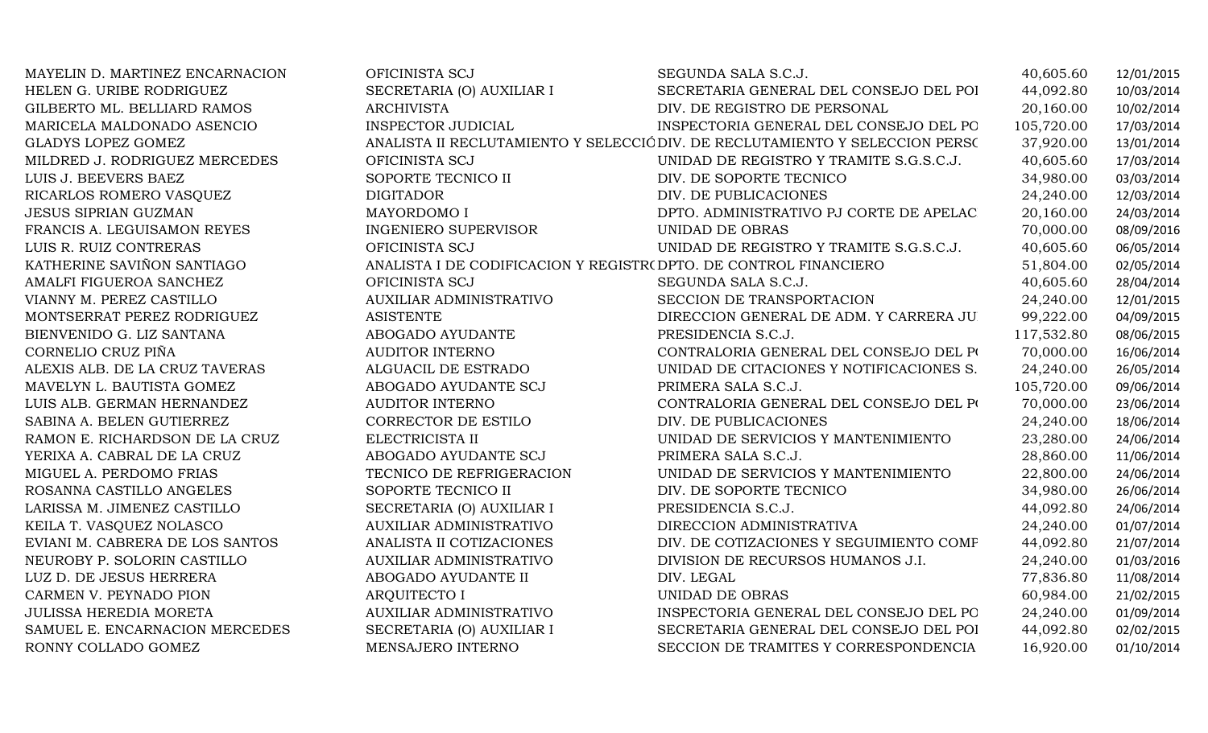| | | | | |
|---|---|---|---|---|
| MAYELIN D. MARTINEZ ENCARNACION | OFICINISTA SCJ | SEGUNDA SALA S.C.J. | 40,605.60 | 12/01/2015 |
| HELEN G. URIBE RODRIGUEZ | SECRETARIA (O) AUXILIAR I | SECRETARIA GENERAL DEL CONSEJO DEL POI | 44,092.80 | 10/03/2014 |
| GILBERTO ML. BELLIARD RAMOS | ARCHIVISTA | DIV. DE REGISTRO DE PERSONAL | 20,160.00 | 10/02/2014 |
| MARICELA MALDONADO ASENCIO | INSPECTOR JUDICIAL | INSPECTORIA GENERAL DEL CONSEJO DEL PO | 105,720.00 | 17/03/2014 |
| GLADYS LOPEZ GOMEZ | ANALISTA II RECLUTAMIENTO Y SELECCIÓ | DIV. DE RECLUTAMIENTO Y SELECCION PERSO | 37,920.00 | 13/01/2014 |
| MILDRED J. RODRIGUEZ MERCEDES | OFICINISTA SCJ | UNIDAD DE REGISTRO Y TRAMITE S.G.S.C.J. | 40,605.60 | 17/03/2014 |
| LUIS J. BEEVERS BAEZ | SOPORTE TECNICO II | DIV. DE SOPORTE TECNICO | 34,980.00 | 03/03/2014 |
| RICARLOS ROMERO VASQUEZ | DIGITADOR | DIV. DE PUBLICACIONES | 24,240.00 | 12/03/2014 |
| JESUS SIPRIAN GUZMAN | MAYORDOMO I | DPTO. ADMINISTRATIVO PJ CORTE DE APELAC | 20,160.00 | 24/03/2014 |
| FRANCIS A. LEGUISAMON REYES | INGENIERO SUPERVISOR | UNIDAD DE OBRAS | 70,000.00 | 08/09/2016 |
| LUIS R. RUIZ CONTRERAS | OFICINISTA SCJ | UNIDAD DE REGISTRO Y TRAMITE S.G.S.C.J. | 40,605.60 | 06/05/2014 |
| KATHERINE SAVIÑON SANTIAGO | ANALISTA I DE CODIFICACION Y REGISTR( | DPTO. DE CONTROL FINANCIERO | 51,804.00 | 02/05/2014 |
| AMALFI FIGUEROA SANCHEZ | OFICINISTA SCJ | SEGUNDA SALA S.C.J. | 40,605.60 | 28/04/2014 |
| VIANNY M. PEREZ CASTILLO | AUXILIAR ADMINISTRATIVO | SECCION DE TRANSPORTACION | 24,240.00 | 12/01/2015 |
| MONTSERRAT PEREZ RODRIGUEZ | ASISTENTE | DIRECCION GENERAL DE ADM. Y CARRERA JU | 99,222.00 | 04/09/2015 |
| BIENVENIDO G. LIZ SANTANA | ABOGADO AYUDANTE | PRESIDENCIA S.C.J. | 117,532.80 | 08/06/2015 |
| CORNELIO CRUZ PIÑA | AUDITOR INTERNO | CONTRALORIA GENERAL DEL CONSEJO DEL P( | 70,000.00 | 16/06/2014 |
| ALEXIS ALB. DE LA CRUZ TAVERAS | ALGUACIL DE ESTRADO | UNIDAD DE CITACIONES Y NOTIFICACIONES S. | 24,240.00 | 26/05/2014 |
| MAVELYN L. BAUTISTA GOMEZ | ABOGADO AYUDANTE SCJ | PRIMERA SALA S.C.J. | 105,720.00 | 09/06/2014 |
| LUIS ALB. GERMAN HERNANDEZ | AUDITOR INTERNO | CONTRALORIA GENERAL DEL CONSEJO DEL P( | 70,000.00 | 23/06/2014 |
| SABINA A. BELEN GUTIERREZ | CORRECTOR DE ESTILO | DIV. DE PUBLICACIONES | 24,240.00 | 18/06/2014 |
| RAMON E. RICHARDSON DE LA CRUZ | ELECTRICISTA II | UNIDAD DE SERVICIOS Y MANTENIMIENTO | 23,280.00 | 24/06/2014 |
| YERIXA A. CABRAL DE LA CRUZ | ABOGADO AYUDANTE SCJ | PRIMERA SALA S.C.J. | 28,860.00 | 11/06/2014 |
| MIGUEL A. PERDOMO FRIAS | TECNICO DE REFRIGERACION | UNIDAD DE SERVICIOS Y MANTENIMIENTO | 22,800.00 | 24/06/2014 |
| ROSANNA CASTILLO ANGELES | SOPORTE TECNICO II | DIV. DE SOPORTE TECNICO | 34,980.00 | 26/06/2014 |
| LARISSA M. JIMENEZ CASTILLO | SECRETARIA (O) AUXILIAR I | PRESIDENCIA S.C.J. | 44,092.80 | 24/06/2014 |
| KEILA T. VASQUEZ NOLASCO | AUXILIAR ADMINISTRATIVO | DIRECCION ADMINISTRATIVA | 24,240.00 | 01/07/2014 |
| EVIANI M. CABRERA DE LOS SANTOS | ANALISTA II COTIZACIONES | DIV. DE COTIZACIONES Y SEGUIMIENTO COMF | 44,092.80 | 21/07/2014 |
| NEUROBY P. SOLORIN CASTILLO | AUXILIAR ADMINISTRATIVO | DIVISION DE RECURSOS HUMANOS J.I. | 24,240.00 | 01/03/2016 |
| LUZ D. DE JESUS HERRERA | ABOGADO AYUDANTE II | DIV. LEGAL | 77,836.80 | 11/08/2014 |
| CARMEN V. PEYNADO PION | ARQUITECTO I | UNIDAD DE OBRAS | 60,984.00 | 21/02/2015 |
| JULISSA HEREDIA MORETA | AUXILIAR ADMINISTRATIVO | INSPECTORIA GENERAL DEL CONSEJO DEL PO | 24,240.00 | 01/09/2014 |
| SAMUEL E. ENCARNACION MERCEDES | SECRETARIA (O) AUXILIAR I | SECRETARIA GENERAL DEL CONSEJO DEL POI | 44,092.80 | 02/02/2015 |
| RONNY COLLADO GOMEZ | MENSAJERO INTERNO | SECCION DE TRAMITES Y CORRESPONDENCIA | 16,920.00 | 01/10/2014 |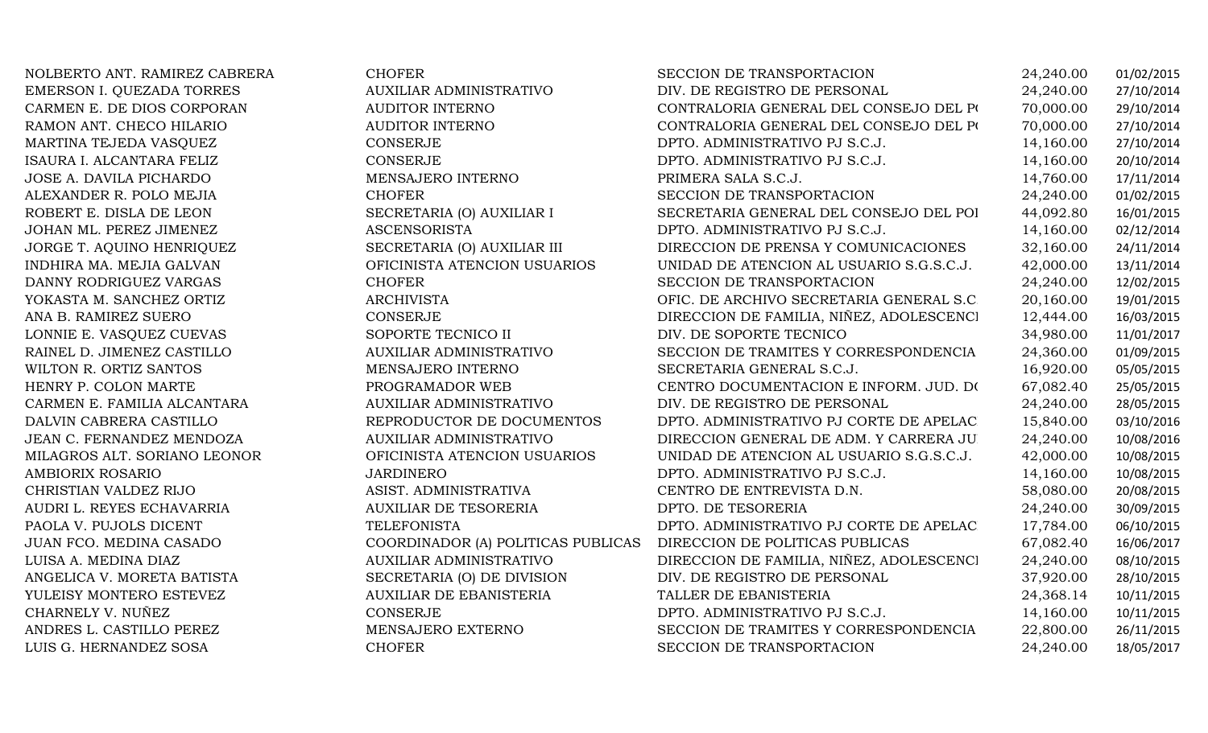| | | | | |
|---|---|---|---|---|
| NOLBERTO ANT. RAMIREZ CABRERA | CHOFER | SECCION DE TRANSPORTACION | 24,240.00 | 01/02/2015 |
| EMERSON I. QUEZADA TORRES | AUXILIAR ADMINISTRATIVO | DIV. DE REGISTRO DE PERSONAL | 24,240.00 | 27/10/2014 |
| CARMEN E. DE DIOS CORPORAN | AUDITOR INTERNO | CONTRALORIA GENERAL DEL CONSEJO DEL PO | 70,000.00 | 29/10/2014 |
| RAMON ANT. CHECO HILARIO | AUDITOR INTERNO | CONTRALORIA GENERAL DEL CONSEJO DEL PO | 70,000.00 | 27/10/2014 |
| MARTINA TEJEDA VASQUEZ | CONSERJE | DPTO. ADMINISTRATIVO PJ S.C.J. | 14,160.00 | 27/10/2014 |
| ISAURA I. ALCANTARA FELIZ | CONSERJE | DPTO. ADMINISTRATIVO PJ S.C.J. | 14,160.00 | 20/10/2014 |
| JOSE A. DAVILA PICHARDO | MENSAJERO INTERNO | PRIMERA SALA S.C.J. | 14,760.00 | 17/11/2014 |
| ALEXANDER R. POLO MEJIA | CHOFER | SECCION DE TRANSPORTACION | 24,240.00 | 01/02/2015 |
| ROBERT E. DISLA DE LEON | SECRETARIA (O) AUXILIAR I | SECRETARIA GENERAL DEL CONSEJO DEL POI | 44,092.80 | 16/01/2015 |
| JOHAN ML. PEREZ JIMENEZ | ASCENSORISTA | DPTO. ADMINISTRATIVO PJ S.C.J. | 14,160.00 | 02/12/2014 |
| JORGE T. AQUINO HENRIQUEZ | SECRETARIA (O) AUXILIAR III | DIRECCION DE PRENSA Y COMUNICACIONES | 32,160.00 | 24/11/2014 |
| INDHIRA MA. MEJIA GALVAN | OFICINISTA ATENCION USUARIOS | UNIDAD DE ATENCION AL USUARIO S.G.S.C.J. | 42,000.00 | 13/11/2014 |
| DANNY RODRIGUEZ VARGAS | CHOFER | SECCION DE TRANSPORTACION | 24,240.00 | 12/02/2015 |
| YOKASTA M. SANCHEZ ORTIZ | ARCHIVISTA | OFIC. DE ARCHIVO SECRETARIA GENERAL S.C | 20,160.00 | 19/01/2015 |
| ANA B. RAMIREZ SUERO | CONSERJE | DIRECCION DE FAMILIA, NIÑEZ, ADOLESCENCI | 12,444.00 | 16/03/2015 |
| LONNIE E. VASQUEZ CUEVAS | SOPORTE TECNICO II | DIV. DE SOPORTE TECNICO | 34,980.00 | 11/01/2017 |
| RAINEL D. JIMENEZ CASTILLO | AUXILIAR ADMINISTRATIVO | SECCION DE TRAMITES Y CORRESPONDENCIA | 24,360.00 | 01/09/2015 |
| WILTON R. ORTIZ SANTOS | MENSAJERO INTERNO | SECRETARIA GENERAL S.C.J. | 16,920.00 | 05/05/2015 |
| HENRY P. COLON MARTE | PROGRAMADOR WEB | CENTRO DOCUMENTACION E INFORM. JUD. DO | 67,082.40 | 25/05/2015 |
| CARMEN E. FAMILIA ALCANTARA | AUXILIAR ADMINISTRATIVO | DIV. DE REGISTRO DE PERSONAL | 24,240.00 | 28/05/2015 |
| DALVIN CABRERA CASTILLO | REPRODUCTOR DE DOCUMENTOS | DPTO. ADMINISTRATIVO PJ CORTE DE APELAC | 15,840.00 | 03/10/2016 |
| JEAN C. FERNANDEZ MENDOZA | AUXILIAR ADMINISTRATIVO | DIRECCION GENERAL DE ADM. Y CARRERA JU | 24,240.00 | 10/08/2016 |
| MILAGROS ALT. SORIANO LEONOR | OFICINISTA ATENCION USUARIOS | UNIDAD DE ATENCION AL USUARIO S.G.S.C.J. | 42,000.00 | 10/08/2015 |
| AMBIORIX ROSARIO | JARDINERO | DPTO. ADMINISTRATIVO PJ S.C.J. | 14,160.00 | 10/08/2015 |
| CHRISTIAN VALDEZ RIJO | ASIST. ADMINISTRATIVA | CENTRO DE ENTREVISTA D.N. | 58,080.00 | 20/08/2015 |
| AUDRI L. REYES ECHAVARRIA | AUXILIAR DE TESORERIA | DPTO. DE TESORERIA | 24,240.00 | 30/09/2015 |
| PAOLA V. PUJOLS DICENT | TELEFONISTA | DPTO. ADMINISTRATIVO PJ CORTE DE APELAC | 17,784.00 | 06/10/2015 |
| JUAN FCO. MEDINA CASADO | COORDINADOR (A) POLITICAS PUBLICAS | DIRECCION DE POLITICAS PUBLICAS | 67,082.40 | 16/06/2017 |
| LUISA A. MEDINA DIAZ | AUXILIAR ADMINISTRATIVO | DIRECCION DE FAMILIA, NIÑEZ, ADOLESCENCI | 24,240.00 | 08/10/2015 |
| ANGELICA V. MORETA BATISTA | SECRETARIA (O) DE DIVISION | DIV. DE REGISTRO DE PERSONAL | 37,920.00 | 28/10/2015 |
| YULEISY MONTERO ESTEVEZ | AUXILIAR DE EBANISTERIA | TALLER DE EBANISTERIA | 24,368.14 | 10/11/2015 |
| CHARNELY V. NUÑEZ | CONSERJE | DPTO. ADMINISTRATIVO PJ S.C.J. | 14,160.00 | 10/11/2015 |
| ANDRES L. CASTILLO PEREZ | MENSAJERO EXTERNO | SECCION DE TRAMITES Y CORRESPONDENCIA | 22,800.00 | 26/11/2015 |
| LUIS G. HERNANDEZ SOSA | CHOFER | SECCION DE TRANSPORTACION | 24,240.00 | 18/05/2017 |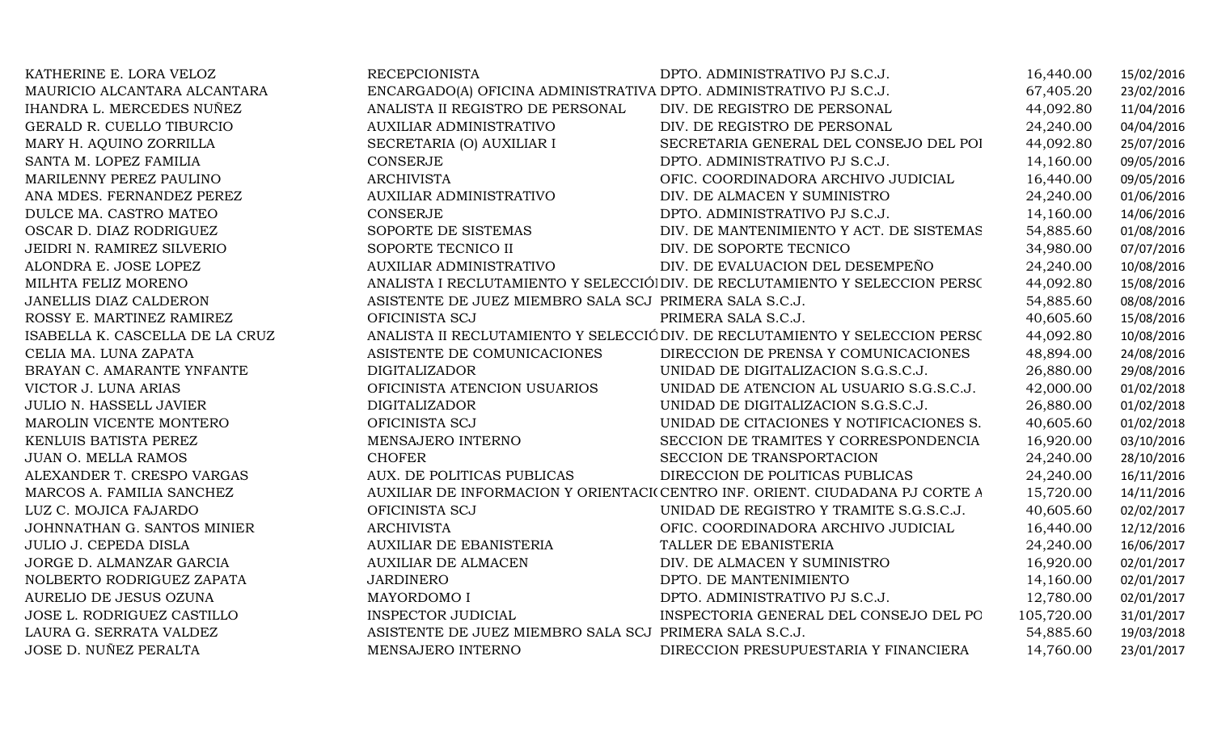| | | | | |
|---|---|---|---|---|
| KATHERINE E. LORA VELOZ | RECEPCIONISTA | DPTO. ADMINISTRATIVO PJ S.C.J. | 16,440.00 | 15/02/2016 |
| MAURICIO ALCANTARA ALCANTARA | ENCARGADO(A) OFICINA ADMINISTRATIVA | DPTO. ADMINISTRATIVO PJ S.C.J. | 67,405.20 | 23/02/2016 |
| IHANDRA L. MERCEDES NUÑEZ | ANALISTA II REGISTRO DE PERSONAL | DIV. DE REGISTRO DE PERSONAL | 44,092.80 | 11/04/2016 |
| GERALD R. CUELLO TIBURCIO | AUXILIAR ADMINISTRATIVO | DIV. DE REGISTRO DE PERSONAL | 24,240.00 | 04/04/2016 |
| MARY H. AQUINO ZORRILLA | SECRETARIA (O) AUXILIAR I | SECRETARIA GENERAL DEL CONSEJO DEL POI | 44,092.80 | 25/07/2016 |
| SANTA M. LOPEZ FAMILIA | CONSERJE | DPTO. ADMINISTRATIVO PJ S.C.J. | 14,160.00 | 09/05/2016 |
| MARILENNY PEREZ PAULINO | ARCHIVISTA | OFIC. COORDINADORA ARCHIVO JUDICIAL | 16,440.00 | 09/05/2016 |
| ANA MDES. FERNANDEZ PEREZ | AUXILIAR ADMINISTRATIVO | DIV. DE ALMACEN Y SUMINISTRO | 24,240.00 | 01/06/2016 |
| DULCE MA. CASTRO MATEO | CONSERJE | DPTO. ADMINISTRATIVO PJ S.C.J. | 14,160.00 | 14/06/2016 |
| OSCAR D. DIAZ RODRIGUEZ | SOPORTE DE SISTEMAS | DIV. DE MANTENIMIENTO Y ACT. DE SISTEMAS | 54,885.60 | 01/08/2016 |
| JEIDRI N. RAMIREZ SILVERIO | SOPORTE TECNICO II | DIV. DE SOPORTE TECNICO | 34,980.00 | 07/07/2016 |
| ALONDRA E. JOSE LOPEZ | AUXILIAR ADMINISTRATIVO | DIV. DE EVALUACION DEL DESEMPEÑO | 24,240.00 | 10/08/2016 |
| MILHTA FELIZ MORENO | ANALISTA I RECLUTAMIENTO Y SELECCIÓI | DIV. DE RECLUTAMIENTO Y SELECCION PERSC | 44,092.80 | 15/08/2016 |
| JANELLIS DIAZ CALDERON | ASISTENTE DE JUEZ MIEMBRO SALA SCJ | PRIMERA SALA S.C.J. | 54,885.60 | 08/08/2016 |
| ROSSY E. MARTINEZ RAMIREZ | OFICINISTA SCJ | PRIMERA SALA S.C.J. | 40,605.60 | 15/08/2016 |
| ISABELLA K. CASCELLA DE LA CRUZ | ANALISTA II RECLUTAMIENTO Y SELECCIÓ | DIV. DE RECLUTAMIENTO Y SELECCION PERSC | 44,092.80 | 10/08/2016 |
| CELIA MA. LUNA ZAPATA | ASISTENTE DE COMUNICACIONES | DIRECCION DE PRENSA Y COMUNICACIONES | 48,894.00 | 24/08/2016 |
| BRAYAN C. AMARANTE YNFANTE | DIGITALIZADOR | UNIDAD DE DIGITALIZACION S.G.S.C.J. | 26,880.00 | 29/08/2016 |
| VICTOR J. LUNA ARIAS | OFICINISTA ATENCION USUARIOS | UNIDAD DE ATENCION AL USUARIO S.G.S.C.J. | 42,000.00 | 01/02/2018 |
| JULIO N. HASSELL JAVIER | DIGITALIZADOR | UNIDAD DE DIGITALIZACION S.G.S.C.J. | 26,880.00 | 01/02/2018 |
| MAROLIN VICENTE MONTERO | OFICINISTA SCJ | UNIDAD DE CITACIONES Y NOTIFICACIONES S. | 40,605.60 | 01/02/2018 |
| KENLUIS BATISTA PEREZ | MENSAJERO INTERNO | SECCION DE TRAMITES Y CORRESPONDENCIA | 16,920.00 | 03/10/2016 |
| JUAN O. MELLA RAMOS | CHOFER | SECCION DE TRANSPORTACION | 24,240.00 | 28/10/2016 |
| ALEXANDER T. CRESPO VARGAS | AUX. DE POLITICAS PUBLICAS | DIRECCION DE POLITICAS PUBLICAS | 24,240.00 | 16/11/2016 |
| MARCOS A. FAMILIA SANCHEZ | AUXILIAR DE INFORMACION Y ORIENTACI( | CENTRO INF. ORIENT. CIUDADANA PJ CORTE A | 15,720.00 | 14/11/2016 |
| LUZ C. MOJICA FAJARDO | OFICINISTA SCJ | UNIDAD DE REGISTRO Y TRAMITE S.G.S.C.J. | 40,605.60 | 02/02/2017 |
| JOHNNATHAN G. SANTOS MINIER | ARCHIVISTA | OFIC. COORDINADORA ARCHIVO JUDICIAL | 16,440.00 | 12/12/2016 |
| JULIO J. CEPEDA DISLA | AUXILIAR DE EBANISTERIA | TALLER DE EBANISTERIA | 24,240.00 | 16/06/2017 |
| JORGE D. ALMANZAR GARCIA | AUXILIAR DE ALMACEN | DIV. DE ALMACEN Y SUMINISTRO | 16,920.00 | 02/01/2017 |
| NOLBERTO RODRIGUEZ ZAPATA | JARDINERO | DPTO. DE MANTENIMIENTO | 14,160.00 | 02/01/2017 |
| AURELIO DE JESUS OZUNA | MAYORDOMO I | DPTO. ADMINISTRATIVO PJ S.C.J. | 12,780.00 | 02/01/2017 |
| JOSE L. RODRIGUEZ CASTILLO | INSPECTOR JUDICIAL | INSPECTORIA GENERAL DEL CONSEJO DEL PO | 105,720.00 | 31/01/2017 |
| LAURA G. SERRATA VALDEZ | ASISTENTE DE JUEZ MIEMBRO SALA SCJ | PRIMERA SALA S.C.J. | 54,885.60 | 19/03/2018 |
| JOSE D. NUÑEZ PERALTA | MENSAJERO INTERNO | DIRECCION PRESUPUESTARIA Y FINANCIERA | 14,760.00 | 23/01/2017 |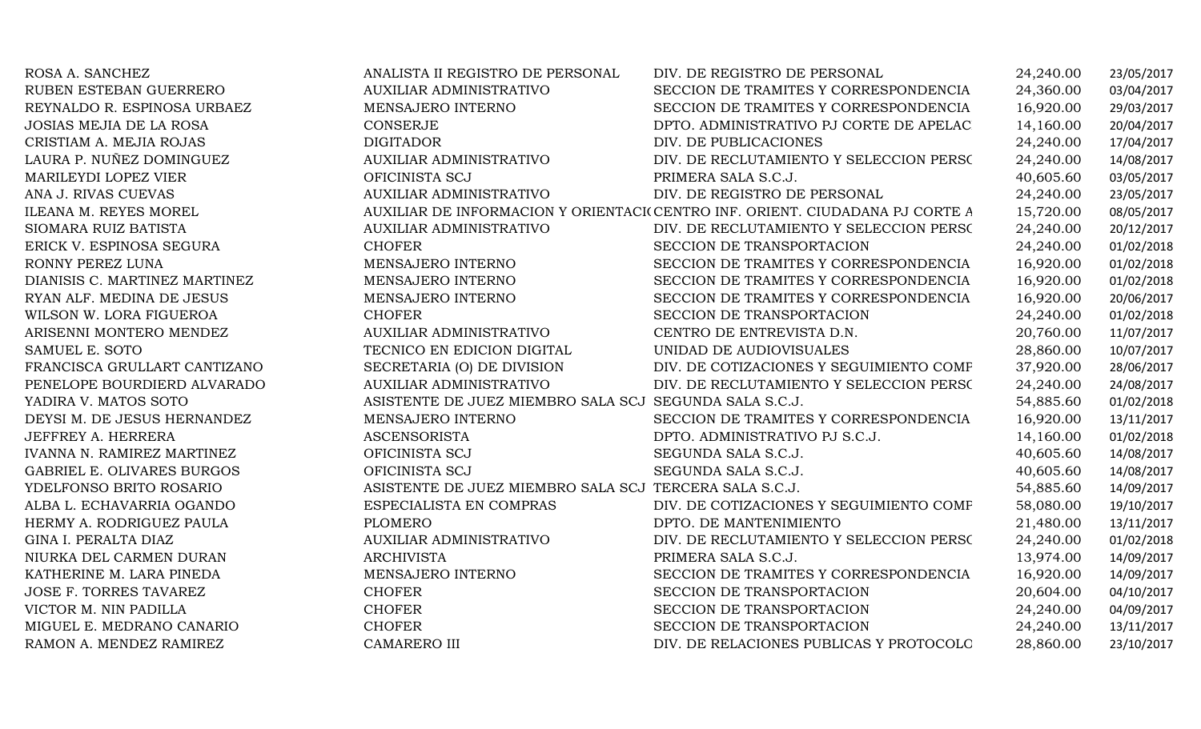| | | | | |
|---|---|---|---|---|
| ROSA A. SANCHEZ | ANALISTA II REGISTRO DE PERSONAL | DIV. DE REGISTRO DE PERSONAL | 24,240.00 | 23/05/2017 |
| RUBEN ESTEBAN GUERRERO | AUXILIAR ADMINISTRATIVO | SECCION DE TRAMITES Y CORRESPONDENCIA | 24,360.00 | 03/04/2017 |
| REYNALDO R. ESPINOSA URBAEZ | MENSAJERO INTERNO | SECCION DE TRAMITES Y CORRESPONDENCIA | 16,920.00 | 29/03/2017 |
| JOSIAS MEJIA DE LA ROSA | CONSERJE | DPTO. ADMINISTRATIVO PJ CORTE DE APELAC | 14,160.00 | 20/04/2017 |
| CRISTIAM A. MEJIA ROJAS | DIGITADOR | DIV. DE PUBLICACIONES | 24,240.00 | 17/04/2017 |
| LAURA P. NUÑEZ DOMINGUEZ | AUXILIAR ADMINISTRATIVO | DIV. DE RECLUTAMIENTO Y SELECCION PERSC | 24,240.00 | 14/08/2017 |
| MARILEYDI LOPEZ VIER | OFICINISTA SCJ | PRIMERA SALA S.C.J. | 40,605.60 | 03/05/2017 |
| ANA J. RIVAS CUEVAS | AUXILIAR ADMINISTRATIVO | DIV. DE REGISTRO DE PERSONAL | 24,240.00 | 23/05/2017 |
| ILEANA M. REYES MOREL | AUXILIAR DE INFORMACION Y ORIENTACI( | CENTRO INF. ORIENT. CIUDADANA PJ CORTE A | 15,720.00 | 08/05/2017 |
| SIOMARA RUIZ BATISTA | AUXILIAR ADMINISTRATIVO | DIV. DE RECLUTAMIENTO Y SELECCION PERSC | 24,240.00 | 20/12/2017 |
| ERICK V. ESPINOSA SEGURA | CHOFER | SECCION DE TRANSPORTACION | 24,240.00 | 01/02/2018 |
| RONNY PEREZ LUNA | MENSAJERO INTERNO | SECCION DE TRAMITES Y CORRESPONDENCIA | 16,920.00 | 01/02/2018 |
| DIANISIS C. MARTINEZ MARTINEZ | MENSAJERO INTERNO | SECCION DE TRAMITES Y CORRESPONDENCIA | 16,920.00 | 01/02/2018 |
| RYAN ALF. MEDINA DE JESUS | MENSAJERO INTERNO | SECCION DE TRAMITES Y CORRESPONDENCIA | 16,920.00 | 20/06/2017 |
| WILSON W. LORA FIGUEROA | CHOFER | SECCION DE TRANSPORTACION | 24,240.00 | 01/02/2018 |
| ARISENNI MONTERO MENDEZ | AUXILIAR ADMINISTRATIVO | CENTRO DE ENTREVISTA D.N. | 20,760.00 | 11/07/2017 |
| SAMUEL E. SOTO | TECNICO EN EDICION DIGITAL | UNIDAD DE AUDIOVISUALES | 28,860.00 | 10/07/2017 |
| FRANCISCA GRULLART CANTIZANO | SECRETARIA (O) DE DIVISION | DIV. DE COTIZACIONES Y SEGUIMIENTO COMF | 37,920.00 | 28/06/2017 |
| PENELOPE BOURDIERD ALVARADO | AUXILIAR ADMINISTRATIVO | DIV. DE RECLUTAMIENTO Y SELECCION PERSC | 24,240.00 | 24/08/2017 |
| YADIRA V. MATOS SOTO | ASISTENTE DE JUEZ MIEMBRO SALA SCJ | SEGUNDA SALA S.C.J. | 54,885.60 | 01/02/2018 |
| DEYSI M. DE JESUS HERNANDEZ | MENSAJERO INTERNO | SECCION DE TRAMITES Y CORRESPONDENCIA | 16,920.00 | 13/11/2017 |
| JEFFREY A. HERRERA | ASCENSORISTA | DPTO. ADMINISTRATIVO PJ S.C.J. | 14,160.00 | 01/02/2018 |
| IVANNA N. RAMIREZ MARTINEZ | OFICINISTA SCJ | SEGUNDA SALA S.C.J. | 40,605.60 | 14/08/2017 |
| GABRIEL E. OLIVARES BURGOS | OFICINISTA SCJ | SEGUNDA SALA S.C.J. | 40,605.60 | 14/08/2017 |
| YDELFONSO BRITO ROSARIO | ASISTENTE DE JUEZ MIEMBRO SALA SCJ | TERCERA SALA S.C.J. | 54,885.60 | 14/09/2017 |
| ALBA L. ECHAVARRIA OGANDO | ESPECIALISTA EN COMPRAS | DIV. DE COTIZACIONES Y SEGUIMIENTO COMF | 58,080.00 | 19/10/2017 |
| HERMY A. RODRIGUEZ PAULA | PLOMERO | DPTO. DE MANTENIMIENTO | 21,480.00 | 13/11/2017 |
| GINA I. PERALTA DIAZ | AUXILIAR ADMINISTRATIVO | DIV. DE RECLUTAMIENTO Y SELECCION PERSC | 24,240.00 | 01/02/2018 |
| NIURKA DEL CARMEN DURAN | ARCHIVISTA | PRIMERA SALA S.C.J. | 13,974.00 | 14/09/2017 |
| KATHERINE M. LARA PINEDA | MENSAJERO INTERNO | SECCION DE TRAMITES Y CORRESPONDENCIA | 16,920.00 | 14/09/2017 |
| JOSE F. TORRES TAVAREZ | CHOFER | SECCION DE TRANSPORTACION | 20,604.00 | 04/10/2017 |
| VICTOR M. NIN PADILLA | CHOFER | SECCION DE TRANSPORTACION | 24,240.00 | 04/09/2017 |
| MIGUEL E. MEDRANO CANARIO | CHOFER | SECCION DE TRANSPORTACION | 24,240.00 | 13/11/2017 |
| RAMON A. MENDEZ RAMIREZ | CAMARERO III | DIV. DE RELACIONES PUBLICAS Y PROTOCOLC | 28,860.00 | 23/10/2017 |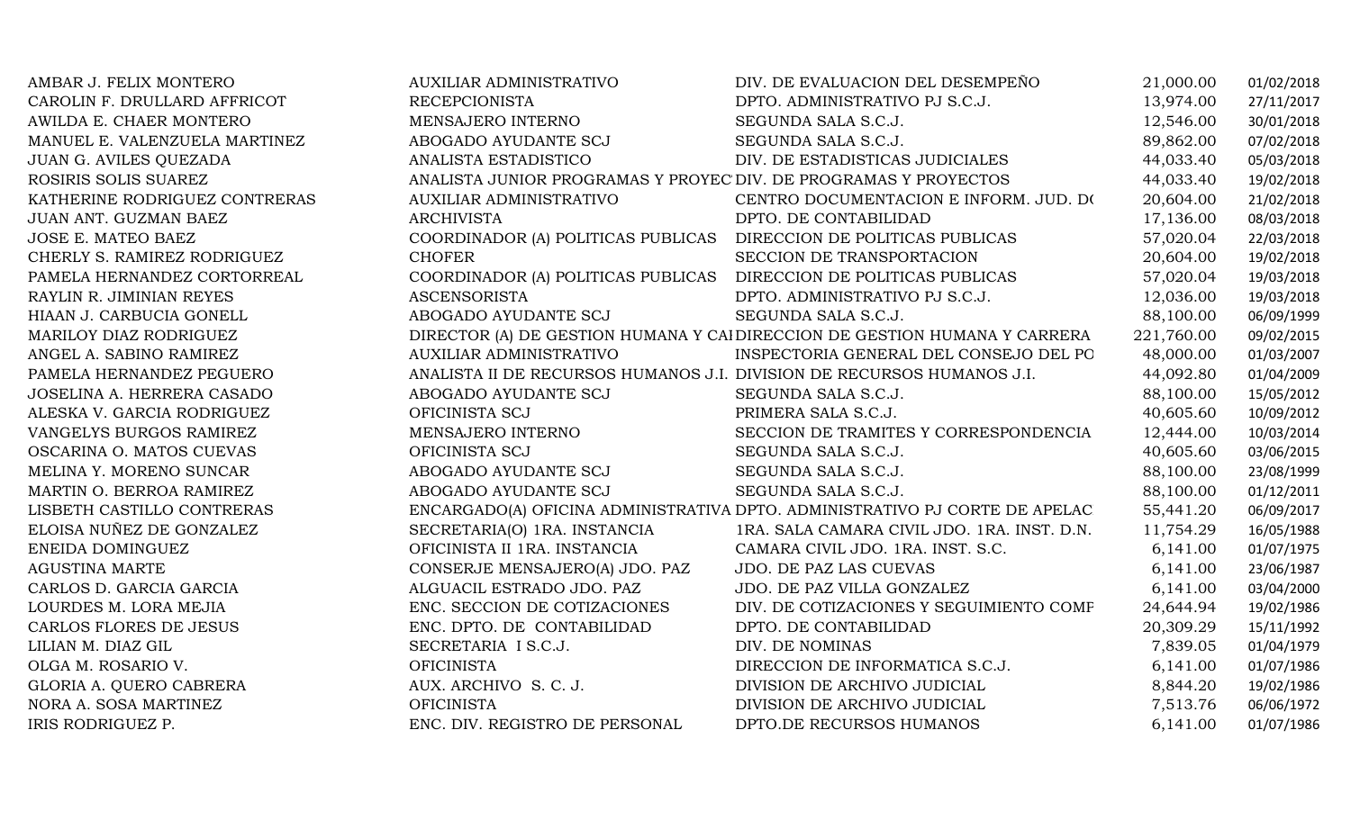| | | | | |
|---|---|---|---|---|
| AMBAR J. FELIX MONTERO | AUXILIAR ADMINISTRATIVO | DIV. DE EVALUACION DEL DESEMPEÑO | 21,000.00 | 01/02/2018 |
| CAROLIN F. DRULLARD AFFRICOT | RECEPCIONISTA | DPTO. ADMINISTRATIVO PJ S.C.J. | 13,974.00 | 27/11/2017 |
| AWILDA E. CHAER MONTERO | MENSAJERO INTERNO | SEGUNDA SALA S.C.J. | 12,546.00 | 30/01/2018 |
| MANUEL E. VALENZUELA MARTINEZ | ABOGADO AYUDANTE SCJ | SEGUNDA SALA S.C.J. | 89,862.00 | 07/02/2018 |
| JUAN G. AVILES QUEZADA | ANALISTA ESTADISTICO | DIV. DE ESTADISTICAS JUDICIALES | 44,033.40 | 05/03/2018 |
| ROSIRIS SOLIS SUAREZ | ANALISTA JUNIOR PROGRAMAS Y PROYEC | DIV. DE PROGRAMAS Y PROYECTOS | 44,033.40 | 19/02/2018 |
| KATHERINE RODRIGUEZ CONTRERAS | AUXILIAR ADMINISTRATIVO | CENTRO DOCUMENTACION E INFORM. JUD. DO | 20,604.00 | 21/02/2018 |
| JUAN ANT. GUZMAN BAEZ | ARCHIVISTA | DPTO. DE CONTABILIDAD | 17,136.00 | 08/03/2018 |
| JOSE E. MATEO BAEZ | COORDINADOR (A) POLITICAS PUBLICAS | DIRECCION DE POLITICAS PUBLICAS | 57,020.04 | 22/03/2018 |
| CHERLY S. RAMIREZ RODRIGUEZ | CHOFER | SECCION DE TRANSPORTACION | 20,604.00 | 19/02/2018 |
| PAMELA HERNANDEZ CORTORREAL | COORDINADOR (A) POLITICAS PUBLICAS | DIRECCION DE POLITICAS PUBLICAS | 57,020.04 | 19/03/2018 |
| RAYLIN R. JIMINIAN REYES | ASCENSORISTA | DPTO. ADMINISTRATIVO PJ S.C.J. | 12,036.00 | 19/03/2018 |
| HIAAN J. CARBUCIA GONELL | ABOGADO AYUDANTE SCJ | SEGUNDA SALA S.C.J. | 88,100.00 | 06/09/1999 |
| MARILOY DIAZ RODRIGUEZ | DIRECTOR (A) DE GESTION HUMANA Y CAI | DIRECCION DE GESTION HUMANA Y CARRERA | 221,760.00 | 09/02/2015 |
| ANGEL A. SABINO RAMIREZ | AUXILIAR ADMINISTRATIVO | INSPECTORIA GENERAL DEL CONSEJO DEL PO | 48,000.00 | 01/03/2007 |
| PAMELA HERNANDEZ PEGUERO | ANALISTA II DE RECURSOS HUMANOS J.I. | DIVISION DE RECURSOS HUMANOS J.I. | 44,092.80 | 01/04/2009 |
| JOSELINA A. HERRERA CASADO | ABOGADO AYUDANTE SCJ | SEGUNDA SALA S.C.J. | 88,100.00 | 15/05/2012 |
| ALESKA V. GARCIA RODRIGUEZ | OFICINISTA SCJ | PRIMERA SALA S.C.J. | 40,605.60 | 10/09/2012 |
| VANGELYS BURGOS RAMIREZ | MENSAJERO INTERNO | SECCION DE TRAMITES Y CORRESPONDENCIA | 12,444.00 | 10/03/2014 |
| OSCARINA O. MATOS CUEVAS | OFICINISTA SCJ | SEGUNDA SALA S.C.J. | 40,605.60 | 03/06/2015 |
| MELINA Y. MORENO SUNCAR | ABOGADO AYUDANTE SCJ | SEGUNDA SALA S.C.J. | 88,100.00 | 23/08/1999 |
| MARTIN O. BERROA RAMIREZ | ABOGADO AYUDANTE SCJ | SEGUNDA SALA S.C.J. | 88,100.00 | 01/12/2011 |
| LISBETH CASTILLO CONTRERAS | ENCARGADO(A) OFICINA ADMINISTRATIVA | DPTO. ADMINISTRATIVO PJ CORTE DE APELAC | 55,441.20 | 06/09/2017 |
| ELOISA NUÑEZ DE GONZALEZ | SECRETARIA(O) 1RA. INSTANCIA | 1RA. SALA CAMARA CIVIL JDO. 1RA. INST. D.N. | 11,754.29 | 16/05/1988 |
| ENEIDA DOMINGUEZ | OFICINISTA II 1RA. INSTANCIA | CAMARA CIVIL JDO. 1RA. INST. S.C. | 6,141.00 | 01/07/1975 |
| AGUSTINA MARTE | CONSERJE MENSAJERO(A) JDO. PAZ | JDO. DE PAZ LAS CUEVAS | 6,141.00 | 23/06/1987 |
| CARLOS D. GARCIA GARCIA | ALGUACIL ESTRADO JDO. PAZ | JDO. DE PAZ VILLA GONZALEZ | 6,141.00 | 03/04/2000 |
| LOURDES M. LORA MEJIA | ENC. SECCION DE COTIZACIONES | DIV. DE COTIZACIONES Y SEGUIMIENTO COMF | 24,644.94 | 19/02/1986 |
| CARLOS FLORES DE JESUS | ENC. DPTO. DE CONTABILIDAD | DPTO. DE CONTABILIDAD | 20,309.29 | 15/11/1992 |
| LILIAN M. DIAZ GIL | SECRETARIA I S.C.J. | DIV. DE NOMINAS | 7,839.05 | 01/04/1979 |
| OLGA M. ROSARIO V. | OFICINISTA | DIRECCION DE INFORMATICA S.C.J. | 6,141.00 | 01/07/1986 |
| GLORIA A. QUERO CABRERA | AUX. ARCHIVO S. C. J. | DIVISION DE ARCHIVO JUDICIAL | 8,844.20 | 19/02/1986 |
| NORA A. SOSA MARTINEZ | OFICINISTA | DIVISION DE ARCHIVO JUDICIAL | 7,513.76 | 06/06/1972 |
| IRIS RODRIGUEZ P. | ENC. DIV. REGISTRO DE PERSONAL | DPTO.DE RECURSOS HUMANOS | 6,141.00 | 01/07/1986 |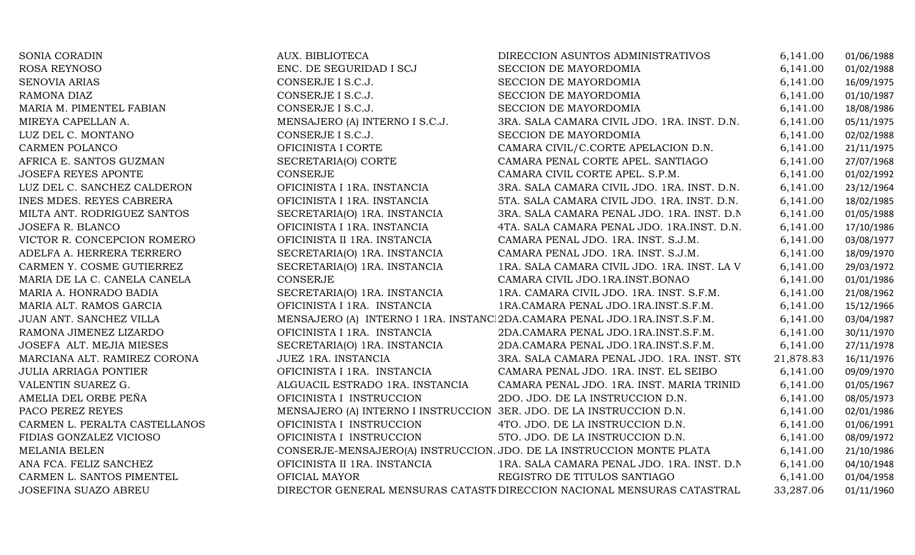| | | | | |
|---|---|---|---|---|
| SONIA CORADIN | AUX. BIBLIOTECA | DIRECCION ASUNTOS ADMINISTRATIVOS | 6,141.00 | 01/06/1988 |
| ROSA REYNOSO | ENC. DE SEGURIDAD I SCJ | SECCION DE MAYORDOMIA | 6,141.00 | 01/02/1988 |
| SENOVIA ARIAS | CONSERJE I S.C.J. | SECCION DE MAYORDOMIA | 6,141.00 | 16/09/1975 |
| RAMONA DIAZ | CONSERJE I S.C.J. | SECCION DE MAYORDOMIA | 6,141.00 | 01/10/1987 |
| MARIA M. PIMENTEL FABIAN | CONSERJE I S.C.J. | SECCION DE MAYORDOMIA | 6,141.00 | 18/08/1986 |
| MIREYA CAPELLAN A. | MENSAJERO (A) INTERNO I S.C.J. | 3RA. SALA CAMARA CIVIL JDO. 1RA. INST. D.N. | 6,141.00 | 05/11/1975 |
| LUZ DEL C. MONTANO | CONSERJE I S.C.J. | SECCION DE MAYORDOMIA | 6,141.00 | 02/02/1988 |
| CARMEN POLANCO | OFICINISTA I CORTE | CAMARA CIVIL/C.CORTE APELACION D.N. | 6,141.00 | 21/11/1975 |
| AFRICA E. SANTOS GUZMAN | SECRETARIA(O) CORTE | CAMARA PENAL CORTE APEL. SANTIAGO | 6,141.00 | 27/07/1968 |
| JOSEFA REYES APONTE | CONSERJE | CAMARA CIVIL CORTE APEL. S.P.M. | 6,141.00 | 01/02/1992 |
| LUZ DEL C. SANCHEZ CALDERON | OFICINISTA I 1RA. INSTANCIA | 3RA. SALA CAMARA CIVIL JDO. 1RA. INST. D.N. | 6,141.00 | 23/12/1964 |
| INES MDES. REYES CABRERA | OFICINISTA I 1RA. INSTANCIA | 5TA. SALA CAMARA CIVIL JDO. 1RA. INST. D.N. | 6,141.00 | 18/02/1985 |
| MILTA ANT. RODRIGUEZ SANTOS | SECRETARIA(O) 1RA. INSTANCIA | 3RA. SALA CAMARA PENAL JDO. 1RA. INST. D.N | 6,141.00 | 01/05/1988 |
| JOSEFA R. BLANCO | OFICINISTA I 1RA. INSTANCIA | 4TA. SALA CAMARA PENAL JDO. 1RA.INST. D.N. | 6,141.00 | 17/10/1986 |
| VICTOR R. CONCEPCION ROMERO | OFICINISTA II 1RA. INSTANCIA | CAMARA PENAL JDO. 1RA. INST. S.J.M. | 6,141.00 | 03/08/1977 |
| ADELFA A. HERRERA TERRERO | SECRETARIA(O) 1RA. INSTANCIA | CAMARA PENAL JDO. 1RA. INST. S.J.M. | 6,141.00 | 18/09/1970 |
| CARMEN Y. COSME GUTIERREZ | SECRETARIA(O) 1RA. INSTANCIA | 1RA. SALA CAMARA CIVIL JDO. 1RA. INST. LA V | 6,141.00 | 29/03/1972 |
| MARIA DE LA C. CANELA CANELA | CONSERJE | CAMARA CIVIL JDO.1RA.INST.BONAO | 6,141.00 | 01/01/1986 |
| MARIA A. HONRADO BADIA | SECRETARIA(O) 1RA. INSTANCIA | 1RA. CAMARA CIVIL JDO. 1RA. INST. S.F.M. | 6,141.00 | 21/08/1962 |
| MARIA ALT. RAMOS GARCIA | OFICINISTA I 1RA. INSTANCIA | 1RA.CAMARA PENAL JDO.1RA.INST.S.F.M. | 6,141.00 | 15/12/1966 |
| JUAN ANT. SANCHEZ VILLA | MENSAJERO (A) INTERNO I 1RA. INSTANC | 2DA.CAMARA PENAL JDO.1RA.INST.S.F.M. | 6,141.00 | 03/04/1987 |
| RAMONA JIMENEZ LIZARDO | OFICINISTA I 1RA. INSTANCIA | 2DA.CAMARA PENAL JDO.1RA.INST.S.F.M. | 6,141.00 | 30/11/1970 |
| JOSEFA ALT. MEJIA MIESES | SECRETARIA(O) 1RA. INSTANCIA | 2DA.CAMARA PENAL JDO.1RA.INST.S.F.M. | 6,141.00 | 27/11/1978 |
| MARCIANA ALT. RAMIREZ CORONA | JUEZ 1RA. INSTANCIA | 3RA. SALA CAMARA PENAL JDO. 1RA. INST. STO | 21,878.83 | 16/11/1976 |
| JULIA ARRIAGA PONTIER | OFICINISTA I 1RA. INSTANCIA | CAMARA PENAL JDO. 1RA. INST. EL SEIBO | 6,141.00 | 09/09/1970 |
| VALENTIN SUAREZ G. | ALGUACIL ESTRADO 1RA. INSTANCIA | CAMARA PENAL JDO. 1RA. INST. MARIA TRINID | 6,141.00 | 01/05/1967 |
| AMELIA DEL ORBE PEÑA | OFICINISTA I INSTRUCCION | 2DO. JDO. DE LA INSTRUCCION D.N. | 6,141.00 | 08/05/1973 |
| PACO PEREZ REYES | MENSAJERO (A) INTERNO I INSTRUCCION | 3ER. JDO. DE LA INSTRUCCION D.N. | 6,141.00 | 02/01/1986 |
| CARMEN L. PERALTA CASTELLANOS | OFICINISTA I INSTRUCCION | 4TO. JDO. DE LA INSTRUCCION D.N. | 6,141.00 | 01/06/1991 |
| FIDIAS GONZALEZ VICIOSO | OFICINISTA I INSTRUCCION | 5TO. JDO. DE LA INSTRUCCION D.N. | 6,141.00 | 08/09/1972 |
| MELANIA BELEN | CONSERJE-MENSAJERO(A) INSTRUCCION. | JDO. DE LA INSTRUCCION MONTE PLATA | 6,141.00 | 21/10/1986 |
| ANA FCA. FELIZ SANCHEZ | OFICINISTA II 1RA. INSTANCIA | 1RA. SALA CAMARA PENAL JDO. 1RA. INST. D.N | 6,141.00 | 04/10/1948 |
| CARMEN L. SANTOS PIMENTEL | OFICIAL MAYOR | REGISTRO DE TITULOS SANTIAGO | 6,141.00 | 01/04/1958 |
| JOSEFINA SUAZO ABREU | DIRECTOR GENERAL MENSURAS CATASTR | DIRECCION NACIONAL MENSURAS CATASTRAL | 33,287.06 | 01/11/1960 |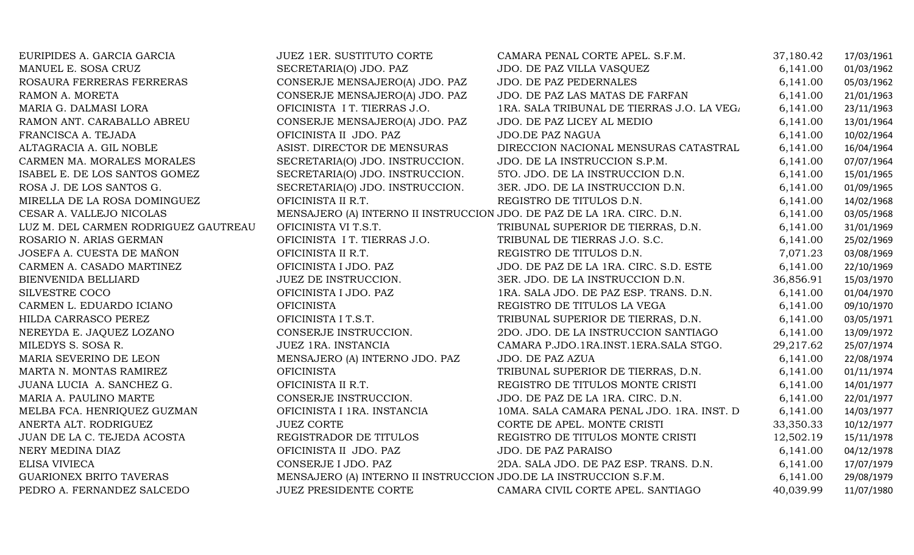| | | | | |
|---|---|---|---|---|
| EURIPIDES A. GARCIA GARCIA | JUEZ 1ER. SUSTITUTO CORTE | CAMARA PENAL CORTE APEL. S.F.M. | 37,180.42 | 17/03/1961 |
| MANUEL E. SOSA CRUZ | SECRETARIA(O) JDO. PAZ | JDO. DE PAZ VILLA VASQUEZ | 6,141.00 | 01/03/1962 |
| ROSAURA FERRERAS FERRERAS | CONSERJE MENSAJERO(A) JDO. PAZ | JDO. DE PAZ PEDERNALES | 6,141.00 | 05/03/1962 |
| RAMON A. MORETA | CONSERJE MENSAJERO(A) JDO. PAZ | JDO. DE PAZ LAS MATAS DE FARFAN | 6,141.00 | 21/01/1963 |
| MARIA G. DALMASI LORA | OFICINISTA I T. TIERRAS J.O. | 1RA. SALA TRIBUNAL DE TIERRAS J.O. LA VEGA | 6,141.00 | 23/11/1963 |
| RAMON ANT. CARABALLO ABREU | CONSERJE MENSAJERO(A) JDO. PAZ | JDO. DE PAZ LICEY AL MEDIO | 6,141.00 | 13/01/1964 |
| FRANCISCA A. TEJADA | OFICINISTA II JDO. PAZ | JDO.DE PAZ NAGUA | 6,141.00 | 10/02/1964 |
| ALTAGRACIA A. GIL NOBLE | ASIST. DIRECTOR DE MENSURAS | DIRECCION NACIONAL MENSURAS CATASTRAL | 6,141.00 | 16/04/1964 |
| CARMEN MA. MORALES MORALES | SECRETARIA(O) JDO. INSTRUCCION. | JDO. DE LA INSTRUCCION S.P.M. | 6,141.00 | 07/07/1964 |
| ISABEL E. DE LOS SANTOS GOMEZ | SECRETARIA(O) JDO. INSTRUCCION. | 5TO. JDO. DE LA INSTRUCCION D.N. | 6,141.00 | 15/01/1965 |
| ROSA J. DE LOS SANTOS G. | SECRETARIA(O) JDO. INSTRUCCION. | 3ER. JDO. DE LA INSTRUCCION D.N. | 6,141.00 | 01/09/1965 |
| MIRELLA DE LA ROSA DOMINGUEZ | OFICINISTA II R.T. | REGISTRO DE TITULOS D.N. | 6,141.00 | 14/02/1968 |
| CESAR A. VALLEJO NICOLAS | MENSAJERO (A) INTERNO II INSTRUCCION | JDO. DE PAZ DE LA 1RA. CIRC. D.N. | 6,141.00 | 03/05/1968 |
| LUZ M. DEL CARMEN RODRIGUEZ GAUTREAU | OFICINISTA VI T.S.T. | TRIBUNAL SUPERIOR DE TIERRAS, D.N. | 6,141.00 | 31/01/1969 |
| ROSARIO N. ARIAS GERMAN | OFICINISTA I T. TIERRAS J.O. | TRIBUNAL DE TIERRAS J.O. S.C. | 6,141.00 | 25/02/1969 |
| JOSEFA A. CUESTA DE MAÑON | OFICINISTA II R.T. | REGISTRO DE TITULOS D.N. | 7,071.23 | 03/08/1969 |
| CARMEN A. CASADO MARTINEZ | OFICINISTA I JDO. PAZ | JDO. DE PAZ DE LA 1RA. CIRC. S.D. ESTE | 6,141.00 | 22/10/1969 |
| BIENVENIDA BELLIARD | JUEZ DE INSTRUCCION. | 3ER. JDO. DE LA INSTRUCCION D.N. | 36,856.91 | 15/03/1970 |
| SILVESTRE COCO | OFICINISTA I JDO. PAZ | 1RA. SALA JDO. DE PAZ ESP. TRANS. D.N. | 6,141.00 | 01/04/1970 |
| CARMEN L. EDUARDO ICIANO | OFICINISTA | REGISTRO DE TITULOS LA VEGA | 6,141.00 | 09/10/1970 |
| HILDA CARRASCO PEREZ | OFICINISTA I T.S.T. | TRIBUNAL SUPERIOR DE TIERRAS, D.N. | 6,141.00 | 03/05/1971 |
| NEREYDA E. JAQUEZ LOZANO | CONSERJE INSTRUCCION. | 2DO. JDO. DE LA INSTRUCCION SANTIAGO | 6,141.00 | 13/09/1972 |
| MILEDYS S. SOSA R. | JUEZ 1RA. INSTANCIA | CAMARA P.JDO.1RA.INST.1ERA.SALA STGO. | 29,217.62 | 25/07/1974 |
| MARIA SEVERINO DE LEON | MENSAJERO (A) INTERNO JDO. PAZ | JDO. DE PAZ AZUA | 6,141.00 | 22/08/1974 |
| MARTA N. MONTAS RAMIREZ | OFICINISTA | TRIBUNAL SUPERIOR DE TIERRAS, D.N. | 6,141.00 | 01/11/1974 |
| JUANA LUCIA A. SANCHEZ G. | OFICINISTA II R.T. | REGISTRO DE TITULOS MONTE CRISTI | 6,141.00 | 14/01/1977 |
| MARIA A. PAULINO MARTE | CONSERJE INSTRUCCION. | JDO. DE PAZ DE LA 1RA. CIRC. D.N. | 6,141.00 | 22/01/1977 |
| MELBA FCA. HENRIQUEZ GUZMAN | OFICINISTA I 1RA. INSTANCIA | 10MA. SALA CAMARA PENAL JDO. 1RA. INST. D | 6,141.00 | 14/03/1977 |
| ANERTA ALT. RODRIGUEZ | JUEZ CORTE | CORTE DE APEL. MONTE CRISTI | 33,350.33 | 10/12/1977 |
| JUAN DE LA C. TEJEDA ACOSTA | REGISTRADOR DE TITULOS | REGISTRO DE TITULOS MONTE CRISTI | 12,502.19 | 15/11/1978 |
| NERY MEDINA DIAZ | OFICINISTA II JDO. PAZ | JDO. DE PAZ PARAISO | 6,141.00 | 04/12/1978 |
| ELISA VIVIECA | CONSERJE I JDO. PAZ | 2DA. SALA JDO. DE PAZ ESP. TRANS. D.N. | 6,141.00 | 17/07/1979 |
| GUARIONEX BRITO TAVERAS | MENSAJERO (A) INTERNO II INSTRUCCION | JDO.DE LA INSTRUCCION S.F.M. | 6,141.00 | 29/08/1979 |
| PEDRO A. FERNANDEZ SALCEDO | JUEZ PRESIDENTE CORTE | CAMARA CIVIL CORTE APEL. SANTIAGO | 40,039.99 | 11/07/1980 |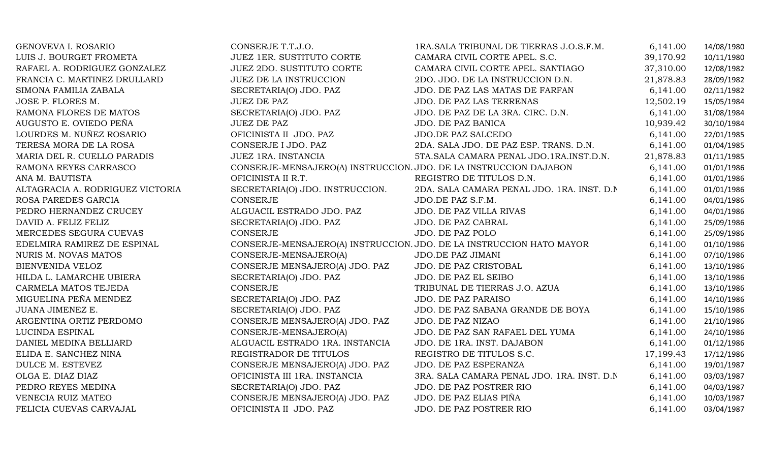| | | | | |
|---|---|---|---|---|
| GENOVEVA I. ROSARIO | CONSERJE T.T.J.O. | 1RA.SALA TRIBUNAL DE TIERRAS J.O.S.F.M. | 6,141.00 | 14/08/1980 |
| LUIS J. BOURGET FROMETA | JUEZ 1ER. SUSTITUTO CORTE | CAMARA CIVIL CORTE APEL. S.C. | 39,170.92 | 10/11/1980 |
| RAFAEL A. RODRIGUEZ GONZALEZ | JUEZ 2DO. SUSTITUTO CORTE | CAMARA CIVIL CORTE APEL. SANTIAGO | 37,310.00 | 12/08/1982 |
| FRANCIA C. MARTINEZ DRULLARD | JUEZ DE LA INSTRUCCION | 2DO. JDO. DE LA INSTRUCCION D.N. | 21,878.83 | 28/09/1982 |
| SIMONA FAMILIA ZABALA | SECRETARIA(O) JDO. PAZ | JDO. DE PAZ LAS MATAS DE FARFAN | 6,141.00 | 02/11/1982 |
| JOSE P. FLORES M. | JUEZ DE PAZ | JDO. DE PAZ LAS TERRENAS | 12,502.19 | 15/05/1984 |
| RAMONA FLORES DE MATOS | SECRETARIA(O) JDO. PAZ | JDO. DE PAZ DE LA 3RA. CIRC. D.N. | 6,141.00 | 31/08/1984 |
| AUGUSTO E. OVIEDO PEÑA | JUEZ DE PAZ | JDO. DE PAZ BANICA | 10,939.42 | 30/10/1984 |
| LOURDES M. NUÑEZ ROSARIO | OFICINISTA II JDO. PAZ | JDO.DE PAZ SALCEDO | 6,141.00 | 22/01/1985 |
| TERESA MORA DE LA ROSA | CONSERJE I JDO. PAZ | 2DA. SALA JDO. DE PAZ ESP. TRANS. D.N. | 6,141.00 | 01/04/1985 |
| MARIA DEL R. CUELLO PARADIS | JUEZ 1RA. INSTANCIA | 5TA.SALA CAMARA PENAL JDO.1RA.INST.D.N. | 21,878.83 | 01/11/1985 |
| RAMONA REYES CARRASCO | CONSERJE-MENSAJERO(A) INSTRUCCION. | JDO. DE LA INSTRUCCION DAJABON | 6,141.00 | 01/01/1986 |
| ANA M. BAUTISTA | OFICINISTA II R.T. | REGISTRO DE TITULOS D.N. | 6,141.00 | 01/01/1986 |
| ALTAGRACIA A. RODRIGUEZ VICTORIA | SECRETARIA(O) JDO. INSTRUCCION. | 2DA. SALA CAMARA PENAL JDO. 1RA. INST. D.N | 6,141.00 | 01/01/1986 |
| ROSA PAREDES GARCIA | CONSERJE | JDO.DE PAZ S.F.M. | 6,141.00 | 04/01/1986 |
| PEDRO HERNANDEZ CRUCEY | ALGUACIL ESTRADO JDO. PAZ | JDO. DE PAZ VILLA RIVAS | 6,141.00 | 04/01/1986 |
| DAVID A. FELIZ FELIZ | SECRETARIA(O) JDO. PAZ | JDO. DE PAZ CABRAL | 6,141.00 | 25/09/1986 |
| MERCEDES SEGURA CUEVAS | CONSERJE | JDO. DE PAZ POLO | 6,141.00 | 25/09/1986 |
| EDELMIRA RAMIREZ DE ESPINAL | CONSERJE-MENSAJERO(A) INSTRUCCION. | JDO. DE LA INSTRUCCION HATO MAYOR | 6,141.00 | 01/10/1986 |
| NURIS M. NOVAS MATOS | CONSERJE-MENSAJERO(A) | JDO.DE PAZ JIMANI | 6,141.00 | 07/10/1986 |
| BIENVENIDA VELOZ | CONSERJE MENSAJERO(A) JDO. PAZ | JDO. DE PAZ CRISTOBAL | 6,141.00 | 13/10/1986 |
| HILDA L. LAMARCHE UBIERA | SECRETARIA(O) JDO. PAZ | JDO. DE PAZ EL SEIBO | 6,141.00 | 13/10/1986 |
| CARMELA MATOS TEJEDA | CONSERJE | TRIBUNAL DE TIERRAS J.O. AZUA | 6,141.00 | 13/10/1986 |
| MIGUELINA PEÑA MENDEZ | SECRETARIA(O) JDO. PAZ | JDO. DE PAZ PARAISO | 6,141.00 | 14/10/1986 |
| JUANA JIMENEZ E. | SECRETARIA(O) JDO. PAZ | JDO. DE PAZ SABANA GRANDE DE BOYA | 6,141.00 | 15/10/1986 |
| ARGENTINA ORTIZ PERDOMO | CONSERJE MENSAJERO(A) JDO. PAZ | JDO. DE PAZ NIZAO | 6,141.00 | 21/10/1986 |
| LUCINDA ESPINAL | CONSERJE-MENSAJERO(A) | JDO. DE PAZ SAN RAFAEL DEL YUMA | 6,141.00 | 24/10/1986 |
| DANIEL MEDINA BELLIARD | ALGUACIL ESTRADO 1RA. INSTANCIA | JDO. DE 1RA. INST. DAJABON | 6,141.00 | 01/12/1986 |
| ELIDA E. SANCHEZ NINA | REGISTRADOR DE TITULOS | REGISTRO DE TITULOS S.C. | 17,199.43 | 17/12/1986 |
| DULCE M. ESTEVEZ | CONSERJE MENSAJERO(A) JDO. PAZ | JDO. DE PAZ ESPERANZA | 6,141.00 | 19/01/1987 |
| OLGA E. DIAZ DIAZ | OFICINISTA III 1RA. INSTANCIA | 3RA. SALA CAMARA PENAL JDO. 1RA. INST. D.N | 6,141.00 | 03/03/1987 |
| PEDRO REYES MEDINA | SECRETARIA(O) JDO. PAZ | JDO. DE PAZ POSTRER RIO | 6,141.00 | 04/03/1987 |
| VENECIA RUIZ MATEO | CONSERJE MENSAJERO(A) JDO. PAZ | JDO. DE PAZ ELIAS PIÑA | 6,141.00 | 10/03/1987 |
| FELICIA CUEVAS CARVAJAL | OFICINISTA II JDO. PAZ | JDO. DE PAZ POSTRER RIO | 6,141.00 | 03/04/1987 |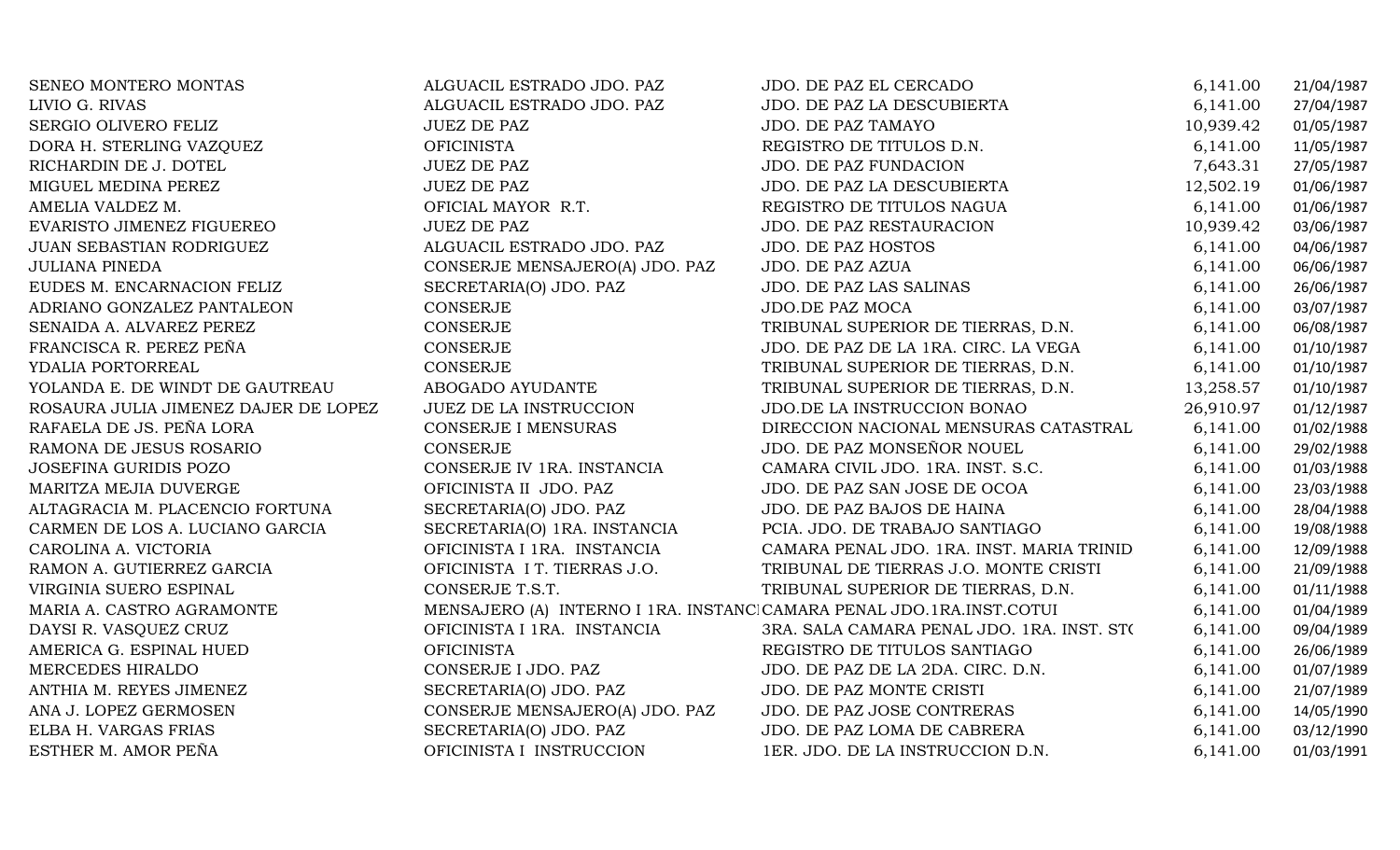| | | | | |
|---|---|---|---|---|
| SENEO MONTERO MONTAS | ALGUACIL ESTRADO JDO. PAZ | JDO. DE PAZ EL CERCADO | 6,141.00 | 21/04/1987 |
| LIVIO G. RIVAS | ALGUACIL ESTRADO JDO. PAZ | JDO. DE PAZ LA DESCUBIERTA | 6,141.00 | 27/04/1987 |
| SERGIO OLIVERO FELIZ | JUEZ DE PAZ | JDO. DE PAZ TAMAYO | 10,939.42 | 01/05/1987 |
| DORA H. STERLING VAZQUEZ | OFICINISTA | REGISTRO DE TITULOS D.N. | 6,141.00 | 11/05/1987 |
| RICHARDIN DE J. DOTEL | JUEZ DE PAZ | JDO. DE PAZ FUNDACION | 7,643.31 | 27/05/1987 |
| MIGUEL MEDINA PEREZ | JUEZ DE PAZ | JDO. DE PAZ LA DESCUBIERTA | 12,502.19 | 01/06/1987 |
| AMELIA VALDEZ M. | OFICIAL MAYOR R.T. | REGISTRO DE TITULOS NAGUA | 6,141.00 | 01/06/1987 |
| EVARISTO JIMENEZ FIGUEREO | JUEZ DE PAZ | JDO. DE PAZ RESTAURACION | 10,939.42 | 03/06/1987 |
| JUAN SEBASTIAN RODRIGUEZ | ALGUACIL ESTRADO JDO. PAZ | JDO. DE PAZ HOSTOS | 6,141.00 | 04/06/1987 |
| JULIANA PINEDA | CONSERJE MENSAJERO(A) JDO. PAZ | JDO. DE PAZ AZUA | 6,141.00 | 06/06/1987 |
| EUDES M. ENCARNACION FELIZ | SECRETARIA(O) JDO. PAZ | JDO. DE PAZ LAS SALINAS | 6,141.00 | 26/06/1987 |
| ADRIANO GONZALEZ PANTALEON | CONSERJE | JDO.DE PAZ MOCA | 6,141.00 | 03/07/1987 |
| SENAIDA A. ALVAREZ PEREZ | CONSERJE | TRIBUNAL SUPERIOR DE TIERRAS, D.N. | 6,141.00 | 06/08/1987 |
| FRANCISCA R. PEREZ PEÑA | CONSERJE | JDO. DE PAZ DE LA 1RA. CIRC. LA VEGA | 6,141.00 | 01/10/1987 |
| YDALIA PORTORREAL | CONSERJE | TRIBUNAL SUPERIOR DE TIERRAS, D.N. | 6,141.00 | 01/10/1987 |
| YOLANDA E. DE WINDT DE GAUTREAU | ABOGADO AYUDANTE | TRIBUNAL SUPERIOR DE TIERRAS, D.N. | 13,258.57 | 01/10/1987 |
| ROSAURA JULIA JIMENEZ DAJER DE LOPEZ | JUEZ DE LA INSTRUCCION | JDO.DE LA INSTRUCCION BONAO | 26,910.97 | 01/12/1987 |
| RAFAELA DE JS. PEÑA LORA | CONSERJE I MENSURAS | DIRECCION NACIONAL MENSURAS CATASTRAL | 6,141.00 | 01/02/1988 |
| RAMONA DE JESUS ROSARIO | CONSERJE | JDO. DE PAZ MONSEÑOR NOUEL | 6,141.00 | 29/02/1988 |
| JOSEFINA GURIDIS POZO | CONSERJE IV 1RA. INSTANCIA | CAMARA CIVIL JDO. 1RA. INST. S.C. | 6,141.00 | 01/03/1988 |
| MARITZA MEJIA DUVERGE | OFICINISTA II JDO. PAZ | JDO. DE PAZ SAN JOSE DE OCOA | 6,141.00 | 23/03/1988 |
| ALTAGRACIA M. PLACENCIO FORTUNA | SECRETARIA(O) JDO. PAZ | JDO. DE PAZ BAJOS DE HAINA | 6,141.00 | 28/04/1988 |
| CARMEN DE LOS A. LUCIANO GARCIA | SECRETARIA(O) 1RA. INSTANCIA | PCIA. JDO. DE TRABAJO SANTIAGO | 6,141.00 | 19/08/1988 |
| CAROLINA A. VICTORIA | OFICINISTA I 1RA. INSTANCIA | CAMARA PENAL JDO. 1RA. INST. MARIA TRINID | 6,141.00 | 12/09/1988 |
| RAMON A. GUTIERREZ GARCIA | OFICINISTA I T. TIERRAS J.O. | TRIBUNAL DE TIERRAS J.O. MONTE CRISTI | 6,141.00 | 21/09/1988 |
| VIRGINIA SUERO ESPINAL | CONSERJE T.S.T. | TRIBUNAL SUPERIOR DE TIERRAS, D.N. | 6,141.00 | 01/11/1988 |
| MARIA A. CASTRO AGRAMONTE | MENSAJERO (A) INTERNO I 1RA. INSTANCI | CAMARA PENAL JDO.1RA.INST.COTUI | 6,141.00 | 01/04/1989 |
| DAYSI R. VASQUEZ CRUZ | OFICINISTA I 1RA. INSTANCIA | 3RA. SALA CAMARA PENAL JDO. 1RA. INST. STO | 6,141.00 | 09/04/1989 |
| AMERICA G. ESPINAL HUED | OFICINISTA | REGISTRO DE TITULOS SANTIAGO | 6,141.00 | 26/06/1989 |
| MERCEDES HIRALDO | CONSERJE I JDO. PAZ | JDO. DE PAZ DE LA 2DA. CIRC. D.N. | 6,141.00 | 01/07/1989 |
| ANTHIA M. REYES JIMENEZ | SECRETARIA(O) JDO. PAZ | JDO. DE PAZ MONTE CRISTI | 6,141.00 | 21/07/1989 |
| ANA J. LOPEZ GERMOSEN | CONSERJE MENSAJERO(A) JDO. PAZ | JDO. DE PAZ JOSE CONTRERAS | 6,141.00 | 14/05/1990 |
| ELBA H. VARGAS FRIAS | SECRETARIA(O) JDO. PAZ | JDO. DE PAZ LOMA DE CABRERA | 6,141.00 | 03/12/1990 |
| ESTHER M. AMOR PEÑA | OFICINISTA I INSTRUCCION | 1ER. JDO. DE LA INSTRUCCION D.N. | 6,141.00 | 01/03/1991 |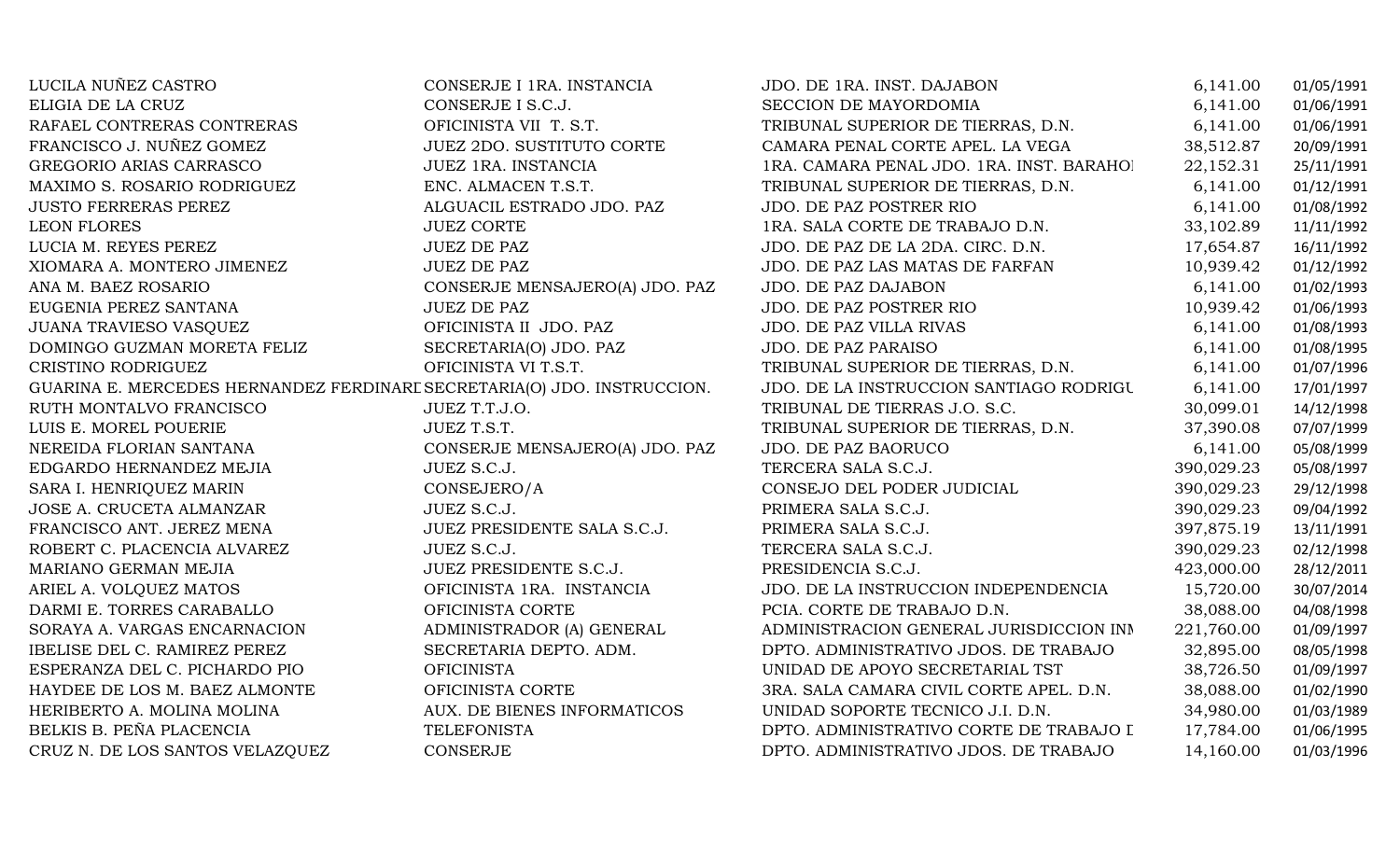| | | | | |
|---|---|---|---|---|
| LUCILA NUÑEZ CASTRO | CONSERJE I 1RA. INSTANCIA | JDO. DE 1RA. INST. DAJABON | 6,141.00 | 01/05/1991 |
| ELIGIA DE LA CRUZ | CONSERJE I S.C.J. | SECCION DE MAYORDOMIA | 6,141.00 | 01/06/1991 |
| RAFAEL CONTRERAS CONTRERAS | OFICINISTA VII T. S.T. | TRIBUNAL SUPERIOR DE TIERRAS, D.N. | 6,141.00 | 01/06/1991 |
| FRANCISCO J. NUÑEZ GOMEZ | JUEZ 2DO. SUSTITUTO CORTE | CAMARA PENAL CORTE APEL. LA VEGA | 38,512.87 | 20/09/1991 |
| GREGORIO ARIAS CARRASCO | JUEZ 1RA. INSTANCIA | 1RA. CAMARA PENAL JDO. 1RA. INST. BARAHOI | 22,152.31 | 25/11/1991 |
| MAXIMO S. ROSARIO RODRIGUEZ | ENC. ALMACEN T.S.T. | TRIBUNAL SUPERIOR DE TIERRAS, D.N. | 6,141.00 | 01/12/1991 |
| JUSTO FERRERAS PEREZ | ALGUACIL ESTRADO JDO. PAZ | JDO. DE PAZ POSTRER RIO | 6,141.00 | 01/08/1992 |
| LEON FLORES | JUEZ CORTE | 1RA. SALA CORTE DE TRABAJO D.N. | 33,102.89 | 11/11/1992 |
| LUCIA M. REYES PEREZ | JUEZ DE PAZ | JDO. DE PAZ DE LA 2DA. CIRC. D.N. | 17,654.87 | 16/11/1992 |
| XIOMARA A. MONTERO JIMENEZ | JUEZ DE PAZ | JDO. DE PAZ LAS MATAS DE FARFAN | 10,939.42 | 01/12/1992 |
| ANA M. BAEZ ROSARIO | CONSERJE MENSAJERO(A) JDO. PAZ | JDO. DE PAZ DAJABON | 6,141.00 | 01/02/1993 |
| EUGENIA PEREZ SANTANA | JUEZ DE PAZ | JDO. DE PAZ POSTRER RIO | 10,939.42 | 01/06/1993 |
| JUANA TRAVIESO VASQUEZ | OFICINISTA II JDO. PAZ | JDO. DE PAZ VILLA RIVAS | 6,141.00 | 01/08/1993 |
| DOMINGO GUZMAN MORETA FELIZ | SECRETARIA(O) JDO. PAZ | JDO. DE PAZ PARAISO | 6,141.00 | 01/08/1995 |
| CRISTINO RODRIGUEZ | OFICINISTA VI T.S.T. | TRIBUNAL SUPERIOR DE TIERRAS, D.N. | 6,141.00 | 01/07/1996 |
| GUARINA E. MERCEDES HERNANDEZ FERDINARI | SECRETARIA(O) JDO. INSTRUCCION. | JDO. DE LA INSTRUCCION SANTIAGO RODRIGU | 6,141.00 | 17/01/1997 |
| RUTH MONTALVO FRANCISCO | JUEZ T.T.J.O. | TRIBUNAL DE TIERRAS J.O. S.C. | 30,099.01 | 14/12/1998 |
| LUIS E. MOREL POUERIE | JUEZ T.S.T. | TRIBUNAL SUPERIOR DE TIERRAS, D.N. | 37,390.08 | 07/07/1999 |
| NEREIDA FLORIAN SANTANA | CONSERJE MENSAJERO(A) JDO. PAZ | JDO. DE PAZ BAORUCO | 6,141.00 | 05/08/1999 |
| EDGARDO HERNANDEZ MEJIA | JUEZ S.C.J. | TERCERA SALA S.C.J. | 390,029.23 | 05/08/1997 |
| SARA I. HENRIQUEZ MARIN | CONSEJERO/A | CONSEJO DEL PODER JUDICIAL | 390,029.23 | 29/12/1998 |
| JOSE A. CRUCETA ALMANZAR | JUEZ S.C.J. | PRIMERA SALA S.C.J. | 390,029.23 | 09/04/1992 |
| FRANCISCO ANT. JEREZ MENA | JUEZ PRESIDENTE SALA S.C.J. | PRIMERA SALA S.C.J. | 397,875.19 | 13/11/1991 |
| ROBERT C. PLACENCIA ALVAREZ | JUEZ S.C.J. | TERCERA SALA S.C.J. | 390,029.23 | 02/12/1998 |
| MARIANO GERMAN MEJIA | JUEZ PRESIDENTE S.C.J. | PRESIDENCIA S.C.J. | 423,000.00 | 28/12/2011 |
| ARIEL A. VOLQUEZ MATOS | OFICINISTA 1RA. INSTANCIA | JDO. DE LA INSTRUCCION INDEPENDENCIA | 15,720.00 | 30/07/2014 |
| DARMI E. TORRES CARABALLO | OFICINISTA CORTE | PCIA. CORTE DE TRABAJO D.N. | 38,088.00 | 04/08/1998 |
| SORAYA A. VARGAS ENCARNACION | ADMINISTRADOR (A) GENERAL | ADMINISTRACION GENERAL JURISDICCION INM | 221,760.00 | 01/09/1997 |
| IBELISE DEL C. RAMIREZ PEREZ | SECRETARIA DEPTO. ADM. | DPTO. ADMINISTRATIVO JDOS. DE TRABAJO | 32,895.00 | 08/05/1998 |
| ESPERANZA DEL C. PICHARDO PIO | OFICINISTA | UNIDAD DE APOYO SECRETARIAL TST | 38,726.50 | 01/09/1997 |
| HAYDEE DE LOS M. BAEZ ALMONTE | OFICINISTA CORTE | 3RA. SALA CAMARA CIVIL CORTE APEL. D.N. | 38,088.00 | 01/02/1990 |
| HERIBERTO A. MOLINA MOLINA | AUX. DE BIENES INFORMATICOS | UNIDAD SOPORTE TECNICO J.I. D.N. | 34,980.00 | 01/03/1989 |
| BELKIS B. PEÑA PLACENCIA | TELEFONISTA | DPTO. ADMINISTRATIVO CORTE DE TRABAJO I | 17,784.00 | 01/06/1995 |
| CRUZ N. DE LOS SANTOS VELAZQUEZ | CONSERJE | DPTO. ADMINISTRATIVO JDOS. DE TRABAJO | 14,160.00 | 01/03/1996 |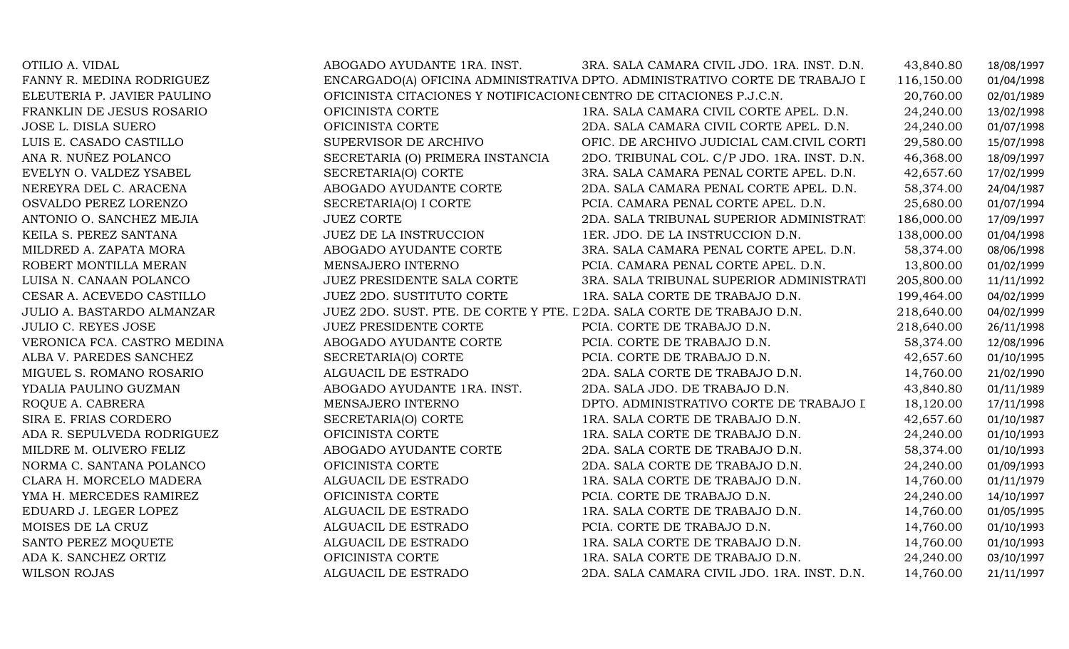| | | | | |
|---|---|---|---|---|
| OTILIO A. VIDAL | ABOGADO AYUDANTE 1RA. INST. | 3RA. SALA CAMARA CIVIL JDO. 1RA. INST. D.N. | 43,840.80 | 18/08/1997 |
| FANNY R. MEDINA RODRIGUEZ | ENCARGADO(A) OFICINA ADMINISTRATIVA | DPTO. ADMINISTRATIVO CORTE DE TRABAJO I | 116,150.00 | 01/04/1998 |
| ELEUTERIA P. JAVIER PAULINO | OFICINISTA CITACIONES Y NOTIFICACIONE | CENTRO DE CITACIONES P.J.C.N. | 20,760.00 | 02/01/1989 |
| FRANKLIN DE JESUS ROSARIO | OFICINISTA CORTE | 1RA. SALA CAMARA CIVIL CORTE APEL. D.N. | 24,240.00 | 13/02/1998 |
| JOSE L. DISLA SUERO | OFICINISTA CORTE | 2DA. SALA CAMARA CIVIL CORTE APEL. D.N. | 24,240.00 | 01/07/1998 |
| LUIS E. CASADO CASTILLO | SUPERVISOR DE ARCHIVO | OFIC. DE ARCHIVO JUDICIAL CAM.CIVIL CORTI | 29,580.00 | 15/07/1998 |
| ANA R. NUÑEZ POLANCO | SECRETARIA (O) PRIMERA INSTANCIA | 2DO. TRIBUNAL COL. C/P JDO. 1RA. INST. D.N. | 46,368.00 | 18/09/1997 |
| EVELYN O. VALDEZ YSABEL | SECRETARIA(O) CORTE | 3RA. SALA CAMARA PENAL CORTE APEL. D.N. | 42,657.60 | 17/02/1999 |
| NEREYRA DEL C. ARACENA | ABOGADO AYUDANTE CORTE | 2DA. SALA CAMARA PENAL CORTE APEL. D.N. | 58,374.00 | 24/04/1987 |
| OSVALDO PEREZ LORENZO | SECRETARIA(O) I CORTE | PCIA. CAMARA PENAL CORTE APEL. D.N. | 25,680.00 | 01/07/1994 |
| ANTONIO O. SANCHEZ MEJIA | JUEZ CORTE | 2DA. SALA TRIBUNAL SUPERIOR ADMINISTRATI | 186,000.00 | 17/09/1997 |
| KEILA S. PEREZ SANTANA | JUEZ DE LA INSTRUCCION | 1ER. JDO. DE LA INSTRUCCION D.N. | 138,000.00 | 01/04/1998 |
| MILDRED A. ZAPATA MORA | ABOGADO AYUDANTE CORTE | 3RA. SALA CAMARA PENAL CORTE APEL. D.N. | 58,374.00 | 08/06/1998 |
| ROBERT MONTILLA MERAN | MENSAJERO INTERNO | PCIA. CAMARA PENAL CORTE APEL. D.N. | 13,800.00 | 01/02/1999 |
| LUISA N. CANAAN POLANCO | JUEZ PRESIDENTE SALA CORTE | 3RA. SALA TRIBUNAL SUPERIOR ADMINISTRATI | 205,800.00 | 11/11/1992 |
| CESAR A. ACEVEDO CASTILLO | JUEZ 2DO. SUSTITUTO CORTE | 1RA. SALA CORTE DE TRABAJO D.N. | 199,464.00 | 04/02/1999 |
| JULIO A. BASTARDO ALMANZAR | JUEZ 2DO. SUST. PTE. DE CORTE Y PTE. I | 2DA. SALA CORTE DE TRABAJO D.N. | 218,640.00 | 04/02/1999 |
| JULIO C. REYES JOSE | JUEZ PRESIDENTE CORTE | PCIA. CORTE DE TRABAJO D.N. | 218,640.00 | 26/11/1998 |
| VERONICA FCA. CASTRO MEDINA | ABOGADO AYUDANTE CORTE | PCIA. CORTE DE TRABAJO D.N. | 58,374.00 | 12/08/1996 |
| ALBA V. PAREDES SANCHEZ | SECRETARIA(O) CORTE | PCIA. CORTE DE TRABAJO D.N. | 42,657.60 | 01/10/1995 |
| MIGUEL S. ROMANO ROSARIO | ALGUACIL DE ESTRADO | 2DA. SALA CORTE DE TRABAJO D.N. | 14,760.00 | 21/02/1990 |
| YDALIA PAULINO GUZMAN | ABOGADO AYUDANTE 1RA. INST. | 2DA. SALA JDO. DE TRABAJO D.N. | 43,840.80 | 01/11/1989 |
| ROQUE A. CABRERA | MENSAJERO INTERNO | DPTO. ADMINISTRATIVO CORTE DE TRABAJO I | 18,120.00 | 17/11/1998 |
| SIRA E. FRIAS CORDERO | SECRETARIA(O) CORTE | 1RA. SALA CORTE DE TRABAJO D.N. | 42,657.60 | 01/10/1987 |
| ADA R. SEPULVEDA RODRIGUEZ | OFICINISTA CORTE | 1RA. SALA CORTE DE TRABAJO D.N. | 24,240.00 | 01/10/1993 |
| MILDRE M. OLIVERO FELIZ | ABOGADO AYUDANTE CORTE | 2DA. SALA CORTE DE TRABAJO D.N. | 58,374.00 | 01/10/1993 |
| NORMA C. SANTANA POLANCO | OFICINISTA CORTE | 2DA. SALA CORTE DE TRABAJO D.N. | 24,240.00 | 01/09/1993 |
| CLARA H. MORCELO MADERA | ALGUACIL DE ESTRADO | 1RA. SALA CORTE DE TRABAJO D.N. | 14,760.00 | 01/11/1979 |
| YMA H. MERCEDES RAMIREZ | OFICINISTA CORTE | PCIA. CORTE DE TRABAJO D.N. | 24,240.00 | 14/10/1997 |
| EDUARD J. LEGER LOPEZ | ALGUACIL DE ESTRADO | 1RA. SALA CORTE DE TRABAJO D.N. | 14,760.00 | 01/05/1995 |
| MOISES DE LA CRUZ | ALGUACIL DE ESTRADO | PCIA. CORTE DE TRABAJO D.N. | 14,760.00 | 01/10/1993 |
| SANTO PEREZ MOQUETE | ALGUACIL DE ESTRADO | 1RA. SALA CORTE DE TRABAJO D.N. | 14,760.00 | 01/10/1993 |
| ADA K. SANCHEZ ORTIZ | OFICINISTA CORTE | 1RA. SALA CORTE DE TRABAJO D.N. | 24,240.00 | 03/10/1997 |
| WILSON ROJAS | ALGUACIL DE ESTRADO | 2DA. SALA CAMARA CIVIL JDO. 1RA. INST. D.N. | 14,760.00 | 21/11/1997 |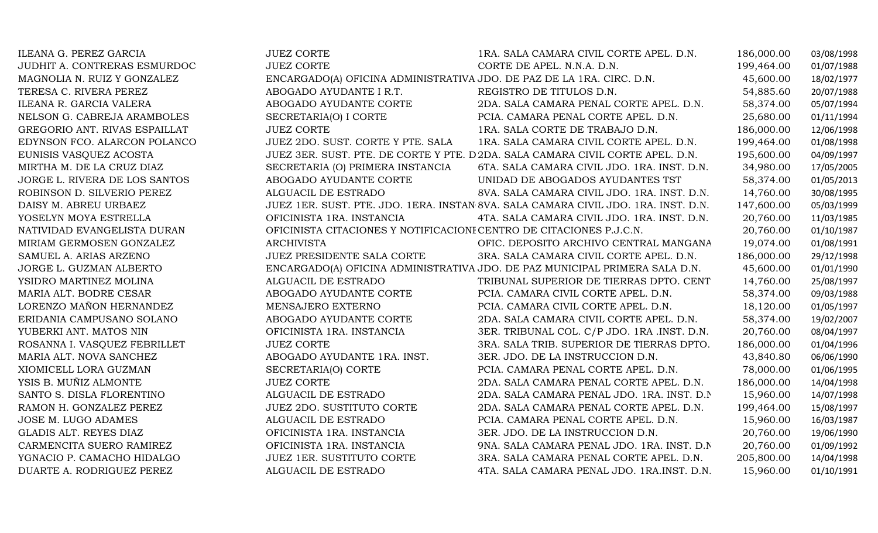| | | | | |
|---|---|---|---|---|
| ILEANA G. PEREZ GARCIA | JUEZ CORTE | 1RA. SALA CAMARA CIVIL CORTE APEL. D.N. | 186,000.00 | 03/08/1998 |
| JUDHIT A. CONTRERAS ESMURDOC | JUEZ CORTE | CORTE DE APEL. N.N.A. D.N. | 199,464.00 | 01/07/1988 |
| MAGNOLIA N. RUIZ Y GONZALEZ | ENCARGADO(A) OFICINA ADMINISTRATIVA | JDO. DE PAZ DE LA 1RA. CIRC. D.N. | 45,600.00 | 18/02/1977 |
| TERESA C. RIVERA PEREZ | ABOGADO AYUDANTE I R.T. | REGISTRO DE TITULOS D.N. | 54,885.60 | 20/07/1988 |
| ILEANA R. GARCIA VALERA | ABOGADO AYUDANTE CORTE | 2DA. SALA CAMARA PENAL CORTE APEL. D.N. | 58,374.00 | 05/07/1994 |
| NELSON G. CABREJA ARAMBOLES | SECRETARIA(O) I CORTE | PCIA. CAMARA PENAL CORTE APEL. D.N. | 25,680.00 | 01/11/1994 |
| GREGORIO ANT. RIVAS ESPAILLAT | JUEZ CORTE | 1RA. SALA CORTE DE TRABAJO D.N. | 186,000.00 | 12/06/1998 |
| EDYNSON FCO. ALARCON POLANCO | JUEZ 2DO. SUST. CORTE Y PTE. SALA | 1RA. SALA CAMARA CIVIL CORTE APEL. D.N. | 199,464.00 | 01/08/1998 |
| EUNISIS VASQUEZ ACOSTA | JUEZ 3ER. SUST. PTE. DE CORTE Y PTE. D | 2DA. SALA CAMARA CIVIL CORTE APEL. D.N. | 195,600.00 | 04/09/1997 |
| MIRTHA M. DE LA CRUZ DIAZ | SECRETARIA (O) PRIMERA INSTANCIA | 6TA. SALA CAMARA CIVIL JDO. 1RA. INST. D.N. | 34,980.00 | 17/05/2005 |
| JORGE L. RIVERA DE LOS SANTOS | ABOGADO AYUDANTE CORTE | UNIDAD DE ABOGADOS AYUDANTES TST | 58,374.00 | 01/05/2013 |
| ROBINSON D. SILVERIO PEREZ | ALGUACIL DE ESTRADO | 8VA. SALA CAMARA CIVIL JDO. 1RA. INST. D.N. | 14,760.00 | 30/08/1995 |
| DAISY M. ABREU URBAEZ | JUEZ 1ER. SUST. PTE. JDO. 1ERA. INSTAN | 8VA. SALA CAMARA CIVIL JDO. 1RA. INST. D.N. | 147,600.00 | 05/03/1999 |
| YOSELYN MOYA ESTRELLA | OFICINISTA 1RA. INSTANCIA | 4TA. SALA CAMARA CIVIL JDO. 1RA. INST. D.N. | 20,760.00 | 11/03/1985 |
| NATIVIDAD EVANGELISTA DURAN | OFICINISTA CITACIONES Y NOTIFICACIONE | CENTRO DE CITACIONES P.J.C.N. | 20,760.00 | 01/10/1987 |
| MIRIAM GERMOSEN GONZALEZ | ARCHIVISTA | OFIC. DEPOSITO ARCHIVO CENTRAL MANGANA | 19,074.00 | 01/08/1991 |
| SAMUEL A. ARIAS ARZENO | JUEZ PRESIDENTE SALA CORTE | 3RA. SALA CAMARA CIVIL CORTE APEL. D.N. | 186,000.00 | 29/12/1998 |
| JORGE L. GUZMAN ALBERTO | ENCARGADO(A) OFICINA ADMINISTRATIVA | JDO. DE PAZ MUNICIPAL PRIMERA SALA D.N. | 45,600.00 | 01/01/1990 |
| YSIDRO MARTINEZ MOLINA | ALGUACIL DE ESTRADO | TRIBUNAL SUPERIOR DE TIERRAS DPTO. CENT | 14,760.00 | 25/08/1997 |
| MARIA ALT. BODRE CESAR | ABOGADO AYUDANTE CORTE | PCIA. CAMARA CIVIL CORTE APEL. D.N. | 58,374.00 | 09/03/1988 |
| LORENZO MAÑON HERNANDEZ | MENSAJERO EXTERNO | PCIA. CAMARA CIVIL CORTE APEL. D.N. | 18,120.00 | 01/05/1997 |
| ERIDANIA CAMPUSANO SOLANO | ABOGADO AYUDANTE CORTE | 2DA. SALA CAMARA CIVIL CORTE APEL. D.N. | 58,374.00 | 19/02/2007 |
| YUBERKI ANT. MATOS NIN | OFICINISTA 1RA. INSTANCIA | 3ER. TRIBUNAL COL. C/P JDO. 1RA .INST. D.N. | 20,760.00 | 08/04/1997 |
| ROSANNA I. VASQUEZ FEBRILLET | JUEZ CORTE | 3RA. SALA TRIB. SUPERIOR DE TIERRAS DPTO. | 186,000.00 | 01/04/1996 |
| MARIA ALT. NOVA SANCHEZ | ABOGADO AYUDANTE 1RA. INST. | 3ER. JDO. DE LA INSTRUCCION D.N. | 43,840.80 | 06/06/1990 |
| XIOMICELL LORA GUZMAN | SECRETARIA(O) CORTE | PCIA. CAMARA PENAL CORTE APEL. D.N. | 78,000.00 | 01/06/1995 |
| YSIS B. MUÑIZ ALMONTE | JUEZ CORTE | 2DA. SALA CAMARA PENAL CORTE APEL. D.N. | 186,000.00 | 14/04/1998 |
| SANTO S. DISLA FLORENTINO | ALGUACIL DE ESTRADO | 2DA. SALA CAMARA PENAL JDO. 1RA. INST. D.N | 15,960.00 | 14/07/1998 |
| RAMON H. GONZALEZ PEREZ | JUEZ 2DO. SUSTITUTO CORTE | 2DA. SALA CAMARA PENAL CORTE APEL. D.N. | 199,464.00 | 15/08/1997 |
| JOSE M. LUGO ADAMES | ALGUACIL DE ESTRADO | PCIA. CAMARA PENAL CORTE APEL. D.N. | 15,960.00 | 16/03/1987 |
| GLADIS ALT. REYES DIAZ | OFICINISTA 1RA. INSTANCIA | 3ER. JDO. DE LA INSTRUCCION D.N. | 20,760.00 | 19/06/1990 |
| CARMENCITA SUERO RAMIREZ | OFICINISTA 1RA. INSTANCIA | 9NA. SALA CAMARA PENAL JDO. 1RA. INST. D.N | 20,760.00 | 01/09/1992 |
| YGNACIO P. CAMACHO HIDALGO | JUEZ 1ER. SUSTITUTO CORTE | 3RA. SALA CAMARA PENAL CORTE APEL. D.N. | 205,800.00 | 14/04/1998 |
| DUARTE A. RODRIGUEZ PEREZ | ALGUACIL DE ESTRADO | 4TA. SALA CAMARA PENAL JDO. 1RA.INST. D.N. | 15,960.00 | 01/10/1991 |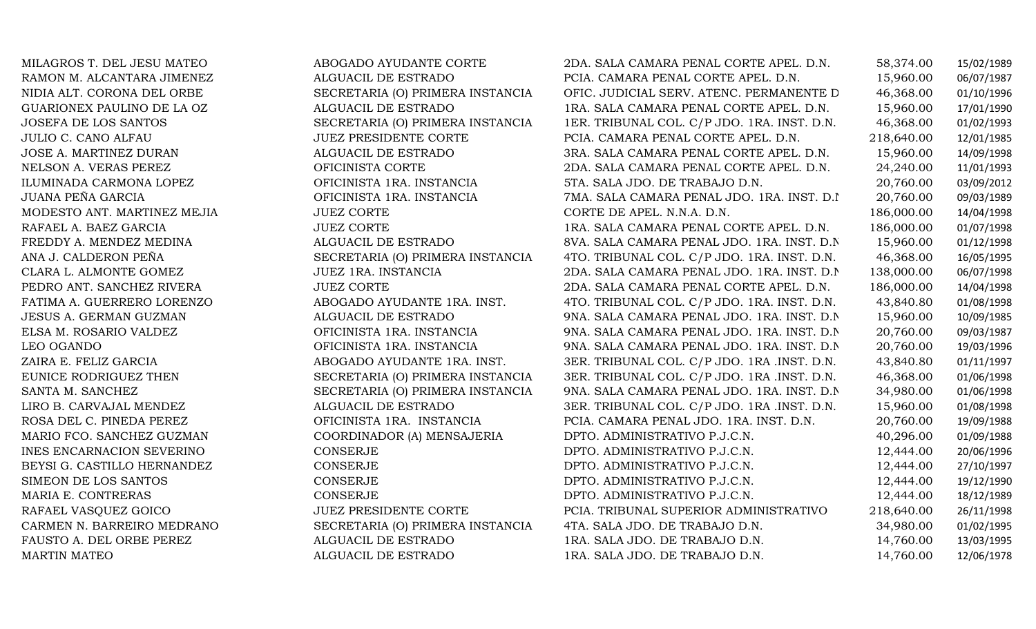| | | | | |
|---|---|---|---|---|
| MILAGROS T. DEL JESU MATEO | ABOGADO AYUDANTE CORTE | 2DA. SALA CAMARA PENAL CORTE APEL. D.N. | 58,374.00 | 15/02/1989 |
| RAMON M. ALCANTARA JIMENEZ | ALGUACIL DE ESTRADO | PCIA. CAMARA PENAL CORTE APEL. D.N. | 15,960.00 | 06/07/1987 |
| NIDIA ALT. CORONA DEL ORBE | SECRETARIA (O) PRIMERA INSTANCIA | OFIC. JUDICIAL SERV. ATENC. PERMANENTE D | 46,368.00 | 01/10/1996 |
| GUARIONEX PAULINO DE LA OZ | ALGUACIL DE ESTRADO | 1RA. SALA CAMARA PENAL CORTE APEL. D.N. | 15,960.00 | 17/01/1990 |
| JOSEFA DE LOS SANTOS | SECRETARIA (O) PRIMERA INSTANCIA | 1ER. TRIBUNAL COL. C/P JDO. 1RA. INST. D.N. | 46,368.00 | 01/02/1993 |
| JULIO C. CANO ALFAU | JUEZ PRESIDENTE CORTE | PCIA. CAMARA PENAL CORTE APEL. D.N. | 218,640.00 | 12/01/1985 |
| JOSE A. MARTINEZ DURAN | ALGUACIL DE ESTRADO | 3RA. SALA CAMARA PENAL CORTE APEL. D.N. | 15,960.00 | 14/09/1998 |
| NELSON A. VERAS PEREZ | OFICINISTA CORTE | 2DA. SALA CAMARA PENAL CORTE APEL. D.N. | 24,240.00 | 11/01/1993 |
| ILUMINADA CARMONA LOPEZ | OFICINISTA 1RA. INSTANCIA | 5TA. SALA JDO. DE TRABAJO D.N. | 20,760.00 | 03/09/2012 |
| JUANA PEÑA GARCIA | OFICINISTA 1RA. INSTANCIA | 7MA. SALA CAMARA PENAL JDO. 1RA. INST. D.N | 20,760.00 | 09/03/1989 |
| MODESTO ANT. MARTINEZ MEJIA | JUEZ CORTE | CORTE DE APEL. N.N.A. D.N. | 186,000.00 | 14/04/1998 |
| RAFAEL A. BAEZ GARCIA | JUEZ CORTE | 1RA. SALA CAMARA PENAL CORTE APEL. D.N. | 186,000.00 | 01/07/1998 |
| FREDDY A. MENDEZ MEDINA | ALGUACIL DE ESTRADO | 8VA. SALA CAMARA PENAL JDO. 1RA. INST. D.N | 15,960.00 | 01/12/1998 |
| ANA J. CALDERON PEÑA | SECRETARIA (O) PRIMERA INSTANCIA | 4TO. TRIBUNAL COL. C/P JDO. 1RA. INST. D.N. | 46,368.00 | 16/05/1995 |
| CLARA L. ALMONTE GOMEZ | JUEZ 1RA. INSTANCIA | 2DA. SALA CAMARA PENAL JDO. 1RA. INST. D.N | 138,000.00 | 06/07/1998 |
| PEDRO ANT. SANCHEZ RIVERA | JUEZ CORTE | 2DA. SALA CAMARA PENAL CORTE APEL. D.N. | 186,000.00 | 14/04/1998 |
| FATIMA A. GUERRERO LORENZO | ABOGADO AYUDANTE 1RA. INST. | 4TO. TRIBUNAL COL. C/P JDO. 1RA. INST. D.N. | 43,840.80 | 01/08/1998 |
| JESUS A. GERMAN GUZMAN | ALGUACIL DE ESTRADO | 9NA. SALA CAMARA PENAL JDO. 1RA. INST. D.N | 15,960.00 | 10/09/1985 |
| ELSA M. ROSARIO VALDEZ | OFICINISTA 1RA. INSTANCIA | 9NA. SALA CAMARA PENAL JDO. 1RA. INST. D.N | 20,760.00 | 09/03/1987 |
| LEO OGANDO | OFICINISTA 1RA. INSTANCIA | 9NA. SALA CAMARA PENAL JDO. 1RA. INST. D.N | 20,760.00 | 19/03/1996 |
| ZAIRA E. FELIZ GARCIA | ABOGADO AYUDANTE 1RA. INST. | 3ER. TRIBUNAL COL. C/P JDO. 1RA .INST. D.N. | 43,840.80 | 01/11/1997 |
| EUNICE RODRIGUEZ THEN | SECRETARIA (O) PRIMERA INSTANCIA | 3ER. TRIBUNAL COL. C/P JDO. 1RA .INST. D.N. | 46,368.00 | 01/06/1998 |
| SANTA M. SANCHEZ | SECRETARIA (O) PRIMERA INSTANCIA | 9NA. SALA CAMARA PENAL JDO. 1RA. INST. D.N | 34,980.00 | 01/06/1998 |
| LIRO B. CARVAJAL MENDEZ | ALGUACIL DE ESTRADO | 3ER. TRIBUNAL COL. C/P JDO. 1RA .INST. D.N. | 15,960.00 | 01/08/1998 |
| ROSA DEL C. PINEDA PEREZ | OFICINISTA 1RA. INSTANCIA | PCIA. CAMARA PENAL JDO. 1RA. INST. D.N. | 20,760.00 | 19/09/1988 |
| MARIO FCO. SANCHEZ GUZMAN | COORDINADOR (A) MENSAJERIA | DPTO. ADMINISTRATIVO P.J.C.N. | 40,296.00 | 01/09/1988 |
| INES ENCARNACION SEVERINO | CONSERJE | DPTO. ADMINISTRATIVO P.J.C.N. | 12,444.00 | 20/06/1996 |
| BEYSI G. CASTILLO HERNANDEZ | CONSERJE | DPTO. ADMINISTRATIVO P.J.C.N. | 12,444.00 | 27/10/1997 |
| SIMEON DE LOS SANTOS | CONSERJE | DPTO. ADMINISTRATIVO P.J.C.N. | 12,444.00 | 19/12/1990 |
| MARIA E. CONTRERAS | CONSERJE | DPTO. ADMINISTRATIVO P.J.C.N. | 12,444.00 | 18/12/1989 |
| RAFAEL VASQUEZ GOICO | JUEZ PRESIDENTE CORTE | PCIA. TRIBUNAL SUPERIOR ADMINISTRATIVO | 218,640.00 | 26/11/1998 |
| CARMEN N. BARREIRO MEDRANO | SECRETARIA (O) PRIMERA INSTANCIA | 4TA. SALA JDO. DE TRABAJO D.N. | 34,980.00 | 01/02/1995 |
| FAUSTO A. DEL ORBE PEREZ | ALGUACIL DE ESTRADO | 1RA. SALA JDO. DE TRABAJO D.N. | 14,760.00 | 13/03/1995 |
| MARTIN MATEO | ALGUACIL DE ESTRADO | 1RA. SALA JDO. DE TRABAJO D.N. | 14,760.00 | 12/06/1978 |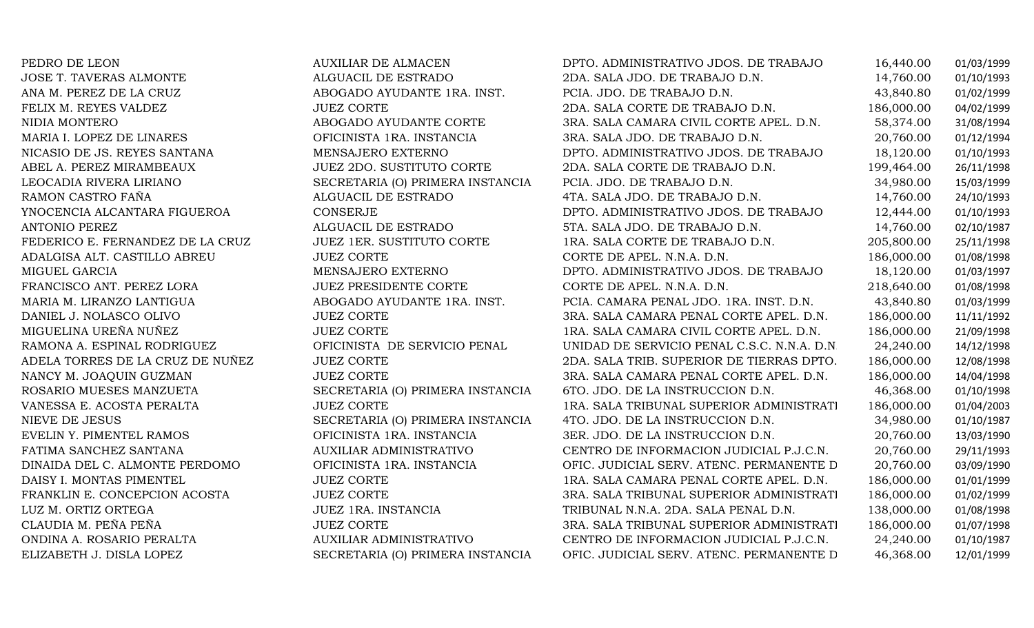| | | | | |
|---|---|---|---|---|
| PEDRO DE LEON | AUXILIAR DE ALMACEN | DPTO. ADMINISTRATIVO JDOS. DE TRABAJO | 16,440.00 | 01/03/1999 |
| JOSE T. TAVERAS ALMONTE | ALGUACIL DE ESTRADO | 2DA. SALA JDO. DE TRABAJO D.N. | 14,760.00 | 01/10/1993 |
| ANA M. PEREZ DE LA CRUZ | ABOGADO AYUDANTE 1RA. INST. | PCIA. JDO. DE TRABAJO D.N. | 43,840.80 | 01/02/1999 |
| FELIX M. REYES VALDEZ | JUEZ CORTE | 2DA. SALA CORTE DE TRABAJO D.N. | 186,000.00 | 04/02/1999 |
| NIDIA MONTERO | ABOGADO AYUDANTE CORTE | 3RA. SALA CAMARA CIVIL CORTE APEL. D.N. | 58,374.00 | 31/08/1994 |
| MARIA I. LOPEZ DE LINARES | OFICINISTA 1RA. INSTANCIA | 3RA. SALA JDO. DE TRABAJO D.N. | 20,760.00 | 01/12/1994 |
| NICASIO DE JS. REYES SANTANA | MENSAJERO EXTERNO | DPTO. ADMINISTRATIVO JDOS. DE TRABAJO | 18,120.00 | 01/10/1993 |
| ABEL A. PEREZ MIRAMBEAUX | JUEZ 2DO. SUSTITUTO CORTE | 2DA. SALA CORTE DE TRABAJO D.N. | 199,464.00 | 26/11/1998 |
| LEOCADIA RIVERA LIRIANO | SECRETARIA (O) PRIMERA INSTANCIA | PCIA. JDO. DE TRABAJO D.N. | 34,980.00 | 15/03/1999 |
| RAMON CASTRO FAÑA | ALGUACIL DE ESTRADO | 4TA. SALA JDO. DE TRABAJO D.N. | 14,760.00 | 24/10/1993 |
| YNOCENCIA ALCANTARA FIGUEROA | CONSERJE | DPTO. ADMINISTRATIVO JDOS. DE TRABAJO | 12,444.00 | 01/10/1993 |
| ANTONIO PEREZ | ALGUACIL DE ESTRADO | 5TA. SALA JDO. DE TRABAJO D.N. | 14,760.00 | 02/10/1987 |
| FEDERICO E. FERNANDEZ DE LA CRUZ | JUEZ 1ER. SUSTITUTO CORTE | 1RA. SALA CORTE DE TRABAJO D.N. | 205,800.00 | 25/11/1998 |
| ADALGISA ALT. CASTILLO ABREU | JUEZ CORTE | CORTE DE APEL. N.N.A. D.N. | 186,000.00 | 01/08/1998 |
| MIGUEL GARCIA | MENSAJERO EXTERNO | DPTO. ADMINISTRATIVO JDOS. DE TRABAJO | 18,120.00 | 01/03/1997 |
| FRANCISCO ANT. PEREZ LORA | JUEZ PRESIDENTE CORTE | CORTE DE APEL. N.N.A. D.N. | 218,640.00 | 01/08/1998 |
| MARIA M. LIRANZO LANTIGUA | ABOGADO AYUDANTE 1RA. INST. | PCIA. CAMARA PENAL JDO. 1RA. INST. D.N. | 43,840.80 | 01/03/1999 |
| DANIEL J. NOLASCO OLIVO | JUEZ CORTE | 3RA. SALA CAMARA PENAL CORTE APEL. D.N. | 186,000.00 | 11/11/1992 |
| MIGUELINA UREÑA NUÑEZ | JUEZ CORTE | 1RA. SALA CAMARA CIVIL CORTE APEL. D.N. | 186,000.00 | 21/09/1998 |
| RAMONA A. ESPINAL RODRIGUEZ | OFICINISTA DE SERVICIO PENAL | UNIDAD DE SERVICIO PENAL C.S.C. N.N.A. D.N | 24,240.00 | 14/12/1998 |
| ADELA TORRES DE LA CRUZ DE NUÑEZ | JUEZ CORTE | 2DA. SALA TRIB. SUPERIOR DE TIERRAS DPTO. | 186,000.00 | 12/08/1998 |
| NANCY M. JOAQUIN GUZMAN | JUEZ CORTE | 3RA. SALA CAMARA PENAL CORTE APEL. D.N. | 186,000.00 | 14/04/1998 |
| ROSARIO MUESES MANZUETA | SECRETARIA (O) PRIMERA INSTANCIA | 6TO. JDO. DE LA INSTRUCCION D.N. | 46,368.00 | 01/10/1998 |
| VANESSA E. ACOSTA PERALTA | JUEZ CORTE | 1RA. SALA TRIBUNAL SUPERIOR ADMINISTRATI | 186,000.00 | 01/04/2003 |
| NIEVE DE JESUS | SECRETARIA (O) PRIMERA INSTANCIA | 4TO. JDO. DE LA INSTRUCCION D.N. | 34,980.00 | 01/10/1987 |
| EVELIN Y. PIMENTEL RAMOS | OFICINISTA 1RA. INSTANCIA | 3ER. JDO. DE LA INSTRUCCION D.N. | 20,760.00 | 13/03/1990 |
| FATIMA SANCHEZ SANTANA | AUXILIAR ADMINISTRATIVO | CENTRO DE INFORMACION JUDICIAL P.J.C.N. | 20,760.00 | 29/11/1993 |
| DINAIDA DEL C. ALMONTE PERDOMO | OFICINISTA 1RA. INSTANCIA | OFIC. JUDICIAL SERV. ATENC. PERMANENTE D | 20,760.00 | 03/09/1990 |
| DAISY I. MONTAS PIMENTEL | JUEZ CORTE | 1RA. SALA CAMARA PENAL CORTE APEL. D.N. | 186,000.00 | 01/01/1999 |
| FRANKLIN E. CONCEPCION ACOSTA | JUEZ CORTE | 3RA. SALA TRIBUNAL SUPERIOR ADMINISTRATI | 186,000.00 | 01/02/1999 |
| LUZ M. ORTIZ ORTEGA | JUEZ 1RA. INSTANCIA | TRIBUNAL N.N.A. 2DA. SALA PENAL D.N. | 138,000.00 | 01/08/1998 |
| CLAUDIA M. PEÑA PEÑA | JUEZ CORTE | 3RA. SALA TRIBUNAL SUPERIOR ADMINISTRATI | 186,000.00 | 01/07/1998 |
| ONDINA A. ROSARIO PERALTA | AUXILIAR ADMINISTRATIVO | CENTRO DE INFORMACION JUDICIAL P.J.C.N. | 24,240.00 | 01/10/1987 |
| ELIZABETH J. DISLA LOPEZ | SECRETARIA (O) PRIMERA INSTANCIA | OFIC. JUDICIAL SERV. ATENC. PERMANENTE D | 46,368.00 | 12/01/1999 |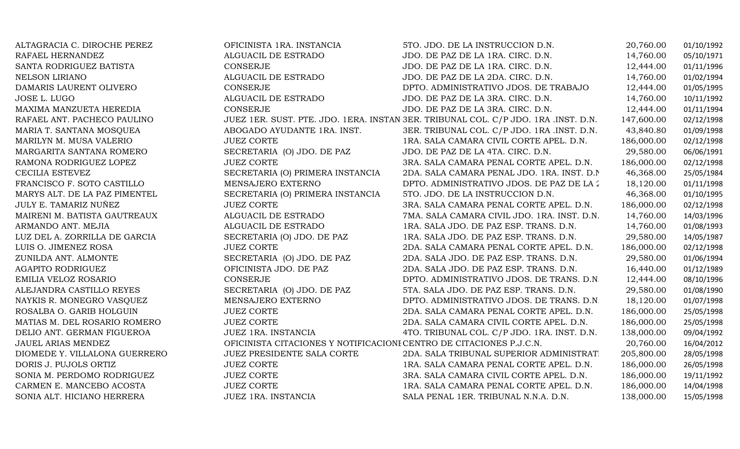| | | | | |
|---|---|---|---|---|
| ALTAGRACIA C. DIROCHE PEREZ | OFICINISTA 1RA. INSTANCIA | 5TO. JDO. DE LA INSTRUCCION D.N. | 20,760.00 | 01/10/1992 |
| RAFAEL HERNANDEZ | ALGUACIL DE ESTRADO | JDO. DE PAZ DE LA 1RA. CIRC. D.N. | 14,760.00 | 05/10/1971 |
| SANTA RODRIGUEZ BATISTA | CONSERJE | JDO. DE PAZ DE LA 1RA. CIRC. D.N. | 12,444.00 | 01/11/1996 |
| NELSON LIRIANO | ALGUACIL DE ESTRADO | JDO. DE PAZ DE LA 2DA. CIRC. D.N. | 14,760.00 | 01/02/1994 |
| DAMARIS LAURENT OLIVERO | CONSERJE | DPTO. ADMINISTRATIVO JDOS. DE TRABAJO | 12,444.00 | 01/05/1995 |
| JOSE L. LUGO | ALGUACIL DE ESTRADO | JDO. DE PAZ DE LA 3RA. CIRC. D.N. | 14,760.00 | 10/11/1992 |
| MAXIMA MANZUETA HEREDIA | CONSERJE | JDO. DE PAZ DE LA 3RA. CIRC. D.N. | 12,444.00 | 01/11/1994 |
| RAFAEL ANT. PACHECO PAULINO | JUEZ 1ER. SUST. PTE. JDO. 1ERA. INSTAN | 3ER. TRIBUNAL COL. C/P JDO. 1RA .INST. D.N. | 147,600.00 | 02/12/1998 |
| MARIA T. SANTANA MOSQUEA | ABOGADO AYUDANTE 1RA. INST. | 3ER. TRIBUNAL COL. C/P JDO. 1RA .INST. D.N. | 43,840.80 | 01/09/1998 |
| MARILYN M. MUSA VALERIO | JUEZ CORTE | 1RA. SALA CAMARA CIVIL CORTE APEL. D.N. | 186,000.00 | 02/12/1998 |
| MARGARITA SANTANA ROMERO | SECRETARIA (O) JDO. DE PAZ | JDO. DE PAZ DE LA 4TA. CIRC. D.N. | 29,580.00 | 06/06/1991 |
| RAMONA RODRIGUEZ LOPEZ | JUEZ CORTE | 3RA. SALA CAMARA PENAL CORTE APEL. D.N. | 186,000.00 | 02/12/1998 |
| CECILIA ESTEVEZ | SECRETARIA (O) PRIMERA INSTANCIA | 2DA. SALA CAMARA PENAL JDO. 1RA. INST. D.N | 46,368.00 | 25/05/1984 |
| FRANCISCO F. SOTO CASTILLO | MENSAJERO EXTERNO | DPTO. ADMINISTRATIVO JDOS. DE PAZ DE LA 2 | 18,120.00 | 01/11/1998 |
| MARYS ALT. DE LA PAZ PIMENTEL | SECRETARIA (O) PRIMERA INSTANCIA | 5TO. JDO. DE LA INSTRUCCION D.N. | 46,368.00 | 01/10/1995 |
| JULY E. TAMARIZ NUÑEZ | JUEZ CORTE | 3RA. SALA CAMARA PENAL CORTE APEL. D.N. | 186,000.00 | 02/12/1998 |
| MAIRENI M. BATISTA GAUTREAUX | ALGUACIL DE ESTRADO | 7MA. SALA CAMARA CIVIL JDO. 1RA. INST. D.N. | 14,760.00 | 14/03/1996 |
| ARMANDO ANT. MEJIA | ALGUACIL DE ESTRADO | 1RA. SALA JDO. DE PAZ ESP. TRANS. D.N. | 14,760.00 | 01/08/1993 |
| LUZ DEL A. ZORRILLA DE GARCIA | SECRETARIA (O) JDO. DE PAZ | 1RA. SALA JDO. DE PAZ ESP. TRANS. D.N. | 29,580.00 | 14/05/1987 |
| LUIS O. JIMENEZ ROSA | JUEZ CORTE | 2DA. SALA CAMARA PENAL CORTE APEL. D.N. | 186,000.00 | 02/12/1998 |
| ZUNILDA ANT. ALMONTE | SECRETARIA (O) JDO. DE PAZ | 2DA. SALA JDO. DE PAZ ESP. TRANS. D.N. | 29,580.00 | 01/06/1994 |
| AGAPITO RODRIGUEZ | OFICINISTA JDO. DE PAZ | 2DA. SALA JDO. DE PAZ ESP. TRANS. D.N. | 16,440.00 | 01/12/1989 |
| EMILIA VELOZ ROSARIO | CONSERJE | DPTO. ADMINISTRATIVO JDOS. DE TRANS. D.N | 12,444.00 | 08/10/1996 |
| ALEJANDRA CASTILLO REYES | SECRETARIA (O) JDO. DE PAZ | 5TA. SALA JDO. DE PAZ ESP. TRANS. D.N. | 29,580.00 | 01/08/1990 |
| NAYKIS R. MONEGRO VASQUEZ | MENSAJERO EXTERNO | DPTO. ADMINISTRATIVO JDOS. DE TRANS. D.N | 18,120.00 | 01/07/1998 |
| ROSALBA O. GARIB HOLGUIN | JUEZ CORTE | 2DA. SALA CAMARA PENAL CORTE APEL. D.N. | 186,000.00 | 25/05/1998 |
| MATIAS M. DEL ROSARIO ROMERO | JUEZ CORTE | 2DA. SALA CAMARA CIVIL CORTE APEL. D.N. | 186,000.00 | 25/05/1998 |
| DELIO ANT. GERMAN FIGUEROA | JUEZ 1RA. INSTANCIA | 4TO. TRIBUNAL COL. C/P JDO. 1RA. INST. D.N. | 138,000.00 | 09/04/1992 |
| JAUEL ARIAS MENDEZ | OFICINISTA CITACIONES Y NOTIFICACIONI | CENTRO DE CITACIONES P.J.C.N. | 20,760.00 | 16/04/2012 |
| DIOMEDE Y. VILLALONA GUERRERO | JUEZ PRESIDENTE SALA CORTE | 2DA. SALA TRIBUNAL SUPERIOR ADMINISTRAT | 205,800.00 | 28/05/1998 |
| DORIS J. PUJOLS ORTIZ | JUEZ CORTE | 1RA. SALA CAMARA PENAL CORTE APEL. D.N. | 186,000.00 | 26/05/1998 |
| SONIA M. PERDOMO RODRIGUEZ | JUEZ CORTE | 3RA. SALA CAMARA CIVIL CORTE APEL. D.N. | 186,000.00 | 19/11/1992 |
| CARMEN E. MANCEBO ACOSTA | JUEZ CORTE | 1RA. SALA CAMARA PENAL CORTE APEL. D.N. | 186,000.00 | 14/04/1998 |
| SONIA ALT. HICIANO HERRERA | JUEZ 1RA. INSTANCIA | SALA PENAL 1ER. TRIBUNAL N.N.A. D.N. | 138,000.00 | 15/05/1998 |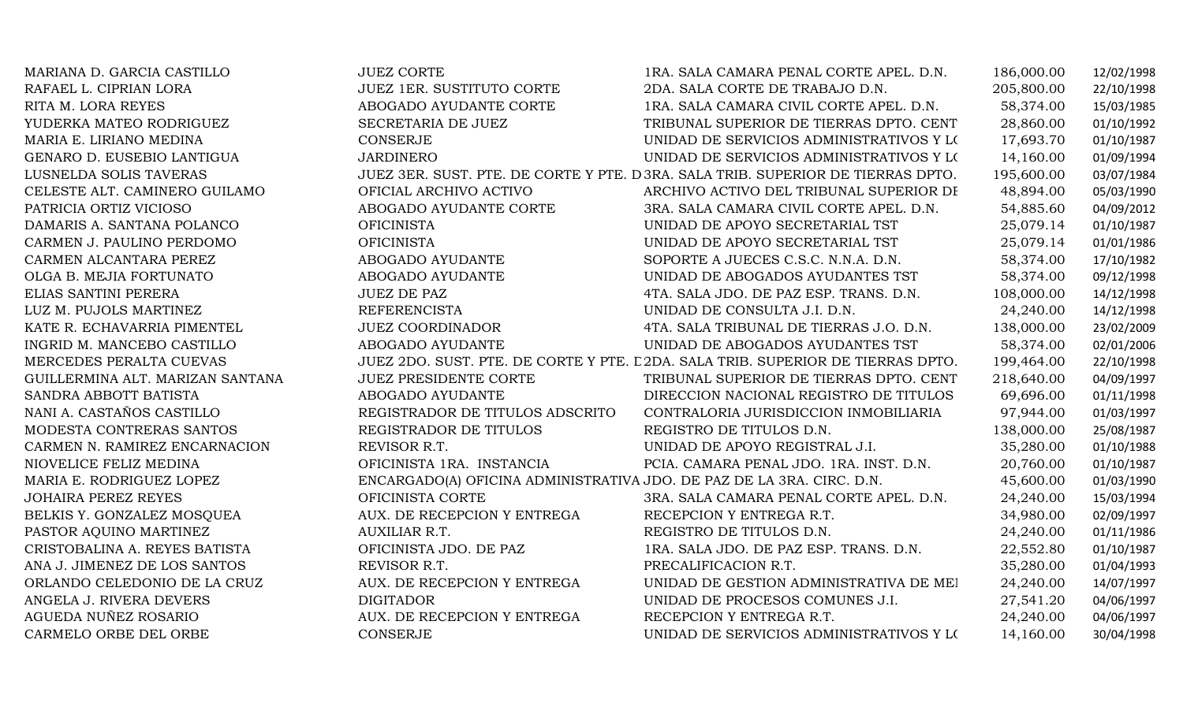| | | | | |
|---|---|---|---|---|
| MARIANA D. GARCIA CASTILLO | JUEZ CORTE | 1RA. SALA CAMARA PENAL CORTE APEL. D.N. | 186,000.00 | 12/02/1998 |
| RAFAEL L. CIPRIAN LORA | JUEZ 1ER. SUSTITUTO CORTE | 2DA. SALA CORTE DE TRABAJO D.N. | 205,800.00 | 22/10/1998 |
| RITA M. LORA REYES | ABOGADO AYUDANTE CORTE | 1RA. SALA CAMARA CIVIL CORTE APEL. D.N. | 58,374.00 | 15/03/1985 |
| YUDERKA MATEO RODRIGUEZ | SECRETARIA DE JUEZ | TRIBUNAL SUPERIOR DE TIERRAS DPTO. CENT | 28,860.00 | 01/10/1992 |
| MARIA E. LIRIANO MEDINA | CONSERJE | UNIDAD DE SERVICIOS ADMINISTRATIVOS Y L( | 17,693.70 | 01/10/1987 |
| GENARO D. EUSEBIO LANTIGUA | JARDINERO | UNIDAD DE SERVICIOS ADMINISTRATIVOS Y L( | 14,160.00 | 01/09/1994 |
| LUSNELDA SOLIS TAVERAS | JUEZ 3ER. SUST. PTE. DE CORTE Y PTE. D | 3RA. SALA TRIB. SUPERIOR DE TIERRAS DPTO. | 195,600.00 | 03/07/1984 |
| CELESTE ALT. CAMINERO GUILAMO | OFICIAL ARCHIVO ACTIVO | ARCHIVO ACTIVO DEL TRIBUNAL SUPERIOR DI | 48,894.00 | 05/03/1990 |
| PATRICIA ORTIZ VICIOSO | ABOGADO AYUDANTE CORTE | 3RA. SALA CAMARA CIVIL CORTE APEL. D.N. | 54,885.60 | 04/09/2012 |
| DAMARIS A. SANTANA POLANCO | OFICINISTA | UNIDAD DE APOYO SECRETARIAL TST | 25,079.14 | 01/10/1987 |
| CARMEN J. PAULINO PERDOMO | OFICINISTA | UNIDAD DE APOYO SECRETARIAL TST | 25,079.14 | 01/01/1986 |
| CARMEN ALCANTARA PEREZ | ABOGADO AYUDANTE | SOPORTE A JUECES C.S.C. N.N.A. D.N. | 58,374.00 | 17/10/1982 |
| OLGA B. MEJIA FORTUNATO | ABOGADO AYUDANTE | UNIDAD DE ABOGADOS AYUDANTES TST | 58,374.00 | 09/12/1998 |
| ELIAS SANTINI PERERA | JUEZ DE PAZ | 4TA. SALA JDO. DE PAZ ESP. TRANS. D.N. | 108,000.00 | 14/12/1998 |
| LUZ M. PUJOLS MARTINEZ | REFERENCISTA | UNIDAD DE CONSULTA J.I. D.N. | 24,240.00 | 14/12/1998 |
| KATE R. ECHAVARRIA PIMENTEL | JUEZ COORDINADOR | 4TA. SALA TRIBUNAL DE TIERRAS J.O. D.N. | 138,000.00 | 23/02/2009 |
| INGRID M. MANCEBO CASTILLO | ABOGADO AYUDANTE | UNIDAD DE ABOGADOS AYUDANTES TST | 58,374.00 | 02/01/2006 |
| MERCEDES PERALTA CUEVAS | JUEZ 2DO. SUST. PTE. DE CORTE Y PTE. D | 2DA. SALA TRIB. SUPERIOR DE TIERRAS DPTO. | 199,464.00 | 22/10/1998 |
| GUILLERMINA ALT. MARIZAN SANTANA | JUEZ PRESIDENTE CORTE | TRIBUNAL SUPERIOR DE TIERRAS DPTO. CENT | 218,640.00 | 04/09/1997 |
| SANDRA ABBOTT BATISTA | ABOGADO AYUDANTE | DIRECCION NACIONAL REGISTRO DE TITULOS | 69,696.00 | 01/11/1998 |
| NANI A. CASTAÑOS CASTILLO | REGISTRADOR DE TITULOS ADSCRITO | CONTRALORIA JURISDICCION INMOBILIARIA | 97,944.00 | 01/03/1997 |
| MODESTA CONTRERAS SANTOS | REGISTRADOR DE TITULOS | REGISTRO DE TITULOS D.N. | 138,000.00 | 25/08/1987 |
| CARMEN N. RAMIREZ ENCARNACION | REVISOR R.T. | UNIDAD DE APOYO REGISTRAL J.I. | 35,280.00 | 01/10/1988 |
| NIOVELICE FELIZ MEDINA | OFICINISTA 1RA. INSTANCIA | PCIA. CAMARA PENAL JDO. 1RA. INST. D.N. | 20,760.00 | 01/10/1987 |
| MARIA E. RODRIGUEZ LOPEZ | ENCARGADO(A) OFICINA ADMINISTRATIVA | JDO. DE PAZ DE LA 3RA. CIRC. D.N. | 45,600.00 | 01/03/1990 |
| JOHAIRA PEREZ REYES | OFICINISTA CORTE | 3RA. SALA CAMARA PENAL CORTE APEL. D.N. | 24,240.00 | 15/03/1994 |
| BELKIS Y. GONZALEZ MOSQUEA | AUX. DE RECEPCION Y ENTREGA | RECEPCION Y ENTREGA R.T. | 34,980.00 | 02/09/1997 |
| PASTOR AQUINO MARTINEZ | AUXILIAR R.T. | REGISTRO DE TITULOS D.N. | 24,240.00 | 01/11/1986 |
| CRISTOBALINA A. REYES BATISTA | OFICINISTA JDO. DE PAZ | 1RA. SALA JDO. DE PAZ ESP. TRANS. D.N. | 22,552.80 | 01/10/1987 |
| ANA J. JIMENEZ DE LOS SANTOS | REVISOR R.T. | PRECALIFICACION R.T. | 35,280.00 | 01/04/1993 |
| ORLANDO CELEDONIO DE LA CRUZ | AUX. DE RECEPCION Y ENTREGA | UNIDAD DE GESTION ADMINISTRATIVA DE MEI | 24,240.00 | 14/07/1997 |
| ANGELA J. RIVERA DEVERS | DIGITADOR | UNIDAD DE PROCESOS COMUNES J.I. | 27,541.20 | 04/06/1997 |
| AGUEDA NUÑEZ ROSARIO | AUX. DE RECEPCION Y ENTREGA | RECEPCION Y ENTREGA R.T. | 24,240.00 | 04/06/1997 |
| CARMELO ORBE DEL ORBE | CONSERJE | UNIDAD DE SERVICIOS ADMINISTRATIVOS Y L( | 14,160.00 | 30/04/1998 |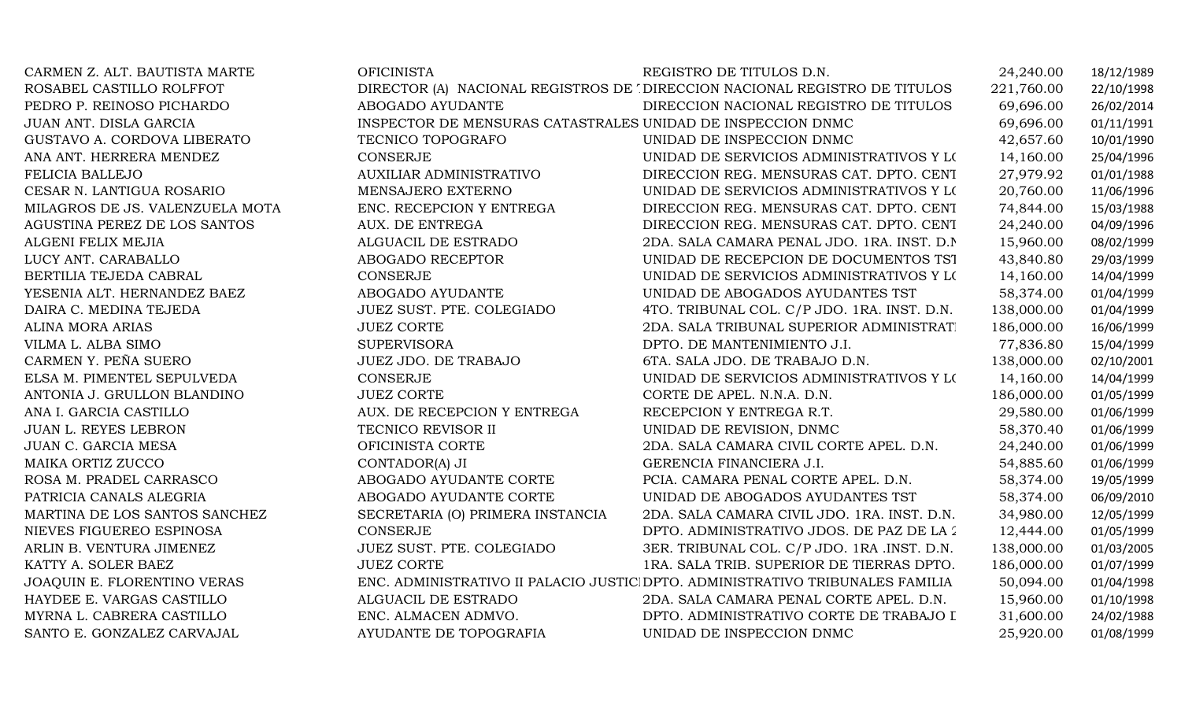| | | | | |
|---|---|---|---|---|
| CARMEN Z. ALT. BAUTISTA MARTE | OFICINISTA | REGISTRO DE TITULOS D.N. | 24,240.00 | 18/12/1989 |
| ROSABEL CASTILLO ROLFFOT | DIRECTOR (A) NACIONAL REGISTROS DE T | DIRECCION NACIONAL REGISTRO DE TITULOS | 221,760.00 | 22/10/1998 |
| PEDRO P. REINOSO PICHARDO | ABOGADO AYUDANTE | DIRECCION NACIONAL REGISTRO DE TITULOS | 69,696.00 | 26/02/2014 |
| JUAN ANT. DISLA GARCIA | INSPECTOR DE MENSURAS CATASTRALES | UNIDAD DE INSPECCION DNMC | 69,696.00 | 01/11/1991 |
| GUSTAVO A. CORDOVA LIBERATO | TECNICO TOPOGRAFO | UNIDAD DE INSPECCION DNMC | 42,657.60 | 10/01/1990 |
| ANA ANT. HERRERA MENDEZ | CONSERJE | UNIDAD DE SERVICIOS ADMINISTRATIVOS Y LO | 14,160.00 | 25/04/1996 |
| FELICIA BALLEJO | AUXILIAR ADMINISTRATIVO | DIRECCION REG. MENSURAS CAT. DPTO. CENT | 27,979.92 | 01/01/1988 |
| CESAR N. LANTIGUA ROSARIO | MENSAJERO EXTERNO | UNIDAD DE SERVICIOS ADMINISTRATIVOS Y LO | 20,760.00 | 11/06/1996 |
| MILAGROS DE JS. VALENZUELA MOTA | ENC. RECEPCION Y ENTREGA | DIRECCION REG. MENSURAS CAT. DPTO. CENT | 74,844.00 | 15/03/1988 |
| AGUSTINA PEREZ DE LOS SANTOS | AUX. DE ENTREGA | DIRECCION REG. MENSURAS CAT. DPTO. CENT | 24,240.00 | 04/09/1996 |
| ALGENI FELIX MEJIA | ALGUACIL DE ESTRADO | 2DA. SALA CAMARA PENAL JDO. 1RA. INST. D.N | 15,960.00 | 08/02/1999 |
| LUCY ANT. CARABALLO | ABOGADO RECEPTOR | UNIDAD DE RECEPCION DE DOCUMENTOS TST | 43,840.80 | 29/03/1999 |
| BERTILIA TEJEDA CABRAL | CONSERJE | UNIDAD DE SERVICIOS ADMINISTRATIVOS Y LO | 14,160.00 | 14/04/1999 |
| YESENIA ALT. HERNANDEZ BAEZ | ABOGADO AYUDANTE | UNIDAD DE ABOGADOS AYUDANTES TST | 58,374.00 | 01/04/1999 |
| DAIRA C. MEDINA TEJEDA | JUEZ SUST. PTE. COLEGIADO | 4TO. TRIBUNAL COL. C/P JDO. 1RA. INST. D.N. | 138,000.00 | 01/04/1999 |
| ALINA MORA ARIAS | JUEZ CORTE | 2DA. SALA TRIBUNAL SUPERIOR ADMINISTRATI | 186,000.00 | 16/06/1999 |
| VILMA L. ALBA SIMO | SUPERVISORA | DPTO. DE MANTENIMIENTO J.I. | 77,836.80 | 15/04/1999 |
| CARMEN Y. PEÑA SUERO | JUEZ JDO. DE TRABAJO | 6TA. SALA JDO. DE TRABAJO D.N. | 138,000.00 | 02/10/2001 |
| ELSA M. PIMENTEL SEPULVEDA | CONSERJE | UNIDAD DE SERVICIOS ADMINISTRATIVOS Y LO | 14,160.00 | 14/04/1999 |
| ANTONIA J. GRULLON BLANDINO | JUEZ CORTE | CORTE DE APEL. N.N.A. D.N. | 186,000.00 | 01/05/1999 |
| ANA I. GARCIA CASTILLO | AUX. DE RECEPCION Y ENTREGA | RECEPCION Y ENTREGA R.T. | 29,580.00 | 01/06/1999 |
| JUAN L. REYES LEBRON | TECNICO REVISOR II | UNIDAD DE REVISION, DNMC | 58,370.40 | 01/06/1999 |
| JUAN C. GARCIA MESA | OFICINISTA CORTE | 2DA. SALA CAMARA CIVIL CORTE APEL. D.N. | 24,240.00 | 01/06/1999 |
| MAIKA ORTIZ ZUCCO | CONTADOR(A) JI | GERENCIA FINANCIERA J.I. | 54,885.60 | 01/06/1999 |
| ROSA M. PRADEL CARRASCO | ABOGADO AYUDANTE CORTE | PCIA. CAMARA PENAL CORTE APEL. D.N. | 58,374.00 | 19/05/1999 |
| PATRICIA CANALS ALEGRIA | ABOGADO AYUDANTE CORTE | UNIDAD DE ABOGADOS AYUDANTES TST | 58,374.00 | 06/09/2010 |
| MARTINA DE LOS SANTOS SANCHEZ | SECRETARIA (O) PRIMERA INSTANCIA | 2DA. SALA CAMARA CIVIL JDO. 1RA. INST. D.N. | 34,980.00 | 12/05/1999 |
| NIEVES FIGUEREO ESPINOSA | CONSERJE | DPTO. ADMINISTRATIVO JDOS. DE PAZ DE LA 2 | 12,444.00 | 01/05/1999 |
| ARLIN B. VENTURA JIMENEZ | JUEZ SUST. PTE. COLEGIADO | 3ER. TRIBUNAL COL. C/P JDO. 1RA .INST. D.N. | 138,000.00 | 01/03/2005 |
| KATTY A. SOLER BAEZ | JUEZ CORTE | 1RA. SALA TRIB. SUPERIOR DE TIERRAS DPTO. | 186,000.00 | 01/07/1999 |
| JOAQUIN E. FLORENTINO VERAS | ENC. ADMINISTRATIVO II PALACIO JUSTICI | DPTO. ADMINISTRATIVO TRIBUNALES FAMILIA | 50,094.00 | 01/04/1998 |
| HAYDEE E. VARGAS CASTILLO | ALGUACIL DE ESTRADO | 2DA. SALA CAMARA PENAL CORTE APEL. D.N. | 15,960.00 | 01/10/1998 |
| MYRNA L. CABRERA CASTILLO | ENC. ALMACEN ADMVO. | DPTO. ADMINISTRATIVO CORTE DE TRABAJO D | 31,600.00 | 24/02/1988 |
| SANTO E. GONZALEZ CARVAJAL | AYUDANTE DE TOPOGRAFIA | UNIDAD DE INSPECCION DNMC | 25,920.00 | 01/08/1999 |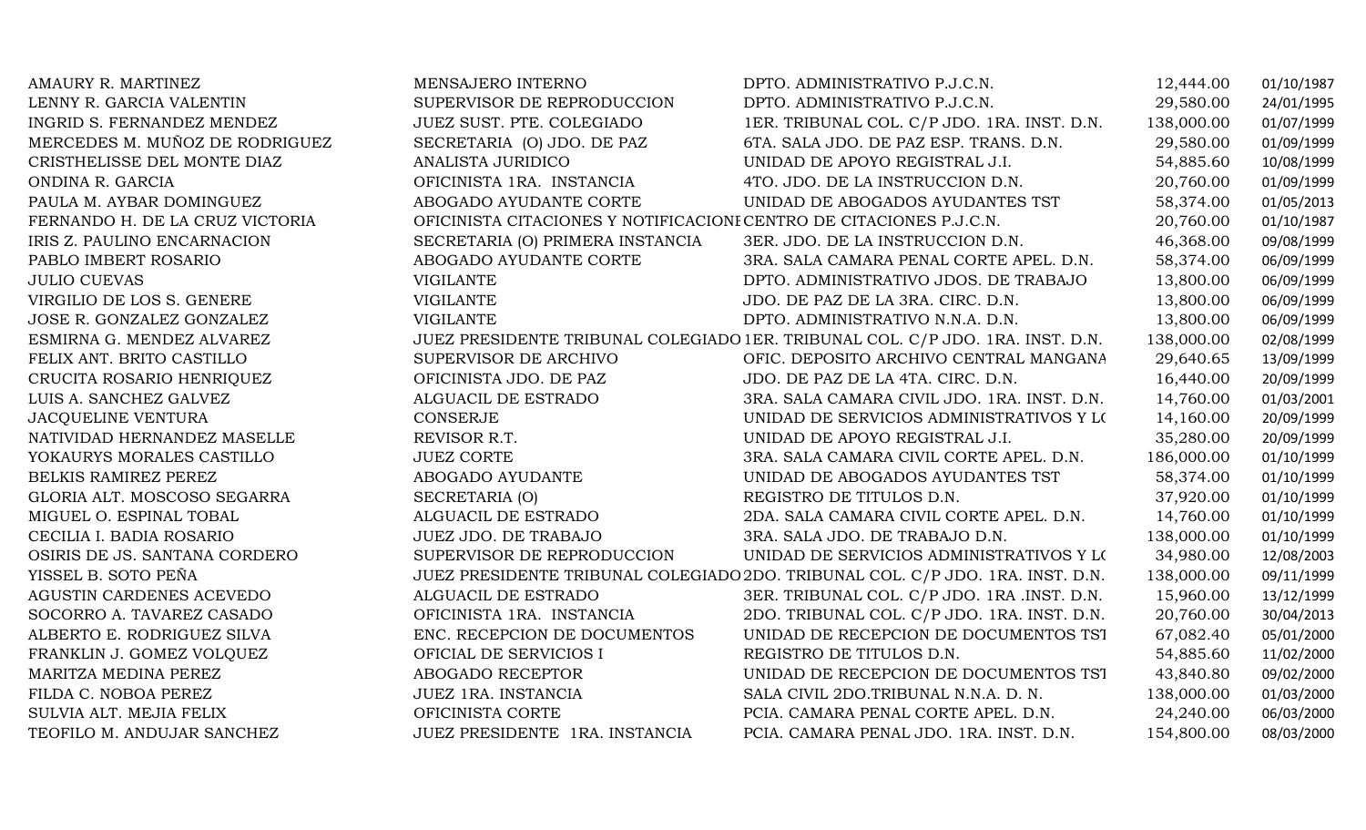| | | | | |
|---|---|---|---|---|
| AMAURY R. MARTINEZ | MENSAJERO INTERNO | DPTO. ADMINISTRATIVO P.J.C.N. | 12,444.00 | 01/10/1987 |
| LENNY R. GARCIA VALENTIN | SUPERVISOR DE REPRODUCCION | DPTO. ADMINISTRATIVO P.J.C.N. | 29,580.00 | 24/01/1995 |
| INGRID S. FERNANDEZ MENDEZ | JUEZ SUST. PTE. COLEGIADO | 1ER. TRIBUNAL COL. C/P JDO. 1RA. INST. D.N. | 138,000.00 | 01/07/1999 |
| MERCEDES M. MUÑOZ DE RODRIGUEZ | SECRETARIA (O) JDO. DE PAZ | 6TA. SALA JDO. DE PAZ ESP. TRANS. D.N. | 29,580.00 | 01/09/1999 |
| CRISTHELISSE DEL MONTE DIAZ | ANALISTA JURIDICO | UNIDAD DE APOYO REGISTRAL J.I. | 54,885.60 | 10/08/1999 |
| ONDINA R. GARCIA | OFICINISTA 1RA. INSTANCIA | 4TO. JDO. DE LA INSTRUCCION D.N. | 20,760.00 | 01/09/1999 |
| PAULA M. AYBAR DOMINGUEZ | ABOGADO AYUDANTE CORTE | UNIDAD DE ABOGADOS AYUDANTES TST | 58,374.00 | 01/05/2013 |
| FERNANDO H. DE LA CRUZ VICTORIA | OFICINISTA CITACIONES Y NOTIFICACIONI | CENTRO DE CITACIONES P.J.C.N. | 20,760.00 | 01/10/1987 |
| IRIS Z. PAULINO ENCARNACION | SECRETARIA (O) PRIMERA INSTANCIA | 3ER. JDO. DE LA INSTRUCCION D.N. | 46,368.00 | 09/08/1999 |
| PABLO IMBERT ROSARIO | ABOGADO AYUDANTE CORTE | 3RA. SALA CAMARA PENAL CORTE APEL. D.N. | 58,374.00 | 06/09/1999 |
| JULIO CUEVAS | VIGILANTE | DPTO. ADMINISTRATIVO JDOS. DE TRABAJO | 13,800.00 | 06/09/1999 |
| VIRGILIO DE LOS S. GENERE | VIGILANTE | JDO. DE PAZ DE LA 3RA. CIRC. D.N. | 13,800.00 | 06/09/1999 |
| JOSE R. GONZALEZ GONZALEZ | VIGILANTE | DPTO. ADMINISTRATIVO N.N.A. D.N. | 13,800.00 | 06/09/1999 |
| ESMIRNA G. MENDEZ ALVAREZ | JUEZ PRESIDENTE TRIBUNAL COLEGIADO | 1ER. TRIBUNAL COL. C/P JDO. 1RA. INST. D.N. | 138,000.00 | 02/08/1999 |
| FELIX ANT. BRITO CASTILLO | SUPERVISOR DE ARCHIVO | OFIC. DEPOSITO ARCHIVO CENTRAL MANGANA | 29,640.65 | 13/09/1999 |
| CRUCITA ROSARIO HENRIQUEZ | OFICINISTA JDO. DE PAZ | JDO. DE PAZ DE LA 4TA. CIRC. D.N. | 16,440.00 | 20/09/1999 |
| LUIS A. SANCHEZ GALVEZ | ALGUACIL DE ESTRADO | 3RA. SALA CAMARA CIVIL JDO. 1RA. INST. D.N. | 14,760.00 | 01/03/2001 |
| JACQUELINE VENTURA | CONSERJE | UNIDAD DE SERVICIOS ADMINISTRATIVOS Y LO | 14,160.00 | 20/09/1999 |
| NATIVIDAD HERNANDEZ MASELLE | REVISOR R.T. | UNIDAD DE APOYO REGISTRAL J.I. | 35,280.00 | 20/09/1999 |
| YOKAURYS MORALES CASTILLO | JUEZ CORTE | 3RA. SALA CAMARA CIVIL CORTE APEL. D.N. | 186,000.00 | 01/10/1999 |
| BELKIS RAMIREZ PEREZ | ABOGADO AYUDANTE | UNIDAD DE ABOGADOS AYUDANTES TST | 58,374.00 | 01/10/1999 |
| GLORIA ALT. MOSCOSO SEGARRA | SECRETARIA (O) | REGISTRO DE TITULOS D.N. | 37,920.00 | 01/10/1999 |
| MIGUEL O. ESPINAL TOBAL | ALGUACIL DE ESTRADO | 2DA. SALA CAMARA CIVIL CORTE APEL. D.N. | 14,760.00 | 01/10/1999 |
| CECILIA I. BADIA ROSARIO | JUEZ JDO. DE TRABAJO | 3RA. SALA JDO. DE TRABAJO D.N. | 138,000.00 | 01/10/1999 |
| OSIRIS DE JS. SANTANA CORDERO | SUPERVISOR DE REPRODUCCION | UNIDAD DE SERVICIOS ADMINISTRATIVOS Y LO | 34,980.00 | 12/08/2003 |
| YISSEL B. SOTO PEÑA | JUEZ PRESIDENTE TRIBUNAL COLEGIADO | 2DO. TRIBUNAL COL. C/P JDO. 1RA. INST. D.N. | 138,000.00 | 09/11/1999 |
| AGUSTIN CARDENES ACEVEDO | ALGUACIL DE ESTRADO | 3ER. TRIBUNAL COL. C/P JDO. 1RA .INST. D.N. | 15,960.00 | 13/12/1999 |
| SOCORRO A. TAVAREZ CASADO | OFICINISTA 1RA. INSTANCIA | 2DO. TRIBUNAL COL. C/P JDO. 1RA. INST. D.N. | 20,760.00 | 30/04/2013 |
| ALBERTO E. RODRIGUEZ SILVA | ENC. RECEPCION DE DOCUMENTOS | UNIDAD DE RECEPCION DE DOCUMENTOS TST | 67,082.40 | 05/01/2000 |
| FRANKLIN J. GOMEZ VOLQUEZ | OFICIAL DE SERVICIOS I | REGISTRO DE TITULOS D.N. | 54,885.60 | 11/02/2000 |
| MARITZA MEDINA PEREZ | ABOGADO RECEPTOR | UNIDAD DE RECEPCION DE DOCUMENTOS TST | 43,840.80 | 09/02/2000 |
| FILDA C. NOBOA PEREZ | JUEZ 1RA. INSTANCIA | SALA CIVIL 2DO.TRIBUNAL N.N.A. D. N. | 138,000.00 | 01/03/2000 |
| SULVIA ALT. MEJIA FELIX | OFICINISTA CORTE | PCIA. CAMARA PENAL CORTE APEL. D.N. | 24,240.00 | 06/03/2000 |
| TEOFILO M. ANDUJAR SANCHEZ | JUEZ PRESIDENTE 1RA. INSTANCIA | PCIA. CAMARA PENAL JDO. 1RA. INST. D.N. | 154,800.00 | 08/03/2000 |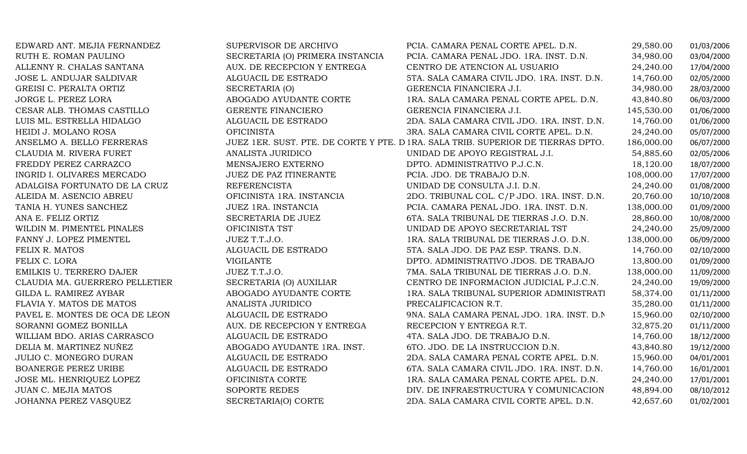| | | | | |
|---|---|---|---|---|
| EDWARD ANT. MEJIA FERNANDEZ | SUPERVISOR DE ARCHIVO | PCIA. CAMARA PENAL CORTE APEL. D.N. | 29,580.00 | 01/03/2006 |
| RUTH E. ROMAN PAULINO | SECRETARIA (O) PRIMERA INSTANCIA | PCIA. CAMARA PENAL JDO. 1RA. INST. D.N. | 34,980.00 | 03/04/2000 |
| ALLENNY R. CHALAS SANTANA | AUX. DE RECEPCION Y ENTREGA | CENTRO DE ATENCION AL USUARIO | 24,240.00 | 17/04/2000 |
| JOSE L. ANDUJAR SALDIVAR | ALGUACIL DE ESTRADO | 5TA. SALA CAMARA CIVIL JDO. 1RA. INST. D.N. | 14,760.00 | 02/05/2000 |
| GREISI C. PERALTA ORTIZ | SECRETARIA (O) | GERENCIA FINANCIERA J.I. | 34,980.00 | 28/03/2000 |
| JORGE L. PEREZ LORA | ABOGADO AYUDANTE CORTE | 1RA. SALA CAMARA PENAL CORTE APEL. D.N. | 43,840.80 | 06/03/2000 |
| CESAR ALB. THOMAS CASTILLO | GERENTE FINANCIERO | GERENCIA FINANCIERA J.I. | 145,530.00 | 01/06/2000 |
| LUIS ML. ESTRELLA HIDALGO | ALGUACIL DE ESTRADO | 2DA. SALA CAMARA CIVIL JDO. 1RA. INST. D.N. | 14,760.00 | 01/06/2000 |
| HEIDI J. MOLANO ROSA | OFICINISTA | 3RA. SALA CAMARA CIVIL CORTE APEL. D.N. | 24,240.00 | 05/07/2000 |
| ANSELMO A. BELLO FERRERAS | JUEZ 1ER. SUST. PTE. DE CORTE Y PTE. D | 1RA. SALA TRIB. SUPERIOR DE TIERRAS DPTO. | 186,000.00 | 06/07/2000 |
| CLAUDIA M. RIVERA FURET | ANALISTA JURIDICO | UNIDAD DE APOYO REGISTRAL J.I. | 54,885.60 | 02/05/2006 |
| FREDDY PEREZ CARRAZCO | MENSAJERO EXTERNO | DPTO. ADMINISTRATIVO P.J.C.N. | 18,120.00 | 18/07/2000 |
| INGRID I. OLIVARES MERCADO | JUEZ DE PAZ ITINERANTE | PCIA. JDO. DE TRABAJO D.N. | 108,000.00 | 17/07/2000 |
| ADALGISA FORTUNATO DE LA CRUZ | REFERENCISTA | UNIDAD DE CONSULTA J.I. D.N. | 24,240.00 | 01/08/2000 |
| ALEIDA M. ASENCIO ABREU | OFICINISTA 1RA. INSTANCIA | 2DO. TRIBUNAL COL. C/P JDO. 1RA. INST. D.N. | 20,760.00 | 10/10/2008 |
| TANIA H. YUNES SANCHEZ | JUEZ 1RA. INSTANCIA | PCIA. CAMARA PENAL JDO. 1RA. INST. D.N. | 138,000.00 | 01/09/2000 |
| ANA E. FELIZ ORTIZ | SECRETARIA DE JUEZ | 6TA. SALA TRIBUNAL DE TIERRAS J.O. D.N. | 28,860.00 | 10/08/2000 |
| WILDIN M. PIMENTEL PINALES | OFICINISTA TST | UNIDAD DE APOYO SECRETARIAL TST | 24,240.00 | 25/09/2000 |
| FANNY J. LOPEZ PIMENTEL | JUEZ T.T.J.O. | 1RA. SALA TRIBUNAL DE TIERRAS J.O. D.N. | 138,000.00 | 06/09/2000 |
| FELIX R. MATOS | ALGUACIL DE ESTRADO | 5TA. SALA JDO. DE PAZ ESP. TRANS. D.N. | 14,760.00 | 02/10/2000 |
| FELIX C. LORA | VIGILANTE | DPTO. ADMINISTRATIVO JDOS. DE TRABAJO | 13,800.00 | 01/09/2000 |
| EMILKIS U. TERRERO DAJER | JUEZ T.T.J.O. | 7MA. SALA TRIBUNAL DE TIERRAS J.O. D.N. | 138,000.00 | 11/09/2000 |
| CLAUDIA MA. GUERRERO PELLETIER | SECRETARIA (O) AUXILIAR | CENTRO DE INFORMACION JUDICIAL P.J.C.N. | 24,240.00 | 19/09/2000 |
| GILDA L. RAMIREZ AYBAR | ABOGADO AYUDANTE CORTE | 1RA. SALA TRIBUNAL SUPERIOR ADMINISTRATI | 58,374.00 | 01/11/2000 |
| FLAVIA Y. MATOS DE MATOS | ANALISTA JURIDICO | PRECALIFICACION R.T. | 35,280.00 | 01/11/2000 |
| PAVEL E. MONTES DE OCA DE LEON | ALGUACIL DE ESTRADO | 9NA. SALA CAMARA PENAL JDO. 1RA. INST. D.N | 15,960.00 | 02/10/2000 |
| SORANNI GOMEZ BONILLA | AUX. DE RECEPCION Y ENTREGA | RECEPCION Y ENTREGA R.T. | 32,875.20 | 01/11/2000 |
| WILLIAM BDO. ARIAS CARRASCO | ALGUACIL DE ESTRADO | 4TA. SALA JDO. DE TRABAJO D.N. | 14,760.00 | 18/12/2000 |
| DELIA M. MARTINEZ NUÑEZ | ABOGADO AYUDANTE 1RA. INST. | 6TO. JDO. DE LA INSTRUCCION D.N. | 43,840.80 | 19/12/2000 |
| JULIO C. MONEGRO DURAN | ALGUACIL DE ESTRADO | 2DA. SALA CAMARA PENAL CORTE APEL. D.N. | 15,960.00 | 04/01/2001 |
| BOANERGE PEREZ URIBE | ALGUACIL DE ESTRADO | 6TA. SALA CAMARA CIVIL JDO. 1RA. INST. D.N. | 14,760.00 | 16/01/2001 |
| JOSE ML. HENRIQUEZ LOPEZ | OFICINISTA CORTE | 1RA. SALA CAMARA PENAL CORTE APEL. D.N. | 24,240.00 | 17/01/2001 |
| JUAN C. MEJIA MATOS | SOPORTE REDES | DIV. DE INFRAESTRUCTURA Y COMUNICACION | 48,894.00 | 08/10/2012 |
| JOHANNA PEREZ VASQUEZ | SECRETARIA(O) CORTE | 2DA. SALA CAMARA CIVIL CORTE APEL. D.N. | 42,657.60 | 01/02/2001 |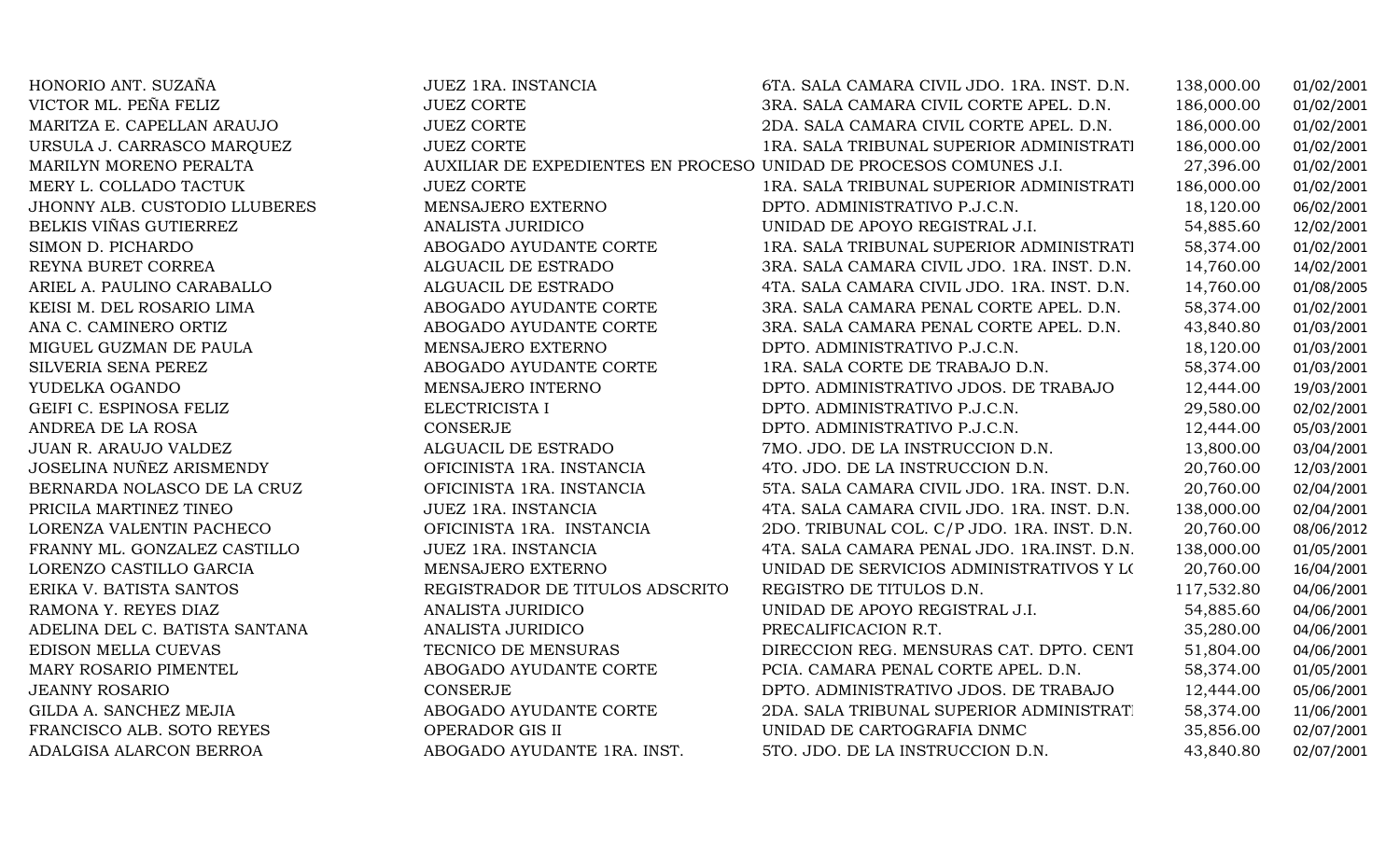| | | | | |
|---|---|---|---|---|
| HONORIO ANT. SUZAÑA | JUEZ 1RA. INSTANCIA | 6TA. SALA CAMARA CIVIL JDO. 1RA. INST. D.N. | 138,000.00 | 01/02/2001 |
| VICTOR ML. PEÑA FELIZ | JUEZ CORTE | 3RA. SALA CAMARA CIVIL CORTE APEL. D.N. | 186,000.00 | 01/02/2001 |
| MARITZA E. CAPELLAN ARAUJO | JUEZ CORTE | 2DA. SALA CAMARA CIVIL CORTE APEL. D.N. | 186,000.00 | 01/02/2001 |
| URSULA J. CARRASCO MARQUEZ | JUEZ CORTE | 1RA. SALA TRIBUNAL SUPERIOR ADMINISTRATI | 186,000.00 | 01/02/2001 |
| MARILYN MORENO PERALTA | AUXILIAR DE EXPEDIENTES EN PROCESO | UNIDAD DE PROCESOS COMUNES J.I. | 27,396.00 | 01/02/2001 |
| MERY L. COLLADO TACTUK | JUEZ CORTE | 1RA. SALA TRIBUNAL SUPERIOR ADMINISTRATI | 186,000.00 | 01/02/2001 |
| JHONNY ALB. CUSTODIO LLUBERES | MENSAJERO EXTERNO | DPTO. ADMINISTRATIVO P.J.C.N. | 18,120.00 | 06/02/2001 |
| BELKIS VIÑAS GUTIERREZ | ANALISTA JURIDICO | UNIDAD DE APOYO REGISTRAL J.I. | 54,885.60 | 12/02/2001 |
| SIMON D. PICHARDO | ABOGADO AYUDANTE CORTE | 1RA. SALA TRIBUNAL SUPERIOR ADMINISTRATI | 58,374.00 | 01/02/2001 |
| REYNA BURET CORREA | ALGUACIL DE ESTRADO | 3RA. SALA CAMARA CIVIL JDO. 1RA. INST. D.N. | 14,760.00 | 14/02/2001 |
| ARIEL A. PAULINO CARABALLO | ALGUACIL DE ESTRADO | 4TA. SALA CAMARA CIVIL JDO. 1RA. INST. D.N. | 14,760.00 | 01/08/2005 |
| KEISI M. DEL ROSARIO LIMA | ABOGADO AYUDANTE CORTE | 3RA. SALA CAMARA PENAL CORTE APEL. D.N. | 58,374.00 | 01/02/2001 |
| ANA C. CAMINERO ORTIZ | ABOGADO AYUDANTE CORTE | 3RA. SALA CAMARA PENAL CORTE APEL. D.N. | 43,840.80 | 01/03/2001 |
| MIGUEL GUZMAN DE PAULA | MENSAJERO EXTERNO | DPTO. ADMINISTRATIVO P.J.C.N. | 18,120.00 | 01/03/2001 |
| SILVERIA SENA PEREZ | ABOGADO AYUDANTE CORTE | 1RA. SALA CORTE DE TRABAJO D.N. | 58,374.00 | 01/03/2001 |
| YUDELKA OGANDO | MENSAJERO INTERNO | DPTO. ADMINISTRATIVO JDOS. DE TRABAJO | 12,444.00 | 19/03/2001 |
| GEIFI C. ESPINOSA FELIZ | ELECTRICISTA I | DPTO. ADMINISTRATIVO P.J.C.N. | 29,580.00 | 02/02/2001 |
| ANDREA DE LA ROSA | CONSERJE | DPTO. ADMINISTRATIVO P.J.C.N. | 12,444.00 | 05/03/2001 |
| JUAN R. ARAUJO VALDEZ | ALGUACIL DE ESTRADO | 7MO. JDO. DE LA INSTRUCCION D.N. | 13,800.00 | 03/04/2001 |
| JOSELINA NUÑEZ ARISMENDY | OFICINISTA 1RA. INSTANCIA | 4TO. JDO. DE LA INSTRUCCION D.N. | 20,760.00 | 12/03/2001 |
| BERNARDA NOLASCO DE LA CRUZ | OFICINISTA 1RA. INSTANCIA | 5TA. SALA CAMARA CIVIL JDO. 1RA. INST. D.N. | 20,760.00 | 02/04/2001 |
| PRICILA MARTINEZ TINEO | JUEZ 1RA. INSTANCIA | 4TA. SALA CAMARA CIVIL JDO. 1RA. INST. D.N. | 138,000.00 | 02/04/2001 |
| LORENZA VALENTIN PACHECO | OFICINISTA 1RA. INSTANCIA | 2DO. TRIBUNAL COL. C/P JDO. 1RA. INST. D.N. | 20,760.00 | 08/06/2012 |
| FRANNY ML. GONZALEZ CASTILLO | JUEZ 1RA. INSTANCIA | 4TA. SALA CAMARA PENAL JDO. 1RA.INST. D.N. | 138,000.00 | 01/05/2001 |
| LORENZO CASTILLO GARCIA | MENSAJERO EXTERNO | UNIDAD DE SERVICIOS ADMINISTRATIVOS Y L( | 20,760.00 | 16/04/2001 |
| ERIKA V. BATISTA SANTOS | REGISTRADOR DE TITULOS ADSCRITO | REGISTRO DE TITULOS D.N. | 117,532.80 | 04/06/2001 |
| RAMONA Y. REYES DIAZ | ANALISTA JURIDICO | UNIDAD DE APOYO REGISTRAL J.I. | 54,885.60 | 04/06/2001 |
| ADELINA DEL C. BATISTA SANTANA | ANALISTA JURIDICO | PRECALIFICACION R.T. | 35,280.00 | 04/06/2001 |
| EDISON MELLA CUEVAS | TECNICO DE MENSURAS | DIRECCION REG. MENSURAS CAT. DPTO. CENT | 51,804.00 | 04/06/2001 |
| MARY ROSARIO PIMENTEL | ABOGADO AYUDANTE CORTE | PCIA. CAMARA PENAL CORTE APEL. D.N. | 58,374.00 | 01/05/2001 |
| JEANNY ROSARIO | CONSERJE | DPTO. ADMINISTRATIVO JDOS. DE TRABAJO | 12,444.00 | 05/06/2001 |
| GILDA A. SANCHEZ MEJIA | ABOGADO AYUDANTE CORTE | 2DA. SALA TRIBUNAL SUPERIOR ADMINISTRATI | 58,374.00 | 11/06/2001 |
| FRANCISCO ALB. SOTO REYES | OPERADOR GIS II | UNIDAD DE CARTOGRAFIA DNMC | 35,856.00 | 02/07/2001 |
| ADALGISA ALARCON BERROA | ABOGADO AYUDANTE 1RA. INST. | 5TO. JDO. DE LA INSTRUCCION D.N. | 43,840.80 | 02/07/2001 |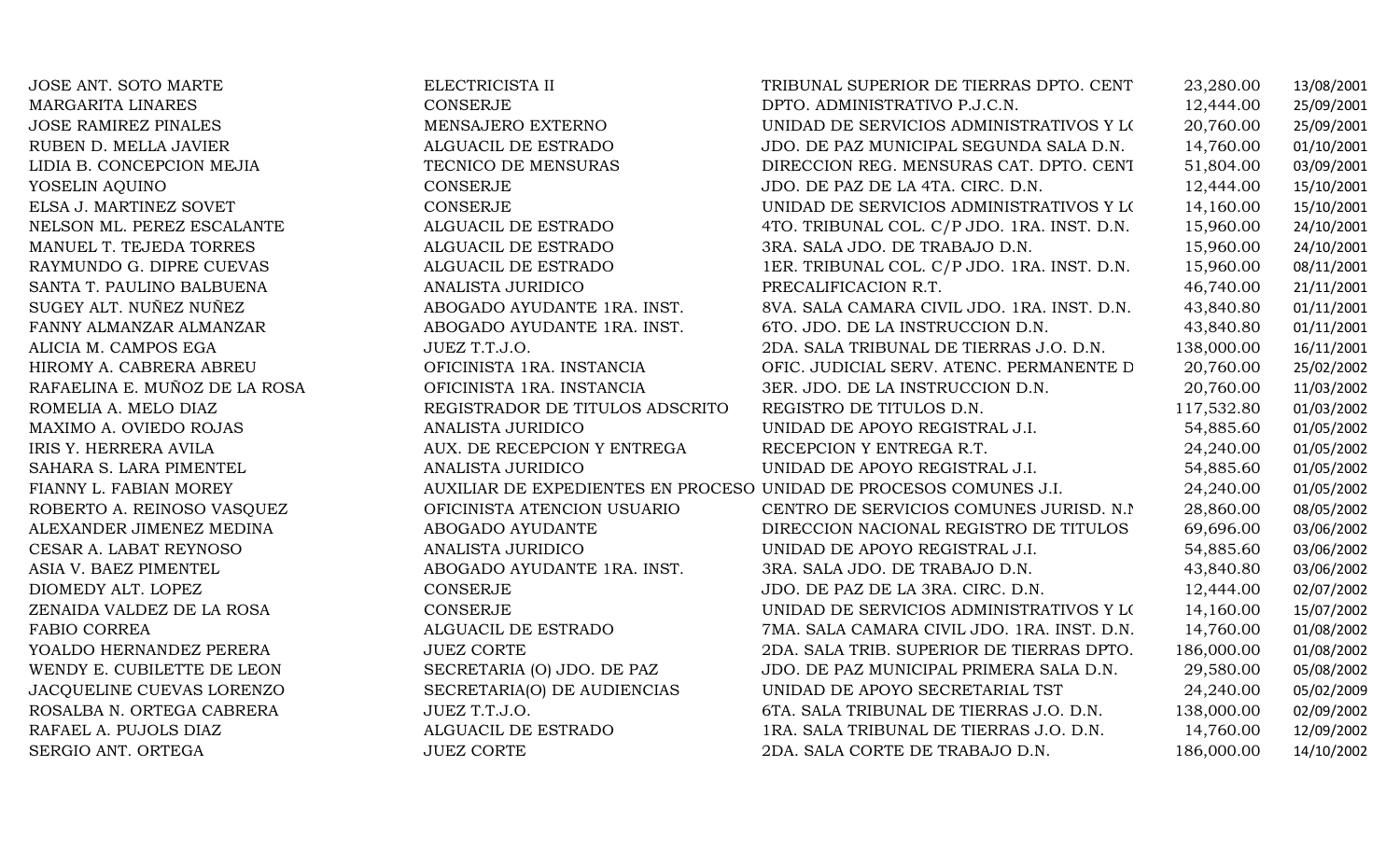| | | | | |
|---|---|---|---|---|
| JOSE ANT. SOTO MARTE | ELECTRICISTA II | TRIBUNAL SUPERIOR DE TIERRAS DPTO. CENT | 23,280.00 | 13/08/2001 |
| MARGARITA LINARES | CONSERJE | DPTO. ADMINISTRATIVO P.J.C.N. | 12,444.00 | 25/09/2001 |
| JOSE RAMIREZ PINALES | MENSAJERO EXTERNO | UNIDAD DE SERVICIOS ADMINISTRATIVOS Y LO | 20,760.00 | 25/09/2001 |
| RUBEN D. MELLA JAVIER | ALGUACIL DE ESTRADO | JDO. DE PAZ MUNICIPAL SEGUNDA SALA D.N. | 14,760.00 | 01/10/2001 |
| LIDIA B. CONCEPCION MEJIA | TECNICO DE MENSURAS | DIRECCION REG. MENSURAS CAT. DPTO. CENT | 51,804.00 | 03/09/2001 |
| YOSELIN AQUINO | CONSERJE | JDO. DE PAZ DE LA 4TA. CIRC. D.N. | 12,444.00 | 15/10/2001 |
| ELSA J. MARTINEZ SOVET | CONSERJE | UNIDAD DE SERVICIOS ADMINISTRATIVOS Y LO | 14,160.00 | 15/10/2001 |
| NELSON ML. PEREZ ESCALANTE | ALGUACIL DE ESTRADO | 4TO. TRIBUNAL COL. C/P JDO. 1RA. INST. D.N. | 15,960.00 | 24/10/2001 |
| MANUEL T. TEJEDA TORRES | ALGUACIL DE ESTRADO | 3RA. SALA JDO. DE TRABAJO D.N. | 15,960.00 | 24/10/2001 |
| RAYMUNDO G. DIPRE CUEVAS | ALGUACIL DE ESTRADO | 1ER. TRIBUNAL COL. C/P JDO. 1RA. INST. D.N. | 15,960.00 | 08/11/2001 |
| SANTA T. PAULINO BALBUENA | ANALISTA JURIDICO | PRECALIFICACION R.T. | 46,740.00 | 21/11/2001 |
| SUGEY ALT. NUÑEZ NUÑEZ | ABOGADO AYUDANTE 1RA. INST. | 8VA. SALA CAMARA CIVIL JDO. 1RA. INST. D.N. | 43,840.80 | 01/11/2001 |
| FANNY ALMANZAR ALMANZAR | ABOGADO AYUDANTE 1RA. INST. | 6TO. JDO. DE LA INSTRUCCION D.N. | 43,840.80 | 01/11/2001 |
| ALICIA M. CAMPOS EGA | JUEZ T.T.J.O. | 2DA. SALA TRIBUNAL DE TIERRAS J.O. D.N. | 138,000.00 | 16/11/2001 |
| HIROMY A. CABRERA ABREU | OFICINISTA 1RA. INSTANCIA | OFIC. JUDICIAL SERV. ATENC. PERMANENTE D | 20,760.00 | 25/02/2002 |
| RAFAELINA E. MUÑOZ DE LA ROSA | OFICINISTA 1RA. INSTANCIA | 3ER. JDO. DE LA INSTRUCCION D.N. | 20,760.00 | 11/03/2002 |
| ROMELIA A. MELO DIAZ | REGISTRADOR DE TITULOS ADSCRITO | REGISTRO DE TITULOS D.N. | 117,532.80 | 01/03/2002 |
| MAXIMO A. OVIEDO ROJAS | ANALISTA JURIDICO | UNIDAD DE APOYO REGISTRAL J.I. | 54,885.60 | 01/05/2002 |
| IRIS Y. HERRERA AVILA | AUX. DE RECEPCION Y ENTREGA | RECEPCION Y ENTREGA R.T. | 24,240.00 | 01/05/2002 |
| SAHARA S. LARA PIMENTEL | ANALISTA JURIDICO | UNIDAD DE APOYO REGISTRAL J.I. | 54,885.60 | 01/05/2002 |
| FIANNY L. FABIAN MOREY | AUXILIAR DE EXPEDIENTES EN PROCESO | UNIDAD DE PROCESOS COMUNES J.I. | 24,240.00 | 01/05/2002 |
| ROBERTO A. REINOSO VASQUEZ | OFICINISTA ATENCION USUARIO | CENTRO DE SERVICIOS COMUNES JURISD. N.N | 28,860.00 | 08/05/2002 |
| ALEXANDER JIMENEZ MEDINA | ABOGADO AYUDANTE | DIRECCION NACIONAL REGISTRO DE TITULOS | 69,696.00 | 03/06/2002 |
| CESAR A. LABAT REYNOSO | ANALISTA JURIDICO | UNIDAD DE APOYO REGISTRAL J.I. | 54,885.60 | 03/06/2002 |
| ASIA V. BAEZ PIMENTEL | ABOGADO AYUDANTE 1RA. INST. | 3RA. SALA JDO. DE TRABAJO D.N. | 43,840.80 | 03/06/2002 |
| DIOMEDY ALT. LOPEZ | CONSERJE | JDO. DE PAZ DE LA 3RA. CIRC. D.N. | 12,444.00 | 02/07/2002 |
| ZENAIDA VALDEZ DE LA ROSA | CONSERJE | UNIDAD DE SERVICIOS ADMINISTRATIVOS Y LO | 14,160.00 | 15/07/2002 |
| FABIO CORREA | ALGUACIL DE ESTRADO | 7MA. SALA CAMARA CIVIL JDO. 1RA. INST. D.N. | 14,760.00 | 01/08/2002 |
| YOALDO HERNANDEZ PERERA | JUEZ CORTE | 2DA. SALA TRIB. SUPERIOR DE TIERRAS DPTO. | 186,000.00 | 01/08/2002 |
| WENDY E. CUBILETTE DE LEON | SECRETARIA (O) JDO. DE PAZ | JDO. DE PAZ MUNICIPAL PRIMERA SALA D.N. | 29,580.00 | 05/08/2002 |
| JACQUELINE CUEVAS LORENZO | SECRETARIA(O) DE AUDIENCIAS | UNIDAD DE APOYO SECRETARIAL TST | 24,240.00 | 05/02/2009 |
| ROSALBA N. ORTEGA CABRERA | JUEZ T.T.J.O. | 6TA. SALA TRIBUNAL DE TIERRAS J.O. D.N. | 138,000.00 | 02/09/2002 |
| RAFAEL A. PUJOLS DIAZ | ALGUACIL DE ESTRADO | 1RA. SALA TRIBUNAL DE TIERRAS J.O. D.N. | 14,760.00 | 12/09/2002 |
| SERGIO ANT. ORTEGA | JUEZ CORTE | 2DA. SALA CORTE DE TRABAJO D.N. | 186,000.00 | 14/10/2002 |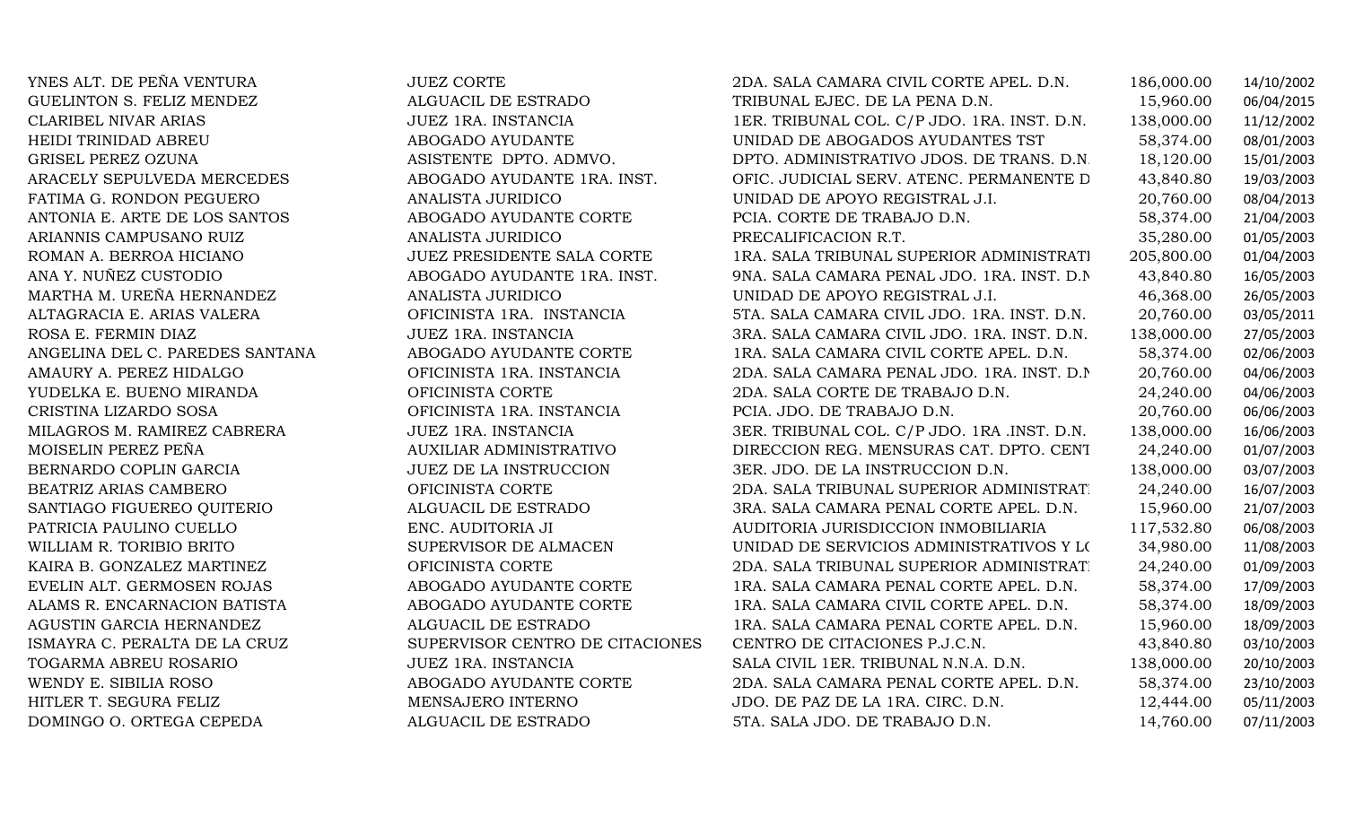| | | | | |
|---|---|---|---|---|
| YNES ALT. DE PEÑA VENTURA | JUEZ CORTE | 2DA. SALA CAMARA CIVIL CORTE APEL. D.N. | 186,000.00 | 14/10/2002 |
| GUELINTON S. FELIZ MENDEZ | ALGUACIL DE ESTRADO | TRIBUNAL EJEC. DE LA PENA D.N. | 15,960.00 | 06/04/2015 |
| CLARIBEL NIVAR ARIAS | JUEZ 1RA. INSTANCIA | 1ER. TRIBUNAL COL. C/P JDO. 1RA. INST. D.N. | 138,000.00 | 11/12/2002 |
| HEIDI TRINIDAD ABREU | ABOGADO AYUDANTE | UNIDAD DE ABOGADOS AYUDANTES TST | 58,374.00 | 08/01/2003 |
| GRISEL PEREZ OZUNA | ASISTENTE DPTO. ADMVO. | DPTO. ADMINISTRATIVO JDOS. DE TRANS. D.N. | 18,120.00 | 15/01/2003 |
| ARACELY SEPULVEDA MERCEDES | ABOGADO AYUDANTE 1RA. INST. | OFIC. JUDICIAL SERV. ATENC. PERMANENTE D | 43,840.80 | 19/03/2003 |
| FATIMA G. RONDON PEGUERO | ANALISTA JURIDICO | UNIDAD DE APOYO REGISTRAL J.I. | 20,760.00 | 08/04/2013 |
| ANTONIA E. ARTE DE LOS SANTOS | ABOGADO AYUDANTE CORTE | PCIA. CORTE DE TRABAJO D.N. | 58,374.00 | 21/04/2003 |
| ARIANNIS CAMPUSANO RUIZ | ANALISTA JURIDICO | PRECALIFICACION R.T. | 35,280.00 | 01/05/2003 |
| ROMAN A. BERROA HICIANO | JUEZ PRESIDENTE SALA CORTE | 1RA. SALA TRIBUNAL SUPERIOR ADMINISTRATI | 205,800.00 | 01/04/2003 |
| ANA Y. NUÑEZ CUSTODIO | ABOGADO AYUDANTE 1RA. INST. | 9NA. SALA CAMARA PENAL JDO. 1RA. INST. D.N | 43,840.80 | 16/05/2003 |
| MARTHA M. UREÑA HERNANDEZ | ANALISTA JURIDICO | UNIDAD DE APOYO REGISTRAL J.I. | 46,368.00 | 26/05/2003 |
| ALTAGRACIA E. ARIAS VALERA | OFICINISTA 1RA. INSTANCIA | 5TA. SALA CAMARA CIVIL JDO. 1RA. INST. D.N. | 20,760.00 | 03/05/2011 |
| ROSA E. FERMIN DIAZ | JUEZ 1RA. INSTANCIA | 3RA. SALA CAMARA CIVIL JDO. 1RA. INST. D.N. | 138,000.00 | 27/05/2003 |
| ANGELINA DEL C. PAREDES SANTANA | ABOGADO AYUDANTE CORTE | 1RA. SALA CAMARA CIVIL CORTE APEL. D.N. | 58,374.00 | 02/06/2003 |
| AMAURY A. PEREZ HIDALGO | OFICINISTA 1RA. INSTANCIA | 2DA. SALA CAMARA PENAL JDO. 1RA. INST. D.N | 20,760.00 | 04/06/2003 |
| YUDELKA E. BUENO MIRANDA | OFICINISTA CORTE | 2DA. SALA CORTE DE TRABAJO D.N. | 24,240.00 | 04/06/2003 |
| CRISTINA LIZARDO SOSA | OFICINISTA 1RA. INSTANCIA | PCIA. JDO. DE TRABAJO D.N. | 20,760.00 | 06/06/2003 |
| MILAGROS M. RAMIREZ CABRERA | JUEZ 1RA. INSTANCIA | 3ER. TRIBUNAL COL. C/P JDO. 1RA .INST. D.N. | 138,000.00 | 16/06/2003 |
| MOISELIN PEREZ PEÑA | AUXILIAR ADMINISTRATIVO | DIRECCION REG. MENSURAS CAT. DPTO. CENT | 24,240.00 | 01/07/2003 |
| BERNARDO COPLIN GARCIA | JUEZ DE LA INSTRUCCION | 3ER. JDO. DE LA INSTRUCCION D.N. | 138,000.00 | 03/07/2003 |
| BEATRIZ ARIAS CAMBERO | OFICINISTA CORTE | 2DA. SALA TRIBUNAL SUPERIOR ADMINISTRATI | 24,240.00 | 16/07/2003 |
| SANTIAGO FIGUEREO QUITERIO | ALGUACIL DE ESTRADO | 3RA. SALA CAMARA PENAL CORTE APEL. D.N. | 15,960.00 | 21/07/2003 |
| PATRICIA PAULINO CUELLO | ENC. AUDITORIA JI | AUDITORIA JURISDICCION INMOBILIARIA | 117,532.80 | 06/08/2003 |
| WILLIAM R. TORIBIO BRITO | SUPERVISOR DE ALMACEN | UNIDAD DE SERVICIOS ADMINISTRATIVOS Y LO | 34,980.00 | 11/08/2003 |
| KAIRA B. GONZALEZ MARTINEZ | OFICINISTA CORTE | 2DA. SALA TRIBUNAL SUPERIOR ADMINISTRATI | 24,240.00 | 01/09/2003 |
| EVELIN ALT. GERMOSEN ROJAS | ABOGADO AYUDANTE CORTE | 1RA. SALA CAMARA PENAL CORTE APEL. D.N. | 58,374.00 | 17/09/2003 |
| ALAMS R. ENCARNACION BATISTA | ABOGADO AYUDANTE CORTE | 1RA. SALA CAMARA CIVIL CORTE APEL. D.N. | 58,374.00 | 18/09/2003 |
| AGUSTIN GARCIA HERNANDEZ | ALGUACIL DE ESTRADO | 1RA. SALA CAMARA PENAL CORTE APEL. D.N. | 15,960.00 | 18/09/2003 |
| ISMAYRA C. PERALTA DE LA CRUZ | SUPERVISOR CENTRO DE CITACIONES | CENTRO DE CITACIONES P.J.C.N. | 43,840.80 | 03/10/2003 |
| TOGARMA ABREU ROSARIO | JUEZ 1RA. INSTANCIA | SALA CIVIL 1ER. TRIBUNAL N.N.A. D.N. | 138,000.00 | 20/10/2003 |
| WENDY E. SIBILIA ROSO | ABOGADO AYUDANTE CORTE | 2DA. SALA CAMARA PENAL CORTE APEL. D.N. | 58,374.00 | 23/10/2003 |
| HITLER T. SEGURA FELIZ | MENSAJERO INTERNO | JDO. DE PAZ DE LA 1RA. CIRC. D.N. | 12,444.00 | 05/11/2003 |
| DOMINGO O. ORTEGA CEPEDA | ALGUACIL DE ESTRADO | 5TA. SALA JDO. DE TRABAJO D.N. | 14,760.00 | 07/11/2003 |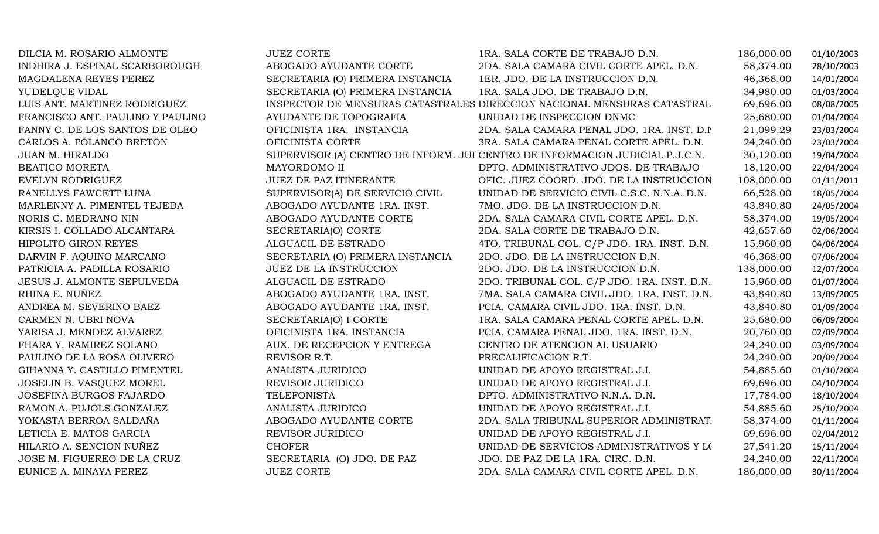| | | | | |
|---|---|---|---|---|
| DILCIA M. ROSARIO ALMONTE | JUEZ CORTE | 1RA. SALA CORTE DE TRABAJO D.N. | 186,000.00 | 01/10/2003 |
| INDHIRA J. ESPINAL SCARBOROUGH | ABOGADO AYUDANTE CORTE | 2DA. SALA CAMARA CIVIL CORTE APEL. D.N. | 58,374.00 | 28/10/2003 |
| MAGDALENA REYES PEREZ | SECRETARIA (O) PRIMERA INSTANCIA | 1ER. JDO. DE LA INSTRUCCION D.N. | 46,368.00 | 14/01/2004 |
| YUDELQUE VIDAL | SECRETARIA (O) PRIMERA INSTANCIA | 1RA. SALA JDO. DE TRABAJO D.N. | 34,980.00 | 01/03/2004 |
| LUIS ANT. MARTINEZ RODRIGUEZ | INSPECTOR DE MENSURAS CATASTRALES | DIRECCION NACIONAL MENSURAS CATASTRAL | 69,696.00 | 08/08/2005 |
| FRANCISCO ANT. PAULINO Y PAULINO | AYUDANTE DE TOPOGRAFIA | UNIDAD DE INSPECCION DNMC | 25,680.00 | 01/04/2004 |
| FANNY C. DE LOS SANTOS DE OLEO | OFICINISTA 1RA. INSTANCIA | 2DA. SALA CAMARA PENAL JDO. 1RA. INST. D.N | 21,099.29 | 23/03/2004 |
| CARLOS A. POLANCO BRETON | OFICINISTA CORTE | 3RA. SALA CAMARA PENAL CORTE APEL. D.N. | 24,240.00 | 23/03/2004 |
| JUAN M. HIRALDO | SUPERVISOR (A) CENTRO DE INFORM. JUI | CENTRO DE INFORMACION JUDICIAL P.J.C.N. | 30,120.00 | 19/04/2004 |
| BEATICO MORETA | MAYORDOMO II | DPTO. ADMINISTRATIVO JDOS. DE TRABAJO | 18,120.00 | 22/04/2004 |
| EVELYN RODRIGUEZ | JUEZ DE PAZ ITINERANTE | OFIC. JUEZ COORD. JDO. DE LA INSTRUCCION | 108,000.00 | 01/11/2011 |
| RANELLYS FAWCETT LUNA | SUPERVISOR(A) DE SERVICIO CIVIL | UNIDAD DE SERVICIO CIVIL C.S.C. N.N.A. D.N. | 66,528.00 | 18/05/2004 |
| MARLENNY A. PIMENTEL TEJEDA | ABOGADO AYUDANTE 1RA. INST. | 7MO. JDO. DE LA INSTRUCCION D.N. | 43,840.80 | 24/05/2004 |
| NORIS C. MEDRANO NIN | ABOGADO AYUDANTE CORTE | 2DA. SALA CAMARA CIVIL CORTE APEL. D.N. | 58,374.00 | 19/05/2004 |
| KIRSIS I. COLLADO ALCANTARA | SECRETARIA(O) CORTE | 2DA. SALA CORTE DE TRABAJO D.N. | 42,657.60 | 02/06/2004 |
| HIPOLITO GIRON REYES | ALGUACIL DE ESTRADO | 4TO. TRIBUNAL COL. C/P JDO. 1RA. INST. D.N. | 15,960.00 | 04/06/2004 |
| DARVIN F. AQUINO MARCANO | SECRETARIA (O) PRIMERA INSTANCIA | 2DO. JDO. DE LA INSTRUCCION D.N. | 46,368.00 | 07/06/2004 |
| PATRICIA A. PADILLA ROSARIO | JUEZ DE LA INSTRUCCION | 2DO. JDO. DE LA INSTRUCCION D.N. | 138,000.00 | 12/07/2004 |
| JESUS J. ALMONTE SEPULVEDA | ALGUACIL DE ESTRADO | 2DO. TRIBUNAL COL. C/P JDO. 1RA. INST. D.N. | 15,960.00 | 01/07/2004 |
| RHINA E. NUÑEZ | ABOGADO AYUDANTE 1RA. INST. | 7MA. SALA CAMARA CIVIL JDO. 1RA. INST. D.N. | 43,840.80 | 13/09/2005 |
| ANDREA M. SEVERINO BAEZ | ABOGADO AYUDANTE 1RA. INST. | PCIA. CAMARA CIVIL JDO. 1RA. INST. D.N. | 43,840.80 | 01/09/2004 |
| CARMEN N. UBRI NOVA | SECRETARIA(O) I CORTE | 1RA. SALA CAMARA PENAL CORTE APEL. D.N. | 25,680.00 | 06/09/2004 |
| YARISA J. MENDEZ ALVAREZ | OFICINISTA 1RA. INSTANCIA | PCIA. CAMARA PENAL JDO. 1RA. INST. D.N. | 20,760.00 | 02/09/2004 |
| FHARA Y. RAMIREZ SOLANO | AUX. DE RECEPCION Y ENTREGA | CENTRO DE ATENCION AL USUARIO | 24,240.00 | 03/09/2004 |
| PAULINO DE LA ROSA OLIVERO | REVISOR R.T. | PRECALIFICACION R.T. | 24,240.00 | 20/09/2004 |
| GIHANNA Y. CASTILLO PIMENTEL | ANALISTA JURIDICO | UNIDAD DE APOYO REGISTRAL J.I. | 54,885.60 | 01/10/2004 |
| JOSELIN B. VASQUEZ MOREL | REVISOR JURIDICO | UNIDAD DE APOYO REGISTRAL J.I. | 69,696.00 | 04/10/2004 |
| JOSEFINA BURGOS FAJARDO | TELEFONISTA | DPTO. ADMINISTRATIVO N.N.A. D.N. | 17,784.00 | 18/10/2004 |
| RAMON A. PUJOLS GONZALEZ | ANALISTA JURIDICO | UNIDAD DE APOYO REGISTRAL J.I. | 54,885.60 | 25/10/2004 |
| YOKASTA BERROA SALDAÑA | ABOGADO AYUDANTE CORTE | 2DA. SALA TRIBUNAL SUPERIOR ADMINISTRATI | 58,374.00 | 01/11/2004 |
| LETICIA E. MATOS GARCIA | REVISOR JURIDICO | UNIDAD DE APOYO REGISTRAL J.I. | 69,696.00 | 02/04/2012 |
| HILARIO A. SENCION NUÑEZ | CHOFER | UNIDAD DE SERVICIOS ADMINISTRATIVOS Y LO | 27,541.20 | 15/11/2004 |
| JOSE M. FIGUEREO DE LA CRUZ | SECRETARIA (O) JDO. DE PAZ | JDO. DE PAZ DE LA 1RA. CIRC. D.N. | 24,240.00 | 22/11/2004 |
| EUNICE A. MINAYA PEREZ | JUEZ CORTE | 2DA. SALA CAMARA CIVIL CORTE APEL. D.N. | 186,000.00 | 30/11/2004 |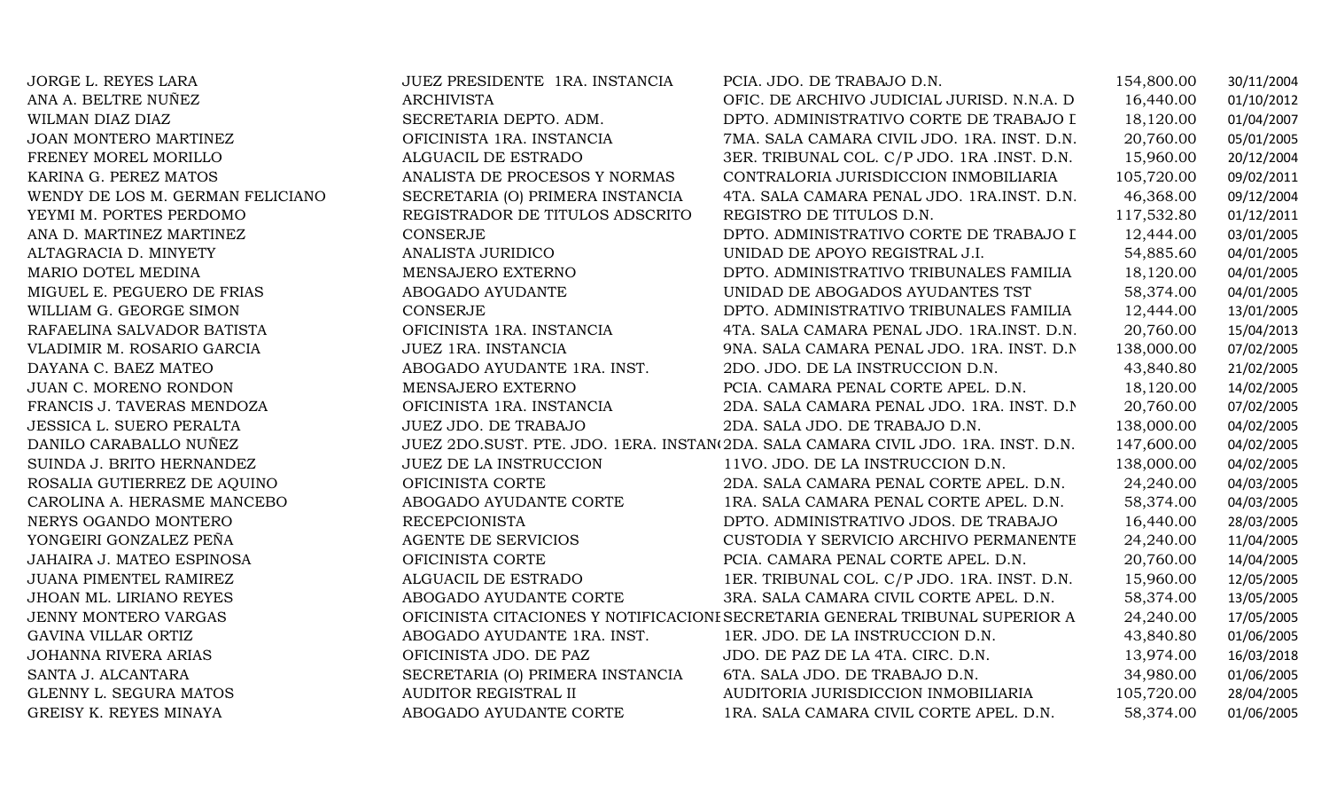| | | | | |
|---|---|---|---|---|
| JORGE L. REYES LARA | JUEZ PRESIDENTE 1RA. INSTANCIA | PCIA. JDO. DE TRABAJO D.N. | 154,800.00 | 30/11/2004 |
| ANA A. BELTRE NUÑEZ | ARCHIVISTA | OFIC. DE ARCHIVO JUDICIAL JURISD. N.N.A. D | 16,440.00 | 01/10/2012 |
| WILMAN DIAZ DIAZ | SECRETARIA DEPTO. ADM. | DPTO. ADMINISTRATIVO CORTE DE TRABAJO I | 18,120.00 | 01/04/2007 |
| JOAN MONTERO MARTINEZ | OFICINISTA 1RA. INSTANCIA | 7MA. SALA CAMARA CIVIL JDO. 1RA. INST. D.N. | 20,760.00 | 05/01/2005 |
| FRENEY MOREL MORILLO | ALGUACIL DE ESTRADO | 3ER. TRIBUNAL COL. C/P JDO. 1RA .INST. D.N. | 15,960.00 | 20/12/2004 |
| KARINA G. PEREZ MATOS | ANALISTA DE PROCESOS Y NORMAS | CONTRALORIA JURISDICCION INMOBILIARIA | 105,720.00 | 09/02/2011 |
| WENDY DE LOS M. GERMAN FELICIANO | SECRETARIA (O) PRIMERA INSTANCIA | 4TA. SALA CAMARA PENAL JDO. 1RA.INST. D.N. | 46,368.00 | 09/12/2004 |
| YEYMI M. PORTES PERDOMO | REGISTRADOR DE TITULOS ADSCRITO | REGISTRO DE TITULOS D.N. | 117,532.80 | 01/12/2011 |
| ANA D. MARTINEZ MARTINEZ | CONSERJE | DPTO. ADMINISTRATIVO CORTE DE TRABAJO I | 12,444.00 | 03/01/2005 |
| ALTAGRACIA D. MINYETY | ANALISTA JURIDICO | UNIDAD DE APOYO REGISTRAL J.I. | 54,885.60 | 04/01/2005 |
| MARIO DOTEL MEDINA | MENSAJERO EXTERNO | DPTO. ADMINISTRATIVO TRIBUNALES FAMILIA | 18,120.00 | 04/01/2005 |
| MIGUEL E. PEGUERO DE FRIAS | ABOGADO AYUDANTE | UNIDAD DE ABOGADOS AYUDANTES TST | 58,374.00 | 04/01/2005 |
| WILLIAM G. GEORGE SIMON | CONSERJE | DPTO. ADMINISTRATIVO TRIBUNALES FAMILIA | 12,444.00 | 13/01/2005 |
| RAFAELINA SALVADOR BATISTA | OFICINISTA 1RA. INSTANCIA | 4TA. SALA CAMARA PENAL JDO. 1RA.INST. D.N. | 20,760.00 | 15/04/2013 |
| VLADIMIR M. ROSARIO GARCIA | JUEZ 1RA. INSTANCIA | 9NA. SALA CAMARA PENAL JDO. 1RA. INST. D.N | 138,000.00 | 07/02/2005 |
| DAYANA C. BAEZ MATEO | ABOGADO AYUDANTE 1RA. INST. | 2DO. JDO. DE LA INSTRUCCION D.N. | 43,840.80 | 21/02/2005 |
| JUAN C. MORENO RONDON | MENSAJERO EXTERNO | PCIA. CAMARA PENAL CORTE APEL. D.N. | 18,120.00 | 14/02/2005 |
| FRANCIS J. TAVERAS MENDOZA | OFICINISTA 1RA. INSTANCIA | 2DA. SALA CAMARA PENAL JDO. 1RA. INST. D.N | 20,760.00 | 07/02/2005 |
| JESSICA L. SUERO PERALTA | JUEZ JDO. DE TRABAJO | 2DA. SALA JDO. DE TRABAJO D.N. | 138,000.00 | 04/02/2005 |
| DANILO CARABALLO NUÑEZ | JUEZ 2DO.SUST. PTE. JDO. 1ERA. INSTAN( | 2DA. SALA CAMARA CIVIL JDO. 1RA. INST. D.N. | 147,600.00 | 04/02/2005 |
| SUINDA J. BRITO HERNANDEZ | JUEZ DE LA INSTRUCCION | 11VO. JDO. DE LA INSTRUCCION D.N. | 138,000.00 | 04/02/2005 |
| ROSALIA GUTIERREZ DE AQUINO | OFICINISTA CORTE | 2DA. SALA CAMARA PENAL CORTE APEL. D.N. | 24,240.00 | 04/03/2005 |
| CAROLINA A. HERASME MANCEBO | ABOGADO AYUDANTE CORTE | 1RA. SALA CAMARA PENAL CORTE APEL. D.N. | 58,374.00 | 04/03/2005 |
| NERYS OGANDO MONTERO | RECEPCIONISTA | DPTO. ADMINISTRATIVO JDOS. DE TRABAJO | 16,440.00 | 28/03/2005 |
| YONGEIRI GONZALEZ PEÑA | AGENTE DE SERVICIOS | CUSTODIA Y SERVICIO ARCHIVO PERMANENTE | 24,240.00 | 11/04/2005 |
| JAHAIRA J. MATEO ESPINOSA | OFICINISTA CORTE | PCIA. CAMARA PENAL CORTE APEL. D.N. | 20,760.00 | 14/04/2005 |
| JUANA PIMENTEL RAMIREZ | ALGUACIL DE ESTRADO | 1ER. TRIBUNAL COL. C/P JDO. 1RA. INST. D.N. | 15,960.00 | 12/05/2005 |
| JHOAN ML. LIRIANO REYES | ABOGADO AYUDANTE CORTE | 3RA. SALA CAMARA CIVIL CORTE APEL. D.N. | 58,374.00 | 13/05/2005 |
| JENNY MONTERO VARGAS | OFICINISTA CITACIONES Y NOTIFICACIONI | SECRETARIA GENERAL TRIBUNAL SUPERIOR A | 24,240.00 | 17/05/2005 |
| GAVINA VILLAR ORTIZ | ABOGADO AYUDANTE 1RA. INST. | 1ER. JDO. DE LA INSTRUCCION D.N. | 43,840.80 | 01/06/2005 |
| JOHANNA RIVERA ARIAS | OFICINISTA JDO. DE PAZ | JDO. DE PAZ DE LA 4TA. CIRC. D.N. | 13,974.00 | 16/03/2018 |
| SANTA J. ALCANTARA | SECRETARIA (O) PRIMERA INSTANCIA | 6TA. SALA JDO. DE TRABAJO D.N. | 34,980.00 | 01/06/2005 |
| GLENNY L. SEGURA MATOS | AUDITOR REGISTRAL II | AUDITORIA JURISDICCION INMOBILIARIA | 105,720.00 | 28/04/2005 |
| GREISY K. REYES MINAYA | ABOGADO AYUDANTE CORTE | 1RA. SALA CAMARA CIVIL CORTE APEL. D.N. | 58,374.00 | 01/06/2005 |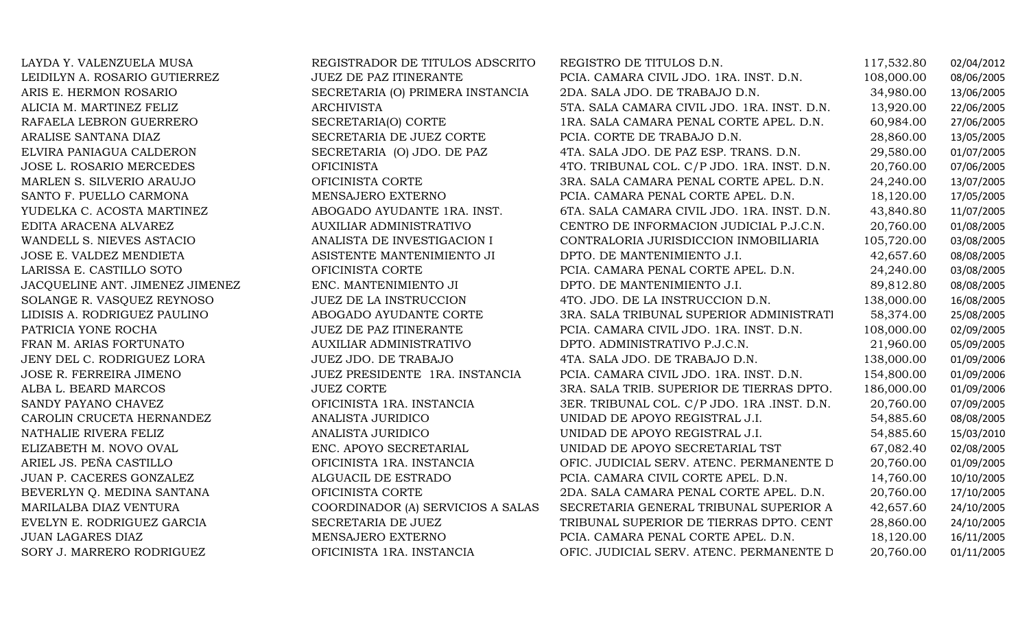| | | | | |
|---|---|---|---|---|
| LAYDA Y. VALENZUELA MUSA | REGISTRADOR DE TITULOS ADSCRITO | REGISTRO DE TITULOS D.N. | 117,532.80 | 02/04/2012 |
| LEIDILYN A. ROSARIO GUTIERREZ | JUEZ DE PAZ ITINERANTE | PCIA. CAMARA CIVIL JDO. 1RA. INST. D.N. | 108,000.00 | 08/06/2005 |
| ARIS E. HERMON ROSARIO | SECRETARIA (O) PRIMERA INSTANCIA | 2DA. SALA JDO. DE TRABAJO D.N. | 34,980.00 | 13/06/2005 |
| ALICIA M. MARTINEZ FELIZ | ARCHIVISTA | 5TA. SALA CAMARA CIVIL JDO. 1RA. INST. D.N. | 13,920.00 | 22/06/2005 |
| RAFAELA LEBRON GUERRERO | SECRETARIA(O) CORTE | 1RA. SALA CAMARA PENAL CORTE APEL. D.N. | 60,984.00 | 27/06/2005 |
| ARALISE SANTANA DIAZ | SECRETARIA DE JUEZ CORTE | PCIA. CORTE DE TRABAJO D.N. | 28,860.00 | 13/05/2005 |
| ELVIRA PANIAGUA CALDERON | SECRETARIA (O) JDO. DE PAZ | 4TA. SALA JDO. DE PAZ ESP. TRANS. D.N. | 29,580.00 | 01/07/2005 |
| JOSE L. ROSARIO MERCEDES | OFICINISTA | 4TO. TRIBUNAL COL. C/P JDO. 1RA. INST. D.N. | 20,760.00 | 07/06/2005 |
| MARLEN S. SILVERIO ARAUJO | OFICINISTA CORTE | 3RA. SALA CAMARA PENAL CORTE APEL. D.N. | 24,240.00 | 13/07/2005 |
| SANTO F. PUELLO CARMONA | MENSAJERO EXTERNO | PCIA. CAMARA PENAL CORTE APEL. D.N. | 18,120.00 | 17/05/2005 |
| YUDELKA C. ACOSTA MARTINEZ | ABOGADO AYUDANTE 1RA. INST. | 6TA. SALA CAMARA CIVIL JDO. 1RA. INST. D.N. | 43,840.80 | 11/07/2005 |
| EDITA ARACENA ALVAREZ | AUXILIAR ADMINISTRATIVO | CENTRO DE INFORMACION JUDICIAL P.J.C.N. | 20,760.00 | 01/08/2005 |
| WANDELL S. NIEVES ASTACIO | ANALISTA DE INVESTIGACION I | CONTRALORIA JURISDICCION INMOBILIARIA | 105,720.00 | 03/08/2005 |
| JOSE E. VALDEZ MENDIETA | ASISTENTE MANTENIMIENTO JI | DPTO. DE MANTENIMIENTO J.I. | 42,657.60 | 08/08/2005 |
| LARISSA E. CASTILLO SOTO | OFICINISTA CORTE | PCIA. CAMARA PENAL CORTE APEL. D.N. | 24,240.00 | 03/08/2005 |
| JACQUELINE ANT. JIMENEZ JIMENEZ | ENC. MANTENIMIENTO JI | DPTO. DE MANTENIMIENTO J.I. | 89,812.80 | 08/08/2005 |
| SOLANGE R. VASQUEZ REYNOSO | JUEZ DE LA INSTRUCCION | 4TO. JDO. DE LA INSTRUCCION D.N. | 138,000.00 | 16/08/2005 |
| LIDISIS A. RODRIGUEZ PAULINO | ABOGADO AYUDANTE CORTE | 3RA. SALA TRIBUNAL SUPERIOR ADMINISTRATI | 58,374.00 | 25/08/2005 |
| PATRICIA YONE ROCHA | JUEZ DE PAZ ITINERANTE | PCIA. CAMARA CIVIL JDO. 1RA. INST. D.N. | 108,000.00 | 02/09/2005 |
| FRAN M. ARIAS FORTUNATO | AUXILIAR ADMINISTRATIVO | DPTO. ADMINISTRATIVO P.J.C.N. | 21,960.00 | 05/09/2005 |
| JENY DEL C. RODRIGUEZ LORA | JUEZ JDO. DE TRABAJO | 4TA. SALA JDO. DE TRABAJO D.N. | 138,000.00 | 01/09/2006 |
| JOSE R. FERREIRA JIMENO | JUEZ PRESIDENTE 1RA. INSTANCIA | PCIA. CAMARA CIVIL JDO. 1RA. INST. D.N. | 154,800.00 | 01/09/2006 |
| ALBA L. BEARD MARCOS | JUEZ CORTE | 3RA. SALA TRIB. SUPERIOR DE TIERRAS DPTO. | 186,000.00 | 01/09/2006 |
| SANDY PAYANO CHAVEZ | OFICINISTA 1RA. INSTANCIA | 3ER. TRIBUNAL COL. C/P JDO. 1RA .INST. D.N. | 20,760.00 | 07/09/2005 |
| CAROLIN CRUCETA HERNANDEZ | ANALISTA JURIDICO | UNIDAD DE APOYO REGISTRAL J.I. | 54,885.60 | 08/08/2005 |
| NATHALIE RIVERA FELIZ | ANALISTA JURIDICO | UNIDAD DE APOYO REGISTRAL J.I. | 54,885.60 | 15/03/2010 |
| ELIZABETH M. NOVO OVAL | ENC. APOYO SECRETARIAL | UNIDAD DE APOYO SECRETARIAL TST | 67,082.40 | 02/08/2005 |
| ARIEL JS. PEÑA CASTILLO | OFICINISTA 1RA. INSTANCIA | OFIC. JUDICIAL SERV. ATENC. PERMANENTE D | 20,760.00 | 01/09/2005 |
| JUAN P. CACERES GONZALEZ | ALGUACIL DE ESTRADO | PCIA. CAMARA CIVIL CORTE APEL. D.N. | 14,760.00 | 10/10/2005 |
| BEVERLYN Q. MEDINA SANTANA | OFICINISTA CORTE | 2DA. SALA CAMARA PENAL CORTE APEL. D.N. | 20,760.00 | 17/10/2005 |
| MARILALBA DIAZ VENTURA | COORDINADOR (A) SERVICIOS A SALAS | SECRETARIA GENERAL TRIBUNAL SUPERIOR A | 42,657.60 | 24/10/2005 |
| EVELYN E. RODRIGUEZ GARCIA | SECRETARIA DE JUEZ | TRIBUNAL SUPERIOR DE TIERRAS DPTO. CENT | 28,860.00 | 24/10/2005 |
| JUAN LAGARES DIAZ | MENSAJERO EXTERNO | PCIA. CAMARA PENAL CORTE APEL. D.N. | 18,120.00 | 16/11/2005 |
| SORY J. MARRERO RODRIGUEZ | OFICINISTA 1RA. INSTANCIA | OFIC. JUDICIAL SERV. ATENC. PERMANENTE D | 20,760.00 | 01/11/2005 |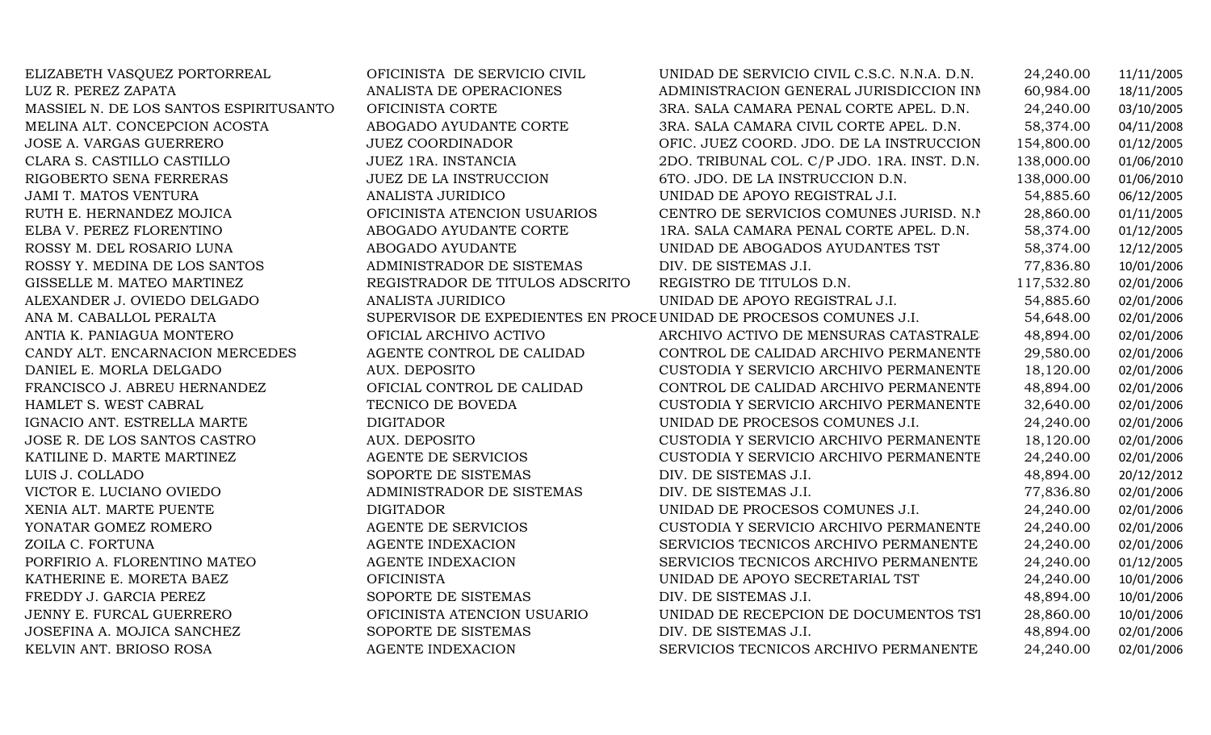| | | | | |
|---|---|---|---|---|
| ELIZABETH VASQUEZ PORTORREAL | OFICINISTA DE SERVICIO CIVIL | UNIDAD DE SERVICIO CIVIL C.S.C. N.N.A. D.N. | 24,240.00 | 11/11/2005 |
| LUZ R. PEREZ ZAPATA | ANALISTA DE OPERACIONES | ADMINISTRACION GENERAL JURISDICCION INM | 60,984.00 | 18/11/2005 |
| MASSIEL N. DE LOS SANTOS ESPIRITUSANTO | OFICINISTA CORTE | 3RA. SALA CAMARA PENAL CORTE APEL. D.N. | 24,240.00 | 03/10/2005 |
| MELINA ALT. CONCEPCION ACOSTA | ABOGADO AYUDANTE CORTE | 3RA. SALA CAMARA CIVIL CORTE APEL. D.N. | 58,374.00 | 04/11/2008 |
| JOSE A. VARGAS GUERRERO | JUEZ COORDINADOR | OFIC. JUEZ COORD. JDO. DE LA INSTRUCCION | 154,800.00 | 01/12/2005 |
| CLARA S. CASTILLO CASTILLO | JUEZ 1RA. INSTANCIA | 2DO. TRIBUNAL COL. C/P JDO. 1RA. INST. D.N. | 138,000.00 | 01/06/2010 |
| RIGOBERTO SENA FERRERAS | JUEZ DE LA INSTRUCCION | 6TO. JDO. DE LA INSTRUCCION D.N. | 138,000.00 | 01/06/2010 |
| JAMI T. MATOS VENTURA | ANALISTA JURIDICO | UNIDAD DE APOYO REGISTRAL J.I. | 54,885.60 | 06/12/2005 |
| RUTH E. HERNANDEZ MOJICA | OFICINISTA ATENCION USUARIOS | CENTRO DE SERVICIOS COMUNES JURISD. N.N | 28,860.00 | 01/11/2005 |
| ELBA V. PEREZ FLORENTINO | ABOGADO AYUDANTE CORTE | 1RA. SALA CAMARA PENAL CORTE APEL. D.N. | 58,374.00 | 01/12/2005 |
| ROSSY M. DEL ROSARIO LUNA | ABOGADO AYUDANTE | UNIDAD DE ABOGADOS AYUDANTES TST | 58,374.00 | 12/12/2005 |
| ROSSY Y. MEDINA DE LOS SANTOS | ADMINISTRADOR DE SISTEMAS | DIV. DE SISTEMAS J.I. | 77,836.80 | 10/01/2006 |
| GISSELLE M. MATEO MARTINEZ | REGISTRADOR DE TITULOS ADSCRITO | REGISTRO DE TITULOS D.N. | 117,532.80 | 02/01/2006 |
| ALEXANDER J. OVIEDO DELGADO | ANALISTA JURIDICO | UNIDAD DE APOYO REGISTRAL J.I. | 54,885.60 | 02/01/2006 |
| ANA M. CABALLOL PERALTA | SUPERVISOR DE EXPEDIENTES EN PROCE | UNIDAD DE PROCESOS COMUNES J.I. | 54,648.00 | 02/01/2006 |
| ANTIA K. PANIAGUA MONTERO | OFICIAL ARCHIVO ACTIVO | ARCHIVO ACTIVO DE MENSURAS CATASTRALE | 48,894.00 | 02/01/2006 |
| CANDY ALT. ENCARNACION MERCEDES | AGENTE CONTROL DE CALIDAD | CONTROL DE CALIDAD ARCHIVO PERMANENTE | 29,580.00 | 02/01/2006 |
| DANIEL E. MORLA DELGADO | AUX. DEPOSITO | CUSTODIA Y SERVICIO ARCHIVO PERMANENTE | 18,120.00 | 02/01/2006 |
| FRANCISCO J. ABREU HERNANDEZ | OFICIAL CONTROL DE CALIDAD | CONTROL DE CALIDAD ARCHIVO PERMANENTE | 48,894.00 | 02/01/2006 |
| HAMLET S. WEST CABRAL | TECNICO DE BOVEDA | CUSTODIA Y SERVICIO ARCHIVO PERMANENTE | 32,640.00 | 02/01/2006 |
| IGNACIO ANT. ESTRELLA MARTE | DIGITADOR | UNIDAD DE PROCESOS COMUNES J.I. | 24,240.00 | 02/01/2006 |
| JOSE R. DE LOS SANTOS CASTRO | AUX. DEPOSITO | CUSTODIA Y SERVICIO ARCHIVO PERMANENTE | 18,120.00 | 02/01/2006 |
| KATILINE D. MARTE MARTINEZ | AGENTE DE SERVICIOS | CUSTODIA Y SERVICIO ARCHIVO PERMANENTE | 24,240.00 | 02/01/2006 |
| LUIS J. COLLADO | SOPORTE DE SISTEMAS | DIV. DE SISTEMAS J.I. | 48,894.00 | 20/12/2012 |
| VICTOR E. LUCIANO OVIEDO | ADMINISTRADOR DE SISTEMAS | DIV. DE SISTEMAS J.I. | 77,836.80 | 02/01/2006 |
| XENIA ALT. MARTE PUENTE | DIGITADOR | UNIDAD DE PROCESOS COMUNES J.I. | 24,240.00 | 02/01/2006 |
| YONATAR GOMEZ ROMERO | AGENTE DE SERVICIOS | CUSTODIA Y SERVICIO ARCHIVO PERMANENTE | 24,240.00 | 02/01/2006 |
| ZOILA C. FORTUNA | AGENTE INDEXACION | SERVICIOS TECNICOS ARCHIVO PERMANENTE | 24,240.00 | 02/01/2006 |
| PORFIRIO A. FLORENTINO MATEO | AGENTE INDEXACION | SERVICIOS TECNICOS ARCHIVO PERMANENTE | 24,240.00 | 01/12/2005 |
| KATHERINE E. MORETA BAEZ | OFICINISTA | UNIDAD DE APOYO SECRETARIAL TST | 24,240.00 | 10/01/2006 |
| FREDDY J. GARCIA PEREZ | SOPORTE DE SISTEMAS | DIV. DE SISTEMAS J.I. | 48,894.00 | 10/01/2006 |
| JENNY E. FURCAL GUERRERO | OFICINISTA ATENCION USUARIO | UNIDAD DE RECEPCION DE DOCUMENTOS TST | 28,860.00 | 10/01/2006 |
| JOSEFINA A. MOJICA SANCHEZ | SOPORTE DE SISTEMAS | DIV. DE SISTEMAS J.I. | 48,894.00 | 02/01/2006 |
| KELVIN ANT. BRIOSO ROSA | AGENTE INDEXACION | SERVICIOS TECNICOS ARCHIVO PERMANENTE | 24,240.00 | 02/01/2006 |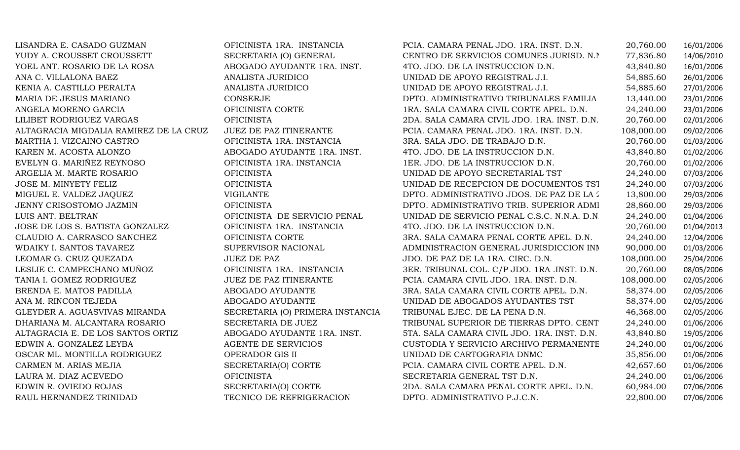| | | | | |
|---|---|---|---|---|
| LISANDRA E. CASADO GUZMAN | OFICINISTA 1RA. INSTANCIA | PCIA. CAMARA PENAL JDO. 1RA. INST. D.N. | 20,760.00 | 16/01/2006 |
| YUDY A. CROUSSET CROUSSETT | SECRETARIA (O) GENERAL | CENTRO DE SERVICIOS COMUNES JURISD. N.N | 77,836.80 | 14/06/2010 |
| YOEL ANT. ROSARIO DE LA ROSA | ABOGADO AYUDANTE 1RA. INST. | 4TO. JDO. DE LA INSTRUCCION D.N. | 43,840.80 | 16/01/2006 |
| ANA C. VILLALONA BAEZ | ANALISTA JURIDICO | UNIDAD DE APOYO REGISTRAL J.I. | 54,885.60 | 26/01/2006 |
| KENIA A. CASTILLO PERALTA | ANALISTA JURIDICO | UNIDAD DE APOYO REGISTRAL J.I. | 54,885.60 | 27/01/2006 |
| MARIA DE JESUS MARIANO | CONSERJE | DPTO. ADMINISTRATIVO TRIBUNALES FAMILIA | 13,440.00 | 23/01/2006 |
| ANGELA MORENO GARCIA | OFICINISTA CORTE | 1RA. SALA CAMARA CIVIL CORTE APEL. D.N. | 24,240.00 | 23/01/2006 |
| LILIBET RODRIGUEZ VARGAS | OFICINISTA | 2DA. SALA CAMARA CIVIL JDO. 1RA. INST. D.N. | 20,760.00 | 02/01/2006 |
| ALTAGRACIA MIGDALIA RAMIREZ DE LA CRUZ | JUEZ DE PAZ ITINERANTE | PCIA. CAMARA PENAL JDO. 1RA. INST. D.N. | 108,000.00 | 09/02/2006 |
| MARTHA I. VIZCAINO CASTRO | OFICINISTA 1RA. INSTANCIA | 3RA. SALA JDO. DE TRABAJO D.N. | 20,760.00 | 01/03/2006 |
| KAREN M. ACOSTA ALONZO | ABOGADO AYUDANTE 1RA. INST. | 4TO. JDO. DE LA INSTRUCCION D.N. | 43,840.80 | 01/02/2006 |
| EVELYN G. MARIÑEZ REYNOSO | OFICINISTA 1RA. INSTANCIA | 1ER. JDO. DE LA INSTRUCCION D.N. | 20,760.00 | 01/02/2006 |
| ARGELIA M. MARTE ROSARIO | OFICINISTA | UNIDAD DE APOYO SECRETARIAL TST | 24,240.00 | 07/03/2006 |
| JOSE M. MINYETY FELIZ | OFICINISTA | UNIDAD DE RECEPCION DE DOCUMENTOS TST | 24,240.00 | 07/03/2006 |
| MIGUEL E. VALDEZ JAQUEZ | VIGILANTE | DPTO. ADMINISTRATIVO JDOS. DE PAZ DE LA 2 | 13,800.00 | 29/03/2006 |
| JENNY CRISOSTOMO JAZMIN | OFICINISTA | DPTO. ADMINISTRATIVO TRIB. SUPERIOR ADMI | 28,860.00 | 29/03/2006 |
| LUIS ANT. BELTRAN | OFICINISTA DE SERVICIO PENAL | UNIDAD DE SERVICIO PENAL C.S.C. N.N.A. D.N | 24,240.00 | 01/04/2006 |
| JOSE DE LOS S. BATISTA GONZALEZ | OFICINISTA 1RA. INSTANCIA | 4TO. JDO. DE LA INSTRUCCION D.N. | 20,760.00 | 01/04/2013 |
| CLAUDIO A. CARRASCO SANCHEZ | OFICINISTA CORTE | 3RA. SALA CAMARA PENAL CORTE APEL. D.N. | 24,240.00 | 12/04/2006 |
| WDAIKY I. SANTOS TAVAREZ | SUPERVISOR NACIONAL | ADMINISTRACION GENERAL JURISDICCION INN | 90,000.00 | 01/03/2006 |
| LEOMAR G. CRUZ QUEZADA | JUEZ DE PAZ | JDO. DE PAZ DE LA 1RA. CIRC. D.N. | 108,000.00 | 25/04/2006 |
| LESLIE C. CAMPECHANO MUÑOZ | OFICINISTA 1RA. INSTANCIA | 3ER. TRIBUNAL COL. C/P JDO. 1RA .INST. D.N. | 20,760.00 | 08/05/2006 |
| TANIA I. GOMEZ RODRIGUEZ | JUEZ DE PAZ ITINERANTE | PCIA. CAMARA CIVIL JDO. 1RA. INST. D.N. | 108,000.00 | 02/05/2006 |
| BRENDA E. MATOS PADILLA | ABOGADO AYUDANTE | 3RA. SALA CAMARA CIVIL CORTE APEL. D.N. | 58,374.00 | 02/05/2006 |
| ANA M. RINCON TEJEDA | ABOGADO AYUDANTE | UNIDAD DE ABOGADOS AYUDANTES TST | 58,374.00 | 02/05/2006 |
| GLEYDER A. AGUASVIVAS MIRANDA | SECRETARIA (O) PRIMERA INSTANCIA | TRIBUNAL EJEC. DE LA PENA D.N. | 46,368.00 | 02/05/2006 |
| DHARIANA M. ALCANTARA ROSARIO | SECRETARIA DE JUEZ | TRIBUNAL SUPERIOR DE TIERRAS DPTO. CENT | 24,240.00 | 01/06/2006 |
| ALTAGRACIA E. DE LOS SANTOS ORTIZ | ABOGADO AYUDANTE 1RA. INST. | 5TA. SALA CAMARA CIVIL JDO. 1RA. INST. D.N. | 43,840.80 | 19/05/2006 |
| EDWIN A. GONZALEZ LEYBA | AGENTE DE SERVICIOS | CUSTODIA Y SERVICIO ARCHIVO PERMANENTE | 24,240.00 | 01/06/2006 |
| OSCAR ML. MONTILLA RODRIGUEZ | OPERADOR GIS II | UNIDAD DE CARTOGRAFIA DNMC | 35,856.00 | 01/06/2006 |
| CARMEN M. ARIAS MEJIA | SECRETARIA(O) CORTE | PCIA. CAMARA CIVIL CORTE APEL. D.N. | 42,657.60 | 01/06/2006 |
| LAURA M. DIAZ ACEVEDO | OFICINISTA | SECRETARIA GENERAL TST D.N. | 24,240.00 | 01/06/2006 |
| EDWIN R. OVIEDO ROJAS | SECRETARIA(O) CORTE | 2DA. SALA CAMARA PENAL CORTE APEL. D.N. | 60,984.00 | 07/06/2006 |
| RAUL HERNANDEZ TRINIDAD | TECNICO DE REFRIGERACION | DPTO. ADMINISTRATIVO P.J.C.N. | 22,800.00 | 07/06/2006 |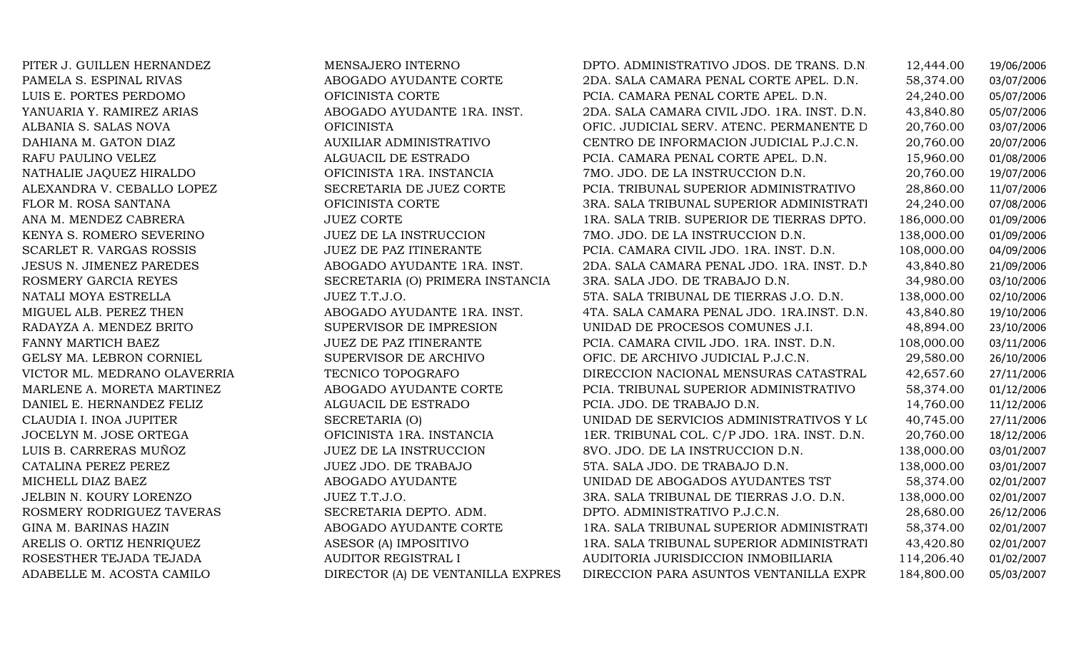| | | | | |
|---|---|---|---|---|
| PITER J. GUILLEN HERNANDEZ | MENSAJERO INTERNO | DPTO. ADMINISTRATIVO JDOS. DE TRANS. D.N. | 12,444.00 | 19/06/2006 |
| PAMELA S. ESPINAL RIVAS | ABOGADO AYUDANTE CORTE | 2DA. SALA CAMARA PENAL CORTE APEL. D.N. | 58,374.00 | 03/07/2006 |
| LUIS E. PORTES PERDOMO | OFICINISTA CORTE | PCIA. CAMARA PENAL CORTE APEL. D.N. | 24,240.00 | 05/07/2006 |
| YANUARIA Y. RAMIREZ ARIAS | ABOGADO AYUDANTE 1RA. INST. | 2DA. SALA CAMARA CIVIL JDO. 1RA. INST. D.N. | 43,840.80 | 05/07/2006 |
| ALBANIA S. SALAS NOVA | OFICINISTA | OFIC. JUDICIAL SERV. ATENC. PERMANENTE D | 20,760.00 | 03/07/2006 |
| DAHIANA M. GATON DIAZ | AUXILIAR ADMINISTRATIVO | CENTRO DE INFORMACION JUDICIAL P.J.C.N. | 20,760.00 | 20/07/2006 |
| RAFU PAULINO VELEZ | ALGUACIL DE ESTRADO | PCIA. CAMARA PENAL CORTE APEL. D.N. | 15,960.00 | 01/08/2006 |
| NATHALIE JAQUEZ HIRALDO | OFICINISTA 1RA. INSTANCIA | 7MO. JDO. DE LA INSTRUCCION D.N. | 20,760.00 | 19/07/2006 |
| ALEXANDRA V. CEBALLO LOPEZ | SECRETARIA DE JUEZ CORTE | PCIA. TRIBUNAL SUPERIOR ADMINISTRATIVO | 28,860.00 | 11/07/2006 |
| FLOR M. ROSA SANTANA | OFICINISTA CORTE | 3RA. SALA TRIBUNAL SUPERIOR ADMINISTRATI | 24,240.00 | 07/08/2006 |
| ANA M. MENDEZ CABRERA | JUEZ CORTE | 1RA. SALA TRIB. SUPERIOR DE TIERRAS DPTO. | 186,000.00 | 01/09/2006 |
| KENYA S. ROMERO SEVERINO | JUEZ DE LA INSTRUCCION | 7MO. JDO. DE LA INSTRUCCION D.N. | 138,000.00 | 01/09/2006 |
| SCARLET R. VARGAS ROSSIS | JUEZ DE PAZ ITINERANTE | PCIA. CAMARA CIVIL JDO. 1RA. INST. D.N. | 108,000.00 | 04/09/2006 |
| JESUS N. JIMENEZ PAREDES | ABOGADO AYUDANTE 1RA. INST. | 2DA. SALA CAMARA PENAL JDO. 1RA. INST. D.N | 43,840.80 | 21/09/2006 |
| ROSMERY GARCIA REYES | SECRETARIA (O) PRIMERA INSTANCIA | 3RA. SALA JDO. DE TRABAJO D.N. | 34,980.00 | 03/10/2006 |
| NATALI MOYA ESTRELLA | JUEZ T.T.J.O. | 5TA. SALA TRIBUNAL DE TIERRAS J.O. D.N. | 138,000.00 | 02/10/2006 |
| MIGUEL ALB. PEREZ THEN | ABOGADO AYUDANTE 1RA. INST. | 4TA. SALA CAMARA PENAL JDO. 1RA.INST. D.N. | 43,840.80 | 19/10/2006 |
| RADAYZA A. MENDEZ BRITO | SUPERVISOR DE IMPRESION | UNIDAD DE PROCESOS COMUNES J.I. | 48,894.00 | 23/10/2006 |
| FANNY MARTICH BAEZ | JUEZ DE PAZ ITINERANTE | PCIA. CAMARA CIVIL JDO. 1RA. INST. D.N. | 108,000.00 | 03/11/2006 |
| GELSY MA. LEBRON CORNIEL | SUPERVISOR DE ARCHIVO | OFIC. DE ARCHIVO JUDICIAL P.J.C.N. | 29,580.00 | 26/10/2006 |
| VICTOR ML. MEDRANO OLAVERRIA | TECNICO TOPOGRAFO | DIRECCION NACIONAL MENSURAS CATASTRAL | 42,657.60 | 27/11/2006 |
| MARLENE A. MORETA MARTINEZ | ABOGADO AYUDANTE CORTE | PCIA. TRIBUNAL SUPERIOR ADMINISTRATIVO | 58,374.00 | 01/12/2006 |
| DANIEL E. HERNANDEZ FELIZ | ALGUACIL DE ESTRADO | PCIA. JDO. DE TRABAJO D.N. | 14,760.00 | 11/12/2006 |
| CLAUDIA I. INOA JUPITER | SECRETARIA (O) | UNIDAD DE SERVICIOS ADMINISTRATIVOS Y LO | 40,745.00 | 27/11/2006 |
| JOCELYN M. JOSE ORTEGA | OFICINISTA 1RA. INSTANCIA | 1ER. TRIBUNAL COL. C/P JDO. 1RA. INST. D.N. | 20,760.00 | 18/12/2006 |
| LUIS B. CARRERAS MUÑOZ | JUEZ DE LA INSTRUCCION | 8VO. JDO. DE LA INSTRUCCION D.N. | 138,000.00 | 03/01/2007 |
| CATALINA PEREZ PEREZ | JUEZ JDO. DE TRABAJO | 5TA. SALA JDO. DE TRABAJO D.N. | 138,000.00 | 03/01/2007 |
| MICHELL DIAZ BAEZ | ABOGADO AYUDANTE | UNIDAD DE ABOGADOS AYUDANTES TST | 58,374.00 | 02/01/2007 |
| JELBIN N. KOURY LORENZO | JUEZ T.T.J.O. | 3RA. SALA TRIBUNAL DE TIERRAS J.O. D.N. | 138,000.00 | 02/01/2007 |
| ROSMERY RODRIGUEZ TAVERAS | SECRETARIA DEPTO. ADM. | DPTO. ADMINISTRATIVO P.J.C.N. | 28,680.00 | 26/12/2006 |
| GINA M. BARINAS HAZIN | ABOGADO AYUDANTE CORTE | 1RA. SALA TRIBUNAL SUPERIOR ADMINISTRATI | 58,374.00 | 02/01/2007 |
| ARELIS O. ORTIZ HENRIQUEZ | ASESOR (A) IMPOSITIVO | 1RA. SALA TRIBUNAL SUPERIOR ADMINISTRATI | 43,420.80 | 02/01/2007 |
| ROSESTHER TEJADA TEJADA | AUDITOR REGISTRAL I | AUDITORIA JURISDICCION INMOBILIARIA | 114,206.40 | 01/02/2007 |
| ADABELLE M. ACOSTA CAMILO | DIRECTOR (A) DE VENTANILLA EXPRES | DIRECCION PARA ASUNTOS VENTANILLA EXPR | 184,800.00 | 05/03/2007 |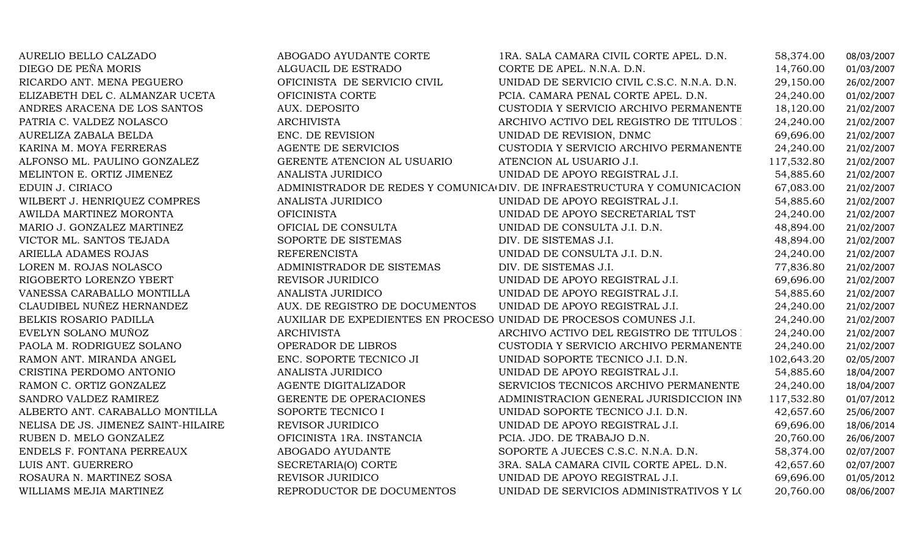| | | | | |
|---|---|---|---|---|
| AURELIO BELLO CALZADO | ABOGADO AYUDANTE CORTE | 1RA. SALA CAMARA CIVIL CORTE APEL. D.N. | 58,374.00 | 08/03/2007 |
| DIEGO DE PEÑA MORIS | ALGUACIL DE ESTRADO | CORTE DE APEL. N.N.A. D.N. | 14,760.00 | 01/03/2007 |
| RICARDO ANT. MENA PEGUERO | OFICINISTA DE SERVICIO CIVIL | UNIDAD DE SERVICIO CIVIL C.S.C. N.N.A. D.N. | 29,150.00 | 26/02/2007 |
| ELIZABETH DEL C. ALMANZAR UCETA | OFICINISTA CORTE | PCIA. CAMARA PENAL CORTE APEL. D.N. | 24,240.00 | 01/02/2007 |
| ANDRES ARACENA DE LOS SANTOS | AUX. DEPOSITO | CUSTODIA Y SERVICIO ARCHIVO PERMANENTE | 18,120.00 | 21/02/2007 |
| PATRIA C. VALDEZ NOLASCO | ARCHIVISTA | ARCHIVO ACTIVO DEL REGISTRO DE TITULOS | 24,240.00 | 21/02/2007 |
| AURELIZA ZABALA BELDA | ENC. DE REVISION | UNIDAD DE REVISION, DNMC | 69,696.00 | 21/02/2007 |
| KARINA M. MOYA FERRERAS | AGENTE DE SERVICIOS | CUSTODIA Y SERVICIO ARCHIVO PERMANENTE | 24,240.00 | 21/02/2007 |
| ALFONSO ML. PAULINO GONZALEZ | GERENTE ATENCION AL USUARIO | ATENCION AL USUARIO J.I. | 117,532.80 | 21/02/2007 |
| MELINTON E. ORTIZ JIMENEZ | ANALISTA JURIDICO | UNIDAD DE APOYO REGISTRAL J.I. | 54,885.60 | 21/02/2007 |
| EDUIN J. CIRIACO | ADMINISTRADOR DE REDES Y COMUNICA | DIV. DE INFRAESTRUCTURA Y COMUNICACION | 67,083.00 | 21/02/2007 |
| WILBERT J. HENRIQUEZ COMPRES | ANALISTA JURIDICO | UNIDAD DE APOYO REGISTRAL J.I. | 54,885.60 | 21/02/2007 |
| AWILDA MARTINEZ MORONTA | OFICINISTA | UNIDAD DE APOYO SECRETARIAL TST | 24,240.00 | 21/02/2007 |
| MARIO J. GONZALEZ MARTINEZ | OFICIAL DE CONSULTA | UNIDAD DE CONSULTA J.I. D.N. | 48,894.00 | 21/02/2007 |
| VICTOR ML. SANTOS TEJADA | SOPORTE DE SISTEMAS | DIV. DE SISTEMAS J.I. | 48,894.00 | 21/02/2007 |
| ARIELLA ADAMES ROJAS | REFERENCISTA | UNIDAD DE CONSULTA J.I. D.N. | 24,240.00 | 21/02/2007 |
| LOREN M. ROJAS NOLASCO | ADMINISTRADOR DE SISTEMAS | DIV. DE SISTEMAS J.I. | 77,836.80 | 21/02/2007 |
| RIGOBERTO LORENZO YBERT | REVISOR JURIDICO | UNIDAD DE APOYO REGISTRAL J.I. | 69,696.00 | 21/02/2007 |
| VANESSA CARABALLO MONTILLA | ANALISTA JURIDICO | UNIDAD DE APOYO REGISTRAL J.I. | 54,885.60 | 21/02/2007 |
| CLAUDIBEL NUÑEZ HERNANDEZ | AUX. DE REGISTRO DE DOCUMENTOS | UNIDAD DE APOYO REGISTRAL J.I. | 24,240.00 | 21/02/2007 |
| BELKIS ROSARIO PADILLA | AUXILIAR DE EXPEDIENTES EN PROCESO | UNIDAD DE PROCESOS COMUNES J.I. | 24,240.00 | 21/02/2007 |
| EVELYN SOLANO MUÑOZ | ARCHIVISTA | ARCHIVO ACTIVO DEL REGISTRO DE TITULOS | 24,240.00 | 21/02/2007 |
| PAOLA M. RODRIGUEZ SOLANO | OPERADOR DE LIBROS | CUSTODIA Y SERVICIO ARCHIVO PERMANENTE | 24,240.00 | 21/02/2007 |
| RAMON ANT. MIRANDA ANGEL | ENC. SOPORTE TECNICO JI | UNIDAD SOPORTE TECNICO J.I. D.N. | 102,643.20 | 02/05/2007 |
| CRISTINA PERDOMO ANTONIO | ANALISTA JURIDICO | UNIDAD DE APOYO REGISTRAL J.I. | 54,885.60 | 18/04/2007 |
| RAMON C. ORTIZ GONZALEZ | AGENTE DIGITALIZADOR | SERVICIOS TECNICOS ARCHIVO PERMANENTE | 24,240.00 | 18/04/2007 |
| SANDRO VALDEZ RAMIREZ | GERENTE DE OPERACIONES | ADMINISTRACION GENERAL JURISDICCION INM | 117,532.80 | 01/07/2012 |
| ALBERTO ANT. CARABALLO MONTILLA | SOPORTE TECNICO I | UNIDAD SOPORTE TECNICO J.I. D.N. | 42,657.60 | 25/06/2007 |
| NELISA DE JS. JIMENEZ SAINT-HILAIRE | REVISOR JURIDICO | UNIDAD DE APOYO REGISTRAL J.I. | 69,696.00 | 18/06/2014 |
| RUBEN D. MELO GONZALEZ | OFICINISTA 1RA. INSTANCIA | PCIA. JDO. DE TRABAJO D.N. | 20,760.00 | 26/06/2007 |
| ENDELS F. FONTANA PERREAUX | ABOGADO AYUDANTE | SOPORTE A JUECES C.S.C. N.N.A. D.N. | 58,374.00 | 02/07/2007 |
| LUIS ANT. GUERRERO | SECRETARIA(O) CORTE | 3RA. SALA CAMARA CIVIL CORTE APEL. D.N. | 42,657.60 | 02/07/2007 |
| ROSAURA N. MARTINEZ SOSA | REVISOR JURIDICO | UNIDAD DE APOYO REGISTRAL J.I. | 69,696.00 | 01/05/2012 |
| WILLIAMS MEJIA MARTINEZ | REPRODUCTOR DE DOCUMENTOS | UNIDAD DE SERVICIOS ADMINISTRATIVOS Y LO | 20,760.00 | 08/06/2007 |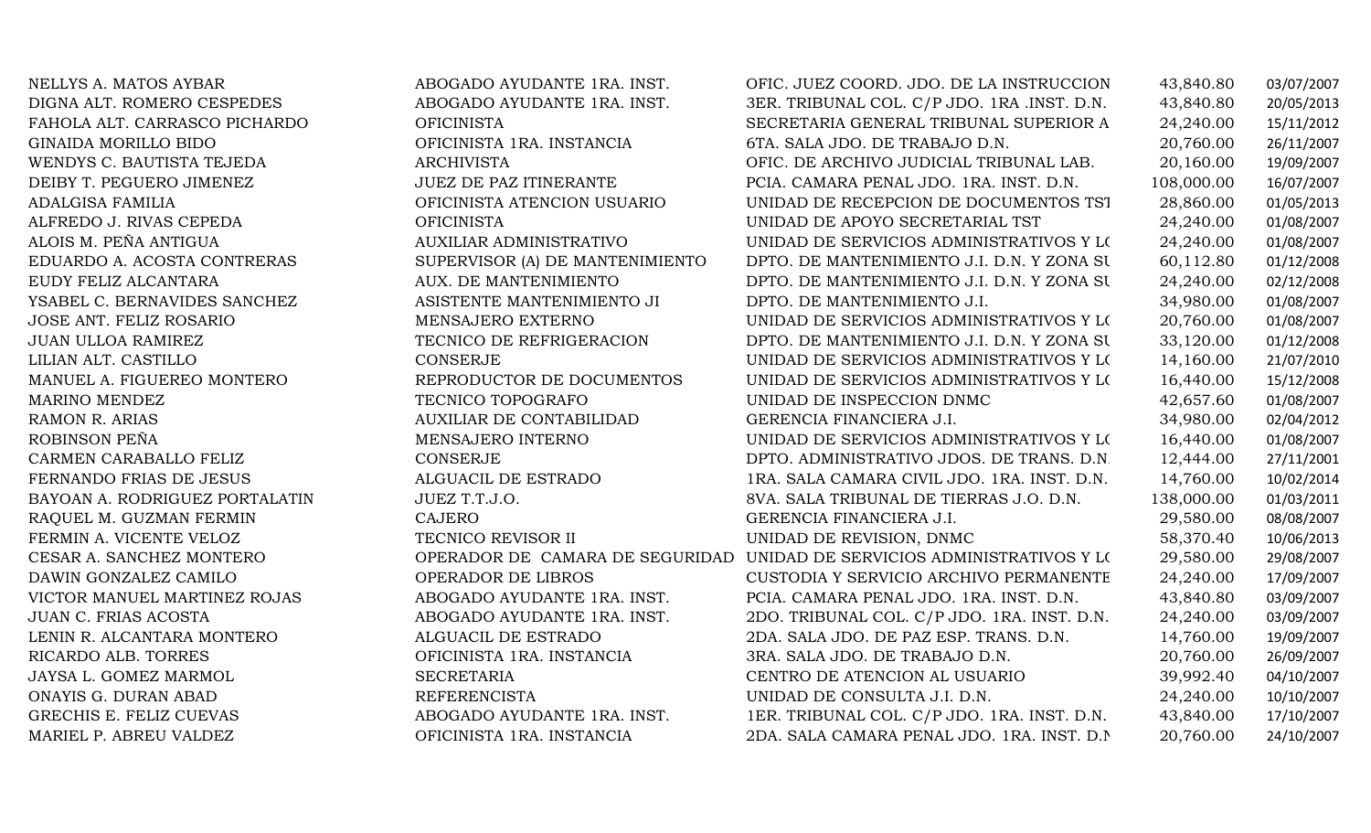| | | | | |
|---|---|---|---|---|
| NELLYS A. MATOS AYBAR | ABOGADO AYUDANTE 1RA. INST. | OFIC. JUEZ COORD. JDO. DE LA INSTRUCCION | 43,840.80 | 03/07/2007 |
| DIGNA ALT. ROMERO CESPEDES | ABOGADO AYUDANTE 1RA. INST. | 3ER. TRIBUNAL COL. C/P JDO. 1RA .INST. D.N. | 43,840.80 | 20/05/2013 |
| FAHOLA ALT. CARRASCO PICHARDO | OFICINISTA | SECRETARIA GENERAL TRIBUNAL SUPERIOR A | 24,240.00 | 15/11/2012 |
| GINAIDA MORILLO BIDO | OFICINISTA 1RA. INSTANCIA | 6TA. SALA JDO. DE TRABAJO D.N. | 20,760.00 | 26/11/2007 |
| WENDYS C. BAUTISTA TEJEDA | ARCHIVISTA | OFIC. DE ARCHIVO JUDICIAL TRIBUNAL LAB. | 20,160.00 | 19/09/2007 |
| DEIBY T. PEGUERO JIMENEZ | JUEZ DE PAZ ITINERANTE | PCIA. CAMARA PENAL JDO. 1RA. INST. D.N. | 108,000.00 | 16/07/2007 |
| ADALGISA FAMILIA | OFICINISTA ATENCION USUARIO | UNIDAD DE RECEPCION DE DOCUMENTOS TST | 28,860.00 | 01/05/2013 |
| ALFREDO J. RIVAS CEPEDA | OFICINISTA | UNIDAD DE APOYO SECRETARIAL TST | 24,240.00 | 01/08/2007 |
| ALOIS M. PEÑA ANTIGUA | AUXILIAR ADMINISTRATIVO | UNIDAD DE SERVICIOS ADMINISTRATIVOS Y LO | 24,240.00 | 01/08/2007 |
| EDUARDO A. ACOSTA CONTRERAS | SUPERVISOR (A) DE MANTENIMIENTO | DPTO. DE MANTENIMIENTO J.I. D.N. Y ZONA SU | 60,112.80 | 01/12/2008 |
| EUDY FELIZ ALCANTARA | AUX. DE MANTENIMIENTO | DPTO. DE MANTENIMIENTO J.I. D.N. Y ZONA SU | 24,240.00 | 02/12/2008 |
| YSABEL C. BERNAVIDES SANCHEZ | ASISTENTE MANTENIMIENTO JI | DPTO. DE MANTENIMIENTO J.I. | 34,980.00 | 01/08/2007 |
| JOSE ANT. FELIZ ROSARIO | MENSAJERO EXTERNO | UNIDAD DE SERVICIOS ADMINISTRATIVOS Y LO | 20,760.00 | 01/08/2007 |
| JUAN ULLOA RAMIREZ | TECNICO DE REFRIGERACION | DPTO. DE MANTENIMIENTO J.I. D.N. Y ZONA SU | 33,120.00 | 01/12/2008 |
| LILIAN ALT. CASTILLO | CONSERJE | UNIDAD DE SERVICIOS ADMINISTRATIVOS Y LO | 14,160.00 | 21/07/2010 |
| MANUEL A. FIGUEREO MONTERO | REPRODUCTOR DE DOCUMENTOS | UNIDAD DE SERVICIOS ADMINISTRATIVOS Y LO | 16,440.00 | 15/12/2008 |
| MARINO MENDEZ | TECNICO TOPOGRAFO | UNIDAD DE INSPECCION DNMC | 42,657.60 | 01/08/2007 |
| RAMON R. ARIAS | AUXILIAR DE CONTABILIDAD | GERENCIA FINANCIERA J.I. | 34,980.00 | 02/04/2012 |
| ROBINSON PEÑA | MENSAJERO INTERNO | UNIDAD DE SERVICIOS ADMINISTRATIVOS Y LO | 16,440.00 | 01/08/2007 |
| CARMEN CARABALLO FELIZ | CONSERJE | DPTO. ADMINISTRATIVO JDOS. DE TRANS. D.N. | 12,444.00 | 27/11/2001 |
| FERNANDO FRIAS DE JESUS | ALGUACIL DE ESTRADO | 1RA. SALA CAMARA CIVIL JDO. 1RA. INST. D.N. | 14,760.00 | 10/02/2014 |
| BAYOAN A. RODRIGUEZ PORTALATIN | JUEZ T.T.J.O. | 8VA. SALA TRIBUNAL DE TIERRAS J.O. D.N. | 138,000.00 | 01/03/2011 |
| RAQUEL M. GUZMAN FERMIN | CAJERO | GERENCIA FINANCIERA J.I. | 29,580.00 | 08/08/2007 |
| FERMIN A. VICENTE VELOZ | TECNICO REVISOR II | UNIDAD DE REVISION, DNMC | 58,370.40 | 10/06/2013 |
| CESAR A. SANCHEZ MONTERO | OPERADOR DE CAMARA DE SEGURIDAD | UNIDAD DE SERVICIOS ADMINISTRATIVOS Y LO | 29,580.00 | 29/08/2007 |
| DAWIN GONZALEZ CAMILO | OPERADOR DE LIBROS | CUSTODIA Y SERVICIO ARCHIVO PERMANENTE | 24,240.00 | 17/09/2007 |
| VICTOR MANUEL MARTINEZ ROJAS | ABOGADO AYUDANTE 1RA. INST. | PCIA. CAMARA PENAL JDO. 1RA. INST. D.N. | 43,840.80 | 03/09/2007 |
| JUAN C. FRIAS ACOSTA | ABOGADO AYUDANTE 1RA. INST. | 2DO. TRIBUNAL COL. C/P JDO. 1RA. INST. D.N. | 24,240.00 | 03/09/2007 |
| LENIN R. ALCANTARA MONTERO | ALGUACIL DE ESTRADO | 2DA. SALA JDO. DE PAZ ESP. TRANS. D.N. | 14,760.00 | 19/09/2007 |
| RICARDO ALB. TORRES | OFICINISTA 1RA. INSTANCIA | 3RA. SALA JDO. DE TRABAJO D.N. | 20,760.00 | 26/09/2007 |
| JAYSA L. GOMEZ MARMOL | SECRETARIA | CENTRO DE ATENCION AL USUARIO | 39,992.40 | 04/10/2007 |
| ONAYIS G. DURAN ABAD | REFERENCISTA | UNIDAD DE CONSULTA J.I. D.N. | 24,240.00 | 10/10/2007 |
| GRECHIS E. FELIZ CUEVAS | ABOGADO AYUDANTE 1RA. INST. | 1ER. TRIBUNAL COL. C/P JDO. 1RA. INST. D.N. | 43,840.00 | 17/10/2007 |
| MARIEL P. ABREU VALDEZ | OFICINISTA 1RA. INSTANCIA | 2DA. SALA CAMARA PENAL JDO. 1RA. INST. D.N | 20,760.00 | 24/10/2007 |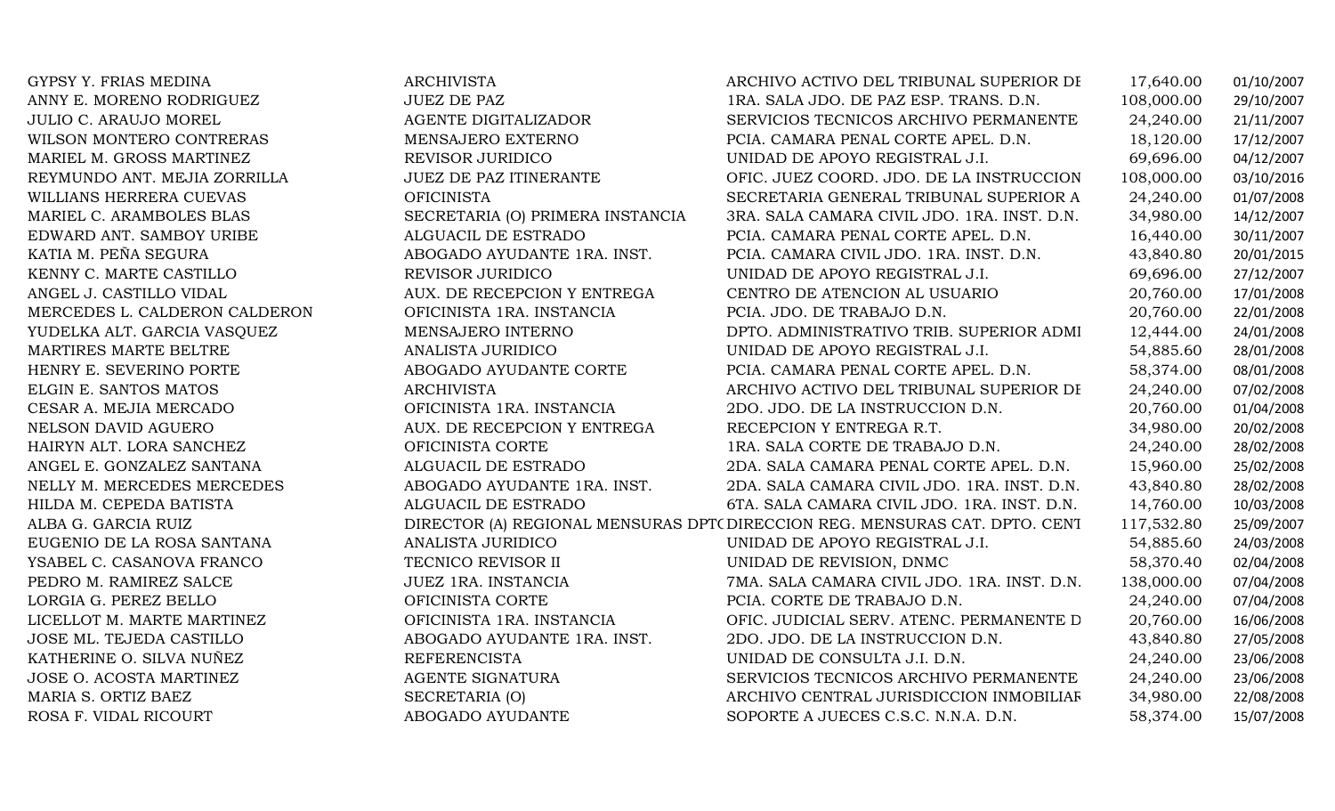| | | | | |
|---|---|---|---|---|
| GYPSY Y. FRIAS MEDINA | ARCHIVISTA | ARCHIVO ACTIVO DEL TRIBUNAL SUPERIOR DE | 17,640.00 | 01/10/2007 |
| ANNY E. MORENO RODRIGUEZ | JUEZ DE PAZ | 1RA. SALA JDO. DE PAZ ESP. TRANS. D.N. | 108,000.00 | 29/10/2007 |
| JULIO C. ARAUJO MOREL | AGENTE DIGITALIZADOR | SERVICIOS TECNICOS ARCHIVO PERMANENTE | 24,240.00 | 21/11/2007 |
| WILSON MONTERO CONTRERAS | MENSAJERO EXTERNO | PCIA. CAMARA PENAL CORTE APEL. D.N. | 18,120.00 | 17/12/2007 |
| MARIEL M. GROSS MARTINEZ | REVISOR JURIDICO | UNIDAD DE APOYO REGISTRAL J.I. | 69,696.00 | 04/12/2007 |
| REYMUNDO ANT. MEJIA ZORRILLA | JUEZ DE PAZ ITINERANTE | OFIC. JUEZ COORD. JDO. DE LA INSTRUCCION | 108,000.00 | 03/10/2016 |
| WILLIANS HERRERA CUEVAS | OFICINISTA | SECRETARIA GENERAL TRIBUNAL SUPERIOR A | 24,240.00 | 01/07/2008 |
| MARIEL C. ARAMBOLES BLAS | SECRETARIA (O) PRIMERA INSTANCIA | 3RA. SALA CAMARA CIVIL JDO. 1RA. INST. D.N. | 34,980.00 | 14/12/2007 |
| EDWARD ANT. SAMBOY URIBE | ALGUACIL DE ESTRADO | PCIA. CAMARA PENAL CORTE APEL. D.N. | 16,440.00 | 30/11/2007 |
| KATIA M. PEÑA SEGURA | ABOGADO AYUDANTE 1RA. INST. | PCIA. CAMARA CIVIL JDO. 1RA. INST. D.N. | 43,840.80 | 20/01/2015 |
| KENNY C. MARTE CASTILLO | REVISOR JURIDICO | UNIDAD DE APOYO REGISTRAL J.I. | 69,696.00 | 27/12/2007 |
| ANGEL J. CASTILLO VIDAL | AUX. DE RECEPCION Y ENTREGA | CENTRO DE ATENCION AL USUARIO | 20,760.00 | 17/01/2008 |
| MERCEDES L. CALDERON CALDERON | OFICINISTA 1RA. INSTANCIA | PCIA. JDO. DE TRABAJO D.N. | 20,760.00 | 22/01/2008 |
| YUDELKA ALT. GARCIA VASQUEZ | MENSAJERO INTERNO | DPTO. ADMINISTRATIVO TRIB. SUPERIOR ADMI | 12,444.00 | 24/01/2008 |
| MARTIRES MARTE BELTRE | ANALISTA JURIDICO | UNIDAD DE APOYO REGISTRAL J.I. | 54,885.60 | 28/01/2008 |
| HENRY E. SEVERINO PORTE | ABOGADO AYUDANTE CORTE | PCIA. CAMARA PENAL CORTE APEL. D.N. | 58,374.00 | 08/01/2008 |
| ELGIN E. SANTOS MATOS | ARCHIVISTA | ARCHIVO ACTIVO DEL TRIBUNAL SUPERIOR DE | 24,240.00 | 07/02/2008 |
| CESAR A. MEJIA MERCADO | OFICINISTA 1RA. INSTANCIA | 2DO. JDO. DE LA INSTRUCCION D.N. | 20,760.00 | 01/04/2008 |
| NELSON DAVID AGUERO | AUX. DE RECEPCION Y ENTREGA | RECEPCION Y ENTREGA R.T. | 34,980.00 | 20/02/2008 |
| HAIRYN ALT. LORA SANCHEZ | OFICINISTA CORTE | 1RA. SALA CORTE DE TRABAJO D.N. | 24,240.00 | 28/02/2008 |
| ANGEL E. GONZALEZ SANTANA | ALGUACIL DE ESTRADO | 2DA. SALA CAMARA PENAL CORTE APEL. D.N. | 15,960.00 | 25/02/2008 |
| NELLY M. MERCEDES MERCEDES | ABOGADO AYUDANTE 1RA. INST. | 2DA. SALA CAMARA CIVIL JDO. 1RA. INST. D.N. | 43,840.80 | 28/02/2008 |
| HILDA M. CEPEDA BATISTA | ALGUACIL DE ESTRADO | 6TA. SALA CAMARA CIVIL JDO. 1RA. INST. D.N. | 14,760.00 | 10/03/2008 |
| ALBA G. GARCIA RUIZ | DIRECTOR (A) REGIONAL MENSURAS DPTO | DIRECCION REG. MENSURAS CAT. DPTO. CENT | 117,532.80 | 25/09/2007 |
| EUGENIO DE LA ROSA SANTANA | ANALISTA JURIDICO | UNIDAD DE APOYO REGISTRAL J.I. | 54,885.60 | 24/03/2008 |
| YSABEL C. CASANOVA FRANCO | TECNICO REVISOR II | UNIDAD DE REVISION, DNMC | 58,370.40 | 02/04/2008 |
| PEDRO M. RAMIREZ SALCE | JUEZ 1RA. INSTANCIA | 7MA. SALA CAMARA CIVIL JDO. 1RA. INST. D.N. | 138,000.00 | 07/04/2008 |
| LORGIA G. PEREZ BELLO | OFICINISTA CORTE | PCIA. CORTE DE TRABAJO D.N. | 24,240.00 | 07/04/2008 |
| LICELLOT M. MARTE MARTINEZ | OFICINISTA 1RA. INSTANCIA | OFIC. JUDICIAL SERV. ATENC. PERMANENTE D | 20,760.00 | 16/06/2008 |
| JOSE ML. TEJEDA CASTILLO | ABOGADO AYUDANTE 1RA. INST. | 2DO. JDO. DE LA INSTRUCCION D.N. | 43,840.80 | 27/05/2008 |
| KATHERINE O. SILVA NUÑEZ | REFERENCISTA | UNIDAD DE CONSULTA J.I. D.N. | 24,240.00 | 23/06/2008 |
| JOSE O. ACOSTA MARTINEZ | AGENTE SIGNATURA | SERVICIOS TECNICOS ARCHIVO PERMANENTE | 24,240.00 | 23/06/2008 |
| MARIA S. ORTIZ BAEZ | SECRETARIA (O) | ARCHIVO CENTRAL JURISDICCION INMOBILIAR | 34,980.00 | 22/08/2008 |
| ROSA F. VIDAL RICOURT | ABOGADO AYUDANTE | SOPORTE A JUECES C.S.C. N.N.A. D.N. | 58,374.00 | 15/07/2008 |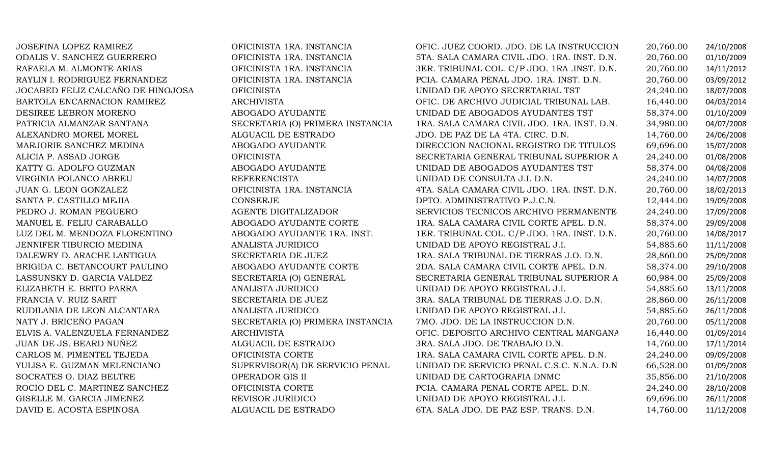| | | | | |
|---|---|---|---|---|
| JOSEFINA LOPEZ RAMIREZ | OFICINISTA 1RA. INSTANCIA | OFIC. JUEZ COORD. JDO. DE LA INSTRUCCION | 20,760.00 | 24/10/2008 |
| ODALIS V. SANCHEZ GUERRERO | OFICINISTA 1RA. INSTANCIA | 5TA. SALA CAMARA CIVIL JDO. 1RA. INST. D.N. | 20,760.00 | 01/10/2009 |
| RAFAELA M. ALMONTE ARIAS | OFICINISTA 1RA. INSTANCIA | 3ER. TRIBUNAL COL. C/P JDO. 1RA .INST. D.N. | 20,760.00 | 14/11/2012 |
| RAYLIN I. RODRIGUEZ FERNANDEZ | OFICINISTA 1RA. INSTANCIA | PCIA. CAMARA PENAL JDO. 1RA. INST. D.N. | 20,760.00 | 03/09/2012 |
| JOCABED FELIZ CALCAÑO DE HINOJOSA | OFICINISTA | UNIDAD DE APOYO SECRETARIAL TST | 24,240.00 | 18/07/2008 |
| BARTOLA ENCARNACION RAMIREZ | ARCHIVISTA | OFIC. DE ARCHIVO JUDICIAL TRIBUNAL LAB. | 16,440.00 | 04/03/2014 |
| DESIREE LEBRON MORENO | ABOGADO AYUDANTE | UNIDAD DE ABOGADOS AYUDANTES TST | 58,374.00 | 01/10/2009 |
| PATRICIA ALMANZAR SANTANA | SECRETARIA (O) PRIMERA INSTANCIA | 1RA. SALA CAMARA CIVIL JDO. 1RA. INST. D.N. | 34,980.00 | 04/07/2008 |
| ALEXANDRO MOREL MOREL | ALGUACIL DE ESTRADO | JDO. DE PAZ DE LA 4TA. CIRC. D.N. | 14,760.00 | 24/06/2008 |
| MARJORIE SANCHEZ MEDINA | ABOGADO AYUDANTE | DIRECCION NACIONAL REGISTRO DE TITULOS | 69,696.00 | 15/07/2008 |
| ALICIA P. ASSAD JORGE | OFICINISTA | SECRETARIA GENERAL TRIBUNAL SUPERIOR A | 24,240.00 | 01/08/2008 |
| KATTY G. ADOLFO GUZMAN | ABOGADO AYUDANTE | UNIDAD DE ABOGADOS AYUDANTES TST | 58,374.00 | 04/08/2008 |
| VIRGINIA POLANCO ABREU | REFERENCISTA | UNIDAD DE CONSULTA J.I. D.N. | 24,240.00 | 14/07/2008 |
| JUAN G. LEON GONZALEZ | OFICINISTA 1RA. INSTANCIA | 4TA. SALA CAMARA CIVIL JDO. 1RA. INST. D.N. | 20,760.00 | 18/02/2013 |
| SANTA P. CASTILLO MEJIA | CONSERJE | DPTO. ADMINISTRATIVO P.J.C.N. | 12,444.00 | 19/09/2008 |
| PEDRO J. ROMAN PEGUERO | AGENTE DIGITALIZADOR | SERVICIOS TECNICOS ARCHIVO PERMANENTE | 24,240.00 | 17/09/2008 |
| MANUEL E. FELIU CARABALLO | ABOGADO AYUDANTE CORTE | 1RA. SALA CAMARA CIVIL CORTE APEL. D.N. | 58,374.00 | 29/09/2008 |
| LUZ DEL M. MENDOZA FLORENTINO | ABOGADO AYUDANTE 1RA. INST. | 1ER. TRIBUNAL COL. C/P JDO. 1RA. INST. D.N. | 20,760.00 | 14/08/2017 |
| JENNIFER TIBURCIO MEDINA | ANALISTA JURIDICO | UNIDAD DE APOYO REGISTRAL J.I. | 54,885.60 | 11/11/2008 |
| DALEWRY D. ARACHE LANTIGUA | SECRETARIA DE JUEZ | 1RA. SALA TRIBUNAL DE TIERRAS J.O. D.N. | 28,860.00 | 25/09/2008 |
| BRIGIDA C. BETANCOURT PAULINO | ABOGADO AYUDANTE CORTE | 2DA. SALA CAMARA CIVIL CORTE APEL. D.N. | 58,374.00 | 29/10/2008 |
| LASSUNSKY D. GARCIA VALDEZ | SECRETARIA (O) GENERAL | SECRETARIA GENERAL TRIBUNAL SUPERIOR A | 60,984.00 | 25/09/2008 |
| ELIZABETH E. BRITO PARRA | ANALISTA JURIDICO | UNIDAD DE APOYO REGISTRAL J.I. | 54,885.60 | 13/11/2008 |
| FRANCIA V. RUIZ SARIT | SECRETARIA DE JUEZ | 3RA. SALA TRIBUNAL DE TIERRAS J.O. D.N. | 28,860.00 | 26/11/2008 |
| RUDILANIA DE LEON ALCANTARA | ANALISTA JURIDICO | UNIDAD DE APOYO REGISTRAL J.I. | 54,885.60 | 26/11/2008 |
| NATY J. BRICEÑO PAGAN | SECRETARIA (O) PRIMERA INSTANCIA | 7MO. JDO. DE LA INSTRUCCION D.N. | 20,760.00 | 05/11/2008 |
| ELVIS A. VALENZUELA FERNANDEZ | ARCHIVISTA | OFIC. DEPOSITO ARCHIVO CENTRAL MANGANA | 16,440.00 | 01/09/2014 |
| JUAN DE JS. BEARD NUÑEZ | ALGUACIL DE ESTRADO | 3RA. SALA JDO. DE TRABAJO D.N. | 14,760.00 | 17/11/2014 |
| CARLOS M. PIMENTEL TEJEDA | OFICINISTA CORTE | 1RA. SALA CAMARA CIVIL CORTE APEL. D.N. | 24,240.00 | 09/09/2008 |
| YULISA E. GUZMAN MELENCIANO | SUPERVISOR(A) DE SERVICIO PENAL | UNIDAD DE SERVICIO PENAL C.S.C. N.N.A. D.N | 66,528.00 | 01/09/2008 |
| SOCRATES O. DIAZ BELTRE | OPERADOR GIS II | UNIDAD DE CARTOGRAFIA DNMC | 35,856.00 | 21/10/2008 |
| ROCIO DEL C. MARTINEZ SANCHEZ | OFICINISTA CORTE | PCIA. CAMARA PENAL CORTE APEL. D.N. | 24,240.00 | 28/10/2008 |
| GISELLE M. GARCIA JIMENEZ | REVISOR JURIDICO | UNIDAD DE APOYO REGISTRAL J.I. | 69,696.00 | 26/11/2008 |
| DAVID E. ACOSTA ESPINOSA | ALGUACIL DE ESTRADO | 6TA. SALA JDO. DE PAZ ESP. TRANS. D.N. | 14,760.00 | 11/12/2008 |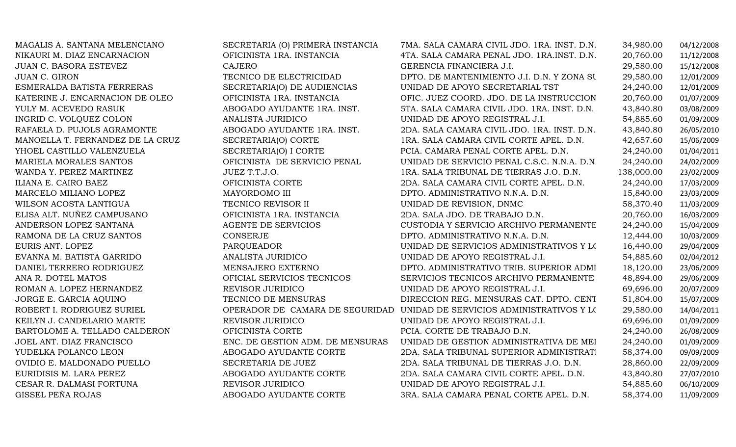| | | | | |
|---|---|---|---|---|
| MAGALIS A. SANTANA MELENCIANO | SECRETARIA (O) PRIMERA INSTANCIA | 7MA. SALA CAMARA CIVIL JDO. 1RA. INST. D.N. | 34,980.00 | 04/12/2008 |
| NIKAURI M. DIAZ ENCARNACION | OFICINISTA 1RA. INSTANCIA | 4TA. SALA CAMARA PENAL JDO. 1RA.INST. D.N. | 20,760.00 | 11/12/2008 |
| JUAN C. BASORA ESTEVEZ | CAJERO | GERENCIA FINANCIERA J.I. | 29,580.00 | 15/12/2008 |
| JUAN C. GIRON | TECNICO DE ELECTRICIDAD | DPTO. DE MANTENIMIENTO J.I. D.N. Y ZONA SU | 29,580.00 | 12/01/2009 |
| ESMERALDA BATISTA FERRERAS | SECRETARIA(O) DE AUDIENCIAS | UNIDAD DE APOYO SECRETARIAL TST | 24,240.00 | 12/01/2009 |
| KATERINE J. ENCARNACION DE OLEO | OFICINISTA 1RA. INSTANCIA | OFIC. JUEZ COORD. JDO. DE LA INSTRUCCION | 20,760.00 | 01/07/2009 |
| YULY M. ACEVEDO RASUK | ABOGADO AYUDANTE 1RA. INST. | 5TA. SALA CAMARA CIVIL JDO. 1RA. INST. D.N. | 43,840.80 | 03/08/2009 |
| INGRID C. VOLQUEZ COLON | ANALISTA JURIDICO | UNIDAD DE APOYO REGISTRAL J.I. | 54,885.60 | 01/09/2009 |
| RAFAELA D. PUJOLS AGRAMONTE | ABOGADO AYUDANTE 1RA. INST. | 2DA. SALA CAMARA CIVIL JDO. 1RA. INST. D.N. | 43,840.80 | 26/05/2010 |
| MANOELLA T. FERNANDEZ DE LA CRUZ | SECRETARIA(O) CORTE | 1RA. SALA CAMARA CIVIL CORTE APEL. D.N. | 42,657.60 | 15/06/2009 |
| YHOEL CASTILLO VALENZUELA | SECRETARIA(O) I CORTE | PCIA. CAMARA PENAL CORTE APEL. D.N. | 24,240.00 | 01/04/2011 |
| MARIELA MORALES SANTOS | OFICINISTA DE SERVICIO PENAL | UNIDAD DE SERVICIO PENAL C.S.C. N.N.A. D.N | 24,240.00 | 24/02/2009 |
| WANDA Y. PEREZ MARTINEZ | JUEZ T.T.J.O. | 1RA. SALA TRIBUNAL DE TIERRAS J.O. D.N. | 138,000.00 | 23/02/2009 |
| ILIANA E. CAIRO BAEZ | OFICINISTA CORTE | 2DA. SALA CAMARA CIVIL CORTE APEL. D.N. | 24,240.00 | 17/03/2009 |
| MARCELO MILIANO LOPEZ | MAYORDOMO III | DPTO. ADMINISTRATIVO N.N.A. D.N. | 15,840.00 | 23/03/2009 |
| WILSON ACOSTA LANTIGUA | TECNICO REVISOR II | UNIDAD DE REVISION, DNMC | 58,370.40 | 11/03/2009 |
| ELISA ALT. NUÑEZ CAMPUSANO | OFICINISTA 1RA. INSTANCIA | 2DA. SALA JDO. DE TRABAJO D.N. | 20,760.00 | 16/03/2009 |
| ANDERSON LOPEZ SANTANA | AGENTE DE SERVICIOS | CUSTODIA Y SERVICIO ARCHIVO PERMANENTE | 24,240.00 | 15/04/2009 |
| RAMONA DE LA CRUZ SANTOS | CONSERJE | DPTO. ADMINISTRATIVO N.N.A. D.N. | 12,444.00 | 10/03/2009 |
| EURIS ANT. LOPEZ | PARQUEADOR | UNIDAD DE SERVICIOS ADMINISTRATIVOS Y LO | 16,440.00 | 29/04/2009 |
| EVANNA M. BATISTA GARRIDO | ANALISTA JURIDICO | UNIDAD DE APOYO REGISTRAL J.I. | 54,885.60 | 02/04/2012 |
| DANIEL TERRERO RODRIGUEZ | MENSAJERO EXTERNO | DPTO. ADMINISTRATIVO TRIB. SUPERIOR ADMI | 18,120.00 | 23/06/2009 |
| ANA R. DOTEL MATOS | OFICIAL SERVICIOS TECNICOS | SERVICIOS TECNICOS ARCHIVO PERMANENTE | 48,894.00 | 29/06/2009 |
| ROMAN A. LOPEZ HERNANDEZ | REVISOR JURIDICO | UNIDAD DE APOYO REGISTRAL J.I. | 69,696.00 | 20/07/2009 |
| JORGE E. GARCIA AQUINO | TECNICO DE MENSURAS | DIRECCION REG. MENSURAS CAT. DPTO. CENT | 51,804.00 | 15/07/2009 |
| ROBERT I. RODRIGUEZ SURIEL | OPERADOR DE CAMARA DE SEGURIDAD | UNIDAD DE SERVICIOS ADMINISTRATIVOS Y LO | 29,580.00 | 14/04/2011 |
| KEILYN J. CANDELARIO MARTE | REVISOR JURIDICO | UNIDAD DE APOYO REGISTRAL J.I. | 69,696.00 | 01/09/2009 |
| BARTOLOME A. TELLADO CALDERON | OFICINISTA CORTE | PCIA. CORTE DE TRABAJO D.N. | 24,240.00 | 26/08/2009 |
| JOEL ANT. DIAZ FRANCISCO | ENC. DE GESTION ADM. DE MENSURAS | UNIDAD DE GESTION ADMINISTRATIVA DE MEI | 24,240.00 | 01/09/2009 |
| YUDELKA POLANCO LEON | ABOGADO AYUDANTE CORTE | 2DA. SALA TRIBUNAL SUPERIOR ADMINISTRATI | 58,374.00 | 09/09/2009 |
| OVIDIO E. MALDONADO PUELLO | SECRETARIA DE JUEZ | 2DA. SALA TRIBUNAL DE TIERRAS J.O. D.N. | 28,860.00 | 22/09/2009 |
| EURIDISIS M. LARA PEREZ | ABOGADO AYUDANTE CORTE | 2DA. SALA CAMARA CIVIL CORTE APEL. D.N. | 43,840.80 | 27/07/2010 |
| CESAR R. DALMASI FORTUNA | REVISOR JURIDICO | UNIDAD DE APOYO REGISTRAL J.I. | 54,885.60 | 06/10/2009 |
| GISSEL PEÑA ROJAS | ABOGADO AYUDANTE CORTE | 3RA. SALA CAMARA PENAL CORTE APEL. D.N. | 58,374.00 | 11/09/2009 |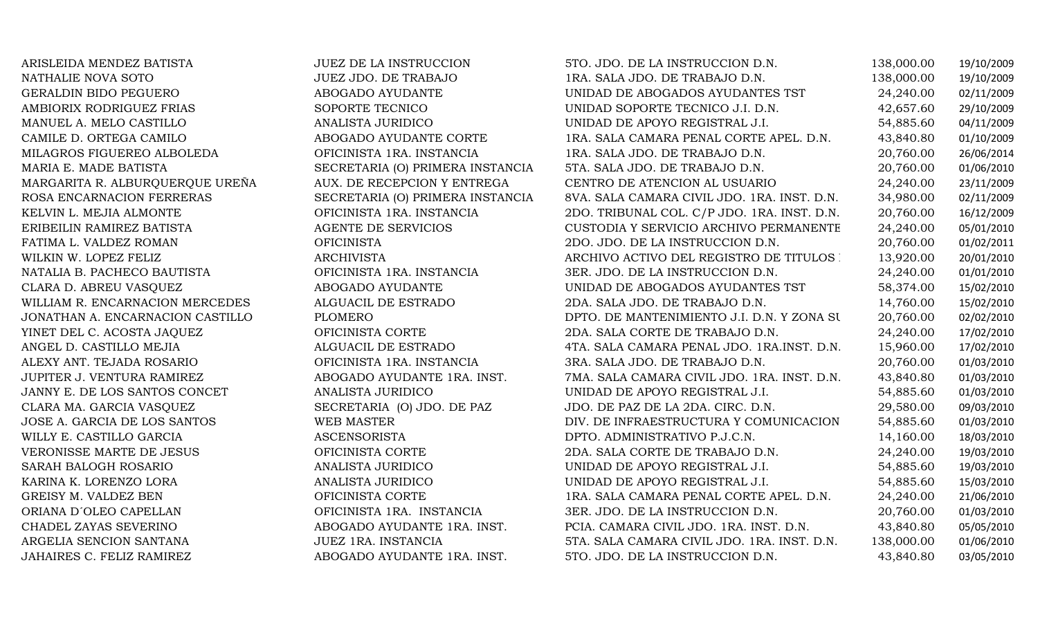| | | | | |
|---|---|---|---|---|
| ARISLEIDA MENDEZ BATISTA | JUEZ DE LA INSTRUCCION | 5TO. JDO. DE LA INSTRUCCION D.N. | 138,000.00 | 19/10/2009 |
| NATHALIE NOVA SOTO | JUEZ JDO. DE TRABAJO | 1RA. SALA JDO. DE TRABAJO D.N. | 138,000.00 | 19/10/2009 |
| GERALDIN BIDO PEGUERO | ABOGADO AYUDANTE | UNIDAD DE ABOGADOS AYUDANTES TST | 24,240.00 | 02/11/2009 |
| AMBIORIX RODRIGUEZ FRIAS | SOPORTE TECNICO | UNIDAD SOPORTE TECNICO J.I. D.N. | 42,657.60 | 29/10/2009 |
| MANUEL A. MELO CASTILLO | ANALISTA JURIDICO | UNIDAD DE APOYO REGISTRAL J.I. | 54,885.60 | 04/11/2009 |
| CAMILE D. ORTEGA CAMILO | ABOGADO AYUDANTE CORTE | 1RA. SALA CAMARA PENAL CORTE APEL. D.N. | 43,840.80 | 01/10/2009 |
| MILAGROS FIGUEREO ALBOLEDA | OFICINISTA 1RA. INSTANCIA | 1RA. SALA JDO. DE TRABAJO D.N. | 20,760.00 | 26/06/2014 |
| MARIA E. MADE BATISTA | SECRETARIA (O) PRIMERA INSTANCIA | 5TA. SALA JDO. DE TRABAJO D.N. | 20,760.00 | 01/06/2010 |
| MARGARITA R. ALBURQUERQUE UREÑA | AUX. DE RECEPCION Y ENTREGA | CENTRO DE ATENCION AL USUARIO | 24,240.00 | 23/11/2009 |
| ROSA ENCARNACION FERRERAS | SECRETARIA (O) PRIMERA INSTANCIA | 8VA. SALA CAMARA CIVIL JDO. 1RA. INST. D.N. | 34,980.00 | 02/11/2009 |
| KELVIN L. MEJIA ALMONTE | OFICINISTA 1RA. INSTANCIA | 2DO. TRIBUNAL COL. C/P JDO. 1RA. INST. D.N. | 20,760.00 | 16/12/2009 |
| ERIBEILIN RAMIREZ BATISTA | AGENTE DE SERVICIOS | CUSTODIA Y SERVICIO ARCHIVO PERMANENTE | 24,240.00 | 05/01/2010 |
| FATIMA L. VALDEZ ROMAN | OFICINISTA | 2DO. JDO. DE LA INSTRUCCION D.N. | 20,760.00 | 01/02/2011 |
| WILKIN W. LOPEZ FELIZ | ARCHIVISTA | ARCHIVO ACTIVO DEL REGISTRO DE TITULOS | 13,920.00 | 20/01/2010 |
| NATALIA B. PACHECO BAUTISTA | OFICINISTA 1RA. INSTANCIA | 3ER. JDO. DE LA INSTRUCCION D.N. | 24,240.00 | 01/01/2010 |
| CLARA D. ABREU VASQUEZ | ABOGADO AYUDANTE | UNIDAD DE ABOGADOS AYUDANTES TST | 58,374.00 | 15/02/2010 |
| WILLIAM R. ENCARNACION MERCEDES | ALGUACIL DE ESTRADO | 2DA. SALA JDO. DE TRABAJO D.N. | 14,760.00 | 15/02/2010 |
| JONATHAN A. ENCARNACION CASTILLO | PLOMERO | DPTO. DE MANTENIMIENTO J.I. D.N. Y ZONA SU | 20,760.00 | 02/02/2010 |
| YINET DEL C. ACOSTA JAQUEZ | OFICINISTA CORTE | 2DA. SALA CORTE DE TRABAJO D.N. | 24,240.00 | 17/02/2010 |
| ANGEL D. CASTILLO MEJIA | ALGUACIL DE ESTRADO | 4TA. SALA CAMARA PENAL JDO. 1RA.INST. D.N. | 15,960.00 | 17/02/2010 |
| ALEXY ANT. TEJADA ROSARIO | OFICINISTA 1RA. INSTANCIA | 3RA. SALA JDO. DE TRABAJO D.N. | 20,760.00 | 01/03/2010 |
| JUPITER J. VENTURA RAMIREZ | ABOGADO AYUDANTE 1RA. INST. | 7MA. SALA CAMARA CIVIL JDO. 1RA. INST. D.N. | 43,840.80 | 01/03/2010 |
| JANNY E. DE LOS SANTOS CONCET | ANALISTA JURIDICO | UNIDAD DE APOYO REGISTRAL J.I. | 54,885.60 | 01/03/2010 |
| CLARA MA. GARCIA VASQUEZ | SECRETARIA (O) JDO. DE PAZ | JDO. DE PAZ DE LA 2DA. CIRC. D.N. | 29,580.00 | 09/03/2010 |
| JOSE A. GARCIA DE LOS SANTOS | WEB MASTER | DIV. DE INFRAESTRUCTURA Y COMUNICACION | 54,885.60 | 01/03/2010 |
| WILLY E. CASTILLO GARCIA | ASCENSORISTA | DPTO. ADMINISTRATIVO P.J.C.N. | 14,160.00 | 18/03/2010 |
| VERONISSE MARTE DE JESUS | OFICINISTA CORTE | 2DA. SALA CORTE DE TRABAJO D.N. | 24,240.00 | 19/03/2010 |
| SARAH BALOGH ROSARIO | ANALISTA JURIDICO | UNIDAD DE APOYO REGISTRAL J.I. | 54,885.60 | 19/03/2010 |
| KARINA K. LORENZO LORA | ANALISTA JURIDICO | UNIDAD DE APOYO REGISTRAL J.I. | 54,885.60 | 15/03/2010 |
| GREISY M. VALDEZ BEN | OFICINISTA CORTE | 1RA. SALA CAMARA PENAL CORTE APEL. D.N. | 24,240.00 | 21/06/2010 |
| ORIANA D´OLEO CAPELLAN | OFICINISTA 1RA. INSTANCIA | 3ER. JDO. DE LA INSTRUCCION D.N. | 20,760.00 | 01/03/2010 |
| CHADEL ZAYAS SEVERINO | ABOGADO AYUDANTE 1RA. INST. | PCIA. CAMARA CIVIL JDO. 1RA. INST. D.N. | 43,840.80 | 05/05/2010 |
| ARGELIA SENCION SANTANA | JUEZ 1RA. INSTANCIA | 5TA. SALA CAMARA CIVIL JDO. 1RA. INST. D.N. | 138,000.00 | 01/06/2010 |
| JAHAIRES C. FELIZ RAMIREZ | ABOGADO AYUDANTE 1RA. INST. | 5TO. JDO. DE LA INSTRUCCION D.N. | 43,840.80 | 03/05/2010 |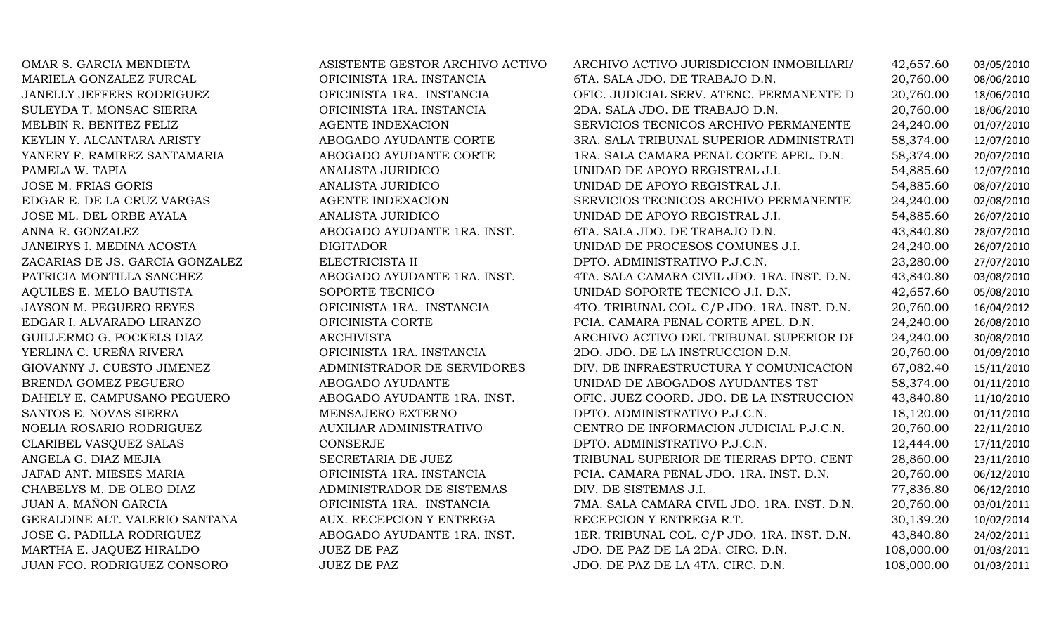| | | | | |
|---|---|---|---|---|
| OMAR S. GARCIA MENDIETA | ASISTENTE GESTOR ARCHIVO ACTIVO | ARCHIVO ACTIVO JURISDICCION INMOBILIARIA | 42,657.60 | 03/05/2010 |
| MARIELA GONZALEZ FURCAL | OFICINISTA 1RA. INSTANCIA | 6TA. SALA JDO. DE TRABAJO D.N. | 20,760.00 | 08/06/2010 |
| JANELLY JEFFERS RODRIGUEZ | OFICINISTA 1RA. INSTANCIA | OFIC. JUDICIAL SERV. ATENC. PERMANENTE D | 20,760.00 | 18/06/2010 |
| SULEYDA T. MONSAC SIERRA | OFICINISTA 1RA. INSTANCIA | 2DA. SALA JDO. DE TRABAJO D.N. | 20,760.00 | 18/06/2010 |
| MELBIN R. BENITEZ FELIZ | AGENTE INDEXACION | SERVICIOS TECNICOS ARCHIVO PERMANENTE | 24,240.00 | 01/07/2010 |
| KEYLIN Y. ALCANTARA ARISTY | ABOGADO AYUDANTE CORTE | 3RA. SALA TRIBUNAL SUPERIOR ADMINISTRATI | 58,374.00 | 12/07/2010 |
| YANERY F. RAMIREZ SANTAMARIA | ABOGADO AYUDANTE CORTE | 1RA. SALA CAMARA PENAL CORTE APEL. D.N. | 58,374.00 | 20/07/2010 |
| PAMELA W. TAPIA | ANALISTA JURIDICO | UNIDAD DE APOYO REGISTRAL J.I. | 54,885.60 | 12/07/2010 |
| JOSE M. FRIAS GORIS | ANALISTA JURIDICO | UNIDAD DE APOYO REGISTRAL J.I. | 54,885.60 | 08/07/2010 |
| EDGAR E. DE LA CRUZ VARGAS | AGENTE INDEXACION | SERVICIOS TECNICOS ARCHIVO PERMANENTE | 24,240.00 | 02/08/2010 |
| JOSE ML. DEL ORBE AYALA | ANALISTA JURIDICO | UNIDAD DE APOYO REGISTRAL J.I. | 54,885.60 | 26/07/2010 |
| ANNA R. GONZALEZ | ABOGADO AYUDANTE 1RA. INST. | 6TA. SALA JDO. DE TRABAJO D.N. | 43,840.80 | 28/07/2010 |
| JANEIRYS I. MEDINA ACOSTA | DIGITADOR | UNIDAD DE PROCESOS COMUNES J.I. | 24,240.00 | 26/07/2010 |
| ZACARIAS DE JS. GARCIA GONZALEZ | ELECTRICISTA II | DPTO. ADMINISTRATIVO P.J.C.N. | 23,280.00 | 27/07/2010 |
| PATRICIA MONTILLA SANCHEZ | ABOGADO AYUDANTE 1RA. INST. | 4TA. SALA CAMARA CIVIL JDO. 1RA. INST. D.N. | 43,840.80 | 03/08/2010 |
| AQUILES E. MELO BAUTISTA | SOPORTE TECNICO | UNIDAD SOPORTE TECNICO J.I. D.N. | 42,657.60 | 05/08/2010 |
| JAYSON M. PEGUERO REYES | OFICINISTA 1RA. INSTANCIA | 4TO. TRIBUNAL COL. C/P JDO. 1RA. INST. D.N. | 20,760.00 | 16/04/2012 |
| EDGAR I. ALVARADO LIRANZO | OFICINISTA CORTE | PCIA. CAMARA PENAL CORTE APEL. D.N. | 24,240.00 | 26/08/2010 |
| GUILLERMO G. POCKELS DIAZ | ARCHIVISTA | ARCHIVO ACTIVO DEL TRIBUNAL SUPERIOR DI | 24,240.00 | 30/08/2010 |
| YERLINA C. UREÑA RIVERA | OFICINISTA 1RA. INSTANCIA | 2DO. JDO. DE LA INSTRUCCION D.N. | 20,760.00 | 01/09/2010 |
| GIOVANNY J. CUESTO JIMENEZ | ADMINISTRADOR DE SERVIDORES | DIV. DE INFRAESTRUCTURA Y COMUNICACION | 67,082.40 | 15/11/2010 |
| BRENDA GOMEZ PEGUERO | ABOGADO AYUDANTE | UNIDAD DE ABOGADOS AYUDANTES TST | 58,374.00 | 01/11/2010 |
| DAHELY E. CAMPUSANO PEGUERO | ABOGADO AYUDANTE 1RA. INST. | OFIC. JUEZ COORD. JDO. DE LA INSTRUCCION | 43,840.80 | 11/10/2010 |
| SANTOS E. NOVAS SIERRA | MENSAJERO EXTERNO | DPTO. ADMINISTRATIVO P.J.C.N. | 18,120.00 | 01/11/2010 |
| NOELIA ROSARIO RODRIGUEZ | AUXILIAR ADMINISTRATIVO | CENTRO DE INFORMACION JUDICIAL P.J.C.N. | 20,760.00 | 22/11/2010 |
| CLARIBEL VASQUEZ SALAS | CONSERJE | DPTO. ADMINISTRATIVO P.J.C.N. | 12,444.00 | 17/11/2010 |
| ANGELA G. DIAZ MEJIA | SECRETARIA DE JUEZ | TRIBUNAL SUPERIOR DE TIERRAS DPTO. CENT | 28,860.00 | 23/11/2010 |
| JAFAD ANT. MIESES MARIA | OFICINISTA 1RA. INSTANCIA | PCIA. CAMARA PENAL JDO. 1RA. INST. D.N. | 20,760.00 | 06/12/2010 |
| CHABELYS M. DE OLEO DIAZ | ADMINISTRADOR DE SISTEMAS | DIV. DE SISTEMAS J.I. | 77,836.80 | 06/12/2010 |
| JUAN A. MAÑON GARCIA | OFICINISTA 1RA. INSTANCIA | 7MA. SALA CAMARA CIVIL JDO. 1RA. INST. D.N. | 20,760.00 | 03/01/2011 |
| GERALDINE ALT. VALERIO SANTANA | AUX. RECEPCION Y ENTREGA | RECEPCION Y ENTREGA R.T. | 30,139.20 | 10/02/2014 |
| JOSE G. PADILLA RODRIGUEZ | ABOGADO AYUDANTE 1RA. INST. | 1ER. TRIBUNAL COL. C/P JDO. 1RA. INST. D.N. | 43,840.80 | 24/02/2011 |
| MARTHA E. JAQUEZ HIRALDO | JUEZ DE PAZ | JDO. DE PAZ DE LA 2DA. CIRC. D.N. | 108,000.00 | 01/03/2011 |
| JUAN FCO. RODRIGUEZ CONSORO | JUEZ DE PAZ | JDO. DE PAZ DE LA 4TA. CIRC. D.N. | 108,000.00 | 01/03/2011 |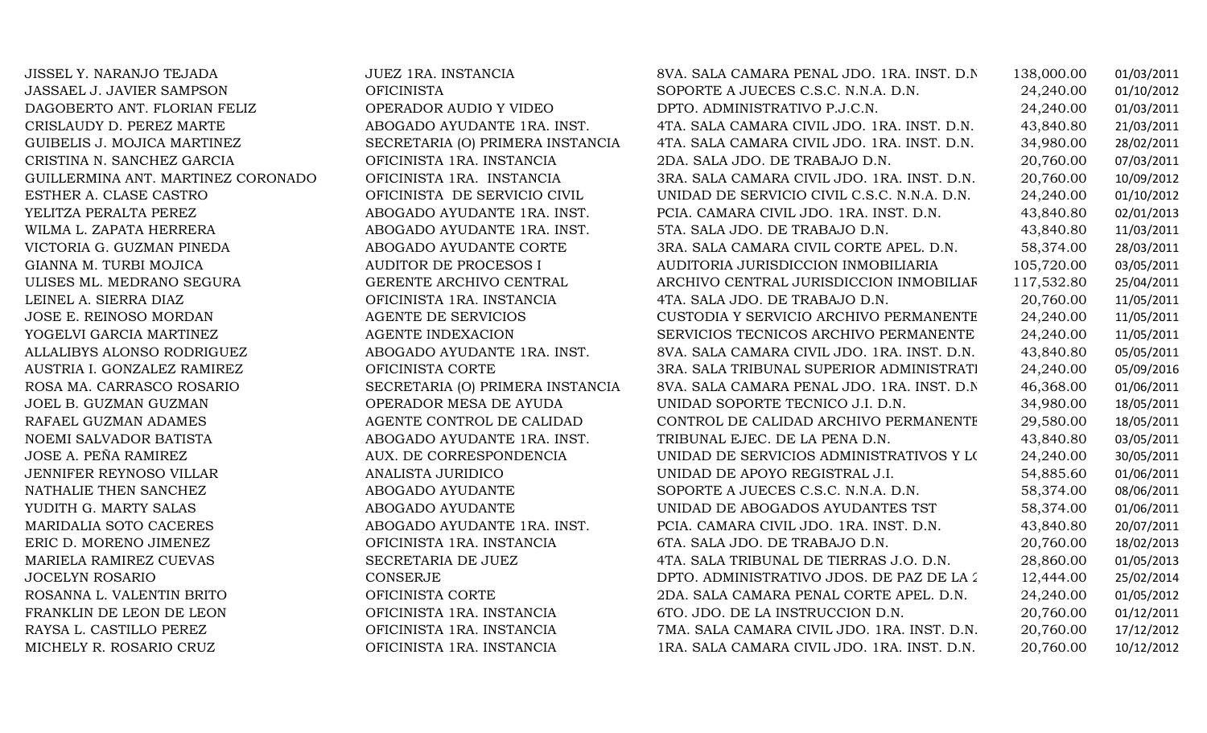| | | | | |
|---|---|---|---|---|
| JISSEL Y. NARANJO TEJADA | JUEZ 1RA. INSTANCIA | 8VA. SALA CAMARA PENAL JDO. 1RA. INST. D.N | 138,000.00 | 01/03/2011 |
| JASSAEL J. JAVIER SAMPSON | OFICINISTA | SOPORTE A JUECES C.S.C. N.N.A. D.N. | 24,240.00 | 01/10/2012 |
| DAGOBERTO ANT. FLORIAN FELIZ | OPERADOR AUDIO Y VIDEO | DPTO. ADMINISTRATIVO P.J.C.N. | 24,240.00 | 01/03/2011 |
| CRISLAUDY D. PEREZ MARTE | ABOGADO AYUDANTE 1RA. INST. | 4TA. SALA CAMARA CIVIL JDO. 1RA. INST. D.N. | 43,840.80 | 21/03/2011 |
| GUIBELIS J. MOJICA MARTINEZ | SECRETARIA (O) PRIMERA INSTANCIA | 4TA. SALA CAMARA CIVIL JDO. 1RA. INST. D.N. | 34,980.00 | 28/02/2011 |
| CRISTINA N. SANCHEZ GARCIA | OFICINISTA 1RA. INSTANCIA | 2DA. SALA JDO. DE TRABAJO D.N. | 20,760.00 | 07/03/2011 |
| GUILLERMINA ANT. MARTINEZ CORONADO | OFICINISTA 1RA. INSTANCIA | 3RA. SALA CAMARA CIVIL JDO. 1RA. INST. D.N. | 20,760.00 | 10/09/2012 |
| ESTHER A. CLASE CASTRO | OFICINISTA DE SERVICIO CIVIL | UNIDAD DE SERVICIO CIVIL C.S.C. N.N.A. D.N. | 24,240.00 | 01/10/2012 |
| YELITZA PERALTA PEREZ | ABOGADO AYUDANTE 1RA. INST. | PCIA. CAMARA CIVIL JDO. 1RA. INST. D.N. | 43,840.80 | 02/01/2013 |
| WILMA L. ZAPATA HERRERA | ABOGADO AYUDANTE 1RA. INST. | 5TA. SALA JDO. DE TRABAJO D.N. | 43,840.80 | 11/03/2011 |
| VICTORIA G. GUZMAN PINEDA | ABOGADO AYUDANTE CORTE | 3RA. SALA CAMARA CIVIL CORTE APEL. D.N. | 58,374.00 | 28/03/2011 |
| GIANNA M. TURBI MOJICA | AUDITOR DE PROCESOS I | AUDITORIA JURISDICCION INMOBILIARIA | 105,720.00 | 03/05/2011 |
| ULISES ML. MEDRANO SEGURA | GERENTE ARCHIVO CENTRAL | ARCHIVO CENTRAL JURISDICCION INMOBILIAF | 117,532.80 | 25/04/2011 |
| LEINEL A. SIERRA DIAZ | OFICINISTA 1RA. INSTANCIA | 4TA. SALA JDO. DE TRABAJO D.N. | 20,760.00 | 11/05/2011 |
| JOSE E. REINOSO MORDAN | AGENTE DE SERVICIOS | CUSTODIA Y SERVICIO ARCHIVO PERMANENTE | 24,240.00 | 11/05/2011 |
| YOGELVI GARCIA MARTINEZ | AGENTE INDEXACION | SERVICIOS TECNICOS ARCHIVO PERMANENTE | 24,240.00 | 11/05/2011 |
| ALLALIBYS ALONSO RODRIGUEZ | ABOGADO AYUDANTE 1RA. INST. | 8VA. SALA CAMARA CIVIL JDO. 1RA. INST. D.N. | 43,840.80 | 05/05/2011 |
| AUSTRIA I. GONZALEZ RAMIREZ | OFICINISTA CORTE | 3RA. SALA TRIBUNAL SUPERIOR ADMINISTRATI | 24,240.00 | 05/09/2016 |
| ROSA MA. CARRASCO ROSARIO | SECRETARIA (O) PRIMERA INSTANCIA | 8VA. SALA CAMARA PENAL JDO. 1RA. INST. D.N | 46,368.00 | 01/06/2011 |
| JOEL B. GUZMAN GUZMAN | OPERADOR MESA DE AYUDA | UNIDAD SOPORTE TECNICO J.I. D.N. | 34,980.00 | 18/05/2011 |
| RAFAEL GUZMAN ADAMES | AGENTE CONTROL DE CALIDAD | CONTROL DE CALIDAD ARCHIVO PERMANENTE | 29,580.00 | 18/05/2011 |
| NOEMI SALVADOR BATISTA | ABOGADO AYUDANTE 1RA. INST. | TRIBUNAL EJEC. DE LA PENA D.N. | 43,840.80 | 03/05/2011 |
| JOSE A. PEÑA RAMIREZ | AUX. DE CORRESPONDENCIA | UNIDAD DE SERVICIOS ADMINISTRATIVOS Y LO | 24,240.00 | 30/05/2011 |
| JENNIFER REYNOSO VILLAR | ANALISTA JURIDICO | UNIDAD DE APOYO REGISTRAL J.I. | 54,885.60 | 01/06/2011 |
| NATHALIE THEN SANCHEZ | ABOGADO AYUDANTE | SOPORTE A JUECES C.S.C. N.N.A. D.N. | 58,374.00 | 08/06/2011 |
| YUDITH G. MARTY SALAS | ABOGADO AYUDANTE | UNIDAD DE ABOGADOS AYUDANTES TST | 58,374.00 | 01/06/2011 |
| MARIDALIA SOTO CACERES | ABOGADO AYUDANTE 1RA. INST. | PCIA. CAMARA CIVIL JDO. 1RA. INST. D.N. | 43,840.80 | 20/07/2011 |
| ERIC D. MORENO JIMENEZ | OFICINISTA 1RA. INSTANCIA | 6TA. SALA JDO. DE TRABAJO D.N. | 20,760.00 | 18/02/2013 |
| MARIELA RAMIREZ CUEVAS | SECRETARIA DE JUEZ | 4TA. SALA TRIBUNAL DE TIERRAS J.O. D.N. | 28,860.00 | 01/05/2013 |
| JOCELYN ROSARIO | CONSERJE | DPTO. ADMINISTRATIVO JDOS. DE PAZ DE LA 2 | 12,444.00 | 25/02/2014 |
| ROSANNA L. VALENTIN BRITO | OFICINISTA CORTE | 2DA. SALA CAMARA PENAL CORTE APEL. D.N. | 24,240.00 | 01/05/2012 |
| FRANKLIN DE LEON DE LEON | OFICINISTA 1RA. INSTANCIA | 6TO. JDO. DE LA INSTRUCCION D.N. | 20,760.00 | 01/12/2011 |
| RAYSA L. CASTILLO PEREZ | OFICINISTA 1RA. INSTANCIA | 7MA. SALA CAMARA CIVIL JDO. 1RA. INST. D.N. | 20,760.00 | 17/12/2012 |
| MICHELY R. ROSARIO CRUZ | OFICINISTA 1RA. INSTANCIA | 1RA. SALA CAMARA CIVIL JDO. 1RA. INST. D.N. | 20,760.00 | 10/12/2012 |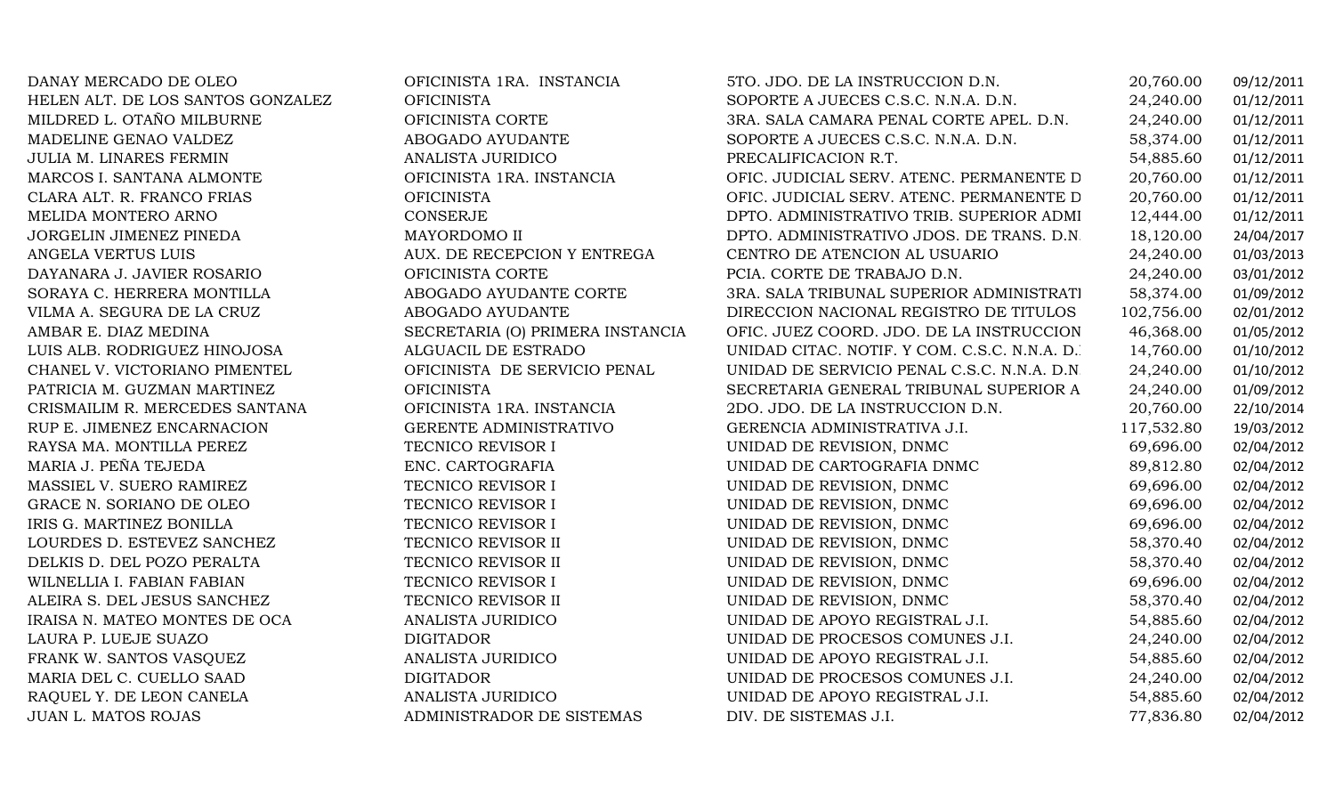| | | | | |
|---|---|---|---|---|
| DANAY MERCADO DE OLEO | OFICINISTA 1RA. INSTANCIA | 5TO. JDO. DE LA INSTRUCCION D.N. | 20,760.00 | 09/12/2011 |
| HELEN ALT. DE LOS SANTOS GONZALEZ | OFICINISTA | SOPORTE A JUECES C.S.C. N.N.A. D.N. | 24,240.00 | 01/12/2011 |
| MILDRED L. OTAÑO MILBURNE | OFICINISTA CORTE | 3RA. SALA CAMARA PENAL CORTE APEL. D.N. | 24,240.00 | 01/12/2011 |
| MADELINE GENAO VALDEZ | ABOGADO AYUDANTE | SOPORTE A JUECES C.S.C. N.N.A. D.N. | 58,374.00 | 01/12/2011 |
| JULIA M. LINARES FERMIN | ANALISTA JURIDICO | PRECALIFICACION R.T. | 54,885.60 | 01/12/2011 |
| MARCOS I. SANTANA ALMONTE | OFICINISTA 1RA. INSTANCIA | OFIC. JUDICIAL SERV. ATENC. PERMANENTE D | 20,760.00 | 01/12/2011 |
| CLARA ALT. R. FRANCO FRIAS | OFICINISTA | OFIC. JUDICIAL SERV. ATENC. PERMANENTE D | 20,760.00 | 01/12/2011 |
| MELIDA MONTERO ARNO | CONSERJE | DPTO. ADMINISTRATIVO TRIB. SUPERIOR ADMI | 12,444.00 | 01/12/2011 |
| JORGELIN JIMENEZ PINEDA | MAYORDOMO II | DPTO. ADMINISTRATIVO JDOS. DE TRANS. D.N. | 18,120.00 | 24/04/2017 |
| ANGELA VERTUS LUIS | AUX. DE RECEPCION Y ENTREGA | CENTRO DE ATENCION AL USUARIO | 24,240.00 | 01/03/2013 |
| DAYANARA J. JAVIER ROSARIO | OFICINISTA CORTE | PCIA. CORTE DE TRABAJO D.N. | 24,240.00 | 03/01/2012 |
| SORAYA C. HERRERA MONTILLA | ABOGADO AYUDANTE CORTE | 3RA. SALA TRIBUNAL SUPERIOR ADMINISTRATI | 58,374.00 | 01/09/2012 |
| VILMA A. SEGURA DE LA CRUZ | ABOGADO AYUDANTE | DIRECCION NACIONAL REGISTRO DE TITULOS | 102,756.00 | 02/01/2012 |
| AMBAR E. DIAZ MEDINA | SECRETARIA (O) PRIMERA INSTANCIA | OFIC. JUEZ COORD. JDO. DE LA INSTRUCCION | 46,368.00 | 01/05/2012 |
| LUIS ALB. RODRIGUEZ HINOJOSA | ALGUACIL DE ESTRADO | UNIDAD CITAC. NOTIF. Y COM. C.S.C. N.N.A. D. | 14,760.00 | 01/10/2012 |
| CHANEL V. VICTORIANO PIMENTEL | OFICINISTA DE SERVICIO PENAL | UNIDAD DE SERVICIO PENAL C.S.C. N.N.A. D.N | 24,240.00 | 01/10/2012 |
| PATRICIA M. GUZMAN MARTINEZ | OFICINISTA | SECRETARIA GENERAL TRIBUNAL SUPERIOR A | 24,240.00 | 01/09/2012 |
| CRISMAILIM R. MERCEDES SANTANA | OFICINISTA 1RA. INSTANCIA | 2DO. JDO. DE LA INSTRUCCION D.N. | 20,760.00 | 22/10/2014 |
| RUP E. JIMENEZ ENCARNACION | GERENTE ADMINISTRATIVO | GERENCIA ADMINISTRATIVA J.I. | 117,532.80 | 19/03/2012 |
| RAYSA MA. MONTILLA PEREZ | TECNICO REVISOR I | UNIDAD DE REVISION, DNMC | 69,696.00 | 02/04/2012 |
| MARIA J. PEÑA TEJEDA | ENC. CARTOGRAFIA | UNIDAD DE CARTOGRAFIA DNMC | 89,812.80 | 02/04/2012 |
| MASSIEL V. SUERO RAMIREZ | TECNICO REVISOR I | UNIDAD DE REVISION, DNMC | 69,696.00 | 02/04/2012 |
| GRACE N. SORIANO DE OLEO | TECNICO REVISOR I | UNIDAD DE REVISION, DNMC | 69,696.00 | 02/04/2012 |
| IRIS G. MARTINEZ BONILLA | TECNICO REVISOR I | UNIDAD DE REVISION, DNMC | 69,696.00 | 02/04/2012 |
| LOURDES D. ESTEVEZ SANCHEZ | TECNICO REVISOR II | UNIDAD DE REVISION, DNMC | 58,370.40 | 02/04/2012 |
| DELKIS D. DEL POZO PERALTA | TECNICO REVISOR II | UNIDAD DE REVISION, DNMC | 58,370.40 | 02/04/2012 |
| WILNELLIA I. FABIAN FABIAN | TECNICO REVISOR I | UNIDAD DE REVISION, DNMC | 69,696.00 | 02/04/2012 |
| ALEIRA S. DEL JESUS SANCHEZ | TECNICO REVISOR II | UNIDAD DE REVISION, DNMC | 58,370.40 | 02/04/2012 |
| IRAISA N. MATEO MONTES DE OCA | ANALISTA JURIDICO | UNIDAD DE APOYO REGISTRAL J.I. | 54,885.60 | 02/04/2012 |
| LAURA P. LUEJE SUAZO | DIGITADOR | UNIDAD DE PROCESOS COMUNES J.I. | 24,240.00 | 02/04/2012 |
| FRANK W. SANTOS VASQUEZ | ANALISTA JURIDICO | UNIDAD DE APOYO REGISTRAL J.I. | 54,885.60 | 02/04/2012 |
| MARIA DEL C. CUELLO SAAD | DIGITADOR | UNIDAD DE PROCESOS COMUNES J.I. | 24,240.00 | 02/04/2012 |
| RAQUEL Y. DE LEON CANELA | ANALISTA JURIDICO | UNIDAD DE APOYO REGISTRAL J.I. | 54,885.60 | 02/04/2012 |
| JUAN L. MATOS ROJAS | ADMINISTRADOR DE SISTEMAS | DIV. DE SISTEMAS J.I. | 77,836.80 | 02/04/2012 |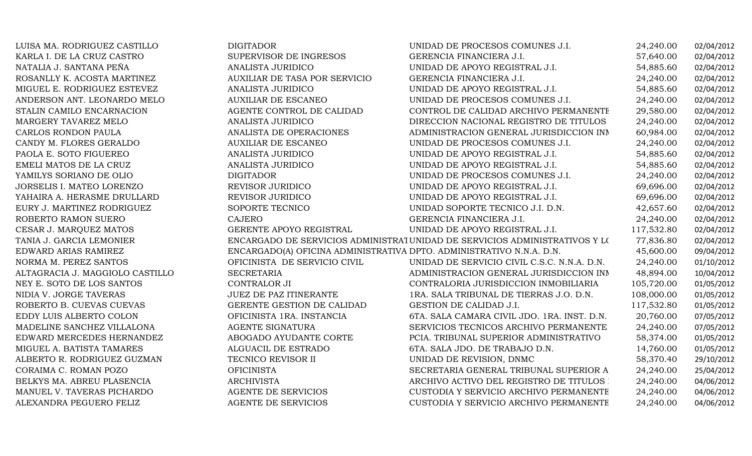| | | | | |
|---|---|---|---|---|
| LUISA MA. RODRIGUEZ CASTILLO | DIGITADOR | UNIDAD DE PROCESOS COMUNES J.I. | 24,240.00 | 02/04/2012 |
| KARLA I. DE LA CRUZ CASTRO | SUPERVISOR DE INGRESOS | GERENCIA FINANCIERA J.I. | 57,640.00 | 02/04/2012 |
| NATALIA J. SANTANA PEÑA | ANALISTA JURIDICO | UNIDAD DE APOYO REGISTRAL J.I. | 54,885.60 | 02/04/2012 |
| ROSANLLY K. ACOSTA MARTINEZ | AUXILIAR DE TASA POR SERVICIO | GERENCIA FINANCIERA J.I. | 24,240.00 | 02/04/2012 |
| MIGUEL E. RODRIGUEZ ESTEVEZ | ANALISTA JURIDICO | UNIDAD DE APOYO REGISTRAL J.I. | 54,885.60 | 02/04/2012 |
| ANDERSON ANT. LEONARDO MELO | AUXILIAR DE ESCANEO | UNIDAD DE PROCESOS COMUNES J.I. | 24,240.00 | 02/04/2012 |
| STALIN CAMILO ENCARNACION | AGENTE CONTROL DE CALIDAD | CONTROL DE CALIDAD ARCHIVO PERMANENTE | 29,580.00 | 02/04/2012 |
| MARGERY TAVAREZ MELO | ANALISTA JURIDICO | DIRECCION NACIONAL REGISTRO DE TITULOS | 24,240.00 | 02/04/2012 |
| CARLOS RONDON PAULA | ANALISTA DE OPERACIONES | ADMINISTRACION GENERAL JURISDICCION INM | 60,984.00 | 02/04/2012 |
| CANDY M. FLORES GERALDO | AUXILIAR DE ESCANEO | UNIDAD DE PROCESOS COMUNES J.I. | 24,240.00 | 02/04/2012 |
| PAOLA E. SOTO FIGUEREO | ANALISTA JURIDICO | UNIDAD DE APOYO REGISTRAL J.I. | 54,885.60 | 02/04/2012 |
| EMELI MATOS DE LA CRUZ | ANALISTA JURIDICO | UNIDAD DE APOYO REGISTRAL J.I. | 54,885.60 | 02/04/2012 |
| YAMILYS SORIANO DE OLIO | DIGITADOR | UNIDAD DE PROCESOS COMUNES J.I. | 24,240.00 | 02/04/2012 |
| JORSELIS I. MATEO LORENZO | REVISOR JURIDICO | UNIDAD DE APOYO REGISTRAL J.I. | 69,696.00 | 02/04/2012 |
| YAHAIRA A. HERASME DRULLARD | REVISOR JURIDICO | UNIDAD DE APOYO REGISTRAL J.I. | 69,696.00 | 02/04/2012 |
| EURY J. MARTINEZ RODRIGUEZ | SOPORTE TECNICO | UNIDAD SOPORTE TECNICO J.I. D.N. | 42,657.60 | 02/04/2012 |
| ROBERTO RAMON SUERO | CAJERO | GERENCIA FINANCIERA J.I. | 24,240.00 | 02/04/2012 |
| CESAR J. MARQUEZ MATOS | GERENTE APOYO REGISTRAL | UNIDAD DE APOYO REGISTRAL J.I. | 117,532.80 | 02/04/2012 |
| TANIA J. GARCIA LEMONIER | ENCARGADO DE SERVICIOS ADMINISTRAT | UNIDAD DE SERVICIOS ADMINISTRATIVOS Y LO | 77,836.80 | 02/04/2012 |
| EDWARD ARIAS RAMIREZ | ENCARGADO(A) OFICINA ADMINISTRATIVA | DPTO. ADMINISTRATIVO N.N.A. D.N. | 45,600.00 | 09/04/2012 |
| NORMA M. PEREZ SANTOS | OFICINISTA DE SERVICIO CIVIL | UNIDAD DE SERVICIO CIVIL C.S.C. N.N.A. D.N. | 24,240.00 | 01/10/2012 |
| ALTAGRACIA J. MAGGIOLO CASTILLO | SECRETARIA | ADMINISTRACION GENERAL JURISDICCION INM | 48,894.00 | 10/04/2012 |
| NEY E. SOTO DE LOS SANTOS | CONTRALOR JI | CONTRALORIA JURISDICCION INMOBILIARIA | 105,720.00 | 01/05/2012 |
| NIDIA V. JORGE TAVERAS | JUEZ DE PAZ ITINERANTE | 1RA. SALA TRIBUNAL DE TIERRAS J.O. D.N. | 108,000.00 | 01/05/2012 |
| ROBERTO B. CUEVAS CUEVAS | GERENTE GESTION DE CALIDAD | GESTION DE CALIDAD J.I. | 117,532.80 | 01/05/2012 |
| EDDY LUIS ALBERTO COLON | OFICINISTA 1RA. INSTANCIA | 6TA. SALA CAMARA CIVIL JDO. 1RA. INST. D.N. | 20,760.00 | 07/05/2012 |
| MADELINE SANCHEZ VILLALONA | AGENTE SIGNATURA | SERVICIOS TECNICOS ARCHIVO PERMANENTE | 24,240.00 | 07/05/2012 |
| EDWARD MERCEDES HERNANDEZ | ABOGADO AYUDANTE CORTE | PCIA. TRIBUNAL SUPERIOR ADMINISTRATIVO | 58,374.00 | 01/05/2012 |
| MIGUEL A. BATISTA TAMARES | ALGUACIL DE ESTRADO | 6TA. SALA JDO. DE TRABAJO D.N. | 14,760.00 | 01/05/2012 |
| ALBERTO R. RODRIGUEZ GUZMAN | TECNICO REVISOR II | UNIDAD DE REVISION, DNMC | 58,370.40 | 29/10/2012 |
| CORAIMA C. ROMAN POZO | OFICINISTA | SECRETARIA GENERAL TRIBUNAL SUPERIOR A | 24,240.00 | 25/04/2012 |
| BELKYS MA. ABREU PLASENCIA | ARCHIVISTA | ARCHIVO ACTIVO DEL REGISTRO DE TITULOS | 24,240.00 | 04/06/2012 |
| MANUEL V. TAVERAS PICHARDO | AGENTE DE SERVICIOS | CUSTODIA Y SERVICIO ARCHIVO PERMANENTE | 24,240.00 | 04/06/2012 |
| ALEXANDRA PEGUERO FELIZ | AGENTE DE SERVICIOS | CUSTODIA Y SERVICIO ARCHIVO PERMANENTE | 24,240.00 | 04/06/2012 |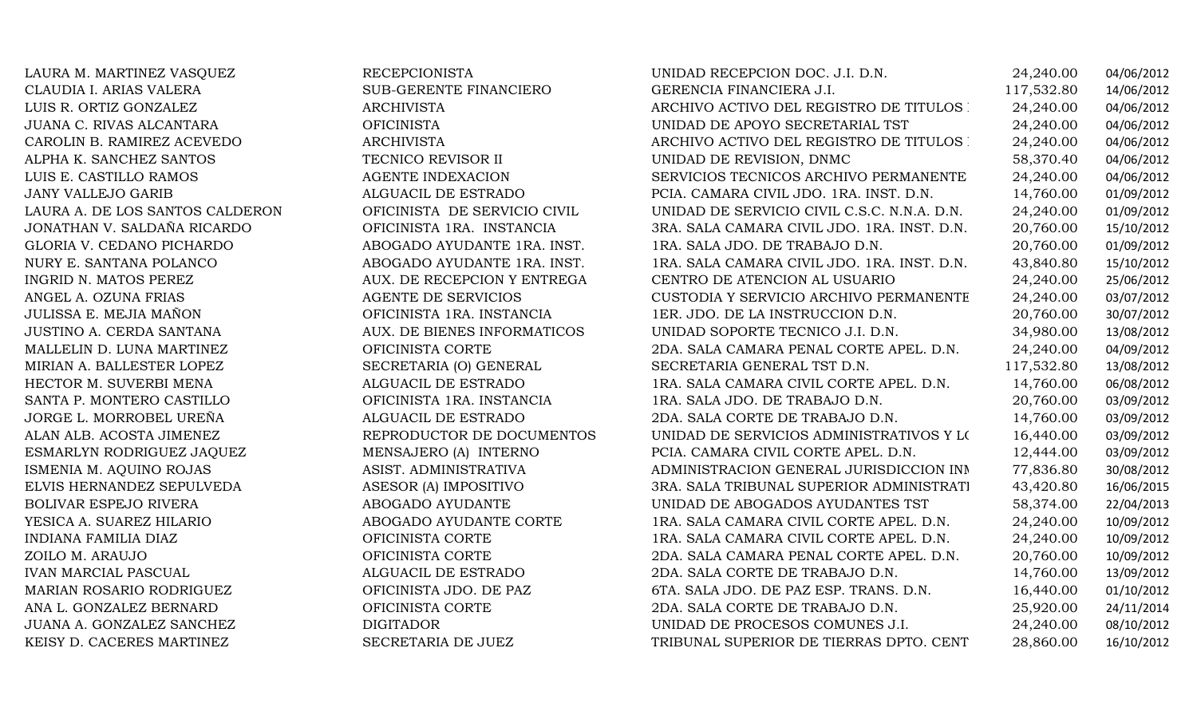| | | | | |
|---|---|---|---|---|
| LAURA M. MARTINEZ VASQUEZ | RECEPCIONISTA | UNIDAD RECEPCION DOC. J.I. D.N. | 24,240.00 | 04/06/2012 |
| CLAUDIA I. ARIAS VALERA | SUB-GERENTE FINANCIERO | GERENCIA FINANCIERA J.I. | 117,532.80 | 14/06/2012 |
| LUIS R. ORTIZ GONZALEZ | ARCHIVISTA | ARCHIVO ACTIVO DEL REGISTRO DE TITULOS I | 24,240.00 | 04/06/2012 |
| JUANA C. RIVAS ALCANTARA | OFICINISTA | UNIDAD DE APOYO SECRETARIAL TST | 24,240.00 | 04/06/2012 |
| CAROLIN B. RAMIREZ ACEVEDO | ARCHIVISTA | ARCHIVO ACTIVO DEL REGISTRO DE TITULOS I | 24,240.00 | 04/06/2012 |
| ALPHA K. SANCHEZ SANTOS | TECNICO REVISOR II | UNIDAD DE REVISION, DNMC | 58,370.40 | 04/06/2012 |
| LUIS E. CASTILLO RAMOS | AGENTE INDEXACION | SERVICIOS TECNICOS ARCHIVO PERMANENTE | 24,240.00 | 04/06/2012 |
| JANY VALLEJO GARIB | ALGUACIL DE ESTRADO | PCIA. CAMARA CIVIL JDO. 1RA. INST. D.N. | 14,760.00 | 01/09/2012 |
| LAURA A. DE LOS SANTOS CALDERON | OFICINISTA DE SERVICIO CIVIL | UNIDAD DE SERVICIO CIVIL C.S.C. N.N.A. D.N. | 24,240.00 | 01/09/2012 |
| JONATHAN V. SALDAÑA RICARDO | OFICINISTA 1RA. INSTANCIA | 3RA. SALA CAMARA CIVIL JDO. 1RA. INST. D.N. | 20,760.00 | 15/10/2012 |
| GLORIA V. CEDANO PICHARDO | ABOGADO AYUDANTE 1RA. INST. | 1RA. SALA JDO. DE TRABAJO D.N. | 20,760.00 | 01/09/2012 |
| NURY E. SANTANA POLANCO | ABOGADO AYUDANTE 1RA. INST. | 1RA. SALA CAMARA CIVIL JDO. 1RA. INST. D.N. | 43,840.80 | 15/10/2012 |
| INGRID N. MATOS PEREZ | AUX. DE RECEPCION Y ENTREGA | CENTRO DE ATENCION AL USUARIO | 24,240.00 | 25/06/2012 |
| ANGEL A. OZUNA FRIAS | AGENTE DE SERVICIOS | CUSTODIA Y SERVICIO ARCHIVO PERMANENTE | 24,240.00 | 03/07/2012 |
| JULISSA E. MEJIA MAÑON | OFICINISTA 1RA. INSTANCIA | 1ER. JDO. DE LA INSTRUCCION D.N. | 20,760.00 | 30/07/2012 |
| JUSTINO A. CERDA SANTANA | AUX. DE BIENES INFORMATICOS | UNIDAD SOPORTE TECNICO J.I. D.N. | 34,980.00 | 13/08/2012 |
| MALLELIN D. LUNA MARTINEZ | OFICINISTA CORTE | 2DA. SALA CAMARA PENAL CORTE APEL. D.N. | 24,240.00 | 04/09/2012 |
| MIRIAN A. BALLESTER LOPEZ | SECRETARIA (O) GENERAL | SECRETARIA GENERAL TST D.N. | 117,532.80 | 13/08/2012 |
| HECTOR M. SUVERBI MENA | ALGUACIL DE ESTRADO | 1RA. SALA CAMARA CIVIL CORTE APEL. D.N. | 14,760.00 | 06/08/2012 |
| SANTA P. MONTERO CASTILLO | OFICINISTA 1RA. INSTANCIA | 1RA. SALA JDO. DE TRABAJO D.N. | 20,760.00 | 03/09/2012 |
| JORGE L. MORROBEL UREÑA | ALGUACIL DE ESTRADO | 2DA. SALA CORTE DE TRABAJO D.N. | 14,760.00 | 03/09/2012 |
| ALAN ALB. ACOSTA JIMENEZ | REPRODUCTOR DE DOCUMENTOS | UNIDAD DE SERVICIOS ADMINISTRATIVOS Y LO | 16,440.00 | 03/09/2012 |
| ESMARLYN RODRIGUEZ JAQUEZ | MENSAJERO (A) INTERNO | PCIA. CAMARA CIVIL CORTE APEL. D.N. | 12,444.00 | 03/09/2012 |
| ISMENIA M. AQUINO ROJAS | ASIST. ADMINISTRATIVA | ADMINISTRACION GENERAL JURISDICCION INM | 77,836.80 | 30/08/2012 |
| ELVIS HERNANDEZ SEPULVEDA | ASESOR (A) IMPOSITIVO | 3RA. SALA TRIBUNAL SUPERIOR ADMINISTRATI | 43,420.80 | 16/06/2015 |
| BOLIVAR ESPEJO RIVERA | ABOGADO AYUDANTE | UNIDAD DE ABOGADOS AYUDANTES TST | 58,374.00 | 22/04/2013 |
| YESICA A. SUAREZ HILARIO | ABOGADO AYUDANTE CORTE | 1RA. SALA CAMARA CIVIL CORTE APEL. D.N. | 24,240.00 | 10/09/2012 |
| INDIANA FAMILIA DIAZ | OFICINISTA CORTE | 1RA. SALA CAMARA CIVIL CORTE APEL. D.N. | 24,240.00 | 10/09/2012 |
| ZOILO M. ARAUJO | OFICINISTA CORTE | 2DA. SALA CAMARA PENAL CORTE APEL. D.N. | 20,760.00 | 10/09/2012 |
| IVAN MARCIAL PASCUAL | ALGUACIL DE ESTRADO | 2DA. SALA CORTE DE TRABAJO D.N. | 14,760.00 | 13/09/2012 |
| MARIAN ROSARIO RODRIGUEZ | OFICINISTA JDO. DE PAZ | 6TA. SALA JDO. DE PAZ ESP. TRANS. D.N. | 16,440.00 | 01/10/2012 |
| ANA L. GONZALEZ BERNARD | OFICINISTA CORTE | 2DA. SALA CORTE DE TRABAJO D.N. | 25,920.00 | 24/11/2014 |
| JUANA A. GONZALEZ SANCHEZ | DIGITADOR | UNIDAD DE PROCESOS COMUNES J.I. | 24,240.00 | 08/10/2012 |
| KEISY D. CACERES MARTINEZ | SECRETARIA DE JUEZ | TRIBUNAL SUPERIOR DE TIERRAS DPTO. CENT | 28,860.00 | 16/10/2012 |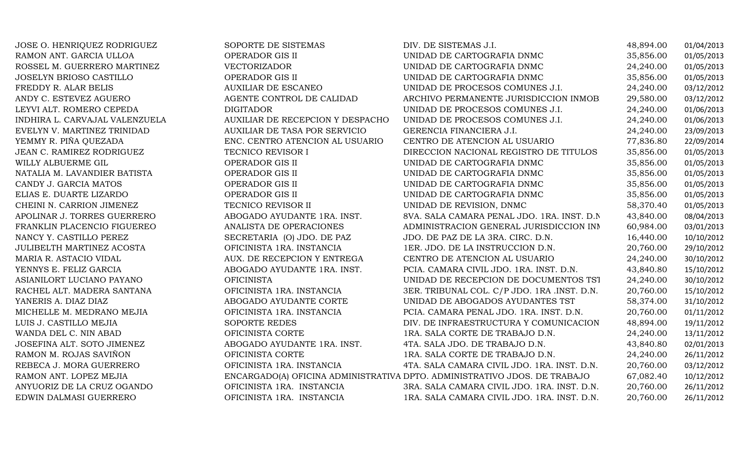| | | | | |
|---|---|---|---|---|
| JOSE O. HENRIQUEZ RODRIGUEZ | SOPORTE DE SISTEMAS | DIV. DE SISTEMAS J.I. | 48,894.00 | 01/04/2013 |
| RAMON ANT. GARCIA ULLOA | OPERADOR GIS II | UNIDAD DE CARTOGRAFIA DNMC | 35,856.00 | 01/05/2013 |
| ROSSEL M. GUERRERO MARTINEZ | VECTORIZADOR | UNIDAD DE CARTOGRAFIA DNMC | 24,240.00 | 01/05/2013 |
| JOSELYN BRIOSO CASTILLO | OPERADOR GIS II | UNIDAD DE CARTOGRAFIA DNMC | 35,856.00 | 01/05/2013 |
| FREDDY R. ALAR BELIS | AUXILIAR DE ESCANEO | UNIDAD DE PROCESOS COMUNES J.I. | 24,240.00 | 03/12/2012 |
| ANDY C. ESTEVEZ AGUERO | AGENTE CONTROL DE CALIDAD | ARCHIVO PERMANENTE JURISDICCION INMOB | 29,580.00 | 03/12/2012 |
| LEYVI ALT. ROMERO CEPEDA | DIGITADOR | UNIDAD DE PROCESOS COMUNES J.I. | 24,240.00 | 01/06/2013 |
| INDHIRA L. CARVAJAL VALENZUELA | AUXILIAR DE RECEPCION Y DESPACHO | UNIDAD DE PROCESOS COMUNES J.I. | 24,240.00 | 01/06/2013 |
| EVELYN V. MARTINEZ TRINIDAD | AUXILIAR DE TASA POR SERVICIO | GERENCIA FINANCIERA J.I. | 24,240.00 | 23/09/2013 |
| YEMMY R. PIÑA QUEZADA | ENC. CENTRO ATENCION AL USUARIO | CENTRO DE ATENCION AL USUARIO | 77,836.80 | 22/09/2014 |
| JEAN C. RAMIREZ RODRIGUEZ | TECNICO REVISOR I | DIRECCION NACIONAL REGISTRO DE TITULOS | 35,856.00 | 01/05/2013 |
| WILLY ALBUERME GIL | OPERADOR GIS II | UNIDAD DE CARTOGRAFIA DNMC | 35,856.00 | 01/05/2013 |
| NATALIA M. LAVANDIER BATISTA | OPERADOR GIS II | UNIDAD DE CARTOGRAFIA DNMC | 35,856.00 | 01/05/2013 |
| CANDY J. GARCIA MATOS | OPERADOR GIS II | UNIDAD DE CARTOGRAFIA DNMC | 35,856.00 | 01/05/2013 |
| ELIAS E. DUARTE LIZARDO | OPERADOR GIS II | UNIDAD DE CARTOGRAFIA DNMC | 35,856.00 | 01/05/2013 |
| CHEINI N. CARRION JIMENEZ | TECNICO REVISOR II | UNIDAD DE REVISION, DNMC | 58,370.40 | 01/05/2013 |
| APOLINAR J. TORRES GUERRERO | ABOGADO AYUDANTE 1RA. INST. | 8VA. SALA CAMARA PENAL JDO. 1RA. INST. D.N | 43,840.00 | 08/04/2013 |
| FRANKLIN PLACENCIO FIGUEREO | ANALISTA DE OPERACIONES | ADMINISTRACION GENERAL JURISDICCION INM | 60,984.00 | 03/01/2013 |
| NANCY Y. CASTILLO PEREZ | SECRETARIA (O) JDO. DE PAZ | JDO. DE PAZ DE LA 3RA. CIRC. D.N. | 16,440.00 | 10/10/2012 |
| JULIBELTH MARTINEZ ACOSTA | OFICINISTA 1RA. INSTANCIA | 1ER. JDO. DE LA INSTRUCCION D.N. | 20,760.00 | 29/10/2012 |
| MARIA R. ASTACIO VIDAL | AUX. DE RECEPCION Y ENTREGA | CENTRO DE ATENCION AL USUARIO | 24,240.00 | 30/10/2012 |
| YENNYS E. FELIZ GARCIA | ABOGADO AYUDANTE 1RA. INST. | PCIA. CAMARA CIVIL JDO. 1RA. INST. D.N. | 43,840.80 | 15/10/2012 |
| ASIANILORT LUCIANO PAYANO | OFICINISTA | UNIDAD DE RECEPCION DE DOCUMENTOS TST | 24,240.00 | 30/10/2012 |
| RACHEL ALT. MADERA SANTANA | OFICINISTA 1RA. INSTANCIA | 3ER. TRIBUNAL COL. C/P JDO. 1RA .INST. D.N. | 20,760.00 | 15/10/2012 |
| YANERIS A. DIAZ DIAZ | ABOGADO AYUDANTE CORTE | UNIDAD DE ABOGADOS AYUDANTES TST | 58,374.00 | 31/10/2012 |
| MICHELLE M. MEDRANO MEJIA | OFICINISTA 1RA. INSTANCIA | PCIA. CAMARA PENAL JDO. 1RA. INST. D.N. | 20,760.00 | 01/11/2012 |
| LUIS J. CASTILLO MEJIA | SOPORTE REDES | DIV. DE INFRAESTRUCTURA Y COMUNICACION | 48,894.00 | 19/11/2012 |
| WANDA DEL C. NIN ABAD | OFICINISTA CORTE | 1RA. SALA CORTE DE TRABAJO D.N. | 24,240.00 | 13/11/2012 |
| JOSEFINA ALT. SOTO JIMENEZ | ABOGADO AYUDANTE 1RA. INST. | 4TA. SALA JDO. DE TRABAJO D.N. | 43,840.80 | 02/01/2013 |
| RAMON M. ROJAS SAVIÑON | OFICINISTA CORTE | 1RA. SALA CORTE DE TRABAJO D.N. | 24,240.00 | 26/11/2012 |
| REBECA J. MORA GUERRERO | OFICINISTA 1RA. INSTANCIA | 4TA. SALA CAMARA CIVIL JDO. 1RA. INST. D.N. | 20,760.00 | 03/12/2012 |
| RAMON ANT. LOPEZ MEJIA | ENCARGADO(A) OFICINA ADMINISTRATIVA | DPTO. ADMINISTRATIVO JDOS. DE TRABAJO | 67,082.40 | 10/12/2012 |
| ANYUORIZ DE LA CRUZ OGANDO | OFICINISTA 1RA. INSTANCIA | 3RA. SALA CAMARA CIVIL JDO. 1RA. INST. D.N. | 20,760.00 | 26/11/2012 |
| EDWIN DALMASI GUERRERO | OFICINISTA 1RA. INSTANCIA | 1RA. SALA CAMARA CIVIL JDO. 1RA. INST. D.N. | 20,760.00 | 26/11/2012 |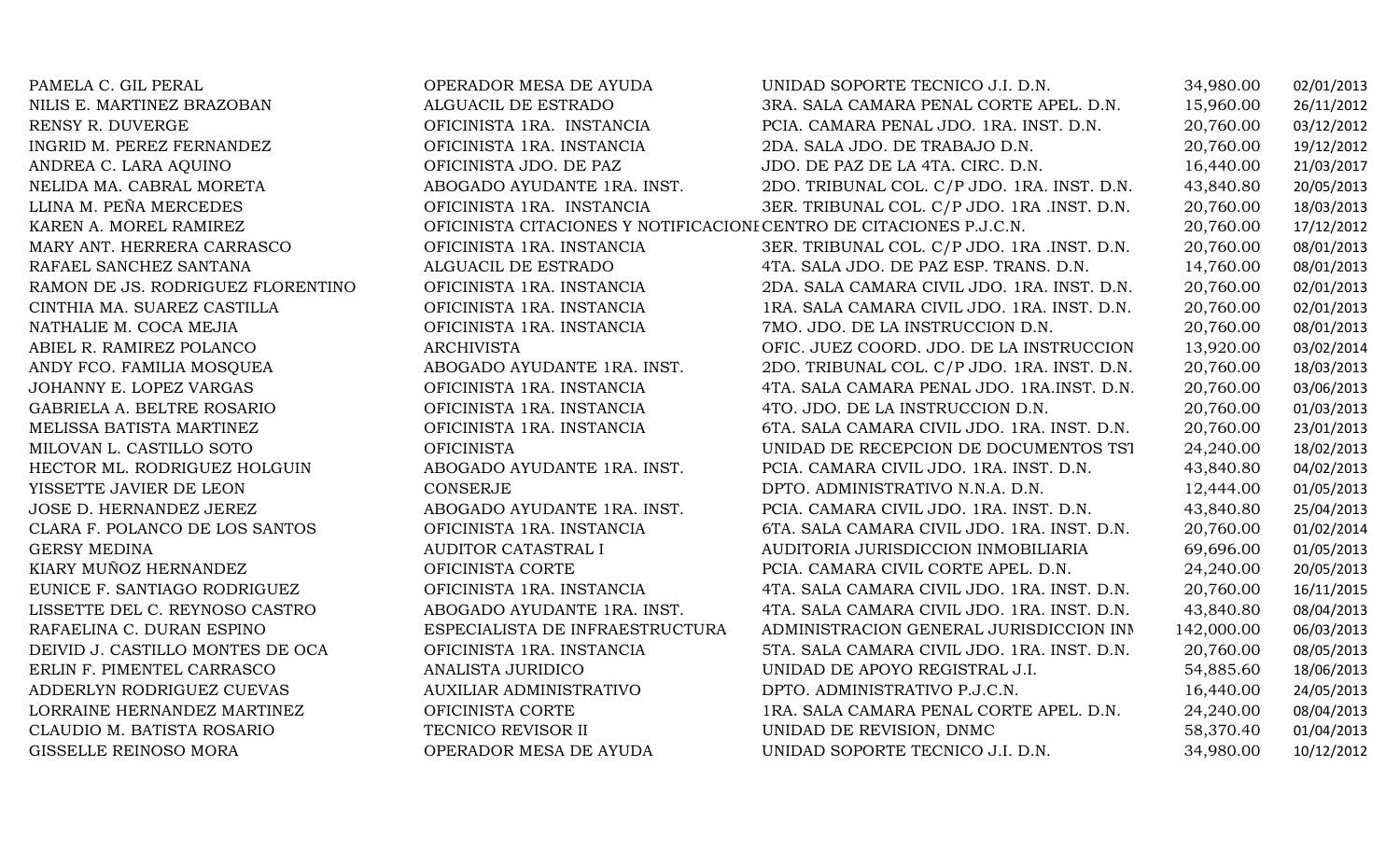| | | | | |
|---|---|---|---|---|
| PAMELA C. GIL PERAL | OPERADOR MESA DE AYUDA | UNIDAD SOPORTE TECNICO J.I. D.N. | 34,980.00 | 02/01/2013 |
| NILIS E. MARTINEZ BRAZOBAN | ALGUACIL DE ESTRADO | 3RA. SALA CAMARA PENAL CORTE APEL. D.N. | 15,960.00 | 26/11/2012 |
| RENSY R. DUVERGE | OFICINISTA 1RA. INSTANCIA | PCIA. CAMARA PENAL JDO. 1RA. INST. D.N. | 20,760.00 | 03/12/2012 |
| INGRID M. PEREZ FERNANDEZ | OFICINISTA 1RA. INSTANCIA | 2DA. SALA JDO. DE TRABAJO D.N. | 20,760.00 | 19/12/2012 |
| ANDREA C. LARA AQUINO | OFICINISTA JDO. DE PAZ | JDO. DE PAZ DE LA 4TA. CIRC. D.N. | 16,440.00 | 21/03/2017 |
| NELIDA MA. CABRAL MORETA | ABOGADO AYUDANTE 1RA. INST. | 2DO. TRIBUNAL COL. C/P JDO. 1RA. INST. D.N. | 43,840.80 | 20/05/2013 |
| LLINA M. PEÑA MERCEDES | OFICINISTA 1RA. INSTANCIA | 3ER. TRIBUNAL COL. C/P JDO. 1RA .INST. D.N. | 20,760.00 | 18/03/2013 |
| KAREN A. MOREL RAMIREZ | OFICINISTA CITACIONES Y NOTIFICACIONI | CENTRO DE CITACIONES P.J.C.N. | 20,760.00 | 17/12/2012 |
| MARY ANT. HERRERA CARRASCO | OFICINISTA 1RA. INSTANCIA | 3ER. TRIBUNAL COL. C/P JDO. 1RA .INST. D.N. | 20,760.00 | 08/01/2013 |
| RAFAEL SANCHEZ SANTANA | ALGUACIL DE ESTRADO | 4TA. SALA JDO. DE PAZ ESP. TRANS. D.N. | 14,760.00 | 08/01/2013 |
| RAMON DE JS. RODRIGUEZ FLORENTINO | OFICINISTA 1RA. INSTANCIA | 2DA. SALA CAMARA CIVIL JDO. 1RA. INST. D.N. | 20,760.00 | 02/01/2013 |
| CINTHIA MA. SUAREZ CASTILLA | OFICINISTA 1RA. INSTANCIA | 1RA. SALA CAMARA CIVIL JDO. 1RA. INST. D.N. | 20,760.00 | 02/01/2013 |
| NATHALIE M. COCA MEJIA | OFICINISTA 1RA. INSTANCIA | 7MO. JDO. DE LA INSTRUCCION D.N. | 20,760.00 | 08/01/2013 |
| ABIEL R. RAMIREZ POLANCO | ARCHIVISTA | OFIC. JUEZ COORD. JDO. DE LA INSTRUCCION | 13,920.00 | 03/02/2014 |
| ANDY FCO. FAMILIA MOSQUEA | ABOGADO AYUDANTE 1RA. INST. | 2DO. TRIBUNAL COL. C/P JDO. 1RA. INST. D.N. | 20,760.00 | 18/03/2013 |
| JOHANNY E. LOPEZ VARGAS | OFICINISTA 1RA. INSTANCIA | 4TA. SALA CAMARA PENAL JDO. 1RA.INST. D.N. | 20,760.00 | 03/06/2013 |
| GABRIELA A. BELTRE ROSARIO | OFICINISTA 1RA. INSTANCIA | 4TO. JDO. DE LA INSTRUCCION D.N. | 20,760.00 | 01/03/2013 |
| MELISSA BATISTA MARTINEZ | OFICINISTA 1RA. INSTANCIA | 6TA. SALA CAMARA CIVIL JDO. 1RA. INST. D.N. | 20,760.00 | 23/01/2013 |
| MILOVAN L. CASTILLO SOTO | OFICINISTA | UNIDAD DE RECEPCION DE DOCUMENTOS TSI | 24,240.00 | 18/02/2013 |
| HECTOR ML. RODRIGUEZ HOLGUIN | ABOGADO AYUDANTE 1RA. INST. | PCIA. CAMARA CIVIL JDO. 1RA. INST. D.N. | 43,840.80 | 04/02/2013 |
| YISSETTE JAVIER DE LEON | CONSERJE | DPTO. ADMINISTRATIVO N.N.A. D.N. | 12,444.00 | 01/05/2013 |
| JOSE D. HERNANDEZ JEREZ | ABOGADO AYUDANTE 1RA. INST. | PCIA. CAMARA CIVIL JDO. 1RA. INST. D.N. | 43,840.80 | 25/04/2013 |
| CLARA F. POLANCO DE LOS SANTOS | OFICINISTA 1RA. INSTANCIA | 6TA. SALA CAMARA CIVIL JDO. 1RA. INST. D.N. | 20,760.00 | 01/02/2014 |
| GERSY MEDINA | AUDITOR CATASTRAL I | AUDITORIA JURISDICCION INMOBILIARIA | 69,696.00 | 01/05/2013 |
| KIARY MUÑOZ HERNANDEZ | OFICINISTA CORTE | PCIA. CAMARA CIVIL CORTE APEL. D.N. | 24,240.00 | 20/05/2013 |
| EUNICE F. SANTIAGO RODRIGUEZ | OFICINISTA 1RA. INSTANCIA | 4TA. SALA CAMARA CIVIL JDO. 1RA. INST. D.N. | 20,760.00 | 16/11/2015 |
| LISSETTE DEL C. REYNOSO CASTRO | ABOGADO AYUDANTE 1RA. INST. | 4TA. SALA CAMARA CIVIL JDO. 1RA. INST. D.N. | 43,840.80 | 08/04/2013 |
| RAFAELINA C. DURAN ESPINO | ESPECIALISTA DE INFRAESTRUCTURA | ADMINISTRACION GENERAL JURISDICCION INM | 142,000.00 | 06/03/2013 |
| DEIVID J. CASTILLO MONTES DE OCA | OFICINISTA 1RA. INSTANCIA | 5TA. SALA CAMARA CIVIL JDO. 1RA. INST. D.N. | 20,760.00 | 08/05/2013 |
| ERLIN F. PIMENTEL CARRASCO | ANALISTA JURIDICO | UNIDAD DE APOYO REGISTRAL J.I. | 54,885.60 | 18/06/2013 |
| ADDERLYN RODRIGUEZ CUEVAS | AUXILIAR ADMINISTRATIVO | DPTO. ADMINISTRATIVO P.J.C.N. | 16,440.00 | 24/05/2013 |
| LORRAINE HERNANDEZ MARTINEZ | OFICINISTA CORTE | 1RA. SALA CAMARA PENAL CORTE APEL. D.N. | 24,240.00 | 08/04/2013 |
| CLAUDIO M. BATISTA ROSARIO | TECNICO REVISOR II | UNIDAD DE REVISION, DNMC | 58,370.40 | 01/04/2013 |
| GISSELLE REINOSO MORA | OPERADOR MESA DE AYUDA | UNIDAD SOPORTE TECNICO J.I. D.N. | 34,980.00 | 10/12/2012 |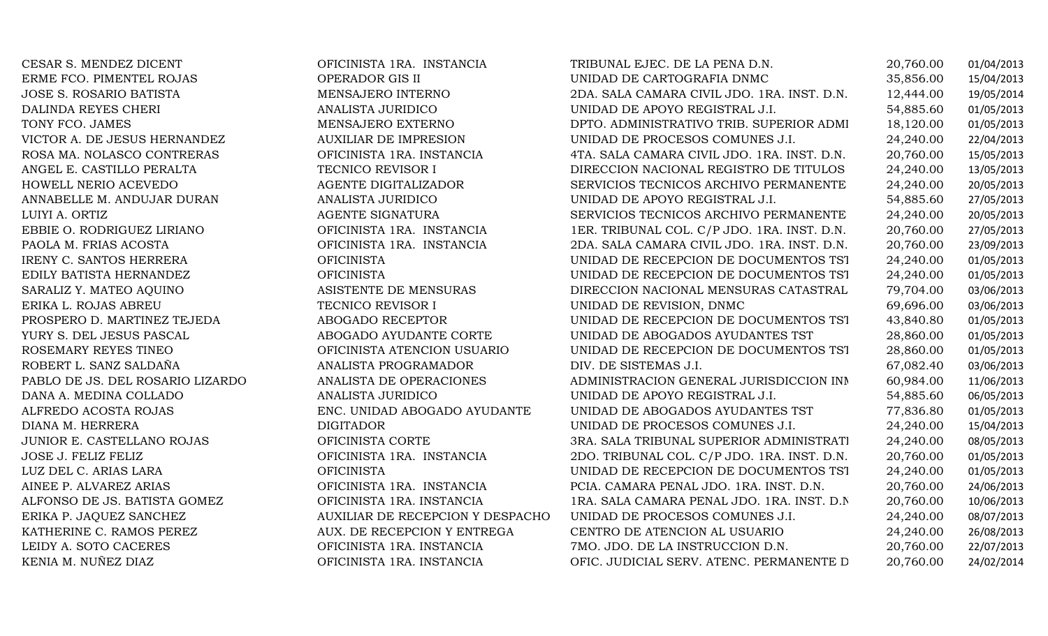| | | | | |
|---|---|---|---|---|
| CESAR S. MENDEZ DICENT | OFICINISTA 1RA. INSTANCIA | TRIBUNAL EJEC. DE LA PENA D.N. | 20,760.00 | 01/04/2013 |
| ERME FCO. PIMENTEL ROJAS | OPERADOR GIS II | UNIDAD DE CARTOGRAFIA DNMC | 35,856.00 | 15/04/2013 |
| JOSE S. ROSARIO BATISTA | MENSAJERO INTERNO | 2DA. SALA CAMARA CIVIL JDO. 1RA. INST. D.N. | 12,444.00 | 19/05/2014 |
| DALINDA REYES CHERI | ANALISTA JURIDICO | UNIDAD DE APOYO REGISTRAL J.I. | 54,885.60 | 01/05/2013 |
| TONY FCO. JAMES | MENSAJERO EXTERNO | DPTO. ADMINISTRATIVO TRIB. SUPERIOR ADMI | 18,120.00 | 01/05/2013 |
| VICTOR A. DE JESUS HERNANDEZ | AUXILIAR DE IMPRESION | UNIDAD DE PROCESOS COMUNES J.I. | 24,240.00 | 22/04/2013 |
| ROSA MA. NOLASCO CONTRERAS | OFICINISTA 1RA. INSTANCIA | 4TA. SALA CAMARA CIVIL JDO. 1RA. INST. D.N. | 20,760.00 | 15/05/2013 |
| ANGEL E. CASTILLO PERALTA | TECNICO REVISOR I | DIRECCION NACIONAL REGISTRO DE TITULOS | 24,240.00 | 13/05/2013 |
| HOWELL NERIO ACEVEDO | AGENTE DIGITALIZADOR | SERVICIOS TECNICOS ARCHIVO PERMANENTE | 24,240.00 | 20/05/2013 |
| ANNABELLE M. ANDUJAR DURAN | ANALISTA JURIDICO | UNIDAD DE APOYO REGISTRAL J.I. | 54,885.60 | 27/05/2013 |
| LUIYI A. ORTIZ | AGENTE SIGNATURA | SERVICIOS TECNICOS ARCHIVO PERMANENTE | 24,240.00 | 20/05/2013 |
| EBBIE O. RODRIGUEZ LIRIANO | OFICINISTA 1RA. INSTANCIA | 1ER. TRIBUNAL COL. C/P JDO. 1RA. INST. D.N. | 20,760.00 | 27/05/2013 |
| PAOLA M. FRIAS ACOSTA | OFICINISTA 1RA. INSTANCIA | 2DA. SALA CAMARA CIVIL JDO. 1RA. INST. D.N. | 20,760.00 | 23/09/2013 |
| IRENY C. SANTOS HERRERA | OFICINISTA | UNIDAD DE RECEPCION DE DOCUMENTOS TST | 24,240.00 | 01/05/2013 |
| EDILY BATISTA HERNANDEZ | OFICINISTA | UNIDAD DE RECEPCION DE DOCUMENTOS TST | 24,240.00 | 01/05/2013 |
| SARALIZ Y. MATEO AQUINO | ASISTENTE DE MENSURAS | DIRECCION NACIONAL MENSURAS CATASTRAL | 79,704.00 | 03/06/2013 |
| ERIKA L. ROJAS ABREU | TECNICO REVISOR I | UNIDAD DE REVISION, DNMC | 69,696.00 | 03/06/2013 |
| PROSPERO D. MARTINEZ TEJEDA | ABOGADO RECEPTOR | UNIDAD DE RECEPCION DE DOCUMENTOS TST | 43,840.80 | 01/05/2013 |
| YURY S. DEL JESUS PASCAL | ABOGADO AYUDANTE CORTE | UNIDAD DE ABOGADOS AYUDANTES TST | 28,860.00 | 01/05/2013 |
| ROSEMARY REYES TINEO | OFICINISTA ATENCION USUARIO | UNIDAD DE RECEPCION DE DOCUMENTOS TST | 28,860.00 | 01/05/2013 |
| ROBERT L. SANZ SALDAÑA | ANALISTA PROGRAMADOR | DIV. DE SISTEMAS J.I. | 67,082.40 | 03/06/2013 |
| PABLO DE JS. DEL ROSARIO LIZARDO | ANALISTA DE OPERACIONES | ADMINISTRACION GENERAL JURISDICCION INM | 60,984.00 | 11/06/2013 |
| DANA A. MEDINA COLLADO | ANALISTA JURIDICO | UNIDAD DE APOYO REGISTRAL J.I. | 54,885.60 | 06/05/2013 |
| ALFREDO ACOSTA ROJAS | ENC. UNIDAD ABOGADO AYUDANTE | UNIDAD DE ABOGADOS AYUDANTES TST | 77,836.80 | 01/05/2013 |
| DIANA M. HERRERA | DIGITADOR | UNIDAD DE PROCESOS COMUNES J.I. | 24,240.00 | 15/04/2013 |
| JUNIOR E. CASTELLANO ROJAS | OFICINISTA CORTE | 3RA. SALA TRIBUNAL SUPERIOR ADMINISTRATI | 24,240.00 | 08/05/2013 |
| JOSE J. FELIZ FELIZ | OFICINISTA 1RA. INSTANCIA | 2DO. TRIBUNAL COL. C/P JDO. 1RA. INST. D.N. | 20,760.00 | 01/05/2013 |
| LUZ DEL C. ARIAS LARA | OFICINISTA | UNIDAD DE RECEPCION DE DOCUMENTOS TST | 24,240.00 | 01/05/2013 |
| AINEE P. ALVAREZ ARIAS | OFICINISTA 1RA. INSTANCIA | PCIA. CAMARA PENAL JDO. 1RA. INST. D.N. | 20,760.00 | 24/06/2013 |
| ALFONSO DE JS. BATISTA GOMEZ | OFICINISTA 1RA. INSTANCIA | 1RA. SALA CAMARA PENAL JDO. 1RA. INST. D.N | 20,760.00 | 10/06/2013 |
| ERIKA P. JAQUEZ SANCHEZ | AUXILIAR DE RECEPCION Y DESPACHO | UNIDAD DE PROCESOS COMUNES J.I. | 24,240.00 | 08/07/2013 |
| KATHERINE C. RAMOS PEREZ | AUX. DE RECEPCION Y ENTREGA | CENTRO DE ATENCION AL USUARIO | 24,240.00 | 26/08/2013 |
| LEIDY A. SOTO CACERES | OFICINISTA 1RA. INSTANCIA | 7MO. JDO. DE LA INSTRUCCION D.N. | 20,760.00 | 22/07/2013 |
| KENIA M. NUÑEZ DIAZ | OFICINISTA 1RA. INSTANCIA | OFIC. JUDICIAL SERV. ATENC. PERMANENTE D | 20,760.00 | 24/02/2014 |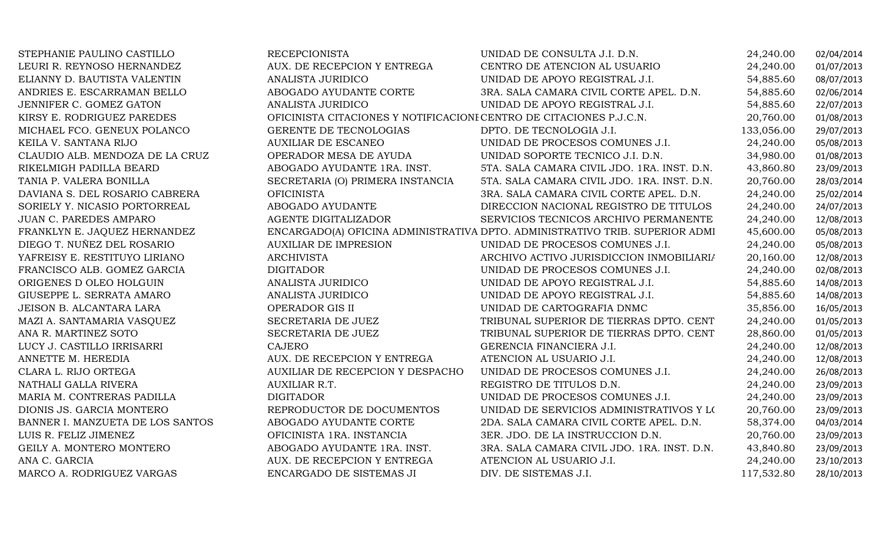| | | | | |
|---|---|---|---|---|
| STEPHANIE PAULINO CASTILLO | RECEPCIONISTA | UNIDAD DE CONSULTA J.I. D.N. | 24,240.00 | 02/04/2014 |
| LEURI R. REYNOSO HERNANDEZ | AUX. DE RECEPCION Y ENTREGA | CENTRO DE ATENCION AL USUARIO | 24,240.00 | 01/07/2013 |
| ELIANNY D. BAUTISTA VALENTIN | ANALISTA JURIDICO | UNIDAD DE APOYO REGISTRAL J.I. | 54,885.60 | 08/07/2013 |
| ANDRIES E. ESCARRAMAN BELLO | ABOGADO AYUDANTE CORTE | 3RA. SALA CAMARA CIVIL CORTE APEL. D.N. | 54,885.60 | 02/06/2014 |
| JENNIFER C. GOMEZ GATON | ANALISTA JURIDICO | UNIDAD DE APOYO REGISTRAL J.I. | 54,885.60 | 22/07/2013 |
| KIRSY E. RODRIGUEZ PAREDES | OFICINISTA CITACIONES Y NOTIFICACIONI | CENTRO DE CITACIONES P.J.C.N. | 20,760.00 | 01/08/2013 |
| MICHAEL FCO. GENEUX POLANCO | GERENTE DE TECNOLOGIAS | DPTO. DE TECNOLOGIA J.I. | 133,056.00 | 29/07/2013 |
| KEILA V. SANTANA RIJO | AUXILIAR DE ESCANEO | UNIDAD DE PROCESOS COMUNES J.I. | 24,240.00 | 05/08/2013 |
| CLAUDIO ALB. MENDOZA DE LA CRUZ | OPERADOR MESA DE AYUDA | UNIDAD SOPORTE TECNICO J.I. D.N. | 34,980.00 | 01/08/2013 |
| RIKELMIGH PADILLA BEARD | ABOGADO AYUDANTE 1RA. INST. | 5TA. SALA CAMARA CIVIL JDO. 1RA. INST. D.N. | 43,860.80 | 23/09/2013 |
| TANIA P. VALERA BONILLA | SECRETARIA (O) PRIMERA INSTANCIA | 5TA. SALA CAMARA CIVIL JDO. 1RA. INST. D.N. | 20,760.00 | 28/03/2014 |
| DAVIANA S. DEL ROSARIO CABRERA | OFICINISTA | 3RA. SALA CAMARA CIVIL CORTE APEL. D.N. | 24,240.00 | 25/02/2014 |
| SORIELY Y. NICASIO PORTORREAL | ABOGADO AYUDANTE | DIRECCION NACIONAL REGISTRO DE TITULOS | 24,240.00 | 24/07/2013 |
| JUAN C. PAREDES AMPARO | AGENTE DIGITALIZADOR | SERVICIOS TECNICOS ARCHIVO PERMANENTE | 24,240.00 | 12/08/2013 |
| FRANKLYN E. JAQUEZ HERNANDEZ | ENCARGADO(A) OFICINA ADMINISTRATIVA | DPTO. ADMINISTRATIVO TRIB. SUPERIOR ADMI | 45,600.00 | 05/08/2013 |
| DIEGO T. NUÑEZ DEL ROSARIO | AUXILIAR DE IMPRESION | UNIDAD DE PROCESOS COMUNES J.I. | 24,240.00 | 05/08/2013 |
| YAFREISY E. RESTITUYO LIRIANO | ARCHIVISTA | ARCHIVO ACTIVO JURISDICCION INMOBILIARIA | 20,160.00 | 12/08/2013 |
| FRANCISCO ALB. GOMEZ GARCIA | DIGITADOR | UNIDAD DE PROCESOS COMUNES J.I. | 24,240.00 | 02/08/2013 |
| ORIGENES D OLEO HOLGUIN | ANALISTA JURIDICO | UNIDAD DE APOYO REGISTRAL J.I. | 54,885.60 | 14/08/2013 |
| GIUSEPPE L. SERRATA AMARO | ANALISTA JURIDICO | UNIDAD DE APOYO REGISTRAL J.I. | 54,885.60 | 14/08/2013 |
| JEISON B. ALCANTARA LARA | OPERADOR GIS II | UNIDAD DE CARTOGRAFIA DNMC | 35,856.00 | 16/05/2013 |
| MAZI A. SANTAMARIA VASQUEZ | SECRETARIA DE JUEZ | TRIBUNAL SUPERIOR DE TIERRAS DPTO. CENT | 24,240.00 | 01/05/2013 |
| ANA R. MARTINEZ SOTO | SECRETARIA DE JUEZ | TRIBUNAL SUPERIOR DE TIERRAS DPTO. CENT | 28,860.00 | 01/05/2013 |
| LUCY J. CASTILLO IRRISARRI | CAJERO | GERENCIA FINANCIERA J.I. | 24,240.00 | 12/08/2013 |
| ANNETTE M. HEREDIA | AUX. DE RECEPCION Y ENTREGA | ATENCION AL USUARIO J.I. | 24,240.00 | 12/08/2013 |
| CLARA L. RIJO ORTEGA | AUXILIAR DE RECEPCION Y DESPACHO | UNIDAD DE PROCESOS COMUNES J.I. | 24,240.00 | 26/08/2013 |
| NATHALI GALLA RIVERA | AUXILIAR R.T. | REGISTRO DE TITULOS D.N. | 24,240.00 | 23/09/2013 |
| MARIA M. CONTRERAS PADILLA | DIGITADOR | UNIDAD DE PROCESOS COMUNES J.I. | 24,240.00 | 23/09/2013 |
| DIONIS JS. GARCIA MONTERO | REPRODUCTOR DE DOCUMENTOS | UNIDAD DE SERVICIOS ADMINISTRATIVOS Y LO | 20,760.00 | 23/09/2013 |
| BANNER I. MANZUETA DE LOS SANTOS | ABOGADO AYUDANTE CORTE | 2DA. SALA CAMARA CIVIL CORTE APEL. D.N. | 58,374.00 | 04/03/2014 |
| LUIS R. FELIZ JIMENEZ | OFICINISTA 1RA. INSTANCIA | 3ER. JDO. DE LA INSTRUCCION D.N. | 20,760.00 | 23/09/2013 |
| GEILY A. MONTERO MONTERO | ABOGADO AYUDANTE 1RA. INST. | 3RA. SALA CAMARA CIVIL JDO. 1RA. INST. D.N. | 43,840.80 | 23/09/2013 |
| ANA C. GARCIA | AUX. DE RECEPCION Y ENTREGA | ATENCION AL USUARIO J.I. | 24,240.00 | 23/10/2013 |
| MARCO A. RODRIGUEZ VARGAS | ENCARGADO DE SISTEMAS JI | DIV. DE SISTEMAS J.I. | 117,532.80 | 28/10/2013 |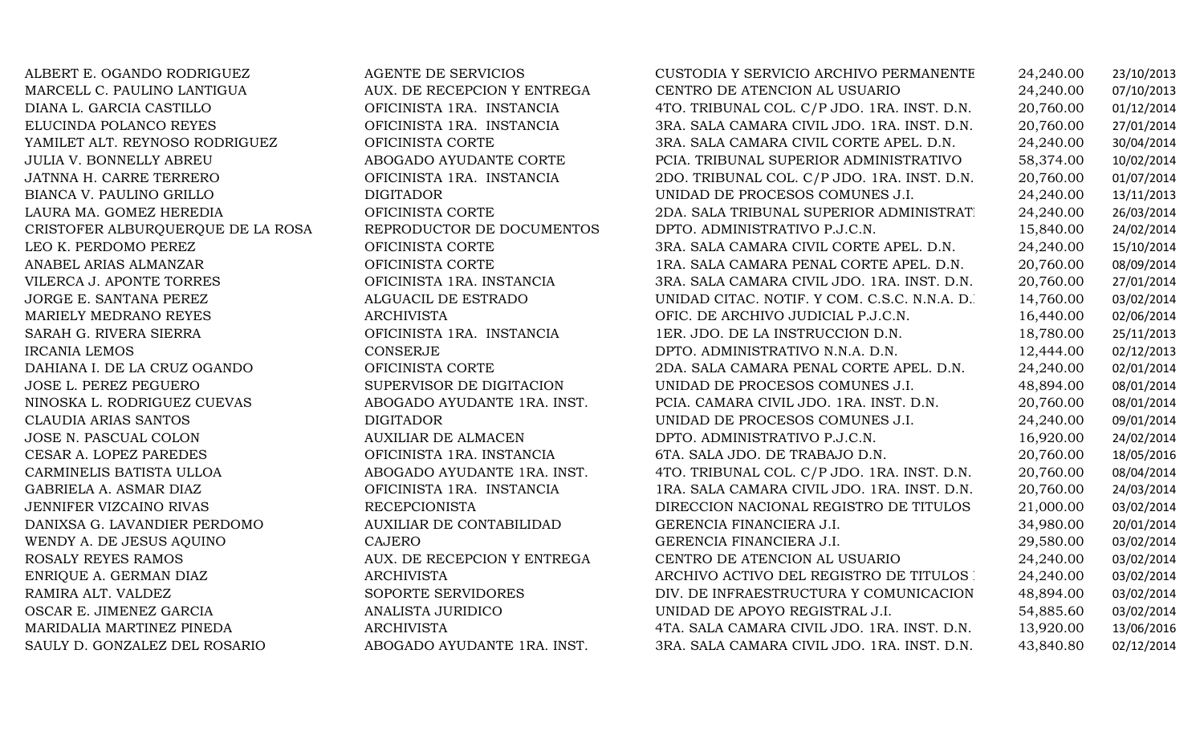| | | | | |
|---|---|---|---|---|
| ALBERT E. OGANDO RODRIGUEZ | AGENTE DE SERVICIOS | CUSTODIA Y SERVICIO ARCHIVO PERMANENTE | 24,240.00 | 23/10/2013 |
| MARCELL C. PAULINO LANTIGUA | AUX. DE RECEPCION Y ENTREGA | CENTRO DE ATENCION AL USUARIO | 24,240.00 | 07/10/2013 |
| DIANA L. GARCIA CASTILLO | OFICINISTA 1RA. INSTANCIA | 4TO. TRIBUNAL COL. C/P JDO. 1RA. INST. D.N. | 20,760.00 | 01/12/2014 |
| ELUCINDA POLANCO REYES | OFICINISTA 1RA. INSTANCIA | 3RA. SALA CAMARA CIVIL JDO. 1RA. INST. D.N. | 20,760.00 | 27/01/2014 |
| YAMILET ALT. REYNOSO RODRIGUEZ | OFICINISTA CORTE | 3RA. SALA CAMARA CIVIL CORTE APEL. D.N. | 24,240.00 | 30/04/2014 |
| JULIA V. BONNELLY ABREU | ABOGADO AYUDANTE CORTE | PCIA. TRIBUNAL SUPERIOR ADMINISTRATIVO | 58,374.00 | 10/02/2014 |
| JATNNA H. CARRE TERRERO | OFICINISTA 1RA. INSTANCIA | 2DO. TRIBUNAL COL. C/P JDO. 1RA. INST. D.N. | 20,760.00 | 01/07/2014 |
| BIANCA V. PAULINO GRILLO | DIGITADOR | UNIDAD DE PROCESOS COMUNES J.I. | 24,240.00 | 13/11/2013 |
| LAURA MA. GOMEZ HEREDIA | OFICINISTA CORTE | 2DA. SALA TRIBUNAL SUPERIOR ADMINISTRATI | 24,240.00 | 26/03/2014 |
| CRISTOFER ALBURQUERQUE DE LA ROSA | REPRODUCTOR DE DOCUMENTOS | DPTO. ADMINISTRATIVO P.J.C.N. | 15,840.00 | 24/02/2014 |
| LEO K. PERDOMO PEREZ | OFICINISTA CORTE | 3RA. SALA CAMARA CIVIL CORTE APEL. D.N. | 24,240.00 | 15/10/2014 |
| ANABEL ARIAS ALMANZAR | OFICINISTA CORTE | 1RA. SALA CAMARA PENAL CORTE APEL. D.N. | 20,760.00 | 08/09/2014 |
| VILERCA J. APONTE TORRES | OFICINISTA 1RA. INSTANCIA | 3RA. SALA CAMARA CIVIL JDO. 1RA. INST. D.N. | 20,760.00 | 27/01/2014 |
| JORGE E. SANTANA PEREZ | ALGUACIL DE ESTRADO | UNIDAD CITAC. NOTIF. Y COM. C.S.C. N.N.A. D. | 14,760.00 | 03/02/2014 |
| MARIELY MEDRANO REYES | ARCHIVISTA | OFIC. DE ARCHIVO JUDICIAL P.J.C.N. | 16,440.00 | 02/06/2014 |
| SARAH G. RIVERA SIERRA | OFICINISTA 1RA. INSTANCIA | 1ER. JDO. DE LA INSTRUCCION D.N. | 18,780.00 | 25/11/2013 |
| IRCANIA LEMOS | CONSERJE | DPTO. ADMINISTRATIVO N.N.A. D.N. | 12,444.00 | 02/12/2013 |
| DAHIANA I. DE LA CRUZ OGANDO | OFICINISTA CORTE | 2DA. SALA CAMARA PENAL CORTE APEL. D.N. | 24,240.00 | 02/01/2014 |
| JOSE L. PEREZ PEGUERO | SUPERVISOR DE DIGITACION | UNIDAD DE PROCESOS COMUNES J.I. | 48,894.00 | 08/01/2014 |
| NINOSKA L. RODRIGUEZ CUEVAS | ABOGADO AYUDANTE 1RA. INST. | PCIA. CAMARA CIVIL JDO. 1RA. INST. D.N. | 20,760.00 | 08/01/2014 |
| CLAUDIA ARIAS SANTOS | DIGITADOR | UNIDAD DE PROCESOS COMUNES J.I. | 24,240.00 | 09/01/2014 |
| JOSE N. PASCUAL COLON | AUXILIAR DE ALMACEN | DPTO. ADMINISTRATIVO P.J.C.N. | 16,920.00 | 24/02/2014 |
| CESAR A. LOPEZ PAREDES | OFICINISTA 1RA. INSTANCIA | 6TA. SALA JDO. DE TRABAJO D.N. | 20,760.00 | 18/05/2016 |
| CARMINELIS BATISTA ULLOA | ABOGADO AYUDANTE 1RA. INST. | 4TO. TRIBUNAL COL. C/P JDO. 1RA. INST. D.N. | 20,760.00 | 08/04/2014 |
| GABRIELA A. ASMAR DIAZ | OFICINISTA 1RA. INSTANCIA | 1RA. SALA CAMARA CIVIL JDO. 1RA. INST. D.N. | 20,760.00 | 24/03/2014 |
| JENNIFER VIZCAINO RIVAS | RECEPCIONISTA | DIRECCION NACIONAL REGISTRO DE TITULOS | 21,000.00 | 03/02/2014 |
| DANIXSA G. LAVANDIER PERDOMO | AUXILIAR DE CONTABILIDAD | GERENCIA FINANCIERA J.I. | 34,980.00 | 20/01/2014 |
| WENDY A. DE JESUS AQUINO | CAJERO | GERENCIA FINANCIERA J.I. | 29,580.00 | 03/02/2014 |
| ROSALY REYES RAMOS | AUX. DE RECEPCION Y ENTREGA | CENTRO DE ATENCION AL USUARIO | 24,240.00 | 03/02/2014 |
| ENRIQUE A. GERMAN DIAZ | ARCHIVISTA | ARCHIVO ACTIVO DEL REGISTRO DE TITULOS | 24,240.00 | 03/02/2014 |
| RAMIRA ALT. VALDEZ | SOPORTE SERVIDORES | DIV. DE INFRAESTRUCTURA Y COMUNICACION | 48,894.00 | 03/02/2014 |
| OSCAR E. JIMENEZ GARCIA | ANALISTA JURIDICO | UNIDAD DE APOYO REGISTRAL J.I. | 54,885.60 | 03/02/2014 |
| MARIDALIA MARTINEZ PINEDA | ARCHIVISTA | 4TA. SALA CAMARA CIVIL JDO. 1RA. INST. D.N. | 13,920.00 | 13/06/2016 |
| SAULY D. GONZALEZ DEL ROSARIO | ABOGADO AYUDANTE 1RA. INST. | 3RA. SALA CAMARA CIVIL JDO. 1RA. INST. D.N. | 43,840.80 | 02/12/2014 |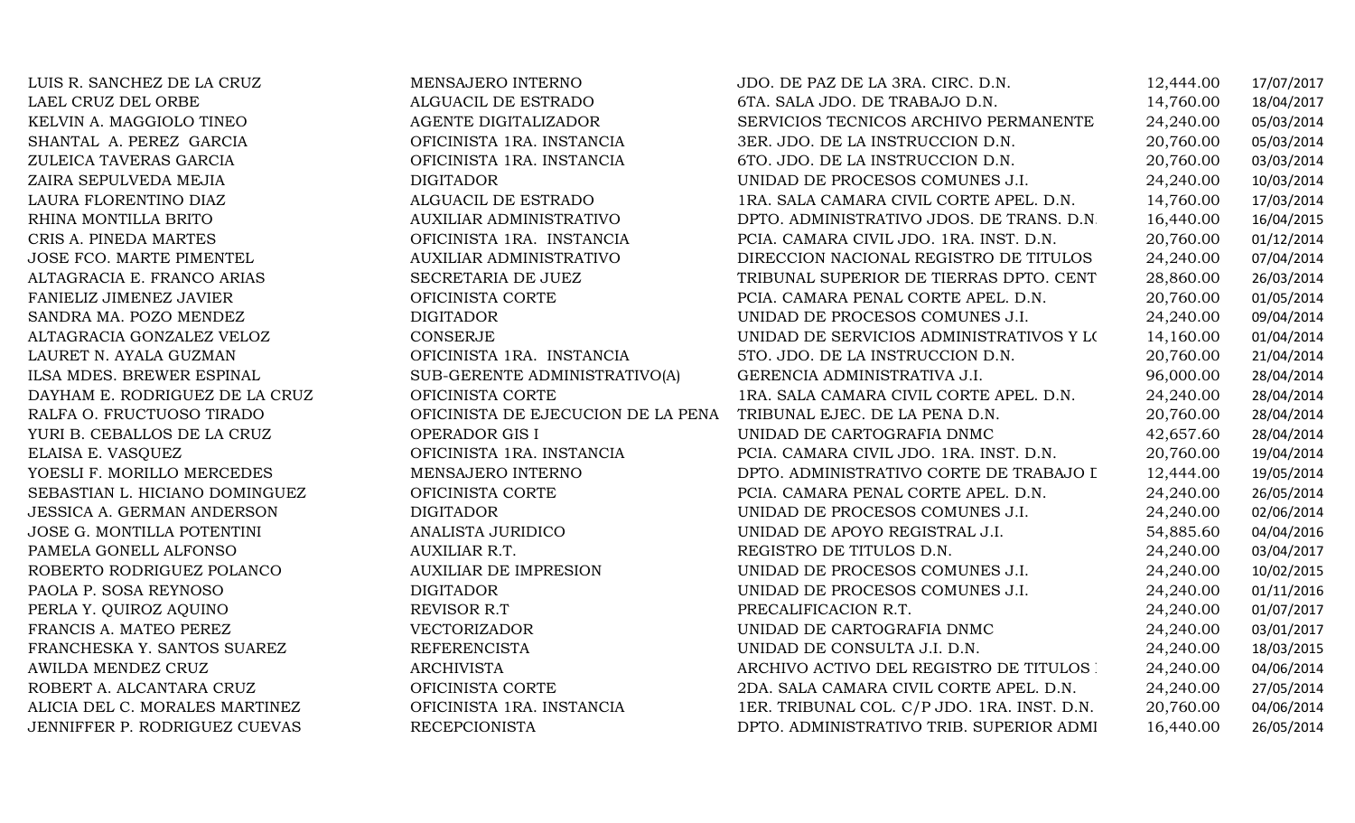| | | | | |
|---|---|---|---|---|
| LUIS R. SANCHEZ DE LA CRUZ | MENSAJERO INTERNO | JDO. DE PAZ DE LA 3RA. CIRC. D.N. | 12,444.00 | 17/07/2017 |
| LAEL CRUZ DEL ORBE | ALGUACIL DE ESTRADO | 6TA. SALA JDO. DE TRABAJO D.N. | 14,760.00 | 18/04/2017 |
| KELVIN A. MAGGIOLO TINEO | AGENTE DIGITALIZADOR | SERVICIOS TECNICOS ARCHIVO PERMANENTE | 24,240.00 | 05/03/2014 |
| SHANTAL A. PEREZ GARCIA | OFICINISTA 1RA. INSTANCIA | 3ER. JDO. DE LA INSTRUCCION D.N. | 20,760.00 | 05/03/2014 |
| ZULEICA TAVERAS GARCIA | OFICINISTA 1RA. INSTANCIA | 6TO. JDO. DE LA INSTRUCCION D.N. | 20,760.00 | 03/03/2014 |
| ZAIRA SEPULVEDA MEJIA | DIGITADOR | UNIDAD DE PROCESOS COMUNES J.I. | 24,240.00 | 10/03/2014 |
| LAURA FLORENTINO DIAZ | ALGUACIL DE ESTRADO | 1RA. SALA CAMARA CIVIL CORTE APEL. D.N. | 14,760.00 | 17/03/2014 |
| RHINA MONTILLA BRITO | AUXILIAR ADMINISTRATIVO | DPTO. ADMINISTRATIVO JDOS. DE TRANS. D.N. | 16,440.00 | 16/04/2015 |
| CRIS A. PINEDA MARTES | OFICINISTA 1RA. INSTANCIA | PCIA. CAMARA CIVIL JDO. 1RA. INST. D.N. | 20,760.00 | 01/12/2014 |
| JOSE FCO. MARTE PIMENTEL | AUXILIAR ADMINISTRATIVO | DIRECCION NACIONAL REGISTRO DE TITULOS | 24,240.00 | 07/04/2014 |
| ALTAGRACIA E. FRANCO ARIAS | SECRETARIA DE JUEZ | TRIBUNAL SUPERIOR DE TIERRAS DPTO. CENT | 28,860.00 | 26/03/2014 |
| FANIELIZ JIMENEZ JAVIER | OFICINISTA CORTE | PCIA. CAMARA PENAL CORTE APEL. D.N. | 20,760.00 | 01/05/2014 |
| SANDRA MA. POZO MENDEZ | DIGITADOR | UNIDAD DE PROCESOS COMUNES J.I. | 24,240.00 | 09/04/2014 |
| ALTAGRACIA GONZALEZ VELOZ | CONSERJE | UNIDAD DE SERVICIOS ADMINISTRATIVOS Y LO | 14,160.00 | 01/04/2014 |
| LAURET N. AYALA GUZMAN | OFICINISTA 1RA. INSTANCIA | 5TO. JDO. DE LA INSTRUCCION D.N. | 20,760.00 | 21/04/2014 |
| ILSA MDES. BREWER ESPINAL | SUB-GERENTE ADMINISTRATIVO(A) | GERENCIA ADMINISTRATIVA J.I. | 96,000.00 | 28/04/2014 |
| DAYHAM E. RODRIGUEZ DE LA CRUZ | OFICINISTA CORTE | 1RA. SALA CAMARA CIVIL CORTE APEL. D.N. | 24,240.00 | 28/04/2014 |
| RALFA O. FRUCTUOSO TIRADO | OFICINISTA DE EJECUCION DE LA PENA | TRIBUNAL EJEC. DE LA PENA D.N. | 20,760.00 | 28/04/2014 |
| YURI B. CEBALLOS DE LA CRUZ | OPERADOR GIS I | UNIDAD DE CARTOGRAFIA DNMC | 42,657.60 | 28/04/2014 |
| ELAISA E. VASQUEZ | OFICINISTA 1RA. INSTANCIA | PCIA. CAMARA CIVIL JDO. 1RA. INST. D.N. | 20,760.00 | 19/04/2014 |
| YOESLI F. MORILLO MERCEDES | MENSAJERO INTERNO | DPTO. ADMINISTRATIVO CORTE DE TRABAJO D | 12,444.00 | 19/05/2014 |
| SEBASTIAN L. HICIANO DOMINGUEZ | OFICINISTA CORTE | PCIA. CAMARA PENAL CORTE APEL. D.N. | 24,240.00 | 26/05/2014 |
| JESSICA A. GERMAN ANDERSON | DIGITADOR | UNIDAD DE PROCESOS COMUNES J.I. | 24,240.00 | 02/06/2014 |
| JOSE G. MONTILLA POTENTINI | ANALISTA JURIDICO | UNIDAD DE APOYO REGISTRAL J.I. | 54,885.60 | 04/04/2016 |
| PAMELA GONELL ALFONSO | AUXILIAR R.T. | REGISTRO DE TITULOS D.N. | 24,240.00 | 03/04/2017 |
| ROBERTO RODRIGUEZ POLANCO | AUXILIAR DE IMPRESION | UNIDAD DE PROCESOS COMUNES J.I. | 24,240.00 | 10/02/2015 |
| PAOLA P. SOSA REYNOSO | DIGITADOR | UNIDAD DE PROCESOS COMUNES J.I. | 24,240.00 | 01/11/2016 |
| PERLA Y. QUIROZ AQUINO | REVISOR R.T | PRECALIFICACION R.T. | 24,240.00 | 01/07/2017 |
| FRANCIS A. MATEO PEREZ | VECTORIZADOR | UNIDAD DE CARTOGRAFIA DNMC | 24,240.00 | 03/01/2017 |
| FRANCHESKA Y. SANTOS SUAREZ | REFERENCISTA | UNIDAD DE CONSULTA J.I. D.N. | 24,240.00 | 18/03/2015 |
| AWILDA MENDEZ CRUZ | ARCHIVISTA | ARCHIVO ACTIVO DEL REGISTRO DE TITULOS I | 24,240.00 | 04/06/2014 |
| ROBERT A. ALCANTARA CRUZ | OFICINISTA CORTE | 2DA. SALA CAMARA CIVIL CORTE APEL. D.N. | 24,240.00 | 27/05/2014 |
| ALICIA DEL C. MORALES MARTINEZ | OFICINISTA 1RA. INSTANCIA | 1ER. TRIBUNAL COL. C/P JDO. 1RA. INST. D.N. | 20,760.00 | 04/06/2014 |
| JENNIFFER P. RODRIGUEZ CUEVAS | RECEPCIONISTA | DPTO. ADMINISTRATIVO TRIB. SUPERIOR ADMI | 16,440.00 | 26/05/2014 |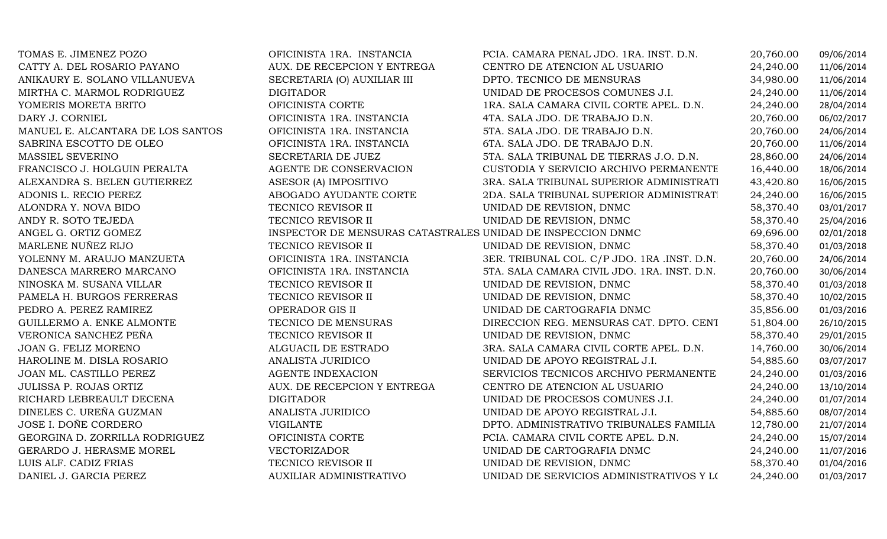| | | | | |
|---|---|---|---|---|
| TOMAS E. JIMENEZ POZO | OFICINISTA 1RA. INSTANCIA | PCIA. CAMARA PENAL JDO. 1RA. INST. D.N. | 20,760.00 | 09/06/2014 |
| CATTY A. DEL ROSARIO PAYANO | AUX. DE RECEPCION Y ENTREGA | CENTRO DE ATENCION AL USUARIO | 24,240.00 | 11/06/2014 |
| ANIKAURY E. SOLANO VILLANUEVA | SECRETARIA (O) AUXILIAR III | DPTO. TECNICO DE MENSURAS | 34,980.00 | 11/06/2014 |
| MIRTHA C. MARMOL RODRIGUEZ | DIGITADOR | UNIDAD DE PROCESOS COMUNES J.I. | 24,240.00 | 11/06/2014 |
| YOMERIS MORETA BRITO | OFICINISTA CORTE | 1RA. SALA CAMARA CIVIL CORTE APEL. D.N. | 24,240.00 | 28/04/2014 |
| DARY J. CORNIEL | OFICINISTA 1RA. INSTANCIA | 4TA. SALA JDO. DE TRABAJO D.N. | 20,760.00 | 06/02/2017 |
| MANUEL E. ALCANTARA DE LOS SANTOS | OFICINISTA 1RA. INSTANCIA | 5TA. SALA JDO. DE TRABAJO D.N. | 20,760.00 | 24/06/2014 |
| SABRINA ESCOTTO DE OLEO | OFICINISTA 1RA. INSTANCIA | 6TA. SALA JDO. DE TRABAJO D.N. | 20,760.00 | 11/06/2014 |
| MASSIEL SEVERINO | SECRETARIA DE JUEZ | 5TA. SALA TRIBUNAL DE TIERRAS J.O. D.N. | 28,860.00 | 24/06/2014 |
| FRANCISCO J. HOLGUIN PERALTA | AGENTE DE CONSERVACION | CUSTODIA Y SERVICIO ARCHIVO PERMANENTE | 16,440.00 | 18/06/2014 |
| ALEXANDRA S. BELEN GUTIERREZ | ASESOR (A) IMPOSITIVO | 3RA. SALA TRIBUNAL SUPERIOR ADMINISTRATI | 43,420.80 | 16/06/2015 |
| ADONIS L. RECIO PEREZ | ABOGADO AYUDANTE CORTE | 2DA. SALA TRIBUNAL SUPERIOR ADMINISTRATI | 24,240.00 | 16/06/2015 |
| ALONDRA Y. NOVA BIDO | TECNICO REVISOR II | UNIDAD DE REVISION, DNMC | 58,370.40 | 03/01/2017 |
| ANDY R. SOTO TEJEDA | TECNICO REVISOR II | UNIDAD DE REVISION, DNMC | 58,370.40 | 25/04/2016 |
| ANGEL G. ORTIZ GOMEZ | INSPECTOR DE MENSURAS CATASTRALES | UNIDAD DE INSPECCION DNMC | 69,696.00 | 02/01/2018 |
| MARLENE NUÑEZ RIJO | TECNICO REVISOR II | UNIDAD DE REVISION, DNMC | 58,370.40 | 01/03/2018 |
| YOLENNY M. ARAUJO MANZUETA | OFICINISTA 1RA. INSTANCIA | 3ER. TRIBUNAL COL. C/P JDO. 1RA .INST. D.N. | 20,760.00 | 24/06/2014 |
| DANESCA MARRERO MARCANO | OFICINISTA 1RA. INSTANCIA | 5TA. SALA CAMARA CIVIL JDO. 1RA. INST. D.N. | 20,760.00 | 30/06/2014 |
| NINOSKA M. SUSANA VILLAR | TECNICO REVISOR II | UNIDAD DE REVISION, DNMC | 58,370.40 | 01/03/2018 |
| PAMELA H. BURGOS FERRERAS | TECNICO REVISOR II | UNIDAD DE REVISION, DNMC | 58,370.40 | 10/02/2015 |
| PEDRO A. PEREZ RAMIREZ | OPERADOR GIS II | UNIDAD DE CARTOGRAFIA DNMC | 35,856.00 | 01/03/2016 |
| GUILLERMO A. ENKE ALMONTE | TECNICO DE MENSURAS | DIRECCION REG. MENSURAS CAT. DPTO. CENT | 51,804.00 | 26/10/2015 |
| VERONICA SANCHEZ PEÑA | TECNICO REVISOR II | UNIDAD DE REVISION, DNMC | 58,370.40 | 29/01/2015 |
| JOAN G. FELIZ MORENO | ALGUACIL DE ESTRADO | 3RA. SALA CAMARA CIVIL CORTE APEL. D.N. | 14,760.00 | 30/06/2014 |
| HAROLINE M. DISLA ROSARIO | ANALISTA JURIDICO | UNIDAD DE APOYO REGISTRAL J.I. | 54,885.60 | 03/07/2017 |
| JOAN ML. CASTILLO PEREZ | AGENTE INDEXACION | SERVICIOS TECNICOS ARCHIVO PERMANENTE | 24,240.00 | 01/03/2016 |
| JULISSA P. ROJAS ORTIZ | AUX. DE RECEPCION Y ENTREGA | CENTRO DE ATENCION AL USUARIO | 24,240.00 | 13/10/2014 |
| RICHARD LEBREAULT DECENA | DIGITADOR | UNIDAD DE PROCESOS COMUNES J.I. | 24,240.00 | 01/07/2014 |
| DINELES C. UREÑA GUZMAN | ANALISTA JURIDICO | UNIDAD DE APOYO REGISTRAL J.I. | 54,885.60 | 08/07/2014 |
| JOSE I. DOÑE CORDERO | VIGILANTE | DPTO. ADMINISTRATIVO TRIBUNALES FAMILIA | 12,780.00 | 21/07/2014 |
| GEORGINA D. ZORRILLA RODRIGUEZ | OFICINISTA CORTE | PCIA. CAMARA CIVIL CORTE APEL. D.N. | 24,240.00 | 15/07/2014 |
| GERARDO J. HERASME MOREL | VECTORIZADOR | UNIDAD DE CARTOGRAFIA DNMC | 24,240.00 | 11/07/2016 |
| LUIS ALF. CADIZ FRIAS | TECNICO REVISOR II | UNIDAD DE REVISION, DNMC | 58,370.40 | 01/04/2016 |
| DANIEL J. GARCIA PEREZ | AUXILIAR ADMINISTRATIVO | UNIDAD DE SERVICIOS ADMINISTRATIVOS Y LO | 24,240.00 | 01/03/2017 |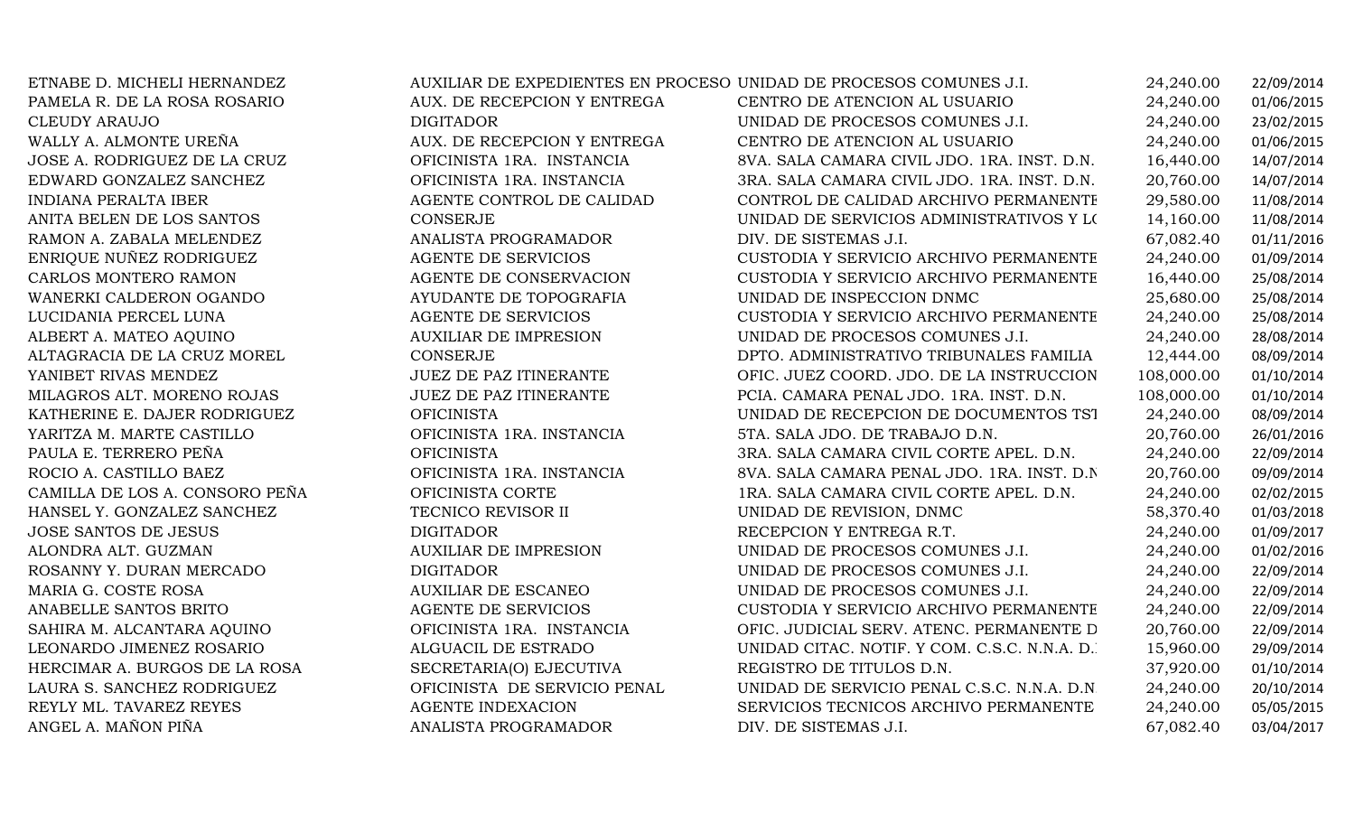| | | | | |
|---|---|---|---|---|
| ETNABE D. MICHELI HERNANDEZ | AUXILIAR DE EXPEDIENTES EN PROCESO | UNIDAD DE PROCESOS COMUNES J.I. | 24,240.00 | 22/09/2014 |
| PAMELA R. DE LA ROSA ROSARIO | AUX. DE RECEPCION Y ENTREGA | CENTRO DE ATENCION AL USUARIO | 24,240.00 | 01/06/2015 |
| CLEUDY ARAUJO | DIGITADOR | UNIDAD DE PROCESOS COMUNES J.I. | 24,240.00 | 23/02/2015 |
| WALLY A. ALMONTE UREÑA | AUX. DE RECEPCION Y ENTREGA | CENTRO DE ATENCION AL USUARIO | 24,240.00 | 01/06/2015 |
| JOSE A. RODRIGUEZ DE LA CRUZ | OFICINISTA 1RA. INSTANCIA | 8VA. SALA CAMARA CIVIL JDO. 1RA. INST. D.N. | 16,440.00 | 14/07/2014 |
| EDWARD GONZALEZ SANCHEZ | OFICINISTA 1RA. INSTANCIA | 3RA. SALA CAMARA CIVIL JDO. 1RA. INST. D.N. | 20,760.00 | 14/07/2014 |
| INDIANA PERALTA IBER | AGENTE CONTROL DE CALIDAD | CONTROL DE CALIDAD ARCHIVO PERMANENTE | 29,580.00 | 11/08/2014 |
| ANITA BELEN DE LOS SANTOS | CONSERJE | UNIDAD DE SERVICIOS ADMINISTRATIVOS Y LO | 14,160.00 | 11/08/2014 |
| RAMON A. ZABALA MELENDEZ | ANALISTA PROGRAMADOR | DIV. DE SISTEMAS J.I. | 67,082.40 | 01/11/2016 |
| ENRIQUE NUÑEZ RODRIGUEZ | AGENTE DE SERVICIOS | CUSTODIA Y SERVICIO ARCHIVO PERMANENTE | 24,240.00 | 01/09/2014 |
| CARLOS MONTERO RAMON | AGENTE DE CONSERVACION | CUSTODIA Y SERVICIO ARCHIVO PERMANENTE | 16,440.00 | 25/08/2014 |
| WANERKI CALDERON OGANDO | AYUDANTE DE TOPOGRAFIA | UNIDAD DE INSPECCION DNMC | 25,680.00 | 25/08/2014 |
| LUCIDANIA PERCEL LUNA | AGENTE DE SERVICIOS | CUSTODIA Y SERVICIO ARCHIVO PERMANENTE | 24,240.00 | 25/08/2014 |
| ALBERT A. MATEO AQUINO | AUXILIAR DE IMPRESION | UNIDAD DE PROCESOS COMUNES J.I. | 24,240.00 | 28/08/2014 |
| ALTAGRACIA DE LA CRUZ MOREL | CONSERJE | DPTO. ADMINISTRATIVO TRIBUNALES FAMILIA | 12,444.00 | 08/09/2014 |
| YANIBET RIVAS MENDEZ | JUEZ DE PAZ ITINERANTE | OFIC. JUEZ COORD. JDO. DE LA INSTRUCCION | 108,000.00 | 01/10/2014 |
| MILAGROS ALT. MORENO ROJAS | JUEZ DE PAZ ITINERANTE | PCIA. CAMARA PENAL JDO. 1RA. INST. D.N. | 108,000.00 | 01/10/2014 |
| KATHERINE E. DAJER RODRIGUEZ | OFICINISTA | UNIDAD DE RECEPCION DE DOCUMENTOS TST | 24,240.00 | 08/09/2014 |
| YARITZA M. MARTE CASTILLO | OFICINISTA 1RA. INSTANCIA | 5TA. SALA JDO. DE TRABAJO D.N. | 20,760.00 | 26/01/2016 |
| PAULA E. TERRERO PEÑA | OFICINISTA | 3RA. SALA CAMARA CIVIL CORTE APEL. D.N. | 24,240.00 | 22/09/2014 |
| ROCIO A. CASTILLO BAEZ | OFICINISTA 1RA. INSTANCIA | 8VA. SALA CAMARA PENAL JDO. 1RA. INST. D.N | 20,760.00 | 09/09/2014 |
| CAMILLA DE LOS A. CONSORO PEÑA | OFICINISTA CORTE | 1RA. SALA CAMARA CIVIL CORTE APEL. D.N. | 24,240.00 | 02/02/2015 |
| HANSEL Y. GONZALEZ SANCHEZ | TECNICO REVISOR II | UNIDAD DE REVISION, DNMC | 58,370.40 | 01/03/2018 |
| JOSE SANTOS DE JESUS | DIGITADOR | RECEPCION Y ENTREGA R.T. | 24,240.00 | 01/09/2017 |
| ALONDRA ALT. GUZMAN | AUXILIAR DE IMPRESION | UNIDAD DE PROCESOS COMUNES J.I. | 24,240.00 | 01/02/2016 |
| ROSANNY Y. DURAN MERCADO | DIGITADOR | UNIDAD DE PROCESOS COMUNES J.I. | 24,240.00 | 22/09/2014 |
| MARIA G. COSTE ROSA | AUXILIAR DE ESCANEO | UNIDAD DE PROCESOS COMUNES J.I. | 24,240.00 | 22/09/2014 |
| ANABELLE SANTOS BRITO | AGENTE DE SERVICIOS | CUSTODIA Y SERVICIO ARCHIVO PERMANENTE | 24,240.00 | 22/09/2014 |
| SAHIRA M. ALCANTARA AQUINO | OFICINISTA 1RA. INSTANCIA | OFIC. JUDICIAL SERV. ATENC. PERMANENTE D | 20,760.00 | 22/09/2014 |
| LEONARDO JIMENEZ ROSARIO | ALGUACIL DE ESTRADO | UNIDAD CITAC. NOTIF. Y COM. C.S.C. N.N.A. D. | 15,960.00 | 29/09/2014 |
| HERCIMAR A. BURGOS DE LA ROSA | SECRETARIA(O) EJECUTIVA | REGISTRO DE TITULOS D.N. | 37,920.00 | 01/10/2014 |
| LAURA S. SANCHEZ RODRIGUEZ | OFICINISTA DE SERVICIO PENAL | UNIDAD DE SERVICIO PENAL C.S.C. N.N.A. D.N | 24,240.00 | 20/10/2014 |
| REYLY ML. TAVAREZ REYES | AGENTE INDEXACION | SERVICIOS TECNICOS ARCHIVO PERMANENTE | 24,240.00 | 05/05/2015 |
| ANGEL A. MAÑON PIÑA | ANALISTA PROGRAMADOR | DIV. DE SISTEMAS J.I. | 67,082.40 | 03/04/2017 |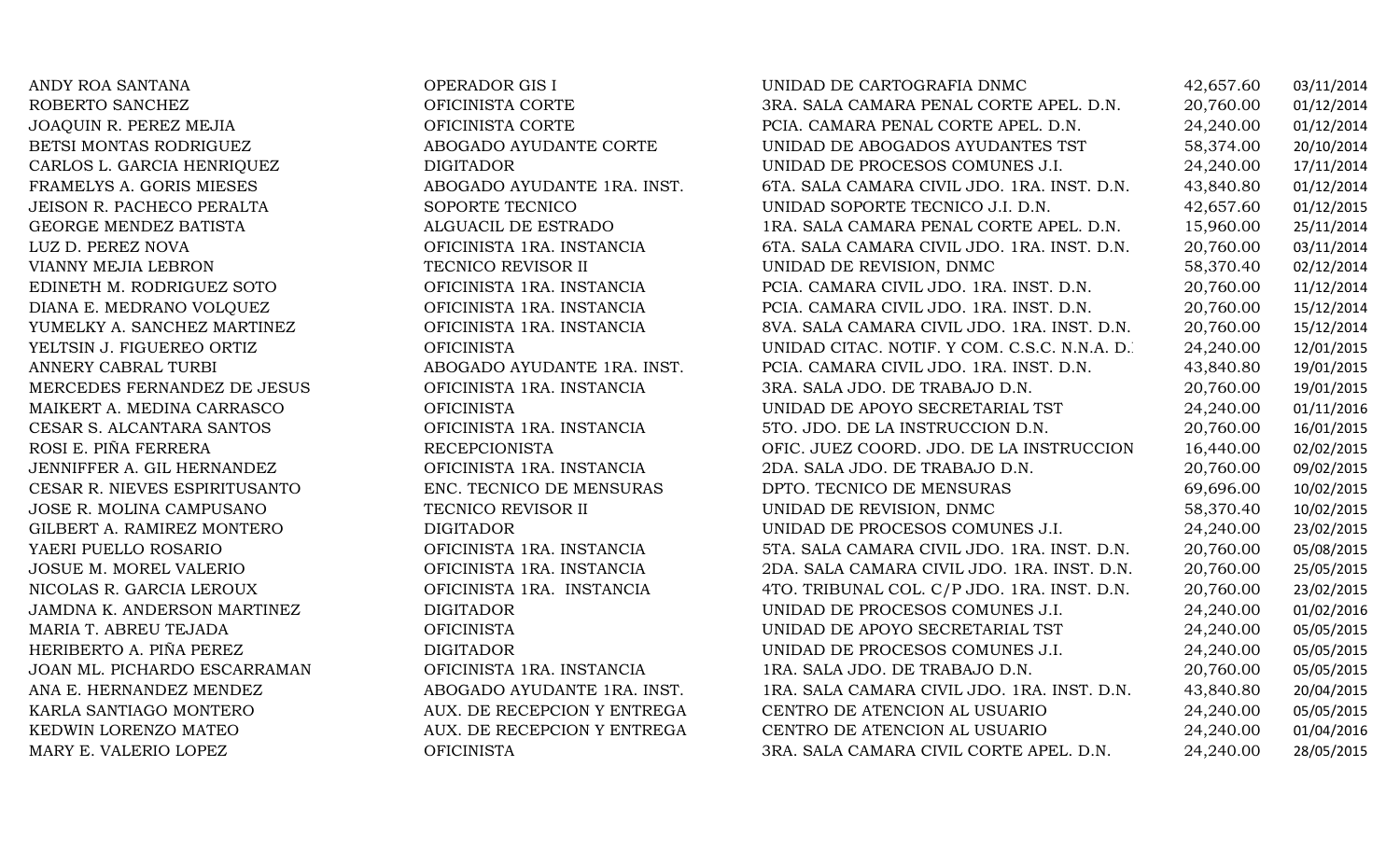| | | | | |
|---|---|---|---|---|
| ANDY ROA SANTANA | OPERADOR GIS I | UNIDAD DE CARTOGRAFIA DNMC | 42,657.60 | 03/11/2014 |
| ROBERTO SANCHEZ | OFICINISTA CORTE | 3RA. SALA CAMARA PENAL CORTE APEL. D.N. | 20,760.00 | 01/12/2014 |
| JOAQUIN R. PEREZ MEJIA | OFICINISTA CORTE | PCIA. CAMARA PENAL CORTE APEL. D.N. | 24,240.00 | 01/12/2014 |
| BETSI MONTAS RODRIGUEZ | ABOGADO AYUDANTE CORTE | UNIDAD DE ABOGADOS AYUDANTES TST | 58,374.00 | 20/10/2014 |
| CARLOS L. GARCIA HENRIQUEZ | DIGITADOR | UNIDAD DE PROCESOS COMUNES J.I. | 24,240.00 | 17/11/2014 |
| FRAMELYS A. GORIS MIESES | ABOGADO AYUDANTE 1RA. INST. | 6TA. SALA CAMARA CIVIL JDO. 1RA. INST. D.N. | 43,840.80 | 01/12/2014 |
| JEISON R. PACHECO PERALTA | SOPORTE TECNICO | UNIDAD SOPORTE TECNICO J.I. D.N. | 42,657.60 | 01/12/2015 |
| GEORGE MENDEZ BATISTA | ALGUACIL DE ESTRADO | 1RA. SALA CAMARA PENAL CORTE APEL. D.N. | 15,960.00 | 25/11/2014 |
| LUZ D. PEREZ NOVA | OFICINISTA 1RA. INSTANCIA | 6TA. SALA CAMARA CIVIL JDO. 1RA. INST. D.N. | 20,760.00 | 03/11/2014 |
| VIANNY MEJIA LEBRON | TECNICO REVISOR II | UNIDAD DE REVISION, DNMC | 58,370.40 | 02/12/2014 |
| EDINETH M. RODRIGUEZ SOTO | OFICINISTA 1RA. INSTANCIA | PCIA. CAMARA CIVIL JDO. 1RA. INST. D.N. | 20,760.00 | 11/12/2014 |
| DIANA E. MEDRANO VOLQUEZ | OFICINISTA 1RA. INSTANCIA | PCIA. CAMARA CIVIL JDO. 1RA. INST. D.N. | 20,760.00 | 15/12/2014 |
| YUMELKY A. SANCHEZ MARTINEZ | OFICINISTA 1RA. INSTANCIA | 8VA. SALA CAMARA CIVIL JDO. 1RA. INST. D.N. | 20,760.00 | 15/12/2014 |
| YELTSIN J. FIGUEREO ORTIZ | OFICINISTA | UNIDAD CITAC. NOTIF. Y COM. C.S.C. N.N.A. D. | 24,240.00 | 12/01/2015 |
| ANNERY CABRAL TURBI | ABOGADO AYUDANTE 1RA. INST. | PCIA. CAMARA CIVIL JDO. 1RA. INST. D.N. | 43,840.80 | 19/01/2015 |
| MERCEDES FERNANDEZ DE JESUS | OFICINISTA 1RA. INSTANCIA | 3RA. SALA JDO. DE TRABAJO D.N. | 20,760.00 | 19/01/2015 |
| MAIKERT A. MEDINA CARRASCO | OFICINISTA | UNIDAD DE APOYO SECRETARIAL TST | 24,240.00 | 01/11/2016 |
| CESAR S. ALCANTARA SANTOS | OFICINISTA 1RA. INSTANCIA | 5TO. JDO. DE LA INSTRUCCION D.N. | 20,760.00 | 16/01/2015 |
| ROSI E. PIÑA FERRERA | RECEPCIONISTA | OFIC. JUEZ COORD. JDO. DE LA INSTRUCCION | 16,440.00 | 02/02/2015 |
| JENNIFFER A. GIL HERNANDEZ | OFICINISTA 1RA. INSTANCIA | 2DA. SALA JDO. DE TRABAJO D.N. | 20,760.00 | 09/02/2015 |
| CESAR R. NIEVES ESPIRITUSANTO | ENC. TECNICO DE MENSURAS | DPTO. TECNICO DE MENSURAS | 69,696.00 | 10/02/2015 |
| JOSE R. MOLINA CAMPUSANO | TECNICO REVISOR II | UNIDAD DE REVISION, DNMC | 58,370.40 | 10/02/2015 |
| GILBERT A. RAMIREZ MONTERO | DIGITADOR | UNIDAD DE PROCESOS COMUNES J.I. | 24,240.00 | 23/02/2015 |
| YAERI PUELLO ROSARIO | OFICINISTA 1RA. INSTANCIA | 5TA. SALA CAMARA CIVIL JDO. 1RA. INST. D.N. | 20,760.00 | 05/08/2015 |
| JOSUE M. MOREL VALERIO | OFICINISTA 1RA. INSTANCIA | 2DA. SALA CAMARA CIVIL JDO. 1RA. INST. D.N. | 20,760.00 | 25/05/2015 |
| NICOLAS R. GARCIA LEROUX | OFICINISTA 1RA. INSTANCIA | 4TO. TRIBUNAL COL. C/P JDO. 1RA. INST. D.N. | 20,760.00 | 23/02/2015 |
| JAMDNA K. ANDERSON MARTINEZ | DIGITADOR | UNIDAD DE PROCESOS COMUNES J.I. | 24,240.00 | 01/02/2016 |
| MARIA T. ABREU TEJADA | OFICINISTA | UNIDAD DE APOYO SECRETARIAL TST | 24,240.00 | 05/05/2015 |
| HERIBERTO A. PIÑA PEREZ | DIGITADOR | UNIDAD DE PROCESOS COMUNES J.I. | 24,240.00 | 05/05/2015 |
| JOAN ML. PICHARDO ESCARRAMAN | OFICINISTA 1RA. INSTANCIA | 1RA. SALA JDO. DE TRABAJO D.N. | 20,760.00 | 05/05/2015 |
| ANA E. HERNANDEZ MENDEZ | ABOGADO AYUDANTE 1RA. INST. | 1RA. SALA CAMARA CIVIL JDO. 1RA. INST. D.N. | 43,840.80 | 20/04/2015 |
| KARLA SANTIAGO MONTERO | AUX. DE RECEPCION Y ENTREGA | CENTRO DE ATENCION AL USUARIO | 24,240.00 | 05/05/2015 |
| KEDWIN LORENZO MATEO | AUX. DE RECEPCION Y ENTREGA | CENTRO DE ATENCION AL USUARIO | 24,240.00 | 01/04/2016 |
| MARY E. VALERIO LOPEZ | OFICINISTA | 3RA. SALA CAMARA CIVIL CORTE APEL. D.N. | 24,240.00 | 28/05/2015 |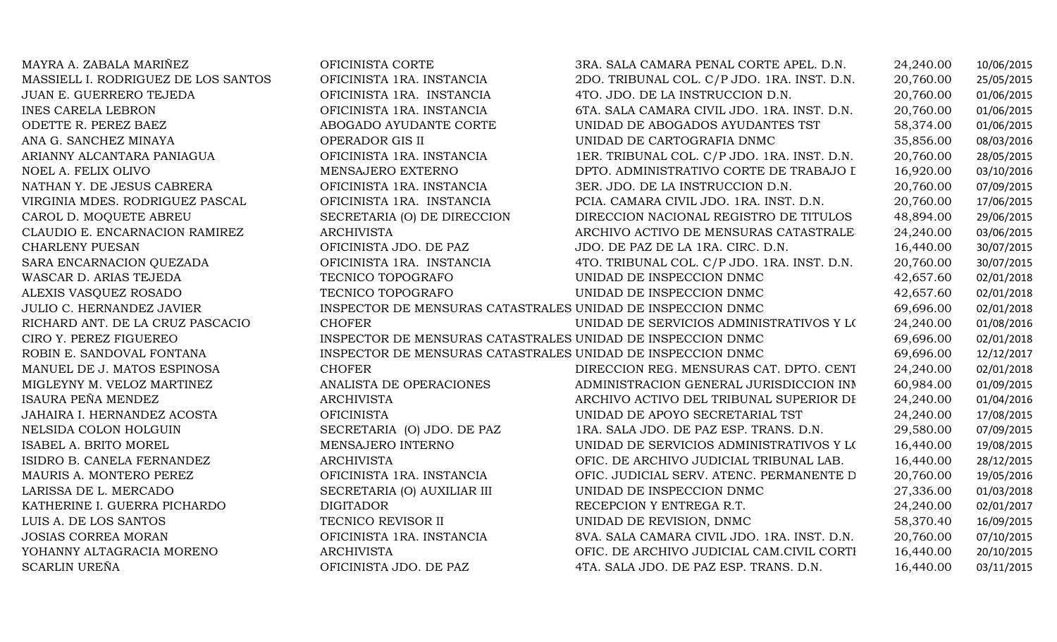| | | | | |
|---|---|---|---|---|
| MAYRA A. ZABALA MARIÑEZ | OFICINISTA CORTE | 3RA. SALA CAMARA PENAL CORTE APEL. D.N. | 24,240.00 | 10/06/2015 |
| MASSIELL I. RODRIGUEZ DE LOS SANTOS | OFICINISTA 1RA. INSTANCIA | 2DO. TRIBUNAL COL. C/P JDO. 1RA. INST. D.N. | 20,760.00 | 25/05/2015 |
| JUAN E. GUERRERO TEJEDA | OFICINISTA 1RA. INSTANCIA | 4TO. JDO. DE LA INSTRUCCION D.N. | 20,760.00 | 01/06/2015 |
| INES CARELA LEBRON | OFICINISTA 1RA. INSTANCIA | 6TA. SALA CAMARA CIVIL JDO. 1RA. INST. D.N. | 20,760.00 | 01/06/2015 |
| ODETTE R. PEREZ BAEZ | ABOGADO AYUDANTE CORTE | UNIDAD DE ABOGADOS AYUDANTES TST | 58,374.00 | 01/06/2015 |
| ANA G. SANCHEZ MINAYA | OPERADOR GIS II | UNIDAD DE CARTOGRAFIA DNMC | 35,856.00 | 08/03/2016 |
| ARIANNY ALCANTARA PANIAGUA | OFICINISTA 1RA. INSTANCIA | 1ER. TRIBUNAL COL. C/P JDO. 1RA. INST. D.N. | 20,760.00 | 28/05/2015 |
| NOEL A. FELIX OLIVO | MENSAJERO EXTERNO | DPTO. ADMINISTRATIVO CORTE DE TRABAJO I | 16,920.00 | 03/10/2016 |
| NATHAN Y. DE JESUS CABRERA | OFICINISTA 1RA. INSTANCIA | 3ER. JDO. DE LA INSTRUCCION D.N. | 20,760.00 | 07/09/2015 |
| VIRGINIA MDES. RODRIGUEZ PASCAL | OFICINISTA 1RA. INSTANCIA | PCIA. CAMARA CIVIL JDO. 1RA. INST. D.N. | 20,760.00 | 17/06/2015 |
| CAROL D. MOQUETE ABREU | SECRETARIA (O) DE DIRECCION | DIRECCION NACIONAL REGISTRO DE TITULOS | 48,894.00 | 29/06/2015 |
| CLAUDIO E. ENCARNACION RAMIREZ | ARCHIVISTA | ARCHIVO ACTIVO DE MENSURAS CATASTRALE | 24,240.00 | 03/06/2015 |
| CHARLENY PUESAN | OFICINISTA JDO. DE PAZ | JDO. DE PAZ DE LA 1RA. CIRC. D.N. | 16,440.00 | 30/07/2015 |
| SARA ENCARNACION QUEZADA | OFICINISTA 1RA. INSTANCIA | 4TO. TRIBUNAL COL. C/P JDO. 1RA. INST. D.N. | 20,760.00 | 30/07/2015 |
| WASCAR D. ARIAS TEJEDA | TECNICO TOPOGRAFO | UNIDAD DE INSPECCION DNMC | 42,657.60 | 02/01/2018 |
| ALEXIS VASQUEZ ROSADO | TECNICO TOPOGRAFO | UNIDAD DE INSPECCION DNMC | 42,657.60 | 02/01/2018 |
| JULIO C. HERNANDEZ JAVIER | INSPECTOR DE MENSURAS CATASTRALES | UNIDAD DE INSPECCION DNMC | 69,696.00 | 02/01/2018 |
| RICHARD ANT. DE LA CRUZ PASCACIO | CHOFER | UNIDAD DE SERVICIOS ADMINISTRATIVOS Y LO | 24,240.00 | 01/08/2016 |
| CIRO Y. PEREZ FIGUEREO | INSPECTOR DE MENSURAS CATASTRALES | UNIDAD DE INSPECCION DNMC | 69,696.00 | 02/01/2018 |
| ROBIN E. SANDOVAL FONTANA | INSPECTOR DE MENSURAS CATASTRALES | UNIDAD DE INSPECCION DNMC | 69,696.00 | 12/12/2017 |
| MANUEL DE J. MATOS ESPINOSA | CHOFER | DIRECCION REG. MENSURAS CAT. DPTO. CENT | 24,240.00 | 02/01/2018 |
| MIGLEYNY M. VELOZ MARTINEZ | ANALISTA DE OPERACIONES | ADMINISTRACION GENERAL JURISDICCION INM | 60,984.00 | 01/09/2015 |
| ISAURA PEÑA MENDEZ | ARCHIVISTA | ARCHIVO ACTIVO DEL TRIBUNAL SUPERIOR DE | 24,240.00 | 01/04/2016 |
| JAHAIRA I. HERNANDEZ ACOSTA | OFICINISTA | UNIDAD DE APOYO SECRETARIAL TST | 24,240.00 | 17/08/2015 |
| NELSIDA COLON HOLGUIN | SECRETARIA (O) JDO. DE PAZ | 1RA. SALA JDO. DE PAZ ESP. TRANS. D.N. | 29,580.00 | 07/09/2015 |
| ISABEL A. BRITO MOREL | MENSAJERO INTERNO | UNIDAD DE SERVICIOS ADMINISTRATIVOS Y LO | 16,440.00 | 19/08/2015 |
| ISIDRO B. CANELA FERNANDEZ | ARCHIVISTA | OFIC. DE ARCHIVO JUDICIAL TRIBUNAL LAB. | 16,440.00 | 28/12/2015 |
| MAURIS A. MONTERO PEREZ | OFICINISTA 1RA. INSTANCIA | OFIC. JUDICIAL SERV. ATENC. PERMANENTE D | 20,760.00 | 19/05/2016 |
| LARISSA DE L. MERCADO | SECRETARIA (O) AUXILIAR III | UNIDAD DE INSPECCION DNMC | 27,336.00 | 01/03/2018 |
| KATHERINE I. GUERRA PICHARDO | DIGITADOR | RECEPCION Y ENTREGA R.T. | 24,240.00 | 02/01/2017 |
| LUIS A. DE LOS SANTOS | TECNICO REVISOR II | UNIDAD DE REVISION, DNMC | 58,370.40 | 16/09/2015 |
| JOSIAS CORREA MORAN | OFICINISTA 1RA. INSTANCIA | 8VA. SALA CAMARA CIVIL JDO. 1RA. INST. D.N. | 20,760.00 | 07/10/2015 |
| YOHANNY ALTAGRACIA MORENO | ARCHIVISTA | OFIC. DE ARCHIVO JUDICIAL CAM.CIVIL CORTI | 16,440.00 | 20/10/2015 |
| SCARLIN UREÑA | OFICINISTA JDO. DE PAZ | 4TA. SALA JDO. DE PAZ ESP. TRANS. D.N. | 16,440.00 | 03/11/2015 |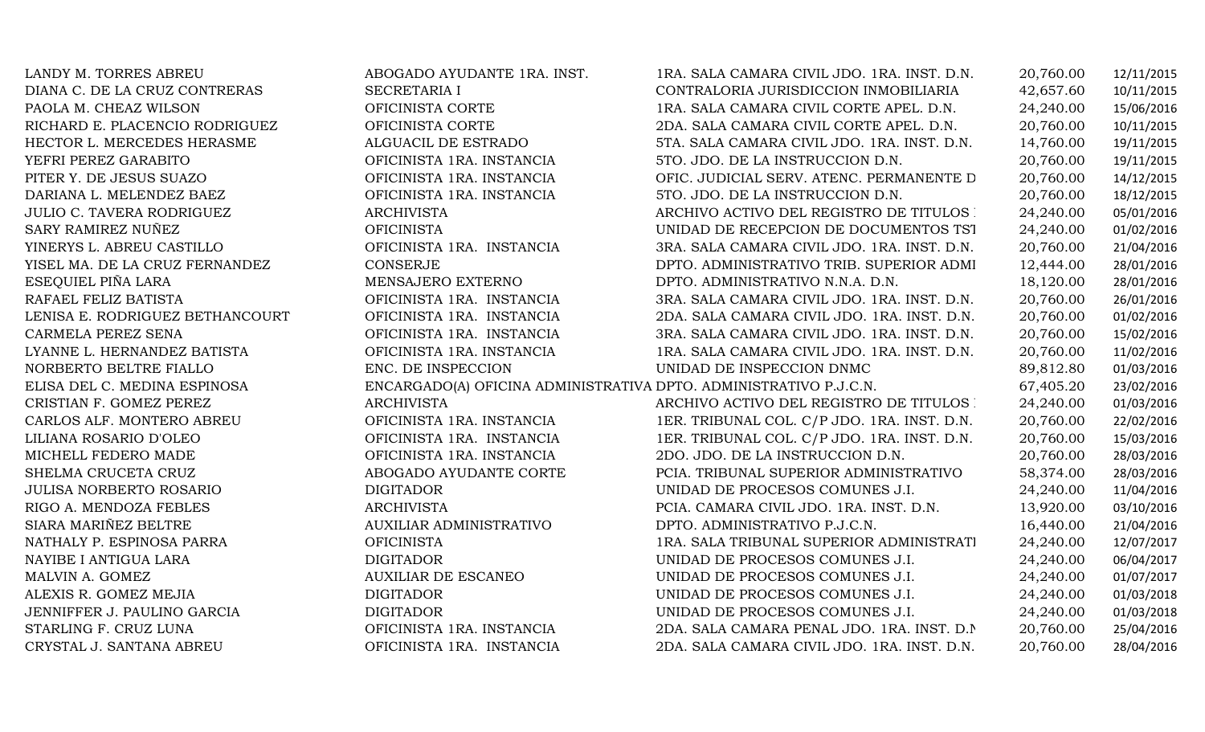| | | | | |
|---|---|---|---|---|
| LANDY M. TORRES ABREU | ABOGADO AYUDANTE 1RA. INST. | 1RA. SALA CAMARA CIVIL JDO. 1RA. INST. D.N. | 20,760.00 | 12/11/2015 |
| DIANA C. DE LA CRUZ CONTRERAS | SECRETARIA I | CONTRALORIA JURISDICCION INMOBILIARIA | 42,657.60 | 10/11/2015 |
| PAOLA M. CHEAZ WILSON | OFICINISTA CORTE | 1RA. SALA CAMARA CIVIL CORTE APEL. D.N. | 24,240.00 | 15/06/2016 |
| RICHARD E. PLACENCIO RODRIGUEZ | OFICINISTA CORTE | 2DA. SALA CAMARA CIVIL CORTE APEL. D.N. | 20,760.00 | 10/11/2015 |
| HECTOR L. MERCEDES HERASME | ALGUACIL DE ESTRADO | 5TA. SALA CAMARA CIVIL JDO. 1RA. INST. D.N. | 14,760.00 | 19/11/2015 |
| YEFRI PEREZ GARABITO | OFICINISTA 1RA. INSTANCIA | 5TO. JDO. DE LA INSTRUCCION D.N. | 20,760.00 | 19/11/2015 |
| PITER Y. DE JESUS SUAZO | OFICINISTA 1RA. INSTANCIA | OFIC. JUDICIAL SERV. ATENC. PERMANENTE D | 20,760.00 | 14/12/2015 |
| DARIANA L. MELENDEZ BAEZ | OFICINISTA 1RA. INSTANCIA | 5TO. JDO. DE LA INSTRUCCION D.N. | 20,760.00 | 18/12/2015 |
| JULIO C. TAVERA RODRIGUEZ | ARCHIVISTA | ARCHIVO ACTIVO DEL REGISTRO DE TITULOS | 24,240.00 | 05/01/2016 |
| SARY RAMIREZ NUÑEZ | OFICINISTA | UNIDAD DE RECEPCION DE DOCUMENTOS TST | 24,240.00 | 01/02/2016 |
| YINERYS L. ABREU CASTILLO | OFICINISTA 1RA. INSTANCIA | 3RA. SALA CAMARA CIVIL JDO. 1RA. INST. D.N. | 20,760.00 | 21/04/2016 |
| YISEL MA. DE LA CRUZ FERNANDEZ | CONSERJE | DPTO. ADMINISTRATIVO TRIB. SUPERIOR ADMI | 12,444.00 | 28/01/2016 |
| ESEQUIEL PIÑA LARA | MENSAJERO EXTERNO | DPTO. ADMINISTRATIVO N.N.A. D.N. | 18,120.00 | 28/01/2016 |
| RAFAEL FELIZ BATISTA | OFICINISTA 1RA. INSTANCIA | 3RA. SALA CAMARA CIVIL JDO. 1RA. INST. D.N. | 20,760.00 | 26/01/2016 |
| LENISA E. RODRIGUEZ BETHANCOURT | OFICINISTA 1RA. INSTANCIA | 2DA. SALA CAMARA CIVIL JDO. 1RA. INST. D.N. | 20,760.00 | 01/02/2016 |
| CARMELA PEREZ SENA | OFICINISTA 1RA. INSTANCIA | 3RA. SALA CAMARA CIVIL JDO. 1RA. INST. D.N. | 20,760.00 | 15/02/2016 |
| LYANNE L. HERNANDEZ BATISTA | OFICINISTA 1RA. INSTANCIA | 1RA. SALA CAMARA CIVIL JDO. 1RA. INST. D.N. | 20,760.00 | 11/02/2016 |
| NORBERTO BELTRE FIALLO | ENC. DE INSPECCION | UNIDAD DE INSPECCION DNMC | 89,812.80 | 01/03/2016 |
| ELISA DEL C. MEDINA ESPINOSA | ENCARGADO(A) OFICINA ADMINISTRATIVA | DPTO. ADMINISTRATIVO P.J.C.N. | 67,405.20 | 23/02/2016 |
| CRISTIAN F. GOMEZ PEREZ | ARCHIVISTA | ARCHIVO ACTIVO DEL REGISTRO DE TITULOS | 24,240.00 | 01/03/2016 |
| CARLOS ALF. MONTERO ABREU | OFICINISTA 1RA. INSTANCIA | 1ER. TRIBUNAL COL. C/P JDO. 1RA. INST. D.N. | 20,760.00 | 22/02/2016 |
| LILIANA ROSARIO D'OLEO | OFICINISTA 1RA. INSTANCIA | 1ER. TRIBUNAL COL. C/P JDO. 1RA. INST. D.N. | 20,760.00 | 15/03/2016 |
| MICHELL FEDERO MADE | OFICINISTA 1RA. INSTANCIA | 2DO. JDO. DE LA INSTRUCCION D.N. | 20,760.00 | 28/03/2016 |
| SHELMA CRUCETA CRUZ | ABOGADO AYUDANTE CORTE | PCIA. TRIBUNAL SUPERIOR ADMINISTRATIVO | 58,374.00 | 28/03/2016 |
| JULISA NORBERTO ROSARIO | DIGITADOR | UNIDAD DE PROCESOS COMUNES J.I. | 24,240.00 | 11/04/2016 |
| RIGO A. MENDOZA FEBLES | ARCHIVISTA | PCIA. CAMARA CIVIL JDO. 1RA. INST. D.N. | 13,920.00 | 03/10/2016 |
| SIARA MARIÑEZ BELTRE | AUXILIAR ADMINISTRATIVO | DPTO. ADMINISTRATIVO P.J.C.N. | 16,440.00 | 21/04/2016 |
| NATHALY P. ESPINOSA PARRA | OFICINISTA | 1RA. SALA TRIBUNAL SUPERIOR ADMINISTRATI | 24,240.00 | 12/07/2017 |
| NAYIBE I ANTIGUA LARA | DIGITADOR | UNIDAD DE PROCESOS COMUNES J.I. | 24,240.00 | 06/04/2017 |
| MALVIN A. GOMEZ | AUXILIAR DE ESCANEO | UNIDAD DE PROCESOS COMUNES J.I. | 24,240.00 | 01/07/2017 |
| ALEXIS R. GOMEZ MEJIA | DIGITADOR | UNIDAD DE PROCESOS COMUNES J.I. | 24,240.00 | 01/03/2018 |
| JENNIFFER J. PAULINO GARCIA | DIGITADOR | UNIDAD DE PROCESOS COMUNES J.I. | 24,240.00 | 01/03/2018 |
| STARLING F. CRUZ LUNA | OFICINISTA 1RA. INSTANCIA | 2DA. SALA CAMARA PENAL JDO. 1RA. INST. D.N | 20,760.00 | 25/04/2016 |
| CRYSTAL J. SANTANA ABREU | OFICINISTA 1RA. INSTANCIA | 2DA. SALA CAMARA CIVIL JDO. 1RA. INST. D.N. | 20,760.00 | 28/04/2016 |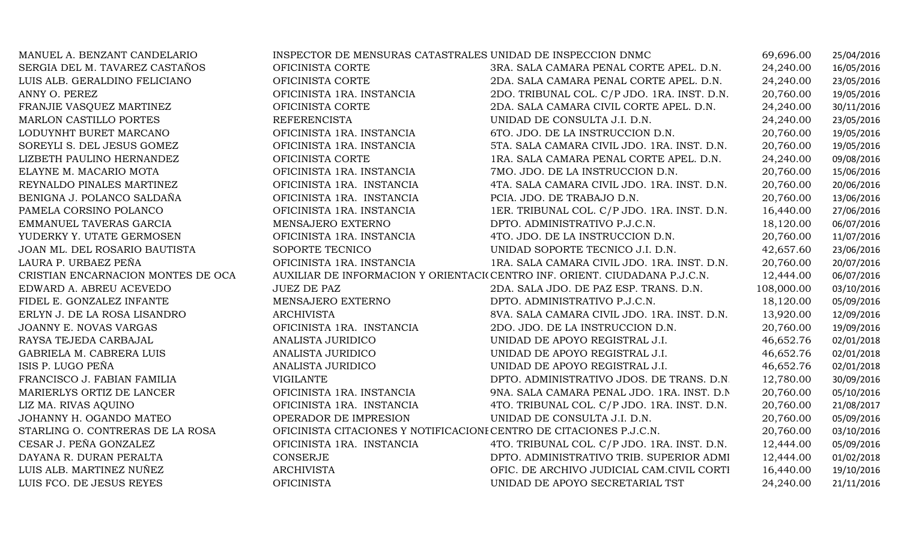| | | | | |
|---|---|---|---|---|
| MANUEL A. BENZANT CANDELARIO | INSPECTOR DE MENSURAS CATASTRALES | UNIDAD DE INSPECCION DNMC | 69,696.00 | 25/04/2016 |
| SERGIA DEL M. TAVAREZ CASTAÑOS | OFICINISTA CORTE | 3RA. SALA CAMARA PENAL CORTE APEL. D.N. | 24,240.00 | 16/05/2016 |
| LUIS ALB. GERALDINO FELICIANO | OFICINISTA CORTE | 2DA. SALA CAMARA PENAL CORTE APEL. D.N. | 24,240.00 | 23/05/2016 |
| ANNY O. PEREZ | OFICINISTA 1RA. INSTANCIA | 2DO. TRIBUNAL COL. C/P JDO. 1RA. INST. D.N. | 20,760.00 | 19/05/2016 |
| FRANJIE VASQUEZ MARTINEZ | OFICINISTA CORTE | 2DA. SALA CAMARA CIVIL CORTE APEL. D.N. | 24,240.00 | 30/11/2016 |
| MARLON CASTILLO PORTES | REFERENCISTA | UNIDAD DE CONSULTA J.I. D.N. | 24,240.00 | 23/05/2016 |
| LODUYNHT BURET MARCANO | OFICINISTA 1RA. INSTANCIA | 6TO. JDO. DE LA INSTRUCCION D.N. | 20,760.00 | 19/05/2016 |
| SOREYLI S. DEL JESUS GOMEZ | OFICINISTA 1RA. INSTANCIA | 5TA. SALA CAMARA CIVIL JDO. 1RA. INST. D.N. | 20,760.00 | 19/05/2016 |
| LIZBETH PAULINO HERNANDEZ | OFICINISTA CORTE | 1RA. SALA CAMARA PENAL CORTE APEL. D.N. | 24,240.00 | 09/08/2016 |
| ELAYNE M. MACARIO MOTA | OFICINISTA 1RA. INSTANCIA | 7MO. JDO. DE LA INSTRUCCION D.N. | 20,760.00 | 15/06/2016 |
| REYNALDO PINALES MARTINEZ | OFICINISTA 1RA. INSTANCIA | 4TA. SALA CAMARA CIVIL JDO. 1RA. INST. D.N. | 20,760.00 | 20/06/2016 |
| BENIGNA J. POLANCO SALDAÑA | OFICINISTA 1RA. INSTANCIA | PCIA. JDO. DE TRABAJO D.N. | 20,760.00 | 13/06/2016 |
| PAMELA CORSINO POLANCO | OFICINISTA 1RA. INSTANCIA | 1ER. TRIBUNAL COL. C/P JDO. 1RA. INST. D.N. | 16,440.00 | 27/06/2016 |
| EMMANUEL TAVERAS GARCIA | MENSAJERO EXTERNO | DPTO. ADMINISTRATIVO P.J.C.N. | 18,120.00 | 06/07/2016 |
| YUDERKY Y. UTATE GERMOSEN | OFICINISTA 1RA. INSTANCIA | 4TO. JDO. DE LA INSTRUCCION D.N. | 20,760.00 | 11/07/2016 |
| JOAN ML. DEL ROSARIO BAUTISTA | SOPORTE TECNICO | UNIDAD SOPORTE TECNICO J.I. D.N. | 42,657.60 | 23/06/2016 |
| LAURA P. URBAEZ PEÑA | OFICINISTA 1RA. INSTANCIA | 1RA. SALA CAMARA CIVIL JDO. 1RA. INST. D.N. | 20,760.00 | 20/07/2016 |
| CRISTIAN ENCARNACION MONTES DE OCA | AUXILIAR DE INFORMACION Y ORIENTACI( | CENTRO INF. ORIENT. CIUDADANA P.J.C.N. | 12,444.00 | 06/07/2016 |
| EDWARD A. ABREU ACEVEDO | JUEZ DE PAZ | 2DA. SALA JDO. DE PAZ ESP. TRANS. D.N. | 108,000.00 | 03/10/2016 |
| FIDEL E. GONZALEZ INFANTE | MENSAJERO EXTERNO | DPTO. ADMINISTRATIVO P.J.C.N. | 18,120.00 | 05/09/2016 |
| ERLYN J. DE LA ROSA LISANDRO | ARCHIVISTA | 8VA. SALA CAMARA CIVIL JDO. 1RA. INST. D.N. | 13,920.00 | 12/09/2016 |
| JOANNY E. NOVAS VARGAS | OFICINISTA 1RA. INSTANCIA | 2DO. JDO. DE LA INSTRUCCION D.N. | 20,760.00 | 19/09/2016 |
| RAYSA TEJEDA CARBAJAL | ANALISTA JURIDICO | UNIDAD DE APOYO REGISTRAL J.I. | 46,652.76 | 02/01/2018 |
| GABRIELA M. CABRERA LUIS | ANALISTA JURIDICO | UNIDAD DE APOYO REGISTRAL J.I. | 46,652.76 | 02/01/2018 |
| ISIS P. LUGO PEÑA | ANALISTA JURIDICO | UNIDAD DE APOYO REGISTRAL J.I. | 46,652.76 | 02/01/2018 |
| FRANCISCO J. FABIAN FAMILIA | VIGILANTE | DPTO. ADMINISTRATIVO JDOS. DE TRANS. D.N. | 12,780.00 | 30/09/2016 |
| MARIERLYS ORTIZ DE LANCER | OFICINISTA 1RA. INSTANCIA | 9NA. SALA CAMARA PENAL JDO. 1RA. INST. D.N | 20,760.00 | 05/10/2016 |
| LIZ MA. RIVAS AQUINO | OFICINISTA 1RA. INSTANCIA | 4TO. TRIBUNAL COL. C/P JDO. 1RA. INST. D.N. | 20,760.00 | 21/08/2017 |
| JOHANNY H. OGANDO MATEO | OPERADOR DE IMPRESION | UNIDAD DE CONSULTA J.I. D.N. | 20,760.00 | 05/09/2016 |
| STARLING O. CONTRERAS DE LA ROSA | OFICINISTA CITACIONES Y NOTIFICACIONE | CENTRO DE CITACIONES P.J.C.N. | 20,760.00 | 03/10/2016 |
| CESAR J. PEÑA GONZALEZ | OFICINISTA 1RA. INSTANCIA | 4TO. TRIBUNAL COL. C/P JDO. 1RA. INST. D.N. | 12,444.00 | 05/09/2016 |
| DAYANA R. DURAN PERALTA | CONSERJE | DPTO. ADMINISTRATIVO TRIB. SUPERIOR ADMI | 12,444.00 | 01/02/2018 |
| LUIS ALB. MARTINEZ NUÑEZ | ARCHIVISTA | OFIC. DE ARCHIVO JUDICIAL CAM.CIVIL CORTI | 16,440.00 | 19/10/2016 |
| LUIS FCO. DE JESUS REYES | OFICINISTA | UNIDAD DE APOYO SECRETARIAL TST | 24,240.00 | 21/11/2016 |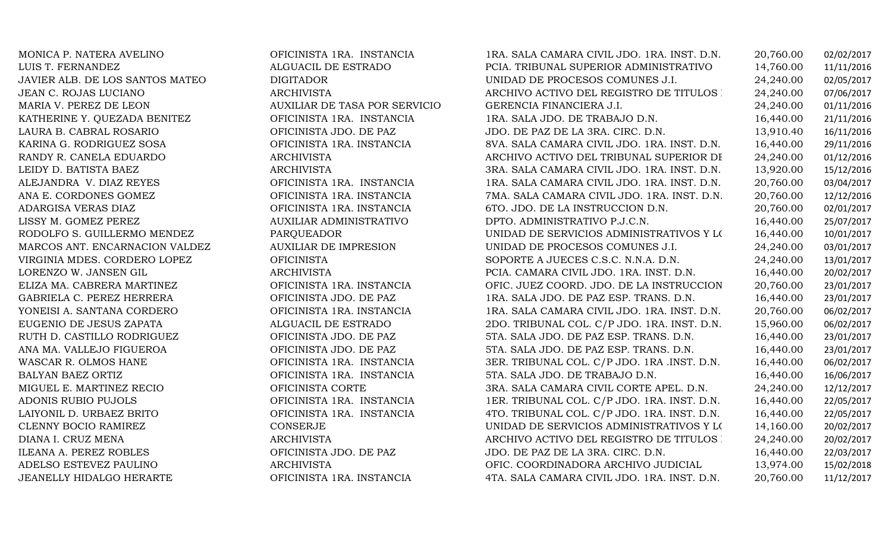| | | | | |
|---|---|---|---|---|
| MONICA P. NATERA AVELINO | OFICINISTA 1RA. INSTANCIA | 1RA. SALA CAMARA CIVIL JDO. 1RA. INST. D.N. | 20,760.00 | 02/02/2017 |
| LUIS T. FERNANDEZ | ALGUACIL DE ESTRADO | PCIA. TRIBUNAL SUPERIOR ADMINISTRATIVO | 14,760.00 | 11/11/2016 |
| JAVIER ALB. DE LOS SANTOS MATEO | DIGITADOR | UNIDAD DE PROCESOS COMUNES J.I. | 24,240.00 | 02/05/2017 |
| JEAN C. ROJAS LUCIANO | ARCHIVISTA | ARCHIVO ACTIVO DEL REGISTRO DE TITULOS I | 24,240.00 | 07/06/2017 |
| MARIA V. PEREZ DE LEON | AUXILIAR DE TASA POR SERVICIO | GERENCIA FINANCIERA J.I. | 24,240.00 | 01/11/2016 |
| KATHERINE Y. QUEZADA BENITEZ | OFICINISTA 1RA. INSTANCIA | 1RA. SALA JDO. DE TRABAJO D.N. | 16,440.00 | 21/11/2016 |
| LAURA B. CABRAL ROSARIO | OFICINISTA JDO. DE PAZ | JDO. DE PAZ DE LA 3RA. CIRC. D.N. | 13,910.40 | 16/11/2016 |
| KARINA G. RODRIGUEZ SOSA | OFICINISTA 1RA. INSTANCIA | 8VA. SALA CAMARA CIVIL JDO. 1RA. INST. D.N. | 16,440.00 | 29/11/2016 |
| RANDY R. CANELA EDUARDO | ARCHIVISTA | ARCHIVO ACTIVO DEL TRIBUNAL SUPERIOR DE | 24,240.00 | 01/12/2016 |
| LEIDY D. BATISTA BAEZ | ARCHIVISTA | 3RA. SALA CAMARA CIVIL JDO. 1RA. INST. D.N. | 13,920.00 | 15/12/2016 |
| ALEJANDRA V. DIAZ REYES | OFICINISTA 1RA. INSTANCIA | 1RA. SALA CAMARA CIVIL JDO. 1RA. INST. D.N. | 20,760.00 | 03/04/2017 |
| ANA E. CORDONES GOMEZ | OFICINISTA 1RA. INSTANCIA | 7MA. SALA CAMARA CIVIL JDO. 1RA. INST. D.N. | 20,760.00 | 12/12/2016 |
| ADARGISA VERAS DIAZ | OFICINISTA 1RA. INSTANCIA | 6TO. JDO. DE LA INSTRUCCION D.N. | 20,760.00 | 02/01/2017 |
| LISSY M. GOMEZ PEREZ | AUXILIAR ADMINISTRATIVO | DPTO. ADMINISTRATIVO P.J.C.N. | 16,440.00 | 25/07/2017 |
| RODOLFO S. GUILLERMO MENDEZ | PARQUEADOR | UNIDAD DE SERVICIOS ADMINISTRATIVOS Y LO | 16,440.00 | 10/01/2017 |
| MARCOS ANT. ENCARNACION VALDEZ | AUXILIAR DE IMPRESION | UNIDAD DE PROCESOS COMUNES J.I. | 24,240.00 | 03/01/2017 |
| VIRGINIA MDES. CORDERO LOPEZ | OFICINISTA | SOPORTE A JUECES C.S.C. N.N.A. D.N. | 24,240.00 | 13/01/2017 |
| LORENZO W. JANSEN GIL | ARCHIVISTA | PCIA. CAMARA CIVIL JDO. 1RA. INST. D.N. | 16,440.00 | 20/02/2017 |
| ELIZA MA. CABRERA MARTINEZ | OFICINISTA 1RA. INSTANCIA | OFIC. JUEZ COORD. JDO. DE LA INSTRUCCION | 20,760.00 | 23/01/2017 |
| GABRIELA C. PEREZ HERRERA | OFICINISTA JDO. DE PAZ | 1RA. SALA JDO. DE PAZ ESP. TRANS. D.N. | 16,440.00 | 23/01/2017 |
| YONEISI A. SANTANA CORDERO | OFICINISTA 1RA. INSTANCIA | 1RA. SALA CAMARA CIVIL JDO. 1RA. INST. D.N. | 20,760.00 | 06/02/2017 |
| EUGENIO DE JESUS ZAPATA | ALGUACIL DE ESTRADO | 2DO. TRIBUNAL COL. C/P JDO. 1RA. INST. D.N. | 15,960.00 | 06/02/2017 |
| RUTH D. CASTILLO RODRIGUEZ | OFICINISTA JDO. DE PAZ | 5TA. SALA JDO. DE PAZ ESP. TRANS. D.N. | 16,440.00 | 23/01/2017 |
| ANA MA. VALLEJO FIGUEROA | OFICINISTA JDO. DE PAZ | 5TA. SALA JDO. DE PAZ ESP. TRANS. D.N. | 16,440.00 | 23/01/2017 |
| WASCAR R. OLMOS HANE | OFICINISTA 1RA. INSTANCIA | 3ER. TRIBUNAL COL. C/P JDO. 1RA .INST. D.N. | 16,440.00 | 06/02/2017 |
| BALYAN BAEZ ORTIZ | OFICINISTA 1RA. INSTANCIA | 5TA. SALA JDO. DE TRABAJO D.N. | 16,440.00 | 16/06/2017 |
| MIGUEL E. MARTINEZ RECIO | OFICINISTA CORTE | 3RA. SALA CAMARA CIVIL CORTE APEL. D.N. | 24,240.00 | 12/12/2017 |
| ADONIS RUBIO PUJOLS | OFICINISTA 1RA. INSTANCIA | 1ER. TRIBUNAL COL. C/P JDO. 1RA. INST. D.N. | 16,440.00 | 22/05/2017 |
| LAIYONIL D. URBAEZ BRITO | OFICINISTA 1RA. INSTANCIA | 4TO. TRIBUNAL COL. C/P JDO. 1RA. INST. D.N. | 16,440.00 | 22/05/2017 |
| CLENNY BOCIO RAMIREZ | CONSERJE | UNIDAD DE SERVICIOS ADMINISTRATIVOS Y LO | 14,160.00 | 20/02/2017 |
| DIANA I. CRUZ MENA | ARCHIVISTA | ARCHIVO ACTIVO DEL REGISTRO DE TITULOS I | 24,240.00 | 20/02/2017 |
| ILEANA A. PEREZ ROBLES | OFICINISTA JDO. DE PAZ | JDO. DE PAZ DE LA 3RA. CIRC. D.N. | 16,440.00 | 22/03/2017 |
| ADELSO ESTEVEZ PAULINO | ARCHIVISTA | OFIC. COORDINADORA ARCHIVO JUDICIAL | 13,974.00 | 15/02/2018 |
| JEANELLY HIDALGO HERARTE | OFICINISTA 1RA. INSTANCIA | 4TA. SALA CAMARA CIVIL JDO. 1RA. INST. D.N. | 20,760.00 | 11/12/2017 |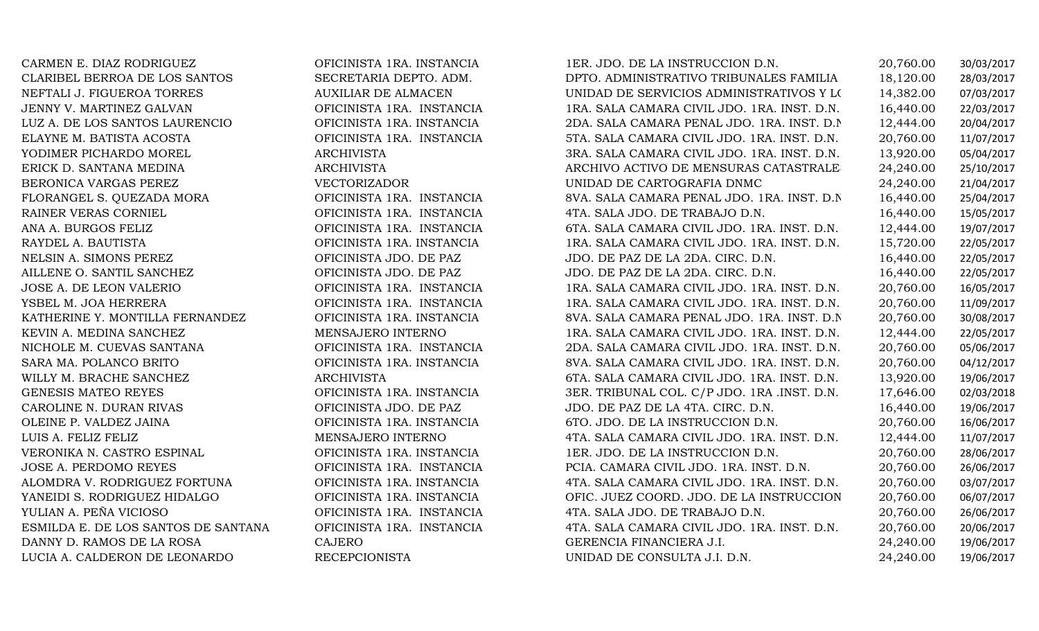| | | | | |
|---|---|---|---|---|
| CARMEN E. DIAZ RODRIGUEZ | OFICINISTA 1RA. INSTANCIA | 1ER. JDO. DE LA INSTRUCCION D.N. | 20,760.00 | 30/03/2017 |
| CLARIBEL BERROA DE LOS SANTOS | SECRETARIA DEPTO. ADM. | DPTO. ADMINISTRATIVO TRIBUNALES FAMILIA | 18,120.00 | 28/03/2017 |
| NEFTALI J. FIGUEROA TORRES | AUXILIAR DE ALMACEN | UNIDAD DE SERVICIOS ADMINISTRATIVOS Y L( | 14,382.00 | 07/03/2017 |
| JENNY V. MARTINEZ GALVAN | OFICINISTA 1RA. INSTANCIA | 1RA. SALA CAMARA CIVIL JDO. 1RA. INST. D.N. | 16,440.00 | 22/03/2017 |
| LUZ A. DE LOS SANTOS LAURENCIO | OFICINISTA 1RA. INSTANCIA | 2DA. SALA CAMARA PENAL JDO. 1RA. INST. D.N | 12,444.00 | 20/04/2017 |
| ELAYNE M. BATISTA ACOSTA | OFICINISTA 1RA. INSTANCIA | 5TA. SALA CAMARA CIVIL JDO. 1RA. INST. D.N. | 20,760.00 | 11/07/2017 |
| YODIMER PICHARDO MOREL | ARCHIVISTA | 3RA. SALA CAMARA CIVIL JDO. 1RA. INST. D.N. | 13,920.00 | 05/04/2017 |
| ERICK D. SANTANA MEDINA | ARCHIVISTA | ARCHIVO ACTIVO DE MENSURAS CATASTRALE | 24,240.00 | 25/10/2017 |
| BERONICA VARGAS PEREZ | VECTORIZADOR | UNIDAD DE CARTOGRAFIA DNMC | 24,240.00 | 21/04/2017 |
| FLORANGEL S. QUEZADA MORA | OFICINISTA 1RA. INSTANCIA | 8VA. SALA CAMARA PENAL JDO. 1RA. INST. D.N | 16,440.00 | 25/04/2017 |
| RAINER VERAS CORNIEL | OFICINISTA 1RA. INSTANCIA | 4TA. SALA JDO. DE TRABAJO D.N. | 16,440.00 | 15/05/2017 |
| ANA A. BURGOS FELIZ | OFICINISTA 1RA. INSTANCIA | 6TA. SALA CAMARA CIVIL JDO. 1RA. INST. D.N. | 12,444.00 | 19/07/2017 |
| RAYDEL A. BAUTISTA | OFICINISTA 1RA. INSTANCIA | 1RA. SALA CAMARA CIVIL JDO. 1RA. INST. D.N. | 15,720.00 | 22/05/2017 |
| NELSIN A. SIMONS PEREZ | OFICINISTA JDO. DE PAZ | JDO. DE PAZ DE LA 2DA. CIRC. D.N. | 16,440.00 | 22/05/2017 |
| AILLENE O. SANTIL SANCHEZ | OFICINISTA JDO. DE PAZ | JDO. DE PAZ DE LA 2DA. CIRC. D.N. | 16,440.00 | 22/05/2017 |
| JOSE A. DE LEON VALERIO | OFICINISTA 1RA. INSTANCIA | 1RA. SALA CAMARA CIVIL JDO. 1RA. INST. D.N. | 20,760.00 | 16/05/2017 |
| YSBEL M. JOA HERRERA | OFICINISTA 1RA. INSTANCIA | 1RA. SALA CAMARA CIVIL JDO. 1RA. INST. D.N. | 20,760.00 | 11/09/2017 |
| KATHERINE Y. MONTILLA FERNANDEZ | OFICINISTA 1RA. INSTANCIA | 8VA. SALA CAMARA PENAL JDO. 1RA. INST. D.N | 20,760.00 | 30/08/2017 |
| KEVIN A. MEDINA SANCHEZ | MENSAJERO INTERNO | 1RA. SALA CAMARA CIVIL JDO. 1RA. INST. D.N. | 12,444.00 | 22/05/2017 |
| NICHOLE M. CUEVAS SANTANA | OFICINISTA 1RA. INSTANCIA | 2DA. SALA CAMARA CIVIL JDO. 1RA. INST. D.N. | 20,760.00 | 05/06/2017 |
| SARA MA. POLANCO BRITO | OFICINISTA 1RA. INSTANCIA | 8VA. SALA CAMARA CIVIL JDO. 1RA. INST. D.N. | 20,760.00 | 04/12/2017 |
| WILLY M. BRACHE SANCHEZ | ARCHIVISTA | 6TA. SALA CAMARA CIVIL JDO. 1RA. INST. D.N. | 13,920.00 | 19/06/2017 |
| GENESIS MATEO REYES | OFICINISTA 1RA. INSTANCIA | 3ER. TRIBUNAL COL. C/P JDO. 1RA .INST. D.N. | 17,646.00 | 02/03/2018 |
| CAROLINE N. DURAN RIVAS | OFICINISTA JDO. DE PAZ | JDO. DE PAZ DE LA 4TA. CIRC. D.N. | 16,440.00 | 19/06/2017 |
| OLEINE P. VALDEZ JAINA | OFICINISTA 1RA. INSTANCIA | 6TO. JDO. DE LA INSTRUCCION D.N. | 20,760.00 | 16/06/2017 |
| LUIS A. FELIZ FELIZ | MENSAJERO INTERNO | 4TA. SALA CAMARA CIVIL JDO. 1RA. INST. D.N. | 12,444.00 | 11/07/2017 |
| VERONIKA N. CASTRO ESPINAL | OFICINISTA 1RA. INSTANCIA | 1ER. JDO. DE LA INSTRUCCION D.N. | 20,760.00 | 28/06/2017 |
| JOSE A. PERDOMO REYES | OFICINISTA 1RA. INSTANCIA | PCIA. CAMARA CIVIL JDO. 1RA. INST. D.N. | 20,760.00 | 26/06/2017 |
| ALOMDRA V. RODRIGUEZ FORTUNA | OFICINISTA 1RA. INSTANCIA | 4TA. SALA CAMARA CIVIL JDO. 1RA. INST. D.N. | 20,760.00 | 03/07/2017 |
| YANEIDI S. RODRIGUEZ HIDALGO | OFICINISTA 1RA. INSTANCIA | OFIC. JUEZ COORD. JDO. DE LA INSTRUCCION | 20,760.00 | 06/07/2017 |
| YULIAN A. PEÑA VICIOSO | OFICINISTA 1RA. INSTANCIA | 4TA. SALA JDO. DE TRABAJO D.N. | 20,760.00 | 26/06/2017 |
| ESMILDA E. DE LOS SANTOS DE SANTANA | OFICINISTA 1RA. INSTANCIA | 4TA. SALA CAMARA CIVIL JDO. 1RA. INST. D.N. | 20,760.00 | 20/06/2017 |
| DANNY D. RAMOS DE LA ROSA | CAJERO | GERENCIA FINANCIERA J.I. | 24,240.00 | 19/06/2017 |
| LUCIA A. CALDERON DE LEONARDO | RECEPCIONISTA | UNIDAD DE CONSULTA J.I. D.N. | 24,240.00 | 19/06/2017 |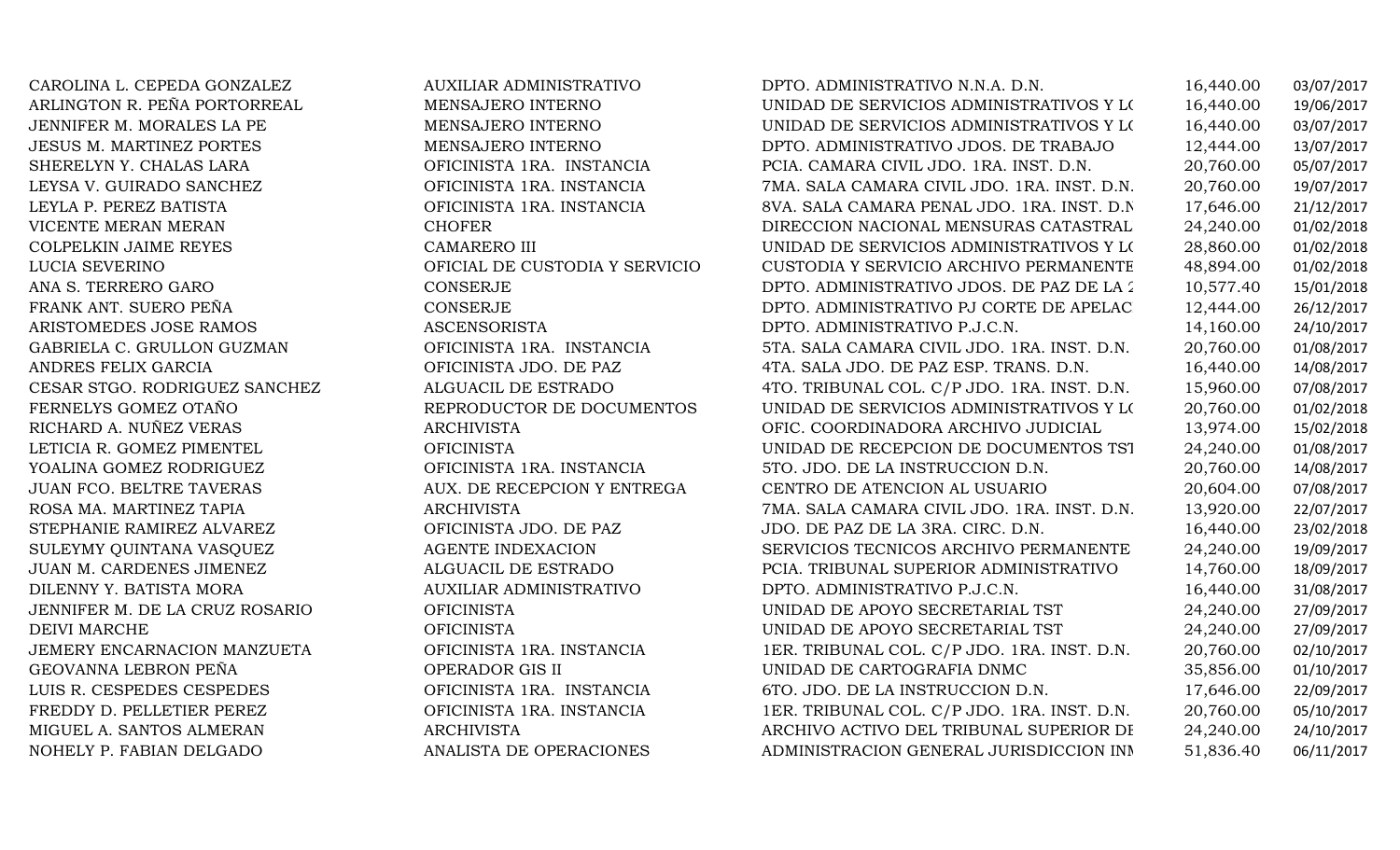| | | | | |
|---|---|---|---|---|
| CAROLINA L. CEPEDA GONZALEZ | AUXILIAR ADMINISTRATIVO | DPTO. ADMINISTRATIVO N.N.A. D.N. | 16,440.00 | 03/07/2017 |
| ARLINGTON R. PEÑA PORTORREAL | MENSAJERO INTERNO | UNIDAD DE SERVICIOS ADMINISTRATIVOS Y LO | 16,440.00 | 19/06/2017 |
| JENNIFER M. MORALES LA PE | MENSAJERO INTERNO | UNIDAD DE SERVICIOS ADMINISTRATIVOS Y LO | 16,440.00 | 03/07/2017 |
| JESUS M. MARTINEZ PORTES | MENSAJERO INTERNO | DPTO. ADMINISTRATIVO JDOS. DE TRABAJO | 12,444.00 | 13/07/2017 |
| SHERELYN Y. CHALAS LARA | OFICINISTA 1RA. INSTANCIA | PCIA. CAMARA CIVIL JDO. 1RA. INST. D.N. | 20,760.00 | 05/07/2017 |
| LEYSA V. GUIRADO SANCHEZ | OFICINISTA 1RA. INSTANCIA | 7MA. SALA CAMARA CIVIL JDO. 1RA. INST. D.N. | 20,760.00 | 19/07/2017 |
| LEYLA P. PEREZ BATISTA | OFICINISTA 1RA. INSTANCIA | 8VA. SALA CAMARA PENAL JDO. 1RA. INST. D.N | 17,646.00 | 21/12/2017 |
| VICENTE MERAN MERAN | CHOFER | DIRECCION NACIONAL MENSURAS CATASTRAL | 24,240.00 | 01/02/2018 |
| COLPELKIN JAIME REYES | CAMARERO III | UNIDAD DE SERVICIOS ADMINISTRATIVOS Y LO | 28,860.00 | 01/02/2018 |
| LUCIA SEVERINO | OFICIAL DE CUSTODIA Y SERVICIO | CUSTODIA Y SERVICIO ARCHIVO PERMANENTE | 48,894.00 | 01/02/2018 |
| ANA S. TERRERO GARO | CONSERJE | DPTO. ADMINISTRATIVO JDOS. DE PAZ DE LA 2 | 10,577.40 | 15/01/2018 |
| FRANK ANT. SUERO PEÑA | CONSERJE | DPTO. ADMINISTRATIVO PJ CORTE DE APELAC | 12,444.00 | 26/12/2017 |
| ARISTOMEDES JOSE RAMOS | ASCENSORISTA | DPTO. ADMINISTRATIVO P.J.C.N. | 14,160.00 | 24/10/2017 |
| GABRIELA C. GRULLON GUZMAN | OFICINISTA 1RA. INSTANCIA | 5TA. SALA CAMARA CIVIL JDO. 1RA. INST. D.N. | 20,760.00 | 01/08/2017 |
| ANDRES FELIX GARCIA | OFICINISTA JDO. DE PAZ | 4TA. SALA JDO. DE PAZ ESP. TRANS. D.N. | 16,440.00 | 14/08/2017 |
| CESAR STGO. RODRIGUEZ SANCHEZ | ALGUACIL DE ESTRADO | 4TO. TRIBUNAL COL. C/P JDO. 1RA. INST. D.N. | 15,960.00 | 07/08/2017 |
| FERNELYS GOMEZ OTAÑO | REPRODUCTOR DE DOCUMENTOS | UNIDAD DE SERVICIOS ADMINISTRATIVOS Y LO | 20,760.00 | 01/02/2018 |
| RICHARD A. NUÑEZ VERAS | ARCHIVISTA | OFIC. COORDINADORA ARCHIVO JUDICIAL | 13,974.00 | 15/02/2018 |
| LETICIA R. GOMEZ PIMENTEL | OFICINISTA | UNIDAD DE RECEPCION DE DOCUMENTOS TST | 24,240.00 | 01/08/2017 |
| YOALINA GOMEZ RODRIGUEZ | OFICINISTA 1RA. INSTANCIA | 5TO. JDO. DE LA INSTRUCCION D.N. | 20,760.00 | 14/08/2017 |
| JUAN FCO. BELTRE TAVERAS | AUX. DE RECEPCION Y ENTREGA | CENTRO DE ATENCION AL USUARIO | 20,604.00 | 07/08/2017 |
| ROSA MA. MARTINEZ TAPIA | ARCHIVISTA | 7MA. SALA CAMARA CIVIL JDO. 1RA. INST. D.N. | 13,920.00 | 22/07/2017 |
| STEPHANIE RAMIREZ ALVAREZ | OFICINISTA JDO. DE PAZ | JDO. DE PAZ DE LA 3RA. CIRC. D.N. | 16,440.00 | 23/02/2018 |
| SULEYMY QUINTANA VASQUEZ | AGENTE INDEXACION | SERVICIOS TECNICOS ARCHIVO PERMANENTE | 24,240.00 | 19/09/2017 |
| JUAN M. CARDENES JIMENEZ | ALGUACIL DE ESTRADO | PCIA. TRIBUNAL SUPERIOR ADMINISTRATIVO | 14,760.00 | 18/09/2017 |
| DILENNY Y. BATISTA MORA | AUXILIAR ADMINISTRATIVO | DPTO. ADMINISTRATIVO P.J.C.N. | 16,440.00 | 31/08/2017 |
| JENNIFER M. DE LA CRUZ ROSARIO | OFICINISTA | UNIDAD DE APOYO SECRETARIAL TST | 24,240.00 | 27/09/2017 |
| DEIVI MARCHE | OFICINISTA | UNIDAD DE APOYO SECRETARIAL TST | 24,240.00 | 27/09/2017 |
| JEMERY ENCARNACION MANZUETA | OFICINISTA 1RA. INSTANCIA | 1ER. TRIBUNAL COL. C/P JDO. 1RA. INST. D.N. | 20,760.00 | 02/10/2017 |
| GEOVANNA LEBRON PEÑA | OPERADOR GIS II | UNIDAD DE CARTOGRAFIA DNMC | 35,856.00 | 01/10/2017 |
| LUIS R. CESPEDES CESPEDES | OFICINISTA 1RA. INSTANCIA | 6TO. JDO. DE LA INSTRUCCION D.N. | 17,646.00 | 22/09/2017 |
| FREDDY D. PELLETIER PEREZ | OFICINISTA 1RA. INSTANCIA | 1ER. TRIBUNAL COL. C/P JDO. 1RA. INST. D.N. | 20,760.00 | 05/10/2017 |
| MIGUEL A. SANTOS ALMERAN | ARCHIVISTA | ARCHIVO ACTIVO DEL TRIBUNAL SUPERIOR DE | 24,240.00 | 24/10/2017 |
| NOHELY P. FABIAN DELGADO | ANALISTA DE OPERACIONES | ADMINISTRACION GENERAL JURISDICCION INM | 51,836.40 | 06/11/2017 |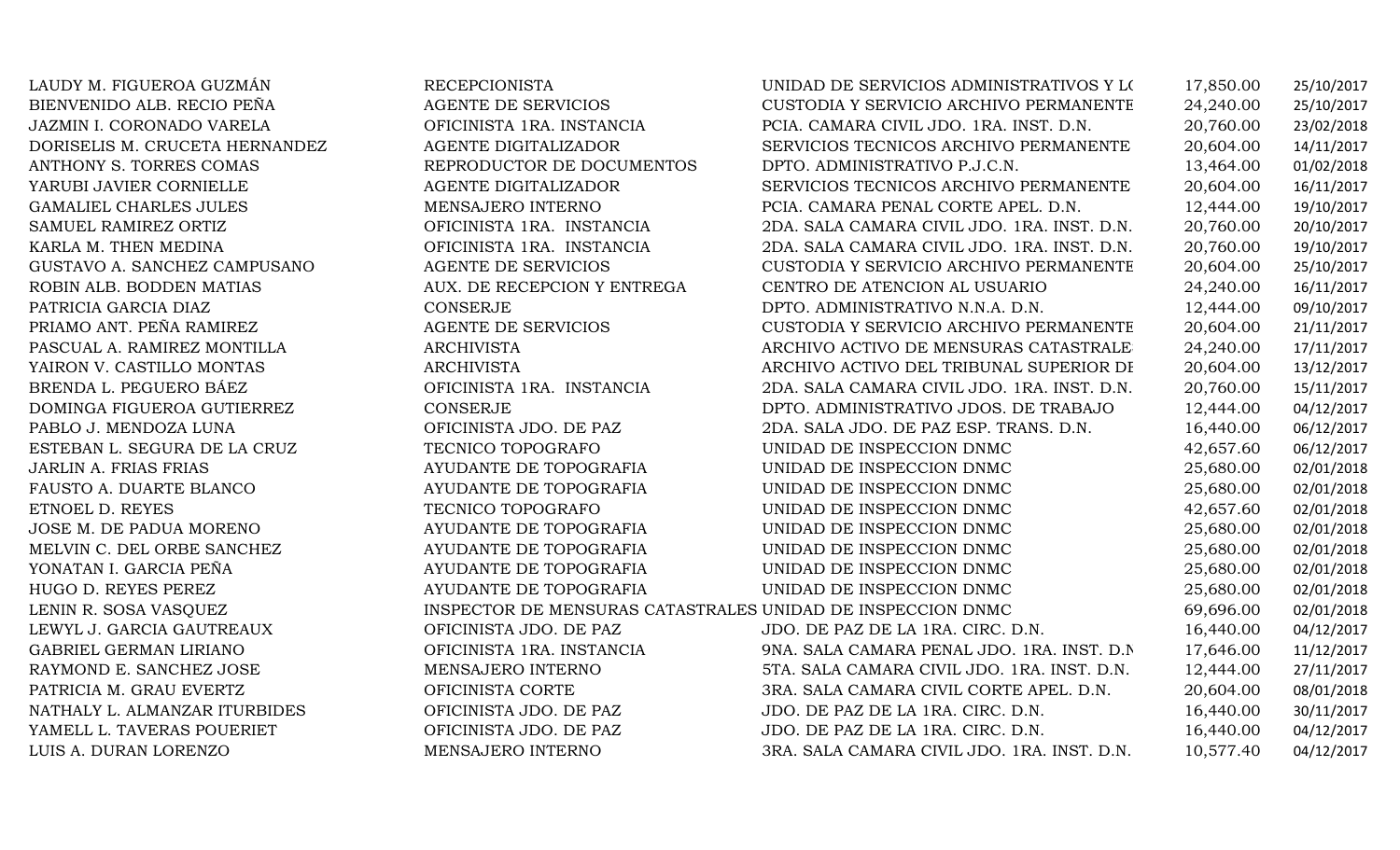| | | | | |
|---|---|---|---|---|
| LAUDY M. FIGUEROA GUZMÁN | RECEPCIONISTA | UNIDAD DE SERVICIOS ADMINISTRATIVOS Y LO | 17,850.00 | 25/10/2017 |
| BIENVENIDO ALB. RECIO PEÑA | AGENTE DE SERVICIOS | CUSTODIA Y SERVICIO ARCHIVO PERMANENTE | 24,240.00 | 25/10/2017 |
| JAZMIN I. CORONADO VARELA | OFICINISTA 1RA. INSTANCIA | PCIA. CAMARA CIVIL JDO. 1RA. INST. D.N. | 20,760.00 | 23/02/2018 |
| DORISELIS M. CRUCETA HERNANDEZ | AGENTE DIGITALIZADOR | SERVICIOS TECNICOS ARCHIVO PERMANENTE | 20,604.00 | 14/11/2017 |
| ANTHONY S. TORRES COMAS | REPRODUCTOR DE DOCUMENTOS | DPTO. ADMINISTRATIVO P.J.C.N. | 13,464.00 | 01/02/2018 |
| YARUBI JAVIER CORNIELLE | AGENTE DIGITALIZADOR | SERVICIOS TECNICOS ARCHIVO PERMANENTE | 20,604.00 | 16/11/2017 |
| GAMALIEL CHARLES JULES | MENSAJERO INTERNO | PCIA. CAMARA PENAL CORTE APEL. D.N. | 12,444.00 | 19/10/2017 |
| SAMUEL RAMIREZ ORTIZ | OFICINISTA 1RA. INSTANCIA | 2DA. SALA CAMARA CIVIL JDO. 1RA. INST. D.N. | 20,760.00 | 20/10/2017 |
| KARLA M. THEN MEDINA | OFICINISTA 1RA. INSTANCIA | 2DA. SALA CAMARA CIVIL JDO. 1RA. INST. D.N. | 20,760.00 | 19/10/2017 |
| GUSTAVO A. SANCHEZ CAMPUSANO | AGENTE DE SERVICIOS | CUSTODIA Y SERVICIO ARCHIVO PERMANENTE | 20,604.00 | 25/10/2017 |
| ROBIN ALB. BODDEN MATIAS | AUX. DE RECEPCION Y ENTREGA | CENTRO DE ATENCION AL USUARIO | 24,240.00 | 16/11/2017 |
| PATRICIA GARCIA DIAZ | CONSERJE | DPTO. ADMINISTRATIVO N.N.A. D.N. | 12,444.00 | 09/10/2017 |
| PRIAMO ANT. PEÑA RAMIREZ | AGENTE DE SERVICIOS | CUSTODIA Y SERVICIO ARCHIVO PERMANENTE | 20,604.00 | 21/11/2017 |
| PASCUAL A. RAMIREZ MONTILLA | ARCHIVISTA | ARCHIVO ACTIVO DE MENSURAS CATASTRALE | 24,240.00 | 17/11/2017 |
| YAIRON V. CASTILLO MONTAS | ARCHIVISTA | ARCHIVO ACTIVO DEL TRIBUNAL SUPERIOR DE | 20,604.00 | 13/12/2017 |
| BRENDA L. PEGUERO BÁEZ | OFICINISTA 1RA. INSTANCIA | 2DA. SALA CAMARA CIVIL JDO. 1RA. INST. D.N. | 20,760.00 | 15/11/2017 |
| DOMINGA FIGUEROA GUTIERREZ | CONSERJE | DPTO. ADMINISTRATIVO JDOS. DE TRABAJO | 12,444.00 | 04/12/2017 |
| PABLO J. MENDOZA LUNA | OFICINISTA JDO. DE PAZ | 2DA. SALA JDO. DE PAZ ESP. TRANS. D.N. | 16,440.00 | 06/12/2017 |
| ESTEBAN L. SEGURA DE LA CRUZ | TECNICO TOPOGRAFO | UNIDAD DE INSPECCION DNMC | 42,657.60 | 06/12/2017 |
| JARLIN A. FRIAS FRIAS | AYUDANTE DE TOPOGRAFIA | UNIDAD DE INSPECCION DNMC | 25,680.00 | 02/01/2018 |
| FAUSTO A. DUARTE BLANCO | AYUDANTE DE TOPOGRAFIA | UNIDAD DE INSPECCION DNMC | 25,680.00 | 02/01/2018 |
| ETNOEL D. REYES | TECNICO TOPOGRAFO | UNIDAD DE INSPECCION DNMC | 42,657.60 | 02/01/2018 |
| JOSE M. DE PADUA MORENO | AYUDANTE DE TOPOGRAFIA | UNIDAD DE INSPECCION DNMC | 25,680.00 | 02/01/2018 |
| MELVIN C. DEL ORBE SANCHEZ | AYUDANTE DE TOPOGRAFIA | UNIDAD DE INSPECCION DNMC | 25,680.00 | 02/01/2018 |
| YONATAN I. GARCIA PEÑA | AYUDANTE DE TOPOGRAFIA | UNIDAD DE INSPECCION DNMC | 25,680.00 | 02/01/2018 |
| HUGO D. REYES PEREZ | AYUDANTE DE TOPOGRAFIA | UNIDAD DE INSPECCION DNMC | 25,680.00 | 02/01/2018 |
| LENIN R. SOSA VASQUEZ | INSPECTOR DE MENSURAS CATASTRALES | UNIDAD DE INSPECCION DNMC | 69,696.00 | 02/01/2018 |
| LEWYL J. GARCIA GAUTREAUX | OFICINISTA JDO. DE PAZ | JDO. DE PAZ DE LA 1RA. CIRC. D.N. | 16,440.00 | 04/12/2017 |
| GABRIEL GERMAN LIRIANO | OFICINISTA 1RA. INSTANCIA | 9NA. SALA CAMARA PENAL JDO. 1RA. INST. D.N | 17,646.00 | 11/12/2017 |
| RAYMOND E. SANCHEZ JOSE | MENSAJERO INTERNO | 5TA. SALA CAMARA CIVIL JDO. 1RA. INST. D.N. | 12,444.00 | 27/11/2017 |
| PATRICIA M. GRAU EVERTZ | OFICINISTA CORTE | 3RA. SALA CAMARA CIVIL CORTE APEL. D.N. | 20,604.00 | 08/01/2018 |
| NATHALY L. ALMANZAR ITURBIDES | OFICINISTA JDO. DE PAZ | JDO. DE PAZ DE LA 1RA. CIRC. D.N. | 16,440.00 | 30/11/2017 |
| YAMELL L. TAVERAS POUERIET | OFICINISTA JDO. DE PAZ | JDO. DE PAZ DE LA 1RA. CIRC. D.N. | 16,440.00 | 04/12/2017 |
| LUIS A. DURAN LORENZO | MENSAJERO INTERNO | 3RA. SALA CAMARA CIVIL JDO. 1RA. INST. D.N. | 10,577.40 | 04/12/2017 |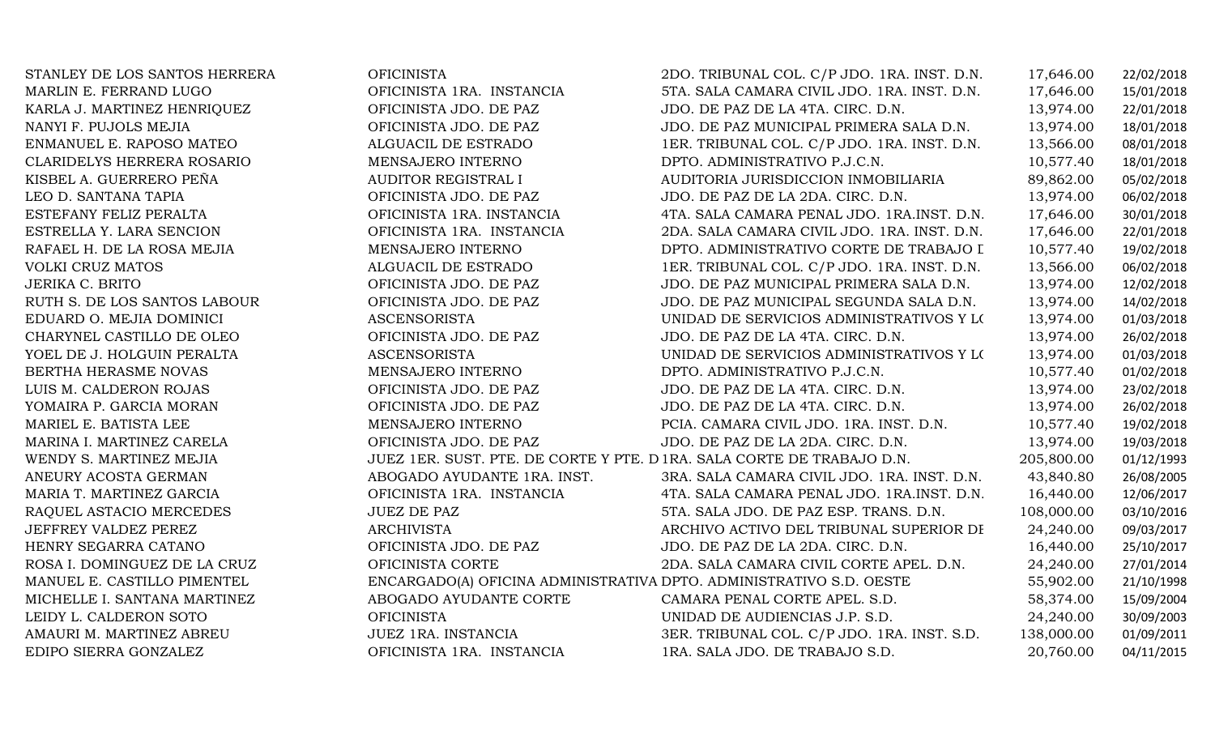| | | | | |
|---|---|---|---|---|
| STANLEY DE LOS SANTOS HERRERA | OFICINISTA | 2DO. TRIBUNAL COL. C/P JDO. 1RA. INST. D.N. | 17,646.00 | 22/02/2018 |
| MARLIN E. FERRAND LUGO | OFICINISTA 1RA. INSTANCIA | 5TA. SALA CAMARA CIVIL JDO. 1RA. INST. D.N. | 17,646.00 | 15/01/2018 |
| KARLA J. MARTINEZ HENRIQUEZ | OFICINISTA JDO. DE PAZ | JDO. DE PAZ DE LA 4TA. CIRC. D.N. | 13,974.00 | 22/01/2018 |
| NANYI F. PUJOLS MEJIA | OFICINISTA JDO. DE PAZ | JDO. DE PAZ MUNICIPAL PRIMERA SALA D.N. | 13,974.00 | 18/01/2018 |
| ENMANUEL E. RAPOSO MATEO | ALGUACIL DE ESTRADO | 1ER. TRIBUNAL COL. C/P JDO. 1RA. INST. D.N. | 13,566.00 | 08/01/2018 |
| CLARIDELYS HERRERA ROSARIO | MENSAJERO INTERNO | DPTO. ADMINISTRATIVO P.J.C.N. | 10,577.40 | 18/01/2018 |
| KISBEL A. GUERRERO PEÑA | AUDITOR REGISTRAL I | AUDITORIA JURISDICCION INMOBILIARIA | 89,862.00 | 05/02/2018 |
| LEO D. SANTANA TAPIA | OFICINISTA JDO. DE PAZ | JDO. DE PAZ DE LA 2DA. CIRC. D.N. | 13,974.00 | 06/02/2018 |
| ESTEFANY FELIZ PERALTA | OFICINISTA 1RA. INSTANCIA | 4TA. SALA CAMARA PENAL JDO. 1RA.INST. D.N. | 17,646.00 | 30/01/2018 |
| ESTRELLA Y. LARA SENCION | OFICINISTA 1RA. INSTANCIA | 2DA. SALA CAMARA CIVIL JDO. 1RA. INST. D.N. | 17,646.00 | 22/01/2018 |
| RAFAEL H. DE LA ROSA MEJIA | MENSAJERO INTERNO | DPTO. ADMINISTRATIVO CORTE DE TRABAJO I | 10,577.40 | 19/02/2018 |
| VOLKI CRUZ MATOS | ALGUACIL DE ESTRADO | 1ER. TRIBUNAL COL. C/P JDO. 1RA. INST. D.N. | 13,566.00 | 06/02/2018 |
| JERIKA C. BRITO | OFICINISTA JDO. DE PAZ | JDO. DE PAZ MUNICIPAL PRIMERA SALA D.N. | 13,974.00 | 12/02/2018 |
| RUTH S. DE LOS SANTOS LABOUR | OFICINISTA JDO. DE PAZ | JDO. DE PAZ MUNICIPAL SEGUNDA SALA D.N. | 13,974.00 | 14/02/2018 |
| EDUARD O. MEJIA DOMINICI | ASCENSORISTA | UNIDAD DE SERVICIOS ADMINISTRATIVOS Y L( | 13,974.00 | 01/03/2018 |
| CHARYNEL CASTILLO DE OLEO | OFICINISTA JDO. DE PAZ | JDO. DE PAZ DE LA 4TA. CIRC. D.N. | 13,974.00 | 26/02/2018 |
| YOEL DE J. HOLGUIN PERALTA | ASCENSORISTA | UNIDAD DE SERVICIOS ADMINISTRATIVOS Y L( | 13,974.00 | 01/03/2018 |
| BERTHA HERASME NOVAS | MENSAJERO INTERNO | DPTO. ADMINISTRATIVO P.J.C.N. | 10,577.40 | 01/02/2018 |
| LUIS M. CALDERON ROJAS | OFICINISTA JDO. DE PAZ | JDO. DE PAZ DE LA 4TA. CIRC. D.N. | 13,974.00 | 23/02/2018 |
| YOMAIRA P. GARCIA MORAN | OFICINISTA JDO. DE PAZ | JDO. DE PAZ DE LA 4TA. CIRC. D.N. | 13,974.00 | 26/02/2018 |
| MARIEL E. BATISTA LEE | MENSAJERO INTERNO | PCIA. CAMARA CIVIL JDO. 1RA. INST. D.N. | 10,577.40 | 19/02/2018 |
| MARINA I. MARTINEZ CARELA | OFICINISTA JDO. DE PAZ | JDO. DE PAZ DE LA 2DA. CIRC. D.N. | 13,974.00 | 19/03/2018 |
| WENDY S. MARTINEZ MEJIA | JUEZ 1ER. SUST. PTE. DE CORTE Y PTE. D | 1RA. SALA CORTE DE TRABAJO D.N. | 205,800.00 | 01/12/1993 |
| ANEURY ACOSTA GERMAN | ABOGADO AYUDANTE 1RA. INST. | 3RA. SALA CAMARA CIVIL JDO. 1RA. INST. D.N. | 43,840.80 | 26/08/2005 |
| MARIA T. MARTINEZ GARCIA | OFICINISTA 1RA. INSTANCIA | 4TA. SALA CAMARA PENAL JDO. 1RA.INST. D.N. | 16,440.00 | 12/06/2017 |
| RAQUEL ASTACIO MERCEDES | JUEZ DE PAZ | 5TA. SALA JDO. DE PAZ ESP. TRANS. D.N. | 108,000.00 | 03/10/2016 |
| JEFFREY VALDEZ PEREZ | ARCHIVISTA | ARCHIVO ACTIVO DEL TRIBUNAL SUPERIOR DI | 24,240.00 | 09/03/2017 |
| HENRY SEGARRA CATANO | OFICINISTA JDO. DE PAZ | JDO. DE PAZ DE LA 2DA. CIRC. D.N. | 16,440.00 | 25/10/2017 |
| ROSA I. DOMINGUEZ DE LA CRUZ | OFICINISTA CORTE | 2DA. SALA CAMARA CIVIL CORTE APEL. D.N. | 24,240.00 | 27/01/2014 |
| MANUEL E. CASTILLO PIMENTEL | ENCARGADO(A) OFICINA ADMINISTRATIVA | DPTO. ADMINISTRATIVO S.D. OESTE | 55,902.00 | 21/10/1998 |
| MICHELLE I. SANTANA MARTINEZ | ABOGADO AYUDANTE CORTE | CAMARA PENAL CORTE APEL. S.D. | 58,374.00 | 15/09/2004 |
| LEIDY L. CALDERON SOTO | OFICINISTA | UNIDAD DE AUDIENCIAS J.P. S.D. | 24,240.00 | 30/09/2003 |
| AMAURI M. MARTINEZ ABREU | JUEZ 1RA. INSTANCIA | 3ER. TRIBUNAL COL. C/P JDO. 1RA. INST. S.D. | 138,000.00 | 01/09/2011 |
| EDIPO SIERRA GONZALEZ | OFICINISTA 1RA. INSTANCIA | 1RA. SALA JDO. DE TRABAJO S.D. | 20,760.00 | 04/11/2015 |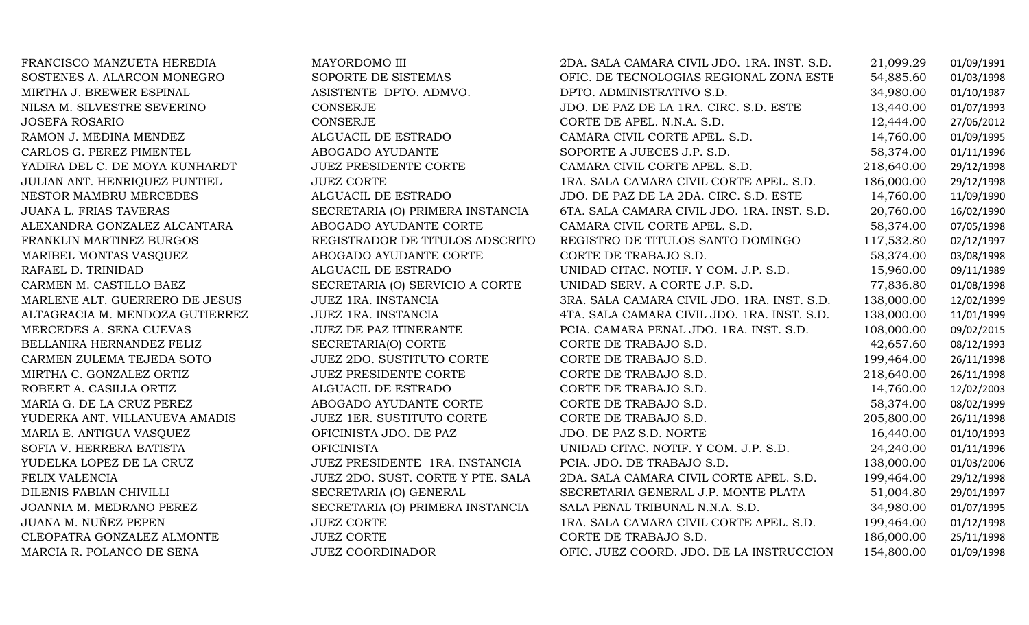| | | | | |
|---|---|---|---|---|
| FRANCISCO MANZUETA HEREDIA | MAYORDOMO III | 2DA. SALA CAMARA CIVIL JDO. 1RA. INST. S.D. | 21,099.29 | 01/09/1991 |
| SOSTENES A. ALARCON MONEGRO | SOPORTE DE SISTEMAS | OFIC. DE TECNOLOGIAS REGIONAL ZONA ESTE | 54,885.60 | 01/03/1998 |
| MIRTHA J. BREWER ESPINAL | ASISTENTE DPTO. ADMVO. | DPTO. ADMINISTRATIVO S.D. | 34,980.00 | 01/10/1987 |
| NILSA M. SILVESTRE SEVERINO | CONSERJE | JDO. DE PAZ DE LA 1RA. CIRC. S.D. ESTE | 13,440.00 | 01/07/1993 |
| JOSEFA ROSARIO | CONSERJE | CORTE DE APEL. N.N.A. S.D. | 12,444.00 | 27/06/2012 |
| RAMON J. MEDINA MENDEZ | ALGUACIL DE ESTRADO | CAMARA CIVIL CORTE APEL. S.D. | 14,760.00 | 01/09/1995 |
| CARLOS G. PEREZ PIMENTEL | ABOGADO AYUDANTE | SOPORTE A JUECES J.P. S.D. | 58,374.00 | 01/11/1996 |
| YADIRA DEL C. DE MOYA KUNHARDT | JUEZ PRESIDENTE CORTE | CAMARA CIVIL CORTE APEL. S.D. | 218,640.00 | 29/12/1998 |
| JULIAN ANT. HENRIQUEZ PUNTIEL | JUEZ CORTE | 1RA. SALA CAMARA CIVIL CORTE APEL. S.D. | 186,000.00 | 29/12/1998 |
| NESTOR MAMBRU MERCEDES | ALGUACIL DE ESTRADO | JDO. DE PAZ DE LA 2DA. CIRC. S.D. ESTE | 14,760.00 | 11/09/1990 |
| JUANA L. FRIAS TAVERAS | SECRETARIA (O) PRIMERA INSTANCIA | 6TA. SALA CAMARA CIVIL JDO. 1RA. INST. S.D. | 20,760.00 | 16/02/1990 |
| ALEXANDRA GONZALEZ ALCANTARA | ABOGADO AYUDANTE CORTE | CAMARA CIVIL CORTE APEL. S.D. | 58,374.00 | 07/05/1998 |
| FRANKLIN MARTINEZ BURGOS | REGISTRADOR DE TITULOS ADSCRITO | REGISTRO DE TITULOS SANTO DOMINGO | 117,532.80 | 02/12/1997 |
| MARIBEL MONTAS VASQUEZ | ABOGADO AYUDANTE CORTE | CORTE DE TRABAJO S.D. | 58,374.00 | 03/08/1998 |
| RAFAEL D. TRINIDAD | ALGUACIL DE ESTRADO | UNIDAD CITAC. NOTIF. Y COM. J.P. S.D. | 15,960.00 | 09/11/1989 |
| CARMEN M. CASTILLO BAEZ | SECRETARIA (O) SERVICIO A CORTE | UNIDAD SERV. A CORTE J.P. S.D. | 77,836.80 | 01/08/1998 |
| MARLENE ALT. GUERRERO DE JESUS | JUEZ 1RA. INSTANCIA | 3RA. SALA CAMARA CIVIL JDO. 1RA. INST. S.D. | 138,000.00 | 12/02/1999 |
| ALTAGRACIA M. MENDOZA GUTIERREZ | JUEZ 1RA. INSTANCIA | 4TA. SALA CAMARA CIVIL JDO. 1RA. INST. S.D. | 138,000.00 | 11/01/1999 |
| MERCEDES A. SENA CUEVAS | JUEZ DE PAZ ITINERANTE | PCIA. CAMARA PENAL JDO. 1RA. INST. S.D. | 108,000.00 | 09/02/2015 |
| BELLANIRA HERNANDEZ FELIZ | SECRETARIA(O) CORTE | CORTE DE TRABAJO S.D. | 42,657.60 | 08/12/1993 |
| CARMEN ZULEMA TEJEDA SOTO | JUEZ 2DO. SUSTITUTO CORTE | CORTE DE TRABAJO S.D. | 199,464.00 | 26/11/1998 |
| MIRTHA C. GONZALEZ ORTIZ | JUEZ PRESIDENTE CORTE | CORTE DE TRABAJO S.D. | 218,640.00 | 26/11/1998 |
| ROBERT A. CASILLA ORTIZ | ALGUACIL DE ESTRADO | CORTE DE TRABAJO S.D. | 14,760.00 | 12/02/2003 |
| MARIA G. DE LA CRUZ PEREZ | ABOGADO AYUDANTE CORTE | CORTE DE TRABAJO S.D. | 58,374.00 | 08/02/1999 |
| YUDERKA ANT. VILLANUEVA AMADIS | JUEZ 1ER. SUSTITUTO CORTE | CORTE DE TRABAJO S.D. | 205,800.00 | 26/11/1998 |
| MARIA E. ANTIGUA VASQUEZ | OFICINISTA JDO. DE PAZ | JDO. DE PAZ S.D. NORTE | 16,440.00 | 01/10/1993 |
| SOFIA V. HERRERA BATISTA | OFICINISTA | UNIDAD CITAC. NOTIF. Y COM. J.P. S.D. | 24,240.00 | 01/11/1996 |
| YUDELKA LOPEZ DE LA CRUZ | JUEZ PRESIDENTE 1RA. INSTANCIA | PCIA. JDO. DE TRABAJO S.D. | 138,000.00 | 01/03/2006 |
| FELIX VALENCIA | JUEZ 2DO. SUST. CORTE Y PTE. SALA | 2DA. SALA CAMARA CIVIL CORTE APEL. S.D. | 199,464.00 | 29/12/1998 |
| DILENIS FABIAN CHIVILLI | SECRETARIA (O) GENERAL | SECRETARIA GENERAL J.P. MONTE PLATA | 51,004.80 | 29/01/1997 |
| JOANNIA M. MEDRANO PEREZ | SECRETARIA (O) PRIMERA INSTANCIA | SALA PENAL TRIBUNAL N.N.A. S.D. | 34,980.00 | 01/07/1995 |
| JUANA M. NUÑEZ PEPEN | JUEZ CORTE | 1RA. SALA CAMARA CIVIL CORTE APEL. S.D. | 199,464.00 | 01/12/1998 |
| CLEOPATRA GONZALEZ ALMONTE | JUEZ CORTE | CORTE DE TRABAJO S.D. | 186,000.00 | 25/11/1998 |
| MARCIA R. POLANCO DE SENA | JUEZ COORDINADOR | OFIC. JUEZ COORD. JDO. DE LA INSTRUCCION | 154,800.00 | 01/09/1998 |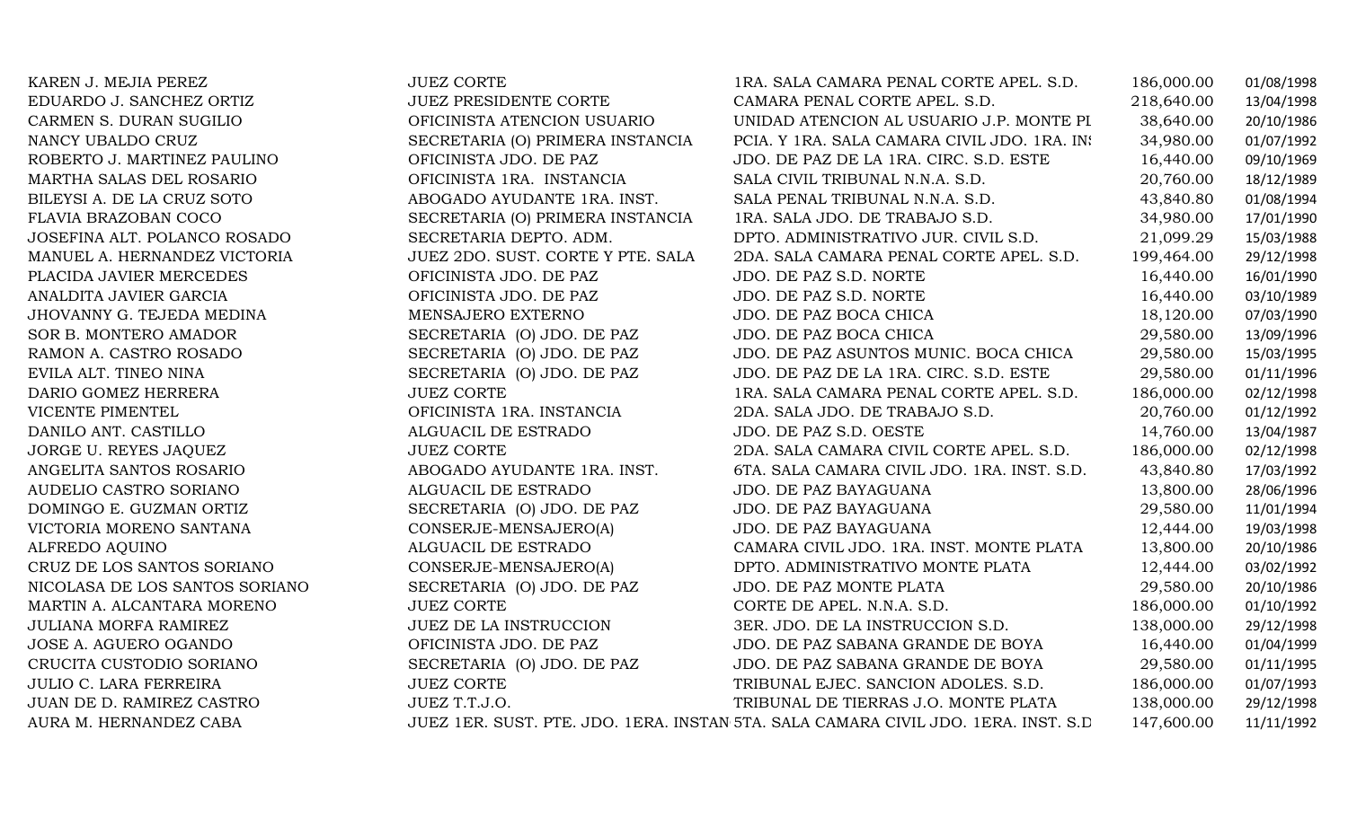| | | | | |
|---|---|---|---|---|
| KAREN J. MEJIA PEREZ | JUEZ CORTE | 1RA. SALA CAMARA PENAL CORTE APEL. S.D. | 186,000.00 | 01/08/1998 |
| EDUARDO J. SANCHEZ ORTIZ | JUEZ PRESIDENTE CORTE | CAMARA PENAL CORTE APEL. S.D. | 218,640.00 | 13/04/1998 |
| CARMEN S. DURAN SUGILIO | OFICINISTA ATENCION USUARIO | UNIDAD ATENCION AL USUARIO J.P. MONTE PL | 38,640.00 | 20/10/1986 |
| NANCY UBALDO CRUZ | SECRETARIA (O) PRIMERA INSTANCIA | PCIA. Y 1RA. SALA CAMARA CIVIL JDO. 1RA. INS | 34,980.00 | 01/07/1992 |
| ROBERTO J. MARTINEZ PAULINO | OFICINISTA JDO. DE PAZ | JDO. DE PAZ DE LA 1RA. CIRC. S.D. ESTE | 16,440.00 | 09/10/1969 |
| MARTHA SALAS DEL ROSARIO | OFICINISTA 1RA. INSTANCIA | SALA CIVIL TRIBUNAL N.N.A. S.D. | 20,760.00 | 18/12/1989 |
| BILEYSI A. DE LA CRUZ SOTO | ABOGADO AYUDANTE 1RA. INST. | SALA PENAL TRIBUNAL N.N.A. S.D. | 43,840.80 | 01/08/1994 |
| FLAVIA BRAZOBAN COCO | SECRETARIA (O) PRIMERA INSTANCIA | 1RA. SALA JDO. DE TRABAJO S.D. | 34,980.00 | 17/01/1990 |
| JOSEFINA ALT. POLANCO ROSADO | SECRETARIA DEPTO. ADM. | DPTO. ADMINISTRATIVO JUR. CIVIL S.D. | 21,099.29 | 15/03/1988 |
| MANUEL A. HERNANDEZ VICTORIA | JUEZ 2DO. SUST. CORTE Y PTE. SALA | 2DA. SALA CAMARA PENAL CORTE APEL. S.D. | 199,464.00 | 29/12/1998 |
| PLACIDA JAVIER MERCEDES | OFICINISTA JDO. DE PAZ | JDO. DE PAZ S.D. NORTE | 16,440.00 | 16/01/1990 |
| ANALDITA JAVIER GARCIA | OFICINISTA JDO. DE PAZ | JDO. DE PAZ S.D. NORTE | 16,440.00 | 03/10/1989 |
| JHOVANNY G. TEJEDA MEDINA | MENSAJERO EXTERNO | JDO. DE PAZ BOCA CHICA | 18,120.00 | 07/03/1990 |
| SOR B. MONTERO AMADOR | SECRETARIA (O) JDO. DE PAZ | JDO. DE PAZ BOCA CHICA | 29,580.00 | 13/09/1996 |
| RAMON A. CASTRO ROSADO | SECRETARIA (O) JDO. DE PAZ | JDO. DE PAZ ASUNTOS MUNIC. BOCA CHICA | 29,580.00 | 15/03/1995 |
| EVILA ALT. TINEO NINA | SECRETARIA (O) JDO. DE PAZ | JDO. DE PAZ DE LA 1RA. CIRC. S.D. ESTE | 29,580.00 | 01/11/1996 |
| DARIO GOMEZ HERRERA | JUEZ CORTE | 1RA. SALA CAMARA PENAL CORTE APEL. S.D. | 186,000.00 | 02/12/1998 |
| VICENTE PIMENTEL | OFICINISTA 1RA. INSTANCIA | 2DA. SALA JDO. DE TRABAJO S.D. | 20,760.00 | 01/12/1992 |
| DANILO ANT. CASTILLO | ALGUACIL DE ESTRADO | JDO. DE PAZ S.D. OESTE | 14,760.00 | 13/04/1987 |
| JORGE U. REYES JAQUEZ | JUEZ CORTE | 2DA. SALA CAMARA CIVIL CORTE APEL. S.D. | 186,000.00 | 02/12/1998 |
| ANGELITA SANTOS ROSARIO | ABOGADO AYUDANTE 1RA. INST. | 6TA. SALA CAMARA CIVIL JDO. 1RA. INST. S.D. | 43,840.80 | 17/03/1992 |
| AUDELIO CASTRO SORIANO | ALGUACIL DE ESTRADO | JDO. DE PAZ BAYAGUANA | 13,800.00 | 28/06/1996 |
| DOMINGO E. GUZMAN ORTIZ | SECRETARIA (O) JDO. DE PAZ | JDO. DE PAZ BAYAGUANA | 29,580.00 | 11/01/1994 |
| VICTORIA MORENO SANTANA | CONSERJE-MENSAJERO(A) | JDO. DE PAZ BAYAGUANA | 12,444.00 | 19/03/1998 |
| ALFREDO AQUINO | ALGUACIL DE ESTRADO | CAMARA CIVIL JDO. 1RA. INST. MONTE PLATA | 13,800.00 | 20/10/1986 |
| CRUZ DE LOS SANTOS SORIANO | CONSERJE-MENSAJERO(A) | DPTO. ADMINISTRATIVO MONTE PLATA | 12,444.00 | 03/02/1992 |
| NICOLASA DE LOS SANTOS SORIANO | SECRETARIA (O) JDO. DE PAZ | JDO. DE PAZ MONTE PLATA | 29,580.00 | 20/10/1986 |
| MARTIN A. ALCANTARA MORENO | JUEZ CORTE | CORTE DE APEL. N.N.A. S.D. | 186,000.00 | 01/10/1992 |
| JULIANA MORFA RAMIREZ | JUEZ DE LA INSTRUCCION | 3ER. JDO. DE LA INSTRUCCION S.D. | 138,000.00 | 29/12/1998 |
| JOSE A. AGUERO OGANDO | OFICINISTA JDO. DE PAZ | JDO. DE PAZ SABANA GRANDE DE BOYA | 16,440.00 | 01/04/1999 |
| CRUCITA CUSTODIO SORIANO | SECRETARIA (O) JDO. DE PAZ | JDO. DE PAZ SABANA GRANDE DE BOYA | 29,580.00 | 01/11/1995 |
| JULIO C. LARA FERREIRA | JUEZ CORTE | TRIBUNAL EJEC. SANCION ADOLES. S.D. | 186,000.00 | 01/07/1993 |
| JUAN DE D. RAMIREZ CASTRO | JUEZ T.T.J.O. | TRIBUNAL DE TIERRAS J.O. MONTE PLATA | 138,000.00 | 29/12/1998 |
| AURA M. HERNANDEZ CABA | JUEZ 1ER. SUST. PTE. JDO. 1ERA. INSTAN | 5TA. SALA CAMARA CIVIL JDO. 1ERA. INST. S.D | 147,600.00 | 11/11/1992 |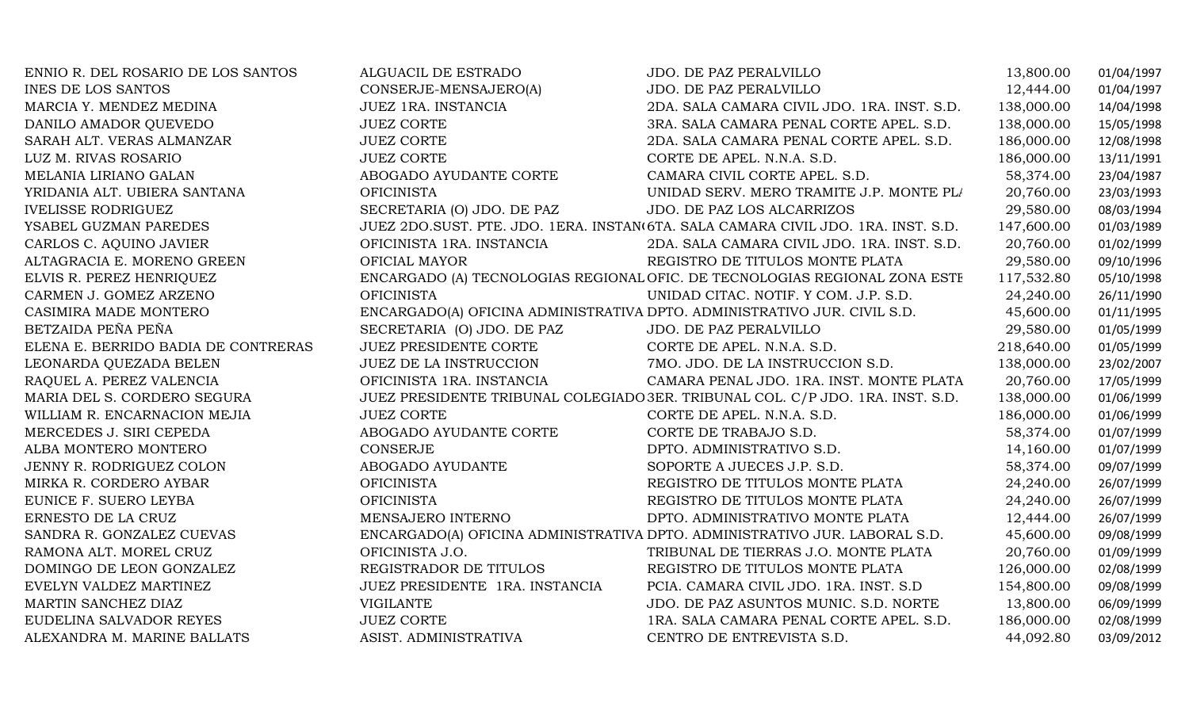| | | | | |
|---|---|---|---|---|
| ENNIO R. DEL ROSARIO DE LOS SANTOS | ALGUACIL DE ESTRADO | JDO. DE PAZ PERALVILLO | 13,800.00 | 01/04/1997 |
| INES DE LOS SANTOS | CONSERJE-MENSAJERO(A) | JDO. DE PAZ PERALVILLO | 12,444.00 | 01/04/1997 |
| MARCIA Y. MENDEZ MEDINA | JUEZ 1RA. INSTANCIA | 2DA. SALA CAMARA CIVIL JDO. 1RA. INST. S.D. | 138,000.00 | 14/04/1998 |
| DANILO AMADOR QUEVEDO | JUEZ CORTE | 3RA. SALA CAMARA PENAL CORTE APEL. S.D. | 138,000.00 | 15/05/1998 |
| SARAH ALT. VERAS ALMANZAR | JUEZ CORTE | 2DA. SALA CAMARA PENAL CORTE APEL. S.D. | 186,000.00 | 12/08/1998 |
| LUZ M. RIVAS ROSARIO | JUEZ CORTE | CORTE DE APEL. N.N.A. S.D. | 186,000.00 | 13/11/1991 |
| MELANIA LIRIANO GALAN | ABOGADO AYUDANTE CORTE | CAMARA CIVIL CORTE APEL. S.D. | 58,374.00 | 23/04/1987 |
| YRIDANIA ALT. UBIERA SANTANA | OFICINISTA | UNIDAD SERV. MERO TRAMITE J.P. MONTE PLA | 20,760.00 | 23/03/1993 |
| IVELISSE RODRIGUEZ | SECRETARIA (O) JDO. DE PAZ | JDO. DE PAZ LOS ALCARRIZOS | 29,580.00 | 08/03/1994 |
| YSABEL GUZMAN PAREDES | JUEZ 2DO.SUST. PTE. JDO. 1ERA. INSTAN | 6TA. SALA CAMARA CIVIL JDO. 1RA. INST. S.D. | 147,600.00 | 01/03/1989 |
| CARLOS C. AQUINO JAVIER | OFICINISTA 1RA. INSTANCIA | 2DA. SALA CAMARA CIVIL JDO. 1RA. INST. S.D. | 20,760.00 | 01/02/1999 |
| ALTAGRACIA E. MORENO GREEN | OFICIAL MAYOR | REGISTRO DE TITULOS MONTE PLATA | 29,580.00 | 09/10/1996 |
| ELVIS R. PEREZ HENRIQUEZ | ENCARGADO (A) TECNOLOGIAS REGIONAL | OFIC. DE TECNOLOGIAS REGIONAL ZONA ESTE | 117,532.80 | 05/10/1998 |
| CARMEN J. GOMEZ ARZENO | OFICINISTA | UNIDAD CITAC. NOTIF. Y COM. J.P. S.D. | 24,240.00 | 26/11/1990 |
| CASIMIRA MADE MONTERO | ENCARGADO(A) OFICINA ADMINISTRATIVA | DPTO. ADMINISTRATIVO JUR. CIVIL S.D. | 45,600.00 | 01/11/1995 |
| BETZAIDA PEÑA PEÑA | SECRETARIA (O) JDO. DE PAZ | JDO. DE PAZ PERALVILLO | 29,580.00 | 01/05/1999 |
| ELENA E. BERRIDO BADIA DE CONTRERAS | JUEZ PRESIDENTE CORTE | CORTE DE APEL. N.N.A. S.D. | 218,640.00 | 01/05/1999 |
| LEONARDA QUEZADA BELEN | JUEZ DE LA INSTRUCCION | 7MO. JDO. DE LA INSTRUCCION S.D. | 138,000.00 | 23/02/2007 |
| RAQUEL A. PEREZ VALENCIA | OFICINISTA 1RA. INSTANCIA | CAMARA PENAL JDO. 1RA. INST. MONTE PLATA | 20,760.00 | 17/05/1999 |
| MARIA DEL S. CORDERO SEGURA | JUEZ PRESIDENTE TRIBUNAL COLEGIADO | 3ER. TRIBUNAL COL. C/P JDO. 1RA. INST. S.D. | 138,000.00 | 01/06/1999 |
| WILLIAM R. ENCARNACION MEJIA | JUEZ CORTE | CORTE DE APEL. N.N.A. S.D. | 186,000.00 | 01/06/1999 |
| MERCEDES J. SIRI CEPEDA | ABOGADO AYUDANTE CORTE | CORTE DE TRABAJO S.D. | 58,374.00 | 01/07/1999 |
| ALBA MONTERO MONTERO | CONSERJE | DPTO. ADMINISTRATIVO S.D. | 14,160.00 | 01/07/1999 |
| JENNY R. RODRIGUEZ COLON | ABOGADO AYUDANTE | SOPORTE A JUECES J.P. S.D. | 58,374.00 | 09/07/1999 |
| MIRKA R. CORDERO AYBAR | OFICINISTA | REGISTRO DE TITULOS MONTE PLATA | 24,240.00 | 26/07/1999 |
| EUNICE F. SUERO LEYBA | OFICINISTA | REGISTRO DE TITULOS MONTE PLATA | 24,240.00 | 26/07/1999 |
| ERNESTO DE LA CRUZ | MENSAJERO INTERNO | DPTO. ADMINISTRATIVO MONTE PLATA | 12,444.00 | 26/07/1999 |
| SANDRA R. GONZALEZ CUEVAS | ENCARGADO(A) OFICINA ADMINISTRATIVA | DPTO. ADMINISTRATIVO JUR. LABORAL S.D. | 45,600.00 | 09/08/1999 |
| RAMONA ALT. MOREL CRUZ | OFICINISTA J.O. | TRIBUNAL DE TIERRAS J.O. MONTE PLATA | 20,760.00 | 01/09/1999 |
| DOMINGO DE LEON GONZALEZ | REGISTRADOR DE TITULOS | REGISTRO DE TITULOS MONTE PLATA | 126,000.00 | 02/08/1999 |
| EVELYN VALDEZ MARTINEZ | JUEZ PRESIDENTE 1RA. INSTANCIA | PCIA. CAMARA CIVIL JDO. 1RA. INST. S.D | 154,800.00 | 09/08/1999 |
| MARTIN SANCHEZ DIAZ | VIGILANTE | JDO. DE PAZ ASUNTOS MUNIC. S.D. NORTE | 13,800.00 | 06/09/1999 |
| EUDELINA SALVADOR REYES | JUEZ CORTE | 1RA. SALA CAMARA PENAL CORTE APEL. S.D. | 186,000.00 | 02/08/1999 |
| ALEXANDRA M. MARINE BALLATS | ASIST. ADMINISTRATIVA | CENTRO DE ENTREVISTA S.D. | 44,092.80 | 03/09/2012 |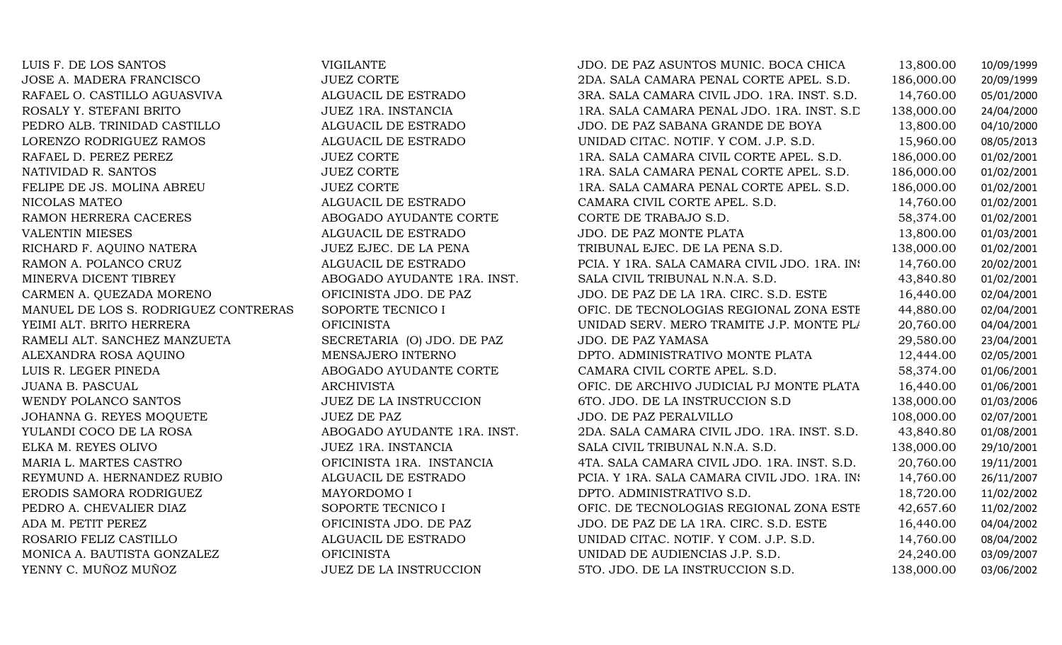| | | | | |
|---|---|---|---|---|
| LUIS F. DE LOS SANTOS | VIGILANTE | JDO. DE PAZ ASUNTOS MUNIC. BOCA CHICA | 13,800.00 | 10/09/1999 |
| JOSE A. MADERA FRANCISCO | JUEZ CORTE | 2DA. SALA CAMARA PENAL CORTE APEL. S.D. | 186,000.00 | 20/09/1999 |
| RAFAEL O. CASTILLO AGUASVIVA | ALGUACIL DE ESTRADO | 3RA. SALA CAMARA CIVIL JDO. 1RA. INST. S.D. | 14,760.00 | 05/01/2000 |
| ROSALY Y. STEFANI BRITO | JUEZ 1RA. INSTANCIA | 1RA. SALA CAMARA PENAL JDO. 1RA. INST. S.D | 138,000.00 | 24/04/2000 |
| PEDRO ALB. TRINIDAD CASTILLO | ALGUACIL DE ESTRADO | JDO. DE PAZ SABANA GRANDE DE BOYA | 13,800.00 | 04/10/2000 |
| LORENZO RODRIGUEZ RAMOS | ALGUACIL DE ESTRADO | UNIDAD CITAC. NOTIF. Y COM. J.P. S.D. | 15,960.00 | 08/05/2013 |
| RAFAEL D. PEREZ PEREZ | JUEZ CORTE | 1RA. SALA CAMARA CIVIL CORTE APEL. S.D. | 186,000.00 | 01/02/2001 |
| NATIVIDAD R. SANTOS | JUEZ CORTE | 1RA. SALA CAMARA PENAL CORTE APEL. S.D. | 186,000.00 | 01/02/2001 |
| FELIPE DE JS. MOLINA ABREU | JUEZ CORTE | 1RA. SALA CAMARA PENAL CORTE APEL. S.D. | 186,000.00 | 01/02/2001 |
| NICOLAS MATEO | ALGUACIL DE ESTRADO | CAMARA CIVIL CORTE APEL. S.D. | 14,760.00 | 01/02/2001 |
| RAMON HERRERA CACERES | ABOGADO AYUDANTE CORTE | CORTE DE TRABAJO S.D. | 58,374.00 | 01/02/2001 |
| VALENTIN MIESES | ALGUACIL DE ESTRADO | JDO. DE PAZ MONTE PLATA | 13,800.00 | 01/03/2001 |
| RICHARD F. AQUINO NATERA | JUEZ EJEC. DE LA PENA | TRIBUNAL EJEC. DE LA PENA S.D. | 138,000.00 | 01/02/2001 |
| RAMON A. POLANCO CRUZ | ALGUACIL DE ESTRADO | PCIA. Y 1RA. SALA CAMARA CIVIL JDO. 1RA. INS | 14,760.00 | 20/02/2001 |
| MINERVA DICENT TIBREY | ABOGADO AYUDANTE 1RA. INST. | SALA CIVIL TRIBUNAL N.N.A. S.D. | 43,840.80 | 01/02/2001 |
| CARMEN A. QUEZADA MORENO | OFICINISTA JDO. DE PAZ | JDO. DE PAZ DE LA 1RA. CIRC. S.D. ESTE | 16,440.00 | 02/04/2001 |
| MANUEL DE LOS S. RODRIGUEZ CONTRERAS | SOPORTE TECNICO I | OFIC. DE TECNOLOGIAS REGIONAL ZONA ESTE | 44,880.00 | 02/04/2001 |
| YEIMI ALT. BRITO HERRERA | OFICINISTA | UNIDAD SERV. MERO TRAMITE J.P. MONTE PLA | 20,760.00 | 04/04/2001 |
| RAMELI ALT. SANCHEZ MANZUETA | SECRETARIA (O) JDO. DE PAZ | JDO. DE PAZ YAMASA | 29,580.00 | 23/04/2001 |
| ALEXANDRA ROSA AQUINO | MENSAJERO INTERNO | DPTO. ADMINISTRATIVO MONTE PLATA | 12,444.00 | 02/05/2001 |
| LUIS R. LEGER PINEDA | ABOGADO AYUDANTE CORTE | CAMARA CIVIL CORTE APEL. S.D. | 58,374.00 | 01/06/2001 |
| JUANA B. PASCUAL | ARCHIVISTA | OFIC. DE ARCHIVO JUDICIAL PJ MONTE PLATA | 16,440.00 | 01/06/2001 |
| WENDY POLANCO SANTOS | JUEZ DE LA INSTRUCCION | 6TO. JDO. DE LA INSTRUCCION S.D | 138,000.00 | 01/03/2006 |
| JOHANNA G. REYES MOQUETE | JUEZ DE PAZ | JDO. DE PAZ PERALVILLO | 108,000.00 | 02/07/2001 |
| YULANDI COCO DE LA ROSA | ABOGADO AYUDANTE 1RA. INST. | 2DA. SALA CAMARA CIVIL JDO. 1RA. INST. S.D. | 43,840.80 | 01/08/2001 |
| ELKA M. REYES OLIVO | JUEZ 1RA. INSTANCIA | SALA CIVIL TRIBUNAL N.N.A. S.D. | 138,000.00 | 29/10/2001 |
| MARIA L. MARTES CASTRO | OFICINISTA 1RA. INSTANCIA | 4TA. SALA CAMARA CIVIL JDO. 1RA. INST. S.D. | 20,760.00 | 19/11/2001 |
| REYMUND A. HERNANDEZ RUBIO | ALGUACIL DE ESTRADO | PCIA. Y 1RA. SALA CAMARA CIVIL JDO. 1RA. INS | 14,760.00 | 26/11/2007 |
| ERODIS SAMORA RODRIGUEZ | MAYORDOMO I | DPTO. ADMINISTRATIVO S.D. | 18,720.00 | 11/02/2002 |
| PEDRO A. CHEVALIER DIAZ | SOPORTE TECNICO I | OFIC. DE TECNOLOGIAS REGIONAL ZONA ESTE | 42,657.60 | 11/02/2002 |
| ADA M. PETIT PEREZ | OFICINISTA JDO. DE PAZ | JDO. DE PAZ DE LA 1RA. CIRC. S.D. ESTE | 16,440.00 | 04/04/2002 |
| ROSARIO FELIZ CASTILLO | ALGUACIL DE ESTRADO | UNIDAD CITAC. NOTIF. Y COM. J.P. S.D. | 14,760.00 | 08/04/2002 |
| MONICA A. BAUTISTA GONZALEZ | OFICINISTA | UNIDAD DE AUDIENCIAS J.P. S.D. | 24,240.00 | 03/09/2007 |
| YENNY C. MUÑOZ MUÑOZ | JUEZ DE LA INSTRUCCION | 5TO. JDO. DE LA INSTRUCCION S.D. | 138,000.00 | 03/06/2002 |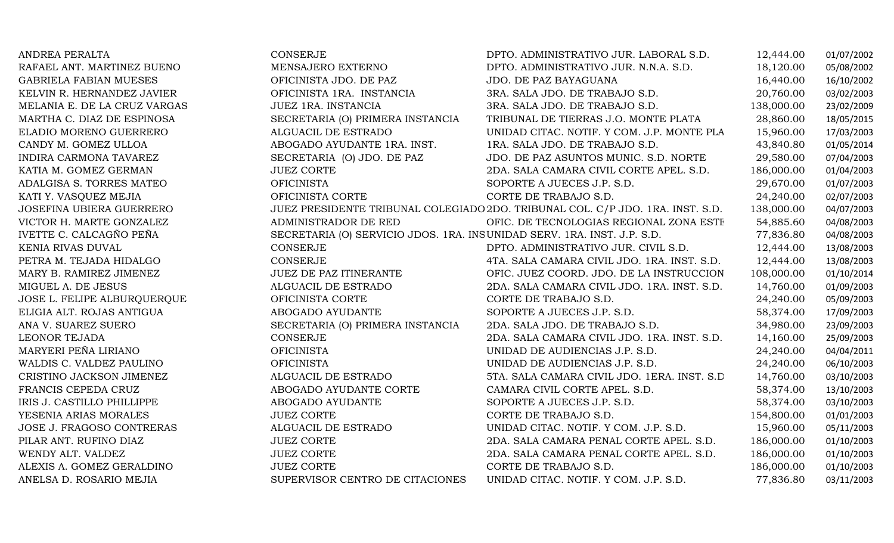| | | | | |
|---|---|---|---|---|
| ANDREA PERALTA | CONSERJE | DPTO. ADMINISTRATIVO JUR. LABORAL S.D. | 12,444.00 | 01/07/2002 |
| RAFAEL ANT. MARTINEZ BUENO | MENSAJERO EXTERNO | DPTO. ADMINISTRATIVO JUR. N.N.A. S.D. | 18,120.00 | 05/08/2002 |
| GABRIELA FABIAN MUESES | OFICINISTA JDO. DE PAZ | JDO. DE PAZ BAYAGUANA | 16,440.00 | 16/10/2002 |
| KELVIN R. HERNANDEZ JAVIER | OFICINISTA 1RA. INSTANCIA | 3RA. SALA JDO. DE TRABAJO S.D. | 20,760.00 | 03/02/2003 |
| MELANIA E. DE LA CRUZ VARGAS | JUEZ 1RA. INSTANCIA | 3RA. SALA JDO. DE TRABAJO S.D. | 138,000.00 | 23/02/2009 |
| MARTHA C. DIAZ DE ESPINOSA | SECRETARIA (O) PRIMERA INSTANCIA | TRIBUNAL DE TIERRAS J.O. MONTE PLATA | 28,860.00 | 18/05/2015 |
| ELADIO MORENO GUERRERO | ALGUACIL DE ESTRADO | UNIDAD CITAC. NOTIF. Y COM. J.P. MONTE PLA | 15,960.00 | 17/03/2003 |
| CANDY M. GOMEZ ULLOA | ABOGADO AYUDANTE 1RA. INST. | 1RA. SALA JDO. DE TRABAJO S.D. | 43,840.80 | 01/05/2014 |
| INDIRA CARMONA TAVAREZ | SECRETARIA (O) JDO. DE PAZ | JDO. DE PAZ ASUNTOS MUNIC. S.D. NORTE | 29,580.00 | 07/04/2003 |
| KATIA M. GOMEZ GERMAN | JUEZ CORTE | 2DA. SALA CAMARA CIVIL CORTE APEL. S.D. | 186,000.00 | 01/04/2003 |
| ADALGISA S. TORRES MATEO | OFICINISTA | SOPORTE A JUECES J.P. S.D. | 29,670.00 | 01/07/2003 |
| KATI Y. VASQUEZ MEJIA | OFICINISTA CORTE | CORTE DE TRABAJO S.D. | 24,240.00 | 02/07/2003 |
| JOSEFINA UBIERA GUERRERO | JUEZ PRESIDENTE TRIBUNAL COLEGIADO | 2DO. TRIBUNAL COL. C/P JDO. 1RA. INST. S.D. | 138,000.00 | 04/07/2003 |
| VICTOR H. MARTE GONZALEZ | ADMINISTRADOR DE RED | OFIC. DE TECNOLOGIAS REGIONAL ZONA ESTE | 54,885.60 | 04/08/2003 |
| IVETTE C. CALCAGÑO PEÑA | SECRETARIA (O) SERVICIO JDOS. 1RA. INS | UNIDAD SERV. 1RA. INST. J.P. S.D. | 77,836.80 | 04/08/2003 |
| KENIA RIVAS DUVAL | CONSERJE | DPTO. ADMINISTRATIVO JUR. CIVIL S.D. | 12,444.00 | 13/08/2003 |
| PETRA M. TEJADA HIDALGO | CONSERJE | 4TA. SALA CAMARA CIVIL JDO. 1RA. INST. S.D. | 12,444.00 | 13/08/2003 |
| MARY B. RAMIREZ JIMENEZ | JUEZ DE PAZ ITINERANTE | OFIC. JUEZ COORD. JDO. DE LA INSTRUCCION | 108,000.00 | 01/10/2014 |
| MIGUEL A. DE JESUS | ALGUACIL DE ESTRADO | 2DA. SALA CAMARA CIVIL JDO. 1RA. INST. S.D. | 14,760.00 | 01/09/2003 |
| JOSE L. FELIPE ALBURQUERQUE | OFICINISTA CORTE | CORTE DE TRABAJO S.D. | 24,240.00 | 05/09/2003 |
| ELIGIA ALT. ROJAS ANTIGUA | ABOGADO AYUDANTE | SOPORTE A JUECES J.P. S.D. | 58,374.00 | 17/09/2003 |
| ANA V. SUAREZ SUERO | SECRETARIA (O) PRIMERA INSTANCIA | 2DA. SALA JDO. DE TRABAJO S.D. | 34,980.00 | 23/09/2003 |
| LEONOR TEJADA | CONSERJE | 2DA. SALA CAMARA CIVIL JDO. 1RA. INST. S.D. | 14,160.00 | 25/09/2003 |
| MARYERI PEÑA LIRIANO | OFICINISTA | UNIDAD DE AUDIENCIAS J.P. S.D. | 24,240.00 | 04/04/2011 |
| WALDIS C. VALDEZ PAULINO | OFICINISTA | UNIDAD DE AUDIENCIAS J.P. S.D. | 24,240.00 | 06/10/2003 |
| CRISTINO JACKSON JIMENEZ | ALGUACIL DE ESTRADO | 5TA. SALA CAMARA CIVIL JDO. 1ERA. INST. S.D | 14,760.00 | 03/10/2003 |
| FRANCIS CEPEDA CRUZ | ABOGADO AYUDANTE CORTE | CAMARA CIVIL CORTE APEL. S.D. | 58,374.00 | 13/10/2003 |
| IRIS J. CASTILLO PHILLIPPE | ABOGADO AYUDANTE | SOPORTE A JUECES J.P. S.D. | 58,374.00 | 03/10/2003 |
| YESENIA ARIAS MORALES | JUEZ CORTE | CORTE DE TRABAJO S.D. | 154,800.00 | 01/01/2003 |
| JOSE J. FRAGOSO CONTRERAS | ALGUACIL DE ESTRADO | UNIDAD CITAC. NOTIF. Y COM. J.P. S.D. | 15,960.00 | 05/11/2003 |
| PILAR ANT. RUFINO DIAZ | JUEZ CORTE | 2DA. SALA CAMARA PENAL CORTE APEL. S.D. | 186,000.00 | 01/10/2003 |
| WENDY ALT. VALDEZ | JUEZ CORTE | 2DA. SALA CAMARA PENAL CORTE APEL. S.D. | 186,000.00 | 01/10/2003 |
| ALEXIS A. GOMEZ GERALDINO | JUEZ CORTE | CORTE DE TRABAJO S.D. | 186,000.00 | 01/10/2003 |
| ANELSA D. ROSARIO MEJIA | SUPERVISOR CENTRO DE CITACIONES | UNIDAD CITAC. NOTIF. Y COM. J.P. S.D. | 77,836.80 | 03/11/2003 |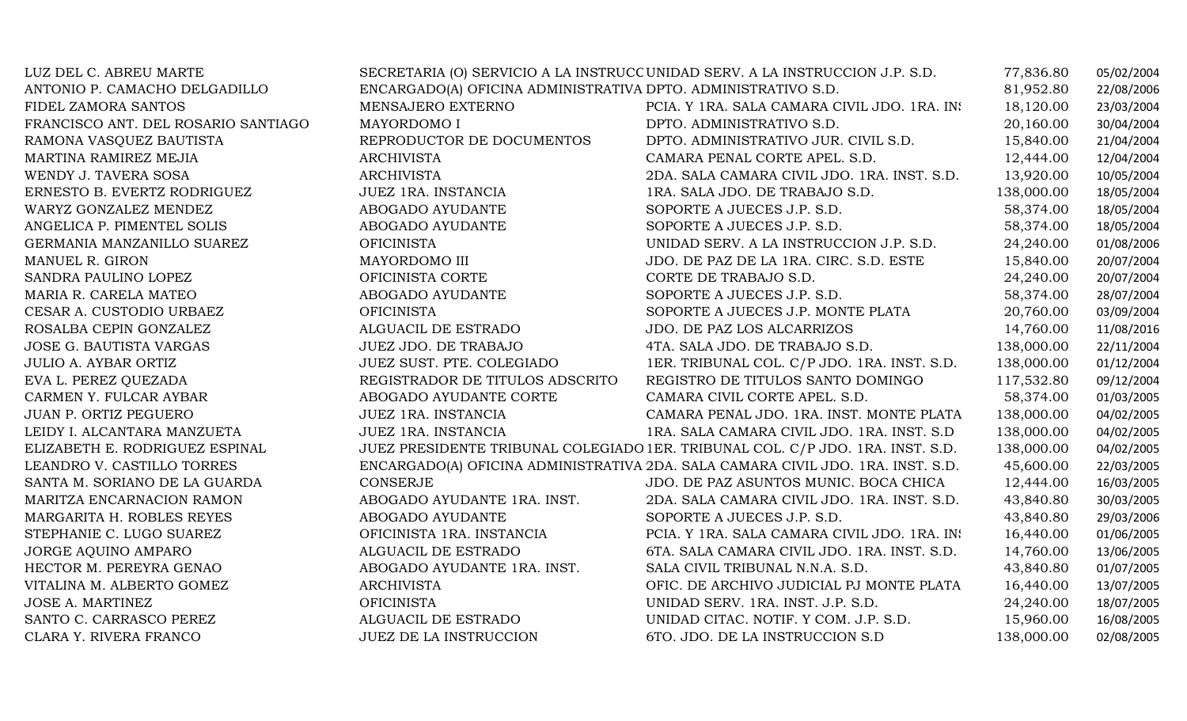| | | | | |
|---|---|---|---|---|
| LUZ DEL C. ABREU MARTE | SECRETARIA (O) SERVICIO A LA INSTRUCC | UNIDAD SERV. A LA INSTRUCCION J.P. S.D. | 77,836.80 | 05/02/2004 |
| ANTONIO P. CAMACHO DELGADILLO | ENCARGADO(A) OFICINA ADMINISTRATIVA | DPTO. ADMINISTRATIVO S.D. | 81,952.80 | 22/08/2006 |
| FIDEL ZAMORA SANTOS | MENSAJERO EXTERNO | PCIA. Y 1RA. SALA CAMARA CIVIL JDO. 1RA. INS | 18,120.00 | 23/03/2004 |
| FRANCISCO ANT. DEL ROSARIO SANTIAGO | MAYORDOMO I | DPTO. ADMINISTRATIVO S.D. | 20,160.00 | 30/04/2004 |
| RAMONA VASQUEZ BAUTISTA | REPRODUCTOR DE DOCUMENTOS | DPTO. ADMINISTRATIVO JUR. CIVIL S.D. | 15,840.00 | 21/04/2004 |
| MARTINA RAMIREZ MEJIA | ARCHIVISTA | CAMARA PENAL CORTE APEL. S.D. | 12,444.00 | 12/04/2004 |
| WENDY J. TAVERA SOSA | ARCHIVISTA | 2DA. SALA CAMARA CIVIL JDO. 1RA. INST. S.D. | 13,920.00 | 10/05/2004 |
| ERNESTO B. EVERTZ RODRIGUEZ | JUEZ 1RA. INSTANCIA | 1RA. SALA JDO. DE TRABAJO S.D. | 138,000.00 | 18/05/2004 |
| WARYZ GONZALEZ MENDEZ | ABOGADO AYUDANTE | SOPORTE A JUECES J.P. S.D. | 58,374.00 | 18/05/2004 |
| ANGELICA P. PIMENTEL SOLIS | ABOGADO AYUDANTE | SOPORTE A JUECES J.P. S.D. | 58,374.00 | 18/05/2004 |
| GERMANIA MANZANILLO SUAREZ | OFICINISTA | UNIDAD SERV. A LA INSTRUCCION J.P. S.D. | 24,240.00 | 01/08/2006 |
| MANUEL R. GIRON | MAYORDOMO III | JDO. DE PAZ DE LA 1RA. CIRC. S.D. ESTE | 15,840.00 | 20/07/2004 |
| SANDRA PAULINO LOPEZ | OFICINISTA CORTE | CORTE DE TRABAJO S.D. | 24,240.00 | 20/07/2004 |
| MARIA R. CARELA MATEO | ABOGADO AYUDANTE | SOPORTE A JUECES J.P. S.D. | 58,374.00 | 28/07/2004 |
| CESAR A. CUSTODIO URBAEZ | OFICINISTA | SOPORTE A JUECES J.P. MONTE PLATA | 20,760.00 | 03/09/2004 |
| ROSALBA CEPIN GONZALEZ | ALGUACIL DE ESTRADO | JDO. DE PAZ LOS ALCARRIZOS | 14,760.00 | 11/08/2016 |
| JOSE G. BAUTISTA VARGAS | JUEZ JDO. DE TRABAJO | 4TA. SALA JDO. DE TRABAJO S.D. | 138,000.00 | 22/11/2004 |
| JULIO A. AYBAR ORTIZ | JUEZ SUST. PTE. COLEGIADO | 1ER. TRIBUNAL COL. C/P JDO. 1RA. INST. S.D. | 138,000.00 | 01/12/2004 |
| EVA L. PEREZ QUEZADA | REGISTRADOR DE TITULOS ADSCRITO | REGISTRO DE TITULOS SANTO DOMINGO | 117,532.80 | 09/12/2004 |
| CARMEN Y. FULCAR AYBAR | ABOGADO AYUDANTE CORTE | CAMARA CIVIL CORTE APEL. S.D. | 58,374.00 | 01/03/2005 |
| JUAN P. ORTIZ PEGUERO | JUEZ 1RA. INSTANCIA | CAMARA PENAL JDO. 1RA. INST. MONTE PLATA | 138,000.00 | 04/02/2005 |
| LEIDY I. ALCANTARA MANZUETA | JUEZ 1RA. INSTANCIA | 1RA. SALA CAMARA CIVIL JDO. 1RA. INST. S.D | 138,000.00 | 04/02/2005 |
| ELIZABETH E. RODRIGUEZ ESPINAL | JUEZ PRESIDENTE TRIBUNAL COLEGIADO | 1ER. TRIBUNAL COL. C/P JDO. 1RA. INST. S.D. | 138,000.00 | 04/02/2005 |
| LEANDRO V. CASTILLO TORRES | ENCARGADO(A) OFICINA ADMINISTRATIVA | 2DA. SALA CAMARA CIVIL JDO. 1RA. INST. S.D. | 45,600.00 | 22/03/2005 |
| SANTA M. SORIANO DE LA GUARDA | CONSERJE | JDO. DE PAZ ASUNTOS MUNIC. BOCA CHICA | 12,444.00 | 16/03/2005 |
| MARITZA ENCARNACION RAMON | ABOGADO AYUDANTE 1RA. INST. | 2DA. SALA CAMARA CIVIL JDO. 1RA. INST. S.D. | 43,840.80 | 30/03/2005 |
| MARGARITA H. ROBLES REYES | ABOGADO AYUDANTE | SOPORTE A JUECES J.P. S.D. | 43,840.80 | 29/03/2006 |
| STEPHANIE C. LUGO SUAREZ | OFICINISTA 1RA. INSTANCIA | PCIA. Y 1RA. SALA CAMARA CIVIL JDO. 1RA. INS | 16,440.00 | 01/06/2005 |
| JORGE AQUINO AMPARO | ALGUACIL DE ESTRADO | 6TA. SALA CAMARA CIVIL JDO. 1RA. INST. S.D. | 14,760.00 | 13/06/2005 |
| HECTOR M. PEREYRA GENAO | ABOGADO AYUDANTE 1RA. INST. | SALA CIVIL TRIBUNAL N.N.A. S.D. | 43,840.80 | 01/07/2005 |
| VITALINA M. ALBERTO GOMEZ | ARCHIVISTA | OFIC. DE ARCHIVO JUDICIAL PJ MONTE PLATA | 16,440.00 | 13/07/2005 |
| JOSE A. MARTINEZ | OFICINISTA | UNIDAD SERV. 1RA. INST. J.P. S.D. | 24,240.00 | 18/07/2005 |
| SANTO C. CARRASCO PEREZ | ALGUACIL DE ESTRADO | UNIDAD CITAC. NOTIF. Y COM. J.P. S.D. | 15,960.00 | 16/08/2005 |
| CLARA Y. RIVERA FRANCO | JUEZ DE LA INSTRUCCION | 6TO. JDO. DE LA INSTRUCCION S.D | 138,000.00 | 02/08/2005 |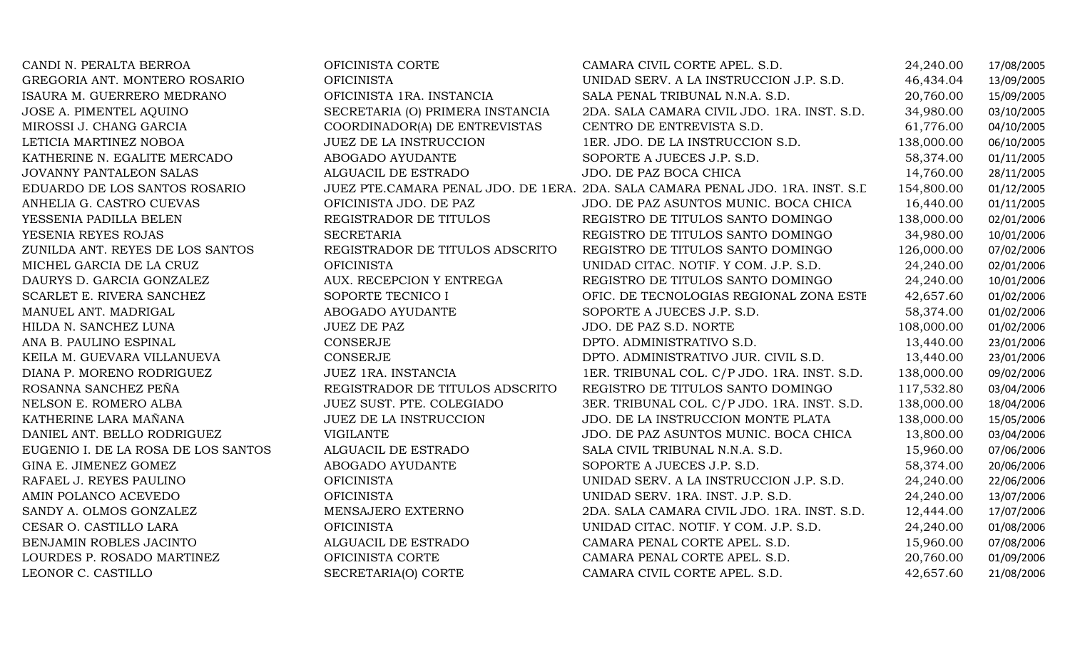| | | | | |
|---|---|---|---|---|
| CANDI N. PERALTA BERROA | OFICINISTA CORTE | CAMARA CIVIL CORTE APEL. S.D. | 24,240.00 | 17/08/2005 |
| GREGORIA ANT. MONTERO ROSARIO | OFICINISTA | UNIDAD SERV. A LA INSTRUCCION J.P. S.D. | 46,434.04 | 13/09/2005 |
| ISAURA M. GUERRERO MEDRANO | OFICINISTA 1RA. INSTANCIA | SALA PENAL TRIBUNAL N.N.A. S.D. | 20,760.00 | 15/09/2005 |
| JOSE A. PIMENTEL AQUINO | SECRETARIA (O) PRIMERA INSTANCIA | 2DA. SALA CAMARA CIVIL JDO. 1RA. INST. S.D. | 34,980.00 | 03/10/2005 |
| MIROSSI J. CHANG GARCIA | COORDINADOR(A) DE ENTREVISTAS | CENTRO DE ENTREVISTA S.D. | 61,776.00 | 04/10/2005 |
| LETICIA MARTINEZ NOBOA | JUEZ DE LA INSTRUCCION | 1ER. JDO. DE LA INSTRUCCION S.D. | 138,000.00 | 06/10/2005 |
| KATHERINE N. EGALITE MERCADO | ABOGADO AYUDANTE | SOPORTE A JUECES J.P. S.D. | 58,374.00 | 01/11/2005 |
| JOVANNY PANTALEON SALAS | ALGUACIL DE ESTRADO | JDO. DE PAZ BOCA CHICA | 14,760.00 | 28/11/2005 |
| EDUARDO DE LOS SANTOS ROSARIO | JUEZ PTE.CAMARA PENAL JDO. DE 1ERA. | 2DA. SALA CAMARA PENAL JDO. 1RA. INST. S.D | 154,800.00 | 01/12/2005 |
| ANHELIA G. CASTRO CUEVAS | OFICINISTA JDO. DE PAZ | JDO. DE PAZ ASUNTOS MUNIC. BOCA CHICA | 16,440.00 | 01/11/2005 |
| YESSENIA PADILLA BELEN | REGISTRADOR DE TITULOS | REGISTRO DE TITULOS SANTO DOMINGO | 138,000.00 | 02/01/2006 |
| YESENIA REYES ROJAS | SECRETARIA | REGISTRO DE TITULOS SANTO DOMINGO | 34,980.00 | 10/01/2006 |
| ZUNILDA ANT. REYES DE LOS SANTOS | REGISTRADOR DE TITULOS ADSCRITO | REGISTRO DE TITULOS SANTO DOMINGO | 126,000.00 | 07/02/2006 |
| MICHEL GARCIA DE LA CRUZ | OFICINISTA | UNIDAD CITAC. NOTIF. Y COM. J.P. S.D. | 24,240.00 | 02/01/2006 |
| DAURYS D. GARCIA GONZALEZ | AUX. RECEPCION Y ENTREGA | REGISTRO DE TITULOS SANTO DOMINGO | 24,240.00 | 10/01/2006 |
| SCARLET E. RIVERA SANCHEZ | SOPORTE TECNICO I | OFIC. DE TECNOLOGIAS REGIONAL ZONA ESTE | 42,657.60 | 01/02/2006 |
| MANUEL ANT. MADRIGAL | ABOGADO AYUDANTE | SOPORTE A JUECES J.P. S.D. | 58,374.00 | 01/02/2006 |
| HILDA N. SANCHEZ LUNA | JUEZ DE PAZ | JDO. DE PAZ S.D. NORTE | 108,000.00 | 01/02/2006 |
| ANA B. PAULINO ESPINAL | CONSERJE | DPTO. ADMINISTRATIVO S.D. | 13,440.00 | 23/01/2006 |
| KEILA M. GUEVARA VILLANUEVA | CONSERJE | DPTO. ADMINISTRATIVO JUR. CIVIL S.D. | 13,440.00 | 23/01/2006 |
| DIANA P. MORENO RODRIGUEZ | JUEZ 1RA. INSTANCIA | 1ER. TRIBUNAL COL. C/P JDO. 1RA. INST. S.D. | 138,000.00 | 09/02/2006 |
| ROSANNA SANCHEZ PEÑA | REGISTRADOR DE TITULOS ADSCRITO | REGISTRO DE TITULOS SANTO DOMINGO | 117,532.80 | 03/04/2006 |
| NELSON E. ROMERO ALBA | JUEZ SUST. PTE. COLEGIADO | 3ER. TRIBUNAL COL. C/P JDO. 1RA. INST. S.D. | 138,000.00 | 18/04/2006 |
| KATHERINE LARA MAÑANA | JUEZ DE LA INSTRUCCION | JDO. DE LA INSTRUCCION MONTE PLATA | 138,000.00 | 15/05/2006 |
| DANIEL ANT. BELLO RODRIGUEZ | VIGILANTE | JDO. DE PAZ ASUNTOS MUNIC. BOCA CHICA | 13,800.00 | 03/04/2006 |
| EUGENIO I. DE LA ROSA DE LOS SANTOS | ALGUACIL DE ESTRADO | SALA CIVIL TRIBUNAL N.N.A. S.D. | 15,960.00 | 07/06/2006 |
| GINA E. JIMENEZ GOMEZ | ABOGADO AYUDANTE | SOPORTE A JUECES J.P. S.D. | 58,374.00 | 20/06/2006 |
| RAFAEL J. REYES PAULINO | OFICINISTA | UNIDAD SERV. A LA INSTRUCCION J.P. S.D. | 24,240.00 | 22/06/2006 |
| AMIN POLANCO ACEVEDO | OFICINISTA | UNIDAD SERV. 1RA. INST. J.P. S.D. | 24,240.00 | 13/07/2006 |
| SANDY A. OLMOS GONZALEZ | MENSAJERO EXTERNO | 2DA. SALA CAMARA CIVIL JDO. 1RA. INST. S.D. | 12,444.00 | 17/07/2006 |
| CESAR O. CASTILLO LARA | OFICINISTA | UNIDAD CITAC. NOTIF. Y COM. J.P. S.D. | 24,240.00 | 01/08/2006 |
| BENJAMIN ROBLES JACINTO | ALGUACIL DE ESTRADO | CAMARA PENAL CORTE APEL. S.D. | 15,960.00 | 07/08/2006 |
| LOURDES P. ROSADO MARTINEZ | OFICINISTA CORTE | CAMARA PENAL CORTE APEL. S.D. | 20,760.00 | 01/09/2006 |
| LEONOR C. CASTILLO | SECRETARIA(O) CORTE | CAMARA CIVIL CORTE APEL. S.D. | 42,657.60 | 21/08/2006 |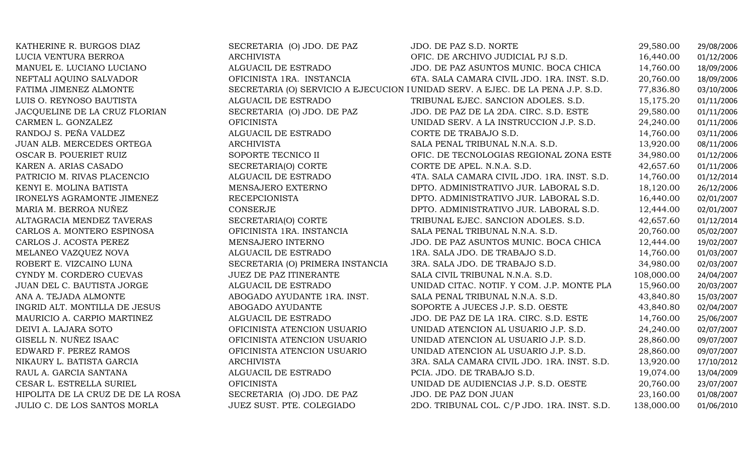| | | | | |
|---|---|---|---|---|
| KATHERINE R. BURGOS DIAZ | SECRETARIA (O) JDO. DE PAZ | JDO. DE PAZ S.D. NORTE | 29,580.00 | 29/08/2006 |
| LUCIA VENTURA BERROA | ARCHIVISTA | OFIC. DE ARCHIVO JUDICIAL PJ S.D. | 16,440.00 | 01/12/2006 |
| MANUEL E. LUCIANO LUCIANO | ALGUACIL DE ESTRADO | JDO. DE PAZ ASUNTOS MUNIC. BOCA CHICA | 14,760.00 | 18/09/2006 |
| NEFTALI AQUINO SALVADOR | OFICINISTA 1RA. INSTANCIA | 6TA. SALA CAMARA CIVIL JDO. 1RA. INST. S.D. | 20,760.00 | 18/09/2006 |
| FATIMA JIMENEZ ALMONTE | SECRETARIA (O) SERVICIO A EJECUCION I | UNIDAD SERV. A EJEC. DE LA PENA J.P. S.D. | 77,836.80 | 03/10/2006 |
| LUIS O. REYNOSO BAUTISTA | ALGUACIL DE ESTRADO | TRIBUNAL EJEC. SANCION ADOLES. S.D. | 15,175.20 | 01/11/2006 |
| JACQUELINE DE LA CRUZ FLORIAN | SECRETARIA (O) JDO. DE PAZ | JDO. DE PAZ DE LA 2DA. CIRC. S.D. ESTE | 29,580.00 | 01/11/2006 |
| CARMEN L. GONZALEZ | OFICINISTA | UNIDAD SERV. A LA INSTRUCCION J.P. S.D. | 24,240.00 | 01/11/2006 |
| RANDOJ S. PEÑA VALDEZ | ALGUACIL DE ESTRADO | CORTE DE TRABAJO S.D. | 14,760.00 | 03/11/2006 |
| JUAN ALB. MERCEDES ORTEGA | ARCHIVISTA | SALA PENAL TRIBUNAL N.N.A. S.D. | 13,920.00 | 08/11/2006 |
| OSCAR B. POUERIET RUIZ | SOPORTE TECNICO II | OFIC. DE TECNOLOGIAS REGIONAL ZONA ESTE | 34,980.00 | 01/12/2006 |
| KAREN A. ARIAS CASADO | SECRETARIA(O) CORTE | CORTE DE APEL. N.N.A. S.D. | 42,657.60 | 01/11/2006 |
| PATRICIO M. RIVAS PLACENCIO | ALGUACIL DE ESTRADO | 4TA. SALA CAMARA CIVIL JDO. 1RA. INST. S.D. | 14,760.00 | 01/12/2014 |
| KENYI E. MOLINA BATISTA | MENSAJERO EXTERNO | DPTO. ADMINISTRATIVO JUR. LABORAL S.D. | 18,120.00 | 26/12/2006 |
| IRONELYS AGRAMONTE JIMENEZ | RECEPCIONISTA | DPTO. ADMINISTRATIVO JUR. LABORAL S.D. | 16,440.00 | 02/01/2007 |
| MARIA M. BERROA NUÑEZ | CONSERJE | DPTO. ADMINISTRATIVO JUR. LABORAL S.D. | 12,444.00 | 02/01/2007 |
| ALTAGRACIA MENDEZ TAVERAS | SECRETARIA(O) CORTE | TRIBUNAL EJEC. SANCION ADOLES. S.D. | 42,657.60 | 01/12/2014 |
| CARLOS A. MONTERO ESPINOSA | OFICINISTA 1RA. INSTANCIA | SALA PENAL TRIBUNAL N.N.A. S.D. | 20,760.00 | 05/02/2007 |
| CARLOS J. ACOSTA PEREZ | MENSAJERO INTERNO | JDO. DE PAZ ASUNTOS MUNIC. BOCA CHICA | 12,444.00 | 19/02/2007 |
| MELANEO VAZQUEZ NOVA | ALGUACIL DE ESTRADO | 1RA. SALA JDO. DE TRABAJO S.D. | 14,760.00 | 01/03/2007 |
| ROBERT E. VIZCAINO LUNA | SECRETARIA (O) PRIMERA INSTANCIA | 3RA. SALA JDO. DE TRABAJO S.D. | 34,980.00 | 02/03/2007 |
| CYNDY M. CORDERO CUEVAS | JUEZ DE PAZ ITINERANTE | SALA CIVIL TRIBUNAL N.N.A. S.D. | 108,000.00 | 24/04/2007 |
| JUAN DEL C. BAUTISTA JORGE | ALGUACIL DE ESTRADO | UNIDAD CITAC. NOTIF. Y COM. J.P. MONTE PLA | 15,960.00 | 20/03/2007 |
| ANA A. TEJADA ALMONTE | ABOGADO AYUDANTE 1RA. INST. | SALA PENAL TRIBUNAL N.N.A. S.D. | 43,840.80 | 15/03/2007 |
| INGRID ALT. MONTILLA DE JESUS | ABOGADO AYUDANTE | SOPORTE A JUECES J.P. S.D. OESTE | 43,840.80 | 02/04/2007 |
| MAURICIO A. CARPIO MARTINEZ | ALGUACIL DE ESTRADO | JDO. DE PAZ DE LA 1RA. CIRC. S.D. ESTE | 14,760.00 | 25/06/2007 |
| DEIVI A. LAJARA SOTO | OFICINISTA ATENCION USUARIO | UNIDAD ATENCION AL USUARIO J.P. S.D. | 24,240.00 | 02/07/2007 |
| GISELL N. NUÑEZ ISAAC | OFICINISTA ATENCION USUARIO | UNIDAD ATENCION AL USUARIO J.P. S.D. | 28,860.00 | 09/07/2007 |
| EDWARD F. PEREZ RAMOS | OFICINISTA ATENCION USUARIO | UNIDAD ATENCION AL USUARIO J.P. S.D. | 28,860.00 | 09/07/2007 |
| NIKAURY L. BATISTA GARCIA | ARCHIVISTA | 3RA. SALA CAMARA CIVIL JDO. 1RA. INST. S.D. | 13,920.00 | 17/10/2012 |
| RAUL A. GARCIA SANTANA | ALGUACIL DE ESTRADO | PCIA. JDO. DE TRABAJO S.D. | 19,074.00 | 13/04/2009 |
| CESAR L. ESTRELLA SURIEL | OFICINISTA | UNIDAD DE AUDIENCIAS J.P. S.D. OESTE | 20,760.00 | 23/07/2007 |
| HIPOLITA DE LA CRUZ DE DE LA ROSA | SECRETARIA (O) JDO. DE PAZ | JDO. DE PAZ DON JUAN | 23,160.00 | 01/08/2007 |
| JULIO C. DE LOS SANTOS MORLA | JUEZ SUST. PTE. COLEGIADO | 2DO. TRIBUNAL COL. C/P JDO. 1RA. INST. S.D. | 138,000.00 | 01/06/2010 |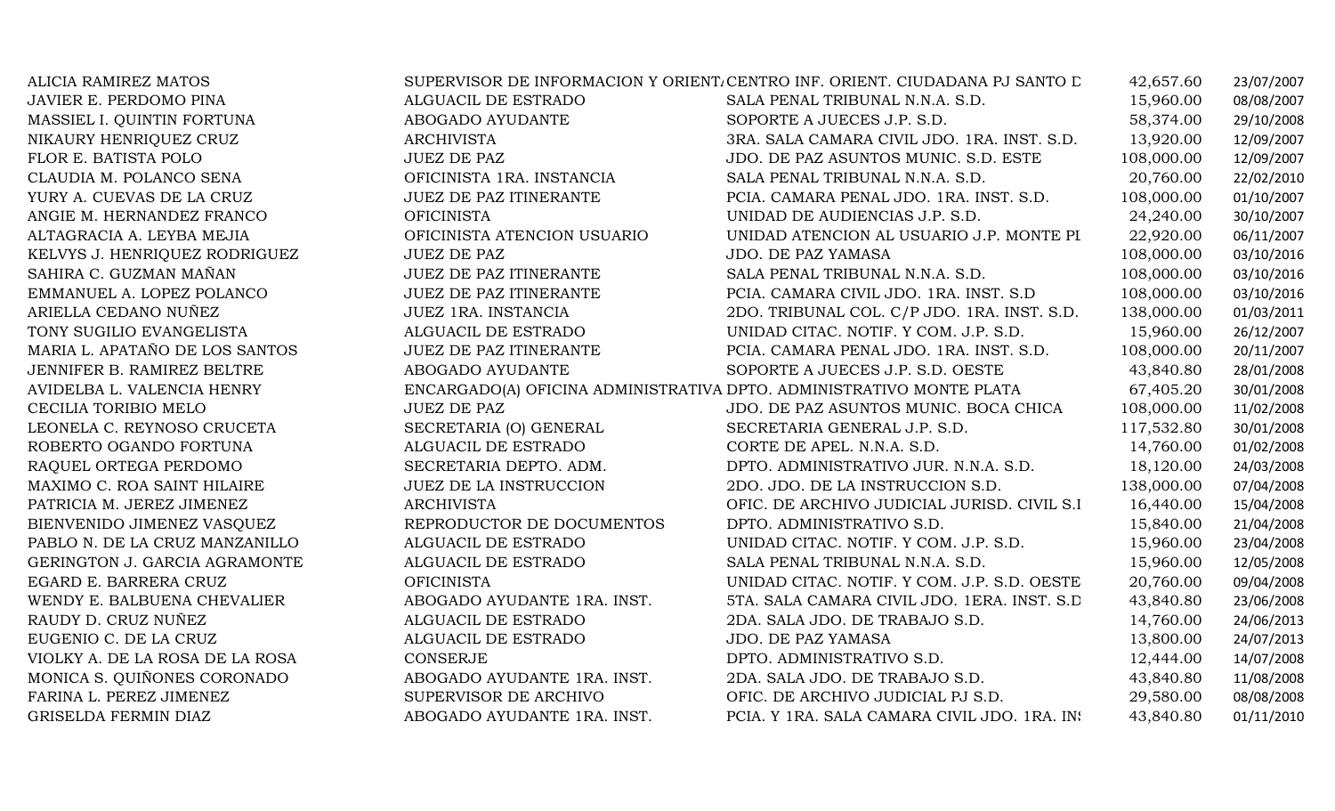| | | | | |
|---|---|---|---|---|
| ALICIA RAMIREZ MATOS | SUPERVISOR DE INFORMACION Y ORIENT. | CENTRO INF. ORIENT. CIUDADANA PJ SANTO D | 42,657.60 | 23/07/2007 |
| JAVIER E. PERDOMO PINA | ALGUACIL DE ESTRADO | SALA PENAL TRIBUNAL N.N.A. S.D. | 15,960.00 | 08/08/2007 |
| MASSIEL I. QUINTIN FORTUNA | ABOGADO AYUDANTE | SOPORTE A JUECES J.P. S.D. | 58,374.00 | 29/10/2008 |
| NIKAURY HENRIQUEZ CRUZ | ARCHIVISTA | 3RA. SALA CAMARA CIVIL JDO. 1RA. INST. S.D. | 13,920.00 | 12/09/2007 |
| FLOR E. BATISTA POLO | JUEZ DE PAZ | JDO. DE PAZ ASUNTOS MUNIC. S.D. ESTE | 108,000.00 | 12/09/2007 |
| CLAUDIA M. POLANCO SENA | OFICINISTA 1RA. INSTANCIA | SALA PENAL TRIBUNAL N.N.A. S.D. | 20,760.00 | 22/02/2010 |
| YURY A. CUEVAS DE LA CRUZ | JUEZ DE PAZ ITINERANTE | PCIA. CAMARA PENAL JDO. 1RA. INST. S.D. | 108,000.00 | 01/10/2007 |
| ANGIE M. HERNANDEZ FRANCO | OFICINISTA | UNIDAD DE AUDIENCIAS J.P. S.D. | 24,240.00 | 30/10/2007 |
| ALTAGRACIA A. LEYBA MEJIA | OFICINISTA ATENCION USUARIO | UNIDAD ATENCION AL USUARIO J.P. MONTE PL | 22,920.00 | 06/11/2007 |
| KELVYS J. HENRIQUEZ RODRIGUEZ | JUEZ DE PAZ | JDO. DE PAZ YAMASA | 108,000.00 | 03/10/2016 |
| SAHIRA C. GUZMAN MAÑAN | JUEZ DE PAZ ITINERANTE | SALA PENAL TRIBUNAL N.N.A. S.D. | 108,000.00 | 03/10/2016 |
| EMMANUEL A. LOPEZ POLANCO | JUEZ DE PAZ ITINERANTE | PCIA. CAMARA CIVIL JDO. 1RA. INST. S.D | 108,000.00 | 03/10/2016 |
| ARIELLA CEDANO NUÑEZ | JUEZ 1RA. INSTANCIA | 2DO. TRIBUNAL COL. C/P JDO. 1RA. INST. S.D. | 138,000.00 | 01/03/2011 |
| TONY SUGILIO EVANGELISTA | ALGUACIL DE ESTRADO | UNIDAD CITAC. NOTIF. Y COM. J.P. S.D. | 15,960.00 | 26/12/2007 |
| MARIA L. APATAÑO DE LOS SANTOS | JUEZ DE PAZ ITINERANTE | PCIA. CAMARA PENAL JDO. 1RA. INST. S.D. | 108,000.00 | 20/11/2007 |
| JENNIFER B. RAMIREZ BELTRE | ABOGADO AYUDANTE | SOPORTE A JUECES J.P. S.D. OESTE | 43,840.80 | 28/01/2008 |
| AVIDELBA L. VALENCIA HENRY | ENCARGADO(A) OFICINA ADMINISTRATIVA | DPTO. ADMINISTRATIVO MONTE PLATA | 67,405.20 | 30/01/2008 |
| CECILIA TORIBIO MELO | JUEZ DE PAZ | JDO. DE PAZ ASUNTOS MUNIC. BOCA CHICA | 108,000.00 | 11/02/2008 |
| LEONELA C. REYNOSO CRUCETA | SECRETARIA (O) GENERAL | SECRETARIA GENERAL J.P. S.D. | 117,532.80 | 30/01/2008 |
| ROBERTO OGANDO FORTUNA | ALGUACIL DE ESTRADO | CORTE DE APEL. N.N.A. S.D. | 14,760.00 | 01/02/2008 |
| RAQUEL ORTEGA PERDOMO | SECRETARIA DEPTO. ADM. | DPTO. ADMINISTRATIVO JUR. N.N.A. S.D. | 18,120.00 | 24/03/2008 |
| MAXIMO C. ROA SAINT HILAIRE | JUEZ DE LA INSTRUCCION | 2DO. JDO. DE LA INSTRUCCION S.D. | 138,000.00 | 07/04/2008 |
| PATRICIA M. JEREZ JIMENEZ | ARCHIVISTA | OFIC. DE ARCHIVO JUDICIAL JURISD. CIVIL S.I | 16,440.00 | 15/04/2008 |
| BIENVENIDO JIMENEZ VASQUEZ | REPRODUCTOR DE DOCUMENTOS | DPTO. ADMINISTRATIVO S.D. | 15,840.00 | 21/04/2008 |
| PABLO N. DE LA CRUZ MANZANILLO | ALGUACIL DE ESTRADO | UNIDAD CITAC. NOTIF. Y COM. J.P. S.D. | 15,960.00 | 23/04/2008 |
| GERINGTON J. GARCIA AGRAMONTE | ALGUACIL DE ESTRADO | SALA PENAL TRIBUNAL N.N.A. S.D. | 15,960.00 | 12/05/2008 |
| EGARD E. BARRERA CRUZ | OFICINISTA | UNIDAD CITAC. NOTIF. Y COM. J.P. S.D. OESTE | 20,760.00 | 09/04/2008 |
| WENDY E. BALBUENA CHEVALIER | ABOGADO AYUDANTE 1RA. INST. | 5TA. SALA CAMARA CIVIL JDO. 1ERA. INST. S.D | 43,840.80 | 23/06/2008 |
| RAUDY D. CRUZ NUÑEZ | ALGUACIL DE ESTRADO | 2DA. SALA JDO. DE TRABAJO S.D. | 14,760.00 | 24/06/2013 |
| EUGENIO C. DE LA CRUZ | ALGUACIL DE ESTRADO | JDO. DE PAZ YAMASA | 13,800.00 | 24/07/2013 |
| VIOLKY A. DE LA ROSA DE LA ROSA | CONSERJE | DPTO. ADMINISTRATIVO S.D. | 12,444.00 | 14/07/2008 |
| MONICA S. QUIÑONES CORONADO | ABOGADO AYUDANTE 1RA. INST. | 2DA. SALA JDO. DE TRABAJO S.D. | 43,840.80 | 11/08/2008 |
| FARINA L. PEREZ JIMENEZ | SUPERVISOR DE ARCHIVO | OFIC. DE ARCHIVO JUDICIAL PJ S.D. | 29,580.00 | 08/08/2008 |
| GRISELDA FERMIN DIAZ | ABOGADO AYUDANTE 1RA. INST. | PCIA. Y 1RA. SALA CAMARA CIVIL JDO. 1RA. INS | 43,840.80 | 01/11/2010 |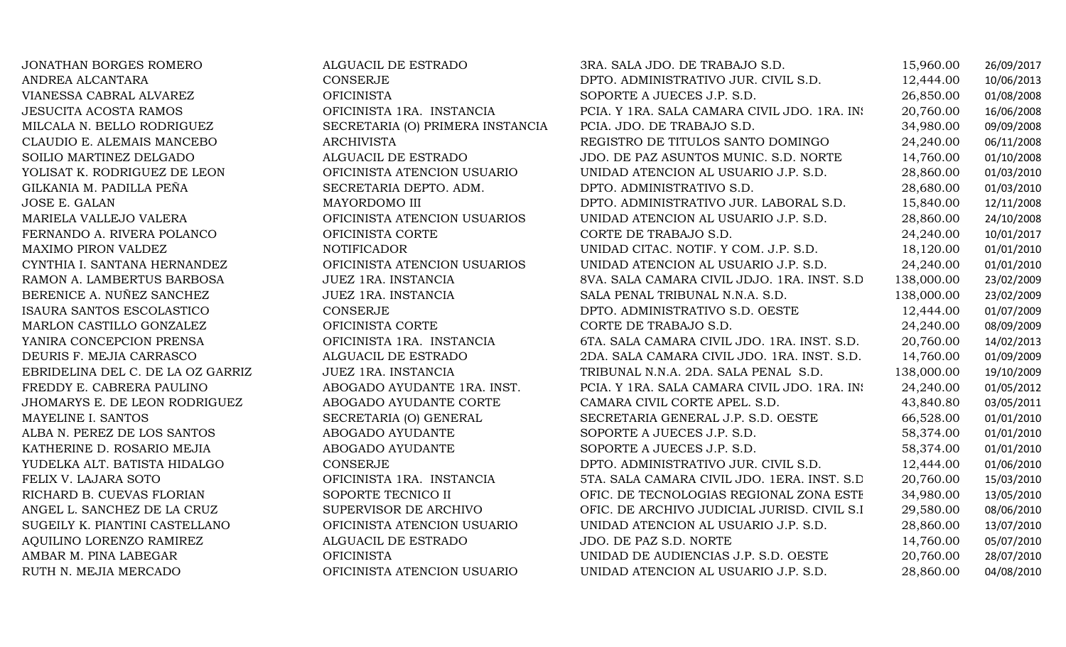| | | | | |
|---|---|---|---|---|
| JONATHAN BORGES ROMERO | ALGUACIL DE ESTRADO | 3RA. SALA JDO. DE TRABAJO S.D. | 15,960.00 | 26/09/2017 |
| ANDREA ALCANTARA | CONSERJE | DPTO. ADMINISTRATIVO JUR. CIVIL S.D. | 12,444.00 | 10/06/2013 |
| VIANESSA CABRAL ALVAREZ | OFICINISTA | SOPORTE A JUECES J.P. S.D. | 26,850.00 | 01/08/2008 |
| JESUCITA ACOSTA RAMOS | OFICINISTA 1RA. INSTANCIA | PCIA. Y 1RA. SALA CAMARA CIVIL JDO. 1RA. INS | 20,760.00 | 16/06/2008 |
| MILCALA N. BELLO RODRIGUEZ | SECRETARIA (O) PRIMERA INSTANCIA | PCIA. JDO. DE TRABAJO S.D. | 34,980.00 | 09/09/2008 |
| CLAUDIO E. ALEMAIS MANCEBO | ARCHIVISTA | REGISTRO DE TITULOS SANTO DOMINGO | 24,240.00 | 06/11/2008 |
| SOILIO MARTINEZ DELGADO | ALGUACIL DE ESTRADO | JDO. DE PAZ ASUNTOS MUNIC. S.D. NORTE | 14,760.00 | 01/10/2008 |
| YOLISAT K. RODRIGUEZ DE LEON | OFICINISTA ATENCION USUARIO | UNIDAD ATENCION AL USUARIO J.P. S.D. | 28,860.00 | 01/03/2010 |
| GILKANIA M. PADILLA PEÑA | SECRETARIA DEPTO. ADM. | DPTO. ADMINISTRATIVO S.D. | 28,680.00 | 01/03/2010 |
| JOSE E. GALAN | MAYORDOMO III | DPTO. ADMINISTRATIVO JUR. LABORAL S.D. | 15,840.00 | 12/11/2008 |
| MARIELA VALLEJO VALERA | OFICINISTA ATENCION USUARIOS | UNIDAD ATENCION AL USUARIO J.P. S.D. | 28,860.00 | 24/10/2008 |
| FERNANDO A. RIVERA POLANCO | OFICINISTA CORTE | CORTE DE TRABAJO S.D. | 24,240.00 | 10/01/2017 |
| MAXIMO PIRON VALDEZ | NOTIFICADOR | UNIDAD CITAC. NOTIF. Y COM. J.P. S.D. | 18,120.00 | 01/01/2010 |
| CYNTHIA I. SANTANA HERNANDEZ | OFICINISTA ATENCION USUARIOS | UNIDAD ATENCION AL USUARIO J.P. S.D. | 24,240.00 | 01/01/2010 |
| RAMON A. LAMBERTUS BARBOSA | JUEZ 1RA. INSTANCIA | 8VA. SALA CAMARA CIVIL JDJO. 1RA. INST. S.D | 138,000.00 | 23/02/2009 |
| BERENICE A. NUÑEZ SANCHEZ | JUEZ 1RA. INSTANCIA | SALA PENAL TRIBUNAL N.N.A. S.D. | 138,000.00 | 23/02/2009 |
| ISAURA SANTOS ESCOLASTICO | CONSERJE | DPTO. ADMINISTRATIVO S.D. OESTE | 12,444.00 | 01/07/2009 |
| MARLON CASTILLO GONZALEZ | OFICINISTA CORTE | CORTE DE TRABAJO S.D. | 24,240.00 | 08/09/2009 |
| YANIRA CONCEPCION PRENSA | OFICINISTA 1RA. INSTANCIA | 6TA. SALA CAMARA CIVIL JDO. 1RA. INST. S.D. | 20,760.00 | 14/02/2013 |
| DEURIS F. MEJIA CARRASCO | ALGUACIL DE ESTRADO | 2DA. SALA CAMARA CIVIL JDO. 1RA. INST. S.D. | 14,760.00 | 01/09/2009 |
| EBRIDELINA DEL C. DE LA OZ GARRIZ | JUEZ 1RA. INSTANCIA | TRIBUNAL N.N.A. 2DA. SALA PENAL S.D. | 138,000.00 | 19/10/2009 |
| FREDDY E. CABRERA PAULINO | ABOGADO AYUDANTE 1RA. INST. | PCIA. Y 1RA. SALA CAMARA CIVIL JDO. 1RA. INS | 24,240.00 | 01/05/2012 |
| JHOMARYS E. DE LEON RODRIGUEZ | ABOGADO AYUDANTE CORTE | CAMARA CIVIL CORTE APEL. S.D. | 43,840.80 | 03/05/2011 |
| MAYELINE I. SANTOS | SECRETARIA (O) GENERAL | SECRETARIA GENERAL J.P. S.D. OESTE | 66,528.00 | 01/01/2010 |
| ALBA N. PEREZ DE LOS SANTOS | ABOGADO AYUDANTE | SOPORTE A JUECES J.P. S.D. | 58,374.00 | 01/01/2010 |
| KATHERINE D. ROSARIO MEJIA | ABOGADO AYUDANTE | SOPORTE A JUECES J.P. S.D. | 58,374.00 | 01/01/2010 |
| YUDELKA ALT. BATISTA HIDALGO | CONSERJE | DPTO. ADMINISTRATIVO JUR. CIVIL S.D. | 12,444.00 | 01/06/2010 |
| FELIX V. LAJARA SOTO | OFICINISTA 1RA. INSTANCIA | 5TA. SALA CAMARA CIVIL JDO. 1ERA. INST. S.D | 20,760.00 | 15/03/2010 |
| RICHARD B. CUEVAS FLORIAN | SOPORTE TECNICO II | OFIC. DE TECNOLOGIAS REGIONAL ZONA ESTE | 34,980.00 | 13/05/2010 |
| ANGEL L. SANCHEZ DE LA CRUZ | SUPERVISOR DE ARCHIVO | OFIC. DE ARCHIVO JUDICIAL JURISD. CIVIL S.I | 29,580.00 | 08/06/2010 |
| SUGEILY K. PIANTINI CASTELLANO | OFICINISTA ATENCION USUARIO | UNIDAD ATENCION AL USUARIO J.P. S.D. | 28,860.00 | 13/07/2010 |
| AQUILINO LORENZO RAMIREZ | ALGUACIL DE ESTRADO | JDO. DE PAZ S.D. NORTE | 14,760.00 | 05/07/2010 |
| AMBAR M. PINA LABEGAR | OFICINISTA | UNIDAD DE AUDIENCIAS J.P. S.D. OESTE | 20,760.00 | 28/07/2010 |
| RUTH N. MEJIA MERCADO | OFICINISTA ATENCION USUARIO | UNIDAD ATENCION AL USUARIO J.P. S.D. | 28,860.00 | 04/08/2010 |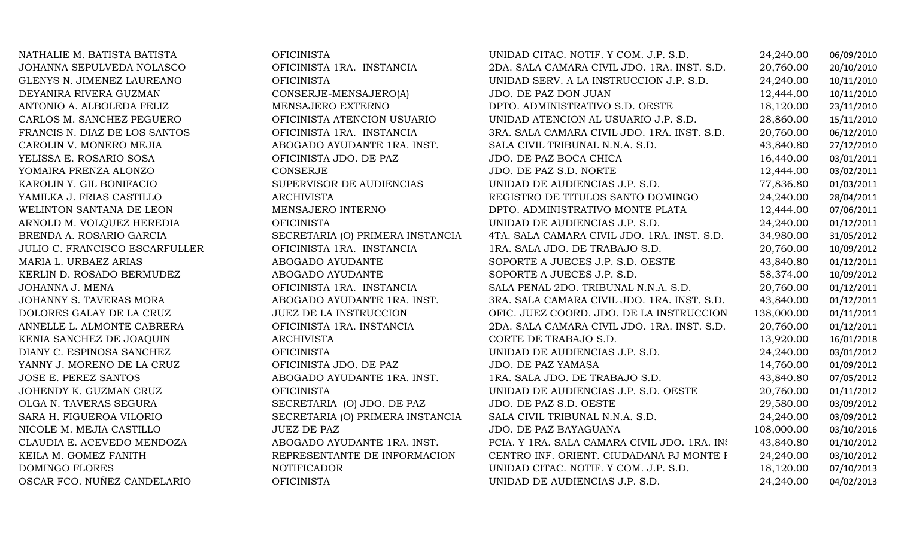| | | | | |
|---|---|---|---|---|
| NATHALIE M. BATISTA BATISTA | OFICINISTA | UNIDAD CITAC. NOTIF. Y COM. J.P. S.D. | 24,240.00 | 06/09/2010 |
| JOHANNA SEPULVEDA NOLASCO | OFICINISTA 1RA. INSTANCIA | 2DA. SALA CAMARA CIVIL JDO. 1RA. INST. S.D. | 20,760.00 | 20/10/2010 |
| GLENYS N. JIMENEZ LAUREANO | OFICINISTA | UNIDAD SERV. A LA INSTRUCCION J.P. S.D. | 24,240.00 | 10/11/2010 |
| DEYANIRA RIVERA GUZMAN | CONSERJE-MENSAJERO(A) | JDO. DE PAZ DON JUAN | 12,444.00 | 10/11/2010 |
| ANTONIO A. ALBOLEDA FELIZ | MENSAJERO EXTERNO | DPTO. ADMINISTRATIVO S.D. OESTE | 18,120.00 | 23/11/2010 |
| CARLOS M. SANCHEZ PEGUERO | OFICINISTA ATENCION USUARIO | UNIDAD ATENCION AL USUARIO J.P. S.D. | 28,860.00 | 15/11/2010 |
| FRANCIS N. DIAZ DE LOS SANTOS | OFICINISTA 1RA. INSTANCIA | 3RA. SALA CAMARA CIVIL JDO. 1RA. INST. S.D. | 20,760.00 | 06/12/2010 |
| CAROLIN V. MONERO MEJIA | ABOGADO AYUDANTE 1RA. INST. | SALA CIVIL TRIBUNAL N.N.A. S.D. | 43,840.80 | 27/12/2010 |
| YELISSA E. ROSARIO SOSA | OFICINISTA JDO. DE PAZ | JDO. DE PAZ BOCA CHICA | 16,440.00 | 03/01/2011 |
| YOMAIRA PRENZA ALONZO | CONSERJE | JDO. DE PAZ S.D. NORTE | 12,444.00 | 03/02/2011 |
| KAROLIN Y. GIL BONIFACIO | SUPERVISOR DE AUDIENCIAS | UNIDAD DE AUDIENCIAS J.P. S.D. | 77,836.80 | 01/03/2011 |
| YAMILKA J. FRIAS CASTILLO | ARCHIVISTA | REGISTRO DE TITULOS SANTO DOMINGO | 24,240.00 | 28/04/2011 |
| WELINTON SANTANA DE LEON | MENSAJERO INTERNO | DPTO. ADMINISTRATIVO MONTE PLATA | 12,444.00 | 07/06/2011 |
| ARNOLD M. VOLQUEZ HEREDIA | OFICINISTA | UNIDAD DE AUDIENCIAS J.P. S.D. | 24,240.00 | 01/12/2011 |
| BRENDA A. ROSARIO GARCIA | SECRETARIA (O) PRIMERA INSTANCIA | 4TA. SALA CAMARA CIVIL JDO. 1RA. INST. S.D. | 34,980.00 | 31/05/2012 |
| JULIO C. FRANCISCO ESCARFULLER | OFICINISTA 1RA. INSTANCIA | 1RA. SALA JDO. DE TRABAJO S.D. | 20,760.00 | 10/09/2012 |
| MARIA L. URBAEZ ARIAS | ABOGADO AYUDANTE | SOPORTE A JUECES J.P. S.D. OESTE | 43,840.80 | 01/12/2011 |
| KERLIN D. ROSADO BERMUDEZ | ABOGADO AYUDANTE | SOPORTE A JUECES J.P. S.D. | 58,374.00 | 10/09/2012 |
| JOHANNA J. MENA | OFICINISTA 1RA. INSTANCIA | SALA PENAL 2DO. TRIBUNAL N.N.A. S.D. | 20,760.00 | 01/12/2011 |
| JOHANNY S. TAVERAS MORA | ABOGADO AYUDANTE 1RA. INST. | 3RA. SALA CAMARA CIVIL JDO. 1RA. INST. S.D. | 43,840.00 | 01/12/2011 |
| DOLORES GALAY DE LA CRUZ | JUEZ DE LA INSTRUCCION | OFIC. JUEZ COORD. JDO. DE LA INSTRUCCION | 138,000.00 | 01/11/2011 |
| ANNELLE L. ALMONTE CABRERA | OFICINISTA 1RA. INSTANCIA | 2DA. SALA CAMARA CIVIL JDO. 1RA. INST. S.D. | 20,760.00 | 01/12/2011 |
| KENIA SANCHEZ DE JOAQUIN | ARCHIVISTA | CORTE DE TRABAJO S.D. | 13,920.00 | 16/01/2018 |
| DIANY C. ESPINOSA SANCHEZ | OFICINISTA | UNIDAD DE AUDIENCIAS J.P. S.D. | 24,240.00 | 03/01/2012 |
| YANNY J. MORENO DE LA CRUZ | OFICINISTA JDO. DE PAZ | JDO. DE PAZ YAMASA | 14,760.00 | 01/09/2012 |
| JOSE E. PEREZ SANTOS | ABOGADO AYUDANTE 1RA. INST. | 1RA. SALA JDO. DE TRABAJO S.D. | 43,840.80 | 07/05/2012 |
| JOHENDY K. GUZMAN CRUZ | OFICINISTA | UNIDAD DE AUDIENCIAS J.P. S.D. OESTE | 20,760.00 | 01/11/2012 |
| OLGA N. TAVERAS SEGURA | SECRETARIA (O) JDO. DE PAZ | JDO. DE PAZ S.D. OESTE | 29,580.00 | 03/09/2012 |
| SARA H. FIGUEROA VILORIO | SECRETARIA (O) PRIMERA INSTANCIA | SALA CIVIL TRIBUNAL N.N.A. S.D. | 24,240.00 | 03/09/2012 |
| NICOLE M. MEJIA CASTILLO | JUEZ DE PAZ | JDO. DE PAZ BAYAGUANA | 108,000.00 | 03/10/2016 |
| CLAUDIA E. ACEVEDO MENDOZA | ABOGADO AYUDANTE 1RA. INST. | PCIA. Y 1RA. SALA CAMARA CIVIL JDO. 1RA. INS | 43,840.80 | 01/10/2012 |
| KEILA M. GOMEZ FANITH | REPRESENTANTE DE INFORMACION | CENTRO INF. ORIENT. CIUDADANA PJ MONTE I | 24,240.00 | 03/10/2012 |
| DOMINGO FLORES | NOTIFICADOR | UNIDAD CITAC. NOTIF. Y COM. J.P. S.D. | 18,120.00 | 07/10/2013 |
| OSCAR FCO. NUÑEZ CANDELARIO | OFICINISTA | UNIDAD DE AUDIENCIAS J.P. S.D. | 24,240.00 | 04/02/2013 |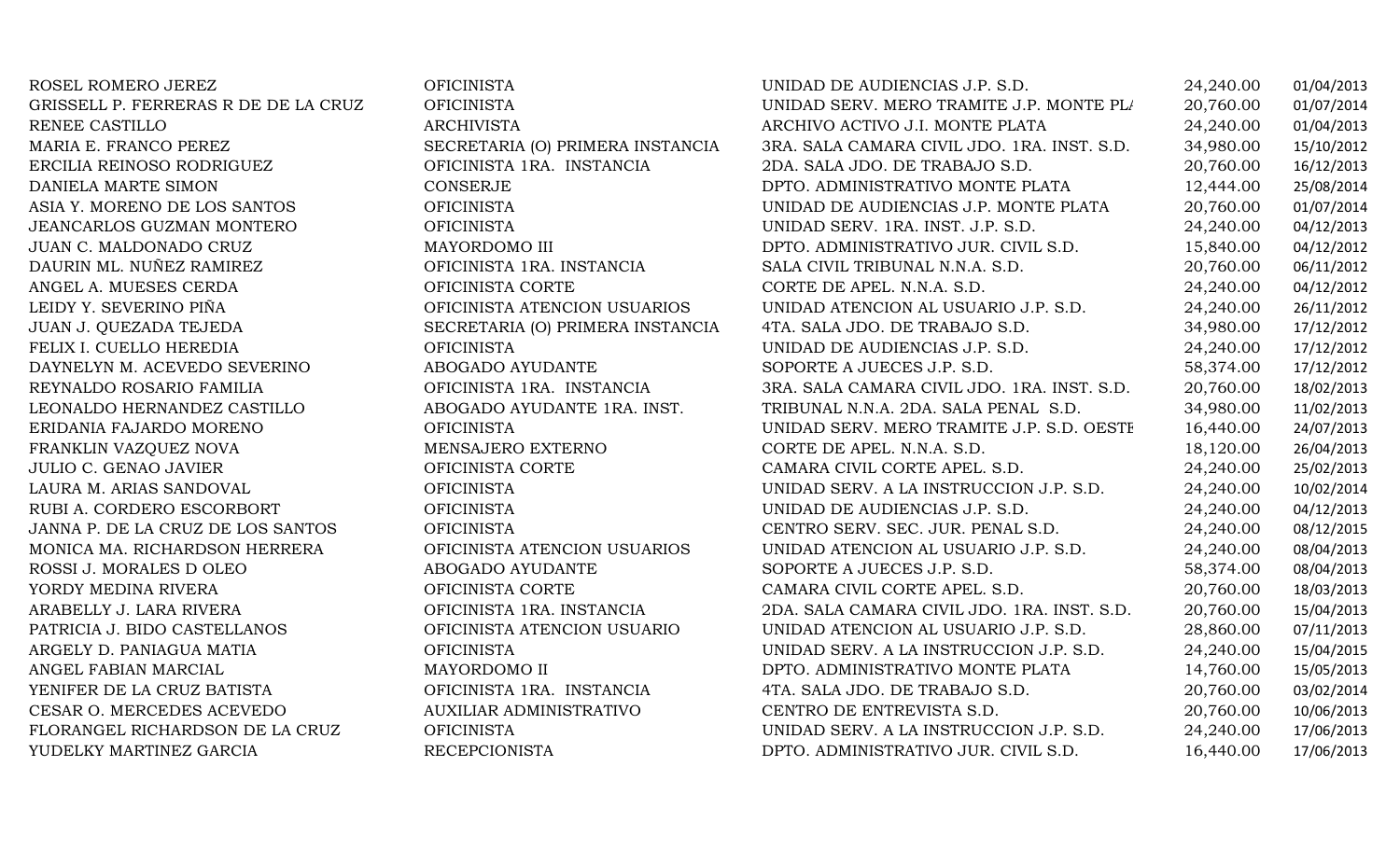| | | | | |
|---|---|---|---|---|
| ROSEL ROMERO JEREZ | OFICINISTA | UNIDAD DE AUDIENCIAS J.P. S.D. | 24,240.00 | 01/04/2013 |
| GRISSELL P. FERRERAS R DE DE LA CRUZ | OFICINISTA | UNIDAD SERV. MERO TRAMITE J.P. MONTE PLA | 20,760.00 | 01/07/2014 |
| RENEE CASTILLO | ARCHIVISTA | ARCHIVO ACTIVO J.I. MONTE PLATA | 24,240.00 | 01/04/2013 |
| MARIA E. FRANCO PEREZ | SECRETARIA (O) PRIMERA INSTANCIA | 3RA. SALA CAMARA CIVIL JDO. 1RA. INST. S.D. | 34,980.00 | 15/10/2012 |
| ERCILIA REINOSO RODRIGUEZ | OFICINISTA 1RA. INSTANCIA | 2DA. SALA JDO. DE TRABAJO S.D. | 20,760.00 | 16/12/2013 |
| DANIELA MARTE SIMON | CONSERJE | DPTO. ADMINISTRATIVO MONTE PLATA | 12,444.00 | 25/08/2014 |
| ASIA Y. MORENO DE LOS SANTOS | OFICINISTA | UNIDAD DE AUDIENCIAS J.P. MONTE PLATA | 20,760.00 | 01/07/2014 |
| JEANCARLOS GUZMAN MONTERO | OFICINISTA | UNIDAD SERV. 1RA. INST. J.P. S.D. | 24,240.00 | 04/12/2013 |
| JUAN C. MALDONADO CRUZ | MAYORDOMO III | DPTO. ADMINISTRATIVO JUR. CIVIL S.D. | 15,840.00 | 04/12/2012 |
| DAURIN ML. NUÑEZ RAMIREZ | OFICINISTA 1RA. INSTANCIA | SALA CIVIL TRIBUNAL N.N.A. S.D. | 20,760.00 | 06/11/2012 |
| ANGEL A. MUESES CERDA | OFICINISTA CORTE | CORTE DE APEL. N.N.A. S.D. | 24,240.00 | 04/12/2012 |
| LEIDY Y. SEVERINO PIÑA | OFICINISTA ATENCION USUARIOS | UNIDAD ATENCION AL USUARIO J.P. S.D. | 24,240.00 | 26/11/2012 |
| JUAN J. QUEZADA TEJEDA | SECRETARIA (O) PRIMERA INSTANCIA | 4TA. SALA JDO. DE TRABAJO S.D. | 34,980.00 | 17/12/2012 |
| FELIX I. CUELLO HEREDIA | OFICINISTA | UNIDAD DE AUDIENCIAS J.P. S.D. | 24,240.00 | 17/12/2012 |
| DAYNELYN M. ACEVEDO SEVERINO | ABOGADO AYUDANTE | SOPORTE A JUECES J.P. S.D. | 58,374.00 | 17/12/2012 |
| REYNALDO ROSARIO FAMILIA | OFICINISTA 1RA. INSTANCIA | 3RA. SALA CAMARA CIVIL JDO. 1RA. INST. S.D. | 20,760.00 | 18/02/2013 |
| LEONALDO HERNANDEZ CASTILLO | ABOGADO AYUDANTE 1RA. INST. | TRIBUNAL N.N.A. 2DA. SALA PENAL S.D. | 34,980.00 | 11/02/2013 |
| ERIDANIA FAJARDO MORENO | OFICINISTA | UNIDAD SERV. MERO TRAMITE J.P. S.D. OESTE | 16,440.00 | 24/07/2013 |
| FRANKLIN VAZQUEZ NOVA | MENSAJERO EXTERNO | CORTE DE APEL. N.N.A. S.D. | 18,120.00 | 26/04/2013 |
| JULIO C. GENAO JAVIER | OFICINISTA CORTE | CAMARA CIVIL CORTE APEL. S.D. | 24,240.00 | 25/02/2013 |
| LAURA M. ARIAS SANDOVAL | OFICINISTA | UNIDAD SERV. A LA INSTRUCCION J.P. S.D. | 24,240.00 | 10/02/2014 |
| RUBI A. CORDERO ESCORBORT | OFICINISTA | UNIDAD DE AUDIENCIAS J.P. S.D. | 24,240.00 | 04/12/2013 |
| JANNA P. DE LA CRUZ DE LOS SANTOS | OFICINISTA | CENTRO SERV. SEC. JUR. PENAL S.D. | 24,240.00 | 08/12/2015 |
| MONICA MA. RICHARDSON HERRERA | OFICINISTA ATENCION USUARIOS | UNIDAD ATENCION AL USUARIO J.P. S.D. | 24,240.00 | 08/04/2013 |
| ROSSI J. MORALES D OLEO | ABOGADO AYUDANTE | SOPORTE A JUECES J.P. S.D. | 58,374.00 | 08/04/2013 |
| YORDY MEDINA RIVERA | OFICINISTA CORTE | CAMARA CIVIL CORTE APEL. S.D. | 20,760.00 | 18/03/2013 |
| ARABELLY J. LARA RIVERA | OFICINISTA 1RA. INSTANCIA | 2DA. SALA CAMARA CIVIL JDO. 1RA. INST. S.D. | 20,760.00 | 15/04/2013 |
| PATRICIA J. BIDO CASTELLANOS | OFICINISTA ATENCION USUARIO | UNIDAD ATENCION AL USUARIO J.P. S.D. | 28,860.00 | 07/11/2013 |
| ARGELY D. PANIAGUA MATIA | OFICINISTA | UNIDAD SERV. A LA INSTRUCCION J.P. S.D. | 24,240.00 | 15/04/2015 |
| ANGEL FABIAN MARCIAL | MAYORDOMO II | DPTO. ADMINISTRATIVO MONTE PLATA | 14,760.00 | 15/05/2013 |
| YENIFER DE LA CRUZ BATISTA | OFICINISTA 1RA. INSTANCIA | 4TA. SALA JDO. DE TRABAJO S.D. | 20,760.00 | 03/02/2014 |
| CESAR O. MERCEDES ACEVEDO | AUXILIAR ADMINISTRATIVO | CENTRO DE ENTREVISTA S.D. | 20,760.00 | 10/06/2013 |
| FLORANGEL RICHARDSON DE LA CRUZ | OFICINISTA | UNIDAD SERV. A LA INSTRUCCION J.P. S.D. | 24,240.00 | 17/06/2013 |
| YUDELKY MARTINEZ GARCIA | RECEPCIONISTA | DPTO. ADMINISTRATIVO JUR. CIVIL S.D. | 16,440.00 | 17/06/2013 |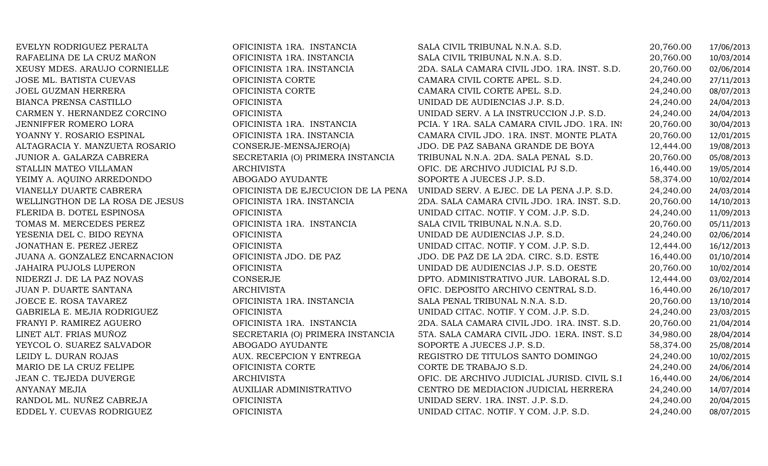| | | | | |
|---|---|---|---|---|
| EVELYN RODRIGUEZ PERALTA | OFICINISTA 1RA. INSTANCIA | SALA CIVIL TRIBUNAL N.N.A. S.D. | 20,760.00 | 17/06/2013 |
| RAFAELINA DE LA CRUZ MAÑON | OFICINISTA 1RA. INSTANCIA | SALA CIVIL TRIBUNAL N.N.A. S.D. | 20,760.00 | 10/03/2014 |
| XEUSY MDES. ARAUJO CORNIELLE | OFICINISTA 1RA. INSTANCIA | 2DA. SALA CAMARA CIVIL JDO. 1RA. INST. S.D. | 20,760.00 | 02/06/2014 |
| JOSE ML. BATISTA CUEVAS | OFICINISTA CORTE | CAMARA CIVIL CORTE APEL. S.D. | 24,240.00 | 27/11/2013 |
| JOEL GUZMAN HERRERA | OFICINISTA CORTE | CAMARA CIVIL CORTE APEL. S.D. | 24,240.00 | 08/07/2013 |
| BIANCA PRENSA CASTILLO | OFICINISTA | UNIDAD DE AUDIENCIAS J.P. S.D. | 24,240.00 | 24/04/2013 |
| CARMEN Y. HERNANDEZ CORCINO | OFICINISTA | UNIDAD SERV. A LA INSTRUCCION J.P. S.D. | 24,240.00 | 24/04/2013 |
| JENNIFFER ROMERO LORA | OFICINISTA 1RA. INSTANCIA | PCIA. Y 1RA. SALA CAMARA CIVIL JDO. 1RA. INS | 20,760.00 | 30/04/2013 |
| YOANNY Y. ROSARIO ESPINAL | OFICINISTA 1RA. INSTANCIA | CAMARA CIVIL JDO. 1RA. INST. MONTE PLATA | 20,760.00 | 12/01/2015 |
| ALTAGRACIA Y. MANZUETA ROSARIO | CONSERJE-MENSAJERO(A) | JDO. DE PAZ SABANA GRANDE DE BOYA | 12,444.00 | 19/08/2013 |
| JUNIOR A. GALARZA CABRERA | SECRETARIA (O) PRIMERA INSTANCIA | TRIBUNAL N.N.A. 2DA. SALA PENAL S.D. | 20,760.00 | 05/08/2013 |
| STALLIN MATEO VILLAMAN | ARCHIVISTA | OFIC. DE ARCHIVO JUDICIAL PJ S.D. | 16,440.00 | 19/05/2014 |
| YEIMY A. AQUINO ARREDONDO | ABOGADO AYUDANTE | SOPORTE A JUECES J.P. S.D. | 58,374.00 | 10/02/2014 |
| VIANELLY DUARTE CABRERA | OFICINISTA DE EJECUCION DE LA PENA | UNIDAD SERV. A EJEC. DE LA PENA J.P. S.D. | 24,240.00 | 24/03/2014 |
| WELLINGTHON DE LA ROSA DE JESUS | OFICINISTA 1RA. INSTANCIA | 2DA. SALA CAMARA CIVIL JDO. 1RA. INST. S.D. | 20,760.00 | 14/10/2013 |
| FLERIDA B. DOTEL ESPINOSA | OFICINISTA | UNIDAD CITAC. NOTIF. Y COM. J.P. S.D. | 24,240.00 | 11/09/2013 |
| TOMAS M. MERCEDES PEREZ | OFICINISTA 1RA. INSTANCIA | SALA CIVIL TRIBUNAL N.N.A. S.D. | 20,760.00 | 05/11/2013 |
| YESENIA DEL C. BIDO REYNA | OFICINISTA | UNIDAD DE AUDIENCIAS J.P. S.D. | 24,240.00 | 02/06/2014 |
| JONATHAN E. PEREZ JEREZ | OFICINISTA | UNIDAD CITAC. NOTIF. Y COM. J.P. S.D. | 12,444.00 | 16/12/2013 |
| JUANA A. GONZALEZ ENCARNACION | OFICINISTA JDO. DE PAZ | JDO. DE PAZ DE LA 2DA. CIRC. S.D. ESTE | 16,440.00 | 01/10/2014 |
| JAHAIRA PUJOLS LUPERON | OFICINISTA | UNIDAD DE AUDIENCIAS J.P. S.D. OESTE | 20,760.00 | 10/02/2014 |
| NIDERZI J. DE LA PAZ NOVAS | CONSERJE | DPTO. ADMINISTRATIVO JUR. LABORAL S.D. | 12,444.00 | 03/02/2014 |
| JUAN P. DUARTE SANTANA | ARCHIVISTA | OFIC. DEPOSITO ARCHIVO CENTRAL S.D. | 16,440.00 | 26/10/2017 |
| JOECE E. ROSA TAVAREZ | OFICINISTA 1RA. INSTANCIA | SALA PENAL TRIBUNAL N.N.A. S.D. | 20,760.00 | 13/10/2014 |
| GABRIELA E. MEJIA RODRIGUEZ | OFICINISTA | UNIDAD CITAC. NOTIF. Y COM. J.P. S.D. | 24,240.00 | 23/03/2015 |
| FRANYI P. RAMIREZ AGUERO | OFICINISTA 1RA. INSTANCIA | 2DA. SALA CAMARA CIVIL JDO. 1RA. INST. S.D. | 20,760.00 | 21/04/2014 |
| LINET ALT. FRIAS MUÑOZ | SECRETARIA (O) PRIMERA INSTANCIA | 5TA. SALA CAMARA CIVIL JDO. 1ERA. INST. S.D | 34,980.00 | 28/04/2014 |
| YEYCOL O. SUAREZ SALVADOR | ABOGADO AYUDANTE | SOPORTE A JUECES J.P. S.D. | 58,374.00 | 25/08/2014 |
| LEIDY L. DURAN ROJAS | AUX. RECEPCION Y ENTREGA | REGISTRO DE TITULOS SANTO DOMINGO | 24,240.00 | 10/02/2015 |
| MARIO DE LA CRUZ FELIPE | OFICINISTA CORTE | CORTE DE TRABAJO S.D. | 24,240.00 | 24/06/2014 |
| JEAN C. TEJEDA DUVERGE | ARCHIVISTA | OFIC. DE ARCHIVO JUDICIAL JURISD. CIVIL S.I | 16,440.00 | 24/06/2014 |
| ANYANAY MEJIA | AUXILIAR ADMINISTRATIVO | CENTRO DE MEDIACION JUDICIAL HERRERA | 24,240.00 | 14/07/2014 |
| RANDOL ML. NUÑEZ CABREJA | OFICINISTA | UNIDAD SERV. 1RA. INST. J.P. S.D. | 24,240.00 | 20/04/2015 |
| EDDEL Y. CUEVAS RODRIGUEZ | OFICINISTA | UNIDAD CITAC. NOTIF. Y COM. J.P. S.D. | 24,240.00 | 08/07/2015 |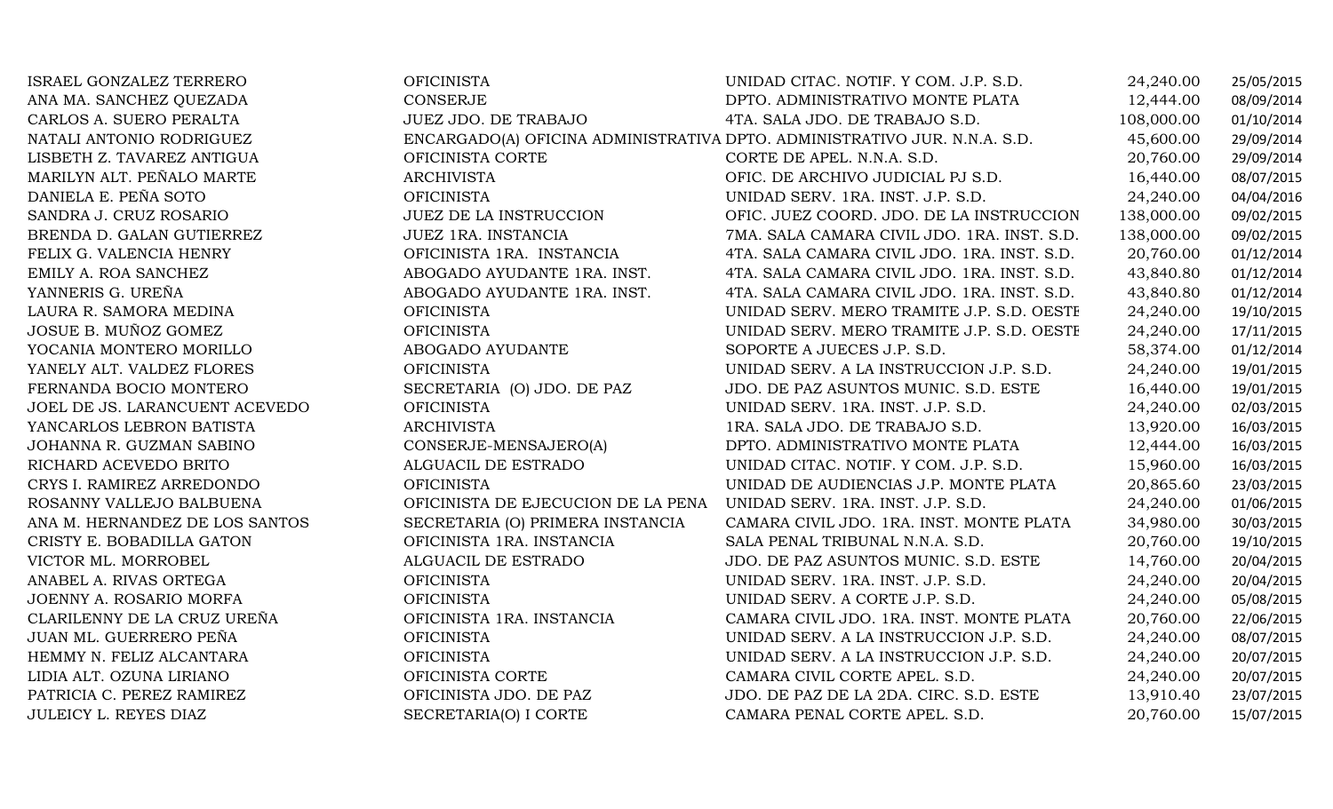| | | | | |
|---|---|---|---|---|
| ISRAEL GONZALEZ TERRERO | OFICINISTA | UNIDAD CITAC. NOTIF. Y COM. J.P. S.D. | 24,240.00 | 25/05/2015 |
| ANA MA. SANCHEZ QUEZADA | CONSERJE | DPTO. ADMINISTRATIVO MONTE PLATA | 12,444.00 | 08/09/2014 |
| CARLOS A. SUERO PERALTA | JUEZ JDO. DE TRABAJO | 4TA. SALA JDO. DE TRABAJO S.D. | 108,000.00 | 01/10/2014 |
| NATALI ANTONIO RODRIGUEZ | ENCARGADO(A) OFICINA ADMINISTRATIVA | DPTO. ADMINISTRATIVO JUR. N.N.A. S.D. | 45,600.00 | 29/09/2014 |
| LISBETH Z. TAVAREZ ANTIGUA | OFICINISTA CORTE | CORTE DE APEL. N.N.A. S.D. | 20,760.00 | 29/09/2014 |
| MARILYN ALT. PEÑALO MARTE | ARCHIVISTA | OFIC. DE ARCHIVO JUDICIAL PJ S.D. | 16,440.00 | 08/07/2015 |
| DANIELA E. PEÑA SOTO | OFICINISTA | UNIDAD SERV. 1RA. INST. J.P. S.D. | 24,240.00 | 04/04/2016 |
| SANDRA J. CRUZ ROSARIO | JUEZ DE LA INSTRUCCION | OFIC. JUEZ COORD. JDO. DE LA INSTRUCCION | 138,000.00 | 09/02/2015 |
| BRENDA D. GALAN GUTIERREZ | JUEZ 1RA. INSTANCIA | 7MA. SALA CAMARA CIVIL JDO. 1RA. INST. S.D. | 138,000.00 | 09/02/2015 |
| FELIX G. VALENCIA HENRY | OFICINISTA 1RA. INSTANCIA | 4TA. SALA CAMARA CIVIL JDO. 1RA. INST. S.D. | 20,760.00 | 01/12/2014 |
| EMILY A. ROA SANCHEZ | ABOGADO AYUDANTE 1RA. INST. | 4TA. SALA CAMARA CIVIL JDO. 1RA. INST. S.D. | 43,840.80 | 01/12/2014 |
| YANNERIS G. UREÑA | ABOGADO AYUDANTE 1RA. INST. | 4TA. SALA CAMARA CIVIL JDO. 1RA. INST. S.D. | 43,840.80 | 01/12/2014 |
| LAURA R. SAMORA MEDINA | OFICINISTA | UNIDAD SERV. MERO TRAMITE J.P. S.D. OESTE | 24,240.00 | 19/10/2015 |
| JOSUE B. MUÑOZ GOMEZ | OFICINISTA | UNIDAD SERV. MERO TRAMITE J.P. S.D. OESTE | 24,240.00 | 17/11/2015 |
| YOCANIA MONTERO MORILLO | ABOGADO AYUDANTE | SOPORTE A JUECES J.P. S.D. | 58,374.00 | 01/12/2014 |
| YANELY ALT. VALDEZ FLORES | OFICINISTA | UNIDAD SERV. A LA INSTRUCCION J.P. S.D. | 24,240.00 | 19/01/2015 |
| FERNANDA BOCIO MONTERO | SECRETARIA (O) JDO. DE PAZ | JDO. DE PAZ ASUNTOS MUNIC. S.D. ESTE | 16,440.00 | 19/01/2015 |
| JOEL DE JS. LARANCUENT ACEVEDO | OFICINISTA | UNIDAD SERV. 1RA. INST. J.P. S.D. | 24,240.00 | 02/03/2015 |
| YANCARLOS LEBRON BATISTA | ARCHIVISTA | 1RA. SALA JDO. DE TRABAJO S.D. | 13,920.00 | 16/03/2015 |
| JOHANNA R. GUZMAN SABINO | CONSERJE-MENSAJERO(A) | DPTO. ADMINISTRATIVO MONTE PLATA | 12,444.00 | 16/03/2015 |
| RICHARD ACEVEDO BRITO | ALGUACIL DE ESTRADO | UNIDAD CITAC. NOTIF. Y COM. J.P. S.D. | 15,960.00 | 16/03/2015 |
| CRYS I. RAMIREZ ARREDONDO | OFICINISTA | UNIDAD DE AUDIENCIAS J.P. MONTE PLATA | 20,865.60 | 23/03/2015 |
| ROSANNY VALLEJO BALBUENA | OFICINISTA DE EJECUCION DE LA PENA | UNIDAD SERV. 1RA. INST. J.P. S.D. | 24,240.00 | 01/06/2015 |
| ANA M. HERNANDEZ DE LOS SANTOS | SECRETARIA (O) PRIMERA INSTANCIA | CAMARA CIVIL JDO. 1RA. INST. MONTE PLATA | 34,980.00 | 30/03/2015 |
| CRISTY E. BOBADILLA GATON | OFICINISTA 1RA. INSTANCIA | SALA PENAL TRIBUNAL N.N.A. S.D. | 20,760.00 | 19/10/2015 |
| VICTOR ML. MORROBEL | ALGUACIL DE ESTRADO | JDO. DE PAZ ASUNTOS MUNIC. S.D. ESTE | 14,760.00 | 20/04/2015 |
| ANABEL A. RIVAS ORTEGA | OFICINISTA | UNIDAD SERV. 1RA. INST. J.P. S.D. | 24,240.00 | 20/04/2015 |
| JOENNY A. ROSARIO MORFA | OFICINISTA | UNIDAD SERV. A CORTE J.P. S.D. | 24,240.00 | 05/08/2015 |
| CLARILENNY DE LA CRUZ UREÑA | OFICINISTA 1RA. INSTANCIA | CAMARA CIVIL JDO. 1RA. INST. MONTE PLATA | 20,760.00 | 22/06/2015 |
| JUAN ML. GUERRERO PEÑA | OFICINISTA | UNIDAD SERV. A LA INSTRUCCION J.P. S.D. | 24,240.00 | 08/07/2015 |
| HEMMY N. FELIZ ALCANTARA | OFICINISTA | UNIDAD SERV. A LA INSTRUCCION J.P. S.D. | 24,240.00 | 20/07/2015 |
| LIDIA ALT. OZUNA LIRIANO | OFICINISTA CORTE | CAMARA CIVIL CORTE APEL. S.D. | 24,240.00 | 20/07/2015 |
| PATRICIA C. PEREZ RAMIREZ | OFICINISTA JDO. DE PAZ | JDO. DE PAZ DE LA 2DA. CIRC. S.D. ESTE | 13,910.40 | 23/07/2015 |
| JULEICY L. REYES DIAZ | SECRETARIA(O) I CORTE | CAMARA PENAL CORTE APEL. S.D. | 20,760.00 | 15/07/2015 |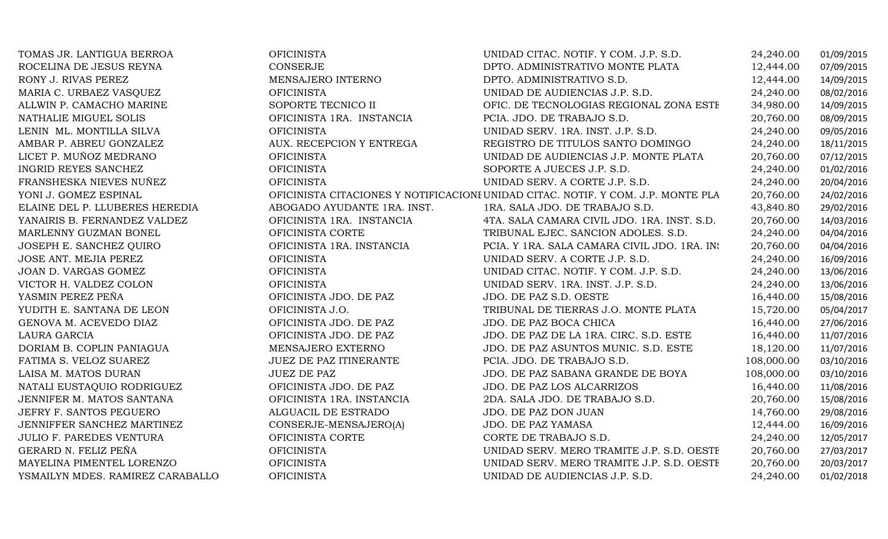| | | | | |
|---|---|---|---|---|
| TOMAS JR. LANTIGUA BERROA | OFICINISTA | UNIDAD CITAC. NOTIF. Y COM. J.P. S.D. | 24,240.00 | 01/09/2015 |
| ROCELINA DE JESUS REYNA | CONSERJE | DPTO. ADMINISTRATIVO MONTE PLATA | 12,444.00 | 07/09/2015 |
| RONY J. RIVAS PEREZ | MENSAJERO INTERNO | DPTO. ADMINISTRATIVO S.D. | 12,444.00 | 14/09/2015 |
| MARIA C. URBAEZ VASQUEZ | OFICINISTA | UNIDAD DE AUDIENCIAS J.P. S.D. | 24,240.00 | 08/02/2016 |
| ALLWIN P. CAMACHO MARINE | SOPORTE TECNICO II | OFIC. DE TECNOLOGIAS REGIONAL ZONA ESTE | 34,980.00 | 14/09/2015 |
| NATHALIE MIGUEL SOLIS | OFICINISTA 1RA. INSTANCIA | PCIA. JDO. DE TRABAJO S.D. | 20,760.00 | 08/09/2015 |
| LENIN ML. MONTILLA SILVA | OFICINISTA | UNIDAD SERV. 1RA. INST. J.P. S.D. | 24,240.00 | 09/05/2016 |
| AMBAR P. ABREU GONZALEZ | AUX. RECEPCION Y ENTREGA | REGISTRO DE TITULOS SANTO DOMINGO | 24,240.00 | 18/11/2015 |
| LICET P. MUÑOZ MEDRANO | OFICINISTA | UNIDAD DE AUDIENCIAS J.P. MONTE PLATA | 20,760.00 | 07/12/2015 |
| INGRID REYES SANCHEZ | OFICINISTA | SOPORTE A JUECES J.P. S.D. | 24,240.00 | 01/02/2016 |
| FRANSHESKA NIEVES NUÑEZ | OFICINISTA | UNIDAD SERV. A CORTE J.P. S.D. | 24,240.00 | 20/04/2016 |
| YONI J. GOMEZ ESPINAL | OFICINISTA CITACIONES Y NOTIFICACIONES | UNIDAD CITAC. NOTIF. Y COM. J.P. MONTE PLA | 20,760.00 | 24/02/2016 |
| ELAINE DEL P. LLUBERES HEREDIA | ABOGADO AYUDANTE 1RA. INST. | 1RA. SALA JDO. DE TRABAJO S.D. | 43,840.80 | 29/02/2016 |
| YANAIRIS B. FERNANDEZ VALDEZ | OFICINISTA 1RA. INSTANCIA | 4TA. SALA CAMARA CIVIL JDO. 1RA. INST. S.D. | 20,760.00 | 14/03/2016 |
| MARLENNY GUZMAN BONEL | OFICINISTA CORTE | TRIBUNAL EJEC. SANCION ADOLES. S.D. | 24,240.00 | 04/04/2016 |
| JOSEPH E. SANCHEZ QUIRO | OFICINISTA 1RA. INSTANCIA | PCIA. Y 1RA. SALA CAMARA CIVIL JDO. 1RA. INS | 20,760.00 | 04/04/2016 |
| JOSE ANT. MEJIA PEREZ | OFICINISTA | UNIDAD SERV. A CORTE J.P. S.D. | 24,240.00 | 16/09/2016 |
| JOAN D. VARGAS GOMEZ | OFICINISTA | UNIDAD CITAC. NOTIF. Y COM. J.P. S.D. | 24,240.00 | 13/06/2016 |
| VICTOR H. VALDEZ COLON | OFICINISTA | UNIDAD SERV. 1RA. INST. J.P. S.D. | 24,240.00 | 13/06/2016 |
| YASMIN PEREZ PEÑA | OFICINISTA JDO. DE PAZ | JDO. DE PAZ S.D. OESTE | 16,440.00 | 15/08/2016 |
| YUDITH E. SANTANA DE LEON | OFICINISTA J.O. | TRIBUNAL DE TIERRAS J.O. MONTE PLATA | 15,720.00 | 05/04/2017 |
| GENOVA M. ACEVEDO DIAZ | OFICINISTA JDO. DE PAZ | JDO. DE PAZ BOCA CHICA | 16,440.00 | 27/06/2016 |
| LAURA GARCIA | OFICINISTA JDO. DE PAZ | JDO. DE PAZ DE LA 1RA. CIRC. S.D. ESTE | 16,440.00 | 11/07/2016 |
| DORIAM B. COPLIN PANIAGUA | MENSAJERO EXTERNO | JDO. DE PAZ ASUNTOS MUNIC. S.D. ESTE | 18,120.00 | 11/07/2016 |
| FATIMA S. VELOZ SUAREZ | JUEZ DE PAZ ITINERANTE | PCIA. JDO. DE TRABAJO S.D. | 108,000.00 | 03/10/2016 |
| LAISA M. MATOS DURAN | JUEZ DE PAZ | JDO. DE PAZ SABANA GRANDE DE BOYA | 108,000.00 | 03/10/2016 |
| NATALI EUSTAQUIO RODRIGUEZ | OFICINISTA JDO. DE PAZ | JDO. DE PAZ LOS ALCARRIZOS | 16,440.00 | 11/08/2016 |
| JENNIFER M. MATOS SANTANA | OFICINISTA 1RA. INSTANCIA | 2DA. SALA JDO. DE TRABAJO S.D. | 20,760.00 | 15/08/2016 |
| JEFRY F. SANTOS PEGUERO | ALGUACIL DE ESTRADO | JDO. DE PAZ DON JUAN | 14,760.00 | 29/08/2016 |
| JENNIFFER SANCHEZ MARTINEZ | CONSERJE-MENSAJERO(A) | JDO. DE PAZ YAMASA | 12,444.00 | 16/09/2016 |
| JULIO F. PAREDES VENTURA | OFICINISTA CORTE | CORTE DE TRABAJO S.D. | 24,240.00 | 12/05/2017 |
| GERARD N. FELIZ PEÑA | OFICINISTA | UNIDAD SERV. MERO TRAMITE J.P. S.D. OESTE | 20,760.00 | 27/03/2017 |
| MAYELINA PIMENTEL LORENZO | OFICINISTA | UNIDAD SERV. MERO TRAMITE J.P. S.D. OESTE | 20,760.00 | 20/03/2017 |
| YSMAILYN MDES. RAMIREZ CARABALLO | OFICINISTA | UNIDAD DE AUDIENCIAS J.P. S.D. | 24,240.00 | 01/02/2018 |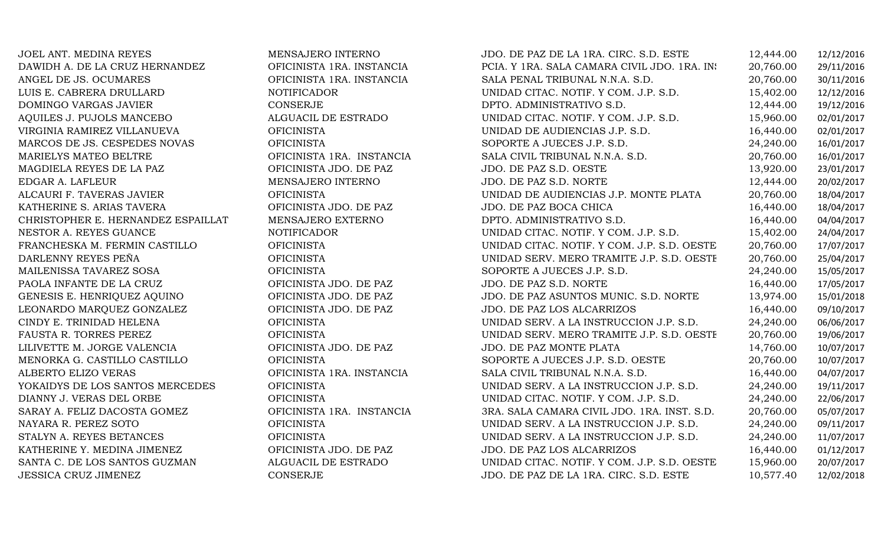| | | | | |
|---|---|---|---|---|
| JOEL ANT. MEDINA REYES | MENSAJERO INTERNO | JDO. DE PAZ DE LA 1RA. CIRC. S.D. ESTE | 12,444.00 | 12/12/2016 |
| DAWIDH A. DE LA CRUZ HERNANDEZ | OFICINISTA 1RA. INSTANCIA | PCIA. Y 1RA. SALA CAMARA CIVIL JDO. 1RA. INS | 20,760.00 | 29/11/2016 |
| ANGEL DE JS. OCUMARES | OFICINISTA 1RA. INSTANCIA | SALA PENAL TRIBUNAL N.N.A. S.D. | 20,760.00 | 30/11/2016 |
| LUIS E. CABRERA DRULLARD | NOTIFICADOR | UNIDAD CITAC. NOTIF. Y COM. J.P. S.D. | 15,402.00 | 12/12/2016 |
| DOMINGO VARGAS JAVIER | CONSERJE | DPTO. ADMINISTRATIVO S.D. | 12,444.00 | 19/12/2016 |
| AQUILES J. PUJOLS MANCEBO | ALGUACIL DE ESTRADO | UNIDAD CITAC. NOTIF. Y COM. J.P. S.D. | 15,960.00 | 02/01/2017 |
| VIRGINIA RAMIREZ VILLANUEVA | OFICINISTA | UNIDAD DE AUDIENCIAS J.P. S.D. | 16,440.00 | 02/01/2017 |
| MARCOS DE JS. CESPEDES NOVAS | OFICINISTA | SOPORTE A JUECES J.P. S.D. | 24,240.00 | 16/01/2017 |
| MARIELYS MATEO BELTRE | OFICINISTA 1RA. INSTANCIA | SALA CIVIL TRIBUNAL N.N.A. S.D. | 20,760.00 | 16/01/2017 |
| MAGDIELA REYES DE LA PAZ | OFICINISTA JDO. DE PAZ | JDO. DE PAZ S.D. OESTE | 13,920.00 | 23/01/2017 |
| EDGAR A. LAFLEUR | MENSAJERO INTERNO | JDO. DE PAZ S.D. NORTE | 12,444.00 | 20/02/2017 |
| ALCAURI F. TAVERAS JAVIER | OFICINISTA | UNIDAD DE AUDIENCIAS J.P. MONTE PLATA | 20,760.00 | 18/04/2017 |
| KATHERINE S. ARIAS TAVERA | OFICINISTA JDO. DE PAZ | JDO. DE PAZ BOCA CHICA | 16,440.00 | 18/04/2017 |
| CHRISTOPHER E. HERNANDEZ ESPAILLAT | MENSAJERO EXTERNO | DPTO. ADMINISTRATIVO S.D. | 16,440.00 | 04/04/2017 |
| NESTOR A. REYES GUANCE | NOTIFICADOR | UNIDAD CITAC. NOTIF. Y COM. J.P. S.D. | 15,402.00 | 24/04/2017 |
| FRANCHESKA M. FERMIN CASTILLO | OFICINISTA | UNIDAD CITAC. NOTIF. Y COM. J.P. S.D. OESTE | 20,760.00 | 17/07/2017 |
| DARLENNY REYES PEÑA | OFICINISTA | UNIDAD SERV. MERO TRAMITE J.P. S.D. OESTE | 20,760.00 | 25/04/2017 |
| MAILENISSA TAVAREZ SOSA | OFICINISTA | SOPORTE A JUECES J.P. S.D. | 24,240.00 | 15/05/2017 |
| PAOLA INFANTE DE LA CRUZ | OFICINISTA JDO. DE PAZ | JDO. DE PAZ S.D. NORTE | 16,440.00 | 17/05/2017 |
| GENESIS E. HENRIQUEZ AQUINO | OFICINISTA JDO. DE PAZ | JDO. DE PAZ ASUNTOS MUNIC. S.D. NORTE | 13,974.00 | 15/01/2018 |
| LEONARDO MARQUEZ GONZALEZ | OFICINISTA JDO. DE PAZ | JDO. DE PAZ LOS ALCARRIZOS | 16,440.00 | 09/10/2017 |
| CINDY E. TRINIDAD HELENA | OFICINISTA | UNIDAD SERV. A LA INSTRUCCION J.P. S.D. | 24,240.00 | 06/06/2017 |
| FAUSTA R. TORRES PEREZ | OFICINISTA | UNIDAD SERV. MERO TRAMITE J.P. S.D. OESTE | 20,760.00 | 19/06/2017 |
| LILIVETTE M. JORGE VALENCIA | OFICINISTA JDO. DE PAZ | JDO. DE PAZ MONTE PLATA | 14,760.00 | 10/07/2017 |
| MENORKA G. CASTILLO CASTILLO | OFICINISTA | SOPORTE A JUECES J.P. S.D. OESTE | 20,760.00 | 10/07/2017 |
| ALBERTO ELIZO VERAS | OFICINISTA 1RA. INSTANCIA | SALA CIVIL TRIBUNAL N.N.A. S.D. | 16,440.00 | 04/07/2017 |
| YOKAIDYS DE LOS SANTOS MERCEDES | OFICINISTA | UNIDAD SERV. A LA INSTRUCCION J.P. S.D. | 24,240.00 | 19/11/2017 |
| DIANNY J. VERAS DEL ORBE | OFICINISTA | UNIDAD CITAC. NOTIF. Y COM. J.P. S.D. | 24,240.00 | 22/06/2017 |
| SARAY A. FELIZ DACOSTA GOMEZ | OFICINISTA 1RA. INSTANCIA | 3RA. SALA CAMARA CIVIL JDO. 1RA. INST. S.D. | 20,760.00 | 05/07/2017 |
| NAYARA R. PEREZ SOTO | OFICINISTA | UNIDAD SERV. A LA INSTRUCCION J.P. S.D. | 24,240.00 | 09/11/2017 |
| STALYN A. REYES BETANCES | OFICINISTA | UNIDAD SERV. A LA INSTRUCCION J.P. S.D. | 24,240.00 | 11/07/2017 |
| KATHERINE Y. MEDINA JIMENEZ | OFICINISTA JDO. DE PAZ | JDO. DE PAZ LOS ALCARRIZOS | 16,440.00 | 01/12/2017 |
| SANTA C. DE LOS SANTOS GUZMAN | ALGUACIL DE ESTRADO | UNIDAD CITAC. NOTIF. Y COM. J.P. S.D. OESTE | 15,960.00 | 20/07/2017 |
| JESSICA CRUZ JIMENEZ | CONSERJE | JDO. DE PAZ DE LA 1RA. CIRC. S.D. ESTE | 10,577.40 | 12/02/2018 |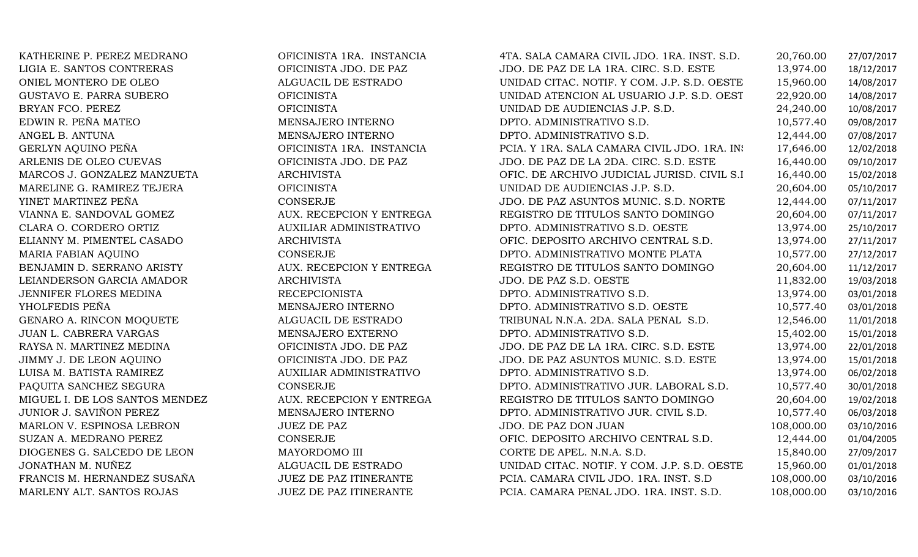| | | | | |
|---|---|---|---|---|
| KATHERINE P. PEREZ MEDRANO | OFICINISTA 1RA. INSTANCIA | 4TA. SALA CAMARA CIVIL JDO. 1RA. INST. S.D. | 20,760.00 | 27/07/2017 |
| LIGIA E. SANTOS CONTRERAS | OFICINISTA JDO. DE PAZ | JDO. DE PAZ DE LA 1RA. CIRC. S.D. ESTE | 13,974.00 | 18/12/2017 |
| ONIEL MONTERO DE OLEO | ALGUACIL DE ESTRADO | UNIDAD CITAC. NOTIF. Y COM. J.P. S.D. OESTE | 15,960.00 | 14/08/2017 |
| GUSTAVO E. PARRA SUBERO | OFICINISTA | UNIDAD ATENCION AL USUARIO J.P. S.D. OEST | 22,920.00 | 14/08/2017 |
| BRYAN FCO. PEREZ | OFICINISTA | UNIDAD DE AUDIENCIAS J.P. S.D. | 24,240.00 | 10/08/2017 |
| EDWIN R. PEÑA MATEO | MENSAJERO INTERNO | DPTO. ADMINISTRATIVO S.D. | 10,577.40 | 09/08/2017 |
| ANGEL B. ANTUNA | MENSAJERO INTERNO | DPTO. ADMINISTRATIVO S.D. | 12,444.00 | 07/08/2017 |
| GERLYN AQUINO PEÑA | OFICINISTA 1RA. INSTANCIA | PCIA. Y 1RA. SALA CAMARA CIVIL JDO. 1RA. INS | 17,646.00 | 12/02/2018 |
| ARLENIS DE OLEO CUEVAS | OFICINISTA JDO. DE PAZ | JDO. DE PAZ DE LA 2DA. CIRC. S.D. ESTE | 16,440.00 | 09/10/2017 |
| MARCOS J. GONZALEZ MANZUETA | ARCHIVISTA | OFIC. DE ARCHIVO JUDICIAL JURISD. CIVIL S.I | 16,440.00 | 15/02/2018 |
| MARELINE G. RAMIREZ TEJERA | OFICINISTA | UNIDAD DE AUDIENCIAS J.P. S.D. | 20,604.00 | 05/10/2017 |
| YINET MARTINEZ PEÑA | CONSERJE | JDO. DE PAZ ASUNTOS MUNIC. S.D. NORTE | 12,444.00 | 07/11/2017 |
| VIANNA E. SANDOVAL GOMEZ | AUX. RECEPCION Y ENTREGA | REGISTRO DE TITULOS SANTO DOMINGO | 20,604.00 | 07/11/2017 |
| CLARA O. CORDERO ORTIZ | AUXILIAR ADMINISTRATIVO | DPTO. ADMINISTRATIVO S.D. OESTE | 13,974.00 | 25/10/2017 |
| ELIANNY M. PIMENTEL CASADO | ARCHIVISTA | OFIC. DEPOSITO ARCHIVO CENTRAL S.D. | 13,974.00 | 27/11/2017 |
| MARIA FABIAN AQUINO | CONSERJE | DPTO. ADMINISTRATIVO MONTE PLATA | 10,577.00 | 27/12/2017 |
| BENJAMIN D. SERRANO ARISTY | AUX. RECEPCION Y ENTREGA | REGISTRO DE TITULOS SANTO DOMINGO | 20,604.00 | 11/12/2017 |
| LEIANDERSON GARCIA AMADOR | ARCHIVISTA | JDO. DE PAZ S.D. OESTE | 11,832.00 | 19/03/2018 |
| JENNIFER FLORES MEDINA | RECEPCIONISTA | DPTO. ADMINISTRATIVO S.D. | 13,974.00 | 03/01/2018 |
| YHOLFEDIS PEÑA | MENSAJERO INTERNO | DPTO. ADMINISTRATIVO S.D. OESTE | 10,577.40 | 03/01/2018 |
| GENARO A. RINCON MOQUETE | ALGUACIL DE ESTRADO | TRIBUNAL N.N.A. 2DA. SALA PENAL S.D. | 12,546.00 | 11/01/2018 |
| JUAN L. CABRERA VARGAS | MENSAJERO EXTERNO | DPTO. ADMINISTRATIVO S.D. | 15,402.00 | 15/01/2018 |
| RAYSA N. MARTINEZ MEDINA | OFICINISTA JDO. DE PAZ | JDO. DE PAZ DE LA 1RA. CIRC. S.D. ESTE | 13,974.00 | 22/01/2018 |
| JIMMY J. DE LEON AQUINO | OFICINISTA JDO. DE PAZ | JDO. DE PAZ ASUNTOS MUNIC. S.D. ESTE | 13,974.00 | 15/01/2018 |
| LUISA M. BATISTA RAMIREZ | AUXILIAR ADMINISTRATIVO | DPTO. ADMINISTRATIVO S.D. | 13,974.00 | 06/02/2018 |
| PAQUITA SANCHEZ SEGURA | CONSERJE | DPTO. ADMINISTRATIVO JUR. LABORAL S.D. | 10,577.40 | 30/01/2018 |
| MIGUEL I. DE LOS SANTOS MENDEZ | AUX. RECEPCION Y ENTREGA | REGISTRO DE TITULOS SANTO DOMINGO | 20,604.00 | 19/02/2018 |
| JUNIOR J. SAVIÑON PEREZ | MENSAJERO INTERNO | DPTO. ADMINISTRATIVO JUR. CIVIL S.D. | 10,577.40 | 06/03/2018 |
| MARLON V. ESPINOSA LEBRON | JUEZ DE PAZ | JDO. DE PAZ DON JUAN | 108,000.00 | 03/10/2016 |
| SUZAN A. MEDRANO PEREZ | CONSERJE | OFIC. DEPOSITO ARCHIVO CENTRAL S.D. | 12,444.00 | 01/04/2005 |
| DIOGENES G. SALCEDO DE LEON | MAYORDOMO III | CORTE DE APEL. N.N.A. S.D. | 15,840.00 | 27/09/2017 |
| JONATHAN M. NUÑEZ | ALGUACIL DE ESTRADO | UNIDAD CITAC. NOTIF. Y COM. J.P. S.D. OESTE | 15,960.00 | 01/01/2018 |
| FRANCIS M. HERNANDEZ SUSAÑA | JUEZ DE PAZ ITINERANTE | PCIA. CAMARA CIVIL JDO. 1RA. INST. S.D | 108,000.00 | 03/10/2016 |
| MARLENY ALT. SANTOS ROJAS | JUEZ DE PAZ ITINERANTE | PCIA. CAMARA PENAL JDO. 1RA. INST. S.D. | 108,000.00 | 03/10/2016 |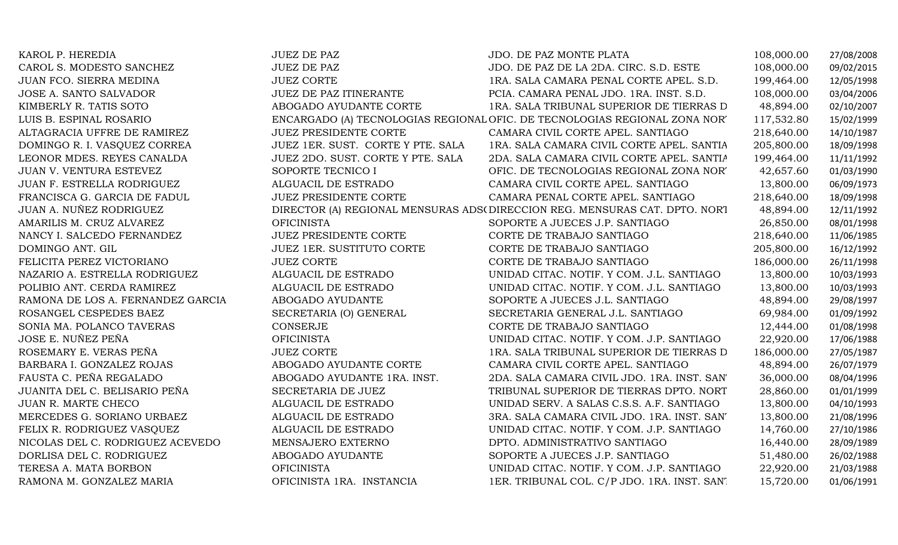| | | | | |
|---|---|---|---|---|
| KAROL P. HEREDIA | JUEZ DE PAZ | JDO. DE PAZ MONTE PLATA | 108,000.00 | 27/08/2008 |
| CAROL S. MODESTO SANCHEZ | JUEZ DE PAZ | JDO. DE PAZ DE LA 2DA. CIRC. S.D. ESTE | 108,000.00 | 09/02/2015 |
| JUAN FCO. SIERRA MEDINA | JUEZ CORTE | 1RA. SALA CAMARA PENAL CORTE APEL. S.D. | 199,464.00 | 12/05/1998 |
| JOSE A. SANTO SALVADOR | JUEZ DE PAZ ITINERANTE | PCIA. CAMARA PENAL JDO. 1RA. INST. S.D. | 108,000.00 | 03/04/2006 |
| KIMBERLY R. TATIS SOTO | ABOGADO AYUDANTE CORTE | 1RA. SALA TRIBUNAL SUPERIOR DE TIERRAS D | 48,894.00 | 02/10/2007 |
| LUIS B. ESPINAL ROSARIO | ENCARGADO (A) TECNOLOGIAS REGIONAL | OFIC. DE TECNOLOGIAS REGIONAL ZONA NOR' | 117,532.80 | 15/02/1999 |
| ALTAGRACIA UFFRE DE RAMIREZ | JUEZ PRESIDENTE CORTE | CAMARA CIVIL CORTE APEL. SANTIAGO | 218,640.00 | 14/10/1987 |
| DOMINGO R. I. VASQUEZ CORREA | JUEZ 1ER. SUST. CORTE Y PTE. SALA | 1RA. SALA CAMARA CIVIL CORTE APEL. SANTIA | 205,800.00 | 18/09/1998 |
| LEONOR MDES. REYES CANALDA | JUEZ 2DO. SUST. CORTE Y PTE. SALA | 2DA. SALA CAMARA CIVIL CORTE APEL. SANTIA | 199,464.00 | 11/11/1992 |
| JUAN V. VENTURA ESTEVEZ | SOPORTE TECNICO I | OFIC. DE TECNOLOGIAS REGIONAL ZONA NOR' | 42,657.60 | 01/03/1990 |
| JUAN F. ESTRELLA RODRIGUEZ | ALGUACIL DE ESTRADO | CAMARA CIVIL CORTE APEL. SANTIAGO | 13,800.00 | 06/09/1973 |
| FRANCISCA G. GARCIA DE FADUL | JUEZ PRESIDENTE CORTE | CAMARA PENAL CORTE APEL. SANTIAGO | 218,640.00 | 18/09/1998 |
| JUAN A. NUÑEZ RODRIGUEZ | DIRECTOR (A) REGIONAL MENSURAS ADS( | DIRECCION REG. MENSURAS CAT. DPTO. NORT | 48,894.00 | 12/11/1992 |
| AMARILIS M. CRUZ ALVAREZ | OFICINISTA | SOPORTE A JUECES J.P. SANTIAGO | 26,850.00 | 08/01/1998 |
| NANCY I. SALCEDO FERNANDEZ | JUEZ PRESIDENTE CORTE | CORTE DE TRABAJO SANTIAGO | 218,640.00 | 11/06/1985 |
| DOMINGO ANT. GIL | JUEZ 1ER. SUSTITUTO CORTE | CORTE DE TRABAJO SANTIAGO | 205,800.00 | 16/12/1992 |
| FELICITA PEREZ VICTORIANO | JUEZ CORTE | CORTE DE TRABAJO SANTIAGO | 186,000.00 | 26/11/1998 |
| NAZARIO A. ESTRELLA RODRIGUEZ | ALGUACIL DE ESTRADO | UNIDAD CITAC. NOTIF. Y COM. J.L. SANTIAGO | 13,800.00 | 10/03/1993 |
| POLIBIO ANT. CERDA RAMIREZ | ALGUACIL DE ESTRADO | UNIDAD CITAC. NOTIF. Y COM. J.L. SANTIAGO | 13,800.00 | 10/03/1993 |
| RAMONA DE LOS A. FERNANDEZ GARCIA | ABOGADO AYUDANTE | SOPORTE A JUECES J.L. SANTIAGO | 48,894.00 | 29/08/1997 |
| ROSANGEL CESPEDES BAEZ | SECRETARIA (O) GENERAL | SECRETARIA GENERAL J.L. SANTIAGO | 69,984.00 | 01/09/1992 |
| SONIA MA. POLANCO TAVERAS | CONSERJE | CORTE DE TRABAJO SANTIAGO | 12,444.00 | 01/08/1998 |
| JOSE E. NUÑEZ PEÑA | OFICINISTA | UNIDAD CITAC. NOTIF. Y COM. J.P. SANTIAGO | 22,920.00 | 17/06/1988 |
| ROSEMARY E. VERAS PEÑA | JUEZ CORTE | 1RA. SALA TRIBUNAL SUPERIOR DE TIERRAS D | 186,000.00 | 27/05/1987 |
| BARBARA I. GONZALEZ ROJAS | ABOGADO AYUDANTE CORTE | CAMARA CIVIL CORTE APEL. SANTIAGO | 48,894.00 | 26/07/1979 |
| FAUSTA C. PEÑA REGALADO | ABOGADO AYUDANTE 1RA. INST. | 2DA. SALA CAMARA CIVIL JDO. 1RA. INST. SAN' | 36,000.00 | 08/04/1996 |
| JUANITA DEL C. BELISARIO PEÑA | SECRETARIA DE JUEZ | TRIBUNAL SUPERIOR DE TIERRAS DPTO. NORT | 28,860.00 | 01/01/1999 |
| JUAN R. MARTE CHECO | ALGUACIL DE ESTRADO | UNIDAD SERV. A SALAS C.S.S. A.F. SANTIAGO | 13,800.00 | 04/10/1993 |
| MERCEDES G. SORIANO URBAEZ | ALGUACIL DE ESTRADO | 3RA. SALA CAMARA CIVIL JDO. 1RA. INST. SAN' | 13,800.00 | 21/08/1996 |
| FELIX R. RODRIGUEZ VASQUEZ | ALGUACIL DE ESTRADO | UNIDAD CITAC. NOTIF. Y COM. J.P. SANTIAGO | 14,760.00 | 27/10/1986 |
| NICOLAS DEL C. RODRIGUEZ ACEVEDO | MENSAJERO EXTERNO | DPTO. ADMINISTRATIVO SANTIAGO | 16,440.00 | 28/09/1989 |
| DORLISA DEL C. RODRIGUEZ | ABOGADO AYUDANTE | SOPORTE A JUECES J.P. SANTIAGO | 51,480.00 | 26/02/1988 |
| TERESA A. MATA BORBON | OFICINISTA | UNIDAD CITAC. NOTIF. Y COM. J.P. SANTIAGO | 22,920.00 | 21/03/1988 |
| RAMONA M. GONZALEZ MARIA | OFICINISTA 1RA. INSTANCIA | 1ER. TRIBUNAL COL. C/P JDO. 1RA. INST. SAN' | 15,720.00 | 01/06/1991 |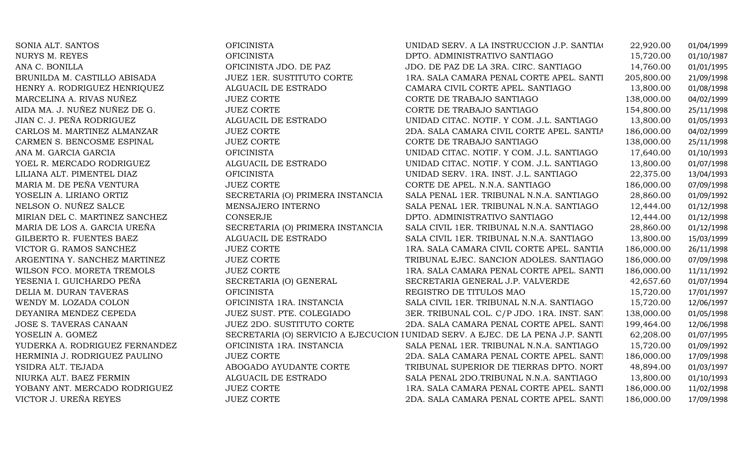| | | | | |
|---|---|---|---|---|
| SONIA ALT. SANTOS | OFICINISTA | UNIDAD SERV. A LA INSTRUCCION J.P. SANTIA( | 22,920.00 | 01/04/1999 |
| NURYS M. REYES | OFICINISTA | DPTO. ADMINISTRATIVO SANTIAGO | 15,720.00 | 01/10/1987 |
| ANA C. BONILLA | OFICINISTA JDO. DE PAZ | JDO. DE PAZ DE LA 3RA. CIRC. SANTIAGO | 14,760.00 | 01/01/1995 |
| BRUNILDA M. CASTILLO ABISADA | JUEZ 1ER. SUSTITUTO CORTE | 1RA. SALA CAMARA PENAL CORTE APEL. SANTI | 205,800.00 | 21/09/1998 |
| HENRY A. RODRIGUEZ HENRIQUEZ | ALGUACIL DE ESTRADO | CAMARA CIVIL CORTE APEL. SANTIAGO | 13,800.00 | 01/08/1998 |
| MARCELINA A. RIVAS NUÑEZ | JUEZ CORTE | CORTE DE TRABAJO SANTIAGO | 138,000.00 | 04/02/1999 |
| AIDA MA. J. NUÑEZ NUÑEZ DE G. | JUEZ CORTE | CORTE DE TRABAJO SANTIAGO | 154,800.00 | 25/11/1998 |
| JIAN C. J. PEÑA RODRIGUEZ | ALGUACIL DE ESTRADO | UNIDAD CITAC. NOTIF. Y COM. J.L. SANTIAGO | 13,800.00 | 01/05/1993 |
| CARLOS M. MARTINEZ ALMANZAR | JUEZ CORTE | 2DA. SALA CAMARA CIVIL CORTE APEL. SANTIA | 186,000.00 | 04/02/1999 |
| CARMEN S. BENCOSME ESPINAL | JUEZ CORTE | CORTE DE TRABAJO SANTIAGO | 138,000.00 | 25/11/1998 |
| ANA M. GARCIA GARCIA | OFICINISTA | UNIDAD CITAC. NOTIF. Y COM. J.L. SANTIAGO | 17,640.00 | 01/10/1993 |
| YOEL R. MERCADO RODRIGUEZ | ALGUACIL DE ESTRADO | UNIDAD CITAC. NOTIF. Y COM. J.L. SANTIAGO | 13,800.00 | 01/07/1998 |
| LILIANA ALT. PIMENTEL DIAZ | OFICINISTA | UNIDAD SERV. 1RA. INST. J.L. SANTIAGO | 22,375.00 | 13/04/1993 |
| MARIA M. DE PEÑA VENTURA | JUEZ CORTE | CORTE DE APEL. N.N.A. SANTIAGO | 186,000.00 | 07/09/1998 |
| YOSELIN A. LIRIANO ORTIZ | SECRETARIA (O) PRIMERA INSTANCIA | SALA PENAL 1ER. TRIBUNAL N.N.A. SANTIAGO | 28,860.00 | 01/09/1992 |
| NELSON O. NUÑEZ SALCE | MENSAJERO INTERNO | SALA PENAL 1ER. TRIBUNAL N.N.A. SANTIAGO | 12,444.00 | 01/12/1998 |
| MIRIAN DEL C. MARTINEZ SANCHEZ | CONSERJE | DPTO. ADMINISTRATIVO SANTIAGO | 12,444.00 | 01/12/1998 |
| MARIA DE LOS A. GARCIA UREÑA | SECRETARIA (O) PRIMERA INSTANCIA | SALA CIVIL 1ER. TRIBUNAL N.N.A. SANTIAGO | 28,860.00 | 01/12/1998 |
| GILBERTO R. FUENTES BAEZ | ALGUACIL DE ESTRADO | SALA CIVIL 1ER. TRIBUNAL N.N.A. SANTIAGO | 13,800.00 | 15/03/1999 |
| VICTOR G. RAMOS SANCHEZ | JUEZ CORTE | 1RA. SALA CAMARA CIVIL CORTE APEL. SANTIA | 186,000.00 | 26/11/1998 |
| ARGENTINA Y. SANCHEZ MARTINEZ | JUEZ CORTE | TRIBUNAL EJEC. SANCION ADOLES. SANTIAGO | 186,000.00 | 07/09/1998 |
| WILSON FCO. MORETA TREMOLS | JUEZ CORTE | 1RA. SALA CAMARA PENAL CORTE APEL. SANTI | 186,000.00 | 11/11/1992 |
| YESENIA I. GUICHARDO PEÑA | SECRETARIA (O) GENERAL | SECRETARIA GENERAL J.P. VALVERDE | 42,657.60 | 01/07/1994 |
| DELIA M. DURAN TAVERAS | OFICINISTA | REGISTRO DE TITULOS MAO | 15,720.00 | 17/01/1997 |
| WENDY M. LOZADA COLON | OFICINISTA 1RA. INSTANCIA | SALA CIVIL 1ER. TRIBUNAL N.N.A. SANTIAGO | 15,720.00 | 12/06/1997 |
| DEYANIRA MENDEZ CEPEDA | JUEZ SUST. PTE. COLEGIADO | 3ER. TRIBUNAL COL. C/P JDO. 1RA. INST. SAN | 138,000.00 | 01/05/1998 |
| JOSE S. TAVERAS CANAAN | JUEZ 2DO. SUSTITUTO CORTE | 2DA. SALA CAMARA PENAL CORTE APEL. SANTI | 199,464.00 | 12/06/1998 |
| YOSELIN A. GOMEZ | SECRETARIA (O) SERVICIO A EJECUCION I | UNIDAD SERV. A EJEC. DE LA PENA J.P. SANTI | 62,208.00 | 01/07/1995 |
| YUDERKA A. RODRIGUEZ FERNANDEZ | OFICINISTA 1RA. INSTANCIA | SALA PENAL 1ER. TRIBUNAL N.N.A. SANTIAGO | 15,720.00 | 01/09/1992 |
| HERMINIA J. RODRIGUEZ PAULINO | JUEZ CORTE | 2DA. SALA CAMARA PENAL CORTE APEL. SANTI | 186,000.00 | 17/09/1998 |
| YSIDRA ALT. TEJADA | ABOGADO AYUDANTE CORTE | TRIBUNAL SUPERIOR DE TIERRAS DPTO. NORT | 48,894.00 | 01/03/1997 |
| NIURKA ALT. BAEZ FERMIN | ALGUACIL DE ESTRADO | SALA PENAL 2DO.TRIBUNAL N.N.A. SANTIAGO | 13,800.00 | 01/10/1993 |
| YOBANY ANT. MERCADO RODRIGUEZ | JUEZ CORTE | 1RA. SALA CAMARA PENAL CORTE APEL. SANTI | 186,000.00 | 11/02/1998 |
| VICTOR J. UREÑA REYES | JUEZ CORTE | 2DA. SALA CAMARA PENAL CORTE APEL. SANTI | 186,000.00 | 17/09/1998 |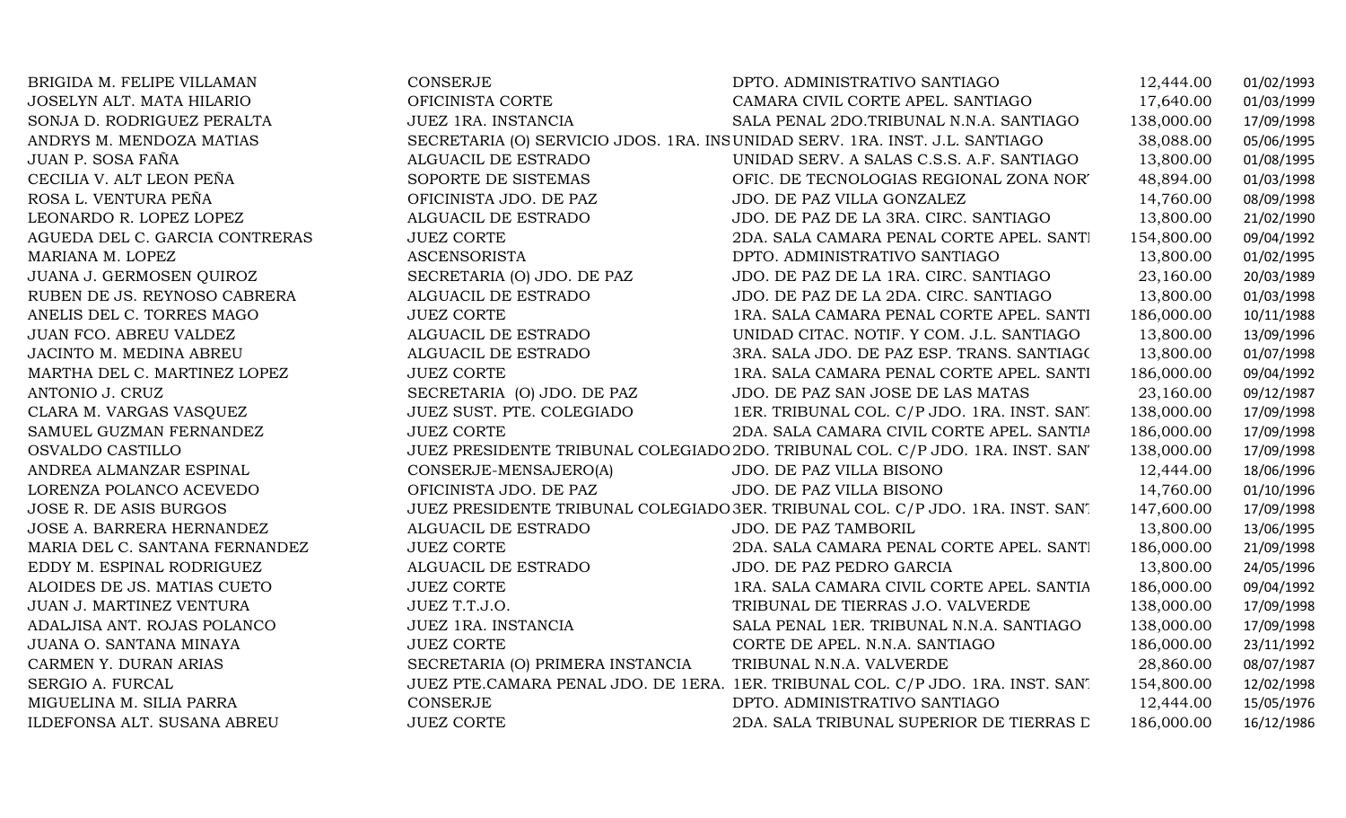| | | | | |
|---|---|---|---|---|
| BRIGIDA M. FELIPE VILLAMAN | CONSERJE | DPTO. ADMINISTRATIVO SANTIAGO | 12,444.00 | 01/02/1993 |
| JOSELYN ALT. MATA HILARIO | OFICINISTA CORTE | CAMARA CIVIL CORTE APEL. SANTIAGO | 17,640.00 | 01/03/1999 |
| SONJA D. RODRIGUEZ PERALTA | JUEZ 1RA. INSTANCIA | SALA PENAL 2DO.TRIBUNAL N.N.A. SANTIAGO | 138,000.00 | 17/09/1998 |
| ANDRYS M. MENDOZA MATIAS | SECRETARIA (O) SERVICIO JDOS. 1RA. INS | UNIDAD SERV. 1RA. INST. J.L. SANTIAGO | 38,088.00 | 05/06/1995 |
| JUAN P. SOSA FAÑA | ALGUACIL DE ESTRADO | UNIDAD SERV. A SALAS C.S.S. A.F. SANTIAGO | 13,800.00 | 01/08/1995 |
| CECILIA V. ALT LEON PEÑA | SOPORTE DE SISTEMAS | OFIC. DE TECNOLOGIAS REGIONAL ZONA NOR' | 48,894.00 | 01/03/1998 |
| ROSA L. VENTURA PEÑA | OFICINISTA JDO. DE PAZ | JDO. DE PAZ VILLA GONZALEZ | 14,760.00 | 08/09/1998 |
| LEONARDO R. LOPEZ LOPEZ | ALGUACIL DE ESTRADO | JDO. DE PAZ DE LA 3RA. CIRC. SANTIAGO | 13,800.00 | 21/02/1990 |
| AGUEDA DEL C. GARCIA CONTRERAS | JUEZ CORTE | 2DA. SALA CAMARA PENAL CORTE APEL. SANTI | 154,800.00 | 09/04/1992 |
| MARIANA M. LOPEZ | ASCENSORISTA | DPTO. ADMINISTRATIVO SANTIAGO | 13,800.00 | 01/02/1995 |
| JUANA J. GERMOSEN QUIROZ | SECRETARIA (O) JDO. DE PAZ | JDO. DE PAZ DE LA 1RA. CIRC. SANTIAGO | 23,160.00 | 20/03/1989 |
| RUBEN DE JS. REYNOSO CABRERA | ALGUACIL DE ESTRADO | JDO. DE PAZ DE LA 2DA. CIRC. SANTIAGO | 13,800.00 | 01/03/1998 |
| ANELIS DEL C. TORRES MAGO | JUEZ CORTE | 1RA. SALA CAMARA PENAL CORTE APEL. SANTI | 186,000.00 | 10/11/1988 |
| JUAN FCO. ABREU VALDEZ | ALGUACIL DE ESTRADO | UNIDAD CITAC. NOTIF. Y COM. J.L. SANTIAGO | 13,800.00 | 13/09/1996 |
| JACINTO M. MEDINA ABREU | ALGUACIL DE ESTRADO | 3RA. SALA JDO. DE PAZ ESP. TRANS. SANTIAGO | 13,800.00 | 01/07/1998 |
| MARTHA DEL C. MARTINEZ LOPEZ | JUEZ CORTE | 1RA. SALA CAMARA PENAL CORTE APEL. SANTI | 186,000.00 | 09/04/1992 |
| ANTONIO J. CRUZ | SECRETARIA (O) JDO. DE PAZ | JDO. DE PAZ SAN JOSE DE LAS MATAS | 23,160.00 | 09/12/1987 |
| CLARA M. VARGAS VASQUEZ | JUEZ SUST. PTE. COLEGIADO | 1ER. TRIBUNAL COL. C/P JDO. 1RA. INST. SAN' | 138,000.00 | 17/09/1998 |
| SAMUEL GUZMAN FERNANDEZ | JUEZ CORTE | 2DA. SALA CAMARA CIVIL CORTE APEL. SANTIA | 186,000.00 | 17/09/1998 |
| OSVALDO CASTILLO | JUEZ PRESIDENTE TRIBUNAL COLEGIADO | 2DO. TRIBUNAL COL. C/P JDO. 1RA. INST. SAN' | 138,000.00 | 17/09/1998 |
| ANDREA ALMANZAR ESPINAL | CONSERJE-MENSAJERO(A) | JDO. DE PAZ VILLA BISONO | 12,444.00 | 18/06/1996 |
| LORENZA POLANCO ACEVEDO | OFICINISTA JDO. DE PAZ | JDO. DE PAZ VILLA BISONO | 14,760.00 | 01/10/1996 |
| JOSE R. DE ASIS BURGOS | JUEZ PRESIDENTE TRIBUNAL COLEGIADO | 3ER. TRIBUNAL COL. C/P JDO. 1RA. INST. SAN' | 147,600.00 | 17/09/1998 |
| JOSE A. BARRERA HERNANDEZ | ALGUACIL DE ESTRADO | JDO. DE PAZ TAMBORIL | 13,800.00 | 13/06/1995 |
| MARIA DEL C. SANTANA FERNANDEZ | JUEZ CORTE | 2DA. SALA CAMARA PENAL CORTE APEL. SANTI | 186,000.00 | 21/09/1998 |
| EDDY M. ESPINAL RODRIGUEZ | ALGUACIL DE ESTRADO | JDO. DE PAZ PEDRO GARCIA | 13,800.00 | 24/05/1996 |
| ALOIDES DE JS. MATIAS CUETO | JUEZ CORTE | 1RA. SALA CAMARA CIVIL CORTE APEL. SANTIA | 186,000.00 | 09/04/1992 |
| JUAN J. MARTINEZ VENTURA | JUEZ T.T.J.O. | TRIBUNAL DE TIERRAS J.O. VALVERDE | 138,000.00 | 17/09/1998 |
| ADALJISA ANT. ROJAS POLANCO | JUEZ 1RA. INSTANCIA | SALA PENAL 1ER. TRIBUNAL N.N.A. SANTIAGO | 138,000.00 | 17/09/1998 |
| JUANA O. SANTANA MINAYA | JUEZ CORTE | CORTE DE APEL. N.N.A. SANTIAGO | 186,000.00 | 23/11/1992 |
| CARMEN Y. DURAN ARIAS | SECRETARIA (O) PRIMERA INSTANCIA | TRIBUNAL N.N.A. VALVERDE | 28,860.00 | 08/07/1987 |
| SERGIO A. FURCAL | JUEZ PTE.CAMARA PENAL JDO. DE 1ERA. | 1ER. TRIBUNAL COL. C/P JDO. 1RA. INST. SAN' | 154,800.00 | 12/02/1998 |
| MIGUELINA M. SILIA PARRA | CONSERJE | DPTO. ADMINISTRATIVO SANTIAGO | 12,444.00 | 15/05/1976 |
| ILDEFONSA ALT. SUSANA ABREU | JUEZ CORTE | 2DA. SALA TRIBUNAL SUPERIOR DE TIERRAS D | 186,000.00 | 16/12/1986 |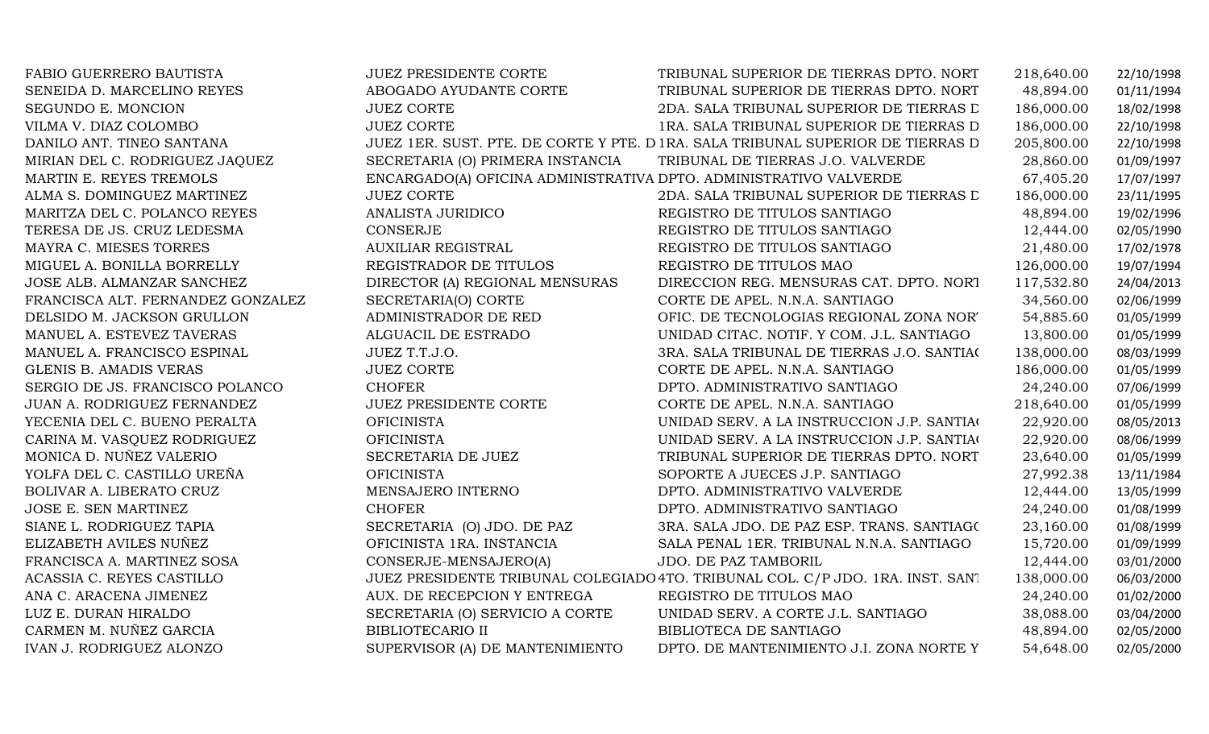| | | | | |
|---|---|---|---|---|
| FABIO GUERRERO BAUTISTA | JUEZ PRESIDENTE CORTE | TRIBUNAL SUPERIOR DE TIERRAS DPTO. NORT | 218,640.00 | 22/10/1998 |
| SENEIDA D. MARCELINO REYES | ABOGADO AYUDANTE CORTE | TRIBUNAL SUPERIOR DE TIERRAS DPTO. NORT | 48,894.00 | 01/11/1994 |
| SEGUNDO E. MONCION | JUEZ CORTE | 2DA. SALA TRIBUNAL SUPERIOR DE TIERRAS D | 186,000.00 | 18/02/1998 |
| VILMA V. DIAZ COLOMBO | JUEZ CORTE | 1RA. SALA TRIBUNAL SUPERIOR DE TIERRAS D | 186,000.00 | 22/10/1998 |
| DANILO ANT. TINEO SANTANA | JUEZ 1ER. SUST. PTE. DE CORTE Y PTE. D | 1RA. SALA TRIBUNAL SUPERIOR DE TIERRAS D | 205,800.00 | 22/10/1998 |
| MIRIAN DEL C. RODRIGUEZ JAQUEZ | SECRETARIA (O) PRIMERA INSTANCIA | TRIBUNAL DE TIERRAS J.O. VALVERDE | 28,860.00 | 01/09/1997 |
| MARTIN E. REYES TREMOLS | ENCARGADO(A) OFICINA ADMINISTRATIVA | DPTO. ADMINISTRATIVO VALVERDE | 67,405.20 | 17/07/1997 |
| ALMA S. DOMINGUEZ MARTINEZ | JUEZ CORTE | 2DA. SALA TRIBUNAL SUPERIOR DE TIERRAS D | 186,000.00 | 23/11/1995 |
| MARITZA DEL C. POLANCO REYES | ANALISTA JURIDICO | REGISTRO DE TITULOS SANTIAGO | 48,894.00 | 19/02/1996 |
| TERESA DE JS. CRUZ LEDESMA | CONSERJE | REGISTRO DE TITULOS SANTIAGO | 12,444.00 | 02/05/1990 |
| MAYRA C. MIESES TORRES | AUXILIAR REGISTRAL | REGISTRO DE TITULOS SANTIAGO | 21,480.00 | 17/02/1978 |
| MIGUEL A. BONILLA BORRELLY | REGISTRADOR DE TITULOS | REGISTRO DE TITULOS MAO | 126,000.00 | 19/07/1994 |
| JOSE ALB. ALMANZAR SANCHEZ | DIRECTOR (A) REGIONAL MENSURAS | DIRECCION REG. MENSURAS CAT. DPTO. NORT | 117,532.80 | 24/04/2013 |
| FRANCISCA ALT. FERNANDEZ GONZALEZ | SECRETARIA(O) CORTE | CORTE DE APEL. N.N.A. SANTIAGO | 34,560.00 | 02/06/1999 |
| DELSIDO M. JACKSON GRULLON | ADMINISTRADOR DE RED | OFIC. DE TECNOLOGIAS REGIONAL ZONA NOR | 54,885.60 | 01/05/1999 |
| MANUEL A. ESTEVEZ TAVERAS | ALGUACIL DE ESTRADO | UNIDAD CITAC. NOTIF. Y COM. J.L. SANTIAGO | 13,800.00 | 01/05/1999 |
| MANUEL A. FRANCISCO ESPINAL | JUEZ T.T.J.O. | 3RA. SALA TRIBUNAL DE TIERRAS J.O. SANTIA | 138,000.00 | 08/03/1999 |
| GLENIS B. AMADIS VERAS | JUEZ CORTE | CORTE DE APEL. N.N.A. SANTIAGO | 186,000.00 | 01/05/1999 |
| SERGIO DE JS. FRANCISCO POLANCO | CHOFER | DPTO. ADMINISTRATIVO SANTIAGO | 24,240.00 | 07/06/1999 |
| JUAN A. RODRIGUEZ FERNANDEZ | JUEZ PRESIDENTE CORTE | CORTE DE APEL. N.N.A. SANTIAGO | 218,640.00 | 01/05/1999 |
| YECENIA DEL C. BUENO PERALTA | OFICINISTA | UNIDAD SERV. A LA INSTRUCCION J.P. SANTIA | 22,920.00 | 08/05/2013 |
| CARINA M. VASQUEZ RODRIGUEZ | OFICINISTA | UNIDAD SERV. A LA INSTRUCCION J.P. SANTIA | 22,920.00 | 08/06/1999 |
| MONICA D. NUÑEZ VALERIO | SECRETARIA DE JUEZ | TRIBUNAL SUPERIOR DE TIERRAS DPTO. NORT | 23,640.00 | 01/05/1999 |
| YOLFA DEL C. CASTILLO UREÑA | OFICINISTA | SOPORTE A JUECES J.P. SANTIAGO | 27,992.38 | 13/11/1984 |
| BOLIVAR A. LIBERATO CRUZ | MENSAJERO INTERNO | DPTO. ADMINISTRATIVO VALVERDE | 12,444.00 | 13/05/1999 |
| JOSE E. SEN MARTINEZ | CHOFER | DPTO. ADMINISTRATIVO SANTIAGO | 24,240.00 | 01/08/1999 |
| SIANE L. RODRIGUEZ TAPIA | SECRETARIA (O) JDO. DE PAZ | 3RA. SALA JDO. DE PAZ ESP. TRANS. SANTIAG | 23,160.00 | 01/08/1999 |
| ELIZABETH AVILES NUÑEZ | OFICINISTA 1RA. INSTANCIA | SALA PENAL 1ER. TRIBUNAL N.N.A. SANTIAGO | 15,720.00 | 01/09/1999 |
| FRANCISCA A. MARTINEZ SOSA | CONSERJE-MENSAJERO(A) | JDO. DE PAZ TAMBORIL | 12,444.00 | 03/01/2000 |
| ACASSIA C. REYES CASTILLO | JUEZ PRESIDENTE TRIBUNAL COLEGIADO | 4TO. TRIBUNAL COL. C/P JDO. 1RA. INST. SAN | 138,000.00 | 06/03/2000 |
| ANA C. ARACENA JIMENEZ | AUX. DE RECEPCION Y ENTREGA | REGISTRO DE TITULOS MAO | 24,240.00 | 01/02/2000 |
| LUZ E. DURAN HIRALDO | SECRETARIA (O) SERVICIO A CORTE | UNIDAD SERV. A CORTE J.L. SANTIAGO | 38,088.00 | 03/04/2000 |
| CARMEN M. NUÑEZ GARCIA | BIBLIOTECARIO II | BIBLIOTECA DE SANTIAGO | 48,894.00 | 02/05/2000 |
| IVAN J. RODRIGUEZ ALONZO | SUPERVISOR (A) DE MANTENIMIENTO | DPTO. DE MANTENIMIENTO J.I. ZONA NORTE Y | 54,648.00 | 02/05/2000 |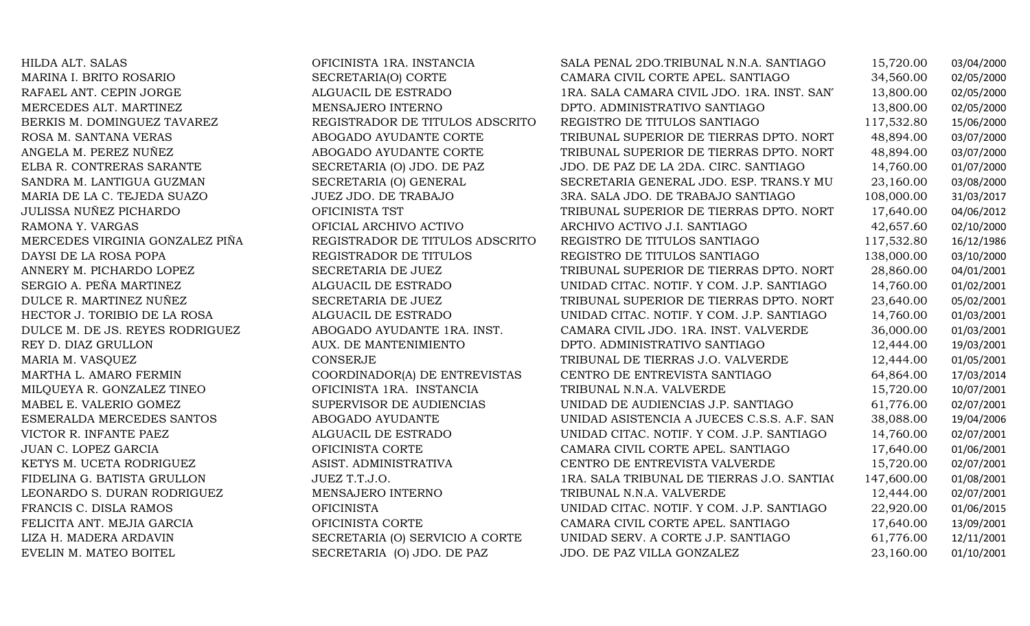| | | | | |
|---|---|---|---|---|
| HILDA ALT. SALAS | OFICINISTA 1RA. INSTANCIA | SALA PENAL 2DO.TRIBUNAL N.N.A. SANTIAGO | 15,720.00 | 03/04/2000 |
| MARINA I. BRITO ROSARIO | SECRETARIA(O) CORTE | CAMARA CIVIL CORTE APEL. SANTIAGO | 34,560.00 | 02/05/2000 |
| RAFAEL ANT. CEPIN JORGE | ALGUACIL DE ESTRADO | 1RA. SALA CAMARA CIVIL JDO. 1RA. INST. SAN' | 13,800.00 | 02/05/2000 |
| MERCEDES ALT. MARTINEZ | MENSAJERO INTERNO | DPTO. ADMINISTRATIVO SANTIAGO | 13,800.00 | 02/05/2000 |
| BERKIS M. DOMINGUEZ TAVAREZ | REGISTRADOR DE TITULOS ADSCRITO | REGISTRO DE TITULOS SANTIAGO | 117,532.80 | 15/06/2000 |
| ROSA M. SANTANA VERAS | ABOGADO AYUDANTE CORTE | TRIBUNAL SUPERIOR DE TIERRAS DPTO. NORT | 48,894.00 | 03/07/2000 |
| ANGELA M. PEREZ NUÑEZ | ABOGADO AYUDANTE CORTE | TRIBUNAL SUPERIOR DE TIERRAS DPTO. NORT | 48,894.00 | 03/07/2000 |
| ELBA R. CONTRERAS SARANTE | SECRETARIA (O) JDO. DE PAZ | JDO. DE PAZ DE LA 2DA. CIRC. SANTIAGO | 14,760.00 | 01/07/2000 |
| SANDRA M. LANTIGUA GUZMAN | SECRETARIA (O) GENERAL | SECRETARIA GENERAL JDO. ESP. TRANS.Y MU | 23,160.00 | 03/08/2000 |
| MARIA DE LA C. TEJEDA SUAZO | JUEZ JDO. DE TRABAJO | 3RA. SALA JDO. DE TRABAJO SANTIAGO | 108,000.00 | 31/03/2017 |
| JULISSA NUÑEZ PICHARDO | OFICINISTA TST | TRIBUNAL SUPERIOR DE TIERRAS DPTO. NORT | 17,640.00 | 04/06/2012 |
| RAMONA Y. VARGAS | OFICIAL ARCHIVO ACTIVO | ARCHIVO ACTIVO J.I. SANTIAGO | 42,657.60 | 02/10/2000 |
| MERCEDES VIRGINIA GONZALEZ PIÑA | REGISTRADOR DE TITULOS ADSCRITO | REGISTRO DE TITULOS SANTIAGO | 117,532.80 | 16/12/1986 |
| DAYSI DE LA ROSA POPA | REGISTRADOR DE TITULOS | REGISTRO DE TITULOS SANTIAGO | 138,000.00 | 03/10/2000 |
| ANNERY M. PICHARDO LOPEZ | SECRETARIA DE JUEZ | TRIBUNAL SUPERIOR DE TIERRAS DPTO. NORT | 28,860.00 | 04/01/2001 |
| SERGIO A. PEÑA MARTINEZ | ALGUACIL DE ESTRADO | UNIDAD CITAC. NOTIF. Y COM. J.P. SANTIAGO | 14,760.00 | 01/02/2001 |
| DULCE R. MARTINEZ NUÑEZ | SECRETARIA DE JUEZ | TRIBUNAL SUPERIOR DE TIERRAS DPTO. NORT | 23,640.00 | 05/02/2001 |
| HECTOR J. TORIBIO DE LA ROSA | ALGUACIL DE ESTRADO | UNIDAD CITAC. NOTIF. Y COM. J.P. SANTIAGO | 14,760.00 | 01/03/2001 |
| DULCE M. DE JS. REYES RODRIGUEZ | ABOGADO AYUDANTE 1RA. INST. | CAMARA CIVIL JDO. 1RA. INST. VALVERDE | 36,000.00 | 01/03/2001 |
| REY D. DIAZ GRULLON | AUX. DE MANTENIMIENTO | DPTO. ADMINISTRATIVO SANTIAGO | 12,444.00 | 19/03/2001 |
| MARIA M. VASQUEZ | CONSERJE | TRIBUNAL DE TIERRAS J.O. VALVERDE | 12,444.00 | 01/05/2001 |
| MARTHA L. AMARO FERMIN | COORDINADOR(A) DE ENTREVISTAS | CENTRO DE ENTREVISTA SANTIAGO | 64,864.00 | 17/03/2014 |
| MILQUEYA R. GONZALEZ TINEO | OFICINISTA 1RA. INSTANCIA | TRIBUNAL N.N.A. VALVERDE | 15,720.00 | 10/07/2001 |
| MABEL E. VALERIO GOMEZ | SUPERVISOR DE AUDIENCIAS | UNIDAD DE AUDIENCIAS J.P. SANTIAGO | 61,776.00 | 02/07/2001 |
| ESMERALDA MERCEDES SANTOS | ABOGADO AYUDANTE | UNIDAD ASISTENCIA A JUECES C.S.S. A.F. SAN | 38,088.00 | 19/04/2006 |
| VICTOR R. INFANTE PAEZ | ALGUACIL DE ESTRADO | UNIDAD CITAC. NOTIF. Y COM. J.P. SANTIAGO | 14,760.00 | 02/07/2001 |
| JUAN C. LOPEZ GARCIA | OFICINISTA CORTE | CAMARA CIVIL CORTE APEL. SANTIAGO | 17,640.00 | 01/06/2001 |
| KETYS M. UCETA RODRIGUEZ | ASIST. ADMINISTRATIVA | CENTRO DE ENTREVISTA VALVERDE | 15,720.00 | 02/07/2001 |
| FIDELINA G. BATISTA GRULLON | JUEZ T.T.J.O. | 1RA. SALA TRIBUNAL DE TIERRAS J.O. SANTIAC | 147,600.00 | 01/08/2001 |
| LEONARDO S. DURAN RODRIGUEZ | MENSAJERO INTERNO | TRIBUNAL N.N.A. VALVERDE | 12,444.00 | 02/07/2001 |
| FRANCIS C. DISLA RAMOS | OFICINISTA | UNIDAD CITAC. NOTIF. Y COM. J.P. SANTIAGO | 22,920.00 | 01/06/2015 |
| FELICITA ANT. MEJIA GARCIA | OFICINISTA CORTE | CAMARA CIVIL CORTE APEL. SANTIAGO | 17,640.00 | 13/09/2001 |
| LIZA H. MADERA ARDAVIN | SECRETARIA (O) SERVICIO A CORTE | UNIDAD SERV. A CORTE J.P. SANTIAGO | 61,776.00 | 12/11/2001 |
| EVELIN M. MATEO BOITEL | SECRETARIA (O) JDO. DE PAZ | JDO. DE PAZ VILLA GONZALEZ | 23,160.00 | 01/10/2001 |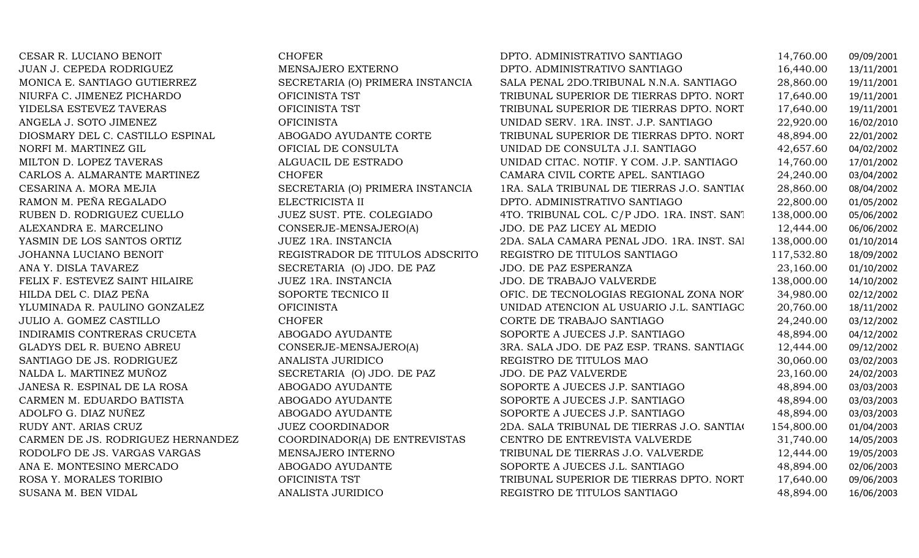| | | | | |
|---|---|---|---|---|
| CESAR R. LUCIANO BENOIT | CHOFER | DPTO. ADMINISTRATIVO SANTIAGO | 14,760.00 | 09/09/2001 |
| JUAN J. CEPEDA RODRIGUEZ | MENSAJERO EXTERNO | DPTO. ADMINISTRATIVO SANTIAGO | 16,440.00 | 13/11/2001 |
| MONICA E. SANTIAGO GUTIERREZ | SECRETARIA (O) PRIMERA INSTANCIA | SALA PENAL 2DO.TRIBUNAL N.N.A. SANTIAGO | 28,860.00 | 19/11/2001 |
| NIURFA C. JIMENEZ PICHARDO | OFICINISTA TST | TRIBUNAL SUPERIOR DE TIERRAS DPTO. NORT | 17,640.00 | 19/11/2001 |
| YIDELSA ESTEVEZ TAVERAS | OFICINISTA TST | TRIBUNAL SUPERIOR DE TIERRAS DPTO. NORT | 17,640.00 | 19/11/2001 |
| ANGELA J. SOTO JIMENEZ | OFICINISTA | UNIDAD SERV. 1RA. INST. J.P. SANTIAGO | 22,920.00 | 16/02/2010 |
| DIOSMARY DEL C. CASTILLO ESPINAL | ABOGADO AYUDANTE CORTE | TRIBUNAL SUPERIOR DE TIERRAS DPTO. NORT | 48,894.00 | 22/01/2002 |
| NORFI M. MARTINEZ GIL | OFICIAL DE CONSULTA | UNIDAD DE CONSULTA J.I. SANTIAGO | 42,657.60 | 04/02/2002 |
| MILTON D. LOPEZ TAVERAS | ALGUACIL DE ESTRADO | UNIDAD CITAC. NOTIF. Y COM. J.P. SANTIAGO | 14,760.00 | 17/01/2002 |
| CARLOS A. ALMARANTE MARTINEZ | CHOFER | CAMARA CIVIL CORTE APEL. SANTIAGO | 24,240.00 | 03/04/2002 |
| CESARINA A. MORA MEJIA | SECRETARIA (O) PRIMERA INSTANCIA | 1RA. SALA TRIBUNAL DE TIERRAS J.O. SANTIA( | 28,860.00 | 08/04/2002 |
| RAMON M. PEÑA REGALADO | ELECTRICISTA II | DPTO. ADMINISTRATIVO SANTIAGO | 22,800.00 | 01/05/2002 |
| RUBEN D. RODRIGUEZ CUELLO | JUEZ SUST. PTE. COLEGIADO | 4TO. TRIBUNAL COL. C/P JDO. 1RA. INST. SANT | 138,000.00 | 05/06/2002 |
| ALEXANDRA E. MARCELINO | CONSERJE-MENSAJERO(A) | JDO. DE PAZ LICEY AL MEDIO | 12,444.00 | 06/06/2002 |
| YASMIN DE LOS SANTOS ORTIZ | JUEZ 1RA. INSTANCIA | 2DA. SALA CAMARA PENAL JDO. 1RA. INST. SAI | 138,000.00 | 01/10/2014 |
| JOHANNA LUCIANO BENOIT | REGISTRADOR DE TITULOS ADSCRITO | REGISTRO DE TITULOS SANTIAGO | 117,532.80 | 18/09/2002 |
| ANA Y. DISLA TAVAREZ | SECRETARIA (O) JDO. DE PAZ | JDO. DE PAZ ESPERANZA | 23,160.00 | 01/10/2002 |
| FELIX F. ESTEVEZ SAINT HILAIRE | JUEZ 1RA. INSTANCIA | JDO. DE TRABAJO VALVERDE | 138,000.00 | 14/10/2002 |
| HILDA DEL C. DIAZ PEÑA | SOPORTE TECNICO II | OFIC. DE TECNOLOGIAS REGIONAL ZONA NOR' | 34,980.00 | 02/12/2002 |
| YLUMINADA R. PAULINO GONZALEZ | OFICINISTA | UNIDAD ATENCION AL USUARIO J.L. SANTIAGC | 20,760.00 | 18/11/2002 |
| JULIO A. GOMEZ CASTILLO | CHOFER | CORTE DE TRABAJO SANTIAGO | 24,240.00 | 03/12/2002 |
| INDIRAMIS CONTRERAS CRUCETA | ABOGADO AYUDANTE | SOPORTE A JUECES J.P. SANTIAGO | 48,894.00 | 04/12/2002 |
| GLADYS DEL R. BUENO ABREU | CONSERJE-MENSAJERO(A) | 3RA. SALA JDO. DE PAZ ESP. TRANS. SANTIAG( | 12,444.00 | 09/12/2002 |
| SANTIAGO DE JS. RODRIGUEZ | ANALISTA JURIDICO | REGISTRO DE TITULOS MAO | 30,060.00 | 03/02/2003 |
| NALDA L. MARTINEZ MUÑOZ | SECRETARIA (O) JDO. DE PAZ | JDO. DE PAZ VALVERDE | 23,160.00 | 24/02/2003 |
| JANESA R. ESPINAL DE LA ROSA | ABOGADO AYUDANTE | SOPORTE A JUECES J.P. SANTIAGO | 48,894.00 | 03/03/2003 |
| CARMEN M. EDUARDO BATISTA | ABOGADO AYUDANTE | SOPORTE A JUECES J.P. SANTIAGO | 48,894.00 | 03/03/2003 |
| ADOLFO G. DIAZ NUÑEZ | ABOGADO AYUDANTE | SOPORTE A JUECES J.P. SANTIAGO | 48,894.00 | 03/03/2003 |
| RUDY ANT. ARIAS CRUZ | JUEZ COORDINADOR | 2DA. SALA TRIBUNAL DE TIERRAS J.O. SANTIA( | 154,800.00 | 01/04/2003 |
| CARMEN DE JS. RODRIGUEZ HERNANDEZ | COORDINADOR(A) DE ENTREVISTAS | CENTRO DE ENTREVISTA VALVERDE | 31,740.00 | 14/05/2003 |
| RODOLFO DE JS. VARGAS VARGAS | MENSAJERO INTERNO | TRIBUNAL DE TIERRAS J.O. VALVERDE | 12,444.00 | 19/05/2003 |
| ANA E. MONTESINO MERCADO | ABOGADO AYUDANTE | SOPORTE A JUECES J.L. SANTIAGO | 48,894.00 | 02/06/2003 |
| ROSA Y. MORALES TORIBIO | OFICINISTA TST | TRIBUNAL SUPERIOR DE TIERRAS DPTO. NORT | 17,640.00 | 09/06/2003 |
| SUSANA M. BEN VIDAL | ANALISTA JURIDICO | REGISTRO DE TITULOS SANTIAGO | 48,894.00 | 16/06/2003 |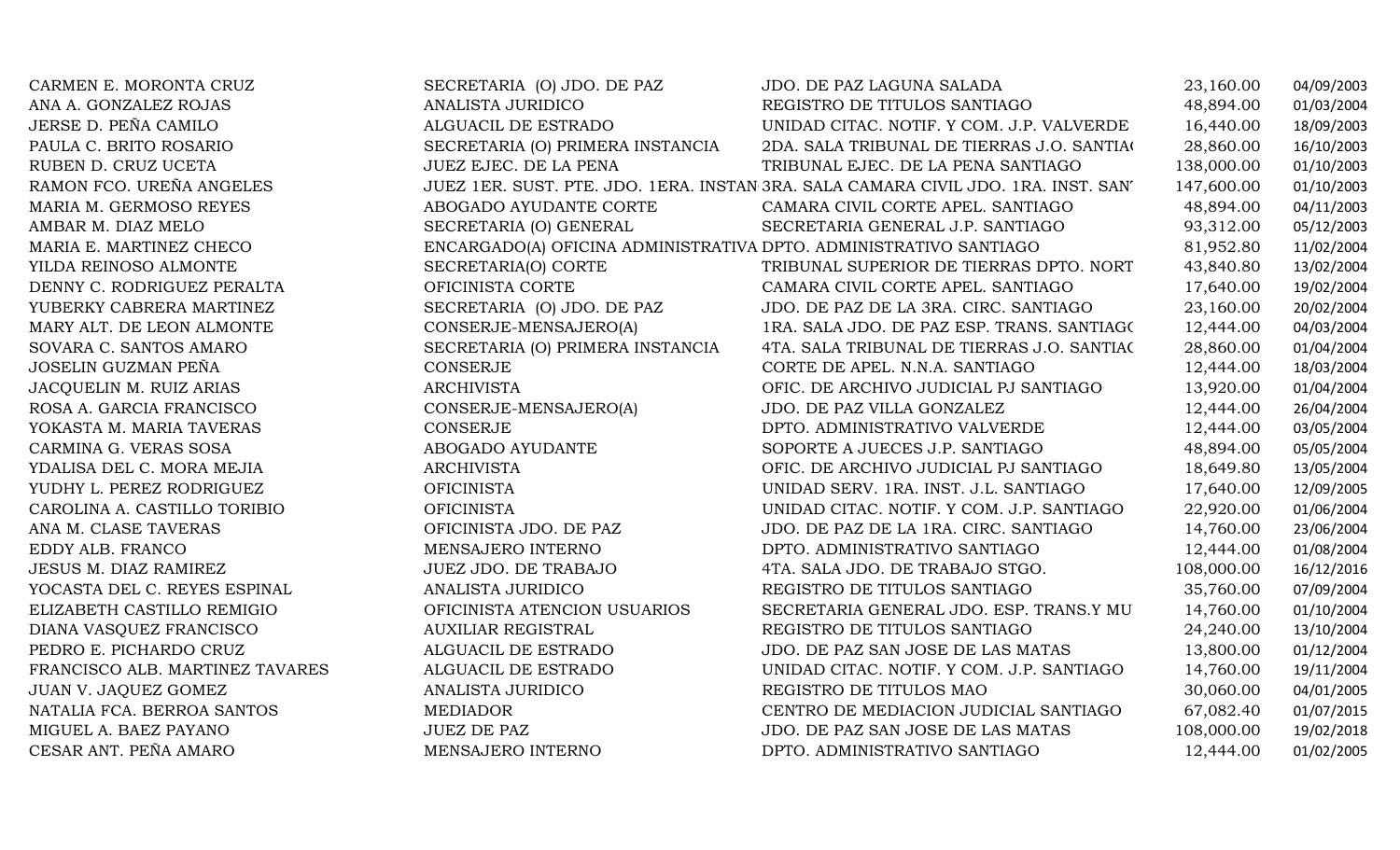| | | | | |
|---|---|---|---|---|
| CARMEN E. MORONTA CRUZ | SECRETARIA (O) JDO. DE PAZ | JDO. DE PAZ LAGUNA SALADA | 23,160.00 | 04/09/2003 |
| ANA A. GONZALEZ ROJAS | ANALISTA JURIDICO | REGISTRO DE TITULOS SANTIAGO | 48,894.00 | 01/03/2004 |
| JERSE D. PEÑA CAMILO | ALGUACIL DE ESTRADO | UNIDAD CITAC. NOTIF. Y COM. J.P. VALVERDE | 16,440.00 | 18/09/2003 |
| PAULA C. BRITO ROSARIO | SECRETARIA (O) PRIMERA INSTANCIA | 2DA. SALA TRIBUNAL DE TIERRAS J.O. SANTIA( | 28,860.00 | 16/10/2003 |
| RUBEN D. CRUZ UCETA | JUEZ EJEC. DE LA PENA | TRIBUNAL EJEC. DE LA PENA SANTIAGO | 138,000.00 | 01/10/2003 |
| RAMON FCO. UREÑA ANGELES | JUEZ 1ER. SUST. PTE. JDO. 1ERA. INSTAN | 3RA. SALA CAMARA CIVIL JDO. 1RA. INST. SAN' | 147,600.00 | 01/10/2003 |
| MARIA M. GERMOSO REYES | ABOGADO AYUDANTE CORTE | CAMARA CIVIL CORTE APEL. SANTIAGO | 48,894.00 | 04/11/2003 |
| AMBAR M. DIAZ MELO | SECRETARIA (O) GENERAL | SECRETARIA GENERAL J.P. SANTIAGO | 93,312.00 | 05/12/2003 |
| MARIA E. MARTINEZ CHECO | ENCARGADO(A) OFICINA ADMINISTRATIVA | DPTO. ADMINISTRATIVO SANTIAGO | 81,952.80 | 11/02/2004 |
| YILDA REINOSO ALMONTE | SECRETARIA(O) CORTE | TRIBUNAL SUPERIOR DE TIERRAS DPTO. NORT | 43,840.80 | 13/02/2004 |
| DENNY C. RODRIGUEZ PERALTA | OFICINISTA CORTE | CAMARA CIVIL CORTE APEL. SANTIAGO | 17,640.00 | 19/02/2004 |
| YUBERKY CABRERA MARTINEZ | SECRETARIA (O) JDO. DE PAZ | JDO. DE PAZ DE LA 3RA. CIRC. SANTIAGO | 23,160.00 | 20/02/2004 |
| MARY ALT. DE LEON ALMONTE | CONSERJE-MENSAJERO(A) | 1RA. SALA JDO. DE PAZ ESP. TRANS. SANTIAG( | 12,444.00 | 04/03/2004 |
| SOVARA C. SANTOS AMARO | SECRETARIA (O) PRIMERA INSTANCIA | 4TA. SALA TRIBUNAL DE TIERRAS J.O. SANTIA( | 28,860.00 | 01/04/2004 |
| JOSELIN GUZMAN PEÑA | CONSERJE | CORTE DE APEL. N.N.A. SANTIAGO | 12,444.00 | 18/03/2004 |
| JACQUELIN M. RUIZ ARIAS | ARCHIVISTA | OFIC. DE ARCHIVO JUDICIAL PJ SANTIAGO | 13,920.00 | 01/04/2004 |
| ROSA A. GARCIA FRANCISCO | CONSERJE-MENSAJERO(A) | JDO. DE PAZ VILLA GONZALEZ | 12,444.00 | 26/04/2004 |
| YOKASTA M. MARIA TAVERAS | CONSERJE | DPTO. ADMINISTRATIVO VALVERDE | 12,444.00 | 03/05/2004 |
| CARMINA G. VERAS SOSA | ABOGADO AYUDANTE | SOPORTE A JUECES J.P. SANTIAGO | 48,894.00 | 05/05/2004 |
| YDALISA DEL C. MORA MEJIA | ARCHIVISTA | OFIC. DE ARCHIVO JUDICIAL PJ SANTIAGO | 18,649.80 | 13/05/2004 |
| YUDHY L. PEREZ RODRIGUEZ | OFICINISTA | UNIDAD SERV. 1RA. INST. J.L. SANTIAGO | 17,640.00 | 12/09/2005 |
| CAROLINA A. CASTILLO TORIBIO | OFICINISTA | UNIDAD CITAC. NOTIF. Y COM. J.P. SANTIAGO | 22,920.00 | 01/06/2004 |
| ANA M. CLASE TAVERAS | OFICINISTA JDO. DE PAZ | JDO. DE PAZ DE LA 1RA. CIRC. SANTIAGO | 14,760.00 | 23/06/2004 |
| EDDY ALB. FRANCO | MENSAJERO INTERNO | DPTO. ADMINISTRATIVO SANTIAGO | 12,444.00 | 01/08/2004 |
| JESUS M. DIAZ RAMIREZ | JUEZ JDO. DE TRABAJO | 4TA. SALA JDO. DE TRABAJO STGO. | 108,000.00 | 16/12/2016 |
| YOCASTA DEL C. REYES ESPINAL | ANALISTA JURIDICO | REGISTRO DE TITULOS SANTIAGO | 35,760.00 | 07/09/2004 |
| ELIZABETH CASTILLO REMIGIO | OFICINISTA ATENCION USUARIOS | SECRETARIA GENERAL JDO. ESP. TRANS.Y MU | 14,760.00 | 01/10/2004 |
| DIANA VASQUEZ FRANCISCO | AUXILIAR REGISTRAL | REGISTRO DE TITULOS SANTIAGO | 24,240.00 | 13/10/2004 |
| PEDRO E. PICHARDO CRUZ | ALGUACIL DE ESTRADO | JDO. DE PAZ SAN JOSE DE LAS MATAS | 13,800.00 | 01/12/2004 |
| FRANCISCO ALB. MARTINEZ TAVARES | ALGUACIL DE ESTRADO | UNIDAD CITAC. NOTIF. Y COM. J.P. SANTIAGO | 14,760.00 | 19/11/2004 |
| JUAN V. JAQUEZ GOMEZ | ANALISTA JURIDICO | REGISTRO DE TITULOS MAO | 30,060.00 | 04/01/2005 |
| NATALIA FCA. BERROA SANTOS | MEDIADOR | CENTRO DE MEDIACION JUDICIAL SANTIAGO | 67,082.40 | 01/07/2015 |
| MIGUEL A. BAEZ PAYANO | JUEZ DE PAZ | JDO. DE PAZ SAN JOSE DE LAS MATAS | 108,000.00 | 19/02/2018 |
| CESAR ANT. PEÑA AMARO | MENSAJERO INTERNO | DPTO. ADMINISTRATIVO SANTIAGO | 12,444.00 | 01/02/2005 |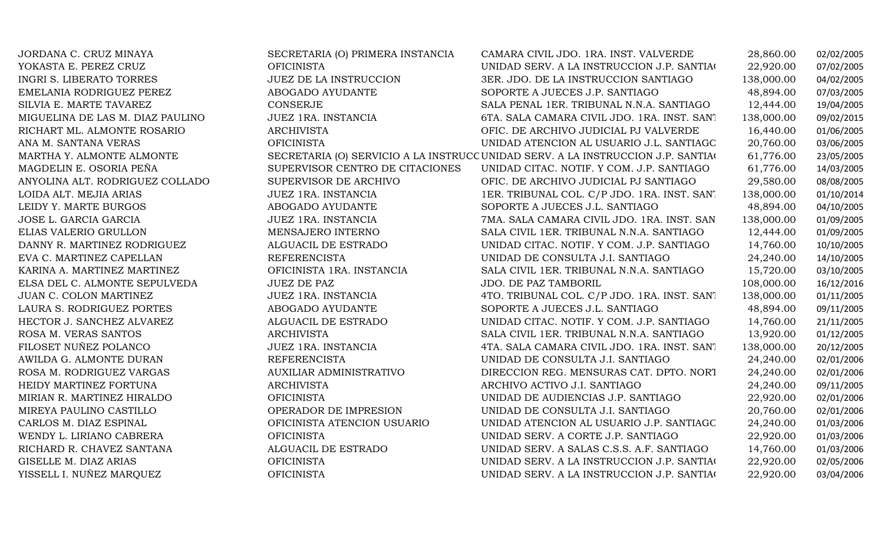| | | | | |
|---|---|---|---|---|
| JORDANA C. CRUZ MINAYA | SECRETARIA (O) PRIMERA INSTANCIA | CAMARA CIVIL JDO. 1RA. INST. VALVERDE | 28,860.00 | 02/02/2005 |
| YOKASTA E. PEREZ CRUZ | OFICINISTA | UNIDAD SERV. A LA INSTRUCCION J.P. SANTIA( | 22,920.00 | 07/02/2005 |
| INGRI S. LIBERATO TORRES | JUEZ DE LA INSTRUCCION | 3ER. JDO. DE LA INSTRUCCION SANTIAGO | 138,000.00 | 04/02/2005 |
| EMELANIA RODRIGUEZ PEREZ | ABOGADO AYUDANTE | SOPORTE A JUECES J.P. SANTIAGO | 48,894.00 | 07/03/2005 |
| SILVIA E. MARTE TAVAREZ | CONSERJE | SALA PENAL 1ER. TRIBUNAL N.N.A. SANTIAGO | 12,444.00 | 19/04/2005 |
| MIGUELINA DE LAS M. DIAZ PAULINO | JUEZ 1RA. INSTANCIA | 6TA. SALA CAMARA CIVIL JDO. 1RA. INST. SAN1 | 138,000.00 | 09/02/2015 |
| RICHART ML. ALMONTE ROSARIO | ARCHIVISTA | OFIC. DE ARCHIVO JUDICIAL PJ VALVERDE | 16,440.00 | 01/06/2005 |
| ANA M. SANTANA VERAS | OFICINISTA | UNIDAD ATENCION AL USUARIO J.L. SANTIAGC | 20,760.00 | 03/06/2005 |
| MARTHA Y. ALMONTE ALMONTE | SECRETARIA (O) SERVICIO A LA INSTRUCC | UNIDAD SERV. A LA INSTRUCCION J.P. SANTIA( | 61,776.00 | 23/05/2005 |
| MAGDELIN E. OSORIA PEÑA | SUPERVISOR CENTRO DE CITACIONES | UNIDAD CITAC. NOTIF. Y COM. J.P. SANTIAGO | 61,776.00 | 14/03/2005 |
| ANYOLINA ALT. RODRIGUEZ COLLADO | SUPERVISOR DE ARCHIVO | OFIC. DE ARCHIVO JUDICIAL PJ SANTIAGO | 29,580.00 | 08/08/2005 |
| LOIDA ALT. MEJIA ARIAS | JUEZ 1RA. INSTANCIA | 1ER. TRIBUNAL COL. C/P JDO. 1RA. INST. SAN1 | 138,000.00 | 01/10/2014 |
| LEIDY Y. MARTE BURGOS | ABOGADO AYUDANTE | SOPORTE A JUECES J.L. SANTIAGO | 48,894.00 | 04/10/2005 |
| JOSE L. GARCIA GARCIA | JUEZ 1RA. INSTANCIA | 7MA. SALA CAMARA CIVIL JDO. 1RA. INST. SAN | 138,000.00 | 01/09/2005 |
| ELIAS VALERIO GRULLON | MENSAJERO INTERNO | SALA CIVIL 1ER. TRIBUNAL N.N.A. SANTIAGO | 12,444.00 | 01/09/2005 |
| DANNY R. MARTINEZ RODRIGUEZ | ALGUACIL DE ESTRADO | UNIDAD CITAC. NOTIF. Y COM. J.P. SANTIAGO | 14,760.00 | 10/10/2005 |
| EVA C. MARTINEZ CAPELLAN | REFERENCISTA | UNIDAD DE CONSULTA J.I. SANTIAGO | 24,240.00 | 14/10/2005 |
| KARINA A. MARTINEZ MARTINEZ | OFICINISTA 1RA. INSTANCIA | SALA CIVIL 1ER. TRIBUNAL N.N.A. SANTIAGO | 15,720.00 | 03/10/2005 |
| ELSA DEL C. ALMONTE SEPULVEDA | JUEZ DE PAZ | JDO. DE PAZ TAMBORIL | 108,000.00 | 16/12/2016 |
| JUAN C. COLON MARTINEZ | JUEZ 1RA. INSTANCIA | 4TO. TRIBUNAL COL. C/P JDO. 1RA. INST. SAN1 | 138,000.00 | 01/11/2005 |
| LAURA S. RODRIGUEZ PORTES | ABOGADO AYUDANTE | SOPORTE A JUECES J.L. SANTIAGO | 48,894.00 | 09/11/2005 |
| HECTOR J. SANCHEZ ALVAREZ | ALGUACIL DE ESTRADO | UNIDAD CITAC. NOTIF. Y COM. J.P. SANTIAGO | 14,760.00 | 21/11/2005 |
| ROSA M. VERAS SANTOS | ARCHIVISTA | SALA CIVIL 1ER. TRIBUNAL N.N.A. SANTIAGO | 13,920.00 | 01/12/2005 |
| FILOSET NUÑEZ POLANCO | JUEZ 1RA. INSTANCIA | 4TA. SALA CAMARA CIVIL JDO. 1RA. INST. SAN1 | 138,000.00 | 20/12/2005 |
| AWILDA G. ALMONTE DURAN | REFERENCISTA | UNIDAD DE CONSULTA J.I. SANTIAGO | 24,240.00 | 02/01/2006 |
| ROSA M. RODRIGUEZ VARGAS | AUXILIAR ADMINISTRATIVO | DIRECCION REG. MENSURAS CAT. DPTO. NORT | 24,240.00 | 02/01/2006 |
| HEIDY MARTINEZ FORTUNA | ARCHIVISTA | ARCHIVO ACTIVO J.I. SANTIAGO | 24,240.00 | 09/11/2005 |
| MIRIAN R. MARTINEZ HIRALDO | OFICINISTA | UNIDAD DE AUDIENCIAS J.P. SANTIAGO | 22,920.00 | 02/01/2006 |
| MIREYA PAULINO CASTILLO | OPERADOR DE IMPRESION | UNIDAD DE CONSULTA J.I. SANTIAGO | 20,760.00 | 02/01/2006 |
| CARLOS M. DIAZ ESPINAL | OFICINISTA ATENCION USUARIO | UNIDAD ATENCION AL USUARIO J.P. SANTIAGC | 24,240.00 | 01/03/2006 |
| WENDY L. LIRIANO CABRERA | OFICINISTA | UNIDAD SERV. A CORTE J.P. SANTIAGO | 22,920.00 | 01/03/2006 |
| RICHARD R. CHAVEZ SANTANA | ALGUACIL DE ESTRADO | UNIDAD SERV. A SALAS C.S.S. A.F. SANTIAGO | 14,760.00 | 01/03/2006 |
| GISELLE M. DIAZ ARIAS | OFICINISTA | UNIDAD SERV. A LA INSTRUCCION J.P. SANTIA( | 22,920.00 | 02/05/2006 |
| YISSELL I. NUÑEZ MARQUEZ | OFICINISTA | UNIDAD SERV. A LA INSTRUCCION J.P. SANTIA( | 22,920.00 | 03/04/2006 |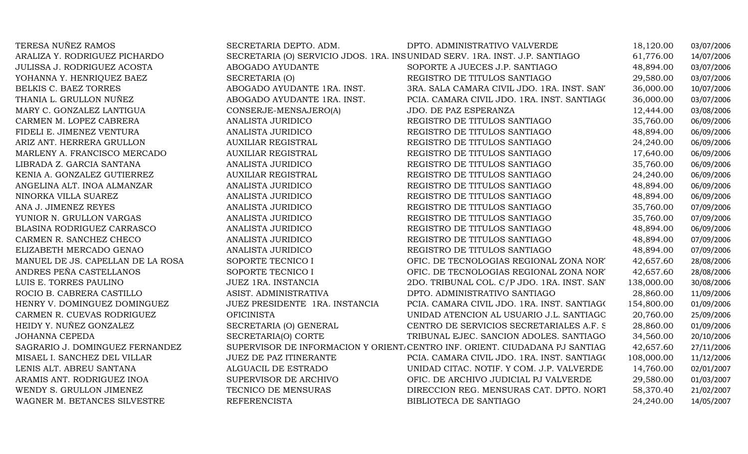| | | | | |
|---|---|---|---|---|
| TERESA NUÑEZ RAMOS | SECRETARIA DEPTO. ADM. | DPTO. ADMINISTRATIVO VALVERDE | 18,120.00 | 03/07/2006 |
| ARALIZA Y. RODRIGUEZ PICHARDO | SECRETARIA (O) SERVICIO JDOS. 1RA. INS | UNIDAD SERV. 1RA. INST. J.P. SANTIAGO | 61,776.00 | 14/07/2006 |
| JULISSA J. RODRIGUEZ ACOSTA | ABOGADO AYUDANTE | SOPORTE A JUECES J.P. SANTIAGO | 48,894.00 | 03/07/2006 |
| YOHANNA Y. HENRIQUEZ BAEZ | SECRETARIA (O) | REGISTRO DE TITULOS SANTIAGO | 29,580.00 | 03/07/2006 |
| BELKIS C. BAEZ TORRES | ABOGADO AYUDANTE 1RA. INST. | 3RA. SALA CAMARA CIVIL JDO. 1RA. INST. SAN' | 36,000.00 | 10/07/2006 |
| THANIA L. GRULLON NUÑEZ | ABOGADO AYUDANTE 1RA. INST. | PCIA. CAMARA CIVIL JDO. 1RA. INST. SANTIAG( | 36,000.00 | 03/07/2006 |
| MARY C. GONZALEZ LANTIGUA | CONSERJE-MENSAJERO(A) | JDO. DE PAZ ESPERANZA | 12,444.00 | 03/08/2006 |
| CARMEN M. LOPEZ CABRERA | ANALISTA JURIDICO | REGISTRO DE TITULOS SANTIAGO | 35,760.00 | 06/09/2006 |
| FIDELI E. JIMENEZ VENTURA | ANALISTA JURIDICO | REGISTRO DE TITULOS SANTIAGO | 48,894.00 | 06/09/2006 |
| ARIZ ANT. HERRERA GRULLON | AUXILIAR REGISTRAL | REGISTRO DE TITULOS SANTIAGO | 24,240.00 | 06/09/2006 |
| MARLENY A. FRANCISCO MERCADO | AUXILIAR REGISTRAL | REGISTRO DE TITULOS SANTIAGO | 17,640.00 | 06/09/2006 |
| LIBRADA Z. GARCIA SANTANA | ANALISTA JURIDICO | REGISTRO DE TITULOS SANTIAGO | 35,760.00 | 06/09/2006 |
| KENIA A. GONZALEZ GUTIERREZ | AUXILIAR REGISTRAL | REGISTRO DE TITULOS SANTIAGO | 24,240.00 | 06/09/2006 |
| ANGELINA ALT. INOA ALMANZAR | ANALISTA JURIDICO | REGISTRO DE TITULOS SANTIAGO | 48,894.00 | 06/09/2006 |
| NINORKA VILLA SUAREZ | ANALISTA JURIDICO | REGISTRO DE TITULOS SANTIAGO | 48,894.00 | 06/09/2006 |
| ANA J. JIMENEZ REYES | ANALISTA JURIDICO | REGISTRO DE TITULOS SANTIAGO | 35,760.00 | 07/09/2006 |
| YUNIOR N. GRULLON VARGAS | ANALISTA JURIDICO | REGISTRO DE TITULOS SANTIAGO | 35,760.00 | 07/09/2006 |
| BLASINA RODRIGUEZ CARRASCO | ANALISTA JURIDICO | REGISTRO DE TITULOS SANTIAGO | 48,894.00 | 06/09/2006 |
| CARMEN R. SANCHEZ CHECO | ANALISTA JURIDICO | REGISTRO DE TITULOS SANTIAGO | 48,894.00 | 07/09/2006 |
| ELIZABETH MERCADO GENAO | ANALISTA JURIDICO | REGISTRO DE TITULOS SANTIAGO | 48,894.00 | 07/09/2006 |
| MANUEL DE JS. CAPELLAN DE LA ROSA | SOPORTE TECNICO I | OFIC. DE TECNOLOGIAS REGIONAL ZONA NOR' | 42,657.60 | 28/08/2006 |
| ANDRES PEÑA CASTELLANOS | SOPORTE TECNICO I | OFIC. DE TECNOLOGIAS REGIONAL ZONA NOR' | 42,657.60 | 28/08/2006 |
| LUIS E. TORRES PAULINO | JUEZ 1RA. INSTANCIA | 2DO. TRIBUNAL COL. C/P JDO. 1RA. INST. SAN' | 138,000.00 | 30/08/2006 |
| ROCIO B. CABRERA CASTILLO | ASIST. ADMINISTRATIVA | DPTO. ADMINISTRATIVO SANTIAGO | 28,860.00 | 11/09/2006 |
| HENRY V. DOMINGUEZ DOMINGUEZ | JUEZ PRESIDENTE 1RA. INSTANCIA | PCIA. CAMARA CIVIL JDO. 1RA. INST. SANTIAG( | 154,800.00 | 01/09/2006 |
| CARMEN R. CUEVAS RODRIGUEZ | OFICINISTA | UNIDAD ATENCION AL USUARIO J.L. SANTIAGC | 20,760.00 | 25/09/2006 |
| HEIDY Y. NUÑEZ GONZALEZ | SECRETARIA (O) GENERAL | CENTRO DE SERVICIOS SECRETARIALES A.F. S | 28,860.00 | 01/09/2006 |
| JOHANNA CEPEDA | SECRETARIA(O) CORTE | TRIBUNAL EJEC. SANCION ADOLES. SANTIAGO | 34,560.00 | 20/10/2006 |
| SAGRARIO J. DOMINGUEZ FERNANDEZ | SUPERVISOR DE INFORMACION Y ORIENT. | CENTRO INF. ORIENT. CIUDADANA PJ SANTIAG | 42,657.60 | 27/11/2006 |
| MISAEL I. SANCHEZ DEL VILLAR | JUEZ DE PAZ ITINERANTE | PCIA. CAMARA CIVIL JDO. 1RA. INST. SANTIAG( | 108,000.00 | 11/12/2006 |
| LENIS ALT. ABREU SANTANA | ALGUACIL DE ESTRADO | UNIDAD CITAC. NOTIF. Y COM. J.P. VALVERDE | 14,760.00 | 02/01/2007 |
| ARAMIS ANT. RODRIGUEZ INOA | SUPERVISOR DE ARCHIVO | OFIC. DE ARCHIVO JUDICIAL PJ VALVERDE | 29,580.00 | 01/03/2007 |
| WENDY S. GRULLON JIMENEZ | TECNICO DE MENSURAS | DIRECCION REG. MENSURAS CAT. DPTO. NOR' | 58,370.40 | 21/02/2007 |
| WAGNER M. BETANCES SILVESTRE | REFERENCISTA | BIBLIOTECA DE SANTIAGO | 24,240.00 | 14/05/2007 |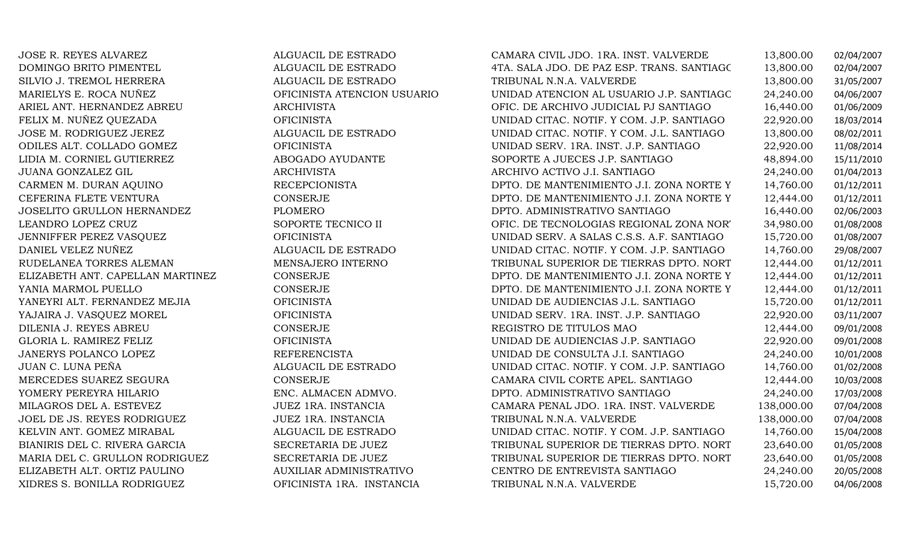| | | | | |
|---|---|---|---|---|
| JOSE R. REYES ALVAREZ | ALGUACIL DE ESTRADO | CAMARA CIVIL JDO. 1RA. INST. VALVERDE | 13,800.00 | 02/04/2007 |
| DOMINGO BRITO PIMENTEL | ALGUACIL DE ESTRADO | 4TA. SALA JDO. DE PAZ ESP. TRANS. SANTIAGC | 13,800.00 | 02/04/2007 |
| SILVIO J. TREMOL HERRERA | ALGUACIL DE ESTRADO | TRIBUNAL N.N.A. VALVERDE | 13,800.00 | 31/05/2007 |
| MARIELYS E. ROCA NUÑEZ | OFICINISTA ATENCION USUARIO | UNIDAD ATENCION AL USUARIO J.P. SANTIAGC | 24,240.00 | 04/06/2007 |
| ARIEL ANT. HERNANDEZ ABREU | ARCHIVISTA | OFIC. DE ARCHIVO JUDICIAL PJ SANTIAGO | 16,440.00 | 01/06/2009 |
| FELIX M. NUÑEZ QUEZADA | OFICINISTA | UNIDAD CITAC. NOTIF. Y COM. J.P. SANTIAGO | 22,920.00 | 18/03/2014 |
| JOSE M. RODRIGUEZ JEREZ | ALGUACIL DE ESTRADO | UNIDAD CITAC. NOTIF. Y COM. J.L. SANTIAGO | 13,800.00 | 08/02/2011 |
| ODILES ALT. COLLADO GOMEZ | OFICINISTA | UNIDAD SERV. 1RA. INST. J.P. SANTIAGO | 22,920.00 | 11/08/2014 |
| LIDIA M. CORNIEL GUTIERREZ | ABOGADO AYUDANTE | SOPORTE A JUECES J.P. SANTIAGO | 48,894.00 | 15/11/2010 |
| JUANA GONZALEZ GIL | ARCHIVISTA | ARCHIVO ACTIVO J.I. SANTIAGO | 24,240.00 | 01/04/2013 |
| CARMEN M. DURAN AQUINO | RECEPCIONISTA | DPTO. DE MANTENIMIENTO J.I. ZONA NORTE Y | 14,760.00 | 01/12/2011 |
| CEFERINA FLETE VENTURA | CONSERJE | DPTO. DE MANTENIMIENTO J.I. ZONA NORTE Y | 12,444.00 | 01/12/2011 |
| JOSELITO GRULLON HERNANDEZ | PLOMERO | DPTO. ADMINISTRATIVO SANTIAGO | 16,440.00 | 02/06/2003 |
| LEANDRO LOPEZ CRUZ | SOPORTE TECNICO II | OFIC. DE TECNOLOGIAS REGIONAL ZONA NOR' | 34,980.00 | 01/08/2008 |
| JENNIFFER PEREZ VASQUEZ | OFICINISTA | UNIDAD SERV. A SALAS C.S.S. A.F. SANTIAGO | 15,720.00 | 01/08/2007 |
| DANIEL VELEZ NUÑEZ | ALGUACIL DE ESTRADO | UNIDAD CITAC. NOTIF. Y COM. J.P. SANTIAGO | 14,760.00 | 29/08/2007 |
| RUDELANEA TORRES ALEMAN | MENSAJERO INTERNO | TRIBUNAL SUPERIOR DE TIERRAS DPTO. NORT | 12,444.00 | 01/12/2011 |
| ELIZABETH ANT. CAPELLAN MARTINEZ | CONSERJE | DPTO. DE MANTENIMIENTO J.I. ZONA NORTE Y | 12,444.00 | 01/12/2011 |
| YANIA MARMOL PUELLO | CONSERJE | DPTO. DE MANTENIMIENTO J.I. ZONA NORTE Y | 12,444.00 | 01/12/2011 |
| YANEYRI ALT. FERNANDEZ MEJIA | OFICINISTA | UNIDAD DE AUDIENCIAS J.L. SANTIAGO | 15,720.00 | 01/12/2011 |
| YAJAIRA J. VASQUEZ MOREL | OFICINISTA | UNIDAD SERV. 1RA. INST. J.P. SANTIAGO | 22,920.00 | 03/11/2007 |
| DILENIA J. REYES ABREU | CONSERJE | REGISTRO DE TITULOS MAO | 12,444.00 | 09/01/2008 |
| GLORIA L. RAMIREZ FELIZ | OFICINISTA | UNIDAD DE AUDIENCIAS J.P. SANTIAGO | 22,920.00 | 09/01/2008 |
| JANERYS POLANCO LOPEZ | REFERENCISTA | UNIDAD DE CONSULTA J.I. SANTIAGO | 24,240.00 | 10/01/2008 |
| JUAN C. LUNA PEÑA | ALGUACIL DE ESTRADO | UNIDAD CITAC. NOTIF. Y COM. J.P. SANTIAGO | 14,760.00 | 01/02/2008 |
| MERCEDES SUAREZ SEGURA | CONSERJE | CAMARA CIVIL CORTE APEL. SANTIAGO | 12,444.00 | 10/03/2008 |
| YOMERY PEREYRA HILARIO | ENC. ALMACEN ADMVO. | DPTO. ADMINISTRATIVO SANTIAGO | 24,240.00 | 17/03/2008 |
| MILAGROS DEL A. ESTEVEZ | JUEZ 1RA. INSTANCIA | CAMARA PENAL JDO. 1RA. INST. VALVERDE | 138,000.00 | 07/04/2008 |
| JOEL DE JS. REYES RODRIGUEZ | JUEZ 1RA. INSTANCIA | TRIBUNAL N.N.A. VALVERDE | 138,000.00 | 07/04/2008 |
| KELVIN ANT. GOMEZ MIRABAL | ALGUACIL DE ESTRADO | UNIDAD CITAC. NOTIF. Y COM. J.P. SANTIAGO | 14,760.00 | 15/04/2008 |
| BIANIRIS DEL C. RIVERA GARCIA | SECRETARIA DE JUEZ | TRIBUNAL SUPERIOR DE TIERRAS DPTO. NORT | 23,640.00 | 01/05/2008 |
| MARIA DEL C. GRULLON RODRIGUEZ | SECRETARIA DE JUEZ | TRIBUNAL SUPERIOR DE TIERRAS DPTO. NORT | 23,640.00 | 01/05/2008 |
| ELIZABETH ALT. ORTIZ PAULINO | AUXILIAR ADMINISTRATIVO | CENTRO DE ENTREVISTA SANTIAGO | 24,240.00 | 20/05/2008 |
| XIDRES S. BONILLA RODRIGUEZ | OFICINISTA 1RA. INSTANCIA | TRIBUNAL N.N.A. VALVERDE | 15,720.00 | 04/06/2008 |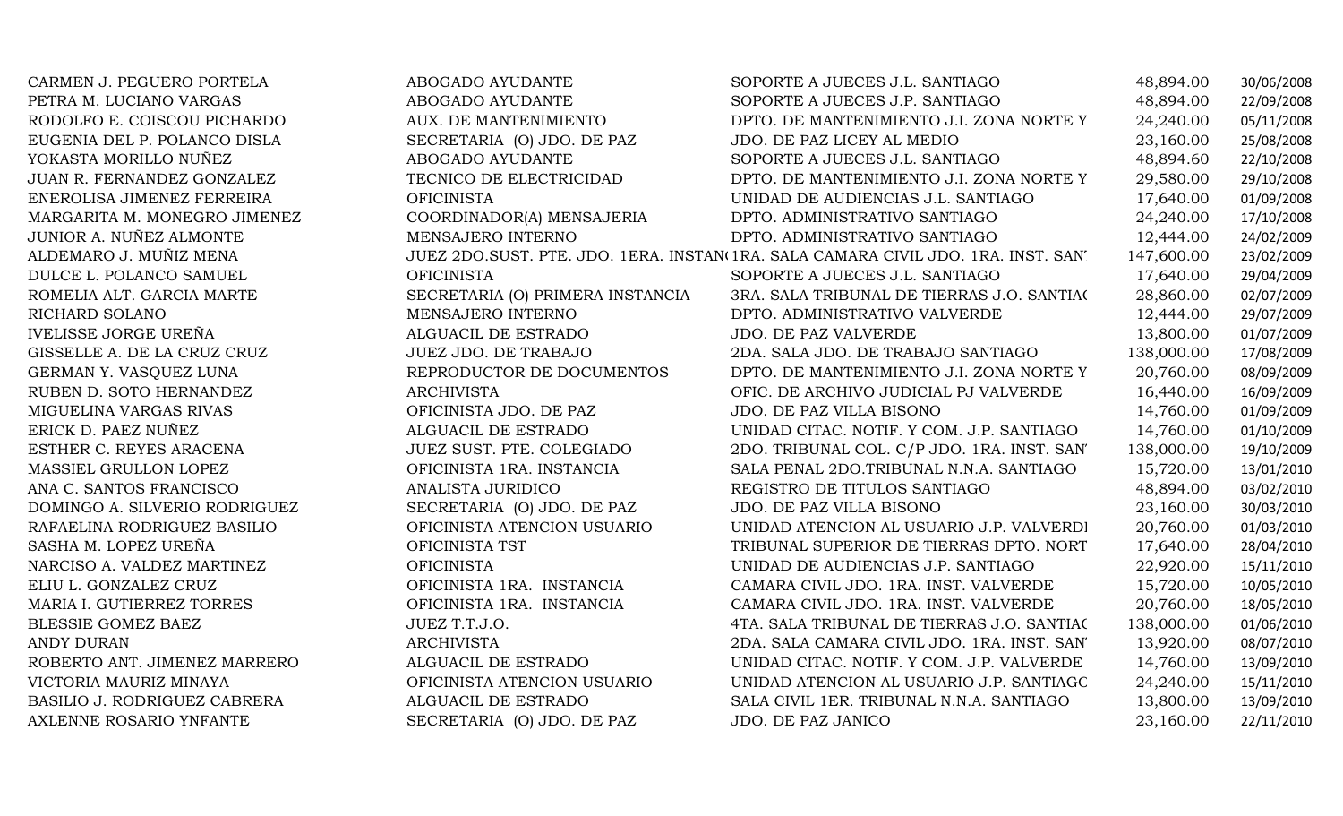| | | | | |
|---|---|---|---|---|
| CARMEN J. PEGUERO PORTELA | ABOGADO AYUDANTE | SOPORTE A JUECES J.L. SANTIAGO | 48,894.00 | 30/06/2008 |
| PETRA M. LUCIANO VARGAS | ABOGADO AYUDANTE | SOPORTE A JUECES J.P. SANTIAGO | 48,894.00 | 22/09/2008 |
| RODOLFO E. COISCOU PICHARDO | AUX. DE MANTENIMIENTO | DPTO. DE MANTENIMIENTO J.I. ZONA NORTE Y | 24,240.00 | 05/11/2008 |
| EUGENIA DEL P. POLANCO DISLA | SECRETARIA (O) JDO. DE PAZ | JDO. DE PAZ LICEY AL MEDIO | 23,160.00 | 25/08/2008 |
| YOKASTA MORILLO NUÑEZ | ABOGADO AYUDANTE | SOPORTE A JUECES J.L. SANTIAGO | 48,894.60 | 22/10/2008 |
| JUAN R. FERNANDEZ GONZALEZ | TECNICO DE ELECTRICIDAD | DPTO. DE MANTENIMIENTO J.I. ZONA NORTE Y | 29,580.00 | 29/10/2008 |
| ENEROLISA JIMENEZ FERREIRA | OFICINISTA | UNIDAD DE AUDIENCIAS J.L. SANTIAGO | 17,640.00 | 01/09/2008 |
| MARGARITA M. MONEGRO JIMENEZ | COORDINADOR(A) MENSAJERIA | DPTO. ADMINISTRATIVO SANTIAGO | 24,240.00 | 17/10/2008 |
| JUNIOR A. NUÑEZ ALMONTE | MENSAJERO INTERNO | DPTO. ADMINISTRATIVO SANTIAGO | 12,444.00 | 24/02/2009 |
| ALDEMARO J. MUÑIZ MENA | JUEZ 2DO.SUST. PTE. JDO. 1ERA. INSTAN( | 1RA. SALA CAMARA CIVIL JDO. 1RA. INST. SAN' | 147,600.00 | 23/02/2009 |
| DULCE L. POLANCO SAMUEL | OFICINISTA | SOPORTE A JUECES J.L. SANTIAGO | 17,640.00 | 29/04/2009 |
| ROMELIA ALT. GARCIA MARTE | SECRETARIA (O) PRIMERA INSTANCIA | 3RA. SALA TRIBUNAL DE TIERRAS J.O. SANTIA( | 28,860.00 | 02/07/2009 |
| RICHARD SOLANO | MENSAJERO INTERNO | DPTO. ADMINISTRATIVO VALVERDE | 12,444.00 | 29/07/2009 |
| IVELISSE JORGE UREÑA | ALGUACIL DE ESTRADO | JDO. DE PAZ VALVERDE | 13,800.00 | 01/07/2009 |
| GISSELLE A. DE LA CRUZ CRUZ | JUEZ JDO. DE TRABAJO | 2DA. SALA JDO. DE TRABAJO SANTIAGO | 138,000.00 | 17/08/2009 |
| GERMAN Y. VASQUEZ LUNA | REPRODUCTOR DE DOCUMENTOS | DPTO. DE MANTENIMIENTO J.I. ZONA NORTE Y | 20,760.00 | 08/09/2009 |
| RUBEN D. SOTO HERNANDEZ | ARCHIVISTA | OFIC. DE ARCHIVO JUDICIAL PJ VALVERDE | 16,440.00 | 16/09/2009 |
| MIGUELINA VARGAS RIVAS | OFICINISTA JDO. DE PAZ | JDO. DE PAZ VILLA BISONO | 14,760.00 | 01/09/2009 |
| ERICK D. PAEZ NUÑEZ | ALGUACIL DE ESTRADO | UNIDAD CITAC. NOTIF. Y COM. J.P. SANTIAGO | 14,760.00 | 01/10/2009 |
| ESTHER C. REYES ARACENA | JUEZ SUST. PTE. COLEGIADO | 2DO. TRIBUNAL COL. C/P JDO. 1RA. INST. SAN' | 138,000.00 | 19/10/2009 |
| MASSIEL GRULLON LOPEZ | OFICINISTA 1RA. INSTANCIA | SALA PENAL 2DO.TRIBUNAL N.N.A. SANTIAGO | 15,720.00 | 13/01/2010 |
| ANA C. SANTOS FRANCISCO | ANALISTA JURIDICO | REGISTRO DE TITULOS SANTIAGO | 48,894.00 | 03/02/2010 |
| DOMINGO A. SILVERIO RODRIGUEZ | SECRETARIA (O) JDO. DE PAZ | JDO. DE PAZ VILLA BISONO | 23,160.00 | 30/03/2010 |
| RAFAELINA RODRIGUEZ BASILIO | OFICINISTA ATENCION USUARIO | UNIDAD ATENCION AL USUARIO J.P. VALVERDI | 20,760.00 | 01/03/2010 |
| SASHA M. LOPEZ UREÑA | OFICINISTA TST | TRIBUNAL SUPERIOR DE TIERRAS DPTO. NORT | 17,640.00 | 28/04/2010 |
| NARCISO A. VALDEZ MARTINEZ | OFICINISTA | UNIDAD DE AUDIENCIAS J.P. SANTIAGO | 22,920.00 | 15/11/2010 |
| ELIU L. GONZALEZ CRUZ | OFICINISTA 1RA. INSTANCIA | CAMARA CIVIL JDO. 1RA. INST. VALVERDE | 15,720.00 | 10/05/2010 |
| MARIA I. GUTIERREZ TORRES | OFICINISTA 1RA. INSTANCIA | CAMARA CIVIL JDO. 1RA. INST. VALVERDE | 20,760.00 | 18/05/2010 |
| BLESSIE GOMEZ BAEZ | JUEZ T.T.J.O. | 4TA. SALA TRIBUNAL DE TIERRAS J.O. SANTIA( | 138,000.00 | 01/06/2010 |
| ANDY DURAN | ARCHIVISTA | 2DA. SALA CAMARA CIVIL JDO. 1RA. INST. SAN' | 13,920.00 | 08/07/2010 |
| ROBERTO ANT. JIMENEZ MARRERO | ALGUACIL DE ESTRADO | UNIDAD CITAC. NOTIF. Y COM. J.P. VALVERDE | 14,760.00 | 13/09/2010 |
| VICTORIA MAURIZ MINAYA | OFICINISTA ATENCION USUARIO | UNIDAD ATENCION AL USUARIO J.P. SANTIAGC | 24,240.00 | 15/11/2010 |
| BASILIO J. RODRIGUEZ CABRERA | ALGUACIL DE ESTRADO | SALA CIVIL 1ER. TRIBUNAL N.N.A. SANTIAGO | 13,800.00 | 13/09/2010 |
| AXLENNE ROSARIO YNFANTE | SECRETARIA (O) JDO. DE PAZ | JDO. DE PAZ JANICO | 23,160.00 | 22/11/2010 |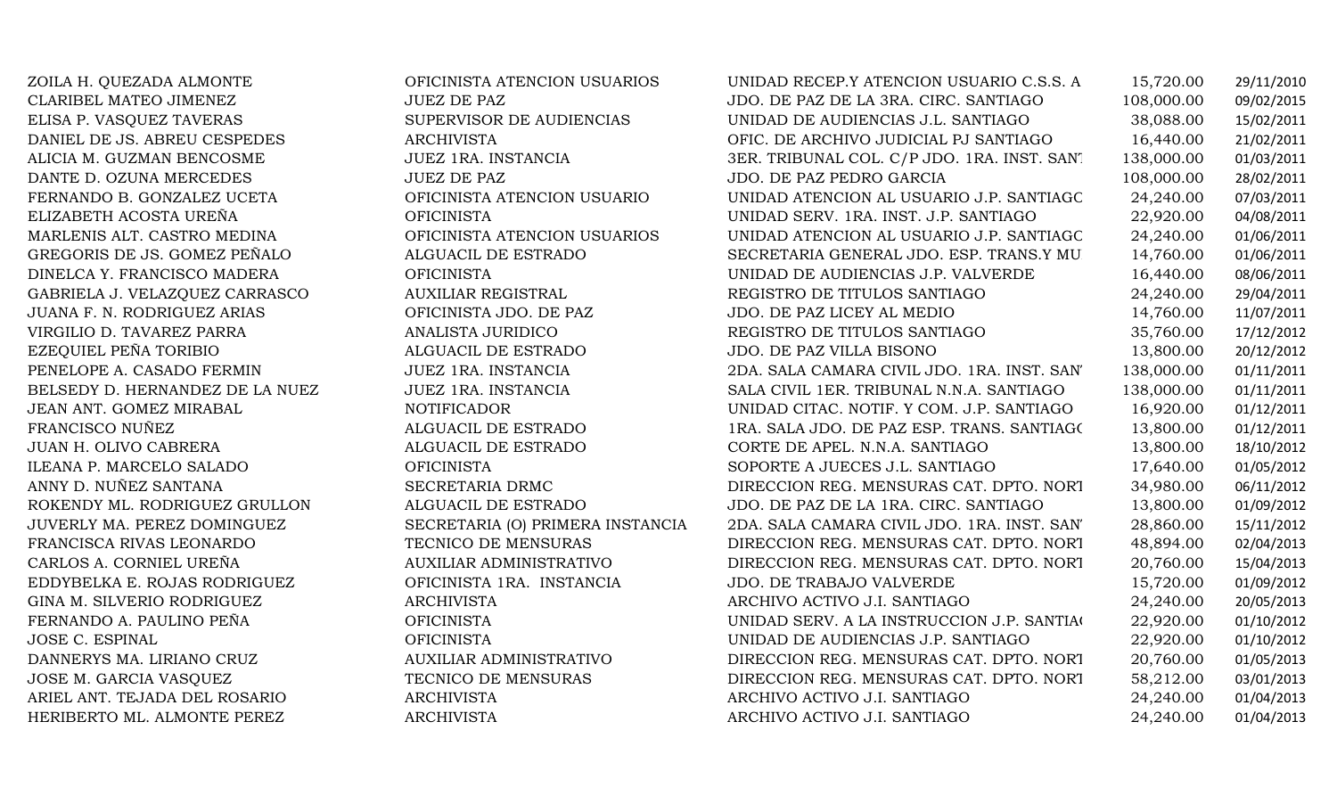| | | | | |
|---|---|---|---|---|
| ZOILA H. QUEZADA ALMONTE | OFICINISTA ATENCION USUARIOS | UNIDAD RECEP.Y ATENCION USUARIO C.S.S. A | 15,720.00 | 29/11/2010 |
| CLARIBEL MATEO JIMENEZ | JUEZ DE PAZ | JDO. DE PAZ DE LA 3RA. CIRC. SANTIAGO | 108,000.00 | 09/02/2015 |
| ELISA P. VASQUEZ TAVERAS | SUPERVISOR DE AUDIENCIAS | UNIDAD DE AUDIENCIAS J.L. SANTIAGO | 38,088.00 | 15/02/2011 |
| DANIEL DE JS. ABREU CESPEDES | ARCHIVISTA | OFIC. DE ARCHIVO JUDICIAL PJ SANTIAGO | 16,440.00 | 21/02/2011 |
| ALICIA M. GUZMAN BENCOSME | JUEZ 1RA. INSTANCIA | 3ER. TRIBUNAL COL. C/P JDO. 1RA. INST. SANT | 138,000.00 | 01/03/2011 |
| DANTE D. OZUNA MERCEDES | JUEZ DE PAZ | JDO. DE PAZ PEDRO GARCIA | 108,000.00 | 28/02/2011 |
| FERNANDO B. GONZALEZ UCETA | OFICINISTA ATENCION USUARIO | UNIDAD ATENCION AL USUARIO J.P. SANTIAGC | 24,240.00 | 07/03/2011 |
| ELIZABETH ACOSTA UREÑA | OFICINISTA | UNIDAD SERV. 1RA. INST. J.P. SANTIAGO | 22,920.00 | 04/08/2011 |
| MARLENIS ALT. CASTRO MEDINA | OFICINISTA ATENCION USUARIOS | UNIDAD ATENCION AL USUARIO J.P. SANTIAGC | 24,240.00 | 01/06/2011 |
| GREGORIS DE JS. GOMEZ PEÑALO | ALGUACIL DE ESTRADO | SECRETARIA GENERAL JDO. ESP. TRANS.Y MU | 14,760.00 | 01/06/2011 |
| DINELCA Y. FRANCISCO MADERA | OFICINISTA | UNIDAD DE AUDIENCIAS J.P. VALVERDE | 16,440.00 | 08/06/2011 |
| GABRIELA J. VELAZQUEZ CARRASCO | AUXILIAR REGISTRAL | REGISTRO DE TITULOS SANTIAGO | 24,240.00 | 29/04/2011 |
| JUANA F. N. RODRIGUEZ ARIAS | OFICINISTA JDO. DE PAZ | JDO. DE PAZ LICEY AL MEDIO | 14,760.00 | 11/07/2011 |
| VIRGILIO D. TAVAREZ PARRA | ANALISTA JURIDICO | REGISTRO DE TITULOS SANTIAGO | 35,760.00 | 17/12/2012 |
| EZEQUIEL PEÑA TORIBIO | ALGUACIL DE ESTRADO | JDO. DE PAZ VILLA BISONO | 13,800.00 | 20/12/2012 |
| PENELOPE A. CASADO FERMIN | JUEZ 1RA. INSTANCIA | 2DA. SALA CAMARA CIVIL JDO. 1RA. INST. SAN' | 138,000.00 | 01/11/2011 |
| BELSEDY D. HERNANDEZ DE LA NUEZ | JUEZ 1RA. INSTANCIA | SALA CIVIL 1ER. TRIBUNAL N.N.A. SANTIAGO | 138,000.00 | 01/11/2011 |
| JEAN ANT. GOMEZ MIRABAL | NOTIFICADOR | UNIDAD CITAC. NOTIF. Y COM. J.P. SANTIAGO | 16,920.00 | 01/12/2011 |
| FRANCISCO NUÑEZ | ALGUACIL DE ESTRADO | 1RA. SALA JDO. DE PAZ ESP. TRANS. SANTIAGC | 13,800.00 | 01/12/2011 |
| JUAN H. OLIVO CABRERA | ALGUACIL DE ESTRADO | CORTE DE APEL. N.N.A. SANTIAGO | 13,800.00 | 18/10/2012 |
| ILEANA P. MARCELO SALADO | OFICINISTA | SOPORTE A JUECES J.L. SANTIAGO | 17,640.00 | 01/05/2012 |
| ANNY D. NUÑEZ SANTANA | SECRETARIA DRMC | DIRECCION REG. MENSURAS CAT. DPTO. NORT | 34,980.00 | 06/11/2012 |
| ROKENDY ML. RODRIGUEZ GRULLON | ALGUACIL DE ESTRADO | JDO. DE PAZ DE LA 1RA. CIRC. SANTIAGO | 13,800.00 | 01/09/2012 |
| JUVERLY MA. PEREZ DOMINGUEZ | SECRETARIA (O) PRIMERA INSTANCIA | 2DA. SALA CAMARA CIVIL JDO. 1RA. INST. SAN' | 28,860.00 | 15/11/2012 |
| FRANCISCA RIVAS LEONARDO | TECNICO DE MENSURAS | DIRECCION REG. MENSURAS CAT. DPTO. NORT | 48,894.00 | 02/04/2013 |
| CARLOS A. CORNIEL UREÑA | AUXILIAR ADMINISTRATIVO | DIRECCION REG. MENSURAS CAT. DPTO. NORT | 20,760.00 | 15/04/2013 |
| EDDYBELKA E. ROJAS RODRIGUEZ | OFICINISTA 1RA. INSTANCIA | JDO. DE TRABAJO VALVERDE | 15,720.00 | 01/09/2012 |
| GINA M. SILVERIO RODRIGUEZ | ARCHIVISTA | ARCHIVO ACTIVO J.I. SANTIAGO | 24,240.00 | 20/05/2013 |
| FERNANDO A. PAULINO PEÑA | OFICINISTA | UNIDAD SERV. A LA INSTRUCCION J.P. SANTIA( | 22,920.00 | 01/10/2012 |
| JOSE C. ESPINAL | OFICINISTA | UNIDAD DE AUDIENCIAS J.P. SANTIAGO | 22,920.00 | 01/10/2012 |
| DANNERYS MA. LIRIANO CRUZ | AUXILIAR ADMINISTRATIVO | DIRECCION REG. MENSURAS CAT. DPTO. NORT | 20,760.00 | 01/05/2013 |
| JOSE M. GARCIA VASQUEZ | TECNICO DE MENSURAS | DIRECCION REG. MENSURAS CAT. DPTO. NORT | 58,212.00 | 03/01/2013 |
| ARIEL ANT. TEJADA DEL ROSARIO | ARCHIVISTA | ARCHIVO ACTIVO J.I. SANTIAGO | 24,240.00 | 01/04/2013 |
| HERIBERTO ML. ALMONTE PEREZ | ARCHIVISTA | ARCHIVO ACTIVO J.I. SANTIAGO | 24,240.00 | 01/04/2013 |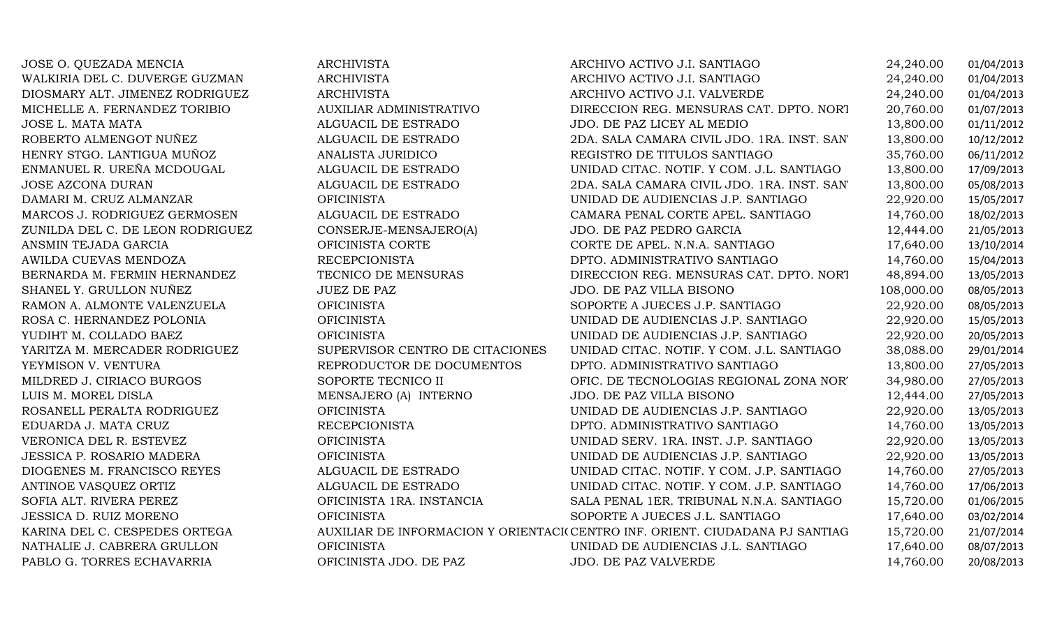| | | | | |
|---|---|---|---|---|
| JOSE O. QUEZADA MENCIA | ARCHIVISTA | ARCHIVO ACTIVO J.I. SANTIAGO | 24,240.00 | 01/04/2013 |
| WALKIRIA DEL C. DUVERGE GUZMAN | ARCHIVISTA | ARCHIVO ACTIVO J.I. SANTIAGO | 24,240.00 | 01/04/2013 |
| DIOSMARY ALT. JIMENEZ RODRIGUEZ | ARCHIVISTA | ARCHIVO ACTIVO J.I. VALVERDE | 24,240.00 | 01/04/2013 |
| MICHELLE A. FERNANDEZ TORIBIO | AUXILIAR ADMINISTRATIVO | DIRECCION REG. MENSURAS CAT. DPTO. NORT | 20,760.00 | 01/07/2013 |
| JOSE L. MATA MATA | ALGUACIL DE ESTRADO | JDO. DE PAZ LICEY AL MEDIO | 13,800.00 | 01/11/2012 |
| ROBERTO ALMENGOT NUÑEZ | ALGUACIL DE ESTRADO | 2DA. SALA CAMARA CIVIL JDO. 1RA. INST. SAN | 13,800.00 | 10/12/2012 |
| HENRY STGO. LANTIGUA MUÑOZ | ANALISTA JURIDICO | REGISTRO DE TITULOS SANTIAGO | 35,760.00 | 06/11/2012 |
| ENMANUEL R. UREÑA MCDOUGAL | ALGUACIL DE ESTRADO | UNIDAD CITAC. NOTIF. Y COM. J.L. SANTIAGO | 13,800.00 | 17/09/2013 |
| JOSE AZCONA DURAN | ALGUACIL DE ESTRADO | 2DA. SALA CAMARA CIVIL JDO. 1RA. INST. SAN | 13,800.00 | 05/08/2013 |
| DAMARI M. CRUZ ALMANZAR | OFICINISTA | UNIDAD DE AUDIENCIAS J.P. SANTIAGO | 22,920.00 | 15/05/2017 |
| MARCOS J. RODRIGUEZ GERMOSEN | ALGUACIL DE ESTRADO | CAMARA PENAL CORTE APEL. SANTIAGO | 14,760.00 | 18/02/2013 |
| ZUNILDA DEL C. DE LEON RODRIGUEZ | CONSERJE-MENSAJERO(A) | JDO. DE PAZ PEDRO GARCIA | 12,444.00 | 21/05/2013 |
| ANSMIN TEJADA GARCIA | OFICINISTA CORTE | CORTE DE APEL. N.N.A. SANTIAGO | 17,640.00 | 13/10/2014 |
| AWILDA CUEVAS MENDOZA | RECEPCIONISTA | DPTO. ADMINISTRATIVO SANTIAGO | 14,760.00 | 15/04/2013 |
| BERNARDA M. FERMIN HERNANDEZ | TECNICO DE MENSURAS | DIRECCION REG. MENSURAS CAT. DPTO. NORT | 48,894.00 | 13/05/2013 |
| SHANEL Y. GRULLON NUÑEZ | JUEZ DE PAZ | JDO. DE PAZ VILLA BISONO | 108,000.00 | 08/05/2013 |
| RAMON A. ALMONTE VALENZUELA | OFICINISTA | SOPORTE A JUECES J.P. SANTIAGO | 22,920.00 | 08/05/2013 |
| ROSA C. HERNANDEZ POLONIA | OFICINISTA | UNIDAD DE AUDIENCIAS J.P. SANTIAGO | 22,920.00 | 15/05/2013 |
| YUDIHT M. COLLADO BAEZ | OFICINISTA | UNIDAD DE AUDIENCIAS J.P. SANTIAGO | 22,920.00 | 20/05/2013 |
| YARITZA M. MERCADER RODRIGUEZ | SUPERVISOR CENTRO DE CITACIONES | UNIDAD CITAC. NOTIF. Y COM. J.L. SANTIAGO | 38,088.00 | 29/01/2014 |
| YEYMISON V. VENTURA | REPRODUCTOR DE DOCUMENTOS | DPTO. ADMINISTRATIVO SANTIAGO | 13,800.00 | 27/05/2013 |
| MILDRED J. CIRIACO BURGOS | SOPORTE TECNICO II | OFIC. DE TECNOLOGIAS REGIONAL ZONA NOR | 34,980.00 | 27/05/2013 |
| LUIS M. MOREL DISLA | MENSAJERO (A) INTERNO | JDO. DE PAZ VILLA BISONO | 12,444.00 | 27/05/2013 |
| ROSANELL PERALTA RODRIGUEZ | OFICINISTA | UNIDAD DE AUDIENCIAS J.P. SANTIAGO | 22,920.00 | 13/05/2013 |
| EDUARDA J. MATA CRUZ | RECEPCIONISTA | DPTO. ADMINISTRATIVO SANTIAGO | 14,760.00 | 13/05/2013 |
| VERONICA DEL R. ESTEVEZ | OFICINISTA | UNIDAD SERV. 1RA. INST. J.P. SANTIAGO | 22,920.00 | 13/05/2013 |
| JESSICA P. ROSARIO MADERA | OFICINISTA | UNIDAD DE AUDIENCIAS J.P. SANTIAGO | 22,920.00 | 13/05/2013 |
| DIOGENES M. FRANCISCO REYES | ALGUACIL DE ESTRADO | UNIDAD CITAC. NOTIF. Y COM. J.P. SANTIAGO | 14,760.00 | 27/05/2013 |
| ANTINOE VASQUEZ ORTIZ | ALGUACIL DE ESTRADO | UNIDAD CITAC. NOTIF. Y COM. J.P. SANTIAGO | 14,760.00 | 17/06/2013 |
| SOFIA ALT. RIVERA PEREZ | OFICINISTA 1RA. INSTANCIA | SALA PENAL 1ER. TRIBUNAL N.N.A. SANTIAGO | 15,720.00 | 01/06/2015 |
| JESSICA D. RUIZ MORENO | OFICINISTA | SOPORTE A JUECES J.L. SANTIAGO | 17,640.00 | 03/02/2014 |
| KARINA DEL C. CESPEDES ORTEGA | AUXILIAR DE INFORMACION Y ORIENTACI | CENTRO INF. ORIENT. CIUDADANA PJ SANTIAG | 15,720.00 | 21/07/2014 |
| NATHALIE J. CABRERA GRULLON | OFICINISTA | UNIDAD DE AUDIENCIAS J.L. SANTIAGO | 17,640.00 | 08/07/2013 |
| PABLO G. TORRES ECHAVARRIA | OFICINISTA JDO. DE PAZ | JDO. DE PAZ VALVERDE | 14,760.00 | 20/08/2013 |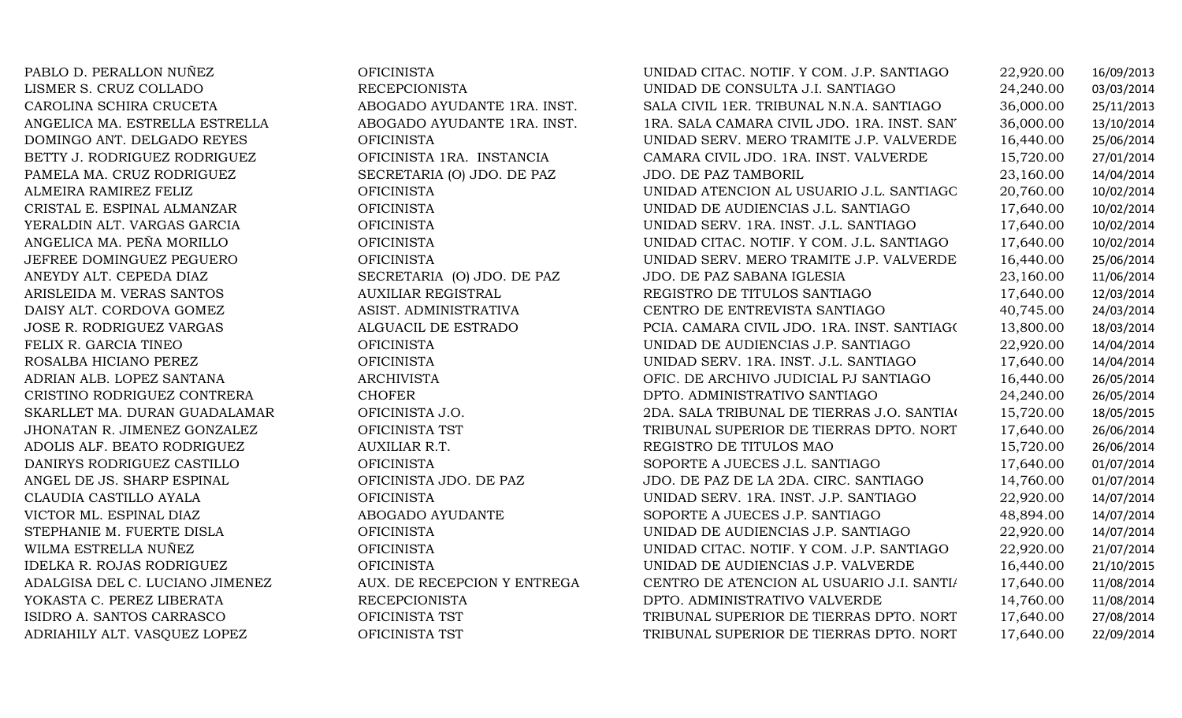| | | | | |
|---|---|---|---|---|
| PABLO D. PERALLON NUÑEZ | OFICINISTA | UNIDAD CITAC. NOTIF. Y COM. J.P. SANTIAGO | 22,920.00 | 16/09/2013 |
| LISMER S. CRUZ COLLADO | RECEPCIONISTA | UNIDAD DE CONSULTA J.I. SANTIAGO | 24,240.00 | 03/03/2014 |
| CAROLINA SCHIRA CRUCETA | ABOGADO AYUDANTE 1RA. INST. | SALA CIVIL 1ER. TRIBUNAL N.N.A. SANTIAGO | 36,000.00 | 25/11/2013 |
| ANGELICA MA. ESTRELLA ESTRELLA | ABOGADO AYUDANTE 1RA. INST. | 1RA. SALA CAMARA CIVIL JDO. 1RA. INST. SAN | 36,000.00 | 13/10/2014 |
| DOMINGO ANT. DELGADO REYES | OFICINISTA | UNIDAD SERV. MERO TRAMITE J.P. VALVERDE | 16,440.00 | 25/06/2014 |
| BETTY J. RODRIGUEZ RODRIGUEZ | OFICINISTA 1RA. INSTANCIA | CAMARA CIVIL JDO. 1RA. INST. VALVERDE | 15,720.00 | 27/01/2014 |
| PAMELA MA. CRUZ RODRIGUEZ | SECRETARIA (O) JDO. DE PAZ | JDO. DE PAZ TAMBORIL | 23,160.00 | 14/04/2014 |
| ALMEIRA RAMIREZ FELIZ | OFICINISTA | UNIDAD ATENCION AL USUARIO J.L. SANTIAGO | 20,760.00 | 10/02/2014 |
| CRISTAL E. ESPINAL ALMANZAR | OFICINISTA | UNIDAD DE AUDIENCIAS J.L. SANTIAGO | 17,640.00 | 10/02/2014 |
| YERALDIN ALT. VARGAS GARCIA | OFICINISTA | UNIDAD SERV. 1RA. INST. J.L. SANTIAGO | 17,640.00 | 10/02/2014 |
| ANGELICA MA. PEÑA MORILLO | OFICINISTA | UNIDAD CITAC. NOTIF. Y COM. J.L. SANTIAGO | 17,640.00 | 10/02/2014 |
| JEFREE DOMINGUEZ PEGUERO | OFICINISTA | UNIDAD SERV. MERO TRAMITE J.P. VALVERDE | 16,440.00 | 25/06/2014 |
| ANEYDY ALT. CEPEDA DIAZ | SECRETARIA (O) JDO. DE PAZ | JDO. DE PAZ SABANA IGLESIA | 23,160.00 | 11/06/2014 |
| ARISLEIDA M. VERAS SANTOS | AUXILIAR REGISTRAL | REGISTRO DE TITULOS SANTIAGO | 17,640.00 | 12/03/2014 |
| DAISY ALT. CORDOVA GOMEZ | ASIST. ADMINISTRATIVA | CENTRO DE ENTREVISTA SANTIAGO | 40,745.00 | 24/03/2014 |
| JOSE R. RODRIGUEZ VARGAS | ALGUACIL DE ESTRADO | PCIA. CAMARA CIVIL JDO. 1RA. INST. SANTIAGO | 13,800.00 | 18/03/2014 |
| FELIX R. GARCIA TINEO | OFICINISTA | UNIDAD DE AUDIENCIAS J.P. SANTIAGO | 22,920.00 | 14/04/2014 |
| ROSALBA HICIANO PEREZ | OFICINISTA | UNIDAD SERV. 1RA. INST. J.L. SANTIAGO | 17,640.00 | 14/04/2014 |
| ADRIAN ALB. LOPEZ SANTANA | ARCHIVISTA | OFIC. DE ARCHIVO JUDICIAL PJ SANTIAGO | 16,440.00 | 26/05/2014 |
| CRISTINO RODRIGUEZ CONTRERA | CHOFER | DPTO. ADMINISTRATIVO SANTIAGO | 24,240.00 | 26/05/2014 |
| SKARLLET MA. DURAN GUADALAMAR | OFICINISTA J.O. | 2DA. SALA TRIBUNAL DE TIERRAS J.O. SANTIAG | 15,720.00 | 18/05/2015 |
| JHONATAN R. JIMENEZ GONZALEZ | OFICINISTA TST | TRIBUNAL SUPERIOR DE TIERRAS DPTO. NORT | 17,640.00 | 26/06/2014 |
| ADOLIS ALF. BEATO RODRIGUEZ | AUXILIAR R.T. | REGISTRO DE TITULOS MAO | 15,720.00 | 26/06/2014 |
| DANIRYS RODRIGUEZ CASTILLO | OFICINISTA | SOPORTE A JUECES J.L. SANTIAGO | 17,640.00 | 01/07/2014 |
| ANGEL DE JS. SHARP ESPINAL | OFICINISTA JDO. DE PAZ | JDO. DE PAZ DE LA 2DA. CIRC. SANTIAGO | 14,760.00 | 01/07/2014 |
| CLAUDIA CASTILLO AYALA | OFICINISTA | UNIDAD SERV. 1RA. INST. J.P. SANTIAGO | 22,920.00 | 14/07/2014 |
| VICTOR ML. ESPINAL DIAZ | ABOGADO AYUDANTE | SOPORTE A JUECES J.P. SANTIAGO | 48,894.00 | 14/07/2014 |
| STEPHANIE M. FUERTE DISLA | OFICINISTA | UNIDAD DE AUDIENCIAS J.P. SANTIAGO | 22,920.00 | 14/07/2014 |
| WILMA ESTRELLA NUÑEZ | OFICINISTA | UNIDAD CITAC. NOTIF. Y COM. J.P. SANTIAGO | 22,920.00 | 21/07/2014 |
| IDELKA R. ROJAS RODRIGUEZ | OFICINISTA | UNIDAD DE AUDIENCIAS J.P. VALVERDE | 16,440.00 | 21/10/2015 |
| ADALGISA DEL C. LUCIANO JIMENEZ | AUX. DE RECEPCION Y ENTREGA | CENTRO DE ATENCION AL USUARIO J.I. SANTI | 17,640.00 | 11/08/2014 |
| YOKASTA C. PEREZ LIBERATA | RECEPCIONISTA | DPTO. ADMINISTRATIVO VALVERDE | 14,760.00 | 11/08/2014 |
| ISIDRO A. SANTOS CARRASCO | OFICINISTA TST | TRIBUNAL SUPERIOR DE TIERRAS DPTO. NORT | 17,640.00 | 27/08/2014 |
| ADRIAHILY ALT. VASQUEZ LOPEZ | OFICINISTA TST | TRIBUNAL SUPERIOR DE TIERRAS DPTO. NORT | 17,640.00 | 22/09/2014 |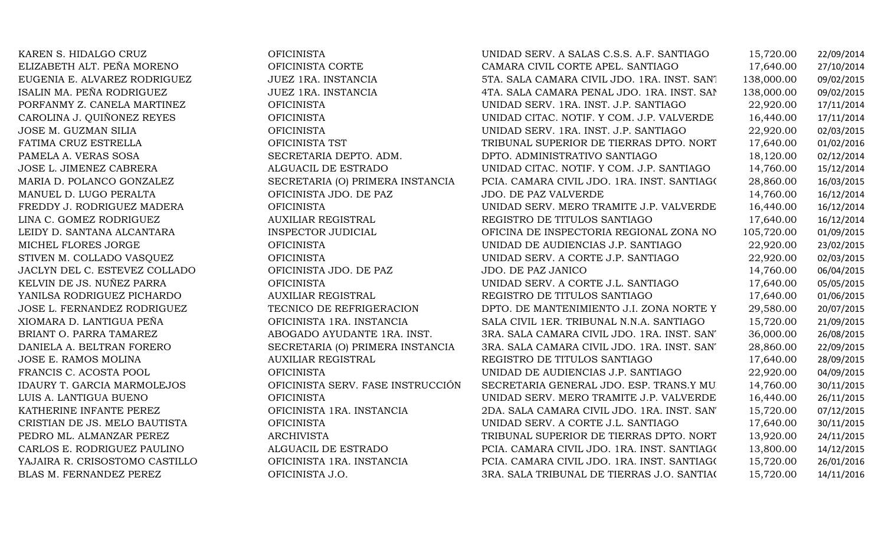| | | | | |
|---|---|---|---|---|
| KAREN S. HIDALGO CRUZ | OFICINISTA | UNIDAD SERV. A SALAS C.S.S. A.F. SANTIAGO | 15,720.00 | 22/09/2014 |
| ELIZABETH ALT. PEÑA MORENO | OFICINISTA CORTE | CAMARA CIVIL CORTE APEL. SANTIAGO | 17,640.00 | 27/10/2014 |
| EUGENIA E. ALVAREZ RODRIGUEZ | JUEZ 1RA. INSTANCIA | 5TA. SALA CAMARA CIVIL JDO. 1RA. INST. SANT | 138,000.00 | 09/02/2015 |
| ISALIN MA. PEÑA RODRIGUEZ | JUEZ 1RA. INSTANCIA | 4TA. SALA CAMARA PENAL JDO. 1RA. INST. SAN | 138,000.00 | 09/02/2015 |
| PORFANMY Z. CANELA MARTINEZ | OFICINISTA | UNIDAD SERV. 1RA. INST. J.P. SANTIAGO | 22,920.00 | 17/11/2014 |
| CAROLINA J. QUIÑONEZ REYES | OFICINISTA | UNIDAD CITAC. NOTIF. Y COM. J.P. VALVERDE | 16,440.00 | 17/11/2014 |
| JOSE M. GUZMAN SILIA | OFICINISTA | UNIDAD SERV. 1RA. INST. J.P. SANTIAGO | 22,920.00 | 02/03/2015 |
| FATIMA CRUZ ESTRELLA | OFICINISTA TST | TRIBUNAL SUPERIOR DE TIERRAS DPTO. NORT | 17,640.00 | 01/02/2016 |
| PAMELA A. VERAS SOSA | SECRETARIA DEPTO. ADM. | DPTO. ADMINISTRATIVO SANTIAGO | 18,120.00 | 02/12/2014 |
| JOSE L. JIMENEZ CABRERA | ALGUACIL DE ESTRADO | UNIDAD CITAC. NOTIF. Y COM. J.P. SANTIAGO | 14,760.00 | 15/12/2014 |
| MARIA D. POLANCO GONZALEZ | SECRETARIA (O) PRIMERA INSTANCIA | PCIA. CAMARA CIVIL JDO. 1RA. INST. SANTIAGO | 28,860.00 | 16/03/2015 |
| MANUEL D. LUGO PERALTA | OFICINISTA JDO. DE PAZ | JDO. DE PAZ VALVERDE | 14,760.00 | 16/12/2014 |
| FREDDY J. RODRIGUEZ MADERA | OFICINISTA | UNIDAD SERV. MERO TRAMITE J.P. VALVERDE | 16,440.00 | 16/12/2014 |
| LINA C. GOMEZ RODRIGUEZ | AUXILIAR REGISTRAL | REGISTRO DE TITULOS SANTIAGO | 17,640.00 | 16/12/2014 |
| LEIDY D. SANTANA ALCANTARA | INSPECTOR JUDICIAL | OFICINA DE INSPECTORIA REGIONAL ZONA NO | 105,720.00 | 01/09/2015 |
| MICHEL FLORES JORGE | OFICINISTA | UNIDAD DE AUDIENCIAS J.P. SANTIAGO | 22,920.00 | 23/02/2015 |
| STIVEN M. COLLADO VASQUEZ | OFICINISTA | UNIDAD SERV. A CORTE J.P. SANTIAGO | 22,920.00 | 02/03/2015 |
| JACLYN DEL C. ESTEVEZ COLLADO | OFICINISTA JDO. DE PAZ | JDO. DE PAZ JANICO | 14,760.00 | 06/04/2015 |
| KELVIN DE JS. NUÑEZ PARRA | OFICINISTA | UNIDAD SERV. A CORTE J.L. SANTIAGO | 17,640.00 | 05/05/2015 |
| YANILSA RODRIGUEZ PICHARDO | AUXILIAR REGISTRAL | REGISTRO DE TITULOS SANTIAGO | 17,640.00 | 01/06/2015 |
| JOSE L. FERNANDEZ RODRIGUEZ | TECNICO DE REFRIGERACION | DPTO. DE MANTENIMIENTO J.I. ZONA NORTE Y | 29,580.00 | 20/07/2015 |
| XIOMARA D. LANTIGUA PEÑA | OFICINISTA 1RA. INSTANCIA | SALA CIVIL 1ER. TRIBUNAL N.N.A. SANTIAGO | 15,720.00 | 21/09/2015 |
| BRIANT O. PARRA TAMAREZ | ABOGADO AYUDANTE 1RA. INST. | 3RA. SALA CAMARA CIVIL JDO. 1RA. INST. SAN | 36,000.00 | 26/08/2015 |
| DANIELA A. BELTRAN FORERO | SECRETARIA (O) PRIMERA INSTANCIA | 3RA. SALA CAMARA CIVIL JDO. 1RA. INST. SAN | 28,860.00 | 22/09/2015 |
| JOSE E. RAMOS MOLINA | AUXILIAR REGISTRAL | REGISTRO DE TITULOS SANTIAGO | 17,640.00 | 28/09/2015 |
| FRANCIS C. ACOSTA POOL | OFICINISTA | UNIDAD DE AUDIENCIAS J.P. SANTIAGO | 22,920.00 | 04/09/2015 |
| IDAURY T. GARCIA MARMOLEJOS | OFICINISTA SERV. FASE INSTRUCCIÓN | SECRETARIA GENERAL JDO. ESP. TRANS.Y MU | 14,760.00 | 30/11/2015 |
| LUIS A. LANTIGUA BUENO | OFICINISTA | UNIDAD SERV. MERO TRAMITE J.P. VALVERDE | 16,440.00 | 26/11/2015 |
| KATHERINE INFANTE PEREZ | OFICINISTA 1RA. INSTANCIA | 2DA. SALA CAMARA CIVIL JDO. 1RA. INST. SAN | 15,720.00 | 07/12/2015 |
| CRISTIAN DE JS. MELO BAUTISTA | OFICINISTA | UNIDAD SERV. A CORTE J.L. SANTIAGO | 17,640.00 | 30/11/2015 |
| PEDRO ML. ALMANZAR PEREZ | ARCHIVISTA | TRIBUNAL SUPERIOR DE TIERRAS DPTO. NORT | 13,920.00 | 24/11/2015 |
| CARLOS E. RODRIGUEZ PAULINO | ALGUACIL DE ESTRADO | PCIA. CAMARA CIVIL JDO. 1RA. INST. SANTIAGO | 13,800.00 | 14/12/2015 |
| YAJAIRA R. CRISOSTOMO CASTILLO | OFICINISTA 1RA. INSTANCIA | PCIA. CAMARA CIVIL JDO. 1RA. INST. SANTIAGO | 15,720.00 | 26/01/2016 |
| BLAS M. FERNANDEZ PEREZ | OFICINISTA J.O. | 3RA. SALA TRIBUNAL DE TIERRAS J.O. SANTIAG | 15,720.00 | 14/11/2016 |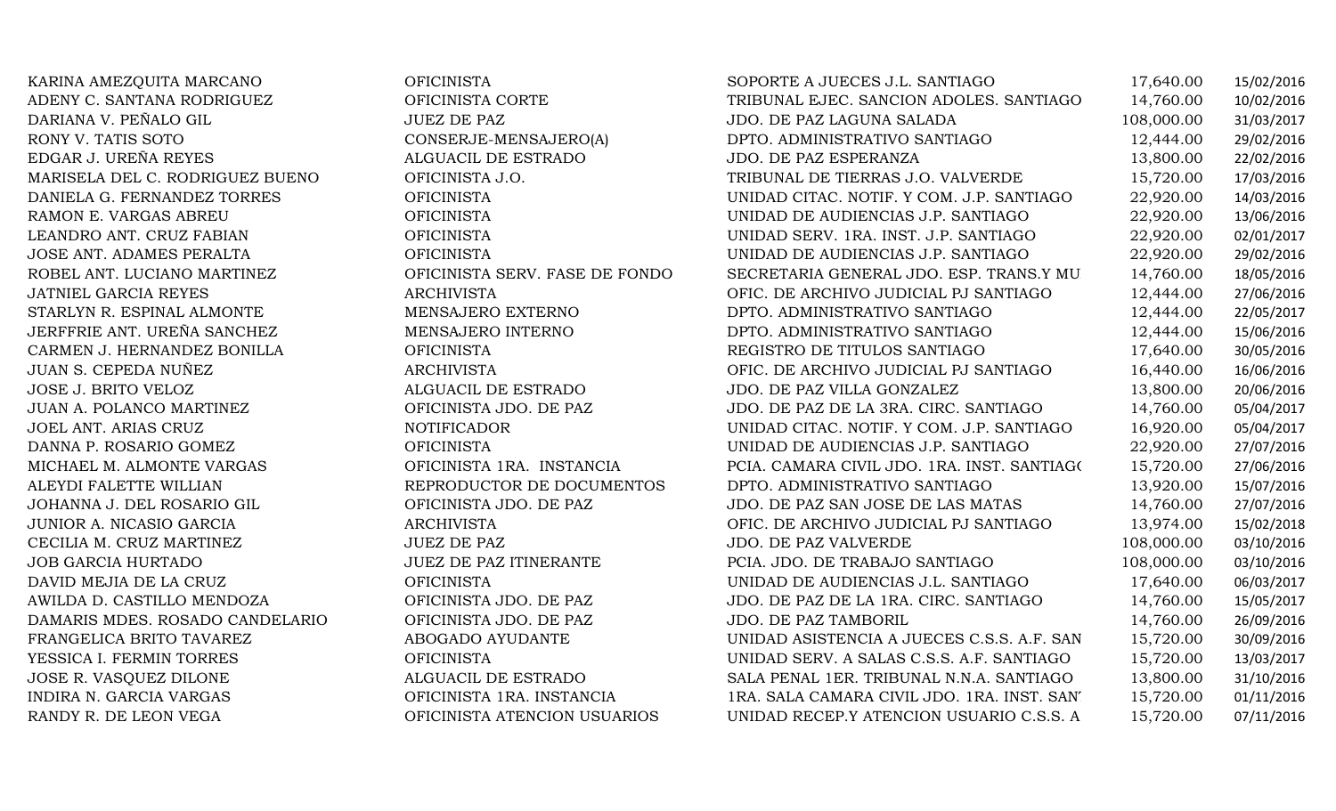| | | | | |
|---|---|---|---|---|
| KARINA AMEZQUITA MARCANO | OFICINISTA | SOPORTE A JUECES J.L. SANTIAGO | 17,640.00 | 15/02/2016 |
| ADENY C. SANTANA RODRIGUEZ | OFICINISTA CORTE | TRIBUNAL EJEC. SANCION ADOLES. SANTIAGO | 14,760.00 | 10/02/2016 |
| DARIANA V. PEÑALO GIL | JUEZ DE PAZ | JDO. DE PAZ LAGUNA SALADA | 108,000.00 | 31/03/2017 |
| RONY V. TATIS SOTO | CONSERJE-MENSAJERO(A) | DPTO. ADMINISTRATIVO SANTIAGO | 12,444.00 | 29/02/2016 |
| EDGAR J. UREÑA REYES | ALGUACIL DE ESTRADO | JDO. DE PAZ ESPERANZA | 13,800.00 | 22/02/2016 |
| MARISELA DEL C. RODRIGUEZ BUENO | OFICINISTA J.O. | TRIBUNAL DE TIERRAS J.O. VALVERDE | 15,720.00 | 17/03/2016 |
| DANIELA G. FERNANDEZ TORRES | OFICINISTA | UNIDAD CITAC. NOTIF. Y COM. J.P. SANTIAGO | 22,920.00 | 14/03/2016 |
| RAMON E. VARGAS ABREU | OFICINISTA | UNIDAD DE AUDIENCIAS J.P. SANTIAGO | 22,920.00 | 13/06/2016 |
| LEANDRO ANT. CRUZ FABIAN | OFICINISTA | UNIDAD SERV. 1RA. INST. J.P. SANTIAGO | 22,920.00 | 02/01/2017 |
| JOSE ANT. ADAMES PERALTA | OFICINISTA | UNIDAD DE AUDIENCIAS J.P. SANTIAGO | 22,920.00 | 29/02/2016 |
| ROBEL ANT. LUCIANO MARTINEZ | OFICINISTA SERV. FASE DE FONDO | SECRETARIA GENERAL JDO. ESP. TRANS.Y MU | 14,760.00 | 18/05/2016 |
| JATNIEL GARCIA REYES | ARCHIVISTA | OFIC. DE ARCHIVO JUDICIAL PJ SANTIAGO | 12,444.00 | 27/06/2016 |
| STARLYN R. ESPINAL ALMONTE | MENSAJERO EXTERNO | DPTO. ADMINISTRATIVO SANTIAGO | 12,444.00 | 22/05/2017 |
| JERFFRIE ANT. UREÑA SANCHEZ | MENSAJERO INTERNO | DPTO. ADMINISTRATIVO SANTIAGO | 12,444.00 | 15/06/2016 |
| CARMEN J. HERNANDEZ BONILLA | OFICINISTA | REGISTRO DE TITULOS SANTIAGO | 17,640.00 | 30/05/2016 |
| JUAN S. CEPEDA NUÑEZ | ARCHIVISTA | OFIC. DE ARCHIVO JUDICIAL PJ SANTIAGO | 16,440.00 | 16/06/2016 |
| JOSE J. BRITO VELOZ | ALGUACIL DE ESTRADO | JDO. DE PAZ VILLA GONZALEZ | 13,800.00 | 20/06/2016 |
| JUAN A. POLANCO MARTINEZ | OFICINISTA JDO. DE PAZ | JDO. DE PAZ DE LA 3RA. CIRC. SANTIAGO | 14,760.00 | 05/04/2017 |
| JOEL ANT. ARIAS CRUZ | NOTIFICADOR | UNIDAD CITAC. NOTIF. Y COM. J.P. SANTIAGO | 16,920.00 | 05/04/2017 |
| DANNA P. ROSARIO GOMEZ | OFICINISTA | UNIDAD DE AUDIENCIAS J.P. SANTIAGO | 22,920.00 | 27/07/2016 |
| MICHAEL M. ALMONTE VARGAS | OFICINISTA 1RA. INSTANCIA | PCIA. CAMARA CIVIL JDO. 1RA. INST. SANTIAGO | 15,720.00 | 27/06/2016 |
| ALEYDI FALETTE WILLIAN | REPRODUCTOR DE DOCUMENTOS | DPTO. ADMINISTRATIVO SANTIAGO | 13,920.00 | 15/07/2016 |
| JOHANNA J. DEL ROSARIO GIL | OFICINISTA JDO. DE PAZ | JDO. DE PAZ SAN JOSE DE LAS MATAS | 14,760.00 | 27/07/2016 |
| JUNIOR A. NICASIO GARCIA | ARCHIVISTA | OFIC. DE ARCHIVO JUDICIAL PJ SANTIAGO | 13,974.00 | 15/02/2018 |
| CECILIA M. CRUZ MARTINEZ | JUEZ DE PAZ | JDO. DE PAZ VALVERDE | 108,000.00 | 03/10/2016 |
| JOB GARCIA HURTADO | JUEZ DE PAZ ITINERANTE | PCIA. JDO. DE TRABAJO SANTIAGO | 108,000.00 | 03/10/2016 |
| DAVID MEJIA DE LA CRUZ | OFICINISTA | UNIDAD DE AUDIENCIAS J.L. SANTIAGO | 17,640.00 | 06/03/2017 |
| AWILDA D. CASTILLO MENDOZA | OFICINISTA JDO. DE PAZ | JDO. DE PAZ DE LA 1RA. CIRC. SANTIAGO | 14,760.00 | 15/05/2017 |
| DAMARIS MDES. ROSADO CANDELARIO | OFICINISTA JDO. DE PAZ | JDO. DE PAZ TAMBORIL | 14,760.00 | 26/09/2016 |
| FRANGELICA BRITO TAVAREZ | ABOGADO AYUDANTE | UNIDAD ASISTENCIA A JUECES C.S.S. A.F. SAN | 15,720.00 | 30/09/2016 |
| YESSICA I. FERMIN TORRES | OFICINISTA | UNIDAD SERV. A SALAS C.S.S. A.F. SANTIAGO | 15,720.00 | 13/03/2017 |
| JOSE R. VASQUEZ DILONE | ALGUACIL DE ESTRADO | SALA PENAL 1ER. TRIBUNAL N.N.A. SANTIAGO | 13,800.00 | 31/10/2016 |
| INDIRA N. GARCIA VARGAS | OFICINISTA 1RA. INSTANCIA | 1RA. SALA CAMARA CIVIL JDO. 1RA. INST. SAN | 15,720.00 | 01/11/2016 |
| RANDY R. DE LEON VEGA | OFICINISTA ATENCION USUARIOS | UNIDAD RECEP.Y ATENCION USUARIO C.S.S. A | 15,720.00 | 07/11/2016 |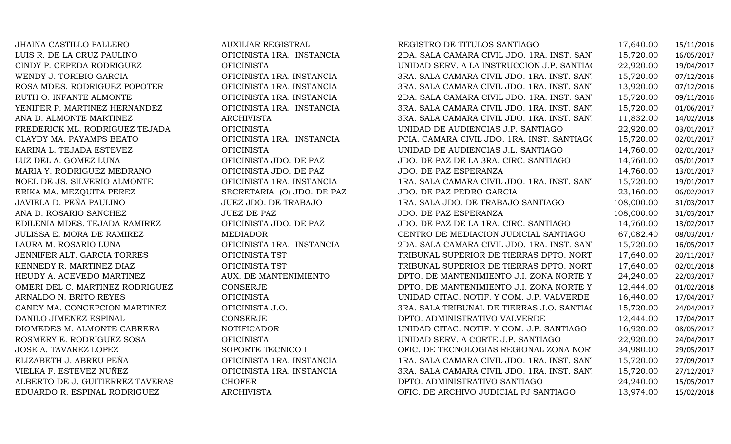| | | | | |
|---|---|---|---|---|
| JHAINA CASTILLO PALLERO | AUXILIAR REGISTRAL | REGISTRO DE TITULOS SANTIAGO | 17,640.00 | 15/11/2016 |
| LUIS R. DE LA CRUZ PAULINO | OFICINISTA 1RA. INSTANCIA | 2DA. SALA CAMARA CIVIL JDO. 1RA. INST. SAN' | 15,720.00 | 16/05/2017 |
| CINDY P. CEPEDA RODRIGUEZ | OFICINISTA | UNIDAD SERV. A LA INSTRUCCION J.P. SANTIA( | 22,920.00 | 19/04/2017 |
| WENDY J. TORIBIO GARCIA | OFICINISTA 1RA. INSTANCIA | 3RA. SALA CAMARA CIVIL JDO. 1RA. INST. SAN' | 15,720.00 | 07/12/2016 |
| ROSA MDES. RODRIGUEZ POPOTER | OFICINISTA 1RA. INSTANCIA | 3RA. SALA CAMARA CIVIL JDO. 1RA. INST. SAN' | 13,920.00 | 07/12/2016 |
| RUTH O. INFANTE ALMONTE | OFICINISTA 1RA. INSTANCIA | 2DA. SALA CAMARA CIVIL JDO. 1RA. INST. SAN' | 15,720.00 | 09/11/2016 |
| YENIFER P. MARTINEZ HERNANDEZ | OFICINISTA 1RA. INSTANCIA | 3RA. SALA CAMARA CIVIL JDO. 1RA. INST. SAN' | 15,720.00 | 01/06/2017 |
| ANA D. ALMONTE MARTINEZ | ARCHIVISTA | 3RA. SALA CAMARA CIVIL JDO. 1RA. INST. SAN' | 11,832.00 | 14/02/2018 |
| FREDERICK ML. RODRIGUEZ TEJADA | OFICINISTA | UNIDAD DE AUDIENCIAS J.P. SANTIAGO | 22,920.00 | 03/01/2017 |
| CLAYDY MA. PAYAMPS BEATO | OFICINISTA 1RA. INSTANCIA | PCIA. CAMARA CIVIL JDO. 1RA. INST. SANTIAG( | 15,720.00 | 02/01/2017 |
| KARINA L. TEJADA ESTEVEZ | OFICINISTA | UNIDAD DE AUDIENCIAS J.L. SANTIAGO | 14,760.00 | 02/01/2017 |
| LUZ DEL A. GOMEZ LUNA | OFICINISTA JDO. DE PAZ | JDO. DE PAZ DE LA 3RA. CIRC. SANTIAGO | 14,760.00 | 05/01/2017 |
| MARIA Y. RODRIGUEZ MEDRANO | OFICINISTA JDO. DE PAZ | JDO. DE PAZ ESPERANZA | 14,760.00 | 13/01/2017 |
| NOEL DE JS. SILVERIO ALMONTE | OFICINISTA 1RA. INSTANCIA | 1RA. SALA CAMARA CIVIL JDO. 1RA. INST. SAN' | 15,720.00 | 19/01/2017 |
| ERIKA MA. MEZQUITA PEREZ | SECRETARIA (O) JDO. DE PAZ | JDO. DE PAZ PEDRO GARCIA | 23,160.00 | 06/02/2017 |
| JAVIELA D. PEÑA PAULINO | JUEZ JDO. DE TRABAJO | 1RA. SALA JDO. DE TRABAJO SANTIAGO | 108,000.00 | 31/03/2017 |
| ANA D. ROSARIO SANCHEZ | JUEZ DE PAZ | JDO. DE PAZ ESPERANZA | 108,000.00 | 31/03/2017 |
| EDILENIA MDES. TEJADA RAMIREZ | OFICINISTA JDO. DE PAZ | JDO. DE PAZ DE LA 1RA. CIRC. SANTIAGO | 14,760.00 | 13/02/2017 |
| JULISSA E. MORA DE RAMIREZ | MEDIADOR | CENTRO DE MEDIACION JUDICIAL SANTIAGO | 67,082.40 | 08/03/2017 |
| LAURA M. ROSARIO LUNA | OFICINISTA 1RA. INSTANCIA | 2DA. SALA CAMARA CIVIL JDO. 1RA. INST. SAN' | 15,720.00 | 16/05/2017 |
| JENNIFER ALT. GARCIA TORRES | OFICINISTA TST | TRIBUNAL SUPERIOR DE TIERRAS DPTO. NORT | 17,640.00 | 20/11/2017 |
| KENNEDY R. MARTINEZ DIAZ | OFICINISTA TST | TRIBUNAL SUPERIOR DE TIERRAS DPTO. NORT | 17,640.00 | 02/01/2018 |
| HEUDY A. ACEVEDO MARTINEZ | AUX. DE MANTENIMIENTO | DPTO. DE MANTENIMIENTO J.I. ZONA NORTE Y | 24,240.00 | 22/03/2017 |
| OMERI DEL C. MARTINEZ RODRIGUEZ | CONSERJE | DPTO. DE MANTENIMIENTO J.I. ZONA NORTE Y | 12,444.00 | 01/02/2018 |
| ARNALDO N. BRITO REYES | OFICINISTA | UNIDAD CITAC. NOTIF. Y COM. J.P. VALVERDE | 16,440.00 | 17/04/2017 |
| CANDY MA. CONCEPCION MARTINEZ | OFICINISTA J.O. | 3RA. SALA TRIBUNAL DE TIERRAS J.O. SANTIA( | 15,720.00 | 24/04/2017 |
| DANILO JIMENEZ ESPINAL | CONSERJE | DPTO. ADMINISTRATIVO VALVERDE | 12,444.00 | 17/04/2017 |
| DIOMEDES M. ALMONTE CABRERA | NOTIFICADOR | UNIDAD CITAC. NOTIF. Y COM. J.P. SANTIAGO | 16,920.00 | 08/05/2017 |
| ROSMERY E. RODRIGUEZ SOSA | OFICINISTA | UNIDAD SERV. A CORTE J.P. SANTIAGO | 22,920.00 | 24/04/2017 |
| JOSE A. TAVAREZ LOPEZ | SOPORTE TECNICO II | OFIC. DE TECNOLOGIAS REGIONAL ZONA NOR' | 34,980.00 | 29/05/2017 |
| ELIZABETH J. ABREU PEÑA | OFICINISTA 1RA. INSTANCIA | 1RA. SALA CAMARA CIVIL JDO. 1RA. INST. SAN' | 15,720.00 | 27/09/2017 |
| VIELKA F. ESTEVEZ NUÑEZ | OFICINISTA 1RA. INSTANCIA | 3RA. SALA CAMARA CIVIL JDO. 1RA. INST. SAN' | 15,720.00 | 27/12/2017 |
| ALBERTO DE J. GUITIERREZ TAVERAS | CHOFER | DPTO. ADMINISTRATIVO SANTIAGO | 24,240.00 | 15/05/2017 |
| EDUARDO R. ESPINAL RODRIGUEZ | ARCHIVISTA | OFIC. DE ARCHIVO JUDICIAL PJ SANTIAGO | 13,974.00 | 15/02/2018 |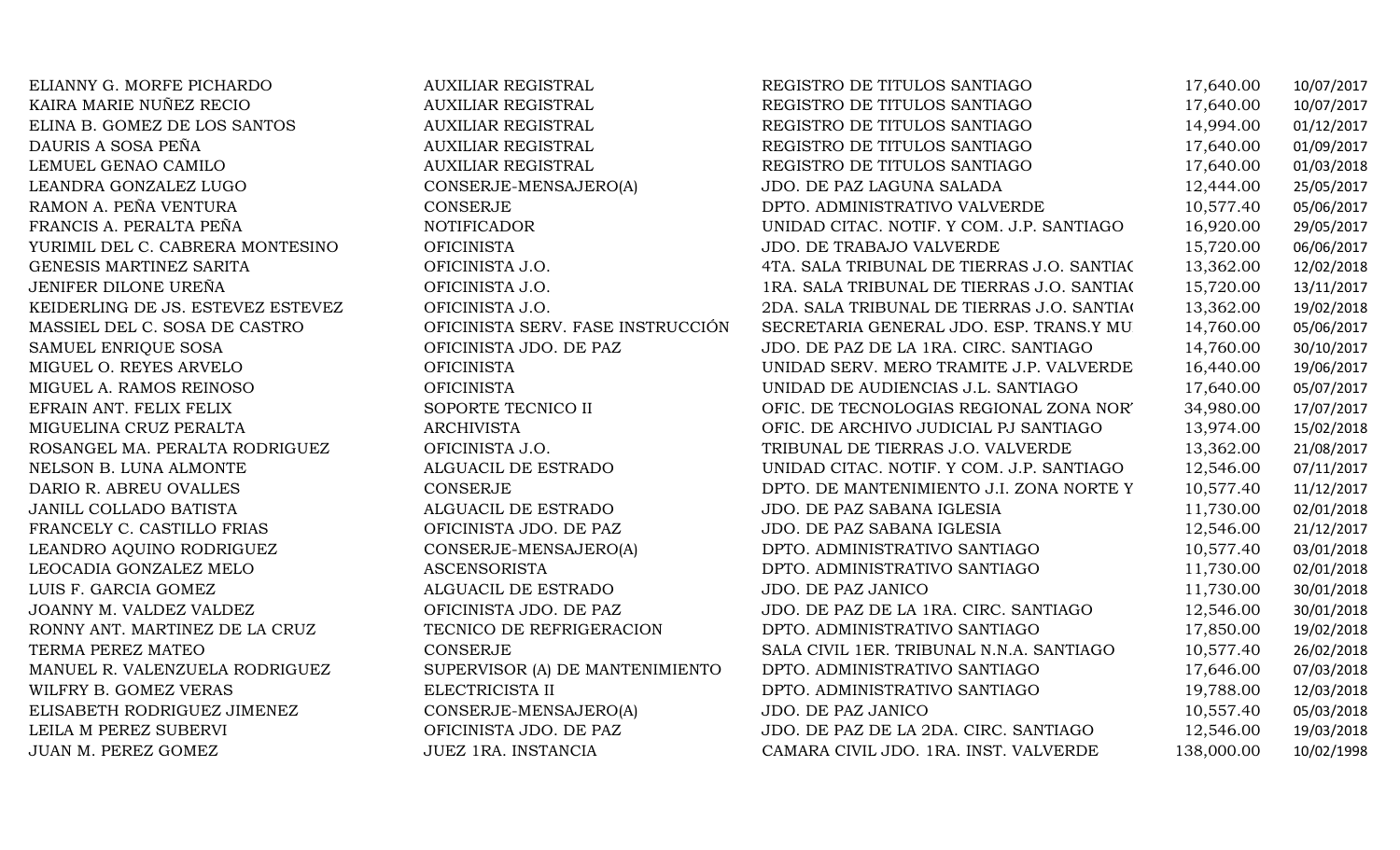| | | | | |
|---|---|---|---|---|
| ELIANNY G. MORFE PICHARDO | AUXILIAR REGISTRAL | REGISTRO DE TITULOS SANTIAGO | 17,640.00 | 10/07/2017 |
| KAIRA MARIE NUÑEZ RECIO | AUXILIAR REGISTRAL | REGISTRO DE TITULOS SANTIAGO | 17,640.00 | 10/07/2017 |
| ELINA B. GOMEZ DE LOS SANTOS | AUXILIAR REGISTRAL | REGISTRO DE TITULOS SANTIAGO | 14,994.00 | 01/12/2017 |
| DAURIS A SOSA PEÑA | AUXILIAR REGISTRAL | REGISTRO DE TITULOS SANTIAGO | 17,640.00 | 01/09/2017 |
| LEMUEL GENAO CAMILO | AUXILIAR REGISTRAL | REGISTRO DE TITULOS SANTIAGO | 17,640.00 | 01/03/2018 |
| LEANDRA GONZALEZ LUGO | CONSERJE-MENSAJERO(A) | JDO. DE PAZ LAGUNA SALADA | 12,444.00 | 25/05/2017 |
| RAMON A. PEÑA VENTURA | CONSERJE | DPTO. ADMINISTRATIVO VALVERDE | 10,577.40 | 05/06/2017 |
| FRANCIS A. PERALTA PEÑA | NOTIFICADOR | UNIDAD CITAC. NOTIF. Y COM. J.P. SANTIAGO | 16,920.00 | 29/05/2017 |
| YURIMIL DEL C. CABRERA MONTESINO | OFICINISTA | JDO. DE TRABAJO VALVERDE | 15,720.00 | 06/06/2017 |
| GENESIS MARTINEZ SARITA | OFICINISTA J.O. | 4TA. SALA TRIBUNAL DE TIERRAS J.O. SANTIAG | 13,362.00 | 12/02/2018 |
| JENIFER DILONE UREÑA | OFICINISTA J.O. | 1RA. SALA TRIBUNAL DE TIERRAS J.O. SANTIAG | 15,720.00 | 13/11/2017 |
| KEIDERLING DE JS. ESTEVEZ ESTEVEZ | OFICINISTA J.O. | 2DA. SALA TRIBUNAL DE TIERRAS J.O. SANTIAG | 13,362.00 | 19/02/2018 |
| MASSIEL DEL C. SOSA DE CASTRO | OFICINISTA SERV. FASE INSTRUCCIÓN | SECRETARIA GENERAL JDO. ESP. TRANS.Y MU | 14,760.00 | 05/06/2017 |
| SAMUEL ENRIQUE SOSA | OFICINISTA JDO. DE PAZ | JDO. DE PAZ DE LA 1RA. CIRC. SANTIAGO | 14,760.00 | 30/10/2017 |
| MIGUEL O. REYES ARVELO | OFICINISTA | UNIDAD SERV. MERO TRAMITE J.P. VALVERDE | 16,440.00 | 19/06/2017 |
| MIGUEL A. RAMOS REINOSO | OFICINISTA | UNIDAD DE AUDIENCIAS J.L. SANTIAGO | 17,640.00 | 05/07/2017 |
| EFRAIN ANT. FELIX FELIX | SOPORTE TECNICO II | OFIC. DE TECNOLOGIAS REGIONAL ZONA NOR | 34,980.00 | 17/07/2017 |
| MIGUELINA CRUZ PERALTA | ARCHIVISTA | OFIC. DE ARCHIVO JUDICIAL PJ SANTIAGO | 13,974.00 | 15/02/2018 |
| ROSANGEL MA. PERALTA RODRIGUEZ | OFICINISTA J.O. | TRIBUNAL DE TIERRAS J.O. VALVERDE | 13,362.00 | 21/08/2017 |
| NELSON B. LUNA ALMONTE | ALGUACIL DE ESTRADO | UNIDAD CITAC. NOTIF. Y COM. J.P. SANTIAGO | 12,546.00 | 07/11/2017 |
| DARIO R. ABREU OVALLES | CONSERJE | DPTO. DE MANTENIMIENTO J.I. ZONA NORTE Y | 10,577.40 | 11/12/2017 |
| JANILL COLLADO BATISTA | ALGUACIL DE ESTRADO | JDO. DE PAZ SABANA IGLESIA | 11,730.00 | 02/01/2018 |
| FRANCELY C. CASTILLO FRIAS | OFICINISTA JDO. DE PAZ | JDO. DE PAZ SABANA IGLESIA | 12,546.00 | 21/12/2017 |
| LEANDRO AQUINO RODRIGUEZ | CONSERJE-MENSAJERO(A) | DPTO. ADMINISTRATIVO SANTIAGO | 10,577.40 | 03/01/2018 |
| LEOCADIA GONZALEZ MELO | ASCENSORISTA | DPTO. ADMINISTRATIVO SANTIAGO | 11,730.00 | 02/01/2018 |
| LUIS F. GARCIA GOMEZ | ALGUACIL DE ESTRADO | JDO. DE PAZ JANICO | 11,730.00 | 30/01/2018 |
| JOANNY M. VALDEZ VALDEZ | OFICINISTA JDO. DE PAZ | JDO. DE PAZ DE LA 1RA. CIRC. SANTIAGO | 12,546.00 | 30/01/2018 |
| RONNY ANT. MARTINEZ DE LA CRUZ | TECNICO DE REFRIGERACION | DPTO. ADMINISTRATIVO SANTIAGO | 17,850.00 | 19/02/2018 |
| TERMA PEREZ MATEO | CONSERJE | SALA CIVIL 1ER. TRIBUNAL N.N.A. SANTIAGO | 10,577.40 | 26/02/2018 |
| MANUEL R. VALENZUELA RODRIGUEZ | SUPERVISOR (A) DE MANTENIMIENTO | DPTO. ADMINISTRATIVO SANTIAGO | 17,646.00 | 07/03/2018 |
| WILFRY B. GOMEZ VERAS | ELECTRICISTA II | DPTO. ADMINISTRATIVO SANTIAGO | 19,788.00 | 12/03/2018 |
| ELISABETH RODRIGUEZ JIMENEZ | CONSERJE-MENSAJERO(A) | JDO. DE PAZ JANICO | 10,557.40 | 05/03/2018 |
| LEILA M PEREZ SUBERVI | OFICINISTA JDO. DE PAZ | JDO. DE PAZ DE LA 2DA. CIRC. SANTIAGO | 12,546.00 | 19/03/2018 |
| JUAN M. PEREZ GOMEZ | JUEZ 1RA. INSTANCIA | CAMARA CIVIL JDO. 1RA. INST. VALVERDE | 138,000.00 | 10/02/1998 |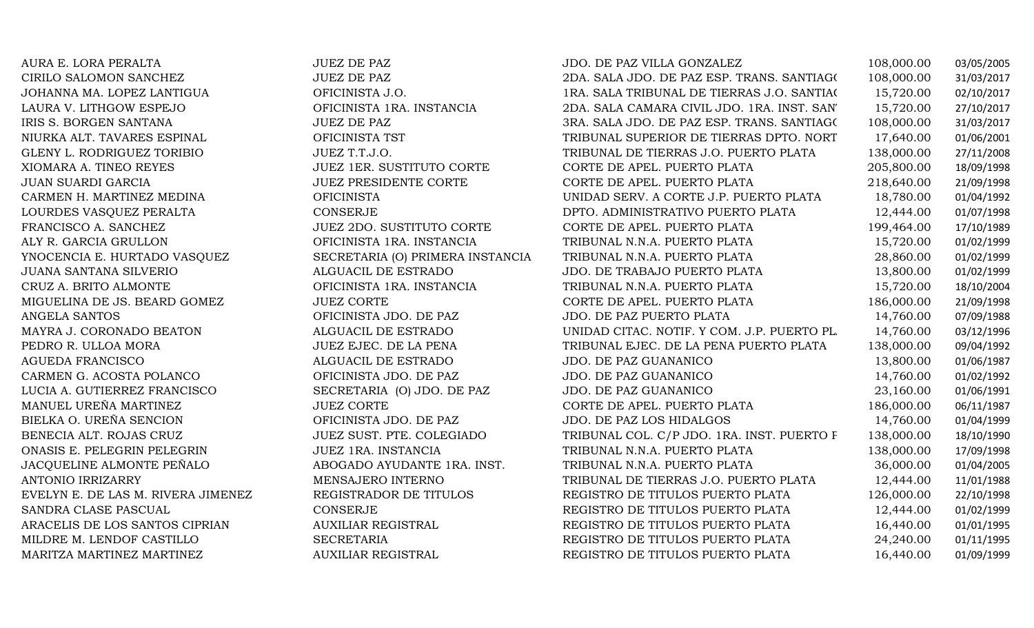| | | | | |
|---|---|---|---|---|
| AURA E. LORA PERALTA | JUEZ DE PAZ | JDO. DE PAZ VILLA GONZALEZ | 108,000.00 | 03/05/2005 |
| CIRILO SALOMON SANCHEZ | JUEZ DE PAZ | 2DA. SALA JDO. DE PAZ ESP. TRANS. SANTIAGO | 108,000.00 | 31/03/2017 |
| JOHANNA MA. LOPEZ LANTIGUA | OFICINISTA J.O. | 1RA. SALA TRIBUNAL DE TIERRAS J.O. SANTIAO | 15,720.00 | 02/10/2017 |
| LAURA V. LITHGOW ESPEJO | OFICINISTA 1RA. INSTANCIA | 2DA. SALA CAMARA CIVIL JDO. 1RA. INST. SAN | 15,720.00 | 27/10/2017 |
| IRIS S. BORGEN SANTANA | JUEZ DE PAZ | 3RA. SALA JDO. DE PAZ ESP. TRANS. SANTIAGO | 108,000.00 | 31/03/2017 |
| NIURKA ALT. TAVARES ESPINAL | OFICINISTA TST | TRIBUNAL SUPERIOR DE TIERRAS DPTO. NORT | 17,640.00 | 01/06/2001 |
| GLENY L. RODRIGUEZ TORIBIO | JUEZ T.T.J.O. | TRIBUNAL DE TIERRAS J.O. PUERTO PLATA | 138,000.00 | 27/11/2008 |
| XIOMARA A. TINEO REYES | JUEZ 1ER. SUSTITUTO CORTE | CORTE DE APEL. PUERTO PLATA | 205,800.00 | 18/09/1998 |
| JUAN SUARDI GARCIA | JUEZ PRESIDENTE CORTE | CORTE DE APEL. PUERTO PLATA | 218,640.00 | 21/09/1998 |
| CARMEN H. MARTINEZ MEDINA | OFICINISTA | UNIDAD SERV. A CORTE J.P. PUERTO PLATA | 18,780.00 | 01/04/1992 |
| LOURDES VASQUEZ PERALTA | CONSERJE | DPTO. ADMINISTRATIVO PUERTO PLATA | 12,444.00 | 01/07/1998 |
| FRANCISCO A. SANCHEZ | JUEZ 2DO. SUSTITUTO CORTE | CORTE DE APEL. PUERTO PLATA | 199,464.00 | 17/10/1989 |
| ALY R. GARCIA GRULLON | OFICINISTA 1RA. INSTANCIA | TRIBUNAL N.N.A. PUERTO PLATA | 15,720.00 | 01/02/1999 |
| YNOCENCIA E. HURTADO VASQUEZ | SECRETARIA (O) PRIMERA INSTANCIA | TRIBUNAL N.N.A. PUERTO PLATA | 28,860.00 | 01/02/1999 |
| JUANA SANTANA SILVERIO | ALGUACIL DE ESTRADO | JDO. DE TRABAJO PUERTO PLATA | 13,800.00 | 01/02/1999 |
| CRUZ A. BRITO ALMONTE | OFICINISTA 1RA. INSTANCIA | TRIBUNAL N.N.A. PUERTO PLATA | 15,720.00 | 18/10/2004 |
| MIGUELINA DE JS. BEARD GOMEZ | JUEZ CORTE | CORTE DE APEL. PUERTO PLATA | 186,000.00 | 21/09/1998 |
| ANGELA SANTOS | OFICINISTA JDO. DE PAZ | JDO. DE PAZ PUERTO PLATA | 14,760.00 | 07/09/1988 |
| MAYRA J. CORONADO BEATON | ALGUACIL DE ESTRADO | UNIDAD CITAC. NOTIF. Y COM. J.P. PUERTO PL | 14,760.00 | 03/12/1996 |
| PEDRO R. ULLOA MORA | JUEZ EJEC. DE LA PENA | TRIBUNAL EJEC. DE LA PENA PUERTO PLATA | 138,000.00 | 09/04/1992 |
| AGUEDA FRANCISCO | ALGUACIL DE ESTRADO | JDO. DE PAZ GUANANICO | 13,800.00 | 01/06/1987 |
| CARMEN G. ACOSTA POLANCO | OFICINISTA JDO. DE PAZ | JDO. DE PAZ GUANANICO | 14,760.00 | 01/02/1992 |
| LUCIA A. GUTIERREZ FRANCISCO | SECRETARIA (O) JDO. DE PAZ | JDO. DE PAZ GUANANICO | 23,160.00 | 01/06/1991 |
| MANUEL UREÑA MARTINEZ | JUEZ CORTE | CORTE DE APEL. PUERTO PLATA | 186,000.00 | 06/11/1987 |
| BIELKA O. UREÑA SENCION | OFICINISTA JDO. DE PAZ | JDO. DE PAZ LOS HIDALGOS | 14,760.00 | 01/04/1999 |
| BENECIA ALT. ROJAS CRUZ | JUEZ SUST. PTE. COLEGIADO | TRIBUNAL COL. C/P JDO. 1RA. INST. PUERTO F | 138,000.00 | 18/10/1990 |
| ONASIS E. PELEGRIN PELEGRIN | JUEZ 1RA. INSTANCIA | TRIBUNAL N.N.A. PUERTO PLATA | 138,000.00 | 17/09/1998 |
| JACQUELINE ALMONTE PEÑALO | ABOGADO AYUDANTE 1RA. INST. | TRIBUNAL N.N.A. PUERTO PLATA | 36,000.00 | 01/04/2005 |
| ANTONIO IRRIZARRY | MENSAJERO INTERNO | TRIBUNAL DE TIERRAS J.O. PUERTO PLATA | 12,444.00 | 11/01/1988 |
| EVELYN E. DE LAS M. RIVERA JIMENEZ | REGISTRADOR DE TITULOS | REGISTRO DE TITULOS PUERTO PLATA | 126,000.00 | 22/10/1998 |
| SANDRA CLASE PASCUAL | CONSERJE | REGISTRO DE TITULOS PUERTO PLATA | 12,444.00 | 01/02/1999 |
| ARACELIS DE LOS SANTOS CIPRIAN | AUXILIAR REGISTRAL | REGISTRO DE TITULOS PUERTO PLATA | 16,440.00 | 01/01/1995 |
| MILDRE M. LENDOF CASTILLO | SECRETARIA | REGISTRO DE TITULOS PUERTO PLATA | 24,240.00 | 01/11/1995 |
| MARITZA MARTINEZ MARTINEZ | AUXILIAR REGISTRAL | REGISTRO DE TITULOS PUERTO PLATA | 16,440.00 | 01/09/1999 |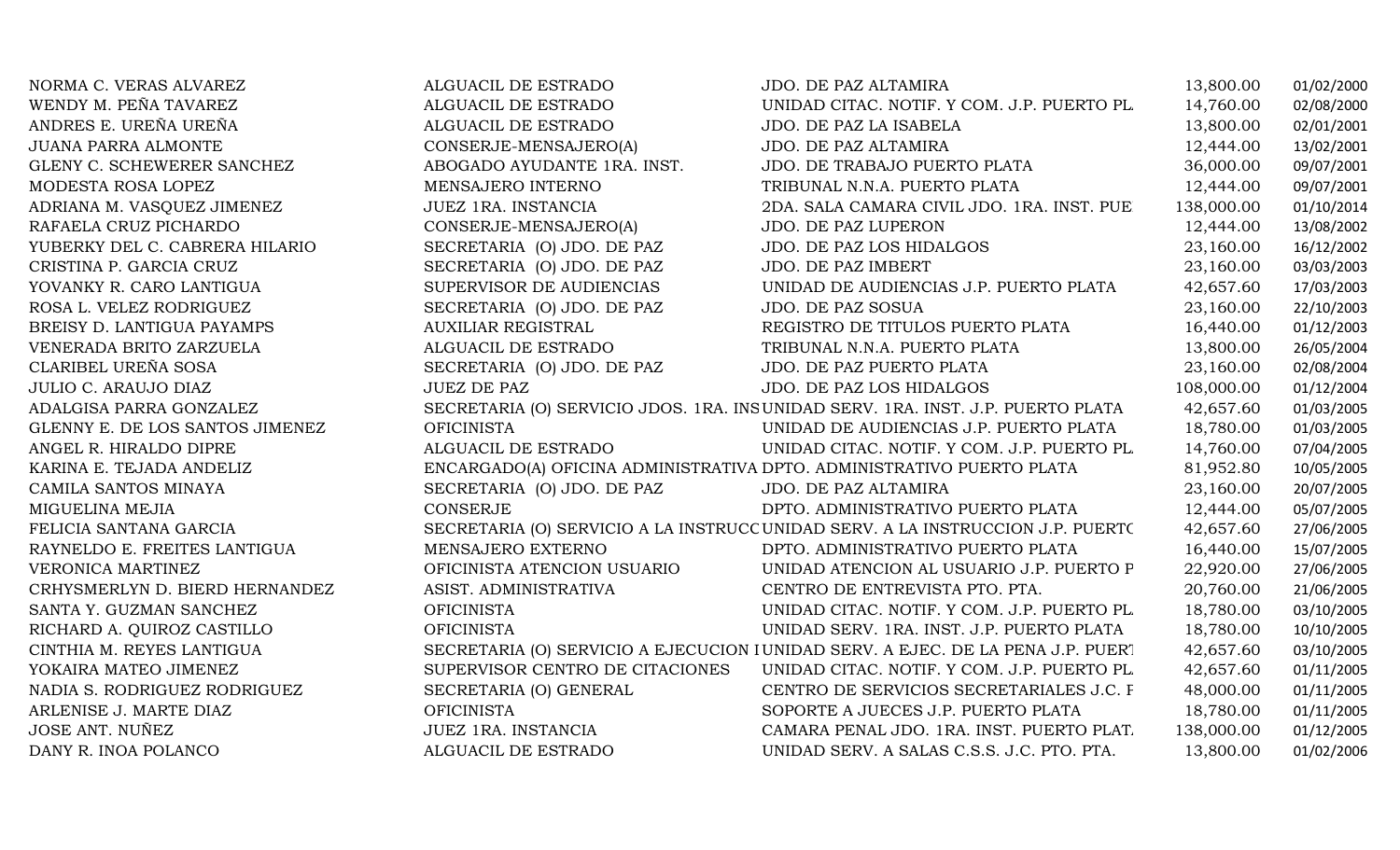| | | | | |
|---|---|---|---|---|
| NORMA C. VERAS ALVAREZ | ALGUACIL DE ESTRADO | JDO. DE PAZ ALTAMIRA | 13,800.00 | 01/02/2000 |
| WENDY M. PEÑA TAVAREZ | ALGUACIL DE ESTRADO | UNIDAD CITAC. NOTIF. Y COM. J.P. PUERTO PL | 14,760.00 | 02/08/2000 |
| ANDRES E. UREÑA UREÑA | ALGUACIL DE ESTRADO | JDO. DE PAZ LA ISABELA | 13,800.00 | 02/01/2001 |
| JUANA PARRA ALMONTE | CONSERJE-MENSAJERO(A) | JDO. DE PAZ ALTAMIRA | 12,444.00 | 13/02/2001 |
| GLENY C. SCHEWERER SANCHEZ | ABOGADO AYUDANTE 1RA. INST. | JDO. DE TRABAJO PUERTO PLATA | 36,000.00 | 09/07/2001 |
| MODESTA ROSA LOPEZ | MENSAJERO INTERNO | TRIBUNAL N.N.A. PUERTO PLATA | 12,444.00 | 09/07/2001 |
| ADRIANA M. VASQUEZ JIMENEZ | JUEZ 1RA. INSTANCIA | 2DA. SALA CAMARA CIVIL JDO. 1RA. INST. PUE | 138,000.00 | 01/10/2014 |
| RAFAELA CRUZ PICHARDO | CONSERJE-MENSAJERO(A) | JDO. DE PAZ LUPERON | 12,444.00 | 13/08/2002 |
| YUBERKY DEL C. CABRERA HILARIO | SECRETARIA (O) JDO. DE PAZ | JDO. DE PAZ LOS HIDALGOS | 23,160.00 | 16/12/2002 |
| CRISTINA P. GARCIA CRUZ | SECRETARIA (O) JDO. DE PAZ | JDO. DE PAZ IMBERT | 23,160.00 | 03/03/2003 |
| YOVANKY R. CARO LANTIGUA | SUPERVISOR DE AUDIENCIAS | UNIDAD DE AUDIENCIAS J.P. PUERTO PLATA | 42,657.60 | 17/03/2003 |
| ROSA L. VELEZ RODRIGUEZ | SECRETARIA (O) JDO. DE PAZ | JDO. DE PAZ SOSUA | 23,160.00 | 22/10/2003 |
| BREISY D. LANTIGUA PAYAMPS | AUXILIAR REGISTRAL | REGISTRO DE TITULOS PUERTO PLATA | 16,440.00 | 01/12/2003 |
| VENERADA BRITO ZARZUELA | ALGUACIL DE ESTRADO | TRIBUNAL N.N.A. PUERTO PLATA | 13,800.00 | 26/05/2004 |
| CLARIBEL UREÑA SOSA | SECRETARIA (O) JDO. DE PAZ | JDO. DE PAZ PUERTO PLATA | 23,160.00 | 02/08/2004 |
| JULIO C. ARAUJO DIAZ | JUEZ DE PAZ | JDO. DE PAZ LOS HIDALGOS | 108,000.00 | 01/12/2004 |
| ADALGISA PARRA GONZALEZ | SECRETARIA (O) SERVICIO JDOS. 1RA. INS | UNIDAD SERV. 1RA. INST. J.P. PUERTO PLATA | 42,657.60 | 01/03/2005 |
| GLENNY E. DE LOS SANTOS JIMENEZ | OFICINISTA | UNIDAD DE AUDIENCIAS J.P. PUERTO PLATA | 18,780.00 | 01/03/2005 |
| ANGEL R. HIRALDO DIPRE | ALGUACIL DE ESTRADO | UNIDAD CITAC. NOTIF. Y COM. J.P. PUERTO PL | 14,760.00 | 07/04/2005 |
| KARINA E. TEJADA ANDELIZ | ENCARGADO(A) OFICINA ADMINISTRATIVA | DPTO. ADMINISTRATIVO PUERTO PLATA | 81,952.80 | 10/05/2005 |
| CAMILA SANTOS MINAYA | SECRETARIA (O) JDO. DE PAZ | JDO. DE PAZ ALTAMIRA | 23,160.00 | 20/07/2005 |
| MIGUELINA MEJIA | CONSERJE | DPTO. ADMINISTRATIVO PUERTO PLATA | 12,444.00 | 05/07/2005 |
| FELICIA SANTANA GARCIA | SECRETARIA (O) SERVICIO A LA INSTRUCC | UNIDAD SERV. A LA INSTRUCCION J.P. PUERTO | 42,657.60 | 27/06/2005 |
| RAYNELDO E. FREITES LANTIGUA | MENSAJERO EXTERNO | DPTO. ADMINISTRATIVO PUERTO PLATA | 16,440.00 | 15/07/2005 |
| VERONICA MARTINEZ | OFICINISTA ATENCION USUARIO | UNIDAD ATENCION AL USUARIO J.P. PUERTO P | 22,920.00 | 27/06/2005 |
| CRHYSMERLYN D. BIERD HERNANDEZ | ASIST. ADMINISTRATIVA | CENTRO DE ENTREVISTA PTO. PTA. | 20,760.00 | 21/06/2005 |
| SANTA Y. GUZMAN SANCHEZ | OFICINISTA | UNIDAD CITAC. NOTIF. Y COM. J.P. PUERTO PL | 18,780.00 | 03/10/2005 |
| RICHARD A. QUIROZ CASTILLO | OFICINISTA | UNIDAD SERV. 1RA. INST. J.P. PUERTO PLATA | 18,780.00 | 10/10/2005 |
| CINTHIA M. REYES LANTIGUA | SECRETARIA (O) SERVICIO A EJECUCION I | UNIDAD SERV. A EJEC. DE LA PENA J.P. PUERT | 42,657.60 | 03/10/2005 |
| YOKAIRA MATEO JIMENEZ | SUPERVISOR CENTRO DE CITACIONES | UNIDAD CITAC. NOTIF. Y COM. J.P. PUERTO PL | 42,657.60 | 01/11/2005 |
| NADIA S. RODRIGUEZ RODRIGUEZ | SECRETARIA (O) GENERAL | CENTRO DE SERVICIOS SECRETARIALES J.C. F | 48,000.00 | 01/11/2005 |
| ARLENISE J. MARTE DIAZ | OFICINISTA | SOPORTE A JUECES J.P. PUERTO PLATA | 18,780.00 | 01/11/2005 |
| JOSE ANT. NUÑEZ | JUEZ 1RA. INSTANCIA | CAMARA PENAL JDO. 1RA. INST. PUERTO PLAT | 138,000.00 | 01/12/2005 |
| DANY R. INOA POLANCO | ALGUACIL DE ESTRADO | UNIDAD SERV. A SALAS C.S.S. J.C. PTO. PTA. | 13,800.00 | 01/02/2006 |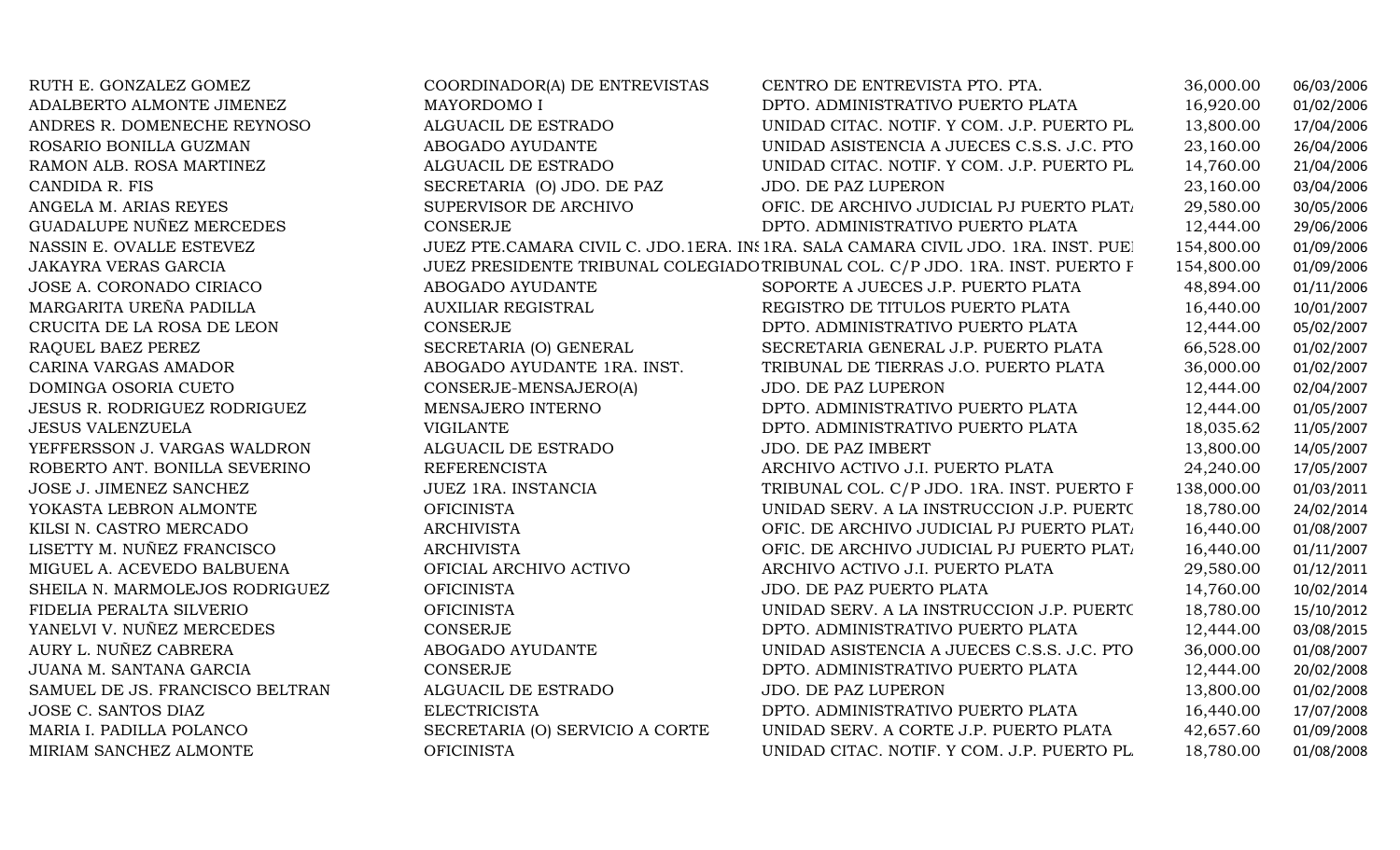| | | | | |
|---|---|---|---|---|
| RUTH E. GONZALEZ GOMEZ | COORDINADOR(A) DE ENTREVISTAS | CENTRO DE ENTREVISTA PTO. PTA. | 36,000.00 | 06/03/2006 |
| ADALBERTO ALMONTE JIMENEZ | MAYORDOMO I | DPTO. ADMINISTRATIVO PUERTO PLATA | 16,920.00 | 01/02/2006 |
| ANDRES R. DOMENECHE REYNOSO | ALGUACIL DE ESTRADO | UNIDAD CITAC. NOTIF. Y COM. J.P. PUERTO PL. | 13,800.00 | 17/04/2006 |
| ROSARIO BONILLA GUZMAN | ABOGADO AYUDANTE | UNIDAD ASISTENCIA A JUECES C.S.S. J.C. PTO | 23,160.00 | 26/04/2006 |
| RAMON ALB. ROSA MARTINEZ | ALGUACIL DE ESTRADO | UNIDAD CITAC. NOTIF. Y COM. J.P. PUERTO PL. | 14,760.00 | 21/04/2006 |
| CANDIDA R. FIS | SECRETARIA (O) JDO. DE PAZ | JDO. DE PAZ LUPERON | 23,160.00 | 03/04/2006 |
| ANGELA M. ARIAS REYES | SUPERVISOR DE ARCHIVO | OFIC. DE ARCHIVO JUDICIAL PJ PUERTO PLAT. | 29,580.00 | 30/05/2006 |
| GUADALUPE NUÑEZ MERCEDES | CONSERJE | DPTO. ADMINISTRATIVO PUERTO PLATA | 12,444.00 | 29/06/2006 |
| NASSIN E. OVALLE ESTEVEZ | JUEZ PTE.CAMARA CIVIL C. JDO.1ERA. INS | 1RA. SALA CAMARA CIVIL JDO. 1RA. INST. PUE | 154,800.00 | 01/09/2006 |
| JAKAYRA VERAS GARCIA | JUEZ PRESIDENTE TRIBUNAL COLEGIADO | TRIBUNAL COL. C/P JDO. 1RA. INST. PUERTO F | 154,800.00 | 01/09/2006 |
| JOSE A. CORONADO CIRIACO | ABOGADO AYUDANTE | SOPORTE A JUECES J.P. PUERTO PLATA | 48,894.00 | 01/11/2006 |
| MARGARITA UREÑA PADILLA | AUXILIAR REGISTRAL | REGISTRO DE TITULOS PUERTO PLATA | 16,440.00 | 10/01/2007 |
| CRUCITA DE LA ROSA DE LEON | CONSERJE | DPTO. ADMINISTRATIVO PUERTO PLATA | 12,444.00 | 05/02/2007 |
| RAQUEL BAEZ PEREZ | SECRETARIA (O) GENERAL | SECRETARIA GENERAL J.P. PUERTO PLATA | 66,528.00 | 01/02/2007 |
| CARINA VARGAS AMADOR | ABOGADO AYUDANTE 1RA. INST. | TRIBUNAL DE TIERRAS J.O. PUERTO PLATA | 36,000.00 | 01/02/2007 |
| DOMINGA OSORIA CUETO | CONSERJE-MENSAJERO(A) | JDO. DE PAZ LUPERON | 12,444.00 | 02/04/2007 |
| JESUS R. RODRIGUEZ RODRIGUEZ | MENSAJERO INTERNO | DPTO. ADMINISTRATIVO PUERTO PLATA | 12,444.00 | 01/05/2007 |
| JESUS VALENZUELA | VIGILANTE | DPTO. ADMINISTRATIVO PUERTO PLATA | 18,035.62 | 11/05/2007 |
| YEFFERSSON J. VARGAS WALDRON | ALGUACIL DE ESTRADO | JDO. DE PAZ IMBERT | 13,800.00 | 14/05/2007 |
| ROBERTO ANT. BONILLA SEVERINO | REFERENCISTA | ARCHIVO ACTIVO J.I. PUERTO PLATA | 24,240.00 | 17/05/2007 |
| JOSE J. JIMENEZ SANCHEZ | JUEZ 1RA. INSTANCIA | TRIBUNAL COL. C/P JDO. 1RA. INST. PUERTO F | 138,000.00 | 01/03/2011 |
| YOKASTA LEBRON ALMONTE | OFICINISTA | UNIDAD SERV. A LA INSTRUCCION J.P. PUERTC | 18,780.00 | 24/02/2014 |
| KILSI N. CASTRO MERCADO | ARCHIVISTA | OFIC. DE ARCHIVO JUDICIAL PJ PUERTO PLAT. | 16,440.00 | 01/08/2007 |
| LISETTY M. NUÑEZ FRANCISCO | ARCHIVISTA | OFIC. DE ARCHIVO JUDICIAL PJ PUERTO PLAT. | 16,440.00 | 01/11/2007 |
| MIGUEL A. ACEVEDO BALBUENA | OFICIAL ARCHIVO ACTIVO | ARCHIVO ACTIVO J.I. PUERTO PLATA | 29,580.00 | 01/12/2011 |
| SHEILA N. MARMOLEJOS RODRIGUEZ | OFICINISTA | JDO. DE PAZ PUERTO PLATA | 14,760.00 | 10/02/2014 |
| FIDELIA PERALTA SILVERIO | OFICINISTA | UNIDAD SERV. A LA INSTRUCCION J.P. PUERTC | 18,780.00 | 15/10/2012 |
| YANELVI V. NUÑEZ MERCEDES | CONSERJE | DPTO. ADMINISTRATIVO PUERTO PLATA | 12,444.00 | 03/08/2015 |
| AURY L. NUÑEZ CABRERA | ABOGADO AYUDANTE | UNIDAD ASISTENCIA A JUECES C.S.S. J.C. PTO | 36,000.00 | 01/08/2007 |
| JUANA M. SANTANA GARCIA | CONSERJE | DPTO. ADMINISTRATIVO PUERTO PLATA | 12,444.00 | 20/02/2008 |
| SAMUEL DE JS. FRANCISCO BELTRAN | ALGUACIL DE ESTRADO | JDO. DE PAZ LUPERON | 13,800.00 | 01/02/2008 |
| JOSE C. SANTOS DIAZ | ELECTRICISTA | DPTO. ADMINISTRATIVO PUERTO PLATA | 16,440.00 | 17/07/2008 |
| MARIA I. PADILLA POLANCO | SECRETARIA (O) SERVICIO A CORTE | UNIDAD SERV. A CORTE J.P. PUERTO PLATA | 42,657.60 | 01/09/2008 |
| MIRIAM SANCHEZ ALMONTE | OFICINISTA | UNIDAD CITAC. NOTIF. Y COM. J.P. PUERTO PL. | 18,780.00 | 01/08/2008 |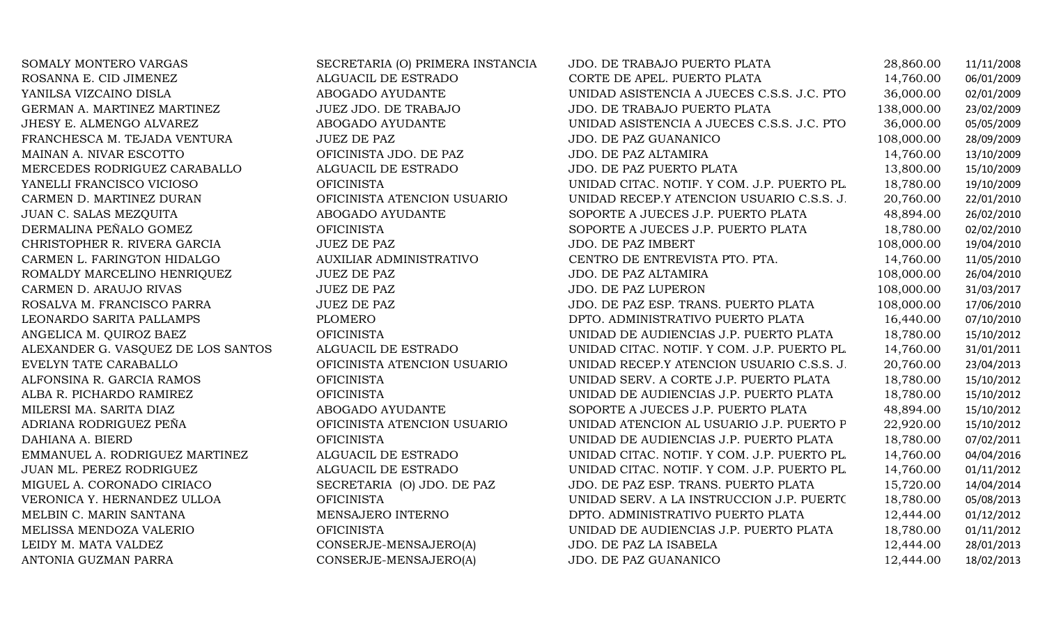| | | | | |
|---|---|---|---|---|
| SOMALY MONTERO VARGAS | SECRETARIA (O) PRIMERA INSTANCIA | JDO. DE TRABAJO PUERTO PLATA | 28,860.00 | 11/11/2008 |
| ROSANNA E. CID JIMENEZ | ALGUACIL DE ESTRADO | CORTE DE APEL. PUERTO PLATA | 14,760.00 | 06/01/2009 |
| YANILSA VIZCAINO DISLA | ABOGADO AYUDANTE | UNIDAD ASISTENCIA A JUECES C.S.S. J.C. PTO | 36,000.00 | 02/01/2009 |
| GERMAN A. MARTINEZ MARTINEZ | JUEZ JDO. DE TRABAJO | JDO. DE TRABAJO PUERTO PLATA | 138,000.00 | 23/02/2009 |
| JHESY E. ALMENGO ALVAREZ | ABOGADO AYUDANTE | UNIDAD ASISTENCIA A JUECES C.S.S. J.C. PTO | 36,000.00 | 05/05/2009 |
| FRANCHESCA M. TEJADA VENTURA | JUEZ DE PAZ | JDO. DE PAZ GUANANICO | 108,000.00 | 28/09/2009 |
| MAINAN A. NIVAR ESCOTTO | OFICINISTA JDO. DE PAZ | JDO. DE PAZ ALTAMIRA | 14,760.00 | 13/10/2009 |
| MERCEDES RODRIGUEZ CARABALLO | ALGUACIL DE ESTRADO | JDO. DE PAZ PUERTO PLATA | 13,800.00 | 15/10/2009 |
| YANELLI FRANCISCO VICIOSO | OFICINISTA | UNIDAD CITAC. NOTIF. Y COM. J.P. PUERTO PL | 18,780.00 | 19/10/2009 |
| CARMEN D. MARTINEZ DURAN | OFICINISTA ATENCION USUARIO | UNIDAD RECEP.Y ATENCION USUARIO C.S.S. J. | 20,760.00 | 22/01/2010 |
| JUAN C. SALAS MEZQUITA | ABOGADO AYUDANTE | SOPORTE A JUECES J.P. PUERTO PLATA | 48,894.00 | 26/02/2010 |
| DERMALINA PEÑALO GOMEZ | OFICINISTA | SOPORTE A JUECES J.P. PUERTO PLATA | 18,780.00 | 02/02/2010 |
| CHRISTOPHER R. RIVERA GARCIA | JUEZ DE PAZ | JDO. DE PAZ IMBERT | 108,000.00 | 19/04/2010 |
| CARMEN L. FARINGTON HIDALGO | AUXILIAR ADMINISTRATIVO | CENTRO DE ENTREVISTA PTO. PTA. | 14,760.00 | 11/05/2010 |
| ROMALDY MARCELINO HENRIQUEZ | JUEZ DE PAZ | JDO. DE PAZ ALTAMIRA | 108,000.00 | 26/04/2010 |
| CARMEN D. ARAUJO RIVAS | JUEZ DE PAZ | JDO. DE PAZ LUPERON | 108,000.00 | 31/03/2017 |
| ROSALVA M. FRANCISCO PARRA | JUEZ DE PAZ | JDO. DE PAZ ESP. TRANS. PUERTO PLATA | 108,000.00 | 17/06/2010 |
| LEONARDO SARITA PALLAMPS | PLOMERO | DPTO. ADMINISTRATIVO PUERTO PLATA | 16,440.00 | 07/10/2010 |
| ANGELICA M. QUIROZ BAEZ | OFICINISTA | UNIDAD DE AUDIENCIAS J.P. PUERTO PLATA | 18,780.00 | 15/10/2012 |
| ALEXANDER G. VASQUEZ DE LOS SANTOS | ALGUACIL DE ESTRADO | UNIDAD CITAC. NOTIF. Y COM. J.P. PUERTO PL | 14,760.00 | 31/01/2011 |
| EVELYN TATE CARABALLO | OFICINISTA ATENCION USUARIO | UNIDAD RECEP.Y ATENCION USUARIO C.S.S. J. | 20,760.00 | 23/04/2013 |
| ALFONSINA R. GARCIA RAMOS | OFICINISTA | UNIDAD SERV. A CORTE J.P. PUERTO PLATA | 18,780.00 | 15/10/2012 |
| ALBA R. PICHARDO RAMIREZ | OFICINISTA | UNIDAD DE AUDIENCIAS J.P. PUERTO PLATA | 18,780.00 | 15/10/2012 |
| MILERSI MA. SARITA DIAZ | ABOGADO AYUDANTE | SOPORTE A JUECES J.P. PUERTO PLATA | 48,894.00 | 15/10/2012 |
| ADRIANA RODRIGUEZ PEÑA | OFICINISTA ATENCION USUARIO | UNIDAD ATENCION AL USUARIO J.P. PUERTO P | 22,920.00 | 15/10/2012 |
| DAHIANA A. BIERD | OFICINISTA | UNIDAD DE AUDIENCIAS J.P. PUERTO PLATA | 18,780.00 | 07/02/2011 |
| EMMANUEL A. RODRIGUEZ MARTINEZ | ALGUACIL DE ESTRADO | UNIDAD CITAC. NOTIF. Y COM. J.P. PUERTO PL | 14,760.00 | 04/04/2016 |
| JUAN ML. PEREZ RODRIGUEZ | ALGUACIL DE ESTRADO | UNIDAD CITAC. NOTIF. Y COM. J.P. PUERTO PL | 14,760.00 | 01/11/2012 |
| MIGUEL A. CORONADO CIRIACO | SECRETARIA (O) JDO. DE PAZ | JDO. DE PAZ ESP. TRANS. PUERTO PLATA | 15,720.00 | 14/04/2014 |
| VERONICA Y. HERNANDEZ ULLOA | OFICINISTA | UNIDAD SERV. A LA INSTRUCCION J.P. PUERTO | 18,780.00 | 05/08/2013 |
| MELBIN C. MARIN SANTANA | MENSAJERO INTERNO | DPTO. ADMINISTRATIVO PUERTO PLATA | 12,444.00 | 01/12/2012 |
| MELISSA MENDOZA VALERIO | OFICINISTA | UNIDAD DE AUDIENCIAS J.P. PUERTO PLATA | 18,780.00 | 01/11/2012 |
| LEIDY M. MATA VALDEZ | CONSERJE-MENSAJERO(A) | JDO. DE PAZ LA ISABELA | 12,444.00 | 28/01/2013 |
| ANTONIA GUZMAN PARRA | CONSERJE-MENSAJERO(A) | JDO. DE PAZ GUANANICO | 12,444.00 | 18/02/2013 |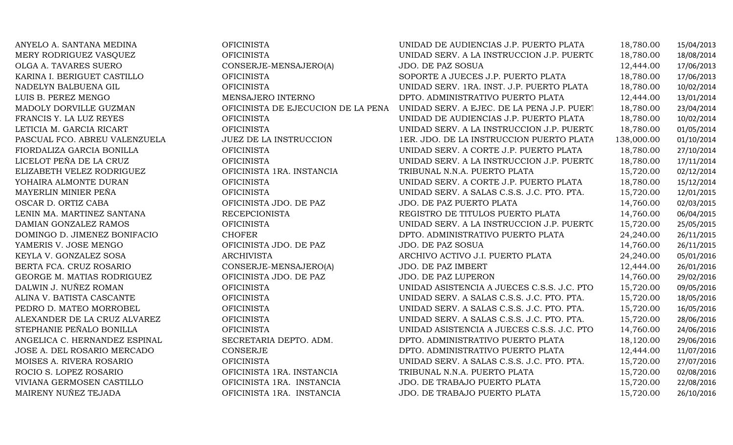| | | | | |
|---|---|---|---|---|
| ANYELO A. SANTANA MEDINA | OFICINISTA | UNIDAD DE AUDIENCIAS J.P. PUERTO PLATA | 18,780.00 | 15/04/2013 |
| MERY RODRIGUEZ VASQUEZ | OFICINISTA | UNIDAD SERV. A LA INSTRUCCION J.P. PUERTO | 18,780.00 | 18/08/2014 |
| OLGA A. TAVARES SUERO | CONSERJE-MENSAJERO(A) | JDO. DE PAZ SOSUA | 12,444.00 | 17/06/2013 |
| KARINA I. BERIGUET CASTILLO | OFICINISTA | SOPORTE A JUECES J.P. PUERTO PLATA | 18,780.00 | 17/06/2013 |
| NADELYN BALBUENA GIL | OFICINISTA | UNIDAD SERV. 1RA. INST. J.P. PUERTO PLATA | 18,780.00 | 10/02/2014 |
| LUIS B. PEREZ MENGO | MENSAJERO INTERNO | DPTO. ADMINISTRATIVO PUERTO PLATA | 12,444.00 | 13/01/2014 |
| MADOLY DORVILLE GUZMAN | OFICINISTA DE EJECUCION DE LA PENA | UNIDAD SERV. A EJEC. DE LA PENA J.P. PUERT | 18,780.00 | 23/04/2014 |
| FRANCIS Y. LA LUZ REYES | OFICINISTA | UNIDAD DE AUDIENCIAS J.P. PUERTO PLATA | 18,780.00 | 10/02/2014 |
| LETICIA M. GARCIA RICART | OFICINISTA | UNIDAD SERV. A LA INSTRUCCION J.P. PUERTO | 18,780.00 | 01/05/2014 |
| PASCUAL FCO. ABREU VALENZUELA | JUEZ DE LA INSTRUCCION | 1ER. JDO. DE LA INSTRUCCION PUERTO PLATA | 138,000.00 | 01/10/2014 |
| FIORDALIZA GARCIA BONILLA | OFICINISTA | UNIDAD SERV. A CORTE J.P. PUERTO PLATA | 18,780.00 | 27/10/2014 |
| LICELOT PEÑA DE LA CRUZ | OFICINISTA | UNIDAD SERV. A LA INSTRUCCION J.P. PUERTO | 18,780.00 | 17/11/2014 |
| ELIZABETH VELEZ RODRIGUEZ | OFICINISTA 1RA. INSTANCIA | TRIBUNAL N.N.A. PUERTO PLATA | 15,720.00 | 02/12/2014 |
| YOHAIRA ALMONTE DURAN | OFICINISTA | UNIDAD SERV. A CORTE J.P. PUERTO PLATA | 18,780.00 | 15/12/2014 |
| MAYERLIN MINIER PEÑA | OFICINISTA | UNIDAD SERV. A SALAS C.S.S. J.C. PTO. PTA. | 15,720.00 | 12/01/2015 |
| OSCAR D. ORTIZ CABA | OFICINISTA JDO. DE PAZ | JDO. DE PAZ PUERTO PLATA | 14,760.00 | 02/03/2015 |
| LENIN MA. MARTINEZ SANTANA | RECEPCIONISTA | REGISTRO DE TITULOS PUERTO PLATA | 14,760.00 | 06/04/2015 |
| DAMIAN GONZALEZ RAMOS | OFICINISTA | UNIDAD SERV. A LA INSTRUCCION J.P. PUERTO | 15,720.00 | 25/05/2015 |
| DOMINGO D. JIMENEZ BONIFACIO | CHOFER | DPTO. ADMINISTRATIVO PUERTO PLATA | 24,240.00 | 26/11/2015 |
| YAMERIS V. JOSE MENGO | OFICINISTA JDO. DE PAZ | JDO. DE PAZ SOSUA | 14,760.00 | 26/11/2015 |
| KEYLA V. GONZALEZ SOSA | ARCHIVISTA | ARCHIVO ACTIVO J.I. PUERTO PLATA | 24,240.00 | 05/01/2016 |
| BERTA FCA. CRUZ ROSARIO | CONSERJE-MENSAJERO(A) | JDO. DE PAZ IMBERT | 12,444.00 | 26/01/2016 |
| GEORGE M. MATIAS RODRIGUEZ | OFICINISTA JDO. DE PAZ | JDO. DE PAZ LUPERON | 14,760.00 | 29/02/2016 |
| DALWIN J. NUÑEZ ROMAN | OFICINISTA | UNIDAD ASISTENCIA A JUECES C.S.S. J.C. PTO | 15,720.00 | 09/05/2016 |
| ALINA V. BATISTA CASCANTE | OFICINISTA | UNIDAD SERV. A SALAS C.S.S. J.C. PTO. PTA. | 15,720.00 | 18/05/2016 |
| PEDRO D. MATEO MORROBEL | OFICINISTA | UNIDAD SERV. A SALAS C.S.S. J.C. PTO. PTA. | 15,720.00 | 16/05/2016 |
| ALEXANDER DE LA CRUZ ALVAREZ | OFICINISTA | UNIDAD SERV. A SALAS C.S.S. J.C. PTO. PTA. | 15,720.00 | 28/06/2016 |
| STEPHANIE PEÑALO BONILLA | OFICINISTA | UNIDAD ASISTENCIA A JUECES C.S.S. J.C. PTO | 14,760.00 | 24/06/2016 |
| ANGELICA C. HERNANDEZ ESPINAL | SECRETARIA DEPTO. ADM. | DPTO. ADMINISTRATIVO PUERTO PLATA | 18,120.00 | 29/06/2016 |
| JOSE A. DEL ROSARIO MERCADO | CONSERJE | DPTO. ADMINISTRATIVO PUERTO PLATA | 12,444.00 | 11/07/2016 |
| MOISES A. RIVERA ROSARIO | OFICINISTA | UNIDAD SERV. A SALAS C.S.S. J.C. PTO. PTA. | 15,720.00 | 27/07/2016 |
| ROCIO S. LOPEZ ROSARIO | OFICINISTA 1RA. INSTANCIA | TRIBUNAL N.N.A. PUERTO PLATA | 15,720.00 | 02/08/2016 |
| VIVIANA GERMOSEN CASTILLO | OFICINISTA 1RA. INSTANCIA | JDO. DE TRABAJO PUERTO PLATA | 15,720.00 | 22/08/2016 |
| MAIRENY NUÑEZ TEJADA | OFICINISTA 1RA. INSTANCIA | JDO. DE TRABAJO PUERTO PLATA | 15,720.00 | 26/10/2016 |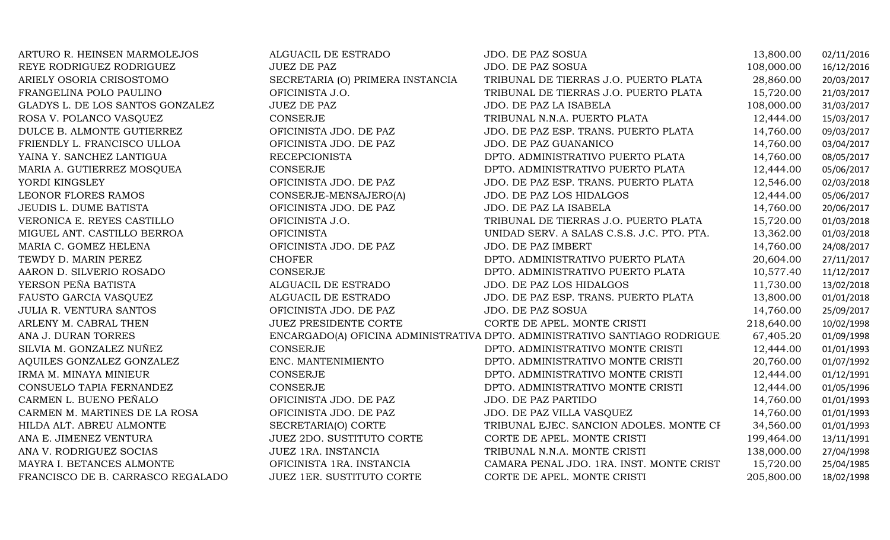| | | | | |
|---|---|---|---|---|
| ARTURO R. HEINSEN MARMOLEJOS | ALGUACIL DE ESTRADO | JDO. DE PAZ SOSUA | 13,800.00 | 02/11/2016 |
| REYE RODRIGUEZ RODRIGUEZ | JUEZ DE PAZ | JDO. DE PAZ SOSUA | 108,000.00 | 16/12/2016 |
| ARIELY OSORIA CRISOSTOMO | SECRETARIA (O) PRIMERA INSTANCIA | TRIBUNAL DE TIERRAS J.O. PUERTO PLATA | 28,860.00 | 20/03/2017 |
| FRANGELINA POLO PAULINO | OFICINISTA J.O. | TRIBUNAL DE TIERRAS J.O. PUERTO PLATA | 15,720.00 | 21/03/2017 |
| GLADYS L. DE LOS SANTOS GONZALEZ | JUEZ DE PAZ | JDO. DE PAZ LA ISABELA | 108,000.00 | 31/03/2017 |
| ROSA V. POLANCO VASQUEZ | CONSERJE | TRIBUNAL N.N.A. PUERTO PLATA | 12,444.00 | 15/03/2017 |
| DULCE B. ALMONTE GUTIERREZ | OFICINISTA JDO. DE PAZ | JDO. DE PAZ ESP. TRANS. PUERTO PLATA | 14,760.00 | 09/03/2017 |
| FRIENDLY L. FRANCISCO ULLOA | OFICINISTA JDO. DE PAZ | JDO. DE PAZ GUANANICO | 14,760.00 | 03/04/2017 |
| YAINA Y. SANCHEZ LANTIGUA | RECEPCIONISTA | DPTO. ADMINISTRATIVO PUERTO PLATA | 14,760.00 | 08/05/2017 |
| MARIA A. GUTIERREZ MOSQUEA | CONSERJE | DPTO. ADMINISTRATIVO PUERTO PLATA | 12,444.00 | 05/06/2017 |
| YORDI KINGSLEY | OFICINISTA JDO. DE PAZ | JDO. DE PAZ ESP. TRANS. PUERTO PLATA | 12,546.00 | 02/03/2018 |
| LEONOR FLORES RAMOS | CONSERJE-MENSAJERO(A) | JDO. DE PAZ LOS HIDALGOS | 12,444.00 | 05/06/2017 |
| JEUDIS L. DUME BATISTA | OFICINISTA JDO. DE PAZ | JDO. DE PAZ LA ISABELA | 14,760.00 | 20/06/2017 |
| VERONICA E. REYES CASTILLO | OFICINISTA J.O. | TRIBUNAL DE TIERRAS J.O. PUERTO PLATA | 15,720.00 | 01/03/2018 |
| MIGUEL ANT. CASTILLO BERROA | OFICINISTA | UNIDAD SERV. A SALAS C.S.S. J.C. PTO. PTA. | 13,362.00 | 01/03/2018 |
| MARIA C. GOMEZ HELENA | OFICINISTA JDO. DE PAZ | JDO. DE PAZ IMBERT | 14,760.00 | 24/08/2017 |
| TEWDY D. MARIN PEREZ | CHOFER | DPTO. ADMINISTRATIVO PUERTO PLATA | 20,604.00 | 27/11/2017 |
| AARON D. SILVERIO ROSADO | CONSERJE | DPTO. ADMINISTRATIVO PUERTO PLATA | 10,577.40 | 11/12/2017 |
| YERSON PEÑA BATISTA | ALGUACIL DE ESTRADO | JDO. DE PAZ LOS HIDALGOS | 11,730.00 | 13/02/2018 |
| FAUSTO GARCIA VASQUEZ | ALGUACIL DE ESTRADO | JDO. DE PAZ ESP. TRANS. PUERTO PLATA | 13,800.00 | 01/01/2018 |
| JULIA R. VENTURA SANTOS | OFICINISTA JDO. DE PAZ | JDO. DE PAZ SOSUA | 14,760.00 | 25/09/2017 |
| ARLENY M. CABRAL THEN | JUEZ PRESIDENTE CORTE | CORTE DE APEL. MONTE CRISTI | 218,640.00 | 10/02/1998 |
| ANA J. DURAN TORRES | ENCARGADO(A) OFICINA ADMINISTRATIVA | DPTO. ADMINISTRATIVO SANTIAGO RODRIGUE | 67,405.20 | 01/09/1998 |
| SILVIA M. GONZALEZ NUÑEZ | CONSERJE | DPTO. ADMINISTRATIVO MONTE CRISTI | 12,444.00 | 01/01/1993 |
| AQUILES GONZALEZ GONZALEZ | ENC. MANTENIMIENTO | DPTO. ADMINISTRATIVO MONTE CRISTI | 20,760.00 | 01/07/1992 |
| IRMA M. MINAYA MINIEUR | CONSERJE | DPTO. ADMINISTRATIVO MONTE CRISTI | 12,444.00 | 01/12/1991 |
| CONSUELO TAPIA FERNANDEZ | CONSERJE | DPTO. ADMINISTRATIVO MONTE CRISTI | 12,444.00 | 01/05/1996 |
| CARMEN L. BUENO PEÑALO | OFICINISTA JDO. DE PAZ | JDO. DE PAZ PARTIDO | 14,760.00 | 01/01/1993 |
| CARMEN M. MARTINES DE LA ROSA | OFICINISTA JDO. DE PAZ | JDO. DE PAZ VILLA VASQUEZ | 14,760.00 | 01/01/1993 |
| HILDA ALT. ABREU ALMONTE | SECRETARIA(O) CORTE | TRIBUNAL EJEC. SANCION ADOLES. MONTE CF | 34,560.00 | 01/01/1993 |
| ANA E. JIMENEZ VENTURA | JUEZ 2DO. SUSTITUTO CORTE | CORTE DE APEL. MONTE CRISTI | 199,464.00 | 13/11/1991 |
| ANA V. RODRIGUEZ SOCIAS | JUEZ 1RA. INSTANCIA | TRIBUNAL N.N.A. MONTE CRISTI | 138,000.00 | 27/04/1998 |
| MAYRA I. BETANCES ALMONTE | OFICINISTA 1RA. INSTANCIA | CAMARA PENAL JDO. 1RA. INST. MONTE CRIST | 15,720.00 | 25/04/1985 |
| FRANCISCO DE B. CARRASCO REGALADO | JUEZ 1ER. SUSTITUTO CORTE | CORTE DE APEL. MONTE CRISTI | 205,800.00 | 18/02/1998 |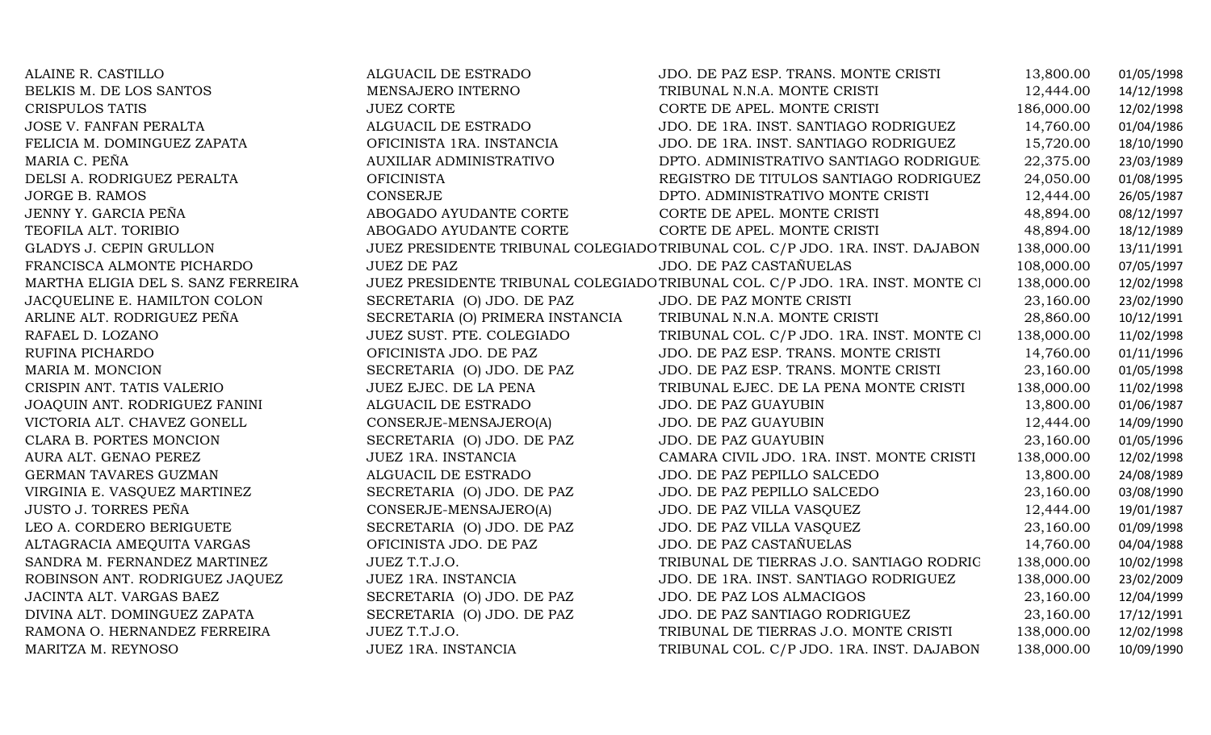| | | | | |
|---|---|---|---|---|
| ALAINE R. CASTILLO | ALGUACIL DE ESTRADO | JDO. DE PAZ ESP. TRANS. MONTE CRISTI | 13,800.00 | 01/05/1998 |
| BELKIS M. DE LOS SANTOS | MENSAJERO INTERNO | TRIBUNAL N.N.A. MONTE CRISTI | 12,444.00 | 14/12/1998 |
| CRISPULOS TATIS | JUEZ CORTE | CORTE DE APEL. MONTE CRISTI | 186,000.00 | 12/02/1998 |
| JOSE V. FANFAN PERALTA | ALGUACIL DE ESTRADO | JDO. DE 1RA. INST. SANTIAGO RODRIGUEZ | 14,760.00 | 01/04/1986 |
| FELICIA M. DOMINGUEZ ZAPATA | OFICINISTA 1RA. INSTANCIA | JDO. DE 1RA. INST. SANTIAGO RODRIGUEZ | 15,720.00 | 18/10/1990 |
| MARIA C. PEÑA | AUXILIAR ADMINISTRATIVO | DPTO. ADMINISTRATIVO SANTIAGO RODRIGUE | 22,375.00 | 23/03/1989 |
| DELSI A. RODRIGUEZ PERALTA | OFICINISTA | REGISTRO DE TITULOS SANTIAGO RODRIGUEZ | 24,050.00 | 01/08/1995 |
| JORGE B. RAMOS | CONSERJE | DPTO. ADMINISTRATIVO MONTE CRISTI | 12,444.00 | 26/05/1987 |
| JENNY Y. GARCIA PEÑA | ABOGADO AYUDANTE CORTE | CORTE DE APEL. MONTE CRISTI | 48,894.00 | 08/12/1997 |
| TEOFILA ALT. TORIBIO | ABOGADO AYUDANTE CORTE | CORTE DE APEL. MONTE CRISTI | 48,894.00 | 18/12/1989 |
| GLADYS J. CEPIN GRULLON | JUEZ PRESIDENTE TRIBUNAL COLEGIADO | TRIBUNAL COL. C/P JDO. 1RA. INST. DAJABON | 138,000.00 | 13/11/1991 |
| FRANCISCA ALMONTE PICHARDO | JUEZ DE PAZ | JDO. DE PAZ CASTAÑUELAS | 108,000.00 | 07/05/1997 |
| MARTHA ELIGIA DEL S. SANZ FERREIRA | JUEZ PRESIDENTE TRIBUNAL COLEGIADO | TRIBUNAL COL. C/P JDO. 1RA. INST. MONTE CI | 138,000.00 | 12/02/1998 |
| JACQUELINE E. HAMILTON COLON | SECRETARIA (O) JDO. DE PAZ | JDO. DE PAZ MONTE CRISTI | 23,160.00 | 23/02/1990 |
| ARLINE ALT. RODRIGUEZ PEÑA | SECRETARIA (O) PRIMERA INSTANCIA | TRIBUNAL N.N.A. MONTE CRISTI | 28,860.00 | 10/12/1991 |
| RAFAEL D. LOZANO | JUEZ SUST. PTE. COLEGIADO | TRIBUNAL COL. C/P JDO. 1RA. INST. MONTE CI | 138,000.00 | 11/02/1998 |
| RUFINA PICHARDO | OFICINISTA JDO. DE PAZ | JDO. DE PAZ ESP. TRANS. MONTE CRISTI | 14,760.00 | 01/11/1996 |
| MARIA M. MONCION | SECRETARIA (O) JDO. DE PAZ | JDO. DE PAZ ESP. TRANS. MONTE CRISTI | 23,160.00 | 01/05/1998 |
| CRISPIN ANT. TATIS VALERIO | JUEZ EJEC. DE LA PENA | TRIBUNAL EJEC. DE LA PENA MONTE CRISTI | 138,000.00 | 11/02/1998 |
| JOAQUIN ANT. RODRIGUEZ FANINI | ALGUACIL DE ESTRADO | JDO. DE PAZ GUAYUBIN | 13,800.00 | 01/06/1987 |
| VICTORIA ALT. CHAVEZ GONELL | CONSERJE-MENSAJERO(A) | JDO. DE PAZ GUAYUBIN | 12,444.00 | 14/09/1990 |
| CLARA B. PORTES MONCION | SECRETARIA (O) JDO. DE PAZ | JDO. DE PAZ GUAYUBIN | 23,160.00 | 01/05/1996 |
| AURA ALT. GENAO PEREZ | JUEZ 1RA. INSTANCIA | CAMARA CIVIL JDO. 1RA. INST. MONTE CRISTI | 138,000.00 | 12/02/1998 |
| GERMAN TAVARES GUZMAN | ALGUACIL DE ESTRADO | JDO. DE PAZ PEPILLO SALCEDO | 13,800.00 | 24/08/1989 |
| VIRGINIA E. VASQUEZ MARTINEZ | SECRETARIA (O) JDO. DE PAZ | JDO. DE PAZ PEPILLO SALCEDO | 23,160.00 | 03/08/1990 |
| JUSTO J. TORRES PEÑA | CONSERJE-MENSAJERO(A) | JDO. DE PAZ VILLA VASQUEZ | 12,444.00 | 19/01/1987 |
| LEO A. CORDERO BERIGUETE | SECRETARIA (O) JDO. DE PAZ | JDO. DE PAZ VILLA VASQUEZ | 23,160.00 | 01/09/1998 |
| ALTAGRACIA AMEQUITA VARGAS | OFICINISTA JDO. DE PAZ | JDO. DE PAZ CASTAÑUELAS | 14,760.00 | 04/04/1988 |
| SANDRA M. FERNANDEZ MARTINEZ | JUEZ T.T.J.O. | TRIBUNAL DE TIERRAS J.O. SANTIAGO RODRIG | 138,000.00 | 10/02/1998 |
| ROBINSON ANT. RODRIGUEZ JAQUEZ | JUEZ 1RA. INSTANCIA | JDO. DE 1RA. INST. SANTIAGO RODRIGUEZ | 138,000.00 | 23/02/2009 |
| JACINTA ALT. VARGAS BAEZ | SECRETARIA (O) JDO. DE PAZ | JDO. DE PAZ LOS ALMACIGOS | 23,160.00 | 12/04/1999 |
| DIVINA ALT. DOMINGUEZ ZAPATA | SECRETARIA (O) JDO. DE PAZ | JDO. DE PAZ SANTIAGO RODRIGUEZ | 23,160.00 | 17/12/1991 |
| RAMONA O. HERNANDEZ FERREIRA | JUEZ T.T.J.O. | TRIBUNAL DE TIERRAS J.O. MONTE CRISTI | 138,000.00 | 12/02/1998 |
| MARITZA M. REYNOSO | JUEZ 1RA. INSTANCIA | TRIBUNAL COL. C/P JDO. 1RA. INST. DAJABON | 138,000.00 | 10/09/1990 |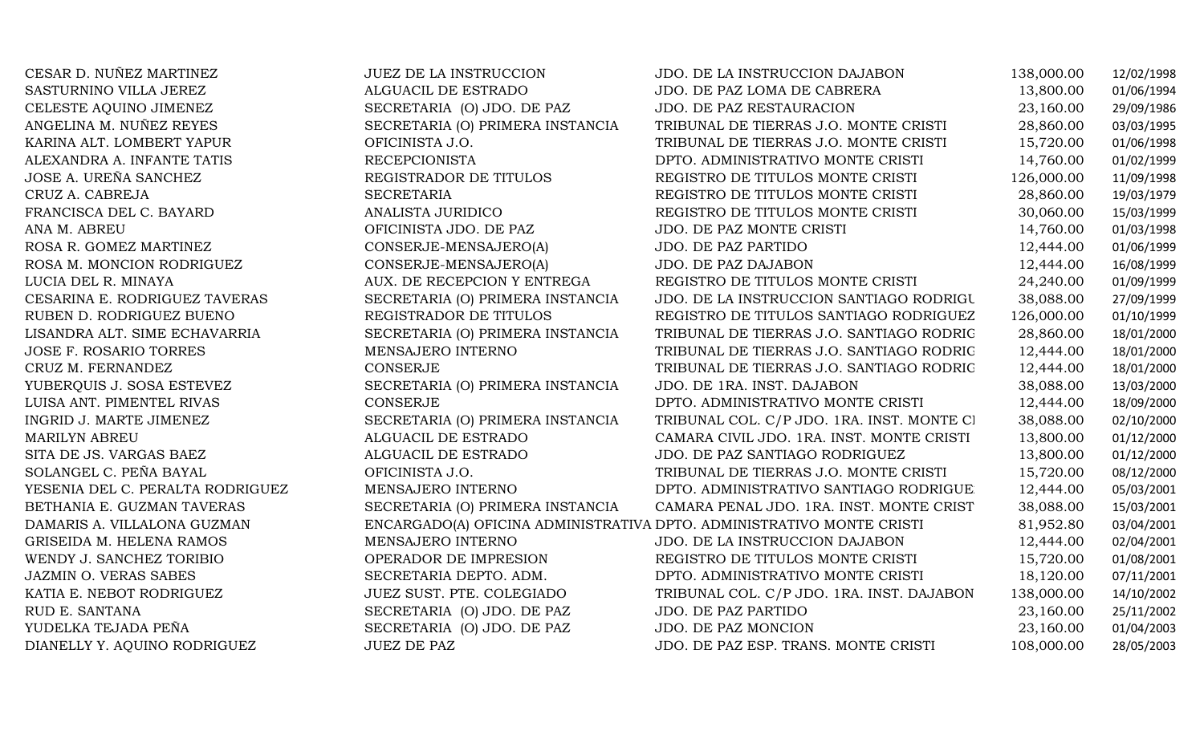| | | | | |
|---|---|---|---|---|
| CESAR D. NUÑEZ MARTINEZ | JUEZ DE LA INSTRUCCION | JDO. DE LA INSTRUCCION DAJABON | 138,000.00 | 12/02/1998 |
| SASTURNINO VILLA JEREZ | ALGUACIL DE ESTRADO | JDO. DE PAZ LOMA DE CABRERA | 13,800.00 | 01/06/1994 |
| CELESTE AQUINO JIMENEZ | SECRETARIA (O) JDO. DE PAZ | JDO. DE PAZ RESTAURACION | 23,160.00 | 29/09/1986 |
| ANGELINA M. NUÑEZ REYES | SECRETARIA (O) PRIMERA INSTANCIA | TRIBUNAL DE TIERRAS J.O. MONTE CRISTI | 28,860.00 | 03/03/1995 |
| KARINA ALT. LOMBERT YAPUR | OFICINISTA J.O. | TRIBUNAL DE TIERRAS J.O. MONTE CRISTI | 15,720.00 | 01/06/1998 |
| ALEXANDRA A. INFANTE TATIS | RECEPCIONISTA | DPTO. ADMINISTRATIVO MONTE CRISTI | 14,760.00 | 01/02/1999 |
| JOSE A. UREÑA SANCHEZ | REGISTRADOR DE TITULOS | REGISTRO DE TITULOS MONTE CRISTI | 126,000.00 | 11/09/1998 |
| CRUZ A. CABREJA | SECRETARIA | REGISTRO DE TITULOS MONTE CRISTI | 28,860.00 | 19/03/1979 |
| FRANCISCA DEL C. BAYARD | ANALISTA JURIDICO | REGISTRO DE TITULOS MONTE CRISTI | 30,060.00 | 15/03/1999 |
| ANA M. ABREU | OFICINISTA JDO. DE PAZ | JDO. DE PAZ MONTE CRISTI | 14,760.00 | 01/03/1998 |
| ROSA R. GOMEZ MARTINEZ | CONSERJE-MENSAJERO(A) | JDO. DE PAZ PARTIDO | 12,444.00 | 01/06/1999 |
| ROSA M. MONCION RODRIGUEZ | CONSERJE-MENSAJERO(A) | JDO. DE PAZ DAJABON | 12,444.00 | 16/08/1999 |
| LUCIA DEL R. MINAYA | AUX. DE RECEPCION Y ENTREGA | REGISTRO DE TITULOS MONTE CRISTI | 24,240.00 | 01/09/1999 |
| CESARINA E. RODRIGUEZ TAVERAS | SECRETARIA (O) PRIMERA INSTANCIA | JDO. DE LA INSTRUCCION SANTIAGO RODRIGU | 38,088.00 | 27/09/1999 |
| RUBEN D. RODRIGUEZ BUENO | REGISTRADOR DE TITULOS | REGISTRO DE TITULOS SANTIAGO RODRIGUEZ | 126,000.00 | 01/10/1999 |
| LISANDRA ALT. SIME ECHAVARRIA | SECRETARIA (O) PRIMERA INSTANCIA | TRIBUNAL DE TIERRAS J.O. SANTIAGO RODRIG | 28,860.00 | 18/01/2000 |
| JOSE F. ROSARIO TORRES | MENSAJERO INTERNO | TRIBUNAL DE TIERRAS J.O. SANTIAGO RODRIG | 12,444.00 | 18/01/2000 |
| CRUZ M. FERNANDEZ | CONSERJE | TRIBUNAL DE TIERRAS J.O. SANTIAGO RODRIG | 12,444.00 | 18/01/2000 |
| YUBERQUIS J. SOSA ESTEVEZ | SECRETARIA (O) PRIMERA INSTANCIA | JDO. DE 1RA. INST. DAJABON | 38,088.00 | 13/03/2000 |
| LUISA ANT. PIMENTEL RIVAS | CONSERJE | DPTO. ADMINISTRATIVO MONTE CRISTI | 12,444.00 | 18/09/2000 |
| INGRID J. MARTE JIMENEZ | SECRETARIA (O) PRIMERA INSTANCIA | TRIBUNAL COL. C/P JDO. 1RA. INST. MONTE CI | 38,088.00 | 02/10/2000 |
| MARILYN ABREU | ALGUACIL DE ESTRADO | CAMARA CIVIL JDO. 1RA. INST. MONTE CRISTI | 13,800.00 | 01/12/2000 |
| SITA DE JS. VARGAS BAEZ | ALGUACIL DE ESTRADO | JDO. DE PAZ SANTIAGO RODRIGUEZ | 13,800.00 | 01/12/2000 |
| SOLANGEL C. PEÑA BAYAL | OFICINISTA J.O. | TRIBUNAL DE TIERRAS J.O. MONTE CRISTI | 15,720.00 | 08/12/2000 |
| YESENIA DEL C. PERALTA RODRIGUEZ | MENSAJERO INTERNO | DPTO. ADMINISTRATIVO SANTIAGO RODRIGUE | 12,444.00 | 05/03/2001 |
| BETHANIA E. GUZMAN TAVERAS | SECRETARIA (O) PRIMERA INSTANCIA | CAMARA PENAL JDO. 1RA. INST. MONTE CRIST | 38,088.00 | 15/03/2001 |
| DAMARIS A. VILLALONA GUZMAN | ENCARGADO(A) OFICINA ADMINISTRATIVA | DPTO. ADMINISTRATIVO MONTE CRISTI | 81,952.80 | 03/04/2001 |
| GRISEIDA M. HELENA RAMOS | MENSAJERO INTERNO | JDO. DE LA INSTRUCCION DAJABON | 12,444.00 | 02/04/2001 |
| WENDY J. SANCHEZ TORIBIO | OPERADOR DE IMPRESION | REGISTRO DE TITULOS MONTE CRISTI | 15,720.00 | 01/08/2001 |
| JAZMIN O. VERAS SABES | SECRETARIA DEPTO. ADM. | DPTO. ADMINISTRATIVO MONTE CRISTI | 18,120.00 | 07/11/2001 |
| KATIA E. NEBOT RODRIGUEZ | JUEZ SUST. PTE. COLEGIADO | TRIBUNAL COL. C/P JDO. 1RA. INST. DAJABON | 138,000.00 | 14/10/2002 |
| RUD E. SANTANA | SECRETARIA (O) JDO. DE PAZ | JDO. DE PAZ PARTIDO | 23,160.00 | 25/11/2002 |
| YUDELKA TEJADA PEÑA | SECRETARIA (O) JDO. DE PAZ | JDO. DE PAZ MONCION | 23,160.00 | 01/04/2003 |
| DIANELLY Y. AQUINO RODRIGUEZ | JUEZ DE PAZ | JDO. DE PAZ ESP. TRANS. MONTE CRISTI | 108,000.00 | 28/05/2003 |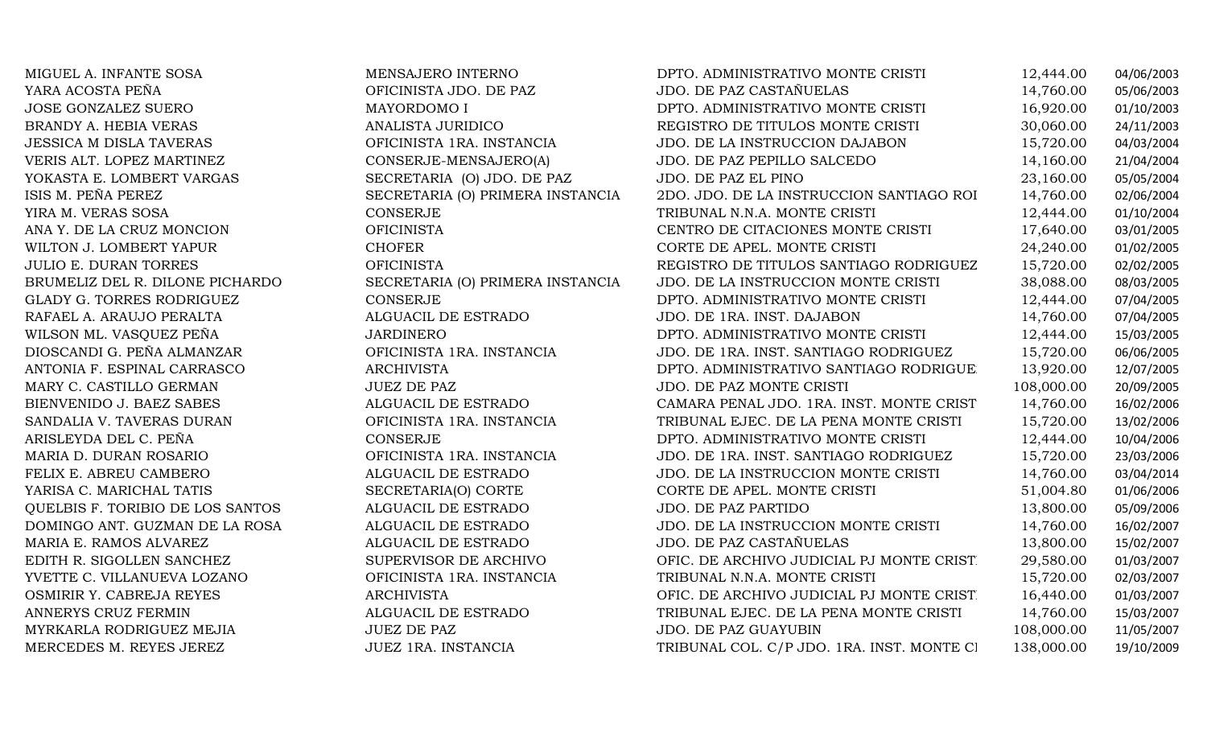| | | | | |
|---|---|---|---|---|
| MIGUEL A. INFANTE SOSA | MENSAJERO INTERNO | DPTO. ADMINISTRATIVO MONTE CRISTI | 12,444.00 | 04/06/2003 |
| YARA ACOSTA PEÑA | OFICINISTA JDO. DE PAZ | JDO. DE PAZ CASTAÑUELAS | 14,760.00 | 05/06/2003 |
| JOSE GONZALEZ SUERO | MAYORDOMO I | DPTO. ADMINISTRATIVO MONTE CRISTI | 16,920.00 | 01/10/2003 |
| BRANDY A. HEBIA VERAS | ANALISTA JURIDICO | REGISTRO DE TITULOS MONTE CRISTI | 30,060.00 | 24/11/2003 |
| JESSICA M DISLA TAVERAS | OFICINISTA 1RA. INSTANCIA | JDO. DE LA INSTRUCCION DAJABON | 15,720.00 | 04/03/2004 |
| VERIS ALT. LOPEZ MARTINEZ | CONSERJE-MENSAJERO(A) | JDO. DE PAZ PEPILLO SALCEDO | 14,160.00 | 21/04/2004 |
| YOKASTA E. LOMBERT VARGAS | SECRETARIA (O) JDO. DE PAZ | JDO. DE PAZ EL PINO | 23,160.00 | 05/05/2004 |
| ISIS M. PEÑA PEREZ | SECRETARIA (O) PRIMERA INSTANCIA | 2DO. JDO. DE LA INSTRUCCION SANTIAGO ROI | 14,760.00 | 02/06/2004 |
| YIRA M. VERAS SOSA | CONSERJE | TRIBUNAL N.N.A. MONTE CRISTI | 12,444.00 | 01/10/2004 |
| ANA Y. DE LA CRUZ MONCION | OFICINISTA | CENTRO DE CITACIONES MONTE CRISTI | 17,640.00 | 03/01/2005 |
| WILTON J. LOMBERT YAPUR | CHOFER | CORTE DE APEL. MONTE CRISTI | 24,240.00 | 01/02/2005 |
| JULIO E. DURAN TORRES | OFICINISTA | REGISTRO DE TITULOS SANTIAGO RODRIGUEZ | 15,720.00 | 02/02/2005 |
| BRUMELIZ DEL R. DILONE PICHARDO | SECRETARIA (O) PRIMERA INSTANCIA | JDO. DE LA INSTRUCCION MONTE CRISTI | 38,088.00 | 08/03/2005 |
| GLADY G. TORRES RODRIGUEZ | CONSERJE | DPTO. ADMINISTRATIVO MONTE CRISTI | 12,444.00 | 07/04/2005 |
| RAFAEL A. ARAUJO PERALTA | ALGUACIL DE ESTRADO | JDO. DE 1RA. INST. DAJABON | 14,760.00 | 07/04/2005 |
| WILSON ML. VASQUEZ PEÑA | JARDINERO | DPTO. ADMINISTRATIVO MONTE CRISTI | 12,444.00 | 15/03/2005 |
| DIOSCANDI G. PEÑA ALMANZAR | OFICINISTA 1RA. INSTANCIA | JDO. DE 1RA. INST. SANTIAGO RODRIGUEZ | 15,720.00 | 06/06/2005 |
| ANTONIA F. ESPINAL CARRASCO | ARCHIVISTA | DPTO. ADMINISTRATIVO SANTIAGO RODRIGUE | 13,920.00 | 12/07/2005 |
| MARY C. CASTILLO GERMAN | JUEZ DE PAZ | JDO. DE PAZ MONTE CRISTI | 108,000.00 | 20/09/2005 |
| BIENVENIDO J. BAEZ SABES | ALGUACIL DE ESTRADO | CAMARA PENAL JDO. 1RA. INST. MONTE CRIST | 14,760.00 | 16/02/2006 |
| SANDALIA V. TAVERAS DURAN | OFICINISTA 1RA. INSTANCIA | TRIBUNAL EJEC. DE LA PENA MONTE CRISTI | 15,720.00 | 13/02/2006 |
| ARISLEYDA DEL C. PEÑA | CONSERJE | DPTO. ADMINISTRATIVO MONTE CRISTI | 12,444.00 | 10/04/2006 |
| MARIA D. DURAN ROSARIO | OFICINISTA 1RA. INSTANCIA | JDO. DE 1RA. INST. SANTIAGO RODRIGUEZ | 15,720.00 | 23/03/2006 |
| FELIX E. ABREU CAMBERO | ALGUACIL DE ESTRADO | JDO. DE LA INSTRUCCION MONTE CRISTI | 14,760.00 | 03/04/2014 |
| YARISA C. MARICHAL TATIS | SECRETARIA(O) CORTE | CORTE DE APEL. MONTE CRISTI | 51,004.80 | 01/06/2006 |
| QUELBIS F. TORIBIO DE LOS SANTOS | ALGUACIL DE ESTRADO | JDO. DE PAZ PARTIDO | 13,800.00 | 05/09/2006 |
| DOMINGO ANT. GUZMAN DE LA ROSA | ALGUACIL DE ESTRADO | JDO. DE LA INSTRUCCION MONTE CRISTI | 14,760.00 | 16/02/2007 |
| MARIA E. RAMOS ALVAREZ | ALGUACIL DE ESTRADO | JDO. DE PAZ CASTAÑUELAS | 13,800.00 | 15/02/2007 |
| EDITH R. SIGOLLEN SANCHEZ | SUPERVISOR DE ARCHIVO | OFIC. DE ARCHIVO JUDICIAL PJ MONTE CRIST | 29,580.00 | 01/03/2007 |
| YVETTE C. VILLANUEVA LOZANO | OFICINISTA 1RA. INSTANCIA | TRIBUNAL N.N.A. MONTE CRISTI | 15,720.00 | 02/03/2007 |
| OSMIRIR Y. CABREJA REYES | ARCHIVISTA | OFIC. DE ARCHIVO JUDICIAL PJ MONTE CRIST | 16,440.00 | 01/03/2007 |
| ANNERYS CRUZ FERMIN | ALGUACIL DE ESTRADO | TRIBUNAL EJEC. DE LA PENA MONTE CRISTI | 14,760.00 | 15/03/2007 |
| MYRKARLA RODRIGUEZ MEJIA | JUEZ DE PAZ | JDO. DE PAZ GUAYUBIN | 108,000.00 | 11/05/2007 |
| MERCEDES M. REYES JEREZ | JUEZ 1RA. INSTANCIA | TRIBUNAL COL. C/P JDO. 1RA. INST. MONTE CI | 138,000.00 | 19/10/2009 |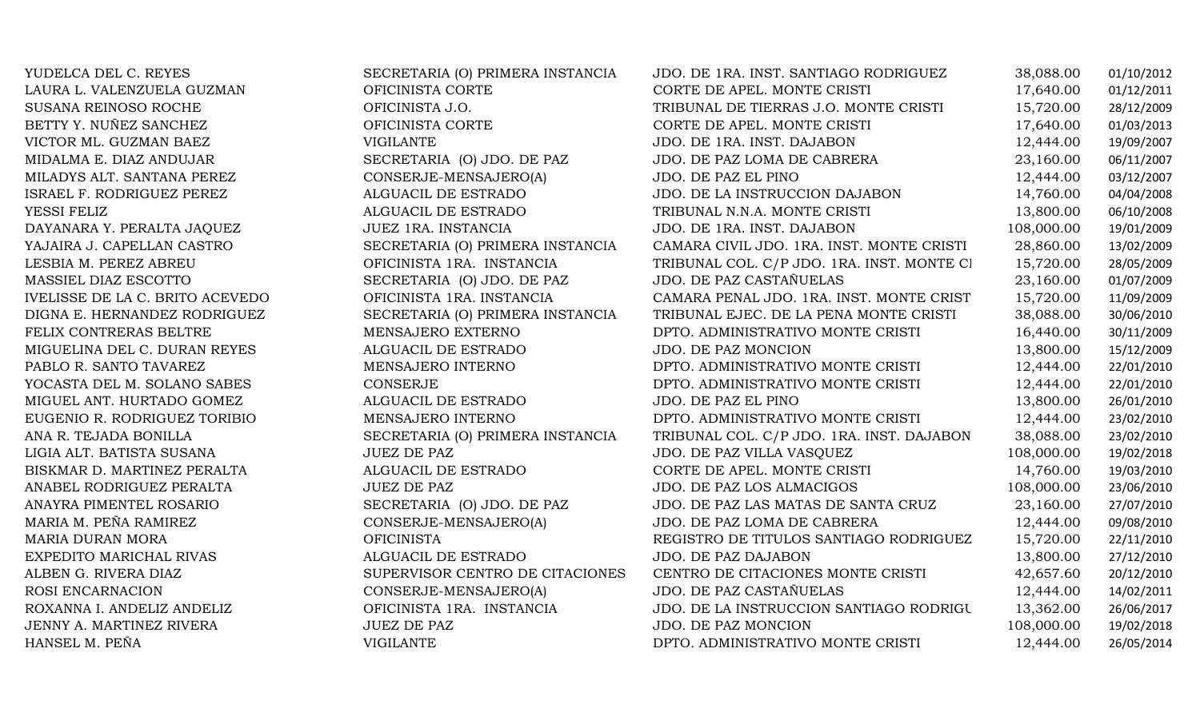| | | | | |
|---|---|---|---|---|
| YUDELCA DEL C. REYES | SECRETARIA (O) PRIMERA INSTANCIA | JDO. DE 1RA. INST. SANTIAGO RODRIGUEZ | 38,088.00 | 01/10/2012 |
| LAURA L. VALENZUELA GUZMAN | OFICINISTA CORTE | CORTE DE APEL. MONTE CRISTI | 17,640.00 | 01/12/2011 |
| SUSANA REINOSO ROCHE | OFICINISTA J.O. | TRIBUNAL DE TIERRAS J.O. MONTE CRISTI | 15,720.00 | 28/12/2009 |
| BETTY Y. NUÑEZ SANCHEZ | OFICINISTA CORTE | CORTE DE APEL. MONTE CRISTI | 17,640.00 | 01/03/2013 |
| VICTOR ML. GUZMAN BAEZ | VIGILANTE | JDO. DE 1RA. INST. DAJABON | 12,444.00 | 19/09/2007 |
| MIDALMA E. DIAZ ANDUJAR | SECRETARIA (O) JDO. DE PAZ | JDO. DE PAZ LOMA DE CABRERA | 23,160.00 | 06/11/2007 |
| MILADYS ALT. SANTANA PEREZ | CONSERJE-MENSAJERO(A) | JDO. DE PAZ EL PINO | 12,444.00 | 03/12/2007 |
| ISRAEL F. RODRIGUEZ PEREZ | ALGUACIL DE ESTRADO | JDO. DE LA INSTRUCCION DAJABON | 14,760.00 | 04/04/2008 |
| YESSI FELIZ | ALGUACIL DE ESTRADO | TRIBUNAL N.N.A. MONTE CRISTI | 13,800.00 | 06/10/2008 |
| DAYANARA Y. PERALTA JAQUEZ | JUEZ 1RA. INSTANCIA | JDO. DE 1RA. INST. DAJABON | 108,000.00 | 19/01/2009 |
| YAJAIRA J. CAPELLAN CASTRO | SECRETARIA (O) PRIMERA INSTANCIA | CAMARA CIVIL JDO. 1RA. INST. MONTE CRISTI | 28,860.00 | 13/02/2009 |
| LESBIA M. PEREZ ABREU | OFICINISTA 1RA. INSTANCIA | TRIBUNAL COL. C/P JDO. 1RA. INST. MONTE CI | 15,720.00 | 28/05/2009 |
| MASSIEL DIAZ ESCOTTO | SECRETARIA (O) JDO. DE PAZ | JDO. DE PAZ CASTAÑUELAS | 23,160.00 | 01/07/2009 |
| IVELISSE DE LA C. BRITO ACEVEDO | OFICINISTA 1RA. INSTANCIA | CAMARA PENAL JDO. 1RA. INST. MONTE CRIST | 15,720.00 | 11/09/2009 |
| DIGNA E. HERNANDEZ RODRIGUEZ | SECRETARIA (O) PRIMERA INSTANCIA | TRIBUNAL EJEC. DE LA PENA MONTE CRISTI | 38,088.00 | 30/06/2010 |
| FELIX CONTRERAS BELTRE | MENSAJERO EXTERNO | DPTO. ADMINISTRATIVO MONTE CRISTI | 16,440.00 | 30/11/2009 |
| MIGUELINA DEL C. DURAN REYES | ALGUACIL DE ESTRADO | JDO. DE PAZ MONCION | 13,800.00 | 15/12/2009 |
| PABLO R. SANTO TAVAREZ | MENSAJERO INTERNO | DPTO. ADMINISTRATIVO MONTE CRISTI | 12,444.00 | 22/01/2010 |
| YOCASTA DEL M. SOLANO SABES | CONSERJE | DPTO. ADMINISTRATIVO MONTE CRISTI | 12,444.00 | 22/01/2010 |
| MIGUEL ANT. HURTADO GOMEZ | ALGUACIL DE ESTRADO | JDO. DE PAZ EL PINO | 13,800.00 | 26/01/2010 |
| EUGENIO R. RODRIGUEZ TORIBIO | MENSAJERO INTERNO | DPTO. ADMINISTRATIVO MONTE CRISTI | 12,444.00 | 23/02/2010 |
| ANA R. TEJADA BONILLA | SECRETARIA (O) PRIMERA INSTANCIA | TRIBUNAL COL. C/P JDO. 1RA. INST. DAJABON | 38,088.00 | 23/02/2010 |
| LIGIA ALT. BATISTA SUSANA | JUEZ DE PAZ | JDO. DE PAZ VILLA VASQUEZ | 108,000.00 | 19/02/2018 |
| BISKMAR D. MARTINEZ PERALTA | ALGUACIL DE ESTRADO | CORTE DE APEL. MONTE CRISTI | 14,760.00 | 19/03/2010 |
| ANABEL RODRIGUEZ PERALTA | JUEZ DE PAZ | JDO. DE PAZ LOS ALMACIGOS | 108,000.00 | 23/06/2010 |
| ANAYRA PIMENTEL ROSARIO | SECRETARIA (O) JDO. DE PAZ | JDO. DE PAZ LAS MATAS DE SANTA CRUZ | 23,160.00 | 27/07/2010 |
| MARIA M. PEÑA RAMIREZ | CONSERJE-MENSAJERO(A) | JDO. DE PAZ LOMA DE CABRERA | 12,444.00 | 09/08/2010 |
| MARIA DURAN MORA | OFICINISTA | REGISTRO DE TITULOS SANTIAGO RODRIGUEZ | 15,720.00 | 22/11/2010 |
| EXPEDITO MARICHAL RIVAS | ALGUACIL DE ESTRADO | JDO. DE PAZ DAJABON | 13,800.00 | 27/12/2010 |
| ALBEN G. RIVERA DIAZ | SUPERVISOR CENTRO DE CITACIONES | CENTRO DE CITACIONES MONTE CRISTI | 42,657.60 | 20/12/2010 |
| ROSI ENCARNACION | CONSERJE-MENSAJERO(A) | JDO. DE PAZ CASTAÑUELAS | 12,444.00 | 14/02/2011 |
| ROXANNA I. ANDELIZ ANDELIZ | OFICINISTA 1RA. INSTANCIA | JDO. DE LA INSTRUCCION SANTIAGO RODRIGU | 13,362.00 | 26/06/2017 |
| JENNY A. MARTINEZ RIVERA | JUEZ DE PAZ | JDO. DE PAZ MONCION | 108,000.00 | 19/02/2018 |
| HANSEL M. PEÑA | VIGILANTE | DPTO. ADMINISTRATIVO MONTE CRISTI | 12,444.00 | 26/05/2014 |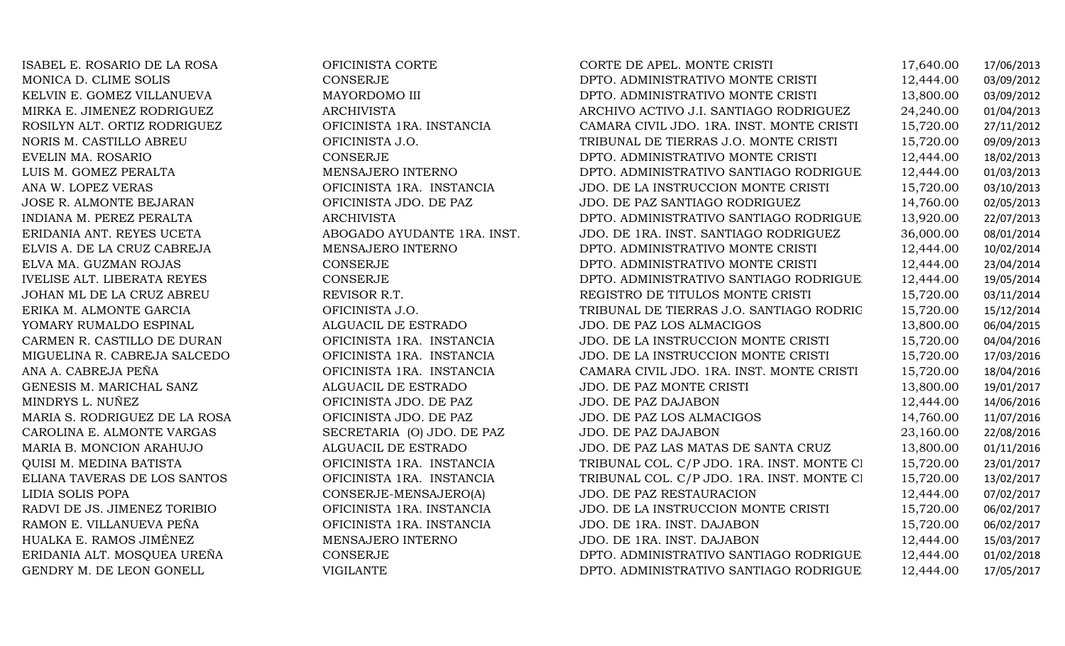| | | | | |
|---|---|---|---|---|
| ISABEL E. ROSARIO DE LA ROSA | OFICINISTA CORTE | CORTE DE APEL. MONTE CRISTI | 17,640.00 | 17/06/2013 |
| MONICA D. CLIME SOLIS | CONSERJE | DPTO. ADMINISTRATIVO MONTE CRISTI | 12,444.00 | 03/09/2012 |
| KELVIN E. GOMEZ VILLANUEVA | MAYORDOMO III | DPTO. ADMINISTRATIVO MONTE CRISTI | 13,800.00 | 03/09/2012 |
| MIRKA E. JIMENEZ RODRIGUEZ | ARCHIVISTA | ARCHIVO ACTIVO J.I. SANTIAGO RODRIGUEZ | 24,240.00 | 01/04/2013 |
| ROSILYN ALT. ORTIZ RODRIGUEZ | OFICINISTA 1RA. INSTANCIA | CAMARA CIVIL JDO. 1RA. INST. MONTE CRISTI | 15,720.00 | 27/11/2012 |
| NORIS M. CASTILLO ABREU | OFICINISTA J.O. | TRIBUNAL DE TIERRAS J.O. MONTE CRISTI | 15,720.00 | 09/09/2013 |
| EVELIN MA. ROSARIO | CONSERJE | DPTO. ADMINISTRATIVO MONTE CRISTI | 12,444.00 | 18/02/2013 |
| LUIS M. GOMEZ PERALTA | MENSAJERO INTERNO | DPTO. ADMINISTRATIVO SANTIAGO RODRIGUE | 12,444.00 | 01/03/2013 |
| ANA W. LOPEZ VERAS | OFICINISTA 1RA. INSTANCIA | JDO. DE LA INSTRUCCION MONTE CRISTI | 15,720.00 | 03/10/2013 |
| JOSE R. ALMONTE BEJARAN | OFICINISTA JDO. DE PAZ | JDO. DE PAZ SANTIAGO RODRIGUEZ | 14,760.00 | 02/05/2013 |
| INDIANA M. PEREZ PERALTA | ARCHIVISTA | DPTO. ADMINISTRATIVO SANTIAGO RODRIGUE | 13,920.00 | 22/07/2013 |
| ERIDANIA ANT. REYES UCETA | ABOGADO AYUDANTE 1RA. INST. | JDO. DE 1RA. INST. SANTIAGO RODRIGUEZ | 36,000.00 | 08/01/2014 |
| ELVIS A. DE LA CRUZ CABREJA | MENSAJERO INTERNO | DPTO. ADMINISTRATIVO MONTE CRISTI | 12,444.00 | 10/02/2014 |
| ELVA MA. GUZMAN ROJAS | CONSERJE | DPTO. ADMINISTRATIVO MONTE CRISTI | 12,444.00 | 23/04/2014 |
| IVELISE ALT. LIBERATA REYES | CONSERJE | DPTO. ADMINISTRATIVO SANTIAGO RODRIGUE | 12,444.00 | 19/05/2014 |
| JOHAN ML DE LA CRUZ ABREU | REVISOR R.T. | REGISTRO DE TITULOS MONTE CRISTI | 15,720.00 | 03/11/2014 |
| ERIKA M. ALMONTE GARCIA | OFICINISTA J.O. | TRIBUNAL DE TIERRAS J.O. SANTIAGO RODRIG | 15,720.00 | 15/12/2014 |
| YOMARY RUMALDO ESPINAL | ALGUACIL DE ESTRADO | JDO. DE PAZ LOS ALMACIGOS | 13,800.00 | 06/04/2015 |
| CARMEN R. CASTILLO DE DURAN | OFICINISTA 1RA. INSTANCIA | JDO. DE LA INSTRUCCION MONTE CRISTI | 15,720.00 | 04/04/2016 |
| MIGUELINA R. CABREJA SALCEDO | OFICINISTA 1RA. INSTANCIA | JDO. DE LA INSTRUCCION MONTE CRISTI | 15,720.00 | 17/03/2016 |
| ANA A. CABREJA PEÑA | OFICINISTA 1RA. INSTANCIA | CAMARA CIVIL JDO. 1RA. INST. MONTE CRISTI | 15,720.00 | 18/04/2016 |
| GENESIS M. MARICHAL SANZ | ALGUACIL DE ESTRADO | JDO. DE PAZ MONTE CRISTI | 13,800.00 | 19/01/2017 |
| MINDRYS L. NUÑEZ | OFICINISTA JDO. DE PAZ | JDO. DE PAZ DAJABON | 12,444.00 | 14/06/2016 |
| MARIA S. RODRIGUEZ DE LA ROSA | OFICINISTA JDO. DE PAZ | JDO. DE PAZ LOS ALMACIGOS | 14,760.00 | 11/07/2016 |
| CAROLINA E. ALMONTE VARGAS | SECRETARIA (O) JDO. DE PAZ | JDO. DE PAZ DAJABON | 23,160.00 | 22/08/2016 |
| MARIA B. MONCION ARAHUJO | ALGUACIL DE ESTRADO | JDO. DE PAZ LAS MATAS DE SANTA CRUZ | 13,800.00 | 01/11/2016 |
| QUISI M. MEDINA BATISTA | OFICINISTA 1RA. INSTANCIA | TRIBUNAL COL. C/P JDO. 1RA. INST. MONTE CI | 15,720.00 | 23/01/2017 |
| ELIANA TAVERAS DE LOS SANTOS | OFICINISTA 1RA. INSTANCIA | TRIBUNAL COL. C/P JDO. 1RA. INST. MONTE CI | 15,720.00 | 13/02/2017 |
| LIDIA SOLIS POPA | CONSERJE-MENSAJERO(A) | JDO. DE PAZ RESTAURACION | 12,444.00 | 07/02/2017 |
| RADVI DE JS. JIMENEZ TORIBIO | OFICINISTA 1RA. INSTANCIA | JDO. DE LA INSTRUCCION MONTE CRISTI | 15,720.00 | 06/02/2017 |
| RAMON E. VILLANUEVA PEÑA | OFICINISTA 1RA. INSTANCIA | JDO. DE 1RA. INST. DAJABON | 15,720.00 | 06/02/2017 |
| HUALKA E. RAMOS JIMÉNEZ | MENSAJERO INTERNO | JDO. DE 1RA. INST. DAJABON | 12,444.00 | 15/03/2017 |
| ERIDANIA ALT. MOSQUEA UREÑA | CONSERJE | DPTO. ADMINISTRATIVO SANTIAGO RODRIGUE | 12,444.00 | 01/02/2018 |
| GENDRY M. DE LEON GONELL | VIGILANTE | DPTO. ADMINISTRATIVO SANTIAGO RODRIGUE | 12,444.00 | 17/05/2017 |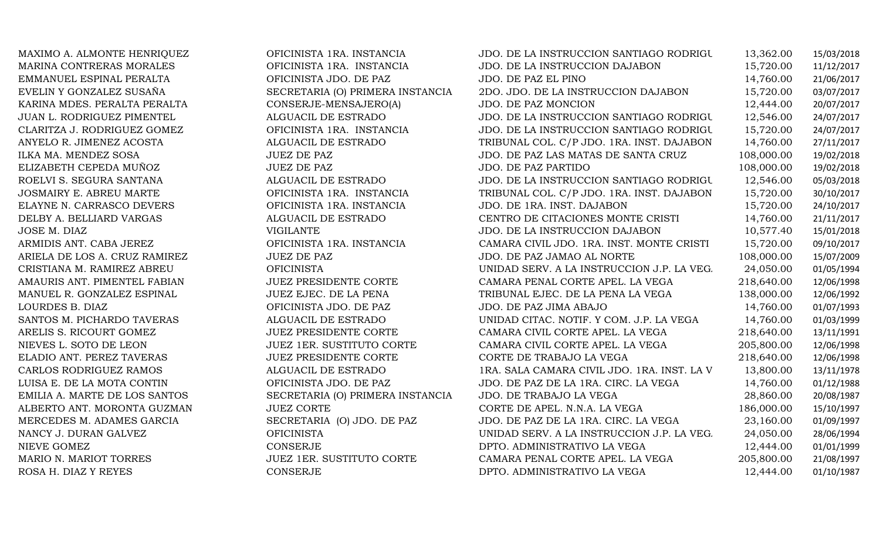| | | | | |
|---|---|---|---|---|
| MAXIMO A. ALMONTE HENRIQUEZ | OFICINISTA 1RA. INSTANCIA | JDO. DE LA INSTRUCCION SANTIAGO RODRIGU | 13,362.00 | 15/03/2018 |
| MARINA CONTRERAS MORALES | OFICINISTA 1RA. INSTANCIA | JDO. DE LA INSTRUCCION DAJABON | 15,720.00 | 11/12/2017 |
| EMMANUEL ESPINAL PERALTA | OFICINISTA JDO. DE PAZ | JDO. DE PAZ EL PINO | 14,760.00 | 21/06/2017 |
| EVELIN Y GONZALEZ SUSAÑA | SECRETARIA (O) PRIMERA INSTANCIA | 2DO. JDO. DE LA INSTRUCCION DAJABON | 15,720.00 | 03/07/2017 |
| KARINA MDES. PERALTA PERALTA | CONSERJE-MENSAJERO(A) | JDO. DE PAZ MONCION | 12,444.00 | 20/07/2017 |
| JUAN L. RODRIGUEZ PIMENTEL | ALGUACIL DE ESTRADO | JDO. DE LA INSTRUCCION SANTIAGO RODRIGU | 12,546.00 | 24/07/2017 |
| CLARITZA J. RODRIGUEZ GOMEZ | OFICINISTA 1RA. INSTANCIA | JDO. DE LA INSTRUCCION SANTIAGO RODRIGU | 15,720.00 | 24/07/2017 |
| ANYELO R. JIMENEZ ACOSTA | ALGUACIL DE ESTRADO | TRIBUNAL COL. C/P JDO. 1RA. INST. DAJABON | 14,760.00 | 27/11/2017 |
| ILKA MA. MENDEZ SOSA | JUEZ DE PAZ | JDO. DE PAZ LAS MATAS DE SANTA CRUZ | 108,000.00 | 19/02/2018 |
| ELIZABETH CEPEDA MUÑOZ | JUEZ DE PAZ | JDO. DE PAZ PARTIDO | 108,000.00 | 19/02/2018 |
| ROELVI S. SEGURA SANTANA | ALGUACIL DE ESTRADO | JDO. DE LA INSTRUCCION SANTIAGO RODRIGU | 12,546.00 | 05/03/2018 |
| JOSMAIRY E. ABREU MARTE | OFICINISTA 1RA. INSTANCIA | TRIBUNAL COL. C/P JDO. 1RA. INST. DAJABON | 15,720.00 | 30/10/2017 |
| ELAYNE N. CARRASCO DEVERS | OFICINISTA 1RA. INSTANCIA | JDO. DE 1RA. INST. DAJABON | 15,720.00 | 24/10/2017 |
| DELBY A. BELLIARD VARGAS | ALGUACIL DE ESTRADO | CENTRO DE CITACIONES MONTE CRISTI | 14,760.00 | 21/11/2017 |
| JOSE M. DIAZ | VIGILANTE | JDO. DE LA INSTRUCCION DAJABON | 10,577.40 | 15/01/2018 |
| ARMIDIS ANT. CABA JEREZ | OFICINISTA 1RA. INSTANCIA | CAMARA CIVIL JDO. 1RA. INST. MONTE CRISTI | 15,720.00 | 09/10/2017 |
| ARIELA DE LOS A. CRUZ RAMIREZ | JUEZ DE PAZ | JDO. DE PAZ JAMAO AL NORTE | 108,000.00 | 15/07/2009 |
| CRISTIANA M. RAMIREZ ABREU | OFICINISTA | UNIDAD SERV. A LA INSTRUCCION J.P. LA VEG. | 24,050.00 | 01/05/1994 |
| AMAURIS ANT. PIMENTEL FABIAN | JUEZ PRESIDENTE CORTE | CAMARA PENAL CORTE APEL. LA VEGA | 218,640.00 | 12/06/1998 |
| MANUEL R. GONZALEZ ESPINAL | JUEZ EJEC. DE LA PENA | TRIBUNAL EJEC. DE LA PENA LA VEGA | 138,000.00 | 12/06/1992 |
| LOURDES B. DIAZ | OFICINISTA JDO. DE PAZ | JDO. DE PAZ JIMA ABAJO | 14,760.00 | 01/07/1993 |
| SANTOS M. PICHARDO TAVERAS | ALGUACIL DE ESTRADO | UNIDAD CITAC. NOTIF. Y COM. J.P. LA VEGA | 14,760.00 | 01/03/1999 |
| ARELIS S. RICOURT GOMEZ | JUEZ PRESIDENTE CORTE | CAMARA CIVIL CORTE APEL. LA VEGA | 218,640.00 | 13/11/1991 |
| NIEVES L. SOTO DE LEON | JUEZ 1ER. SUSTITUTO CORTE | CAMARA CIVIL CORTE APEL. LA VEGA | 205,800.00 | 12/06/1998 |
| ELADIO ANT. PEREZ TAVERAS | JUEZ PRESIDENTE CORTE | CORTE DE TRABAJO LA VEGA | 218,640.00 | 12/06/1998 |
| CARLOS RODRIGUEZ RAMOS | ALGUACIL DE ESTRADO | 1RA. SALA CAMARA CIVIL JDO. 1RA. INST. LA V | 13,800.00 | 13/11/1978 |
| LUISA E. DE LA MOTA CONTIN | OFICINISTA JDO. DE PAZ | JDO. DE PAZ DE LA 1RA. CIRC. LA VEGA | 14,760.00 | 01/12/1988 |
| EMILIA A. MARTE DE LOS SANTOS | SECRETARIA (O) PRIMERA INSTANCIA | JDO. DE TRABAJO LA VEGA | 28,860.00 | 20/08/1987 |
| ALBERTO ANT. MORONTA GUZMAN | JUEZ CORTE | CORTE DE APEL. N.N.A. LA VEGA | 186,000.00 | 15/10/1997 |
| MERCEDES M. ADAMES GARCIA | SECRETARIA (O) JDO. DE PAZ | JDO. DE PAZ DE LA 1RA. CIRC. LA VEGA | 23,160.00 | 01/09/1997 |
| NANCY J. DURAN GALVEZ | OFICINISTA | UNIDAD SERV. A LA INSTRUCCION J.P. LA VEG. | 24,050.00 | 28/06/1994 |
| NIEVE GOMEZ | CONSERJE | DPTO. ADMINISTRATIVO LA VEGA | 12,444.00 | 01/01/1999 |
| MARIO N. MARIOT TORRES | JUEZ 1ER. SUSTITUTO CORTE | CAMARA PENAL CORTE APEL. LA VEGA | 205,800.00 | 21/08/1997 |
| ROSA H. DIAZ Y REYES | CONSERJE | DPTO. ADMINISTRATIVO LA VEGA | 12,444.00 | 01/10/1987 |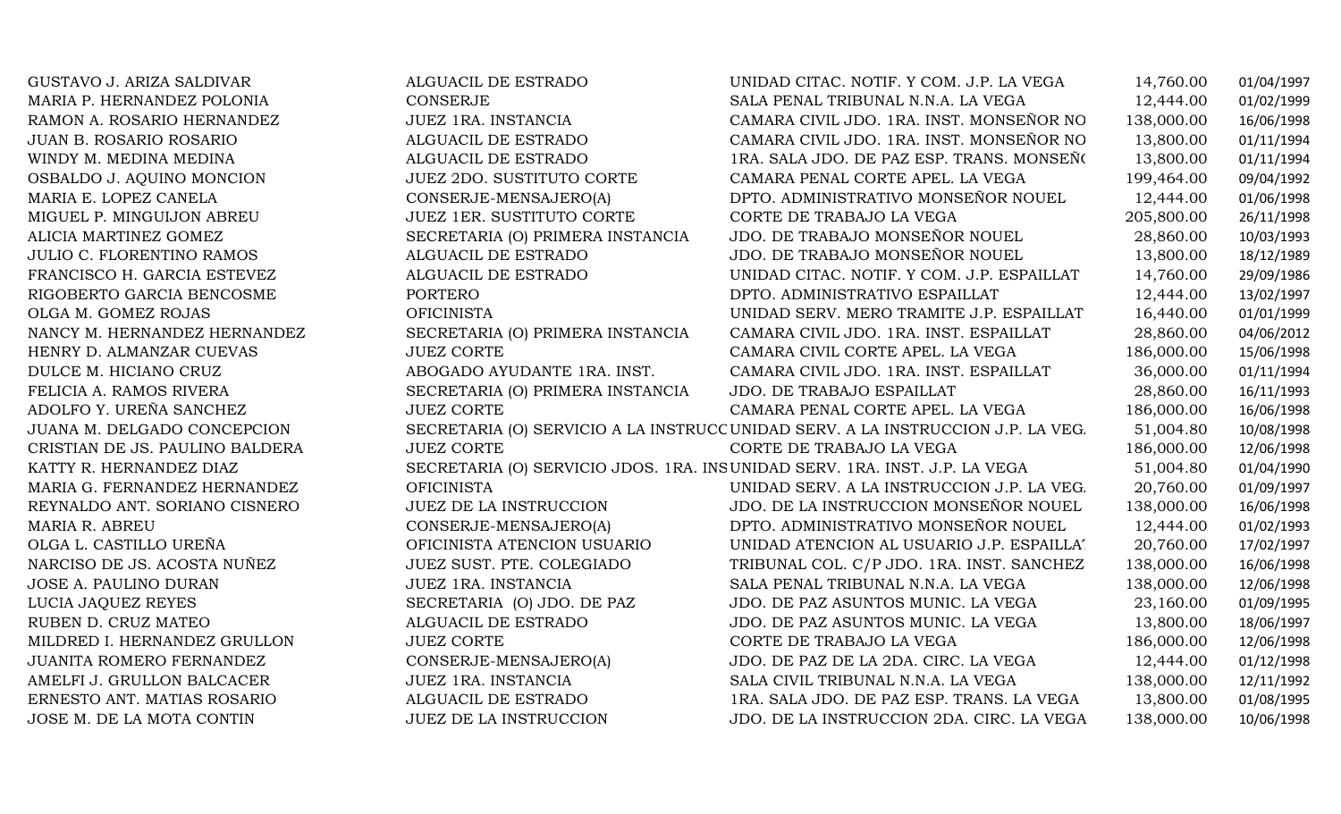| | | | | |
|---|---|---|---|---|
| GUSTAVO J. ARIZA SALDIVAR | ALGUACIL DE ESTRADO | UNIDAD CITAC. NOTIF. Y COM. J.P. LA VEGA | 14,760.00 | 01/04/1997 |
| MARIA P. HERNANDEZ POLONIA | CONSERJE | SALA PENAL TRIBUNAL N.N.A. LA VEGA | 12,444.00 | 01/02/1999 |
| RAMON A. ROSARIO HERNANDEZ | JUEZ 1RA. INSTANCIA | CAMARA CIVIL JDO. 1RA. INST. MONSEÑOR NO | 138,000.00 | 16/06/1998 |
| JUAN B. ROSARIO ROSARIO | ALGUACIL DE ESTRADO | CAMARA CIVIL JDO. 1RA. INST. MONSEÑOR NO | 13,800.00 | 01/11/1994 |
| WINDY M. MEDINA MEDINA | ALGUACIL DE ESTRADO | 1RA. SALA JDO. DE PAZ ESP. TRANS. MONSEÑ( | 13,800.00 | 01/11/1994 |
| OSBALDO J. AQUINO MONCION | JUEZ 2DO. SUSTITUTO CORTE | CAMARA PENAL CORTE APEL. LA VEGA | 199,464.00 | 09/04/1992 |
| MARIA E. LOPEZ CANELA | CONSERJE-MENSAJERO(A) | DPTO. ADMINISTRATIVO MONSEÑOR NOUEL | 12,444.00 | 01/06/1998 |
| MIGUEL P. MINGUIJON ABREU | JUEZ 1ER. SUSTITUTO CORTE | CORTE DE TRABAJO LA VEGA | 205,800.00 | 26/11/1998 |
| ALICIA MARTINEZ GOMEZ | SECRETARIA (O) PRIMERA INSTANCIA | JDO. DE TRABAJO MONSEÑOR NOUEL | 28,860.00 | 10/03/1993 |
| JULIO C. FLORENTINO RAMOS | ALGUACIL DE ESTRADO | JDO. DE TRABAJO MONSEÑOR NOUEL | 13,800.00 | 18/12/1989 |
| FRANCISCO H. GARCIA ESTEVEZ | ALGUACIL DE ESTRADO | UNIDAD CITAC. NOTIF. Y COM. J.P. ESPAILLAT | 14,760.00 | 29/09/1986 |
| RIGOBERTO GARCIA BENCOSME | PORTERO | DPTO. ADMINISTRATIVO ESPAILLAT | 12,444.00 | 13/02/1997 |
| OLGA M. GOMEZ ROJAS | OFICINISTA | UNIDAD SERV. MERO TRAMITE J.P. ESPAILLAT | 16,440.00 | 01/01/1999 |
| NANCY M. HERNANDEZ HERNANDEZ | SECRETARIA (O) PRIMERA INSTANCIA | CAMARA CIVIL JDO. 1RA. INST. ESPAILLAT | 28,860.00 | 04/06/2012 |
| HENRY D. ALMANZAR CUEVAS | JUEZ CORTE | CAMARA CIVIL CORTE APEL. LA VEGA | 186,000.00 | 15/06/1998 |
| DULCE M. HICIANO CRUZ | ABOGADO AYUDANTE 1RA. INST. | CAMARA CIVIL JDO. 1RA. INST. ESPAILLAT | 36,000.00 | 01/11/1994 |
| FELICIA A. RAMOS RIVERA | SECRETARIA (O) PRIMERA INSTANCIA | JDO. DE TRABAJO ESPAILLAT | 28,860.00 | 16/11/1993 |
| ADOLFO Y. UREÑA SANCHEZ | JUEZ CORTE | CAMARA PENAL CORTE APEL. LA VEGA | 186,000.00 | 16/06/1998 |
| JUANA M. DELGADO CONCEPCION | SECRETARIA (O) SERVICIO A LA INSTRUCC | UNIDAD SERV. A LA INSTRUCCION J.P. LA VEG. | 51,004.80 | 10/08/1998 |
| CRISTIAN DE JS. PAULINO BALDERA | JUEZ CORTE | CORTE DE TRABAJO LA VEGA | 186,000.00 | 12/06/1998 |
| KATTY R. HERNANDEZ DIAZ | SECRETARIA (O) SERVICIO JDOS. 1RA. INS | UNIDAD SERV. 1RA. INST. J.P. LA VEGA | 51,004.80 | 01/04/1990 |
| MARIA G. FERNANDEZ HERNANDEZ | OFICINISTA | UNIDAD SERV. A LA INSTRUCCION J.P. LA VEG. | 20,760.00 | 01/09/1997 |
| REYNALDO ANT. SORIANO CISNERO | JUEZ DE LA INSTRUCCION | JDO. DE LA INSTRUCCION MONSEÑOR NOUEL | 138,000.00 | 16/06/1998 |
| MARIA R. ABREU | CONSERJE-MENSAJERO(A) | DPTO. ADMINISTRATIVO MONSEÑOR NOUEL | 12,444.00 | 01/02/1993 |
| OLGA L. CASTILLO UREÑA | OFICINISTA ATENCION USUARIO | UNIDAD ATENCION AL USUARIO J.P. ESPAILLA' | 20,760.00 | 17/02/1997 |
| NARCISO DE JS. ACOSTA NUÑEZ | JUEZ SUST. PTE. COLEGIADO | TRIBUNAL COL. C/P JDO. 1RA. INST. SANCHEZ | 138,000.00 | 16/06/1998 |
| JOSE A. PAULINO DURAN | JUEZ 1RA. INSTANCIA | SALA PENAL TRIBUNAL N.N.A. LA VEGA | 138,000.00 | 12/06/1998 |
| LUCIA JAQUEZ REYES | SECRETARIA (O) JDO. DE PAZ | JDO. DE PAZ ASUNTOS MUNIC. LA VEGA | 23,160.00 | 01/09/1995 |
| RUBEN D. CRUZ MATEO | ALGUACIL DE ESTRADO | JDO. DE PAZ ASUNTOS MUNIC. LA VEGA | 13,800.00 | 18/06/1997 |
| MILDRED I. HERNANDEZ GRULLON | JUEZ CORTE | CORTE DE TRABAJO LA VEGA | 186,000.00 | 12/06/1998 |
| JUANITA ROMERO FERNANDEZ | CONSERJE-MENSAJERO(A) | JDO. DE PAZ DE LA 2DA. CIRC. LA VEGA | 12,444.00 | 01/12/1998 |
| AMELFI J. GRULLON BALCACER | JUEZ 1RA. INSTANCIA | SALA CIVIL TRIBUNAL N.N.A. LA VEGA | 138,000.00 | 12/11/1992 |
| ERNESTO ANT. MATIAS ROSARIO | ALGUACIL DE ESTRADO | 1RA. SALA JDO. DE PAZ ESP. TRANS. LA VEGA | 13,800.00 | 01/08/1995 |
| JOSE M. DE LA MOTA CONTIN | JUEZ DE LA INSTRUCCION | JDO. DE LA INSTRUCCION 2DA. CIRC. LA VEGA | 138,000.00 | 10/06/1998 |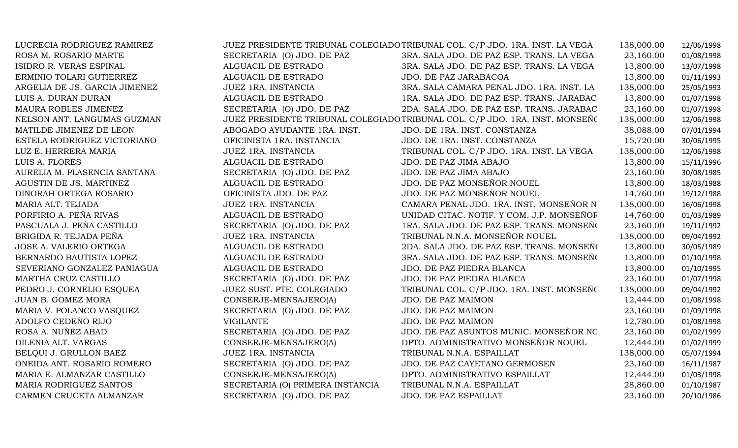| | | | | |
|---|---|---|---|---|
| LUCRECIA RODRIGUEZ RAMIREZ | JUEZ PRESIDENTE TRIBUNAL COLEGIADO | TRIBUNAL COL. C/P JDO. 1RA. INST. LA VEGA | 138,000.00 | 12/06/1998 |
| ROSA M. ROSARIO MARTE | SECRETARIA (O) JDO. DE PAZ | 3RA. SALA JDO. DE PAZ ESP. TRANS. LA VEGA | 23,160.00 | 01/08/1998 |
| ISIDRO R. VERAS ESPINAL | ALGUACIL DE ESTRADO | 3RA. SALA JDO. DE PAZ ESP. TRANS. LA VEGA | 13,800.00 | 13/07/1998 |
| ERMINIO TOLARI GUTIERREZ | ALGUACIL DE ESTRADO | JDO. DE PAZ JARABACOA | 13,800.00 | 01/11/1993 |
| ARGELIA DE JS. GARCIA JIMENEZ | JUEZ 1RA. INSTANCIA | 3RA. SALA CAMARA PENAL JDO. 1RA. INST. LA | 138,000.00 | 25/05/1993 |
| LUIS A. DURAN DURAN | ALGUACIL DE ESTRADO | 1RA. SALA JDO. DE PAZ ESP. TRANS. JARABAC | 13,800.00 | 01/07/1998 |
| MAURA ROBLES JIMENEZ | SECRETARIA (O) JDO. DE PAZ | 2DA. SALA JDO. DE PAZ ESP. TRANS. JARABAC | 23,160.00 | 01/07/1998 |
| NELSON ANT. LANGUMAS GUZMAN | JUEZ PRESIDENTE TRIBUNAL COLEGIADO | TRIBUNAL COL. C/P JDO. 1RA. INST. MONSEÑC | 138,000.00 | 12/06/1998 |
| MATILDE JIMENEZ DE LEON | ABOGADO AYUDANTE 1RA. INST. | JDO. DE 1RA. INST. CONSTANZA | 38,088.00 | 07/01/1994 |
| ESTELA RODRIGUEZ VICTORIANO | OFICINISTA 1RA. INSTANCIA | JDO. DE 1RA. INST. CONSTANZA | 15,720.00 | 30/06/1995 |
| LUZ E. HERRERA MARIA | JUEZ 1RA. INSTANCIA | TRIBUNAL COL. C/P JDO. 1RA. INST. LA VEGA | 138,000.00 | 12/06/1998 |
| LUIS A. FLORES | ALGUACIL DE ESTRADO | JDO. DE PAZ JIMA ABAJO | 13,800.00 | 15/11/1996 |
| AURELIA M. PLASENCIA SANTANA | SECRETARIA (O) JDO. DE PAZ | JDO. DE PAZ JIMA ABAJO | 23,160.00 | 30/08/1985 |
| AGUSTIN DE JS. MARTINEZ | ALGUACIL DE ESTRADO | JDO. DE PAZ MONSEÑOR NOUEL | 13,800.00 | 18/03/1988 |
| DINORAH ORTEGA ROSARIO | OFICINISTA JDO. DE PAZ | JDO. DE PAZ MONSEÑOR NOUEL | 14,760.00 | 19/12/1988 |
| MARIA ALT. TEJADA | JUEZ 1RA. INSTANCIA | CAMARA PENAL JDO. 1RA. INST. MONSEÑOR N | 138,000.00 | 16/06/1998 |
| PORFIRIO A. PEÑA RIVAS | ALGUACIL DE ESTRADO | UNIDAD CITAC. NOTIF. Y COM. J.P. MONSEÑOR | 14,760.00 | 01/03/1989 |
| PASCUALA J. PEÑA CASTILLO | SECRETARIA (O) JDO. DE PAZ | 1RA. SALA JDO. DE PAZ ESP. TRANS. MONSEÑ( | 23,160.00 | 19/11/1992 |
| BRIGIDA R. TEJADA PEÑA | JUEZ 1RA. INSTANCIA | TRIBUNAL N.N.A. MONSEÑOR NOUEL | 138,000.00 | 09/04/1992 |
| JOSE A. VALERIO ORTEGA | ALGUACIL DE ESTRADO | 2DA. SALA JDO. DE PAZ ESP. TRANS. MONSEÑ( | 13,800.00 | 30/05/1989 |
| BERNARDO BAUTISTA LOPEZ | ALGUACIL DE ESTRADO | 3RA. SALA JDO. DE PAZ ESP. TRANS. MONSEÑ( | 13,800.00 | 01/10/1998 |
| SEVERIANO GONZALEZ PANIAGUA | ALGUACIL DE ESTRADO | JDO. DE PAZ PIEDRA BLANCA | 13,800.00 | 01/10/1995 |
| MARTHA CRUZ CASTILLO | SECRETARIA (O) JDO. DE PAZ | JDO. DE PAZ PIEDRA BLANCA | 23,160.00 | 01/07/1998 |
| PEDRO J. CORNELIO ESQUEA | JUEZ SUST. PTE. COLEGIADO | TRIBUNAL COL. C/P JDO. 1RA. INST. MONSEÑC | 138,000.00 | 09/04/1992 |
| JUAN B. GOMEZ MORA | CONSERJE-MENSAJERO(A) | JDO. DE PAZ MAIMON | 12,444.00 | 01/08/1998 |
| MARIA V. POLANCO VASQUEZ | SECRETARIA (O) JDO. DE PAZ | JDO. DE PAZ MAIMON | 23,160.00 | 01/09/1998 |
| ADOLFO CEDEÑO RIJO | VIGILANTE | JDO. DE PAZ MAIMON | 12,780.00 | 01/08/1998 |
| ROSA A. NUÑEZ ABAD | SECRETARIA (O) JDO. DE PAZ | JDO. DE PAZ ASUNTOS MUNIC. MONSEÑOR NC | 23,160.00 | 01/02/1999 |
| DILENIA ALT. VARGAS | CONSERJE-MENSAJERO(A) | DPTO. ADMINISTRATIVO MONSEÑOR NOUEL | 12,444.00 | 01/02/1999 |
| BELQUI J. GRULLON BAEZ | JUEZ 1RA. INSTANCIA | TRIBUNAL N.N.A. ESPAILLAT | 138,000.00 | 05/07/1994 |
| ONEIDA ANT. ROSARIO ROMERO | SECRETARIA (O) JDO. DE PAZ | JDO. DE PAZ CAYETANO GERMOSEN | 23,160.00 | 16/11/1987 |
| MARIA E. ALMANZAR CASTILLO | CONSERJE-MENSAJERO(A) | DPTO. ADMINISTRATIVO ESPAILLAT | 12,444.00 | 01/03/1998 |
| MARIA RODRIGUEZ SANTOS | SECRETARIA (O) PRIMERA INSTANCIA | TRIBUNAL N.N.A. ESPAILLAT | 28,860.00 | 01/10/1987 |
| CARMEN CRUCETA ALMANZAR | SECRETARIA (O) JDO. DE PAZ | JDO. DE PAZ ESPAILLAT | 23,160.00 | 20/10/1986 |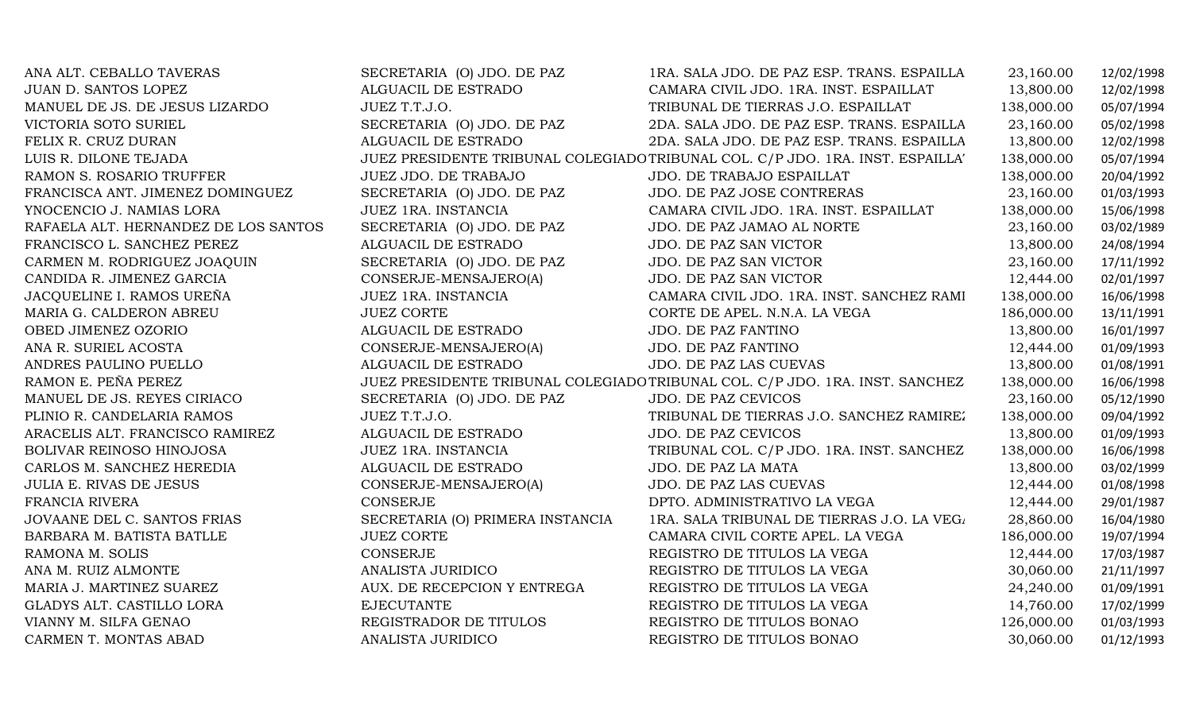| | | | | |
|---|---|---|---|---|
| ANA ALT. CEBALLO TAVERAS | SECRETARIA (O) JDO. DE PAZ | 1RA. SALA JDO. DE PAZ ESP. TRANS. ESPAILLA | 23,160.00 | 12/02/1998 |
| JUAN D. SANTOS LOPEZ | ALGUACIL DE ESTRADO | CAMARA CIVIL JDO. 1RA. INST. ESPAILLAT | 13,800.00 | 12/02/1998 |
| MANUEL DE JS. DE JESUS LIZARDO | JUEZ T.T.J.O. | TRIBUNAL DE TIERRAS J.O. ESPAILLAT | 138,000.00 | 05/07/1994 |
| VICTORIA SOTO SURIEL | SECRETARIA (O) JDO. DE PAZ | 2DA. SALA JDO. DE PAZ ESP. TRANS. ESPAILLA | 23,160.00 | 05/02/1998 |
| FELIX R. CRUZ DURAN | ALGUACIL DE ESTRADO | 2DA. SALA JDO. DE PAZ ESP. TRANS. ESPAILLA | 13,800.00 | 12/02/1998 |
| LUIS R. DILONE TEJADA | JUEZ PRESIDENTE TRIBUNAL COLEGIADO | TRIBUNAL COL. C/P JDO. 1RA. INST. ESPAILLA' | 138,000.00 | 05/07/1994 |
| RAMON S. ROSARIO TRUFFER | JUEZ JDO. DE TRABAJO | JDO. DE TRABAJO ESPAILLAT | 138,000.00 | 20/04/1992 |
| FRANCISCA ANT. JIMENEZ DOMINGUEZ | SECRETARIA (O) JDO. DE PAZ | JDO. DE PAZ JOSE CONTRERAS | 23,160.00 | 01/03/1993 |
| YNOCENCIO J. NAMIAS LORA | JUEZ 1RA. INSTANCIA | CAMARA CIVIL JDO. 1RA. INST. ESPAILLAT | 138,000.00 | 15/06/1998 |
| RAFAELA ALT. HERNANDEZ DE LOS SANTOS | SECRETARIA (O) JDO. DE PAZ | JDO. DE PAZ JAMAO AL NORTE | 23,160.00 | 03/02/1989 |
| FRANCISCO L. SANCHEZ PEREZ | ALGUACIL DE ESTRADO | JDO. DE PAZ SAN VICTOR | 13,800.00 | 24/08/1994 |
| CARMEN M. RODRIGUEZ JOAQUIN | SECRETARIA (O) JDO. DE PAZ | JDO. DE PAZ SAN VICTOR | 23,160.00 | 17/11/1992 |
| CANDIDA R. JIMENEZ GARCIA | CONSERJE-MENSAJERO(A) | JDO. DE PAZ SAN VICTOR | 12,444.00 | 02/01/1997 |
| JACQUELINE I. RAMOS UREÑA | JUEZ 1RA. INSTANCIA | CAMARA CIVIL JDO. 1RA. INST. SANCHEZ RAMI | 138,000.00 | 16/06/1998 |
| MARIA G. CALDERON ABREU | JUEZ CORTE | CORTE DE APEL. N.N.A. LA VEGA | 186,000.00 | 13/11/1991 |
| OBED JIMENEZ OZORIO | ALGUACIL DE ESTRADO | JDO. DE PAZ FANTINO | 13,800.00 | 16/01/1997 |
| ANA R. SURIEL ACOSTA | CONSERJE-MENSAJERO(A) | JDO. DE PAZ FANTINO | 12,444.00 | 01/09/1993 |
| ANDRES PAULINO PUELLO | ALGUACIL DE ESTRADO | JDO. DE PAZ LAS CUEVAS | 13,800.00 | 01/08/1991 |
| RAMON E. PEÑA PEREZ | JUEZ PRESIDENTE TRIBUNAL COLEGIADO | TRIBUNAL COL. C/P JDO. 1RA. INST. SANCHEZ | 138,000.00 | 16/06/1998 |
| MANUEL DE JS. REYES CIRIACO | SECRETARIA (O) JDO. DE PAZ | JDO. DE PAZ CEVICOS | 23,160.00 | 05/12/1990 |
| PLINIO R. CANDELARIA RAMOS | JUEZ T.T.J.O. | TRIBUNAL DE TIERRAS J.O. SANCHEZ RAMIRE: | 138,000.00 | 09/04/1992 |
| ARACELIS ALT. FRANCISCO RAMIREZ | ALGUACIL DE ESTRADO | JDO. DE PAZ CEVICOS | 13,800.00 | 01/09/1993 |
| BOLIVAR REINOSO HINOJOSA | JUEZ 1RA. INSTANCIA | TRIBUNAL COL. C/P JDO. 1RA. INST. SANCHEZ | 138,000.00 | 16/06/1998 |
| CARLOS M. SANCHEZ HEREDIA | ALGUACIL DE ESTRADO | JDO. DE PAZ LA MATA | 13,800.00 | 03/02/1999 |
| JULIA E. RIVAS DE JESUS | CONSERJE-MENSAJERO(A) | JDO. DE PAZ LAS CUEVAS | 12,444.00 | 01/08/1998 |
| FRANCIA RIVERA | CONSERJE | DPTO. ADMINISTRATIVO LA VEGA | 12,444.00 | 29/01/1987 |
| JOVAANE DEL C. SANTOS FRIAS | SECRETARIA (O) PRIMERA INSTANCIA | 1RA. SALA TRIBUNAL DE TIERRAS J.O. LA VEG. | 28,860.00 | 16/04/1980 |
| BARBARA M. BATISTA BATLLE | JUEZ CORTE | CAMARA CIVIL CORTE APEL. LA VEGA | 186,000.00 | 19/07/1994 |
| RAMONA M. SOLIS | CONSERJE | REGISTRO DE TITULOS LA VEGA | 12,444.00 | 17/03/1987 |
| ANA M. RUIZ ALMONTE | ANALISTA JURIDICO | REGISTRO DE TITULOS LA VEGA | 30,060.00 | 21/11/1997 |
| MARIA J. MARTINEZ SUAREZ | AUX. DE RECEPCION Y ENTREGA | REGISTRO DE TITULOS LA VEGA | 24,240.00 | 01/09/1991 |
| GLADYS ALT. CASTILLO LORA | EJECUTANTE | REGISTRO DE TITULOS LA VEGA | 14,760.00 | 17/02/1999 |
| VIANNY M. SILFA GENAO | REGISTRADOR DE TITULOS | REGISTRO DE TITULOS BONAO | 126,000.00 | 01/03/1993 |
| CARMEN T. MONTAS ABAD | ANALISTA JURIDICO | REGISTRO DE TITULOS BONAO | 30,060.00 | 01/12/1993 |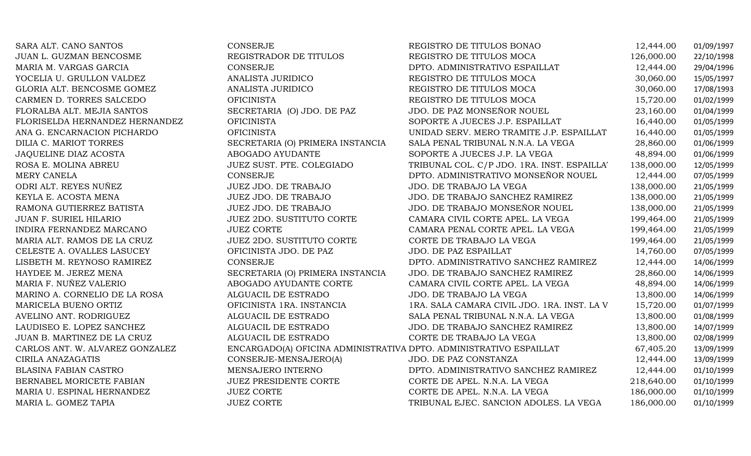| | | | | |
|---|---|---|---|---|
| SARA ALT. CANO SANTOS | CONSERJE | REGISTRO DE TITULOS BONAO | 12,444.00 | 01/09/1997 |
| JUAN L. GUZMAN BENCOSME | REGISTRADOR DE TITULOS | REGISTRO DE TITULOS MOCA | 126,000.00 | 22/10/1998 |
| MARIA M. VARGAS GARCIA | CONSERJE | DPTO. ADMINISTRATIVO ESPAILLAT | 12,444.00 | 29/04/1996 |
| YOCELIA U. GRULLON VALDEZ | ANALISTA JURIDICO | REGISTRO DE TITULOS MOCA | 30,060.00 | 15/05/1997 |
| GLORIA ALT. BENCOSME GOMEZ | ANALISTA JURIDICO | REGISTRO DE TITULOS MOCA | 30,060.00 | 17/08/1993 |
| CARMEN D. TORRES SALCEDO | OFICINISTA | REGISTRO DE TITULOS MOCA | 15,720.00 | 01/02/1999 |
| FLORALBA ALT. MEJIA SANTOS | SECRETARIA (O) JDO. DE PAZ | JDO. DE PAZ MONSEÑOR NOUEL | 23,160.00 | 01/04/1999 |
| FLORISELDA HERNANDEZ HERNANDEZ | OFICINISTA | SOPORTE A JUECES J.P. ESPAILLAT | 16,440.00 | 01/05/1999 |
| ANA G. ENCARNACION PICHARDO | OFICINISTA | UNIDAD SERV. MERO TRAMITE J.P. ESPAILLAT | 16,440.00 | 01/05/1999 |
| DILIA C. MARIOT TORRES | SECRETARIA (O) PRIMERA INSTANCIA | SALA PENAL TRIBUNAL N.N.A. LA VEGA | 28,860.00 | 01/06/1999 |
| JAQUELINE DIAZ ACOSTA | ABOGADO AYUDANTE | SOPORTE A JUECES J.P. LA VEGA | 48,894.00 | 01/06/1999 |
| ROSA E. MOLINA ABREU | JUEZ SUST. PTE. COLEGIADO | TRIBUNAL COL. C/P JDO. 1RA. INST. ESPAILLA' | 138,000.00 | 12/05/1999 |
| MERY CANELA | CONSERJE | DPTO. ADMINISTRATIVO MONSEÑOR NOUEL | 12,444.00 | 07/05/1999 |
| ODRI ALT. REYES NUÑEZ | JUEZ JDO. DE TRABAJO | JDO. DE TRABAJO LA VEGA | 138,000.00 | 21/05/1999 |
| KEYLA E. ACOSTA MENA | JUEZ JDO. DE TRABAJO | JDO. DE TRABAJO SANCHEZ RAMIREZ | 138,000.00 | 21/05/1999 |
| RAMONA GUTIERREZ BATISTA | JUEZ JDO. DE TRABAJO | JDO. DE TRABAJO MONSEÑOR NOUEL | 138,000.00 | 21/05/1999 |
| JUAN F. SURIEL HILARIO | JUEZ 2DO. SUSTITUTO CORTE | CAMARA CIVIL CORTE APEL. LA VEGA | 199,464.00 | 21/05/1999 |
| INDIRA FERNANDEZ MARCANO | JUEZ CORTE | CAMARA PENAL CORTE APEL. LA VEGA | 199,464.00 | 21/05/1999 |
| MARIA ALT. RAMOS DE LA CRUZ | JUEZ 2DO. SUSTITUTO CORTE | CORTE DE TRABAJO LA VEGA | 199,464.00 | 21/05/1999 |
| CELESTE A. OVALLES LASUCEY | OFICINISTA JDO. DE PAZ | JDO. DE PAZ ESPAILLAT | 14,760.00 | 07/05/1999 |
| LISBETH M. REYNOSO RAMIREZ | CONSERJE | DPTO. ADMINISTRATIVO SANCHEZ RAMIREZ | 12,444.00 | 14/06/1999 |
| HAYDEE M. JEREZ MENA | SECRETARIA (O) PRIMERA INSTANCIA | JDO. DE TRABAJO SANCHEZ RAMIREZ | 28,860.00 | 14/06/1999 |
| MARIA F. NUÑEZ VALERIO | ABOGADO AYUDANTE CORTE | CAMARA CIVIL CORTE APEL. LA VEGA | 48,894.00 | 14/06/1999 |
| MARINO A. CORNELIO DE LA ROSA | ALGUACIL DE ESTRADO | JDO. DE TRABAJO LA VEGA | 13,800.00 | 14/06/1999 |
| MARICELA BUENO ORTIZ | OFICINISTA 1RA. INSTANCIA | 1RA. SALA CAMARA CIVIL JDO. 1RA. INST. LA V | 15,720.00 | 01/07/1999 |
| AVELINO ANT. RODRIGUEZ | ALGUACIL DE ESTRADO | SALA PENAL TRIBUNAL N.N.A. LA VEGA | 13,800.00 | 01/08/1999 |
| LAUDISEO E. LOPEZ SANCHEZ | ALGUACIL DE ESTRADO | JDO. DE TRABAJO SANCHEZ RAMIREZ | 13,800.00 | 14/07/1999 |
| JUAN B. MARTINEZ DE LA CRUZ | ALGUACIL DE ESTRADO | CORTE DE TRABAJO LA VEGA | 13,800.00 | 02/08/1999 |
| CARLOS ANT. W. ALVAREZ GONZALEZ | ENCARGADO(A) OFICINA ADMINISTRATIVA | DPTO. ADMINISTRATIVO ESPAILLAT | 67,405.20 | 13/09/1999 |
| CIRILA ANAZAGATIS | CONSERJE-MENSAJERO(A) | JDO. DE PAZ CONSTANZA | 12,444.00 | 13/09/1999 |
| BLASINA FABIAN CASTRO | MENSAJERO INTERNO | DPTO. ADMINISTRATIVO SANCHEZ RAMIREZ | 12,444.00 | 01/10/1999 |
| BERNABEL MORICETE FABIAN | JUEZ PRESIDENTE CORTE | CORTE DE APEL. N.N.A. LA VEGA | 218,640.00 | 01/10/1999 |
| MARIA U. ESPINAL HERNANDEZ | JUEZ CORTE | CORTE DE APEL. N.N.A. LA VEGA | 186,000.00 | 01/10/1999 |
| MARIA L. GOMEZ TAPIA | JUEZ CORTE | TRIBUNAL EJEC. SANCION ADOLES. LA VEGA | 186,000.00 | 01/10/1999 |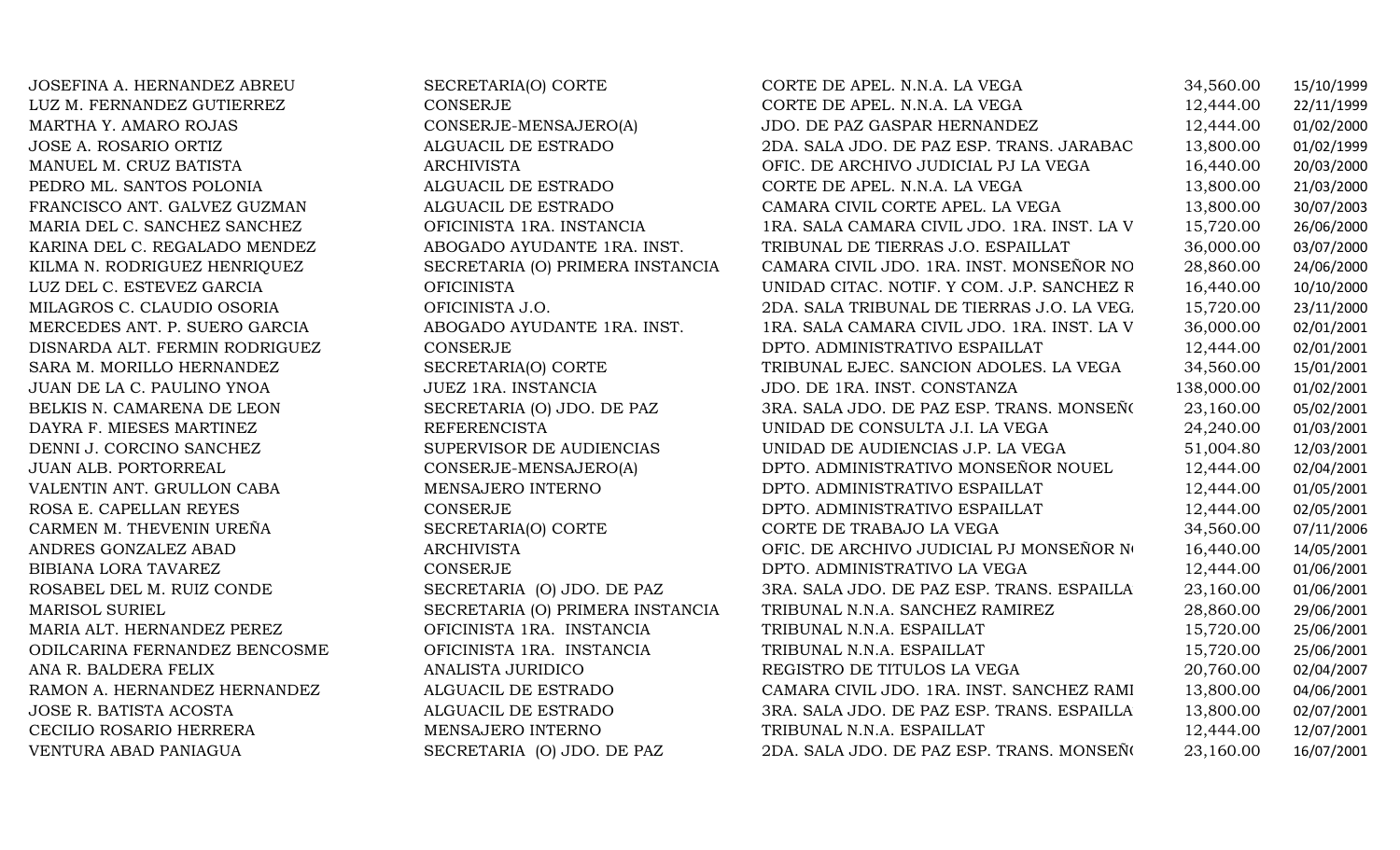| | | | | |
|---|---|---|---|---|
| JOSEFINA A. HERNANDEZ ABREU | SECRETARIA(O) CORTE | CORTE DE APEL. N.N.A. LA VEGA | 34,560.00 | 15/10/1999 |
| LUZ M. FERNANDEZ GUTIERREZ | CONSERJE | CORTE DE APEL. N.N.A. LA VEGA | 12,444.00 | 22/11/1999 |
| MARTHA Y. AMARO ROJAS | CONSERJE-MENSAJERO(A) | JDO. DE PAZ GASPAR HERNANDEZ | 12,444.00 | 01/02/2000 |
| JOSE A. ROSARIO ORTIZ | ALGUACIL DE ESTRADO | 2DA. SALA JDO. DE PAZ ESP. TRANS. JARABAC | 13,800.00 | 01/02/1999 |
| MANUEL M. CRUZ BATISTA | ARCHIVISTA | OFIC. DE ARCHIVO JUDICIAL PJ LA VEGA | 16,440.00 | 20/03/2000 |
| PEDRO ML. SANTOS POLONIA | ALGUACIL DE ESTRADO | CORTE DE APEL. N.N.A. LA VEGA | 13,800.00 | 21/03/2000 |
| FRANCISCO ANT. GALVEZ GUZMAN | ALGUACIL DE ESTRADO | CAMARA CIVIL CORTE APEL. LA VEGA | 13,800.00 | 30/07/2003 |
| MARIA DEL C. SANCHEZ SANCHEZ | OFICINISTA 1RA. INSTANCIA | 1RA. SALA CAMARA CIVIL JDO. 1RA. INST. LA V | 15,720.00 | 26/06/2000 |
| KARINA DEL C. REGALADO MENDEZ | ABOGADO AYUDANTE 1RA. INST. | TRIBUNAL DE TIERRAS J.O. ESPAILLAT | 36,000.00 | 03/07/2000 |
| KILMA N. RODRIGUEZ HENRIQUEZ | SECRETARIA (O) PRIMERA INSTANCIA | CAMARA CIVIL JDO. 1RA. INST. MONSEÑOR NO | 28,860.00 | 24/06/2000 |
| LUZ DEL C. ESTEVEZ GARCIA | OFICINISTA | UNIDAD CITAC. NOTIF. Y COM. J.P. SANCHEZ R | 16,440.00 | 10/10/2000 |
| MILAGROS C. CLAUDIO OSORIA | OFICINISTA J.O. | 2DA. SALA TRIBUNAL DE TIERRAS J.O. LA VEG. | 15,720.00 | 23/11/2000 |
| MERCEDES ANT. P. SUERO GARCIA | ABOGADO AYUDANTE 1RA. INST. | 1RA. SALA CAMARA CIVIL JDO. 1RA. INST. LA V | 36,000.00 | 02/01/2001 |
| DISNARDA ALT. FERMIN RODRIGUEZ | CONSERJE | DPTO. ADMINISTRATIVO ESPAILLAT | 12,444.00 | 02/01/2001 |
| SARA M. MORILLO HERNANDEZ | SECRETARIA(O) CORTE | TRIBUNAL EJEC. SANCION ADOLES. LA VEGA | 34,560.00 | 15/01/2001 |
| JUAN DE LA C. PAULINO YNOA | JUEZ 1RA. INSTANCIA | JDO. DE 1RA. INST. CONSTANZA | 138,000.00 | 01/02/2001 |
| BELKIS N. CAMARENA DE LEON | SECRETARIA (O) JDO. DE PAZ | 3RA. SALA JDO. DE PAZ ESP. TRANS. MONSEÑ( | 23,160.00 | 05/02/2001 |
| DAYRA F. MIESES MARTINEZ | REFERENCISTA | UNIDAD DE CONSULTA J.I. LA VEGA | 24,240.00 | 01/03/2001 |
| DENNI J. CORCINO SANCHEZ | SUPERVISOR DE AUDIENCIAS | UNIDAD DE AUDIENCIAS J.P. LA VEGA | 51,004.80 | 12/03/2001 |
| JUAN ALB. PORTORREAL | CONSERJE-MENSAJERO(A) | DPTO. ADMINISTRATIVO MONSEÑOR NOUEL | 12,444.00 | 02/04/2001 |
| VALENTIN ANT. GRULLON CABA | MENSAJERO INTERNO | DPTO. ADMINISTRATIVO ESPAILLAT | 12,444.00 | 01/05/2001 |
| ROSA E. CAPELLAN REYES | CONSERJE | DPTO. ADMINISTRATIVO ESPAILLAT | 12,444.00 | 02/05/2001 |
| CARMEN M. THEVENIN UREÑA | SECRETARIA(O) CORTE | CORTE DE TRABAJO LA VEGA | 34,560.00 | 07/11/2006 |
| ANDRES GONZALEZ ABAD | ARCHIVISTA | OFIC. DE ARCHIVO JUDICIAL PJ MONSEÑOR N( | 16,440.00 | 14/05/2001 |
| BIBIANA LORA TAVAREZ | CONSERJE | DPTO. ADMINISTRATIVO LA VEGA | 12,444.00 | 01/06/2001 |
| ROSABEL DEL M. RUIZ CONDE | SECRETARIA (O) JDO. DE PAZ | 3RA. SALA JDO. DE PAZ ESP. TRANS. ESPAILLA | 23,160.00 | 01/06/2001 |
| MARISOL SURIEL | SECRETARIA (O) PRIMERA INSTANCIA | TRIBUNAL N.N.A. SANCHEZ RAMIREZ | 28,860.00 | 29/06/2001 |
| MARIA ALT. HERNANDEZ PEREZ | OFICINISTA 1RA. INSTANCIA | TRIBUNAL N.N.A. ESPAILLAT | 15,720.00 | 25/06/2001 |
| ODILCARINA FERNANDEZ BENCOSME | OFICINISTA 1RA. INSTANCIA | TRIBUNAL N.N.A. ESPAILLAT | 15,720.00 | 25/06/2001 |
| ANA R. BALDERA FELIX | ANALISTA JURIDICO | REGISTRO DE TITULOS LA VEGA | 20,760.00 | 02/04/2007 |
| RAMON A. HERNANDEZ HERNANDEZ | ALGUACIL DE ESTRADO | CAMARA CIVIL JDO. 1RA. INST. SANCHEZ RAMI | 13,800.00 | 04/06/2001 |
| JOSE R. BATISTA ACOSTA | ALGUACIL DE ESTRADO | 3RA. SALA JDO. DE PAZ ESP. TRANS. ESPAILLA | 13,800.00 | 02/07/2001 |
| CECILIO ROSARIO HERRERA | MENSAJERO INTERNO | TRIBUNAL N.N.A. ESPAILLAT | 12,444.00 | 12/07/2001 |
| VENTURA ABAD PANIAGUA | SECRETARIA (O) JDO. DE PAZ | 2DA. SALA JDO. DE PAZ ESP. TRANS. MONSEÑ( | 23,160.00 | 16/07/2001 |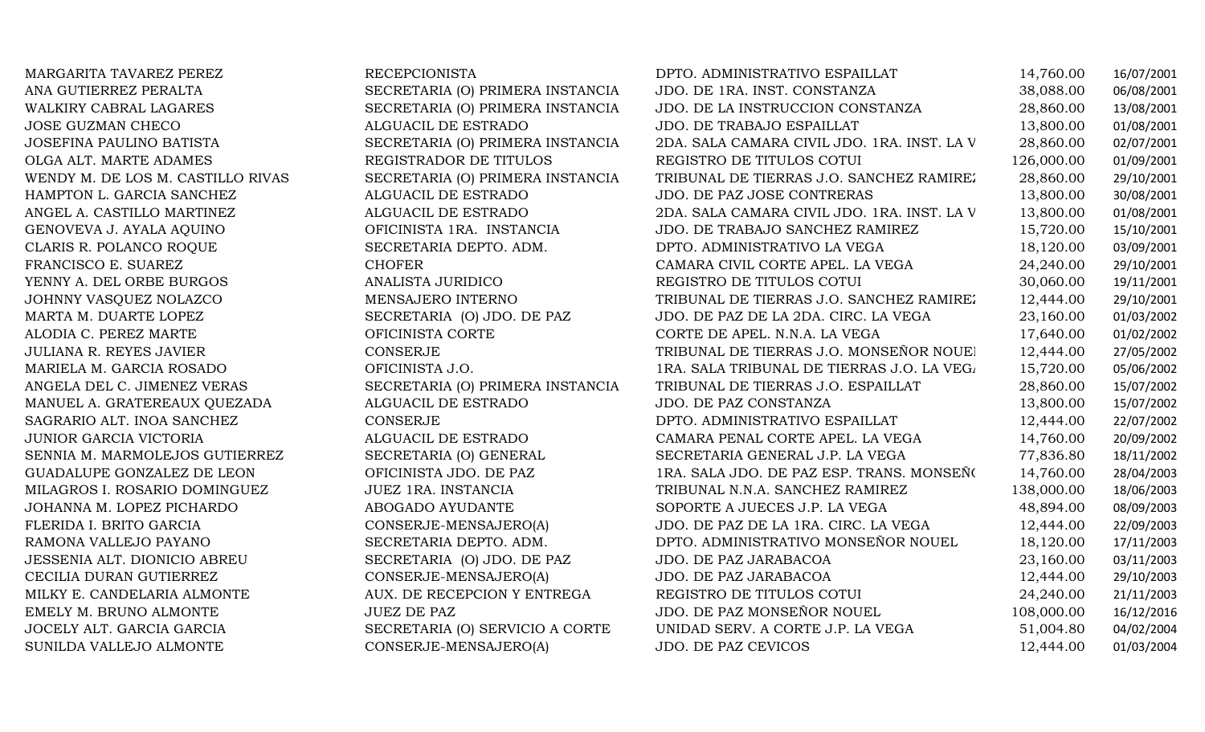| | | | | |
|---|---|---|---|---|
| MARGARITA TAVAREZ PEREZ | RECEPCIONISTA | DPTO. ADMINISTRATIVO ESPAILLAT | 14,760.00 | 16/07/2001 |
| ANA GUTIERREZ PERALTA | SECRETARIA (O) PRIMERA INSTANCIA | JDO. DE 1RA. INST. CONSTANZA | 38,088.00 | 06/08/2001 |
| WALKIRY CABRAL LAGARES | SECRETARIA (O) PRIMERA INSTANCIA | JDO. DE LA INSTRUCCION CONSTANZA | 28,860.00 | 13/08/2001 |
| JOSE GUZMAN CHECO | ALGUACIL DE ESTRADO | JDO. DE TRABAJO ESPAILLAT | 13,800.00 | 01/08/2001 |
| JOSEFINA PAULINO BATISTA | SECRETARIA (O) PRIMERA INSTANCIA | 2DA. SALA CAMARA CIVIL JDO. 1RA. INST. LA V | 28,860.00 | 02/07/2001 |
| OLGA ALT. MARTE ADAMES | REGISTRADOR DE TITULOS | REGISTRO DE TITULOS COTUI | 126,000.00 | 01/09/2001 |
| WENDY M. DE LOS M. CASTILLO RIVAS | SECRETARIA (O) PRIMERA INSTANCIA | TRIBUNAL DE TIERRAS J.O. SANCHEZ RAMIREZ | 28,860.00 | 29/10/2001 |
| HAMPTON L. GARCIA SANCHEZ | ALGUACIL DE ESTRADO | JDO. DE PAZ JOSE CONTRERAS | 13,800.00 | 30/08/2001 |
| ANGEL A. CASTILLO MARTINEZ | ALGUACIL DE ESTRADO | 2DA. SALA CAMARA CIVIL JDO. 1RA. INST. LA V | 13,800.00 | 01/08/2001 |
| GENOVEVA J. AYALA AQUINO | OFICINISTA 1RA. INSTANCIA | JDO. DE TRABAJO SANCHEZ RAMIREZ | 15,720.00 | 15/10/2001 |
| CLARIS R. POLANCO ROQUE | SECRETARIA DEPTO. ADM. | DPTO. ADMINISTRATIVO LA VEGA | 18,120.00 | 03/09/2001 |
| FRANCISCO E. SUAREZ | CHOFER | CAMARA CIVIL CORTE APEL. LA VEGA | 24,240.00 | 29/10/2001 |
| YENNY A. DEL ORBE BURGOS | ANALISTA JURIDICO | REGISTRO DE TITULOS COTUI | 30,060.00 | 19/11/2001 |
| JOHNNY VASQUEZ NOLAZCO | MENSAJERO INTERNO | TRIBUNAL DE TIERRAS J.O. SANCHEZ RAMIREZ | 12,444.00 | 29/10/2001 |
| MARTA M. DUARTE LOPEZ | SECRETARIA (O) JDO. DE PAZ | JDO. DE PAZ DE LA 2DA. CIRC. LA VEGA | 23,160.00 | 01/03/2002 |
| ALODIA C. PEREZ MARTE | OFICINISTA CORTE | CORTE DE APEL. N.N.A. LA VEGA | 17,640.00 | 01/02/2002 |
| JULIANA R. REYES JAVIER | CONSERJE | TRIBUNAL DE TIERRAS J.O. MONSEÑOR NOUEI | 12,444.00 | 27/05/2002 |
| MARIELA M. GARCIA ROSADO | OFICINISTA J.O. | 1RA. SALA TRIBUNAL DE TIERRAS J.O. LA VEGA | 15,720.00 | 05/06/2002 |
| ANGELA DEL C. JIMENEZ VERAS | SECRETARIA (O) PRIMERA INSTANCIA | TRIBUNAL DE TIERRAS J.O. ESPAILLAT | 28,860.00 | 15/07/2002 |
| MANUEL A. GRATEREAUX QUEZADA | ALGUACIL DE ESTRADO | JDO. DE PAZ CONSTANZA | 13,800.00 | 15/07/2002 |
| SAGRARIO ALT. INOA SANCHEZ | CONSERJE | DPTO. ADMINISTRATIVO ESPAILLAT | 12,444.00 | 22/07/2002 |
| JUNIOR GARCIA VICTORIA | ALGUACIL DE ESTRADO | CAMARA PENAL CORTE APEL. LA VEGA | 14,760.00 | 20/09/2002 |
| SENNIA M. MARMOLEJOS GUTIERREZ | SECRETARIA (O) GENERAL | SECRETARIA GENERAL J.P. LA VEGA | 77,836.80 | 18/11/2002 |
| GUADALUPE GONZALEZ DE LEON | OFICINISTA JDO. DE PAZ | 1RA. SALA JDO. DE PAZ ESP. TRANS. MONSEÑ( | 14,760.00 | 28/04/2003 |
| MILAGROS I. ROSARIO DOMINGUEZ | JUEZ 1RA. INSTANCIA | TRIBUNAL N.N.A. SANCHEZ RAMIREZ | 138,000.00 | 18/06/2003 |
| JOHANNA M. LOPEZ PICHARDO | ABOGADO AYUDANTE | SOPORTE A JUECES J.P. LA VEGA | 48,894.00 | 08/09/2003 |
| FLERIDA I. BRITO GARCIA | CONSERJE-MENSAJERO(A) | JDO. DE PAZ DE LA 1RA. CIRC. LA VEGA | 12,444.00 | 22/09/2003 |
| RAMONA VALLEJO PAYANO | SECRETARIA DEPTO. ADM. | DPTO. ADMINISTRATIVO MONSEÑOR NOUEL | 18,120.00 | 17/11/2003 |
| JESSENIA ALT. DIONICIO ABREU | SECRETARIA (O) JDO. DE PAZ | JDO. DE PAZ JARABACOA | 23,160.00 | 03/11/2003 |
| CECILIA DURAN GUTIERREZ | CONSERJE-MENSAJERO(A) | JDO. DE PAZ JARABACOA | 12,444.00 | 29/10/2003 |
| MILKY E. CANDELARIA ALMONTE | AUX. DE RECEPCION Y ENTREGA | REGISTRO DE TITULOS COTUI | 24,240.00 | 21/11/2003 |
| EMELY M. BRUNO ALMONTE | JUEZ DE PAZ | JDO. DE PAZ MONSEÑOR NOUEL | 108,000.00 | 16/12/2016 |
| JOCELY ALT. GARCIA GARCIA | SECRETARIA (O) SERVICIO A CORTE | UNIDAD SERV. A CORTE J.P. LA VEGA | 51,004.80 | 04/02/2004 |
| SUNILDA VALLEJO ALMONTE | CONSERJE-MENSAJERO(A) | JDO. DE PAZ CEVICOS | 12,444.00 | 01/03/2004 |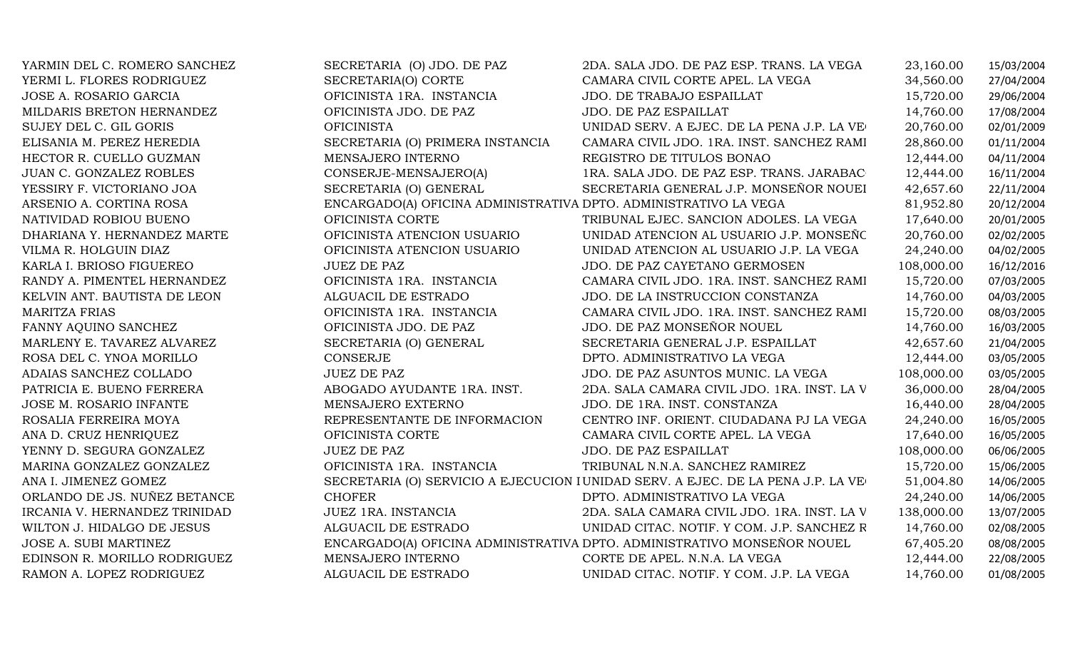| | | | | |
|---|---|---|---|---|
| YARMIN DEL C. ROMERO SANCHEZ | SECRETARIA (O) JDO. DE PAZ | 2DA. SALA JDO. DE PAZ ESP. TRANS. LA VEGA | 23,160.00 | 15/03/2004 |
| YERMI L. FLORES RODRIGUEZ | SECRETARIA(O) CORTE | CAMARA CIVIL CORTE APEL. LA VEGA | 34,560.00 | 27/04/2004 |
| JOSE A. ROSARIO GARCIA | OFICINISTA 1RA. INSTANCIA | JDO. DE TRABAJO ESPAILLAT | 15,720.00 | 29/06/2004 |
| MILDARIS BRETON HERNANDEZ | OFICINISTA JDO. DE PAZ | JDO. DE PAZ ESPAILLAT | 14,760.00 | 17/08/2004 |
| SUJEY DEL C. GIL GORIS | OFICINISTA | UNIDAD SERV. A EJEC. DE LA PENA J.P. LA VE | 20,760.00 | 02/01/2009 |
| ELISANIA M. PEREZ HEREDIA | SECRETARIA (O) PRIMERA INSTANCIA | CAMARA CIVIL JDO. 1RA. INST. SANCHEZ RAMI | 28,860.00 | 01/11/2004 |
| HECTOR R. CUELLO GUZMAN | MENSAJERO INTERNO | REGISTRO DE TITULOS BONAO | 12,444.00 | 04/11/2004 |
| JUAN C. GONZALEZ ROBLES | CONSERJE-MENSAJERO(A) | 1RA. SALA JDO. DE PAZ ESP. TRANS. JARABAC | 12,444.00 | 16/11/2004 |
| YESSIRY F. VICTORIANO JOA | SECRETARIA (O) GENERAL | SECRETARIA GENERAL J.P. MONSEÑOR NOUEI | 42,657.60 | 22/11/2004 |
| ARSENIO A. CORTINA ROSA | ENCARGADO(A) OFICINA ADMINISTRATIVA | DPTO. ADMINISTRATIVO LA VEGA | 81,952.80 | 20/12/2004 |
| NATIVIDAD ROBIOU BUENO | OFICINISTA CORTE | TRIBUNAL EJEC. SANCION ADOLES. LA VEGA | 17,640.00 | 20/01/2005 |
| DHARIANA Y. HERNANDEZ MARTE | OFICINISTA ATENCION USUARIO | UNIDAD ATENCION AL USUARIO J.P. MONSEÑC | 20,760.00 | 02/02/2005 |
| VILMA R. HOLGUIN DIAZ | OFICINISTA ATENCION USUARIO | UNIDAD ATENCION AL USUARIO J.P. LA VEGA | 24,240.00 | 04/02/2005 |
| KARLA I. BRIOSO FIGUEREO | JUEZ DE PAZ | JDO. DE PAZ CAYETANO GERMOSEN | 108,000.00 | 16/12/2016 |
| RANDY A. PIMENTEL HERNANDEZ | OFICINISTA 1RA. INSTANCIA | CAMARA CIVIL JDO. 1RA. INST. SANCHEZ RAMI | 15,720.00 | 07/03/2005 |
| KELVIN ANT. BAUTISTA DE LEON | ALGUACIL DE ESTRADO | JDO. DE LA INSTRUCCION CONSTANZA | 14,760.00 | 04/03/2005 |
| MARITZA FRIAS | OFICINISTA 1RA. INSTANCIA | CAMARA CIVIL JDO. 1RA. INST. SANCHEZ RAMI | 15,720.00 | 08/03/2005 |
| FANNY AQUINO SANCHEZ | OFICINISTA JDO. DE PAZ | JDO. DE PAZ MONSEÑOR NOUEL | 14,760.00 | 16/03/2005 |
| MARLENY E. TAVAREZ ALVAREZ | SECRETARIA (O) GENERAL | SECRETARIA GENERAL J.P. ESPAILLAT | 42,657.60 | 21/04/2005 |
| ROSA DEL C. YNOA MORILLO | CONSERJE | DPTO. ADMINISTRATIVO LA VEGA | 12,444.00 | 03/05/2005 |
| ADAIAS SANCHEZ COLLADO | JUEZ DE PAZ | JDO. DE PAZ ASUNTOS MUNIC. LA VEGA | 108,000.00 | 03/05/2005 |
| PATRICIA E. BUENO FERRERA | ABOGADO AYUDANTE 1RA. INST. | 2DA. SALA CAMARA CIVIL JDO. 1RA. INST. LA V | 36,000.00 | 28/04/2005 |
| JOSE M. ROSARIO INFANTE | MENSAJERO EXTERNO | JDO. DE 1RA. INST. CONSTANZA | 16,440.00 | 28/04/2005 |
| ROSALIA FERREIRA MOYA | REPRESENTANTE DE INFORMACION | CENTRO INF. ORIENT. CIUDADANA PJ LA VEGA | 24,240.00 | 16/05/2005 |
| ANA D. CRUZ HENRIQUEZ | OFICINISTA CORTE | CAMARA CIVIL CORTE APEL. LA VEGA | 17,640.00 | 16/05/2005 |
| YENNY D. SEGURA GONZALEZ | JUEZ DE PAZ | JDO. DE PAZ ESPAILLAT | 108,000.00 | 06/06/2005 |
| MARINA GONZALEZ GONZALEZ | OFICINISTA 1RA. INSTANCIA | TRIBUNAL N.N.A. SANCHEZ RAMIREZ | 15,720.00 | 15/06/2005 |
| ANA I. JIMENEZ GOMEZ | SECRETARIA (O) SERVICIO A EJECUCION I | UNIDAD SERV. A EJEC. DE LA PENA J.P. LA VE | 51,004.80 | 14/06/2005 |
| ORLANDO DE JS. NUÑEZ BETANCE | CHOFER | DPTO. ADMINISTRATIVO LA VEGA | 24,240.00 | 14/06/2005 |
| IRCANIA V. HERNANDEZ TRINIDAD | JUEZ 1RA. INSTANCIA | 2DA. SALA CAMARA CIVIL JDO. 1RA. INST. LA V | 138,000.00 | 13/07/2005 |
| WILTON J. HIDALGO DE JESUS | ALGUACIL DE ESTRADO | UNIDAD CITAC. NOTIF. Y COM. J.P. SANCHEZ R | 14,760.00 | 02/08/2005 |
| JOSE A. SUBI MARTINEZ | ENCARGADO(A) OFICINA ADMINISTRATIVA | DPTO. ADMINISTRATIVO MONSEÑOR NOUEL | 67,405.20 | 08/08/2005 |
| EDINSON R. MORILLO RODRIGUEZ | MENSAJERO INTERNO | CORTE DE APEL. N.N.A. LA VEGA | 12,444.00 | 22/08/2005 |
| RAMON A. LOPEZ RODRIGUEZ | ALGUACIL DE ESTRADO | UNIDAD CITAC. NOTIF. Y COM. J.P. LA VEGA | 14,760.00 | 01/08/2005 |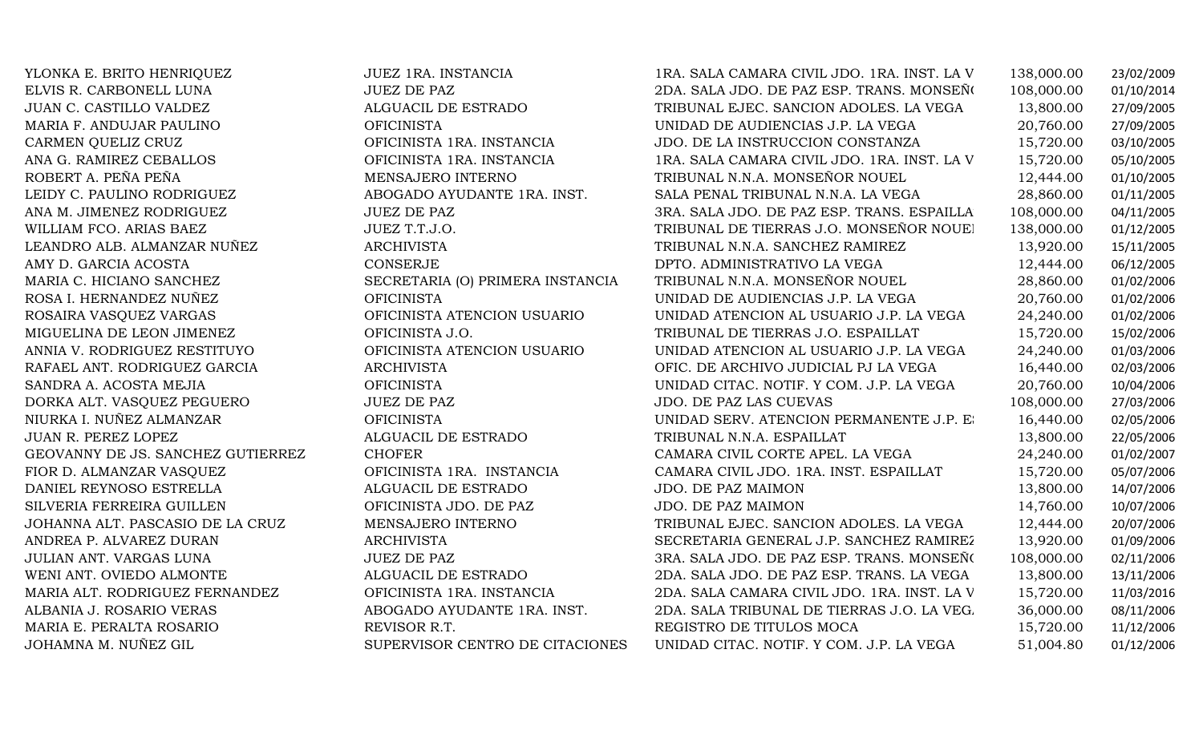| | | | | |
|---|---|---|---|---|
| YLONKA E. BRITO HENRIQUEZ | JUEZ 1RA. INSTANCIA | 1RA. SALA CAMARA CIVIL JDO. 1RA. INST. LA V | 138,000.00 | 23/02/2009 |
| ELVIS R. CARBONELL LUNA | JUEZ DE PAZ | 2DA. SALA JDO. DE PAZ ESP. TRANS. MONSEÑ( | 108,000.00 | 01/10/2014 |
| JUAN C. CASTILLO VALDEZ | ALGUACIL DE ESTRADO | TRIBUNAL EJEC. SANCION ADOLES. LA VEGA | 13,800.00 | 27/09/2005 |
| MARIA F. ANDUJAR PAULINO | OFICINISTA | UNIDAD DE AUDIENCIAS J.P. LA VEGA | 20,760.00 | 27/09/2005 |
| CARMEN QUELIZ CRUZ | OFICINISTA 1RA. INSTANCIA | JDO. DE LA INSTRUCCION CONSTANZA | 15,720.00 | 03/10/2005 |
| ANA G. RAMIREZ CEBALLOS | OFICINISTA 1RA. INSTANCIA | 1RA. SALA CAMARA CIVIL JDO. 1RA. INST. LA V | 15,720.00 | 05/10/2005 |
| ROBERT A. PEÑA PEÑA | MENSAJERO INTERNO | TRIBUNAL N.N.A. MONSEÑOR NOUEL | 12,444.00 | 01/10/2005 |
| LEIDY C. PAULINO RODRIGUEZ | ABOGADO AYUDANTE 1RA. INST. | SALA PENAL TRIBUNAL N.N.A. LA VEGA | 28,860.00 | 01/11/2005 |
| ANA M. JIMENEZ RODRIGUEZ | JUEZ DE PAZ | 3RA. SALA JDO. DE PAZ ESP. TRANS. ESPAILLA | 108,000.00 | 04/11/2005 |
| WILLIAM FCO. ARIAS BAEZ | JUEZ T.T.J.O. | TRIBUNAL DE TIERRAS J.O. MONSEÑOR NOUEI | 138,000.00 | 01/12/2005 |
| LEANDRO ALB. ALMANZAR NUÑEZ | ARCHIVISTA | TRIBUNAL N.N.A. SANCHEZ RAMIREZ | 13,920.00 | 15/11/2005 |
| AMY D. GARCIA ACOSTA | CONSERJE | DPTO. ADMINISTRATIVO LA VEGA | 12,444.00 | 06/12/2005 |
| MARIA C. HICIANO SANCHEZ | SECRETARIA (O) PRIMERA INSTANCIA | TRIBUNAL N.N.A. MONSEÑOR NOUEL | 28,860.00 | 01/02/2006 |
| ROSA I. HERNANDEZ NUÑEZ | OFICINISTA | UNIDAD DE AUDIENCIAS J.P. LA VEGA | 20,760.00 | 01/02/2006 |
| ROSAIRA VASQUEZ VARGAS | OFICINISTA ATENCION USUARIO | UNIDAD ATENCION AL USUARIO J.P. LA VEGA | 24,240.00 | 01/02/2006 |
| MIGUELINA DE LEON JIMENEZ | OFICINISTA J.O. | TRIBUNAL DE TIERRAS J.O. ESPAILLAT | 15,720.00 | 15/02/2006 |
| ANNIA V. RODRIGUEZ RESTITUYO | OFICINISTA ATENCION USUARIO | UNIDAD ATENCION AL USUARIO J.P. LA VEGA | 24,240.00 | 01/03/2006 |
| RAFAEL ANT. RODRIGUEZ GARCIA | ARCHIVISTA | OFIC. DE ARCHIVO JUDICIAL PJ LA VEGA | 16,440.00 | 02/03/2006 |
| SANDRA A. ACOSTA MEJIA | OFICINISTA | UNIDAD CITAC. NOTIF. Y COM. J.P. LA VEGA | 20,760.00 | 10/04/2006 |
| DORKA ALT. VASQUEZ PEGUERO | JUEZ DE PAZ | JDO. DE PAZ LAS CUEVAS | 108,000.00 | 27/03/2006 |
| NIURKA I. NUÑEZ ALMANZAR | OFICINISTA | UNIDAD SERV. ATENCION PERMANENTE J.P. E: | 16,440.00 | 02/05/2006 |
| JUAN R. PEREZ LOPEZ | ALGUACIL DE ESTRADO | TRIBUNAL N.N.A. ESPAILLAT | 13,800.00 | 22/05/2006 |
| GEOVANNY DE JS. SANCHEZ GUTIERREZ | CHOFER | CAMARA CIVIL CORTE APEL. LA VEGA | 24,240.00 | 01/02/2007 |
| FIOR D. ALMANZAR VASQUEZ | OFICINISTA 1RA. INSTANCIA | CAMARA CIVIL JDO. 1RA. INST. ESPAILLAT | 15,720.00 | 05/07/2006 |
| DANIEL REYNOSO ESTRELLA | ALGUACIL DE ESTRADO | JDO. DE PAZ MAIMON | 13,800.00 | 14/07/2006 |
| SILVERIA FERREIRA GUILLEN | OFICINISTA JDO. DE PAZ | JDO. DE PAZ MAIMON | 14,760.00 | 10/07/2006 |
| JOHANNA ALT. PASCASIO DE LA CRUZ | MENSAJERO INTERNO | TRIBUNAL EJEC. SANCION ADOLES. LA VEGA | 12,444.00 | 20/07/2006 |
| ANDREA P. ALVAREZ DURAN | ARCHIVISTA | SECRETARIA GENERAL J.P. SANCHEZ RAMIREZ | 13,920.00 | 01/09/2006 |
| JULIAN ANT. VARGAS LUNA | JUEZ DE PAZ | 3RA. SALA JDO. DE PAZ ESP. TRANS. MONSEÑ( | 108,000.00 | 02/11/2006 |
| WENI ANT. OVIEDO ALMONTE | ALGUACIL DE ESTRADO | 2DA. SALA JDO. DE PAZ ESP. TRANS. LA VEGA | 13,800.00 | 13/11/2006 |
| MARIA ALT. RODRIGUEZ FERNANDEZ | OFICINISTA 1RA. INSTANCIA | 2DA. SALA CAMARA CIVIL JDO. 1RA. INST. LA V | 15,720.00 | 11/03/2016 |
| ALBANIA J. ROSARIO VERAS | ABOGADO AYUDANTE 1RA. INST. | 2DA. SALA TRIBUNAL DE TIERRAS J.O. LA VEG. | 36,000.00 | 08/11/2006 |
| MARIA E. PERALTA ROSARIO | REVISOR R.T. | REGISTRO DE TITULOS MOCA | 15,720.00 | 11/12/2006 |
| JOHAMNA M. NUÑEZ GIL | SUPERVISOR CENTRO DE CITACIONES | UNIDAD CITAC. NOTIF. Y COM. J.P. LA VEGA | 51,004.80 | 01/12/2006 |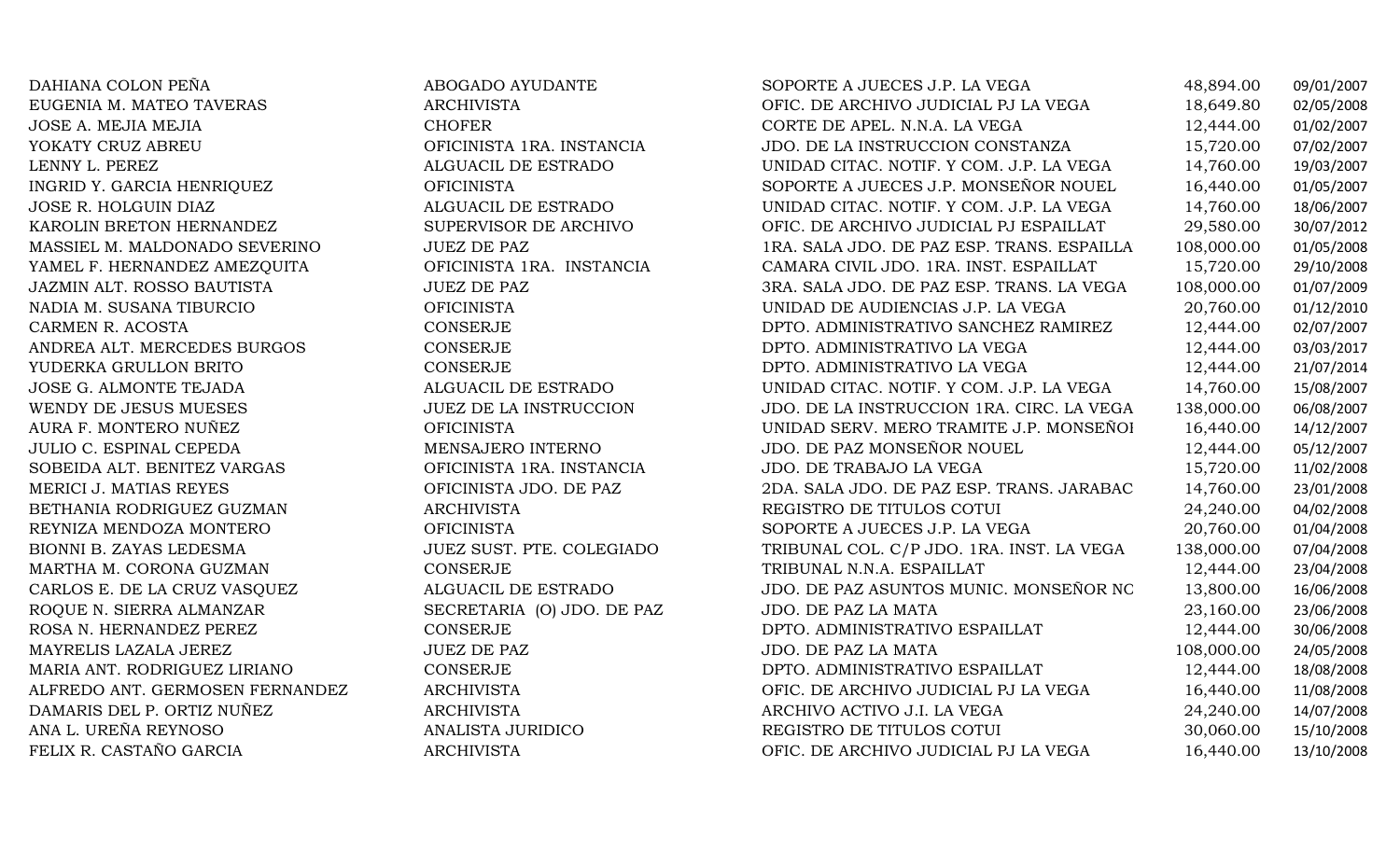| | | | | |
|---|---|---|---|---|
| DAHIANA COLON PEÑA | ABOGADO AYUDANTE | SOPORTE A JUECES J.P. LA VEGA | 48,894.00 | 09/01/2007 |
| EUGENIA M. MATEO TAVERAS | ARCHIVISTA | OFIC. DE ARCHIVO JUDICIAL PJ LA VEGA | 18,649.80 | 02/05/2008 |
| JOSE A. MEJIA MEJIA | CHOFER | CORTE DE APEL. N.N.A. LA VEGA | 12,444.00 | 01/02/2007 |
| YOKATY CRUZ ABREU | OFICINISTA 1RA. INSTANCIA | JDO. DE LA INSTRUCCION CONSTANZA | 15,720.00 | 07/02/2007 |
| LENNY L. PEREZ | ALGUACIL DE ESTRADO | UNIDAD CITAC. NOTIF. Y COM. J.P. LA VEGA | 14,760.00 | 19/03/2007 |
| INGRID Y. GARCIA HENRIQUEZ | OFICINISTA | SOPORTE A JUECES J.P. MONSEÑOR NOUEL | 16,440.00 | 01/05/2007 |
| JOSE R. HOLGUIN DIAZ | ALGUACIL DE ESTRADO | UNIDAD CITAC. NOTIF. Y COM. J.P. LA VEGA | 14,760.00 | 18/06/2007 |
| KAROLIN BRETON HERNANDEZ | SUPERVISOR DE ARCHIVO | OFIC. DE ARCHIVO JUDICIAL PJ ESPAILLAT | 29,580.00 | 30/07/2012 |
| MASSIEL M. MALDONADO SEVERINO | JUEZ DE PAZ | 1RA. SALA JDO. DE PAZ ESP. TRANS. ESPAILLA | 108,000.00 | 01/05/2008 |
| YAMEL F. HERNANDEZ AMEZQUITA | OFICINISTA 1RA. INSTANCIA | CAMARA CIVIL JDO. 1RA. INST. ESPAILLAT | 15,720.00 | 29/10/2008 |
| JAZMIN ALT. ROSSO BAUTISTA | JUEZ DE PAZ | 3RA. SALA JDO. DE PAZ ESP. TRANS. LA VEGA | 108,000.00 | 01/07/2009 |
| NADIA M. SUSANA TIBURCIO | OFICINISTA | UNIDAD DE AUDIENCIAS J.P. LA VEGA | 20,760.00 | 01/12/2010 |
| CARMEN R. ACOSTA | CONSERJE | DPTO. ADMINISTRATIVO SANCHEZ RAMIREZ | 12,444.00 | 02/07/2007 |
| ANDREA ALT. MERCEDES BURGOS | CONSERJE | DPTO. ADMINISTRATIVO LA VEGA | 12,444.00 | 03/03/2017 |
| YUDERKA GRULLON BRITO | CONSERJE | DPTO. ADMINISTRATIVO LA VEGA | 12,444.00 | 21/07/2014 |
| JOSE G. ALMONTE TEJADA | ALGUACIL DE ESTRADO | UNIDAD CITAC. NOTIF. Y COM. J.P. LA VEGA | 14,760.00 | 15/08/2007 |
| WENDY DE JESUS MUESES | JUEZ DE LA INSTRUCCION | JDO. DE LA INSTRUCCION 1RA. CIRC. LA VEGA | 138,000.00 | 06/08/2007 |
| AURA F. MONTERO NUÑEZ | OFICINISTA | UNIDAD SERV. MERO TRAMITE J.P. MONSEÑOI | 16,440.00 | 14/12/2007 |
| JULIO C. ESPINAL CEPEDA | MENSAJERO INTERNO | JDO. DE PAZ MONSEÑOR NOUEL | 12,444.00 | 05/12/2007 |
| SOBEIDA ALT. BENITEZ VARGAS | OFICINISTA 1RA. INSTANCIA | JDO. DE TRABAJO LA VEGA | 15,720.00 | 11/02/2008 |
| MERICI J. MATIAS REYES | OFICINISTA JDO. DE PAZ | 2DA. SALA JDO. DE PAZ ESP. TRANS. JARABAC | 14,760.00 | 23/01/2008 |
| BETHANIA RODRIGUEZ GUZMAN | ARCHIVISTA | REGISTRO DE TITULOS COTUI | 24,240.00 | 04/02/2008 |
| REYNIZA MENDOZA MONTERO | OFICINISTA | SOPORTE A JUECES J.P. LA VEGA | 20,760.00 | 01/04/2008 |
| BIONNI B. ZAYAS LEDESMA | JUEZ SUST. PTE. COLEGIADO | TRIBUNAL COL. C/P JDO. 1RA. INST. LA VEGA | 138,000.00 | 07/04/2008 |
| MARTHA M. CORONA GUZMAN | CONSERJE | TRIBUNAL N.N.A. ESPAILLAT | 12,444.00 | 23/04/2008 |
| CARLOS E. DE LA CRUZ VASQUEZ | ALGUACIL DE ESTRADO | JDO. DE PAZ ASUNTOS MUNIC. MONSEÑOR NC | 13,800.00 | 16/06/2008 |
| ROQUE N. SIERRA ALMANZAR | SECRETARIA (O) JDO. DE PAZ | JDO. DE PAZ LA MATA | 23,160.00 | 23/06/2008 |
| ROSA N. HERNANDEZ PEREZ | CONSERJE | DPTO. ADMINISTRATIVO ESPAILLAT | 12,444.00 | 30/06/2008 |
| MAYRELIS LAZALA JEREZ | JUEZ DE PAZ | JDO. DE PAZ LA MATA | 108,000.00 | 24/05/2008 |
| MARIA ANT. RODRIGUEZ LIRIANO | CONSERJE | DPTO. ADMINISTRATIVO ESPAILLAT | 12,444.00 | 18/08/2008 |
| ALFREDO ANT. GERMOSEN FERNANDEZ | ARCHIVISTA | OFIC. DE ARCHIVO JUDICIAL PJ LA VEGA | 16,440.00 | 11/08/2008 |
| DAMARIS DEL P. ORTIZ NUÑEZ | ARCHIVISTA | ARCHIVO ACTIVO J.I. LA VEGA | 24,240.00 | 14/07/2008 |
| ANA L. UREÑA REYNOSO | ANALISTA JURIDICO | REGISTRO DE TITULOS COTUI | 30,060.00 | 15/10/2008 |
| FELIX R. CASTAÑO GARCIA | ARCHIVISTA | OFIC. DE ARCHIVO JUDICIAL PJ LA VEGA | 16,440.00 | 13/10/2008 |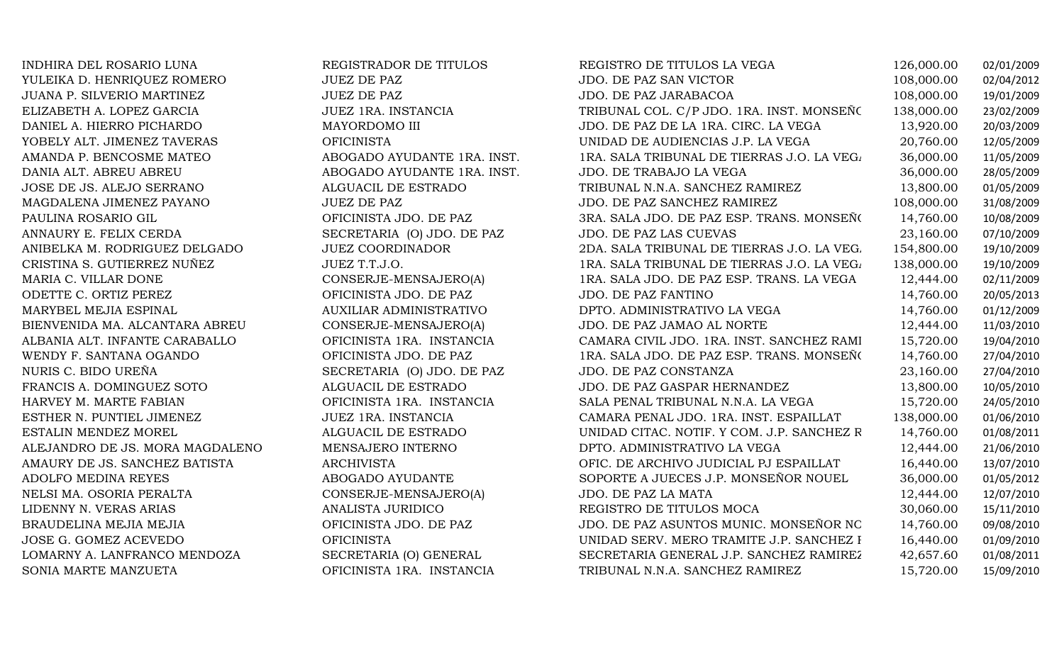| | | | | |
|---|---|---|---|---|
| INDHIRA DEL ROSARIO LUNA | REGISTRADOR DE TITULOS | REGISTRO DE TITULOS LA VEGA | 126,000.00 | 02/01/2009 |
| YULEIKA D. HENRIQUEZ ROMERO | JUEZ DE PAZ | JDO. DE PAZ SAN VICTOR | 108,000.00 | 02/04/2012 |
| JUANA P. SILVERIO MARTINEZ | JUEZ DE PAZ | JDO. DE PAZ JARABACOA | 108,000.00 | 19/01/2009 |
| ELIZABETH A. LOPEZ GARCIA | JUEZ 1RA. INSTANCIA | TRIBUNAL COL. C/P JDO. 1RA. INST. MONSEÑO | 138,000.00 | 23/02/2009 |
| DANIEL A. HIERRO PICHARDO | MAYORDOMO III | JDO. DE PAZ DE LA 1RA. CIRC. LA VEGA | 13,920.00 | 20/03/2009 |
| YOBELY ALT. JIMENEZ TAVERAS | OFICINISTA | UNIDAD DE AUDIENCIAS J.P. LA VEGA | 20,760.00 | 12/05/2009 |
| AMANDA P. BENCOSME MATEO | ABOGADO AYUDANTE 1RA. INST. | 1RA. SALA TRIBUNAL DE TIERRAS J.O. LA VEGA | 36,000.00 | 11/05/2009 |
| DANIA ALT. ABREU ABREU | ABOGADO AYUDANTE 1RA. INST. | JDO. DE TRABAJO LA VEGA | 36,000.00 | 28/05/2009 |
| JOSE DE JS. ALEJO SERRANO | ALGUACIL DE ESTRADO | TRIBUNAL N.N.A. SANCHEZ RAMIREZ | 13,800.00 | 01/05/2009 |
| MAGDALENA JIMENEZ PAYANO | JUEZ DE PAZ | JDO. DE PAZ SANCHEZ RAMIREZ | 108,000.00 | 31/08/2009 |
| PAULINA ROSARIO GIL | OFICINISTA JDO. DE PAZ | 3RA. SALA JDO. DE PAZ ESP. TRANS. MONSEÑO | 14,760.00 | 10/08/2009 |
| ANNAURY E. FELIX CERDA | SECRETARIA (O) JDO. DE PAZ | JDO. DE PAZ LAS CUEVAS | 23,160.00 | 07/10/2009 |
| ANIBELKA M. RODRIGUEZ DELGADO | JUEZ COORDINADOR | 2DA. SALA TRIBUNAL DE TIERRAS J.O. LA VEGA | 154,800.00 | 19/10/2009 |
| CRISTINA S. GUTIERREZ NUÑEZ | JUEZ T.T.J.O. | 1RA. SALA TRIBUNAL DE TIERRAS J.O. LA VEGA | 138,000.00 | 19/10/2009 |
| MARIA C. VILLAR DONE | CONSERJE-MENSAJERO(A) | 1RA. SALA JDO. DE PAZ ESP. TRANS. LA VEGA | 12,444.00 | 02/11/2009 |
| ODETTE C. ORTIZ PEREZ | OFICINISTA JDO. DE PAZ | JDO. DE PAZ FANTINO | 14,760.00 | 20/05/2013 |
| MARYBEL MEJIA ESPINAL | AUXILIAR ADMINISTRATIVO | DPTO. ADMINISTRATIVO LA VEGA | 14,760.00 | 01/12/2009 |
| BIENVENIDA MA. ALCANTARA ABREU | CONSERJE-MENSAJERO(A) | JDO. DE PAZ JAMAO AL NORTE | 12,444.00 | 11/03/2010 |
| ALBANIA ALT. INFANTE CARABALLO | OFICINISTA 1RA. INSTANCIA | CAMARA CIVIL JDO. 1RA. INST. SANCHEZ RAMI | 15,720.00 | 19/04/2010 |
| WENDY F. SANTANA OGANDO | OFICINISTA JDO. DE PAZ | 1RA. SALA JDO. DE PAZ ESP. TRANS. MONSEÑO | 14,760.00 | 27/04/2010 |
| NURIS C. BIDO UREÑA | SECRETARIA (O) JDO. DE PAZ | JDO. DE PAZ CONSTANZA | 23,160.00 | 27/04/2010 |
| FRANCIS A. DOMINGUEZ SOTO | ALGUACIL DE ESTRADO | JDO. DE PAZ GASPAR HERNANDEZ | 13,800.00 | 10/05/2010 |
| HARVEY M. MARTE FABIAN | OFICINISTA 1RA. INSTANCIA | SALA PENAL TRIBUNAL N.N.A. LA VEGA | 15,720.00 | 24/05/2010 |
| ESTHER N. PUNTIEL JIMENEZ | JUEZ 1RA. INSTANCIA | CAMARA PENAL JDO. 1RA. INST. ESPAILLAT | 138,000.00 | 01/06/2010 |
| ESTALIN MENDEZ MOREL | ALGUACIL DE ESTRADO | UNIDAD CITAC. NOTIF. Y COM. J.P. SANCHEZ R | 14,760.00 | 01/08/2011 |
| ALEJANDRO DE JS. MORA MAGDALENO | MENSAJERO INTERNO | DPTO. ADMINISTRATIVO LA VEGA | 12,444.00 | 21/06/2010 |
| AMAURY DE JS. SANCHEZ BATISTA | ARCHIVISTA | OFIC. DE ARCHIVO JUDICIAL PJ ESPAILLAT | 16,440.00 | 13/07/2010 |
| ADOLFO MEDINA REYES | ABOGADO AYUDANTE | SOPORTE A JUECES J.P. MONSEÑOR NOUEL | 36,000.00 | 01/05/2012 |
| NELSI MA. OSORIA PERALTA | CONSERJE-MENSAJERO(A) | JDO. DE PAZ LA MATA | 12,444.00 | 12/07/2010 |
| LIDENNY N. VERAS ARIAS | ANALISTA JURIDICO | REGISTRO DE TITULOS MOCA | 30,060.00 | 15/11/2010 |
| BRAUDELINA MEJIA MEJIA | OFICINISTA JDO. DE PAZ | JDO. DE PAZ ASUNTOS MUNIC. MONSEÑOR NO | 14,760.00 | 09/08/2010 |
| JOSE G. GOMEZ ACEVEDO | OFICINISTA | UNIDAD SERV. MERO TRAMITE J.P. SANCHEZ R | 16,440.00 | 01/09/2010 |
| LOMARNY A. LANFRANCO MENDOZA | SECRETARIA (O) GENERAL | SECRETARIA GENERAL J.P. SANCHEZ RAMIREZ | 42,657.60 | 01/08/2011 |
| SONIA MARTE MANZUETA | OFICINISTA 1RA. INSTANCIA | TRIBUNAL N.N.A. SANCHEZ RAMIREZ | 15,720.00 | 15/09/2010 |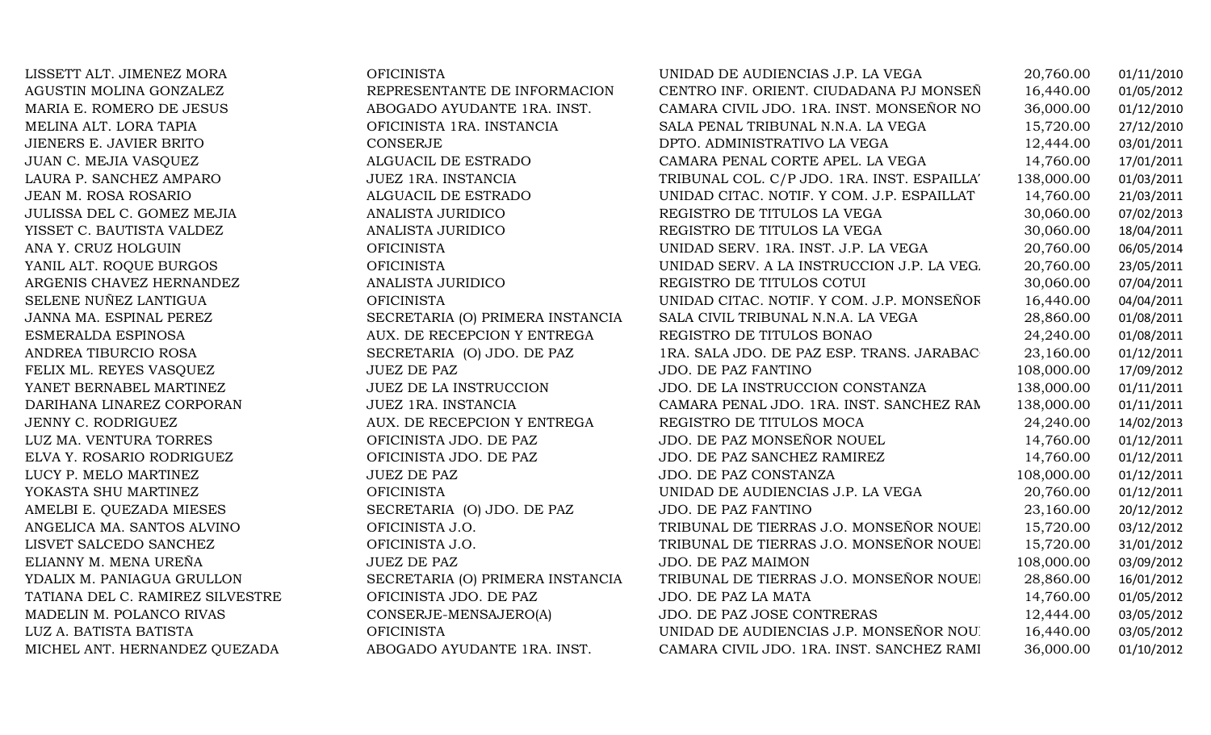| | | | | |
|---|---|---|---|---|
| LISSETT ALT. JIMENEZ MORA | OFICINISTA | UNIDAD DE AUDIENCIAS J.P. LA VEGA | 20,760.00 | 01/11/2010 |
| AGUSTIN MOLINA GONZALEZ | REPRESENTANTE DE INFORMACION | CENTRO INF. ORIENT. CIUDADANA PJ MONSEÑ | 16,440.00 | 01/05/2012 |
| MARIA E. ROMERO DE JESUS | ABOGADO AYUDANTE 1RA. INST. | CAMARA CIVIL JDO. 1RA. INST. MONSEÑOR NO | 36,000.00 | 01/12/2010 |
| MELINA ALT. LORA TAPIA | OFICINISTA 1RA. INSTANCIA | SALA PENAL TRIBUNAL N.N.A. LA VEGA | 15,720.00 | 27/12/2010 |
| JIENERS E. JAVIER BRITO | CONSERJE | DPTO. ADMINISTRATIVO LA VEGA | 12,444.00 | 03/01/2011 |
| JUAN C. MEJIA VASQUEZ | ALGUACIL DE ESTRADO | CAMARA PENAL CORTE APEL. LA VEGA | 14,760.00 | 17/01/2011 |
| LAURA P. SANCHEZ AMPARO | JUEZ 1RA. INSTANCIA | TRIBUNAL COL. C/P JDO. 1RA. INST. ESPAILLA' | 138,000.00 | 01/03/2011 |
| JEAN M. ROSA ROSARIO | ALGUACIL DE ESTRADO | UNIDAD CITAC. NOTIF. Y COM. J.P. ESPAILLAT | 14,760.00 | 21/03/2011 |
| JULISSA DEL C. GOMEZ MEJIA | ANALISTA JURIDICO | REGISTRO DE TITULOS LA VEGA | 30,060.00 | 07/02/2013 |
| YISSET C. BAUTISTA VALDEZ | ANALISTA JURIDICO | REGISTRO DE TITULOS LA VEGA | 30,060.00 | 18/04/2011 |
| ANA Y. CRUZ HOLGUIN | OFICINISTA | UNIDAD SERV. 1RA. INST. J.P. LA VEGA | 20,760.00 | 06/05/2014 |
| YANIL ALT. ROQUE BURGOS | OFICINISTA | UNIDAD SERV. A LA INSTRUCCION J.P. LA VEG. | 20,760.00 | 23/05/2011 |
| ARGENIS CHAVEZ HERNANDEZ | ANALISTA JURIDICO | REGISTRO DE TITULOS COTUI | 30,060.00 | 07/04/2011 |
| SELENE NUÑEZ LANTIGUA | OFICINISTA | UNIDAD CITAC. NOTIF. Y COM. J.P. MONSEÑOR | 16,440.00 | 04/04/2011 |
| JANNA MA. ESPINAL PEREZ | SECRETARIA (O) PRIMERA INSTANCIA | SALA CIVIL TRIBUNAL N.N.A. LA VEGA | 28,860.00 | 01/08/2011 |
| ESMERALDA ESPINOSA | AUX. DE RECEPCION Y ENTREGA | REGISTRO DE TITULOS BONAO | 24,240.00 | 01/08/2011 |
| ANDREA TIBURCIO ROSA | SECRETARIA (O) JDO. DE PAZ | 1RA. SALA JDO. DE PAZ ESP. TRANS. JARABAC | 23,160.00 | 01/12/2011 |
| FELIX ML. REYES VASQUEZ | JUEZ DE PAZ | JDO. DE PAZ FANTINO | 108,000.00 | 17/09/2012 |
| YANET BERNABEL MARTINEZ | JUEZ DE LA INSTRUCCION | JDO. DE LA INSTRUCCION CONSTANZA | 138,000.00 | 01/11/2011 |
| DARIHANA LINAREZ CORPORAN | JUEZ 1RA. INSTANCIA | CAMARA PENAL JDO. 1RA. INST. SANCHEZ RAM | 138,000.00 | 01/11/2011 |
| JENNY C. RODRIGUEZ | AUX. DE RECEPCION Y ENTREGA | REGISTRO DE TITULOS MOCA | 24,240.00 | 14/02/2013 |
| LUZ MA. VENTURA TORRES | OFICINISTA JDO. DE PAZ | JDO. DE PAZ MONSEÑOR NOUEL | 14,760.00 | 01/12/2011 |
| ELVA Y. ROSARIO RODRIGUEZ | OFICINISTA JDO. DE PAZ | JDO. DE PAZ SANCHEZ RAMIREZ | 14,760.00 | 01/12/2011 |
| LUCY P. MELO MARTINEZ | JUEZ DE PAZ | JDO. DE PAZ CONSTANZA | 108,000.00 | 01/12/2011 |
| YOKASTA SHU MARTINEZ | OFICINISTA | UNIDAD DE AUDIENCIAS J.P. LA VEGA | 20,760.00 | 01/12/2011 |
| AMELBI E. QUEZADA MIESES | SECRETARIA (O) JDO. DE PAZ | JDO. DE PAZ FANTINO | 23,160.00 | 20/12/2012 |
| ANGELICA MA. SANTOS ALVINO | OFICINISTA J.O. | TRIBUNAL DE TIERRAS J.O. MONSEÑOR NOUEI | 15,720.00 | 03/12/2012 |
| LISVET SALCEDO SANCHEZ | OFICINISTA J.O. | TRIBUNAL DE TIERRAS J.O. MONSEÑOR NOUEI | 15,720.00 | 31/01/2012 |
| ELIANNY M. MENA UREÑA | JUEZ DE PAZ | JDO. DE PAZ MAIMON | 108,000.00 | 03/09/2012 |
| YDALIX M. PANIAGUA GRULLON | SECRETARIA (O) PRIMERA INSTANCIA | TRIBUNAL DE TIERRAS J.O. MONSEÑOR NOUEI | 28,860.00 | 16/01/2012 |
| TATIANA DEL C. RAMIREZ SILVESTRE | OFICINISTA JDO. DE PAZ | JDO. DE PAZ LA MATA | 14,760.00 | 01/05/2012 |
| MADELIN M. POLANCO RIVAS | CONSERJE-MENSAJERO(A) | JDO. DE PAZ JOSE CONTRERAS | 12,444.00 | 03/05/2012 |
| LUZ A. BATISTA BATISTA | OFICINISTA | UNIDAD DE AUDIENCIAS J.P. MONSEÑOR NOU | 16,440.00 | 03/05/2012 |
| MICHEL ANT. HERNANDEZ QUEZADA | ABOGADO AYUDANTE 1RA. INST. | CAMARA CIVIL JDO. 1RA. INST. SANCHEZ RAMI | 36,000.00 | 01/10/2012 |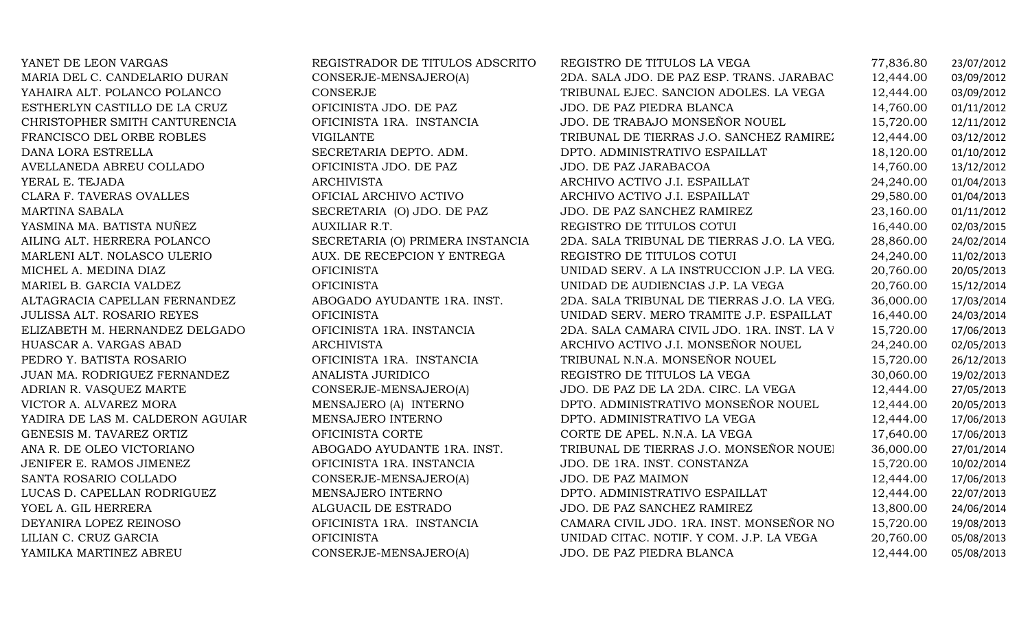| | | | | |
|---|---|---|---|---|
| YANET DE LEON VARGAS | REGISTRADOR DE TITULOS ADSCRITO | REGISTRO DE TITULOS LA VEGA | 77,836.80 | 23/07/2012 |
| MARIA DEL C. CANDELARIO DURAN | CONSERJE-MENSAJERO(A) | 2DA. SALA JDO. DE PAZ ESP. TRANS. JARABAC | 12,444.00 | 03/09/2012 |
| YAHAIRA ALT. POLANCO POLANCO | CONSERJE | TRIBUNAL EJEC. SANCION ADOLES. LA VEGA | 12,444.00 | 03/09/2012 |
| ESTHERLYN CASTILLO DE LA CRUZ | OFICINISTA JDO. DE PAZ | JDO. DE PAZ PIEDRA BLANCA | 14,760.00 | 01/11/2012 |
| CHRISTOPHER SMITH CANTURENCIA | OFICINISTA 1RA. INSTANCIA | JDO. DE TRABAJO MONSEÑOR NOUEL | 15,720.00 | 12/11/2012 |
| FRANCISCO DEL ORBE ROBLES | VIGILANTE | TRIBUNAL DE TIERRAS J.O. SANCHEZ RAMIREZ | 12,444.00 | 03/12/2012 |
| DANA LORA ESTRELLA | SECRETARIA DEPTO. ADM. | DPTO. ADMINISTRATIVO ESPAILLAT | 18,120.00 | 01/10/2012 |
| AVELLANEDA ABREU COLLADO | OFICINISTA JDO. DE PAZ | JDO. DE PAZ JARABACOA | 14,760.00 | 13/12/2012 |
| YERAL E. TEJADA | ARCHIVISTA | ARCHIVO ACTIVO J.I. ESPAILLAT | 24,240.00 | 01/04/2013 |
| CLARA F. TAVERAS OVALLES | OFICIAL ARCHIVO ACTIVO | ARCHIVO ACTIVO J.I. ESPAILLAT | 29,580.00 | 01/04/2013 |
| MARTINA SABALA | SECRETARIA (O) JDO. DE PAZ | JDO. DE PAZ SANCHEZ RAMIREZ | 23,160.00 | 01/11/2012 |
| YASMINA MA. BATISTA NUÑEZ | AUXILIAR R.T. | REGISTRO DE TITULOS COTUI | 16,440.00 | 02/03/2015 |
| AILING ALT. HERRERA POLANCO | SECRETARIA (O) PRIMERA INSTANCIA | 2DA. SALA TRIBUNAL DE TIERRAS J.O. LA VEG. | 28,860.00 | 24/02/2014 |
| MARLENI ALT. NOLASCO ULERIO | AUX. DE RECEPCION Y ENTREGA | REGISTRO DE TITULOS COTUI | 24,240.00 | 11/02/2013 |
| MICHEL A. MEDINA DIAZ | OFICINISTA | UNIDAD SERV. A LA INSTRUCCION J.P. LA VEG. | 20,760.00 | 20/05/2013 |
| MARIEL B. GARCIA VALDEZ | OFICINISTA | UNIDAD DE AUDIENCIAS J.P. LA VEGA | 20,760.00 | 15/12/2014 |
| ALTAGRACIA CAPELLAN FERNANDEZ | ABOGADO AYUDANTE 1RA. INST. | 2DA. SALA TRIBUNAL DE TIERRAS J.O. LA VEG. | 36,000.00 | 17/03/2014 |
| JULISSA ALT. ROSARIO REYES | OFICINISTA | UNIDAD SERV. MERO TRAMITE J.P. ESPAILLAT | 16,440.00 | 24/03/2014 |
| ELIZABETH M. HERNANDEZ DELGADO | OFICINISTA 1RA. INSTANCIA | 2DA. SALA CAMARA CIVIL JDO. 1RA. INST. LA V | 15,720.00 | 17/06/2013 |
| HUASCAR A. VARGAS ABAD | ARCHIVISTA | ARCHIVO ACTIVO J.I. MONSEÑOR NOUEL | 24,240.00 | 02/05/2013 |
| PEDRO Y. BATISTA ROSARIO | OFICINISTA 1RA. INSTANCIA | TRIBUNAL N.N.A. MONSEÑOR NOUEL | 15,720.00 | 26/12/2013 |
| JUAN MA. RODRIGUEZ FERNANDEZ | ANALISTA JURIDICO | REGISTRO DE TITULOS LA VEGA | 30,060.00 | 19/02/2013 |
| ADRIAN R. VASQUEZ MARTE | CONSERJE-MENSAJERO(A) | JDO. DE PAZ DE LA 2DA. CIRC. LA VEGA | 12,444.00 | 27/05/2013 |
| VICTOR A. ALVAREZ MORA | MENSAJERO (A) INTERNO | DPTO. ADMINISTRATIVO MONSEÑOR NOUEL | 12,444.00 | 20/05/2013 |
| YADIRA DE LAS M. CALDERON AGUIAR | MENSAJERO INTERNO | DPTO. ADMINISTRATIVO LA VEGA | 12,444.00 | 17/06/2013 |
| GENESIS M. TAVAREZ ORTIZ | OFICINISTA CORTE | CORTE DE APEL. N.N.A. LA VEGA | 17,640.00 | 17/06/2013 |
| ANA R. DE OLEO VICTORIANO | ABOGADO AYUDANTE 1RA. INST. | TRIBUNAL DE TIERRAS J.O. MONSEÑOR NOUEL | 36,000.00 | 27/01/2014 |
| JENIFER E. RAMOS JIMENEZ | OFICINISTA 1RA. INSTANCIA | JDO. DE 1RA. INST. CONSTANZA | 15,720.00 | 10/02/2014 |
| SANTA ROSARIO COLLADO | CONSERJE-MENSAJERO(A) | JDO. DE PAZ MAIMON | 12,444.00 | 17/06/2013 |
| LUCAS D. CAPELLAN RODRIGUEZ | MENSAJERO INTERNO | DPTO. ADMINISTRATIVO ESPAILLAT | 12,444.00 | 22/07/2013 |
| YOEL A. GIL HERRERA | ALGUACIL DE ESTRADO | JDO. DE PAZ SANCHEZ RAMIREZ | 13,800.00 | 24/06/2014 |
| DEYANIRA LOPEZ REINOSO | OFICINISTA 1RA. INSTANCIA | CAMARA CIVIL JDO. 1RA. INST. MONSEÑOR NO | 15,720.00 | 19/08/2013 |
| LILIAN C. CRUZ GARCIA | OFICINISTA | UNIDAD CITAC. NOTIF. Y COM. J.P. LA VEGA | 20,760.00 | 05/08/2013 |
| YAMILKA MARTINEZ ABREU | CONSERJE-MENSAJERO(A) | JDO. DE PAZ PIEDRA BLANCA | 12,444.00 | 05/08/2013 |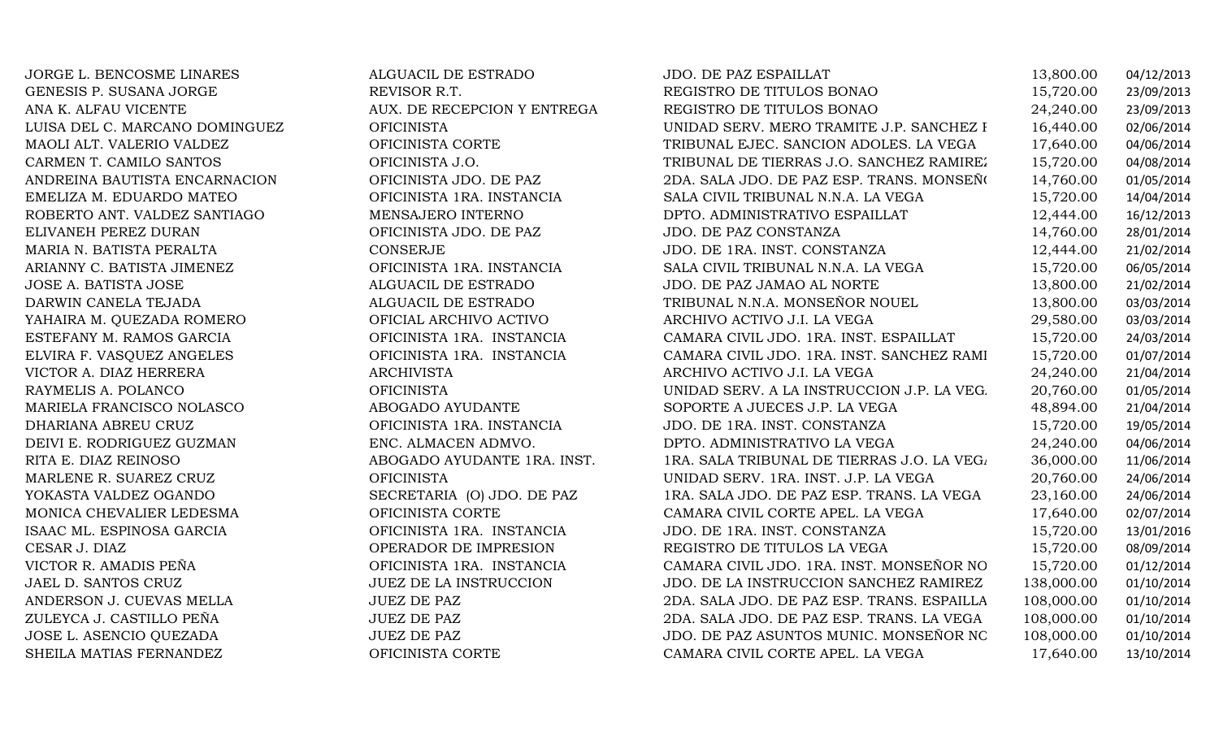| | | | | |
|---|---|---|---|---|
| JORGE L. BENCOSME LINARES | ALGUACIL DE ESTRADO | JDO. DE PAZ ESPAILLAT | 13,800.00 | 04/12/2013 |
| GENESIS P. SUSANA JORGE | REVISOR R.T. | REGISTRO DE TITULOS BONAO | 15,720.00 | 23/09/2013 |
| ANA K. ALFAU VICENTE | AUX. DE RECEPCION Y ENTREGA | REGISTRO DE TITULOS BONAO | 24,240.00 | 23/09/2013 |
| LUISA DEL C. MARCANO DOMINGUEZ | OFICINISTA | UNIDAD SERV. MERO TRAMITE J.P. SANCHEZ I | 16,440.00 | 02/06/2014 |
| MAOLI ALT. VALERIO VALDEZ | OFICINISTA CORTE | TRIBUNAL EJEC. SANCION ADOLES. LA VEGA | 17,640.00 | 04/06/2014 |
| CARMEN T. CAMILO SANTOS | OFICINISTA J.O. | TRIBUNAL DE TIERRAS J.O. SANCHEZ RAMIREZ | 15,720.00 | 04/08/2014 |
| ANDREINA BAUTISTA ENCARNACION | OFICINISTA JDO. DE PAZ | 2DA. SALA JDO. DE PAZ ESP. TRANS. MONSEÑ( | 14,760.00 | 01/05/2014 |
| EMELIZA M. EDUARDO MATEO | OFICINISTA 1RA. INSTANCIA | SALA CIVIL TRIBUNAL N.N.A. LA VEGA | 15,720.00 | 14/04/2014 |
| ROBERTO ANT. VALDEZ SANTIAGO | MENSAJERO INTERNO | DPTO. ADMINISTRATIVO ESPAILLAT | 12,444.00 | 16/12/2013 |
| ELIVANEH PEREZ DURAN | OFICINISTA JDO. DE PAZ | JDO. DE PAZ CONSTANZA | 14,760.00 | 28/01/2014 |
| MARIA N. BATISTA PERALTA | CONSERJE | JDO. DE 1RA. INST. CONSTANZA | 12,444.00 | 21/02/2014 |
| ARIANNY C. BATISTA JIMENEZ | OFICINISTA 1RA. INSTANCIA | SALA CIVIL TRIBUNAL N.N.A. LA VEGA | 15,720.00 | 06/05/2014 |
| JOSE A. BATISTA JOSE | ALGUACIL DE ESTRADO | JDO. DE PAZ JAMAO AL NORTE | 13,800.00 | 21/02/2014 |
| DARWIN CANELA TEJADA | ALGUACIL DE ESTRADO | TRIBUNAL N.N.A. MONSEÑOR NOUEL | 13,800.00 | 03/03/2014 |
| YAHAIRA M. QUEZADA ROMERO | OFICIAL ARCHIVO ACTIVO | ARCHIVO ACTIVO J.I. LA VEGA | 29,580.00 | 03/03/2014 |
| ESTEFANY M. RAMOS GARCIA | OFICINISTA 1RA. INSTANCIA | CAMARA CIVIL JDO. 1RA. INST. ESPAILLAT | 15,720.00 | 24/03/2014 |
| ELVIRA F. VASQUEZ ANGELES | OFICINISTA 1RA. INSTANCIA | CAMARA CIVIL JDO. 1RA. INST. SANCHEZ RAMI | 15,720.00 | 01/07/2014 |
| VICTOR A. DIAZ HERRERA | ARCHIVISTA | ARCHIVO ACTIVO J.I. LA VEGA | 24,240.00 | 21/04/2014 |
| RAYMELIS A. POLANCO | OFICINISTA | UNIDAD SERV. A LA INSTRUCCION J.P. LA VEG. | 20,760.00 | 01/05/2014 |
| MARIELA FRANCISCO NOLASCO | ABOGADO AYUDANTE | SOPORTE A JUECES J.P. LA VEGA | 48,894.00 | 21/04/2014 |
| DHARIANA ABREU CRUZ | OFICINISTA 1RA. INSTANCIA | JDO. DE 1RA. INST. CONSTANZA | 15,720.00 | 19/05/2014 |
| DEIVI E. RODRIGUEZ GUZMAN | ENC. ALMACEN ADMVO. | DPTO. ADMINISTRATIVO LA VEGA | 24,240.00 | 04/06/2014 |
| RITA E. DIAZ REINOSO | ABOGADO AYUDANTE 1RA. INST. | 1RA. SALA TRIBUNAL DE TIERRAS J.O. LA VEG/ | 36,000.00 | 11/06/2014 |
| MARLENE R. SUAREZ CRUZ | OFICINISTA | UNIDAD SERV. 1RA. INST. J.P. LA VEGA | 20,760.00 | 24/06/2014 |
| YOKASTA VALDEZ OGANDO | SECRETARIA (O) JDO. DE PAZ | 1RA. SALA JDO. DE PAZ ESP. TRANS. LA VEGA | 23,160.00 | 24/06/2014 |
| MONICA CHEVALIER LEDESMA | OFICINISTA CORTE | CAMARA CIVIL CORTE APEL. LA VEGA | 17,640.00 | 02/07/2014 |
| ISAAC ML. ESPINOSA GARCIA | OFICINISTA 1RA. INSTANCIA | JDO. DE 1RA. INST. CONSTANZA | 15,720.00 | 13/01/2016 |
| CESAR J. DIAZ | OPERADOR DE IMPRESION | REGISTRO DE TITULOS LA VEGA | 15,720.00 | 08/09/2014 |
| VICTOR R. AMADIS PEÑA | OFICINISTA 1RA. INSTANCIA | CAMARA CIVIL JDO. 1RA. INST. MONSEÑOR NO | 15,720.00 | 01/12/2014 |
| JAEL D. SANTOS CRUZ | JUEZ DE LA INSTRUCCION | JDO. DE LA INSTRUCCION SANCHEZ RAMIREZ | 138,000.00 | 01/10/2014 |
| ANDERSON J. CUEVAS MELLA | JUEZ DE PAZ | 2DA. SALA JDO. DE PAZ ESP. TRANS. ESPAILLA | 108,000.00 | 01/10/2014 |
| ZULEYCA J. CASTILLO PEÑA | JUEZ DE PAZ | 2DA. SALA JDO. DE PAZ ESP. TRANS. LA VEGA | 108,000.00 | 01/10/2014 |
| JOSE L. ASENCIO QUEZADA | JUEZ DE PAZ | JDO. DE PAZ ASUNTOS MUNIC. MONSEÑOR NC | 108,000.00 | 01/10/2014 |
| SHEILA MATIAS FERNANDEZ | OFICINISTA CORTE | CAMARA CIVIL CORTE APEL. LA VEGA | 17,640.00 | 13/10/2014 |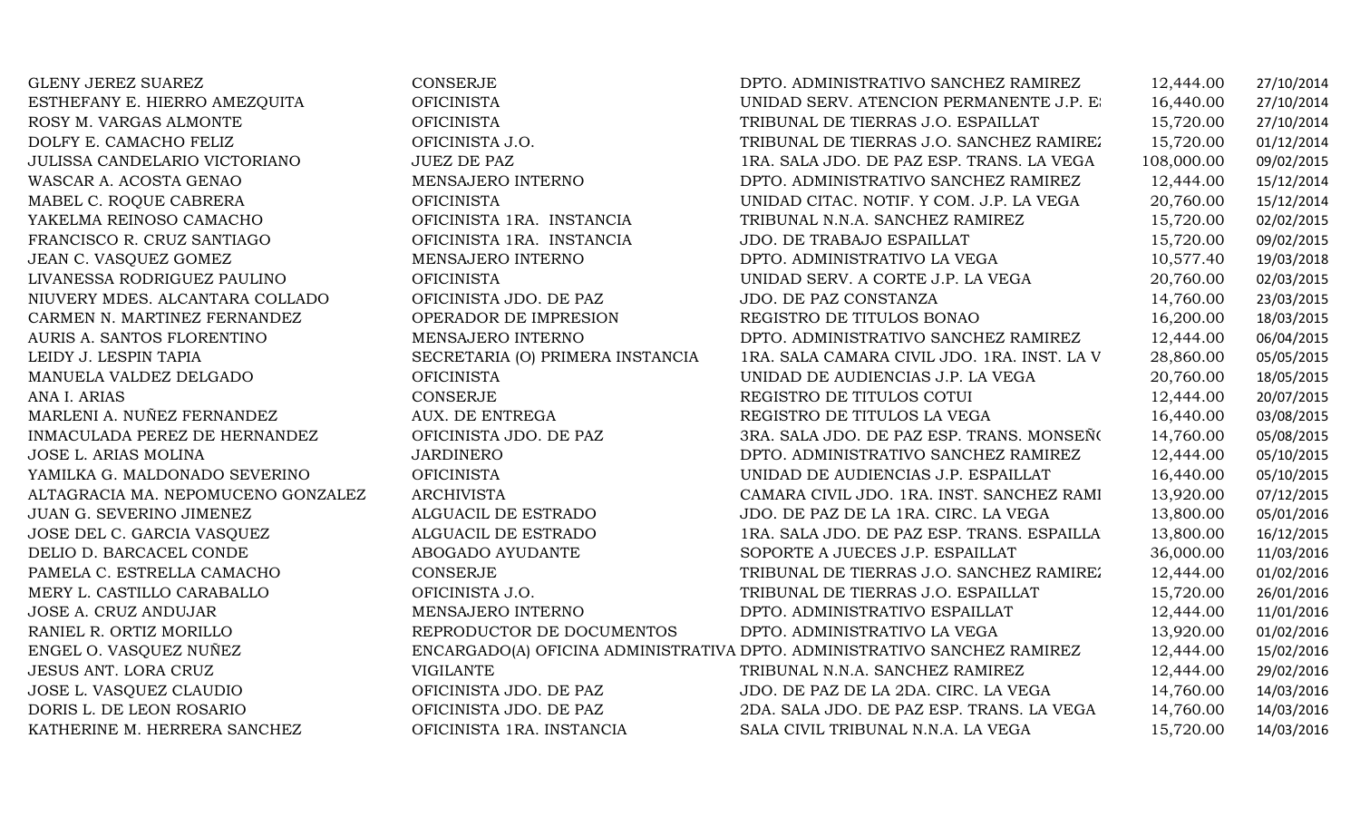| | | | | |
|---|---|---|---|---|
| GLENY JEREZ SUAREZ | CONSERJE | DPTO. ADMINISTRATIVO SANCHEZ RAMIREZ | 12,444.00 | 27/10/2014 |
| ESTHEFANY E. HIERRO AMEZQUITA | OFICINISTA | UNIDAD SERV. ATENCION PERMANENTE J.P. E | 16,440.00 | 27/10/2014 |
| ROSY M. VARGAS ALMONTE | OFICINISTA | TRIBUNAL DE TIERRAS J.O. ESPAILLAT | 15,720.00 | 27/10/2014 |
| DOLFY E. CAMACHO FELIZ | OFICINISTA J.O. | TRIBUNAL DE TIERRAS J.O. SANCHEZ RAMIREZ | 15,720.00 | 01/12/2014 |
| JULISSA CANDELARIO VICTORIANO | JUEZ DE PAZ | 1RA. SALA JDO. DE PAZ ESP. TRANS. LA VEGA | 108,000.00 | 09/02/2015 |
| WASCAR A. ACOSTA GENAO | MENSAJERO INTERNO | DPTO. ADMINISTRATIVO SANCHEZ RAMIREZ | 12,444.00 | 15/12/2014 |
| MABEL C. ROQUE CABRERA | OFICINISTA | UNIDAD CITAC. NOTIF. Y COM. J.P. LA VEGA | 20,760.00 | 15/12/2014 |
| YAKELMA REINOSO CAMACHO | OFICINISTA 1RA. INSTANCIA | TRIBUNAL N.N.A. SANCHEZ RAMIREZ | 15,720.00 | 02/02/2015 |
| FRANCISCO R. CRUZ SANTIAGO | OFICINISTA 1RA. INSTANCIA | JDO. DE TRABAJO ESPAILLAT | 15,720.00 | 09/02/2015 |
| JEAN C. VASQUEZ GOMEZ | MENSAJERO INTERNO | DPTO. ADMINISTRATIVO LA VEGA | 10,577.40 | 19/03/2018 |
| LIVANESSA RODRIGUEZ PAULINO | OFICINISTA | UNIDAD SERV. A CORTE J.P. LA VEGA | 20,760.00 | 02/03/2015 |
| NIUVERY MDES. ALCANTARA COLLADO | OFICINISTA JDO. DE PAZ | JDO. DE PAZ CONSTANZA | 14,760.00 | 23/03/2015 |
| CARMEN N. MARTINEZ FERNANDEZ | OPERADOR DE IMPRESION | REGISTRO DE TITULOS BONAO | 16,200.00 | 18/03/2015 |
| AURIS A. SANTOS FLORENTINO | MENSAJERO INTERNO | DPTO. ADMINISTRATIVO SANCHEZ RAMIREZ | 12,444.00 | 06/04/2015 |
| LEIDY J. LESPIN TAPIA | SECRETARIA (O) PRIMERA INSTANCIA | 1RA. SALA CAMARA CIVIL JDO. 1RA. INST. LA V | 28,860.00 | 05/05/2015 |
| MANUELA VALDEZ DELGADO | OFICINISTA | UNIDAD DE AUDIENCIAS J.P. LA VEGA | 20,760.00 | 18/05/2015 |
| ANA I. ARIAS | CONSERJE | REGISTRO DE TITULOS COTUI | 12,444.00 | 20/07/2015 |
| MARLENI A. NUÑEZ FERNANDEZ | AUX. DE ENTREGA | REGISTRO DE TITULOS LA VEGA | 16,440.00 | 03/08/2015 |
| INMACULADA PEREZ DE HERNANDEZ | OFICINISTA JDO. DE PAZ | 3RA. SALA JDO. DE PAZ ESP. TRANS. MONSEÑ | 14,760.00 | 05/08/2015 |
| JOSE L. ARIAS MOLINA | JARDINERO | DPTO. ADMINISTRATIVO SANCHEZ RAMIREZ | 12,444.00 | 05/10/2015 |
| YAMILKA G. MALDONADO SEVERINO | OFICINISTA | UNIDAD DE AUDIENCIAS J.P. ESPAILLAT | 16,440.00 | 05/10/2015 |
| ALTAGRACIA MA. NEPOMUCENO GONZALEZ | ARCHIVISTA | CAMARA CIVIL JDO. 1RA. INST. SANCHEZ RAMI | 13,920.00 | 07/12/2015 |
| JUAN G. SEVERINO JIMENEZ | ALGUACIL DE ESTRADO | JDO. DE PAZ DE LA 1RA. CIRC. LA VEGA | 13,800.00 | 05/01/2016 |
| JOSE DEL C. GARCIA VASQUEZ | ALGUACIL DE ESTRADO | 1RA. SALA JDO. DE PAZ ESP. TRANS. ESPAILLA | 13,800.00 | 16/12/2015 |
| DELIO D. BARCACEL CONDE | ABOGADO AYUDANTE | SOPORTE A JUECES J.P. ESPAILLAT | 36,000.00 | 11/03/2016 |
| PAMELA C. ESTRELLA CAMACHO | CONSERJE | TRIBUNAL DE TIERRAS J.O. SANCHEZ RAMIREZ | 12,444.00 | 01/02/2016 |
| MERY L. CASTILLO CARABALLO | OFICINISTA J.O. | TRIBUNAL DE TIERRAS J.O. ESPAILLAT | 15,720.00 | 26/01/2016 |
| JOSE A. CRUZ ANDUJAR | MENSAJERO INTERNO | DPTO. ADMINISTRATIVO ESPAILLAT | 12,444.00 | 11/01/2016 |
| RANIEL R. ORTIZ MORILLO | REPRODUCTOR DE DOCUMENTOS | DPTO. ADMINISTRATIVO LA VEGA | 13,920.00 | 01/02/2016 |
| ENGEL O. VASQUEZ NUÑEZ | ENCARGADO(A) OFICINA ADMINISTRATIVA | DPTO. ADMINISTRATIVO SANCHEZ RAMIREZ | 12,444.00 | 15/02/2016 |
| JESUS ANT. LORA CRUZ | VIGILANTE | TRIBUNAL N.N.A. SANCHEZ RAMIREZ | 12,444.00 | 29/02/2016 |
| JOSE L. VASQUEZ CLAUDIO | OFICINISTA JDO. DE PAZ | JDO. DE PAZ DE LA 2DA. CIRC. LA VEGA | 14,760.00 | 14/03/2016 |
| DORIS L. DE LEON ROSARIO | OFICINISTA JDO. DE PAZ | 2DA. SALA JDO. DE PAZ ESP. TRANS. LA VEGA | 14,760.00 | 14/03/2016 |
| KATHERINE M. HERRERA SANCHEZ | OFICINISTA 1RA. INSTANCIA | SALA CIVIL TRIBUNAL N.N.A. LA VEGA | 15,720.00 | 14/03/2016 |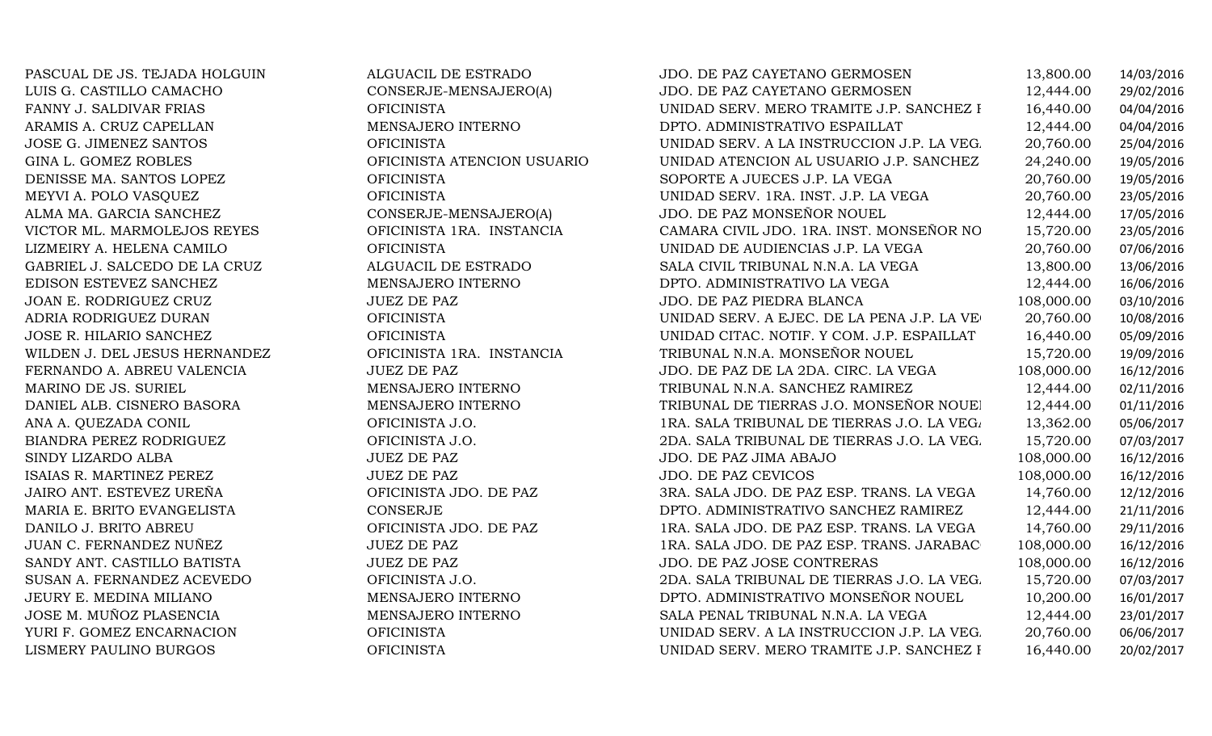| | | | | |
|---|---|---|---|---|
| PASCUAL DE JS. TEJADA HOLGUIN | ALGUACIL DE ESTRADO | JDO. DE PAZ CAYETANO GERMOSEN | 13,800.00 | 14/03/2016 |
| LUIS G. CASTILLO CAMACHO | CONSERJE-MENSAJERO(A) | JDO. DE PAZ CAYETANO GERMOSEN | 12,444.00 | 29/02/2016 |
| FANNY J. SALDIVAR FRIAS | OFICINISTA | UNIDAD SERV. MERO TRAMITE J.P. SANCHEZ I | 16,440.00 | 04/04/2016 |
| ARAMIS A. CRUZ CAPELLAN | MENSAJERO INTERNO | DPTO. ADMINISTRATIVO ESPAILLAT | 12,444.00 | 04/04/2016 |
| JOSE G. JIMENEZ SANTOS | OFICINISTA | UNIDAD SERV. A LA INSTRUCCION J.P. LA VEG. | 20,760.00 | 25/04/2016 |
| GINA L. GOMEZ ROBLES | OFICINISTA ATENCION USUARIO | UNIDAD ATENCION AL USUARIO J.P. SANCHEZ | 24,240.00 | 19/05/2016 |
| DENISSE MA. SANTOS LOPEZ | OFICINISTA | SOPORTE A JUECES J.P. LA VEGA | 20,760.00 | 19/05/2016 |
| MEYVI A. POLO VASQUEZ | OFICINISTA | UNIDAD SERV. 1RA. INST. J.P. LA VEGA | 20,760.00 | 23/05/2016 |
| ALMA MA. GARCIA SANCHEZ | CONSERJE-MENSAJERO(A) | JDO. DE PAZ MONSEÑOR NOUEL | 12,444.00 | 17/05/2016 |
| VICTOR ML. MARMOLEJOS REYES | OFICINISTA 1RA. INSTANCIA | CAMARA CIVIL JDO. 1RA. INST. MONSEÑOR NO | 15,720.00 | 23/05/2016 |
| LIZMEIRY A. HELENA CAMILO | OFICINISTA | UNIDAD DE AUDIENCIAS J.P. LA VEGA | 20,760.00 | 07/06/2016 |
| GABRIEL J. SALCEDO DE LA CRUZ | ALGUACIL DE ESTRADO | SALA CIVIL TRIBUNAL N.N.A. LA VEGA | 13,800.00 | 13/06/2016 |
| EDISON ESTEVEZ SANCHEZ | MENSAJERO INTERNO | DPTO. ADMINISTRATIVO LA VEGA | 12,444.00 | 16/06/2016 |
| JOAN E. RODRIGUEZ CRUZ | JUEZ DE PAZ | JDO. DE PAZ PIEDRA BLANCA | 108,000.00 | 03/10/2016 |
| ADRIA RODRIGUEZ DURAN | OFICINISTA | UNIDAD SERV. A EJEC. DE LA PENA J.P. LA VE | 20,760.00 | 10/08/2016 |
| JOSE R. HILARIO SANCHEZ | OFICINISTA | UNIDAD CITAC. NOTIF. Y COM. J.P. ESPAILLAT | 16,440.00 | 05/09/2016 |
| WILDEN J. DEL JESUS HERNANDEZ | OFICINISTA 1RA. INSTANCIA | TRIBUNAL N.N.A. MONSEÑOR NOUEL | 15,720.00 | 19/09/2016 |
| FERNANDO A. ABREU VALENCIA | JUEZ DE PAZ | JDO. DE PAZ DE LA 2DA. CIRC. LA VEGA | 108,000.00 | 16/12/2016 |
| MARINO DE JS. SURIEL | MENSAJERO INTERNO | TRIBUNAL N.N.A. SANCHEZ RAMIREZ | 12,444.00 | 02/11/2016 |
| DANIEL ALB. CISNERO BASORA | MENSAJERO INTERNO | TRIBUNAL DE TIERRAS J.O. MONSEÑOR NOUEI | 12,444.00 | 01/11/2016 |
| ANA A. QUEZADA CONIL | OFICINISTA J.O. | 1RA. SALA TRIBUNAL DE TIERRAS J.O. LA VEG. | 13,362.00 | 05/06/2017 |
| BIANDRA PEREZ RODRIGUEZ | OFICINISTA J.O. | 2DA. SALA TRIBUNAL DE TIERRAS J.O. LA VEG. | 15,720.00 | 07/03/2017 |
| SINDY LIZARDO ALBA | JUEZ DE PAZ | JDO. DE PAZ JIMA ABAJO | 108,000.00 | 16/12/2016 |
| ISAIAS R. MARTINEZ PEREZ | JUEZ DE PAZ | JDO. DE PAZ CEVICOS | 108,000.00 | 16/12/2016 |
| JAIRO ANT. ESTEVEZ UREÑA | OFICINISTA JDO. DE PAZ | 3RA. SALA JDO. DE PAZ ESP. TRANS. LA VEGA | 14,760.00 | 12/12/2016 |
| MARIA E. BRITO EVANGELISTA | CONSERJE | DPTO. ADMINISTRATIVO SANCHEZ RAMIREZ | 12,444.00 | 21/11/2016 |
| DANILO J. BRITO ABREU | OFICINISTA JDO. DE PAZ | 1RA. SALA JDO. DE PAZ ESP. TRANS. LA VEGA | 14,760.00 | 29/11/2016 |
| JUAN C. FERNANDEZ NUÑEZ | JUEZ DE PAZ | 1RA. SALA JDO. DE PAZ ESP. TRANS. JARABAC | 108,000.00 | 16/12/2016 |
| SANDY ANT. CASTILLO BATISTA | JUEZ DE PAZ | JDO. DE PAZ JOSE CONTRERAS | 108,000.00 | 16/12/2016 |
| SUSAN A. FERNANDEZ ACEVEDO | OFICINISTA J.O. | 2DA. SALA TRIBUNAL DE TIERRAS J.O. LA VEG. | 15,720.00 | 07/03/2017 |
| JEURY E. MEDINA MILIANO | MENSAJERO INTERNO | DPTO. ADMINISTRATIVO MONSEÑOR NOUEL | 10,200.00 | 16/01/2017 |
| JOSE M. MUÑOZ PLASENCIA | MENSAJERO INTERNO | SALA PENAL TRIBUNAL N.N.A. LA VEGA | 12,444.00 | 23/01/2017 |
| YURI F. GOMEZ ENCARNACION | OFICINISTA | UNIDAD SERV. A LA INSTRUCCION J.P. LA VEG. | 20,760.00 | 06/06/2017 |
| LISMERY PAULINO BURGOS | OFICINISTA | UNIDAD SERV. MERO TRAMITE J.P. SANCHEZ I | 16,440.00 | 20/02/2017 |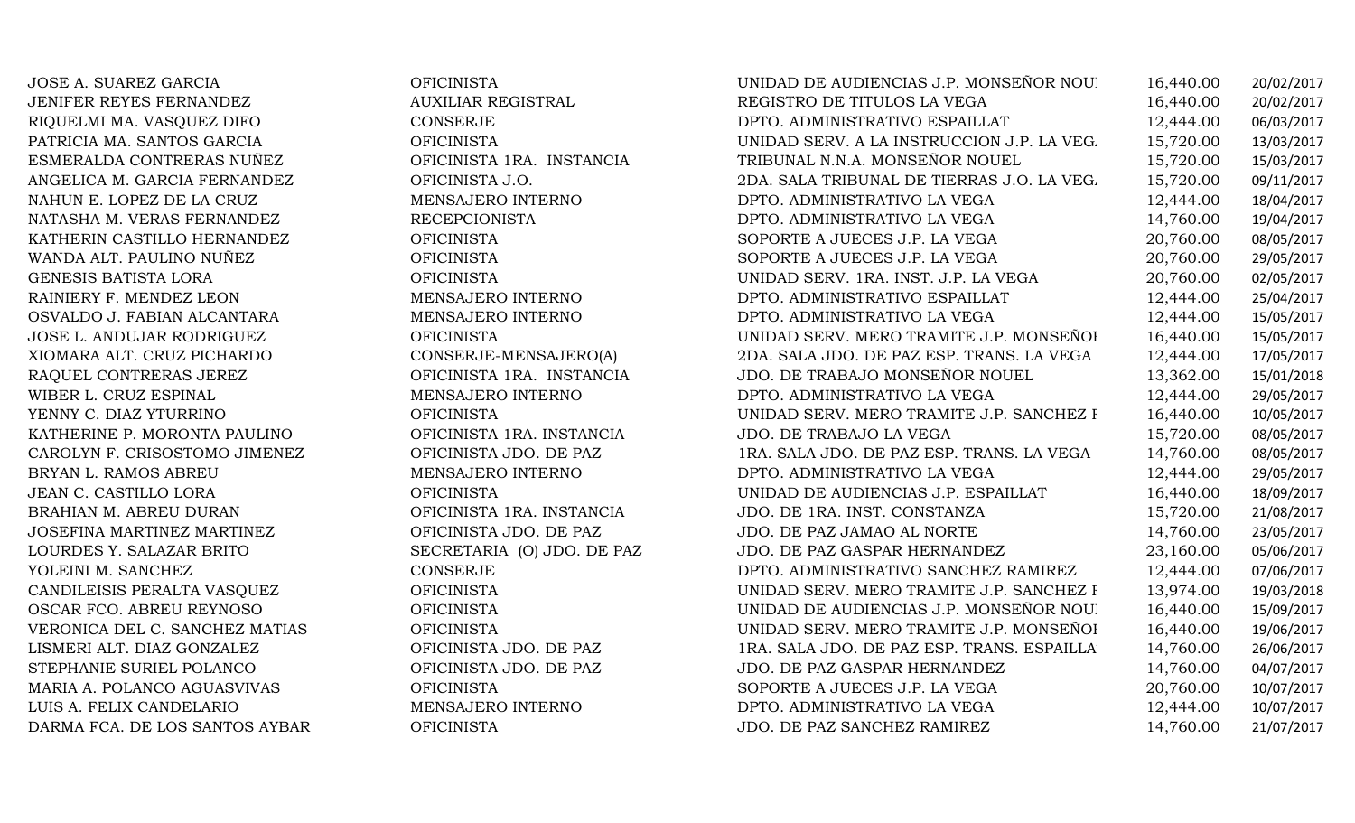| | | | | |
|---|---|---|---|---|
| JOSE A. SUAREZ GARCIA | OFICINISTA | UNIDAD DE AUDIENCIAS J.P. MONSEÑOR NOU | 16,440.00 | 20/02/2017 |
| JENIFER REYES FERNANDEZ | AUXILIAR REGISTRAL | REGISTRO DE TITULOS LA VEGA | 16,440.00 | 20/02/2017 |
| RIQUELMI MA. VASQUEZ DIFO | CONSERJE | DPTO. ADMINISTRATIVO ESPAILLAT | 12,444.00 | 06/03/2017 |
| PATRICIA MA. SANTOS GARCIA | OFICINISTA | UNIDAD SERV. A LA INSTRUCCION J.P. LA VEG. | 15,720.00 | 13/03/2017 |
| ESMERALDA CONTRERAS NUÑEZ | OFICINISTA 1RA. INSTANCIA | TRIBUNAL N.N.A. MONSEÑOR NOUEL | 15,720.00 | 15/03/2017 |
| ANGELICA M. GARCIA FERNANDEZ | OFICINISTA J.O. | 2DA. SALA TRIBUNAL DE TIERRAS J.O. LA VEG. | 15,720.00 | 09/11/2017 |
| NAHUN E. LOPEZ DE LA CRUZ | MENSAJERO INTERNO | DPTO. ADMINISTRATIVO LA VEGA | 12,444.00 | 18/04/2017 |
| NATASHA M. VERAS FERNANDEZ | RECEPCIONISTA | DPTO. ADMINISTRATIVO LA VEGA | 14,760.00 | 19/04/2017 |
| KATHERIN CASTILLO HERNANDEZ | OFICINISTA | SOPORTE A JUECES J.P. LA VEGA | 20,760.00 | 08/05/2017 |
| WANDA ALT. PAULINO NUÑEZ | OFICINISTA | SOPORTE A JUECES J.P. LA VEGA | 20,760.00 | 29/05/2017 |
| GENESIS BATISTA LORA | OFICINISTA | UNIDAD SERV. 1RA. INST. J.P. LA VEGA | 20,760.00 | 02/05/2017 |
| RAINIERY F. MENDEZ LEON | MENSAJERO INTERNO | DPTO. ADMINISTRATIVO ESPAILLAT | 12,444.00 | 25/04/2017 |
| OSVALDO J. FABIAN ALCANTARA | MENSAJERO INTERNO | DPTO. ADMINISTRATIVO LA VEGA | 12,444.00 | 15/05/2017 |
| JOSE L. ANDUJAR RODRIGUEZ | OFICINISTA | UNIDAD SERV. MERO TRAMITE J.P. MONSEÑOI | 16,440.00 | 15/05/2017 |
| XIOMARA ALT. CRUZ PICHARDO | CONSERJE-MENSAJERO(A) | 2DA. SALA JDO. DE PAZ ESP. TRANS. LA VEGA | 12,444.00 | 17/05/2017 |
| RAQUEL CONTRERAS JEREZ | OFICINISTA 1RA. INSTANCIA | JDO. DE TRABAJO MONSEÑOR NOUEL | 13,362.00 | 15/01/2018 |
| WIBER L. CRUZ ESPINAL | MENSAJERO INTERNO | DPTO. ADMINISTRATIVO LA VEGA | 12,444.00 | 29/05/2017 |
| YENNY C. DIAZ YTURRINO | OFICINISTA | UNIDAD SERV. MERO TRAMITE J.P. SANCHEZ I | 16,440.00 | 10/05/2017 |
| KATHERINE P. MORONTA PAULINO | OFICINISTA 1RA. INSTANCIA | JDO. DE TRABAJO LA VEGA | 15,720.00 | 08/05/2017 |
| CAROLYN F. CRISOSTOMO JIMENEZ | OFICINISTA JDO. DE PAZ | 1RA. SALA JDO. DE PAZ ESP. TRANS. LA VEGA | 14,760.00 | 08/05/2017 |
| BRYAN L. RAMOS ABREU | MENSAJERO INTERNO | DPTO. ADMINISTRATIVO LA VEGA | 12,444.00 | 29/05/2017 |
| JEAN C. CASTILLO LORA | OFICINISTA | UNIDAD DE AUDIENCIAS J.P. ESPAILLAT | 16,440.00 | 18/09/2017 |
| BRAHIAN M. ABREU DURAN | OFICINISTA 1RA. INSTANCIA | JDO. DE 1RA. INST. CONSTANZA | 15,720.00 | 21/08/2017 |
| JOSEFINA MARTINEZ MARTINEZ | OFICINISTA JDO. DE PAZ | JDO. DE PAZ JAMAO AL NORTE | 14,760.00 | 23/05/2017 |
| LOURDES Y. SALAZAR BRITO | SECRETARIA (O) JDO. DE PAZ | JDO. DE PAZ GASPAR HERNANDEZ | 23,160.00 | 05/06/2017 |
| YOLEINI M. SANCHEZ | CONSERJE | DPTO. ADMINISTRATIVO SANCHEZ RAMIREZ | 12,444.00 | 07/06/2017 |
| CANDILEISIS PERALTA VASQUEZ | OFICINISTA | UNIDAD SERV. MERO TRAMITE J.P. SANCHEZ I | 13,974.00 | 19/03/2018 |
| OSCAR FCO. ABREU REYNOSO | OFICINISTA | UNIDAD DE AUDIENCIAS J.P. MONSEÑOR NOU | 16,440.00 | 15/09/2017 |
| VERONICA DEL C. SANCHEZ MATIAS | OFICINISTA | UNIDAD SERV. MERO TRAMITE J.P. MONSEÑOI | 16,440.00 | 19/06/2017 |
| LISMERI ALT. DIAZ GONZALEZ | OFICINISTA JDO. DE PAZ | 1RA. SALA JDO. DE PAZ ESP. TRANS. ESPAILLA | 14,760.00 | 26/06/2017 |
| STEPHANIE SURIEL POLANCO | OFICINISTA JDO. DE PAZ | JDO. DE PAZ GASPAR HERNANDEZ | 14,760.00 | 04/07/2017 |
| MARIA A. POLANCO AGUASVIVAS | OFICINISTA | SOPORTE A JUECES J.P. LA VEGA | 20,760.00 | 10/07/2017 |
| LUIS A. FELIX CANDELARIO | MENSAJERO INTERNO | DPTO. ADMINISTRATIVO LA VEGA | 12,444.00 | 10/07/2017 |
| DARMA FCA. DE LOS SANTOS AYBAR | OFICINISTA | JDO. DE PAZ SANCHEZ RAMIREZ | 14,760.00 | 21/07/2017 |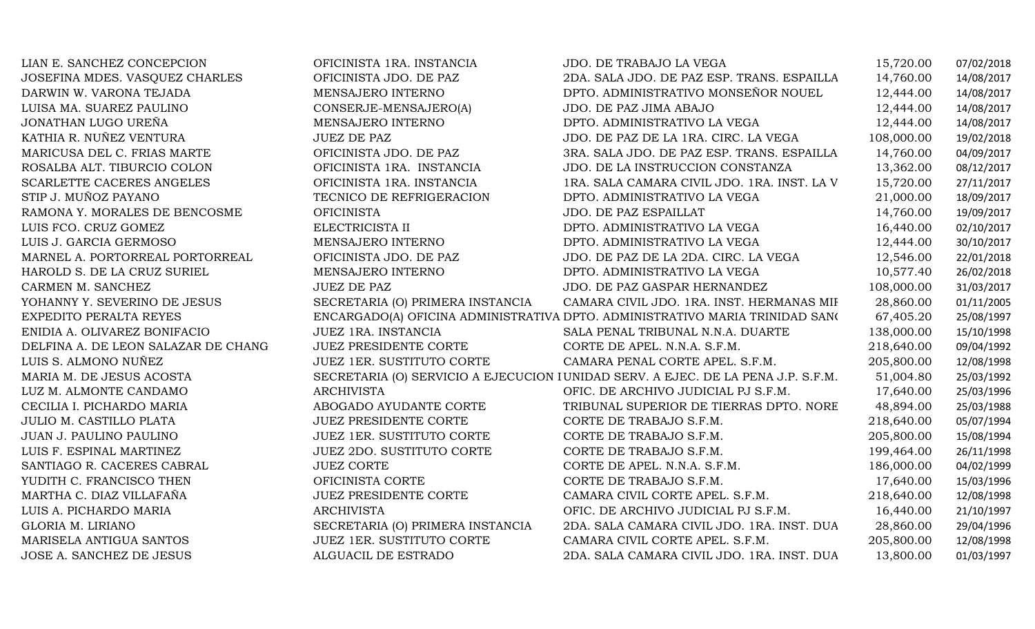| | | | | |
|---|---|---|---|---|
| LIAN E. SANCHEZ CONCEPCION | OFICINISTA 1RA. INSTANCIA | JDO. DE TRABAJO LA VEGA | 15,720.00 | 07/02/2018 |
| JOSEFINA MDES. VASQUEZ CHARLES | OFICINISTA JDO. DE PAZ | 2DA. SALA JDO. DE PAZ ESP. TRANS. ESPAILLA | 14,760.00 | 14/08/2017 |
| DARWIN W. VARONA TEJADA | MENSAJERO INTERNO | DPTO. ADMINISTRATIVO MONSEÑOR NOUEL | 12,444.00 | 14/08/2017 |
| LUISA MA. SUAREZ PAULINO | CONSERJE-MENSAJERO(A) | JDO. DE PAZ JIMA ABAJO | 12,444.00 | 14/08/2017 |
| JONATHAN LUGO UREÑA | MENSAJERO INTERNO | DPTO. ADMINISTRATIVO LA VEGA | 12,444.00 | 14/08/2017 |
| KATHIA R. NUÑEZ VENTURA | JUEZ DE PAZ | JDO. DE PAZ DE LA 1RA. CIRC. LA VEGA | 108,000.00 | 19/02/2018 |
| MARICUSA DEL C. FRIAS MARTE | OFICINISTA JDO. DE PAZ | 3RA. SALA JDO. DE PAZ ESP. TRANS. ESPAILLA | 14,760.00 | 04/09/2017 |
| ROSALBA ALT. TIBURCIO COLON | OFICINISTA 1RA. INSTANCIA | JDO. DE LA INSTRUCCION CONSTANZA | 13,362.00 | 08/12/2017 |
| SCARLETTE CACERES ANGELES | OFICINISTA 1RA. INSTANCIA | 1RA. SALA CAMARA CIVIL JDO. 1RA. INST. LA V | 15,720.00 | 27/11/2017 |
| STIP J. MUÑOZ PAYANO | TECNICO DE REFRIGERACION | DPTO. ADMINISTRATIVO LA VEGA | 21,000.00 | 18/09/2017 |
| RAMONA Y. MORALES DE BENCOSME | OFICINISTA | JDO. DE PAZ ESPAILLAT | 14,760.00 | 19/09/2017 |
| LUIS FCO. CRUZ GOMEZ | ELECTRICISTA II | DPTO. ADMINISTRATIVO LA VEGA | 16,440.00 | 02/10/2017 |
| LUIS J. GARCIA GERMOSO | MENSAJERO INTERNO | DPTO. ADMINISTRATIVO LA VEGA | 12,444.00 | 30/10/2017 |
| MARNEL A. PORTORREAL PORTORREAL | OFICINISTA JDO. DE PAZ | JDO. DE PAZ DE LA 2DA. CIRC. LA VEGA | 12,546.00 | 22/01/2018 |
| HAROLD S. DE LA CRUZ SURIEL | MENSAJERO INTERNO | DPTO. ADMINISTRATIVO LA VEGA | 10,577.40 | 26/02/2018 |
| CARMEN M. SANCHEZ | JUEZ DE PAZ | JDO. DE PAZ GASPAR HERNANDEZ | 108,000.00 | 31/03/2017 |
| YOHANNY Y. SEVERINO DE JESUS | SECRETARIA (O) PRIMERA INSTANCIA | CAMARA CIVIL JDO. 1RA. INST. HERMANAS MIF | 28,860.00 | 01/11/2005 |
| EXPEDITO PERALTA REYES | ENCARGADO(A) OFICINA ADMINISTRATIVA | DPTO. ADMINISTRATIVO MARIA TRINIDAD SAN( | 67,405.20 | 25/08/1997 |
| ENIDIA A. OLIVAREZ BONIFACIO | JUEZ 1RA. INSTANCIA | SALA PENAL TRIBUNAL N.N.A. DUARTE | 138,000.00 | 15/10/1998 |
| DELFINA A. DE LEON SALAZAR DE CHANG | JUEZ PRESIDENTE CORTE | CORTE DE APEL. N.N.A. S.F.M. | 218,640.00 | 09/04/1992 |
| LUIS S. ALMONO NUÑEZ | JUEZ 1ER. SUSTITUTO CORTE | CAMARA PENAL CORTE APEL. S.F.M. | 205,800.00 | 12/08/1998 |
| MARIA M. DE JESUS ACOSTA | SECRETARIA (O) SERVICIO A EJECUCION I | UNIDAD SERV. A EJEC. DE LA PENA J.P. S.F.M. | 51,004.80 | 25/03/1992 |
| LUZ M. ALMONTE CANDAMO | ARCHIVISTA | OFIC. DE ARCHIVO JUDICIAL PJ S.F.M. | 17,640.00 | 25/03/1996 |
| CECILIA I. PICHARDO MARIA | ABOGADO AYUDANTE CORTE | TRIBUNAL SUPERIOR DE TIERRAS DPTO. NORE | 48,894.00 | 25/03/1988 |
| JULIO M. CASTILLO PLATA | JUEZ PRESIDENTE CORTE | CORTE DE TRABAJO S.F.M. | 218,640.00 | 05/07/1994 |
| JUAN J. PAULINO PAULINO | JUEZ 1ER. SUSTITUTO CORTE | CORTE DE TRABAJO S.F.M. | 205,800.00 | 15/08/1994 |
| LUIS F. ESPINAL MARTINEZ | JUEZ 2DO. SUSTITUTO CORTE | CORTE DE TRABAJO S.F.M. | 199,464.00 | 26/11/1998 |
| SANTIAGO R. CACERES CABRAL | JUEZ CORTE | CORTE DE APEL. N.N.A. S.F.M. | 186,000.00 | 04/02/1999 |
| YUDITH C. FRANCISCO THEN | OFICINISTA CORTE | CORTE DE TRABAJO S.F.M. | 17,640.00 | 15/03/1996 |
| MARTHA C. DIAZ VILLAFAÑA | JUEZ PRESIDENTE CORTE | CAMARA CIVIL CORTE APEL. S.F.M. | 218,640.00 | 12/08/1998 |
| LUIS A. PICHARDO MARIA | ARCHIVISTA | OFIC. DE ARCHIVO JUDICIAL PJ S.F.M. | 16,440.00 | 21/10/1997 |
| GLORIA M. LIRIANO | SECRETARIA (O) PRIMERA INSTANCIA | 2DA. SALA CAMARA CIVIL JDO. 1RA. INST. DUA | 28,860.00 | 29/04/1996 |
| MARISELA ANTIGUA SANTOS | JUEZ 1ER. SUSTITUTO CORTE | CAMARA CIVIL CORTE APEL. S.F.M. | 205,800.00 | 12/08/1998 |
| JOSE A. SANCHEZ DE JESUS | ALGUACIL DE ESTRADO | 2DA. SALA CAMARA CIVIL JDO. 1RA. INST. DUA | 13,800.00 | 01/03/1997 |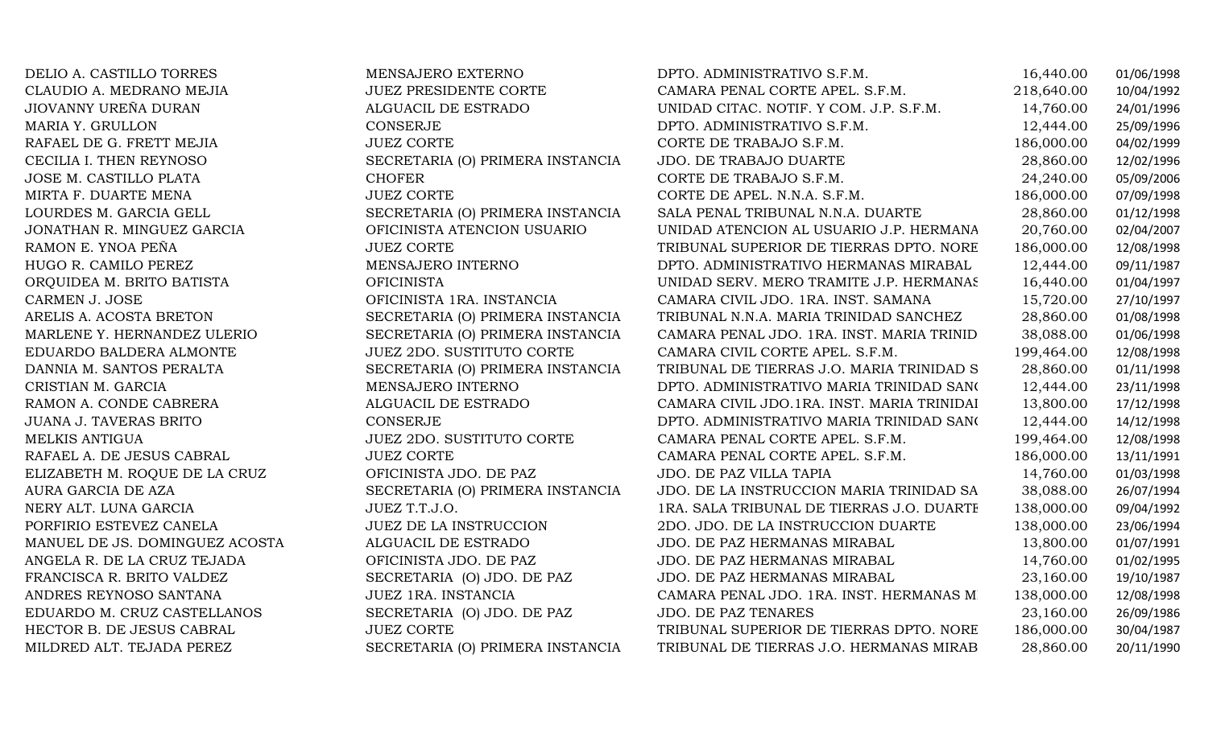| | | | | |
|---|---|---|---|---|
| DELIO A. CASTILLO TORRES | MENSAJERO EXTERNO | DPTO. ADMINISTRATIVO S.F.M. | 16,440.00 | 01/06/1998 |
| CLAUDIO A. MEDRANO MEJIA | JUEZ PRESIDENTE CORTE | CAMARA PENAL CORTE APEL. S.F.M. | 218,640.00 | 10/04/1992 |
| JIOVANNY UREÑA DURAN | ALGUACIL DE ESTRADO | UNIDAD CITAC. NOTIF. Y COM. J.P. S.F.M. | 14,760.00 | 24/01/1996 |
| MARIA Y. GRULLON | CONSERJE | DPTO. ADMINISTRATIVO S.F.M. | 12,444.00 | 25/09/1996 |
| RAFAEL DE G. FRETT MEJIA | JUEZ CORTE | CORTE DE TRABAJO S.F.M. | 186,000.00 | 04/02/1999 |
| CECILIA I. THEN REYNOSO | SECRETARIA (O) PRIMERA INSTANCIA | JDO. DE TRABAJO DUARTE | 28,860.00 | 12/02/1996 |
| JOSE M. CASTILLO PLATA | CHOFER | CORTE DE TRABAJO S.F.M. | 24,240.00 | 05/09/2006 |
| MIRTA F. DUARTE MENA | JUEZ CORTE | CORTE DE APEL. N.N.A. S.F.M. | 186,000.00 | 07/09/1998 |
| LOURDES M. GARCIA GELL | SECRETARIA (O) PRIMERA INSTANCIA | SALA PENAL TRIBUNAL N.N.A. DUARTE | 28,860.00 | 01/12/1998 |
| JONATHAN R. MINGUEZ GARCIA | OFICINISTA ATENCION USUARIO | UNIDAD ATENCION AL USUARIO J.P. HERMANA | 20,760.00 | 02/04/2007 |
| RAMON E. YNOA PEÑA | JUEZ CORTE | TRIBUNAL SUPERIOR DE TIERRAS DPTO. NORE | 186,000.00 | 12/08/1998 |
| HUGO R. CAMILO PEREZ | MENSAJERO INTERNO | DPTO. ADMINISTRATIVO HERMANAS MIRABAL | 12,444.00 | 09/11/1987 |
| ORQUIDEA M. BRITO BATISTA | OFICINISTA | UNIDAD SERV. MERO TRAMITE J.P. HERMANAS | 16,440.00 | 01/04/1997 |
| CARMEN J. JOSE | OFICINISTA 1RA. INSTANCIA | CAMARA CIVIL JDO. 1RA. INST. SAMANA | 15,720.00 | 27/10/1997 |
| ARELIS A. ACOSTA BRETON | SECRETARIA (O) PRIMERA INSTANCIA | TRIBUNAL N.N.A. MARIA TRINIDAD SANCHEZ | 28,860.00 | 01/08/1998 |
| MARLENE Y. HERNANDEZ ULERIO | SECRETARIA (O) PRIMERA INSTANCIA | CAMARA PENAL JDO. 1RA. INST. MARIA TRINID | 38,088.00 | 01/06/1998 |
| EDUARDO BALDERA ALMONTE | JUEZ 2DO. SUSTITUTO CORTE | CAMARA CIVIL CORTE APEL. S.F.M. | 199,464.00 | 12/08/1998 |
| DANNIA M. SANTOS PERALTA | SECRETARIA (O) PRIMERA INSTANCIA | TRIBUNAL DE TIERRAS J.O. MARIA TRINIDAD S | 28,860.00 | 01/11/1998 |
| CRISTIAN M. GARCIA | MENSAJERO INTERNO | DPTO. ADMINISTRATIVO MARIA TRINIDAD SAN( | 12,444.00 | 23/11/1998 |
| RAMON A. CONDE CABRERA | ALGUACIL DE ESTRADO | CAMARA CIVIL JDO.1RA. INST. MARIA TRINIDAI | 13,800.00 | 17/12/1998 |
| JUANA J. TAVERAS BRITO | CONSERJE | DPTO. ADMINISTRATIVO MARIA TRINIDAD SAN( | 12,444.00 | 14/12/1998 |
| MELKIS ANTIGUA | JUEZ 2DO. SUSTITUTO CORTE | CAMARA PENAL CORTE APEL. S.F.M. | 199,464.00 | 12/08/1998 |
| RAFAEL A. DE JESUS CABRAL | JUEZ CORTE | CAMARA PENAL CORTE APEL. S.F.M. | 186,000.00 | 13/11/1991 |
| ELIZABETH M. ROQUE DE LA CRUZ | OFICINISTA JDO. DE PAZ | JDO. DE PAZ VILLA TAPIA | 14,760.00 | 01/03/1998 |
| AURA GARCIA DE AZA | SECRETARIA (O) PRIMERA INSTANCIA | JDO. DE LA INSTRUCCION MARIA TRINIDAD SA | 38,088.00 | 26/07/1994 |
| NERY ALT. LUNA GARCIA | JUEZ T.T.J.O. | 1RA. SALA TRIBUNAL DE TIERRAS J.O. DUARTE | 138,000.00 | 09/04/1992 |
| PORFIRIO ESTEVEZ CANELA | JUEZ DE LA INSTRUCCION | 2DO. JDO. DE LA INSTRUCCION DUARTE | 138,000.00 | 23/06/1994 |
| MANUEL DE JS. DOMINGUEZ ACOSTA | ALGUACIL DE ESTRADO | JDO. DE PAZ HERMANAS MIRABAL | 13,800.00 | 01/07/1991 |
| ANGELA R. DE LA CRUZ TEJADA | OFICINISTA JDO. DE PAZ | JDO. DE PAZ HERMANAS MIRABAL | 14,760.00 | 01/02/1995 |
| FRANCISCA R. BRITO VALDEZ | SECRETARIA (O) JDO. DE PAZ | JDO. DE PAZ HERMANAS MIRABAL | 23,160.00 | 19/10/1987 |
| ANDRES REYNOSO SANTANA | JUEZ 1RA. INSTANCIA | CAMARA PENAL JDO. 1RA. INST. HERMANAS M | 138,000.00 | 12/08/1998 |
| EDUARDO M. CRUZ CASTELLANOS | SECRETARIA (O) JDO. DE PAZ | JDO. DE PAZ TENARES | 23,160.00 | 26/09/1986 |
| HECTOR B. DE JESUS CABRAL | JUEZ CORTE | TRIBUNAL SUPERIOR DE TIERRAS DPTO. NORE | 186,000.00 | 30/04/1987 |
| MILDRED ALT. TEJADA PEREZ | SECRETARIA (O) PRIMERA INSTANCIA | TRIBUNAL DE TIERRAS J.O. HERMANAS MIRAB | 28,860.00 | 20/11/1990 |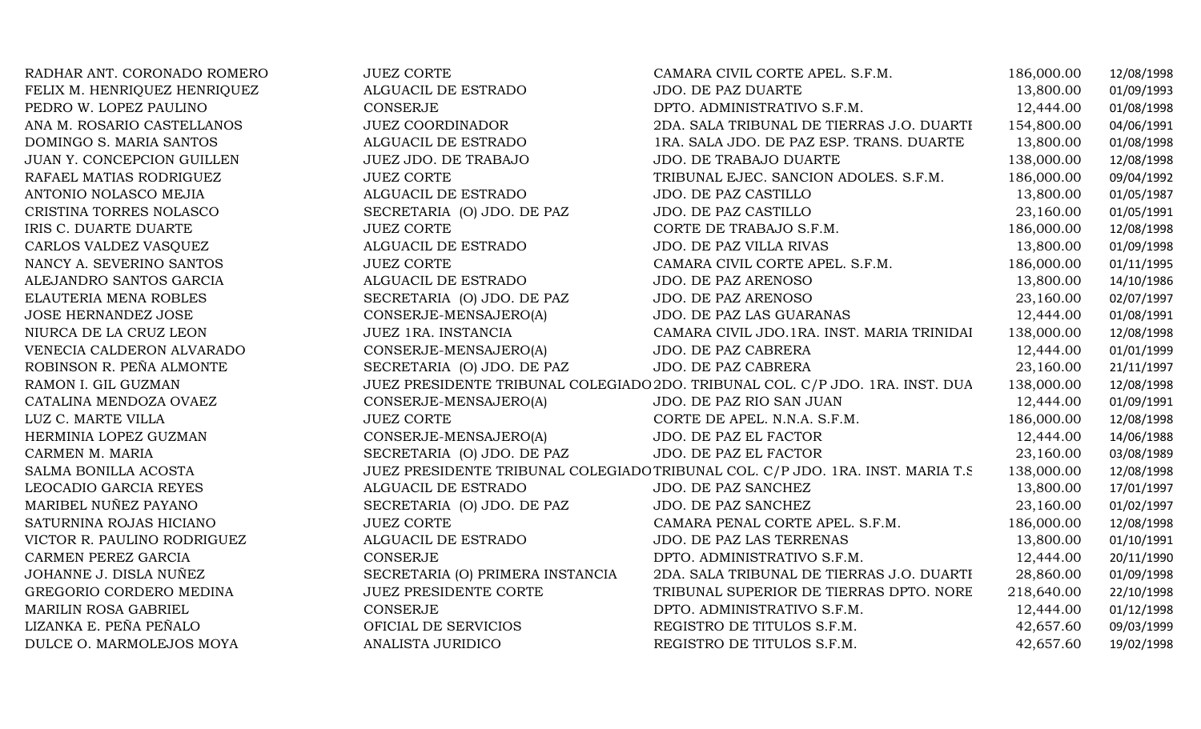| | | | | |
|---|---|---|---|---|
| RADHAR ANT. CORONADO ROMERO | JUEZ CORTE | CAMARA CIVIL CORTE APEL. S.F.M. | 186,000.00 | 12/08/1998 |
| FELIX M. HENRIQUEZ HENRIQUEZ | ALGUACIL DE ESTRADO | JDO. DE PAZ DUARTE | 13,800.00 | 01/09/1993 |
| PEDRO W. LOPEZ PAULINO | CONSERJE | DPTO. ADMINISTRATIVO S.F.M. | 12,444.00 | 01/08/1998 |
| ANA M. ROSARIO CASTELLANOS | JUEZ COORDINADOR | 2DA. SALA TRIBUNAL DE TIERRAS J.O. DUARTI | 154,800.00 | 04/06/1991 |
| DOMINGO S. MARIA SANTOS | ALGUACIL DE ESTRADO | 1RA. SALA JDO. DE PAZ ESP. TRANS. DUARTE | 13,800.00 | 01/08/1998 |
| JUAN Y. CONCEPCION GUILLEN | JUEZ JDO. DE TRABAJO | JDO. DE TRABAJO DUARTE | 138,000.00 | 12/08/1998 |
| RAFAEL MATIAS RODRIGUEZ | JUEZ CORTE | TRIBUNAL EJEC. SANCION ADOLES. S.F.M. | 186,000.00 | 09/04/1992 |
| ANTONIO NOLASCO MEJIA | ALGUACIL DE ESTRADO | JDO. DE PAZ CASTILLO | 13,800.00 | 01/05/1987 |
| CRISTINA TORRES NOLASCO | SECRETARIA (O) JDO. DE PAZ | JDO. DE PAZ CASTILLO | 23,160.00 | 01/05/1991 |
| IRIS C. DUARTE DUARTE | JUEZ CORTE | CORTE DE TRABAJO S.F.M. | 186,000.00 | 12/08/1998 |
| CARLOS VALDEZ VASQUEZ | ALGUACIL DE ESTRADO | JDO. DE PAZ VILLA RIVAS | 13,800.00 | 01/09/1998 |
| NANCY A. SEVERINO SANTOS | JUEZ CORTE | CAMARA CIVIL CORTE APEL. S.F.M. | 186,000.00 | 01/11/1995 |
| ALEJANDRO SANTOS GARCIA | ALGUACIL DE ESTRADO | JDO. DE PAZ ARENOSO | 13,800.00 | 14/10/1986 |
| ELAUTERIA MENA ROBLES | SECRETARIA (O) JDO. DE PAZ | JDO. DE PAZ ARENOSO | 23,160.00 | 02/07/1997 |
| JOSE HERNANDEZ JOSE | CONSERJE-MENSAJERO(A) | JDO. DE PAZ LAS GUARANAS | 12,444.00 | 01/08/1991 |
| NIURCA DE LA CRUZ LEON | JUEZ 1RA. INSTANCIA | CAMARA CIVIL JDO.1RA. INST. MARIA TRINIDAI | 138,000.00 | 12/08/1998 |
| VENECIA CALDERON ALVARADO | CONSERJE-MENSAJERO(A) | JDO. DE PAZ CABRERA | 12,444.00 | 01/01/1999 |
| ROBINSON R. PEÑA ALMONTE | SECRETARIA (O) JDO. DE PAZ | JDO. DE PAZ CABRERA | 23,160.00 | 21/11/1997 |
| RAMON I. GIL GUZMAN | JUEZ PRESIDENTE TRIBUNAL COLEGIADO | 2DO. TRIBUNAL COL. C/P JDO. 1RA. INST. DUA | 138,000.00 | 12/08/1998 |
| CATALINA MENDOZA OVAEZ | CONSERJE-MENSAJERO(A) | JDO. DE PAZ RIO SAN JUAN | 12,444.00 | 01/09/1991 |
| LUZ C. MARTE VILLA | JUEZ CORTE | CORTE DE APEL. N.N.A. S.F.M. | 186,000.00 | 12/08/1998 |
| HERMINIA LOPEZ GUZMAN | CONSERJE-MENSAJERO(A) | JDO. DE PAZ EL FACTOR | 12,444.00 | 14/06/1988 |
| CARMEN M. MARIA | SECRETARIA (O) JDO. DE PAZ | JDO. DE PAZ EL FACTOR | 23,160.00 | 03/08/1989 |
| SALMA BONILLA ACOSTA | JUEZ PRESIDENTE TRIBUNAL COLEGIADO | TRIBUNAL COL. C/P JDO. 1RA. INST. MARIA T.S | 138,000.00 | 12/08/1998 |
| LEOCADIO GARCIA REYES | ALGUACIL DE ESTRADO | JDO. DE PAZ SANCHEZ | 13,800.00 | 17/01/1997 |
| MARIBEL NUÑEZ PAYANO | SECRETARIA (O) JDO. DE PAZ | JDO. DE PAZ SANCHEZ | 23,160.00 | 01/02/1997 |
| SATURNINA ROJAS HICIANO | JUEZ CORTE | CAMARA PENAL CORTE APEL. S.F.M. | 186,000.00 | 12/08/1998 |
| VICTOR R. PAULINO RODRIGUEZ | ALGUACIL DE ESTRADO | JDO. DE PAZ LAS TERRENAS | 13,800.00 | 01/10/1991 |
| CARMEN PEREZ GARCIA | CONSERJE | DPTO. ADMINISTRATIVO S.F.M. | 12,444.00 | 20/11/1990 |
| JOHANNE J. DISLA NUÑEZ | SECRETARIA (O) PRIMERA INSTANCIA | 2DA. SALA TRIBUNAL DE TIERRAS J.O. DUARTI | 28,860.00 | 01/09/1998 |
| GREGORIO CORDERO MEDINA | JUEZ PRESIDENTE CORTE | TRIBUNAL SUPERIOR DE TIERRAS DPTO. NORE | 218,640.00 | 22/10/1998 |
| MARILIN ROSA GABRIEL | CONSERJE | DPTO. ADMINISTRATIVO S.F.M. | 12,444.00 | 01/12/1998 |
| LIZANKA E. PEÑA PEÑALO | OFICIAL DE SERVICIOS | REGISTRO DE TITULOS S.F.M. | 42,657.60 | 09/03/1999 |
| DULCE O. MARMOLEJOS MOYA | ANALISTA JURIDICO | REGISTRO DE TITULOS S.F.M. | 42,657.60 | 19/02/1998 |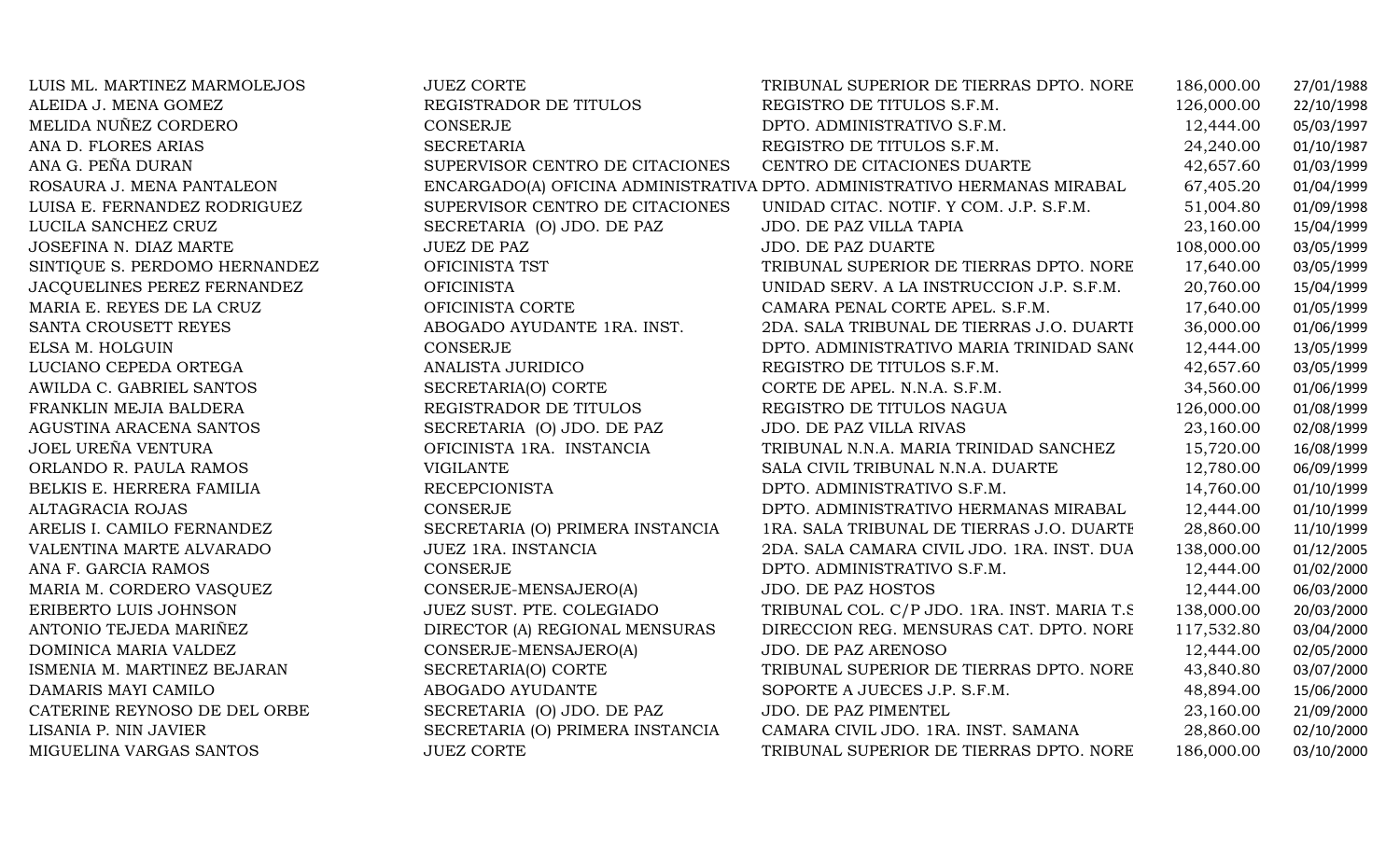| | | | | |
|---|---|---|---|---|
| LUIS ML. MARTINEZ MARMOLEJOS | JUEZ CORTE | TRIBUNAL SUPERIOR DE TIERRAS DPTO. NORE | 186,000.00 | 27/01/1988 |
| ALEIDA J. MENA GOMEZ | REGISTRADOR DE TITULOS | REGISTRO DE TITULOS S.F.M. | 126,000.00 | 22/10/1998 |
| MELIDA NUÑEZ CORDERO | CONSERJE | DPTO. ADMINISTRATIVO S.F.M. | 12,444.00 | 05/03/1997 |
| ANA D. FLORES ARIAS | SECRETARIA | REGISTRO DE TITULOS S.F.M. | 24,240.00 | 01/10/1987 |
| ANA G. PEÑA DURAN | SUPERVISOR CENTRO DE CITACIONES | CENTRO DE CITACIONES DUARTE | 42,657.60 | 01/03/1999 |
| ROSAURA J. MENA PANTALEON | ENCARGADO(A) OFICINA ADMINISTRATIVA | DPTO. ADMINISTRATIVO HERMANAS MIRABAL | 67,405.20 | 01/04/1999 |
| LUISA E. FERNANDEZ RODRIGUEZ | SUPERVISOR CENTRO DE CITACIONES | UNIDAD CITAC. NOTIF. Y COM. J.P. S.F.M. | 51,004.80 | 01/09/1998 |
| LUCILA SANCHEZ CRUZ | SECRETARIA (O) JDO. DE PAZ | JDO. DE PAZ VILLA TAPIA | 23,160.00 | 15/04/1999 |
| JOSEFINA N. DIAZ MARTE | JUEZ DE PAZ | JDO. DE PAZ DUARTE | 108,000.00 | 03/05/1999 |
| SINTIQUE S. PERDOMO HERNANDEZ | OFICINISTA TST | TRIBUNAL SUPERIOR DE TIERRAS DPTO. NORE | 17,640.00 | 03/05/1999 |
| JACQUELINES PEREZ FERNANDEZ | OFICINISTA | UNIDAD SERV. A LA INSTRUCCION J.P. S.F.M. | 20,760.00 | 15/04/1999 |
| MARIA E. REYES DE LA CRUZ | OFICINISTA CORTE | CAMARA PENAL CORTE APEL. S.F.M. | 17,640.00 | 01/05/1999 |
| SANTA CROUSETT REYES | ABOGADO AYUDANTE 1RA. INST. | 2DA. SALA TRIBUNAL DE TIERRAS J.O. DUARTI | 36,000.00 | 01/06/1999 |
| ELSA M. HOLGUIN | CONSERJE | DPTO. ADMINISTRATIVO MARIA TRINIDAD SANC | 12,444.00 | 13/05/1999 |
| LUCIANO CEPEDA ORTEGA | ANALISTA JURIDICO | REGISTRO DE TITULOS S.F.M. | 42,657.60 | 03/05/1999 |
| AWILDA C. GABRIEL SANTOS | SECRETARIA(O) CORTE | CORTE DE APEL. N.N.A. S.F.M. | 34,560.00 | 01/06/1999 |
| FRANKLIN MEJIA BALDERA | REGISTRADOR DE TITULOS | REGISTRO DE TITULOS NAGUA | 126,000.00 | 01/08/1999 |
| AGUSTINA ARACENA SANTOS | SECRETARIA (O) JDO. DE PAZ | JDO. DE PAZ VILLA RIVAS | 23,160.00 | 02/08/1999 |
| JOEL UREÑA VENTURA | OFICINISTA 1RA. INSTANCIA | TRIBUNAL N.N.A. MARIA TRINIDAD SANCHEZ | 15,720.00 | 16/08/1999 |
| ORLANDO R. PAULA RAMOS | VIGILANTE | SALA CIVIL TRIBUNAL N.N.A. DUARTE | 12,780.00 | 06/09/1999 |
| BELKIS E. HERRERA FAMILIA | RECEPCIONISTA | DPTO. ADMINISTRATIVO S.F.M. | 14,760.00 | 01/10/1999 |
| ALTAGRACIA ROJAS | CONSERJE | DPTO. ADMINISTRATIVO HERMANAS MIRABAL | 12,444.00 | 01/10/1999 |
| ARELIS I. CAMILO FERNANDEZ | SECRETARIA (O) PRIMERA INSTANCIA | 1RA. SALA TRIBUNAL DE TIERRAS J.O. DUARTI | 28,860.00 | 11/10/1999 |
| VALENTINA MARTE ALVARADO | JUEZ 1RA. INSTANCIA | 2DA. SALA CAMARA CIVIL JDO. 1RA. INST. DUA | 138,000.00 | 01/12/2005 |
| ANA F. GARCIA RAMOS | CONSERJE | DPTO. ADMINISTRATIVO S.F.M. | 12,444.00 | 01/02/2000 |
| MARIA M. CORDERO VASQUEZ | CONSERJE-MENSAJERO(A) | JDO. DE PAZ HOSTOS | 12,444.00 | 06/03/2000 |
| ERIBERTO LUIS JOHNSON | JUEZ SUST. PTE. COLEGIADO | TRIBUNAL COL. C/P JDO. 1RA. INST. MARIA T.S | 138,000.00 | 20/03/2000 |
| ANTONIO TEJEDA MARIÑEZ | DIRECTOR (A) REGIONAL MENSURAS | DIRECCION REG. MENSURAS CAT. DPTO. NORI | 117,532.80 | 03/04/2000 |
| DOMINICA MARIA VALDEZ | CONSERJE-MENSAJERO(A) | JDO. DE PAZ ARENOSO | 12,444.00 | 02/05/2000 |
| ISMENIA M. MARTINEZ BEJARAN | SECRETARIA(O) CORTE | TRIBUNAL SUPERIOR DE TIERRAS DPTO. NORE | 43,840.80 | 03/07/2000 |
| DAMARIS MAYI CAMILO | ABOGADO AYUDANTE | SOPORTE A JUECES J.P. S.F.M. | 48,894.00 | 15/06/2000 |
| CATERINE REYNOSO DE DEL ORBE | SECRETARIA (O) JDO. DE PAZ | JDO. DE PAZ PIMENTEL | 23,160.00 | 21/09/2000 |
| LISANIA P. NIN JAVIER | SECRETARIA (O) PRIMERA INSTANCIA | CAMARA CIVIL JDO. 1RA. INST. SAMANA | 28,860.00 | 02/10/2000 |
| MIGUELINA VARGAS SANTOS | JUEZ CORTE | TRIBUNAL SUPERIOR DE TIERRAS DPTO. NORE | 186,000.00 | 03/10/2000 |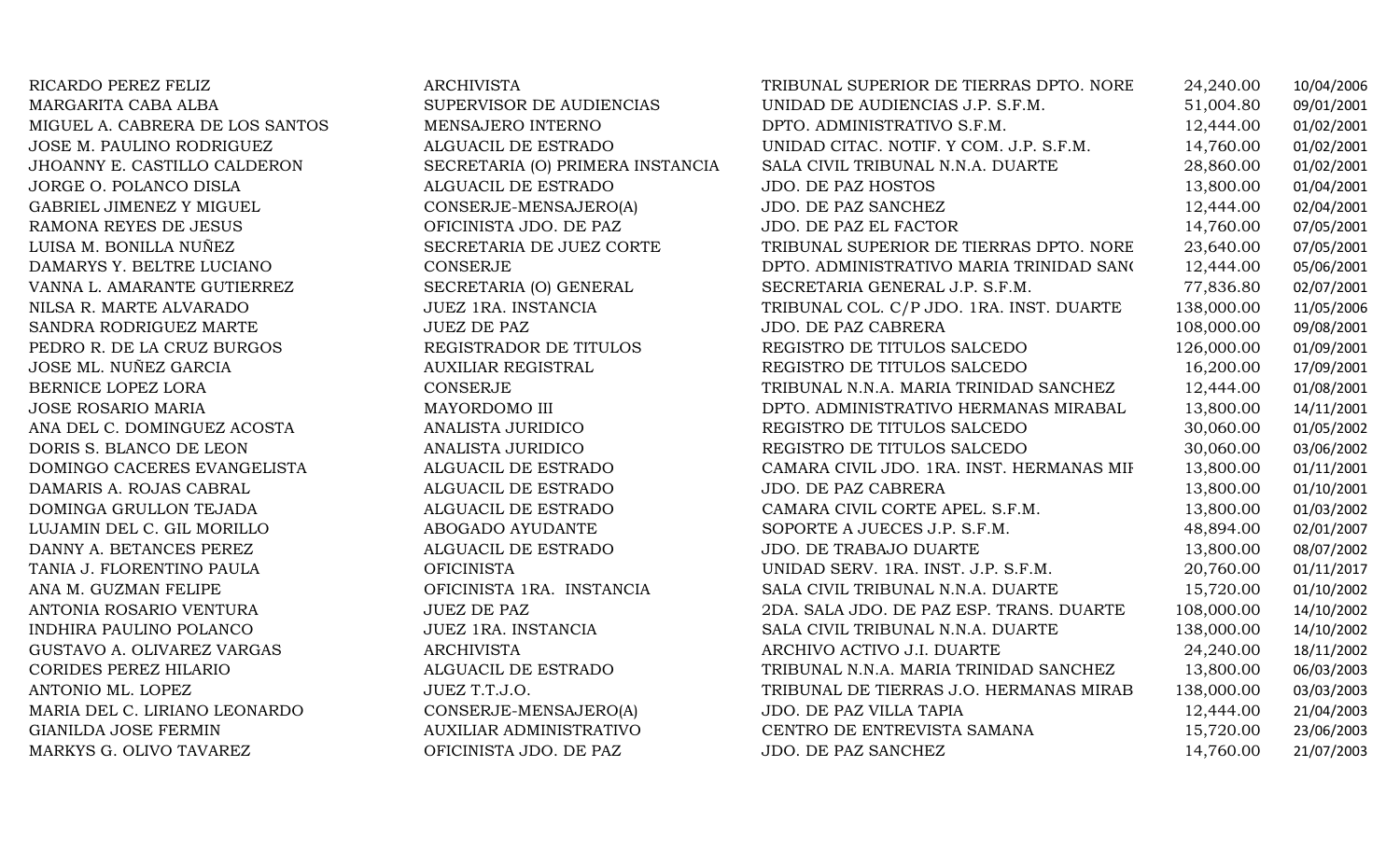| | | | | |
|---|---|---|---|---|
| RICARDO PEREZ FELIZ | ARCHIVISTA | TRIBUNAL SUPERIOR DE TIERRAS DPTO. NORE | 24,240.00 | 10/04/2006 |
| MARGARITA CABA ALBA | SUPERVISOR DE AUDIENCIAS | UNIDAD DE AUDIENCIAS J.P. S.F.M. | 51,004.80 | 09/01/2001 |
| MIGUEL A. CABRERA DE LOS SANTOS | MENSAJERO INTERNO | DPTO. ADMINISTRATIVO S.F.M. | 12,444.00 | 01/02/2001 |
| JOSE M. PAULINO RODRIGUEZ | ALGUACIL DE ESTRADO | UNIDAD CITAC. NOTIF. Y COM. J.P. S.F.M. | 14,760.00 | 01/02/2001 |
| JHOANNY E. CASTILLO CALDERON | SECRETARIA (O) PRIMERA INSTANCIA | SALA CIVIL TRIBUNAL N.N.A. DUARTE | 28,860.00 | 01/02/2001 |
| JORGE O. POLANCO DISLA | ALGUACIL DE ESTRADO | JDO. DE PAZ HOSTOS | 13,800.00 | 01/04/2001 |
| GABRIEL JIMENEZ Y MIGUEL | CONSERJE-MENSAJERO(A) | JDO. DE PAZ SANCHEZ | 12,444.00 | 02/04/2001 |
| RAMONA REYES DE JESUS | OFICINISTA JDO. DE PAZ | JDO. DE PAZ EL FACTOR | 14,760.00 | 07/05/2001 |
| LUISA M. BONILLA NUÑEZ | SECRETARIA DE JUEZ CORTE | TRIBUNAL SUPERIOR DE TIERRAS DPTO. NORE | 23,640.00 | 07/05/2001 |
| DAMARYS Y. BELTRE LUCIANO | CONSERJE | DPTO. ADMINISTRATIVO MARIA TRINIDAD SAN( | 12,444.00 | 05/06/2001 |
| VANNA L. AMARANTE GUTIERREZ | SECRETARIA (O) GENERAL | SECRETARIA GENERAL J.P. S.F.M. | 77,836.80 | 02/07/2001 |
| NILSA R. MARTE ALVARADO | JUEZ 1RA. INSTANCIA | TRIBUNAL COL. C/P JDO. 1RA. INST. DUARTE | 138,000.00 | 11/05/2006 |
| SANDRA RODRIGUEZ MARTE | JUEZ DE PAZ | JDO. DE PAZ CABRERA | 108,000.00 | 09/08/2001 |
| PEDRO R. DE LA CRUZ BURGOS | REGISTRADOR DE TITULOS | REGISTRO DE TITULOS SALCEDO | 126,000.00 | 01/09/2001 |
| JOSE ML. NUÑEZ GARCIA | AUXILIAR REGISTRAL | REGISTRO DE TITULOS SALCEDO | 16,200.00 | 17/09/2001 |
| BERNICE LOPEZ LORA | CONSERJE | TRIBUNAL N.N.A. MARIA TRINIDAD SANCHEZ | 12,444.00 | 01/08/2001 |
| JOSE ROSARIO MARIA | MAYORDOMO III | DPTO. ADMINISTRATIVO HERMANAS MIRABAL | 13,800.00 | 14/11/2001 |
| ANA DEL C. DOMINGUEZ ACOSTA | ANALISTA JURIDICO | REGISTRO DE TITULOS SALCEDO | 30,060.00 | 01/05/2002 |
| DORIS S. BLANCO DE LEON | ANALISTA JURIDICO | REGISTRO DE TITULOS SALCEDO | 30,060.00 | 03/06/2002 |
| DOMINGO CACERES EVANGELISTA | ALGUACIL DE ESTRADO | CAMARA CIVIL JDO. 1RA. INST. HERMANAS MIF | 13,800.00 | 01/11/2001 |
| DAMARIS A. ROJAS CABRAL | ALGUACIL DE ESTRADO | JDO. DE PAZ CABRERA | 13,800.00 | 01/10/2001 |
| DOMINGA GRULLON TEJADA | ALGUACIL DE ESTRADO | CAMARA CIVIL CORTE APEL. S.F.M. | 13,800.00 | 01/03/2002 |
| LUJAMIN DEL C. GIL MORILLO | ABOGADO AYUDANTE | SOPORTE A JUECES J.P. S.F.M. | 48,894.00 | 02/01/2007 |
| DANNY A. BETANCES PEREZ | ALGUACIL DE ESTRADO | JDO. DE TRABAJO DUARTE | 13,800.00 | 08/07/2002 |
| TANIA J. FLORENTINO PAULA | OFICINISTA | UNIDAD SERV. 1RA. INST. J.P. S.F.M. | 20,760.00 | 01/11/2017 |
| ANA M. GUZMAN FELIPE | OFICINISTA 1RA. INSTANCIA | SALA CIVIL TRIBUNAL N.N.A. DUARTE | 15,720.00 | 01/10/2002 |
| ANTONIA ROSARIO VENTURA | JUEZ DE PAZ | 2DA. SALA JDO. DE PAZ ESP. TRANS. DUARTE | 108,000.00 | 14/10/2002 |
| INDHIRA PAULINO POLANCO | JUEZ 1RA. INSTANCIA | SALA CIVIL TRIBUNAL N.N.A. DUARTE | 138,000.00 | 14/10/2002 |
| GUSTAVO A. OLIVAREZ VARGAS | ARCHIVISTA | ARCHIVO ACTIVO J.I. DUARTE | 24,240.00 | 18/11/2002 |
| CORIDES PEREZ HILARIO | ALGUACIL DE ESTRADO | TRIBUNAL N.N.A. MARIA TRINIDAD SANCHEZ | 13,800.00 | 06/03/2003 |
| ANTONIO ML. LOPEZ | JUEZ T.T.J.O. | TRIBUNAL DE TIERRAS J.O. HERMANAS MIRAB | 138,000.00 | 03/03/2003 |
| MARIA DEL C. LIRIANO LEONARDO | CONSERJE-MENSAJERO(A) | JDO. DE PAZ VILLA TAPIA | 12,444.00 | 21/04/2003 |
| GIANILDA JOSE FERMIN | AUXILIAR ADMINISTRATIVO | CENTRO DE ENTREVISTA SAMANA | 15,720.00 | 23/06/2003 |
| MARKYS G. OLIVO TAVAREZ | OFICINISTA JDO. DE PAZ | JDO. DE PAZ SANCHEZ | 14,760.00 | 21/07/2003 |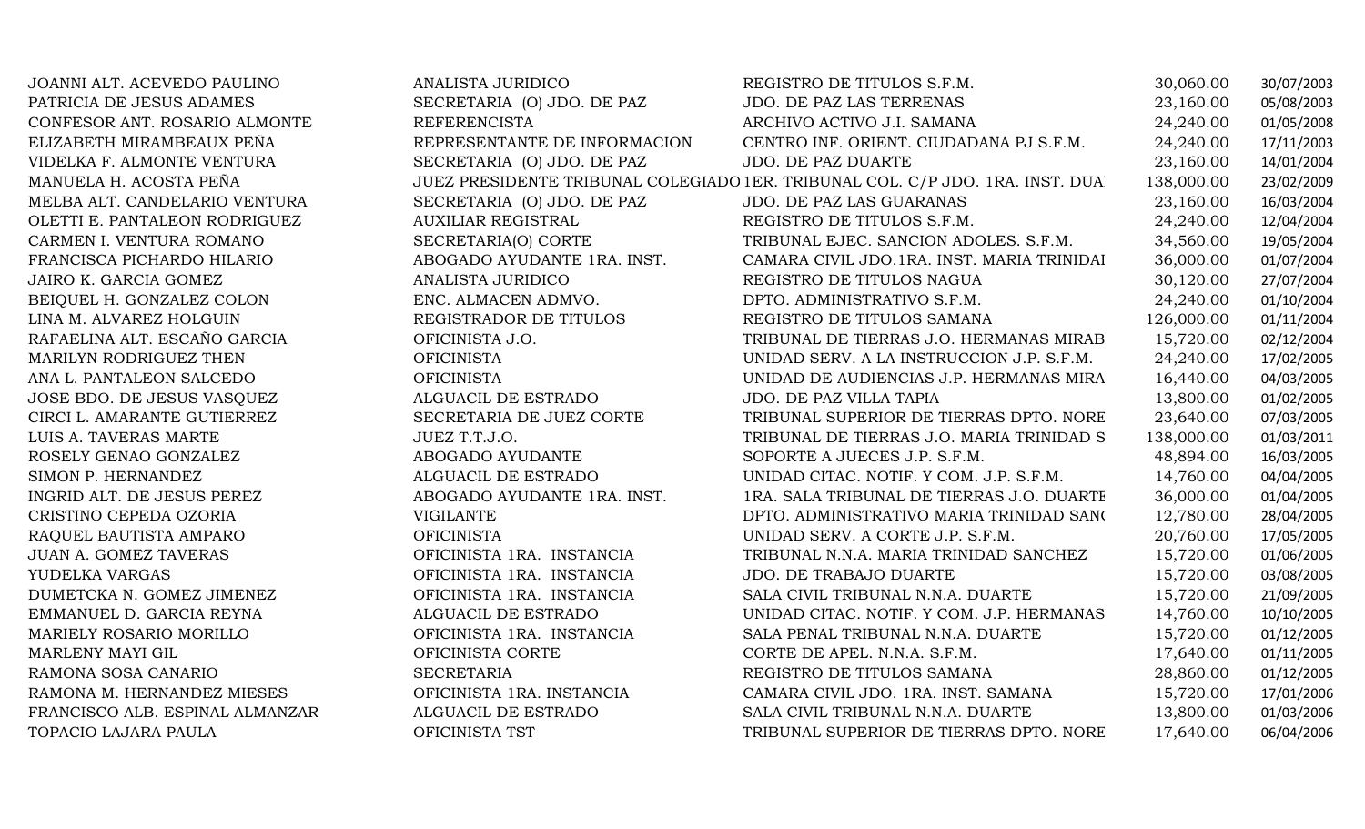| | | | | |
|---|---|---|---|---|
| JOANNI ALT. ACEVEDO PAULINO | ANALISTA JURIDICO | REGISTRO DE TITULOS S.F.M. | 30,060.00 | 30/07/2003 |
| PATRICIA DE JESUS ADAMES | SECRETARIA (O) JDO. DE PAZ | JDO. DE PAZ LAS TERRENAS | 23,160.00 | 05/08/2003 |
| CONFESOR ANT. ROSARIO ALMONTE | REFERENCISTA | ARCHIVO ACTIVO J.I. SAMANA | 24,240.00 | 01/05/2008 |
| ELIZABETH MIRAMBEAUX PEÑA | REPRESENTANTE DE INFORMACION | CENTRO INF. ORIENT. CIUDADANA PJ S.F.M. | 24,240.00 | 17/11/2003 |
| VIDELKA F. ALMONTE VENTURA | SECRETARIA (O) JDO. DE PAZ | JDO. DE PAZ DUARTE | 23,160.00 | 14/01/2004 |
| MANUELA H. ACOSTA PEÑA | JUEZ PRESIDENTE TRIBUNAL COLEGIADO | 1ER. TRIBUNAL COL. C/P JDO. 1RA. INST. DUA | 138,000.00 | 23/02/2009 |
| MELBA ALT. CANDELARIO VENTURA | SECRETARIA (O) JDO. DE PAZ | JDO. DE PAZ LAS GUARANAS | 23,160.00 | 16/03/2004 |
| OLETTI E. PANTALEON RODRIGUEZ | AUXILIAR REGISTRAL | REGISTRO DE TITULOS S.F.M. | 24,240.00 | 12/04/2004 |
| CARMEN I. VENTURA ROMANO | SECRETARIA(O) CORTE | TRIBUNAL EJEC. SANCION ADOLES. S.F.M. | 34,560.00 | 19/05/2004 |
| FRANCISCA PICHARDO HILARIO | ABOGADO AYUDANTE 1RA. INST. | CAMARA CIVIL JDO.1RA. INST. MARIA TRINIDAI | 36,000.00 | 01/07/2004 |
| JAIRO K. GARCIA GOMEZ | ANALISTA JURIDICO | REGISTRO DE TITULOS NAGUA | 30,120.00 | 27/07/2004 |
| BEIQUEL H. GONZALEZ COLON | ENC. ALMACEN ADMVO. | DPTO. ADMINISTRATIVO S.F.M. | 24,240.00 | 01/10/2004 |
| LINA M. ALVAREZ HOLGUIN | REGISTRADOR DE TITULOS | REGISTRO DE TITULOS SAMANA | 126,000.00 | 01/11/2004 |
| RAFAELINA ALT. ESCAÑO GARCIA | OFICINISTA J.O. | TRIBUNAL DE TIERRAS J.O. HERMANAS MIRAB | 15,720.00 | 02/12/2004 |
| MARILYN RODRIGUEZ THEN | OFICINISTA | UNIDAD SERV. A LA INSTRUCCION J.P. S.F.M. | 24,240.00 | 17/02/2005 |
| ANA L. PANTALEON SALCEDO | OFICINISTA | UNIDAD DE AUDIENCIAS J.P. HERMANAS MIRA | 16,440.00 | 04/03/2005 |
| JOSE BDO. DE JESUS VASQUEZ | ALGUACIL DE ESTRADO | JDO. DE PAZ VILLA TAPIA | 13,800.00 | 01/02/2005 |
| CIRCI L. AMARANTE GUTIERREZ | SECRETARIA DE JUEZ CORTE | TRIBUNAL SUPERIOR DE TIERRAS DPTO. NORE | 23,640.00 | 07/03/2005 |
| LUIS A. TAVERAS MARTE | JUEZ T.T.J.O. | TRIBUNAL DE TIERRAS J.O. MARIA TRINIDAD S | 138,000.00 | 01/03/2011 |
| ROSELY GENAO GONZALEZ | ABOGADO AYUDANTE | SOPORTE A JUECES J.P. S.F.M. | 48,894.00 | 16/03/2005 |
| SIMON P. HERNANDEZ | ALGUACIL DE ESTRADO | UNIDAD CITAC. NOTIF. Y COM. J.P. S.F.M. | 14,760.00 | 04/04/2005 |
| INGRID ALT. DE JESUS PEREZ | ABOGADO AYUDANTE 1RA. INST. | 1RA. SALA TRIBUNAL DE TIERRAS J.O. DUARTE | 36,000.00 | 01/04/2005 |
| CRISTINO CEPEDA OZORIA | VIGILANTE | DPTO. ADMINISTRATIVO MARIA TRINIDAD SAN( | 12,780.00 | 28/04/2005 |
| RAQUEL BAUTISTA AMPARO | OFICINISTA | UNIDAD SERV. A CORTE J.P. S.F.M. | 20,760.00 | 17/05/2005 |
| JUAN A. GOMEZ TAVERAS | OFICINISTA 1RA. INSTANCIA | TRIBUNAL N.N.A. MARIA TRINIDAD SANCHEZ | 15,720.00 | 01/06/2005 |
| YUDELKA VARGAS | OFICINISTA 1RA. INSTANCIA | JDO. DE TRABAJO DUARTE | 15,720.00 | 03/08/2005 |
| DUMETCKA N. GOMEZ JIMENEZ | OFICINISTA 1RA. INSTANCIA | SALA CIVIL TRIBUNAL N.N.A. DUARTE | 15,720.00 | 21/09/2005 |
| EMMANUEL D. GARCIA REYNA | ALGUACIL DE ESTRADO | UNIDAD CITAC. NOTIF. Y COM. J.P. HERMANAS | 14,760.00 | 10/10/2005 |
| MARIELY ROSARIO MORILLO | OFICINISTA 1RA. INSTANCIA | SALA PENAL TRIBUNAL N.N.A. DUARTE | 15,720.00 | 01/12/2005 |
| MARLENY MAYI GIL | OFICINISTA CORTE | CORTE DE APEL. N.N.A. S.F.M. | 17,640.00 | 01/11/2005 |
| RAMONA SOSA CANARIO | SECRETARIA | REGISTRO DE TITULOS SAMANA | 28,860.00 | 01/12/2005 |
| RAMONA M. HERNANDEZ MIESES | OFICINISTA 1RA. INSTANCIA | CAMARA CIVIL JDO. 1RA. INST. SAMANA | 15,720.00 | 17/01/2006 |
| FRANCISCO ALB. ESPINAL ALMANZAR | ALGUACIL DE ESTRADO | SALA CIVIL TRIBUNAL N.N.A. DUARTE | 13,800.00 | 01/03/2006 |
| TOPACIO LAJARA PAULA | OFICINISTA TST | TRIBUNAL SUPERIOR DE TIERRAS DPTO. NORE | 17,640.00 | 06/04/2006 |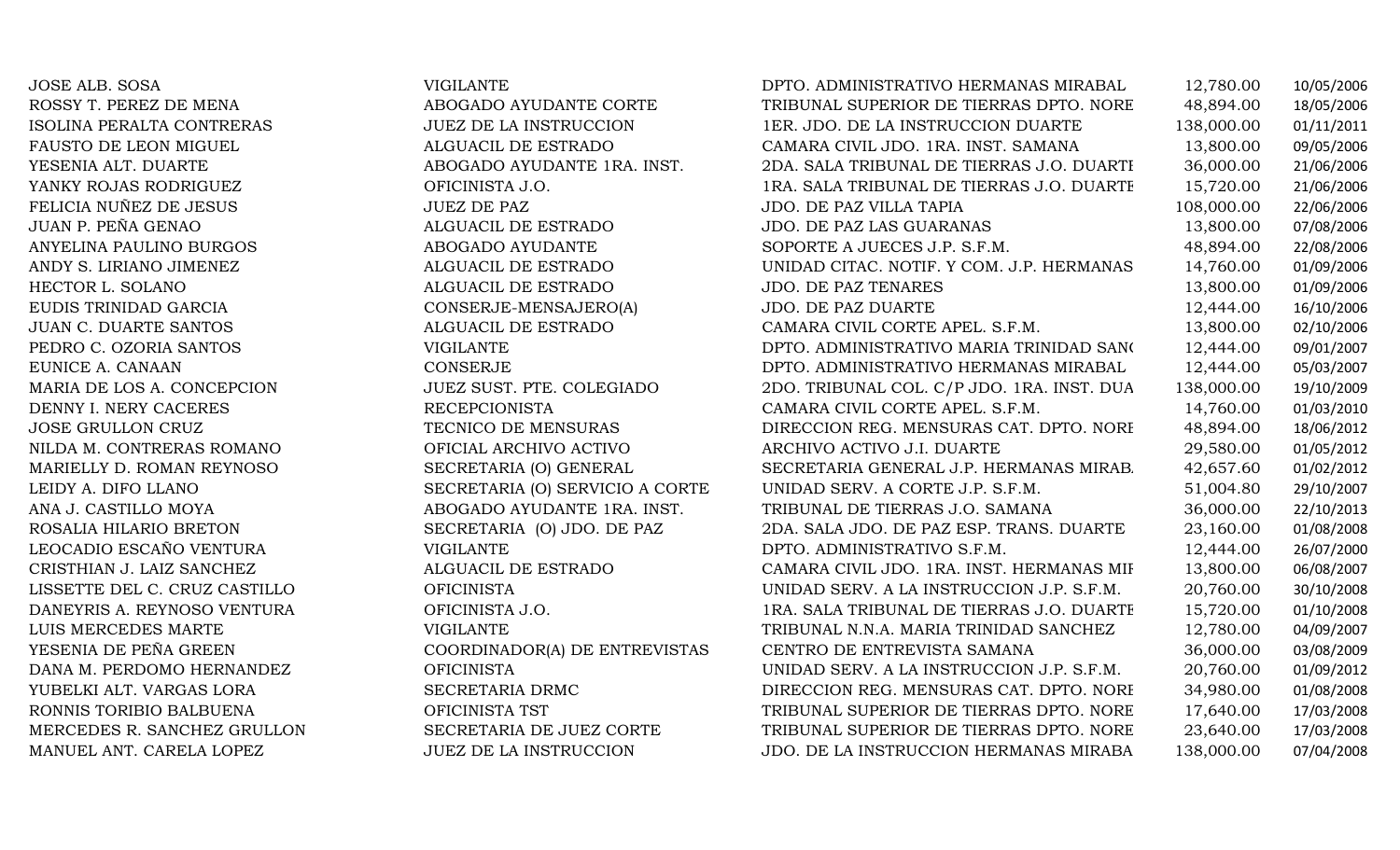| | | | | |
|---|---|---|---|---|
| JOSE ALB. SOSA | VIGILANTE | DPTO. ADMINISTRATIVO HERMANAS MIRABAL | 12,780.00 | 10/05/2006 |
| ROSSY T. PEREZ DE MENA | ABOGADO AYUDANTE CORTE | TRIBUNAL SUPERIOR DE TIERRAS DPTO. NORE | 48,894.00 | 18/05/2006 |
| ISOLINA PERALTA CONTRERAS | JUEZ DE LA INSTRUCCION | 1ER. JDO. DE LA INSTRUCCION DUARTE | 138,000.00 | 01/11/2011 |
| FAUSTO DE LEON MIGUEL | ALGUACIL DE ESTRADO | CAMARA CIVIL JDO. 1RA. INST. SAMANA | 13,800.00 | 09/05/2006 |
| YESENIA ALT. DUARTE | ABOGADO AYUDANTE 1RA. INST. | 2DA. SALA TRIBUNAL DE TIERRAS J.O. DUARTI | 36,000.00 | 21/06/2006 |
| YANKY ROJAS RODRIGUEZ | OFICINISTA J.O. | 1RA. SALA TRIBUNAL DE TIERRAS J.O. DUARTI | 15,720.00 | 21/06/2006 |
| FELICIA NUÑEZ DE JESUS | JUEZ DE PAZ | JDO. DE PAZ VILLA TAPIA | 108,000.00 | 22/06/2006 |
| JUAN P. PEÑA GENAO | ALGUACIL DE ESTRADO | JDO. DE PAZ LAS GUARANAS | 13,800.00 | 07/08/2006 |
| ANYELINA PAULINO BURGOS | ABOGADO AYUDANTE | SOPORTE A JUECES J.P. S.F.M. | 48,894.00 | 22/08/2006 |
| ANDY S. LIRIANO JIMENEZ | ALGUACIL DE ESTRADO | UNIDAD CITAC. NOTIF. Y COM. J.P. HERMANAS | 14,760.00 | 01/09/2006 |
| HECTOR L. SOLANO | ALGUACIL DE ESTRADO | JDO. DE PAZ TENARES | 13,800.00 | 01/09/2006 |
| EUDIS TRINIDAD GARCIA | CONSERJE-MENSAJERO(A) | JDO. DE PAZ DUARTE | 12,444.00 | 16/10/2006 |
| JUAN C. DUARTE SANTOS | ALGUACIL DE ESTRADO | CAMARA CIVIL CORTE APEL. S.F.M. | 13,800.00 | 02/10/2006 |
| PEDRO C. OZORIA SANTOS | VIGILANTE | DPTO. ADMINISTRATIVO MARIA TRINIDAD SAN( | 12,444.00 | 09/01/2007 |
| EUNICE A. CANAAN | CONSERJE | DPTO. ADMINISTRATIVO HERMANAS MIRABAL | 12,444.00 | 05/03/2007 |
| MARIA DE LOS A. CONCEPCION | JUEZ SUST. PTE. COLEGIADO | 2DO. TRIBUNAL COL. C/P JDO. 1RA. INST. DUA | 138,000.00 | 19/10/2009 |
| DENNY I. NERY CACERES | RECEPCIONISTA | CAMARA CIVIL CORTE APEL. S.F.M. | 14,760.00 | 01/03/2010 |
| JOSE GRULLON CRUZ | TECNICO DE MENSURAS | DIRECCION REG. MENSURAS CAT. DPTO. NORI | 48,894.00 | 18/06/2012 |
| NILDA M. CONTRERAS ROMANO | OFICIAL ARCHIVO ACTIVO | ARCHIVO ACTIVO J.I. DUARTE | 29,580.00 | 01/05/2012 |
| MARIELLY D. ROMAN REYNOSO | SECRETARIA (O) GENERAL | SECRETARIA GENERAL J.P. HERMANAS MIRAB. | 42,657.60 | 01/02/2012 |
| LEIDY A. DIFO LLANO | SECRETARIA (O) SERVICIO A CORTE | UNIDAD SERV. A CORTE J.P. S.F.M. | 51,004.80 | 29/10/2007 |
| ANA J. CASTILLO MOYA | ABOGADO AYUDANTE 1RA. INST. | TRIBUNAL DE TIERRAS J.O. SAMANA | 36,000.00 | 22/10/2013 |
| ROSALIA HILARIO BRETON | SECRETARIA (O) JDO. DE PAZ | 2DA. SALA JDO. DE PAZ ESP. TRANS. DUARTE | 23,160.00 | 01/08/2008 |
| LEOCADIO ESCAÑO VENTURA | VIGILANTE | DPTO. ADMINISTRATIVO S.F.M. | 12,444.00 | 26/07/2000 |
| CRISTHIAN J. LAIZ SANCHEZ | ALGUACIL DE ESTRADO | CAMARA CIVIL JDO. 1RA. INST. HERMANAS MII | 13,800.00 | 06/08/2007 |
| LISSETTE DEL C. CRUZ CASTILLO | OFICINISTA | UNIDAD SERV. A LA INSTRUCCION J.P. S.F.M. | 20,760.00 | 30/10/2008 |
| DANEYRIS A. REYNOSO VENTURA | OFICINISTA J.O. | 1RA. SALA TRIBUNAL DE TIERRAS J.O. DUARTI | 15,720.00 | 01/10/2008 |
| LUIS MERCEDES MARTE | VIGILANTE | TRIBUNAL N.N.A. MARIA TRINIDAD SANCHEZ | 12,780.00 | 04/09/2007 |
| YESENIA DE PEÑA GREEN | COORDINADOR(A) DE ENTREVISTAS | CENTRO DE ENTREVISTA SAMANA | 36,000.00 | 03/08/2009 |
| DANA M. PERDOMO HERNANDEZ | OFICINISTA | UNIDAD SERV. A LA INSTRUCCION J.P. S.F.M. | 20,760.00 | 01/09/2012 |
| YUBELKI ALT. VARGAS LORA | SECRETARIA DRMC | DIRECCION REG. MENSURAS CAT. DPTO. NORI | 34,980.00 | 01/08/2008 |
| RONNIS TORIBIO BALBUENA | OFICINISTA TST | TRIBUNAL SUPERIOR DE TIERRAS DPTO. NORE | 17,640.00 | 17/03/2008 |
| MERCEDES R. SANCHEZ GRULLON | SECRETARIA DE JUEZ CORTE | TRIBUNAL SUPERIOR DE TIERRAS DPTO. NORE | 23,640.00 | 17/03/2008 |
| MANUEL ANT. CARELA LOPEZ | JUEZ DE LA INSTRUCCION | JDO. DE LA INSTRUCCION HERMANAS MIRABA | 138,000.00 | 07/04/2008 |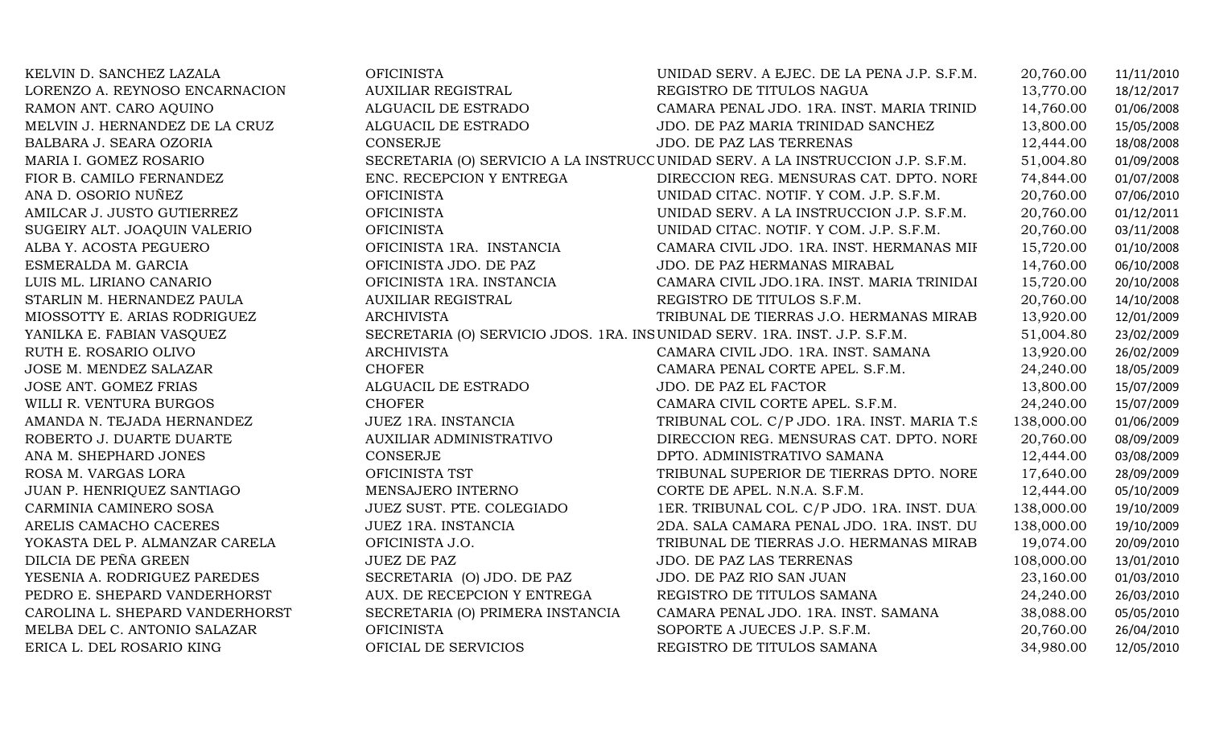| | | | | |
|---|---|---|---|---|
| KELVIN D. SANCHEZ LAZALA | OFICINISTA | UNIDAD SERV. A EJEC. DE LA PENA J.P. S.F.M. | 20,760.00 | 11/11/2010 |
| LORENZO A. REYNOSO ENCARNACION | AUXILIAR REGISTRAL | REGISTRO DE TITULOS NAGUA | 13,770.00 | 18/12/2017 |
| RAMON ANT. CARO AQUINO | ALGUACIL DE ESTRADO | CAMARA PENAL JDO. 1RA. INST. MARIA TRINID | 14,760.00 | 01/06/2008 |
| MELVIN J. HERNANDEZ DE LA CRUZ | ALGUACIL DE ESTRADO | JDO. DE PAZ MARIA TRINIDAD SANCHEZ | 13,800.00 | 15/05/2008 |
| BALBARA J. SEARA OZORIA | CONSERJE | JDO. DE PAZ LAS TERRENAS | 12,444.00 | 18/08/2008 |
| MARIA I. GOMEZ ROSARIO | SECRETARIA (O) SERVICIO A LA INSTRUCC | UNIDAD SERV. A LA INSTRUCCION J.P. S.F.M. | 51,004.80 | 01/09/2008 |
| FIOR B. CAMILO FERNANDEZ | ENC. RECEPCION Y ENTREGA | DIRECCION REG. MENSURAS CAT. DPTO. NORI | 74,844.00 | 01/07/2008 |
| ANA D. OSORIO NUÑEZ | OFICINISTA | UNIDAD CITAC. NOTIF. Y COM. J.P. S.F.M. | 20,760.00 | 07/06/2010 |
| AMILCAR J. JUSTO GUTIERREZ | OFICINISTA | UNIDAD SERV. A LA INSTRUCCION J.P. S.F.M. | 20,760.00 | 01/12/2011 |
| SUGEIRY ALT. JOAQUIN VALERIO | OFICINISTA | UNIDAD CITAC. NOTIF. Y COM. J.P. S.F.M. | 20,760.00 | 03/11/2008 |
| ALBA Y. ACOSTA PEGUERO | OFICINISTA 1RA. INSTANCIA | CAMARA CIVIL JDO. 1RA. INST. HERMANAS MII | 15,720.00 | 01/10/2008 |
| ESMERALDA M. GARCIA | OFICINISTA JDO. DE PAZ | JDO. DE PAZ HERMANAS MIRABAL | 14,760.00 | 06/10/2008 |
| LUIS ML. LIRIANO CANARIO | OFICINISTA 1RA. INSTANCIA | CAMARA CIVIL JDO.1RA. INST. MARIA TRINIDAI | 15,720.00 | 20/10/2008 |
| STARLIN M. HERNANDEZ PAULA | AUXILIAR REGISTRAL | REGISTRO DE TITULOS S.F.M. | 20,760.00 | 14/10/2008 |
| MIOSSOTTY E. ARIAS RODRIGUEZ | ARCHIVISTA | TRIBUNAL DE TIERRAS J.O. HERMANAS MIRAB | 13,920.00 | 12/01/2009 |
| YANILKA E. FABIAN VASQUEZ | SECRETARIA (O) SERVICIO JDOS. 1RA. INS | UNIDAD SERV. 1RA. INST. J.P. S.F.M. | 51,004.80 | 23/02/2009 |
| RUTH E. ROSARIO OLIVO | ARCHIVISTA | CAMARA CIVIL JDO. 1RA. INST. SAMANA | 13,920.00 | 26/02/2009 |
| JOSE M. MENDEZ SALAZAR | CHOFER | CAMARA PENAL CORTE APEL. S.F.M. | 24,240.00 | 18/05/2009 |
| JOSE ANT. GOMEZ FRIAS | ALGUACIL DE ESTRADO | JDO. DE PAZ EL FACTOR | 13,800.00 | 15/07/2009 |
| WILLI R. VENTURA BURGOS | CHOFER | CAMARA CIVIL CORTE APEL. S.F.M. | 24,240.00 | 15/07/2009 |
| AMANDA N. TEJADA HERNANDEZ | JUEZ 1RA. INSTANCIA | TRIBUNAL COL. C/P JDO. 1RA. INST. MARIA T.S | 138,000.00 | 01/06/2009 |
| ROBERTO J. DUARTE DUARTE | AUXILIAR ADMINISTRATIVO | DIRECCION REG. MENSURAS CAT. DPTO. NORI | 20,760.00 | 08/09/2009 |
| ANA M. SHEPHARD JONES | CONSERJE | DPTO. ADMINISTRATIVO SAMANA | 12,444.00 | 03/08/2009 |
| ROSA M. VARGAS LORA | OFICINISTA TST | TRIBUNAL SUPERIOR DE TIERRAS DPTO. NORE | 17,640.00 | 28/09/2009 |
| JUAN P. HENRIQUEZ SANTIAGO | MENSAJERO INTERNO | CORTE DE APEL. N.N.A. S.F.M. | 12,444.00 | 05/10/2009 |
| CARMINIA CAMINERO SOSA | JUEZ SUST. PTE. COLEGIADO | 1ER. TRIBUNAL COL. C/P JDO. 1RA. INST. DUA | 138,000.00 | 19/10/2009 |
| ARELIS CAMACHO CACERES | JUEZ 1RA. INSTANCIA | 2DA. SALA CAMARA PENAL JDO. 1RA. INST. DU | 138,000.00 | 19/10/2009 |
| YOKASTA DEL P. ALMANZAR CARELA | OFICINISTA J.O. | TRIBUNAL DE TIERRAS J.O. HERMANAS MIRAB | 19,074.00 | 20/09/2010 |
| DILCIA DE PEÑA GREEN | JUEZ DE PAZ | JDO. DE PAZ LAS TERRENAS | 108,000.00 | 13/01/2010 |
| YESENIA A. RODRIGUEZ PAREDES | SECRETARIA (O) JDO. DE PAZ | JDO. DE PAZ RIO SAN JUAN | 23,160.00 | 01/03/2010 |
| PEDRO E. SHEPARD VANDERHORST | AUX. DE RECEPCION Y ENTREGA | REGISTRO DE TITULOS SAMANA | 24,240.00 | 26/03/2010 |
| CAROLINA L. SHEPARD VANDERHORST | SECRETARIA (O) PRIMERA INSTANCIA | CAMARA PENAL JDO. 1RA. INST. SAMANA | 38,088.00 | 05/05/2010 |
| MELBA DEL C. ANTONIO SALAZAR | OFICINISTA | SOPORTE A JUECES J.P. S.F.M. | 20,760.00 | 26/04/2010 |
| ERICA L. DEL ROSARIO KING | OFICIAL DE SERVICIOS | REGISTRO DE TITULOS SAMANA | 34,980.00 | 12/05/2010 |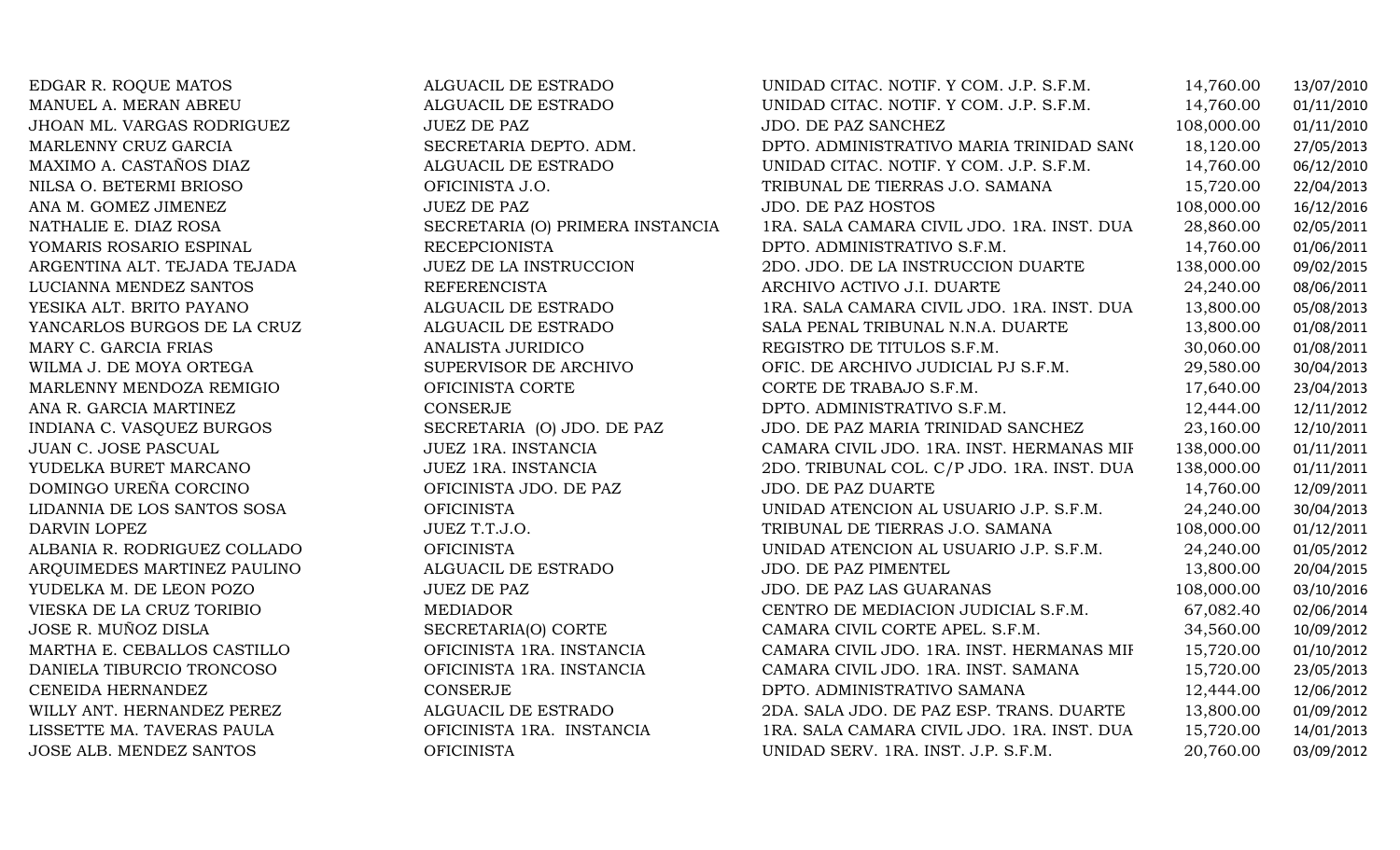| | | | | |
|---|---|---|---|---|
| EDGAR R. ROQUE MATOS | ALGUACIL DE ESTRADO | UNIDAD CITAC. NOTIF. Y COM. J.P. S.F.M. | 14,760.00 | 13/07/2010 |
| MANUEL A. MERAN ABREU | ALGUACIL DE ESTRADO | UNIDAD CITAC. NOTIF. Y COM. J.P. S.F.M. | 14,760.00 | 01/11/2010 |
| JHOAN ML. VARGAS RODRIGUEZ | JUEZ DE PAZ | JDO. DE PAZ SANCHEZ | 108,000.00 | 01/11/2010 |
| MARLENNY CRUZ GARCIA | SECRETARIA DEPTO. ADM. | DPTO. ADMINISTRATIVO MARIA TRINIDAD SAN( | 18,120.00 | 27/05/2013 |
| MAXIMO A. CASTAÑOS DIAZ | ALGUACIL DE ESTRADO | UNIDAD CITAC. NOTIF. Y COM. J.P. S.F.M. | 14,760.00 | 06/12/2010 |
| NILSA O. BETERMI BRIOSO | OFICINISTA J.O. | TRIBUNAL DE TIERRAS J.O. SAMANA | 15,720.00 | 22/04/2013 |
| ANA M. GOMEZ JIMENEZ | JUEZ DE PAZ | JDO. DE PAZ HOSTOS | 108,000.00 | 16/12/2016 |
| NATHALIE E. DIAZ ROSA | SECRETARIA (O) PRIMERA INSTANCIA | 1RA. SALA CAMARA CIVIL JDO. 1RA. INST. DUA | 28,860.00 | 02/05/2011 |
| YOMARIS ROSARIO ESPINAL | RECEPCIONISTA | DPTO. ADMINISTRATIVO S.F.M. | 14,760.00 | 01/06/2011 |
| ARGENTINA ALT. TEJADA TEJADA | JUEZ DE LA INSTRUCCION | 2DO. JDO. DE LA INSTRUCCION DUARTE | 138,000.00 | 09/02/2015 |
| LUCIANNA MENDEZ SANTOS | REFERENCISTA | ARCHIVO ACTIVO J.I. DUARTE | 24,240.00 | 08/06/2011 |
| YESIKA ALT. BRITO PAYANO | ALGUACIL DE ESTRADO | 1RA. SALA CAMARA CIVIL JDO. 1RA. INST. DUA | 13,800.00 | 05/08/2013 |
| YANCARLOS BURGOS DE LA CRUZ | ALGUACIL DE ESTRADO | SALA PENAL TRIBUNAL N.N.A. DUARTE | 13,800.00 | 01/08/2011 |
| MARY C. GARCIA FRIAS | ANALISTA JURIDICO | REGISTRO DE TITULOS S.F.M. | 30,060.00 | 01/08/2011 |
| WILMA J. DE MOYA ORTEGA | SUPERVISOR DE ARCHIVO | OFIC. DE ARCHIVO JUDICIAL PJ S.F.M. | 29,580.00 | 30/04/2013 |
| MARLENNY MENDOZA REMIGIO | OFICINISTA CORTE | CORTE DE TRABAJO S.F.M. | 17,640.00 | 23/04/2013 |
| ANA R. GARCIA MARTINEZ | CONSERJE | DPTO. ADMINISTRATIVO S.F.M. | 12,444.00 | 12/11/2012 |
| INDIANA C. VASQUEZ BURGOS | SECRETARIA (O) JDO. DE PAZ | JDO. DE PAZ MARIA TRINIDAD SANCHEZ | 23,160.00 | 12/10/2011 |
| JUAN C. JOSE PASCUAL | JUEZ 1RA. INSTANCIA | CAMARA CIVIL JDO. 1RA. INST. HERMANAS MIF | 138,000.00 | 01/11/2011 |
| YUDELKA BURET MARCANO | JUEZ 1RA. INSTANCIA | 2DO. TRIBUNAL COL. C/P JDO. 1RA. INST. DUA | 138,000.00 | 01/11/2011 |
| DOMINGO UREÑA CORCINO | OFICINISTA JDO. DE PAZ | JDO. DE PAZ DUARTE | 14,760.00 | 12/09/2011 |
| LIDANNIA DE LOS SANTOS SOSA | OFICINISTA | UNIDAD ATENCION AL USUARIO J.P. S.F.M. | 24,240.00 | 30/04/2013 |
| DARVIN LOPEZ | JUEZ T.T.J.O. | TRIBUNAL DE TIERRAS J.O. SAMANA | 108,000.00 | 01/12/2011 |
| ALBANIA R. RODRIGUEZ COLLADO | OFICINISTA | UNIDAD ATENCION AL USUARIO J.P. S.F.M. | 24,240.00 | 01/05/2012 |
| ARQUIMEDES MARTINEZ PAULINO | ALGUACIL DE ESTRADO | JDO. DE PAZ PIMENTEL | 13,800.00 | 20/04/2015 |
| YUDELKA M. DE LEON POZO | JUEZ DE PAZ | JDO. DE PAZ LAS GUARANAS | 108,000.00 | 03/10/2016 |
| VIESKA DE LA CRUZ TORIBIO | MEDIADOR | CENTRO DE MEDIACION JUDICIAL S.F.M. | 67,082.40 | 02/06/2014 |
| JOSE R. MUÑOZ DISLA | SECRETARIA(O) CORTE | CAMARA CIVIL CORTE APEL. S.F.M. | 34,560.00 | 10/09/2012 |
| MARTHA E. CEBALLOS CASTILLO | OFICINISTA 1RA. INSTANCIA | CAMARA CIVIL JDO. 1RA. INST. HERMANAS MIF | 15,720.00 | 01/10/2012 |
| DANIELA TIBURCIO TRONCOSO | OFICINISTA 1RA. INSTANCIA | CAMARA CIVIL JDO. 1RA. INST. SAMANA | 15,720.00 | 23/05/2013 |
| CENEIDA HERNANDEZ | CONSERJE | DPTO. ADMINISTRATIVO SAMANA | 12,444.00 | 12/06/2012 |
| WILLY ANT. HERNANDEZ PEREZ | ALGUACIL DE ESTRADO | 2DA. SALA JDO. DE PAZ ESP. TRANS. DUARTE | 13,800.00 | 01/09/2012 |
| LISSETTE MA. TAVERAS PAULA | OFICINISTA 1RA. INSTANCIA | 1RA. SALA CAMARA CIVIL JDO. 1RA. INST. DUA | 15,720.00 | 14/01/2013 |
| JOSE ALB. MENDEZ SANTOS | OFICINISTA | UNIDAD SERV. 1RA. INST. J.P. S.F.M. | 20,760.00 | 03/09/2012 |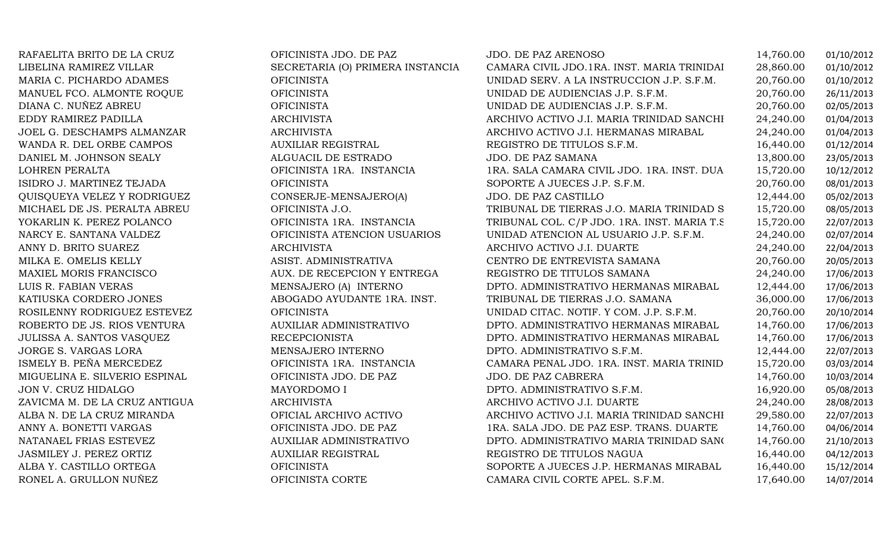| | | | | |
|---|---|---|---|---|
| RAFAELITA BRITO DE LA CRUZ | OFICINISTA JDO. DE PAZ | JDO. DE PAZ ARENOSO | 14,760.00 | 01/10/2012 |
| LIBELINA RAMIREZ VILLAR | SECRETARIA (O) PRIMERA INSTANCIA | CAMARA CIVIL JDO.1RA. INST. MARIA TRINIDAI | 28,860.00 | 01/10/2012 |
| MARIA C. PICHARDO ADAMES | OFICINISTA | UNIDAD SERV. A LA INSTRUCCION J.P. S.F.M. | 20,760.00 | 01/10/2012 |
| MANUEL FCO. ALMONTE ROQUE | OFICINISTA | UNIDAD DE AUDIENCIAS J.P. S.F.M. | 20,760.00 | 26/11/2013 |
| DIANA C. NUÑEZ ABREU | OFICINISTA | UNIDAD DE AUDIENCIAS J.P. S.F.M. | 20,760.00 | 02/05/2013 |
| EDDY RAMIREZ PADILLA | ARCHIVISTA | ARCHIVO ACTIVO J.I. MARIA TRINIDAD SANCHI | 24,240.00 | 01/04/2013 |
| JOEL G. DESCHAMPS ALMANZAR | ARCHIVISTA | ARCHIVO ACTIVO J.I. HERMANAS MIRABAL | 24,240.00 | 01/04/2013 |
| WANDA R. DEL ORBE CAMPOS | AUXILIAR REGISTRAL | REGISTRO DE TITULOS S.F.M. | 16,440.00 | 01/12/2014 |
| DANIEL M. JOHNSON SEALY | ALGUACIL DE ESTRADO | JDO. DE PAZ SAMANA | 13,800.00 | 23/05/2013 |
| LOHREN PERALTA | OFICINISTA 1RA. INSTANCIA | 1RA. SALA CAMARA CIVIL JDO. 1RA. INST. DUA | 15,720.00 | 10/12/2012 |
| ISIDRO J. MARTINEZ TEJADA | OFICINISTA | SOPORTE A JUECES J.P. S.F.M. | 20,760.00 | 08/01/2013 |
| QUISQUEYA VELEZ Y RODRIGUEZ | CONSERJE-MENSAJERO(A) | JDO. DE PAZ CASTILLO | 12,444.00 | 05/02/2013 |
| MICHAEL DE JS. PERALTA ABREU | OFICINISTA J.O. | TRIBUNAL DE TIERRAS J.O. MARIA TRINIDAD S | 15,720.00 | 08/05/2013 |
| YOKARLIN K. PEREZ POLANCO | OFICINISTA 1RA. INSTANCIA | TRIBUNAL COL. C/P JDO. 1RA. INST. MARIA T.S | 15,720.00 | 22/07/2013 |
| NARCY E. SANTANA VALDEZ | OFICINISTA ATENCION USUARIOS | UNIDAD ATENCION AL USUARIO J.P. S.F.M. | 24,240.00 | 02/07/2014 |
| ANNY D. BRITO SUAREZ | ARCHIVISTA | ARCHIVO ACTIVO J.I. DUARTE | 24,240.00 | 22/04/2013 |
| MILKA E. OMELIS KELLY | ASIST. ADMINISTRATIVA | CENTRO DE ENTREVISTA SAMANA | 20,760.00 | 20/05/2013 |
| MAXIEL MORIS FRANCISCO | AUX. DE RECEPCION Y ENTREGA | REGISTRO DE TITULOS SAMANA | 24,240.00 | 17/06/2013 |
| LUIS R. FABIAN VERAS | MENSAJERO (A) INTERNO | DPTO. ADMINISTRATIVO HERMANAS MIRABAL | 12,444.00 | 17/06/2013 |
| KATIUSKA CORDERO JONES | ABOGADO AYUDANTE 1RA. INST. | TRIBUNAL DE TIERRAS J.O. SAMANA | 36,000.00 | 17/06/2013 |
| ROSILENNY RODRIGUEZ ESTEVEZ | OFICINISTA | UNIDAD CITAC. NOTIF. Y COM. J.P. S.F.M. | 20,760.00 | 20/10/2014 |
| ROBERTO DE JS. RIOS VENTURA | AUXILIAR ADMINISTRATIVO | DPTO. ADMINISTRATIVO HERMANAS MIRABAL | 14,760.00 | 17/06/2013 |
| JULISSA A. SANTOS VASQUEZ | RECEPCIONISTA | DPTO. ADMINISTRATIVO HERMANAS MIRABAL | 14,760.00 | 17/06/2013 |
| JORGE S. VARGAS LORA | MENSAJERO INTERNO | DPTO. ADMINISTRATIVO S.F.M. | 12,444.00 | 22/07/2013 |
| ISMELY B. PEÑA MERCEDEZ | OFICINISTA 1RA. INSTANCIA | CAMARA PENAL JDO. 1RA. INST. MARIA TRINID | 15,720.00 | 03/03/2014 |
| MIGUELINA E. SILVERIO ESPINAL | OFICINISTA JDO. DE PAZ | JDO. DE PAZ CABRERA | 14,760.00 | 10/03/2014 |
| JON V. CRUZ HIDALGO | MAYORDOMO I | DPTO. ADMINISTRATIVO S.F.M. | 16,920.00 | 05/08/2013 |
| ZAVICMA M. DE LA CRUZ ANTIGUA | ARCHIVISTA | ARCHIVO ACTIVO J.I. DUARTE | 24,240.00 | 28/08/2013 |
| ALBA N. DE LA CRUZ MIRANDA | OFICIAL ARCHIVO ACTIVO | ARCHIVO ACTIVO J.I. MARIA TRINIDAD SANCHI | 29,580.00 | 22/07/2013 |
| ANNY A. BONETTI VARGAS | OFICINISTA JDO. DE PAZ | 1RA. SALA JDO. DE PAZ ESP. TRANS. DUARTE | 14,760.00 | 04/06/2014 |
| NATANAEL FRIAS ESTEVEZ | AUXILIAR ADMINISTRATIVO | DPTO. ADMINISTRATIVO MARIA TRINIDAD SAN( | 14,760.00 | 21/10/2013 |
| JASMILEY J. PEREZ ORTIZ | AUXILIAR REGISTRAL | REGISTRO DE TITULOS NAGUA | 16,440.00 | 04/12/2013 |
| ALBA Y. CASTILLO ORTEGA | OFICINISTA | SOPORTE A JUECES J.P. HERMANAS MIRABAL | 16,440.00 | 15/12/2014 |
| RONEL A. GRULLON NUÑEZ | OFICINISTA CORTE | CAMARA CIVIL CORTE APEL. S.F.M. | 17,640.00 | 14/07/2014 |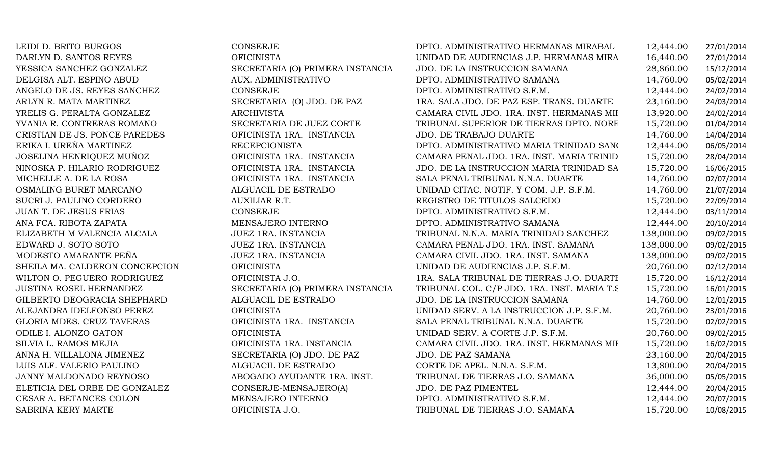| | | | | |
|---|---|---|---|---|
| LEIDI D. BRITO BURGOS | CONSERJE | DPTO. ADMINISTRATIVO HERMANAS MIRABAL | 12,444.00 | 27/01/2014 |
| DARLYN D. SANTOS REYES | OFICINISTA | UNIDAD DE AUDIENCIAS J.P. HERMANAS MIRA | 16,440.00 | 27/01/2014 |
| YESSICA SANCHEZ GONZALEZ | SECRETARIA (O) PRIMERA INSTANCIA | JDO. DE LA INSTRUCCION SAMANA | 28,860.00 | 15/12/2014 |
| DELGISA ALT. ESPINO ABUD | AUX. ADMINISTRATIVO | DPTO. ADMINISTRATIVO SAMANA | 14,760.00 | 05/02/2014 |
| ANGELO DE JS. REYES SANCHEZ | CONSERJE | DPTO. ADMINISTRATIVO S.F.M. | 12,444.00 | 24/02/2014 |
| ARLYN R. MATA MARTINEZ | SECRETARIA (O) JDO. DE PAZ | 1RA. SALA JDO. DE PAZ ESP. TRANS. DUARTE | 23,160.00 | 24/03/2014 |
| YRELIS G. PERALTA GONZALEZ | ARCHIVISTA | CAMARA CIVIL JDO. 1RA. INST. HERMANAS MIF | 13,920.00 | 24/02/2014 |
| YVANIA R. CONTRERAS ROMANO | SECRETARIA DE JUEZ CORTE | TRIBUNAL SUPERIOR DE TIERRAS DPTO. NORE | 15,720.00 | 01/04/2014 |
| CRISTIAN DE JS. PONCE PAREDES | OFICINISTA 1RA. INSTANCIA | JDO. DE TRABAJO DUARTE | 14,760.00 | 14/04/2014 |
| ERIKA I. UREÑA MARTINEZ | RECEPCIONISTA | DPTO. ADMINISTRATIVO MARIA TRINIDAD SAN( | 12,444.00 | 06/05/2014 |
| JOSELINA HENRIQUEZ MUÑOZ | OFICINISTA 1RA. INSTANCIA | CAMARA PENAL JDO. 1RA. INST. MARIA TRINID | 15,720.00 | 28/04/2014 |
| NINOSKA P. HILARIO RODRIGUEZ | OFICINISTA 1RA. INSTANCIA | JDO. DE LA INSTRUCCION MARIA TRINIDAD SA | 15,720.00 | 16/06/2015 |
| MICHELLE A. DE LA ROSA | OFICINISTA 1RA. INSTANCIA | SALA PENAL TRIBUNAL N.N.A. DUARTE | 14,760.00 | 02/07/2014 |
| OSMALING BURET MARCANO | ALGUACIL DE ESTRADO | UNIDAD CITAC. NOTIF. Y COM. J.P. S.F.M. | 14,760.00 | 21/07/2014 |
| SUCRI J. PAULINO CORDERO | AUXILIAR R.T. | REGISTRO DE TITULOS SALCEDO | 15,720.00 | 22/09/2014 |
| JUAN T. DE JESUS FRIAS | CONSERJE | DPTO. ADMINISTRATIVO S.F.M. | 12,444.00 | 03/11/2014 |
| ANA FCA. RIBOTA ZAPATA | MENSAJERO INTERNO | DPTO. ADMINISTRATIVO SAMANA | 12,444.00 | 20/10/2014 |
| ELIZABETH M VALENCIA ALCALA | JUEZ 1RA. INSTANCIA | TRIBUNAL N.N.A. MARIA TRINIDAD SANCHEZ | 138,000.00 | 09/02/2015 |
| EDWARD J. SOTO SOTO | JUEZ 1RA. INSTANCIA | CAMARA PENAL JDO. 1RA. INST. SAMANA | 138,000.00 | 09/02/2015 |
| MODESTO AMARANTE PEÑA | JUEZ 1RA. INSTANCIA | CAMARA CIVIL JDO. 1RA. INST. SAMANA | 138,000.00 | 09/02/2015 |
| SHEILA MA. CALDERON CONCEPCION | OFICINISTA | UNIDAD DE AUDIENCIAS J.P. S.F.M. | 20,760.00 | 02/12/2014 |
| WILTON O. PEGUERO RODRIGUEZ | OFICINISTA J.O. | 1RA. SALA TRIBUNAL DE TIERRAS J.O. DUARTE | 15,720.00 | 16/12/2014 |
| JUSTINA ROSEL HERNANDEZ | SECRETARIA (O) PRIMERA INSTANCIA | TRIBUNAL COL. C/P JDO. 1RA. INST. MARIA T.S | 15,720.00 | 16/01/2015 |
| GILBERTO DEOGRACIA SHEPHARD | ALGUACIL DE ESTRADO | JDO. DE LA INSTRUCCION SAMANA | 14,760.00 | 12/01/2015 |
| ALEJANDRA IDELFONSO PEREZ | OFICINISTA | UNIDAD SERV. A LA INSTRUCCION J.P. S.F.M. | 20,760.00 | 23/01/2016 |
| GLORIA MDES. CRUZ TAVERAS | OFICINISTA 1RA. INSTANCIA | SALA PENAL TRIBUNAL N.N.A. DUARTE | 15,720.00 | 02/02/2015 |
| ODILE I. ALONZO GATON | OFICINISTA | UNIDAD SERV. A CORTE J.P. S.F.M. | 20,760.00 | 09/02/2015 |
| SILVIA L. RAMOS MEJIA | OFICINISTA 1RA. INSTANCIA | CAMARA CIVIL JDO. 1RA. INST. HERMANAS MIF | 15,720.00 | 16/02/2015 |
| ANNA H. VILLALONA JIMENEZ | SECRETARIA (O) JDO. DE PAZ | JDO. DE PAZ SAMANA | 23,160.00 | 20/04/2015 |
| LUIS ALF. VALERIO PAULINO | ALGUACIL DE ESTRADO | CORTE DE APEL. N.N.A. S.F.M. | 13,800.00 | 20/04/2015 |
| JANNY MALDONADO REYNOSO | ABOGADO AYUDANTE 1RA. INST. | TRIBUNAL DE TIERRAS J.O. SAMANA | 36,000.00 | 05/05/2015 |
| ELETICIA DEL ORBE DE GONZALEZ | CONSERJE-MENSAJERO(A) | JDO. DE PAZ PIMENTEL | 12,444.00 | 20/04/2015 |
| CESAR A. BETANCES COLON | MENSAJERO INTERNO | DPTO. ADMINISTRATIVO S.F.M. | 12,444.00 | 20/07/2015 |
| SABRINA KERY MARTE | OFICINISTA J.O. | TRIBUNAL DE TIERRAS J.O. SAMANA | 15,720.00 | 10/08/2015 |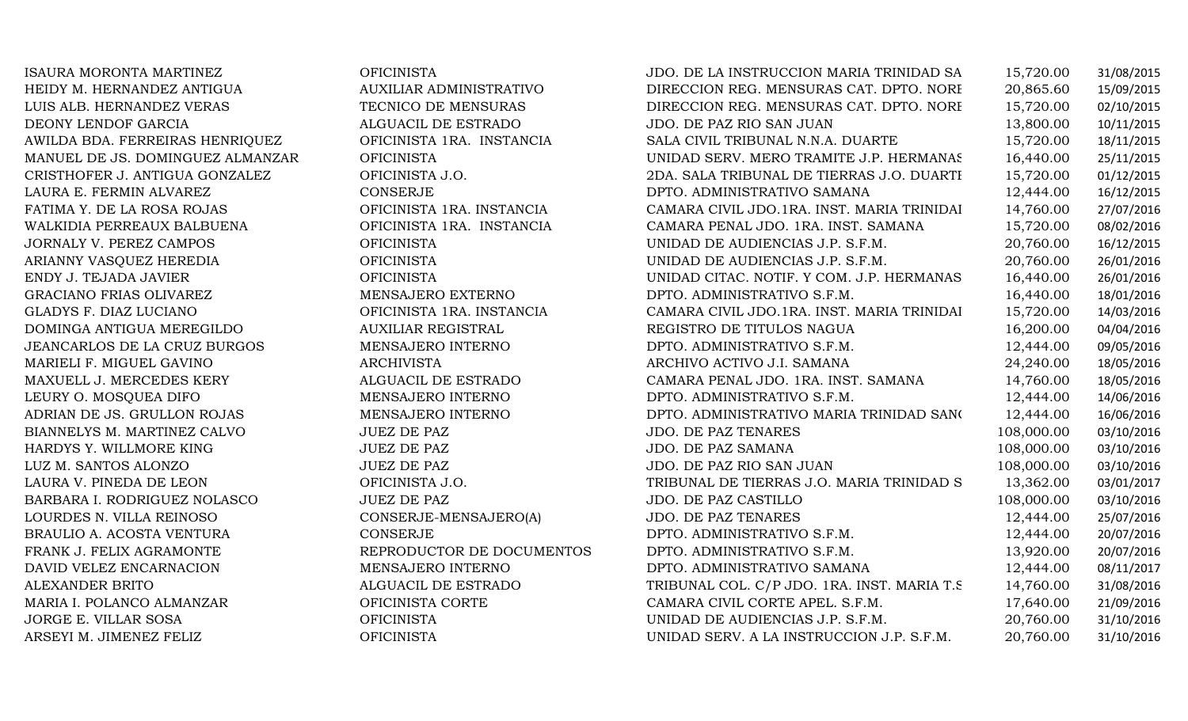| | | | | |
|---|---|---|---|---|
| ISAURA MORONTA MARTINEZ | OFICINISTA | JDO. DE LA INSTRUCCION MARIA TRINIDAD SA | 15,720.00 | 31/08/2015 |
| HEIDY M. HERNANDEZ ANTIGUA | AUXILIAR ADMINISTRATIVO | DIRECCION REG. MENSURAS CAT. DPTO. NORE | 20,865.60 | 15/09/2015 |
| LUIS ALB. HERNANDEZ VERAS | TECNICO DE MENSURAS | DIRECCION REG. MENSURAS CAT. DPTO. NORE | 15,720.00 | 02/10/2015 |
| DEONY LENDOF GARCIA | ALGUACIL DE ESTRADO | JDO. DE PAZ RIO SAN JUAN | 13,800.00 | 10/11/2015 |
| AWILDA BDA. FERREIRAS HENRIQUEZ | OFICINISTA 1RA. INSTANCIA | SALA CIVIL TRIBUNAL N.N.A. DUARTE | 15,720.00 | 18/11/2015 |
| MANUEL DE JS. DOMINGUEZ ALMANZAR | OFICINISTA | UNIDAD SERV. MERO TRAMITE J.P. HERMANAS | 16,440.00 | 25/11/2015 |
| CRISTHOFER J. ANTIGUA GONZALEZ | OFICINISTA J.O. | 2DA. SALA TRIBUNAL DE TIERRAS J.O. DUARTI | 15,720.00 | 01/12/2015 |
| LAURA E. FERMIN ALVAREZ | CONSERJE | DPTO. ADMINISTRATIVO SAMANA | 12,444.00 | 16/12/2015 |
| FATIMA Y. DE LA ROSA ROJAS | OFICINISTA 1RA. INSTANCIA | CAMARA CIVIL JDO.1RA. INST. MARIA TRINIDAI | 14,760.00 | 27/07/2016 |
| WALKIDIA PERREAUX BALBUENA | OFICINISTA 1RA. INSTANCIA | CAMARA PENAL JDO. 1RA. INST. SAMANA | 15,720.00 | 08/02/2016 |
| JORNALY V. PEREZ CAMPOS | OFICINISTA | UNIDAD DE AUDIENCIAS J.P. S.F.M. | 20,760.00 | 16/12/2015 |
| ARIANNY VASQUEZ HEREDIA | OFICINISTA | UNIDAD DE AUDIENCIAS J.P. S.F.M. | 20,760.00 | 26/01/2016 |
| ENDY J. TEJADA JAVIER | OFICINISTA | UNIDAD CITAC. NOTIF. Y COM. J.P. HERMANAS | 16,440.00 | 26/01/2016 |
| GRACIANO FRIAS OLIVAREZ | MENSAJERO EXTERNO | DPTO. ADMINISTRATIVO S.F.M. | 16,440.00 | 18/01/2016 |
| GLADYS F. DIAZ LUCIANO | OFICINISTA 1RA. INSTANCIA | CAMARA CIVIL JDO.1RA. INST. MARIA TRINIDAI | 15,720.00 | 14/03/2016 |
| DOMINGA ANTIGUA MEREGILDO | AUXILIAR REGISTRAL | REGISTRO DE TITULOS NAGUA | 16,200.00 | 04/04/2016 |
| JEANCARLOS DE LA CRUZ BURGOS | MENSAJERO INTERNO | DPTO. ADMINISTRATIVO S.F.M. | 12,444.00 | 09/05/2016 |
| MARIELI F. MIGUEL GAVINO | ARCHIVISTA | ARCHIVO ACTIVO J.I. SAMANA | 24,240.00 | 18/05/2016 |
| MAXUELL J. MERCEDES KERY | ALGUACIL DE ESTRADO | CAMARA PENAL JDO. 1RA. INST. SAMANA | 14,760.00 | 18/05/2016 |
| LEURY O. MOSQUEA DIFO | MENSAJERO INTERNO | DPTO. ADMINISTRATIVO S.F.M. | 12,444.00 | 14/06/2016 |
| ADRIAN DE JS. GRULLON ROJAS | MENSAJERO INTERNO | DPTO. ADMINISTRATIVO MARIA TRINIDAD SAN( | 12,444.00 | 16/06/2016 |
| BIANNELYS M. MARTINEZ CALVO | JUEZ DE PAZ | JDO. DE PAZ TENARES | 108,000.00 | 03/10/2016 |
| HARDYS Y. WILLMORE KING | JUEZ DE PAZ | JDO. DE PAZ SAMANA | 108,000.00 | 03/10/2016 |
| LUZ M. SANTOS ALONZO | JUEZ DE PAZ | JDO. DE PAZ RIO SAN JUAN | 108,000.00 | 03/10/2016 |
| LAURA V. PINEDA DE LEON | OFICINISTA J.O. | TRIBUNAL DE TIERRAS J.O. MARIA TRINIDAD S | 13,362.00 | 03/01/2017 |
| BARBARA I. RODRIGUEZ NOLASCO | JUEZ DE PAZ | JDO. DE PAZ CASTILLO | 108,000.00 | 03/10/2016 |
| LOURDES N. VILLA REINOSO | CONSERJE-MENSAJERO(A) | JDO. DE PAZ TENARES | 12,444.00 | 25/07/2016 |
| BRAULIO A. ACOSTA VENTURA | CONSERJE | DPTO. ADMINISTRATIVO S.F.M. | 12,444.00 | 20/07/2016 |
| FRANK J. FELIX AGRAMONTE | REPRODUCTOR DE DOCUMENTOS | DPTO. ADMINISTRATIVO S.F.M. | 13,920.00 | 20/07/2016 |
| DAVID VELEZ ENCARNACION | MENSAJERO INTERNO | DPTO. ADMINISTRATIVO SAMANA | 12,444.00 | 08/11/2017 |
| ALEXANDER BRITO | ALGUACIL DE ESTRADO | TRIBUNAL COL. C/P JDO. 1RA. INST. MARIA T.S | 14,760.00 | 31/08/2016 |
| MARIA I. POLANCO ALMANZAR | OFICINISTA CORTE | CAMARA CIVIL CORTE APEL. S.F.M. | 17,640.00 | 21/09/2016 |
| JORGE E. VILLAR SOSA | OFICINISTA | UNIDAD DE AUDIENCIAS J.P. S.F.M. | 20,760.00 | 31/10/2016 |
| ARSEYI M. JIMENEZ FELIZ | OFICINISTA | UNIDAD SERV. A LA INSTRUCCION J.P. S.F.M. | 20,760.00 | 31/10/2016 |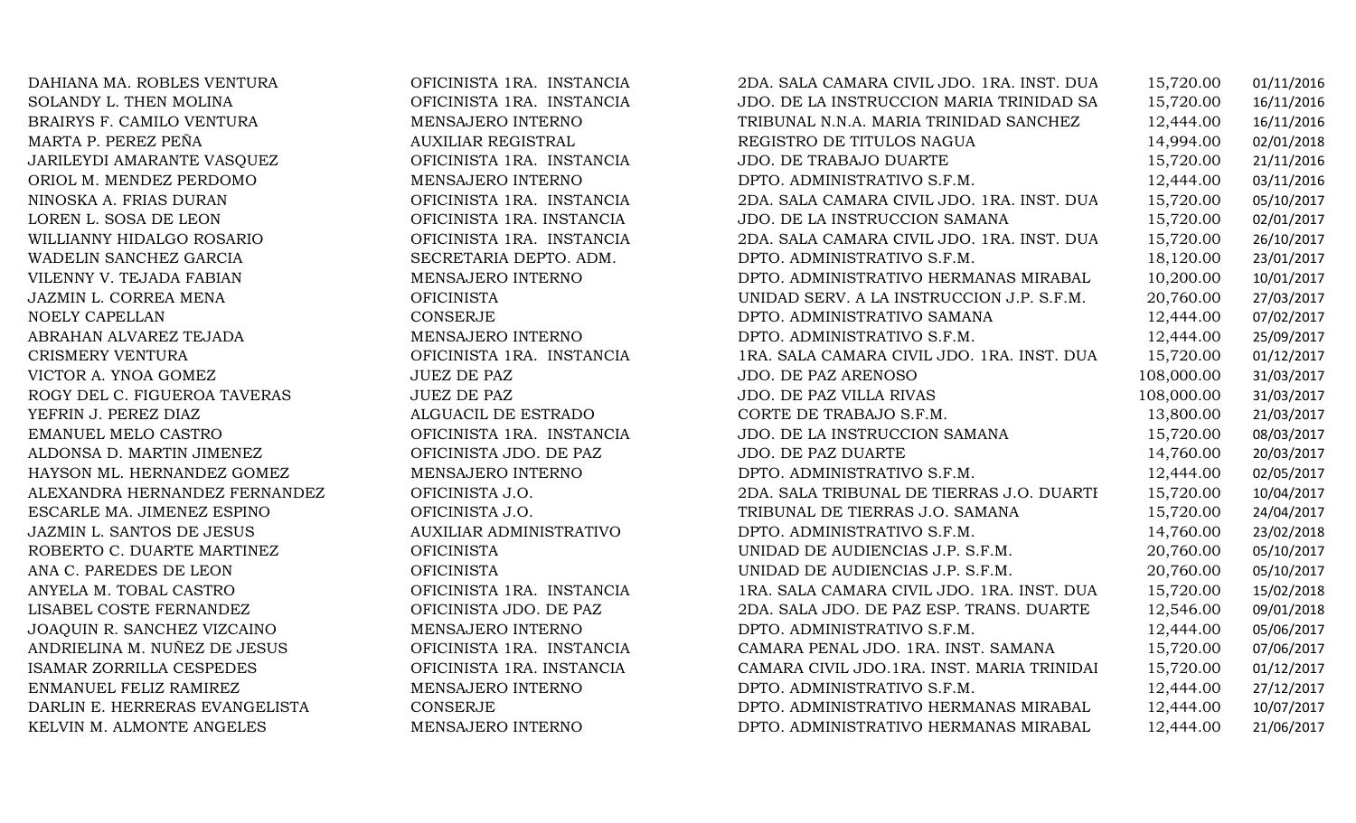| | | | | |
|---|---|---|---|---|
| DAHIANA MA. ROBLES VENTURA | OFICINISTA 1RA. INSTANCIA | 2DA. SALA CAMARA CIVIL JDO. 1RA. INST. DUA | 15,720.00 | 01/11/2016 |
| SOLANDY L. THEN MOLINA | OFICINISTA 1RA. INSTANCIA | JDO. DE LA INSTRUCCION MARIA TRINIDAD SA | 15,720.00 | 16/11/2016 |
| BRAIRYS F. CAMILO VENTURA | MENSAJERO INTERNO | TRIBUNAL N.N.A. MARIA TRINIDAD SANCHEZ | 12,444.00 | 16/11/2016 |
| MARTA P. PEREZ PEÑA | AUXILIAR REGISTRAL | REGISTRO DE TITULOS NAGUA | 14,994.00 | 02/01/2018 |
| JARILEYDI AMARANTE VASQUEZ | OFICINISTA 1RA. INSTANCIA | JDO. DE TRABAJO DUARTE | 15,720.00 | 21/11/2016 |
| ORIOL M. MENDEZ PERDOMO | MENSAJERO INTERNO | DPTO. ADMINISTRATIVO S.F.M. | 12,444.00 | 03/11/2016 |
| NINOSKA A. FRIAS DURAN | OFICINISTA 1RA. INSTANCIA | 2DA. SALA CAMARA CIVIL JDO. 1RA. INST. DUA | 15,720.00 | 05/10/2017 |
| LOREN L. SOSA DE LEON | OFICINISTA 1RA. INSTANCIA | JDO. DE LA INSTRUCCION SAMANA | 15,720.00 | 02/01/2017 |
| WILLIANNY HIDALGO ROSARIO | OFICINISTA 1RA. INSTANCIA | 2DA. SALA CAMARA CIVIL JDO. 1RA. INST. DUA | 15,720.00 | 26/10/2017 |
| WADELIN SANCHEZ GARCIA | SECRETARIA DEPTO. ADM. | DPTO. ADMINISTRATIVO S.F.M. | 18,120.00 | 23/01/2017 |
| VILENNY V. TEJADA FABIAN | MENSAJERO INTERNO | DPTO. ADMINISTRATIVO HERMANAS MIRABAL | 10,200.00 | 10/01/2017 |
| JAZMIN L. CORREA MENA | OFICINISTA | UNIDAD SERV. A LA INSTRUCCION J.P. S.F.M. | 20,760.00 | 27/03/2017 |
| NOELY CAPELLAN | CONSERJE | DPTO. ADMINISTRATIVO SAMANA | 12,444.00 | 07/02/2017 |
| ABRAHAN ALVAREZ TEJADA | MENSAJERO INTERNO | DPTO. ADMINISTRATIVO S.F.M. | 12,444.00 | 25/09/2017 |
| CRISMERY VENTURA | OFICINISTA 1RA. INSTANCIA | 1RA. SALA CAMARA CIVIL JDO. 1RA. INST. DUA | 15,720.00 | 01/12/2017 |
| VICTOR A. YNOA GOMEZ | JUEZ DE PAZ | JDO. DE PAZ ARENOSO | 108,000.00 | 31/03/2017 |
| ROGY DEL C. FIGUEROA TAVERAS | JUEZ DE PAZ | JDO. DE PAZ VILLA RIVAS | 108,000.00 | 31/03/2017 |
| YEFRIN J. PEREZ DIAZ | ALGUACIL DE ESTRADO | CORTE DE TRABAJO S.F.M. | 13,800.00 | 21/03/2017 |
| EMANUEL MELO CASTRO | OFICINISTA 1RA. INSTANCIA | JDO. DE LA INSTRUCCION SAMANA | 15,720.00 | 08/03/2017 |
| ALDONSA D. MARTIN JIMENEZ | OFICINISTA JDO. DE PAZ | JDO. DE PAZ DUARTE | 14,760.00 | 20/03/2017 |
| HAYSON ML. HERNANDEZ GOMEZ | MENSAJERO INTERNO | DPTO. ADMINISTRATIVO S.F.M. | 12,444.00 | 02/05/2017 |
| ALEXANDRA HERNANDEZ FERNANDEZ | OFICINISTA J.O. | 2DA. SALA TRIBUNAL DE TIERRAS J.O. DUARTI | 15,720.00 | 10/04/2017 |
| ESCARLE MA. JIMENEZ ESPINO | OFICINISTA J.O. | TRIBUNAL DE TIERRAS J.O. SAMANA | 15,720.00 | 24/04/2017 |
| JAZMIN L. SANTOS DE JESUS | AUXILIAR ADMINISTRATIVO | DPTO. ADMINISTRATIVO S.F.M. | 14,760.00 | 23/02/2018 |
| ROBERTO C. DUARTE MARTINEZ | OFICINISTA | UNIDAD DE AUDIENCIAS J.P. S.F.M. | 20,760.00 | 05/10/2017 |
| ANA C. PAREDES DE LEON | OFICINISTA | UNIDAD DE AUDIENCIAS J.P. S.F.M. | 20,760.00 | 05/10/2017 |
| ANYELA M. TOBAL CASTRO | OFICINISTA 1RA. INSTANCIA | 1RA. SALA CAMARA CIVIL JDO. 1RA. INST. DUA | 15,720.00 | 15/02/2018 |
| LISABEL COSTE FERNANDEZ | OFICINISTA JDO. DE PAZ | 2DA. SALA JDO. DE PAZ ESP. TRANS. DUARTE | 12,546.00 | 09/01/2018 |
| JOAQUIN R. SANCHEZ VIZCAINO | MENSAJERO INTERNO | DPTO. ADMINISTRATIVO S.F.M. | 12,444.00 | 05/06/2017 |
| ANDRIELINA M. NUÑEZ DE JESUS | OFICINISTA 1RA. INSTANCIA | CAMARA PENAL JDO. 1RA. INST. SAMANA | 15,720.00 | 07/06/2017 |
| ISAMAR ZORRILLA CESPEDES | OFICINISTA 1RA. INSTANCIA | CAMARA CIVIL JDO.1RA. INST. MARIA TRINIDAI | 15,720.00 | 01/12/2017 |
| ENMANUEL FELIZ RAMIREZ | MENSAJERO INTERNO | DPTO. ADMINISTRATIVO S.F.M. | 12,444.00 | 27/12/2017 |
| DARLIN E. HERRERAS EVANGELISTA | CONSERJE | DPTO. ADMINISTRATIVO HERMANAS MIRABAL | 12,444.00 | 10/07/2017 |
| KELVIN M. ALMONTE ANGELES | MENSAJERO INTERNO | DPTO. ADMINISTRATIVO HERMANAS MIRABAL | 12,444.00 | 21/06/2017 |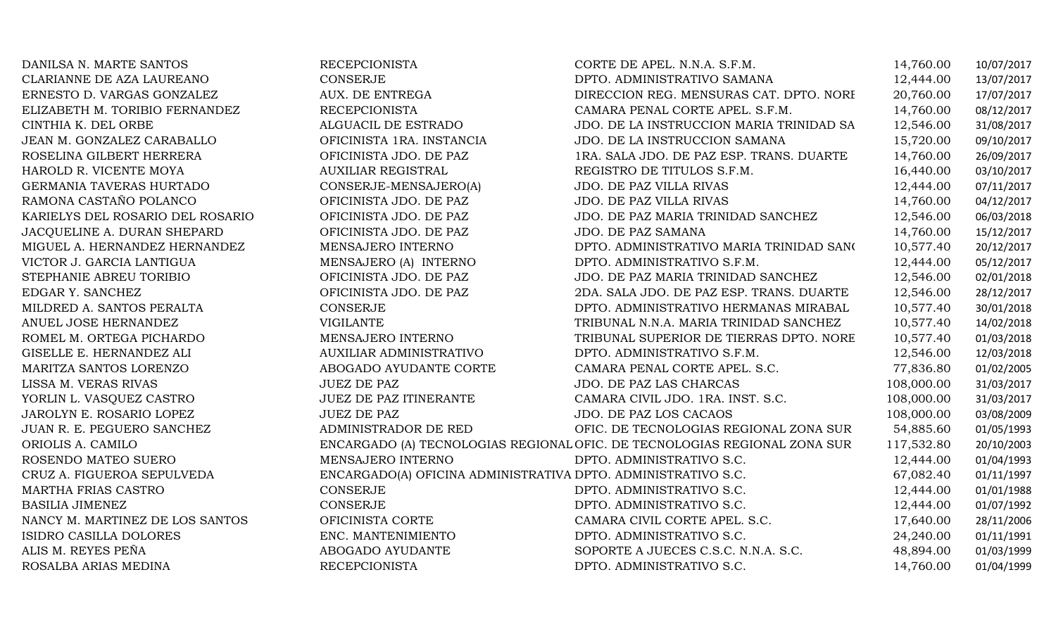| | | | | |
|---|---|---|---|---|
| DANILSA N. MARTE SANTOS | RECEPCIONISTA | CORTE DE APEL. N.N.A. S.F.M. | 14,760.00 | 10/07/2017 |
| CLARIANNE DE AZA LAUREANO | CONSERJE | DPTO. ADMINISTRATIVO SAMANA | 12,444.00 | 13/07/2017 |
| ERNESTO D. VARGAS GONZALEZ | AUX. DE ENTREGA | DIRECCION REG. MENSURAS CAT. DPTO. NORI | 20,760.00 | 17/07/2017 |
| ELIZABETH M. TORIBIO FERNANDEZ | RECEPCIONISTA | CAMARA PENAL CORTE APEL. S.F.M. | 14,760.00 | 08/12/2017 |
| CINTHIA K. DEL ORBE | ALGUACIL DE ESTRADO | JDO. DE LA INSTRUCCION MARIA TRINIDAD SA | 12,546.00 | 31/08/2017 |
| JEAN M. GONZALEZ CARABALLO | OFICINISTA 1RA. INSTANCIA | JDO. DE LA INSTRUCCION SAMANA | 15,720.00 | 09/10/2017 |
| ROSELINA GILBERT HERRERA | OFICINISTA JDO. DE PAZ | 1RA. SALA JDO. DE PAZ ESP. TRANS. DUARTE | 14,760.00 | 26/09/2017 |
| HAROLD R. VICENTE MOYA | AUXILIAR REGISTRAL | REGISTRO DE TITULOS S.F.M. | 16,440.00 | 03/10/2017 |
| GERMANIA TAVERAS HURTADO | CONSERJE-MENSAJERO(A) | JDO. DE PAZ VILLA RIVAS | 12,444.00 | 07/11/2017 |
| RAMONA CASTAÑO POLANCO | OFICINISTA JDO. DE PAZ | JDO. DE PAZ VILLA RIVAS | 14,760.00 | 04/12/2017 |
| KARIELYS DEL ROSARIO DEL ROSARIO | OFICINISTA JDO. DE PAZ | JDO. DE PAZ MARIA TRINIDAD SANCHEZ | 12,546.00 | 06/03/2018 |
| JACQUELINE A. DURAN SHEPARD | OFICINISTA JDO. DE PAZ | JDO. DE PAZ SAMANA | 14,760.00 | 15/12/2017 |
| MIGUEL A. HERNANDEZ HERNANDEZ | MENSAJERO INTERNO | DPTO. ADMINISTRATIVO MARIA TRINIDAD SAN( | 10,577.40 | 20/12/2017 |
| VICTOR J. GARCIA LANTIGUA | MENSAJERO (A) INTERNO | DPTO. ADMINISTRATIVO S.F.M. | 12,444.00 | 05/12/2017 |
| STEPHANIE ABREU TORIBIO | OFICINISTA JDO. DE PAZ | JDO. DE PAZ MARIA TRINIDAD SANCHEZ | 12,546.00 | 02/01/2018 |
| EDGAR Y. SANCHEZ | OFICINISTA JDO. DE PAZ | 2DA. SALA JDO. DE PAZ ESP. TRANS. DUARTE | 12,546.00 | 28/12/2017 |
| MILDRED A. SANTOS PERALTA | CONSERJE | DPTO. ADMINISTRATIVO HERMANAS MIRABAL | 10,577.40 | 30/01/2018 |
| ANUEL JOSE HERNANDEZ | VIGILANTE | TRIBUNAL N.N.A. MARIA TRINIDAD SANCHEZ | 10,577.40 | 14/02/2018 |
| ROMEL M. ORTEGA PICHARDO | MENSAJERO INTERNO | TRIBUNAL SUPERIOR DE TIERRAS DPTO. NORE | 10,577.40 | 01/03/2018 |
| GISELLE E. HERNANDEZ ALI | AUXILIAR ADMINISTRATIVO | DPTO. ADMINISTRATIVO S.F.M. | 12,546.00 | 12/03/2018 |
| MARITZA SANTOS LORENZO | ABOGADO AYUDANTE CORTE | CAMARA PENAL CORTE APEL. S.C. | 77,836.80 | 01/02/2005 |
| LISSA M. VERAS RIVAS | JUEZ DE PAZ | JDO. DE PAZ LAS CHARCAS | 108,000.00 | 31/03/2017 |
| YORLIN L. VASQUEZ CASTRO | JUEZ DE PAZ ITINERANTE | CAMARA CIVIL JDO. 1RA. INST. S.C. | 108,000.00 | 31/03/2017 |
| JAROLYN E. ROSARIO LOPEZ | JUEZ DE PAZ | JDO. DE PAZ LOS CACAOS | 108,000.00 | 03/08/2009 |
| JUAN R. E. PEGUERO SANCHEZ | ADMINISTRADOR DE RED | OFIC. DE TECNOLOGIAS REGIONAL ZONA SUR | 54,885.60 | 01/05/1993 |
| ORIOLIS A. CAMILO | ENCARGADO (A) TECNOLOGIAS REGIONAL | OFIC. DE TECNOLOGIAS REGIONAL ZONA SUR | 117,532.80 | 20/10/2003 |
| ROSENDO MATEO SUERO | MENSAJERO INTERNO | DPTO. ADMINISTRATIVO S.C. | 12,444.00 | 01/04/1993 |
| CRUZ A. FIGUEROA SEPULVEDA | ENCARGADO(A) OFICINA ADMINISTRATIVA | DPTO. ADMINISTRATIVO S.C. | 67,082.40 | 01/11/1997 |
| MARTHA FRIAS CASTRO | CONSERJE | DPTO. ADMINISTRATIVO S.C. | 12,444.00 | 01/01/1988 |
| BASILIA JIMENEZ | CONSERJE | DPTO. ADMINISTRATIVO S.C. | 12,444.00 | 01/07/1992 |
| NANCY M. MARTINEZ DE LOS SANTOS | OFICINISTA CORTE | CAMARA CIVIL CORTE APEL. S.C. | 17,640.00 | 28/11/2006 |
| ISIDRO CASILLA DOLORES | ENC. MANTENIMIENTO | DPTO. ADMINISTRATIVO S.C. | 24,240.00 | 01/11/1991 |
| ALIS M. REYES PEÑA | ABOGADO AYUDANTE | SOPORTE A JUECES C.S.C. N.N.A. S.C. | 48,894.00 | 01/03/1999 |
| ROSALBA ARIAS MEDINA | RECEPCIONISTA | DPTO. ADMINISTRATIVO S.C. | 14,760.00 | 01/04/1999 |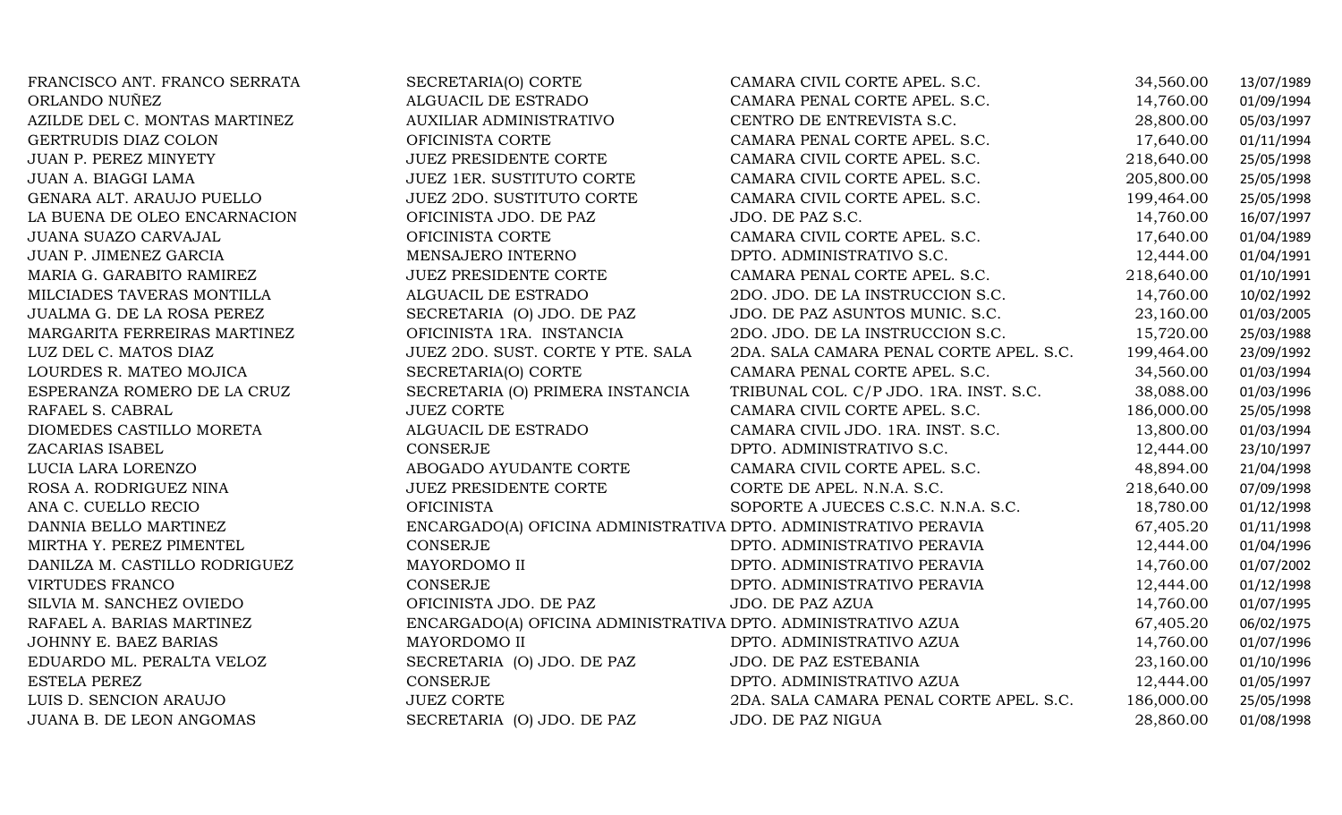| | | | | |
|---|---|---|---|---|
| FRANCISCO ANT. FRANCO SERRATA | SECRETARIA(O) CORTE | CAMARA CIVIL CORTE APEL. S.C. | 34,560.00 | 13/07/1989 |
| ORLANDO NUÑEZ | ALGUACIL DE ESTRADO | CAMARA PENAL CORTE APEL. S.C. | 14,760.00 | 01/09/1994 |
| AZILDE DEL C. MONTAS MARTINEZ | AUXILIAR ADMINISTRATIVO | CENTRO DE ENTREVISTA S.C. | 28,800.00 | 05/03/1997 |
| GERTRUDIS DIAZ COLON | OFICINISTA CORTE | CAMARA PENAL CORTE APEL. S.C. | 17,640.00 | 01/11/1994 |
| JUAN P. PEREZ MINYETY | JUEZ PRESIDENTE CORTE | CAMARA CIVIL CORTE APEL. S.C. | 218,640.00 | 25/05/1998 |
| JUAN A. BIAGGI LAMA | JUEZ 1ER. SUSTITUTO CORTE | CAMARA CIVIL CORTE APEL. S.C. | 205,800.00 | 25/05/1998 |
| GENARA ALT. ARAUJO PUELLO | JUEZ 2DO. SUSTITUTO CORTE | CAMARA CIVIL CORTE APEL. S.C. | 199,464.00 | 25/05/1998 |
| LA BUENA DE OLEO ENCARNACION | OFICINISTA JDO. DE PAZ | JDO. DE PAZ S.C. | 14,760.00 | 16/07/1997 |
| JUANA SUAZO CARVAJAL | OFICINISTA CORTE | CAMARA CIVIL CORTE APEL. S.C. | 17,640.00 | 01/04/1989 |
| JUAN P. JIMENEZ GARCIA | MENSAJERO INTERNO | DPTO. ADMINISTRATIVO S.C. | 12,444.00 | 01/04/1991 |
| MARIA G. GARABITO RAMIREZ | JUEZ PRESIDENTE CORTE | CAMARA PENAL CORTE APEL. S.C. | 218,640.00 | 01/10/1991 |
| MILCIADES TAVERAS MONTILLA | ALGUACIL DE ESTRADO | 2DO. JDO. DE LA INSTRUCCION S.C. | 14,760.00 | 10/02/1992 |
| JUALMA G. DE LA ROSA PEREZ | SECRETARIA (O) JDO. DE PAZ | JDO. DE PAZ ASUNTOS MUNIC. S.C. | 23,160.00 | 01/03/2005 |
| MARGARITA FERREIRAS MARTINEZ | OFICINISTA 1RA. INSTANCIA | 2DO. JDO. DE LA INSTRUCCION S.C. | 15,720.00 | 25/03/1988 |
| LUZ DEL C. MATOS DIAZ | JUEZ 2DO. SUST. CORTE Y PTE. SALA | 2DA. SALA CAMARA PENAL CORTE APEL. S.C. | 199,464.00 | 23/09/1992 |
| LOURDES R. MATEO MOJICA | SECRETARIA(O) CORTE | CAMARA PENAL CORTE APEL. S.C. | 34,560.00 | 01/03/1994 |
| ESPERANZA ROMERO DE LA CRUZ | SECRETARIA (O) PRIMERA INSTANCIA | TRIBUNAL COL. C/P JDO. 1RA. INST. S.C. | 38,088.00 | 01/03/1996 |
| RAFAEL S. CABRAL | JUEZ CORTE | CAMARA CIVIL CORTE APEL. S.C. | 186,000.00 | 25/05/1998 |
| DIOMEDES CASTILLO MORETA | ALGUACIL DE ESTRADO | CAMARA CIVIL JDO. 1RA. INST. S.C. | 13,800.00 | 01/03/1994 |
| ZACARIAS ISABEL | CONSERJE | DPTO. ADMINISTRATIVO S.C. | 12,444.00 | 23/10/1997 |
| LUCIA LARA LORENZO | ABOGADO AYUDANTE CORTE | CAMARA CIVIL CORTE APEL. S.C. | 48,894.00 | 21/04/1998 |
| ROSA A. RODRIGUEZ NINA | JUEZ PRESIDENTE CORTE | CORTE DE APEL. N.N.A. S.C. | 218,640.00 | 07/09/1998 |
| ANA C. CUELLO RECIO | OFICINISTA | SOPORTE A JUECES C.S.C. N.N.A. S.C. | 18,780.00 | 01/12/1998 |
| DANNIA BELLO MARTINEZ | ENCARGADO(A) OFICINA ADMINISTRATIVA | DPTO. ADMINISTRATIVO PERAVIA | 67,405.20 | 01/11/1998 |
| MIRTHA Y. PEREZ PIMENTEL | CONSERJE | DPTO. ADMINISTRATIVO PERAVIA | 12,444.00 | 01/04/1996 |
| DANILZA M. CASTILLO RODRIGUEZ | MAYORDOMO II | DPTO. ADMINISTRATIVO PERAVIA | 14,760.00 | 01/07/2002 |
| VIRTUDES FRANCO | CONSERJE | DPTO. ADMINISTRATIVO PERAVIA | 12,444.00 | 01/12/1998 |
| SILVIA M. SANCHEZ OVIEDO | OFICINISTA JDO. DE PAZ | JDO. DE PAZ AZUA | 14,760.00 | 01/07/1995 |
| RAFAEL A. BARIAS MARTINEZ | ENCARGADO(A) OFICINA ADMINISTRATIVA | DPTO. ADMINISTRATIVO AZUA | 67,405.20 | 06/02/1975 |
| JOHNNY E. BAEZ BARIAS | MAYORDOMO II | DPTO. ADMINISTRATIVO AZUA | 14,760.00 | 01/07/1996 |
| EDUARDO ML. PERALTA VELOZ | SECRETARIA (O) JDO. DE PAZ | JDO. DE PAZ ESTEBANIA | 23,160.00 | 01/10/1996 |
| ESTELA PEREZ | CONSERJE | DPTO. ADMINISTRATIVO AZUA | 12,444.00 | 01/05/1997 |
| LUIS D. SENCION ARAUJO | JUEZ CORTE | 2DA. SALA CAMARA PENAL CORTE APEL. S.C. | 186,000.00 | 25/05/1998 |
| JUANA B. DE LEON ANGOMAS | SECRETARIA (O) JDO. DE PAZ | JDO. DE PAZ NIGUA | 28,860.00 | 01/08/1998 |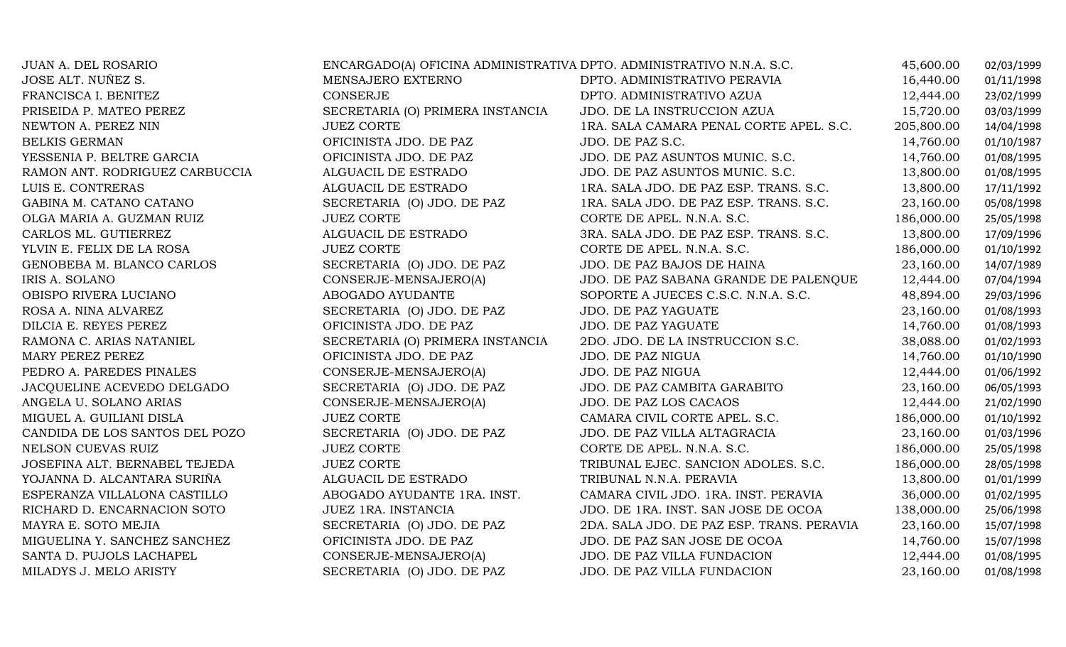| | | | | |
|---|---|---|---|---|
| JUAN A. DEL ROSARIO | ENCARGADO(A) OFICINA ADMINISTRATIVA | DPTO. ADMINISTRATIVO N.N.A. S.C. | 45,600.00 | 02/03/1999 |
| JOSE ALT. NUÑEZ S. | MENSAJERO EXTERNO | DPTO. ADMINISTRATIVO PERAVIA | 16,440.00 | 01/11/1998 |
| FRANCISCA I. BENITEZ | CONSERJE | DPTO. ADMINISTRATIVO AZUA | 12,444.00 | 23/02/1999 |
| PRISEIDA P. MATEO PEREZ | SECRETARIA (O) PRIMERA INSTANCIA | JDO. DE LA INSTRUCCION AZUA | 15,720.00 | 03/03/1999 |
| NEWTON A. PEREZ NIN | JUEZ CORTE | 1RA. SALA CAMARA PENAL CORTE APEL. S.C. | 205,800.00 | 14/04/1998 |
| BELKIS GERMAN | OFICINISTA JDO. DE PAZ | JDO. DE PAZ S.C. | 14,760.00 | 01/10/1987 |
| YESSENIA P. BELTRE GARCIA | OFICINISTA JDO. DE PAZ | JDO. DE PAZ ASUNTOS MUNIC. S.C. | 14,760.00 | 01/08/1995 |
| RAMON ANT. RODRIGUEZ CARBUCCIA | ALGUACIL DE ESTRADO | JDO. DE PAZ ASUNTOS MUNIC. S.C. | 13,800.00 | 01/08/1995 |
| LUIS E. CONTRERAS | ALGUACIL DE ESTRADO | 1RA. SALA JDO. DE PAZ ESP. TRANS. S.C. | 13,800.00 | 17/11/1992 |
| GABINA M. CATANO CATANO | SECRETARIA (O) JDO. DE PAZ | 1RA. SALA JDO. DE PAZ ESP. TRANS. S.C. | 23,160.00 | 05/08/1998 |
| OLGA MARIA A. GUZMAN RUIZ | JUEZ CORTE | CORTE DE APEL. N.N.A. S.C. | 186,000.00 | 25/05/1998 |
| CARLOS ML. GUTIERREZ | ALGUACIL DE ESTRADO | 3RA. SALA JDO. DE PAZ ESP. TRANS. S.C. | 13,800.00 | 17/09/1996 |
| YLVIN E. FELIX DE LA ROSA | JUEZ CORTE | CORTE DE APEL. N.N.A. S.C. | 186,000.00 | 01/10/1992 |
| GENOBEBA M. BLANCO CARLOS | SECRETARIA (O) JDO. DE PAZ | JDO. DE PAZ BAJOS DE HAINA | 23,160.00 | 14/07/1989 |
| IRIS A. SOLANO | CONSERJE-MENSAJERO(A) | JDO. DE PAZ SABANA GRANDE DE PALENQUE | 12,444.00 | 07/04/1994 |
| OBISPO RIVERA LUCIANO | ABOGADO AYUDANTE | SOPORTE A JUECES C.S.C. N.N.A. S.C. | 48,894.00 | 29/03/1996 |
| ROSA A. NINA ALVAREZ | SECRETARIA (O) JDO. DE PAZ | JDO. DE PAZ YAGUATE | 23,160.00 | 01/08/1993 |
| DILCIA E. REYES PEREZ | OFICINISTA JDO. DE PAZ | JDO. DE PAZ YAGUATE | 14,760.00 | 01/08/1993 |
| RAMONA C. ARIAS NATANIEL | SECRETARIA (O) PRIMERA INSTANCIA | 2DO. JDO. DE LA INSTRUCCION S.C. | 38,088.00 | 01/02/1993 |
| MARY PEREZ PEREZ | OFICINISTA JDO. DE PAZ | JDO. DE PAZ NIGUA | 14,760.00 | 01/10/1990 |
| PEDRO A. PAREDES PINALES | CONSERJE-MENSAJERO(A) | JDO. DE PAZ NIGUA | 12,444.00 | 01/06/1992 |
| JACQUELINE ACEVEDO DELGADO | SECRETARIA (O) JDO. DE PAZ | JDO. DE PAZ CAMBITA GARABITO | 23,160.00 | 06/05/1993 |
| ANGELA U. SOLANO ARIAS | CONSERJE-MENSAJERO(A) | JDO. DE PAZ LOS CACAOS | 12,444.00 | 21/02/1990 |
| MIGUEL A. GUILIANI DISLA | JUEZ CORTE | CAMARA CIVIL CORTE APEL. S.C. | 186,000.00 | 01/10/1992 |
| CANDIDA DE LOS SANTOS DEL POZO | SECRETARIA (O) JDO. DE PAZ | JDO. DE PAZ VILLA ALTAGRACIA | 23,160.00 | 01/03/1996 |
| NELSON CUEVAS RUIZ | JUEZ CORTE | CORTE DE APEL. N.N.A. S.C. | 186,000.00 | 25/05/1998 |
| JOSEFINA ALT. BERNABEL TEJEDA | JUEZ CORTE | TRIBUNAL EJEC. SANCION ADOLES. S.C. | 186,000.00 | 28/05/1998 |
| YOJANNA D. ALCANTARA SURIÑA | ALGUACIL DE ESTRADO | TRIBUNAL N.N.A. PERAVIA | 13,800.00 | 01/01/1999 |
| ESPERANZA VILLALONA CASTILLO | ABOGADO AYUDANTE 1RA. INST. | CAMARA CIVIL JDO. 1RA. INST. PERAVIA | 36,000.00 | 01/02/1995 |
| RICHARD D. ENCARNACION SOTO | JUEZ 1RA. INSTANCIA | JDO. DE 1RA. INST. SAN JOSE DE OCOA | 138,000.00 | 25/06/1998 |
| MAYRA E. SOTO MEJIA | SECRETARIA (O) JDO. DE PAZ | 2DA. SALA JDO. DE PAZ ESP. TRANS. PERAVIA | 23,160.00 | 15/07/1998 |
| MIGUELINA Y. SANCHEZ SANCHEZ | OFICINISTA JDO. DE PAZ | JDO. DE PAZ SAN JOSE DE OCOA | 14,760.00 | 15/07/1998 |
| SANTA D. PUJOLS LACHAPEL | CONSERJE-MENSAJERO(A) | JDO. DE PAZ VILLA FUNDACION | 12,444.00 | 01/08/1995 |
| MILADYS J. MELO ARISTY | SECRETARIA (O) JDO. DE PAZ | JDO. DE PAZ VILLA FUNDACION | 23,160.00 | 01/08/1998 |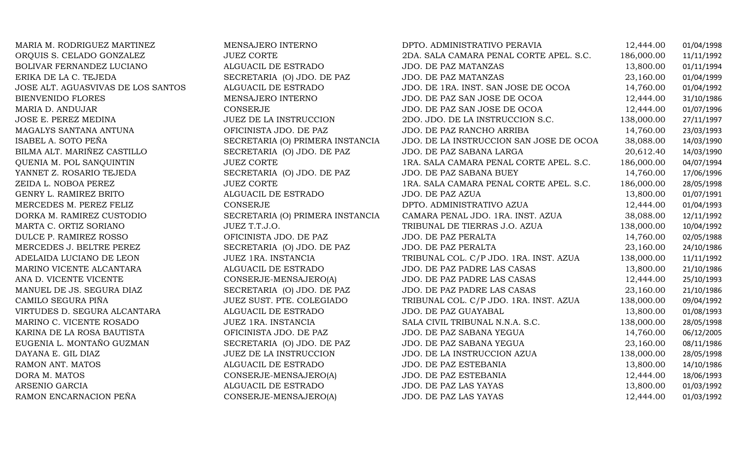| | | | | |
|---|---|---|---|---|
| MARIA M. RODRIGUEZ MARTINEZ | MENSAJERO INTERNO | DPTO. ADMINISTRATIVO PERAVIA | 12,444.00 | 01/04/1998 |
| ORQUIS S. CELADO GONZALEZ | JUEZ CORTE | 2DA. SALA CAMARA PENAL CORTE APEL. S.C. | 186,000.00 | 11/11/1992 |
| BOLIVAR FERNANDEZ LUCIANO | ALGUACIL DE ESTRADO | JDO. DE PAZ MATANZAS | 13,800.00 | 01/11/1994 |
| ERIKA DE LA C. TEJEDA | SECRETARIA (O) JDO. DE PAZ | JDO. DE PAZ MATANZAS | 23,160.00 | 01/04/1999 |
| JOSE ALT. AGUASVIVAS DE LOS SANTOS | ALGUACIL DE ESTRADO | JDO. DE 1RA. INST. SAN JOSE DE OCOA | 14,760.00 | 01/04/1992 |
| BIENVENIDO FLORES | MENSAJERO INTERNO | JDO. DE PAZ SAN JOSE DE OCOA | 12,444.00 | 31/10/1986 |
| MARIA D. ANDUJAR | CONSERJE | JDO. DE PAZ SAN JOSE DE OCOA | 12,444.00 | 01/07/1996 |
| JOSE E. PEREZ MEDINA | JUEZ DE LA INSTRUCCION | 2DO. JDO. DE LA INSTRUCCION S.C. | 138,000.00 | 27/11/1997 |
| MAGALYS SANTANA ANTUNA | OFICINISTA JDO. DE PAZ | JDO. DE PAZ RANCHO ARRIBA | 14,760.00 | 23/03/1993 |
| ISABEL A. SOTO PEÑA | SECRETARIA (O) PRIMERA INSTANCIA | JDO. DE LA INSTRUCCION SAN JOSE DE OCOA | 38,088.00 | 14/03/1990 |
| BILMA ALT. MARIÑEZ CASTILLO | SECRETARIA (O) JDO. DE PAZ | JDO. DE PAZ SABANA LARGA | 20,612.40 | 14/03/1990 |
| QUENIA M. POL SANQUINTIN | JUEZ CORTE | 1RA. SALA CAMARA PENAL CORTE APEL. S.C. | 186,000.00 | 04/07/1994 |
| YANNET Z. ROSARIO TEJEDA | SECRETARIA (O) JDO. DE PAZ | JDO. DE PAZ SABANA BUEY | 14,760.00 | 17/06/1996 |
| ZEIDA L. NOBOA PEREZ | JUEZ CORTE | 1RA. SALA CAMARA PENAL CORTE APEL. S.C. | 186,000.00 | 28/05/1998 |
| GENRY L. RAMIREZ BRITO | ALGUACIL DE ESTRADO | JDO. DE PAZ AZUA | 13,800.00 | 01/07/1991 |
| MERCEDES M. PEREZ FELIZ | CONSERJE | DPTO. ADMINISTRATIVO AZUA | 12,444.00 | 01/04/1993 |
| DORKA M. RAMIREZ CUSTODIO | SECRETARIA (O) PRIMERA INSTANCIA | CAMARA PENAL JDO. 1RA. INST. AZUA | 38,088.00 | 12/11/1992 |
| MARTA C. ORTIZ SORIANO | JUEZ T.T.J.O. | TRIBUNAL DE TIERRAS J.O. AZUA | 138,000.00 | 10/04/1992 |
| DULCE P. RAMIREZ ROSSO | OFICINISTA JDO. DE PAZ | JDO. DE PAZ PERALTA | 14,760.00 | 02/05/1988 |
| MERCEDES J. BELTRE PEREZ | SECRETARIA (O) JDO. DE PAZ | JDO. DE PAZ PERALTA | 23,160.00 | 24/10/1986 |
| ADELAIDA LUCIANO DE LEON | JUEZ 1RA. INSTANCIA | TRIBUNAL COL. C/P JDO. 1RA. INST. AZUA | 138,000.00 | 11/11/1992 |
| MARINO VICENTE ALCANTARA | ALGUACIL DE ESTRADO | JDO. DE PAZ PADRE LAS CASAS | 13,800.00 | 21/10/1986 |
| ANA D. VICENTE VICENTE | CONSERJE-MENSAJERO(A) | JDO. DE PAZ PADRE LAS CASAS | 12,444.00 | 25/10/1993 |
| MANUEL DE JS. SEGURA DIAZ | SECRETARIA (O) JDO. DE PAZ | JDO. DE PAZ PADRE LAS CASAS | 23,160.00 | 21/10/1986 |
| CAMILO SEGURA PIÑA | JUEZ SUST. PTE. COLEGIADO | TRIBUNAL COL. C/P JDO. 1RA. INST. AZUA | 138,000.00 | 09/04/1992 |
| VIRTUDES D. SEGURA ALCANTARA | ALGUACIL DE ESTRADO | JDO. DE PAZ GUAYABAL | 13,800.00 | 01/08/1993 |
| MARINO C. VICENTE ROSADO | JUEZ 1RA. INSTANCIA | SALA CIVIL TRIBUNAL N.N.A. S.C. | 138,000.00 | 28/05/1998 |
| KARINA DE LA ROSA BAUTISTA | OFICINISTA JDO. DE PAZ | JDO. DE PAZ SABANA YEGUA | 14,760.00 | 06/12/2005 |
| EUGENIA L. MONTAÑO GUZMAN | SECRETARIA (O) JDO. DE PAZ | JDO. DE PAZ SABANA YEGUA | 23,160.00 | 08/11/1986 |
| DAYANA E. GIL DIAZ | JUEZ DE LA INSTRUCCION | JDO. DE LA INSTRUCCION AZUA | 138,000.00 | 28/05/1998 |
| RAMON ANT. MATOS | ALGUACIL DE ESTRADO | JDO. DE PAZ ESTEBANIA | 13,800.00 | 14/10/1986 |
| DORA M. MATOS | CONSERJE-MENSAJERO(A) | JDO. DE PAZ ESTEBANIA | 12,444.00 | 18/06/1993 |
| ARSENIO GARCIA | ALGUACIL DE ESTRADO | JDO. DE PAZ LAS YAYAS | 13,800.00 | 01/03/1992 |
| RAMON ENCARNACION PEÑA | CONSERJE-MENSAJERO(A) | JDO. DE PAZ LAS YAYAS | 12,444.00 | 01/03/1992 |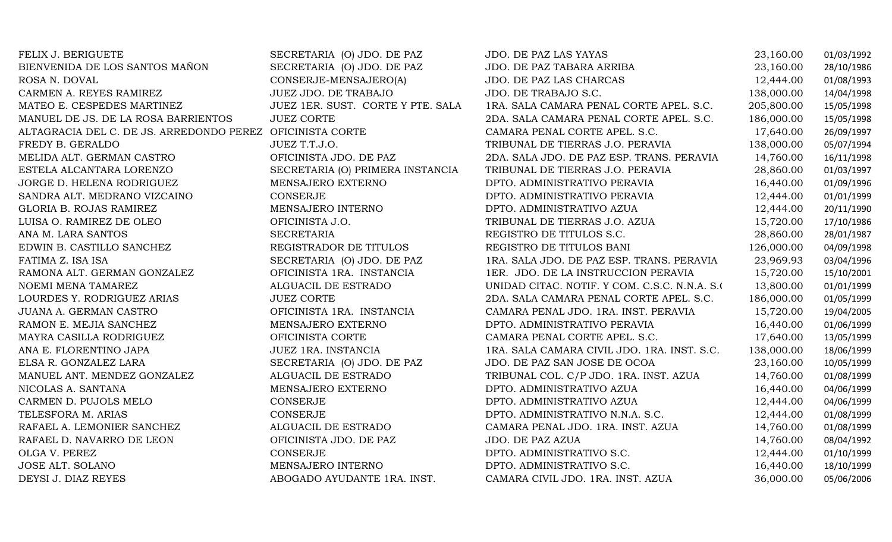| | | | | |
|---|---|---|---|---|
| FELIX J. BERIGUETE | SECRETARIA (O) JDO. DE PAZ | JDO. DE PAZ LAS YAYAS | 23,160.00 | 01/03/1992 |
| BIENVENIDA DE LOS SANTOS MAÑON | SECRETARIA (O) JDO. DE PAZ | JDO. DE PAZ TABARA ARRIBA | 23,160.00 | 28/10/1986 |
| ROSA N. DOVAL | CONSERJE-MENSAJERO(A) | JDO. DE PAZ LAS CHARCAS | 12,444.00 | 01/08/1993 |
| CARMEN A. REYES RAMIREZ | JUEZ JDO. DE TRABAJO | JDO. DE TRABAJO S.C. | 138,000.00 | 14/04/1998 |
| MATEO E. CESPEDES MARTINEZ | JUEZ 1ER. SUST. CORTE Y PTE. SALA | 1RA. SALA CAMARA PENAL CORTE APEL. S.C. | 205,800.00 | 15/05/1998 |
| MANUEL DE JS. DE LA ROSA BARRIENTOS | JUEZ CORTE | 2DA. SALA CAMARA PENAL CORTE APEL. S.C. | 186,000.00 | 15/05/1998 |
| ALTAGRACIA DEL C. DE JS. ARREDONDO PEREZ | OFICINISTA CORTE | CAMARA PENAL CORTE APEL. S.C. | 17,640.00 | 26/09/1997 |
| FREDY B. GERALDO | JUEZ T.T.J.O. | TRIBUNAL DE TIERRAS J.O. PERAVIA | 138,000.00 | 05/07/1994 |
| MELIDA ALT. GERMAN CASTRO | OFICINISTA JDO. DE PAZ | 2DA. SALA JDO. DE PAZ ESP. TRANS. PERAVIA | 14,760.00 | 16/11/1998 |
| ESTELA ALCANTARA LORENZO | SECRETARIA (O) PRIMERA INSTANCIA | TRIBUNAL DE TIERRAS J.O. PERAVIA | 28,860.00 | 01/03/1997 |
| JORGE D. HELENA RODRIGUEZ | MENSAJERO EXTERNO | DPTO. ADMINISTRATIVO PERAVIA | 16,440.00 | 01/09/1996 |
| SANDRA ALT. MEDRANO VIZCAINO | CONSERJE | DPTO. ADMINISTRATIVO PERAVIA | 12,444.00 | 01/01/1999 |
| GLORIA B. ROJAS RAMIREZ | MENSAJERO INTERNO | DPTO. ADMINISTRATIVO AZUA | 12,444.00 | 20/11/1990 |
| LUISA O. RAMIREZ DE OLEO | OFICINISTA J.O. | TRIBUNAL DE TIERRAS J.O. AZUA | 15,720.00 | 17/10/1986 |
| ANA M. LARA SANTOS | SECRETARIA | REGISTRO DE TITULOS S.C. | 28,860.00 | 28/01/1987 |
| EDWIN B. CASTILLO SANCHEZ | REGISTRADOR DE TITULOS | REGISTRO DE TITULOS BANI | 126,000.00 | 04/09/1998 |
| FATIMA Z. ISA ISA | SECRETARIA (O) JDO. DE PAZ | 1RA. SALA JDO. DE PAZ ESP. TRANS. PERAVIA | 23,969.93 | 03/04/1996 |
| RAMONA ALT. GERMAN GONZALEZ | OFICINISTA 1RA. INSTANCIA | 1ER. JDO. DE LA INSTRUCCION PERAVIA | 15,720.00 | 15/10/2001 |
| NOEMI MENA TAMAREZ | ALGUACIL DE ESTRADO | UNIDAD CITAC. NOTIF. Y COM. C.S.C. N.N.A. S.( | 13,800.00 | 01/01/1999 |
| LOURDES Y. RODRIGUEZ ARIAS | JUEZ CORTE | 2DA. SALA CAMARA PENAL CORTE APEL. S.C. | 186,000.00 | 01/05/1999 |
| JUANA A. GERMAN CASTRO | OFICINISTA 1RA. INSTANCIA | CAMARA PENAL JDO. 1RA. INST. PERAVIA | 15,720.00 | 19/04/2005 |
| RAMON E. MEJIA SANCHEZ | MENSAJERO EXTERNO | DPTO. ADMINISTRATIVO PERAVIA | 16,440.00 | 01/06/1999 |
| MAYRA CASILLA RODRIGUEZ | OFICINISTA CORTE | CAMARA PENAL CORTE APEL. S.C. | 17,640.00 | 13/05/1999 |
| ANA E. FLORENTINO JAPA | JUEZ 1RA. INSTANCIA | 1RA. SALA CAMARA CIVIL JDO. 1RA. INST. S.C. | 138,000.00 | 18/06/1999 |
| ELSA R. GONZALEZ LARA | SECRETARIA (O) JDO. DE PAZ | JDO. DE PAZ SAN JOSE DE OCOA | 23,160.00 | 10/05/1999 |
| MANUEL ANT. MENDEZ GONZALEZ | ALGUACIL DE ESTRADO | TRIBUNAL COL. C/P JDO. 1RA. INST. AZUA | 14,760.00 | 01/08/1999 |
| NICOLAS A. SANTANA | MENSAJERO EXTERNO | DPTO. ADMINISTRATIVO AZUA | 16,440.00 | 04/06/1999 |
| CARMEN D. PUJOLS MELO | CONSERJE | DPTO. ADMINISTRATIVO AZUA | 12,444.00 | 04/06/1999 |
| TELESFORA M. ARIAS | CONSERJE | DPTO. ADMINISTRATIVO N.N.A. S.C. | 12,444.00 | 01/08/1999 |
| RAFAEL A. LEMONIER SANCHEZ | ALGUACIL DE ESTRADO | CAMARA PENAL JDO. 1RA. INST. AZUA | 14,760.00 | 01/08/1999 |
| RAFAEL D. NAVARRO DE LEON | OFICINISTA JDO. DE PAZ | JDO. DE PAZ AZUA | 14,760.00 | 08/04/1992 |
| OLGA V. PEREZ | CONSERJE | DPTO. ADMINISTRATIVO S.C. | 12,444.00 | 01/10/1999 |
| JOSE ALT. SOLANO | MENSAJERO INTERNO | DPTO. ADMINISTRATIVO S.C. | 16,440.00 | 18/10/1999 |
| DEYSI J. DIAZ REYES | ABOGADO AYUDANTE 1RA. INST. | CAMARA CIVIL JDO. 1RA. INST. AZUA | 36,000.00 | 05/06/2006 |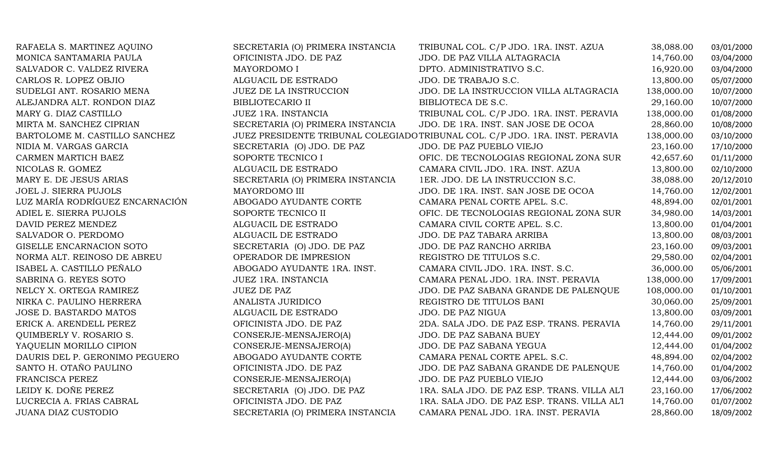| | | | | |
|---|---|---|---|---|
| RAFAELA S. MARTINEZ AQUINO | SECRETARIA (O) PRIMERA INSTANCIA | TRIBUNAL COL. C/P JDO. 1RA. INST. AZUA | 38,088.00 | 03/01/2000 |
| MONICA SANTAMARIA PAULA | OFICINISTA JDO. DE PAZ | JDO. DE PAZ VILLA ALTAGRACIA | 14,760.00 | 03/04/2000 |
| SALVADOR C. VALDEZ RIVERA | MAYORDOMO I | DPTO. ADMINISTRATIVO S.C. | 16,920.00 | 03/04/2000 |
| CARLOS R. LOPEZ OBJIO | ALGUACIL DE ESTRADO | JDO. DE TRABAJO S.C. | 13,800.00 | 05/07/2000 |
| SUDELGI ANT. ROSARIO MENA | JUEZ DE LA INSTRUCCION | JDO. DE LA INSTRUCCION VILLA ALTAGRACIA | 138,000.00 | 10/07/2000 |
| ALEJANDRA ALT. RONDON DIAZ | BIBLIOTECARIO II | BIBLIOTECA DE S.C. | 29,160.00 | 10/07/2000 |
| MARY G. DIAZ CASTILLO | JUEZ 1RA. INSTANCIA | TRIBUNAL COL. C/P JDO. 1RA. INST. PERAVIA | 138,000.00 | 01/08/2000 |
| MIRTA M. SANCHEZ CIPRIAN | SECRETARIA (O) PRIMERA INSTANCIA | JDO. DE 1RA. INST. SAN JOSE DE OCOA | 28,860.00 | 10/08/2000 |
| BARTOLOME M. CASTILLO SANCHEZ | JUEZ PRESIDENTE TRIBUNAL COLEGIADO | TRIBUNAL COL. C/P JDO. 1RA. INST. PERAVIA | 138,000.00 | 03/10/2000 |
| NIDIA M. VARGAS GARCIA | SECRETARIA (O) JDO. DE PAZ | JDO. DE PAZ PUEBLO VIEJO | 23,160.00 | 17/10/2000 |
| CARMEN MARTICH BAEZ | SOPORTE TECNICO I | OFIC. DE TECNOLOGIAS REGIONAL ZONA SUR | 42,657.60 | 01/11/2000 |
| NICOLAS R. GOMEZ | ALGUACIL DE ESTRADO | CAMARA CIVIL JDO. 1RA. INST. AZUA | 13,800.00 | 02/10/2000 |
| MARY E. DE JESUS ARIAS | SECRETARIA (O) PRIMERA INSTANCIA | 1ER. JDO. DE LA INSTRUCCION S.C. | 38,088.00 | 20/12/2010 |
| JOEL J. SIERRA PUJOLS | MAYORDOMO III | JDO. DE 1RA. INST. SAN JOSE DE OCOA | 14,760.00 | 12/02/2001 |
| LUZ MARÍA RODRÍGUEZ ENCARNACIÓN | ABOGADO AYUDANTE CORTE | CAMARA PENAL CORTE APEL. S.C. | 48,894.00 | 02/01/2001 |
| ADIEL E. SIERRA PUJOLS | SOPORTE TECNICO II | OFIC. DE TECNOLOGIAS REGIONAL ZONA SUR | 34,980.00 | 14/03/2001 |
| DAVID PEREZ MENDEZ | ALGUACIL DE ESTRADO | CAMARA CIVIL CORTE APEL. S.C. | 13,800.00 | 01/04/2001 |
| SALVADOR O. PERDOMO | ALGUACIL DE ESTRADO | JDO. DE PAZ TABARA ARRIBA | 13,800.00 | 08/03/2001 |
| GISELLE ENCARNACION SOTO | SECRETARIA (O) JDO. DE PAZ | JDO. DE PAZ RANCHO ARRIBA | 23,160.00 | 09/03/2001 |
| NORMA ALT. REINOSO DE ABREU | OPERADOR DE IMPRESION | REGISTRO DE TITULOS S.C. | 29,580.00 | 02/04/2001 |
| ISABEL A. CASTILLO PEÑALO | ABOGADO AYUDANTE 1RA. INST. | CAMARA CIVIL JDO. 1RA. INST. S.C. | 36,000.00 | 05/06/2001 |
| SABRINA G. REYES SOTO | JUEZ 1RA. INSTANCIA | CAMARA PENAL JDO. 1RA. INST. PERAVIA | 138,000.00 | 17/09/2001 |
| NELCY X. ORTEGA RAMIREZ | JUEZ DE PAZ | JDO. DE PAZ SABANA GRANDE DE PALENQUE | 108,000.00 | 01/10/2001 |
| NIRKA C. PAULINO HERRERA | ANALISTA JURIDICO | REGISTRO DE TITULOS BANI | 30,060.00 | 25/09/2001 |
| JOSE D. BASTARDO MATOS | ALGUACIL DE ESTRADO | JDO. DE PAZ NIGUA | 13,800.00 | 03/09/2001 |
| ERICK A. ARENDELL PEREZ | OFICINISTA JDO. DE PAZ | 2DA. SALA JDO. DE PAZ ESP. TRANS. PERAVIA | 14,760.00 | 29/11/2001 |
| QUIMBERLY V. ROSARIO S. | CONSERJE-MENSAJERO(A) | JDO. DE PAZ SABANA BUEY | 12,444.00 | 09/01/2002 |
| YAQUELIN MORILLO CIPION | CONSERJE-MENSAJERO(A) | JDO. DE PAZ SABANA YEGUA | 12,444.00 | 01/04/2002 |
| DAURIS DEL P. GERONIMO PEGUERO | ABOGADO AYUDANTE CORTE | CAMARA PENAL CORTE APEL. S.C. | 48,894.00 | 02/04/2002 |
| SANTO H. OTAÑO PAULINO | OFICINISTA JDO. DE PAZ | JDO. DE PAZ SABANA GRANDE DE PALENQUE | 14,760.00 | 01/04/2002 |
| FRANCISCA PEREZ | CONSERJE-MENSAJERO(A) | JDO. DE PAZ PUEBLO VIEJO | 12,444.00 | 03/06/2002 |
| LEIDY K. DOÑE PEREZ | SECRETARIA (O) JDO. DE PAZ | 1RA. SALA JDO. DE PAZ ESP. TRANS. VILLA ALT | 23,160.00 | 17/06/2002 |
| LUCRECIA A. FRIAS CABRAL | OFICINISTA JDO. DE PAZ | 1RA. SALA JDO. DE PAZ ESP. TRANS. VILLA ALT | 14,760.00 | 01/07/2002 |
| JUANA DIAZ CUSTODIO | SECRETARIA (O) PRIMERA INSTANCIA | CAMARA PENAL JDO. 1RA. INST. PERAVIA | 28,860.00 | 18/09/2002 |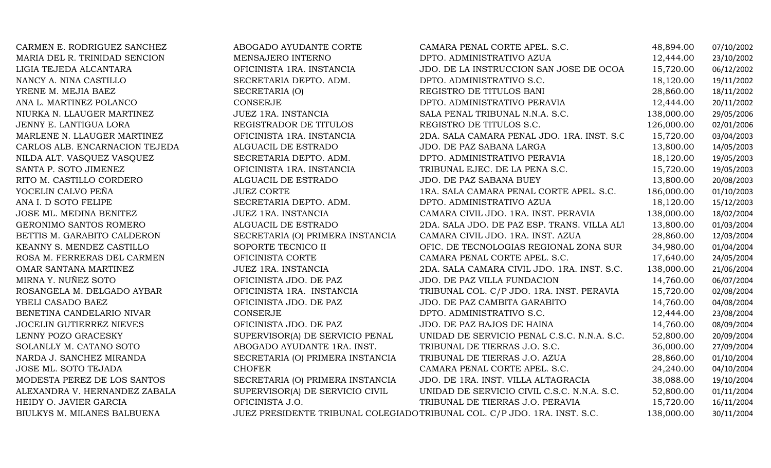| | | | | |
|---|---|---|---|---|
| CARMEN E. RODRIGUEZ SANCHEZ | ABOGADO AYUDANTE CORTE | CAMARA PENAL CORTE APEL. S.C. | 48,894.00 | 07/10/2002 |
| MARIA DEL R. TRINIDAD SENCION | MENSAJERO INTERNO | DPTO. ADMINISTRATIVO AZUA | 12,444.00 | 23/10/2002 |
| LIGIA TEJEDA ALCANTARA | OFICINISTA 1RA. INSTANCIA | JDO. DE LA INSTRUCCION SAN JOSE DE OCOA | 15,720.00 | 06/12/2002 |
| NANCY A. NINA CASTILLO | SECRETARIA DEPTO. ADM. | DPTO. ADMINISTRATIVO S.C. | 18,120.00 | 19/11/2002 |
| YRENE M. MEJIA BAEZ | SECRETARIA (O) | REGISTRO DE TITULOS BANI | 28,860.00 | 18/11/2002 |
| ANA L. MARTINEZ POLANCO | CONSERJE | DPTO. ADMINISTRATIVO PERAVIA | 12,444.00 | 20/11/2002 |
| NIURKA N. LLAUGER MARTINEZ | JUEZ 1RA. INSTANCIA | SALA PENAL TRIBUNAL N.N.A. S.C. | 138,000.00 | 29/05/2006 |
| JENNY E. LANTIGUA LORA | REGISTRADOR DE TITULOS | REGISTRO DE TITULOS S.C. | 126,000.00 | 02/01/2006 |
| MARLENE N. LLAUGER MARTINEZ | OFICINISTA 1RA. INSTANCIA | 2DA. SALA CAMARA PENAL JDO. 1RA. INST. S.C | 15,720.00 | 03/04/2003 |
| CARLOS ALB. ENCARNACION TEJEDA | ALGUACIL DE ESTRADO | JDO. DE PAZ SABANA LARGA | 13,800.00 | 14/05/2003 |
| NILDA ALT. VASQUEZ VASQUEZ | SECRETARIA DEPTO. ADM. | DPTO. ADMINISTRATIVO PERAVIA | 18,120.00 | 19/05/2003 |
| SANTA P. SOTO JIMENEZ | OFICINISTA 1RA. INSTANCIA | TRIBUNAL EJEC. DE LA PENA S.C. | 15,720.00 | 19/05/2003 |
| RITO M. CASTILLO CORDERO | ALGUACIL DE ESTRADO | JDO. DE PAZ SABANA BUEY | 13,800.00 | 20/08/2003 |
| YOCELIN CALVO PEÑA | JUEZ CORTE | 1RA. SALA CAMARA PENAL CORTE APEL. S.C. | 186,000.00 | 01/10/2003 |
| ANA I. D SOTO FELIPE | SECRETARIA DEPTO. ADM. | DPTO. ADMINISTRATIVO AZUA | 18,120.00 | 15/12/2003 |
| JOSE ML. MEDINA BENITEZ | JUEZ 1RA. INSTANCIA | CAMARA CIVIL JDO. 1RA. INST. PERAVIA | 138,000.00 | 18/02/2004 |
| GERONIMO SANTOS ROMERO | ALGUACIL DE ESTRADO | 2DA. SALA JDO. DE PAZ ESP. TRANS. VILLA ALT | 13,800.00 | 01/03/2004 |
| BETTIS M. GARABITO CALDERON | SECRETARIA (O) PRIMERA INSTANCIA | CAMARA CIVIL JDO. 1RA. INST. AZUA | 28,860.00 | 12/03/2004 |
| KEANNY S. MENDEZ CASTILLO | SOPORTE TECNICO II | OFIC. DE TECNOLOGIAS REGIONAL ZONA SUR | 34,980.00 | 01/04/2004 |
| ROSA M. FERRERAS DEL CARMEN | OFICINISTA CORTE | CAMARA PENAL CORTE APEL. S.C. | 17,640.00 | 24/05/2004 |
| OMAR SANTANA MARTINEZ | JUEZ 1RA. INSTANCIA | 2DA. SALA CAMARA CIVIL JDO. 1RA. INST. S.C. | 138,000.00 | 21/06/2004 |
| MIRNA Y. NUÑEZ SOTO | OFICINISTA JDO. DE PAZ | JDO. DE PAZ VILLA FUNDACION | 14,760.00 | 06/07/2004 |
| ROSANGELA M. DELGADO AYBAR | OFICINISTA 1RA. INSTANCIA | TRIBUNAL COL. C/P JDO. 1RA. INST. PERAVIA | 15,720.00 | 02/08/2004 |
| YBELI CASADO BAEZ | OFICINISTA JDO. DE PAZ | JDO. DE PAZ CAMBITA GARABITO | 14,760.00 | 04/08/2004 |
| BENETINA CANDELARIO NIVAR | CONSERJE | DPTO. ADMINISTRATIVO S.C. | 12,444.00 | 23/08/2004 |
| JOCELIN GUTIERREZ NIEVES | OFICINISTA JDO. DE PAZ | JDO. DE PAZ BAJOS DE HAINA | 14,760.00 | 08/09/2004 |
| LENNY POZO GRACESKY | SUPERVISOR(A) DE SERVICIO PENAL | UNIDAD DE SERVICIO PENAL C.S.C. N.N.A. S.C. | 52,800.00 | 20/09/2004 |
| SOLANLLY M. CATANO SOTO | ABOGADO AYUDANTE 1RA. INST. | TRIBUNAL DE TIERRAS J.O. S.C. | 36,000.00 | 27/09/2004 |
| NARDA J. SANCHEZ MIRANDA | SECRETARIA (O) PRIMERA INSTANCIA | TRIBUNAL DE TIERRAS J.O. AZUA | 28,860.00 | 01/10/2004 |
| JOSE ML. SOTO TEJADA | CHOFER | CAMARA PENAL CORTE APEL. S.C. | 24,240.00 | 04/10/2004 |
| MODESTA PEREZ DE LOS SANTOS | SECRETARIA (O) PRIMERA INSTANCIA | JDO. DE 1RA. INST. VILLA ALTAGRACIA | 38,088.00 | 19/10/2004 |
| ALEXANDRA V. HERNANDEZ ZABALA | SUPERVISOR(A) DE SERVICIO CIVIL | UNIDAD DE SERVICIO CIVIL C.S.C. N.N.A. S.C. | 52,800.00 | 01/11/2004 |
| HEIDY O. JAVIER GARCIA | OFICINISTA J.O. | TRIBUNAL DE TIERRAS J.O. PERAVIA | 15,720.00 | 16/11/2004 |
| BIULKYS M. MILANES BALBUENA | JUEZ PRESIDENTE TRIBUNAL COLEGIADO | TRIBUNAL COL. C/P JDO. 1RA. INST. S.C. | 138,000.00 | 30/11/2004 |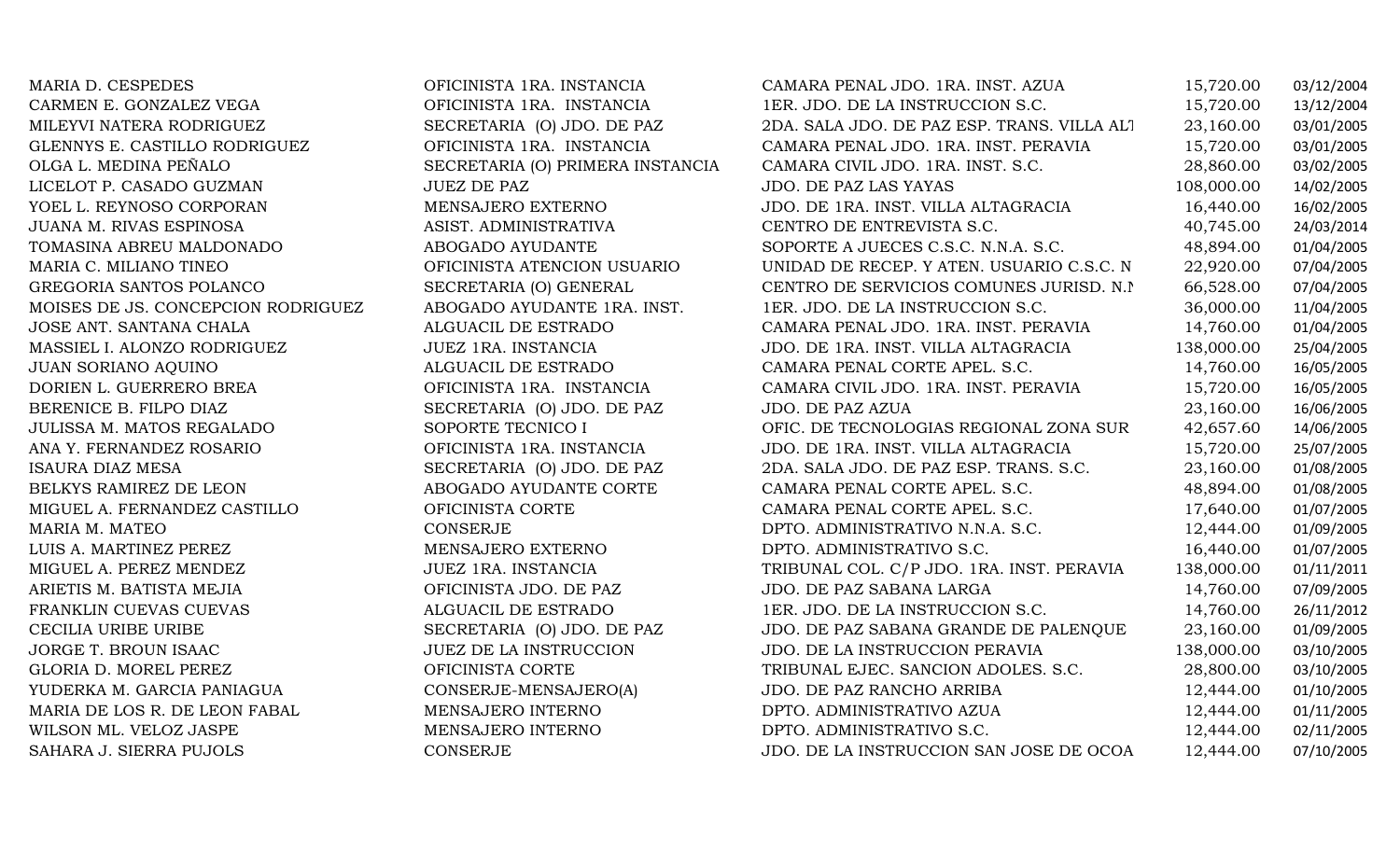| | | | | |
|---|---|---|---|---|
| MARIA D. CESPEDES | OFICINISTA 1RA. INSTANCIA | CAMARA PENAL JDO. 1RA. INST. AZUA | 15,720.00 | 03/12/2004 |
| CARMEN E. GONZALEZ VEGA | OFICINISTA 1RA. INSTANCIA | 1ER. JDO. DE LA INSTRUCCION S.C. | 15,720.00 | 13/12/2004 |
| MILEYVI NATERA RODRIGUEZ | SECRETARIA (O) JDO. DE PAZ | 2DA. SALA JDO. DE PAZ ESP. TRANS. VILLA ALT | 23,160.00 | 03/01/2005 |
| GLENNYS E. CASTILLO RODRIGUEZ | OFICINISTA 1RA. INSTANCIA | CAMARA PENAL JDO. 1RA. INST. PERAVIA | 15,720.00 | 03/01/2005 |
| OLGA L. MEDINA PEÑALO | SECRETARIA (O) PRIMERA INSTANCIA | CAMARA CIVIL JDO. 1RA. INST. S.C. | 28,860.00 | 03/02/2005 |
| LICELOT P. CASADO GUZMAN | JUEZ DE PAZ | JDO. DE PAZ LAS YAYAS | 108,000.00 | 14/02/2005 |
| YOEL L. REYNOSO CORPORAN | MENSAJERO EXTERNO | JDO. DE 1RA. INST. VILLA ALTAGRACIA | 16,440.00 | 16/02/2005 |
| JUANA M. RIVAS ESPINOSA | ASIST. ADMINISTRATIVA | CENTRO DE ENTREVISTA S.C. | 40,745.00 | 24/03/2014 |
| TOMASINA ABREU MALDONADO | ABOGADO AYUDANTE | SOPORTE A JUECES C.S.C. N.N.A. S.C. | 48,894.00 | 01/04/2005 |
| MARIA C. MILIANO TINEO | OFICINISTA ATENCION USUARIO | UNIDAD DE RECEP. Y ATEN. USUARIO C.S.C. N | 22,920.00 | 07/04/2005 |
| GREGORIA SANTOS POLANCO | SECRETARIA (O) GENERAL | CENTRO DE SERVICIOS COMUNES JURISD. N.N | 66,528.00 | 07/04/2005 |
| MOISES DE JS. CONCEPCION RODRIGUEZ | ABOGADO AYUDANTE 1RA. INST. | 1ER. JDO. DE LA INSTRUCCION S.C. | 36,000.00 | 11/04/2005 |
| JOSE ANT. SANTANA CHALA | ALGUACIL DE ESTRADO | CAMARA PENAL JDO. 1RA. INST. PERAVIA | 14,760.00 | 01/04/2005 |
| MASSIEL I. ALONZO RODRIGUEZ | JUEZ 1RA. INSTANCIA | JDO. DE 1RA. INST. VILLA ALTAGRACIA | 138,000.00 | 25/04/2005 |
| JUAN SORIANO AQUINO | ALGUACIL DE ESTRADO | CAMARA PENAL CORTE APEL. S.C. | 14,760.00 | 16/05/2005 |
| DORIEN L. GUERRERO BREA | OFICINISTA 1RA. INSTANCIA | CAMARA CIVIL JDO. 1RA. INST. PERAVIA | 15,720.00 | 16/05/2005 |
| BERENICE B. FILPO DIAZ | SECRETARIA (O) JDO. DE PAZ | JDO. DE PAZ AZUA | 23,160.00 | 16/06/2005 |
| JULISSA M. MATOS REGALADO | SOPORTE TECNICO I | OFIC. DE TECNOLOGIAS REGIONAL ZONA SUR | 42,657.60 | 14/06/2005 |
| ANA Y. FERNANDEZ ROSARIO | OFICINISTA 1RA. INSTANCIA | JDO. DE 1RA. INST. VILLA ALTAGRACIA | 15,720.00 | 25/07/2005 |
| ISAURA DIAZ MESA | SECRETARIA (O) JDO. DE PAZ | 2DA. SALA JDO. DE PAZ ESP. TRANS. S.C. | 23,160.00 | 01/08/2005 |
| BELKYS RAMIREZ DE LEON | ABOGADO AYUDANTE CORTE | CAMARA PENAL CORTE APEL. S.C. | 48,894.00 | 01/08/2005 |
| MIGUEL A. FERNANDEZ CASTILLO | OFICINISTA CORTE | CAMARA PENAL CORTE APEL. S.C. | 17,640.00 | 01/07/2005 |
| MARIA M. MATEO | CONSERJE | DPTO. ADMINISTRATIVO N.N.A. S.C. | 12,444.00 | 01/09/2005 |
| LUIS A. MARTINEZ PEREZ | MENSAJERO EXTERNO | DPTO. ADMINISTRATIVO S.C. | 16,440.00 | 01/07/2005 |
| MIGUEL A. PEREZ MENDEZ | JUEZ 1RA. INSTANCIA | TRIBUNAL COL. C/P JDO. 1RA. INST. PERAVIA | 138,000.00 | 01/11/2011 |
| ARIETIS M. BATISTA MEJIA | OFICINISTA JDO. DE PAZ | JDO. DE PAZ SABANA LARGA | 14,760.00 | 07/09/2005 |
| FRANKLIN CUEVAS CUEVAS | ALGUACIL DE ESTRADO | 1ER. JDO. DE LA INSTRUCCION S.C. | 14,760.00 | 26/11/2012 |
| CECILIA URIBE URIBE | SECRETARIA (O) JDO. DE PAZ | JDO. DE PAZ SABANA GRANDE DE PALENQUE | 23,160.00 | 01/09/2005 |
| JORGE T. BROUN ISAAC | JUEZ DE LA INSTRUCCION | JDO. DE LA INSTRUCCION PERAVIA | 138,000.00 | 03/10/2005 |
| GLORIA D. MOREL PEREZ | OFICINISTA CORTE | TRIBUNAL EJEC. SANCION ADOLES. S.C. | 28,800.00 | 03/10/2005 |
| YUDERKA M. GARCIA PANIAGUA | CONSERJE-MENSAJERO(A) | JDO. DE PAZ RANCHO ARRIBA | 12,444.00 | 01/10/2005 |
| MARIA DE LOS R. DE LEON FABAL | MENSAJERO INTERNO | DPTO. ADMINISTRATIVO AZUA | 12,444.00 | 01/11/2005 |
| WILSON ML. VELOZ JASPE | MENSAJERO INTERNO | DPTO. ADMINISTRATIVO S.C. | 12,444.00 | 02/11/2005 |
| SAHARA J. SIERRA PUJOLS | CONSERJE | JDO. DE LA INSTRUCCION SAN JOSE DE OCOA | 12,444.00 | 07/10/2005 |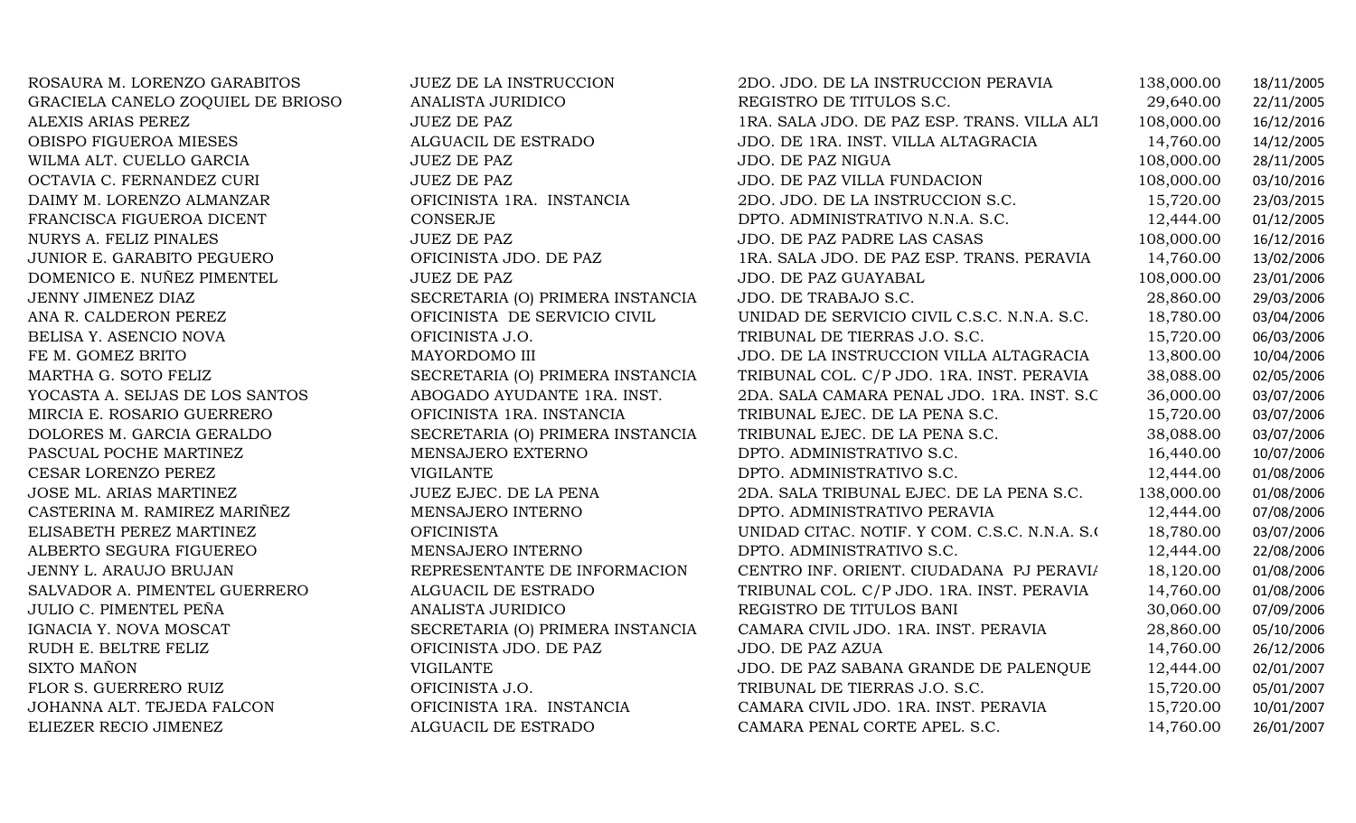| | | | | |
|---|---|---|---|---|
| ROSAURA M. LORENZO GARABITOS | JUEZ DE LA INSTRUCCION | 2DO. JDO. DE LA INSTRUCCION PERAVIA | 138,000.00 | 18/11/2005 |
| GRACIELA CANELO ZOQUIEL DE BRIOSO | ANALISTA JURIDICO | REGISTRO DE TITULOS S.C. | 29,640.00 | 22/11/2005 |
| ALEXIS ARIAS PEREZ | JUEZ DE PAZ | 1RA. SALA JDO. DE PAZ ESP. TRANS. VILLA ALT | 108,000.00 | 16/12/2016 |
| OBISPO FIGUEROA MIESES | ALGUACIL DE ESTRADO | JDO. DE 1RA. INST. VILLA ALTAGRACIA | 14,760.00 | 14/12/2005 |
| WILMA ALT. CUELLO GARCIA | JUEZ DE PAZ | JDO. DE PAZ NIGUA | 108,000.00 | 28/11/2005 |
| OCTAVIA C. FERNANDEZ CURI | JUEZ DE PAZ | JDO. DE PAZ VILLA FUNDACION | 108,000.00 | 03/10/2016 |
| DAIMY M. LORENZO ALMANZAR | OFICINISTA 1RA. INSTANCIA | 2DO. JDO. DE LA INSTRUCCION S.C. | 15,720.00 | 23/03/2015 |
| FRANCISCA FIGUEROA DICENT | CONSERJE | DPTO. ADMINISTRATIVO N.N.A. S.C. | 12,444.00 | 01/12/2005 |
| NURYS A. FELIZ PINALES | JUEZ DE PAZ | JDO. DE PAZ PADRE LAS CASAS | 108,000.00 | 16/12/2016 |
| JUNIOR E. GARABITO PEGUERO | OFICINISTA JDO. DE PAZ | 1RA. SALA JDO. DE PAZ ESP. TRANS. PERAVIA | 14,760.00 | 13/02/2006 |
| DOMENICO E. NUÑEZ PIMENTEL | JUEZ DE PAZ | JDO. DE PAZ GUAYABAL | 108,000.00 | 23/01/2006 |
| JENNY JIMENEZ DIAZ | SECRETARIA (O) PRIMERA INSTANCIA | JDO. DE TRABAJO S.C. | 28,860.00 | 29/03/2006 |
| ANA R. CALDERON PEREZ | OFICINISTA DE SERVICIO CIVIL | UNIDAD DE SERVICIO CIVIL C.S.C. N.N.A. S.C. | 18,780.00 | 03/04/2006 |
| BELISA Y. ASENCIO NOVA | OFICINISTA J.O. | TRIBUNAL DE TIERRAS J.O. S.C. | 15,720.00 | 06/03/2006 |
| FE M. GOMEZ BRITO | MAYORDOMO III | JDO. DE LA INSTRUCCION VILLA ALTAGRACIA | 13,800.00 | 10/04/2006 |
| MARTHA G. SOTO FELIZ | SECRETARIA (O) PRIMERA INSTANCIA | TRIBUNAL COL. C/P JDO. 1RA. INST. PERAVIA | 38,088.00 | 02/05/2006 |
| YOCASTA A. SEIJAS DE LOS SANTOS | ABOGADO AYUDANTE 1RA. INST. | 2DA. SALA CAMARA PENAL JDO. 1RA. INST. S.C | 36,000.00 | 03/07/2006 |
| MIRCIA E. ROSARIO GUERRERO | OFICINISTA 1RA. INSTANCIA | TRIBUNAL EJEC. DE LA PENA S.C. | 15,720.00 | 03/07/2006 |
| DOLORES M. GARCIA GERALDO | SECRETARIA (O) PRIMERA INSTANCIA | TRIBUNAL EJEC. DE LA PENA S.C. | 38,088.00 | 03/07/2006 |
| PASCUAL POCHE MARTINEZ | MENSAJERO EXTERNO | DPTO. ADMINISTRATIVO S.C. | 16,440.00 | 10/07/2006 |
| CESAR LORENZO PEREZ | VIGILANTE | DPTO. ADMINISTRATIVO S.C. | 12,444.00 | 01/08/2006 |
| JOSE ML. ARIAS MARTINEZ | JUEZ EJEC. DE LA PENA | 2DA. SALA TRIBUNAL EJEC. DE LA PENA S.C. | 138,000.00 | 01/08/2006 |
| CASTERINA M. RAMIREZ MARIÑEZ | MENSAJERO INTERNO | DPTO. ADMINISTRATIVO PERAVIA | 12,444.00 | 07/08/2006 |
| ELISABETH PEREZ MARTINEZ | OFICINISTA | UNIDAD CITAC. NOTIF. Y COM. C.S.C. N.N.A. S.( | 18,780.00 | 03/07/2006 |
| ALBERTO SEGURA FIGUEREO | MENSAJERO INTERNO | DPTO. ADMINISTRATIVO S.C. | 12,444.00 | 22/08/2006 |
| JENNY L. ARAUJO BRUJAN | REPRESENTANTE DE INFORMACION | CENTRO INF. ORIENT. CIUDADANA PJ PERAVI/ | 18,120.00 | 01/08/2006 |
| SALVADOR A. PIMENTEL GUERRERO | ALGUACIL DE ESTRADO | TRIBUNAL COL. C/P JDO. 1RA. INST. PERAVIA | 14,760.00 | 01/08/2006 |
| JULIO C. PIMENTEL PEÑA | ANALISTA JURIDICO | REGISTRO DE TITULOS BANI | 30,060.00 | 07/09/2006 |
| IGNACIA Y. NOVA MOSCAT | SECRETARIA (O) PRIMERA INSTANCIA | CAMARA CIVIL JDO. 1RA. INST. PERAVIA | 28,860.00 | 05/10/2006 |
| RUDH E. BELTRE FELIZ | OFICINISTA JDO. DE PAZ | JDO. DE PAZ AZUA | 14,760.00 | 26/12/2006 |
| SIXTO MAÑON | VIGILANTE | JDO. DE PAZ SABANA GRANDE DE PALENQUE | 12,444.00 | 02/01/2007 |
| FLOR S. GUERRERO RUIZ | OFICINISTA J.O. | TRIBUNAL DE TIERRAS J.O. S.C. | 15,720.00 | 05/01/2007 |
| JOHANNA ALT. TEJEDA FALCON | OFICINISTA 1RA. INSTANCIA | CAMARA CIVIL JDO. 1RA. INST. PERAVIA | 15,720.00 | 10/01/2007 |
| ELIEZER RECIO JIMENEZ | ALGUACIL DE ESTRADO | CAMARA PENAL CORTE APEL. S.C. | 14,760.00 | 26/01/2007 |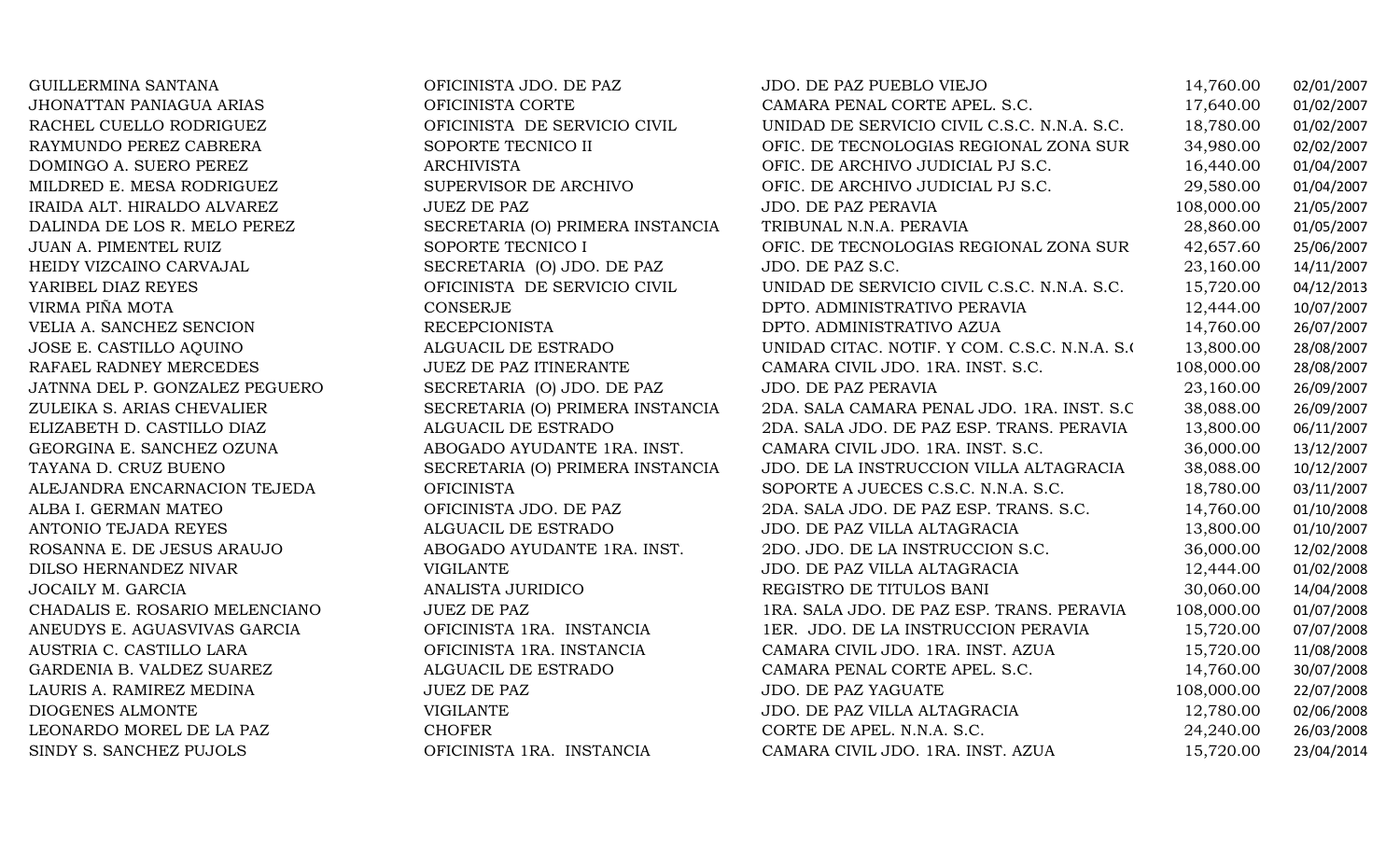| | | | | |
|---|---|---|---|---|
| GUILLERMINA SANTANA | OFICINISTA JDO. DE PAZ | JDO. DE PAZ PUEBLO VIEJO | 14,760.00 | 02/01/2007 |
| JHONATTAN PANIAGUA ARIAS | OFICINISTA CORTE | CAMARA PENAL CORTE APEL. S.C. | 17,640.00 | 01/02/2007 |
| RACHEL CUELLO RODRIGUEZ | OFICINISTA DE SERVICIO CIVIL | UNIDAD DE SERVICIO CIVIL C.S.C. N.N.A. S.C. | 18,780.00 | 01/02/2007 |
| RAYMUNDO PEREZ CABRERA | SOPORTE TECNICO II | OFIC. DE TECNOLOGIAS REGIONAL ZONA SUR | 34,980.00 | 02/02/2007 |
| DOMINGO A. SUERO PEREZ | ARCHIVISTA | OFIC. DE ARCHIVO JUDICIAL PJ S.C. | 16,440.00 | 01/04/2007 |
| MILDRED E. MESA RODRIGUEZ | SUPERVISOR DE ARCHIVO | OFIC. DE ARCHIVO JUDICIAL PJ S.C. | 29,580.00 | 01/04/2007 |
| IRAIDA ALT. HIRALDO ALVAREZ | JUEZ DE PAZ | JDO. DE PAZ PERAVIA | 108,000.00 | 21/05/2007 |
| DALINDA DE LOS R. MELO PEREZ | SECRETARIA (O) PRIMERA INSTANCIA | TRIBUNAL N.N.A. PERAVIA | 28,860.00 | 01/05/2007 |
| JUAN A. PIMENTEL RUIZ | SOPORTE TECNICO I | OFIC. DE TECNOLOGIAS REGIONAL ZONA SUR | 42,657.60 | 25/06/2007 |
| HEIDY VIZCAINO CARVAJAL | SECRETARIA (O) JDO. DE PAZ | JDO. DE PAZ S.C. | 23,160.00 | 14/11/2007 |
| YARIBEL DIAZ REYES | OFICINISTA DE SERVICIO CIVIL | UNIDAD DE SERVICIO CIVIL C.S.C. N.N.A. S.C. | 15,720.00 | 04/12/2013 |
| VIRMA PIÑA MOTA | CONSERJE | DPTO. ADMINISTRATIVO PERAVIA | 12,444.00 | 10/07/2007 |
| VELIA A. SANCHEZ SENCION | RECEPCIONISTA | DPTO. ADMINISTRATIVO AZUA | 14,760.00 | 26/07/2007 |
| JOSE E. CASTILLO AQUINO | ALGUACIL DE ESTRADO | UNIDAD CITAC. NOTIF. Y COM. C.S.C. N.N.A. S.( | 13,800.00 | 28/08/2007 |
| RAFAEL RADNEY MERCEDES | JUEZ DE PAZ ITINERANTE | CAMARA CIVIL JDO. 1RA. INST. S.C. | 108,000.00 | 28/08/2007 |
| JATNNA DEL P. GONZALEZ PEGUERO | SECRETARIA (O) JDO. DE PAZ | JDO. DE PAZ PERAVIA | 23,160.00 | 26/09/2007 |
| ZULEIKA S. ARIAS CHEVALIER | SECRETARIA (O) PRIMERA INSTANCIA | 2DA. SALA CAMARA PENAL JDO. 1RA. INST. S.C | 38,088.00 | 26/09/2007 |
| ELIZABETH D. CASTILLO DIAZ | ALGUACIL DE ESTRADO | 2DA. SALA JDO. DE PAZ ESP. TRANS. PERAVIA | 13,800.00 | 06/11/2007 |
| GEORGINA E. SANCHEZ OZUNA | ABOGADO AYUDANTE 1RA. INST. | CAMARA CIVIL JDO. 1RA. INST. S.C. | 36,000.00 | 13/12/2007 |
| TAYANA D. CRUZ BUENO | SECRETARIA (O) PRIMERA INSTANCIA | JDO. DE LA INSTRUCCION VILLA ALTAGRACIA | 38,088.00 | 10/12/2007 |
| ALEJANDRA ENCARNACION TEJEDA | OFICINISTA | SOPORTE A JUECES C.S.C. N.N.A. S.C. | 18,780.00 | 03/11/2007 |
| ALBA I. GERMAN MATEO | OFICINISTA JDO. DE PAZ | 2DA. SALA JDO. DE PAZ ESP. TRANS. S.C. | 14,760.00 | 01/10/2008 |
| ANTONIO TEJADA REYES | ALGUACIL DE ESTRADO | JDO. DE PAZ VILLA ALTAGRACIA | 13,800.00 | 01/10/2007 |
| ROSANNA E. DE JESUS ARAUJO | ABOGADO AYUDANTE 1RA. INST. | 2DO. JDO. DE LA INSTRUCCION S.C. | 36,000.00 | 12/02/2008 |
| DILSO HERNANDEZ NIVAR | VIGILANTE | JDO. DE PAZ VILLA ALTAGRACIA | 12,444.00 | 01/02/2008 |
| JOCAILY M. GARCIA | ANALISTA JURIDICO | REGISTRO DE TITULOS BANI | 30,060.00 | 14/04/2008 |
| CHADALIS E. ROSARIO MELENCIANO | JUEZ DE PAZ | 1RA. SALA JDO. DE PAZ ESP. TRANS. PERAVIA | 108,000.00 | 01/07/2008 |
| ANEUDYS E. AGUASVIVAS GARCIA | OFICINISTA 1RA. INSTANCIA | 1ER. JDO. DE LA INSTRUCCION PERAVIA | 15,720.00 | 07/07/2008 |
| AUSTRIA C. CASTILLO LARA | OFICINISTA 1RA. INSTANCIA | CAMARA CIVIL JDO. 1RA. INST. AZUA | 15,720.00 | 11/08/2008 |
| GARDENIA B. VALDEZ SUAREZ | ALGUACIL DE ESTRADO | CAMARA PENAL CORTE APEL. S.C. | 14,760.00 | 30/07/2008 |
| LAURIS A. RAMIREZ MEDINA | JUEZ DE PAZ | JDO. DE PAZ YAGUATE | 108,000.00 | 22/07/2008 |
| DIOGENES ALMONTE | VIGILANTE | JDO. DE PAZ VILLA ALTAGRACIA | 12,780.00 | 02/06/2008 |
| LEONARDO MOREL DE LA PAZ | CHOFER | CORTE DE APEL. N.N.A. S.C. | 24,240.00 | 26/03/2008 |
| SINDY S. SANCHEZ PUJOLS | OFICINISTA 1RA. INSTANCIA | CAMARA CIVIL JDO. 1RA. INST. AZUA | 15,720.00 | 23/04/2014 |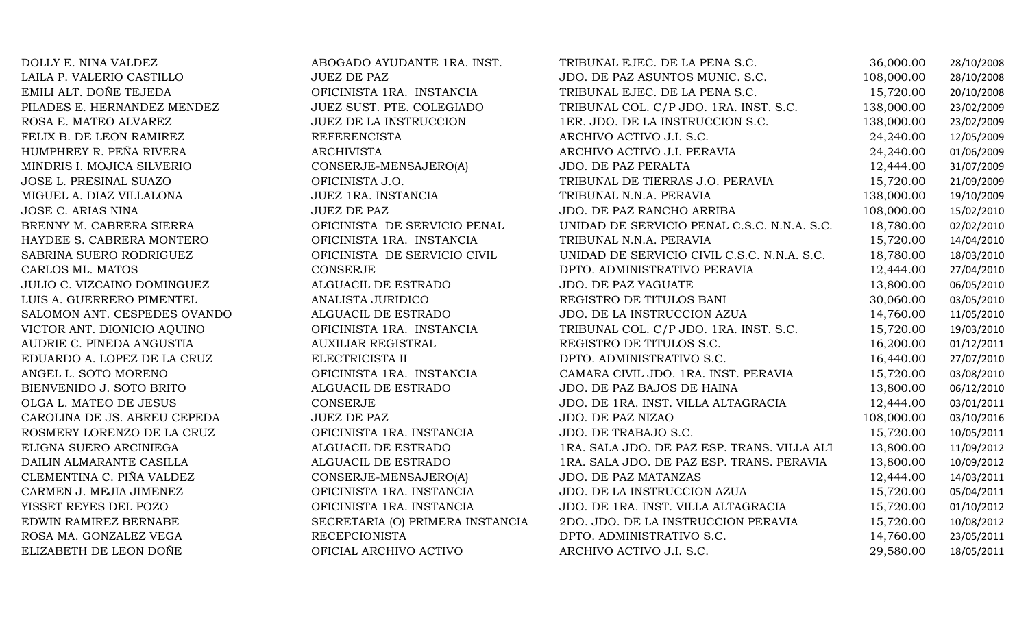| | | | | |
|---|---|---|---|---|
| DOLLY E. NINA VALDEZ | ABOGADO AYUDANTE 1RA. INST. | TRIBUNAL EJEC. DE LA PENA S.C. | 36,000.00 | 28/10/2008 |
| LAILA P. VALERIO CASTILLO | JUEZ DE PAZ | JDO. DE PAZ ASUNTOS MUNIC. S.C. | 108,000.00 | 28/10/2008 |
| EMILI ALT. DOÑE TEJEDA | OFICINISTA 1RA. INSTANCIA | TRIBUNAL EJEC. DE LA PENA S.C. | 15,720.00 | 20/10/2008 |
| PILADES E. HERNANDEZ MENDEZ | JUEZ SUST. PTE. COLEGIADO | TRIBUNAL COL. C/P JDO. 1RA. INST. S.C. | 138,000.00 | 23/02/2009 |
| ROSA E. MATEO ALVAREZ | JUEZ DE LA INSTRUCCION | 1ER. JDO. DE LA INSTRUCCION S.C. | 138,000.00 | 23/02/2009 |
| FELIX B. DE LEON RAMIREZ | REFERENCISTA | ARCHIVO ACTIVO J.I. S.C. | 24,240.00 | 12/05/2009 |
| HUMPHREY R. PEÑA RIVERA | ARCHIVISTA | ARCHIVO ACTIVO J.I. PERAVIA | 24,240.00 | 01/06/2009 |
| MINDRIS I. MOJICA SILVERIO | CONSERJE-MENSAJERO(A) | JDO. DE PAZ PERALTA | 12,444.00 | 31/07/2009 |
| JOSE L. PRESINAL SUAZO | OFICINISTA J.O. | TRIBUNAL DE TIERRAS J.O. PERAVIA | 15,720.00 | 21/09/2009 |
| MIGUEL A. DIAZ VILLALONA | JUEZ 1RA. INSTANCIA | TRIBUNAL N.N.A. PERAVIA | 138,000.00 | 19/10/2009 |
| JOSE C. ARIAS NINA | JUEZ DE PAZ | JDO. DE PAZ RANCHO ARRIBA | 108,000.00 | 15/02/2010 |
| BRENNY M. CABRERA SIERRA | OFICINISTA DE SERVICIO PENAL | UNIDAD DE SERVICIO PENAL C.S.C. N.N.A. S.C. | 18,780.00 | 02/02/2010 |
| HAYDEE S. CABRERA MONTERO | OFICINISTA 1RA. INSTANCIA | TRIBUNAL N.N.A. PERAVIA | 15,720.00 | 14/04/2010 |
| SABRINA SUERO RODRIGUEZ | OFICINISTA DE SERVICIO CIVIL | UNIDAD DE SERVICIO CIVIL C.S.C. N.N.A. S.C. | 18,780.00 | 18/03/2010 |
| CARLOS ML. MATOS | CONSERJE | DPTO. ADMINISTRATIVO PERAVIA | 12,444.00 | 27/04/2010 |
| JULIO C. VIZCAINO DOMINGUEZ | ALGUACIL DE ESTRADO | JDO. DE PAZ YAGUATE | 13,800.00 | 06/05/2010 |
| LUIS A. GUERRERO PIMENTEL | ANALISTA JURIDICO | REGISTRO DE TITULOS BANI | 30,060.00 | 03/05/2010 |
| SALOMON ANT. CESPEDES OVANDO | ALGUACIL DE ESTRADO | JDO. DE LA INSTRUCCION AZUA | 14,760.00 | 11/05/2010 |
| VICTOR ANT. DIONICIO AQUINO | OFICINISTA 1RA. INSTANCIA | TRIBUNAL COL. C/P JDO. 1RA. INST. S.C. | 15,720.00 | 19/03/2010 |
| AUDRIE C. PINEDA ANGUSTIA | AUXILIAR REGISTRAL | REGISTRO DE TITULOS S.C. | 16,200.00 | 01/12/2011 |
| EDUARDO A. LOPEZ DE LA CRUZ | ELECTRICISTA II | DPTO. ADMINISTRATIVO S.C. | 16,440.00 | 27/07/2010 |
| ANGEL L. SOTO MORENO | OFICINISTA 1RA. INSTANCIA | CAMARA CIVIL JDO. 1RA. INST. PERAVIA | 15,720.00 | 03/08/2010 |
| BIENVENIDO J. SOTO BRITO | ALGUACIL DE ESTRADO | JDO. DE PAZ BAJOS DE HAINA | 13,800.00 | 06/12/2010 |
| OLGA L. MATEO DE JESUS | CONSERJE | JDO. DE 1RA. INST. VILLA ALTAGRACIA | 12,444.00 | 03/01/2011 |
| CAROLINA DE JS. ABREU CEPEDA | JUEZ DE PAZ | JDO. DE PAZ NIZAO | 108,000.00 | 03/10/2016 |
| ROSMERY LORENZO DE LA CRUZ | OFICINISTA 1RA. INSTANCIA | JDO. DE TRABAJO S.C. | 15,720.00 | 10/05/2011 |
| ELIGNA SUERO ARCINIEGA | ALGUACIL DE ESTRADO | 1RA. SALA JDO. DE PAZ ESP. TRANS. VILLA ALT | 13,800.00 | 11/09/2012 |
| DAILIN ALMARANTE CASILLA | ALGUACIL DE ESTRADO | 1RA. SALA JDO. DE PAZ ESP. TRANS. PERAVIA | 13,800.00 | 10/09/2012 |
| CLEMENTINA C. PIÑA VALDEZ | CONSERJE-MENSAJERO(A) | JDO. DE PAZ MATANZAS | 12,444.00 | 14/03/2011 |
| CARMEN J. MEJIA JIMENEZ | OFICINISTA 1RA. INSTANCIA | JDO. DE LA INSTRUCCION AZUA | 15,720.00 | 05/04/2011 |
| YISSET REYES DEL POZO | OFICINISTA 1RA. INSTANCIA | JDO. DE 1RA. INST. VILLA ALTAGRACIA | 15,720.00 | 01/10/2012 |
| EDWIN RAMIREZ BERNABE | SECRETARIA (O) PRIMERA INSTANCIA | 2DO. JDO. DE LA INSTRUCCION PERAVIA | 15,720.00 | 10/08/2012 |
| ROSA MA. GONZALEZ VEGA | RECEPCIONISTA | DPTO. ADMINISTRATIVO S.C. | 14,760.00 | 23/05/2011 |
| ELIZABETH DE LEON DOÑE | OFICIAL ARCHIVO ACTIVO | ARCHIVO ACTIVO J.I. S.C. | 29,580.00 | 18/05/2011 |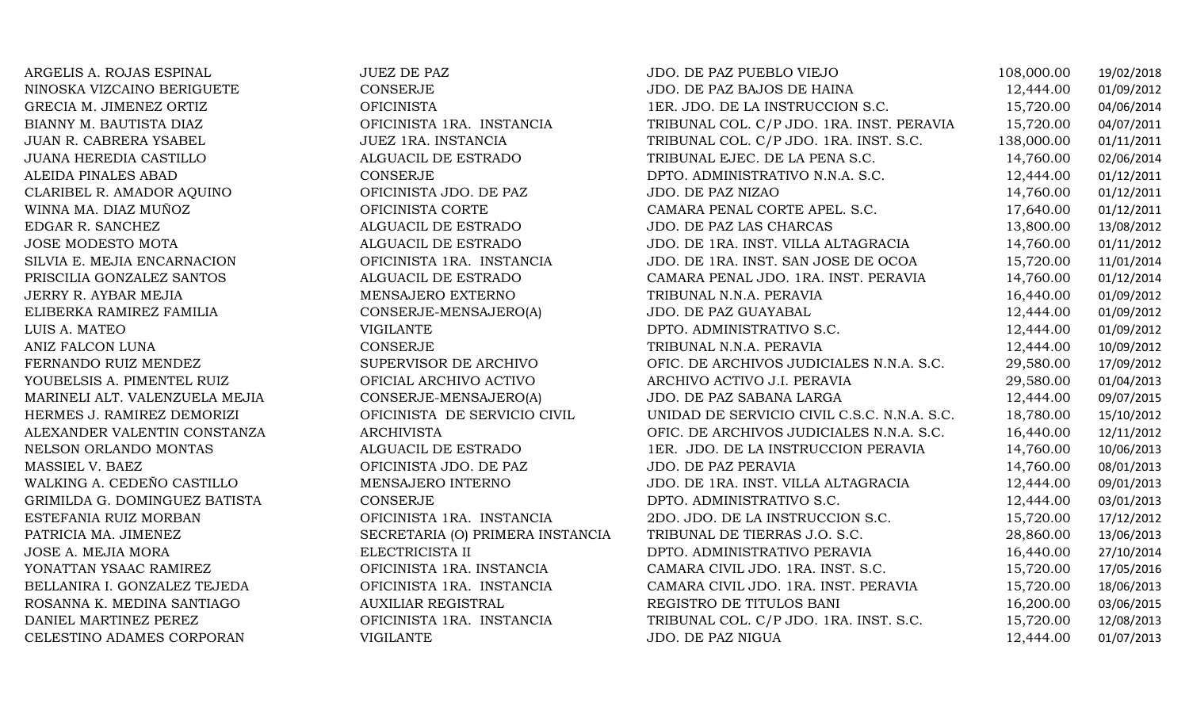| | | | | |
|---|---|---|---|---|
| ARGELIS A. ROJAS ESPINAL | JUEZ DE PAZ | JDO. DE PAZ PUEBLO VIEJO | 108,000.00 | 19/02/2018 |
| NINOSKA VIZCAINO BERIGUETE | CONSERJE | JDO. DE PAZ BAJOS DE HAINA | 12,444.00 | 01/09/2012 |
| GRECIA M. JIMENEZ ORTIZ | OFICINISTA | 1ER. JDO. DE LA INSTRUCCION S.C. | 15,720.00 | 04/06/2014 |
| BIANNY M. BAUTISTA DIAZ | OFICINISTA 1RA. INSTANCIA | TRIBUNAL COL. C/P JDO. 1RA. INST. PERAVIA | 15,720.00 | 04/07/2011 |
| JUAN R. CABRERA YSABEL | JUEZ 1RA. INSTANCIA | TRIBUNAL COL. C/P JDO. 1RA. INST. S.C. | 138,000.00 | 01/11/2011 |
| JUANA HEREDIA CASTILLO | ALGUACIL DE ESTRADO | TRIBUNAL EJEC. DE LA PENA S.C. | 14,760.00 | 02/06/2014 |
| ALEIDA PINALES ABAD | CONSERJE | DPTO. ADMINISTRATIVO N.N.A. S.C. | 12,444.00 | 01/12/2011 |
| CLARIBEL R. AMADOR AQUINO | OFICINISTA JDO. DE PAZ | JDO. DE PAZ NIZAO | 14,760.00 | 01/12/2011 |
| WINNA MA. DIAZ MUÑOZ | OFICINISTA CORTE | CAMARA PENAL CORTE APEL. S.C. | 17,640.00 | 01/12/2011 |
| EDGAR R. SANCHEZ | ALGUACIL DE ESTRADO | JDO. DE PAZ LAS CHARCAS | 13,800.00 | 13/08/2012 |
| JOSE MODESTO MOTA | ALGUACIL DE ESTRADO | JDO. DE 1RA. INST. VILLA ALTAGRACIA | 14,760.00 | 01/11/2012 |
| SILVIA E. MEJIA ENCARNACION | OFICINISTA 1RA. INSTANCIA | JDO. DE 1RA. INST. SAN JOSE DE OCOA | 15,720.00 | 11/01/2014 |
| PRISCILIA GONZALEZ SANTOS | ALGUACIL DE ESTRADO | CAMARA PENAL JDO. 1RA. INST. PERAVIA | 14,760.00 | 01/12/2014 |
| JERRY R. AYBAR MEJIA | MENSAJERO EXTERNO | TRIBUNAL N.N.A. PERAVIA | 16,440.00 | 01/09/2012 |
| ELIBERKA RAMIREZ FAMILIA | CONSERJE-MENSAJERO(A) | JDO. DE PAZ GUAYABAL | 12,444.00 | 01/09/2012 |
| LUIS A. MATEO | VIGILANTE | DPTO. ADMINISTRATIVO S.C. | 12,444.00 | 01/09/2012 |
| ANIZ FALCON LUNA | CONSERJE | TRIBUNAL N.N.A. PERAVIA | 12,444.00 | 10/09/2012 |
| FERNANDO RUIZ MENDEZ | SUPERVISOR DE ARCHIVO | OFIC. DE ARCHIVOS JUDICIALES N.N.A. S.C. | 29,580.00 | 17/09/2012 |
| YOUBELSIS A. PIMENTEL RUIZ | OFICIAL ARCHIVO ACTIVO | ARCHIVO ACTIVO J.I. PERAVIA | 29,580.00 | 01/04/2013 |
| MARINELI ALT. VALENZUELA MEJIA | CONSERJE-MENSAJERO(A) | JDO. DE PAZ SABANA LARGA | 12,444.00 | 09/07/2015 |
| HERMES J. RAMIREZ DEMORIZI | OFICINISTA DE SERVICIO CIVIL | UNIDAD DE SERVICIO CIVIL C.S.C. N.N.A. S.C. | 18,780.00 | 15/10/2012 |
| ALEXANDER VALENTIN CONSTANZA | ARCHIVISTA | OFIC. DE ARCHIVOS JUDICIALES N.N.A. S.C. | 16,440.00 | 12/11/2012 |
| NELSON ORLANDO MONTAS | ALGUACIL DE ESTRADO | 1ER. JDO. DE LA INSTRUCCION PERAVIA | 14,760.00 | 10/06/2013 |
| MASSIEL V. BAEZ | OFICINISTA JDO. DE PAZ | JDO. DE PAZ PERAVIA | 14,760.00 | 08/01/2013 |
| WALKING A. CEDEÑO CASTILLO | MENSAJERO INTERNO | JDO. DE 1RA. INST. VILLA ALTAGRACIA | 12,444.00 | 09/01/2013 |
| GRIMILDA G. DOMINGUEZ BATISTA | CONSERJE | DPTO. ADMINISTRATIVO S.C. | 12,444.00 | 03/01/2013 |
| ESTEFANIA RUIZ MORBAN | OFICINISTA 1RA. INSTANCIA | 2DO. JDO. DE LA INSTRUCCION S.C. | 15,720.00 | 17/12/2012 |
| PATRICIA MA. JIMENEZ | SECRETARIA (O) PRIMERA INSTANCIA | TRIBUNAL DE TIERRAS J.O. S.C. | 28,860.00 | 13/06/2013 |
| JOSE A. MEJIA MORA | ELECTRICISTA II | DPTO. ADMINISTRATIVO PERAVIA | 16,440.00 | 27/10/2014 |
| YONATTAN YSAAC RAMIREZ | OFICINISTA 1RA. INSTANCIA | CAMARA CIVIL JDO. 1RA. INST. S.C. | 15,720.00 | 17/05/2016 |
| BELLANIRA I. GONZALEZ TEJEDA | OFICINISTA 1RA. INSTANCIA | CAMARA CIVIL JDO. 1RA. INST. PERAVIA | 15,720.00 | 18/06/2013 |
| ROSANNA K. MEDINA SANTIAGO | AUXILIAR REGISTRAL | REGISTRO DE TITULOS BANI | 16,200.00 | 03/06/2015 |
| DANIEL MARTINEZ PEREZ | OFICINISTA 1RA. INSTANCIA | TRIBUNAL COL. C/P JDO. 1RA. INST. S.C. | 15,720.00 | 12/08/2013 |
| CELESTINO ADAMES CORPORAN | VIGILANTE | JDO. DE PAZ NIGUA | 12,444.00 | 01/07/2013 |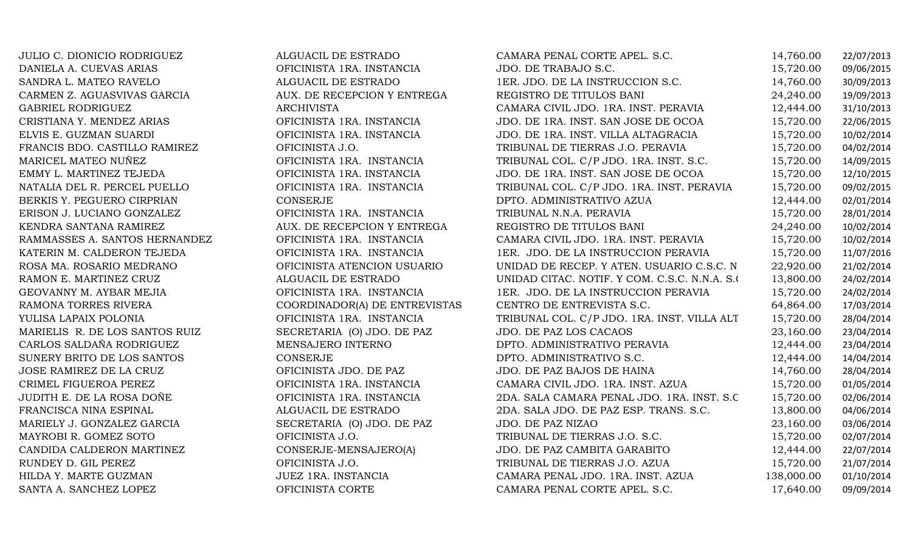| | | | | |
|---|---|---|---|---|
| JULIO C. DIONICIO RODRIGUEZ | ALGUACIL DE ESTRADO | CAMARA PENAL CORTE APEL. S.C. | 14,760.00 | 22/07/2013 |
| DANIELA A. CUEVAS ARIAS | OFICINISTA 1RA. INSTANCIA | JDO. DE TRABAJO S.C. | 15,720.00 | 09/06/2015 |
| SANDRA L. MATEO RAVELO | ALGUACIL DE ESTRADO | 1ER. JDO. DE LA INSTRUCCION S.C. | 14,760.00 | 30/09/2013 |
| CARMEN Z. AGUASVIVAS GARCIA | AUX. DE RECEPCION Y ENTREGA | REGISTRO DE TITULOS BANI | 24,240.00 | 19/09/2013 |
| GABRIEL RODRIGUEZ | ARCHIVISTA | CAMARA CIVIL JDO. 1RA. INST. PERAVIA | 12,444.00 | 31/10/2013 |
| CRISTIANA Y. MENDEZ ARIAS | OFICINISTA 1RA. INSTANCIA | JDO. DE 1RA. INST. SAN JOSE DE OCOA | 15,720.00 | 22/06/2015 |
| ELVIS E. GUZMAN SUARDI | OFICINISTA 1RA. INSTANCIA | JDO. DE 1RA. INST. VILLA ALTAGRACIA | 15,720.00 | 10/02/2014 |
| FRANCIS BDO. CASTILLO RAMIREZ | OFICINISTA J.O. | TRIBUNAL DE TIERRAS J.O. PERAVIA | 15,720.00 | 04/02/2014 |
| MARICEL MATEO NUÑEZ | OFICINISTA 1RA. INSTANCIA | TRIBUNAL COL. C/P JDO. 1RA. INST. S.C. | 15,720.00 | 14/09/2015 |
| EMMY L. MARTINEZ TEJEDA | OFICINISTA 1RA. INSTANCIA | JDO. DE 1RA. INST. SAN JOSE DE OCOA | 15,720.00 | 12/10/2015 |
| NATALIA DEL R. PERCEL PUELLO | OFICINISTA 1RA. INSTANCIA | TRIBUNAL COL. C/P JDO. 1RA. INST. PERAVIA | 15,720.00 | 09/02/2015 |
| BERKIS Y. PEGUERO CIRPRIAN | CONSERJE | DPTO. ADMINISTRATIVO AZUA | 12,444.00 | 02/01/2014 |
| ERISON J. LUCIANO GONZALEZ | OFICINISTA 1RA. INSTANCIA | TRIBUNAL N.N.A. PERAVIA | 15,720.00 | 28/01/2014 |
| KENDRA SANTANA RAMIREZ | AUX. DE RECEPCION Y ENTREGA | REGISTRO DE TITULOS BANI | 24,240.00 | 10/02/2014 |
| RAMMASSES A. SANTOS HERNANDEZ | OFICINISTA 1RA. INSTANCIA | CAMARA CIVIL JDO. 1RA. INST. PERAVIA | 15,720.00 | 10/02/2014 |
| KATERIN M. CALDERON TEJEDA | OFICINISTA 1RA. INSTANCIA | 1ER. JDO. DE LA INSTRUCCION PERAVIA | 15,720.00 | 11/07/2016 |
| ROSA MA. ROSARIO MEDRANO | OFICINISTA ATENCION USUARIO | UNIDAD DE RECEP. Y ATEN. USUARIO C.S.C. N | 22,920.00 | 21/02/2014 |
| RAMON E. MARTINEZ CRUZ | ALGUACIL DE ESTRADO | UNIDAD CITAC. NOTIF. Y COM. C.S.C. N.N.A. S.( | 13,800.00 | 24/02/2014 |
| GEOVANNY M. AYBAR MEJIA | OFICINISTA 1RA. INSTANCIA | 1ER. JDO. DE LA INSTRUCCION PERAVIA | 15,720.00 | 24/02/2014 |
| RAMONA TORRES RIVERA | COORDINADOR(A) DE ENTREVISTAS | CENTRO DE ENTREVISTA S.C. | 64,864.00 | 17/03/2014 |
| YULISA LAPAIX POLONIA | OFICINISTA 1RA. INSTANCIA | TRIBUNAL COL. C/P JDO. 1RA. INST. VILLA ALT | 15,720.00 | 28/04/2014 |
| MARIELIS R. DE LOS SANTOS RUIZ | SECRETARIA (O) JDO. DE PAZ | JDO. DE PAZ LOS CACAOS | 23,160.00 | 23/04/2014 |
| CARLOS SALDAÑA RODRIGUEZ | MENSAJERO INTERNO | DPTO. ADMINISTRATIVO PERAVIA | 12,444.00 | 23/04/2014 |
| SUNERY BRITO DE LOS SANTOS | CONSERJE | DPTO. ADMINISTRATIVO S.C. | 12,444.00 | 14/04/2014 |
| JOSE RAMIREZ DE LA CRUZ | OFICINISTA JDO. DE PAZ | JDO. DE PAZ BAJOS DE HAINA | 14,760.00 | 28/04/2014 |
| CRIMEL FIGUEROA PEREZ | OFICINISTA 1RA. INSTANCIA | CAMARA CIVIL JDO. 1RA. INST. AZUA | 15,720.00 | 01/05/2014 |
| JUDITH E. DE LA ROSA DOÑE | OFICINISTA 1RA. INSTANCIA | 2DA. SALA CAMARA PENAL JDO. 1RA. INST. S.C | 15,720.00 | 02/06/2014 |
| FRANCISCA NINA ESPINAL | ALGUACIL DE ESTRADO | 2DA. SALA JDO. DE PAZ ESP. TRANS. S.C. | 13,800.00 | 04/06/2014 |
| MARIELY J. GONZALEZ GARCIA | SECRETARIA (O) JDO. DE PAZ | JDO. DE PAZ NIZAO | 23,160.00 | 03/06/2014 |
| MAYROBI R. GOMEZ SOTO | OFICINISTA J.O. | TRIBUNAL DE TIERRAS J.O. S.C. | 15,720.00 | 02/07/2014 |
| CANDIDA CALDERON MARTINEZ | CONSERJE-MENSAJERO(A) | JDO. DE PAZ CAMBITA GARABITO | 12,444.00 | 22/07/2014 |
| RUNDEY D. GIL PEREZ | OFICINISTA J.O. | TRIBUNAL DE TIERRAS J.O. AZUA | 15,720.00 | 21/07/2014 |
| HILDA Y. MARTE GUZMAN | JUEZ 1RA. INSTANCIA | CAMARA PENAL JDO. 1RA. INST. AZUA | 138,000.00 | 01/10/2014 |
| SANTA A. SANCHEZ LOPEZ | OFICINISTA CORTE | CAMARA PENAL CORTE APEL. S.C. | 17,640.00 | 09/09/2014 |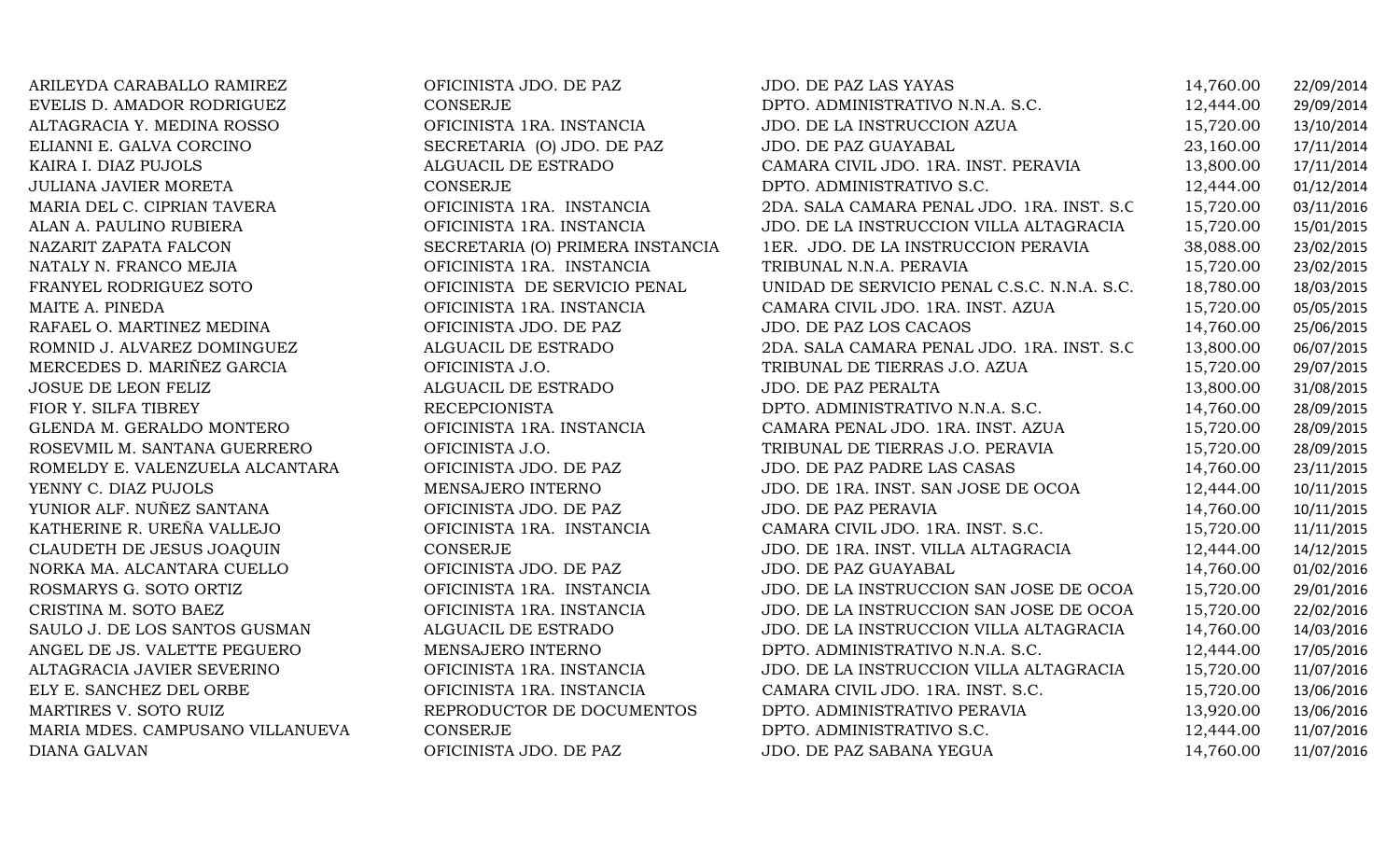| | | | | |
|---|---|---|---|---|
| ARILEYDA CARABALLO RAMIREZ | OFICINISTA JDO. DE PAZ | JDO. DE PAZ LAS YAYAS | 14,760.00 | 22/09/2014 |
| EVELIS D. AMADOR RODRIGUEZ | CONSERJE | DPTO. ADMINISTRATIVO N.N.A. S.C. | 12,444.00 | 29/09/2014 |
| ALTAGRACIA Y. MEDINA ROSSO | OFICINISTA 1RA. INSTANCIA | JDO. DE LA INSTRUCCION AZUA | 15,720.00 | 13/10/2014 |
| ELIANNI E. GALVA CORCINO | SECRETARIA (O) JDO. DE PAZ | JDO. DE PAZ GUAYABAL | 23,160.00 | 17/11/2014 |
| KAIRA I. DIAZ PUJOLS | ALGUACIL DE ESTRADO | CAMARA CIVIL JDO. 1RA. INST. PERAVIA | 13,800.00 | 17/11/2014 |
| JULIANA JAVIER MORETA | CONSERJE | DPTO. ADMINISTRATIVO S.C. | 12,444.00 | 01/12/2014 |
| MARIA DEL C. CIPRIAN TAVERA | OFICINISTA 1RA. INSTANCIA | 2DA. SALA CAMARA PENAL JDO. 1RA. INST. S.C | 15,720.00 | 03/11/2016 |
| ALAN A. PAULINO RUBIERA | OFICINISTA 1RA. INSTANCIA | JDO. DE LA INSTRUCCION VILLA ALTAGRACIA | 15,720.00 | 15/01/2015 |
| NAZARIT ZAPATA FALCON | SECRETARIA (O) PRIMERA INSTANCIA | 1ER. JDO. DE LA INSTRUCCION PERAVIA | 38,088.00 | 23/02/2015 |
| NATALY N. FRANCO MEJIA | OFICINISTA 1RA. INSTANCIA | TRIBUNAL N.N.A. PERAVIA | 15,720.00 | 23/02/2015 |
| FRANYEL RODRIGUEZ SOTO | OFICINISTA DE SERVICIO PENAL | UNIDAD DE SERVICIO PENAL C.S.C. N.N.A. S.C. | 18,780.00 | 18/03/2015 |
| MAITE A. PINEDA | OFICINISTA 1RA. INSTANCIA | CAMARA CIVIL JDO. 1RA. INST. AZUA | 15,720.00 | 05/05/2015 |
| RAFAEL O. MARTINEZ MEDINA | OFICINISTA JDO. DE PAZ | JDO. DE PAZ LOS CACAOS | 14,760.00 | 25/06/2015 |
| ROMNID J. ALVAREZ DOMINGUEZ | ALGUACIL DE ESTRADO | 2DA. SALA CAMARA PENAL JDO. 1RA. INST. S.C | 13,800.00 | 06/07/2015 |
| MERCEDES D. MARIÑEZ GARCIA | OFICINISTA J.O. | TRIBUNAL DE TIERRAS J.O. AZUA | 15,720.00 | 29/07/2015 |
| JOSUE DE LEON FELIZ | ALGUACIL DE ESTRADO | JDO. DE PAZ PERALTA | 13,800.00 | 31/08/2015 |
| FIOR Y. SILFA TIBREY | RECEPCIONISTA | DPTO. ADMINISTRATIVO N.N.A. S.C. | 14,760.00 | 28/09/2015 |
| GLENDA M. GERALDO MONTERO | OFICINISTA 1RA. INSTANCIA | CAMARA PENAL JDO. 1RA. INST. AZUA | 15,720.00 | 28/09/2015 |
| ROSEVMIL M. SANTANA GUERRERO | OFICINISTA J.O. | TRIBUNAL DE TIERRAS J.O. PERAVIA | 15,720.00 | 28/09/2015 |
| ROMELDY E. VALENZUELA ALCANTARA | OFICINISTA JDO. DE PAZ | JDO. DE PAZ PADRE LAS CASAS | 14,760.00 | 23/11/2015 |
| YENNY C. DIAZ PUJOLS | MENSAJERO INTERNO | JDO. DE 1RA. INST. SAN JOSE DE OCOA | 12,444.00 | 10/11/2015 |
| YUNIOR ALF. NUÑEZ SANTANA | OFICINISTA JDO. DE PAZ | JDO. DE PAZ PERAVIA | 14,760.00 | 10/11/2015 |
| KATHERINE R. UREÑA VALLEJO | OFICINISTA 1RA. INSTANCIA | CAMARA CIVIL JDO. 1RA. INST. S.C. | 15,720.00 | 11/11/2015 |
| CLAUDETH DE JESUS JOAQUIN | CONSERJE | JDO. DE 1RA. INST. VILLA ALTAGRACIA | 12,444.00 | 14/12/2015 |
| NORKA MA. ALCANTARA CUELLO | OFICINISTA JDO. DE PAZ | JDO. DE PAZ GUAYABAL | 14,760.00 | 01/02/2016 |
| ROSMARYS G. SOTO ORTIZ | OFICINISTA 1RA. INSTANCIA | JDO. DE LA INSTRUCCION SAN JOSE DE OCOA | 15,720.00 | 29/01/2016 |
| CRISTINA M. SOTO BAEZ | OFICINISTA 1RA. INSTANCIA | JDO. DE LA INSTRUCCION SAN JOSE DE OCOA | 15,720.00 | 22/02/2016 |
| SAULO J. DE LOS SANTOS GUSMAN | ALGUACIL DE ESTRADO | JDO. DE LA INSTRUCCION VILLA ALTAGRACIA | 14,760.00 | 14/03/2016 |
| ANGEL DE JS. VALETTE PEGUERO | MENSAJERO INTERNO | DPTO. ADMINISTRATIVO N.N.A. S.C. | 12,444.00 | 17/05/2016 |
| ALTAGRACIA JAVIER SEVERINO | OFICINISTA 1RA. INSTANCIA | JDO. DE LA INSTRUCCION VILLA ALTAGRACIA | 15,720.00 | 11/07/2016 |
| ELY E. SANCHEZ DEL ORBE | OFICINISTA 1RA. INSTANCIA | CAMARA CIVIL JDO. 1RA. INST. S.C. | 15,720.00 | 13/06/2016 |
| MARTIRES V. SOTO RUIZ | REPRODUCTOR DE DOCUMENTOS | DPTO. ADMINISTRATIVO PERAVIA | 13,920.00 | 13/06/2016 |
| MARIA MDES. CAMPUSANO VILLANUEVA | CONSERJE | DPTO. ADMINISTRATIVO S.C. | 12,444.00 | 11/07/2016 |
| DIANA GALVAN | OFICINISTA JDO. DE PAZ | JDO. DE PAZ SABANA YEGUA | 14,760.00 | 11/07/2016 |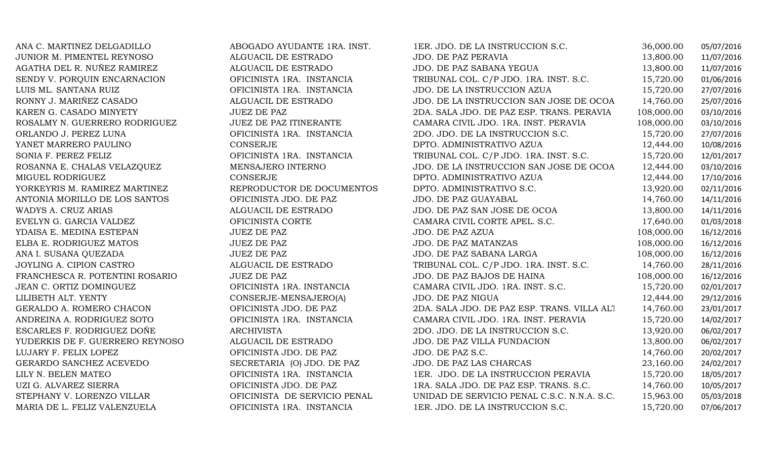| | | | | |
|---|---|---|---|---|
| ANA C. MARTINEZ DELGADILLO | ABOGADO AYUDANTE 1RA. INST. | 1ER. JDO. DE LA INSTRUCCION S.C. | 36,000.00 | 05/07/2016 |
| JUNIOR M. PIMENTEL REYNOSO | ALGUACIL DE ESTRADO | JDO. DE PAZ PERAVIA | 13,800.00 | 11/07/2016 |
| AGATHA DEL R. NUÑEZ RAMIREZ | ALGUACIL DE ESTRADO | JDO. DE PAZ SABANA YEGUA | 13,800.00 | 11/07/2016 |
| SENDY V. PORQUIN ENCARNACION | OFICINISTA 1RA. INSTANCIA | TRIBUNAL COL. C/P JDO. 1RA. INST. S.C. | 15,720.00 | 01/06/2016 |
| LUIS ML. SANTANA RUIZ | OFICINISTA 1RA. INSTANCIA | JDO. DE LA INSTRUCCION AZUA | 15,720.00 | 27/07/2016 |
| RONNY J. MARIÑEZ CASADO | ALGUACIL DE ESTRADO | JDO. DE LA INSTRUCCION SAN JOSE DE OCOA | 14,760.00 | 25/07/2016 |
| KAREN G. CASADO MINYETY | JUEZ DE PAZ | 2DA. SALA JDO. DE PAZ ESP. TRANS. PERAVIA | 108,000.00 | 03/10/2016 |
| ROSALMY N. GUERRERO RODRIGUEZ | JUEZ DE PAZ ITINERANTE | CAMARA CIVIL JDO. 1RA. INST. PERAVIA | 108,000.00 | 03/10/2016 |
| ORLANDO J. PEREZ LUNA | OFICINISTA 1RA. INSTANCIA | 2DO. JDO. DE LA INSTRUCCION S.C. | 15,720.00 | 27/07/2016 |
| YANET MARRERO PAULINO | CONSERJE | DPTO. ADMINISTRATIVO AZUA | 12,444.00 | 10/08/2016 |
| SONIA F. PEREZ FELIZ | OFICINISTA 1RA. INSTANCIA | TRIBUNAL COL. C/P JDO. 1RA. INST. S.C. | 15,720.00 | 12/01/2017 |
| ROSANNA E. CHALAS VELAZQUEZ | MENSAJERO INTERNO | JDO. DE LA INSTRUCCION SAN JOSE DE OCOA | 12,444.00 | 03/10/2016 |
| MIGUEL RODRIGUEZ | CONSERJE | DPTO. ADMINISTRATIVO AZUA | 12,444.00 | 17/10/2016 |
| YORKEYRIS M. RAMIREZ MARTINEZ | REPRODUCTOR DE DOCUMENTOS | DPTO. ADMINISTRATIVO S.C. | 13,920.00 | 02/11/2016 |
| ANTONIA MORILLO DE LOS SANTOS | OFICINISTA JDO. DE PAZ | JDO. DE PAZ GUAYABAL | 14,760.00 | 14/11/2016 |
| WADYS A. CRUZ ARIAS | ALGUACIL DE ESTRADO | JDO. DE PAZ SAN JOSE DE OCOA | 13,800.00 | 14/11/2016 |
| EVELYN G. GARCIA VALDEZ | OFICINISTA CORTE | CAMARA CIVIL CORTE APEL. S.C. | 17,640.00 | 01/03/2018 |
| YDAISA E. MEDINA ESTEPAN | JUEZ DE PAZ | JDO. DE PAZ AZUA | 108,000.00 | 16/12/2016 |
| ELBA E. RODRIGUEZ MATOS | JUEZ DE PAZ | JDO. DE PAZ MATANZAS | 108,000.00 | 16/12/2016 |
| ANA I. SUSANA QUEZADA | JUEZ DE PAZ | JDO. DE PAZ SABANA LARGA | 108,000.00 | 16/12/2016 |
| JOYLING A. CIPION CASTRO | ALGUACIL DE ESTRADO | TRIBUNAL COL. C/P JDO. 1RA. INST. S.C. | 14,760.00 | 28/11/2016 |
| FRANCHESCA R. POTENTINI ROSARIO | JUEZ DE PAZ | JDO. DE PAZ BAJOS DE HAINA | 108,000.00 | 16/12/2016 |
| JEAN C. ORTIZ DOMINGUEZ | OFICINISTA 1RA. INSTANCIA | CAMARA CIVIL JDO. 1RA. INST. S.C. | 15,720.00 | 02/01/2017 |
| LILIBETH ALT. YENTY | CONSERJE-MENSAJERO(A) | JDO. DE PAZ NIGUA | 12,444.00 | 29/12/2016 |
| GERALDO A. ROMERO CHACON | OFICINISTA JDO. DE PAZ | 2DA. SALA JDO. DE PAZ ESP. TRANS. VILLA AL | 14,760.00 | 23/01/2017 |
| ANDREINA A. RODRIGUEZ SOTO | OFICINISTA 1RA. INSTANCIA | CAMARA CIVIL JDO. 1RA. INST. PERAVIA | 15,720.00 | 14/02/2017 |
| ESCARLES F. RODRIGUEZ DOÑE | ARCHIVISTA | 2DO. JDO. DE LA INSTRUCCION S.C. | 13,920.00 | 06/02/2017 |
| YUDERKIS DE F. GUERRERO REYNOSO | ALGUACIL DE ESTRADO | JDO. DE PAZ VILLA FUNDACION | 13,800.00 | 06/02/2017 |
| LUJARY F. FELIX LOPEZ | OFICINISTA JDO. DE PAZ | JDO. DE PAZ S.C. | 14,760.00 | 20/02/2017 |
| GERARDO SANCHEZ ACEVEDO | SECRETARIA (O) JDO. DE PAZ | JDO. DE PAZ LAS CHARCAS | 23,160.00 | 24/02/2017 |
| LILY N. BELEN MATEO | OFICINISTA 1RA. INSTANCIA | 1ER. JDO. DE LA INSTRUCCION PERAVIA | 15,720.00 | 18/05/2017 |
| UZI G. ALVAREZ SIERRA | OFICINISTA JDO. DE PAZ | 1RA. SALA JDO. DE PAZ ESP. TRANS. S.C. | 14,760.00 | 10/05/2017 |
| STEPHANY V. LORENZO VILLAR | OFICINISTA DE SERVICIO PENAL | UNIDAD DE SERVICIO PENAL C.S.C. N.N.A. S.C. | 15,963.00 | 05/03/2018 |
| MARIA DE L. FELIZ VALENZUELA | OFICINISTA 1RA. INSTANCIA | 1ER. JDO. DE LA INSTRUCCION S.C. | 15,720.00 | 07/06/2017 |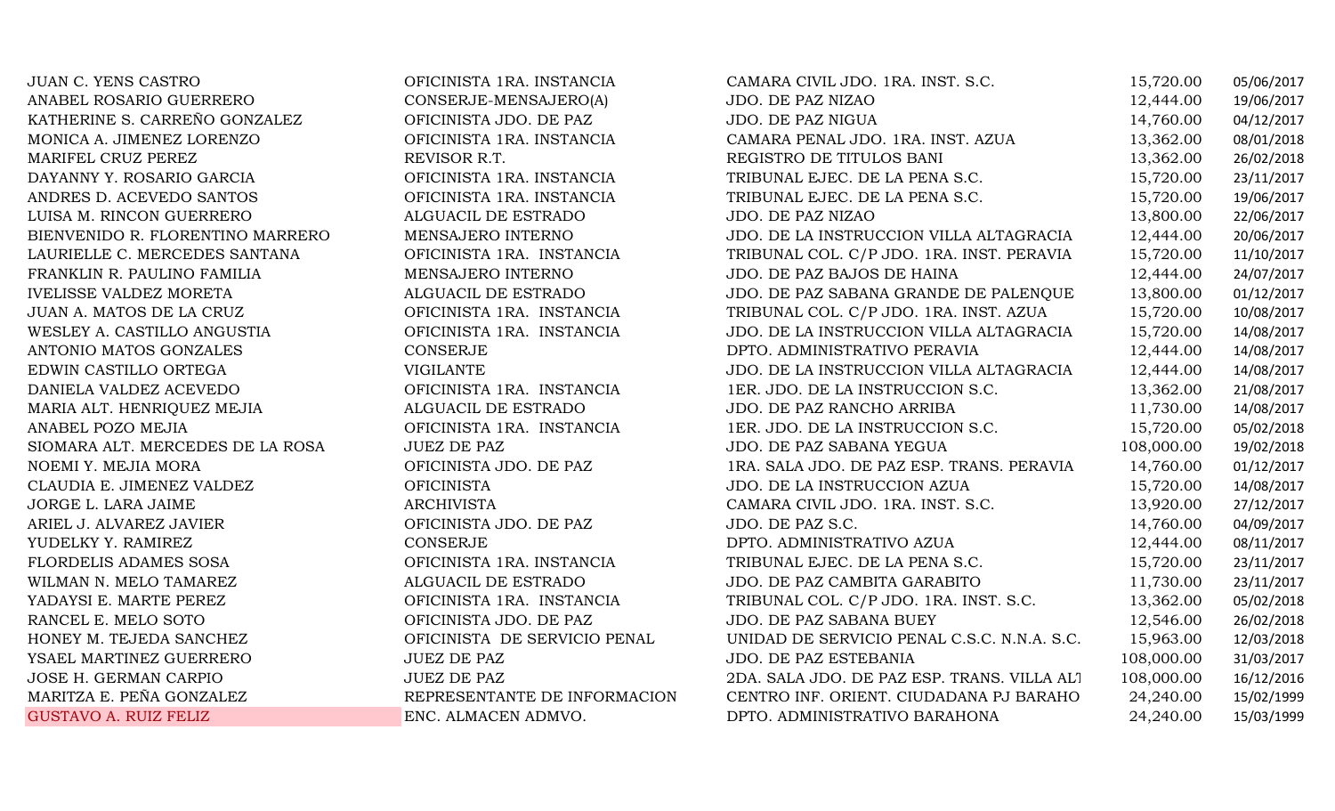| | | | | |
|---|---|---|---|---|
| JUAN C. YENS CASTRO | OFICINISTA 1RA. INSTANCIA | CAMARA CIVIL JDO. 1RA. INST. S.C. | 15,720.00 | 05/06/2017 |
| ANABEL ROSARIO GUERRERO | CONSERJE-MENSAJERO(A) | JDO. DE PAZ NIZAO | 12,444.00 | 19/06/2017 |
| KATHERINE S. CARREÑO GONZALEZ | OFICINISTA JDO. DE PAZ | JDO. DE PAZ NIGUA | 14,760.00 | 04/12/2017 |
| MONICA A. JIMENEZ LORENZO | OFICINISTA 1RA. INSTANCIA | CAMARA PENAL JDO. 1RA. INST. AZUA | 13,362.00 | 08/01/2018 |
| MARIFEL CRUZ PEREZ | REVISOR R.T. | REGISTRO DE TITULOS BANI | 13,362.00 | 26/02/2018 |
| DAYANNY Y. ROSARIO GARCIA | OFICINISTA 1RA. INSTANCIA | TRIBUNAL EJEC. DE LA PENA S.C. | 15,720.00 | 23/11/2017 |
| ANDRES D. ACEVEDO SANTOS | OFICINISTA 1RA. INSTANCIA | TRIBUNAL EJEC. DE LA PENA S.C. | 15,720.00 | 19/06/2017 |
| LUISA M. RINCON GUERRERO | ALGUACIL DE ESTRADO | JDO. DE PAZ NIZAO | 13,800.00 | 22/06/2017 |
| BIENVENIDO R. FLORENTINO MARRERO | MENSAJERO INTERNO | JDO. DE LA INSTRUCCION VILLA ALTAGRACIA | 12,444.00 | 20/06/2017 |
| LAURIELLE C. MERCEDES SANTANA | OFICINISTA 1RA. INSTANCIA | TRIBUNAL COL. C/P JDO. 1RA. INST. PERAVIA | 15,720.00 | 11/10/2017 |
| FRANKLIN R. PAULINO FAMILIA | MENSAJERO INTERNO | JDO. DE PAZ BAJOS DE HAINA | 12,444.00 | 24/07/2017 |
| IVELISSE VALDEZ MORETA | ALGUACIL DE ESTRADO | JDO. DE PAZ SABANA GRANDE DE PALENQUE | 13,800.00 | 01/12/2017 |
| JUAN A. MATOS DE LA CRUZ | OFICINISTA 1RA. INSTANCIA | TRIBUNAL COL. C/P JDO. 1RA. INST. AZUA | 15,720.00 | 10/08/2017 |
| WESLEY A. CASTILLO ANGUSTIA | OFICINISTA 1RA. INSTANCIA | JDO. DE LA INSTRUCCION VILLA ALTAGRACIA | 15,720.00 | 14/08/2017 |
| ANTONIO MATOS GONZALES | CONSERJE | DPTO. ADMINISTRATIVO PERAVIA | 12,444.00 | 14/08/2017 |
| EDWIN CASTILLO ORTEGA | VIGILANTE | JDO. DE LA INSTRUCCION VILLA ALTAGRACIA | 12,444.00 | 14/08/2017 |
| DANIELA VALDEZ ACEVEDO | OFICINISTA 1RA. INSTANCIA | 1ER. JDO. DE LA INSTRUCCION S.C. | 13,362.00 | 21/08/2017 |
| MARIA ALT. HENRIQUEZ MEJIA | ALGUACIL DE ESTRADO | JDO. DE PAZ RANCHO ARRIBA | 11,730.00 | 14/08/2017 |
| ANABEL POZO MEJIA | OFICINISTA 1RA. INSTANCIA | 1ER. JDO. DE LA INSTRUCCION S.C. | 15,720.00 | 05/02/2018 |
| SIOMARA ALT. MERCEDES DE LA ROSA | JUEZ DE PAZ | JDO. DE PAZ SABANA YEGUA | 108,000.00 | 19/02/2018 |
| NOEMI Y. MEJIA MORA | OFICINISTA JDO. DE PAZ | 1RA. SALA JDO. DE PAZ ESP. TRANS. PERAVIA | 14,760.00 | 01/12/2017 |
| CLAUDIA E. JIMENEZ VALDEZ | OFICINISTA | JDO. DE LA INSTRUCCION AZUA | 15,720.00 | 14/08/2017 |
| JORGE L. LARA JAIME | ARCHIVISTA | CAMARA CIVIL JDO. 1RA. INST. S.C. | 13,920.00 | 27/12/2017 |
| ARIEL J. ALVAREZ JAVIER | OFICINISTA JDO. DE PAZ | JDO. DE PAZ S.C. | 14,760.00 | 04/09/2017 |
| YUDELKY Y. RAMIREZ | CONSERJE | DPTO. ADMINISTRATIVO AZUA | 12,444.00 | 08/11/2017 |
| FLORDELIS ADAMES SOSA | OFICINISTA 1RA. INSTANCIA | TRIBUNAL EJEC. DE LA PENA S.C. | 15,720.00 | 23/11/2017 |
| WILMAN N. MELO TAMAREZ | ALGUACIL DE ESTRADO | JDO. DE PAZ CAMBITA GARABITO | 11,730.00 | 23/11/2017 |
| YADAYSI E. MARTE PEREZ | OFICINISTA 1RA. INSTANCIA | TRIBUNAL COL. C/P JDO. 1RA. INST. S.C. | 13,362.00 | 05/02/2018 |
| RANCEL E. MELO SOTO | OFICINISTA JDO. DE PAZ | JDO. DE PAZ SABANA BUEY | 12,546.00 | 26/02/2018 |
| HONEY M. TEJEDA SANCHEZ | OFICINISTA DE SERVICIO PENAL | UNIDAD DE SERVICIO PENAL C.S.C. N.N.A. S.C. | 15,963.00 | 12/03/2018 |
| YSAEL MARTINEZ GUERRERO | JUEZ DE PAZ | JDO. DE PAZ ESTEBANIA | 108,000.00 | 31/03/2017 |
| JOSE H. GERMAN CARPIO | JUEZ DE PAZ | 2DA. SALA JDO. DE PAZ ESP. TRANS. VILLA ALT | 108,000.00 | 16/12/2016 |
| MARITZA E. PEÑA GONZALEZ | REPRESENTANTE DE INFORMACION | CENTRO INF. ORIENT. CIUDADANA PJ BARAHO | 24,240.00 | 15/02/1999 |
| GUSTAVO A. RUIZ FELIZ | ENC. ALMACEN ADMVO. | DPTO. ADMINISTRATIVO BARAHONA | 24,240.00 | 15/03/1999 |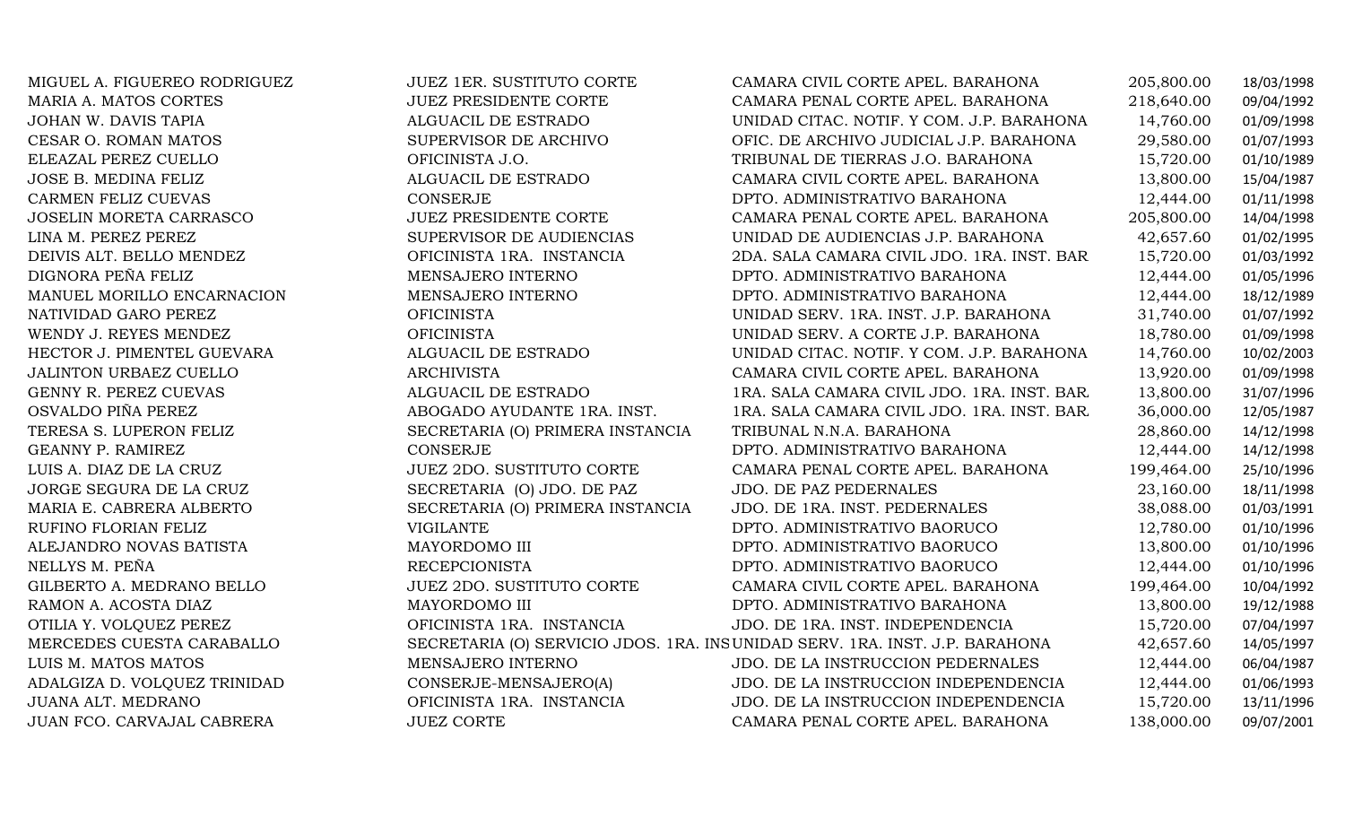| | | | | |
|---|---|---|---|---|
| MIGUEL A. FIGUEREO RODRIGUEZ | JUEZ 1ER. SUSTITUTO CORTE | CAMARA CIVIL CORTE APEL. BARAHONA | 205,800.00 | 18/03/1998 |
| MARIA A. MATOS CORTES | JUEZ PRESIDENTE CORTE | CAMARA PENAL CORTE APEL. BARAHONA | 218,640.00 | 09/04/1992 |
| JOHAN W. DAVIS TAPIA | ALGUACIL DE ESTRADO | UNIDAD CITAC. NOTIF. Y COM. J.P. BARAHONA | 14,760.00 | 01/09/1998 |
| CESAR O. ROMAN MATOS | SUPERVISOR DE ARCHIVO | OFIC. DE ARCHIVO JUDICIAL J.P. BARAHONA | 29,580.00 | 01/07/1993 |
| ELEAZAL PEREZ CUELLO | OFICINISTA J.O. | TRIBUNAL DE TIERRAS J.O. BARAHONA | 15,720.00 | 01/10/1989 |
| JOSE B. MEDINA FELIZ | ALGUACIL DE ESTRADO | CAMARA CIVIL CORTE APEL. BARAHONA | 13,800.00 | 15/04/1987 |
| CARMEN FELIZ CUEVAS | CONSERJE | DPTO. ADMINISTRATIVO BARAHONA | 12,444.00 | 01/11/1998 |
| JOSELIN MORETA CARRASCO | JUEZ PRESIDENTE CORTE | CAMARA PENAL CORTE APEL. BARAHONA | 205,800.00 | 14/04/1998 |
| LINA M. PEREZ PEREZ | SUPERVISOR DE AUDIENCIAS | UNIDAD DE AUDIENCIAS J.P. BARAHONA | 42,657.60 | 01/02/1995 |
| DEIVIS ALT. BELLO MENDEZ | OFICINISTA 1RA. INSTANCIA | 2DA. SALA CAMARA CIVIL JDO. 1RA. INST. BAR | 15,720.00 | 01/03/1992 |
| DIGNORA PEÑA FELIZ | MENSAJERO INTERNO | DPTO. ADMINISTRATIVO BARAHONA | 12,444.00 | 01/05/1996 |
| MANUEL MORILLO ENCARNACION | MENSAJERO INTERNO | DPTO. ADMINISTRATIVO BARAHONA | 12,444.00 | 18/12/1989 |
| NATIVIDAD GARO PEREZ | OFICINISTA | UNIDAD SERV. 1RA. INST. J.P. BARAHONA | 31,740.00 | 01/07/1992 |
| WENDY J. REYES MENDEZ | OFICINISTA | UNIDAD SERV. A CORTE J.P. BARAHONA | 18,780.00 | 01/09/1998 |
| HECTOR J. PIMENTEL GUEVARA | ALGUACIL DE ESTRADO | UNIDAD CITAC. NOTIF. Y COM. J.P. BARAHONA | 14,760.00 | 10/02/2003 |
| JALINTON URBAEZ CUELLO | ARCHIVISTA | CAMARA CIVIL CORTE APEL. BARAHONA | 13,920.00 | 01/09/1998 |
| GENNY R. PEREZ CUEVAS | ALGUACIL DE ESTRADO | 1RA. SALA CAMARA CIVIL JDO. 1RA. INST. BAR. | 13,800.00 | 31/07/1996 |
| OSVALDO PIÑA PEREZ | ABOGADO AYUDANTE 1RA. INST. | 1RA. SALA CAMARA CIVIL JDO. 1RA. INST. BAR. | 36,000.00 | 12/05/1987 |
| TERESA S. LUPERON FELIZ | SECRETARIA (O) PRIMERA INSTANCIA | TRIBUNAL N.N.A. BARAHONA | 28,860.00 | 14/12/1998 |
| GEANNY P. RAMIREZ | CONSERJE | DPTO. ADMINISTRATIVO BARAHONA | 12,444.00 | 14/12/1998 |
| LUIS A. DIAZ DE LA CRUZ | JUEZ 2DO. SUSTITUTO CORTE | CAMARA PENAL CORTE APEL. BARAHONA | 199,464.00 | 25/10/1996 |
| JORGE SEGURA DE LA CRUZ | SECRETARIA (O) JDO. DE PAZ | JDO. DE PAZ PEDERNALES | 23,160.00 | 18/11/1998 |
| MARIA E. CABRERA ALBERTO | SECRETARIA (O) PRIMERA INSTANCIA | JDO. DE 1RA. INST. PEDERNALES | 38,088.00 | 01/03/1991 |
| RUFINO FLORIAN FELIZ | VIGILANTE | DPTO. ADMINISTRATIVO BAORUCO | 12,780.00 | 01/10/1996 |
| ALEJANDRO NOVAS BATISTA | MAYORDOMO III | DPTO. ADMINISTRATIVO BAORUCO | 13,800.00 | 01/10/1996 |
| NELLYS M. PEÑA | RECEPCIONISTA | DPTO. ADMINISTRATIVO BAORUCO | 12,444.00 | 01/10/1996 |
| GILBERTO A. MEDRANO BELLO | JUEZ 2DO. SUSTITUTO CORTE | CAMARA CIVIL CORTE APEL. BARAHONA | 199,464.00 | 10/04/1992 |
| RAMON A. ACOSTA DIAZ | MAYORDOMO III | DPTO. ADMINISTRATIVO BARAHONA | 13,800.00 | 19/12/1988 |
| OTILIA Y. VOLQUEZ PEREZ | OFICINISTA 1RA. INSTANCIA | JDO. DE 1RA. INST. INDEPENDENCIA | 15,720.00 | 07/04/1997 |
| MERCEDES CUESTA CARABALLO | SECRETARIA (O) SERVICIO JDOS. 1RA. INS | UNIDAD SERV. 1RA. INST. J.P. BARAHONA | 42,657.60 | 14/05/1997 |
| LUIS M. MATOS MATOS | MENSAJERO INTERNO | JDO. DE LA INSTRUCCION PEDERNALES | 12,444.00 | 06/04/1987 |
| ADALGIZA D. VOLQUEZ TRINIDAD | CONSERJE-MENSAJERO(A) | JDO. DE LA INSTRUCCION INDEPENDENCIA | 12,444.00 | 01/06/1993 |
| JUANA ALT. MEDRANO | OFICINISTA 1RA. INSTANCIA | JDO. DE LA INSTRUCCION INDEPENDENCIA | 15,720.00 | 13/11/1996 |
| JUAN FCO. CARVAJAL CABRERA | JUEZ CORTE | CAMARA PENAL CORTE APEL. BARAHONA | 138,000.00 | 09/07/2001 |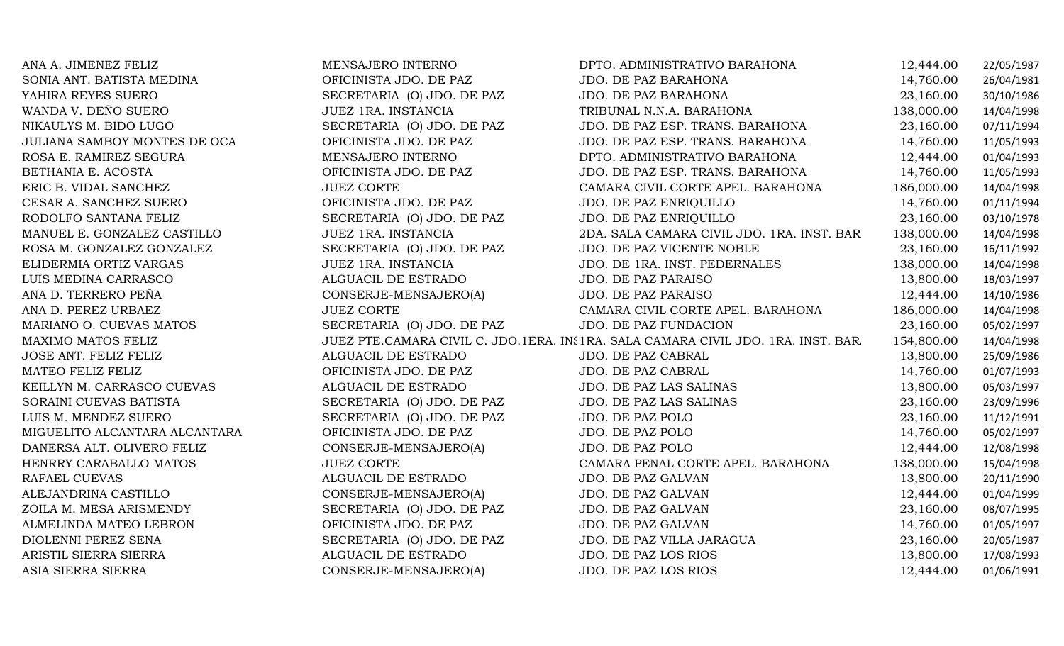| | | | | |
|---|---|---|---|---|
| ANA A. JIMENEZ FELIZ | MENSAJERO INTERNO | DPTO. ADMINISTRATIVO BARAHONA | 12,444.00 | 22/05/1987 |
| SONIA ANT. BATISTA MEDINA | OFICINISTA JDO. DE PAZ | JDO. DE PAZ BARAHONA | 14,760.00 | 26/04/1981 |
| YAHIRA REYES SUERO | SECRETARIA (O) JDO. DE PAZ | JDO. DE PAZ BARAHONA | 23,160.00 | 30/10/1986 |
| WANDA V. DEÑO SUERO | JUEZ 1RA. INSTANCIA | TRIBUNAL N.N.A. BARAHONA | 138,000.00 | 14/04/1998 |
| NIKAULYS M. BIDO LUGO | SECRETARIA (O) JDO. DE PAZ | JDO. DE PAZ ESP. TRANS. BARAHONA | 23,160.00 | 07/11/1994 |
| JULIANA SAMBOY MONTES DE OCA | OFICINISTA JDO. DE PAZ | JDO. DE PAZ ESP. TRANS. BARAHONA | 14,760.00 | 11/05/1993 |
| ROSA E. RAMIREZ SEGURA | MENSAJERO INTERNO | DPTO. ADMINISTRATIVO BARAHONA | 12,444.00 | 01/04/1993 |
| BETHANIA E. ACOSTA | OFICINISTA JDO. DE PAZ | JDO. DE PAZ ESP. TRANS. BARAHONA | 14,760.00 | 11/05/1993 |
| ERIC B. VIDAL SANCHEZ | JUEZ CORTE | CAMARA CIVIL CORTE APEL. BARAHONA | 186,000.00 | 14/04/1998 |
| CESAR A. SANCHEZ SUERO | OFICINISTA JDO. DE PAZ | JDO. DE PAZ ENRIQUILLO | 14,760.00 | 01/11/1994 |
| RODOLFO SANTANA FELIZ | SECRETARIA (O) JDO. DE PAZ | JDO. DE PAZ ENRIQUILLO | 23,160.00 | 03/10/1978 |
| MANUEL E. GONZALEZ CASTILLO | JUEZ 1RA. INSTANCIA | 2DA. SALA CAMARA CIVIL JDO. 1RA. INST. BAR | 138,000.00 | 14/04/1998 |
| ROSA M. GONZALEZ GONZALEZ | SECRETARIA (O) JDO. DE PAZ | JDO. DE PAZ VICENTE NOBLE | 23,160.00 | 16/11/1992 |
| ELIDERMIA ORTIZ VARGAS | JUEZ 1RA. INSTANCIA | JDO. DE 1RA. INST. PEDERNALES | 138,000.00 | 14/04/1998 |
| LUIS MEDINA CARRASCO | ALGUACIL DE ESTRADO | JDO. DE PAZ PARAISO | 13,800.00 | 18/03/1997 |
| ANA D. TERRERO PEÑA | CONSERJE-MENSAJERO(A) | JDO. DE PAZ PARAISO | 12,444.00 | 14/10/1986 |
| ANA D. PEREZ URBAEZ | JUEZ CORTE | CAMARA CIVIL CORTE APEL. BARAHONA | 186,000.00 | 14/04/1998 |
| MARIANO O. CUEVAS MATOS | SECRETARIA (O) JDO. DE PAZ | JDO. DE PAZ FUNDACION | 23,160.00 | 05/02/1997 |
| MAXIMO MATOS FELIZ | JUEZ PTE.CAMARA CIVIL C. JDO.1ERA. INS | 1RA. SALA CAMARA CIVIL JDO. 1RA. INST. BAR. | 154,800.00 | 14/04/1998 |
| JOSE ANT. FELIZ FELIZ | ALGUACIL DE ESTRADO | JDO. DE PAZ CABRAL | 13,800.00 | 25/09/1986 |
| MATEO FELIZ FELIZ | OFICINISTA JDO. DE PAZ | JDO. DE PAZ CABRAL | 14,760.00 | 01/07/1993 |
| KEILLYN M. CARRASCO CUEVAS | ALGUACIL DE ESTRADO | JDO. DE PAZ LAS SALINAS | 13,800.00 | 05/03/1997 |
| SORAINI CUEVAS BATISTA | SECRETARIA (O) JDO. DE PAZ | JDO. DE PAZ LAS SALINAS | 23,160.00 | 23/09/1996 |
| LUIS M. MENDEZ SUERO | SECRETARIA (O) JDO. DE PAZ | JDO. DE PAZ POLO | 23,160.00 | 11/12/1991 |
| MIGUELITO ALCANTARA ALCANTARA | OFICINISTA JDO. DE PAZ | JDO. DE PAZ POLO | 14,760.00 | 05/02/1997 |
| DANERSA ALT. OLIVERO FELIZ | CONSERJE-MENSAJERO(A) | JDO. DE PAZ POLO | 12,444.00 | 12/08/1998 |
| HENRRY CARABALLO MATOS | JUEZ CORTE | CAMARA PENAL CORTE APEL. BARAHONA | 138,000.00 | 15/04/1998 |
| RAFAEL CUEVAS | ALGUACIL DE ESTRADO | JDO. DE PAZ GALVAN | 13,800.00 | 20/11/1990 |
| ALEJANDRINA CASTILLO | CONSERJE-MENSAJERO(A) | JDO. DE PAZ GALVAN | 12,444.00 | 01/04/1999 |
| ZOILA M. MESA ARISMENDY | SECRETARIA (O) JDO. DE PAZ | JDO. DE PAZ GALVAN | 23,160.00 | 08/07/1995 |
| ALMELINDA MATEO LEBRON | OFICINISTA JDO. DE PAZ | JDO. DE PAZ GALVAN | 14,760.00 | 01/05/1997 |
| DIOLENNI PEREZ SENA | SECRETARIA (O) JDO. DE PAZ | JDO. DE PAZ VILLA JARAGUA | 23,160.00 | 20/05/1987 |
| ARISTIL SIERRA SIERRA | ALGUACIL DE ESTRADO | JDO. DE PAZ LOS RIOS | 13,800.00 | 17/08/1993 |
| ASIA SIERRA SIERRA | CONSERJE-MENSAJERO(A) | JDO. DE PAZ LOS RIOS | 12,444.00 | 01/06/1991 |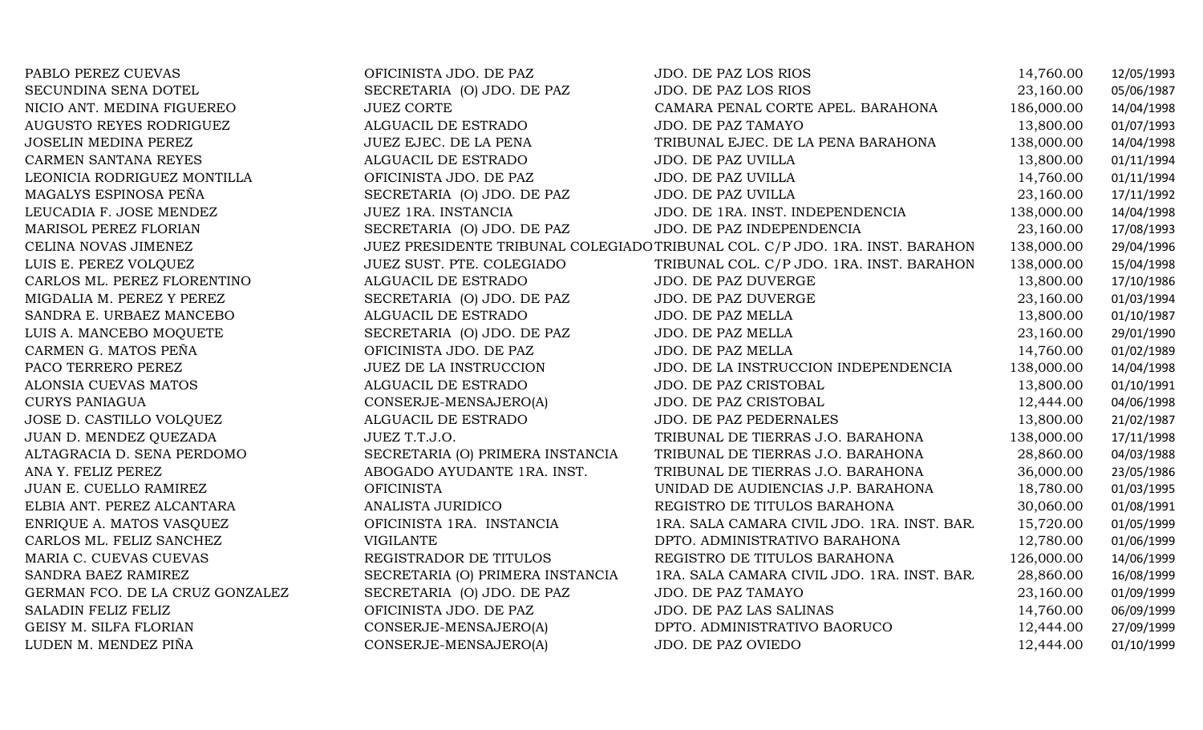| | | | | |
|---|---|---|---|---|
| PABLO PEREZ CUEVAS | OFICINISTA JDO. DE PAZ | JDO. DE PAZ LOS RIOS | 14,760.00 | 12/05/1993 |
| SECUNDINA SENA DOTEL | SECRETARIA (O) JDO. DE PAZ | JDO. DE PAZ LOS RIOS | 23,160.00 | 05/06/1987 |
| NICIO ANT. MEDINA FIGUEREO | JUEZ CORTE | CAMARA PENAL CORTE APEL. BARAHONA | 186,000.00 | 14/04/1998 |
| AUGUSTO REYES RODRIGUEZ | ALGUACIL DE ESTRADO | JDO. DE PAZ TAMAYO | 13,800.00 | 01/07/1993 |
| JOSELIN MEDINA PEREZ | JUEZ EJEC. DE LA PENA | TRIBUNAL EJEC. DE LA PENA BARAHONA | 138,000.00 | 14/04/1998 |
| CARMEN SANTANA REYES | ALGUACIL DE ESTRADO | JDO. DE PAZ UVILLA | 13,800.00 | 01/11/1994 |
| LEONICIA RODRIGUEZ MONTILLA | OFICINISTA JDO. DE PAZ | JDO. DE PAZ UVILLA | 14,760.00 | 01/11/1994 |
| MAGALYS ESPINOSA PEÑA | SECRETARIA (O) JDO. DE PAZ | JDO. DE PAZ UVILLA | 23,160.00 | 17/11/1992 |
| LEUCADIA F. JOSE MENDEZ | JUEZ 1RA. INSTANCIA | JDO. DE 1RA. INST. INDEPENDENCIA | 138,000.00 | 14/04/1998 |
| MARISOL PEREZ FLORIAN | SECRETARIA (O) JDO. DE PAZ | JDO. DE PAZ INDEPENDENCIA | 23,160.00 | 17/08/1993 |
| CELINA NOVAS JIMENEZ | JUEZ PRESIDENTE TRIBUNAL COLEGIADO | TRIBUNAL COL. C/P JDO. 1RA. INST. BARAHON | 138,000.00 | 29/04/1996 |
| LUIS E. PEREZ VOLQUEZ | JUEZ SUST. PTE. COLEGIADO | TRIBUNAL COL. C/P JDO. 1RA. INST. BARAHON | 138,000.00 | 15/04/1998 |
| CARLOS ML. PEREZ FLORENTINO | ALGUACIL DE ESTRADO | JDO. DE PAZ DUVERGE | 13,800.00 | 17/10/1986 |
| MIGDALIA M. PEREZ Y PEREZ | SECRETARIA (O) JDO. DE PAZ | JDO. DE PAZ DUVERGE | 23,160.00 | 01/03/1994 |
| SANDRA E. URBAEZ MANCEBO | ALGUACIL DE ESTRADO | JDO. DE PAZ MELLA | 13,800.00 | 01/10/1987 |
| LUIS A. MANCEBO MOQUETE | SECRETARIA (O) JDO. DE PAZ | JDO. DE PAZ MELLA | 23,160.00 | 29/01/1990 |
| CARMEN G. MATOS PEÑA | OFICINISTA JDO. DE PAZ | JDO. DE PAZ MELLA | 14,760.00 | 01/02/1989 |
| PACO TERRERO PEREZ | JUEZ DE LA INSTRUCCION | JDO. DE LA INSTRUCCION INDEPENDENCIA | 138,000.00 | 14/04/1998 |
| ALONSIA CUEVAS MATOS | ALGUACIL DE ESTRADO | JDO. DE PAZ CRISTOBAL | 13,800.00 | 01/10/1991 |
| CURYS PANIAGUA | CONSERJE-MENSAJERO(A) | JDO. DE PAZ CRISTOBAL | 12,444.00 | 04/06/1998 |
| JOSE D. CASTILLO VOLQUEZ | ALGUACIL DE ESTRADO | JDO. DE PAZ PEDERNALES | 13,800.00 | 21/02/1987 |
| JUAN D. MENDEZ QUEZADA | JUEZ T.T.J.O. | TRIBUNAL DE TIERRAS J.O. BARAHONA | 138,000.00 | 17/11/1998 |
| ALTAGRACIA D. SENA PERDOMO | SECRETARIA (O) PRIMERA INSTANCIA | TRIBUNAL DE TIERRAS J.O. BARAHONA | 28,860.00 | 04/03/1988 |
| ANA Y. FELIZ PEREZ | ABOGADO AYUDANTE 1RA. INST. | TRIBUNAL DE TIERRAS J.O. BARAHONA | 36,000.00 | 23/05/1986 |
| JUAN E. CUELLO RAMIREZ | OFICINISTA | UNIDAD DE AUDIENCIAS J.P. BARAHONA | 18,780.00 | 01/03/1995 |
| ELBIA ANT. PEREZ ALCANTARA | ANALISTA JURIDICO | REGISTRO DE TITULOS BARAHONA | 30,060.00 | 01/08/1991 |
| ENRIQUE A. MATOS VASQUEZ | OFICINISTA 1RA. INSTANCIA | 1RA. SALA CAMARA CIVIL JDO. 1RA. INST. BAR. | 15,720.00 | 01/05/1999 |
| CARLOS ML. FELIZ SANCHEZ | VIGILANTE | DPTO. ADMINISTRATIVO BARAHONA | 12,780.00 | 01/06/1999 |
| MARIA C. CUEVAS CUEVAS | REGISTRADOR DE TITULOS | REGISTRO DE TITULOS BARAHONA | 126,000.00 | 14/06/1999 |
| SANDRA BAEZ RAMIREZ | SECRETARIA (O) PRIMERA INSTANCIA | 1RA. SALA CAMARA CIVIL JDO. 1RA. INST. BAR. | 28,860.00 | 16/08/1999 |
| GERMAN FCO. DE LA CRUZ GONZALEZ | SECRETARIA (O) JDO. DE PAZ | JDO. DE PAZ TAMAYO | 23,160.00 | 01/09/1999 |
| SALADIN FELIZ FELIZ | OFICINISTA JDO. DE PAZ | JDO. DE PAZ LAS SALINAS | 14,760.00 | 06/09/1999 |
| GEISY M. SILFA FLORIAN | CONSERJE-MENSAJERO(A) | DPTO. ADMINISTRATIVO BAORUCO | 12,444.00 | 27/09/1999 |
| LUDEN M. MENDEZ PIÑA | CONSERJE-MENSAJERO(A) | JDO. DE PAZ OVIEDO | 12,444.00 | 01/10/1999 |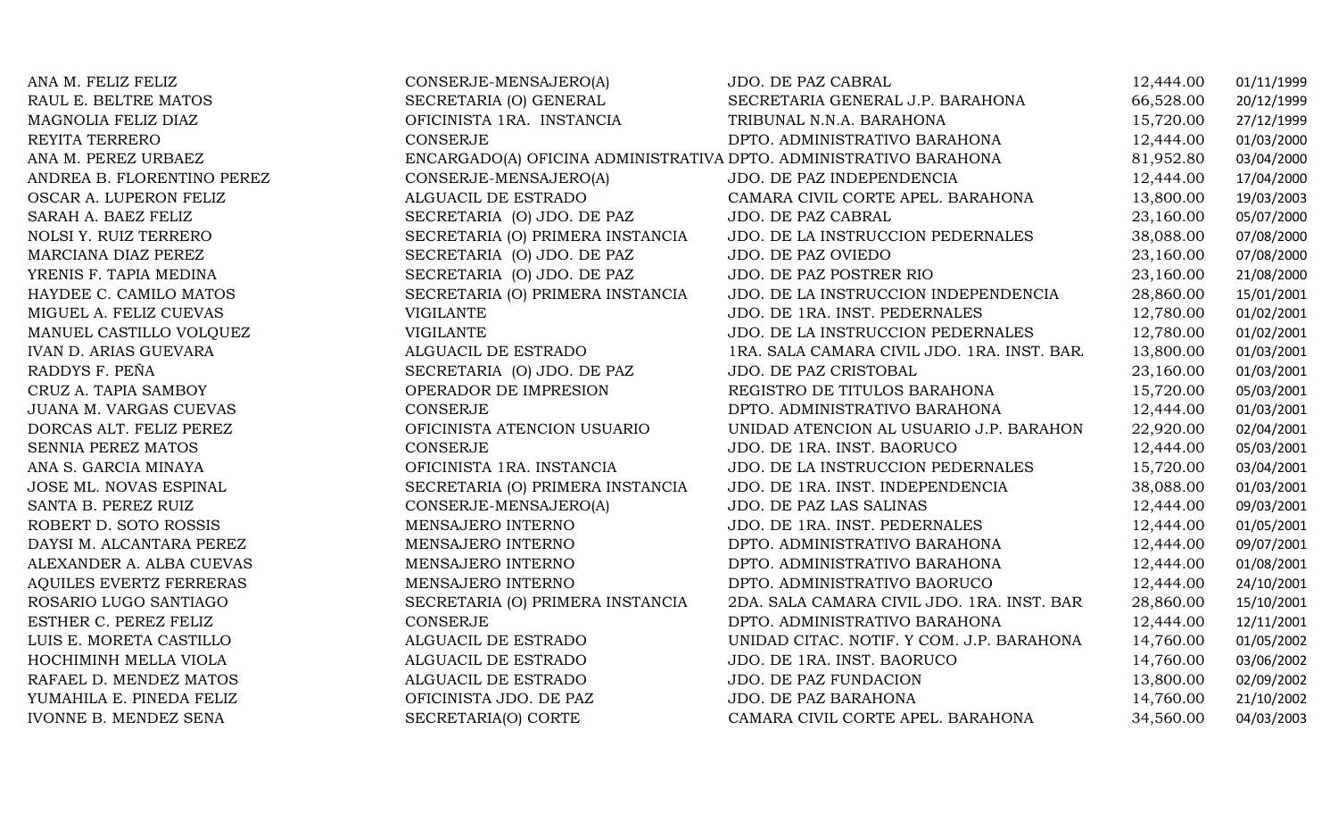| | | | | |
|---|---|---|---|---|
| ANA M. FELIZ FELIZ | CONSERJE-MENSAJERO(A) | JDO. DE PAZ CABRAL | 12,444.00 | 01/11/1999 |
| RAUL E. BELTRE MATOS | SECRETARIA (O) GENERAL | SECRETARIA GENERAL J.P. BARAHONA | 66,528.00 | 20/12/1999 |
| MAGNOLIA FELIZ DIAZ | OFICINISTA 1RA. INSTANCIA | TRIBUNAL N.N.A. BARAHONA | 15,720.00 | 27/12/1999 |
| REYITA TERRERO | CONSERJE | DPTO. ADMINISTRATIVO BARAHONA | 12,444.00 | 01/03/2000 |
| ANA M. PEREZ URBAEZ | ENCARGADO(A) OFICINA ADMINISTRATIVA | DPTO. ADMINISTRATIVO BARAHONA | 81,952.80 | 03/04/2000 |
| ANDREA B. FLORENTINO PEREZ | CONSERJE-MENSAJERO(A) | JDO. DE PAZ INDEPENDENCIA | 12,444.00 | 17/04/2000 |
| OSCAR A. LUPERON FELIZ | ALGUACIL DE ESTRADO | CAMARA CIVIL CORTE APEL. BARAHONA | 13,800.00 | 19/03/2003 |
| SARAH A. BAEZ FELIZ | SECRETARIA (O) JDO. DE PAZ | JDO. DE PAZ CABRAL | 23,160.00 | 05/07/2000 |
| NOLSI Y. RUIZ TERRERO | SECRETARIA (O) PRIMERA INSTANCIA | JDO. DE LA INSTRUCCION PEDERNALES | 38,088.00 | 07/08/2000 |
| MARCIANA DIAZ PEREZ | SECRETARIA (O) JDO. DE PAZ | JDO. DE PAZ OVIEDO | 23,160.00 | 07/08/2000 |
| YRENIS F. TAPIA MEDINA | SECRETARIA (O) JDO. DE PAZ | JDO. DE PAZ POSTRER RIO | 23,160.00 | 21/08/2000 |
| HAYDEE C. CAMILO MATOS | SECRETARIA (O) PRIMERA INSTANCIA | JDO. DE LA INSTRUCCION INDEPENDENCIA | 28,860.00 | 15/01/2001 |
| MIGUEL A. FELIZ CUEVAS | VIGILANTE | JDO. DE 1RA. INST. PEDERNALES | 12,780.00 | 01/02/2001 |
| MANUEL CASTILLO VOLQUEZ | VIGILANTE | JDO. DE LA INSTRUCCION PEDERNALES | 12,780.00 | 01/02/2001 |
| IVAN D. ARIAS GUEVARA | ALGUACIL DE ESTRADO | 1RA. SALA CAMARA CIVIL JDO. 1RA. INST. BAR. | 13,800.00 | 01/03/2001 |
| RADDYS F. PEÑA | SECRETARIA (O) JDO. DE PAZ | JDO. DE PAZ CRISTOBAL | 23,160.00 | 01/03/2001 |
| CRUZ A. TAPIA SAMBOY | OPERADOR DE IMPRESION | REGISTRO DE TITULOS BARAHONA | 15,720.00 | 05/03/2001 |
| JUANA M. VARGAS CUEVAS | CONSERJE | DPTO. ADMINISTRATIVO BARAHONA | 12,444.00 | 01/03/2001 |
| DORCAS ALT. FELIZ PEREZ | OFICINISTA ATENCION USUARIO | UNIDAD ATENCION AL USUARIO J.P. BARAHON | 22,920.00 | 02/04/2001 |
| SENNIA PEREZ MATOS | CONSERJE | JDO. DE 1RA. INST. BAORUCO | 12,444.00 | 05/03/2001 |
| ANA S. GARCIA MINAYA | OFICINISTA 1RA. INSTANCIA | JDO. DE LA INSTRUCCION PEDERNALES | 15,720.00 | 03/04/2001 |
| JOSE ML. NOVAS ESPINAL | SECRETARIA (O) PRIMERA INSTANCIA | JDO. DE 1RA. INST. INDEPENDENCIA | 38,088.00 | 01/03/2001 |
| SANTA B. PEREZ RUIZ | CONSERJE-MENSAJERO(A) | JDO. DE PAZ LAS SALINAS | 12,444.00 | 09/03/2001 |
| ROBERT D. SOTO ROSSIS | MENSAJERO INTERNO | JDO. DE 1RA. INST. PEDERNALES | 12,444.00 | 01/05/2001 |
| DAYSI M. ALCANTARA PEREZ | MENSAJERO INTERNO | DPTO. ADMINISTRATIVO BARAHONA | 12,444.00 | 09/07/2001 |
| ALEXANDER A. ALBA CUEVAS | MENSAJERO INTERNO | DPTO. ADMINISTRATIVO BARAHONA | 12,444.00 | 01/08/2001 |
| AQUILES EVERTZ FERRERAS | MENSAJERO INTERNO | DPTO. ADMINISTRATIVO BAORUCO | 12,444.00 | 24/10/2001 |
| ROSARIO LUGO SANTIAGO | SECRETARIA (O) PRIMERA INSTANCIA | 2DA. SALA CAMARA CIVIL JDO. 1RA. INST. BAR | 28,860.00 | 15/10/2001 |
| ESTHER C. PEREZ FELIZ | CONSERJE | DPTO. ADMINISTRATIVO BARAHONA | 12,444.00 | 12/11/2001 |
| LUIS E. MORETA CASTILLO | ALGUACIL DE ESTRADO | UNIDAD CITAC. NOTIF. Y COM. J.P. BARAHONA | 14,760.00 | 01/05/2002 |
| HOCHIMINH MELLA VIOLA | ALGUACIL DE ESTRADO | JDO. DE 1RA. INST. BAORUCO | 14,760.00 | 03/06/2002 |
| RAFAEL D. MENDEZ MATOS | ALGUACIL DE ESTRADO | JDO. DE PAZ FUNDACION | 13,800.00 | 02/09/2002 |
| YUMAHILA E. PINEDA FELIZ | OFICINISTA JDO. DE PAZ | JDO. DE PAZ BARAHONA | 14,760.00 | 21/10/2002 |
| IVONNE B. MENDEZ SENA | SECRETARIA(O) CORTE | CAMARA CIVIL CORTE APEL. BARAHONA | 34,560.00 | 04/03/2003 |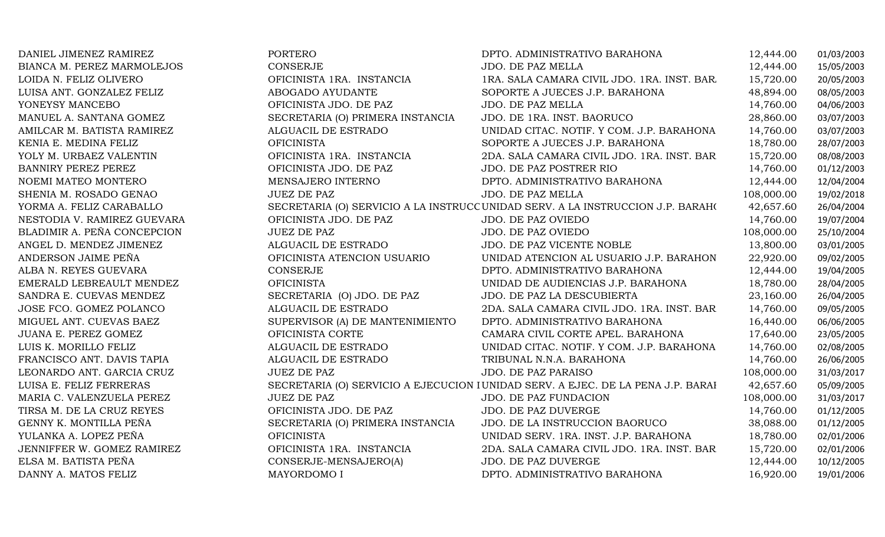| | | | | |
|---|---|---|---|---|
| DANIEL JIMENEZ RAMIREZ | PORTERO | DPTO. ADMINISTRATIVO BARAHONA | 12,444.00 | 01/03/2003 |
| BIANCA M. PEREZ MARMOLEJOS | CONSERJE | JDO. DE PAZ MELLA | 12,444.00 | 15/05/2003 |
| LOIDA N. FELIZ OLIVERO | OFICINISTA 1RA. INSTANCIA | 1RA. SALA CAMARA CIVIL JDO. 1RA. INST. BAR. | 15,720.00 | 20/05/2003 |
| LUISA ANT. GONZALEZ FELIZ | ABOGADO AYUDANTE | SOPORTE A JUECES J.P. BARAHONA | 48,894.00 | 08/05/2003 |
| YONEYSY MANCEBO | OFICINISTA JDO. DE PAZ | JDO. DE PAZ MELLA | 14,760.00 | 04/06/2003 |
| MANUEL A. SANTANA GOMEZ | SECRETARIA (O) PRIMERA INSTANCIA | JDO. DE 1RA. INST. BAORUCO | 28,860.00 | 03/07/2003 |
| AMILCAR M. BATISTA RAMIREZ | ALGUACIL DE ESTRADO | UNIDAD CITAC. NOTIF. Y COM. J.P. BARAHONA | 14,760.00 | 03/07/2003 |
| KENIA E. MEDINA FELIZ | OFICINISTA | SOPORTE A JUECES J.P. BARAHONA | 18,780.00 | 28/07/2003 |
| YOLY M. URBAEZ VALENTIN | OFICINISTA 1RA. INSTANCIA | 2DA. SALA CAMARA CIVIL JDO. 1RA. INST. BAR | 15,720.00 | 08/08/2003 |
| BANNIRY PEREZ PEREZ | OFICINISTA JDO. DE PAZ | JDO. DE PAZ POSTRER RIO | 14,760.00 | 01/12/2003 |
| NOEMI MATEO MONTERO | MENSAJERO INTERNO | DPTO. ADMINISTRATIVO BARAHONA | 12,444.00 | 12/04/2004 |
| SHENIA M. ROSADO GENAO | JUEZ DE PAZ | JDO. DE PAZ MELLA | 108,000.00 | 19/02/2018 |
| YORMA A. FELIZ CARABALLO | SECRETARIA (O) SERVICIO A LA INSTRUCC | UNIDAD SERV. A LA INSTRUCCION J.P. BARAH( | 42,657.60 | 26/04/2004 |
| NESTODIA V. RAMIREZ GUEVARA | OFICINISTA JDO. DE PAZ | JDO. DE PAZ OVIEDO | 14,760.00 | 19/07/2004 |
| BLADIMIR A. PEÑA CONCEPCION | JUEZ DE PAZ | JDO. DE PAZ OVIEDO | 108,000.00 | 25/10/2004 |
| ANGEL D. MENDEZ JIMENEZ | ALGUACIL DE ESTRADO | JDO. DE PAZ VICENTE NOBLE | 13,800.00 | 03/01/2005 |
| ANDERSON JAIME PEÑA | OFICINISTA ATENCION USUARIO | UNIDAD ATENCION AL USUARIO J.P. BARAHON | 22,920.00 | 09/02/2005 |
| ALBA N. REYES GUEVARA | CONSERJE | DPTO. ADMINISTRATIVO BARAHONA | 12,444.00 | 19/04/2005 |
| EMERALD LEBREAULT MENDEZ | OFICINISTA | UNIDAD DE AUDIENCIAS J.P. BARAHONA | 18,780.00 | 28/04/2005 |
| SANDRA E. CUEVAS MENDEZ | SECRETARIA (O) JDO. DE PAZ | JDO. DE PAZ LA DESCUBIERTA | 23,160.00 | 26/04/2005 |
| JOSE FCO. GOMEZ POLANCO | ALGUACIL DE ESTRADO | 2DA. SALA CAMARA CIVIL JDO. 1RA. INST. BAR | 14,760.00 | 09/05/2005 |
| MIGUEL ANT. CUEVAS BAEZ | SUPERVISOR (A) DE MANTENIMIENTO | DPTO. ADMINISTRATIVO BARAHONA | 16,440.00 | 06/06/2005 |
| JUANA E. PEREZ GOMEZ | OFICINISTA CORTE | CAMARA CIVIL CORTE APEL. BARAHONA | 17,640.00 | 23/05/2005 |
| LUIS K. MORILLO FELIZ | ALGUACIL DE ESTRADO | UNIDAD CITAC. NOTIF. Y COM. J.P. BARAHONA | 14,760.00 | 02/08/2005 |
| FRANCISCO ANT. DAVIS TAPIA | ALGUACIL DE ESTRADO | TRIBUNAL N.N.A. BARAHONA | 14,760.00 | 26/06/2005 |
| LEONARDO ANT. GARCIA CRUZ | JUEZ DE PAZ | JDO. DE PAZ PARAISO | 108,000.00 | 31/03/2017 |
| LUISA E. FELIZ FERRERAS | SECRETARIA (O) SERVICIO A EJECUCION I | UNIDAD SERV. A EJEC. DE LA PENA J.P. BARAI | 42,657.60 | 05/09/2005 |
| MARIA C. VALENZUELA PEREZ | JUEZ DE PAZ | JDO. DE PAZ FUNDACION | 108,000.00 | 31/03/2017 |
| TIRSA M. DE LA CRUZ REYES | OFICINISTA JDO. DE PAZ | JDO. DE PAZ DUVERGE | 14,760.00 | 01/12/2005 |
| GENNY K. MONTILLA PEÑA | SECRETARIA (O) PRIMERA INSTANCIA | JDO. DE LA INSTRUCCION BAORUCO | 38,088.00 | 01/12/2005 |
| YULANKA A. LOPEZ PEÑA | OFICINISTA | UNIDAD SERV. 1RA. INST. J.P. BARAHONA | 18,780.00 | 02/01/2006 |
| JENNIFFER W. GOMEZ RAMIREZ | OFICINISTA 1RA. INSTANCIA | 2DA. SALA CAMARA CIVIL JDO. 1RA. INST. BAR | 15,720.00 | 02/01/2006 |
| ELSA M. BATISTA PEÑA | CONSERJE-MENSAJERO(A) | JDO. DE PAZ DUVERGE | 12,444.00 | 10/12/2005 |
| DANNY A. MATOS FELIZ | MAYORDOMO I | DPTO. ADMINISTRATIVO BARAHONA | 16,920.00 | 19/01/2006 |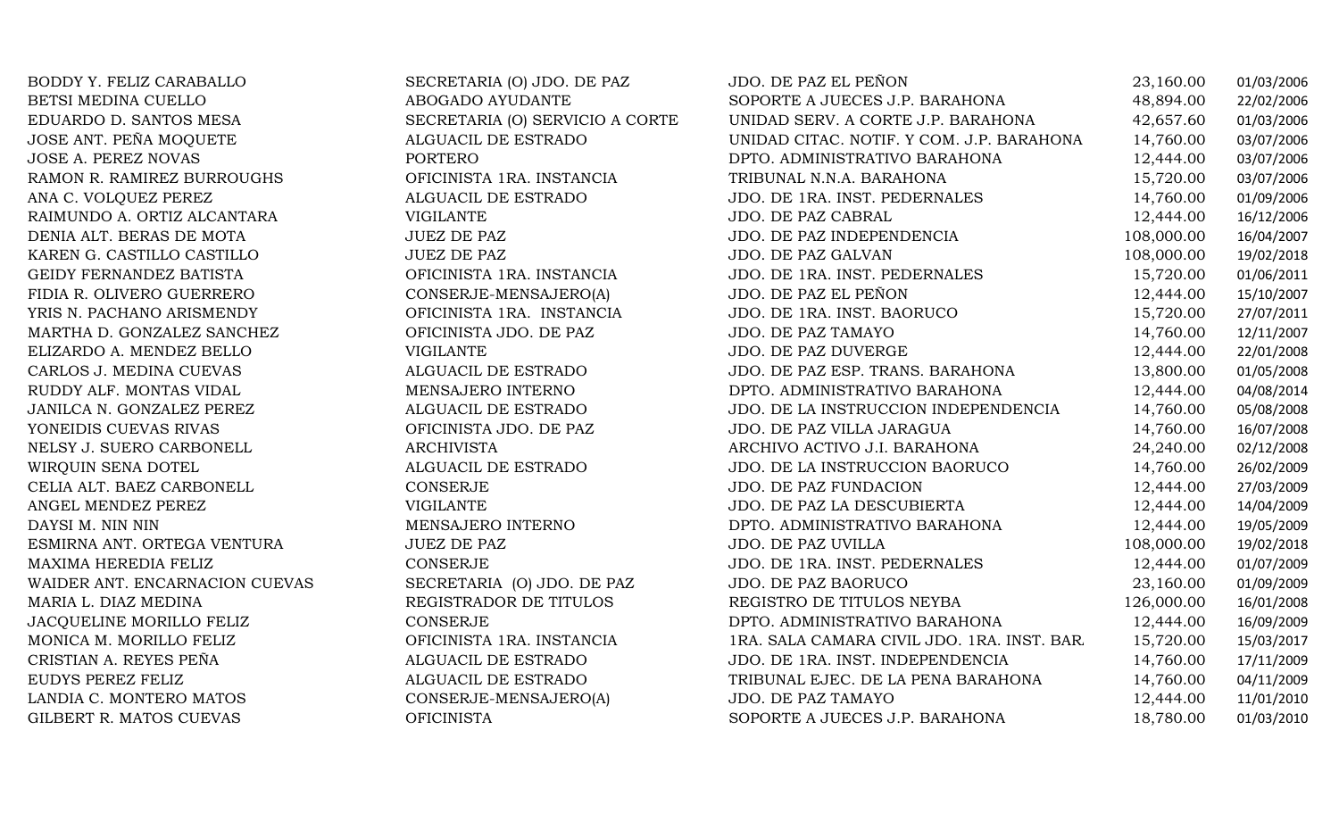| | | | | |
|---|---|---|---|---|
| BODDY Y. FELIZ CARABALLO | SECRETARIA (O) JDO. DE PAZ | JDO. DE PAZ EL PEÑON | 23,160.00 | 01/03/2006 |
| BETSI MEDINA CUELLO | ABOGADO AYUDANTE | SOPORTE A JUECES J.P. BARAHONA | 48,894.00 | 22/02/2006 |
| EDUARDO D. SANTOS MESA | SECRETARIA (O) SERVICIO A CORTE | UNIDAD SERV. A CORTE J.P. BARAHONA | 42,657.60 | 01/03/2006 |
| JOSE ANT. PEÑA MOQUETE | ALGUACIL DE ESTRADO | UNIDAD CITAC. NOTIF. Y COM. J.P. BARAHONA | 14,760.00 | 03/07/2006 |
| JOSE A. PEREZ NOVAS | PORTERO | DPTO. ADMINISTRATIVO BARAHONA | 12,444.00 | 03/07/2006 |
| RAMON R. RAMIREZ BURROUGHS | OFICINISTA 1RA. INSTANCIA | TRIBUNAL N.N.A. BARAHONA | 15,720.00 | 03/07/2006 |
| ANA C. VOLQUEZ PEREZ | ALGUACIL DE ESTRADO | JDO. DE 1RA. INST. PEDERNALES | 14,760.00 | 01/09/2006 |
| RAIMUNDO A. ORTIZ ALCANTARA | VIGILANTE | JDO. DE PAZ CABRAL | 12,444.00 | 16/12/2006 |
| DENIA ALT. BERAS DE MOTA | JUEZ DE PAZ | JDO. DE PAZ INDEPENDENCIA | 108,000.00 | 16/04/2007 |
| KAREN G. CASTILLO CASTILLO | JUEZ DE PAZ | JDO. DE PAZ GALVAN | 108,000.00 | 19/02/2018 |
| GEIDY FERNANDEZ BATISTA | OFICINISTA 1RA. INSTANCIA | JDO. DE 1RA. INST. PEDERNALES | 15,720.00 | 01/06/2011 |
| FIDIA R. OLIVERO GUERRERO | CONSERJE-MENSAJERO(A) | JDO. DE PAZ EL PEÑON | 12,444.00 | 15/10/2007 |
| YRIS N. PACHANO ARISMENDY | OFICINISTA 1RA. INSTANCIA | JDO. DE 1RA. INST. BAORUCO | 15,720.00 | 27/07/2011 |
| MARTHA D. GONZALEZ SANCHEZ | OFICINISTA JDO. DE PAZ | JDO. DE PAZ TAMAYO | 14,760.00 | 12/11/2007 |
| ELIZARDO A. MENDEZ BELLO | VIGILANTE | JDO. DE PAZ DUVERGE | 12,444.00 | 22/01/2008 |
| CARLOS J. MEDINA CUEVAS | ALGUACIL DE ESTRADO | JDO. DE PAZ ESP. TRANS. BARAHONA | 13,800.00 | 01/05/2008 |
| RUDDY ALF. MONTAS VIDAL | MENSAJERO INTERNO | DPTO. ADMINISTRATIVO BARAHONA | 12,444.00 | 04/08/2014 |
| JANILCA N. GONZALEZ PEREZ | ALGUACIL DE ESTRADO | JDO. DE LA INSTRUCCION INDEPENDENCIA | 14,760.00 | 05/08/2008 |
| YONEIDIS CUEVAS RIVAS | OFICINISTA JDO. DE PAZ | JDO. DE PAZ VILLA JARAGUA | 14,760.00 | 16/07/2008 |
| NELSY J. SUERO CARBONELL | ARCHIVISTA | ARCHIVO ACTIVO J.I. BARAHONA | 24,240.00 | 02/12/2008 |
| WIRQUIN SENA DOTEL | ALGUACIL DE ESTRADO | JDO. DE LA INSTRUCCION BAORUCO | 14,760.00 | 26/02/2009 |
| CELIA ALT. BAEZ CARBONELL | CONSERJE | JDO. DE PAZ FUNDACION | 12,444.00 | 27/03/2009 |
| ANGEL MENDEZ PEREZ | VIGILANTE | JDO. DE PAZ LA DESCUBIERTA | 12,444.00 | 14/04/2009 |
| DAYSI M. NIN NIN | MENSAJERO INTERNO | DPTO. ADMINISTRATIVO BARAHONA | 12,444.00 | 19/05/2009 |
| ESMIRNA ANT. ORTEGA VENTURA | JUEZ DE PAZ | JDO. DE PAZ UVILLA | 108,000.00 | 19/02/2018 |
| MAXIMA HEREDIA FELIZ | CONSERJE | JDO. DE 1RA. INST. PEDERNALES | 12,444.00 | 01/07/2009 |
| WAIDER ANT. ENCARNACION CUEVAS | SECRETARIA (O) JDO. DE PAZ | JDO. DE PAZ BAORUCO | 23,160.00 | 01/09/2009 |
| MARIA L. DIAZ MEDINA | REGISTRADOR DE TITULOS | REGISTRO DE TITULOS NEYBA | 126,000.00 | 16/01/2008 |
| JACQUELINE MORILLO FELIZ | CONSERJE | DPTO. ADMINISTRATIVO BARAHONA | 12,444.00 | 16/09/2009 |
| MONICA M. MORILLO FELIZ | OFICINISTA 1RA. INSTANCIA | 1RA. SALA CAMARA CIVIL JDO. 1RA. INST. BAR. | 15,720.00 | 15/03/2017 |
| CRISTIAN A. REYES PEÑA | ALGUACIL DE ESTRADO | JDO. DE 1RA. INST. INDEPENDENCIA | 14,760.00 | 17/11/2009 |
| EUDYS PEREZ FELIZ | ALGUACIL DE ESTRADO | TRIBUNAL EJEC. DE LA PENA BARAHONA | 14,760.00 | 04/11/2009 |
| LANDIA C. MONTERO MATOS | CONSERJE-MENSAJERO(A) | JDO. DE PAZ TAMAYO | 12,444.00 | 11/01/2010 |
| GILBERT R. MATOS CUEVAS | OFICINISTA | SOPORTE A JUECES J.P. BARAHONA | 18,780.00 | 01/03/2010 |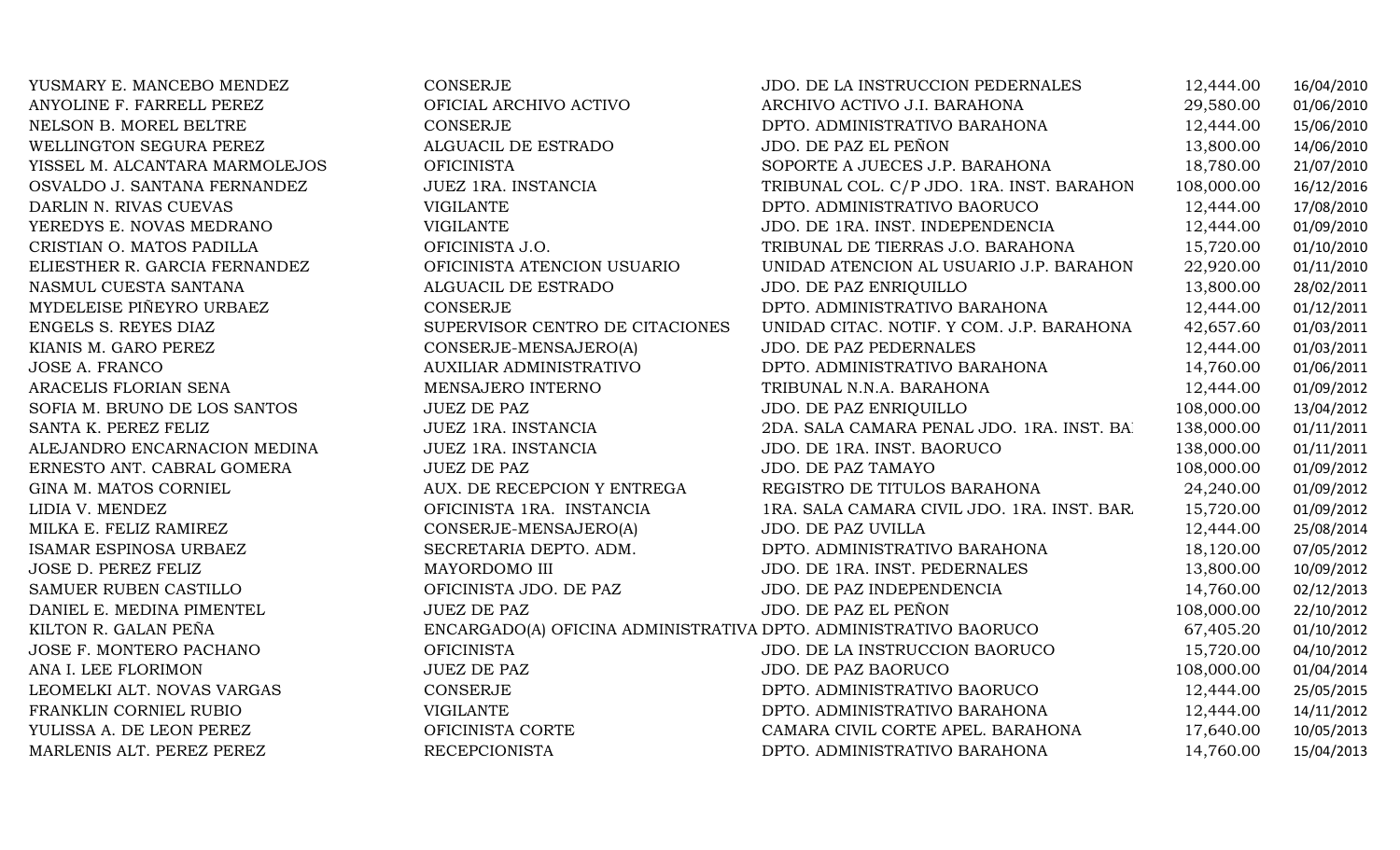| | | | | |
|---|---|---|---|---|
| YUSMARY E. MANCEBO MENDEZ | CONSERJE | JDO. DE LA INSTRUCCION PEDERNALES | 12,444.00 | 16/04/2010 |
| ANYOLINE F. FARRELL PEREZ | OFICIAL ARCHIVO ACTIVO | ARCHIVO ACTIVO J.I. BARAHONA | 29,580.00 | 01/06/2010 |
| NELSON B. MOREL BELTRE | CONSERJE | DPTO. ADMINISTRATIVO BARAHONA | 12,444.00 | 15/06/2010 |
| WELLINGTON SEGURA PEREZ | ALGUACIL DE ESTRADO | JDO. DE PAZ EL PEÑON | 13,800.00 | 14/06/2010 |
| YISSEL M. ALCANTARA MARMOLEJOS | OFICINISTA | SOPORTE A JUECES J.P. BARAHONA | 18,780.00 | 21/07/2010 |
| OSVALDO J. SANTANA FERNANDEZ | JUEZ 1RA. INSTANCIA | TRIBUNAL COL. C/P JDO. 1RA. INST. BARAHON | 108,000.00 | 16/12/2016 |
| DARLIN N. RIVAS CUEVAS | VIGILANTE | DPTO. ADMINISTRATIVO BAORUCO | 12,444.00 | 17/08/2010 |
| YEREDYS E. NOVAS MEDRANO | VIGILANTE | JDO. DE 1RA. INST. INDEPENDENCIA | 12,444.00 | 01/09/2010 |
| CRISTIAN O. MATOS PADILLA | OFICINISTA J.O. | TRIBUNAL DE TIERRAS J.O. BARAHONA | 15,720.00 | 01/10/2010 |
| ELIESTHER R. GARCIA FERNANDEZ | OFICINISTA ATENCION USUARIO | UNIDAD ATENCION AL USUARIO J.P. BARAHON | 22,920.00 | 01/11/2010 |
| NASMUL CUESTA SANTANA | ALGUACIL DE ESTRADO | JDO. DE PAZ ENRIQUILLO | 13,800.00 | 28/02/2011 |
| MYDELEISE PIÑEYRO URBAEZ | CONSERJE | DPTO. ADMINISTRATIVO BARAHONA | 12,444.00 | 01/12/2011 |
| ENGELS S. REYES DIAZ | SUPERVISOR CENTRO DE CITACIONES | UNIDAD CITAC. NOTIF. Y COM. J.P. BARAHONA | 42,657.60 | 01/03/2011 |
| KIANIS M. GARO PEREZ | CONSERJE-MENSAJERO(A) | JDO. DE PAZ PEDERNALES | 12,444.00 | 01/03/2011 |
| JOSE A. FRANCO | AUXILIAR ADMINISTRATIVO | DPTO. ADMINISTRATIVO BARAHONA | 14,760.00 | 01/06/2011 |
| ARACELIS FLORIAN SENA | MENSAJERO INTERNO | TRIBUNAL N.N.A. BARAHONA | 12,444.00 | 01/09/2012 |
| SOFIA M. BRUNO DE LOS SANTOS | JUEZ DE PAZ | JDO. DE PAZ ENRIQUILLO | 108,000.00 | 13/04/2012 |
| SANTA K. PEREZ FELIZ | JUEZ 1RA. INSTANCIA | 2DA. SALA CAMARA PENAL JDO. 1RA. INST. BA | 138,000.00 | 01/11/2011 |
| ALEJANDRO ENCARNACION MEDINA | JUEZ 1RA. INSTANCIA | JDO. DE 1RA. INST. BAORUCO | 138,000.00 | 01/11/2011 |
| ERNESTO ANT. CABRAL GOMERA | JUEZ DE PAZ | JDO. DE PAZ TAMAYO | 108,000.00 | 01/09/2012 |
| GINA M. MATOS CORNIEL | AUX. DE RECEPCION Y ENTREGA | REGISTRO DE TITULOS BARAHONA | 24,240.00 | 01/09/2012 |
| LIDIA V. MENDEZ | OFICINISTA 1RA. INSTANCIA | 1RA. SALA CAMARA CIVIL JDO. 1RA. INST. BAR | 15,720.00 | 01/09/2012 |
| MILKA E. FELIZ RAMIREZ | CONSERJE-MENSAJERO(A) | JDO. DE PAZ UVILLA | 12,444.00 | 25/08/2014 |
| ISAMAR ESPINOSA URBAEZ | SECRETARIA DEPTO. ADM. | DPTO. ADMINISTRATIVO BARAHONA | 18,120.00 | 07/05/2012 |
| JOSE D. PEREZ FELIZ | MAYORDOMO III | JDO. DE 1RA. INST. PEDERNALES | 13,800.00 | 10/09/2012 |
| SAMUER RUBEN CASTILLO | OFICINISTA JDO. DE PAZ | JDO. DE PAZ INDEPENDENCIA | 14,760.00 | 02/12/2013 |
| DANIEL E. MEDINA PIMENTEL | JUEZ DE PAZ | JDO. DE PAZ EL PEÑON | 108,000.00 | 22/10/2012 |
| KILTON R. GALAN PEÑA | ENCARGADO(A) OFICINA ADMINISTRATIVA | DPTO. ADMINISTRATIVO BAORUCO | 67,405.20 | 01/10/2012 |
| JOSE F. MONTERO PACHANO | OFICINISTA | JDO. DE LA INSTRUCCION BAORUCO | 15,720.00 | 04/10/2012 |
| ANA I. LEE FLORIMON | JUEZ DE PAZ | JDO. DE PAZ BAORUCO | 108,000.00 | 01/04/2014 |
| LEOMELKI ALT. NOVAS VARGAS | CONSERJE | DPTO. ADMINISTRATIVO BAORUCO | 12,444.00 | 25/05/2015 |
| FRANKLIN CORNIEL RUBIO | VIGILANTE | DPTO. ADMINISTRATIVO BARAHONA | 12,444.00 | 14/11/2012 |
| YULISSA A. DE LEON PEREZ | OFICINISTA CORTE | CAMARA CIVIL CORTE APEL. BARAHONA | 17,640.00 | 10/05/2013 |
| MARLENIS ALT. PEREZ PEREZ | RECEPCIONISTA | DPTO. ADMINISTRATIVO BARAHONA | 14,760.00 | 15/04/2013 |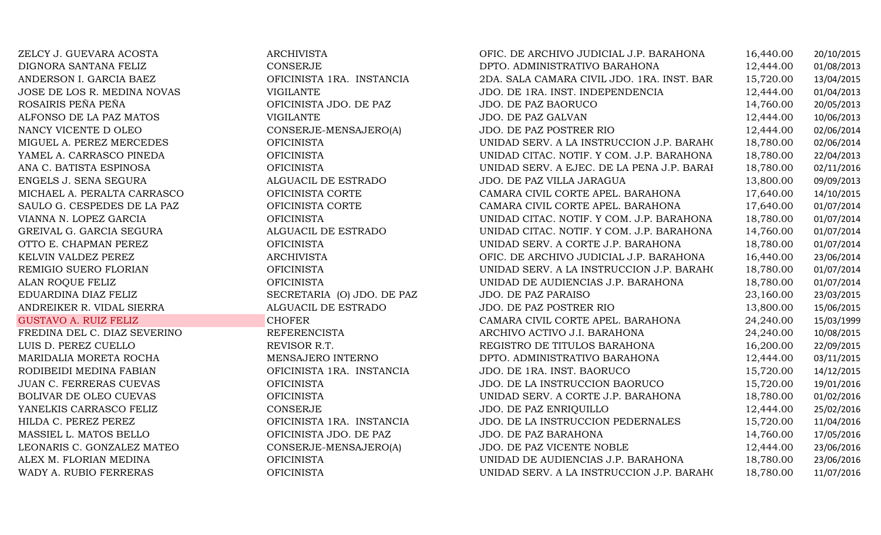| | | | | |
|---|---|---|---|---|
| ZELCY J. GUEVARA ACOSTA | ARCHIVISTA | OFIC. DE ARCHIVO JUDICIAL J.P. BARAHONA | 16,440.00 | 20/10/2015 |
| DIGNORA SANTANA FELIZ | CONSERJE | DPTO. ADMINISTRATIVO BARAHONA | 12,444.00 | 01/08/2013 |
| ANDERSON I. GARCIA BAEZ | OFICINISTA 1RA. INSTANCIA | 2DA. SALA CAMARA CIVIL JDO. 1RA. INST. BAR | 15,720.00 | 13/04/2015 |
| JOSE DE LOS R. MEDINA NOVAS | VIGILANTE | JDO. DE 1RA. INST. INDEPENDENCIA | 12,444.00 | 01/04/2013 |
| ROSAIRIS PEÑA PEÑA | OFICINISTA JDO. DE PAZ | JDO. DE PAZ BAORUCO | 14,760.00 | 20/05/2013 |
| ALFONSO DE LA PAZ MATOS | VIGILANTE | JDO. DE PAZ GALVAN | 12,444.00 | 10/06/2013 |
| NANCY VICENTE D OLEO | CONSERJE-MENSAJERO(A) | JDO. DE PAZ POSTRER RIO | 12,444.00 | 02/06/2014 |
| MIGUEL A. PEREZ MERCEDES | OFICINISTA | UNIDAD SERV. A LA INSTRUCCION J.P. BARAHO | 18,780.00 | 02/06/2014 |
| YAMEL A. CARRASCO PINEDA | OFICINISTA | UNIDAD CITAC. NOTIF. Y COM. J.P. BARAHONA | 18,780.00 | 22/04/2013 |
| ANA C. BATISTA ESPINOSA | OFICINISTA | UNIDAD SERV. A EJEC. DE LA PENA J.P. BARAI | 18,780.00 | 02/11/2016 |
| ENGELS J. SENA SEGURA | ALGUACIL DE ESTRADO | JDO. DE PAZ VILLA JARAGUA | 13,800.00 | 09/09/2013 |
| MICHAEL A. PERALTA CARRASCO | OFICINISTA CORTE | CAMARA CIVIL CORTE APEL. BARAHONA | 17,640.00 | 14/10/2015 |
| SAULO G. CESPEDES DE LA PAZ | OFICINISTA CORTE | CAMARA CIVIL CORTE APEL. BARAHONA | 17,640.00 | 01/07/2014 |
| VIANNA N. LOPEZ GARCIA | OFICINISTA | UNIDAD CITAC. NOTIF. Y COM. J.P. BARAHONA | 18,780.00 | 01/07/2014 |
| GREIVAL G. GARCIA SEGURA | ALGUACIL DE ESTRADO | UNIDAD CITAC. NOTIF. Y COM. J.P. BARAHONA | 14,760.00 | 01/07/2014 |
| OTTO E. CHAPMAN PEREZ | OFICINISTA | UNIDAD SERV. A CORTE J.P. BARAHONA | 18,780.00 | 01/07/2014 |
| KELVIN VALDEZ PEREZ | ARCHIVISTA | OFIC. DE ARCHIVO JUDICIAL J.P. BARAHONA | 16,440.00 | 23/06/2014 |
| REMIGIO SUERO FLORIAN | OFICINISTA | UNIDAD SERV. A LA INSTRUCCION J.P. BARAHO | 18,780.00 | 01/07/2014 |
| ALAN ROQUE FELIZ | OFICINISTA | UNIDAD DE AUDIENCIAS J.P. BARAHONA | 18,780.00 | 01/07/2014 |
| EDUARDINA DIAZ FELIZ | SECRETARIA (O) JDO. DE PAZ | JDO. DE PAZ PARAISO | 23,160.00 | 23/03/2015 |
| ANDREIKER R. VIDAL SIERRA | ALGUACIL DE ESTRADO | JDO. DE PAZ POSTRER RIO | 13,800.00 | 15/06/2015 |
| GUSTAVO A. RUIZ FELIZ | CHOFER | CAMARA CIVIL CORTE APEL. BARAHONA | 24,240.00 | 15/03/1999 |
| FREDINA DEL C. DIAZ SEVERINO | REFERENCISTA | ARCHIVO ACTIVO J.I. BARAHONA | 24,240.00 | 10/08/2015 |
| LUIS D. PEREZ CUELLO | REVISOR R.T. | REGISTRO DE TITULOS BARAHONA | 16,200.00 | 22/09/2015 |
| MARIDALIA MORETA ROCHA | MENSAJERO INTERNO | DPTO. ADMINISTRATIVO BARAHONA | 12,444.00 | 03/11/2015 |
| RODIBEIDI MEDINA FABIAN | OFICINISTA 1RA. INSTANCIA | JDO. DE 1RA. INST. BAORUCO | 15,720.00 | 14/12/2015 |
| JUAN C. FERRERAS CUEVAS | OFICINISTA | JDO. DE LA INSTRUCCION BAORUCO | 15,720.00 | 19/01/2016 |
| BOLIVAR DE OLEO CUEVAS | OFICINISTA | UNIDAD SERV. A CORTE J.P. BARAHONA | 18,780.00 | 01/02/2016 |
| YANELKIS CARRASCO FELIZ | CONSERJE | JDO. DE PAZ ENRIQUILLO | 12,444.00 | 25/02/2016 |
| HILDA C. PEREZ PEREZ | OFICINISTA 1RA. INSTANCIA | JDO. DE LA INSTRUCCION PEDERNALES | 15,720.00 | 11/04/2016 |
| MASSIEL L. MATOS BELLO | OFICINISTA JDO. DE PAZ | JDO. DE PAZ BARAHONA | 14,760.00 | 17/05/2016 |
| LEONARIS C. GONZALEZ MATEO | CONSERJE-MENSAJERO(A) | JDO. DE PAZ VICENTE NOBLE | 12,444.00 | 23/06/2016 |
| ALEX M. FLORIAN MEDINA | OFICINISTA | UNIDAD DE AUDIENCIAS J.P. BARAHONA | 18,780.00 | 23/06/2016 |
| WADY A. RUBIO FERRERAS | OFICINISTA | UNIDAD SERV. A LA INSTRUCCION J.P. BARAHO | 18,780.00 | 11/07/2016 |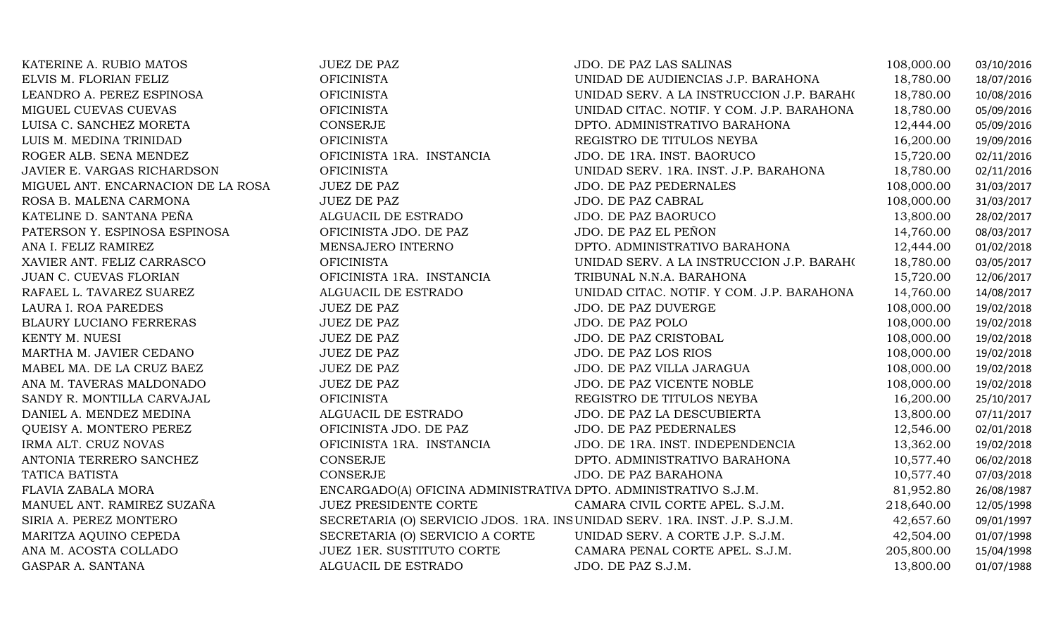| | | | | |
|---|---|---|---|---|
| KATERINE A. RUBIO MATOS | JUEZ DE PAZ | JDO. DE PAZ LAS SALINAS | 108,000.00 | 03/10/2016 |
| ELVIS M. FLORIAN FELIZ | OFICINISTA | UNIDAD DE AUDIENCIAS J.P. BARAHONA | 18,780.00 | 18/07/2016 |
| LEANDRO A. PEREZ ESPINOSA | OFICINISTA | UNIDAD SERV. A LA INSTRUCCION J.P. BARAH( | 18,780.00 | 10/08/2016 |
| MIGUEL CUEVAS CUEVAS | OFICINISTA | UNIDAD CITAC. NOTIF. Y COM. J.P. BARAHONA | 18,780.00 | 05/09/2016 |
| LUISA C. SANCHEZ MORETA | CONSERJE | DPTO. ADMINISTRATIVO BARAHONA | 12,444.00 | 05/09/2016 |
| LUIS M. MEDINA TRINIDAD | OFICINISTA | REGISTRO DE TITULOS NEYBA | 16,200.00 | 19/09/2016 |
| ROGER ALB. SENA MENDEZ | OFICINISTA 1RA. INSTANCIA | JDO. DE 1RA. INST. BAORUCO | 15,720.00 | 02/11/2016 |
| JAVIER E. VARGAS RICHARDSON | OFICINISTA | UNIDAD SERV. 1RA. INST. J.P. BARAHONA | 18,780.00 | 02/11/2016 |
| MIGUEL ANT. ENCARNACION DE LA ROSA | JUEZ DE PAZ | JDO. DE PAZ PEDERNALES | 108,000.00 | 31/03/2017 |
| ROSA B. MALENA CARMONA | JUEZ DE PAZ | JDO. DE PAZ CABRAL | 108,000.00 | 31/03/2017 |
| KATELINE D. SANTANA PEÑA | ALGUACIL DE ESTRADO | JDO. DE PAZ BAORUCO | 13,800.00 | 28/02/2017 |
| PATERSON Y. ESPINOSA ESPINOSA | OFICINISTA JDO. DE PAZ | JDO. DE PAZ EL PEÑON | 14,760.00 | 08/03/2017 |
| ANA I. FELIZ RAMIREZ | MENSAJERO INTERNO | DPTO. ADMINISTRATIVO BARAHONA | 12,444.00 | 01/02/2018 |
| XAVIER ANT. FELIZ CARRASCO | OFICINISTA | UNIDAD SERV. A LA INSTRUCCION J.P. BARAH( | 18,780.00 | 03/05/2017 |
| JUAN C. CUEVAS FLORIAN | OFICINISTA 1RA. INSTANCIA | TRIBUNAL N.N.A. BARAHONA | 15,720.00 | 12/06/2017 |
| RAFAEL L. TAVAREZ SUAREZ | ALGUACIL DE ESTRADO | UNIDAD CITAC. NOTIF. Y COM. J.P. BARAHONA | 14,760.00 | 14/08/2017 |
| LAURA I. ROA PAREDES | JUEZ DE PAZ | JDO. DE PAZ DUVERGE | 108,000.00 | 19/02/2018 |
| BLAURY LUCIANO FERRERAS | JUEZ DE PAZ | JDO. DE PAZ POLO | 108,000.00 | 19/02/2018 |
| KENTY M. NUESI | JUEZ DE PAZ | JDO. DE PAZ CRISTOBAL | 108,000.00 | 19/02/2018 |
| MARTHA M. JAVIER CEDANO | JUEZ DE PAZ | JDO. DE PAZ LOS RIOS | 108,000.00 | 19/02/2018 |
| MABEL MA. DE LA CRUZ BAEZ | JUEZ DE PAZ | JDO. DE PAZ VILLA JARAGUA | 108,000.00 | 19/02/2018 |
| ANA M. TAVERAS MALDONADO | JUEZ DE PAZ | JDO. DE PAZ VICENTE NOBLE | 108,000.00 | 19/02/2018 |
| SANDY R. MONTILLA CARVAJAL | OFICINISTA | REGISTRO DE TITULOS NEYBA | 16,200.00 | 25/10/2017 |
| DANIEL A. MENDEZ MEDINA | ALGUACIL DE ESTRADO | JDO. DE PAZ LA DESCUBIERTA | 13,800.00 | 07/11/2017 |
| QUEISY A. MONTERO PEREZ | OFICINISTA JDO. DE PAZ | JDO. DE PAZ PEDERNALES | 12,546.00 | 02/01/2018 |
| IRMA ALT. CRUZ NOVAS | OFICINISTA 1RA. INSTANCIA | JDO. DE 1RA. INST. INDEPENDENCIA | 13,362.00 | 19/02/2018 |
| ANTONIA TERRERO SANCHEZ | CONSERJE | DPTO. ADMINISTRATIVO BARAHONA | 10,577.40 | 06/02/2018 |
| TATICA BATISTA | CONSERJE | JDO. DE PAZ BARAHONA | 10,577.40 | 07/03/2018 |
| FLAVIA ZABALA MORA | ENCARGADO(A) OFICINA ADMINISTRATIVA | DPTO. ADMINISTRATIVO S.J.M. | 81,952.80 | 26/08/1987 |
| MANUEL ANT. RAMIREZ SUZAÑA | JUEZ PRESIDENTE CORTE | CAMARA CIVIL CORTE APEL. S.J.M. | 218,640.00 | 12/05/1998 |
| SIRIA A. PEREZ MONTERO | SECRETARIA (O) SERVICIO JDOS. 1RA. INS | UNIDAD SERV. 1RA. INST. J.P. S.J.M. | 42,657.60 | 09/01/1997 |
| MARITZA AQUINO CEPEDA | SECRETARIA (O) SERVICIO A CORTE | UNIDAD SERV. A CORTE J.P. S.J.M. | 42,504.00 | 01/07/1998 |
| ANA M. ACOSTA COLLADO | JUEZ 1ER. SUSTITUTO CORTE | CAMARA PENAL CORTE APEL. S.J.M. | 205,800.00 | 15/04/1998 |
| GASPAR A. SANTANA | ALGUACIL DE ESTRADO | JDO. DE PAZ S.J.M. | 13,800.00 | 01/07/1988 |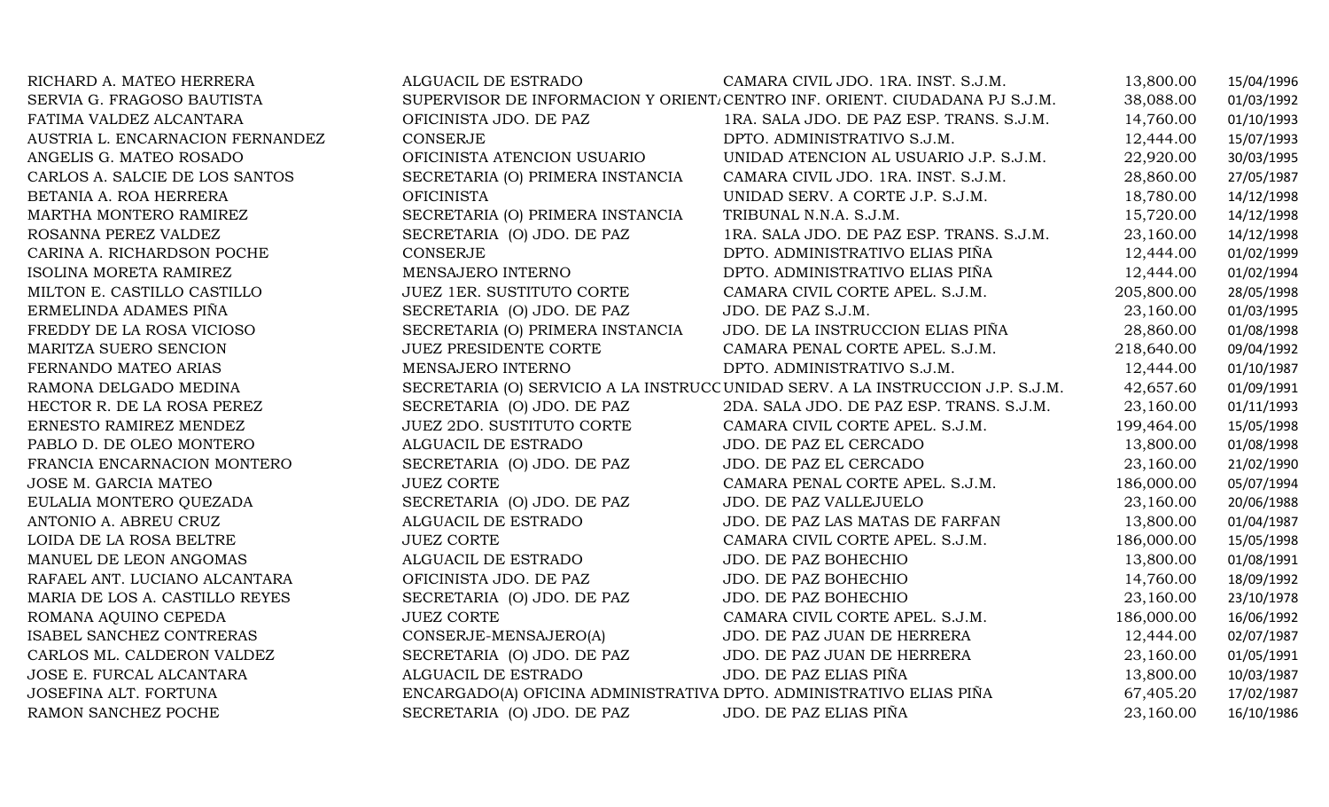| | | | | |
|---|---|---|---|---|
| RICHARD A. MATEO HERRERA | ALGUACIL DE ESTRADO | CAMARA CIVIL JDO. 1RA. INST. S.J.M. | 13,800.00 | 15/04/1996 |
| SERVIA G. FRAGOSO BAUTISTA | SUPERVISOR DE INFORMACION Y ORIENTA | CENTRO INF. ORIENT. CIUDADANA PJ S.J.M. | 38,088.00 | 01/03/1992 |
| FATIMA VALDEZ ALCANTARA | OFICINISTA JDO. DE PAZ | 1RA. SALA JDO. DE PAZ ESP. TRANS. S.J.M. | 14,760.00 | 01/10/1993 |
| AUSTRIA L. ENCARNACION FERNANDEZ | CONSERJE | DPTO. ADMINISTRATIVO S.J.M. | 12,444.00 | 15/07/1993 |
| ANGELIS G. MATEO ROSADO | OFICINISTA ATENCION USUARIO | UNIDAD ATENCION AL USUARIO J.P. S.J.M. | 22,920.00 | 30/03/1995 |
| CARLOS A. SALCIE DE LOS SANTOS | SECRETARIA (O) PRIMERA INSTANCIA | CAMARA CIVIL JDO. 1RA. INST. S.J.M. | 28,860.00 | 27/05/1987 |
| BETANIA A. ROA HERRERA | OFICINISTA | UNIDAD SERV. A CORTE J.P. S.J.M. | 18,780.00 | 14/12/1998 |
| MARTHA MONTERO RAMIREZ | SECRETARIA (O) PRIMERA INSTANCIA | TRIBUNAL N.N.A. S.J.M. | 15,720.00 | 14/12/1998 |
| ROSANNA PEREZ VALDEZ | SECRETARIA (O) JDO. DE PAZ | 1RA. SALA JDO. DE PAZ ESP. TRANS. S.J.M. | 23,160.00 | 14/12/1998 |
| CARINA A. RICHARDSON POCHE | CONSERJE | DPTO. ADMINISTRATIVO ELIAS PIÑA | 12,444.00 | 01/02/1999 |
| ISOLINA MORETA RAMIREZ | MENSAJERO INTERNO | DPTO. ADMINISTRATIVO ELIAS PIÑA | 12,444.00 | 01/02/1994 |
| MILTON E. CASTILLO CASTILLO | JUEZ 1ER. SUSTITUTO CORTE | CAMARA CIVIL CORTE APEL. S.J.M. | 205,800.00 | 28/05/1998 |
| ERMELINDA ADAMES PIÑA | SECRETARIA (O) JDO. DE PAZ | JDO. DE PAZ S.J.M. | 23,160.00 | 01/03/1995 |
| FREDDY DE LA ROSA VICIOSO | SECRETARIA (O) PRIMERA INSTANCIA | JDO. DE LA INSTRUCCION ELIAS PIÑA | 28,860.00 | 01/08/1998 |
| MARITZA SUERO SENCION | JUEZ PRESIDENTE CORTE | CAMARA PENAL CORTE APEL. S.J.M. | 218,640.00 | 09/04/1992 |
| FERNANDO MATEO ARIAS | MENSAJERO INTERNO | DPTO. ADMINISTRATIVO S.J.M. | 12,444.00 | 01/10/1987 |
| RAMONA DELGADO MEDINA | SECRETARIA (O) SERVICIO A LA INSTRUCC | UNIDAD SERV. A LA INSTRUCCION J.P. S.J.M. | 42,657.60 | 01/09/1991 |
| HECTOR R. DE LA ROSA PEREZ | SECRETARIA (O) JDO. DE PAZ | 2DA. SALA JDO. DE PAZ ESP. TRANS. S.J.M. | 23,160.00 | 01/11/1993 |
| ERNESTO RAMIREZ MENDEZ | JUEZ 2DO. SUSTITUTO CORTE | CAMARA CIVIL CORTE APEL. S.J.M. | 199,464.00 | 15/05/1998 |
| PABLO D. DE OLEO MONTERO | ALGUACIL DE ESTRADO | JDO. DE PAZ EL CERCADO | 13,800.00 | 01/08/1998 |
| FRANCIA ENCARNACION MONTERO | SECRETARIA (O) JDO. DE PAZ | JDO. DE PAZ EL CERCADO | 23,160.00 | 21/02/1990 |
| JOSE M. GARCIA MATEO | JUEZ CORTE | CAMARA PENAL CORTE APEL. S.J.M. | 186,000.00 | 05/07/1994 |
| EULALIA MONTERO QUEZADA | SECRETARIA (O) JDO. DE PAZ | JDO. DE PAZ VALLEJUELO | 23,160.00 | 20/06/1988 |
| ANTONIO A. ABREU CRUZ | ALGUACIL DE ESTRADO | JDO. DE PAZ LAS MATAS DE FARFAN | 13,800.00 | 01/04/1987 |
| LOIDA DE LA ROSA BELTRE | JUEZ CORTE | CAMARA CIVIL CORTE APEL. S.J.M. | 186,000.00 | 15/05/1998 |
| MANUEL DE LEON ANGOMAS | ALGUACIL DE ESTRADO | JDO. DE PAZ BOHECHIO | 13,800.00 | 01/08/1991 |
| RAFAEL ANT. LUCIANO ALCANTARA | OFICINISTA JDO. DE PAZ | JDO. DE PAZ BOHECHIO | 14,760.00 | 18/09/1992 |
| MARIA DE LOS A. CASTILLO REYES | SECRETARIA (O) JDO. DE PAZ | JDO. DE PAZ BOHECHIO | 23,160.00 | 23/10/1978 |
| ROMANA AQUINO CEPEDA | JUEZ CORTE | CAMARA CIVIL CORTE APEL. S.J.M. | 186,000.00 | 16/06/1992 |
| ISABEL SANCHEZ CONTRERAS | CONSERJE-MENSAJERO(A) | JDO. DE PAZ JUAN DE HERRERA | 12,444.00 | 02/07/1987 |
| CARLOS ML. CALDERON VALDEZ | SECRETARIA (O) JDO. DE PAZ | JDO. DE PAZ JUAN DE HERRERA | 23,160.00 | 01/05/1991 |
| JOSE E. FURCAL ALCANTARA | ALGUACIL DE ESTRADO | JDO. DE PAZ ELIAS PIÑA | 13,800.00 | 10/03/1987 |
| JOSEFINA ALT. FORTUNA | ENCARGADO(A) OFICINA ADMINISTRATIVA | DPTO. ADMINISTRATIVO ELIAS PIÑA | 67,405.20 | 17/02/1987 |
| RAMON SANCHEZ POCHE | SECRETARIA (O) JDO. DE PAZ | JDO. DE PAZ ELIAS PIÑA | 23,160.00 | 16/10/1986 |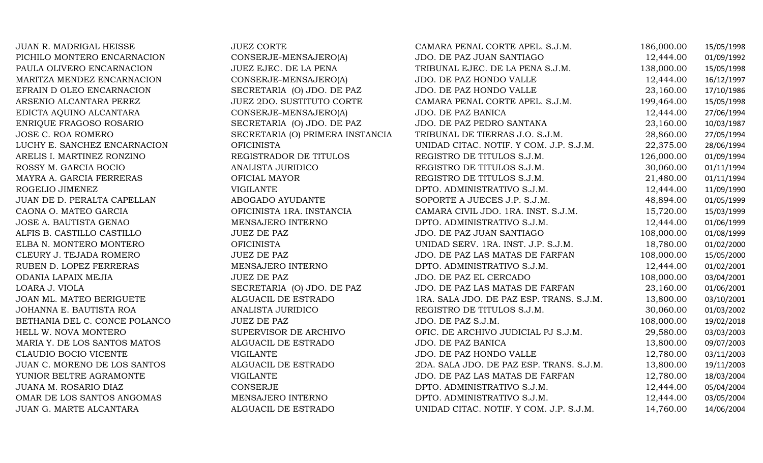| | | | | |
|---|---|---|---|---|
| JUAN R. MADRIGAL HEISSE | JUEZ CORTE | CAMARA PENAL CORTE APEL. S.J.M. | 186,000.00 | 15/05/1998 |
| PICHILO MONTERO ENCARNACION | CONSERJE-MENSAJERO(A) | JDO. DE PAZ JUAN SANTIAGO | 12,444.00 | 01/09/1992 |
| PAULA OLIVERO ENCARNACION | JUEZ EJEC. DE LA PENA | TRIBUNAL EJEC. DE LA PENA S.J.M. | 138,000.00 | 15/05/1998 |
| MARITZA MENDEZ ENCARNACION | CONSERJE-MENSAJERO(A) | JDO. DE PAZ HONDO VALLE | 12,444.00 | 16/12/1997 |
| EFRAIN D OLEO ENCARNACION | SECRETARIA (O) JDO. DE PAZ | JDO. DE PAZ HONDO VALLE | 23,160.00 | 17/10/1986 |
| ARSENIO ALCANTARA PEREZ | JUEZ 2DO. SUSTITUTO CORTE | CAMARA PENAL CORTE APEL. S.J.M. | 199,464.00 | 15/05/1998 |
| EDICTA AQUINO ALCANTARA | CONSERJE-MENSAJERO(A) | JDO. DE PAZ BANICA | 12,444.00 | 27/06/1994 |
| ENRIQUE FRAGOSO ROSARIO | SECRETARIA (O) JDO. DE PAZ | JDO. DE PAZ PEDRO SANTANA | 23,160.00 | 10/03/1987 |
| JOSE C. ROA ROMERO | SECRETARIA (O) PRIMERA INSTANCIA | TRIBUNAL DE TIERRAS J.O. S.J.M. | 28,860.00 | 27/05/1994 |
| LUCHY E. SANCHEZ ENCARNACION | OFICINISTA | UNIDAD CITAC. NOTIF. Y COM. J.P. S.J.M. | 22,375.00 | 28/06/1994 |
| ARELIS I. MARTINEZ RONZINO | REGISTRADOR DE TITULOS | REGISTRO DE TITULOS S.J.M. | 126,000.00 | 01/09/1994 |
| ROSSY M. GARCIA BOCIO | ANALISTA JURIDICO | REGISTRO DE TITULOS S.J.M. | 30,060.00 | 01/11/1994 |
| MAYRA A. GARCIA FERRERAS | OFICIAL MAYOR | REGISTRO DE TITULOS S.J.M. | 21,480.00 | 01/11/1994 |
| ROGELIO JIMENEZ | VIGILANTE | DPTO. ADMINISTRATIVO S.J.M. | 12,444.00 | 11/09/1990 |
| JUAN DE D. PERALTA CAPELLAN | ABOGADO AYUDANTE | SOPORTE A JUECES J.P. S.J.M. | 48,894.00 | 01/05/1999 |
| CAONA O. MATEO GARCIA | OFICINISTA 1RA. INSTANCIA | CAMARA CIVIL JDO. 1RA. INST. S.J.M. | 15,720.00 | 15/03/1999 |
| JOSE A. BAUTISTA GENAO | MENSAJERO INTERNO | DPTO. ADMINISTRATIVO S.J.M. | 12,444.00 | 01/06/1999 |
| ALFIS B. CASTILLO CASTILLO | JUEZ DE PAZ | JDO. DE PAZ JUAN SANTIAGO | 108,000.00 | 01/08/1999 |
| ELBA N. MONTERO MONTERO | OFICINISTA | UNIDAD SERV. 1RA. INST. J.P. S.J.M. | 18,780.00 | 01/02/2000 |
| CLEURY J. TEJADA ROMERO | JUEZ DE PAZ | JDO. DE PAZ LAS MATAS DE FARFAN | 108,000.00 | 15/05/2000 |
| RUBEN D. LOPEZ FERRERAS | MENSAJERO INTERNO | DPTO. ADMINISTRATIVO S.J.M. | 12,444.00 | 01/02/2001 |
| ODANIA LAPAIX MEJIA | JUEZ DE PAZ | JDO. DE PAZ EL CERCADO | 108,000.00 | 03/04/2001 |
| LOARA J. VIOLA | SECRETARIA (O) JDO. DE PAZ | JDO. DE PAZ LAS MATAS DE FARFAN | 23,160.00 | 01/06/2001 |
| JOAN ML. MATEO BERIGUETE | ALGUACIL DE ESTRADO | 1RA. SALA JDO. DE PAZ ESP. TRANS. S.J.M. | 13,800.00 | 03/10/2001 |
| JOHANNA E. BAUTISTA ROA | ANALISTA JURIDICO | REGISTRO DE TITULOS S.J.M. | 30,060.00 | 01/03/2002 |
| BETHANIA DEL C. CONCE POLANCO | JUEZ DE PAZ | JDO. DE PAZ S.J.M. | 108,000.00 | 19/02/2018 |
| HELL W. NOVA MONTERO | SUPERVISOR DE ARCHIVO | OFIC. DE ARCHIVO JUDICIAL PJ S.J.M. | 29,580.00 | 03/03/2003 |
| MARIA Y. DE LOS SANTOS MATOS | ALGUACIL DE ESTRADO | JDO. DE PAZ BANICA | 13,800.00 | 09/07/2003 |
| CLAUDIO BOCIO VICENTE | VIGILANTE | JDO. DE PAZ HONDO VALLE | 12,780.00 | 03/11/2003 |
| JUAN C. MORENO DE LOS SANTOS | ALGUACIL DE ESTRADO | 2DA. SALA JDO. DE PAZ ESP. TRANS. S.J.M. | 13,800.00 | 19/11/2003 |
| YUNIOR BELTRE AGRAMONTE | VIGILANTE | JDO. DE PAZ LAS MATAS DE FARFAN | 12,780.00 | 18/03/2004 |
| JUANA M. ROSARIO DIAZ | CONSERJE | DPTO. ADMINISTRATIVO S.J.M. | 12,444.00 | 05/04/2004 |
| OMAR DE LOS SANTOS ANGOMAS | MENSAJERO INTERNO | DPTO. ADMINISTRATIVO S.J.M. | 12,444.00 | 03/05/2004 |
| JUAN G. MARTE ALCANTARA | ALGUACIL DE ESTRADO | UNIDAD CITAC. NOTIF. Y COM. J.P. S.J.M. | 14,760.00 | 14/06/2004 |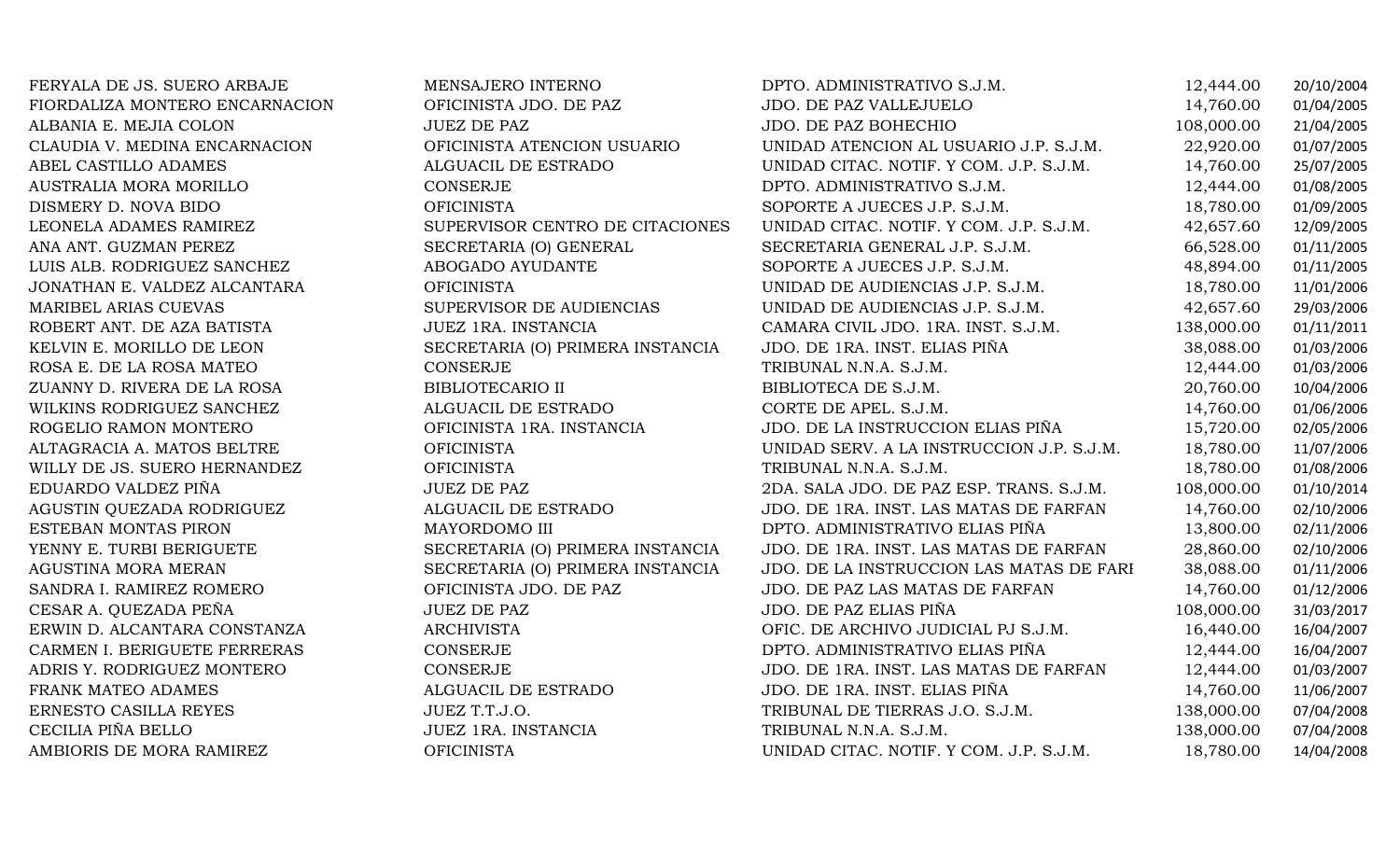| | | | | |
|---|---|---|---|---|
| FERYALA DE JS. SUERO ARBAJE | MENSAJERO INTERNO | DPTO. ADMINISTRATIVO S.J.M. | 12,444.00 | 20/10/2004 |
| FIORDALIZA MONTERO ENCARNACION | OFICINISTA JDO. DE PAZ | JDO. DE PAZ VALLEJUELO | 14,760.00 | 01/04/2005 |
| ALBANIA E. MEJIA COLON | JUEZ DE PAZ | JDO. DE PAZ BOHECHIO | 108,000.00 | 21/04/2005 |
| CLAUDIA V. MEDINA ENCARNACION | OFICINISTA ATENCION USUARIO | UNIDAD ATENCION AL USUARIO J.P. S.J.M. | 22,920.00 | 01/07/2005 |
| ABEL CASTILLO ADAMES | ALGUACIL DE ESTRADO | UNIDAD CITAC. NOTIF. Y COM. J.P. S.J.M. | 14,760.00 | 25/07/2005 |
| AUSTRALIA MORA MORILLO | CONSERJE | DPTO. ADMINISTRATIVO S.J.M. | 12,444.00 | 01/08/2005 |
| DISMERY D. NOVA BIDO | OFICINISTA | SOPORTE A JUECES J.P. S.J.M. | 18,780.00 | 01/09/2005 |
| LEONELA ADAMES RAMIREZ | SUPERVISOR CENTRO DE CITACIONES | UNIDAD CITAC. NOTIF. Y COM. J.P. S.J.M. | 42,657.60 | 12/09/2005 |
| ANA ANT. GUZMAN PEREZ | SECRETARIA (O) GENERAL | SECRETARIA GENERAL J.P. S.J.M. | 66,528.00 | 01/11/2005 |
| LUIS ALB. RODRIGUEZ SANCHEZ | ABOGADO AYUDANTE | SOPORTE A JUECES J.P. S.J.M. | 48,894.00 | 01/11/2005 |
| JONATHAN E. VALDEZ ALCANTARA | OFICINISTA | UNIDAD DE AUDIENCIAS J.P. S.J.M. | 18,780.00 | 11/01/2006 |
| MARIBEL ARIAS CUEVAS | SUPERVISOR DE AUDIENCIAS | UNIDAD DE AUDIENCIAS J.P. S.J.M. | 42,657.60 | 29/03/2006 |
| ROBERT ANT. DE AZA BATISTA | JUEZ 1RA. INSTANCIA | CAMARA CIVIL JDO. 1RA. INST. S.J.M. | 138,000.00 | 01/11/2011 |
| KELVIN E. MORILLO DE LEON | SECRETARIA (O) PRIMERA INSTANCIA | JDO. DE 1RA. INST. ELIAS PIÑA | 38,088.00 | 01/03/2006 |
| ROSA E. DE LA ROSA MATEO | CONSERJE | TRIBUNAL N.N.A. S.J.M. | 12,444.00 | 01/03/2006 |
| ZUANNY D. RIVERA DE LA ROSA | BIBLIOTECARIO II | BIBLIOTECA DE S.J.M. | 20,760.00 | 10/04/2006 |
| WILKINS RODRIGUEZ SANCHEZ | ALGUACIL DE ESTRADO | CORTE DE APEL. S.J.M. | 14,760.00 | 01/06/2006 |
| ROGELIO RAMON MONTERO | OFICINISTA 1RA. INSTANCIA | JDO. DE LA INSTRUCCION ELIAS PIÑA | 15,720.00 | 02/05/2006 |
| ALTAGRACIA A. MATOS BELTRE | OFICINISTA | UNIDAD SERV. A LA INSTRUCCION J.P. S.J.M. | 18,780.00 | 11/07/2006 |
| WILLY DE JS. SUERO HERNANDEZ | OFICINISTA | TRIBUNAL N.N.A. S.J.M. | 18,780.00 | 01/08/2006 |
| EDUARDO VALDEZ PIÑA | JUEZ DE PAZ | 2DA. SALA JDO. DE PAZ ESP. TRANS. S.J.M. | 108,000.00 | 01/10/2014 |
| AGUSTIN QUEZADA RODRIGUEZ | ALGUACIL DE ESTRADO | JDO. DE 1RA. INST. LAS MATAS DE FARFAN | 14,760.00 | 02/10/2006 |
| ESTEBAN MONTAS PIRON | MAYORDOMO III | DPTO. ADMINISTRATIVO ELIAS PIÑA | 13,800.00 | 02/11/2006 |
| YENNY E. TURBI BERIGUETE | SECRETARIA (O) PRIMERA INSTANCIA | JDO. DE 1RA. INST. LAS MATAS DE FARFAN | 28,860.00 | 02/10/2006 |
| AGUSTINA MORA MERAN | SECRETARIA (O) PRIMERA INSTANCIA | JDO. DE LA INSTRUCCION LAS MATAS DE FARI | 38,088.00 | 01/11/2006 |
| SANDRA I. RAMIREZ ROMERO | OFICINISTA JDO. DE PAZ | JDO. DE PAZ LAS MATAS DE FARFAN | 14,760.00 | 01/12/2006 |
| CESAR A. QUEZADA PEÑA | JUEZ DE PAZ | JDO. DE PAZ ELIAS PIÑA | 108,000.00 | 31/03/2017 |
| ERWIN D. ALCANTARA CONSTANZA | ARCHIVISTA | OFIC. DE ARCHIVO JUDICIAL PJ S.J.M. | 16,440.00 | 16/04/2007 |
| CARMEN I. BERIGUETE FERRERAS | CONSERJE | DPTO. ADMINISTRATIVO ELIAS PIÑA | 12,444.00 | 16/04/2007 |
| ADRIS Y. RODRIGUEZ MONTERO | CONSERJE | JDO. DE 1RA. INST. LAS MATAS DE FARFAN | 12,444.00 | 01/03/2007 |
| FRANK MATEO ADAMES | ALGUACIL DE ESTRADO | JDO. DE 1RA. INST. ELIAS PIÑA | 14,760.00 | 11/06/2007 |
| ERNESTO CASILLA REYES | JUEZ T.T.J.O. | TRIBUNAL DE TIERRAS J.O. S.J.M. | 138,000.00 | 07/04/2008 |
| CECILIA PIÑA BELLO | JUEZ 1RA. INSTANCIA | TRIBUNAL N.N.A. S.J.M. | 138,000.00 | 07/04/2008 |
| AMBIORIS DE MORA RAMIREZ | OFICINISTA | UNIDAD CITAC. NOTIF. Y COM. J.P. S.J.M. | 18,780.00 | 14/04/2008 |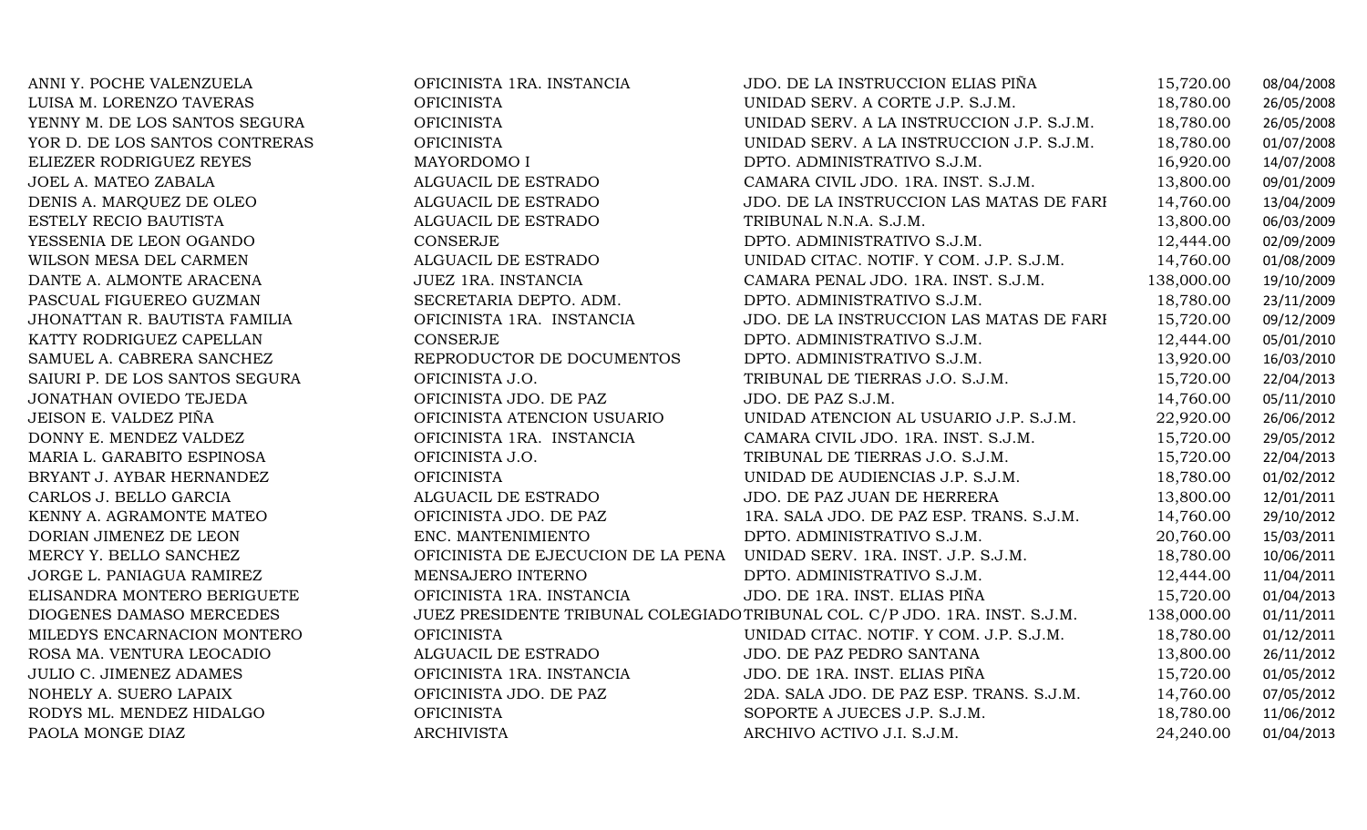| | | | | |
|---|---|---|---|---|
| ANNI Y. POCHE VALENZUELA | OFICINISTA 1RA. INSTANCIA | JDO. DE LA INSTRUCCION ELIAS PIÑA | 15,720.00 | 08/04/2008 |
| LUISA M. LORENZO TAVERAS | OFICINISTA | UNIDAD SERV. A CORTE J.P. S.J.M. | 18,780.00 | 26/05/2008 |
| YENNY M. DE LOS SANTOS SEGURA | OFICINISTA | UNIDAD SERV. A LA INSTRUCCION J.P. S.J.M. | 18,780.00 | 26/05/2008 |
| YOR D. DE LOS SANTOS CONTRERAS | OFICINISTA | UNIDAD SERV. A LA INSTRUCCION J.P. S.J.M. | 18,780.00 | 01/07/2008 |
| ELIEZER RODRIGUEZ REYES | MAYORDOMO I | DPTO. ADMINISTRATIVO S.J.M. | 16,920.00 | 14/07/2008 |
| JOEL A. MATEO ZABALA | ALGUACIL DE ESTRADO | CAMARA CIVIL JDO. 1RA. INST. S.J.M. | 13,800.00 | 09/01/2009 |
| DENIS A. MARQUEZ DE OLEO | ALGUACIL DE ESTRADO | JDO. DE LA INSTRUCCION LAS MATAS DE FARI | 14,760.00 | 13/04/2009 |
| ESTELY RECIO BAUTISTA | ALGUACIL DE ESTRADO | TRIBUNAL N.N.A. S.J.M. | 13,800.00 | 06/03/2009 |
| YESSENIA DE LEON OGANDO | CONSERJE | DPTO. ADMINISTRATIVO S.J.M. | 12,444.00 | 02/09/2009 |
| WILSON MESA DEL CARMEN | ALGUACIL DE ESTRADO | UNIDAD CITAC. NOTIF. Y COM. J.P. S.J.M. | 14,760.00 | 01/08/2009 |
| DANTE A. ALMONTE ARACENA | JUEZ 1RA. INSTANCIA | CAMARA PENAL JDO. 1RA. INST. S.J.M. | 138,000.00 | 19/10/2009 |
| PASCUAL FIGUEREO GUZMAN | SECRETARIA DEPTO. ADM. | DPTO. ADMINISTRATIVO S.J.M. | 18,780.00 | 23/11/2009 |
| JHONATTAN R. BAUTISTA FAMILIA | OFICINISTA 1RA. INSTANCIA | JDO. DE LA INSTRUCCION LAS MATAS DE FARI | 15,720.00 | 09/12/2009 |
| KATTY RODRIGUEZ CAPELLAN | CONSERJE | DPTO. ADMINISTRATIVO S.J.M. | 12,444.00 | 05/01/2010 |
| SAMUEL A. CABRERA SANCHEZ | REPRODUCTOR DE DOCUMENTOS | DPTO. ADMINISTRATIVO S.J.M. | 13,920.00 | 16/03/2010 |
| SAIURI P. DE LOS SANTOS SEGURA | OFICINISTA J.O. | TRIBUNAL DE TIERRAS J.O. S.J.M. | 15,720.00 | 22/04/2013 |
| JONATHAN OVIEDO TEJEDA | OFICINISTA JDO. DE PAZ | JDO. DE PAZ S.J.M. | 14,760.00 | 05/11/2010 |
| JEISON E. VALDEZ PIÑA | OFICINISTA ATENCION USUARIO | UNIDAD ATENCION AL USUARIO J.P. S.J.M. | 22,920.00 | 26/06/2012 |
| DONNY E. MENDEZ VALDEZ | OFICINISTA 1RA. INSTANCIA | CAMARA CIVIL JDO. 1RA. INST. S.J.M. | 15,720.00 | 29/05/2012 |
| MARIA L. GARABITO ESPINOSA | OFICINISTA J.O. | TRIBUNAL DE TIERRAS J.O. S.J.M. | 15,720.00 | 22/04/2013 |
| BRYANT J. AYBAR HERNANDEZ | OFICINISTA | UNIDAD DE AUDIENCIAS J.P. S.J.M. | 18,780.00 | 01/02/2012 |
| CARLOS J. BELLO GARCIA | ALGUACIL DE ESTRADO | JDO. DE PAZ JUAN DE HERRERA | 13,800.00 | 12/01/2011 |
| KENNY A. AGRAMONTE MATEO | OFICINISTA JDO. DE PAZ | 1RA. SALA JDO. DE PAZ ESP. TRANS. S.J.M. | 14,760.00 | 29/10/2012 |
| DORIAN JIMENEZ DE LEON | ENC. MANTENIMIENTO | DPTO. ADMINISTRATIVO S.J.M. | 20,760.00 | 15/03/2011 |
| MERCY Y. BELLO SANCHEZ | OFICINISTA DE EJECUCION DE LA PENA | UNIDAD SERV. 1RA. INST. J.P. S.J.M. | 18,780.00 | 10/06/2011 |
| JORGE L. PANIAGUA RAMIREZ | MENSAJERO INTERNO | DPTO. ADMINISTRATIVO S.J.M. | 12,444.00 | 11/04/2011 |
| ELISANDRA MONTERO BERIGUETE | OFICINISTA 1RA. INSTANCIA | JDO. DE 1RA. INST. ELIAS PIÑA | 15,720.00 | 01/04/2013 |
| DIOGENES DAMASO MERCEDES | JUEZ PRESIDENTE TRIBUNAL COLEGIADO | TRIBUNAL COL. C/P JDO. 1RA. INST. S.J.M. | 138,000.00 | 01/11/2011 |
| MILEDYS ENCARNACION MONTERO | OFICINISTA | UNIDAD CITAC. NOTIF. Y COM. J.P. S.J.M. | 18,780.00 | 01/12/2011 |
| ROSA MA. VENTURA LEOCADIO | ALGUACIL DE ESTRADO | JDO. DE PAZ PEDRO SANTANA | 13,800.00 | 26/11/2012 |
| JULIO C. JIMENEZ ADAMES | OFICINISTA 1RA. INSTANCIA | JDO. DE 1RA. INST. ELIAS PIÑA | 15,720.00 | 01/05/2012 |
| NOHELY A. SUERO LAPAIX | OFICINISTA JDO. DE PAZ | 2DA. SALA JDO. DE PAZ ESP. TRANS. S.J.M. | 14,760.00 | 07/05/2012 |
| RODYS ML. MENDEZ HIDALGO | OFICINISTA | SOPORTE A JUECES J.P. S.J.M. | 18,780.00 | 11/06/2012 |
| PAOLA MONGE DIAZ | ARCHIVISTA | ARCHIVO ACTIVO J.I. S.J.M. | 24,240.00 | 01/04/2013 |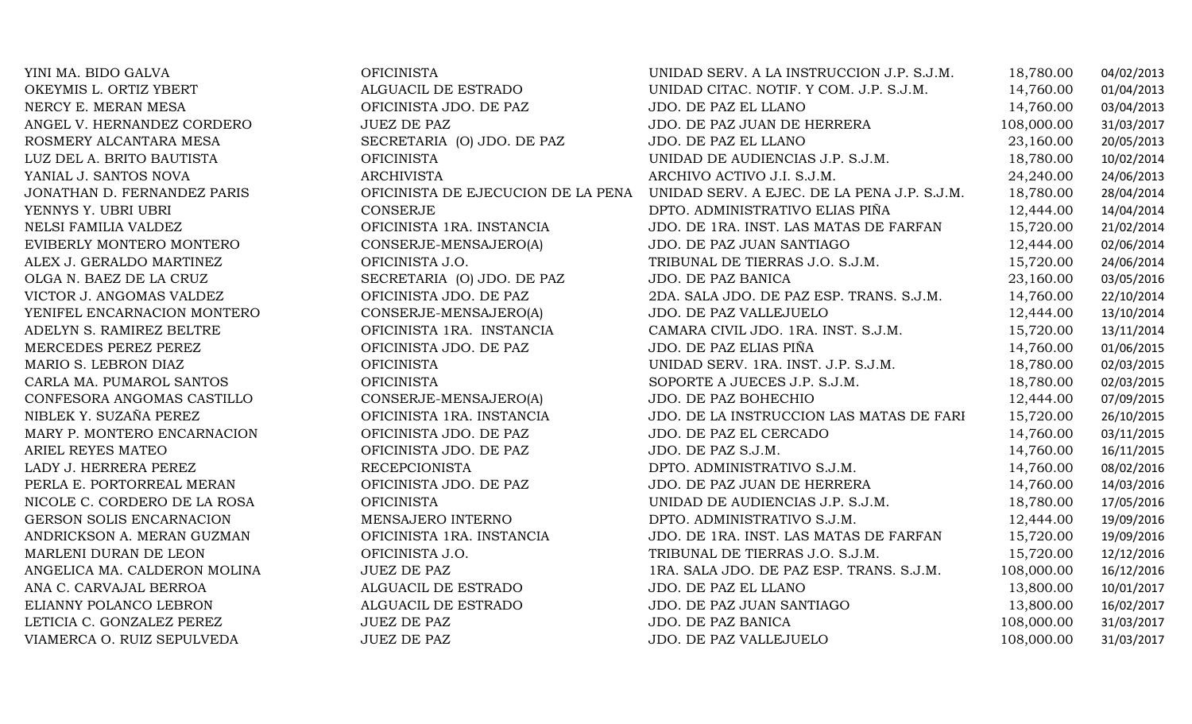| | | | | |
|---|---|---|---|---|
| YINI MA. BIDO GALVA | OFICINISTA | UNIDAD SERV. A LA INSTRUCCION J.P. S.J.M. | 18,780.00 | 04/02/2013 |
| OKEYMIS L. ORTIZ YBERT | ALGUACIL DE ESTRADO | UNIDAD CITAC. NOTIF. Y COM. J.P. S.J.M. | 14,760.00 | 01/04/2013 |
| NERCY E. MERAN MESA | OFICINISTA JDO. DE PAZ | JDO. DE PAZ EL LLANO | 14,760.00 | 03/04/2013 |
| ANGEL V. HERNANDEZ CORDERO | JUEZ DE PAZ | JDO. DE PAZ JUAN DE HERRERA | 108,000.00 | 31/03/2017 |
| ROSMERY ALCANTARA MESA | SECRETARIA (O) JDO. DE PAZ | JDO. DE PAZ EL LLANO | 23,160.00 | 20/05/2013 |
| LUZ DEL A. BRITO BAUTISTA | OFICINISTA | UNIDAD DE AUDIENCIAS J.P. S.J.M. | 18,780.00 | 10/02/2014 |
| YANIAL J. SANTOS NOVA | ARCHIVISTA | ARCHIVO ACTIVO J.I. S.J.M. | 24,240.00 | 24/06/2013 |
| JONATHAN D. FERNANDEZ PARIS | OFICINISTA DE EJECUCION DE LA PENA | UNIDAD SERV. A EJEC. DE LA PENA J.P. S.J.M. | 18,780.00 | 28/04/2014 |
| YENNYS Y. UBRI UBRI | CONSERJE | DPTO. ADMINISTRATIVO ELIAS PIÑA | 12,444.00 | 14/04/2014 |
| NELSI FAMILIA VALDEZ | OFICINISTA 1RA. INSTANCIA | JDO. DE 1RA. INST. LAS MATAS DE FARFAN | 15,720.00 | 21/02/2014 |
| EVIBERLY MONTERO MONTERO | CONSERJE-MENSAJERO(A) | JDO. DE PAZ JUAN SANTIAGO | 12,444.00 | 02/06/2014 |
| ALEX J. GERALDO MARTINEZ | OFICINISTA J.O. | TRIBUNAL DE TIERRAS J.O. S.J.M. | 15,720.00 | 24/06/2014 |
| OLGA N. BAEZ DE LA CRUZ | SECRETARIA (O) JDO. DE PAZ | JDO. DE PAZ BANICA | 23,160.00 | 03/05/2016 |
| VICTOR J. ANGOMAS VALDEZ | OFICINISTA JDO. DE PAZ | 2DA. SALA JDO. DE PAZ ESP. TRANS. S.J.M. | 14,760.00 | 22/10/2014 |
| YENIFEL ENCARNACION MONTERO | CONSERJE-MENSAJERO(A) | JDO. DE PAZ VALLEJUELO | 12,444.00 | 13/10/2014 |
| ADELYN S. RAMIREZ BELTRE | OFICINISTA 1RA. INSTANCIA | CAMARA CIVIL JDO. 1RA. INST. S.J.M. | 15,720.00 | 13/11/2014 |
| MERCEDES PEREZ PEREZ | OFICINISTA JDO. DE PAZ | JDO. DE PAZ ELIAS PIÑA | 14,760.00 | 01/06/2015 |
| MARIO S. LEBRON DIAZ | OFICINISTA | UNIDAD SERV. 1RA. INST. J.P. S.J.M. | 18,780.00 | 02/03/2015 |
| CARLA MA. PUMAROL SANTOS | OFICINISTA | SOPORTE A JUECES J.P. S.J.M. | 18,780.00 | 02/03/2015 |
| CONFESORA ANGOMAS CASTILLO | CONSERJE-MENSAJERO(A) | JDO. DE PAZ BOHECHIO | 12,444.00 | 07/09/2015 |
| NIBLEK Y. SUZAÑA PEREZ | OFICINISTA 1RA. INSTANCIA | JDO. DE LA INSTRUCCION LAS MATAS DE FARI | 15,720.00 | 26/10/2015 |
| MARY P. MONTERO ENCARNACION | OFICINISTA JDO. DE PAZ | JDO. DE PAZ EL CERCADO | 14,760.00 | 03/11/2015 |
| ARIEL REYES MATEO | OFICINISTA JDO. DE PAZ | JDO. DE PAZ S.J.M. | 14,760.00 | 16/11/2015 |
| LADY J. HERRERA PEREZ | RECEPCIONISTA | DPTO. ADMINISTRATIVO S.J.M. | 14,760.00 | 08/02/2016 |
| PERLA E. PORTORREAL MERAN | OFICINISTA JDO. DE PAZ | JDO. DE PAZ JUAN DE HERRERA | 14,760.00 | 14/03/2016 |
| NICOLE C. CORDERO DE LA ROSA | OFICINISTA | UNIDAD DE AUDIENCIAS J.P. S.J.M. | 18,780.00 | 17/05/2016 |
| GERSON SOLIS ENCARNACION | MENSAJERO INTERNO | DPTO. ADMINISTRATIVO S.J.M. | 12,444.00 | 19/09/2016 |
| ANDRICKSON A. MERAN GUZMAN | OFICINISTA 1RA. INSTANCIA | JDO. DE 1RA. INST. LAS MATAS DE FARFAN | 15,720.00 | 19/09/2016 |
| MARLENI DURAN DE LEON | OFICINISTA J.O. | TRIBUNAL DE TIERRAS J.O. S.J.M. | 15,720.00 | 12/12/2016 |
| ANGELICA MA. CALDERON MOLINA | JUEZ DE PAZ | 1RA. SALA JDO. DE PAZ ESP. TRANS. S.J.M. | 108,000.00 | 16/12/2016 |
| ANA C. CARVAJAL BERROA | ALGUACIL DE ESTRADO | JDO. DE PAZ EL LLANO | 13,800.00 | 10/01/2017 |
| ELIANNY POLANCO LEBRON | ALGUACIL DE ESTRADO | JDO. DE PAZ JUAN SANTIAGO | 13,800.00 | 16/02/2017 |
| LETICIA C. GONZALEZ PEREZ | JUEZ DE PAZ | JDO. DE PAZ BANICA | 108,000.00 | 31/03/2017 |
| VIAMERCA O. RUIZ SEPULVEDA | JUEZ DE PAZ | JDO. DE PAZ VALLEJUELO | 108,000.00 | 31/03/2017 |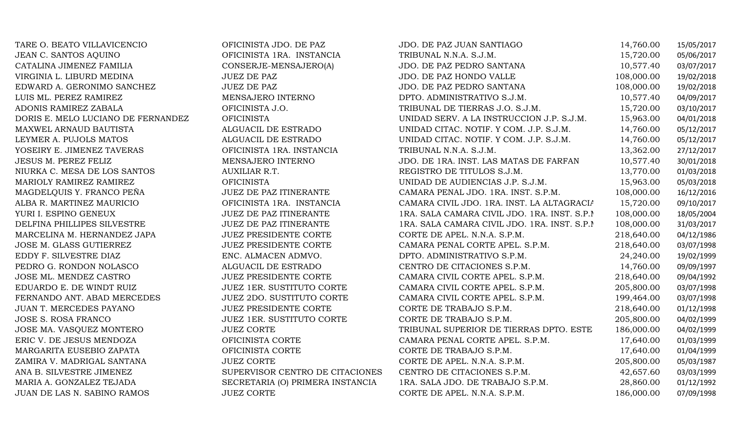| | | | | |
|---|---|---|---|---|
| TARE O. BEATO VILLAVICENCIO | OFICINISTA JDO. DE PAZ | JDO. DE PAZ JUAN SANTIAGO | 14,760.00 | 15/05/2017 |
| JEAN C. SANTOS AQUINO | OFICINISTA 1RA. INSTANCIA | TRIBUNAL N.N.A. S.J.M. | 15,720.00 | 05/06/2017 |
| CATALINA JIMENEZ FAMILIA | CONSERJE-MENSAJERO(A) | JDO. DE PAZ PEDRO SANTANA | 10,577.40 | 03/07/2017 |
| VIRGINIA L. LIBURD MEDINA | JUEZ DE PAZ | JDO. DE PAZ HONDO VALLE | 108,000.00 | 19/02/2018 |
| EDWARD A. GERONIMO SANCHEZ | JUEZ DE PAZ | JDO. DE PAZ PEDRO SANTANA | 108,000.00 | 19/02/2018 |
| LUIS ML. PEREZ RAMIREZ | MENSAJERO INTERNO | DPTO. ADMINISTRATIVO S.J.M. | 10,577.40 | 04/09/2017 |
| ADONIS RAMIREZ ZABALA | OFICINISTA J.O. | TRIBUNAL DE TIERRAS J.O. S.J.M. | 15,720.00 | 03/10/2017 |
| DORIS E. MELO LUCIANO DE FERNANDEZ | OFICINISTA | UNIDAD SERV. A LA INSTRUCCION J.P. S.J.M. | 15,963.00 | 04/01/2018 |
| MAXWEL ARNAUD BAUTISTA | ALGUACIL DE ESTRADO | UNIDAD CITAC. NOTIF. Y COM. J.P. S.J.M. | 14,760.00 | 05/12/2017 |
| LEYMER A. PUJOLS MATOS | ALGUACIL DE ESTRADO | UNIDAD CITAC. NOTIF. Y COM. J.P. S.J.M. | 14,760.00 | 05/12/2017 |
| YOSEIRY E. JIMENEZ TAVERAS | OFICINISTA 1RA. INSTANCIA | TRIBUNAL N.N.A. S.J.M. | 13,362.00 | 27/12/2017 |
| JESUS M. PEREZ FELIZ | MENSAJERO INTERNO | JDO. DE 1RA. INST. LAS MATAS DE FARFAN | 10,577.40 | 30/01/2018 |
| NIURKA C. MESA DE LOS SANTOS | AUXILIAR R.T. | REGISTRO DE TITULOS S.J.M. | 13,770.00 | 01/03/2018 |
| MARIOLY RAMIREZ RAMIREZ | OFICINISTA | UNIDAD DE AUDIENCIAS J.P. S.J.M. | 15,963.00 | 05/03/2018 |
| MAGDELQUIS Y. FRANCO PEÑA | JUEZ DE PAZ ITINERANTE | CAMARA PENAL JDO. 1RA. INST. S.P.M. | 108,000.00 | 16/12/2016 |
| ALBA R. MARTINEZ MAURICIO | OFICINISTA 1RA. INSTANCIA | CAMARA CIVIL JDO. 1RA. INST. LA ALTAGRACIA | 15,720.00 | 09/10/2017 |
| YURI I. ESPINO GENEUX | JUEZ DE PAZ ITINERANTE | 1RA. SALA CAMARA CIVIL JDO. 1RA. INST. S.P.M | 108,000.00 | 18/05/2004 |
| DELFINA PHILLIPES SILVESTRE | JUEZ DE PAZ ITINERANTE | 1RA. SALA CAMARA CIVIL JDO. 1RA. INST. S.P.M | 108,000.00 | 31/03/2017 |
| MARCELINA M. HERNANDEZ JAPA | JUEZ PRESIDENTE CORTE | CORTE DE APEL. N.N.A. S.P.M. | 218,640.00 | 04/12/1986 |
| JOSE M. GLASS GUTIERREZ | JUEZ PRESIDENTE CORTE | CAMARA PENAL CORTE APEL. S.P.M. | 218,640.00 | 03/07/1998 |
| EDDY F. SILVESTRE DIAZ | ENC. ALMACEN ADMVO. | DPTO. ADMINISTRATIVO S.P.M. | 24,240.00 | 19/02/1999 |
| PEDRO G. RONDON NOLASCO | ALGUACIL DE ESTRADO | CENTRO DE CITACIONES S.P.M. | 14,760.00 | 09/09/1997 |
| JOSE ML. MENDEZ CASTRO | JUEZ PRESIDENTE CORTE | CAMARA CIVIL CORTE APEL. S.P.M. | 218,640.00 | 09/04/1992 |
| EDUARDO E. DE WINDT RUIZ | JUEZ 1ER. SUSTITUTO CORTE | CAMARA CIVIL CORTE APEL. S.P.M. | 205,800.00 | 03/07/1998 |
| FERNANDO ANT. ABAD MERCEDES | JUEZ 2DO. SUSTITUTO CORTE | CAMARA CIVIL CORTE APEL. S.P.M. | 199,464.00 | 03/07/1998 |
| JUAN T. MERCEDES PAYANO | JUEZ PRESIDENTE CORTE | CORTE DE TRABAJO S.P.M. | 218,640.00 | 01/12/1998 |
| JOSE S. ROSA FRANCO | JUEZ 1ER. SUSTITUTO CORTE | CORTE DE TRABAJO S.P.M. | 205,800.00 | 04/02/1999 |
| JOSE MA. VASQUEZ MONTERO | JUEZ CORTE | TRIBUNAL SUPERIOR DE TIERRAS DPTO. ESTE | 186,000.00 | 04/02/1999 |
| ERIC V. DE JESUS MENDOZA | OFICINISTA CORTE | CAMARA PENAL CORTE APEL. S.P.M. | 17,640.00 | 01/03/1999 |
| MARGARITA EUSEBIO ZAPATA | OFICINISTA CORTE | CORTE DE TRABAJO S.P.M. | 17,640.00 | 01/04/1999 |
| ZAMIRA V. MADRIGAL SANTANA | JUEZ CORTE | CORTE DE APEL. N.N.A. S.P.M. | 205,800.00 | 05/03/1987 |
| ANA B. SILVESTRE JIMENEZ | SUPERVISOR CENTRO DE CITACIONES | CENTRO DE CITACIONES S.P.M. | 42,657.60 | 03/03/1999 |
| MARIA A. GONZALEZ TEJADA | SECRETARIA (O) PRIMERA INSTANCIA | 1RA. SALA JDO. DE TRABAJO S.P.M. | 28,860.00 | 01/12/1992 |
| JUAN DE LAS N. SABINO RAMOS | JUEZ CORTE | CORTE DE APEL. N.N.A. S.P.M. | 186,000.00 | 07/09/1998 |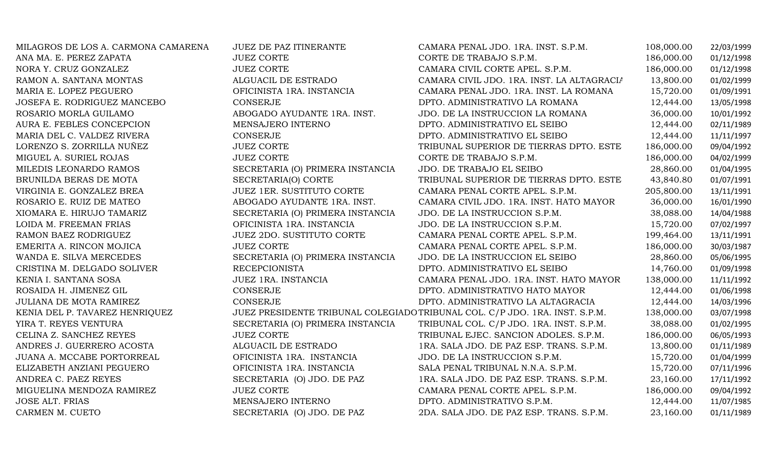| | | | | |
|---|---|---|---|---|
| MILAGROS DE LOS A. CARMONA CAMARENA | JUEZ DE PAZ ITINERANTE | CAMARA PENAL JDO. 1RA. INST. S.P.M. | 108,000.00 | 22/03/1999 |
| ANA MA. E. PEREZ ZAPATA | JUEZ CORTE | CORTE DE TRABAJO S.P.M. | 186,000.00 | 01/12/1998 |
| NORA Y. CRUZ GONZALEZ | JUEZ CORTE | CAMARA CIVIL CORTE APEL. S.P.M. | 186,000.00 | 01/12/1998 |
| RAMON A. SANTANA MONTAS | ALGUACIL DE ESTRADO | CAMARA CIVIL JDO. 1RA. INST. LA ALTAGRACIA | 13,800.00 | 01/02/1999 |
| MARIA E. LOPEZ PEGUERO | OFICINISTA 1RA. INSTANCIA | CAMARA PENAL JDO. 1RA. INST. LA ROMANA | 15,720.00 | 01/09/1991 |
| JOSEFA E. RODRIGUEZ MANCEBO | CONSERJE | DPTO. ADMINISTRATIVO LA ROMANA | 12,444.00 | 13/05/1998 |
| ROSARIO MORLA GUILAMO | ABOGADO AYUDANTE 1RA. INST. | JDO. DE LA INSTRUCCION LA ROMANA | 36,000.00 | 10/01/1992 |
| AURA E. FEBLES CONCEPCION | MENSAJERO INTERNO | DPTO. ADMINISTRATIVO EL SEIBO | 12,444.00 | 02/11/1989 |
| MARIA DEL C. VALDEZ RIVERA | CONSERJE | DPTO. ADMINISTRATIVO EL SEIBO | 12,444.00 | 11/11/1997 |
| LORENZO S. ZORRILLA NUÑEZ | JUEZ CORTE | TRIBUNAL SUPERIOR DE TIERRAS DPTO. ESTE | 186,000.00 | 09/04/1992 |
| MIGUEL A. SURIEL ROJAS | JUEZ CORTE | CORTE DE TRABAJO S.P.M. | 186,000.00 | 04/02/1999 |
| MILEDIS LEONARDO RAMOS | SECRETARIA (O) PRIMERA INSTANCIA | JDO. DE TRABAJO EL SEIBO | 28,860.00 | 01/04/1995 |
| BRUNILDA BERAS DE MOTA | SECRETARIA(O) CORTE | TRIBUNAL SUPERIOR DE TIERRAS DPTO. ESTE | 43,840.80 | 01/07/1991 |
| VIRGINIA E. GONZALEZ BREA | JUEZ 1ER. SUSTITUTO CORTE | CAMARA PENAL CORTE APEL. S.P.M. | 205,800.00 | 13/11/1991 |
| ROSARIO E. RUIZ DE MATEO | ABOGADO AYUDANTE 1RA. INST. | CAMARA CIVIL JDO. 1RA. INST. HATO MAYOR | 36,000.00 | 16/01/1990 |
| XIOMARA E. HIRUJO TAMARIZ | SECRETARIA (O) PRIMERA INSTANCIA | JDO. DE LA INSTRUCCION S.P.M. | 38,088.00 | 14/04/1988 |
| LOIDA M. FREEMAN FRIAS | OFICINISTA 1RA. INSTANCIA | JDO. DE LA INSTRUCCION S.P.M. | 15,720.00 | 07/02/1997 |
| RAMON BAEZ RODRIGUEZ | JUEZ 2DO. SUSTITUTO CORTE | CAMARA PENAL CORTE APEL. S.P.M. | 199,464.00 | 13/11/1991 |
| EMERITA A. RINCON MOJICA | JUEZ CORTE | CAMARA PENAL CORTE APEL. S.P.M. | 186,000.00 | 30/03/1987 |
| WANDA E. SILVA MERCEDES | SECRETARIA (O) PRIMERA INSTANCIA | JDO. DE LA INSTRUCCION EL SEIBO | 28,860.00 | 05/06/1995 |
| CRISTINA M. DELGADO SOLIVER | RECEPCIONISTA | DPTO. ADMINISTRATIVO EL SEIBO | 14,760.00 | 01/09/1998 |
| KENIA I. SANTANA SOSA | JUEZ 1RA. INSTANCIA | CAMARA PENAL JDO. 1RA. INST. HATO MAYOR | 138,000.00 | 11/11/1992 |
| ROSAIDA H. JIMENEZ GIL | CONSERJE | DPTO. ADMINISTRATIVO HATO MAYOR | 12,444.00 | 01/06/1998 |
| JULIANA DE MOTA RAMIREZ | CONSERJE | DPTO. ADMINISTRATIVO LA ALTAGRACIA | 12,444.00 | 14/03/1996 |
| KENIA DEL P. TAVAREZ HENRIQUEZ | JUEZ PRESIDENTE TRIBUNAL COLEGIADO | TRIBUNAL COL. C/P JDO. 1RA. INST. S.P.M. | 138,000.00 | 03/07/1998 |
| YIRA T. REYES VENTURA | SECRETARIA (O) PRIMERA INSTANCIA | TRIBUNAL COL. C/P JDO. 1RA. INST. S.P.M. | 38,088.00 | 01/02/1995 |
| CELINA Z. SANCHEZ REYES | JUEZ CORTE | TRIBUNAL EJEC. SANCION ADOLES. S.P.M. | 186,000.00 | 06/05/1993 |
| ANDRES J. GUERRERO ACOSTA | ALGUACIL DE ESTRADO | 1RA. SALA JDO. DE PAZ ESP. TRANS. S.P.M. | 13,800.00 | 01/11/1989 |
| JUANA A. MCCABE PORTORREAL | OFICINISTA 1RA. INSTANCIA | JDO. DE LA INSTRUCCION S.P.M. | 15,720.00 | 01/04/1999 |
| ELIZABETH ANZIANI PEGUERO | OFICINISTA 1RA. INSTANCIA | SALA PENAL TRIBUNAL N.N.A. S.P.M. | 15,720.00 | 07/11/1996 |
| ANDREA C. PAEZ REYES | SECRETARIA (O) JDO. DE PAZ | 1RA. SALA JDO. DE PAZ ESP. TRANS. S.P.M. | 23,160.00 | 17/11/1992 |
| MIGUELINA MENDOZA RAMIREZ | JUEZ CORTE | CAMARA PENAL CORTE APEL. S.P.M. | 186,000.00 | 09/04/1992 |
| JOSE ALT. FRIAS | MENSAJERO INTERNO | DPTO. ADMINISTRATIVO S.P.M. | 12,444.00 | 11/07/1985 |
| CARMEN M. CUETO | SECRETARIA (O) JDO. DE PAZ | 2DA. SALA JDO. DE PAZ ESP. TRANS. S.P.M. | 23,160.00 | 01/11/1989 |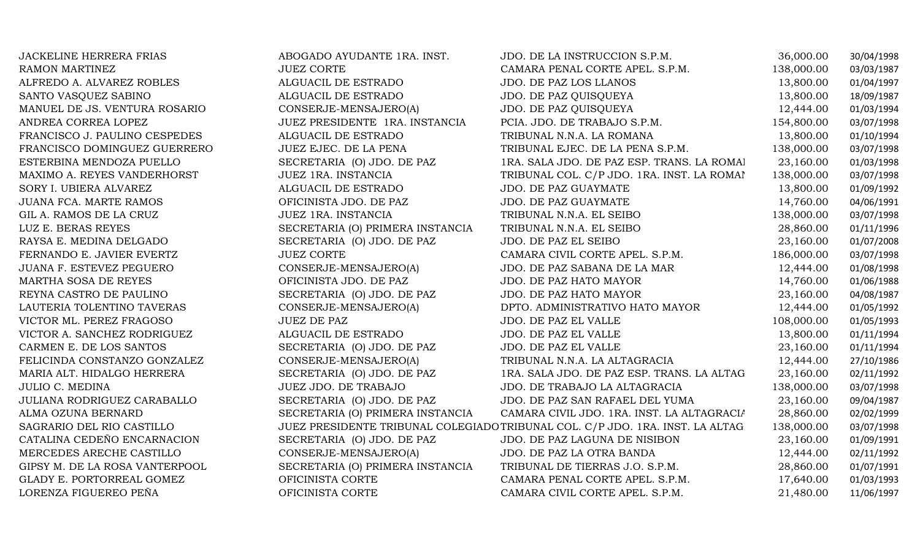| | | | | |
|---|---|---|---|---|
| JACKELINE HERRERA FRIAS | ABOGADO AYUDANTE 1RA. INST. | JDO. DE LA INSTRUCCION S.P.M. | 36,000.00 | 30/04/1998 |
| RAMON MARTINEZ | JUEZ CORTE | CAMARA PENAL CORTE APEL. S.P.M. | 138,000.00 | 03/03/1987 |
| ALFREDO A. ALVAREZ ROBLES | ALGUACIL DE ESTRADO | JDO. DE PAZ LOS LLANOS | 13,800.00 | 01/04/1997 |
| SANTO VASQUEZ SABINO | ALGUACIL DE ESTRADO | JDO. DE PAZ QUISQUEYA | 13,800.00 | 18/09/1987 |
| MANUEL DE JS. VENTURA ROSARIO | CONSERJE-MENSAJERO(A) | JDO. DE PAZ QUISQUEYA | 12,444.00 | 01/03/1994 |
| ANDREA CORREA LOPEZ | JUEZ PRESIDENTE 1RA. INSTANCIA | PCIA. JDO. DE TRABAJO S.P.M. | 154,800.00 | 03/07/1998 |
| FRANCISCO J. PAULINO CESPEDES | ALGUACIL DE ESTRADO | TRIBUNAL N.N.A. LA ROMANA | 13,800.00 | 01/10/1994 |
| FRANCISCO DOMINGUEZ GUERRERO | JUEZ EJEC. DE LA PENA | TRIBUNAL EJEC. DE LA PENA S.P.M. | 138,000.00 | 03/07/1998 |
| ESTERBINA MENDOZA PUELLO | SECRETARIA (O) JDO. DE PAZ | 1RA. SALA JDO. DE PAZ ESP. TRANS. LA ROMAI | 23,160.00 | 01/03/1998 |
| MAXIMO A. REYES VANDERHORST | JUEZ 1RA. INSTANCIA | TRIBUNAL COL. C/P JDO. 1RA. INST. LA ROMAI | 138,000.00 | 03/07/1998 |
| SORY I. UBIERA ALVAREZ | ALGUACIL DE ESTRADO | JDO. DE PAZ GUAYMATE | 13,800.00 | 01/09/1992 |
| JUANA FCA. MARTE RAMOS | OFICINISTA JDO. DE PAZ | JDO. DE PAZ GUAYMATE | 14,760.00 | 04/06/1991 |
| GIL A. RAMOS DE LA CRUZ | JUEZ 1RA. INSTANCIA | TRIBUNAL N.N.A. EL SEIBO | 138,000.00 | 03/07/1998 |
| LUZ E. BERAS REYES | SECRETARIA (O) PRIMERA INSTANCIA | TRIBUNAL N.N.A. EL SEIBO | 28,860.00 | 01/11/1996 |
| RAYSA E. MEDINA DELGADO | SECRETARIA (O) JDO. DE PAZ | JDO. DE PAZ EL SEIBO | 23,160.00 | 01/07/2008 |
| FERNANDO E. JAVIER EVERTZ | JUEZ CORTE | CAMARA CIVIL CORTE APEL. S.P.M. | 186,000.00 | 03/07/1998 |
| JUANA F. ESTEVEZ PEGUERO | CONSERJE-MENSAJERO(A) | JDO. DE PAZ SABANA DE LA MAR | 12,444.00 | 01/08/1998 |
| MARTHA SOSA DE REYES | OFICINISTA JDO. DE PAZ | JDO. DE PAZ HATO MAYOR | 14,760.00 | 01/06/1988 |
| REYNA CASTRO DE PAULINO | SECRETARIA (O) JDO. DE PAZ | JDO. DE PAZ HATO MAYOR | 23,160.00 | 04/08/1987 |
| LAUTERIA TOLENTINO TAVERAS | CONSERJE-MENSAJERO(A) | DPTO. ADMINISTRATIVO HATO MAYOR | 12,444.00 | 01/05/1992 |
| VICTOR ML. PEREZ FRAGOSO | JUEZ DE PAZ | JDO. DE PAZ EL VALLE | 108,000.00 | 01/05/1993 |
| VICTOR A. SANCHEZ RODRIGUEZ | ALGUACIL DE ESTRADO | JDO. DE PAZ EL VALLE | 13,800.00 | 01/11/1994 |
| CARMEN E. DE LOS SANTOS | SECRETARIA (O) JDO. DE PAZ | JDO. DE PAZ EL VALLE | 23,160.00 | 01/11/1994 |
| FELICINDA CONSTANZO GONZALEZ | CONSERJE-MENSAJERO(A) | TRIBUNAL N.N.A. LA ALTAGRACIA | 12,444.00 | 27/10/1986 |
| MARIA ALT. HIDALGO HERRERA | SECRETARIA (O) JDO. DE PAZ | 1RA. SALA JDO. DE PAZ ESP. TRANS. LA ALTAG | 23,160.00 | 02/11/1992 |
| JULIO C. MEDINA | JUEZ JDO. DE TRABAJO | JDO. DE TRABAJO LA ALTAGRACIA | 138,000.00 | 03/07/1998 |
| JULIANA RODRIGUEZ CARABALLO | SECRETARIA (O) JDO. DE PAZ | JDO. DE PAZ SAN RAFAEL DEL YUMA | 23,160.00 | 09/04/1987 |
| ALMA OZUNA BERNARD | SECRETARIA (O) PRIMERA INSTANCIA | CAMARA CIVIL JDO. 1RA. INST. LA ALTAGRACIA | 28,860.00 | 02/02/1999 |
| SAGRARIO DEL RIO CASTILLO | JUEZ PRESIDENTE TRIBUNAL COLEGIADO | TRIBUNAL COL. C/P JDO. 1RA. INST. LA ALTAG | 138,000.00 | 03/07/1998 |
| CATALINA CEDEÑO ENCARNACION | SECRETARIA (O) JDO. DE PAZ | JDO. DE PAZ LAGUNA DE NISIBON | 23,160.00 | 01/09/1991 |
| MERCEDES ARECHE CASTILLO | CONSERJE-MENSAJERO(A) | JDO. DE PAZ LA OTRA BANDA | 12,444.00 | 02/11/1992 |
| GIPSY M. DE LA ROSA VANTERPOOL | SECRETARIA (O) PRIMERA INSTANCIA | TRIBUNAL DE TIERRAS J.O. S.P.M. | 28,860.00 | 01/07/1991 |
| GLADY E. PORTORREAL GOMEZ | OFICINISTA CORTE | CAMARA PENAL CORTE APEL. S.P.M. | 17,640.00 | 01/03/1993 |
| LORENZA FIGUEREO PEÑA | OFICINISTA CORTE | CAMARA CIVIL CORTE APEL. S.P.M. | 21,480.00 | 11/06/1997 |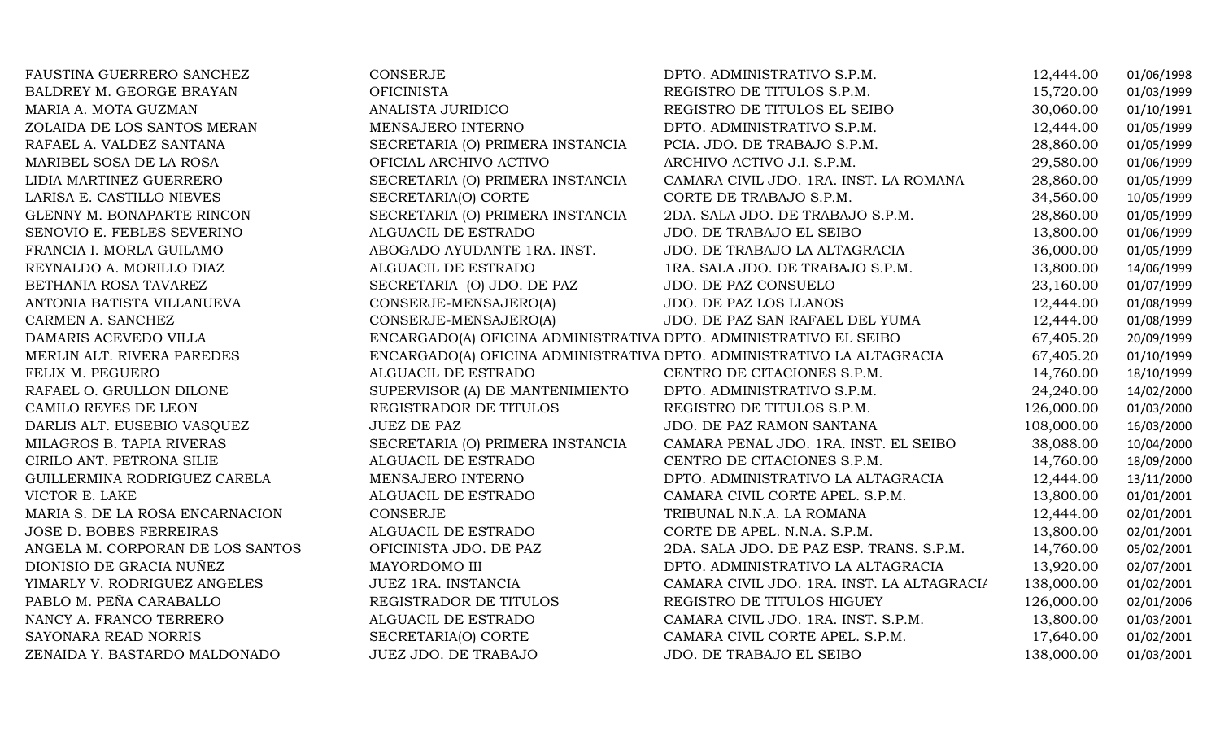| | | | | |
|---|---|---|---|---|
| FAUSTINA GUERRERO SANCHEZ | CONSERJE | DPTO. ADMINISTRATIVO S.P.M. | 12,444.00 | 01/06/1998 |
| BALDREY M. GEORGE BRAYAN | OFICINISTA | REGISTRO DE TITULOS S.P.M. | 15,720.00 | 01/03/1999 |
| MARIA A. MOTA GUZMAN | ANALISTA JURIDICO | REGISTRO DE TITULOS EL SEIBO | 30,060.00 | 01/10/1991 |
| ZOLAIDA DE LOS SANTOS MERAN | MENSAJERO INTERNO | DPTO. ADMINISTRATIVO S.P.M. | 12,444.00 | 01/05/1999 |
| RAFAEL A. VALDEZ SANTANA | SECRETARIA (O) PRIMERA INSTANCIA | PCIA. JDO. DE TRABAJO S.P.M. | 28,860.00 | 01/05/1999 |
| MARIBEL SOSA DE LA ROSA | OFICIAL ARCHIVO ACTIVO | ARCHIVO ACTIVO J.I. S.P.M. | 29,580.00 | 01/06/1999 |
| LIDIA MARTINEZ GUERRERO | SECRETARIA (O) PRIMERA INSTANCIA | CAMARA CIVIL JDO. 1RA. INST. LA ROMANA | 28,860.00 | 01/05/1999 |
| LARISA E. CASTILLO NIEVES | SECRETARIA(O) CORTE | CORTE DE TRABAJO S.P.M. | 34,560.00 | 10/05/1999 |
| GLENNY M. BONAPARTE RINCON | SECRETARIA (O) PRIMERA INSTANCIA | 2DA. SALA JDO. DE TRABAJO S.P.M. | 28,860.00 | 01/05/1999 |
| SENOVIO E. FEBLES SEVERINO | ALGUACIL DE ESTRADO | JDO. DE TRABAJO EL SEIBO | 13,800.00 | 01/06/1999 |
| FRANCIA I. MORLA GUILAMO | ABOGADO AYUDANTE 1RA. INST. | JDO. DE TRABAJO LA ALTAGRACIA | 36,000.00 | 01/05/1999 |
| REYNALDO A. MORILLO DIAZ | ALGUACIL DE ESTRADO | 1RA. SALA JDO. DE TRABAJO S.P.M. | 13,800.00 | 14/06/1999 |
| BETHANIA ROSA TAVAREZ | SECRETARIA (O) JDO. DE PAZ | JDO. DE PAZ CONSUELO | 23,160.00 | 01/07/1999 |
| ANTONIA BATISTA VILLANUEVA | CONSERJE-MENSAJERO(A) | JDO. DE PAZ LOS LLANOS | 12,444.00 | 01/08/1999 |
| CARMEN A. SANCHEZ | CONSERJE-MENSAJERO(A) | JDO. DE PAZ SAN RAFAEL DEL YUMA | 12,444.00 | 01/08/1999 |
| DAMARIS ACEVEDO VILLA | ENCARGADO(A) OFICINA ADMINISTRATIVA | DPTO. ADMINISTRATIVO EL SEIBO | 67,405.20 | 20/09/1999 |
| MERLIN ALT. RIVERA PAREDES | ENCARGADO(A) OFICINA ADMINISTRATIVA | DPTO. ADMINISTRATIVO LA ALTAGRACIA | 67,405.20 | 01/10/1999 |
| FELIX M. PEGUERO | ALGUACIL DE ESTRADO | CENTRO DE CITACIONES S.P.M. | 14,760.00 | 18/10/1999 |
| RAFAEL O. GRULLON DILONE | SUPERVISOR (A) DE MANTENIMIENTO | DPTO. ADMINISTRATIVO S.P.M. | 24,240.00 | 14/02/2000 |
| CAMILO REYES DE LEON | REGISTRADOR DE TITULOS | REGISTRO DE TITULOS S.P.M. | 126,000.00 | 01/03/2000 |
| DARLIS ALT. EUSEBIO VASQUEZ | JUEZ DE PAZ | JDO. DE PAZ RAMON SANTANA | 108,000.00 | 16/03/2000 |
| MILAGROS B. TAPIA RIVERAS | SECRETARIA (O) PRIMERA INSTANCIA | CAMARA PENAL JDO. 1RA. INST. EL SEIBO | 38,088.00 | 10/04/2000 |
| CIRILO ANT. PETRONA SILIE | ALGUACIL DE ESTRADO | CENTRO DE CITACIONES S.P.M. | 14,760.00 | 18/09/2000 |
| GUILLERMINA RODRIGUEZ CARELA | MENSAJERO INTERNO | DPTO. ADMINISTRATIVO LA ALTAGRACIA | 12,444.00 | 13/11/2000 |
| VICTOR E. LAKE | ALGUACIL DE ESTRADO | CAMARA CIVIL CORTE APEL. S.P.M. | 13,800.00 | 01/01/2001 |
| MARIA S. DE LA ROSA ENCARNACION | CONSERJE | TRIBUNAL N.N.A. LA ROMANA | 12,444.00 | 02/01/2001 |
| JOSE D. BOBES FERREIRAS | ALGUACIL DE ESTRADO | CORTE DE APEL. N.N.A. S.P.M. | 13,800.00 | 02/01/2001 |
| ANGELA M. CORPORAN DE LOS SANTOS | OFICINISTA JDO. DE PAZ | 2DA. SALA JDO. DE PAZ ESP. TRANS. S.P.M. | 14,760.00 | 05/02/2001 |
| DIONISIO DE GRACIA NUÑEZ | MAYORDOMO III | DPTO. ADMINISTRATIVO LA ALTAGRACIA | 13,920.00 | 02/07/2001 |
| YIMARLY V. RODRIGUEZ ANGELES | JUEZ 1RA. INSTANCIA | CAMARA CIVIL JDO. 1RA. INST. LA ALTAGRACIA | 138,000.00 | 01/02/2001 |
| PABLO M. PEÑA CARABALLO | REGISTRADOR DE TITULOS | REGISTRO DE TITULOS HIGUEY | 126,000.00 | 02/01/2006 |
| NANCY A. FRANCO TERRERO | ALGUACIL DE ESTRADO | CAMARA CIVIL JDO. 1RA. INST. S.P.M. | 13,800.00 | 01/03/2001 |
| SAYONARA READ NORRIS | SECRETARIA(O) CORTE | CAMARA CIVIL CORTE APEL. S.P.M. | 17,640.00 | 01/02/2001 |
| ZENAIDA Y. BASTARDO MALDONADO | JUEZ JDO. DE TRABAJO | JDO. DE TRABAJO EL SEIBO | 138,000.00 | 01/03/2001 |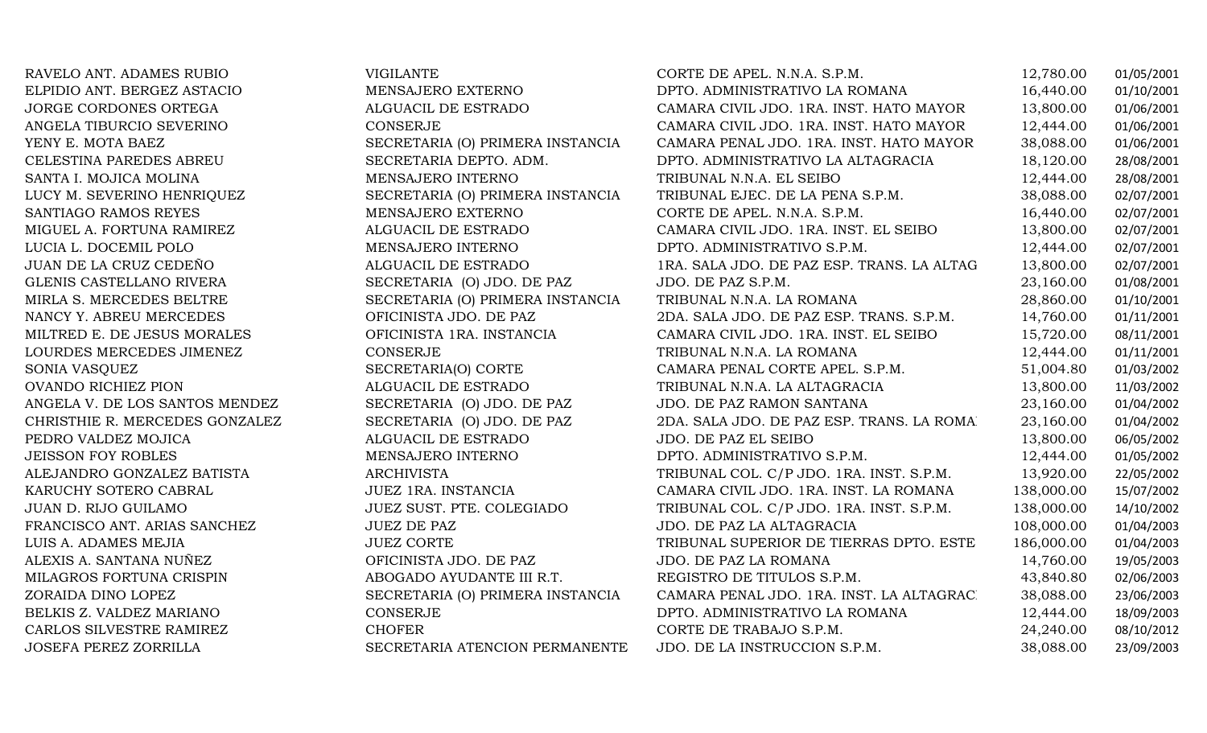| | | | | |
|---|---|---|---|---|
| RAVELO ANT. ADAMES RUBIO | VIGILANTE | CORTE DE APEL. N.N.A. S.P.M. | 12,780.00 | 01/05/2001 |
| ELPIDIO ANT. BERGEZ ASTACIO | MENSAJERO EXTERNO | DPTO. ADMINISTRATIVO LA ROMANA | 16,440.00 | 01/10/2001 |
| JORGE CORDONES ORTEGA | ALGUACIL DE ESTRADO | CAMARA CIVIL JDO. 1RA. INST. HATO MAYOR | 13,800.00 | 01/06/2001 |
| ANGELA TIBURCIO SEVERINO | CONSERJE | CAMARA CIVIL JDO. 1RA. INST. HATO MAYOR | 12,444.00 | 01/06/2001 |
| YENY E. MOTA BAEZ | SECRETARIA (O) PRIMERA INSTANCIA | CAMARA PENAL JDO. 1RA. INST. HATO MAYOR | 38,088.00 | 01/06/2001 |
| CELESTINA PAREDES ABREU | SECRETARIA DEPTO. ADM. | DPTO. ADMINISTRATIVO LA ALTAGRACIA | 18,120.00 | 28/08/2001 |
| SANTA I. MOJICA MOLINA | MENSAJERO INTERNO | TRIBUNAL N.N.A. EL SEIBO | 12,444.00 | 28/08/2001 |
| LUCY M. SEVERINO HENRIQUEZ | SECRETARIA (O) PRIMERA INSTANCIA | TRIBUNAL EJEC. DE LA PENA S.P.M. | 38,088.00 | 02/07/2001 |
| SANTIAGO RAMOS REYES | MENSAJERO EXTERNO | CORTE DE APEL. N.N.A. S.P.M. | 16,440.00 | 02/07/2001 |
| MIGUEL A. FORTUNA RAMIREZ | ALGUACIL DE ESTRADO | CAMARA CIVIL JDO. 1RA. INST. EL SEIBO | 13,800.00 | 02/07/2001 |
| LUCIA L. DOCEMIL POLO | MENSAJERO INTERNO | DPTO. ADMINISTRATIVO S.P.M. | 12,444.00 | 02/07/2001 |
| JUAN DE LA CRUZ CEDEÑO | ALGUACIL DE ESTRADO | 1RA. SALA JDO. DE PAZ ESP. TRANS. LA ALTAG | 13,800.00 | 02/07/2001 |
| GLENIS CASTELLANO RIVERA | SECRETARIA (O) JDO. DE PAZ | JDO. DE PAZ S.P.M. | 23,160.00 | 01/08/2001 |
| MIRLA S. MERCEDES BELTRE | SECRETARIA (O) PRIMERA INSTANCIA | TRIBUNAL N.N.A. LA ROMANA | 28,860.00 | 01/10/2001 |
| NANCY Y. ABREU MERCEDES | OFICINISTA JDO. DE PAZ | 2DA. SALA JDO. DE PAZ ESP. TRANS. S.P.M. | 14,760.00 | 01/11/2001 |
| MILTRED E. DE JESUS MORALES | OFICINISTA 1RA. INSTANCIA | CAMARA CIVIL JDO. 1RA. INST. EL SEIBO | 15,720.00 | 08/11/2001 |
| LOURDES MERCEDES JIMENEZ | CONSERJE | TRIBUNAL N.N.A. LA ROMANA | 12,444.00 | 01/11/2001 |
| SONIA VASQUEZ | SECRETARIA(O) CORTE | CAMARA PENAL CORTE APEL. S.P.M. | 51,004.80 | 01/03/2002 |
| OVANDO RICHIEZ PION | ALGUACIL DE ESTRADO | TRIBUNAL N.N.A. LA ALTAGRACIA | 13,800.00 | 11/03/2002 |
| ANGELA V. DE LOS SANTOS MENDEZ | SECRETARIA (O) JDO. DE PAZ | JDO. DE PAZ RAMON SANTANA | 23,160.00 | 01/04/2002 |
| CHRISTHIE R. MERCEDES GONZALEZ | SECRETARIA (O) JDO. DE PAZ | 2DA. SALA JDO. DE PAZ ESP. TRANS. LA ROMA | 23,160.00 | 01/04/2002 |
| PEDRO VALDEZ MOJICA | ALGUACIL DE ESTRADO | JDO. DE PAZ EL SEIBO | 13,800.00 | 06/05/2002 |
| JEISSON FOY ROBLES | MENSAJERO INTERNO | DPTO. ADMINISTRATIVO S.P.M. | 12,444.00 | 01/05/2002 |
| ALEJANDRO GONZALEZ BATISTA | ARCHIVISTA | TRIBUNAL COL. C/P JDO. 1RA. INST. S.P.M. | 13,920.00 | 22/05/2002 |
| KARUCHY SOTERO CABRAL | JUEZ 1RA. INSTANCIA | CAMARA CIVIL JDO. 1RA. INST. LA ROMANA | 138,000.00 | 15/07/2002 |
| JUAN D. RIJO GUILAMO | JUEZ SUST. PTE. COLEGIADO | TRIBUNAL COL. C/P JDO. 1RA. INST. S.P.M. | 138,000.00 | 14/10/2002 |
| FRANCISCO ANT. ARIAS SANCHEZ | JUEZ DE PAZ | JDO. DE PAZ LA ALTAGRACIA | 108,000.00 | 01/04/2003 |
| LUIS A. ADAMES MEJIA | JUEZ CORTE | TRIBUNAL SUPERIOR DE TIERRAS DPTO. ESTE | 186,000.00 | 01/04/2003 |
| ALEXIS A. SANTANA NUÑEZ | OFICINISTA JDO. DE PAZ | JDO. DE PAZ LA ROMANA | 14,760.00 | 19/05/2003 |
| MILAGROS FORTUNA CRISPIN | ABOGADO AYUDANTE III R.T. | REGISTRO DE TITULOS S.P.M. | 43,840.80 | 02/06/2003 |
| ZORAIDA DINO LOPEZ | SECRETARIA (O) PRIMERA INSTANCIA | CAMARA PENAL JDO. 1RA. INST. LA ALTAGRAC | 38,088.00 | 23/06/2003 |
| BELKIS Z. VALDEZ MARIANO | CONSERJE | DPTO. ADMINISTRATIVO LA ROMANA | 12,444.00 | 18/09/2003 |
| CARLOS SILVESTRE RAMIREZ | CHOFER | CORTE DE TRABAJO S.P.M. | 24,240.00 | 08/10/2012 |
| JOSEFA PEREZ ZORRILLA | SECRETARIA ATENCION PERMANENTE | JDO. DE LA INSTRUCCION S.P.M. | 38,088.00 | 23/09/2003 |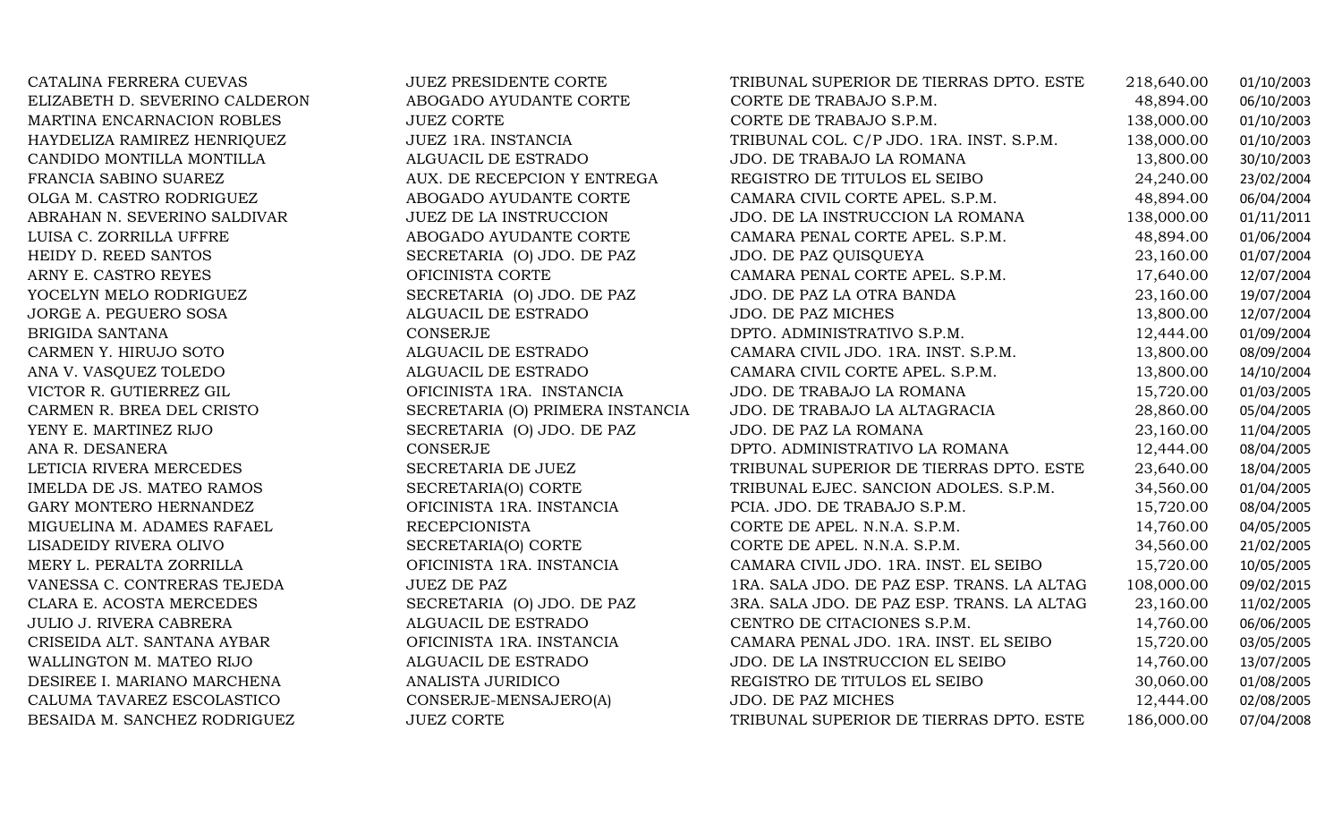| | | | | |
|---|---|---|---|---|
| CATALINA FERRERA CUEVAS | JUEZ PRESIDENTE CORTE | TRIBUNAL SUPERIOR DE TIERRAS DPTO. ESTE | 218,640.00 | 01/10/2003 |
| ELIZABETH D. SEVERINO CALDERON | ABOGADO AYUDANTE CORTE | CORTE DE TRABAJO S.P.M. | 48,894.00 | 06/10/2003 |
| MARTINA ENCARNACION ROBLES | JUEZ CORTE | CORTE DE TRABAJO S.P.M. | 138,000.00 | 01/10/2003 |
| HAYDELIZA RAMIREZ HENRIQUEZ | JUEZ 1RA. INSTANCIA | TRIBUNAL COL. C/P JDO. 1RA. INST. S.P.M. | 138,000.00 | 01/10/2003 |
| CANDIDO MONTILLA MONTILLA | ALGUACIL DE ESTRADO | JDO. DE TRABAJO LA ROMANA | 13,800.00 | 30/10/2003 |
| FRANCIA SABINO SUAREZ | AUX. DE RECEPCION Y ENTREGA | REGISTRO DE TITULOS EL SEIBO | 24,240.00 | 23/02/2004 |
| OLGA M. CASTRO RODRIGUEZ | ABOGADO AYUDANTE CORTE | CAMARA CIVIL CORTE APEL. S.P.M. | 48,894.00 | 06/04/2004 |
| ABRAHAN N. SEVERINO SALDIVAR | JUEZ DE LA INSTRUCCION | JDO. DE LA INSTRUCCION LA ROMANA | 138,000.00 | 01/11/2011 |
| LUISA C. ZORRILLA UFFRE | ABOGADO AYUDANTE CORTE | CAMARA PENAL CORTE APEL. S.P.M. | 48,894.00 | 01/06/2004 |
| HEIDY D. REED SANTOS | SECRETARIA (O) JDO. DE PAZ | JDO. DE PAZ QUISQUEYA | 23,160.00 | 01/07/2004 |
| ARNY E. CASTRO REYES | OFICINISTA CORTE | CAMARA PENAL CORTE APEL. S.P.M. | 17,640.00 | 12/07/2004 |
| YOCELYN MELO RODRIGUEZ | SECRETARIA (O) JDO. DE PAZ | JDO. DE PAZ LA OTRA BANDA | 23,160.00 | 19/07/2004 |
| JORGE A. PEGUERO SOSA | ALGUACIL DE ESTRADO | JDO. DE PAZ MICHES | 13,800.00 | 12/07/2004 |
| BRIGIDA SANTANA | CONSERJE | DPTO. ADMINISTRATIVO S.P.M. | 12,444.00 | 01/09/2004 |
| CARMEN Y. HIRUJO SOTO | ALGUACIL DE ESTRADO | CAMARA CIVIL JDO. 1RA. INST. S.P.M. | 13,800.00 | 08/09/2004 |
| ANA V. VASQUEZ TOLEDO | ALGUACIL DE ESTRADO | CAMARA CIVIL CORTE APEL. S.P.M. | 13,800.00 | 14/10/2004 |
| VICTOR R. GUTIERREZ GIL | OFICINISTA 1RA. INSTANCIA | JDO. DE TRABAJO LA ROMANA | 15,720.00 | 01/03/2005 |
| CARMEN R. BREA DEL CRISTO | SECRETARIA (O) PRIMERA INSTANCIA | JDO. DE TRABAJO LA ALTAGRACIA | 28,860.00 | 05/04/2005 |
| YENY E. MARTINEZ RIJO | SECRETARIA (O) JDO. DE PAZ | JDO. DE PAZ LA ROMANA | 23,160.00 | 11/04/2005 |
| ANA R. DESANERA | CONSERJE | DPTO. ADMINISTRATIVO LA ROMANA | 12,444.00 | 08/04/2005 |
| LETICIA RIVERA MERCEDES | SECRETARIA DE JUEZ | TRIBUNAL SUPERIOR DE TIERRAS DPTO. ESTE | 23,640.00 | 18/04/2005 |
| IMELDA DE JS. MATEO RAMOS | SECRETARIA(O) CORTE | TRIBUNAL EJEC. SANCION ADOLES. S.P.M. | 34,560.00 | 01/04/2005 |
| GARY MONTERO HERNANDEZ | OFICINISTA 1RA. INSTANCIA | PCIA. JDO. DE TRABAJO S.P.M. | 15,720.00 | 08/04/2005 |
| MIGUELINA M. ADAMES RAFAEL | RECEPCIONISTA | CORTE DE APEL. N.N.A. S.P.M. | 14,760.00 | 04/05/2005 |
| LISADEIDY RIVERA OLIVO | SECRETARIA(O) CORTE | CORTE DE APEL. N.N.A. S.P.M. | 34,560.00 | 21/02/2005 |
| MERY L. PERALTA ZORRILLA | OFICINISTA 1RA. INSTANCIA | CAMARA CIVIL JDO. 1RA. INST. EL SEIBO | 15,720.00 | 10/05/2005 |
| VANESSA C. CONTRERAS TEJEDA | JUEZ DE PAZ | 1RA. SALA JDO. DE PAZ ESP. TRANS. LA ALTAG | 108,000.00 | 09/02/2015 |
| CLARA E. ACOSTA MERCEDES | SECRETARIA (O) JDO. DE PAZ | 3RA. SALA JDO. DE PAZ ESP. TRANS. LA ALTAG | 23,160.00 | 11/02/2005 |
| JULIO J. RIVERA CABRERA | ALGUACIL DE ESTRADO | CENTRO DE CITACIONES S.P.M. | 14,760.00 | 06/06/2005 |
| CRISEIDA ALT. SANTANA AYBAR | OFICINISTA 1RA. INSTANCIA | CAMARA PENAL JDO. 1RA. INST. EL SEIBO | 15,720.00 | 03/05/2005 |
| WALLINGTON M. MATEO RIJO | ALGUACIL DE ESTRADO | JDO. DE LA INSTRUCCION EL SEIBO | 14,760.00 | 13/07/2005 |
| DESIREE I. MARIANO MARCHENA | ANALISTA JURIDICO | REGISTRO DE TITULOS EL SEIBO | 30,060.00 | 01/08/2005 |
| CALUMA TAVAREZ ESCOLASTICO | CONSERJE-MENSAJERO(A) | JDO. DE PAZ MICHES | 12,444.00 | 02/08/2005 |
| BESAIDA M. SANCHEZ RODRIGUEZ | JUEZ CORTE | TRIBUNAL SUPERIOR DE TIERRAS DPTO. ESTE | 186,000.00 | 07/04/2008 |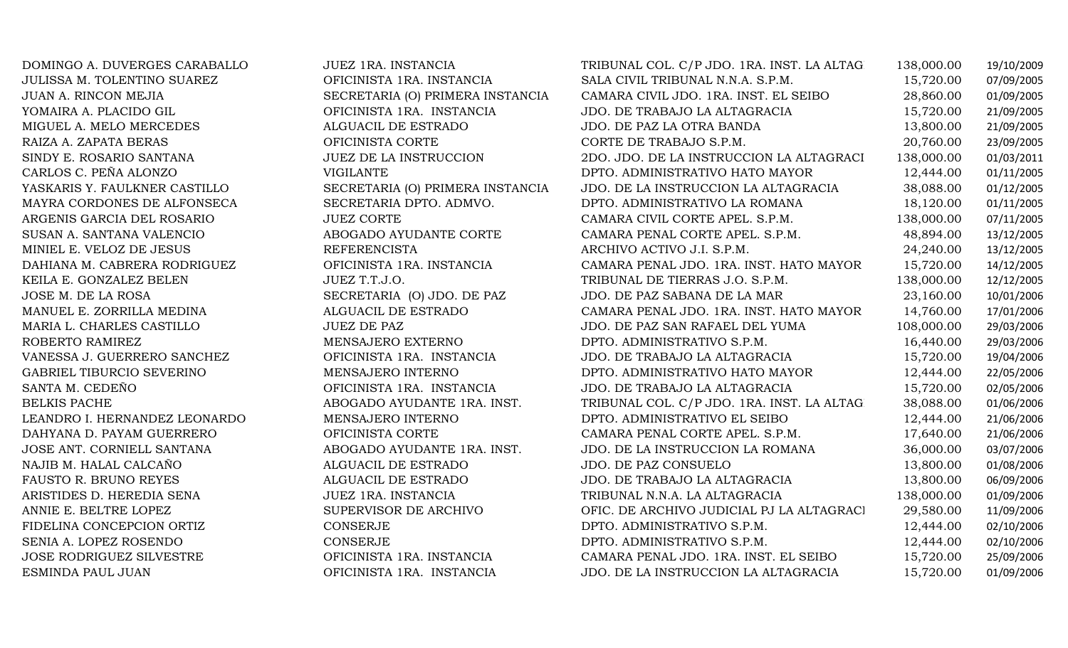| | | | | |
|---|---|---|---|---|
| DOMINGO A. DUVERGES CARABALLO | JUEZ 1RA. INSTANCIA | TRIBUNAL COL. C/P JDO. 1RA. INST. LA ALTAG | 138,000.00 | 19/10/2009 |
| JULISSA M. TOLENTINO SUAREZ | OFICINISTA 1RA. INSTANCIA | SALA CIVIL TRIBUNAL N.N.A. S.P.M. | 15,720.00 | 07/09/2005 |
| JUAN A. RINCON MEJIA | SECRETARIA (O) PRIMERA INSTANCIA | CAMARA CIVIL JDO. 1RA. INST. EL SEIBO | 28,860.00 | 01/09/2005 |
| YOMAIRA A. PLACIDO GIL | OFICINISTA 1RA. INSTANCIA | JDO. DE TRABAJO LA ALTAGRACIA | 15,720.00 | 21/09/2005 |
| MIGUEL A. MELO MERCEDES | ALGUACIL DE ESTRADO | JDO. DE PAZ LA OTRA BANDA | 13,800.00 | 21/09/2005 |
| RAIZA A. ZAPATA BERAS | OFICINISTA CORTE | CORTE DE TRABAJO S.P.M. | 20,760.00 | 23/09/2005 |
| SINDY E. ROSARIO SANTANA | JUEZ DE LA INSTRUCCION | 2DO. JDO. DE LA INSTRUCCION LA ALTAGRACI | 138,000.00 | 01/03/2011 |
| CARLOS C. PEÑA ALONZO | VIGILANTE | DPTO. ADMINISTRATIVO HATO MAYOR | 12,444.00 | 01/11/2005 |
| YASKARIS Y. FAULKNER CASTILLO | SECRETARIA (O) PRIMERA INSTANCIA | JDO. DE LA INSTRUCCION LA ALTAGRACIA | 38,088.00 | 01/12/2005 |
| MAYRA CORDONES DE ALFONSECA | SECRETARIA DPTO. ADMVO. | DPTO. ADMINISTRATIVO LA ROMANA | 18,120.00 | 01/11/2005 |
| ARGENIS GARCIA DEL ROSARIO | JUEZ CORTE | CAMARA CIVIL CORTE APEL. S.P.M. | 138,000.00 | 07/11/2005 |
| SUSAN A. SANTANA VALENCIO | ABOGADO AYUDANTE CORTE | CAMARA PENAL CORTE APEL. S.P.M. | 48,894.00 | 13/12/2005 |
| MINIEL E. VELOZ DE JESUS | REFERENCISTA | ARCHIVO ACTIVO J.I. S.P.M. | 24,240.00 | 13/12/2005 |
| DAHIANA M. CABRERA RODRIGUEZ | OFICINISTA 1RA. INSTANCIA | CAMARA PENAL JDO. 1RA. INST. HATO MAYOR | 15,720.00 | 14/12/2005 |
| KEILA E. GONZALEZ BELEN | JUEZ T.T.J.O. | TRIBUNAL DE TIERRAS J.O. S.P.M. | 138,000.00 | 12/12/2005 |
| JOSE M. DE LA ROSA | SECRETARIA (O) JDO. DE PAZ | JDO. DE PAZ SABANA DE LA MAR | 23,160.00 | 10/01/2006 |
| MANUEL E. ZORRILLA MEDINA | ALGUACIL DE ESTRADO | CAMARA PENAL JDO. 1RA. INST. HATO MAYOR | 14,760.00 | 17/01/2006 |
| MARIA L. CHARLES CASTILLO | JUEZ DE PAZ | JDO. DE PAZ SAN RAFAEL DEL YUMA | 108,000.00 | 29/03/2006 |
| ROBERTO RAMIREZ | MENSAJERO EXTERNO | DPTO. ADMINISTRATIVO S.P.M. | 16,440.00 | 29/03/2006 |
| VANESSA J. GUERRERO SANCHEZ | OFICINISTA 1RA. INSTANCIA | JDO. DE TRABAJO LA ALTAGRACIA | 15,720.00 | 19/04/2006 |
| GABRIEL TIBURCIO SEVERINO | MENSAJERO INTERNO | DPTO. ADMINISTRATIVO HATO MAYOR | 12,444.00 | 22/05/2006 |
| SANTA M. CEDEÑO | OFICINISTA 1RA. INSTANCIA | JDO. DE TRABAJO LA ALTAGRACIA | 15,720.00 | 02/05/2006 |
| BELKIS PACHE | ABOGADO AYUDANTE 1RA. INST. | TRIBUNAL COL. C/P JDO. 1RA. INST. LA ALTAG | 38,088.00 | 01/06/2006 |
| LEANDRO I. HERNANDEZ LEONARDO | MENSAJERO INTERNO | DPTO. ADMINISTRATIVO EL SEIBO | 12,444.00 | 21/06/2006 |
| DAHYANA D. PAYAM GUERRERO | OFICINISTA CORTE | CAMARA PENAL CORTE APEL. S.P.M. | 17,640.00 | 21/06/2006 |
| JOSE ANT. CORNIELL SANTANA | ABOGADO AYUDANTE 1RA. INST. | JDO. DE LA INSTRUCCION LA ROMANA | 36,000.00 | 03/07/2006 |
| NAJIB M. HALAL CALCAÑO | ALGUACIL DE ESTRADO | JDO. DE PAZ CONSUELO | 13,800.00 | 01/08/2006 |
| FAUSTO R. BRUNO REYES | ALGUACIL DE ESTRADO | JDO. DE TRABAJO LA ALTAGRACIA | 13,800.00 | 06/09/2006 |
| ARISTIDES D. HEREDIA SENA | JUEZ 1RA. INSTANCIA | TRIBUNAL N.N.A. LA ALTAGRACIA | 138,000.00 | 01/09/2006 |
| ANNIE E. BELTRE LOPEZ | SUPERVISOR DE ARCHIVO | OFIC. DE ARCHIVO JUDICIAL PJ LA ALTAGRACI | 29,580.00 | 11/09/2006 |
| FIDELINA CONCEPCION ORTIZ | CONSERJE | DPTO. ADMINISTRATIVO S.P.M. | 12,444.00 | 02/10/2006 |
| SENIA A. LOPEZ ROSENDO | CONSERJE | DPTO. ADMINISTRATIVO S.P.M. | 12,444.00 | 02/10/2006 |
| JOSE RODRIGUEZ SILVESTRE | OFICINISTA 1RA. INSTANCIA | CAMARA PENAL JDO. 1RA. INST. EL SEIBO | 15,720.00 | 25/09/2006 |
| ESMINDA PAUL JUAN | OFICINISTA 1RA. INSTANCIA | JDO. DE LA INSTRUCCION LA ALTAGRACIA | 15,720.00 | 01/09/2006 |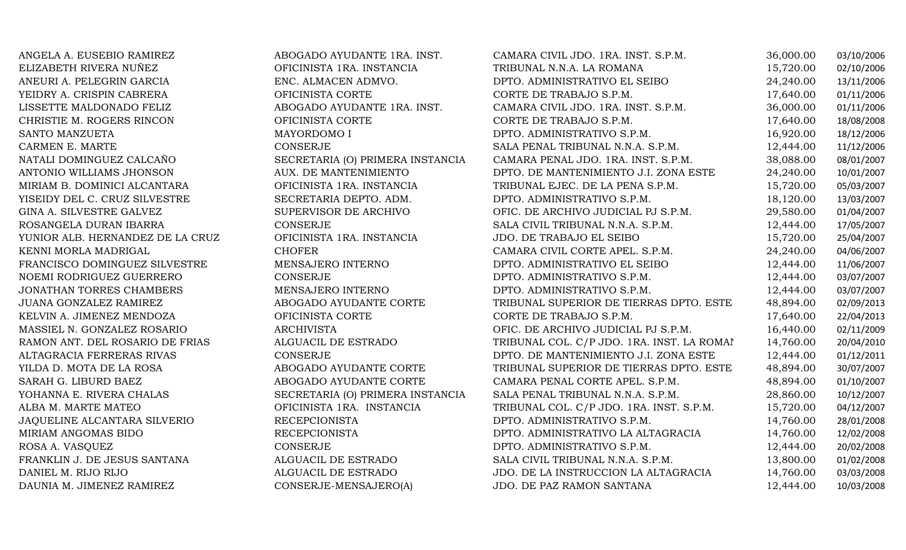| | | | | |
|---|---|---|---|---|
| ANGELA A. EUSEBIO RAMIREZ | ABOGADO AYUDANTE 1RA. INST. | CAMARA CIVIL JDO. 1RA. INST. S.P.M. | 36,000.00 | 03/10/2006 |
| ELIZABETH RIVERA NUÑEZ | OFICINISTA 1RA. INSTANCIA | TRIBUNAL N.N.A. LA ROMANA | 15,720.00 | 02/10/2006 |
| ANEURI A. PELEGRIN GARCIA | ENC. ALMACEN ADMVO. | DPTO. ADMINISTRATIVO EL SEIBO | 24,240.00 | 13/11/2006 |
| YEIDRY A. CRISPIN CABRERA | OFICINISTA CORTE | CORTE DE TRABAJO S.P.M. | 17,640.00 | 01/11/2006 |
| LISSETTE MALDONADO FELIZ | ABOGADO AYUDANTE 1RA. INST. | CAMARA CIVIL JDO. 1RA. INST. S.P.M. | 36,000.00 | 01/11/2006 |
| CHRISTIE M. ROGERS RINCON | OFICINISTA CORTE | CORTE DE TRABAJO S.P.M. | 17,640.00 | 18/08/2008 |
| SANTO MANZUETA | MAYORDOMO I | DPTO. ADMINISTRATIVO S.P.M. | 16,920.00 | 18/12/2006 |
| CARMEN E. MARTE | CONSERJE | SALA PENAL TRIBUNAL N.N.A. S.P.M. | 12,444.00 | 11/12/2006 |
| NATALI DOMINGUEZ CALCAÑO | SECRETARIA (O) PRIMERA INSTANCIA | CAMARA PENAL JDO. 1RA. INST. S.P.M. | 38,088.00 | 08/01/2007 |
| ANTONIO WILLIAMS JHONSON | AUX. DE MANTENIMIENTO | DPTO. DE MANTENIMIENTO J.I. ZONA ESTE | 24,240.00 | 10/01/2007 |
| MIRIAM B. DOMINICI ALCANTARA | OFICINISTA 1RA. INSTANCIA | TRIBUNAL EJEC. DE LA PENA S.P.M. | 15,720.00 | 05/03/2007 |
| YISEIDY DEL C. CRUZ SILVESTRE | SECRETARIA DEPTO. ADM. | DPTO. ADMINISTRATIVO S.P.M. | 18,120.00 | 13/03/2007 |
| GINA A. SILVESTRE GALVEZ | SUPERVISOR DE ARCHIVO | OFIC. DE ARCHIVO JUDICIAL PJ S.P.M. | 29,580.00 | 01/04/2007 |
| ROSANGELA DURAN IBARRA | CONSERJE | SALA CIVIL TRIBUNAL N.N.A. S.P.M. | 12,444.00 | 17/05/2007 |
| YUNIOR ALB. HERNANDEZ DE LA CRUZ | OFICINISTA 1RA. INSTANCIA | JDO. DE TRABAJO EL SEIBO | 15,720.00 | 25/04/2007 |
| KENNI MORLA MADRIGAL | CHOFER | CAMARA CIVIL CORTE APEL. S.P.M. | 24,240.00 | 04/06/2007 |
| FRANCISCO DOMINGUEZ SILVESTRE | MENSAJERO INTERNO | DPTO. ADMINISTRATIVO EL SEIBO | 12,444.00 | 11/06/2007 |
| NOEMI RODRIGUEZ GUERRERO | CONSERJE | DPTO. ADMINISTRATIVO S.P.M. | 12,444.00 | 03/07/2007 |
| JONATHAN TORRES CHAMBERS | MENSAJERO INTERNO | DPTO. ADMINISTRATIVO S.P.M. | 12,444.00 | 03/07/2007 |
| JUANA GONZALEZ RAMIREZ | ABOGADO AYUDANTE CORTE | TRIBUNAL SUPERIOR DE TIERRAS DPTO. ESTE | 48,894.00 | 02/09/2013 |
| KELVIN A. JIMENEZ MENDOZA | OFICINISTA CORTE | CORTE DE TRABAJO S.P.M. | 17,640.00 | 22/04/2013 |
| MASSIEL N. GONZALEZ ROSARIO | ARCHIVISTA | OFIC. DE ARCHIVO JUDICIAL PJ S.P.M. | 16,440.00 | 02/11/2009 |
| RAMON ANT. DEL ROSARIO DE FRIAS | ALGUACIL DE ESTRADO | TRIBUNAL COL. C/P JDO. 1RA. INST. LA ROMAI | 14,760.00 | 20/04/2010 |
| ALTAGRACIA FERRERAS RIVAS | CONSERJE | DPTO. DE MANTENIMIENTO J.I. ZONA ESTE | 12,444.00 | 01/12/2011 |
| YILDA D. MOTA DE LA ROSA | ABOGADO AYUDANTE CORTE | TRIBUNAL SUPERIOR DE TIERRAS DPTO. ESTE | 48,894.00 | 30/07/2007 |
| SARAH G. LIBURD BAEZ | ABOGADO AYUDANTE CORTE | CAMARA PENAL CORTE APEL. S.P.M. | 48,894.00 | 01/10/2007 |
| YOHANNA E. RIVERA CHALAS | SECRETARIA (O) PRIMERA INSTANCIA | SALA PENAL TRIBUNAL N.N.A. S.P.M. | 28,860.00 | 10/12/2007 |
| ALBA M. MARTE MATEO | OFICINISTA 1RA. INSTANCIA | TRIBUNAL COL. C/P JDO. 1RA. INST. S.P.M. | 15,720.00 | 04/12/2007 |
| JAQUELINE ALCANTARA SILVERIO | RECEPCIONISTA | DPTO. ADMINISTRATIVO S.P.M. | 14,760.00 | 28/01/2008 |
| MIRIAM ANGOMAS BIDO | RECEPCIONISTA | DPTO. ADMINISTRATIVO LA ALTAGRACIA | 14,760.00 | 12/02/2008 |
| ROSA A. VASQUEZ | CONSERJE | DPTO. ADMINISTRATIVO S.P.M. | 12,444.00 | 20/02/2008 |
| FRANKLIN J. DE JESUS SANTANA | ALGUACIL DE ESTRADO | SALA CIVIL TRIBUNAL N.N.A. S.P.M. | 13,800.00 | 01/02/2008 |
| DANIEL M. RIJO RIJO | ALGUACIL DE ESTRADO | JDO. DE LA INSTRUCCION LA ALTAGRACIA | 14,760.00 | 03/03/2008 |
| DAUNIA M. JIMENEZ RAMIREZ | CONSERJE-MENSAJERO(A) | JDO. DE PAZ RAMON SANTANA | 12,444.00 | 10/03/2008 |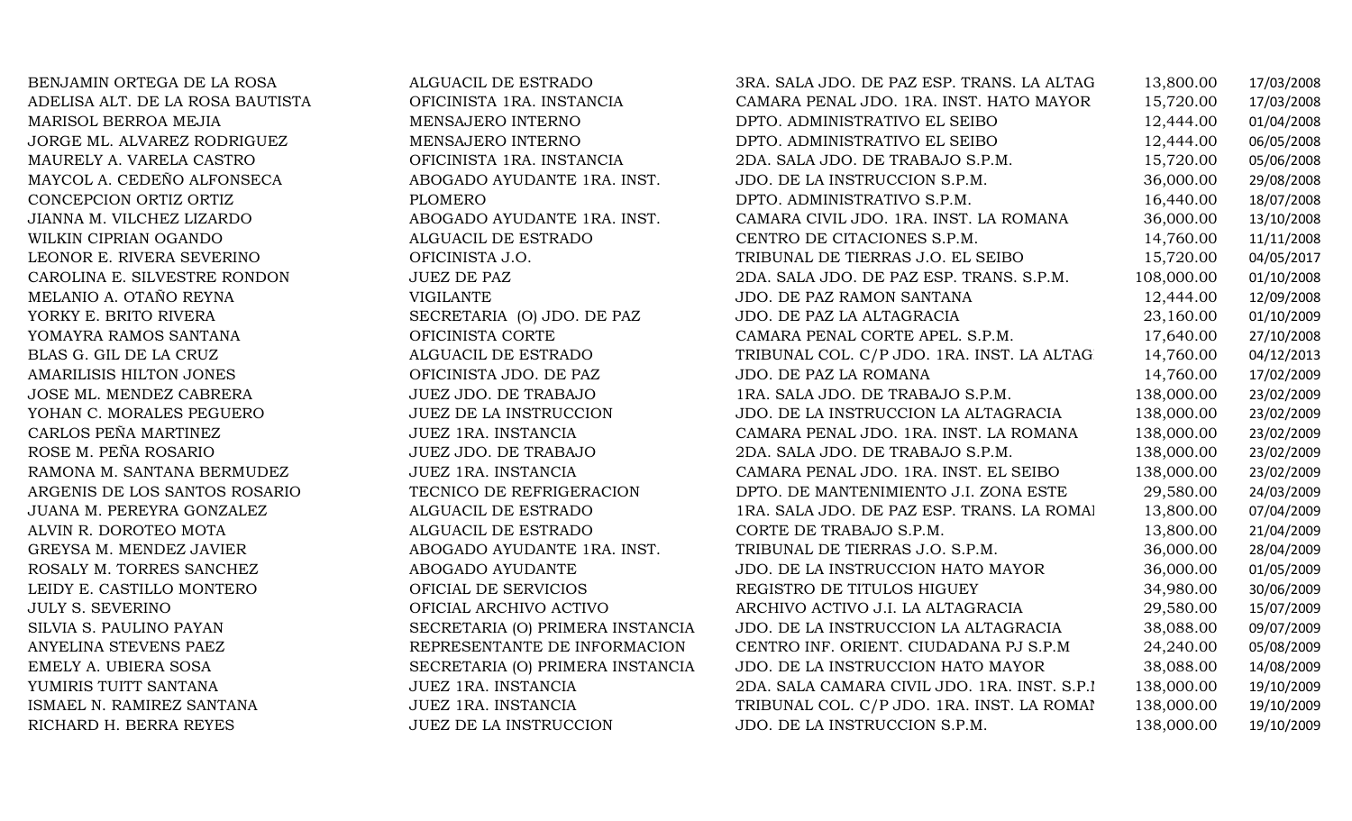| | | | | |
|---|---|---|---|---|
| BENJAMIN ORTEGA DE LA ROSA | ALGUACIL DE ESTRADO | 3RA. SALA JDO. DE PAZ ESP. TRANS. LA ALTAG | 13,800.00 | 17/03/2008 |
| ADELISA ALT. DE LA ROSA BAUTISTA | OFICINISTA 1RA. INSTANCIA | CAMARA PENAL JDO. 1RA. INST. HATO MAYOR | 15,720.00 | 17/03/2008 |
| MARISOL BERROA MEJIA | MENSAJERO INTERNO | DPTO. ADMINISTRATIVO EL SEIBO | 12,444.00 | 01/04/2008 |
| JORGE ML. ALVAREZ RODRIGUEZ | MENSAJERO INTERNO | DPTO. ADMINISTRATIVO EL SEIBO | 12,444.00 | 06/05/2008 |
| MAURELY A. VARELA CASTRO | OFICINISTA 1RA. INSTANCIA | 2DA. SALA JDO. DE TRABAJO S.P.M. | 15,720.00 | 05/06/2008 |
| MAYCOL A. CEDEÑO ALFONSECA | ABOGADO AYUDANTE 1RA. INST. | JDO. DE LA INSTRUCCION S.P.M. | 36,000.00 | 29/08/2008 |
| CONCEPCION ORTIZ ORTIZ | PLOMERO | DPTO. ADMINISTRATIVO S.P.M. | 16,440.00 | 18/07/2008 |
| JIANNA M. VILCHEZ LIZARDO | ABOGADO AYUDANTE 1RA. INST. | CAMARA CIVIL JDO. 1RA. INST. LA ROMANA | 36,000.00 | 13/10/2008 |
| WILKIN CIPRIAN OGANDO | ALGUACIL DE ESTRADO | CENTRO DE CITACIONES S.P.M. | 14,760.00 | 11/11/2008 |
| LEONOR E. RIVERA SEVERINO | OFICINISTA J.O. | TRIBUNAL DE TIERRAS J.O. EL SEIBO | 15,720.00 | 04/05/2017 |
| CAROLINA E. SILVESTRE RONDON | JUEZ DE PAZ | 2DA. SALA JDO. DE PAZ ESP. TRANS. S.P.M. | 108,000.00 | 01/10/2008 |
| MELANIO A. OTAÑO REYNA | VIGILANTE | JDO. DE PAZ RAMON SANTANA | 12,444.00 | 12/09/2008 |
| YORKY E. BRITO RIVERA | SECRETARIA (O) JDO. DE PAZ | JDO. DE PAZ LA ALTAGRACIA | 23,160.00 | 01/10/2009 |
| YOMAYRA RAMOS SANTANA | OFICINISTA CORTE | CAMARA PENAL CORTE APEL. S.P.M. | 17,640.00 | 27/10/2008 |
| BLAS G. GIL DE LA CRUZ | ALGUACIL DE ESTRADO | TRIBUNAL COL. C/P JDO. 1RA. INST. LA ALTAG | 14,760.00 | 04/12/2013 |
| AMARILISIS HILTON JONES | OFICINISTA JDO. DE PAZ | JDO. DE PAZ LA ROMANA | 14,760.00 | 17/02/2009 |
| JOSE ML. MENDEZ CABRERA | JUEZ JDO. DE TRABAJO | 1RA. SALA JDO. DE TRABAJO S.P.M. | 138,000.00 | 23/02/2009 |
| YOHAN C. MORALES PEGUERO | JUEZ DE LA INSTRUCCION | JDO. DE LA INSTRUCCION LA ALTAGRACIA | 138,000.00 | 23/02/2009 |
| CARLOS PEÑA MARTINEZ | JUEZ 1RA. INSTANCIA | CAMARA PENAL JDO. 1RA. INST. LA ROMANA | 138,000.00 | 23/02/2009 |
| ROSE M. PEÑA ROSARIO | JUEZ JDO. DE TRABAJO | 2DA. SALA JDO. DE TRABAJO S.P.M. | 138,000.00 | 23/02/2009 |
| RAMONA M. SANTANA BERMUDEZ | JUEZ 1RA. INSTANCIA | CAMARA PENAL JDO. 1RA. INST. EL SEIBO | 138,000.00 | 23/02/2009 |
| ARGENIS DE LOS SANTOS ROSARIO | TECNICO DE REFRIGERACION | DPTO. DE MANTENIMIENTO J.I. ZONA ESTE | 29,580.00 | 24/03/2009 |
| JUANA M. PEREYRA GONZALEZ | ALGUACIL DE ESTRADO | 1RA. SALA JDO. DE PAZ ESP. TRANS. LA ROMAI | 13,800.00 | 07/04/2009 |
| ALVIN R. DOROTEO MOTA | ALGUACIL DE ESTRADO | CORTE DE TRABAJO S.P.M. | 13,800.00 | 21/04/2009 |
| GREYSA M. MENDEZ JAVIER | ABOGADO AYUDANTE 1RA. INST. | TRIBUNAL DE TIERRAS J.O. S.P.M. | 36,000.00 | 28/04/2009 |
| ROSALY M. TORRES SANCHEZ | ABOGADO AYUDANTE | JDO. DE LA INSTRUCCION HATO MAYOR | 36,000.00 | 01/05/2009 |
| LEIDY E. CASTILLO MONTERO | OFICIAL DE SERVICIOS | REGISTRO DE TITULOS HIGUEY | 34,980.00 | 30/06/2009 |
| JULY S. SEVERINO | OFICIAL ARCHIVO ACTIVO | ARCHIVO ACTIVO J.I. LA ALTAGRACIA | 29,580.00 | 15/07/2009 |
| SILVIA S. PAULINO PAYAN | SECRETARIA (O) PRIMERA INSTANCIA | JDO. DE LA INSTRUCCION LA ALTAGRACIA | 38,088.00 | 09/07/2009 |
| ANYELINA STEVENS PAEZ | REPRESENTANTE DE INFORMACION | CENTRO INF. ORIENT. CIUDADANA PJ S.P.M | 24,240.00 | 05/08/2009 |
| EMELY A. UBIERA SOSA | SECRETARIA (O) PRIMERA INSTANCIA | JDO. DE LA INSTRUCCION HATO MAYOR | 38,088.00 | 14/08/2009 |
| YUMIRIS TUITT SANTANA | JUEZ 1RA. INSTANCIA | 2DA. SALA CAMARA CIVIL JDO. 1RA. INST. S.P.I | 138,000.00 | 19/10/2009 |
| ISMAEL N. RAMIREZ SANTANA | JUEZ 1RA. INSTANCIA | TRIBUNAL COL. C/P JDO. 1RA. INST. LA ROMAI | 138,000.00 | 19/10/2009 |
| RICHARD H. BERRA REYES | JUEZ DE LA INSTRUCCION | JDO. DE LA INSTRUCCION S.P.M. | 138,000.00 | 19/10/2009 |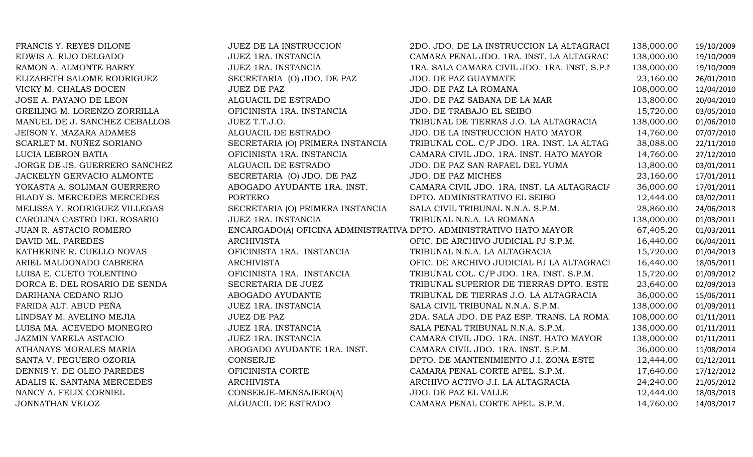| | | | | |
|---|---|---|---|---|
| FRANCIS Y. REYES DILONE | JUEZ DE LA INSTRUCCION | 2DO. JDO. DE LA INSTRUCCION LA ALTAGRACI | 138,000.00 | 19/10/2009 |
| EDWIS A. RIJO DELGADO | JUEZ 1RA. INSTANCIA | CAMARA PENAL JDO. 1RA. INST. LA ALTAGRAC | 138,000.00 | 19/10/2009 |
| RAMON A. ALMONTE BARRY | JUEZ 1RA. INSTANCIA | 1RA. SALA CAMARA CIVIL JDO. 1RA. INST. S.P.M | 138,000.00 | 19/10/2009 |
| ELIZABETH SALOME RODRIGUEZ | SECRETARIA (O) JDO. DE PAZ | JDO. DE PAZ GUAYMATE | 23,160.00 | 26/01/2010 |
| VICKY M. CHALAS DOCEN | JUEZ DE PAZ | JDO. DE PAZ LA ROMANA | 108,000.00 | 12/04/2010 |
| JOSE A. PAYANO DE LEON | ALGUACIL DE ESTRADO | JDO. DE PAZ SABANA DE LA MAR | 13,800.00 | 20/04/2010 |
| GREILING M. LORENZO ZORRILLA | OFICINISTA 1RA. INSTANCIA | JDO. DE TRABAJO EL SEIBO | 15,720.00 | 03/05/2010 |
| MANUEL DE J. SANCHEZ CEBALLOS | JUEZ T.T.J.O. | TRIBUNAL DE TIERRAS J.O. LA ALTAGRACIA | 138,000.00 | 01/06/2010 |
| JEISON Y. MAZARA ADAMES | ALGUACIL DE ESTRADO | JDO. DE LA INSTRUCCION HATO MAYOR | 14,760.00 | 07/07/2010 |
| SCARLET M. NUÑEZ SORIANO | SECRETARIA (O) PRIMERA INSTANCIA | TRIBUNAL COL. C/P JDO. 1RA. INST. LA ALTAG | 38,088.00 | 22/11/2010 |
| LUCIA LEBRON BATIA | OFICINISTA 1RA. INSTANCIA | CAMARA CIVIL JDO. 1RA. INST. HATO MAYOR | 14,760.00 | 27/12/2010 |
| JORGE DE JS. GUERRERO SANCHEZ | ALGUACIL DE ESTRADO | JDO. DE PAZ SAN RAFAEL DEL YUMA | 13,800.00 | 03/01/2011 |
| JACKELYN GERVACIO ALMONTE | SECRETARIA (O) JDO. DE PAZ | JDO. DE PAZ MICHES | 23,160.00 | 17/01/2011 |
| YOKASTA A. SOLIMAN GUERRERO | ABOGADO AYUDANTE 1RA. INST. | CAMARA CIVIL JDO. 1RA. INST. LA ALTAGRACIA | 36,000.00 | 17/01/2011 |
| BLADY S. MERCEDES MERCEDES | PORTERO | DPTO. ADMINISTRATIVO EL SEIBO | 12,444.00 | 03/02/2011 |
| MELISSA Y. RODRIGUEZ VILLEGAS | SECRETARIA (O) PRIMERA INSTANCIA | SALA CIVIL TRIBUNAL N.N.A. S.P.M. | 28,860.00 | 24/06/2013 |
| CAROLINA CASTRO DEL ROSARIO | JUEZ 1RA. INSTANCIA | TRIBUNAL N.N.A. LA ROMANA | 138,000.00 | 01/03/2011 |
| JUAN R. ASTACIO ROMERO | ENCARGADO(A) OFICINA ADMINISTRATIVA | DPTO. ADMINISTRATIVO HATO MAYOR | 67,405.20 | 01/03/2011 |
| DAVID ML. PAREDES | ARCHIVISTA | OFIC. DE ARCHIVO JUDICIAL PJ S.P.M. | 16,440.00 | 06/04/2011 |
| KATHERINE R. CUELLO NOVAS | OFICINISTA 1RA. INSTANCIA | TRIBUNAL N.N.A. LA ALTAGRACIA | 15,720.00 | 01/04/2013 |
| ARIEL MALDONADO CABRERA | ARCHIVISTA | OFIC. DE ARCHIVO JUDICIAL PJ LA ALTAGRACI | 16,440.00 | 18/05/2011 |
| LUISA E. CUETO TOLENTINO | OFICINISTA 1RA. INSTANCIA | TRIBUNAL COL. C/P JDO. 1RA. INST. S.P.M. | 15,720.00 | 01/09/2012 |
| DORCA E. DEL ROSARIO DE SENDA | SECRETARIA DE JUEZ | TRIBUNAL SUPERIOR DE TIERRAS DPTO. ESTE | 23,640.00 | 02/09/2013 |
| DARIHANA CEDANO RIJO | ABOGADO AYUDANTE | TRIBUNAL DE TIERRAS J.O. LA ALTAGRACIA | 36,000.00 | 15/06/2011 |
| FARIDA ALT. ABUD PEÑA | JUEZ 1RA. INSTANCIA | SALA CIVIL TRIBUNAL N.N.A. S.P.M. | 138,000.00 | 01/09/2011 |
| LINDSAY M. AVELINO MEJIA | JUEZ DE PAZ | 2DA. SALA JDO. DE PAZ ESP. TRANS. LA ROMA | 108,000.00 | 01/11/2011 |
| LUISA MA. ACEVEDO MONEGRO | JUEZ 1RA. INSTANCIA | SALA PENAL TRIBUNAL N.N.A. S.P.M. | 138,000.00 | 01/11/2011 |
| JAZMIN VARELA ASTACIO | JUEZ 1RA. INSTANCIA | CAMARA CIVIL JDO. 1RA. INST. HATO MAYOR | 138,000.00 | 01/11/2011 |
| ATHANAYS MORALES MARIA | ABOGADO AYUDANTE 1RA. INST. | CAMARA CIVIL JDO. 1RA. INST. S.P.M. | 36,000.00 | 11/08/2014 |
| SANTA V. PEGUERO OZORIA | CONSERJE | DPTO. DE MANTENIMIENTO J.I. ZONA ESTE | 12,444.00 | 01/12/2011 |
| DENNIS Y. DE OLEO PAREDES | OFICINISTA CORTE | CAMARA PENAL CORTE APEL. S.P.M. | 17,640.00 | 17/12/2012 |
| ADALIS K. SANTANA MERCEDES | ARCHIVISTA | ARCHIVO ACTIVO J.I. LA ALTAGRACIA | 24,240.00 | 21/05/2012 |
| NANCY A. FELIX CORNIEL | CONSERJE-MENSAJERO(A) | JDO. DE PAZ EL VALLE | 12,444.00 | 18/03/2013 |
| JONNATHAN VELOZ | ALGUACIL DE ESTRADO | CAMARA PENAL CORTE APEL. S.P.M. | 14,760.00 | 14/03/2017 |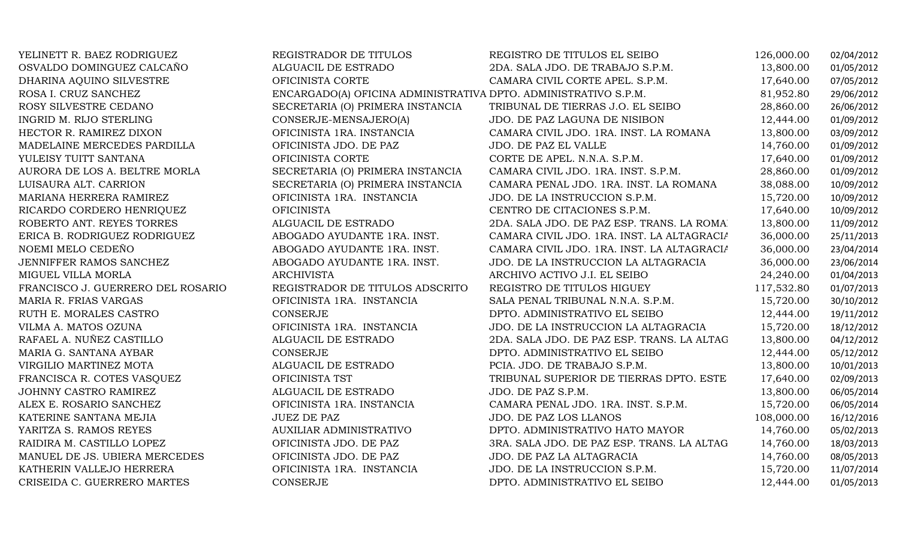| | | | | |
|---|---|---|---|---|
| YELINETT R. BAEZ RODRIGUEZ | REGISTRADOR DE TITULOS | REGISTRO DE TITULOS EL SEIBO | 126,000.00 | 02/04/2012 |
| OSVALDO DOMINGUEZ CALCAÑO | ALGUACIL DE ESTRADO | 2DA. SALA JDO. DE TRABAJO S.P.M. | 13,800.00 | 01/05/2012 |
| DHARINA AQUINO SILVESTRE | OFICINISTA CORTE | CAMARA CIVIL CORTE APEL. S.P.M. | 17,640.00 | 07/05/2012 |
| ROSA I. CRUZ SANCHEZ | ENCARGADO(A) OFICINA ADMINISTRATIVA | DPTO. ADMINISTRATIVO S.P.M. | 81,952.80 | 29/06/2012 |
| ROSY SILVESTRE CEDANO | SECRETARIA (O) PRIMERA INSTANCIA | TRIBUNAL DE TIERRAS J.O. EL SEIBO | 28,860.00 | 26/06/2012 |
| INGRID M. RIJO STERLING | CONSERJE-MENSAJERO(A) | JDO. DE PAZ LAGUNA DE NISIBON | 12,444.00 | 01/09/2012 |
| HECTOR R. RAMIREZ DIXON | OFICINISTA 1RA. INSTANCIA | CAMARA CIVIL JDO. 1RA. INST. LA ROMANA | 13,800.00 | 03/09/2012 |
| MADELAINE MERCEDES PARDILLA | OFICINISTA JDO. DE PAZ | JDO. DE PAZ EL VALLE | 14,760.00 | 01/09/2012 |
| YULEISY TUITT SANTANA | OFICINISTA CORTE | CORTE DE APEL. N.N.A. S.P.M. | 17,640.00 | 01/09/2012 |
| AURORA DE LOS A. BELTRE MORLA | SECRETARIA (O) PRIMERA INSTANCIA | CAMARA CIVIL JDO. 1RA. INST. S.P.M. | 28,860.00 | 01/09/2012 |
| LUISAURA ALT. CARRION | SECRETARIA (O) PRIMERA INSTANCIA | CAMARA PENAL JDO. 1RA. INST. LA ROMANA | 38,088.00 | 10/09/2012 |
| MARIANA HERRERA RAMIREZ | OFICINISTA 1RA. INSTANCIA | JDO. DE LA INSTRUCCION S.P.M. | 15,720.00 | 10/09/2012 |
| RICARDO CORDERO HENRIQUEZ | OFICINISTA | CENTRO DE CITACIONES S.P.M. | 17,640.00 | 10/09/2012 |
| ROBERTO ANT. REYES TORRES | ALGUACIL DE ESTRADO | 2DA. SALA JDO. DE PAZ ESP. TRANS. LA ROMA | 13,800.00 | 11/09/2012 |
| ERICA B. RODRIGUEZ RODRIGUEZ | ABOGADO AYUDANTE 1RA. INST. | CAMARA CIVIL JDO. 1RA. INST. LA ALTAGRACIA | 36,000.00 | 25/11/2013 |
| NOEMI MELO CEDEÑO | ABOGADO AYUDANTE 1RA. INST. | CAMARA CIVIL JDO. 1RA. INST. LA ALTAGRACIA | 36,000.00 | 23/04/2014 |
| JENNIFFER RAMOS SANCHEZ | ABOGADO AYUDANTE 1RA. INST. | JDO. DE LA INSTRUCCION LA ALTAGRACIA | 36,000.00 | 23/06/2014 |
| MIGUEL VILLA MORLA | ARCHIVISTA | ARCHIVO ACTIVO J.I. EL SEIBO | 24,240.00 | 01/04/2013 |
| FRANCISCO J. GUERRERO DEL ROSARIO | REGISTRADOR DE TITULOS ADSCRITO | REGISTRO DE TITULOS HIGUEY | 117,532.80 | 01/07/2013 |
| MARIA R. FRIAS VARGAS | OFICINISTA 1RA. INSTANCIA | SALA PENAL TRIBUNAL N.N.A. S.P.M. | 15,720.00 | 30/10/2012 |
| RUTH E. MORALES CASTRO | CONSERJE | DPTO. ADMINISTRATIVO EL SEIBO | 12,444.00 | 19/11/2012 |
| VILMA A. MATOS OZUNA | OFICINISTA 1RA. INSTANCIA | JDO. DE LA INSTRUCCION LA ALTAGRACIA | 15,720.00 | 18/12/2012 |
| RAFAEL A. NUÑEZ CASTILLO | ALGUACIL DE ESTRADO | 2DA. SALA JDO. DE PAZ ESP. TRANS. LA ALTAG | 13,800.00 | 04/12/2012 |
| MARIA G. SANTANA AYBAR | CONSERJE | DPTO. ADMINISTRATIVO EL SEIBO | 12,444.00 | 05/12/2012 |
| VIRGILIO MARTINEZ MOTA | ALGUACIL DE ESTRADO | PCIA. JDO. DE TRABAJO S.P.M. | 13,800.00 | 10/01/2013 |
| FRANCISCA R. COTES VASQUEZ | OFICINISTA TST | TRIBUNAL SUPERIOR DE TIERRAS DPTO. ESTE | 17,640.00 | 02/09/2013 |
| JOHNNY CASTRO RAMIREZ | ALGUACIL DE ESTRADO | JDO. DE PAZ S.P.M. | 13,800.00 | 06/05/2014 |
| ALEX E. ROSARIO SANCHEZ | OFICINISTA 1RA. INSTANCIA | CAMARA PENAL JDO. 1RA. INST. S.P.M. | 15,720.00 | 06/05/2014 |
| KATERINE SANTANA MEJIA | JUEZ DE PAZ | JDO. DE PAZ LOS LLANOS | 108,000.00 | 16/12/2016 |
| YARITZA S. RAMOS REYES | AUXILIAR ADMINISTRATIVO | DPTO. ADMINISTRATIVO HATO MAYOR | 14,760.00 | 05/02/2013 |
| RAIDIRA M. CASTILLO LOPEZ | OFICINISTA JDO. DE PAZ | 3RA. SALA JDO. DE PAZ ESP. TRANS. LA ALTAG | 14,760.00 | 18/03/2013 |
| MANUEL DE JS. UBIERA MERCEDES | OFICINISTA JDO. DE PAZ | JDO. DE PAZ LA ALTAGRACIA | 14,760.00 | 08/05/2013 |
| KATHERIN VALLEJO HERRERA | OFICINISTA 1RA. INSTANCIA | JDO. DE LA INSTRUCCION S.P.M. | 15,720.00 | 11/07/2014 |
| CRISEIDA C. GUERRERO MARTES | CONSERJE | DPTO. ADMINISTRATIVO EL SEIBO | 12,444.00 | 01/05/2013 |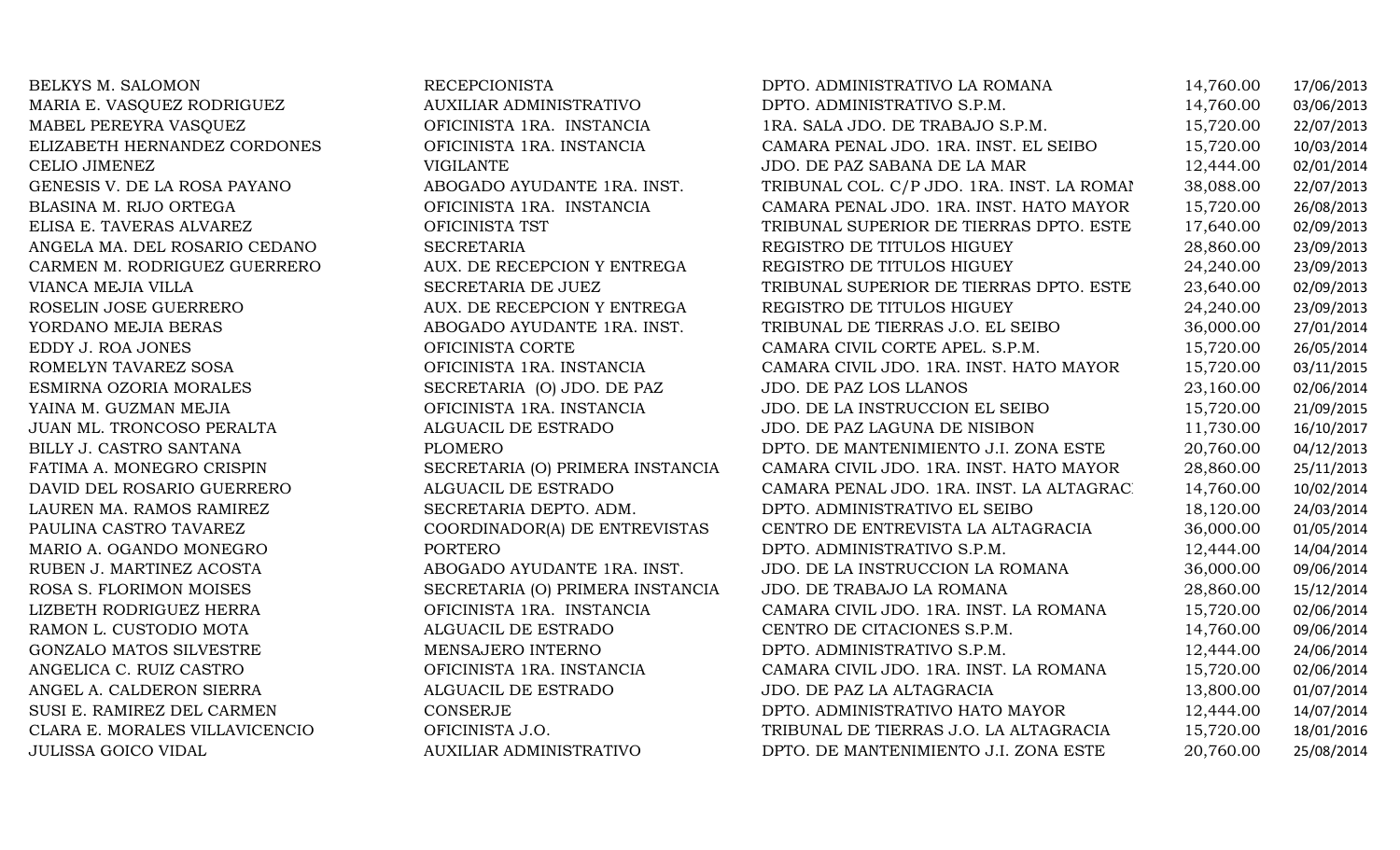| | | | | |
|---|---|---|---|---|
| BELKYS M. SALOMON | RECEPCIONISTA | DPTO. ADMINISTRATIVO LA ROMANA | 14,760.00 | 17/06/2013 |
| MARIA E. VASQUEZ RODRIGUEZ | AUXILIAR ADMINISTRATIVO | DPTO. ADMINISTRATIVO S.P.M. | 14,760.00 | 03/06/2013 |
| MABEL PEREYRA VASQUEZ | OFICINISTA 1RA. INSTANCIA | 1RA. SALA JDO. DE TRABAJO S.P.M. | 15,720.00 | 22/07/2013 |
| ELIZABETH HERNANDEZ CORDONES | OFICINISTA 1RA. INSTANCIA | CAMARA PENAL JDO. 1RA. INST. EL SEIBO | 15,720.00 | 10/03/2014 |
| CELIO JIMENEZ | VIGILANTE | JDO. DE PAZ SABANA DE LA MAR | 12,444.00 | 02/01/2014 |
| GENESIS V. DE LA ROSA PAYANO | ABOGADO AYUDANTE 1RA. INST. | TRIBUNAL COL. C/P JDO. 1RA. INST. LA ROMAN | 38,088.00 | 22/07/2013 |
| BLASINA M. RIJO ORTEGA | OFICINISTA 1RA. INSTANCIA | CAMARA PENAL JDO. 1RA. INST. HATO MAYOR | 15,720.00 | 26/08/2013 |
| ELISA E. TAVERAS ALVAREZ | OFICINISTA TST | TRIBUNAL SUPERIOR DE TIERRAS DPTO. ESTE | 17,640.00 | 02/09/2013 |
| ANGELA MA. DEL ROSARIO CEDANO | SECRETARIA | REGISTRO DE TITULOS HIGUEY | 28,860.00 | 23/09/2013 |
| CARMEN M. RODRIGUEZ GUERRERO | AUX. DE RECEPCION Y ENTREGA | REGISTRO DE TITULOS HIGUEY | 24,240.00 | 23/09/2013 |
| VIANCA MEJIA VILLA | SECRETARIA DE JUEZ | TRIBUNAL SUPERIOR DE TIERRAS DPTO. ESTE | 23,640.00 | 02/09/2013 |
| ROSELIN JOSE GUERRERO | AUX. DE RECEPCION Y ENTREGA | REGISTRO DE TITULOS HIGUEY | 24,240.00 | 23/09/2013 |
| YORDANO MEJIA BERAS | ABOGADO AYUDANTE 1RA. INST. | TRIBUNAL DE TIERRAS J.O. EL SEIBO | 36,000.00 | 27/01/2014 |
| EDDY J. ROA JONES | OFICINISTA CORTE | CAMARA CIVIL CORTE APEL. S.P.M. | 15,720.00 | 26/05/2014 |
| ROMELYN TAVAREZ SOSA | OFICINISTA 1RA. INSTANCIA | CAMARA CIVIL JDO. 1RA. INST. HATO MAYOR | 15,720.00 | 03/11/2015 |
| ESMIRNA OZORIA MORALES | SECRETARIA (O) JDO. DE PAZ | JDO. DE PAZ LOS LLANOS | 23,160.00 | 02/06/2014 |
| YAINA M. GUZMAN MEJIA | OFICINISTA 1RA. INSTANCIA | JDO. DE LA INSTRUCCION EL SEIBO | 15,720.00 | 21/09/2015 |
| JUAN ML. TRONCOSO PERALTA | ALGUACIL DE ESTRADO | JDO. DE PAZ LAGUNA DE NISIBON | 11,730.00 | 16/10/2017 |
| BILLY J. CASTRO SANTANA | PLOMERO | DPTO. DE MANTENIMIENTO J.I. ZONA ESTE | 20,760.00 | 04/12/2013 |
| FATIMA A. MONEGRO CRISPIN | SECRETARIA (O) PRIMERA INSTANCIA | CAMARA CIVIL JDO. 1RA. INST. HATO MAYOR | 28,860.00 | 25/11/2013 |
| DAVID DEL ROSARIO GUERRERO | ALGUACIL DE ESTRADO | CAMARA PENAL JDO. 1RA. INST. LA ALTAGRAC | 14,760.00 | 10/02/2014 |
| LAUREN MA. RAMOS RAMIREZ | SECRETARIA DEPTO. ADM. | DPTO. ADMINISTRATIVO EL SEIBO | 18,120.00 | 24/03/2014 |
| PAULINA CASTRO TAVAREZ | COORDINADOR(A) DE ENTREVISTAS | CENTRO DE ENTREVISTA LA ALTAGRACIA | 36,000.00 | 01/05/2014 |
| MARIO A. OGANDO MONEGRO | PORTERO | DPTO. ADMINISTRATIVO S.P.M. | 12,444.00 | 14/04/2014 |
| RUBEN J. MARTINEZ ACOSTA | ABOGADO AYUDANTE 1RA. INST. | JDO. DE LA INSTRUCCION LA ROMANA | 36,000.00 | 09/06/2014 |
| ROSA S. FLORIMON MOISES | SECRETARIA (O) PRIMERA INSTANCIA | JDO. DE TRABAJO LA ROMANA | 28,860.00 | 15/12/2014 |
| LIZBETH RODRIGUEZ HERRA | OFICINISTA 1RA. INSTANCIA | CAMARA CIVIL JDO. 1RA. INST. LA ROMANA | 15,720.00 | 02/06/2014 |
| RAMON L. CUSTODIO MOTA | ALGUACIL DE ESTRADO | CENTRO DE CITACIONES S.P.M. | 14,760.00 | 09/06/2014 |
| GONZALO MATOS SILVESTRE | MENSAJERO INTERNO | DPTO. ADMINISTRATIVO S.P.M. | 12,444.00 | 24/06/2014 |
| ANGELICA C. RUIZ CASTRO | OFICINISTA 1RA. INSTANCIA | CAMARA CIVIL JDO. 1RA. INST. LA ROMANA | 15,720.00 | 02/06/2014 |
| ANGEL A. CALDERON SIERRA | ALGUACIL DE ESTRADO | JDO. DE PAZ LA ALTAGRACIA | 13,800.00 | 01/07/2014 |
| SUSI E. RAMIREZ DEL CARMEN | CONSERJE | DPTO. ADMINISTRATIVO HATO MAYOR | 12,444.00 | 14/07/2014 |
| CLARA E. MORALES VILLAVICENCIO | OFICINISTA J.O. | TRIBUNAL DE TIERRAS J.O. LA ALTAGRACIA | 15,720.00 | 18/01/2016 |
| JULISSA GOICO VIDAL | AUXILIAR ADMINISTRATIVO | DPTO. DE MANTENIMIENTO J.I. ZONA ESTE | 20,760.00 | 25/08/2014 |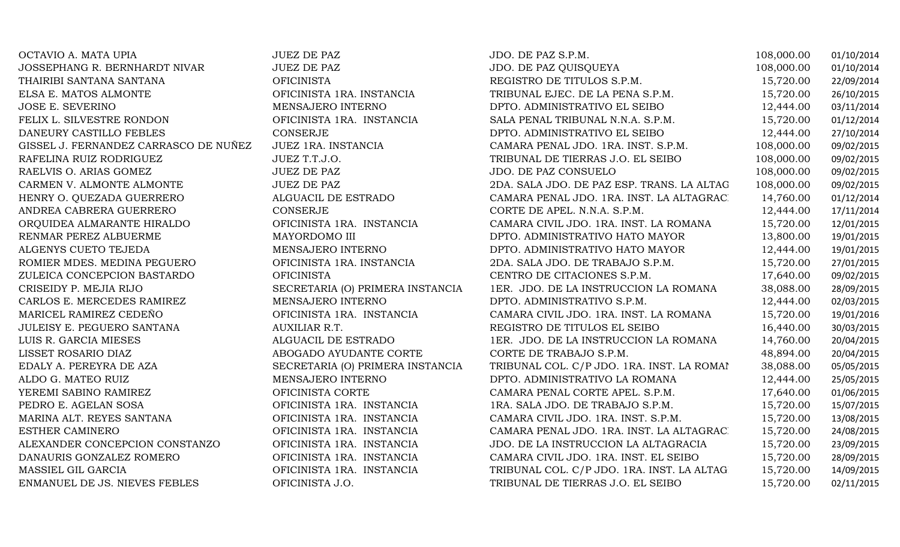| | | | | |
|---|---|---|---|---|
| OCTAVIO A. MATA UPIA | JUEZ DE PAZ | JDO. DE PAZ S.P.M. | 108,000.00 | 01/10/2014 |
| JOSSEPHANG R. BERNHARDT NIVAR | JUEZ DE PAZ | JDO. DE PAZ QUISQUEYA | 108,000.00 | 01/10/2014 |
| THAIRIBI SANTANA SANTANA | OFICINISTA | REGISTRO DE TITULOS S.P.M. | 15,720.00 | 22/09/2014 |
| ELSA E. MATOS ALMONTE | OFICINISTA 1RA. INSTANCIA | TRIBUNAL EJEC. DE LA PENA S.P.M. | 15,720.00 | 26/10/2015 |
| JOSE E. SEVERINO | MENSAJERO INTERNO | DPTO. ADMINISTRATIVO EL SEIBO | 12,444.00 | 03/11/2014 |
| FELIX L. SILVESTRE RONDON | OFICINISTA 1RA. INSTANCIA | SALA PENAL TRIBUNAL N.N.A. S.P.M. | 15,720.00 | 01/12/2014 |
| DANEURY CASTILLO FEBLES | CONSERJE | DPTO. ADMINISTRATIVO EL SEIBO | 12,444.00 | 27/10/2014 |
| GISSEL J. FERNANDEZ CARRASCO DE NUÑEZ | JUEZ 1RA. INSTANCIA | CAMARA PENAL JDO. 1RA. INST. S.P.M. | 108,000.00 | 09/02/2015 |
| RAFELINA RUIZ RODRIGUEZ | JUEZ T.T.J.O. | TRIBUNAL DE TIERRAS J.O. EL SEIBO | 108,000.00 | 09/02/2015 |
| RAELVIS O. ARIAS GOMEZ | JUEZ DE PAZ | JDO. DE PAZ CONSUELO | 108,000.00 | 09/02/2015 |
| CARMEN V. ALMONTE ALMONTE | JUEZ DE PAZ | 2DA. SALA JDO. DE PAZ ESP. TRANS. LA ALTAG | 108,000.00 | 09/02/2015 |
| HENRY O. QUEZADA GUERRERO | ALGUACIL DE ESTRADO | CAMARA PENAL JDO. 1RA. INST. LA ALTAGRAC | 14,760.00 | 01/12/2014 |
| ANDREA CABRERA GUERRERO | CONSERJE | CORTE DE APEL. N.N.A. S.P.M. | 12,444.00 | 17/11/2014 |
| ORQUIDEA ALMARANTE HIRALDO | OFICINISTA 1RA. INSTANCIA | CAMARA CIVIL JDO. 1RA. INST. LA ROMANA | 15,720.00 | 12/01/2015 |
| RENMAR PEREZ ALBUERME | MAYORDOMO III | DPTO. ADMINISTRATIVO HATO MAYOR | 13,800.00 | 19/01/2015 |
| ALGENYS CUETO TEJEDA | MENSAJERO INTERNO | DPTO. ADMINISTRATIVO HATO MAYOR | 12,444.00 | 19/01/2015 |
| ROMIER MDES. MEDINA PEGUERO | OFICINISTA 1RA. INSTANCIA | 2DA. SALA JDO. DE TRABAJO S.P.M. | 15,720.00 | 27/01/2015 |
| ZULEICA CONCEPCION BASTARDO | OFICINISTA | CENTRO DE CITACIONES S.P.M. | 17,640.00 | 09/02/2015 |
| CRISEIDY P. MEJIA RIJO | SECRETARIA (O) PRIMERA INSTANCIA | 1ER. JDO. DE LA INSTRUCCION LA ROMANA | 38,088.00 | 28/09/2015 |
| CARLOS E. MERCEDES RAMIREZ | MENSAJERO INTERNO | DPTO. ADMINISTRATIVO S.P.M. | 12,444.00 | 02/03/2015 |
| MARICEL RAMIREZ CEDEÑO | OFICINISTA 1RA. INSTANCIA | CAMARA CIVIL JDO. 1RA. INST. LA ROMANA | 15,720.00 | 19/01/2016 |
| JULEISY E. PEGUERO SANTANA | AUXILIAR R.T. | REGISTRO DE TITULOS EL SEIBO | 16,440.00 | 30/03/2015 |
| LUIS R. GARCIA MIESES | ALGUACIL DE ESTRADO | 1ER. JDO. DE LA INSTRUCCION LA ROMANA | 14,760.00 | 20/04/2015 |
| LISSET ROSARIO DIAZ | ABOGADO AYUDANTE CORTE | CORTE DE TRABAJO S.P.M. | 48,894.00 | 20/04/2015 |
| EDALY A. PEREYRA DE AZA | SECRETARIA (O) PRIMERA INSTANCIA | TRIBUNAL COL. C/P JDO. 1RA. INST. LA ROMAI | 38,088.00 | 05/05/2015 |
| ALDO G. MATEO RUIZ | MENSAJERO INTERNO | DPTO. ADMINISTRATIVO LA ROMANA | 12,444.00 | 25/05/2015 |
| YEREMI SABINO RAMIREZ | OFICINISTA CORTE | CAMARA PENAL CORTE APEL. S.P.M. | 17,640.00 | 01/06/2015 |
| PEDRO E. AGELAN SOSA | OFICINISTA 1RA. INSTANCIA | 1RA. SALA JDO. DE TRABAJO S.P.M. | 15,720.00 | 15/07/2015 |
| MARINA ALT. REYES SANTANA | OFICINISTA 1RA. INSTANCIA | CAMARA CIVIL JDO. 1RA. INST. S.P.M. | 15,720.00 | 13/08/2015 |
| ESTHER CAMINERO | OFICINISTA 1RA. INSTANCIA | CAMARA PENAL JDO. 1RA. INST. LA ALTAGRAC | 15,720.00 | 24/08/2015 |
| ALEXANDER CONCEPCION CONSTANZO | OFICINISTA 1RA. INSTANCIA | JDO. DE LA INSTRUCCION LA ALTAGRACIA | 15,720.00 | 23/09/2015 |
| DANAURIS GONZALEZ ROMERO | OFICINISTA 1RA. INSTANCIA | CAMARA CIVIL JDO. 1RA. INST. EL SEIBO | 15,720.00 | 28/09/2015 |
| MASSIEL GIL GARCIA | OFICINISTA 1RA. INSTANCIA | TRIBUNAL COL. C/P JDO. 1RA. INST. LA ALTAG | 15,720.00 | 14/09/2015 |
| ENMANUEL DE JS. NIEVES FEBLES | OFICINISTA J.O. | TRIBUNAL DE TIERRAS J.O. EL SEIBO | 15,720.00 | 02/11/2015 |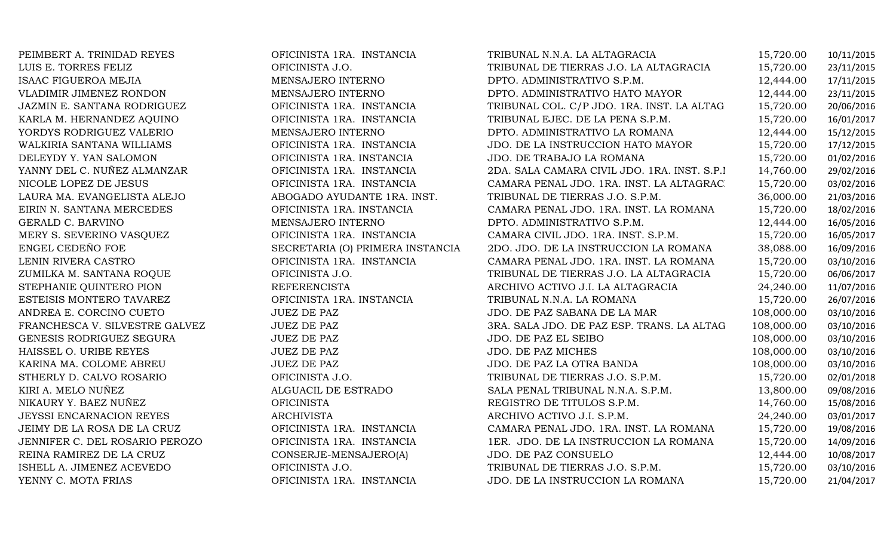| | | | | |
|---|---|---|---|---|
| PEIMBERT A. TRINIDAD REYES | OFICINISTA 1RA. INSTANCIA | TRIBUNAL N.N.A. LA ALTAGRACIA | 15,720.00 | 10/11/2015 |
| LUIS E. TORRES FELIZ | OFICINISTA J.O. | TRIBUNAL DE TIERRAS J.O. LA ALTAGRACIA | 15,720.00 | 23/11/2015 |
| ISAAC FIGUEROA MEJIA | MENSAJERO INTERNO | DPTO. ADMINISTRATIVO S.P.M. | 12,444.00 | 17/11/2015 |
| VLADIMIR JIMENEZ RONDON | MENSAJERO INTERNO | DPTO. ADMINISTRATIVO HATO MAYOR | 12,444.00 | 23/11/2015 |
| JAZMIN E. SANTANA RODRIGUEZ | OFICINISTA 1RA. INSTANCIA | TRIBUNAL COL. C/P JDO. 1RA. INST. LA ALTAG | 15,720.00 | 20/06/2016 |
| KARLA M. HERNANDEZ AQUINO | OFICINISTA 1RA. INSTANCIA | TRIBUNAL EJEC. DE LA PENA S.P.M. | 15,720.00 | 16/01/2017 |
| YORDYS RODRIGUEZ VALERIO | MENSAJERO INTERNO | DPTO. ADMINISTRATIVO LA ROMANA | 12,444.00 | 15/12/2015 |
| WALKIRIA SANTANA WILLIAMS | OFICINISTA 1RA. INSTANCIA | JDO. DE LA INSTRUCCION HATO MAYOR | 15,720.00 | 17/12/2015 |
| DELEYDY Y. YAN SALOMON | OFICINISTA 1RA. INSTANCIA | JDO. DE TRABAJO LA ROMANA | 15,720.00 | 01/02/2016 |
| YANNY DEL C. NUÑEZ ALMANZAR | OFICINISTA 1RA. INSTANCIA | 2DA. SALA CAMARA CIVIL JDO. 1RA. INST. S.P.I | 14,760.00 | 29/02/2016 |
| NICOLE LOPEZ DE JESUS | OFICINISTA 1RA. INSTANCIA | CAMARA PENAL JDO. 1RA. INST. LA ALTAGRAC | 15,720.00 | 03/02/2016 |
| LAURA MA. EVANGELISTA ALEJO | ABOGADO AYUDANTE 1RA. INST. | TRIBUNAL DE TIERRAS J.O. S.P.M. | 36,000.00 | 21/03/2016 |
| EIRIN N. SANTANA MERCEDES | OFICINISTA 1RA. INSTANCIA | CAMARA PENAL JDO. 1RA. INST. LA ROMANA | 15,720.00 | 18/02/2016 |
| GERALD C. BARVINO | MENSAJERO INTERNO | DPTO. ADMINISTRATIVO S.P.M. | 12,444.00 | 16/05/2016 |
| MERY S. SEVERINO VASQUEZ | OFICINISTA 1RA. INSTANCIA | CAMARA CIVIL JDO. 1RA. INST. S.P.M. | 15,720.00 | 16/05/2017 |
| ENGEL CEDEÑO FOE | SECRETARIA (O) PRIMERA INSTANCIA | 2DO. JDO. DE LA INSTRUCCION LA ROMANA | 38,088.00 | 16/09/2016 |
| LENIN RIVERA CASTRO | OFICINISTA 1RA. INSTANCIA | CAMARA PENAL JDO. 1RA. INST. LA ROMANA | 15,720.00 | 03/10/2016 |
| ZUMILKA M. SANTANA ROQUE | OFICINISTA J.O. | TRIBUNAL DE TIERRAS J.O. LA ALTAGRACIA | 15,720.00 | 06/06/2017 |
| STEPHANIE QUINTERO PION | REFERENCISTA | ARCHIVO ACTIVO J.I. LA ALTAGRACIA | 24,240.00 | 11/07/2016 |
| ESTEISIS MONTERO TAVAREZ | OFICINISTA 1RA. INSTANCIA | TRIBUNAL N.N.A. LA ROMANA | 15,720.00 | 26/07/2016 |
| ANDREA E. CORCINO CUETO | JUEZ DE PAZ | JDO. DE PAZ SABANA DE LA MAR | 108,000.00 | 03/10/2016 |
| FRANCHESCA V. SILVESTRE GALVEZ | JUEZ DE PAZ | 3RA. SALA JDO. DE PAZ ESP. TRANS. LA ALTAG | 108,000.00 | 03/10/2016 |
| GENESIS RODRIGUEZ SEGURA | JUEZ DE PAZ | JDO. DE PAZ EL SEIBO | 108,000.00 | 03/10/2016 |
| HAISSEL O. URIBE REYES | JUEZ DE PAZ | JDO. DE PAZ MICHES | 108,000.00 | 03/10/2016 |
| KARINA MA. COLOME ABREU | JUEZ DE PAZ | JDO. DE PAZ LA OTRA BANDA | 108,000.00 | 03/10/2016 |
| STHERLY D. CALVO ROSARIO | OFICINISTA J.O. | TRIBUNAL DE TIERRAS J.O. S.P.M. | 15,720.00 | 02/01/2018 |
| KIRI A. MELO NUÑEZ | ALGUACIL DE ESTRADO | SALA PENAL TRIBUNAL N.N.A. S.P.M. | 13,800.00 | 09/08/2016 |
| NIKAURY Y. BAEZ NUÑEZ | OFICINISTA | REGISTRO DE TITULOS S.P.M. | 14,760.00 | 15/08/2016 |
| JEYSSI ENCARNACION REYES | ARCHIVISTA | ARCHIVO ACTIVO J.I. S.P.M. | 24,240.00 | 03/01/2017 |
| JEIMY DE LA ROSA DE LA CRUZ | OFICINISTA 1RA. INSTANCIA | CAMARA PENAL JDO. 1RA. INST. LA ROMANA | 15,720.00 | 19/08/2016 |
| JENNIFER C. DEL ROSARIO PEROZO | OFICINISTA 1RA. INSTANCIA | 1ER. JDO. DE LA INSTRUCCION LA ROMANA | 15,720.00 | 14/09/2016 |
| REINA RAMIREZ DE LA CRUZ | CONSERJE-MENSAJERO(A) | JDO. DE PAZ CONSUELO | 12,444.00 | 10/08/2017 |
| ISHELL A. JIMENEZ ACEVEDO | OFICINISTA J.O. | TRIBUNAL DE TIERRAS J.O. S.P.M. | 15,720.00 | 03/10/2016 |
| YENNY C. MOTA FRIAS | OFICINISTA 1RA. INSTANCIA | JDO. DE LA INSTRUCCION LA ROMANA | 15,720.00 | 21/04/2017 |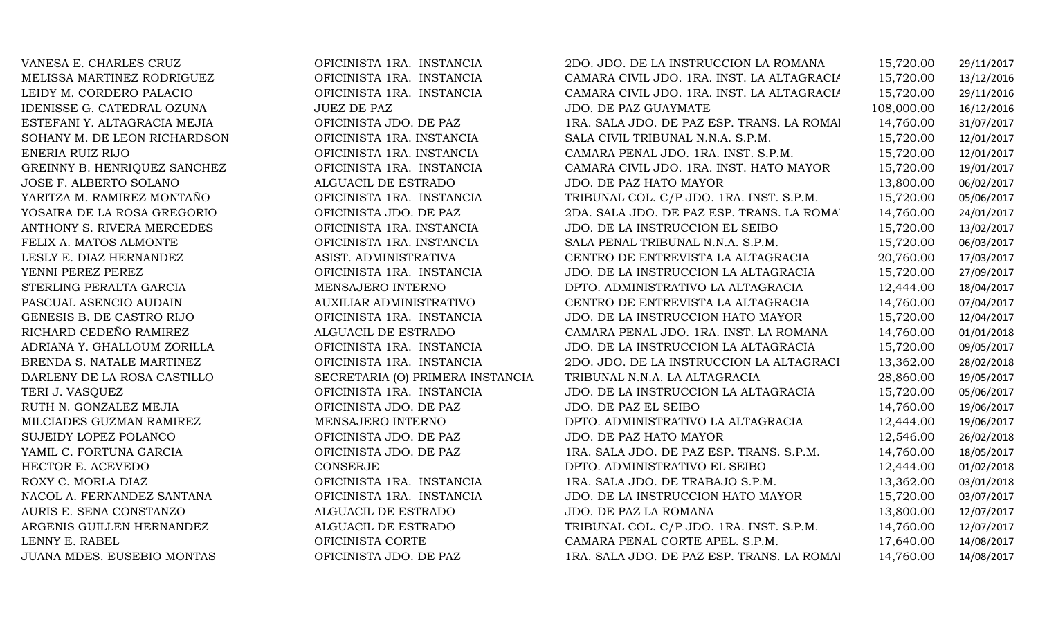| | | | | |
|---|---|---|---|---|
| VANESA E. CHARLES CRUZ | OFICINISTA 1RA. INSTANCIA | 2DO. JDO. DE LA INSTRUCCION LA ROMANA | 15,720.00 | 29/11/2017 |
| MELISSA MARTINEZ RODRIGUEZ | OFICINISTA 1RA. INSTANCIA | CAMARA CIVIL JDO. 1RA. INST. LA ALTAGRACIA | 15,720.00 | 13/12/2016 |
| LEIDY M. CORDERO PALACIO | OFICINISTA 1RA. INSTANCIA | CAMARA CIVIL JDO. 1RA. INST. LA ALTAGRACIA | 15,720.00 | 29/11/2016 |
| IDENISSE G. CATEDRAL OZUNA | JUEZ DE PAZ | JDO. DE PAZ GUAYMATE | 108,000.00 | 16/12/2016 |
| ESTEFANI Y. ALTAGRACIA MEJIA | OFICINISTA JDO. DE PAZ | 1RA. SALA JDO. DE PAZ ESP. TRANS. LA ROMANA | 14,760.00 | 31/07/2017 |
| SOHANY M. DE LEON RICHARDSON | OFICINISTA 1RA. INSTANCIA | SALA CIVIL TRIBUNAL N.N.A. S.P.M. | 15,720.00 | 12/01/2017 |
| ENERIA RUIZ RIJO | OFICINISTA 1RA. INSTANCIA | CAMARA PENAL JDO. 1RA. INST. S.P.M. | 15,720.00 | 12/01/2017 |
| GREINNY B. HENRIQUEZ SANCHEZ | OFICINISTA 1RA. INSTANCIA | CAMARA CIVIL JDO. 1RA. INST. HATO MAYOR | 15,720.00 | 19/01/2017 |
| JOSE F. ALBERTO SOLANO | ALGUACIL DE ESTRADO | JDO. DE PAZ HATO MAYOR | 13,800.00 | 06/02/2017 |
| YARITZA M. RAMIREZ MONTAÑO | OFICINISTA 1RA. INSTANCIA | TRIBUNAL COL. C/P JDO. 1RA. INST. S.P.M. | 15,720.00 | 05/06/2017 |
| YOSAIRA DE LA ROSA GREGORIO | OFICINISTA JDO. DE PAZ | 2DA. SALA JDO. DE PAZ ESP. TRANS. LA ROMANA | 14,760.00 | 24/01/2017 |
| ANTHONY S. RIVERA MERCEDES | OFICINISTA 1RA. INSTANCIA | JDO. DE LA INSTRUCCION EL SEIBO | 15,720.00 | 13/02/2017 |
| FELIX A. MATOS ALMONTE | OFICINISTA 1RA. INSTANCIA | SALA PENAL TRIBUNAL N.N.A. S.P.M. | 15,720.00 | 06/03/2017 |
| LESLY E. DIAZ HERNANDEZ | ASIST. ADMINISTRATIVA | CENTRO DE ENTREVISTA LA ALTAGRACIA | 20,760.00 | 17/03/2017 |
| YENNI PEREZ PEREZ | OFICINISTA 1RA. INSTANCIA | JDO. DE LA INSTRUCCION LA ALTAGRACIA | 15,720.00 | 27/09/2017 |
| STERLING PERALTA GARCIA | MENSAJERO INTERNO | DPTO. ADMINISTRATIVO LA ALTAGRACIA | 12,444.00 | 18/04/2017 |
| PASCUAL ASENCIO AUDAIN | AUXILIAR ADMINISTRATIVO | CENTRO DE ENTREVISTA LA ALTAGRACIA | 14,760.00 | 07/04/2017 |
| GENESIS B. DE CASTRO RIJO | OFICINISTA 1RA. INSTANCIA | JDO. DE LA INSTRUCCION HATO MAYOR | 15,720.00 | 12/04/2017 |
| RICHARD CEDEÑO RAMIREZ | ALGUACIL DE ESTRADO | CAMARA PENAL JDO. 1RA. INST. LA ROMANA | 14,760.00 | 01/01/2018 |
| ADRIANA Y. GHALLOUM ZORILLA | OFICINISTA 1RA. INSTANCIA | JDO. DE LA INSTRUCCION LA ALTAGRACIA | 15,720.00 | 09/05/2017 |
| BRENDA S. NATALE MARTINEZ | OFICINISTA 1RA. INSTANCIA | 2DO. JDO. DE LA INSTRUCCION LA ALTAGRACIA | 13,362.00 | 28/02/2018 |
| DARLENY DE LA ROSA CASTILLO | SECRETARIA (O) PRIMERA INSTANCIA | TRIBUNAL N.N.A. LA ALTAGRACIA | 28,860.00 | 19/05/2017 |
| TERI J. VASQUEZ | OFICINISTA 1RA. INSTANCIA | JDO. DE LA INSTRUCCION LA ALTAGRACIA | 15,720.00 | 05/06/2017 |
| RUTH N. GONZALEZ MEJIA | OFICINISTA JDO. DE PAZ | JDO. DE PAZ EL SEIBO | 14,760.00 | 19/06/2017 |
| MILCIADES GUZMAN RAMIREZ | MENSAJERO INTERNO | DPTO. ADMINISTRATIVO LA ALTAGRACIA | 12,444.00 | 19/06/2017 |
| SUJEIDY LOPEZ POLANCO | OFICINISTA JDO. DE PAZ | JDO. DE PAZ HATO MAYOR | 12,546.00 | 26/02/2018 |
| YAMIL C. FORTUNA GARCIA | OFICINISTA JDO. DE PAZ | 1RA. SALA JDO. DE PAZ ESP. TRANS. S.P.M. | 14,760.00 | 18/05/2017 |
| HECTOR E. ACEVEDO | CONSERJE | DPTO. ADMINISTRATIVO EL SEIBO | 12,444.00 | 01/02/2018 |
| ROXY C. MORLA DIAZ | OFICINISTA 1RA. INSTANCIA | 1RA. SALA JDO. DE TRABAJO S.P.M. | 13,362.00 | 03/01/2018 |
| NACOL A. FERNANDEZ SANTANA | OFICINISTA 1RA. INSTANCIA | JDO. DE LA INSTRUCCION HATO MAYOR | 15,720.00 | 03/07/2017 |
| AURIS E. SENA CONSTANZO | ALGUACIL DE ESTRADO | JDO. DE PAZ LA ROMANA | 13,800.00 | 12/07/2017 |
| ARGENIS GUILLEN HERNANDEZ | ALGUACIL DE ESTRADO | TRIBUNAL COL. C/P JDO. 1RA. INST. S.P.M. | 14,760.00 | 12/07/2017 |
| LENNY E. RABEL | OFICINISTA CORTE | CAMARA PENAL CORTE APEL. S.P.M. | 17,640.00 | 14/08/2017 |
| JUANA MDES. EUSEBIO MONTAS | OFICINISTA JDO. DE PAZ | 1RA. SALA JDO. DE PAZ ESP. TRANS. LA ROMANA | 14,760.00 | 14/08/2017 |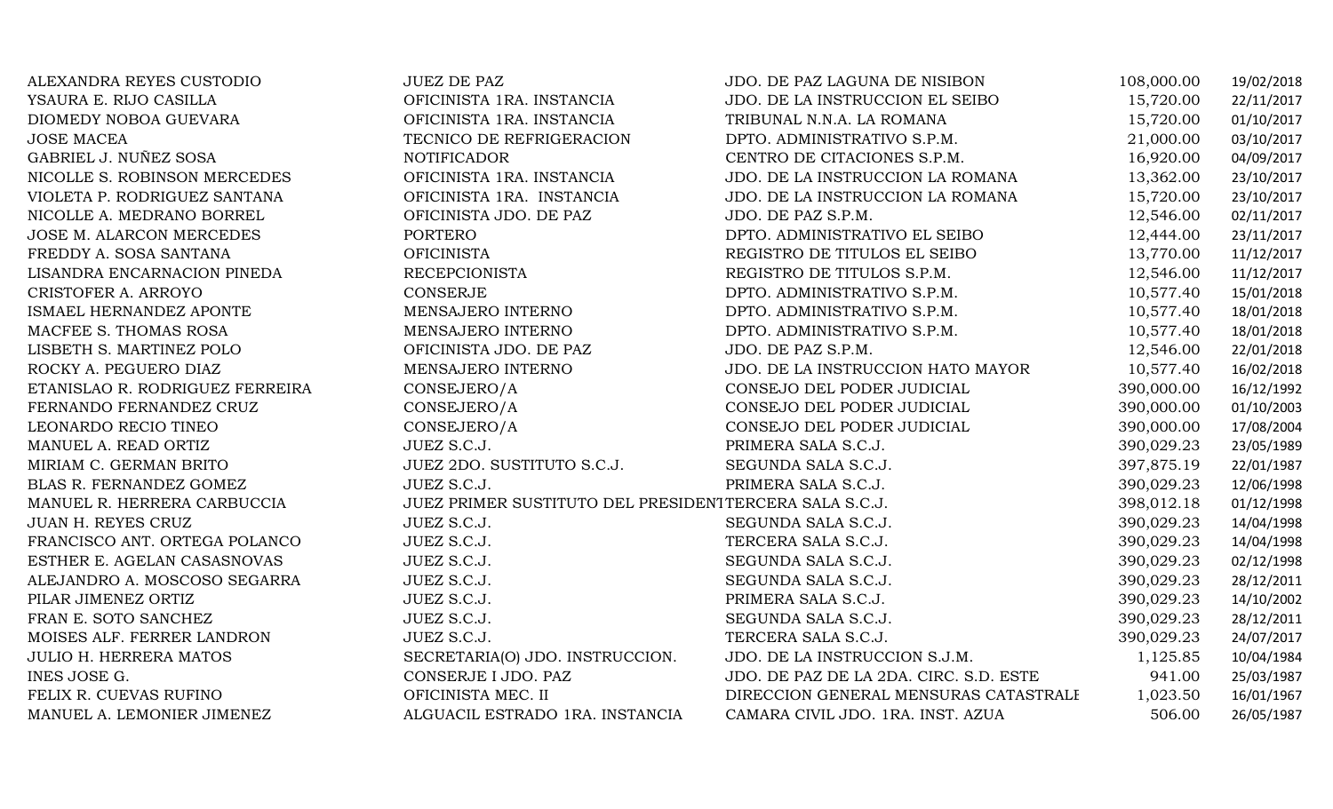| | | | | |
|---|---|---|---|---|
| ALEXANDRA REYES CUSTODIO | JUEZ DE PAZ | JDO. DE PAZ LAGUNA DE NISIBON | 108,000.00 | 19/02/2018 |
| YSAURA E. RIJO CASILLA | OFICINISTA 1RA. INSTANCIA | JDO. DE LA INSTRUCCION EL SEIBO | 15,720.00 | 22/11/2017 |
| DIOMEDY NOBOA GUEVARA | OFICINISTA 1RA. INSTANCIA | TRIBUNAL N.N.A. LA ROMANA | 15,720.00 | 01/10/2017 |
| JOSE MACEA | TECNICO DE REFRIGERACION | DPTO. ADMINISTRATIVO S.P.M. | 21,000.00 | 03/10/2017 |
| GABRIEL J. NUÑEZ SOSA | NOTIFICADOR | CENTRO DE CITACIONES S.P.M. | 16,920.00 | 04/09/2017 |
| NICOLLE S. ROBINSON MERCEDES | OFICINISTA 1RA. INSTANCIA | JDO. DE LA INSTRUCCION LA ROMANA | 13,362.00 | 23/10/2017 |
| VIOLETA P. RODRIGUEZ SANTANA | OFICINISTA 1RA. INSTANCIA | JDO. DE LA INSTRUCCION LA ROMANA | 15,720.00 | 23/10/2017 |
| NICOLLE A. MEDRANO BORREL | OFICINISTA JDO. DE PAZ | JDO. DE PAZ S.P.M. | 12,546.00 | 02/11/2017 |
| JOSE M. ALARCON MERCEDES | PORTERO | DPTO. ADMINISTRATIVO EL SEIBO | 12,444.00 | 23/11/2017 |
| FREDDY A. SOSA SANTANA | OFICINISTA | REGISTRO DE TITULOS EL SEIBO | 13,770.00 | 11/12/2017 |
| LISANDRA ENCARNACION PINEDA | RECEPCIONISTA | REGISTRO DE TITULOS S.P.M. | 12,546.00 | 11/12/2017 |
| CRISTOFER A. ARROYO | CONSERJE | DPTO. ADMINISTRATIVO S.P.M. | 10,577.40 | 15/01/2018 |
| ISMAEL HERNANDEZ APONTE | MENSAJERO INTERNO | DPTO. ADMINISTRATIVO S.P.M. | 10,577.40 | 18/01/2018 |
| MACFEE S. THOMAS ROSA | MENSAJERO INTERNO | DPTO. ADMINISTRATIVO S.P.M. | 10,577.40 | 18/01/2018 |
| LISBETH S. MARTINEZ POLO | OFICINISTA JDO. DE PAZ | JDO. DE PAZ S.P.M. | 12,546.00 | 22/01/2018 |
| ROCKY A. PEGUERO DIAZ | MENSAJERO INTERNO | JDO. DE LA INSTRUCCION HATO MAYOR | 10,577.40 | 16/02/2018 |
| ETANISLAO R. RODRIGUEZ FERREIRA | CONSEJERO/A | CONSEJO DEL PODER JUDICIAL | 390,000.00 | 16/12/1992 |
| FERNANDO FERNANDEZ CRUZ | CONSEJERO/A | CONSEJO DEL PODER JUDICIAL | 390,000.00 | 01/10/2003 |
| LEONARDO RECIO TINEO | CONSEJERO/A | CONSEJO DEL PODER JUDICIAL | 390,000.00 | 17/08/2004 |
| MANUEL A. READ ORTIZ | JUEZ S.C.J. | PRIMERA SALA S.C.J. | 390,029.23 | 23/05/1989 |
| MIRIAM C. GERMAN BRITO | JUEZ 2DO. SUSTITUTO S.C.J. | SEGUNDA SALA S.C.J. | 397,875.19 | 22/01/1987 |
| BLAS R. FERNANDEZ GOMEZ | JUEZ S.C.J. | PRIMERA SALA S.C.J. | 390,029.23 | 12/06/1998 |
| MANUEL R. HERRERA CARBUCCIA | JUEZ PRIMER SUSTITUTO DEL PRESIDENT | TERCERA SALA S.C.J. | 398,012.18 | 01/12/1998 |
| JUAN H. REYES CRUZ | JUEZ S.C.J. | SEGUNDA SALA S.C.J. | 390,029.23 | 14/04/1998 |
| FRANCISCO ANT. ORTEGA POLANCO | JUEZ S.C.J. | TERCERA SALA S.C.J. | 390,029.23 | 14/04/1998 |
| ESTHER E. AGELAN CASASNOVAS | JUEZ S.C.J. | SEGUNDA SALA S.C.J. | 390,029.23 | 02/12/1998 |
| ALEJANDRO A. MOSCOSO SEGARRA | JUEZ S.C.J. | SEGUNDA SALA S.C.J. | 390,029.23 | 28/12/2011 |
| PILAR JIMENEZ ORTIZ | JUEZ S.C.J. | PRIMERA SALA S.C.J. | 390,029.23 | 14/10/2002 |
| FRAN E. SOTO SANCHEZ | JUEZ S.C.J. | SEGUNDA SALA S.C.J. | 390,029.23 | 28/12/2011 |
| MOISES ALF. FERRER LANDRON | JUEZ S.C.J. | TERCERA SALA S.C.J. | 390,029.23 | 24/07/2017 |
| JULIO H. HERRERA MATOS | SECRETARIA(O) JDO. INSTRUCCION. | JDO. DE LA INSTRUCCION S.J.M. | 1,125.85 | 10/04/1984 |
| INES JOSE G. | CONSERJE I JDO. PAZ | JDO. DE PAZ DE LA 2DA. CIRC. S.D. ESTE | 941.00 | 25/03/1987 |
| FELIX R. CUEVAS RUFINO | OFICINISTA MEC. II | DIRECCION GENERAL MENSURAS CATASTRALI | 1,023.50 | 16/01/1967 |
| MANUEL A. LEMONIER JIMENEZ | ALGUACIL ESTRADO 1RA. INSTANCIA | CAMARA CIVIL JDO. 1RA. INST. AZUA | 506.00 | 26/05/1987 |